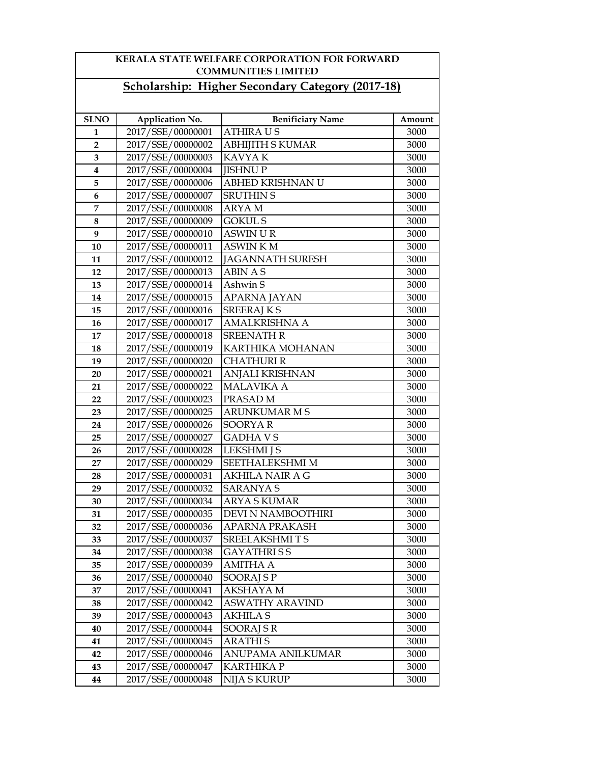**KERALA STATE WELFARE CORPORATION FOR FORWARD COMMUNITIES LIMITED**

## Scholarship: Higher Secondary Category (2017-18)

| SLNO | Application No. | Benificiary Name | Amount |
|---|---|---|---|
| 1 | 2017/SSE/00000001 | ATHIRA U S | 3000 |
| 2 | 2017/SSE/00000002 | ABHIJITH S KUMAR | 3000 |
| 3 | 2017/SSE/00000003 | KAVYA K | 3000 |
| 4 | 2017/SSE/00000004 | JISHNU P | 3000 |
| 5 | 2017/SSE/00000006 | ABHED KRISHNAN U | 3000 |
| 6 | 2017/SSE/00000007 | SRUTHIN S | 3000 |
| 7 | 2017/SSE/00000008 | ARYA M | 3000 |
| 8 | 2017/SSE/00000009 | GOKUL S | 3000 |
| 9 | 2017/SSE/00000010 | ASWIN U R | 3000 |
| 10 | 2017/SSE/00000011 | ASWIN K M | 3000 |
| 11 | 2017/SSE/00000012 | JAGANNATH SURESH | 3000 |
| 12 | 2017/SSE/00000013 | ABIN A S | 3000 |
| 13 | 2017/SSE/00000014 | Ashwin S | 3000 |
| 14 | 2017/SSE/00000015 | APARNA JAYAN | 3000 |
| 15 | 2017/SSE/00000016 | SREERAJ K S | 3000 |
| 16 | 2017/SSE/00000017 | AMALKRISHNA A | 3000 |
| 17 | 2017/SSE/00000018 | SREENATH R | 3000 |
| 18 | 2017/SSE/00000019 | KARTHIKA MOHANAN | 3000 |
| 19 | 2017/SSE/00000020 | CHATHURI R | 3000 |
| 20 | 2017/SSE/00000021 | ANJALI KRISHNAN | 3000 |
| 21 | 2017/SSE/00000022 | MALAVIKA A | 3000 |
| 22 | 2017/SSE/00000023 | PRASAD M | 3000 |
| 23 | 2017/SSE/00000025 | ARUNKUMAR M S | 3000 |
| 24 | 2017/SSE/00000026 | SOORYA R | 3000 |
| 25 | 2017/SSE/00000027 | GADHA V S | 3000 |
| 26 | 2017/SSE/00000028 | LEKSHMI J S | 3000 |
| 27 | 2017/SSE/00000029 | SEETHALEKSHMI M | 3000 |
| 28 | 2017/SSE/00000031 | AKHILA NAIR A G | 3000 |
| 29 | 2017/SSE/00000032 | SARANYA S | 3000 |
| 30 | 2017/SSE/00000034 | ARYA S KUMAR | 3000 |
| 31 | 2017/SSE/00000035 | DEVI N NAMBOOTHIRI | 3000 |
| 32 | 2017/SSE/00000036 | APARNA PRAKASH | 3000 |
| 33 | 2017/SSE/00000037 | SREELAKSHMI T S | 3000 |
| 34 | 2017/SSE/00000038 | GAYATHRI S S | 3000 |
| 35 | 2017/SSE/00000039 | AMITHA A | 3000 |
| 36 | 2017/SSE/00000040 | SOORAJ S P | 3000 |
| 37 | 2017/SSE/00000041 | AKSHAYA M | 3000 |
| 38 | 2017/SSE/00000042 | ASWATHY ARAVIND | 3000 |
| 39 | 2017/SSE/00000043 | AKHILA S | 3000 |
| 40 | 2017/SSE/00000044 | SOORAJ S R | 3000 |
| 41 | 2017/SSE/00000045 | ARATHI S | 3000 |
| 42 | 2017/SSE/00000046 | ANUPAMA ANILKUMAR | 3000 |
| 43 | 2017/SSE/00000047 | KARTHIKA P | 3000 |
| 44 | 2017/SSE/00000048 | NIJA S KURUP | 3000 |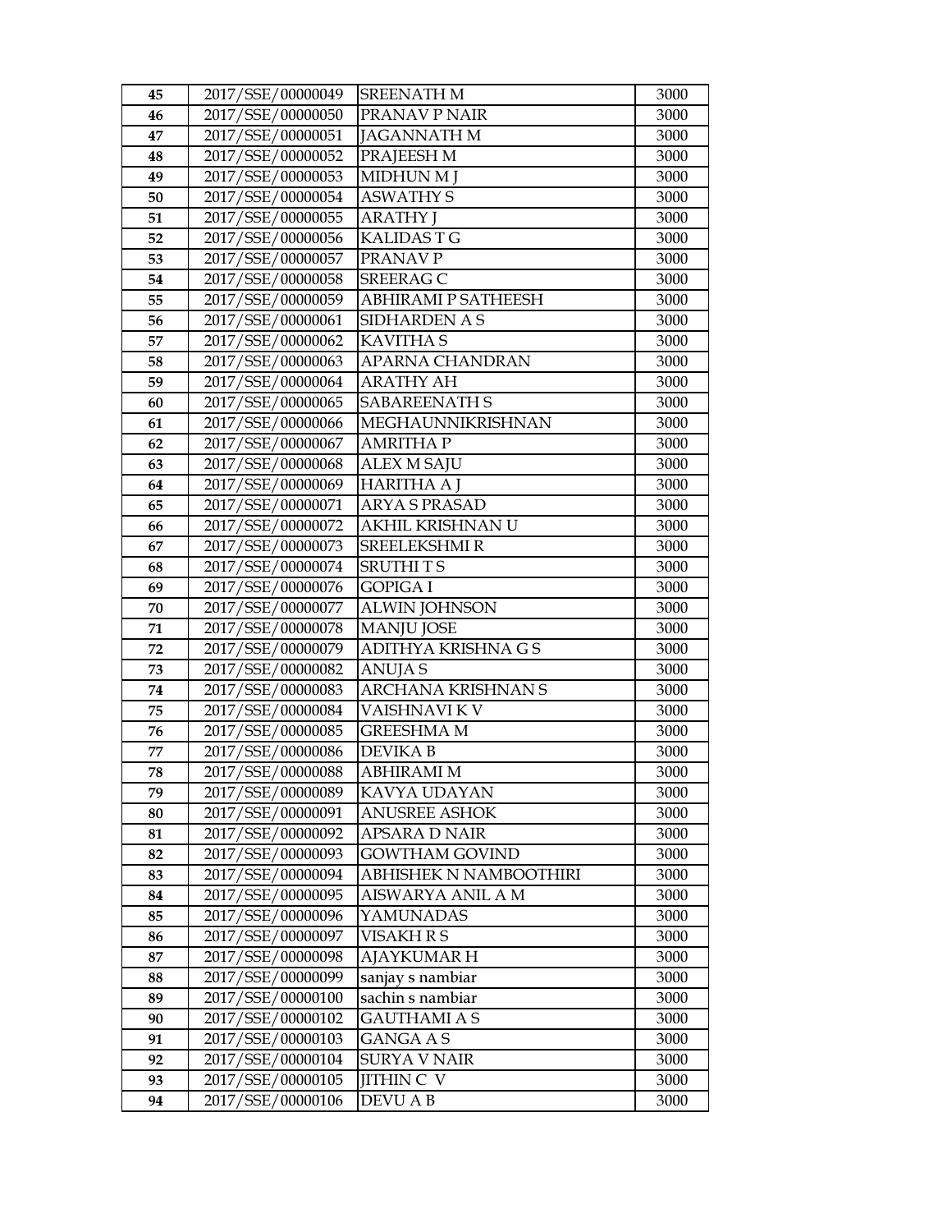| 45 | 2017/SSE/00000049 | SREENATH M | 3000 |
|---|---|---|---|
| 46 | 2017/SSE/00000050 | PRANAV P NAIR | 3000 |
| 47 | 2017/SSE/00000051 | JAGANNATH M | 3000 |
| 48 | 2017/SSE/00000052 | PRAJEESH M | 3000 |
| 49 | 2017/SSE/00000053 | MIDHUN M J | 3000 |
| 50 | 2017/SSE/00000054 | ASWATHY S | 3000 |
| 51 | 2017/SSE/00000055 | ARATHY J | 3000 |
| 52 | 2017/SSE/00000056 | KALIDAS T G | 3000 |
| 53 | 2017/SSE/00000057 | PRANAV P | 3000 |
| 54 | 2017/SSE/00000058 | SREERAG C | 3000 |
| 55 | 2017/SSE/00000059 | ABHIRAMI P SATHEESH | 3000 |
| 56 | 2017/SSE/00000061 | SIDHARDEN A S | 3000 |
| 57 | 2017/SSE/00000062 | KAVITHA S | 3000 |
| 58 | 2017/SSE/00000063 | APARNA CHANDRAN | 3000 |
| 59 | 2017/SSE/00000064 | ARATHY AH | 3000 |
| 60 | 2017/SSE/00000065 | SABAREENATH S | 3000 |
| 61 | 2017/SSE/00000066 | MEGHAUNNIKRISHNAN | 3000 |
| 62 | 2017/SSE/00000067 | AMRITHA P | 3000 |
| 63 | 2017/SSE/00000068 | ALEX M SAJU | 3000 |
| 64 | 2017/SSE/00000069 | HARITHA A J | 3000 |
| 65 | 2017/SSE/00000071 | ARYA S PRASAD | 3000 |
| 66 | 2017/SSE/00000072 | AKHIL KRISHNAN U | 3000 |
| 67 | 2017/SSE/00000073 | SREELEKSHMI R | 3000 |
| 68 | 2017/SSE/00000074 | SRUTHI T S | 3000 |
| 69 | 2017/SSE/00000076 | GOPIGA I | 3000 |
| 70 | 2017/SSE/00000077 | ALWIN JOHNSON | 3000 |
| 71 | 2017/SSE/00000078 | MANJU JOSE | 3000 |
| 72 | 2017/SSE/00000079 | ADITHYA KRISHNA G S | 3000 |
| 73 | 2017/SSE/00000082 | ANUJA S | 3000 |
| 74 | 2017/SSE/00000083 | ARCHANA KRISHNAN S | 3000 |
| 75 | 2017/SSE/00000084 | VAISHNAVI K V | 3000 |
| 76 | 2017/SSE/00000085 | GREESHMA M | 3000 |
| 77 | 2017/SSE/00000086 | DEVIKA B | 3000 |
| 78 | 2017/SSE/00000088 | ABHIRAMI M | 3000 |
| 79 | 2017/SSE/00000089 | KAVYA UDAYAN | 3000 |
| 80 | 2017/SSE/00000091 | ANUSREE ASHOK | 3000 |
| 81 | 2017/SSE/00000092 | APSARA D NAIR | 3000 |
| 82 | 2017/SSE/00000093 | GOWTHAM GOVIND | 3000 |
| 83 | 2017/SSE/00000094 | ABHISHEK N NAMBOOTHIRI | 3000 |
| 84 | 2017/SSE/00000095 | AISWARYA ANIL A M | 3000 |
| 85 | 2017/SSE/00000096 | YAMUNADAS | 3000 |
| 86 | 2017/SSE/00000097 | VISAKH R S | 3000 |
| 87 | 2017/SSE/00000098 | AJAYKUMAR H | 3000 |
| 88 | 2017/SSE/00000099 | sanjay s nambiar | 3000 |
| 89 | 2017/SSE/00000100 | sachin s nambiar | 3000 |
| 90 | 2017/SSE/00000102 | GAUTHAMI A S | 3000 |
| 91 | 2017/SSE/00000103 | GANGA A S | 3000 |
| 92 | 2017/SSE/00000104 | SURYA V NAIR | 3000 |
| 93 | 2017/SSE/00000105 | JITHIN C V | 3000 |
| 94 | 2017/SSE/00000106 | DEVU A B | 3000 |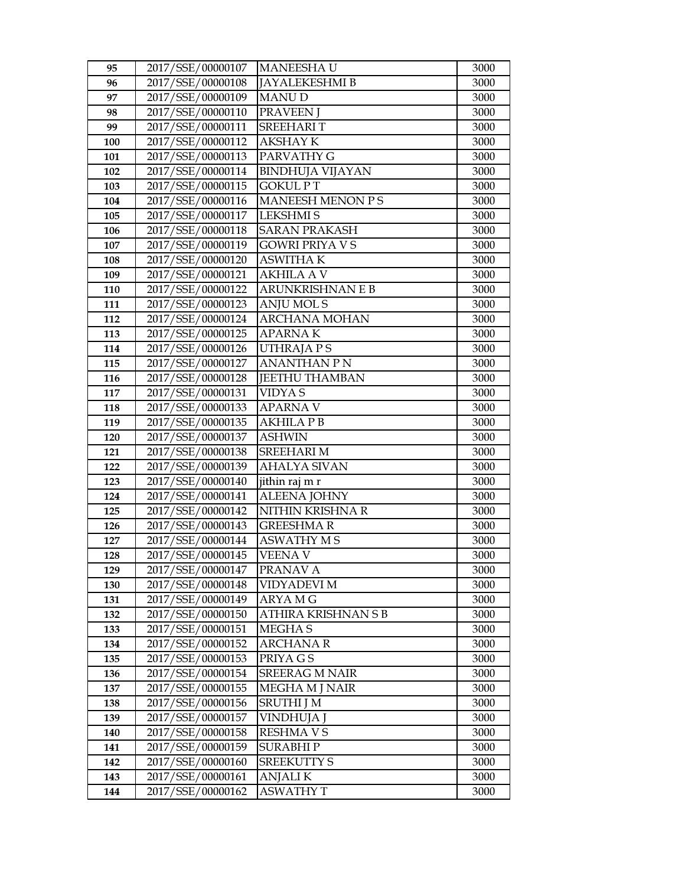| | | | |
|---|---|---|---|
| 95 | 2017/SSE/00000107 | MANEESHA U | 3000 |
| 96 | 2017/SSE/00000108 | JAYALEKESHMI B | 3000 |
| 97 | 2017/SSE/00000109 | MANU D | 3000 |
| 98 | 2017/SSE/00000110 | PRAVEEN J | 3000 |
| 99 | 2017/SSE/00000111 | SREEHARI T | 3000 |
| 100 | 2017/SSE/00000112 | AKSHAY K | 3000 |
| 101 | 2017/SSE/00000113 | PARVATHY G | 3000 |
| 102 | 2017/SSE/00000114 | BINDHUJA VIJAYAN | 3000 |
| 103 | 2017/SSE/00000115 | GOKUL P T | 3000 |
| 104 | 2017/SSE/00000116 | MANEESH MENON P S | 3000 |
| 105 | 2017/SSE/00000117 | LEKSHMI S | 3000 |
| 106 | 2017/SSE/00000118 | SARAN PRAKASH | 3000 |
| 107 | 2017/SSE/00000119 | GOWRI PRIYA V S | 3000 |
| 108 | 2017/SSE/00000120 | ASWITHA K | 3000 |
| 109 | 2017/SSE/00000121 | AKHILA A V | 3000 |
| 110 | 2017/SSE/00000122 | ARUNKRISHNAN E B | 3000 |
| 111 | 2017/SSE/00000123 | ANJU MOL S | 3000 |
| 112 | 2017/SSE/00000124 | ARCHANA MOHAN | 3000 |
| 113 | 2017/SSE/00000125 | APARNA K | 3000 |
| 114 | 2017/SSE/00000126 | UTHRAJA P S | 3000 |
| 115 | 2017/SSE/00000127 | ANANTHAN P N | 3000 |
| 116 | 2017/SSE/00000128 | JEETHU THAMBAN | 3000 |
| 117 | 2017/SSE/00000131 | VIDYA S | 3000 |
| 118 | 2017/SSE/00000133 | APARNA V | 3000 |
| 119 | 2017/SSE/00000135 | AKHILA P B | 3000 |
| 120 | 2017/SSE/00000137 | ASHWIN | 3000 |
| 121 | 2017/SSE/00000138 | SREEHARI M | 3000 |
| 122 | 2017/SSE/00000139 | AHALYA SIVAN | 3000 |
| 123 | 2017/SSE/00000140 | jithin raj m r | 3000 |
| 124 | 2017/SSE/00000141 | ALEENA JOHNY | 3000 |
| 125 | 2017/SSE/00000142 | NITHIN KRISHNA R | 3000 |
| 126 | 2017/SSE/00000143 | GREESHMA R | 3000 |
| 127 | 2017/SSE/00000144 | ASWATHY M S | 3000 |
| 128 | 2017/SSE/00000145 | VEENA V | 3000 |
| 129 | 2017/SSE/00000147 | PRANAV A | 3000 |
| 130 | 2017/SSE/00000148 | VIDYADEVI M | 3000 |
| 131 | 2017/SSE/00000149 | ARYA M G | 3000 |
| 132 | 2017/SSE/00000150 | ATHIRA KRISHNAN S B | 3000 |
| 133 | 2017/SSE/00000151 | MEGHA S | 3000 |
| 134 | 2017/SSE/00000152 | ARCHANA R | 3000 |
| 135 | 2017/SSE/00000153 | PRIYA G S | 3000 |
| 136 | 2017/SSE/00000154 | SREERAG M NAIR | 3000 |
| 137 | 2017/SSE/00000155 | MEGHA M J NAIR | 3000 |
| 138 | 2017/SSE/00000156 | SRUTHI J M | 3000 |
| 139 | 2017/SSE/00000157 | VINDHUJA J | 3000 |
| 140 | 2017/SSE/00000158 | RESHMA V S | 3000 |
| 141 | 2017/SSE/00000159 | SURABHI P | 3000 |
| 142 | 2017/SSE/00000160 | SREEKUTTY S | 3000 |
| 143 | 2017/SSE/00000161 | ANJALI K | 3000 |
| 144 | 2017/SSE/00000162 | ASWATHY T | 3000 |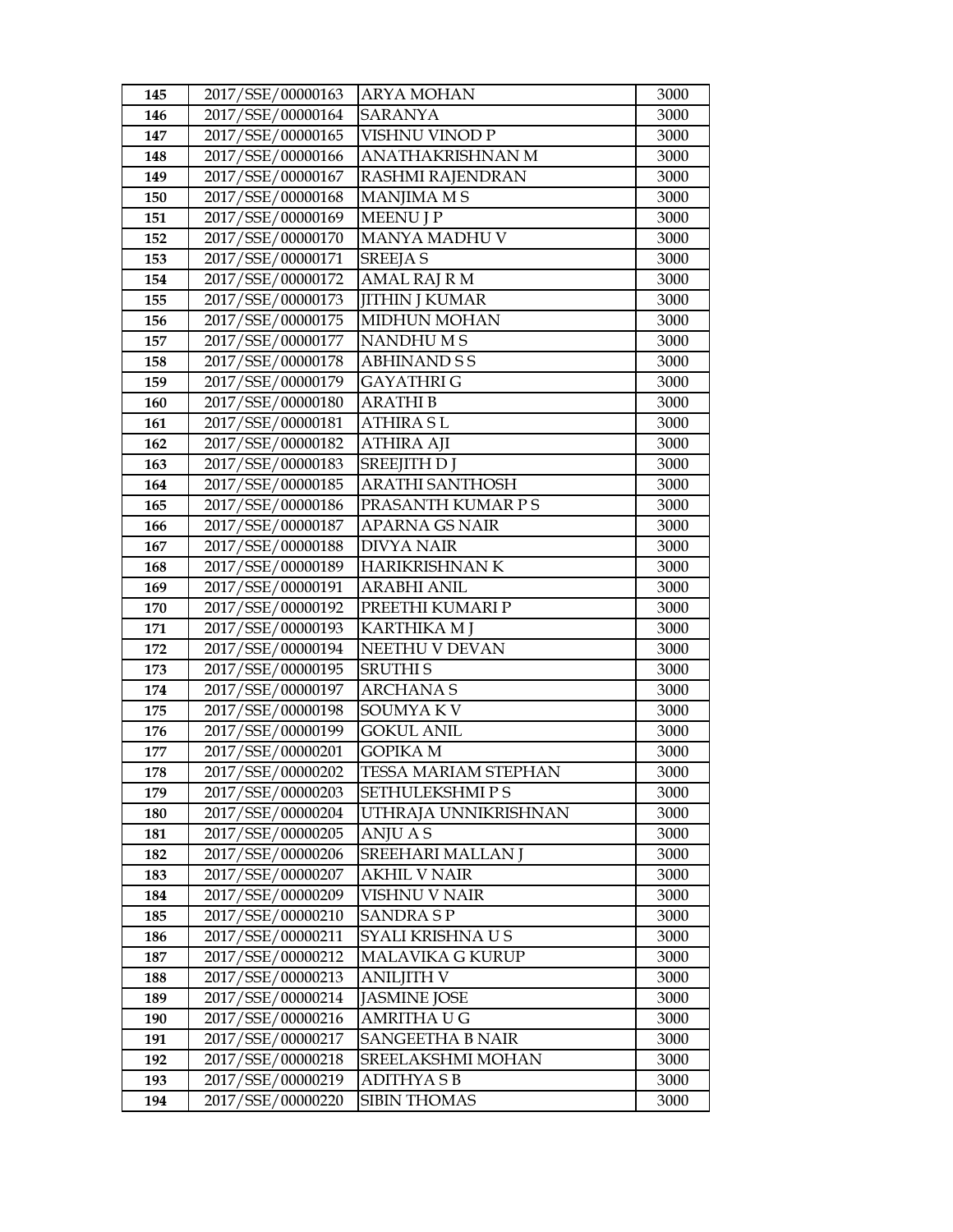| 145 | 2017/SSE/00000163 | ARYA MOHAN | 3000 |
|---|---|---|---|
| 146 | 2017/SSE/00000164 | SARANYA | 3000 |
| 147 | 2017/SSE/00000165 | VISHNU VINOD P | 3000 |
| 148 | 2017/SSE/00000166 | ANATHAKRISHNAN M | 3000 |
| 149 | 2017/SSE/00000167 | RASHMI RAJENDRAN | 3000 |
| 150 | 2017/SSE/00000168 | MANJIMA M S | 3000 |
| 151 | 2017/SSE/00000169 | MEENU J P | 3000 |
| 152 | 2017/SSE/00000170 | MANYA MADHU V | 3000 |
| 153 | 2017/SSE/00000171 | SREEJA S | 3000 |
| 154 | 2017/SSE/00000172 | AMAL RAJ R M | 3000 |
| 155 | 2017/SSE/00000173 | JITHIN J KUMAR | 3000 |
| 156 | 2017/SSE/00000175 | MIDHUN MOHAN | 3000 |
| 157 | 2017/SSE/00000177 | NANDHU M S | 3000 |
| 158 | 2017/SSE/00000178 | ABHINAND S S | 3000 |
| 159 | 2017/SSE/00000179 | GAYATHRI G | 3000 |
| 160 | 2017/SSE/00000180 | ARATHI B | 3000 |
| 161 | 2017/SSE/00000181 | ATHIRA S L | 3000 |
| 162 | 2017/SSE/00000182 | ATHIRA AJI | 3000 |
| 163 | 2017/SSE/00000183 | SREEJITH D J | 3000 |
| 164 | 2017/SSE/00000185 | ARATHI SANTHOSH | 3000 |
| 165 | 2017/SSE/00000186 | PRASANTH KUMAR P S | 3000 |
| 166 | 2017/SSE/00000187 | APARNA GS NAIR | 3000 |
| 167 | 2017/SSE/00000188 | DIVYA NAIR | 3000 |
| 168 | 2017/SSE/00000189 | HARIKRISHNAN K | 3000 |
| 169 | 2017/SSE/00000191 | ARABHI ANIL | 3000 |
| 170 | 2017/SSE/00000192 | PREETHI KUMARI P | 3000 |
| 171 | 2017/SSE/00000193 | KARTHIKA M J | 3000 |
| 172 | 2017/SSE/00000194 | NEETHU V DEVAN | 3000 |
| 173 | 2017/SSE/00000195 | SRUTHI S | 3000 |
| 174 | 2017/SSE/00000197 | ARCHANA S | 3000 |
| 175 | 2017/SSE/00000198 | SOUMYA K V | 3000 |
| 176 | 2017/SSE/00000199 | GOKUL ANIL | 3000 |
| 177 | 2017/SSE/00000201 | GOPIKA M | 3000 |
| 178 | 2017/SSE/00000202 | TESSA MARIAM STEPHAN | 3000 |
| 179 | 2017/SSE/00000203 | SETHULEKSHMI P S | 3000 |
| 180 | 2017/SSE/00000204 | UTHRAJA UNNIKRISHNAN | 3000 |
| 181 | 2017/SSE/00000205 | ANJU A S | 3000 |
| 182 | 2017/SSE/00000206 | SREEHARI MALLAN J | 3000 |
| 183 | 2017/SSE/00000207 | AKHIL V NAIR | 3000 |
| 184 | 2017/SSE/00000209 | VISHNU V NAIR | 3000 |
| 185 | 2017/SSE/00000210 | SANDRA S P | 3000 |
| 186 | 2017/SSE/00000211 | SYALI KRISHNA U S | 3000 |
| 187 | 2017/SSE/00000212 | MALAVIKA G KURUP | 3000 |
| 188 | 2017/SSE/00000213 | ANILJITH V | 3000 |
| 189 | 2017/SSE/00000214 | JASMINE JOSE | 3000 |
| 190 | 2017/SSE/00000216 | AMRITHA U G | 3000 |
| 191 | 2017/SSE/00000217 | SANGEETHA B NAIR | 3000 |
| 192 | 2017/SSE/00000218 | SREELAKSHMI MOHAN | 3000 |
| 193 | 2017/SSE/00000219 | ADITHYA S B | 3000 |
| 194 | 2017/SSE/00000220 | SIBIN THOMAS | 3000 |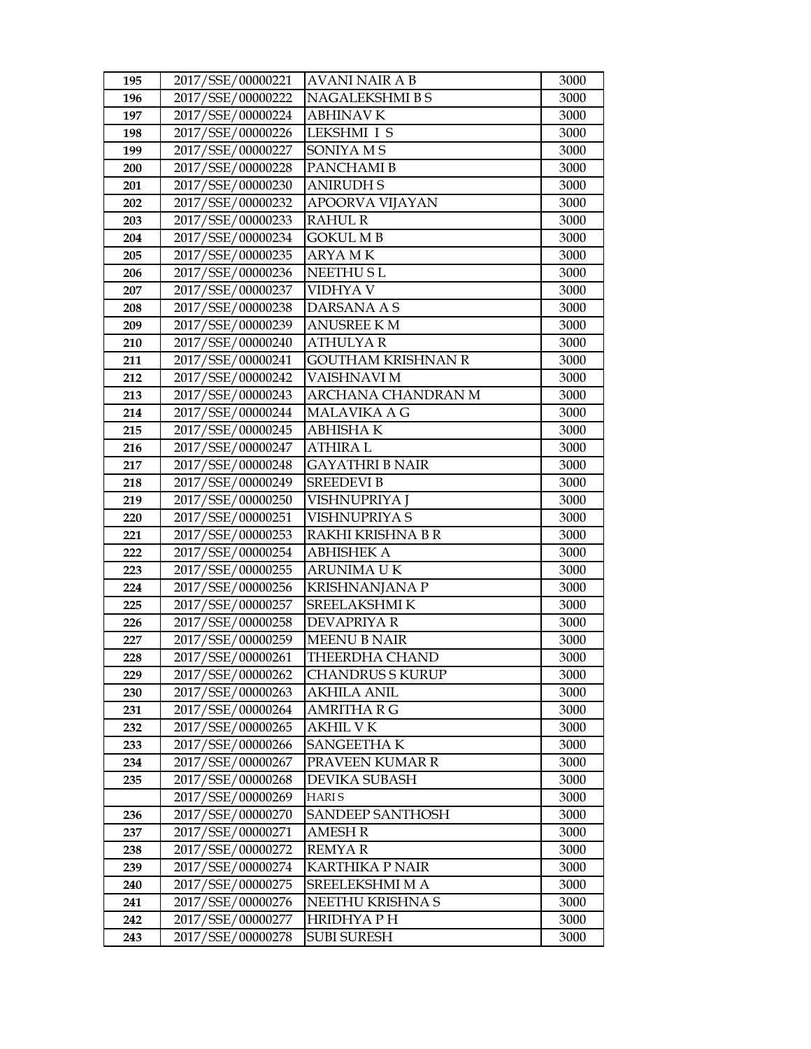| 195 | 2017/SSE/00000221 | AVANI NAIR A B | 3000 |
|---|---|---|---|
| 196 | 2017/SSE/00000222 | NAGALEKSHMI B S | 3000 |
| 197 | 2017/SSE/00000224 | ABHINAV K | 3000 |
| 198 | 2017/SSE/00000226 | LEKSHMI I S | 3000 |
| 199 | 2017/SSE/00000227 | SONIYA M S | 3000 |
| 200 | 2017/SSE/00000228 | PANCHAMI B | 3000 |
| 201 | 2017/SSE/00000230 | ANIRUDH S | 3000 |
| 202 | 2017/SSE/00000232 | APOORVA VIJAYAN | 3000 |
| 203 | 2017/SSE/00000233 | RAHUL R | 3000 |
| 204 | 2017/SSE/00000234 | GOKUL M B | 3000 |
| 205 | 2017/SSE/00000235 | ARYA M K | 3000 |
| 206 | 2017/SSE/00000236 | NEETHU S L | 3000 |
| 207 | 2017/SSE/00000237 | VIDHYA V | 3000 |
| 208 | 2017/SSE/00000238 | DARSANA A S | 3000 |
| 209 | 2017/SSE/00000239 | ANUSREE K M | 3000 |
| 210 | 2017/SSE/00000240 | ATHULYA R | 3000 |
| 211 | 2017/SSE/00000241 | GOUTHAM KRISHNAN R | 3000 |
| 212 | 2017/SSE/00000242 | VAISHNAVI M | 3000 |
| 213 | 2017/SSE/00000243 | ARCHANA CHANDRAN M | 3000 |
| 214 | 2017/SSE/00000244 | MALAVIKA A G | 3000 |
| 215 | 2017/SSE/00000245 | ABHISHA K | 3000 |
| 216 | 2017/SSE/00000247 | ATHIRA L | 3000 |
| 217 | 2017/SSE/00000248 | GAYATHRI B NAIR | 3000 |
| 218 | 2017/SSE/00000249 | SREEDEVI B | 3000 |
| 219 | 2017/SSE/00000250 | VISHNUPRIYA J | 3000 |
| 220 | 2017/SSE/00000251 | VISHNUPRIYA S | 3000 |
| 221 | 2017/SSE/00000253 | RAKHI KRISHNA B R | 3000 |
| 222 | 2017/SSE/00000254 | ABHISHEK A | 3000 |
| 223 | 2017/SSE/00000255 | ARUNIMA U K | 3000 |
| 224 | 2017/SSE/00000256 | KRISHNANJANA P | 3000 |
| 225 | 2017/SSE/00000257 | SREELAKSHMI K | 3000 |
| 226 | 2017/SSE/00000258 | DEVAPRIYA R | 3000 |
| 227 | 2017/SSE/00000259 | MEENU B NAIR | 3000 |
| 228 | 2017/SSE/00000261 | THEERDHA CHAND | 3000 |
| 229 | 2017/SSE/00000262 | CHANDRUS S KURUP | 3000 |
| 230 | 2017/SSE/00000263 | AKHILA ANIL | 3000 |
| 231 | 2017/SSE/00000264 | AMRITHA R G | 3000 |
| 232 | 2017/SSE/00000265 | AKHIL V K | 3000 |
| 233 | 2017/SSE/00000266 | SANGEETHA K | 3000 |
| 234 | 2017/SSE/00000267 | PRAVEEN KUMAR R | 3000 |
| 235 | 2017/SSE/00000268 | DEVIKA SUBASH | 3000 |
| | 2017/SSE/00000269 | HARI S | 3000 |
| 236 | 2017/SSE/00000270 | SANDEEP SANTHOSH | 3000 |
| 237 | 2017/SSE/00000271 | AMESH R | 3000 |
| 238 | 2017/SSE/00000272 | REMYA R | 3000 |
| 239 | 2017/SSE/00000274 | KARTHIKA P NAIR | 3000 |
| 240 | 2017/SSE/00000275 | SREELEKSHMI M A | 3000 |
| 241 | 2017/SSE/00000276 | NEETHU KRISHNA S | 3000 |
| 242 | 2017/SSE/00000277 | HRIDHYA P H | 3000 |
| 243 | 2017/SSE/00000278 | SUBI SURESH | 3000 |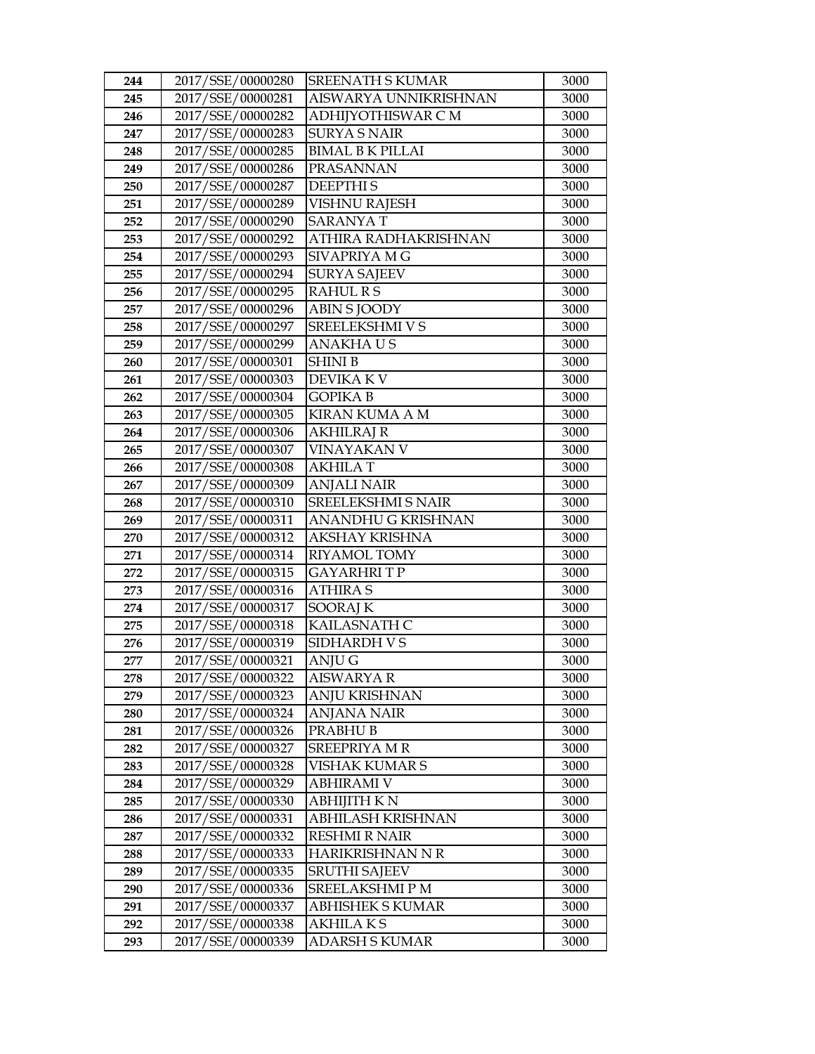| 244 | 2017/SSE/00000280 | SREENATH S KUMAR | 3000 |
|---|---|---|---|
| 245 | 2017/SSE/00000281 | AISWARYA UNNIKRISHNAN | 3000 |
| 246 | 2017/SSE/00000282 | ADHIJYOTHISWAR C M | 3000 |
| 247 | 2017/SSE/00000283 | SURYA S NAIR | 3000 |
| 248 | 2017/SSE/00000285 | BIMAL B K PILLAI | 3000 |
| 249 | 2017/SSE/00000286 | PRASANNAN | 3000 |
| 250 | 2017/SSE/00000287 | DEEPTHI S | 3000 |
| 251 | 2017/SSE/00000289 | VISHNU RAJESH | 3000 |
| 252 | 2017/SSE/00000290 | SARANYA T | 3000 |
| 253 | 2017/SSE/00000292 | ATHIRA RADHAKRISHNAN | 3000 |
| 254 | 2017/SSE/00000293 | SIVAPRIYA M G | 3000 |
| 255 | 2017/SSE/00000294 | SURYA SAJEEV | 3000 |
| 256 | 2017/SSE/00000295 | RAHUL R S | 3000 |
| 257 | 2017/SSE/00000296 | ABIN S JOODY | 3000 |
| 258 | 2017/SSE/00000297 | SREELEKSHMI V S | 3000 |
| 259 | 2017/SSE/00000299 | ANAKHA U S | 3000 |
| 260 | 2017/SSE/00000301 | SHINI B | 3000 |
| 261 | 2017/SSE/00000303 | DEVIKA K V | 3000 |
| 262 | 2017/SSE/00000304 | GOPIKA B | 3000 |
| 263 | 2017/SSE/00000305 | KIRAN KUMA A M | 3000 |
| 264 | 2017/SSE/00000306 | AKHILRAJ R | 3000 |
| 265 | 2017/SSE/00000307 | VINAYAKAN V | 3000 |
| 266 | 2017/SSE/00000308 | AKHILA T | 3000 |
| 267 | 2017/SSE/00000309 | ANJALI NAIR | 3000 |
| 268 | 2017/SSE/00000310 | SREELEKSHMI S NAIR | 3000 |
| 269 | 2017/SSE/00000311 | ANANDHU G KRISHNAN | 3000 |
| 270 | 2017/SSE/00000312 | AKSHAY KRISHNA | 3000 |
| 271 | 2017/SSE/00000314 | RIYAMOL TOMY | 3000 |
| 272 | 2017/SSE/00000315 | GAYARHRI T P | 3000 |
| 273 | 2017/SSE/00000316 | ATHIRA S | 3000 |
| 274 | 2017/SSE/00000317 | SOORAJ K | 3000 |
| 275 | 2017/SSE/00000318 | KAILASNATH C | 3000 |
| 276 | 2017/SSE/00000319 | SIDHARDH V S | 3000 |
| 277 | 2017/SSE/00000321 | ANJU G | 3000 |
| 278 | 2017/SSE/00000322 | AISWARYA R | 3000 |
| 279 | 2017/SSE/00000323 | ANJU KRISHNAN | 3000 |
| 280 | 2017/SSE/00000324 | ANJANA NAIR | 3000 |
| 281 | 2017/SSE/00000326 | PRABHU B | 3000 |
| 282 | 2017/SSE/00000327 | SREEPRIYA M R | 3000 |
| 283 | 2017/SSE/00000328 | VISHAK KUMAR S | 3000 |
| 284 | 2017/SSE/00000329 | ABHIRAMI V | 3000 |
| 285 | 2017/SSE/00000330 | ABHIJITH K N | 3000 |
| 286 | 2017/SSE/00000331 | ABHILASH KRISHNAN | 3000 |
| 287 | 2017/SSE/00000332 | RESHMI R NAIR | 3000 |
| 288 | 2017/SSE/00000333 | HARIKRISHNAN N R | 3000 |
| 289 | 2017/SSE/00000335 | SRUTHI SAJEEV | 3000 |
| 290 | 2017/SSE/00000336 | SREELAKSHMI P M | 3000 |
| 291 | 2017/SSE/00000337 | ABHISHEK S KUMAR | 3000 |
| 292 | 2017/SSE/00000338 | AKHILA K S | 3000 |
| 293 | 2017/SSE/00000339 | ADARSH S KUMAR | 3000 |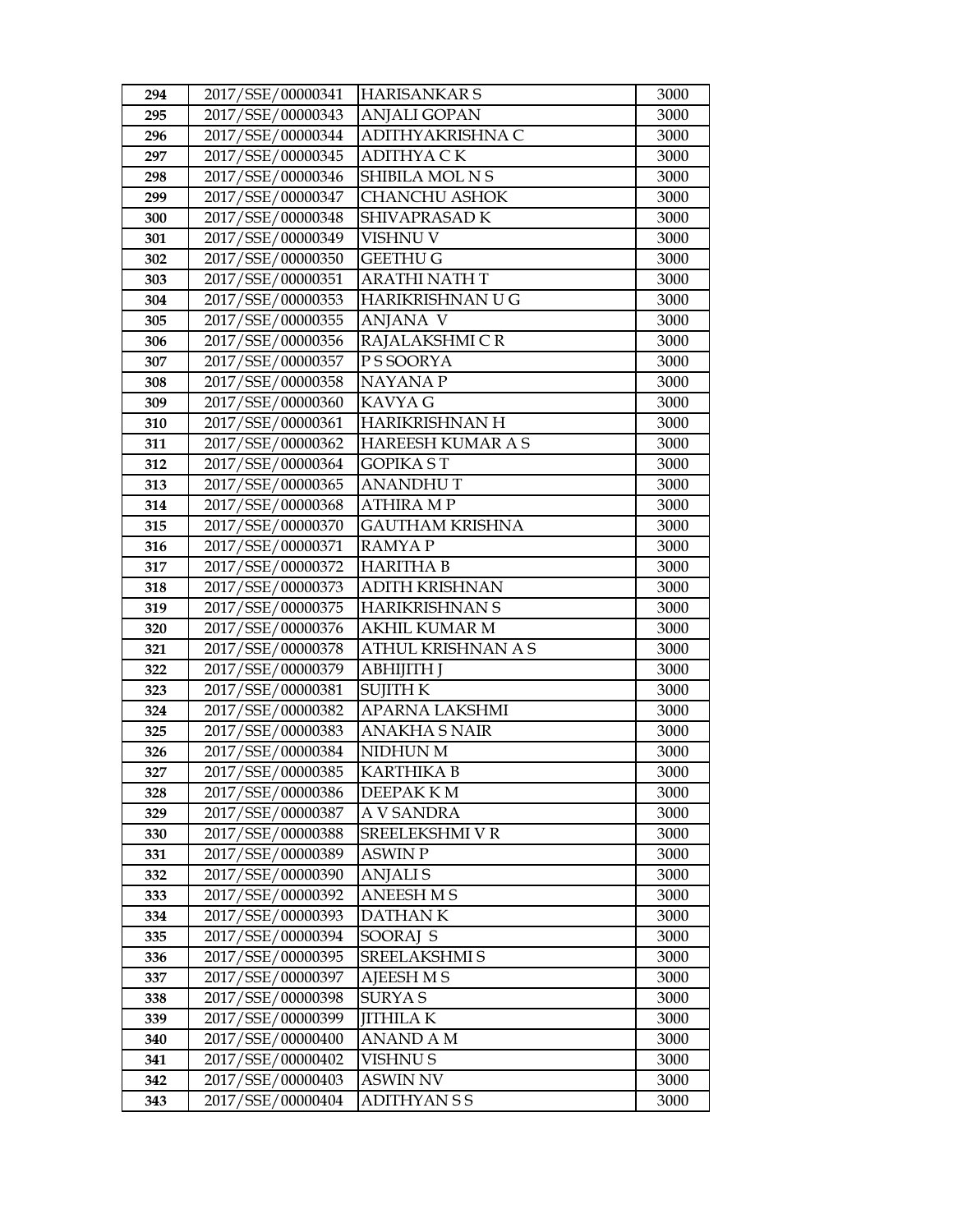| 294 | 2017/SSE/00000341 | HARISANKAR S | 3000 |
|---|---|---|---|
| 295 | 2017/SSE/00000343 | ANJALI GOPAN | 3000 |
| 296 | 2017/SSE/00000344 | ADITHYAKRISHNA C | 3000 |
| 297 | 2017/SSE/00000345 | ADITHYA C K | 3000 |
| 298 | 2017/SSE/00000346 | SHIBILA MOL N S | 3000 |
| 299 | 2017/SSE/00000347 | CHANCHU ASHOK | 3000 |
| 300 | 2017/SSE/00000348 | SHIVAPRASAD K | 3000 |
| 301 | 2017/SSE/00000349 | VISHNU V | 3000 |
| 302 | 2017/SSE/00000350 | GEETHU G | 3000 |
| 303 | 2017/SSE/00000351 | ARATHI NATH T | 3000 |
| 304 | 2017/SSE/00000353 | HARIKRISHNAN U G | 3000 |
| 305 | 2017/SSE/00000355 | ANJANA V | 3000 |
| 306 | 2017/SSE/00000356 | RAJALAKSHMI C R | 3000 |
| 307 | 2017/SSE/00000357 | P S SOORYA | 3000 |
| 308 | 2017/SSE/00000358 | NAYANA P | 3000 |
| 309 | 2017/SSE/00000360 | KAVYA G | 3000 |
| 310 | 2017/SSE/00000361 | HARIKRISHNAN H | 3000 |
| 311 | 2017/SSE/00000362 | HAREESH KUMAR A S | 3000 |
| 312 | 2017/SSE/00000364 | GOPIKA S T | 3000 |
| 313 | 2017/SSE/00000365 | ANANDHU T | 3000 |
| 314 | 2017/SSE/00000368 | ATHIRA M P | 3000 |
| 315 | 2017/SSE/00000370 | GAUTHAM KRISHNA | 3000 |
| 316 | 2017/SSE/00000371 | RAMYA P | 3000 |
| 317 | 2017/SSE/00000372 | HARITHA B | 3000 |
| 318 | 2017/SSE/00000373 | ADITH KRISHNAN | 3000 |
| 319 | 2017/SSE/00000375 | HARIKRISHNAN S | 3000 |
| 320 | 2017/SSE/00000376 | AKHIL KUMAR M | 3000 |
| 321 | 2017/SSE/00000378 | ATHUL KRISHNAN A S | 3000 |
| 322 | 2017/SSE/00000379 | ABHIJITH J | 3000 |
| 323 | 2017/SSE/00000381 | SUJITH K | 3000 |
| 324 | 2017/SSE/00000382 | APARNA LAKSHMI | 3000 |
| 325 | 2017/SSE/00000383 | ANAKHA S NAIR | 3000 |
| 326 | 2017/SSE/00000384 | NIDHUN M | 3000 |
| 327 | 2017/SSE/00000385 | KARTHIKA B | 3000 |
| 328 | 2017/SSE/00000386 | DEEPAK K M | 3000 |
| 329 | 2017/SSE/00000387 | A V SANDRA | 3000 |
| 330 | 2017/SSE/00000388 | SREELEKSHMI V R | 3000 |
| 331 | 2017/SSE/00000389 | ASWIN P | 3000 |
| 332 | 2017/SSE/00000390 | ANJALI S | 3000 |
| 333 | 2017/SSE/00000392 | ANEESH M S | 3000 |
| 334 | 2017/SSE/00000393 | DATHAN K | 3000 |
| 335 | 2017/SSE/00000394 | SOORAJ S | 3000 |
| 336 | 2017/SSE/00000395 | SREELAKSHMI S | 3000 |
| 337 | 2017/SSE/00000397 | AJEESH M S | 3000 |
| 338 | 2017/SSE/00000398 | SURYA S | 3000 |
| 339 | 2017/SSE/00000399 | JITHILA K | 3000 |
| 340 | 2017/SSE/00000400 | ANAND A M | 3000 |
| 341 | 2017/SSE/00000402 | VISHNU S | 3000 |
| 342 | 2017/SSE/00000403 | ASWIN NV | 3000 |
| 343 | 2017/SSE/00000404 | ADITHYAN S S | 3000 |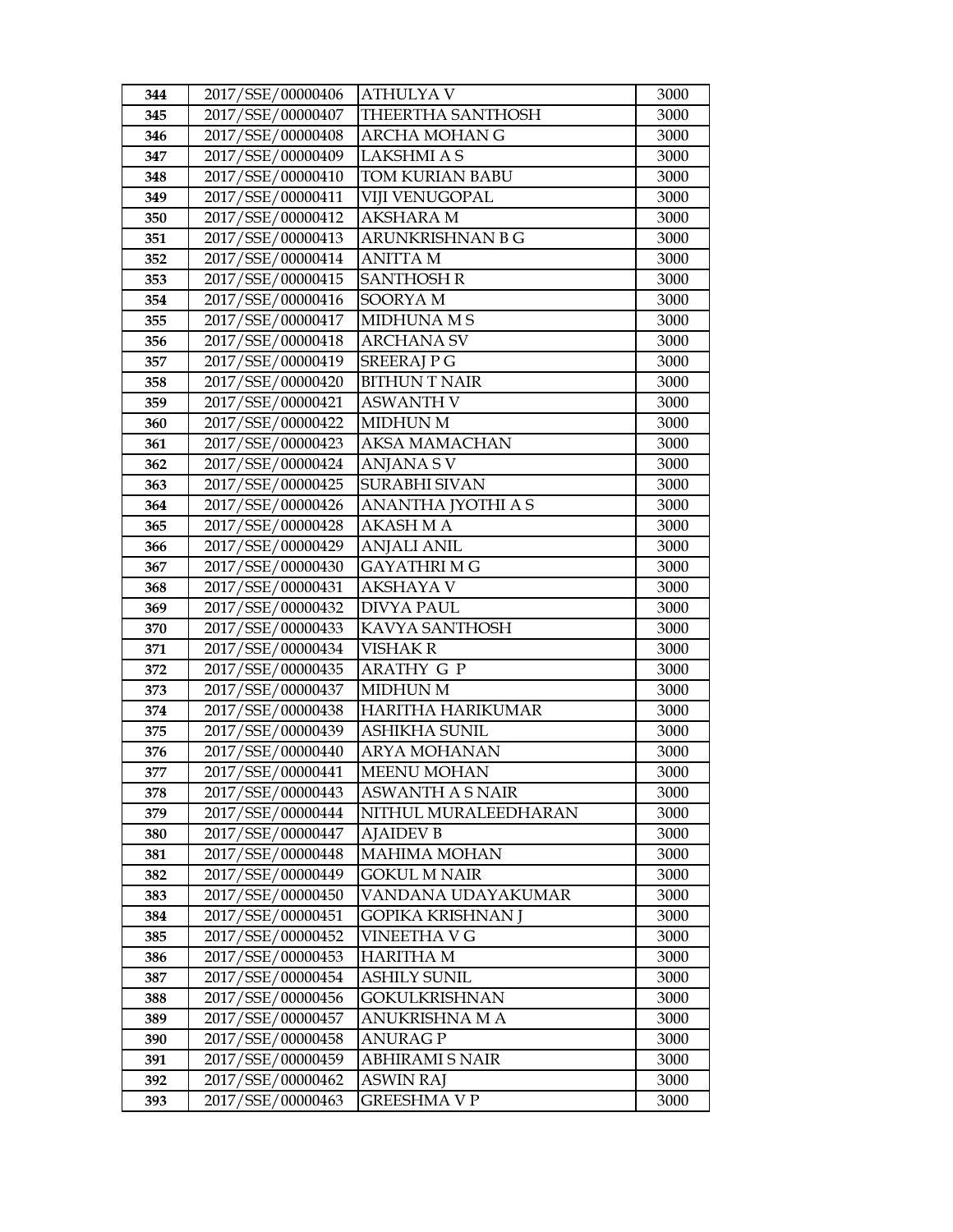| 344 | 2017/SSE/00000406 | ATHULYA V | 3000 |
|---|---|---|---|
| 345 | 2017/SSE/00000407 | THEERTHA SANTHOSH | 3000 |
| 346 | 2017/SSE/00000408 | ARCHA MOHAN G | 3000 |
| 347 | 2017/SSE/00000409 | LAKSHMI A S | 3000 |
| 348 | 2017/SSE/00000410 | TOM KURIAN BABU | 3000 |
| 349 | 2017/SSE/00000411 | VIJI VENUGOPAL | 3000 |
| 350 | 2017/SSE/00000412 | AKSHARA M | 3000 |
| 351 | 2017/SSE/00000413 | ARUNKRISHNAN B G | 3000 |
| 352 | 2017/SSE/00000414 | ANITTA M | 3000 |
| 353 | 2017/SSE/00000415 | SANTHOSH R | 3000 |
| 354 | 2017/SSE/00000416 | SOORYA M | 3000 |
| 355 | 2017/SSE/00000417 | MIDHUNA M S | 3000 |
| 356 | 2017/SSE/00000418 | ARCHANA SV | 3000 |
| 357 | 2017/SSE/00000419 | SREERAJ P G | 3000 |
| 358 | 2017/SSE/00000420 | BITHUN T NAIR | 3000 |
| 359 | 2017/SSE/00000421 | ASWANTH V | 3000 |
| 360 | 2017/SSE/00000422 | MIDHUN M | 3000 |
| 361 | 2017/SSE/00000423 | AKSA MAMACHAN | 3000 |
| 362 | 2017/SSE/00000424 | ANJANA S V | 3000 |
| 363 | 2017/SSE/00000425 | SURABHI SIVAN | 3000 |
| 364 | 2017/SSE/00000426 | ANANTHA JYOTHI A S | 3000 |
| 365 | 2017/SSE/00000428 | AKASH M A | 3000 |
| 366 | 2017/SSE/00000429 | ANJALI ANIL | 3000 |
| 367 | 2017/SSE/00000430 | GAYATHRI M G | 3000 |
| 368 | 2017/SSE/00000431 | AKSHAYA V | 3000 |
| 369 | 2017/SSE/00000432 | DIVYA PAUL | 3000 |
| 370 | 2017/SSE/00000433 | KAVYA SANTHOSH | 3000 |
| 371 | 2017/SSE/00000434 | VISHAK R | 3000 |
| 372 | 2017/SSE/00000435 | ARATHY G P | 3000 |
| 373 | 2017/SSE/00000437 | MIDHUN M | 3000 |
| 374 | 2017/SSE/00000438 | HARITHA HARIKUMAR | 3000 |
| 375 | 2017/SSE/00000439 | ASHIKHA SUNIL | 3000 |
| 376 | 2017/SSE/00000440 | ARYA MOHANAN | 3000 |
| 377 | 2017/SSE/00000441 | MEENU MOHAN | 3000 |
| 378 | 2017/SSE/00000443 | ASWANTH A S NAIR | 3000 |
| 379 | 2017/SSE/00000444 | NITHUL MURALEEDHARAN | 3000 |
| 380 | 2017/SSE/00000447 | AJAIDEV B | 3000 |
| 381 | 2017/SSE/00000448 | MAHIMA MOHAN | 3000 |
| 382 | 2017/SSE/00000449 | GOKUL M NAIR | 3000 |
| 383 | 2017/SSE/00000450 | VANDANA UDAYAKUMAR | 3000 |
| 384 | 2017/SSE/00000451 | GOPIKA KRISHNAN J | 3000 |
| 385 | 2017/SSE/00000452 | VINEETHA V G | 3000 |
| 386 | 2017/SSE/00000453 | HARITHA M | 3000 |
| 387 | 2017/SSE/00000454 | ASHILY SUNIL | 3000 |
| 388 | 2017/SSE/00000456 | GOKULKRISHNAN | 3000 |
| 389 | 2017/SSE/00000457 | ANUKRISHNA M A | 3000 |
| 390 | 2017/SSE/00000458 | ANURAG P | 3000 |
| 391 | 2017/SSE/00000459 | ABHIRAMI S NAIR | 3000 |
| 392 | 2017/SSE/00000462 | ASWIN RAJ | 3000 |
| 393 | 2017/SSE/00000463 | GREESHMA V P | 3000 |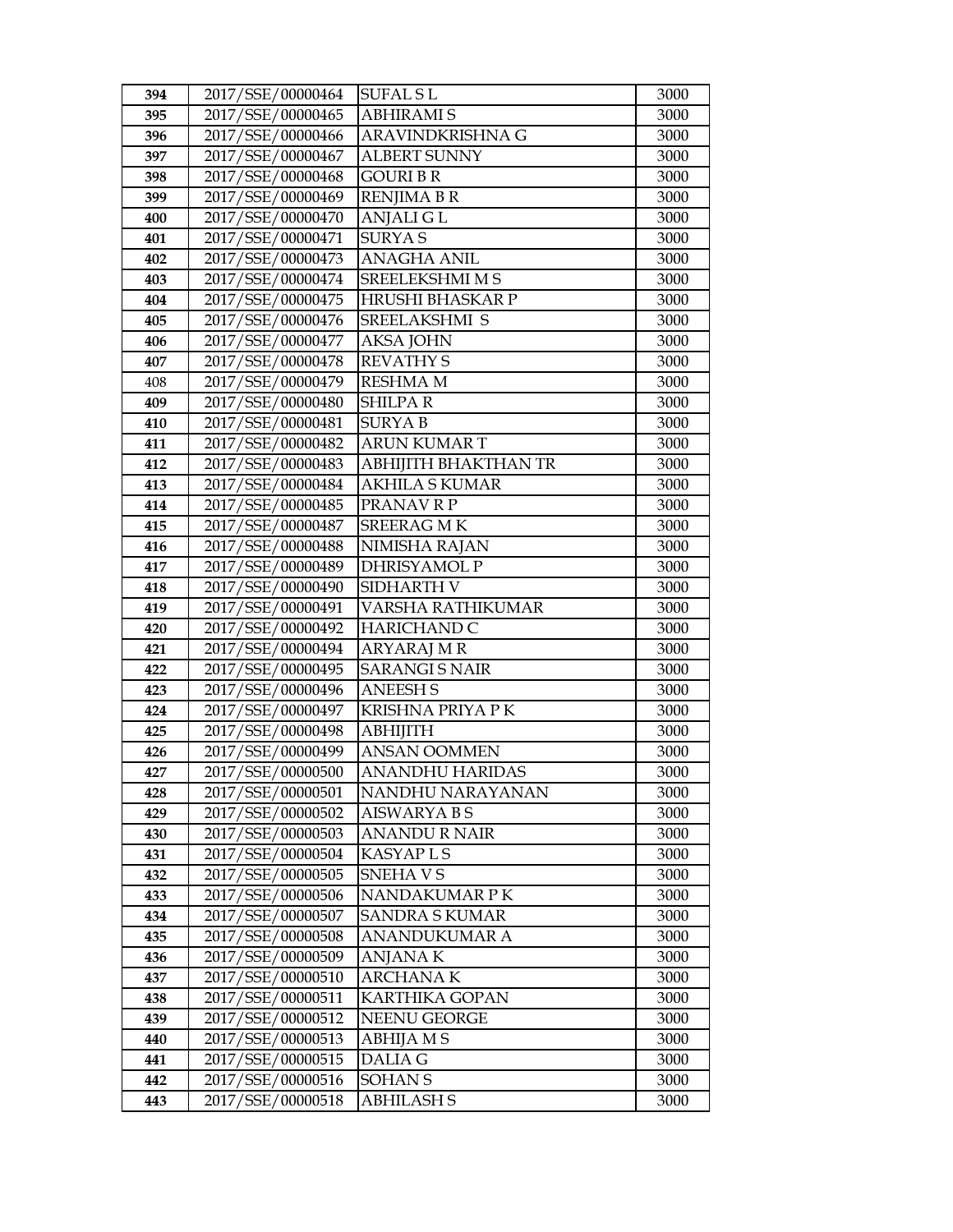| 394 | 2017/SSE/00000464 | SUFAL S L | 3000 |
|---|---|---|---|
| 395 | 2017/SSE/00000465 | ABHIRAMI S | 3000 |
| 396 | 2017/SSE/00000466 | ARAVINDKRISHNA G | 3000 |
| 397 | 2017/SSE/00000467 | ALBERT SUNNY | 3000 |
| 398 | 2017/SSE/00000468 | GOURI B R | 3000 |
| 399 | 2017/SSE/00000469 | RENJIMA B R | 3000 |
| 400 | 2017/SSE/00000470 | ANJALI G L | 3000 |
| 401 | 2017/SSE/00000471 | SURYA S | 3000 |
| 402 | 2017/SSE/00000473 | ANAGHA ANIL | 3000 |
| 403 | 2017/SSE/00000474 | SREELEKSHMI M S | 3000 |
| 404 | 2017/SSE/00000475 | HRUSHI BHASKAR P | 3000 |
| 405 | 2017/SSE/00000476 | SREELAKSHMI S | 3000 |
| 406 | 2017/SSE/00000477 | AKSA JOHN | 3000 |
| 407 | 2017/SSE/00000478 | REVATHY S | 3000 |
| 408 | 2017/SSE/00000479 | RESHMA M | 3000 |
| 409 | 2017/SSE/00000480 | SHILPA R | 3000 |
| 410 | 2017/SSE/00000481 | SURYA B | 3000 |
| 411 | 2017/SSE/00000482 | ARUN KUMAR T | 3000 |
| 412 | 2017/SSE/00000483 | ABHIJITH BHAKTHAN TR | 3000 |
| 413 | 2017/SSE/00000484 | AKHILA S KUMAR | 3000 |
| 414 | 2017/SSE/00000485 | PRANAV R P | 3000 |
| 415 | 2017/SSE/00000487 | SREERAG M K | 3000 |
| 416 | 2017/SSE/00000488 | NIMISHA RAJAN | 3000 |
| 417 | 2017/SSE/00000489 | DHRISYAMOL P | 3000 |
| 418 | 2017/SSE/00000490 | SIDHARTH V | 3000 |
| 419 | 2017/SSE/00000491 | VARSHA RATHIKUMAR | 3000 |
| 420 | 2017/SSE/00000492 | HARICHAND C | 3000 |
| 421 | 2017/SSE/00000494 | ARYARAJ M R | 3000 |
| 422 | 2017/SSE/00000495 | SARANGI S NAIR | 3000 |
| 423 | 2017/SSE/00000496 | ANEESH S | 3000 |
| 424 | 2017/SSE/00000497 | KRISHNA PRIYA P K | 3000 |
| 425 | 2017/SSE/00000498 | ABHIJITH | 3000 |
| 426 | 2017/SSE/00000499 | ANSAN OOMMEN | 3000 |
| 427 | 2017/SSE/00000500 | ANANDHU HARIDAS | 3000 |
| 428 | 2017/SSE/00000501 | NANDHU NARAYANAN | 3000 |
| 429 | 2017/SSE/00000502 | AISWARYA B S | 3000 |
| 430 | 2017/SSE/00000503 | ANANDU R NAIR | 3000 |
| 431 | 2017/SSE/00000504 | KASYAP L S | 3000 |
| 432 | 2017/SSE/00000505 | SNEHA V S | 3000 |
| 433 | 2017/SSE/00000506 | NANDAKUMAR P K | 3000 |
| 434 | 2017/SSE/00000507 | SANDRA S KUMAR | 3000 |
| 435 | 2017/SSE/00000508 | ANANDUKUMAR A | 3000 |
| 436 | 2017/SSE/00000509 | ANJANA K | 3000 |
| 437 | 2017/SSE/00000510 | ARCHANA K | 3000 |
| 438 | 2017/SSE/00000511 | KARTHIKA GOPAN | 3000 |
| 439 | 2017/SSE/00000512 | NEENU GEORGE | 3000 |
| 440 | 2017/SSE/00000513 | ABHIJA M S | 3000 |
| 441 | 2017/SSE/00000515 | DALIA G | 3000 |
| 442 | 2017/SSE/00000516 | SOHAN S | 3000 |
| 443 | 2017/SSE/00000518 | ABHILASH S | 3000 |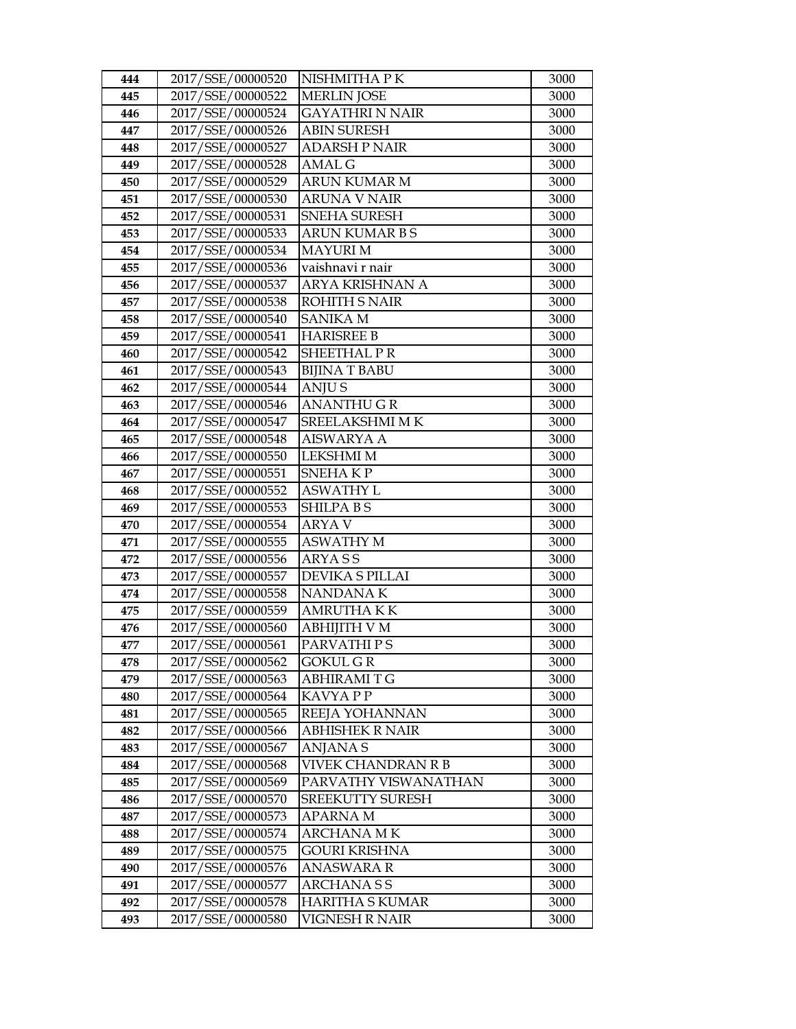| 444 | 2017/SSE/00000520 | NISHMITHA P K | 3000 |
|---|---|---|---|
| 445 | 2017/SSE/00000522 | MERLIN JOSE | 3000 |
| 446 | 2017/SSE/00000524 | GAYATHRI N NAIR | 3000 |
| 447 | 2017/SSE/00000526 | ABIN SURESH | 3000 |
| 448 | 2017/SSE/00000527 | ADARSH P NAIR | 3000 |
| 449 | 2017/SSE/00000528 | AMAL G | 3000 |
| 450 | 2017/SSE/00000529 | ARUN KUMAR M | 3000 |
| 451 | 2017/SSE/00000530 | ARUNA V NAIR | 3000 |
| 452 | 2017/SSE/00000531 | SNEHA SURESH | 3000 |
| 453 | 2017/SSE/00000533 | ARUN KUMAR B S | 3000 |
| 454 | 2017/SSE/00000534 | MAYURI M | 3000 |
| 455 | 2017/SSE/00000536 | vaishnavi r nair | 3000 |
| 456 | 2017/SSE/00000537 | ARYA KRISHNAN A | 3000 |
| 457 | 2017/SSE/00000538 | ROHITH S NAIR | 3000 |
| 458 | 2017/SSE/00000540 | SANIKA M | 3000 |
| 459 | 2017/SSE/00000541 | HARISREE B | 3000 |
| 460 | 2017/SSE/00000542 | SHEETHAL P R | 3000 |
| 461 | 2017/SSE/00000543 | BIJINA T BABU | 3000 |
| 462 | 2017/SSE/00000544 | ANJU S | 3000 |
| 463 | 2017/SSE/00000546 | ANANTHU G R | 3000 |
| 464 | 2017/SSE/00000547 | SREELAKSHMI M K | 3000 |
| 465 | 2017/SSE/00000548 | AISWARYA A | 3000 |
| 466 | 2017/SSE/00000550 | LEKSHMI M | 3000 |
| 467 | 2017/SSE/00000551 | SNEHA K P | 3000 |
| 468 | 2017/SSE/00000552 | ASWATHY L | 3000 |
| 469 | 2017/SSE/00000553 | SHILPA B S | 3000 |
| 470 | 2017/SSE/00000554 | ARYA V | 3000 |
| 471 | 2017/SSE/00000555 | ASWATHY M | 3000 |
| 472 | 2017/SSE/00000556 | ARYA S S | 3000 |
| 473 | 2017/SSE/00000557 | DEVIKA S PILLAI | 3000 |
| 474 | 2017/SSE/00000558 | NANDANA K | 3000 |
| 475 | 2017/SSE/00000559 | AMRUTHA K K | 3000 |
| 476 | 2017/SSE/00000560 | ABHIJITH V M | 3000 |
| 477 | 2017/SSE/00000561 | PARVATHI P S | 3000 |
| 478 | 2017/SSE/00000562 | GOKUL G R | 3000 |
| 479 | 2017/SSE/00000563 | ABHIRAMI T G | 3000 |
| 480 | 2017/SSE/00000564 | KAVYA P P | 3000 |
| 481 | 2017/SSE/00000565 | REEJA YOHANNAN | 3000 |
| 482 | 2017/SSE/00000566 | ABHISHEK R NAIR | 3000 |
| 483 | 2017/SSE/00000567 | ANJANA S | 3000 |
| 484 | 2017/SSE/00000568 | VIVEK CHANDRAN R B | 3000 |
| 485 | 2017/SSE/00000569 | PARVATHY VISWANATHAN | 3000 |
| 486 | 2017/SSE/00000570 | SREEKUTTY SURESH | 3000 |
| 487 | 2017/SSE/00000573 | APARNA M | 3000 |
| 488 | 2017/SSE/00000574 | ARCHANA M K | 3000 |
| 489 | 2017/SSE/00000575 | GOURI KRISHNA | 3000 |
| 490 | 2017/SSE/00000576 | ANASWARA R | 3000 |
| 491 | 2017/SSE/00000577 | ARCHANA S S | 3000 |
| 492 | 2017/SSE/00000578 | HARITHA S KUMAR | 3000 |
| 493 | 2017/SSE/00000580 | VIGNESH R NAIR | 3000 |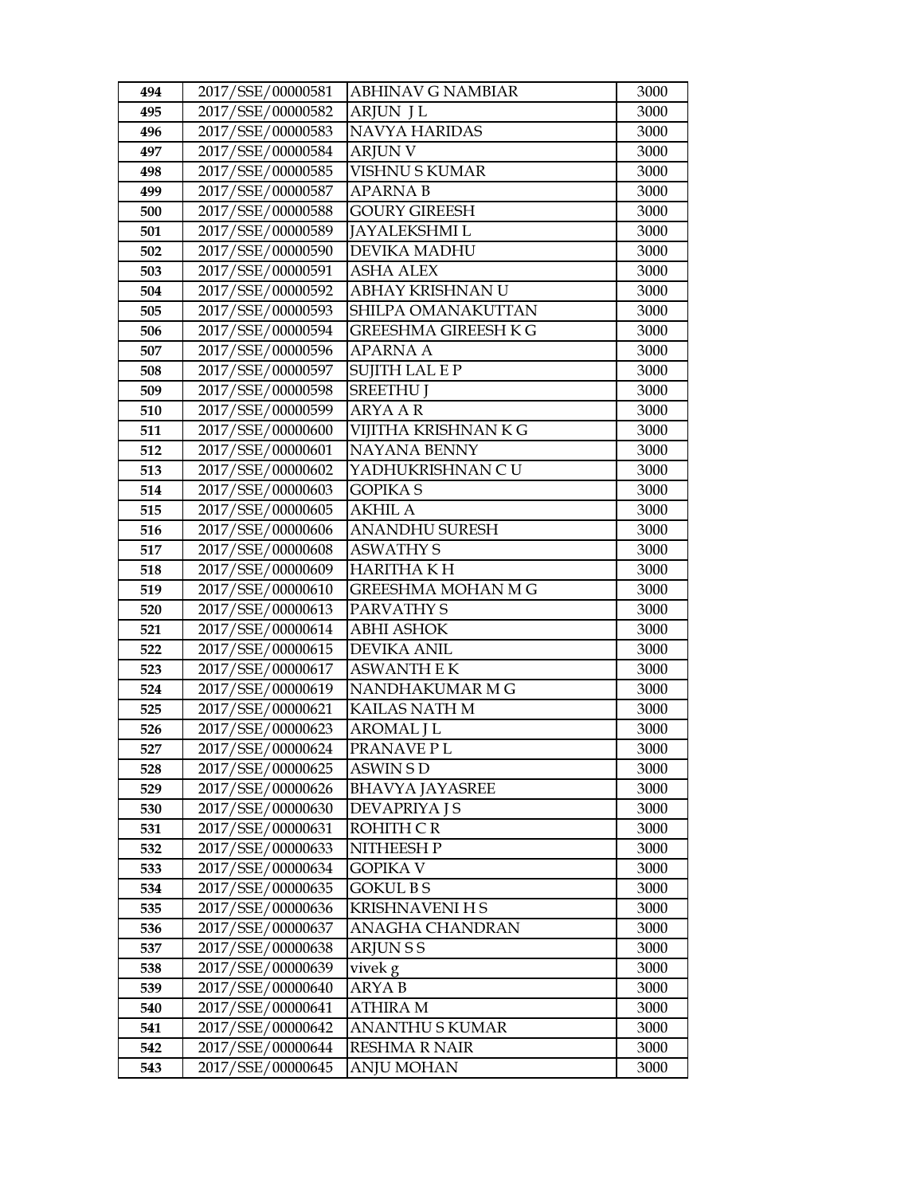| 494 | 2017/SSE/00000581 | ABHINAV G NAMBIAR | 3000 |
|---|---|---|---|
| 495 | 2017/SSE/00000582 | ARJUN J L | 3000 |
| 496 | 2017/SSE/00000583 | NAVYA HARIDAS | 3000 |
| 497 | 2017/SSE/00000584 | ARJUN V | 3000 |
| 498 | 2017/SSE/00000585 | VISHNU S KUMAR | 3000 |
| 499 | 2017/SSE/00000587 | APARNA B | 3000 |
| 500 | 2017/SSE/00000588 | GOURY GIREESH | 3000 |
| 501 | 2017/SSE/00000589 | JAYALEKSHMI L | 3000 |
| 502 | 2017/SSE/00000590 | DEVIKA MADHU | 3000 |
| 503 | 2017/SSE/00000591 | ASHA ALEX | 3000 |
| 504 | 2017/SSE/00000592 | ABHAY KRISHNAN U | 3000 |
| 505 | 2017/SSE/00000593 | SHILPA OMANAKUTTAN | 3000 |
| 506 | 2017/SSE/00000594 | GREESHMA GIREESH K G | 3000 |
| 507 | 2017/SSE/00000596 | APARNA A | 3000 |
| 508 | 2017/SSE/00000597 | SUJITH LAL E P | 3000 |
| 509 | 2017/SSE/00000598 | SREETHU J | 3000 |
| 510 | 2017/SSE/00000599 | ARYA A R | 3000 |
| 511 | 2017/SSE/00000600 | VIJITHA KRISHNAN K G | 3000 |
| 512 | 2017/SSE/00000601 | NAYANA BENNY | 3000 |
| 513 | 2017/SSE/00000602 | YADHUKRISHNAN C U | 3000 |
| 514 | 2017/SSE/00000603 | GOPIKA S | 3000 |
| 515 | 2017/SSE/00000605 | AKHIL A | 3000 |
| 516 | 2017/SSE/00000606 | ANANDHU SURESH | 3000 |
| 517 | 2017/SSE/00000608 | ASWATHY S | 3000 |
| 518 | 2017/SSE/00000609 | HARITHA K H | 3000 |
| 519 | 2017/SSE/00000610 | GREESHMA MOHAN M G | 3000 |
| 520 | 2017/SSE/00000613 | PARVATHY S | 3000 |
| 521 | 2017/SSE/00000614 | ABHI ASHOK | 3000 |
| 522 | 2017/SSE/00000615 | DEVIKA ANIL | 3000 |
| 523 | 2017/SSE/00000617 | ASWANTH E K | 3000 |
| 524 | 2017/SSE/00000619 | NANDHAKUMAR M G | 3000 |
| 525 | 2017/SSE/00000621 | KAILAS NATH M | 3000 |
| 526 | 2017/SSE/00000623 | AROMAL J L | 3000 |
| 527 | 2017/SSE/00000624 | PRANAVE P L | 3000 |
| 528 | 2017/SSE/00000625 | ASWIN S D | 3000 |
| 529 | 2017/SSE/00000626 | BHAVYA JAYASREE | 3000 |
| 530 | 2017/SSE/00000630 | DEVAPRIYA J S | 3000 |
| 531 | 2017/SSE/00000631 | ROHITH C R | 3000 |
| 532 | 2017/SSE/00000633 | NITHEESH P | 3000 |
| 533 | 2017/SSE/00000634 | GOPIKA V | 3000 |
| 534 | 2017/SSE/00000635 | GOKUL B S | 3000 |
| 535 | 2017/SSE/00000636 | KRISHNAVENI H S | 3000 |
| 536 | 2017/SSE/00000637 | ANAGHA CHANDRAN | 3000 |
| 537 | 2017/SSE/00000638 | ARJUN S S | 3000 |
| 538 | 2017/SSE/00000639 | vivek g | 3000 |
| 539 | 2017/SSE/00000640 | ARYA B | 3000 |
| 540 | 2017/SSE/00000641 | ATHIRA M | 3000 |
| 541 | 2017/SSE/00000642 | ANANTHU S KUMAR | 3000 |
| 542 | 2017/SSE/00000644 | RESHMA R NAIR | 3000 |
| 543 | 2017/SSE/00000645 | ANJU MOHAN | 3000 |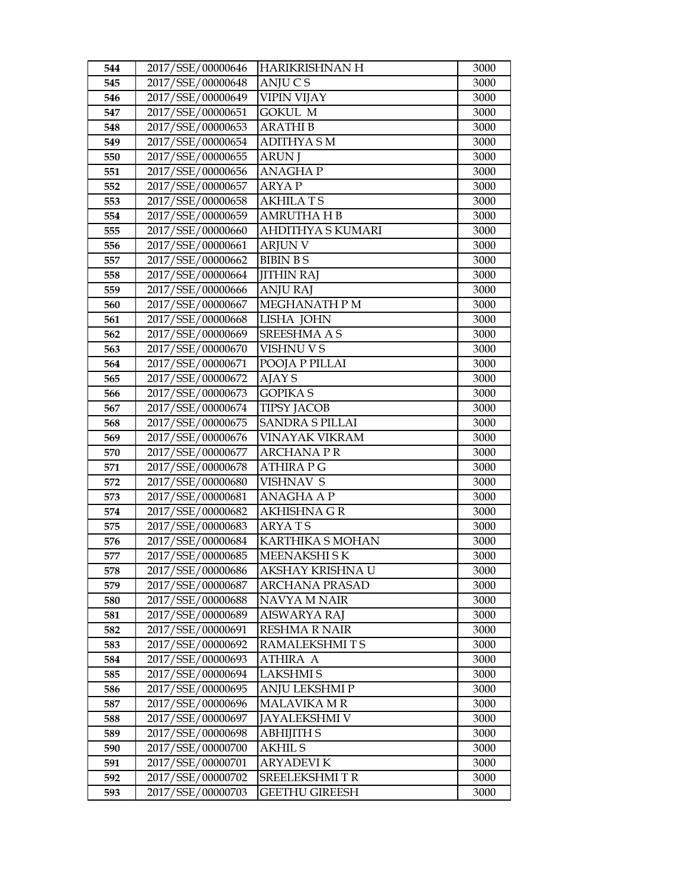| 544 | 2017/SSE/00000646 | HARIKRISHNAN H | 3000 |
|---|---|---|---|
| 545 | 2017/SSE/00000648 | ANJU C S | 3000 |
| 546 | 2017/SSE/00000649 | VIPIN VIJAY | 3000 |
| 547 | 2017/SSE/00000651 | GOKUL M | 3000 |
| 548 | 2017/SSE/00000653 | ARATHI B | 3000 |
| 549 | 2017/SSE/00000654 | ADITHYA S M | 3000 |
| 550 | 2017/SSE/00000655 | ARUN J | 3000 |
| 551 | 2017/SSE/00000656 | ANAGHA P | 3000 |
| 552 | 2017/SSE/00000657 | ARYA P | 3000 |
| 553 | 2017/SSE/00000658 | AKHILA T S | 3000 |
| 554 | 2017/SSE/00000659 | AMRUTHA H B | 3000 |
| 555 | 2017/SSE/00000660 | AHDITHYA S KUMARI | 3000 |
| 556 | 2017/SSE/00000661 | ARJUN V | 3000 |
| 557 | 2017/SSE/00000662 | BIBIN B S | 3000 |
| 558 | 2017/SSE/00000664 | JITHIN RAJ | 3000 |
| 559 | 2017/SSE/00000666 | ANJU RAJ | 3000 |
| 560 | 2017/SSE/00000667 | MEGHANATH P M | 3000 |
| 561 | 2017/SSE/00000668 | LISHA JOHN | 3000 |
| 562 | 2017/SSE/00000669 | SREESHMA A S | 3000 |
| 563 | 2017/SSE/00000670 | VISHNU V S | 3000 |
| 564 | 2017/SSE/00000671 | POOJA P PILLAI | 3000 |
| 565 | 2017/SSE/00000672 | AJAY S | 3000 |
| 566 | 2017/SSE/00000673 | GOPIKA S | 3000 |
| 567 | 2017/SSE/00000674 | TIPSY JACOB | 3000 |
| 568 | 2017/SSE/00000675 | SANDRA S PILLAI | 3000 |
| 569 | 2017/SSE/00000676 | VINAYAK VIKRAM | 3000 |
| 570 | 2017/SSE/00000677 | ARCHANA P R | 3000 |
| 571 | 2017/SSE/00000678 | ATHIRA P G | 3000 |
| 572 | 2017/SSE/00000680 | VISHNAV S | 3000 |
| 573 | 2017/SSE/00000681 | ANAGHA A P | 3000 |
| 574 | 2017/SSE/00000682 | AKHISHNA G R | 3000 |
| 575 | 2017/SSE/00000683 | ARYA T S | 3000 |
| 576 | 2017/SSE/00000684 | KARTHIKA S MOHAN | 3000 |
| 577 | 2017/SSE/00000685 | MEENAKSHI S K | 3000 |
| 578 | 2017/SSE/00000686 | AKSHAY KRISHNA U | 3000 |
| 579 | 2017/SSE/00000687 | ARCHANA PRASAD | 3000 |
| 580 | 2017/SSE/00000688 | NAVYA M NAIR | 3000 |
| 581 | 2017/SSE/00000689 | AISWARYA RAJ | 3000 |
| 582 | 2017/SSE/00000691 | RESHMA R NAIR | 3000 |
| 583 | 2017/SSE/00000692 | RAMALEKSHMI T S | 3000 |
| 584 | 2017/SSE/00000693 | ATHIRA A | 3000 |
| 585 | 2017/SSE/00000694 | LAKSHMI S | 3000 |
| 586 | 2017/SSE/00000695 | ANJU LEKSHMI P | 3000 |
| 587 | 2017/SSE/00000696 | MALAVIKA M R | 3000 |
| 588 | 2017/SSE/00000697 | JAYALEKSHMI V | 3000 |
| 589 | 2017/SSE/00000698 | ABHIJITH S | 3000 |
| 590 | 2017/SSE/00000700 | AKHIL S | 3000 |
| 591 | 2017/SSE/00000701 | ARYADEVI K | 3000 |
| 592 | 2017/SSE/00000702 | SREELEKSHMI T R | 3000 |
| 593 | 2017/SSE/00000703 | GEETHU GIREESH | 3000 |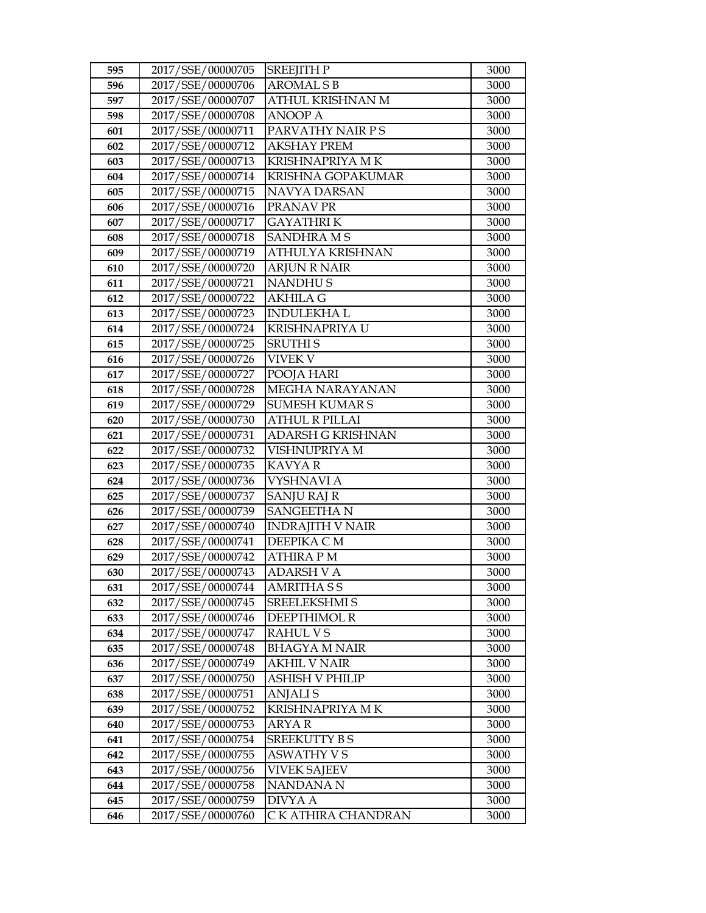| 595 | 2017/SSE/00000705 | SREEJITH P | 3000 |
|---|---|---|---|
| 596 | 2017/SSE/00000706 | AROMAL S B | 3000 |
| 597 | 2017/SSE/00000707 | ATHUL KRISHNAN M | 3000 |
| 598 | 2017/SSE/00000708 | ANOOP A | 3000 |
| 601 | 2017/SSE/00000711 | PARVATHY NAIR P S | 3000 |
| 602 | 2017/SSE/00000712 | AKSHAY PREM | 3000 |
| 603 | 2017/SSE/00000713 | KRISHNAPRIYA M K | 3000 |
| 604 | 2017/SSE/00000714 | KRISHNA GOPAKUMAR | 3000 |
| 605 | 2017/SSE/00000715 | NAVYA DARSAN | 3000 |
| 606 | 2017/SSE/00000716 | PRANAV PR | 3000 |
| 607 | 2017/SSE/00000717 | GAYATHRI K | 3000 |
| 608 | 2017/SSE/00000718 | SANDHRA M S | 3000 |
| 609 | 2017/SSE/00000719 | ATHULYA KRISHNAN | 3000 |
| 610 | 2017/SSE/00000720 | ARJUN R NAIR | 3000 |
| 611 | 2017/SSE/00000721 | NANDHU S | 3000 |
| 612 | 2017/SSE/00000722 | AKHILA G | 3000 |
| 613 | 2017/SSE/00000723 | INDULEKHA L | 3000 |
| 614 | 2017/SSE/00000724 | KRISHNAPRIYA U | 3000 |
| 615 | 2017/SSE/00000725 | SRUTHI S | 3000 |
| 616 | 2017/SSE/00000726 | VIVEK V | 3000 |
| 617 | 2017/SSE/00000727 | POOJA HARI | 3000 |
| 618 | 2017/SSE/00000728 | MEGHA NARAYANAN | 3000 |
| 619 | 2017/SSE/00000729 | SUMESH KUMAR S | 3000 |
| 620 | 2017/SSE/00000730 | ATHUL R PILLAI | 3000 |
| 621 | 2017/SSE/00000731 | ADARSH G KRISHNAN | 3000 |
| 622 | 2017/SSE/00000732 | VISHNUPRIYA M | 3000 |
| 623 | 2017/SSE/00000735 | KAVYA R | 3000 |
| 624 | 2017/SSE/00000736 | VYSHNAVI A | 3000 |
| 625 | 2017/SSE/00000737 | SANJU RAJ R | 3000 |
| 626 | 2017/SSE/00000739 | SANGEETHA N | 3000 |
| 627 | 2017/SSE/00000740 | INDRAJITH V NAIR | 3000 |
| 628 | 2017/SSE/00000741 | DEEPIKA C M | 3000 |
| 629 | 2017/SSE/00000742 | ATHIRA P M | 3000 |
| 630 | 2017/SSE/00000743 | ADARSH V A | 3000 |
| 631 | 2017/SSE/00000744 | AMRITHA S S | 3000 |
| 632 | 2017/SSE/00000745 | SREELEKSHMI S | 3000 |
| 633 | 2017/SSE/00000746 | DEEPTHIMOL R | 3000 |
| 634 | 2017/SSE/00000747 | RAHUL V S | 3000 |
| 635 | 2017/SSE/00000748 | BHAGYA M NAIR | 3000 |
| 636 | 2017/SSE/00000749 | AKHIL V NAIR | 3000 |
| 637 | 2017/SSE/00000750 | ASHISH V PHILIP | 3000 |
| 638 | 2017/SSE/00000751 | ANJALI S | 3000 |
| 639 | 2017/SSE/00000752 | KRISHNAPRIYA M K | 3000 |
| 640 | 2017/SSE/00000753 | ARYA R | 3000 |
| 641 | 2017/SSE/00000754 | SREEKUTTY B S | 3000 |
| 642 | 2017/SSE/00000755 | ASWATHY V S | 3000 |
| 643 | 2017/SSE/00000756 | VIVEK SAJEEV | 3000 |
| 644 | 2017/SSE/00000758 | NANDANA N | 3000 |
| 645 | 2017/SSE/00000759 | DIVYA A | 3000 |
| 646 | 2017/SSE/00000760 | C K ATHIRA CHANDRAN | 3000 |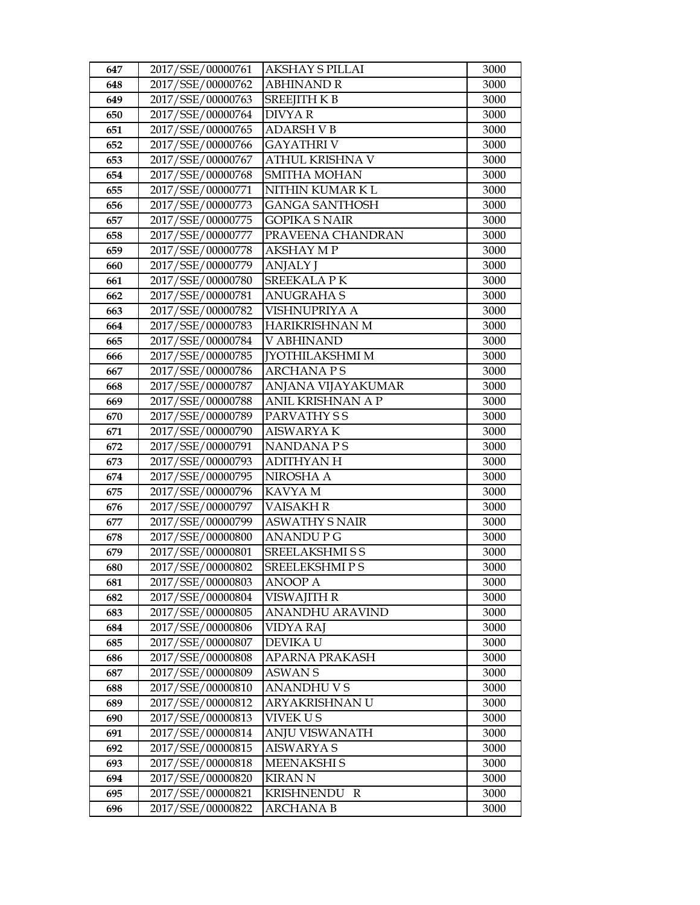| 647 | 2017/SSE/00000761 | AKSHAY S PILLAI | 3000 |
|---|---|---|---|
| 648 | 2017/SSE/00000762 | ABHINAND R | 3000 |
| 649 | 2017/SSE/00000763 | SREEJITH K B | 3000 |
| 650 | 2017/SSE/00000764 | DIVYA R | 3000 |
| 651 | 2017/SSE/00000765 | ADARSH V B | 3000 |
| 652 | 2017/SSE/00000766 | GAYATHRI V | 3000 |
| 653 | 2017/SSE/00000767 | ATHUL KRISHNA V | 3000 |
| 654 | 2017/SSE/00000768 | SMITHA MOHAN | 3000 |
| 655 | 2017/SSE/00000771 | NITHIN KUMAR K L | 3000 |
| 656 | 2017/SSE/00000773 | GANGA SANTHOSH | 3000 |
| 657 | 2017/SSE/00000775 | GOPIKA S NAIR | 3000 |
| 658 | 2017/SSE/00000777 | PRAVEENA CHANDRAN | 3000 |
| 659 | 2017/SSE/00000778 | AKSHAY M P | 3000 |
| 660 | 2017/SSE/00000779 | ANJALY J | 3000 |
| 661 | 2017/SSE/00000780 | SREEKALA P K | 3000 |
| 662 | 2017/SSE/00000781 | ANUGRAHA S | 3000 |
| 663 | 2017/SSE/00000782 | VISHNUPRIYA A | 3000 |
| 664 | 2017/SSE/00000783 | HARIKRISHNAN M | 3000 |
| 665 | 2017/SSE/00000784 | V ABHINAND | 3000 |
| 666 | 2017/SSE/00000785 | JYOTHILAKSHMI M | 3000 |
| 667 | 2017/SSE/00000786 | ARCHANA P S | 3000 |
| 668 | 2017/SSE/00000787 | ANJANA VIJAYAKUMAR | 3000 |
| 669 | 2017/SSE/00000788 | ANIL KRISHNAN A P | 3000 |
| 670 | 2017/SSE/00000789 | PARVATHY S S | 3000 |
| 671 | 2017/SSE/00000790 | AISWARYA K | 3000 |
| 672 | 2017/SSE/00000791 | NANDANA P S | 3000 |
| 673 | 2017/SSE/00000793 | ADITHYAN H | 3000 |
| 674 | 2017/SSE/00000795 | NIROSHA A | 3000 |
| 675 | 2017/SSE/00000796 | KAVYA M | 3000 |
| 676 | 2017/SSE/00000797 | VAISAKH R | 3000 |
| 677 | 2017/SSE/00000799 | ASWATHY S NAIR | 3000 |
| 678 | 2017/SSE/00000800 | ANANDU P G | 3000 |
| 679 | 2017/SSE/00000801 | SREELAKSHMI S S | 3000 |
| 680 | 2017/SSE/00000802 | SREELEKSHMI P S | 3000 |
| 681 | 2017/SSE/00000803 | ANOOP A | 3000 |
| 682 | 2017/SSE/00000804 | VISWAJITH R | 3000 |
| 683 | 2017/SSE/00000805 | ANANDHU ARAVIND | 3000 |
| 684 | 2017/SSE/00000806 | VIDYA RAJ | 3000 |
| 685 | 2017/SSE/00000807 | DEVIKA U | 3000 |
| 686 | 2017/SSE/00000808 | APARNA PRAKASH | 3000 |
| 687 | 2017/SSE/00000809 | ASWAN S | 3000 |
| 688 | 2017/SSE/00000810 | ANANDHU V S | 3000 |
| 689 | 2017/SSE/00000812 | ARYAKRISHNAN U | 3000 |
| 690 | 2017/SSE/00000813 | VIVEK U S | 3000 |
| 691 | 2017/SSE/00000814 | ANJU VISWANATH | 3000 |
| 692 | 2017/SSE/00000815 | AISWARYA S | 3000 |
| 693 | 2017/SSE/00000818 | MEENAKSHI S | 3000 |
| 694 | 2017/SSE/00000820 | KIRAN N | 3000 |
| 695 | 2017/SSE/00000821 | KRISHNENDU R | 3000 |
| 696 | 2017/SSE/00000822 | ARCHANA B | 3000 |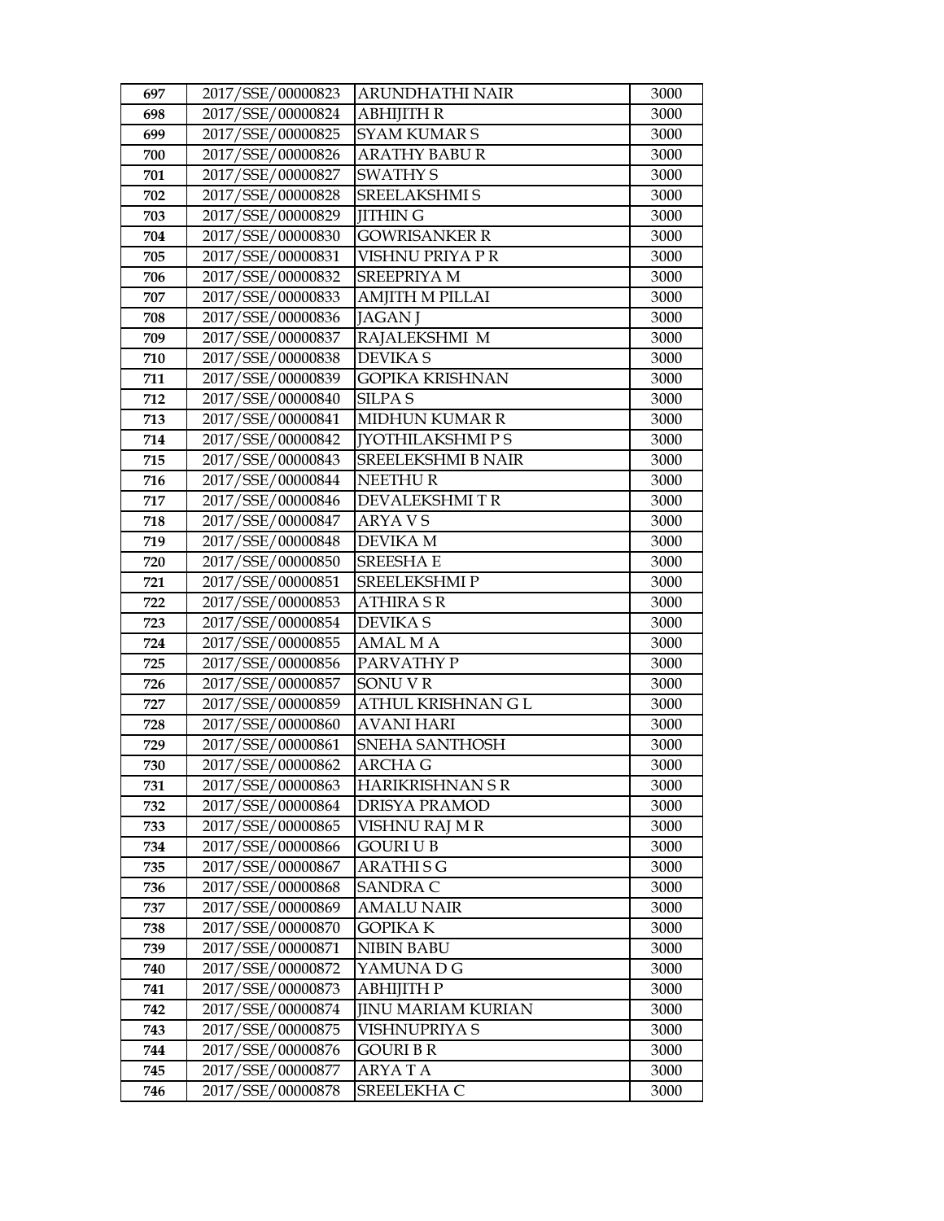| 697 | 2017/SSE/00000823 | ARUNDHATHI NAIR | 3000 |
|---|---|---|---|
| 698 | 2017/SSE/00000824 | ABHIJITH R | 3000 |
| 699 | 2017/SSE/00000825 | SYAM KUMAR S | 3000 |
| 700 | 2017/SSE/00000826 | ARATHY BABU R | 3000 |
| 701 | 2017/SSE/00000827 | SWATHY S | 3000 |
| 702 | 2017/SSE/00000828 | SREELAKSHMI S | 3000 |
| 703 | 2017/SSE/00000829 | JITHIN G | 3000 |
| 704 | 2017/SSE/00000830 | GOWRISANKER R | 3000 |
| 705 | 2017/SSE/00000831 | VISHNU PRIYA P R | 3000 |
| 706 | 2017/SSE/00000832 | SREEPRIYA M | 3000 |
| 707 | 2017/SSE/00000833 | AMJITH M PILLAI | 3000 |
| 708 | 2017/SSE/00000836 | JAGAN J | 3000 |
| 709 | 2017/SSE/00000837 | RAJALEKSHMI M | 3000 |
| 710 | 2017/SSE/00000838 | DEVIKA S | 3000 |
| 711 | 2017/SSE/00000839 | GOPIKA KRISHNAN | 3000 |
| 712 | 2017/SSE/00000840 | SILPA S | 3000 |
| 713 | 2017/SSE/00000841 | MIDHUN KUMAR R | 3000 |
| 714 | 2017/SSE/00000842 | JYOTHILAKSHMI P S | 3000 |
| 715 | 2017/SSE/00000843 | SREELEKSHMI B NAIR | 3000 |
| 716 | 2017/SSE/00000844 | NEETHU R | 3000 |
| 717 | 2017/SSE/00000846 | DEVALEKSHMI T R | 3000 |
| 718 | 2017/SSE/00000847 | ARYA V S | 3000 |
| 719 | 2017/SSE/00000848 | DEVIKA M | 3000 |
| 720 | 2017/SSE/00000850 | SREESHA E | 3000 |
| 721 | 2017/SSE/00000851 | SREELEKSHMI P | 3000 |
| 722 | 2017/SSE/00000853 | ATHIRA S R | 3000 |
| 723 | 2017/SSE/00000854 | DEVIKA S | 3000 |
| 724 | 2017/SSE/00000855 | AMAL M A | 3000 |
| 725 | 2017/SSE/00000856 | PARVATHY P | 3000 |
| 726 | 2017/SSE/00000857 | SONU V R | 3000 |
| 727 | 2017/SSE/00000859 | ATHUL KRISHNAN G L | 3000 |
| 728 | 2017/SSE/00000860 | AVANI HARI | 3000 |
| 729 | 2017/SSE/00000861 | SNEHA SANTHOSH | 3000 |
| 730 | 2017/SSE/00000862 | ARCHA G | 3000 |
| 731 | 2017/SSE/00000863 | HARIKRISHNAN S R | 3000 |
| 732 | 2017/SSE/00000864 | DRISYA PRAMOD | 3000 |
| 733 | 2017/SSE/00000865 | VISHNU RAJ M R | 3000 |
| 734 | 2017/SSE/00000866 | GOURI U B | 3000 |
| 735 | 2017/SSE/00000867 | ARATHI S G | 3000 |
| 736 | 2017/SSE/00000868 | SANDRA C | 3000 |
| 737 | 2017/SSE/00000869 | AMALU NAIR | 3000 |
| 738 | 2017/SSE/00000870 | GOPIKA K | 3000 |
| 739 | 2017/SSE/00000871 | NIBIN BABU | 3000 |
| 740 | 2017/SSE/00000872 | YAMUNA D G | 3000 |
| 741 | 2017/SSE/00000873 | ABHIJITH P | 3000 |
| 742 | 2017/SSE/00000874 | JINU MARIAM KURIAN | 3000 |
| 743 | 2017/SSE/00000875 | VISHNUPRIYA S | 3000 |
| 744 | 2017/SSE/00000876 | GOURI B R | 3000 |
| 745 | 2017/SSE/00000877 | ARYA T A | 3000 |
| 746 | 2017/SSE/00000878 | SREELEKHA C | 3000 |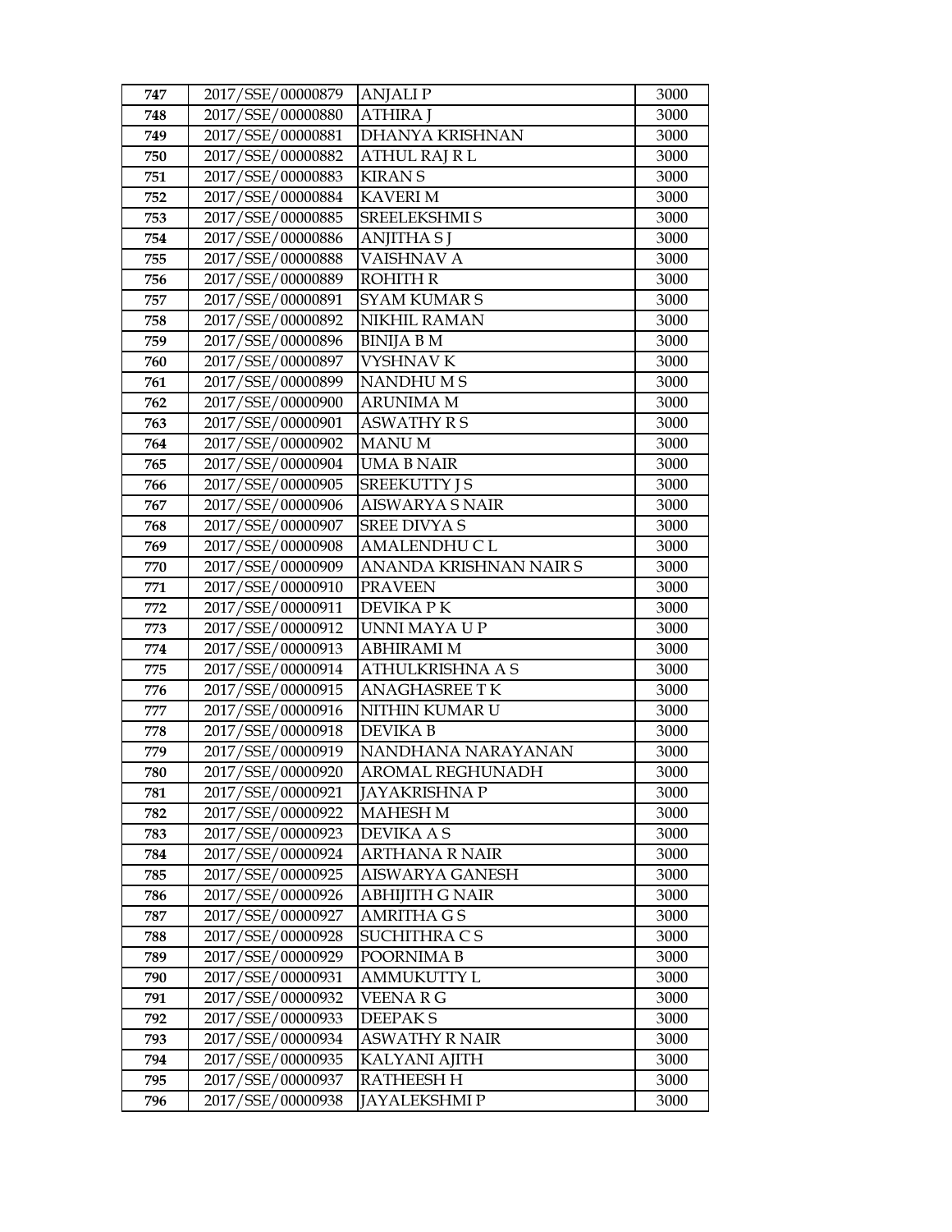| 747 | 2017/SSE/00000879 | ANJALI P | 3000 |
|---|---|---|---|
| 748 | 2017/SSE/00000880 | ATHIRA J | 3000 |
| 749 | 2017/SSE/00000881 | DHANYA KRISHNAN | 3000 |
| 750 | 2017/SSE/00000882 | ATHUL RAJ R L | 3000 |
| 751 | 2017/SSE/00000883 | KIRAN S | 3000 |
| 752 | 2017/SSE/00000884 | KAVERI M | 3000 |
| 753 | 2017/SSE/00000885 | SREELEKSHMI S | 3000 |
| 754 | 2017/SSE/00000886 | ANJITHA S J | 3000 |
| 755 | 2017/SSE/00000888 | VAISHNAV A | 3000 |
| 756 | 2017/SSE/00000889 | ROHITH R | 3000 |
| 757 | 2017/SSE/00000891 | SYAM KUMAR S | 3000 |
| 758 | 2017/SSE/00000892 | NIKHIL RAMAN | 3000 |
| 759 | 2017/SSE/00000896 | BINIJA B M | 3000 |
| 760 | 2017/SSE/00000897 | VYSHNAV K | 3000 |
| 761 | 2017/SSE/00000899 | NANDHU M S | 3000 |
| 762 | 2017/SSE/00000900 | ARUNIMA M | 3000 |
| 763 | 2017/SSE/00000901 | ASWATHY R S | 3000 |
| 764 | 2017/SSE/00000902 | MANU M | 3000 |
| 765 | 2017/SSE/00000904 | UMA B NAIR | 3000 |
| 766 | 2017/SSE/00000905 | SREEKUTTY J S | 3000 |
| 767 | 2017/SSE/00000906 | AISWARYA S NAIR | 3000 |
| 768 | 2017/SSE/00000907 | SREE DIVYA S | 3000 |
| 769 | 2017/SSE/00000908 | AMALENDHU C L | 3000 |
| 770 | 2017/SSE/00000909 | ANANDA KRISHNAN NAIR S | 3000 |
| 771 | 2017/SSE/00000910 | PRAVEEN | 3000 |
| 772 | 2017/SSE/00000911 | DEVIKA P K | 3000 |
| 773 | 2017/SSE/00000912 | UNNI MAYA U P | 3000 |
| 774 | 2017/SSE/00000913 | ABHIRAMI M | 3000 |
| 775 | 2017/SSE/00000914 | ATHULKRISHNA A S | 3000 |
| 776 | 2017/SSE/00000915 | ANAGHASREE T K | 3000 |
| 777 | 2017/SSE/00000916 | NITHIN KUMAR U | 3000 |
| 778 | 2017/SSE/00000918 | DEVIKA B | 3000 |
| 779 | 2017/SSE/00000919 | NANDHANA NARAYANAN | 3000 |
| 780 | 2017/SSE/00000920 | AROMAL REGHUNADH | 3000 |
| 781 | 2017/SSE/00000921 | JAYAKRISHNA P | 3000 |
| 782 | 2017/SSE/00000922 | MAHESH M | 3000 |
| 783 | 2017/SSE/00000923 | DEVIKA A S | 3000 |
| 784 | 2017/SSE/00000924 | ARTHANA R NAIR | 3000 |
| 785 | 2017/SSE/00000925 | AISWARYA GANESH | 3000 |
| 786 | 2017/SSE/00000926 | ABHIJITH G NAIR | 3000 |
| 787 | 2017/SSE/00000927 | AMRITHA G S | 3000 |
| 788 | 2017/SSE/00000928 | SUCHITHRA C S | 3000 |
| 789 | 2017/SSE/00000929 | POORNIMA B | 3000 |
| 790 | 2017/SSE/00000931 | AMMUKUTTY L | 3000 |
| 791 | 2017/SSE/00000932 | VEENA R G | 3000 |
| 792 | 2017/SSE/00000933 | DEEPAK S | 3000 |
| 793 | 2017/SSE/00000934 | ASWATHY R NAIR | 3000 |
| 794 | 2017/SSE/00000935 | KALYANI AJITH | 3000 |
| 795 | 2017/SSE/00000937 | RATHEESH H | 3000 |
| 796 | 2017/SSE/00000938 | JAYALEKSHMI P | 3000 |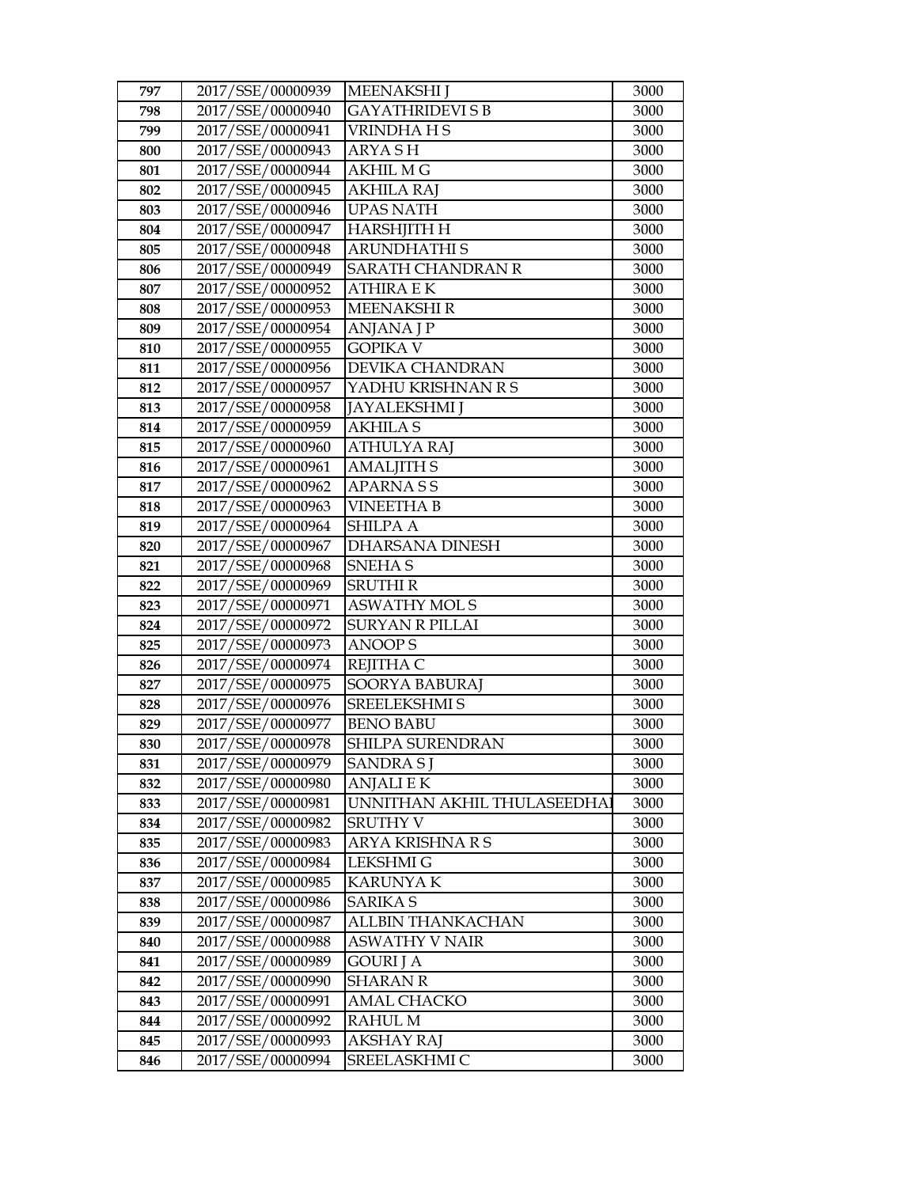| 797 | 2017/SSE/00000939 | MEENAKSHI J | 3000 |
|---|---|---|---|
| 798 | 2017/SSE/00000940 | GAYATHRIDEVI S B | 3000 |
| 799 | 2017/SSE/00000941 | VRINDHA H S | 3000 |
| 800 | 2017/SSE/00000943 | ARYA S H | 3000 |
| 801 | 2017/SSE/00000944 | AKHIL M G | 3000 |
| 802 | 2017/SSE/00000945 | AKHILA RAJ | 3000 |
| 803 | 2017/SSE/00000946 | UPAS NATH | 3000 |
| 804 | 2017/SSE/00000947 | HARSHJITH H | 3000 |
| 805 | 2017/SSE/00000948 | ARUNDHATHI S | 3000 |
| 806 | 2017/SSE/00000949 | SARATH CHANDRAN R | 3000 |
| 807 | 2017/SSE/00000952 | ATHIRA E K | 3000 |
| 808 | 2017/SSE/00000953 | MEENAKSHI R | 3000 |
| 809 | 2017/SSE/00000954 | ANJANA J P | 3000 |
| 810 | 2017/SSE/00000955 | GOPIKA V | 3000 |
| 811 | 2017/SSE/00000956 | DEVIKA CHANDRAN | 3000 |
| 812 | 2017/SSE/00000957 | YADHU KRISHNAN R S | 3000 |
| 813 | 2017/SSE/00000958 | JAYALEKSHMI J | 3000 |
| 814 | 2017/SSE/00000959 | AKHILA S | 3000 |
| 815 | 2017/SSE/00000960 | ATHULYA RAJ | 3000 |
| 816 | 2017/SSE/00000961 | AMALJITH S | 3000 |
| 817 | 2017/SSE/00000962 | APARNA S S | 3000 |
| 818 | 2017/SSE/00000963 | VINEETHA B | 3000 |
| 819 | 2017/SSE/00000964 | SHILPA A | 3000 |
| 820 | 2017/SSE/00000967 | DHARSANA DINESH | 3000 |
| 821 | 2017/SSE/00000968 | SNEHA S | 3000 |
| 822 | 2017/SSE/00000969 | SRUTHI R | 3000 |
| 823 | 2017/SSE/00000971 | ASWATHY MOL S | 3000 |
| 824 | 2017/SSE/00000972 | SURYAN R PILLAI | 3000 |
| 825 | 2017/SSE/00000973 | ANOOP S | 3000 |
| 826 | 2017/SSE/00000974 | REJITHA C | 3000 |
| 827 | 2017/SSE/00000975 | SOORYA BABURAJ | 3000 |
| 828 | 2017/SSE/00000976 | SREELEKSHMI S | 3000 |
| 829 | 2017/SSE/00000977 | BENO BABU | 3000 |
| 830 | 2017/SSE/00000978 | SHILPA SURENDRAN | 3000 |
| 831 | 2017/SSE/00000979 | SANDRA S J | 3000 |
| 832 | 2017/SSE/00000980 | ANJALI E K | 3000 |
| 833 | 2017/SSE/00000981 | UNNITHAN AKHIL THULASEEDHAI | 3000 |
| 834 | 2017/SSE/00000982 | SRUTHY V | 3000 |
| 835 | 2017/SSE/00000983 | ARYA KRISHNA R S | 3000 |
| 836 | 2017/SSE/00000984 | LEKSHMI G | 3000 |
| 837 | 2017/SSE/00000985 | KARUNYA K | 3000 |
| 838 | 2017/SSE/00000986 | SARIKA S | 3000 |
| 839 | 2017/SSE/00000987 | ALLBIN THANKACHAN | 3000 |
| 840 | 2017/SSE/00000988 | ASWATHY V NAIR | 3000 |
| 841 | 2017/SSE/00000989 | GOURI J A | 3000 |
| 842 | 2017/SSE/00000990 | SHARAN R | 3000 |
| 843 | 2017/SSE/00000991 | AMAL CHACKO | 3000 |
| 844 | 2017/SSE/00000992 | RAHUL M | 3000 |
| 845 | 2017/SSE/00000993 | AKSHAY RAJ | 3000 |
| 846 | 2017/SSE/00000994 | SREELASKHMI C | 3000 |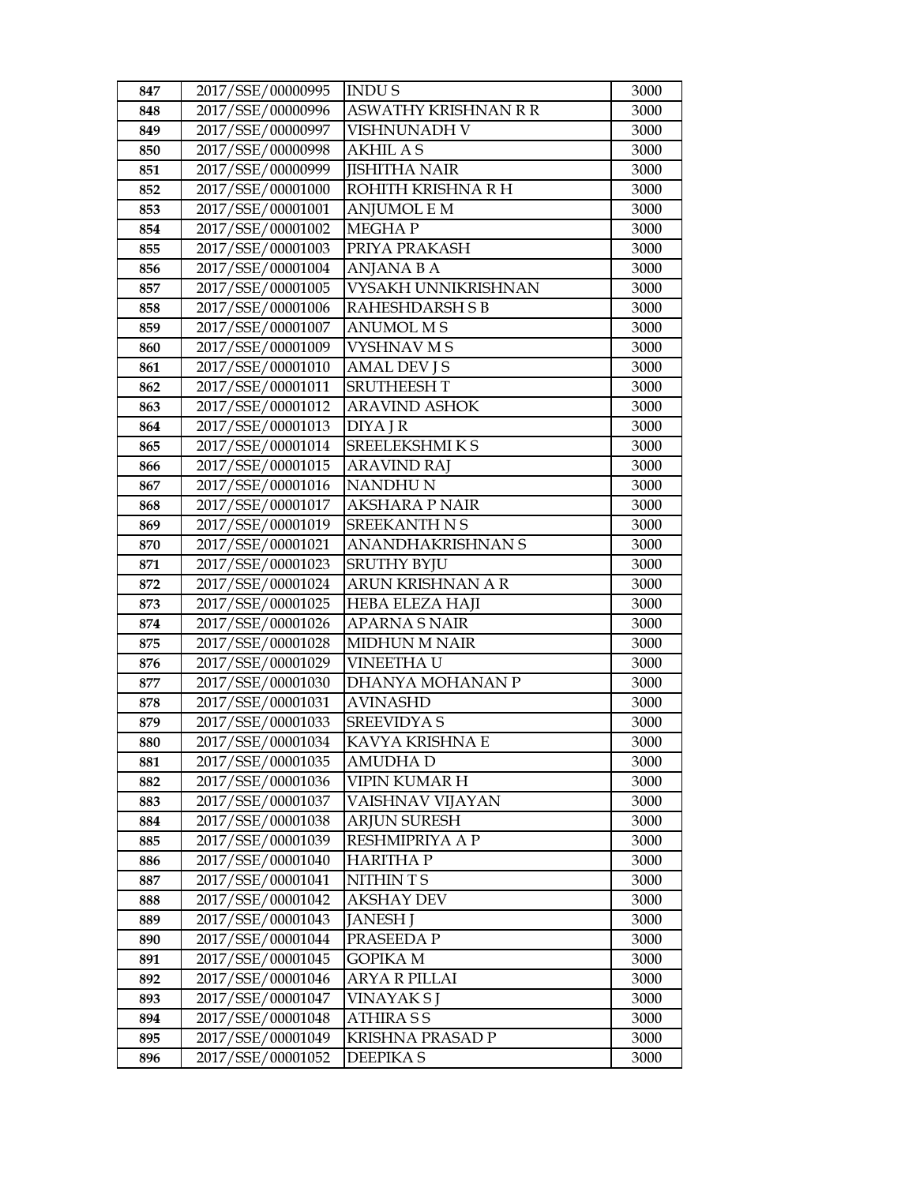| 847 | 2017/SSE/00000995 | INDU S | 3000 |
|---|---|---|---|
| 848 | 2017/SSE/00000996 | ASWATHY KRISHNAN R R | 3000 |
| 849 | 2017/SSE/00000997 | VISHNUNADH V | 3000 |
| 850 | 2017/SSE/00000998 | AKHIL A S | 3000 |
| 851 | 2017/SSE/00000999 | JISHITHA NAIR | 3000 |
| 852 | 2017/SSE/00001000 | ROHITH KRISHNA R H | 3000 |
| 853 | 2017/SSE/00001001 | ANJUMOL E M | 3000 |
| 854 | 2017/SSE/00001002 | MEGHA P | 3000 |
| 855 | 2017/SSE/00001003 | PRIYA PRAKASH | 3000 |
| 856 | 2017/SSE/00001004 | ANJANA B A | 3000 |
| 857 | 2017/SSE/00001005 | VYSAKH UNNIKRISHNAN | 3000 |
| 858 | 2017/SSE/00001006 | RAHESHDARSH S B | 3000 |
| 859 | 2017/SSE/00001007 | ANUMOL M S | 3000 |
| 860 | 2017/SSE/00001009 | VYSHNAV M S | 3000 |
| 861 | 2017/SSE/00001010 | AMAL DEV J S | 3000 |
| 862 | 2017/SSE/00001011 | SRUTHEESH T | 3000 |
| 863 | 2017/SSE/00001012 | ARAVIND ASHOK | 3000 |
| 864 | 2017/SSE/00001013 | DIYA J R | 3000 |
| 865 | 2017/SSE/00001014 | SREELEKSHMI K S | 3000 |
| 866 | 2017/SSE/00001015 | ARAVIND RAJ | 3000 |
| 867 | 2017/SSE/00001016 | NANDHU N | 3000 |
| 868 | 2017/SSE/00001017 | AKSHARA P NAIR | 3000 |
| 869 | 2017/SSE/00001019 | SREEKANTH N S | 3000 |
| 870 | 2017/SSE/00001021 | ANANDHAKRISHNAN S | 3000 |
| 871 | 2017/SSE/00001023 | SRUTHY BYJU | 3000 |
| 872 | 2017/SSE/00001024 | ARUN KRISHNAN A R | 3000 |
| 873 | 2017/SSE/00001025 | HEBA ELEZA HAJI | 3000 |
| 874 | 2017/SSE/00001026 | APARNA S NAIR | 3000 |
| 875 | 2017/SSE/00001028 | MIDHUN M NAIR | 3000 |
| 876 | 2017/SSE/00001029 | VINEETHA U | 3000 |
| 877 | 2017/SSE/00001030 | DHANYA MOHANAN P | 3000 |
| 878 | 2017/SSE/00001031 | AVINASHD | 3000 |
| 879 | 2017/SSE/00001033 | SREEVIDYA S | 3000 |
| 880 | 2017/SSE/00001034 | KAVYA KRISHNA E | 3000 |
| 881 | 2017/SSE/00001035 | AMUDHA D | 3000 |
| 882 | 2017/SSE/00001036 | VIPIN KUMAR H | 3000 |
| 883 | 2017/SSE/00001037 | VAISHNAV VIJAYAN | 3000 |
| 884 | 2017/SSE/00001038 | ARJUN SURESH | 3000 |
| 885 | 2017/SSE/00001039 | RESHMIPRIYA A P | 3000 |
| 886 | 2017/SSE/00001040 | HARITHA P | 3000 |
| 887 | 2017/SSE/00001041 | NITHIN T S | 3000 |
| 888 | 2017/SSE/00001042 | AKSHAY DEV | 3000 |
| 889 | 2017/SSE/00001043 | JANESH J | 3000 |
| 890 | 2017/SSE/00001044 | PRASEEDA P | 3000 |
| 891 | 2017/SSE/00001045 | GOPIKA M | 3000 |
| 892 | 2017/SSE/00001046 | ARYA R PILLAI | 3000 |
| 893 | 2017/SSE/00001047 | VINAYAK S J | 3000 |
| 894 | 2017/SSE/00001048 | ATHIRA S S | 3000 |
| 895 | 2017/SSE/00001049 | KRISHNA PRASAD P | 3000 |
| 896 | 2017/SSE/00001052 | DEEPIKA S | 3000 |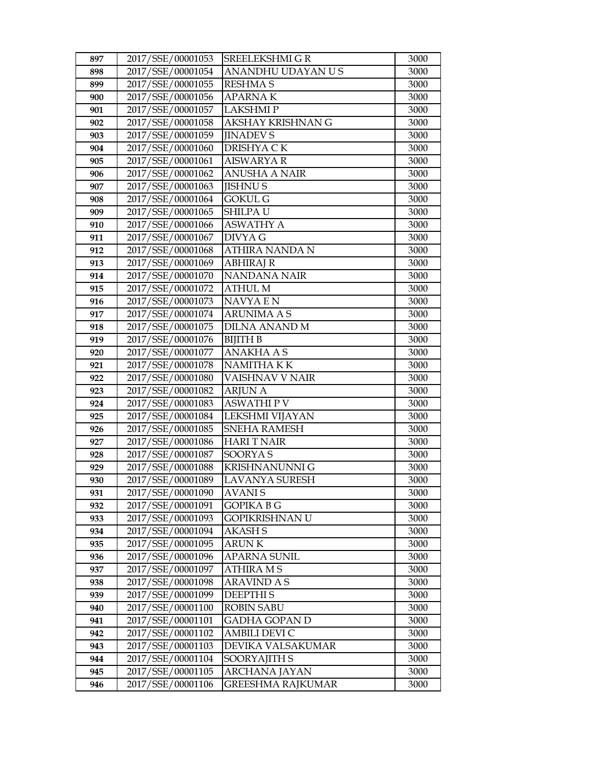| 897 | 2017/SSE/00001053 | SREELEKSHMI G R | 3000 |
|---|---|---|---|
| 898 | 2017/SSE/00001054 | ANANDHU UDAYAN U S | 3000 |
| 899 | 2017/SSE/00001055 | RESHMA S | 3000 |
| 900 | 2017/SSE/00001056 | APARNA K | 3000 |
| 901 | 2017/SSE/00001057 | LAKSHMI P | 3000 |
| 902 | 2017/SSE/00001058 | AKSHAY KRISHNAN G | 3000 |
| 903 | 2017/SSE/00001059 | JINADEV S | 3000 |
| 904 | 2017/SSE/00001060 | DRISHYA C K | 3000 |
| 905 | 2017/SSE/00001061 | AISWARYA R | 3000 |
| 906 | 2017/SSE/00001062 | ANUSHA A NAIR | 3000 |
| 907 | 2017/SSE/00001063 | JISHNU S | 3000 |
| 908 | 2017/SSE/00001064 | GOKUL G | 3000 |
| 909 | 2017/SSE/00001065 | SHILPA U | 3000 |
| 910 | 2017/SSE/00001066 | ASWATHY A | 3000 |
| 911 | 2017/SSE/00001067 | DIVYA G | 3000 |
| 912 | 2017/SSE/00001068 | ATHIRA NANDA N | 3000 |
| 913 | 2017/SSE/00001069 | ABHIRAJ R | 3000 |
| 914 | 2017/SSE/00001070 | NANDANA NAIR | 3000 |
| 915 | 2017/SSE/00001072 | ATHUL M | 3000 |
| 916 | 2017/SSE/00001073 | NAVYA E N | 3000 |
| 917 | 2017/SSE/00001074 | ARUNIMA A S | 3000 |
| 918 | 2017/SSE/00001075 | DILNA ANAND M | 3000 |
| 919 | 2017/SSE/00001076 | BIJITH B | 3000 |
| 920 | 2017/SSE/00001077 | ANAKHA A S | 3000 |
| 921 | 2017/SSE/00001078 | NAMITHA K K | 3000 |
| 922 | 2017/SSE/00001080 | VAISHNAV V NAIR | 3000 |
| 923 | 2017/SSE/00001082 | ARJUN A | 3000 |
| 924 | 2017/SSE/00001083 | ASWATHI P V | 3000 |
| 925 | 2017/SSE/00001084 | LEKSHMI VIJAYAN | 3000 |
| 926 | 2017/SSE/00001085 | SNEHA RAMESH | 3000 |
| 927 | 2017/SSE/00001086 | HARI T NAIR | 3000 |
| 928 | 2017/SSE/00001087 | SOORYA S | 3000 |
| 929 | 2017/SSE/00001088 | KRISHNANUNNI G | 3000 |
| 930 | 2017/SSE/00001089 | LAVANYA SURESH | 3000 |
| 931 | 2017/SSE/00001090 | AVANI S | 3000 |
| 932 | 2017/SSE/00001091 | GOPIKA B G | 3000 |
| 933 | 2017/SSE/00001093 | GOPIKRISHNAN U | 3000 |
| 934 | 2017/SSE/00001094 | AKASH S | 3000 |
| 935 | 2017/SSE/00001095 | ARUN K | 3000 |
| 936 | 2017/SSE/00001096 | APARNA SUNIL | 3000 |
| 937 | 2017/SSE/00001097 | ATHIRA M S | 3000 |
| 938 | 2017/SSE/00001098 | ARAVIND A S | 3000 |
| 939 | 2017/SSE/00001099 | DEEPTHI S | 3000 |
| 940 | 2017/SSE/00001100 | ROBIN SABU | 3000 |
| 941 | 2017/SSE/00001101 | GADHA GOPAN D | 3000 |
| 942 | 2017/SSE/00001102 | AMBILI DEVI C | 3000 |
| 943 | 2017/SSE/00001103 | DEVIKA VALSAKUMAR | 3000 |
| 944 | 2017/SSE/00001104 | SOORYAJITH S | 3000 |
| 945 | 2017/SSE/00001105 | ARCHANA JAYAN | 3000 |
| 946 | 2017/SSE/00001106 | GREESHMA RAJKUMAR | 3000 |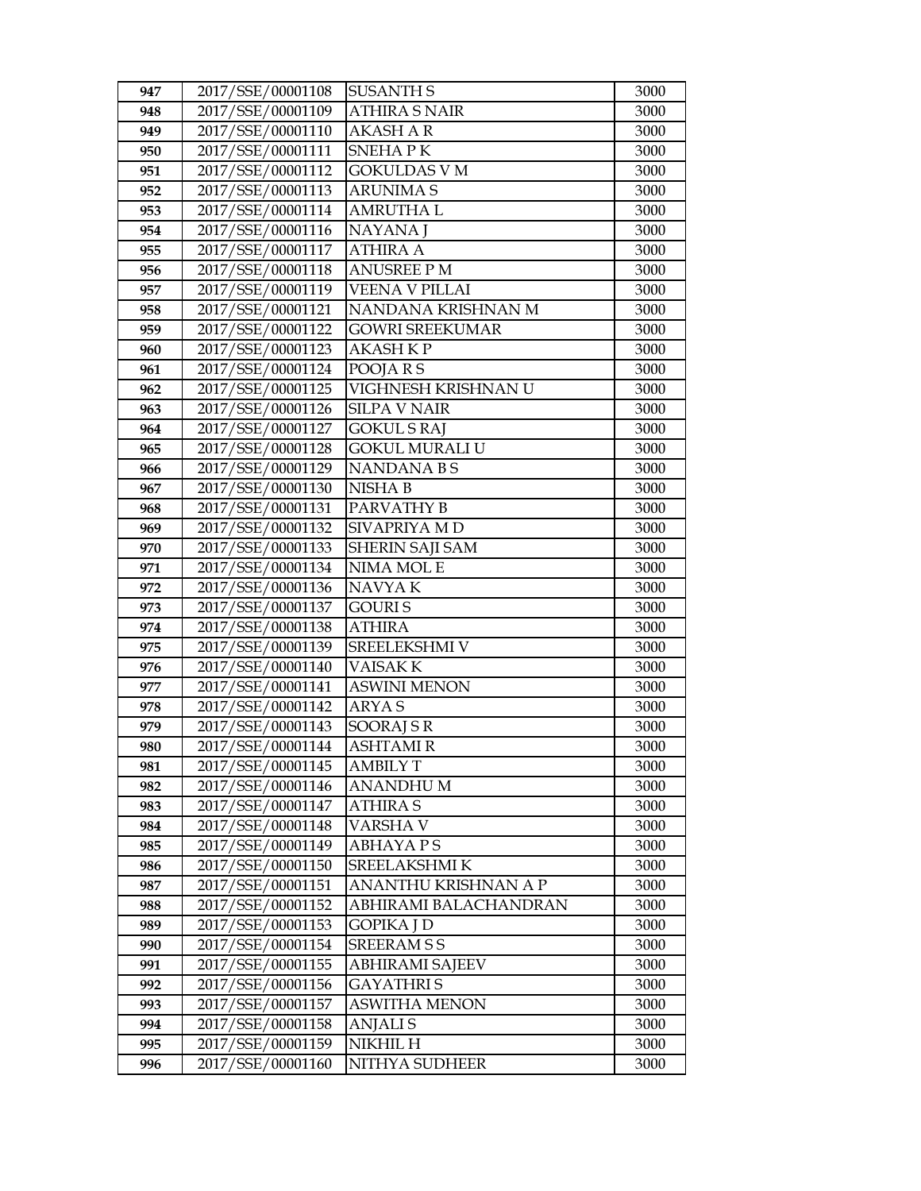| 947 | 2017/SSE/00001108 | SUSANTH S | 3000 |
|---|---|---|---|
| 948 | 2017/SSE/00001109 | ATHIRA S NAIR | 3000 |
| 949 | 2017/SSE/00001110 | AKASH A R | 3000 |
| 950 | 2017/SSE/00001111 | SNEHA P K | 3000 |
| 951 | 2017/SSE/00001112 | GOKULDAS V M | 3000 |
| 952 | 2017/SSE/00001113 | ARUNIMA S | 3000 |
| 953 | 2017/SSE/00001114 | AMRUTHA L | 3000 |
| 954 | 2017/SSE/00001116 | NAYANA J | 3000 |
| 955 | 2017/SSE/00001117 | ATHIRA A | 3000 |
| 956 | 2017/SSE/00001118 | ANUSREE P M | 3000 |
| 957 | 2017/SSE/00001119 | VEENA V PILLAI | 3000 |
| 958 | 2017/SSE/00001121 | NANDANA KRISHNAN M | 3000 |
| 959 | 2017/SSE/00001122 | GOWRI SREEKUMAR | 3000 |
| 960 | 2017/SSE/00001123 | AKASH K P | 3000 |
| 961 | 2017/SSE/00001124 | POOJA R S | 3000 |
| 962 | 2017/SSE/00001125 | VIGHNESH KRISHNAN U | 3000 |
| 963 | 2017/SSE/00001126 | SILPA V NAIR | 3000 |
| 964 | 2017/SSE/00001127 | GOKUL S RAJ | 3000 |
| 965 | 2017/SSE/00001128 | GOKUL MURALI U | 3000 |
| 966 | 2017/SSE/00001129 | NANDANA B S | 3000 |
| 967 | 2017/SSE/00001130 | NISHA B | 3000 |
| 968 | 2017/SSE/00001131 | PARVATHY B | 3000 |
| 969 | 2017/SSE/00001132 | SIVAPRIYA M D | 3000 |
| 970 | 2017/SSE/00001133 | SHERIN SAJI SAM | 3000 |
| 971 | 2017/SSE/00001134 | NIMA MOL E | 3000 |
| 972 | 2017/SSE/00001136 | NAVYA K | 3000 |
| 973 | 2017/SSE/00001137 | GOURI S | 3000 |
| 974 | 2017/SSE/00001138 | ATHIRA | 3000 |
| 975 | 2017/SSE/00001139 | SREELEKSHMI V | 3000 |
| 976 | 2017/SSE/00001140 | VAISAK K | 3000 |
| 977 | 2017/SSE/00001141 | ASWINI MENON | 3000 |
| 978 | 2017/SSE/00001142 | ARYA S | 3000 |
| 979 | 2017/SSE/00001143 | SOORAJ S R | 3000 |
| 980 | 2017/SSE/00001144 | ASHTAMI R | 3000 |
| 981 | 2017/SSE/00001145 | AMBILY T | 3000 |
| 982 | 2017/SSE/00001146 | ANANDHU M | 3000 |
| 983 | 2017/SSE/00001147 | ATHIRA S | 3000 |
| 984 | 2017/SSE/00001148 | VARSHA V | 3000 |
| 985 | 2017/SSE/00001149 | ABHAYA P S | 3000 |
| 986 | 2017/SSE/00001150 | SREELAKSHMI K | 3000 |
| 987 | 2017/SSE/00001151 | ANANTHU KRISHNAN A P | 3000 |
| 988 | 2017/SSE/00001152 | ABHIRAMI BALACHANDRAN | 3000 |
| 989 | 2017/SSE/00001153 | GOPIKA J D | 3000 |
| 990 | 2017/SSE/00001154 | SREERAM S S | 3000 |
| 991 | 2017/SSE/00001155 | ABHIRAMI SAJEEV | 3000 |
| 992 | 2017/SSE/00001156 | GAYATHRI S | 3000 |
| 993 | 2017/SSE/00001157 | ASWITHA MENON | 3000 |
| 994 | 2017/SSE/00001158 | ANJALI S | 3000 |
| 995 | 2017/SSE/00001159 | NIKHIL H | 3000 |
| 996 | 2017/SSE/00001160 | NITHYA SUDHEER | 3000 |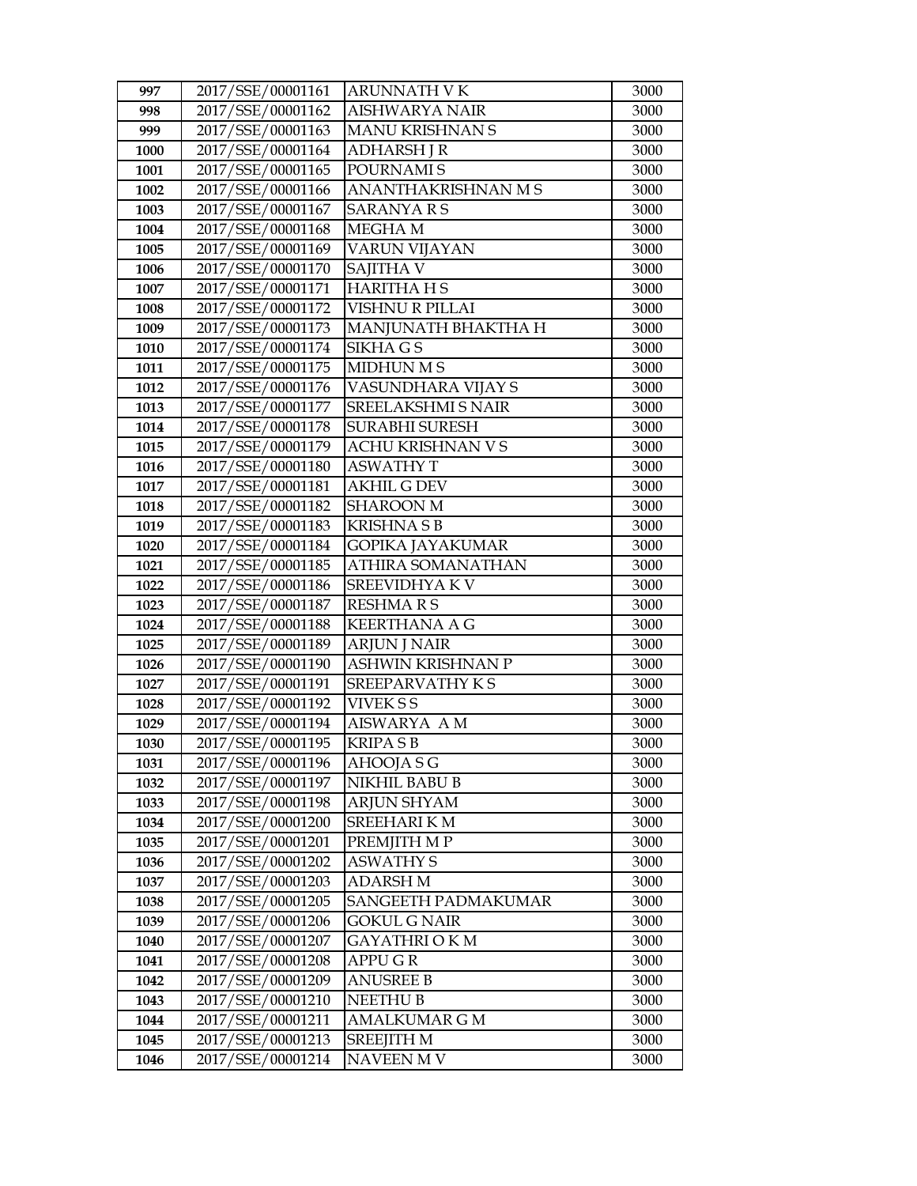| 997 | 2017/SSE/00001161 | ARUNNATH V K | 3000 |
|---|---|---|---|
| 998 | 2017/SSE/00001162 | AISHWARYA NAIR | 3000 |
| 999 | 2017/SSE/00001163 | MANU KRISHNAN S | 3000 |
| 1000 | 2017/SSE/00001164 | ADHARSH J R | 3000 |
| 1001 | 2017/SSE/00001165 | POURNAMI S | 3000 |
| 1002 | 2017/SSE/00001166 | ANANTHAKRISHNAN M S | 3000 |
| 1003 | 2017/SSE/00001167 | SARANYA R S | 3000 |
| 1004 | 2017/SSE/00001168 | MEGHA M | 3000 |
| 1005 | 2017/SSE/00001169 | VARUN VIJAYAN | 3000 |
| 1006 | 2017/SSE/00001170 | SAJITHA V | 3000 |
| 1007 | 2017/SSE/00001171 | HARITHA H S | 3000 |
| 1008 | 2017/SSE/00001172 | VISHNU R PILLAI | 3000 |
| 1009 | 2017/SSE/00001173 | MANJUNATH BHAKTHA H | 3000 |
| 1010 | 2017/SSE/00001174 | SIKHA G S | 3000 |
| 1011 | 2017/SSE/00001175 | MIDHUN M S | 3000 |
| 1012 | 2017/SSE/00001176 | VASUNDHARA VIJAY S | 3000 |
| 1013 | 2017/SSE/00001177 | SREELAKSHMI S NAIR | 3000 |
| 1014 | 2017/SSE/00001178 | SURABHI SURESH | 3000 |
| 1015 | 2017/SSE/00001179 | ACHU KRISHNAN V S | 3000 |
| 1016 | 2017/SSE/00001180 | ASWATHY T | 3000 |
| 1017 | 2017/SSE/00001181 | AKHIL G DEV | 3000 |
| 1018 | 2017/SSE/00001182 | SHAROON M | 3000 |
| 1019 | 2017/SSE/00001183 | KRISHNA S B | 3000 |
| 1020 | 2017/SSE/00001184 | GOPIKA JAYAKUMAR | 3000 |
| 1021 | 2017/SSE/00001185 | ATHIRA SOMANATHAN | 3000 |
| 1022 | 2017/SSE/00001186 | SREEVIDHYA K V | 3000 |
| 1023 | 2017/SSE/00001187 | RESHMA R S | 3000 |
| 1024 | 2017/SSE/00001188 | KEERTHANA A G | 3000 |
| 1025 | 2017/SSE/00001189 | ARJUN J NAIR | 3000 |
| 1026 | 2017/SSE/00001190 | ASHWIN KRISHNAN P | 3000 |
| 1027 | 2017/SSE/00001191 | SREEPARVATHY K S | 3000 |
| 1028 | 2017/SSE/00001192 | VIVEK S S | 3000 |
| 1029 | 2017/SSE/00001194 | AISWARYA A M | 3000 |
| 1030 | 2017/SSE/00001195 | KRIPA S B | 3000 |
| 1031 | 2017/SSE/00001196 | AHOOJA S G | 3000 |
| 1032 | 2017/SSE/00001197 | NIKHIL BABU B | 3000 |
| 1033 | 2017/SSE/00001198 | ARJUN SHYAM | 3000 |
| 1034 | 2017/SSE/00001200 | SREEHARI K M | 3000 |
| 1035 | 2017/SSE/00001201 | PREMJITH M P | 3000 |
| 1036 | 2017/SSE/00001202 | ASWATHY S | 3000 |
| 1037 | 2017/SSE/00001203 | ADARSH M | 3000 |
| 1038 | 2017/SSE/00001205 | SANGEETH PADMAKUMAR | 3000 |
| 1039 | 2017/SSE/00001206 | GOKUL G NAIR | 3000 |
| 1040 | 2017/SSE/00001207 | GAYATHRI O K M | 3000 |
| 1041 | 2017/SSE/00001208 | APPU G R | 3000 |
| 1042 | 2017/SSE/00001209 | ANUSREE B | 3000 |
| 1043 | 2017/SSE/00001210 | NEETHU B | 3000 |
| 1044 | 2017/SSE/00001211 | AMALKUMAR G M | 3000 |
| 1045 | 2017/SSE/00001213 | SREEJITH M | 3000 |
| 1046 | 2017/SSE/00001214 | NAVEEN M V | 3000 |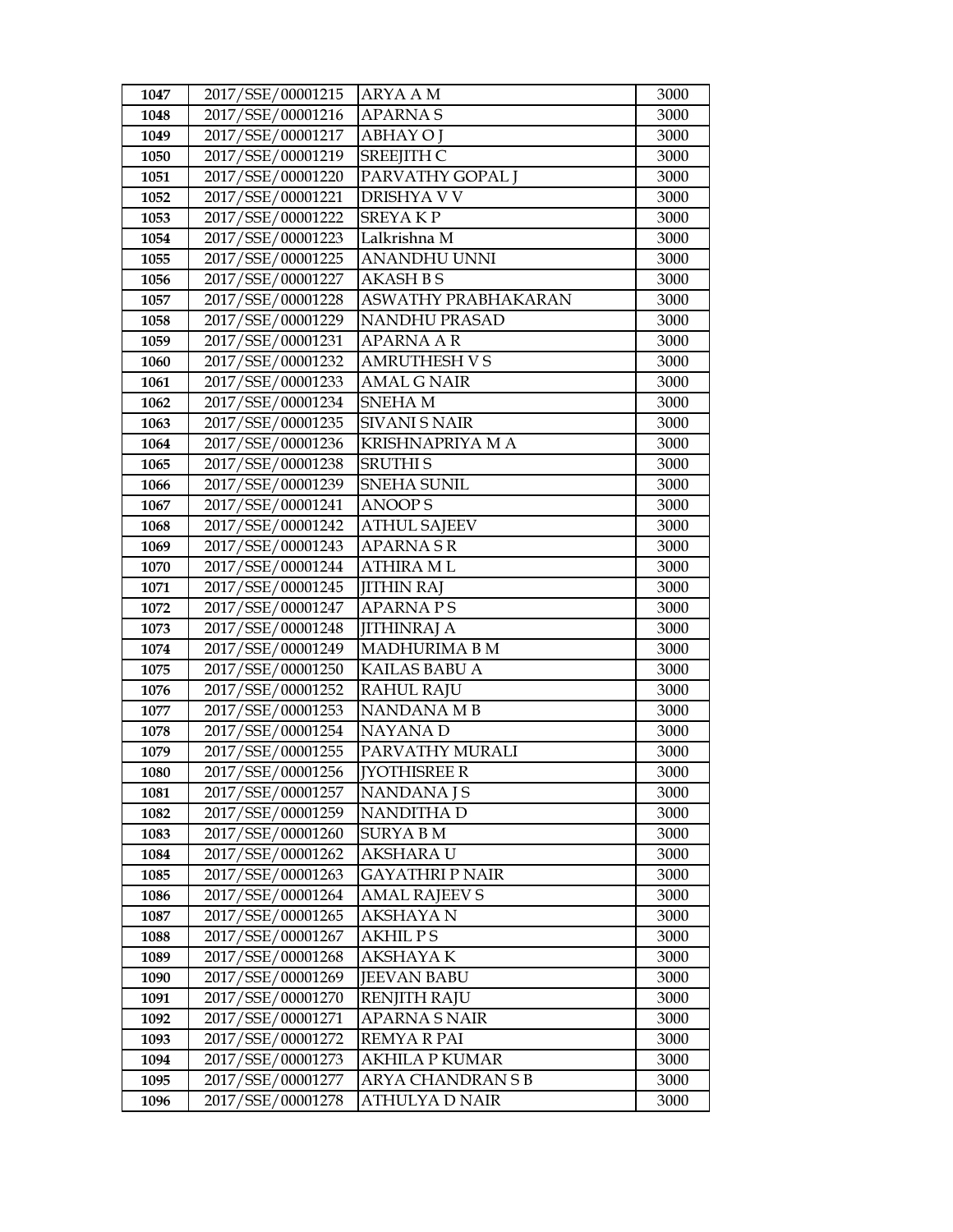| 1047 | 2017/SSE/00001215 | ARYA A M | 3000 |
|---|---|---|---|
| 1048 | 2017/SSE/00001216 | APARNA S | 3000 |
| 1049 | 2017/SSE/00001217 | ABHAY O J | 3000 |
| 1050 | 2017/SSE/00001219 | SREEJITH C | 3000 |
| 1051 | 2017/SSE/00001220 | PARVATHY GOPAL J | 3000 |
| 1052 | 2017/SSE/00001221 | DRISHYA V V | 3000 |
| 1053 | 2017/SSE/00001222 | SREYA K P | 3000 |
| 1054 | 2017/SSE/00001223 | Lalkrishna M | 3000 |
| 1055 | 2017/SSE/00001225 | ANANDHU UNNI | 3000 |
| 1056 | 2017/SSE/00001227 | AKASH B S | 3000 |
| 1057 | 2017/SSE/00001228 | ASWATHY PRABHAKARAN | 3000 |
| 1058 | 2017/SSE/00001229 | NANDHU PRASAD | 3000 |
| 1059 | 2017/SSE/00001231 | APARNA A R | 3000 |
| 1060 | 2017/SSE/00001232 | AMRUTHESH V S | 3000 |
| 1061 | 2017/SSE/00001233 | AMAL G NAIR | 3000 |
| 1062 | 2017/SSE/00001234 | SNEHA M | 3000 |
| 1063 | 2017/SSE/00001235 | SIVANI S NAIR | 3000 |
| 1064 | 2017/SSE/00001236 | KRISHNAPRIYA M A | 3000 |
| 1065 | 2017/SSE/00001238 | SRUTHI S | 3000 |
| 1066 | 2017/SSE/00001239 | SNEHA SUNIL | 3000 |
| 1067 | 2017/SSE/00001241 | ANOOP S | 3000 |
| 1068 | 2017/SSE/00001242 | ATHUL SAJEEV | 3000 |
| 1069 | 2017/SSE/00001243 | APARNA S R | 3000 |
| 1070 | 2017/SSE/00001244 | ATHIRA M L | 3000 |
| 1071 | 2017/SSE/00001245 | JITHIN RAJ | 3000 |
| 1072 | 2017/SSE/00001247 | APARNA P S | 3000 |
| 1073 | 2017/SSE/00001248 | JITHINRAJ A | 3000 |
| 1074 | 2017/SSE/00001249 | MADHURIMA B M | 3000 |
| 1075 | 2017/SSE/00001250 | KAILAS BABU A | 3000 |
| 1076 | 2017/SSE/00001252 | RAHUL RAJU | 3000 |
| 1077 | 2017/SSE/00001253 | NANDANA M B | 3000 |
| 1078 | 2017/SSE/00001254 | NAYANA D | 3000 |
| 1079 | 2017/SSE/00001255 | PARVATHY MURALI | 3000 |
| 1080 | 2017/SSE/00001256 | JYOTHISREE R | 3000 |
| 1081 | 2017/SSE/00001257 | NANDANA J S | 3000 |
| 1082 | 2017/SSE/00001259 | NANDITHA D | 3000 |
| 1083 | 2017/SSE/00001260 | SURYA B M | 3000 |
| 1084 | 2017/SSE/00001262 | AKSHARA U | 3000 |
| 1085 | 2017/SSE/00001263 | GAYATHRI P NAIR | 3000 |
| 1086 | 2017/SSE/00001264 | AMAL RAJEEV S | 3000 |
| 1087 | 2017/SSE/00001265 | AKSHAYA N | 3000 |
| 1088 | 2017/SSE/00001267 | AKHIL P S | 3000 |
| 1089 | 2017/SSE/00001268 | AKSHAYA K | 3000 |
| 1090 | 2017/SSE/00001269 | JEEVAN BABU | 3000 |
| 1091 | 2017/SSE/00001270 | RENJITH RAJU | 3000 |
| 1092 | 2017/SSE/00001271 | APARNA S NAIR | 3000 |
| 1093 | 2017/SSE/00001272 | REMYA R PAI | 3000 |
| 1094 | 2017/SSE/00001273 | AKHILA P KUMAR | 3000 |
| 1095 | 2017/SSE/00001277 | ARYA CHANDRAN S B | 3000 |
| 1096 | 2017/SSE/00001278 | ATHULYA D NAIR | 3000 |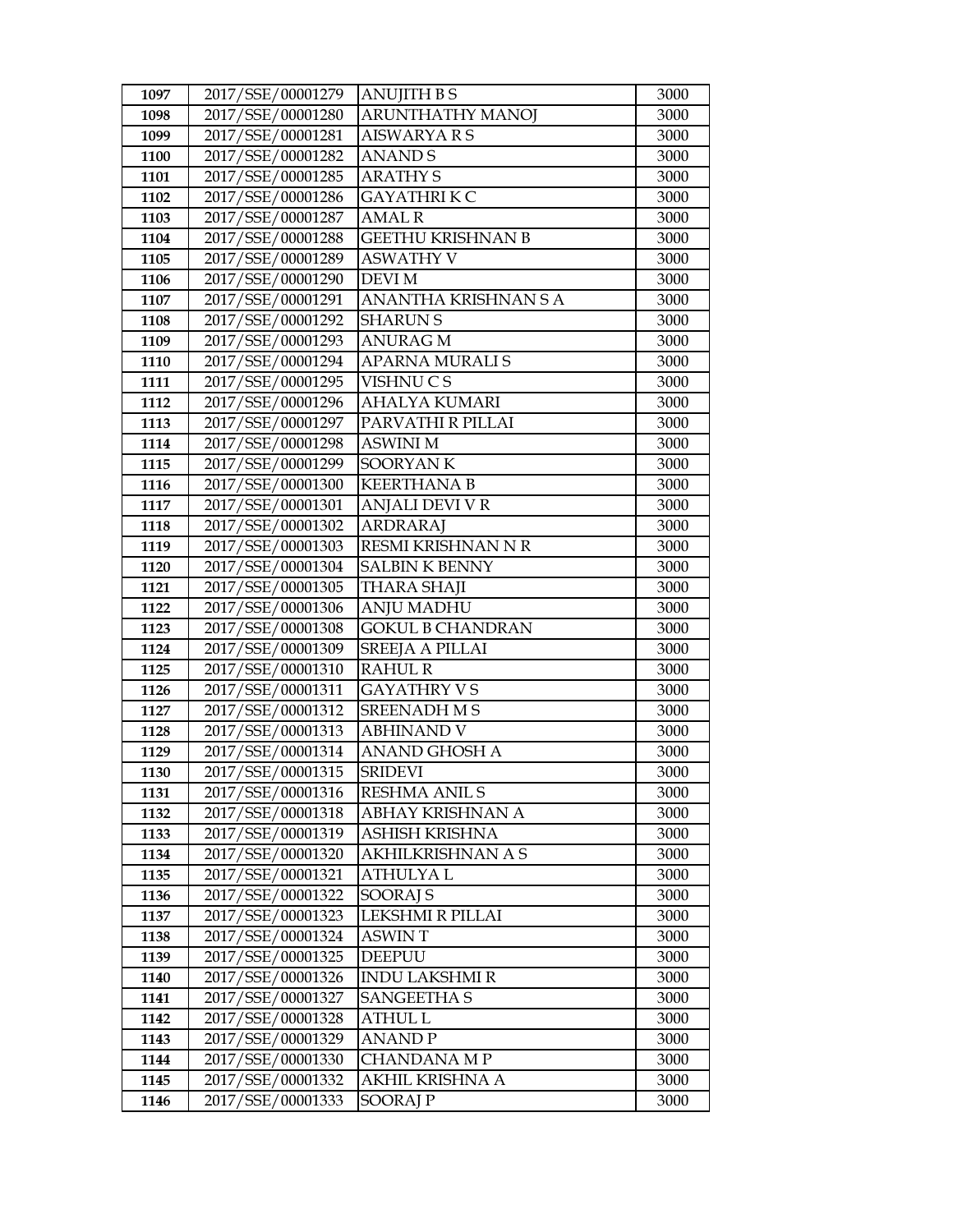| 1097 | 2017/SSE/00001279 | ANUJITH B S | 3000 |
|---|---|---|---|
| 1098 | 2017/SSE/00001280 | ARUNTHATHY MANOJ | 3000 |
| 1099 | 2017/SSE/00001281 | AISWARYA R S | 3000 |
| 1100 | 2017/SSE/00001282 | ANAND S | 3000 |
| 1101 | 2017/SSE/00001285 | ARATHY S | 3000 |
| 1102 | 2017/SSE/00001286 | GAYATHRI K C | 3000 |
| 1103 | 2017/SSE/00001287 | AMAL R | 3000 |
| 1104 | 2017/SSE/00001288 | GEETHU KRISHNAN B | 3000 |
| 1105 | 2017/SSE/00001289 | ASWATHY V | 3000 |
| 1106 | 2017/SSE/00001290 | DEVI M | 3000 |
| 1107 | 2017/SSE/00001291 | ANANTHA KRISHNAN S A | 3000 |
| 1108 | 2017/SSE/00001292 | SHARUN S | 3000 |
| 1109 | 2017/SSE/00001293 | ANURAG M | 3000 |
| 1110 | 2017/SSE/00001294 | APARNA MURALI S | 3000 |
| 1111 | 2017/SSE/00001295 | VISHNU C S | 3000 |
| 1112 | 2017/SSE/00001296 | AHALYA KUMARI | 3000 |
| 1113 | 2017/SSE/00001297 | PARVATHI R PILLAI | 3000 |
| 1114 | 2017/SSE/00001298 | ASWINI M | 3000 |
| 1115 | 2017/SSE/00001299 | SOORYAN K | 3000 |
| 1116 | 2017/SSE/00001300 | KEERTHANA B | 3000 |
| 1117 | 2017/SSE/00001301 | ANJALI DEVI V R | 3000 |
| 1118 | 2017/SSE/00001302 | ARDRARAJ | 3000 |
| 1119 | 2017/SSE/00001303 | RESMI KRISHNAN N R | 3000 |
| 1120 | 2017/SSE/00001304 | SALBIN K BENNY | 3000 |
| 1121 | 2017/SSE/00001305 | THARA SHAJI | 3000 |
| 1122 | 2017/SSE/00001306 | ANJU MADHU | 3000 |
| 1123 | 2017/SSE/00001308 | GOKUL B CHANDRAN | 3000 |
| 1124 | 2017/SSE/00001309 | SREEJA A PILLAI | 3000 |
| 1125 | 2017/SSE/00001310 | RAHUL R | 3000 |
| 1126 | 2017/SSE/00001311 | GAYATHRY V S | 3000 |
| 1127 | 2017/SSE/00001312 | SREENADH M S | 3000 |
| 1128 | 2017/SSE/00001313 | ABHINAND V | 3000 |
| 1129 | 2017/SSE/00001314 | ANAND GHOSH A | 3000 |
| 1130 | 2017/SSE/00001315 | SRIDEVI | 3000 |
| 1131 | 2017/SSE/00001316 | RESHMA ANIL S | 3000 |
| 1132 | 2017/SSE/00001318 | ABHAY KRISHNAN A | 3000 |
| 1133 | 2017/SSE/00001319 | ASHISH KRISHNA | 3000 |
| 1134 | 2017/SSE/00001320 | AKHILKRISHNAN A S | 3000 |
| 1135 | 2017/SSE/00001321 | ATHULYA L | 3000 |
| 1136 | 2017/SSE/00001322 | SOORAJ S | 3000 |
| 1137 | 2017/SSE/00001323 | LEKSHMI R PILLAI | 3000 |
| 1138 | 2017/SSE/00001324 | ASWIN T | 3000 |
| 1139 | 2017/SSE/00001325 | DEEPUU | 3000 |
| 1140 | 2017/SSE/00001326 | INDU LAKSHMI R | 3000 |
| 1141 | 2017/SSE/00001327 | SANGEETHA S | 3000 |
| 1142 | 2017/SSE/00001328 | ATHUL L | 3000 |
| 1143 | 2017/SSE/00001329 | ANAND P | 3000 |
| 1144 | 2017/SSE/00001330 | CHANDANA M P | 3000 |
| 1145 | 2017/SSE/00001332 | AKHIL KRISHNA A | 3000 |
| 1146 | 2017/SSE/00001333 | SOORAJ P | 3000 |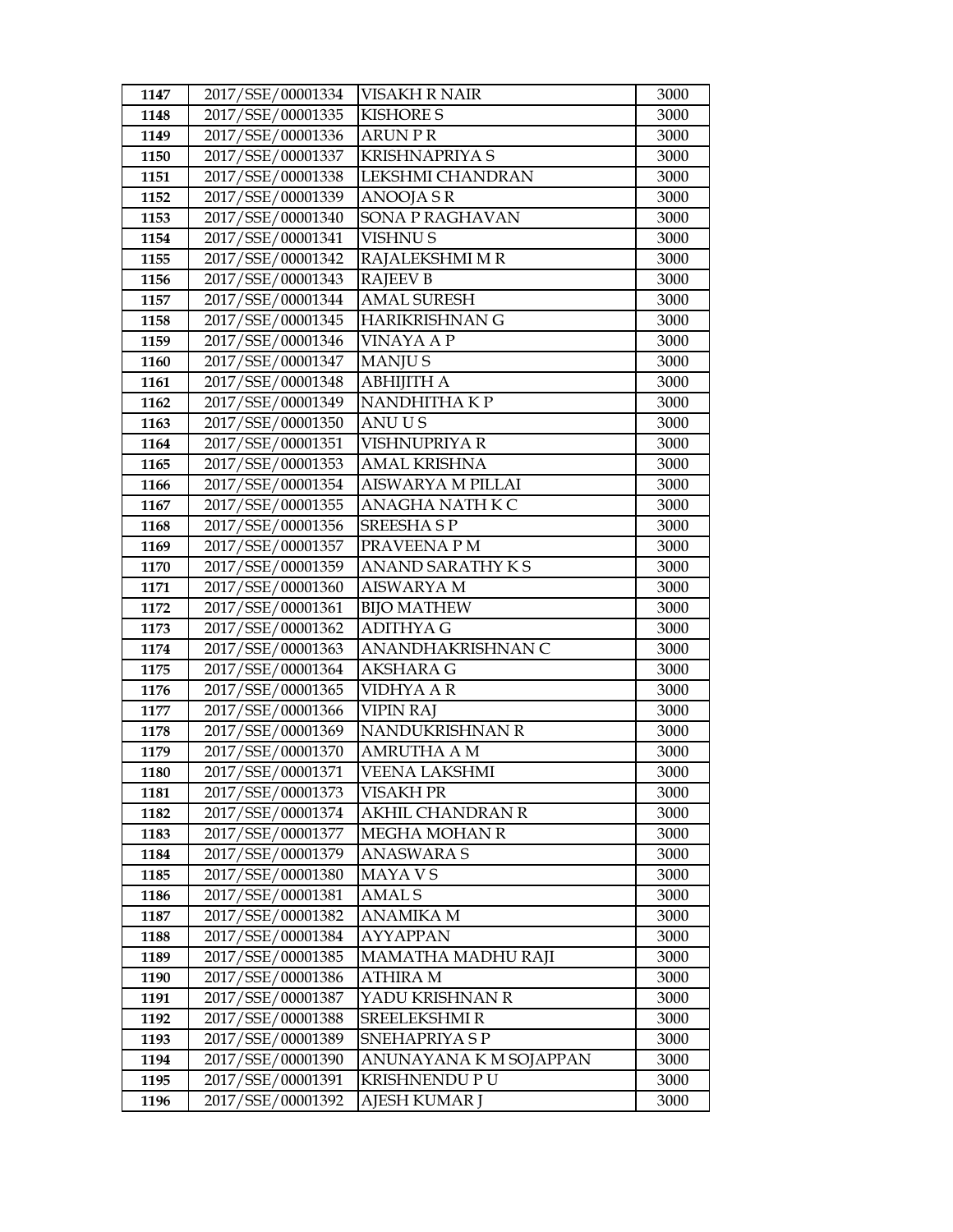| 1147 | 2017/SSE/00001334 | VISAKH R NAIR | 3000 |
|---|---|---|---|
| 1148 | 2017/SSE/00001335 | KISHORE S | 3000 |
| 1149 | 2017/SSE/00001336 | ARUN P R | 3000 |
| 1150 | 2017/SSE/00001337 | KRISHNAPRIYA S | 3000 |
| 1151 | 2017/SSE/00001338 | LEKSHMI CHANDRAN | 3000 |
| 1152 | 2017/SSE/00001339 | ANOOJA S R | 3000 |
| 1153 | 2017/SSE/00001340 | SONA P RAGHAVAN | 3000 |
| 1154 | 2017/SSE/00001341 | VISHNU S | 3000 |
| 1155 | 2017/SSE/00001342 | RAJALEKSHMI M R | 3000 |
| 1156 | 2017/SSE/00001343 | RAJEEV B | 3000 |
| 1157 | 2017/SSE/00001344 | AMAL SURESH | 3000 |
| 1158 | 2017/SSE/00001345 | HARIKRISHNAN G | 3000 |
| 1159 | 2017/SSE/00001346 | VINAYA A P | 3000 |
| 1160 | 2017/SSE/00001347 | MANJU S | 3000 |
| 1161 | 2017/SSE/00001348 | ABHIJITH A | 3000 |
| 1162 | 2017/SSE/00001349 | NANDHITHA K P | 3000 |
| 1163 | 2017/SSE/00001350 | ANU U S | 3000 |
| 1164 | 2017/SSE/00001351 | VISHNUPRIYA R | 3000 |
| 1165 | 2017/SSE/00001353 | AMAL KRISHNA | 3000 |
| 1166 | 2017/SSE/00001354 | AISWARYA M PILLAI | 3000 |
| 1167 | 2017/SSE/00001355 | ANAGHA NATH K C | 3000 |
| 1168 | 2017/SSE/00001356 | SREESHA S P | 3000 |
| 1169 | 2017/SSE/00001357 | PRAVEENA P M | 3000 |
| 1170 | 2017/SSE/00001359 | ANAND SARATHY K S | 3000 |
| 1171 | 2017/SSE/00001360 | AISWARYA M | 3000 |
| 1172 | 2017/SSE/00001361 | BIJO MATHEW | 3000 |
| 1173 | 2017/SSE/00001362 | ADITHYA G | 3000 |
| 1174 | 2017/SSE/00001363 | ANANDHAKRISHNAN C | 3000 |
| 1175 | 2017/SSE/00001364 | AKSHARA G | 3000 |
| 1176 | 2017/SSE/00001365 | VIDHYA A R | 3000 |
| 1177 | 2017/SSE/00001366 | VIPIN RAJ | 3000 |
| 1178 | 2017/SSE/00001369 | NANDUKRISHNAN R | 3000 |
| 1179 | 2017/SSE/00001370 | AMRUTHA A M | 3000 |
| 1180 | 2017/SSE/00001371 | VEENA LAKSHMI | 3000 |
| 1181 | 2017/SSE/00001373 | VISAKH PR | 3000 |
| 1182 | 2017/SSE/00001374 | AKHIL CHANDRAN R | 3000 |
| 1183 | 2017/SSE/00001377 | MEGHA MOHAN R | 3000 |
| 1184 | 2017/SSE/00001379 | ANASWARA S | 3000 |
| 1185 | 2017/SSE/00001380 | MAYA V S | 3000 |
| 1186 | 2017/SSE/00001381 | AMAL S | 3000 |
| 1187 | 2017/SSE/00001382 | ANAMIKA M | 3000 |
| 1188 | 2017/SSE/00001384 | AYYAPPAN | 3000 |
| 1189 | 2017/SSE/00001385 | MAMATHA MADHU RAJI | 3000 |
| 1190 | 2017/SSE/00001386 | ATHIRA M | 3000 |
| 1191 | 2017/SSE/00001387 | YADU KRISHNAN R | 3000 |
| 1192 | 2017/SSE/00001388 | SREELEKSHMI R | 3000 |
| 1193 | 2017/SSE/00001389 | SNEHAPRIYA S P | 3000 |
| 1194 | 2017/SSE/00001390 | ANUNAYANA K M SOJAPPAN | 3000 |
| 1195 | 2017/SSE/00001391 | KRISHNENDU P U | 3000 |
| 1196 | 2017/SSE/00001392 | AJESH KUMAR J | 3000 |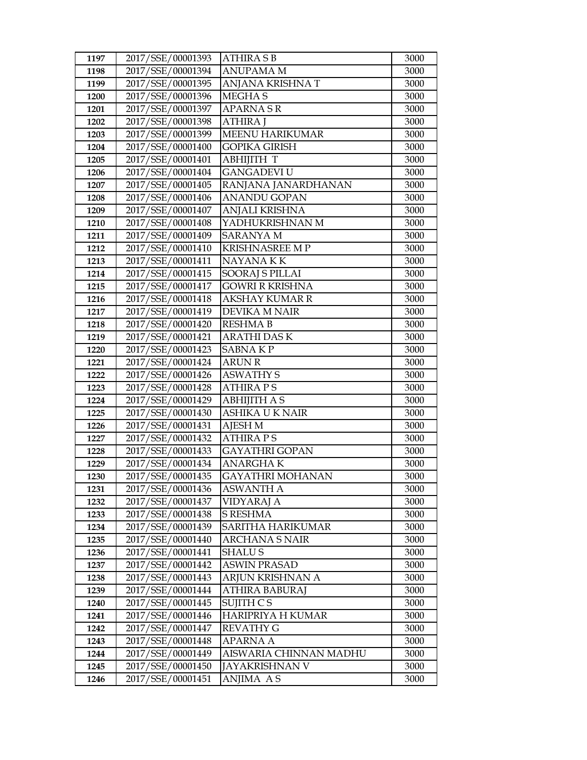| 1197 | 2017/SSE/00001393 | ATHIRA S B | 3000 |
|---|---|---|---|
| 1198 | 2017/SSE/00001394 | ANUPAMA M | 3000 |
| 1199 | 2017/SSE/00001395 | ANJANA KRISHNA T | 3000 |
| 1200 | 2017/SSE/00001396 | MEGHA S | 3000 |
| 1201 | 2017/SSE/00001397 | APARNA S R | 3000 |
| 1202 | 2017/SSE/00001398 | ATHIRA J | 3000 |
| 1203 | 2017/SSE/00001399 | MEENU HARIKUMAR | 3000 |
| 1204 | 2017/SSE/00001400 | GOPIKA GIRISH | 3000 |
| 1205 | 2017/SSE/00001401 | ABHIJITH T | 3000 |
| 1206 | 2017/SSE/00001404 | GANGADEVI U | 3000 |
| 1207 | 2017/SSE/00001405 | RANJANA JANARDHANAN | 3000 |
| 1208 | 2017/SSE/00001406 | ANANDU GOPAN | 3000 |
| 1209 | 2017/SSE/00001407 | ANJALI KRISHNA | 3000 |
| 1210 | 2017/SSE/00001408 | YADHUKRISHNAN M | 3000 |
| 1211 | 2017/SSE/00001409 | SARANYA M | 3000 |
| 1212 | 2017/SSE/00001410 | KRISHNASREE M P | 3000 |
| 1213 | 2017/SSE/00001411 | NAYANA K K | 3000 |
| 1214 | 2017/SSE/00001415 | SOORAJ S PILLAI | 3000 |
| 1215 | 2017/SSE/00001417 | GOWRI R KRISHNA | 3000 |
| 1216 | 2017/SSE/00001418 | AKSHAY KUMAR R | 3000 |
| 1217 | 2017/SSE/00001419 | DEVIKA M NAIR | 3000 |
| 1218 | 2017/SSE/00001420 | RESHMA B | 3000 |
| 1219 | 2017/SSE/00001421 | ARATHI DAS K | 3000 |
| 1220 | 2017/SSE/00001423 | SABNA K P | 3000 |
| 1221 | 2017/SSE/00001424 | ARUN R | 3000 |
| 1222 | 2017/SSE/00001426 | ASWATHY S | 3000 |
| 1223 | 2017/SSE/00001428 | ATHIRA P S | 3000 |
| 1224 | 2017/SSE/00001429 | ABHIJITH A S | 3000 |
| 1225 | 2017/SSE/00001430 | ASHIKA U K NAIR | 3000 |
| 1226 | 2017/SSE/00001431 | AJESH M | 3000 |
| 1227 | 2017/SSE/00001432 | ATHIRA P S | 3000 |
| 1228 | 2017/SSE/00001433 | GAYATHRI GOPAN | 3000 |
| 1229 | 2017/SSE/00001434 | ANARGHA K | 3000 |
| 1230 | 2017/SSE/00001435 | GAYATHRI MOHANAN | 3000 |
| 1231 | 2017/SSE/00001436 | ASWANTH A | 3000 |
| 1232 | 2017/SSE/00001437 | VIDYARAJ A | 3000 |
| 1233 | 2017/SSE/00001438 | S RESHMA | 3000 |
| 1234 | 2017/SSE/00001439 | SARITHA HARIKUMAR | 3000 |
| 1235 | 2017/SSE/00001440 | ARCHANA S NAIR | 3000 |
| 1236 | 2017/SSE/00001441 | SHALU S | 3000 |
| 1237 | 2017/SSE/00001442 | ASWIN PRASAD | 3000 |
| 1238 | 2017/SSE/00001443 | ARJUN KRISHNAN A | 3000 |
| 1239 | 2017/SSE/00001444 | ATHIRA BABURAJ | 3000 |
| 1240 | 2017/SSE/00001445 | SUJITH C S | 3000 |
| 1241 | 2017/SSE/00001446 | HARIPRIYA H KUMAR | 3000 |
| 1242 | 2017/SSE/00001447 | REVATHY G | 3000 |
| 1243 | 2017/SSE/00001448 | APARNA A | 3000 |
| 1244 | 2017/SSE/00001449 | AISWARIA CHINNAN MADHU | 3000 |
| 1245 | 2017/SSE/00001450 | JAYAKRISHNAN V | 3000 |
| 1246 | 2017/SSE/00001451 | ANJIMA A S | 3000 |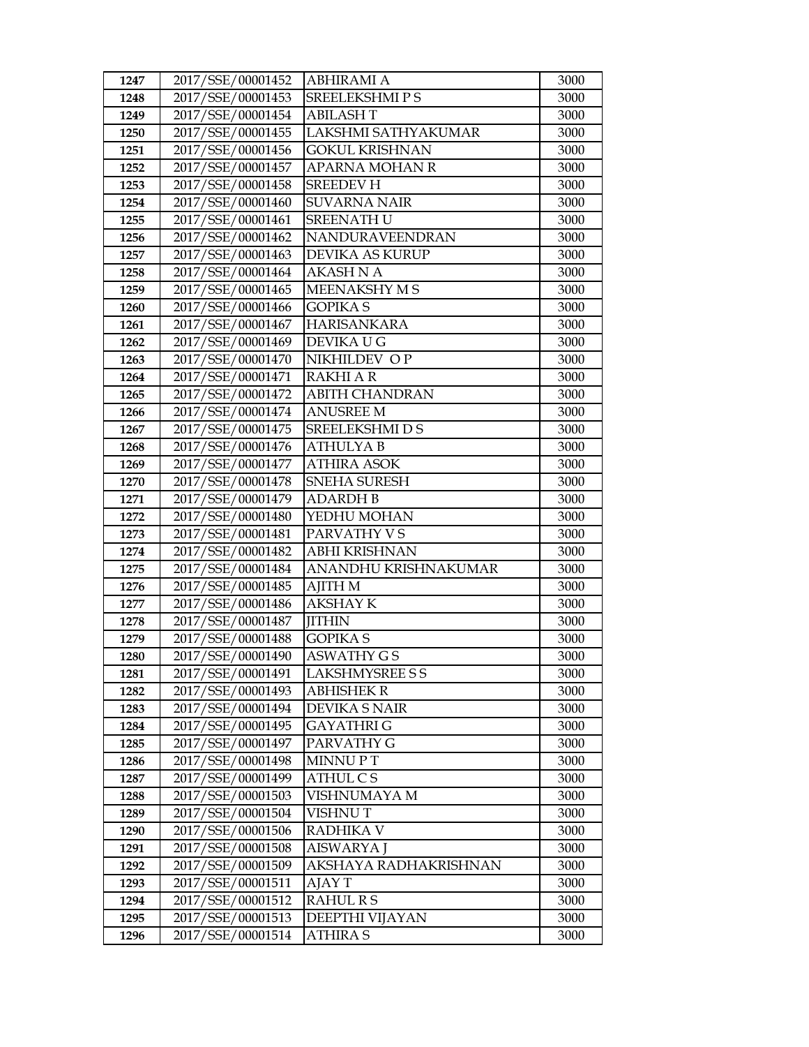| 1247 | 2017/SSE/00001452 | ABHIRAMI A | 3000 |
|---|---|---|---|
| 1248 | 2017/SSE/00001453 | SREELEKSHMI P S | 3000 |
| 1249 | 2017/SSE/00001454 | ABILASH T | 3000 |
| 1250 | 2017/SSE/00001455 | LAKSHMI SATHYAKUMAR | 3000 |
| 1251 | 2017/SSE/00001456 | GOKUL KRISHNAN | 3000 |
| 1252 | 2017/SSE/00001457 | APARNA MOHAN R | 3000 |
| 1253 | 2017/SSE/00001458 | SREEDEV H | 3000 |
| 1254 | 2017/SSE/00001460 | SUVARNA NAIR | 3000 |
| 1255 | 2017/SSE/00001461 | SREENATH U | 3000 |
| 1256 | 2017/SSE/00001462 | NANDURAVEENDRAN | 3000 |
| 1257 | 2017/SSE/00001463 | DEVIKA AS KURUP | 3000 |
| 1258 | 2017/SSE/00001464 | AKASH N A | 3000 |
| 1259 | 2017/SSE/00001465 | MEENAKSHY M S | 3000 |
| 1260 | 2017/SSE/00001466 | GOPIKA S | 3000 |
| 1261 | 2017/SSE/00001467 | HARISANKARA | 3000 |
| 1262 | 2017/SSE/00001469 | DEVIKA U G | 3000 |
| 1263 | 2017/SSE/00001470 | NIKHILDEV O P | 3000 |
| 1264 | 2017/SSE/00001471 | RAKHI A R | 3000 |
| 1265 | 2017/SSE/00001472 | ABITH CHANDRAN | 3000 |
| 1266 | 2017/SSE/00001474 | ANUSREE M | 3000 |
| 1267 | 2017/SSE/00001475 | SREELEKSHMI D S | 3000 |
| 1268 | 2017/SSE/00001476 | ATHULYA B | 3000 |
| 1269 | 2017/SSE/00001477 | ATHIRA ASOK | 3000 |
| 1270 | 2017/SSE/00001478 | SNEHA SURESH | 3000 |
| 1271 | 2017/SSE/00001479 | ADARDH B | 3000 |
| 1272 | 2017/SSE/00001480 | YEDHU MOHAN | 3000 |
| 1273 | 2017/SSE/00001481 | PARVATHY V S | 3000 |
| 1274 | 2017/SSE/00001482 | ABHI KRISHNAN | 3000 |
| 1275 | 2017/SSE/00001484 | ANANDHU KRISHNAKUMAR | 3000 |
| 1276 | 2017/SSE/00001485 | AJITH M | 3000 |
| 1277 | 2017/SSE/00001486 | AKSHAY K | 3000 |
| 1278 | 2017/SSE/00001487 | JITHIN | 3000 |
| 1279 | 2017/SSE/00001488 | GOPIKA S | 3000 |
| 1280 | 2017/SSE/00001490 | ASWATHY G S | 3000 |
| 1281 | 2017/SSE/00001491 | LAKSHMYSREE S S | 3000 |
| 1282 | 2017/SSE/00001493 | ABHISHEK R | 3000 |
| 1283 | 2017/SSE/00001494 | DEVIKA S NAIR | 3000 |
| 1284 | 2017/SSE/00001495 | GAYATHRI G | 3000 |
| 1285 | 2017/SSE/00001497 | PARVATHY G | 3000 |
| 1286 | 2017/SSE/00001498 | MINNU P T | 3000 |
| 1287 | 2017/SSE/00001499 | ATHUL C S | 3000 |
| 1288 | 2017/SSE/00001503 | VISHNUMAYA M | 3000 |
| 1289 | 2017/SSE/00001504 | VISHNU T | 3000 |
| 1290 | 2017/SSE/00001506 | RADHIKA V | 3000 |
| 1291 | 2017/SSE/00001508 | AISWARYA J | 3000 |
| 1292 | 2017/SSE/00001509 | AKSHAYA RADHAKRISHNAN | 3000 |
| 1293 | 2017/SSE/00001511 | AJAY T | 3000 |
| 1294 | 2017/SSE/00001512 | RAHUL R S | 3000 |
| 1295 | 2017/SSE/00001513 | DEEPTHI VIJAYAN | 3000 |
| 1296 | 2017/SSE/00001514 | ATHIRA S | 3000 |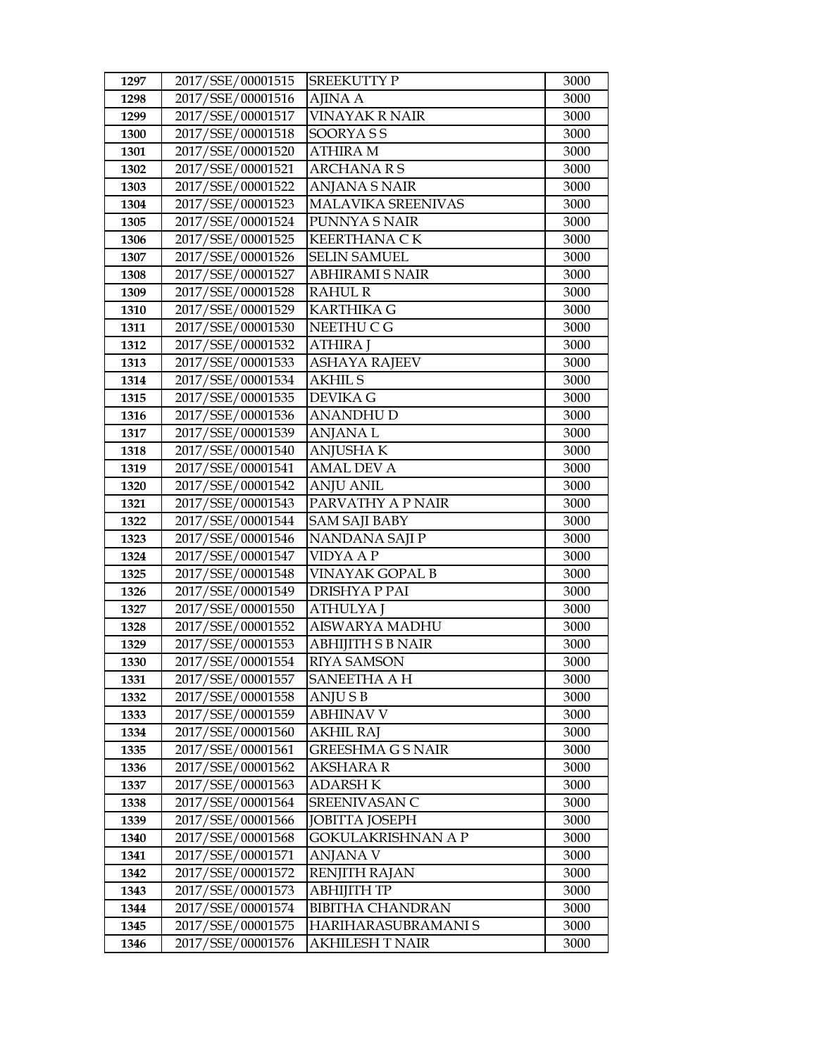| 1297 | 2017/SSE/00001515 | SREEKUTTY P | 3000 |
|---|---|---|---|
| 1298 | 2017/SSE/00001516 | AJINA A | 3000 |
| 1299 | 2017/SSE/00001517 | VINAYAK R NAIR | 3000 |
| 1300 | 2017/SSE/00001518 | SOORYA S S | 3000 |
| 1301 | 2017/SSE/00001520 | ATHIRA M | 3000 |
| 1302 | 2017/SSE/00001521 | ARCHANA R S | 3000 |
| 1303 | 2017/SSE/00001522 | ANJANA S NAIR | 3000 |
| 1304 | 2017/SSE/00001523 | MALAVIKA SREENIVAS | 3000 |
| 1305 | 2017/SSE/00001524 | PUNNYA S NAIR | 3000 |
| 1306 | 2017/SSE/00001525 | KEERTHANA C K | 3000 |
| 1307 | 2017/SSE/00001526 | SELIN SAMUEL | 3000 |
| 1308 | 2017/SSE/00001527 | ABHIRAMI S NAIR | 3000 |
| 1309 | 2017/SSE/00001528 | RAHUL R | 3000 |
| 1310 | 2017/SSE/00001529 | KARTHIKA G | 3000 |
| 1311 | 2017/SSE/00001530 | NEETHU C G | 3000 |
| 1312 | 2017/SSE/00001532 | ATHIRA J | 3000 |
| 1313 | 2017/SSE/00001533 | ASHAYA RAJEEV | 3000 |
| 1314 | 2017/SSE/00001534 | AKHIL S | 3000 |
| 1315 | 2017/SSE/00001535 | DEVIKA G | 3000 |
| 1316 | 2017/SSE/00001536 | ANANDHU D | 3000 |
| 1317 | 2017/SSE/00001539 | ANJANA L | 3000 |
| 1318 | 2017/SSE/00001540 | ANJUSHA K | 3000 |
| 1319 | 2017/SSE/00001541 | AMAL DEV A | 3000 |
| 1320 | 2017/SSE/00001542 | ANJU ANIL | 3000 |
| 1321 | 2017/SSE/00001543 | PARVATHY A P NAIR | 3000 |
| 1322 | 2017/SSE/00001544 | SAM SAJI BABY | 3000 |
| 1323 | 2017/SSE/00001546 | NANDANA SAJI P | 3000 |
| 1324 | 2017/SSE/00001547 | VIDYA A P | 3000 |
| 1325 | 2017/SSE/00001548 | VINAYAK GOPAL B | 3000 |
| 1326 | 2017/SSE/00001549 | DRISHYA P PAI | 3000 |
| 1327 | 2017/SSE/00001550 | ATHULYA J | 3000 |
| 1328 | 2017/SSE/00001552 | AISWARYA MADHU | 3000 |
| 1329 | 2017/SSE/00001553 | ABHIJITH S B NAIR | 3000 |
| 1330 | 2017/SSE/00001554 | RIYA SAMSON | 3000 |
| 1331 | 2017/SSE/00001557 | SANEETHA A H | 3000 |
| 1332 | 2017/SSE/00001558 | ANJU S B | 3000 |
| 1333 | 2017/SSE/00001559 | ABHINAV V | 3000 |
| 1334 | 2017/SSE/00001560 | AKHIL RAJ | 3000 |
| 1335 | 2017/SSE/00001561 | GREESHMA G S NAIR | 3000 |
| 1336 | 2017/SSE/00001562 | AKSHARA R | 3000 |
| 1337 | 2017/SSE/00001563 | ADARSH K | 3000 |
| 1338 | 2017/SSE/00001564 | SREENIVASAN C | 3000 |
| 1339 | 2017/SSE/00001566 | JOBITTA JOSEPH | 3000 |
| 1340 | 2017/SSE/00001568 | GOKULAKRISHNAN A P | 3000 |
| 1341 | 2017/SSE/00001571 | ANJANA V | 3000 |
| 1342 | 2017/SSE/00001572 | RENJITH RAJAN | 3000 |
| 1343 | 2017/SSE/00001573 | ABHIJITH TP | 3000 |
| 1344 | 2017/SSE/00001574 | BIBITHA CHANDRAN | 3000 |
| 1345 | 2017/SSE/00001575 | HARIHARASUBRAMANI S | 3000 |
| 1346 | 2017/SSE/00001576 | AKHILESH T NAIR | 3000 |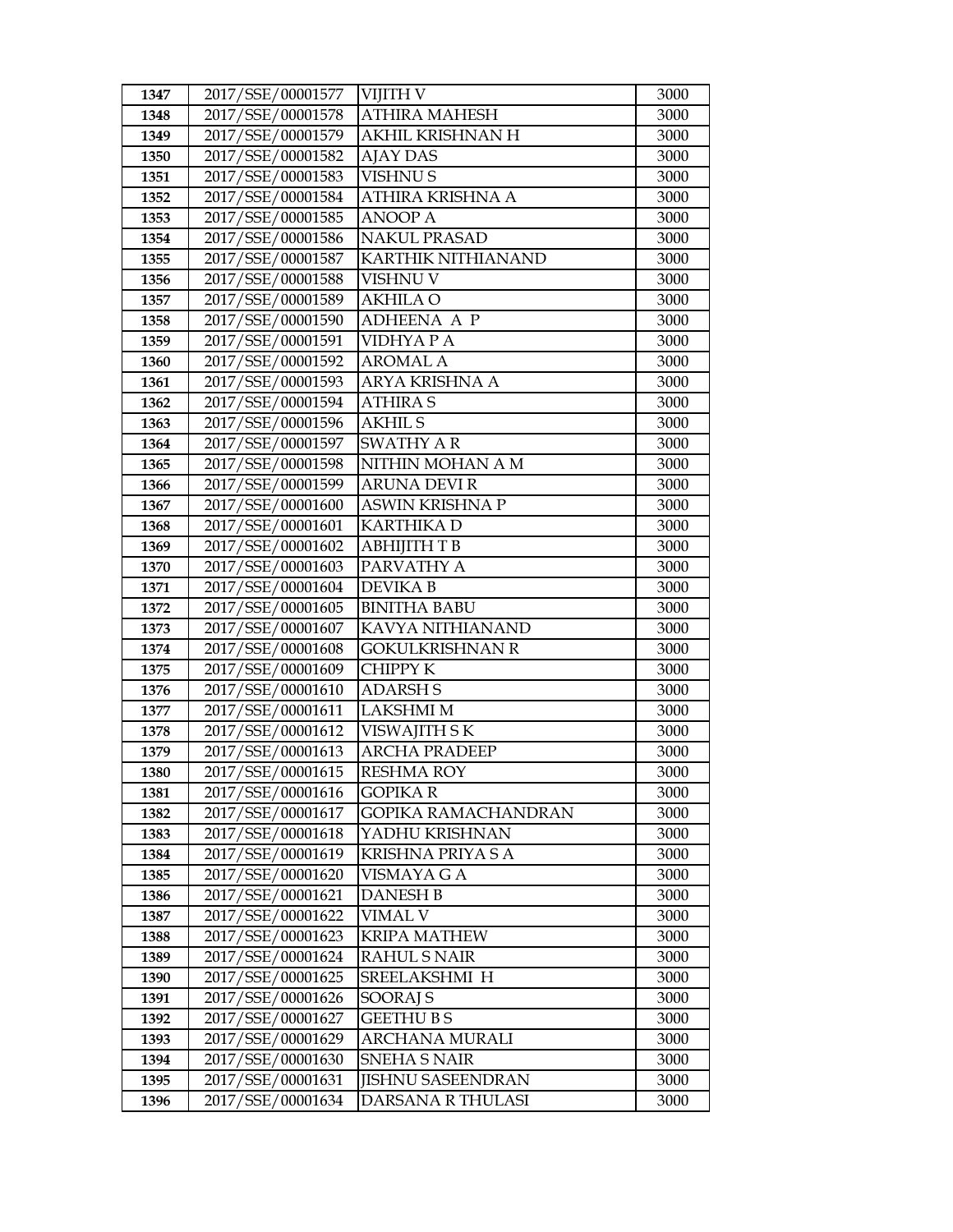| 1347 | 2017/SSE/00001577 | VIJITH V | 3000 |
|---|---|---|---|
| 1348 | 2017/SSE/00001578 | ATHIRA MAHESH | 3000 |
| 1349 | 2017/SSE/00001579 | AKHIL KRISHNAN H | 3000 |
| 1350 | 2017/SSE/00001582 | AJAY DAS | 3000 |
| 1351 | 2017/SSE/00001583 | VISHNU S | 3000 |
| 1352 | 2017/SSE/00001584 | ATHIRA KRISHNA A | 3000 |
| 1353 | 2017/SSE/00001585 | ANOOP A | 3000 |
| 1354 | 2017/SSE/00001586 | NAKUL PRASAD | 3000 |
| 1355 | 2017/SSE/00001587 | KARTHIK NITHIANAND | 3000 |
| 1356 | 2017/SSE/00001588 | VISHNU V | 3000 |
| 1357 | 2017/SSE/00001589 | AKHILA O | 3000 |
| 1358 | 2017/SSE/00001590 | ADHEENA A P | 3000 |
| 1359 | 2017/SSE/00001591 | VIDHYA P A | 3000 |
| 1360 | 2017/SSE/00001592 | AROMAL A | 3000 |
| 1361 | 2017/SSE/00001593 | ARYA KRISHNA A | 3000 |
| 1362 | 2017/SSE/00001594 | ATHIRA S | 3000 |
| 1363 | 2017/SSE/00001596 | AKHIL S | 3000 |
| 1364 | 2017/SSE/00001597 | SWATHY A R | 3000 |
| 1365 | 2017/SSE/00001598 | NITHIN MOHAN A M | 3000 |
| 1366 | 2017/SSE/00001599 | ARUNA DEVI R | 3000 |
| 1367 | 2017/SSE/00001600 | ASWIN KRISHNA P | 3000 |
| 1368 | 2017/SSE/00001601 | KARTHIKA D | 3000 |
| 1369 | 2017/SSE/00001602 | ABHIJITH T B | 3000 |
| 1370 | 2017/SSE/00001603 | PARVATHY A | 3000 |
| 1371 | 2017/SSE/00001604 | DEVIKA B | 3000 |
| 1372 | 2017/SSE/00001605 | BINITHA BABU | 3000 |
| 1373 | 2017/SSE/00001607 | KAVYA NITHIANAND | 3000 |
| 1374 | 2017/SSE/00001608 | GOKULKRISHNAN R | 3000 |
| 1375 | 2017/SSE/00001609 | CHIPPY K | 3000 |
| 1376 | 2017/SSE/00001610 | ADARSH S | 3000 |
| 1377 | 2017/SSE/00001611 | LAKSHMI M | 3000 |
| 1378 | 2017/SSE/00001612 | VISWAJITH S K | 3000 |
| 1379 | 2017/SSE/00001613 | ARCHA PRADEEP | 3000 |
| 1380 | 2017/SSE/00001615 | RESHMA ROY | 3000 |
| 1381 | 2017/SSE/00001616 | GOPIKA R | 3000 |
| 1382 | 2017/SSE/00001617 | GOPIKA RAMACHANDRAN | 3000 |
| 1383 | 2017/SSE/00001618 | YADHU KRISHNAN | 3000 |
| 1384 | 2017/SSE/00001619 | KRISHNA PRIYA S A | 3000 |
| 1385 | 2017/SSE/00001620 | VISMAYA G A | 3000 |
| 1386 | 2017/SSE/00001621 | DANESH B | 3000 |
| 1387 | 2017/SSE/00001622 | VIMAL V | 3000 |
| 1388 | 2017/SSE/00001623 | KRIPA MATHEW | 3000 |
| 1389 | 2017/SSE/00001624 | RAHUL S NAIR | 3000 |
| 1390 | 2017/SSE/00001625 | SREELAKSHMI H | 3000 |
| 1391 | 2017/SSE/00001626 | SOORAJ S | 3000 |
| 1392 | 2017/SSE/00001627 | GEETHU B S | 3000 |
| 1393 | 2017/SSE/00001629 | ARCHANA MURALI | 3000 |
| 1394 | 2017/SSE/00001630 | SNEHA S NAIR | 3000 |
| 1395 | 2017/SSE/00001631 | JISHNU SASEENDRAN | 3000 |
| 1396 | 2017/SSE/00001634 | DARSANA R THULASI | 3000 |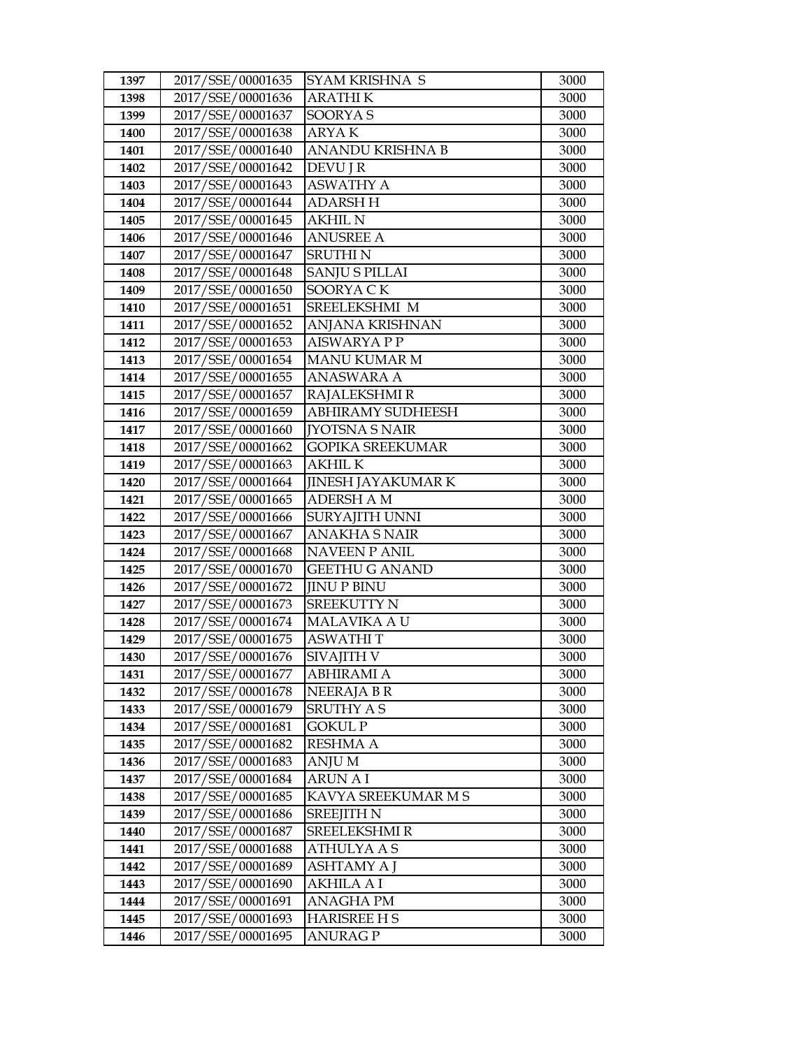| 1397 | 2017/SSE/00001635 | SYAM KRISHNA S | 3000 |
|---|---|---|---|
| 1398 | 2017/SSE/00001636 | ARATHI K | 3000 |
| 1399 | 2017/SSE/00001637 | SOORYA S | 3000 |
| 1400 | 2017/SSE/00001638 | ARYA K | 3000 |
| 1401 | 2017/SSE/00001640 | ANANDU KRISHNA B | 3000 |
| 1402 | 2017/SSE/00001642 | DEVU J R | 3000 |
| 1403 | 2017/SSE/00001643 | ASWATHY A | 3000 |
| 1404 | 2017/SSE/00001644 | ADARSH H | 3000 |
| 1405 | 2017/SSE/00001645 | AKHIL N | 3000 |
| 1406 | 2017/SSE/00001646 | ANUSREE A | 3000 |
| 1407 | 2017/SSE/00001647 | SRUTHI N | 3000 |
| 1408 | 2017/SSE/00001648 | SANJU S PILLAI | 3000 |
| 1409 | 2017/SSE/00001650 | SOORYA C K | 3000 |
| 1410 | 2017/SSE/00001651 | SREELEKSHMI M | 3000 |
| 1411 | 2017/SSE/00001652 | ANJANA KRISHNAN | 3000 |
| 1412 | 2017/SSE/00001653 | AISWARYA P P | 3000 |
| 1413 | 2017/SSE/00001654 | MANU KUMAR M | 3000 |
| 1414 | 2017/SSE/00001655 | ANASWARA A | 3000 |
| 1415 | 2017/SSE/00001657 | RAJALEKSHMI R | 3000 |
| 1416 | 2017/SSE/00001659 | ABHIRAMY SUDHEESH | 3000 |
| 1417 | 2017/SSE/00001660 | JYOTSNA S NAIR | 3000 |
| 1418 | 2017/SSE/00001662 | GOPIKA SREEKUMAR | 3000 |
| 1419 | 2017/SSE/00001663 | AKHIL K | 3000 |
| 1420 | 2017/SSE/00001664 | JINESH JAYAKUMAR K | 3000 |
| 1421 | 2017/SSE/00001665 | ADERSH A M | 3000 |
| 1422 | 2017/SSE/00001666 | SURYAJITH UNNI | 3000 |
| 1423 | 2017/SSE/00001667 | ANAKHA S NAIR | 3000 |
| 1424 | 2017/SSE/00001668 | NAVEEN P ANIL | 3000 |
| 1425 | 2017/SSE/00001670 | GEETHU G ANAND | 3000 |
| 1426 | 2017/SSE/00001672 | JINU P BINU | 3000 |
| 1427 | 2017/SSE/00001673 | SREEKUTTY N | 3000 |
| 1428 | 2017/SSE/00001674 | MALAVIKA A U | 3000 |
| 1429 | 2017/SSE/00001675 | ASWATHI T | 3000 |
| 1430 | 2017/SSE/00001676 | SIVAJITH V | 3000 |
| 1431 | 2017/SSE/00001677 | ABHIRAMI A | 3000 |
| 1432 | 2017/SSE/00001678 | NEERAJA B R | 3000 |
| 1433 | 2017/SSE/00001679 | SRUTHY A S | 3000 |
| 1434 | 2017/SSE/00001681 | GOKUL P | 3000 |
| 1435 | 2017/SSE/00001682 | RESHMA A | 3000 |
| 1436 | 2017/SSE/00001683 | ANJU M | 3000 |
| 1437 | 2017/SSE/00001684 | ARUN A I | 3000 |
| 1438 | 2017/SSE/00001685 | KAVYA SREEKUMAR M S | 3000 |
| 1439 | 2017/SSE/00001686 | SREEJITH N | 3000 |
| 1440 | 2017/SSE/00001687 | SREELEKSHMI R | 3000 |
| 1441 | 2017/SSE/00001688 | ATHULYA A S | 3000 |
| 1442 | 2017/SSE/00001689 | ASHTAMY A J | 3000 |
| 1443 | 2017/SSE/00001690 | AKHILA A I | 3000 |
| 1444 | 2017/SSE/00001691 | ANAGHA PM | 3000 |
| 1445 | 2017/SSE/00001693 | HARISREE H S | 3000 |
| 1446 | 2017/SSE/00001695 | ANURAG P | 3000 |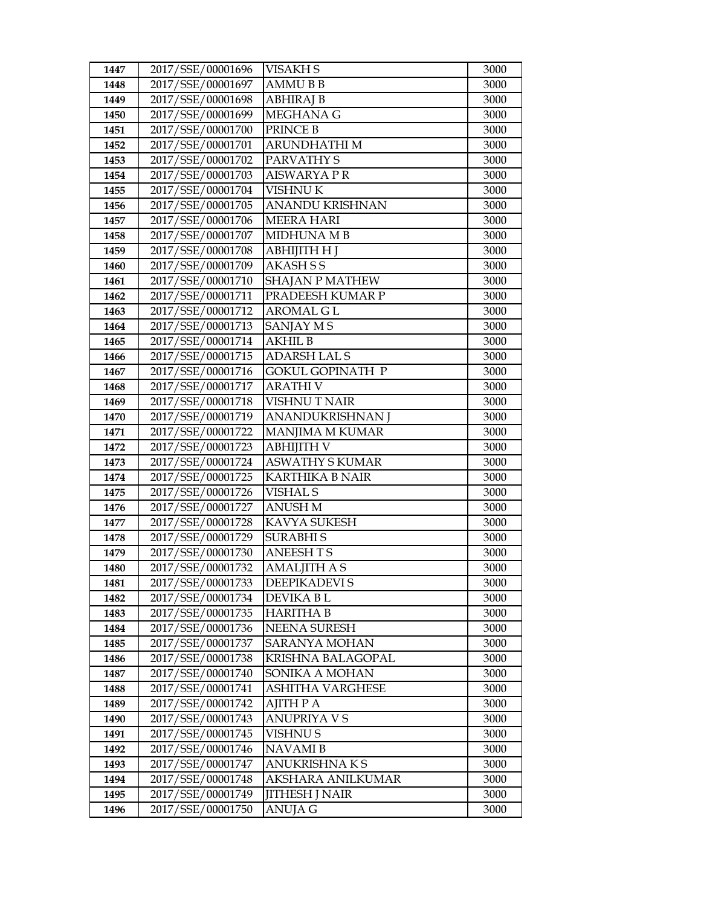| 1447 | 2017/SSE/00001696 | VISAKH S | 3000 |
|---|---|---|---|
| 1448 | 2017/SSE/00001697 | AMMU B B | 3000 |
| 1449 | 2017/SSE/00001698 | ABHIRAJ B | 3000 |
| 1450 | 2017/SSE/00001699 | MEGHANA G | 3000 |
| 1451 | 2017/SSE/00001700 | PRINCE B | 3000 |
| 1452 | 2017/SSE/00001701 | ARUNDHATHI M | 3000 |
| 1453 | 2017/SSE/00001702 | PARVATHY S | 3000 |
| 1454 | 2017/SSE/00001703 | AISWARYA P R | 3000 |
| 1455 | 2017/SSE/00001704 | VISHNU K | 3000 |
| 1456 | 2017/SSE/00001705 | ANANDU KRISHNAN | 3000 |
| 1457 | 2017/SSE/00001706 | MEERA HARI | 3000 |
| 1458 | 2017/SSE/00001707 | MIDHUNA M B | 3000 |
| 1459 | 2017/SSE/00001708 | ABHIJITH H J | 3000 |
| 1460 | 2017/SSE/00001709 | AKASH S S | 3000 |
| 1461 | 2017/SSE/00001710 | SHAJAN P MATHEW | 3000 |
| 1462 | 2017/SSE/00001711 | PRADEESH KUMAR P | 3000 |
| 1463 | 2017/SSE/00001712 | AROMAL G L | 3000 |
| 1464 | 2017/SSE/00001713 | SANJAY M S | 3000 |
| 1465 | 2017/SSE/00001714 | AKHIL B | 3000 |
| 1466 | 2017/SSE/00001715 | ADARSH LAL S | 3000 |
| 1467 | 2017/SSE/00001716 | GOKUL GOPINATH P | 3000 |
| 1468 | 2017/SSE/00001717 | ARATHI V | 3000 |
| 1469 | 2017/SSE/00001718 | VISHNU T NAIR | 3000 |
| 1470 | 2017/SSE/00001719 | ANANDUKRISHNAN J | 3000 |
| 1471 | 2017/SSE/00001722 | MANJIMA M KUMAR | 3000 |
| 1472 | 2017/SSE/00001723 | ABHIJITH V | 3000 |
| 1473 | 2017/SSE/00001724 | ASWATHY S KUMAR | 3000 |
| 1474 | 2017/SSE/00001725 | KARTHIKA B NAIR | 3000 |
| 1475 | 2017/SSE/00001726 | VISHAL S | 3000 |
| 1476 | 2017/SSE/00001727 | ANUSH M | 3000 |
| 1477 | 2017/SSE/00001728 | KAVYA SUKESH | 3000 |
| 1478 | 2017/SSE/00001729 | SURABHI S | 3000 |
| 1479 | 2017/SSE/00001730 | ANEESH T S | 3000 |
| 1480 | 2017/SSE/00001732 | AMALJITH A S | 3000 |
| 1481 | 2017/SSE/00001733 | DEEPIKADEVI S | 3000 |
| 1482 | 2017/SSE/00001734 | DEVIKA B L | 3000 |
| 1483 | 2017/SSE/00001735 | HARITHA B | 3000 |
| 1484 | 2017/SSE/00001736 | NEENA SURESH | 3000 |
| 1485 | 2017/SSE/00001737 | SARANYA MOHAN | 3000 |
| 1486 | 2017/SSE/00001738 | KRISHNA BALAGOPAL | 3000 |
| 1487 | 2017/SSE/00001740 | SONIKA A MOHAN | 3000 |
| 1488 | 2017/SSE/00001741 | ASHITHA VARGHESE | 3000 |
| 1489 | 2017/SSE/00001742 | AJITH P A | 3000 |
| 1490 | 2017/SSE/00001743 | ANUPRIYA V S | 3000 |
| 1491 | 2017/SSE/00001745 | VISHNU S | 3000 |
| 1492 | 2017/SSE/00001746 | NAVAMI B | 3000 |
| 1493 | 2017/SSE/00001747 | ANUKRISHNA K S | 3000 |
| 1494 | 2017/SSE/00001748 | AKSHARA ANILKUMAR | 3000 |
| 1495 | 2017/SSE/00001749 | JITHESH J NAIR | 3000 |
| 1496 | 2017/SSE/00001750 | ANUJA G | 3000 |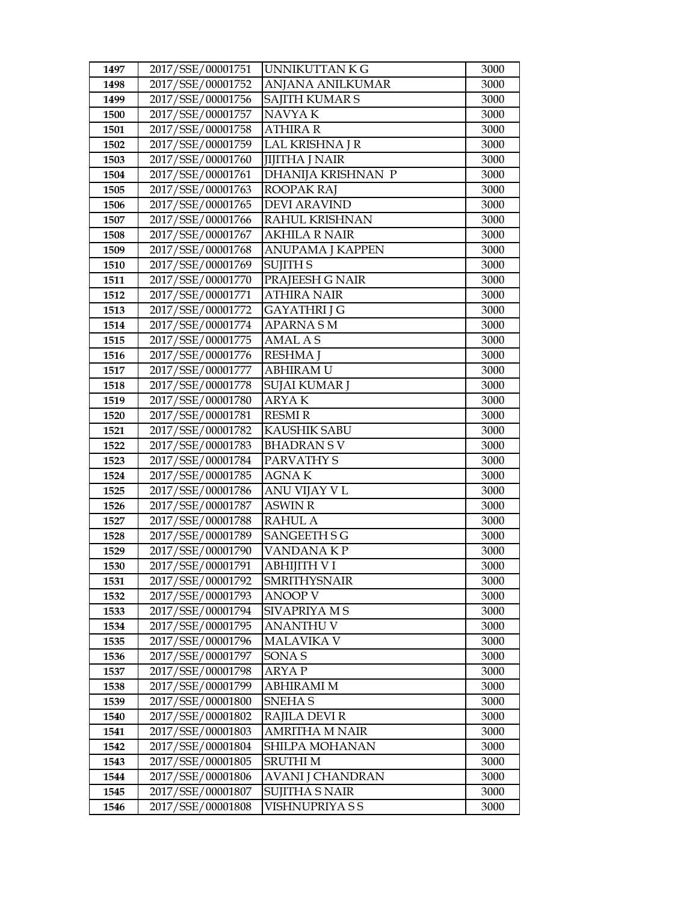| 1497 | 2017/SSE/00001751 | UNNIKUTTAN K G | 3000 |
|---|---|---|---|
| 1498 | 2017/SSE/00001752 | ANJANA ANILKUMAR | 3000 |
| 1499 | 2017/SSE/00001756 | SAJITH KUMAR S | 3000 |
| 1500 | 2017/SSE/00001757 | NAVYA K | 3000 |
| 1501 | 2017/SSE/00001758 | ATHIRA R | 3000 |
| 1502 | 2017/SSE/00001759 | LAL KRISHNA J R | 3000 |
| 1503 | 2017/SSE/00001760 | JIJITHA J NAIR | 3000 |
| 1504 | 2017/SSE/00001761 | DHANIJA KRISHNAN P | 3000 |
| 1505 | 2017/SSE/00001763 | ROOPAK RAJ | 3000 |
| 1506 | 2017/SSE/00001765 | DEVI ARAVIND | 3000 |
| 1507 | 2017/SSE/00001766 | RAHUL KRISHNAN | 3000 |
| 1508 | 2017/SSE/00001767 | AKHILA R NAIR | 3000 |
| 1509 | 2017/SSE/00001768 | ANUPAMA J KAPPEN | 3000 |
| 1510 | 2017/SSE/00001769 | SUJITH S | 3000 |
| 1511 | 2017/SSE/00001770 | PRAJEESH G NAIR | 3000 |
| 1512 | 2017/SSE/00001771 | ATHIRA NAIR | 3000 |
| 1513 | 2017/SSE/00001772 | GAYATHRI J G | 3000 |
| 1514 | 2017/SSE/00001774 | APARNA S M | 3000 |
| 1515 | 2017/SSE/00001775 | AMAL A S | 3000 |
| 1516 | 2017/SSE/00001776 | RESHMA J | 3000 |
| 1517 | 2017/SSE/00001777 | ABHIRAM U | 3000 |
| 1518 | 2017/SSE/00001778 | SUJAI KUMAR J | 3000 |
| 1519 | 2017/SSE/00001780 | ARYA K | 3000 |
| 1520 | 2017/SSE/00001781 | RESMI R | 3000 |
| 1521 | 2017/SSE/00001782 | KAUSHIK SABU | 3000 |
| 1522 | 2017/SSE/00001783 | BHADRAN S V | 3000 |
| 1523 | 2017/SSE/00001784 | PARVATHY S | 3000 |
| 1524 | 2017/SSE/00001785 | AGNA K | 3000 |
| 1525 | 2017/SSE/00001786 | ANU VIJAY V L | 3000 |
| 1526 | 2017/SSE/00001787 | ASWIN R | 3000 |
| 1527 | 2017/SSE/00001788 | RAHUL A | 3000 |
| 1528 | 2017/SSE/00001789 | SANGEETH S G | 3000 |
| 1529 | 2017/SSE/00001790 | VANDANA K P | 3000 |
| 1530 | 2017/SSE/00001791 | ABHIJITH V I | 3000 |
| 1531 | 2017/SSE/00001792 | SMRITHYSNAIR | 3000 |
| 1532 | 2017/SSE/00001793 | ANOOP V | 3000 |
| 1533 | 2017/SSE/00001794 | SIVAPRIYA M S | 3000 |
| 1534 | 2017/SSE/00001795 | ANANTHU V | 3000 |
| 1535 | 2017/SSE/00001796 | MALAVIKA V | 3000 |
| 1536 | 2017/SSE/00001797 | SONA S | 3000 |
| 1537 | 2017/SSE/00001798 | ARYA P | 3000 |
| 1538 | 2017/SSE/00001799 | ABHIRAMI M | 3000 |
| 1539 | 2017/SSE/00001800 | SNEHA S | 3000 |
| 1540 | 2017/SSE/00001802 | RAJILA DEVI R | 3000 |
| 1541 | 2017/SSE/00001803 | AMRITHA M NAIR | 3000 |
| 1542 | 2017/SSE/00001804 | SHILPA MOHANAN | 3000 |
| 1543 | 2017/SSE/00001805 | SRUTHI M | 3000 |
| 1544 | 2017/SSE/00001806 | AVANI J CHANDRAN | 3000 |
| 1545 | 2017/SSE/00001807 | SUJITHA S NAIR | 3000 |
| 1546 | 2017/SSE/00001808 | VISHNUPRIYA S S | 3000 |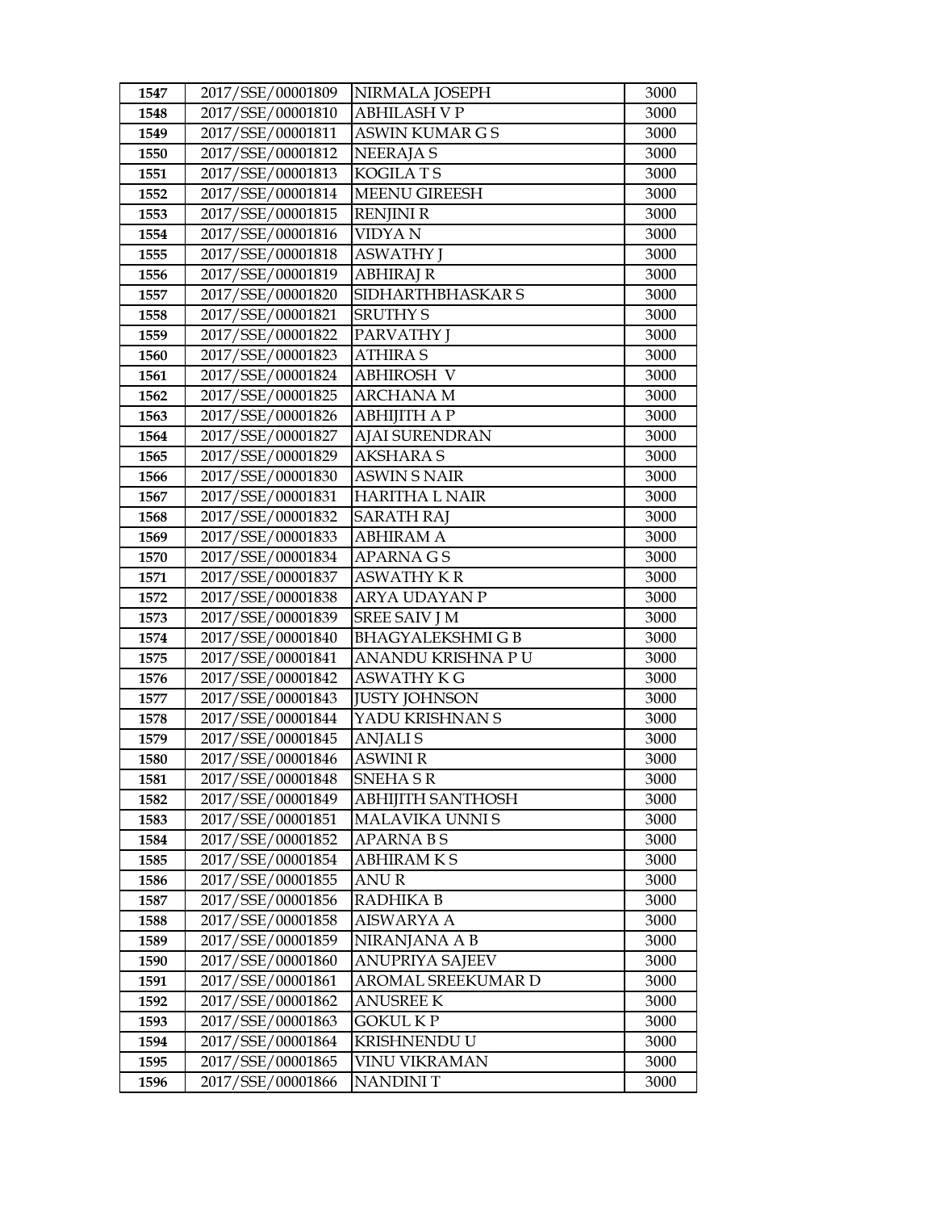| 1547 | 2017/SSE/00001809 | NIRMALA JOSEPH | 3000 |
|---|---|---|---|
| 1548 | 2017/SSE/00001810 | ABHILASH V P | 3000 |
| 1549 | 2017/SSE/00001811 | ASWIN KUMAR G S | 3000 |
| 1550 | 2017/SSE/00001812 | NEERAJA S | 3000 |
| 1551 | 2017/SSE/00001813 | KOGILA T S | 3000 |
| 1552 | 2017/SSE/00001814 | MEENU GIREESH | 3000 |
| 1553 | 2017/SSE/00001815 | RENJINI R | 3000 |
| 1554 | 2017/SSE/00001816 | VIDYA N | 3000 |
| 1555 | 2017/SSE/00001818 | ASWATHY J | 3000 |
| 1556 | 2017/SSE/00001819 | ABHIRAJ R | 3000 |
| 1557 | 2017/SSE/00001820 | SIDHARTHBHASKAR S | 3000 |
| 1558 | 2017/SSE/00001821 | SRUTHY S | 3000 |
| 1559 | 2017/SSE/00001822 | PARVATHY J | 3000 |
| 1560 | 2017/SSE/00001823 | ATHIRA S | 3000 |
| 1561 | 2017/SSE/00001824 | ABHIROSH V | 3000 |
| 1562 | 2017/SSE/00001825 | ARCHANA M | 3000 |
| 1563 | 2017/SSE/00001826 | ABHIJITH A P | 3000 |
| 1564 | 2017/SSE/00001827 | AJAI SURENDRAN | 3000 |
| 1565 | 2017/SSE/00001829 | AKSHARA S | 3000 |
| 1566 | 2017/SSE/00001830 | ASWIN S NAIR | 3000 |
| 1567 | 2017/SSE/00001831 | HARITHA L NAIR | 3000 |
| 1568 | 2017/SSE/00001832 | SARATH RAJ | 3000 |
| 1569 | 2017/SSE/00001833 | ABHIRAM A | 3000 |
| 1570 | 2017/SSE/00001834 | APARNA G S | 3000 |
| 1571 | 2017/SSE/00001837 | ASWATHY K R | 3000 |
| 1572 | 2017/SSE/00001838 | ARYA UDAYAN P | 3000 |
| 1573 | 2017/SSE/00001839 | SREE SAIV J M | 3000 |
| 1574 | 2017/SSE/00001840 | BHAGYALEKSHMI G B | 3000 |
| 1575 | 2017/SSE/00001841 | ANANDU KRISHNA P U | 3000 |
| 1576 | 2017/SSE/00001842 | ASWATHY K G | 3000 |
| 1577 | 2017/SSE/00001843 | JUSTY JOHNSON | 3000 |
| 1578 | 2017/SSE/00001844 | YADU KRISHNAN S | 3000 |
| 1579 | 2017/SSE/00001845 | ANJALI S | 3000 |
| 1580 | 2017/SSE/00001846 | ASWINI R | 3000 |
| 1581 | 2017/SSE/00001848 | SNEHA S R | 3000 |
| 1582 | 2017/SSE/00001849 | ABHIJITH SANTHOSH | 3000 |
| 1583 | 2017/SSE/00001851 | MALAVIKA UNNI S | 3000 |
| 1584 | 2017/SSE/00001852 | APARNA B S | 3000 |
| 1585 | 2017/SSE/00001854 | ABHIRAM K S | 3000 |
| 1586 | 2017/SSE/00001855 | ANU R | 3000 |
| 1587 | 2017/SSE/00001856 | RADHIKA B | 3000 |
| 1588 | 2017/SSE/00001858 | AISWARYA A | 3000 |
| 1589 | 2017/SSE/00001859 | NIRANJANA A B | 3000 |
| 1590 | 2017/SSE/00001860 | ANUPRIYA SAJEEV | 3000 |
| 1591 | 2017/SSE/00001861 | AROMAL SREEKUMAR D | 3000 |
| 1592 | 2017/SSE/00001862 | ANUSREE K | 3000 |
| 1593 | 2017/SSE/00001863 | GOKUL K P | 3000 |
| 1594 | 2017/SSE/00001864 | KRISHNENDU U | 3000 |
| 1595 | 2017/SSE/00001865 | VINU VIKRAMAN | 3000 |
| 1596 | 2017/SSE/00001866 | NANDINI T | 3000 |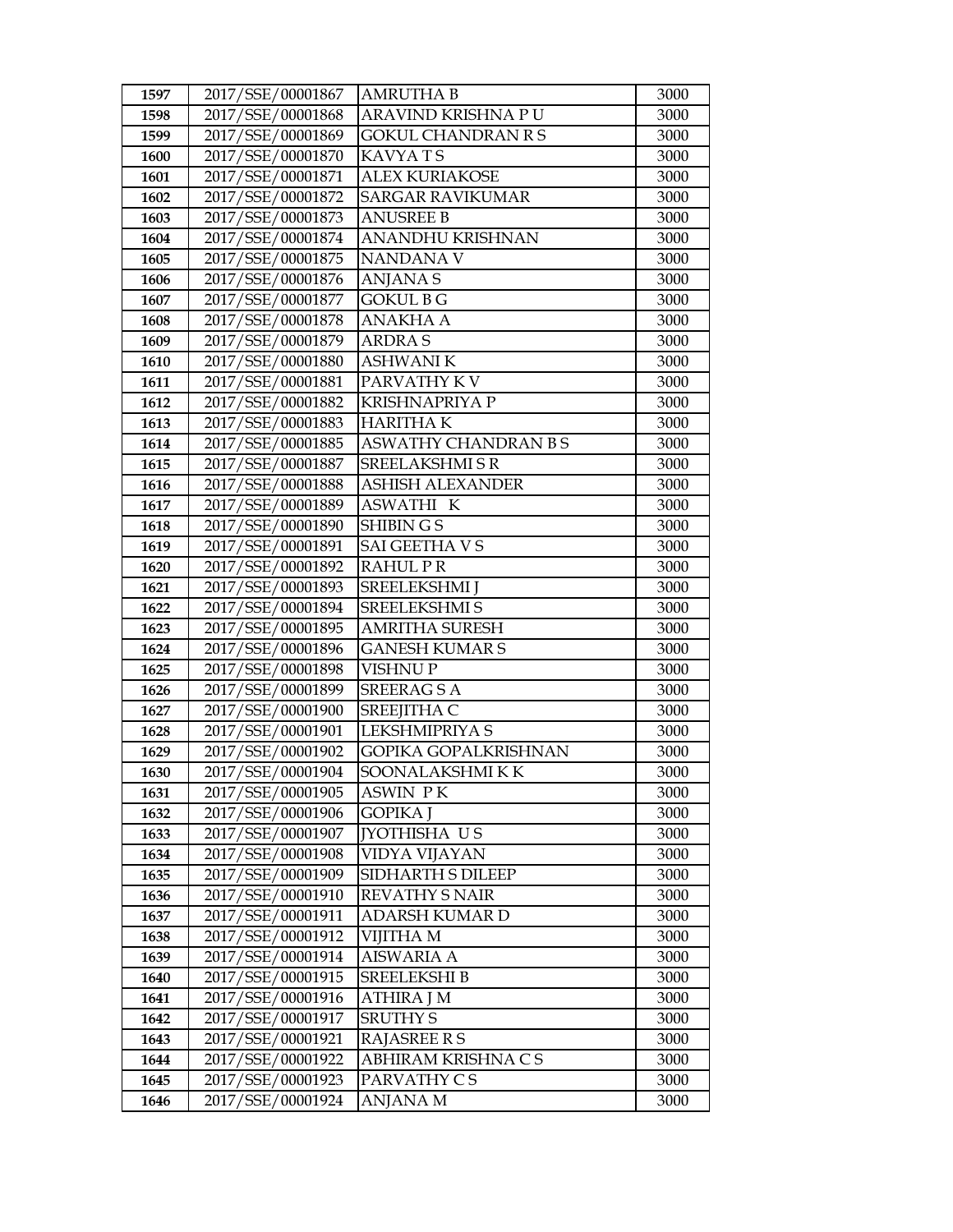| 1597 | 2017/SSE/00001867 | AMRUTHA B | 3000 |
|---|---|---|---|
| 1598 | 2017/SSE/00001868 | ARAVIND KRISHNA P U | 3000 |
| 1599 | 2017/SSE/00001869 | GOKUL CHANDRAN R S | 3000 |
| 1600 | 2017/SSE/00001870 | KAVYA T S | 3000 |
| 1601 | 2017/SSE/00001871 | ALEX KURIAKOSE | 3000 |
| 1602 | 2017/SSE/00001872 | SARGAR RAVIKUMAR | 3000 |
| 1603 | 2017/SSE/00001873 | ANUSREE B | 3000 |
| 1604 | 2017/SSE/00001874 | ANANDHU KRISHNAN | 3000 |
| 1605 | 2017/SSE/00001875 | NANDANA V | 3000 |
| 1606 | 2017/SSE/00001876 | ANJANA S | 3000 |
| 1607 | 2017/SSE/00001877 | GOKUL B G | 3000 |
| 1608 | 2017/SSE/00001878 | ANAKHA A | 3000 |
| 1609 | 2017/SSE/00001879 | ARDRA S | 3000 |
| 1610 | 2017/SSE/00001880 | ASHWANI K | 3000 |
| 1611 | 2017/SSE/00001881 | PARVATHY K V | 3000 |
| 1612 | 2017/SSE/00001882 | KRISHNAPRIYA P | 3000 |
| 1613 | 2017/SSE/00001883 | HARITHA K | 3000 |
| 1614 | 2017/SSE/00001885 | ASWATHY CHANDRAN B S | 3000 |
| 1615 | 2017/SSE/00001887 | SREELAKSHMI S R | 3000 |
| 1616 | 2017/SSE/00001888 | ASHISH ALEXANDER | 3000 |
| 1617 | 2017/SSE/00001889 | ASWATHI K | 3000 |
| 1618 | 2017/SSE/00001890 | SHIBIN G S | 3000 |
| 1619 | 2017/SSE/00001891 | SAI GEETHA V S | 3000 |
| 1620 | 2017/SSE/00001892 | RAHUL P R | 3000 |
| 1621 | 2017/SSE/00001893 | SREELEKSHMI J | 3000 |
| 1622 | 2017/SSE/00001894 | SREELEKSHMI S | 3000 |
| 1623 | 2017/SSE/00001895 | AMRITHA SURESH | 3000 |
| 1624 | 2017/SSE/00001896 | GANESH KUMAR S | 3000 |
| 1625 | 2017/SSE/00001898 | VISHNU P | 3000 |
| 1626 | 2017/SSE/00001899 | SREERAG S A | 3000 |
| 1627 | 2017/SSE/00001900 | SREEJITHA C | 3000 |
| 1628 | 2017/SSE/00001901 | LEKSHMIPRIYA S | 3000 |
| 1629 | 2017/SSE/00001902 | GOPIKA GOPALKRISHNAN | 3000 |
| 1630 | 2017/SSE/00001904 | SOONALAKSHMI K K | 3000 |
| 1631 | 2017/SSE/00001905 | ASWIN P K | 3000 |
| 1632 | 2017/SSE/00001906 | GOPIKA J | 3000 |
| 1633 | 2017/SSE/00001907 | JYOTHISHA U S | 3000 |
| 1634 | 2017/SSE/00001908 | VIDYA VIJAYAN | 3000 |
| 1635 | 2017/SSE/00001909 | SIDHARTH S DILEEP | 3000 |
| 1636 | 2017/SSE/00001910 | REVATHY S NAIR | 3000 |
| 1637 | 2017/SSE/00001911 | ADARSH KUMAR D | 3000 |
| 1638 | 2017/SSE/00001912 | VIJITHA M | 3000 |
| 1639 | 2017/SSE/00001914 | AISWARIA A | 3000 |
| 1640 | 2017/SSE/00001915 | SREELEKSHI B | 3000 |
| 1641 | 2017/SSE/00001916 | ATHIRA J M | 3000 |
| 1642 | 2017/SSE/00001917 | SRUTHY S | 3000 |
| 1643 | 2017/SSE/00001921 | RAJASREE R S | 3000 |
| 1644 | 2017/SSE/00001922 | ABHIRAM KRISHNA C S | 3000 |
| 1645 | 2017/SSE/00001923 | PARVATHY C S | 3000 |
| 1646 | 2017/SSE/00001924 | ANJANA M | 3000 |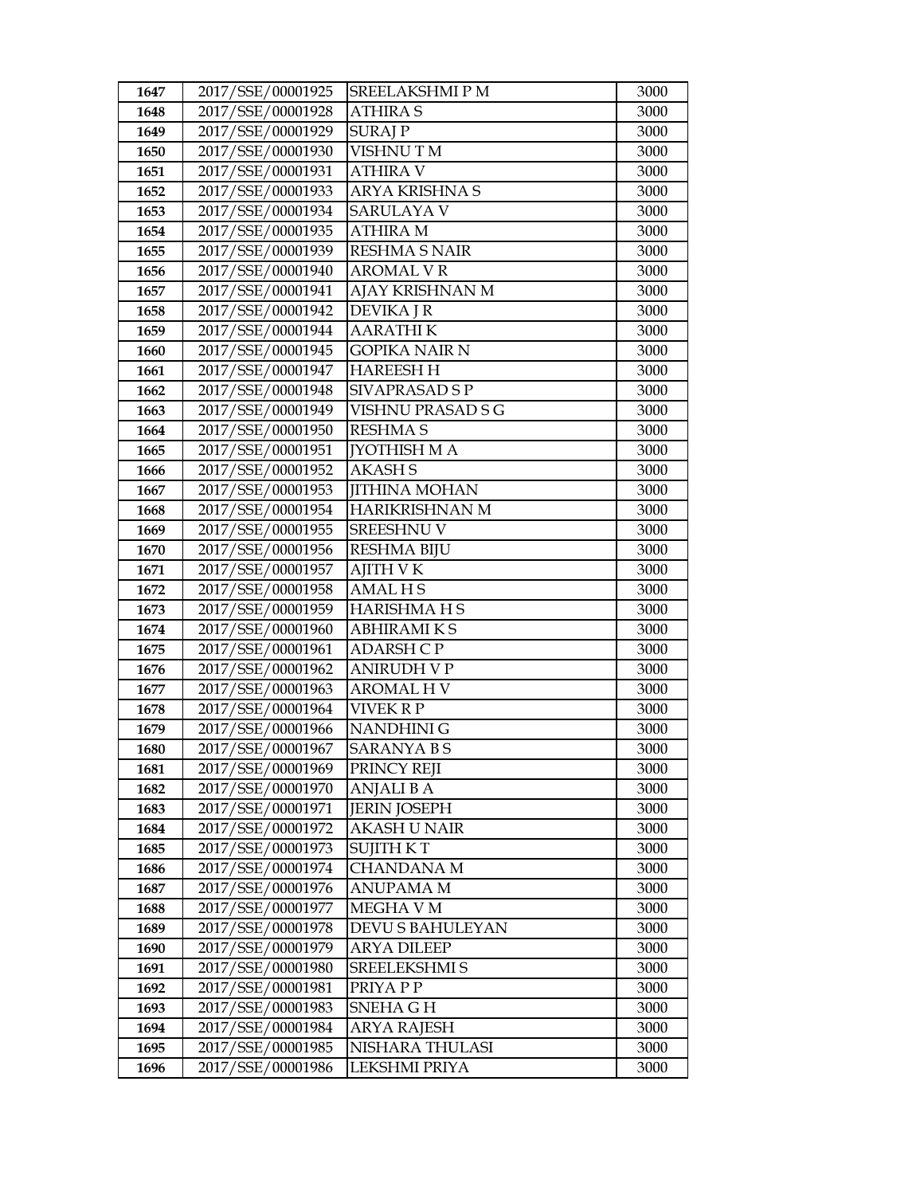| 1647 | 2017/SSE/00001925 | SREELAKSHMI P M | 3000 |
|---|---|---|---|
| 1648 | 2017/SSE/00001928 | ATHIRA S | 3000 |
| 1649 | 2017/SSE/00001929 | SURAJ P | 3000 |
| 1650 | 2017/SSE/00001930 | VISHNU T M | 3000 |
| 1651 | 2017/SSE/00001931 | ATHIRA V | 3000 |
| 1652 | 2017/SSE/00001933 | ARYA KRISHNA S | 3000 |
| 1653 | 2017/SSE/00001934 | SARULAYA V | 3000 |
| 1654 | 2017/SSE/00001935 | ATHIRA M | 3000 |
| 1655 | 2017/SSE/00001939 | RESHMA S NAIR | 3000 |
| 1656 | 2017/SSE/00001940 | AROMAL V R | 3000 |
| 1657 | 2017/SSE/00001941 | AJAY KRISHNAN M | 3000 |
| 1658 | 2017/SSE/00001942 | DEVIKA J R | 3000 |
| 1659 | 2017/SSE/00001944 | AARATHI K | 3000 |
| 1660 | 2017/SSE/00001945 | GOPIKA NAIR N | 3000 |
| 1661 | 2017/SSE/00001947 | HAREESH H | 3000 |
| 1662 | 2017/SSE/00001948 | SIVAPRASAD S P | 3000 |
| 1663 | 2017/SSE/00001949 | VISHNU PRASAD S G | 3000 |
| 1664 | 2017/SSE/00001950 | RESHMA S | 3000 |
| 1665 | 2017/SSE/00001951 | JYOTHISH M A | 3000 |
| 1666 | 2017/SSE/00001952 | AKASH S | 3000 |
| 1667 | 2017/SSE/00001953 | JITHINA MOHAN | 3000 |
| 1668 | 2017/SSE/00001954 | HARIKRISHNAN M | 3000 |
| 1669 | 2017/SSE/00001955 | SREESHNU V | 3000 |
| 1670 | 2017/SSE/00001956 | RESHMA BIJU | 3000 |
| 1671 | 2017/SSE/00001957 | AJITH V K | 3000 |
| 1672 | 2017/SSE/00001958 | AMAL H S | 3000 |
| 1673 | 2017/SSE/00001959 | HARISHMA H S | 3000 |
| 1674 | 2017/SSE/00001960 | ABHIRAMI K S | 3000 |
| 1675 | 2017/SSE/00001961 | ADARSH C P | 3000 |
| 1676 | 2017/SSE/00001962 | ANIRUDH V P | 3000 |
| 1677 | 2017/SSE/00001963 | AROMAL H V | 3000 |
| 1678 | 2017/SSE/00001964 | VIVEK R P | 3000 |
| 1679 | 2017/SSE/00001966 | NANDHINI G | 3000 |
| 1680 | 2017/SSE/00001967 | SARANYA B S | 3000 |
| 1681 | 2017/SSE/00001969 | PRINCY REJI | 3000 |
| 1682 | 2017/SSE/00001970 | ANJALI B A | 3000 |
| 1683 | 2017/SSE/00001971 | JERIN JOSEPH | 3000 |
| 1684 | 2017/SSE/00001972 | AKASH U NAIR | 3000 |
| 1685 | 2017/SSE/00001973 | SUJITH K T | 3000 |
| 1686 | 2017/SSE/00001974 | CHANDANA M | 3000 |
| 1687 | 2017/SSE/00001976 | ANUPAMA M | 3000 |
| 1688 | 2017/SSE/00001977 | MEGHA V M | 3000 |
| 1689 | 2017/SSE/00001978 | DEVU S BAHULEYAN | 3000 |
| 1690 | 2017/SSE/00001979 | ARYA DILEEP | 3000 |
| 1691 | 2017/SSE/00001980 | SREELEKSHMI S | 3000 |
| 1692 | 2017/SSE/00001981 | PRIYA P P | 3000 |
| 1693 | 2017/SSE/00001983 | SNEHA G H | 3000 |
| 1694 | 2017/SSE/00001984 | ARYA RAJESH | 3000 |
| 1695 | 2017/SSE/00001985 | NISHARA THULASI | 3000 |
| 1696 | 2017/SSE/00001986 | LEKSHMI PRIYA | 3000 |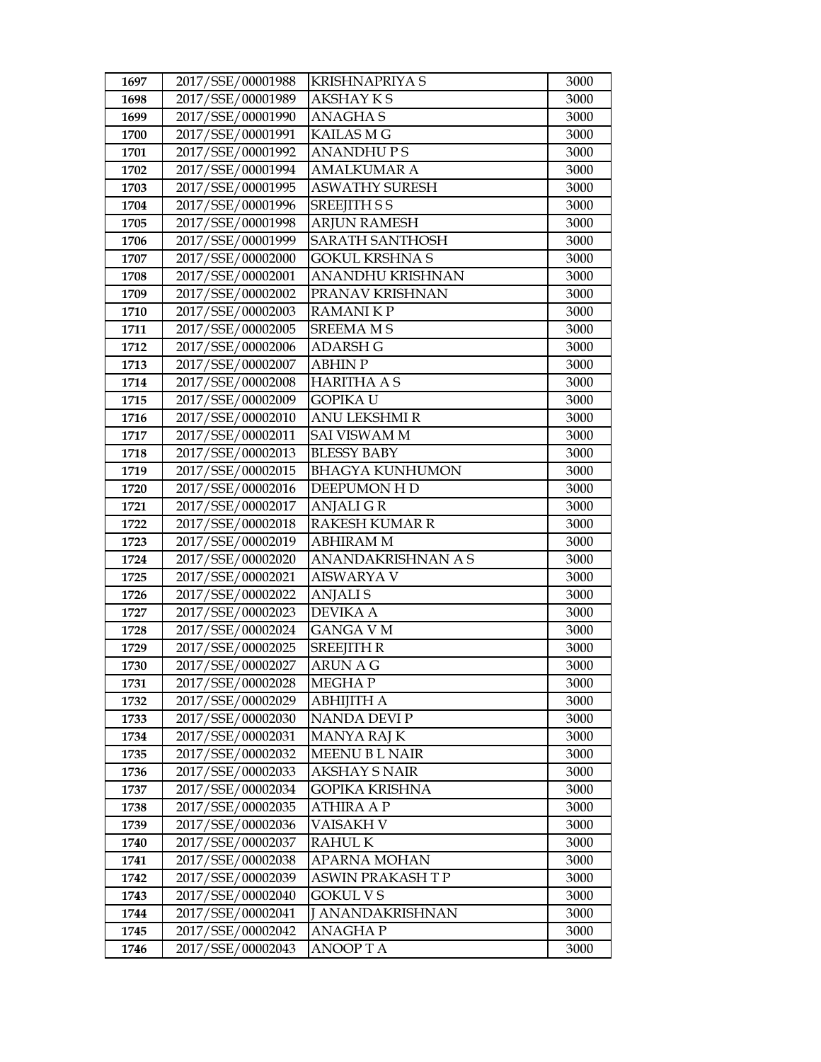| 1697 | 2017/SSE/00001988 | KRISHNAPRIYA S | 3000 |
|---|---|---|---|
| 1698 | 2017/SSE/00001989 | AKSHAY K S | 3000 |
| 1699 | 2017/SSE/00001990 | ANAGHA S | 3000 |
| 1700 | 2017/SSE/00001991 | KAILAS M G | 3000 |
| 1701 | 2017/SSE/00001992 | ANANDHU P S | 3000 |
| 1702 | 2017/SSE/00001994 | AMALKUMAR A | 3000 |
| 1703 | 2017/SSE/00001995 | ASWATHY SURESH | 3000 |
| 1704 | 2017/SSE/00001996 | SREEJITH S S | 3000 |
| 1705 | 2017/SSE/00001998 | ARJUN RAMESH | 3000 |
| 1706 | 2017/SSE/00001999 | SARATH SANTHOSH | 3000 |
| 1707 | 2017/SSE/00002000 | GOKUL KRSHNA S | 3000 |
| 1708 | 2017/SSE/00002001 | ANANDHU KRISHNAN | 3000 |
| 1709 | 2017/SSE/00002002 | PRANAV KRISHNAN | 3000 |
| 1710 | 2017/SSE/00002003 | RAMANI K P | 3000 |
| 1711 | 2017/SSE/00002005 | SREEMA M S | 3000 |
| 1712 | 2017/SSE/00002006 | ADARSH G | 3000 |
| 1713 | 2017/SSE/00002007 | ABHIN P | 3000 |
| 1714 | 2017/SSE/00002008 | HARITHA A S | 3000 |
| 1715 | 2017/SSE/00002009 | GOPIKA U | 3000 |
| 1716 | 2017/SSE/00002010 | ANU LEKSHMI R | 3000 |
| 1717 | 2017/SSE/00002011 | SAI VISWAM M | 3000 |
| 1718 | 2017/SSE/00002013 | BLESSY BABY | 3000 |
| 1719 | 2017/SSE/00002015 | BHAGYA KUNHUMON | 3000 |
| 1720 | 2017/SSE/00002016 | DEEPUMON H D | 3000 |
| 1721 | 2017/SSE/00002017 | ANJALI G R | 3000 |
| 1722 | 2017/SSE/00002018 | RAKESH KUMAR R | 3000 |
| 1723 | 2017/SSE/00002019 | ABHIRAM M | 3000 |
| 1724 | 2017/SSE/00002020 | ANANDAKRISHNAN A S | 3000 |
| 1725 | 2017/SSE/00002021 | AISWARYA V | 3000 |
| 1726 | 2017/SSE/00002022 | ANJALI S | 3000 |
| 1727 | 2017/SSE/00002023 | DEVIKA A | 3000 |
| 1728 | 2017/SSE/00002024 | GANGA V M | 3000 |
| 1729 | 2017/SSE/00002025 | SREEJITH R | 3000 |
| 1730 | 2017/SSE/00002027 | ARUN A G | 3000 |
| 1731 | 2017/SSE/00002028 | MEGHA P | 3000 |
| 1732 | 2017/SSE/00002029 | ABHIJITH A | 3000 |
| 1733 | 2017/SSE/00002030 | NANDA DEVI P | 3000 |
| 1734 | 2017/SSE/00002031 | MANYA RAJ K | 3000 |
| 1735 | 2017/SSE/00002032 | MEENU B L NAIR | 3000 |
| 1736 | 2017/SSE/00002033 | AKSHAY S NAIR | 3000 |
| 1737 | 2017/SSE/00002034 | GOPIKA KRISHNA | 3000 |
| 1738 | 2017/SSE/00002035 | ATHIRA A P | 3000 |
| 1739 | 2017/SSE/00002036 | VAISAKH V | 3000 |
| 1740 | 2017/SSE/00002037 | RAHUL K | 3000 |
| 1741 | 2017/SSE/00002038 | APARNA MOHAN | 3000 |
| 1742 | 2017/SSE/00002039 | ASWIN PRAKASH T P | 3000 |
| 1743 | 2017/SSE/00002040 | GOKUL V S | 3000 |
| 1744 | 2017/SSE/00002041 | J ANANDAKRISHNAN | 3000 |
| 1745 | 2017/SSE/00002042 | ANAGHA P | 3000 |
| 1746 | 2017/SSE/00002043 | ANOOP T A | 3000 |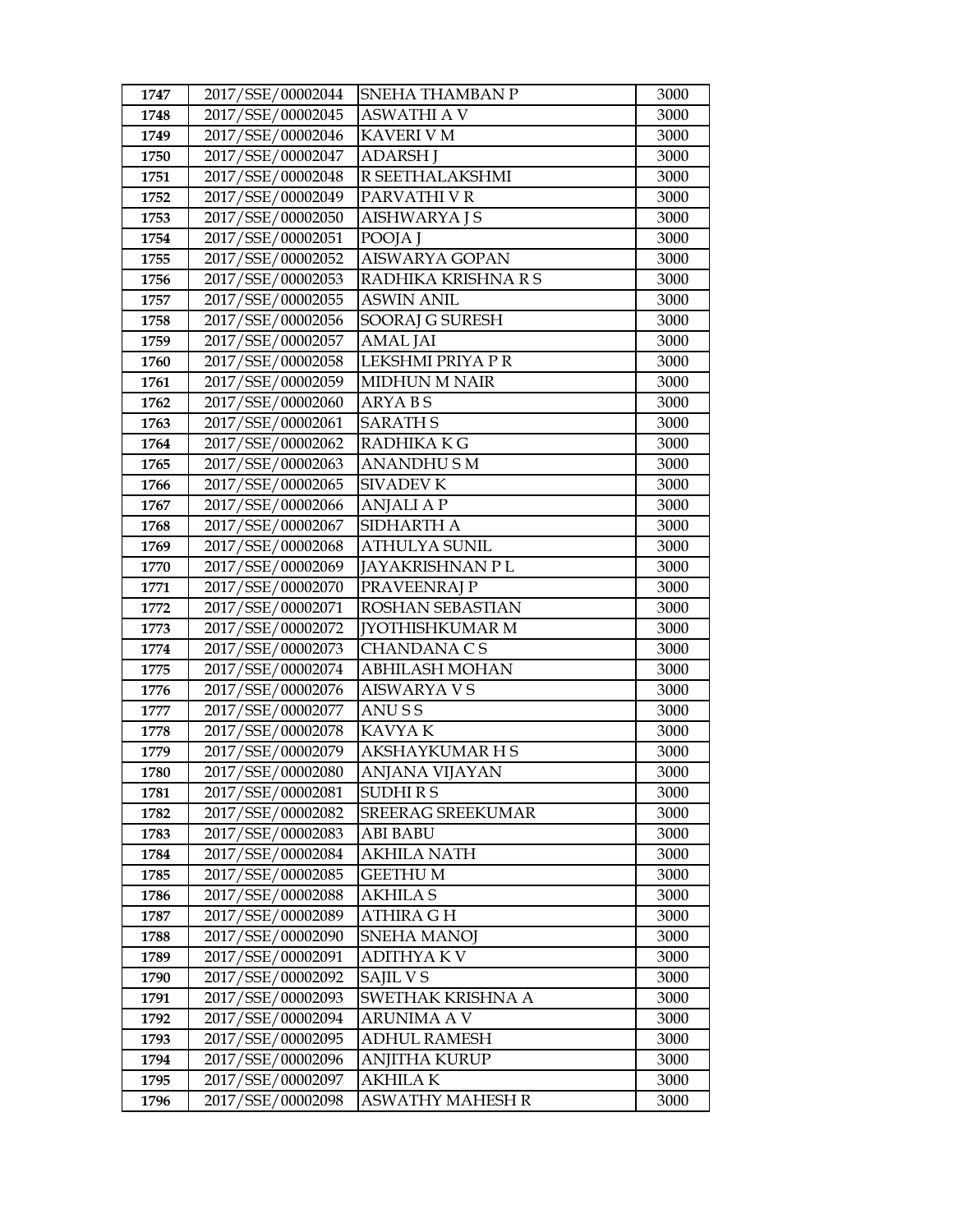| 1747 | 2017/SSE/00002044 | SNEHA THAMBAN P | 3000 |
|---|---|---|---|
| 1748 | 2017/SSE/00002045 | ASWATHI A V | 3000 |
| 1749 | 2017/SSE/00002046 | KAVERI V M | 3000 |
| 1750 | 2017/SSE/00002047 | ADARSH J | 3000 |
| 1751 | 2017/SSE/00002048 | R SEETHALAKSHMI | 3000 |
| 1752 | 2017/SSE/00002049 | PARVATHI V R | 3000 |
| 1753 | 2017/SSE/00002050 | AISHWARYA J S | 3000 |
| 1754 | 2017/SSE/00002051 | POOJA J | 3000 |
| 1755 | 2017/SSE/00002052 | AISWARYA GOPAN | 3000 |
| 1756 | 2017/SSE/00002053 | RADHIKA KRISHNA R S | 3000 |
| 1757 | 2017/SSE/00002055 | ASWIN ANIL | 3000 |
| 1758 | 2017/SSE/00002056 | SOORAJ G SURESH | 3000 |
| 1759 | 2017/SSE/00002057 | AMAL JAI | 3000 |
| 1760 | 2017/SSE/00002058 | LEKSHMI PRIYA P R | 3000 |
| 1761 | 2017/SSE/00002059 | MIDHUN M NAIR | 3000 |
| 1762 | 2017/SSE/00002060 | ARYA B S | 3000 |
| 1763 | 2017/SSE/00002061 | SARATH S | 3000 |
| 1764 | 2017/SSE/00002062 | RADHIKA K G | 3000 |
| 1765 | 2017/SSE/00002063 | ANANDHU S M | 3000 |
| 1766 | 2017/SSE/00002065 | SIVADEV K | 3000 |
| 1767 | 2017/SSE/00002066 | ANJALI A P | 3000 |
| 1768 | 2017/SSE/00002067 | SIDHARTH A | 3000 |
| 1769 | 2017/SSE/00002068 | ATHULYA SUNIL | 3000 |
| 1770 | 2017/SSE/00002069 | JAYAKRISHNAN P L | 3000 |
| 1771 | 2017/SSE/00002070 | PRAVEENRAJ P | 3000 |
| 1772 | 2017/SSE/00002071 | ROSHAN SEBASTIAN | 3000 |
| 1773 | 2017/SSE/00002072 | JYOTHISHKUMAR M | 3000 |
| 1774 | 2017/SSE/00002073 | CHANDANA C S | 3000 |
| 1775 | 2017/SSE/00002074 | ABHILASH MOHAN | 3000 |
| 1776 | 2017/SSE/00002076 | AISWARYA V S | 3000 |
| 1777 | 2017/SSE/00002077 | ANU S S | 3000 |
| 1778 | 2017/SSE/00002078 | KAVYA K | 3000 |
| 1779 | 2017/SSE/00002079 | AKSHAYKUMAR H S | 3000 |
| 1780 | 2017/SSE/00002080 | ANJANA VIJAYAN | 3000 |
| 1781 | 2017/SSE/00002081 | SUDHI R S | 3000 |
| 1782 | 2017/SSE/00002082 | SREERAG SREEKUMAR | 3000 |
| 1783 | 2017/SSE/00002083 | ABI BABU | 3000 |
| 1784 | 2017/SSE/00002084 | AKHILA NATH | 3000 |
| 1785 | 2017/SSE/00002085 | GEETHU M | 3000 |
| 1786 | 2017/SSE/00002088 | AKHILA S | 3000 |
| 1787 | 2017/SSE/00002089 | ATHIRA G H | 3000 |
| 1788 | 2017/SSE/00002090 | SNEHA MANOJ | 3000 |
| 1789 | 2017/SSE/00002091 | ADITHYA K V | 3000 |
| 1790 | 2017/SSE/00002092 | SAJIL V S | 3000 |
| 1791 | 2017/SSE/00002093 | SWETHAK KRISHNA A | 3000 |
| 1792 | 2017/SSE/00002094 | ARUNIMA A V | 3000 |
| 1793 | 2017/SSE/00002095 | ADHUL RAMESH | 3000 |
| 1794 | 2017/SSE/00002096 | ANJITHA KURUP | 3000 |
| 1795 | 2017/SSE/00002097 | AKHILA K | 3000 |
| 1796 | 2017/SSE/00002098 | ASWATHY MAHESH R | 3000 |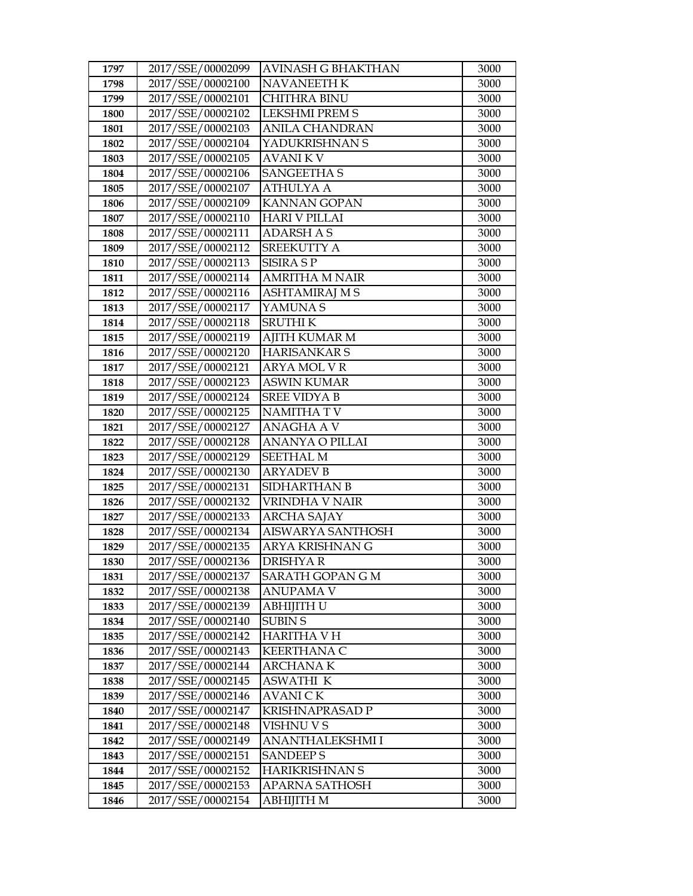| 1797 | 2017/SSE/00002099 | AVINASH G BHAKTHAN | 3000 |
|---|---|---|---|
| 1798 | 2017/SSE/00002100 | NAVANEETH K | 3000 |
| 1799 | 2017/SSE/00002101 | CHITHRA BINU | 3000 |
| 1800 | 2017/SSE/00002102 | LEKSHMI PREM S | 3000 |
| 1801 | 2017/SSE/00002103 | ANILA CHANDRAN | 3000 |
| 1802 | 2017/SSE/00002104 | YADUKRISHNAN S | 3000 |
| 1803 | 2017/SSE/00002105 | AVANI K V | 3000 |
| 1804 | 2017/SSE/00002106 | SANGEETHA S | 3000 |
| 1805 | 2017/SSE/00002107 | ATHULYA A | 3000 |
| 1806 | 2017/SSE/00002109 | KANNAN GOPAN | 3000 |
| 1807 | 2017/SSE/00002110 | HARI V PILLAI | 3000 |
| 1808 | 2017/SSE/00002111 | ADARSH A S | 3000 |
| 1809 | 2017/SSE/00002112 | SREEKUTTY A | 3000 |
| 1810 | 2017/SSE/00002113 | SISIRA S P | 3000 |
| 1811 | 2017/SSE/00002114 | AMRITHA M NAIR | 3000 |
| 1812 | 2017/SSE/00002116 | ASHTAMIRAJ M S | 3000 |
| 1813 | 2017/SSE/00002117 | YAMUNA S | 3000 |
| 1814 | 2017/SSE/00002118 | SRUTHI K | 3000 |
| 1815 | 2017/SSE/00002119 | AJITH KUMAR M | 3000 |
| 1816 | 2017/SSE/00002120 | HARISANKAR S | 3000 |
| 1817 | 2017/SSE/00002121 | ARYA MOL V R | 3000 |
| 1818 | 2017/SSE/00002123 | ASWIN KUMAR | 3000 |
| 1819 | 2017/SSE/00002124 | SREE VIDYA B | 3000 |
| 1820 | 2017/SSE/00002125 | NAMITHA T V | 3000 |
| 1821 | 2017/SSE/00002127 | ANAGHA A V | 3000 |
| 1822 | 2017/SSE/00002128 | ANANYA O PILLAI | 3000 |
| 1823 | 2017/SSE/00002129 | SEETHAL M | 3000 |
| 1824 | 2017/SSE/00002130 | ARYADEV B | 3000 |
| 1825 | 2017/SSE/00002131 | SIDHARTHAN B | 3000 |
| 1826 | 2017/SSE/00002132 | VRINDHA V NAIR | 3000 |
| 1827 | 2017/SSE/00002133 | ARCHA SAJAY | 3000 |
| 1828 | 2017/SSE/00002134 | AISWARYA SANTHOSH | 3000 |
| 1829 | 2017/SSE/00002135 | ARYA KRISHNAN G | 3000 |
| 1830 | 2017/SSE/00002136 | DRISHYA R | 3000 |
| 1831 | 2017/SSE/00002137 | SARATH GOPAN G M | 3000 |
| 1832 | 2017/SSE/00002138 | ANUPAMA V | 3000 |
| 1833 | 2017/SSE/00002139 | ABHIJITH U | 3000 |
| 1834 | 2017/SSE/00002140 | SUBIN S | 3000 |
| 1835 | 2017/SSE/00002142 | HARITHA V H | 3000 |
| 1836 | 2017/SSE/00002143 | KEERTHANA C | 3000 |
| 1837 | 2017/SSE/00002144 | ARCHANA K | 3000 |
| 1838 | 2017/SSE/00002145 | ASWATHI K | 3000 |
| 1839 | 2017/SSE/00002146 | AVANI C K | 3000 |
| 1840 | 2017/SSE/00002147 | KRISHNAPRASAD P | 3000 |
| 1841 | 2017/SSE/00002148 | VISHNU V S | 3000 |
| 1842 | 2017/SSE/00002149 | ANANTHALEKSHMI I | 3000 |
| 1843 | 2017/SSE/00002151 | SANDEEP S | 3000 |
| 1844 | 2017/SSE/00002152 | HARIKRISHNAN S | 3000 |
| 1845 | 2017/SSE/00002153 | APARNA SATHOSH | 3000 |
| 1846 | 2017/SSE/00002154 | ABHIJITH M | 3000 |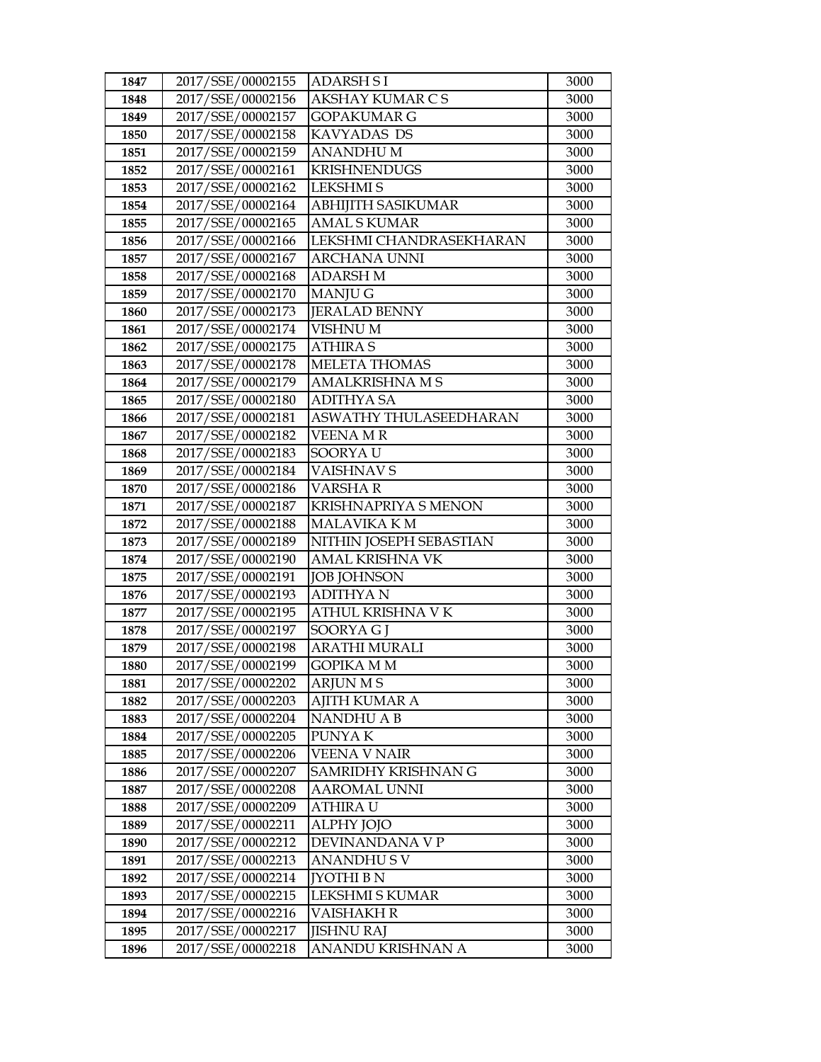| 1847 | 2017/SSE/00002155 | ADARSH S I | 3000 |
|---|---|---|---|
| 1848 | 2017/SSE/00002156 | AKSHAY KUMAR C S | 3000 |
| 1849 | 2017/SSE/00002157 | GOPAKUMAR G | 3000 |
| 1850 | 2017/SSE/00002158 | KAVYADAS DS | 3000 |
| 1851 | 2017/SSE/00002159 | ANANDHU M | 3000 |
| 1852 | 2017/SSE/00002161 | KRISHNENDUGS | 3000 |
| 1853 | 2017/SSE/00002162 | LEKSHMI S | 3000 |
| 1854 | 2017/SSE/00002164 | ABHIJITH SASIKUMAR | 3000 |
| 1855 | 2017/SSE/00002165 | AMAL S KUMAR | 3000 |
| 1856 | 2017/SSE/00002166 | LEKSHMI CHANDRASEKHARAN | 3000 |
| 1857 | 2017/SSE/00002167 | ARCHANA UNNI | 3000 |
| 1858 | 2017/SSE/00002168 | ADARSH M | 3000 |
| 1859 | 2017/SSE/00002170 | MANJU G | 3000 |
| 1860 | 2017/SSE/00002173 | JERALAD BENNY | 3000 |
| 1861 | 2017/SSE/00002174 | VISHNU M | 3000 |
| 1862 | 2017/SSE/00002175 | ATHIRA S | 3000 |
| 1863 | 2017/SSE/00002178 | MELETA THOMAS | 3000 |
| 1864 | 2017/SSE/00002179 | AMALKRISHNA M S | 3000 |
| 1865 | 2017/SSE/00002180 | ADITHYA SA | 3000 |
| 1866 | 2017/SSE/00002181 | ASWATHY THULASEEDHARAN | 3000 |
| 1867 | 2017/SSE/00002182 | VEENA M R | 3000 |
| 1868 | 2017/SSE/00002183 | SOORYA U | 3000 |
| 1869 | 2017/SSE/00002184 | VAISHNAV S | 3000 |
| 1870 | 2017/SSE/00002186 | VARSHA R | 3000 |
| 1871 | 2017/SSE/00002187 | KRISHNAPRIYA S MENON | 3000 |
| 1872 | 2017/SSE/00002188 | MALAVIKA K M | 3000 |
| 1873 | 2017/SSE/00002189 | NITHIN JOSEPH SEBASTIAN | 3000 |
| 1874 | 2017/SSE/00002190 | AMAL KRISHNA VK | 3000 |
| 1875 | 2017/SSE/00002191 | JOB JOHNSON | 3000 |
| 1876 | 2017/SSE/00002193 | ADITHYA N | 3000 |
| 1877 | 2017/SSE/00002195 | ATHUL KRISHNA V K | 3000 |
| 1878 | 2017/SSE/00002197 | SOORYA G J | 3000 |
| 1879 | 2017/SSE/00002198 | ARATHI MURALI | 3000 |
| 1880 | 2017/SSE/00002199 | GOPIKA M M | 3000 |
| 1881 | 2017/SSE/00002202 | ARJUN M S | 3000 |
| 1882 | 2017/SSE/00002203 | AJITH KUMAR A | 3000 |
| 1883 | 2017/SSE/00002204 | NANDHU A B | 3000 |
| 1884 | 2017/SSE/00002205 | PUNYA K | 3000 |
| 1885 | 2017/SSE/00002206 | VEENA V NAIR | 3000 |
| 1886 | 2017/SSE/00002207 | SAMRIDHY KRISHNAN G | 3000 |
| 1887 | 2017/SSE/00002208 | AAROMAL UNNI | 3000 |
| 1888 | 2017/SSE/00002209 | ATHIRA U | 3000 |
| 1889 | 2017/SSE/00002211 | ALPHY JOJO | 3000 |
| 1890 | 2017/SSE/00002212 | DEVINANDANA V P | 3000 |
| 1891 | 2017/SSE/00002213 | ANANDHU S V | 3000 |
| 1892 | 2017/SSE/00002214 | JYOTHI B N | 3000 |
| 1893 | 2017/SSE/00002215 | LEKSHMI S KUMAR | 3000 |
| 1894 | 2017/SSE/00002216 | VAISHAKH R | 3000 |
| 1895 | 2017/SSE/00002217 | JISHNU RAJ | 3000 |
| 1896 | 2017/SSE/00002218 | ANANDU KRISHNAN A | 3000 |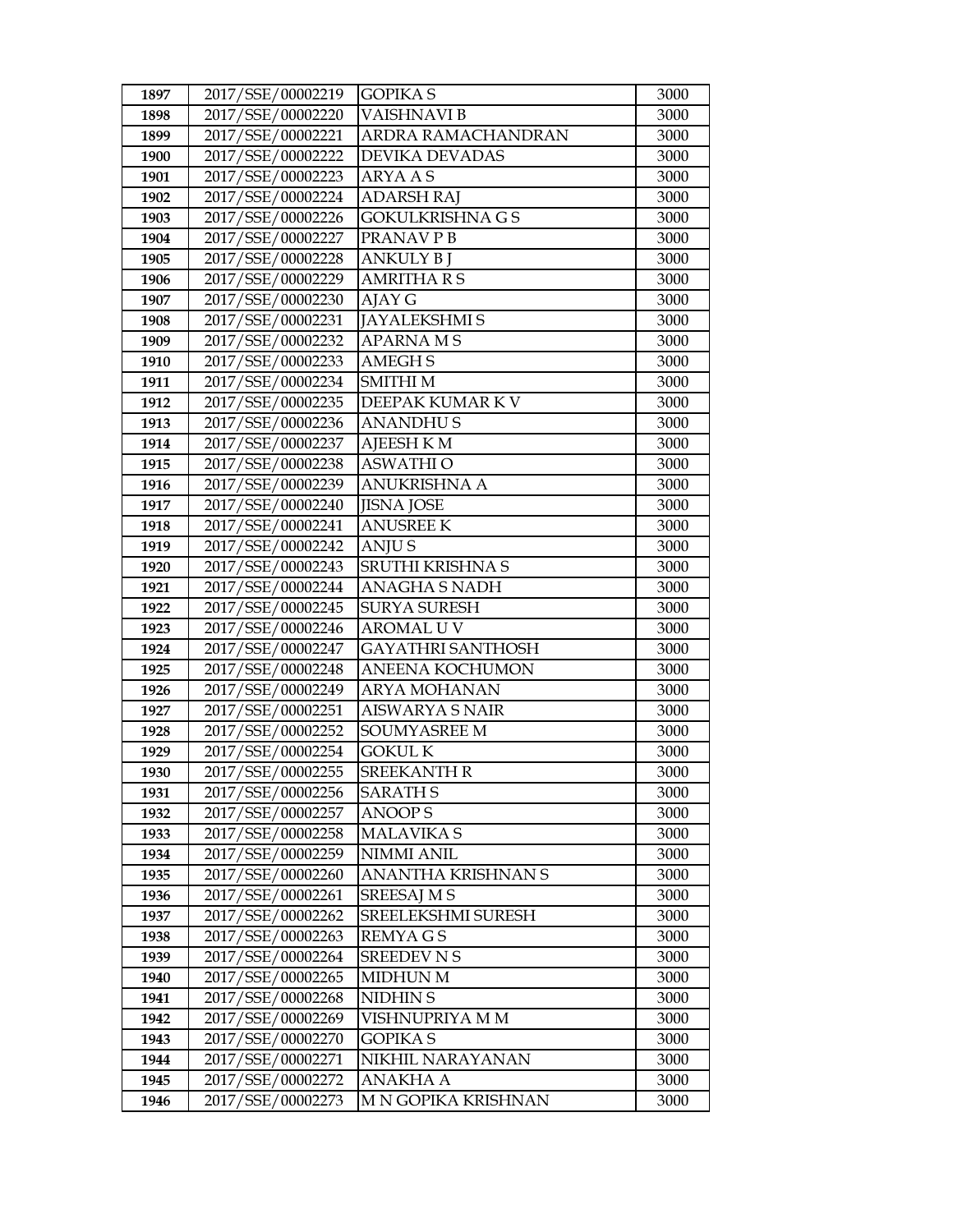| 1897 | 2017/SSE/00002219 | GOPIKA S | 3000 |
|---|---|---|---|
| 1898 | 2017/SSE/00002220 | VAISHNAVI B | 3000 |
| 1899 | 2017/SSE/00002221 | ARDRA RAMACHANDRAN | 3000 |
| 1900 | 2017/SSE/00002222 | DEVIKA DEVADAS | 3000 |
| 1901 | 2017/SSE/00002223 | ARYA A S | 3000 |
| 1902 | 2017/SSE/00002224 | ADARSH RAJ | 3000 |
| 1903 | 2017/SSE/00002226 | GOKULKRISHNA G S | 3000 |
| 1904 | 2017/SSE/00002227 | PRANAV P B | 3000 |
| 1905 | 2017/SSE/00002228 | ANKULY B J | 3000 |
| 1906 | 2017/SSE/00002229 | AMRITHA R S | 3000 |
| 1907 | 2017/SSE/00002230 | AJAY G | 3000 |
| 1908 | 2017/SSE/00002231 | JAYALEKSHMI S | 3000 |
| 1909 | 2017/SSE/00002232 | APARNA M S | 3000 |
| 1910 | 2017/SSE/00002233 | AMEGH S | 3000 |
| 1911 | 2017/SSE/00002234 | SMITHI M | 3000 |
| 1912 | 2017/SSE/00002235 | DEEPAK KUMAR K V | 3000 |
| 1913 | 2017/SSE/00002236 | ANANDHU S | 3000 |
| 1914 | 2017/SSE/00002237 | AJEESH K M | 3000 |
| 1915 | 2017/SSE/00002238 | ASWATHI O | 3000 |
| 1916 | 2017/SSE/00002239 | ANUKRISHNA A | 3000 |
| 1917 | 2017/SSE/00002240 | JISNA JOSE | 3000 |
| 1918 | 2017/SSE/00002241 | ANUSREE K | 3000 |
| 1919 | 2017/SSE/00002242 | ANJU S | 3000 |
| 1920 | 2017/SSE/00002243 | SRUTHI KRISHNA S | 3000 |
| 1921 | 2017/SSE/00002244 | ANAGHA S NADH | 3000 |
| 1922 | 2017/SSE/00002245 | SURYA SURESH | 3000 |
| 1923 | 2017/SSE/00002246 | AROMAL U V | 3000 |
| 1924 | 2017/SSE/00002247 | GAYATHRI SANTHOSH | 3000 |
| 1925 | 2017/SSE/00002248 | ANEENA KOCHUMON | 3000 |
| 1926 | 2017/SSE/00002249 | ARYA MOHANAN | 3000 |
| 1927 | 2017/SSE/00002251 | AISWARYA S NAIR | 3000 |
| 1928 | 2017/SSE/00002252 | SOUMYASREE M | 3000 |
| 1929 | 2017/SSE/00002254 | GOKUL K | 3000 |
| 1930 | 2017/SSE/00002255 | SREEKANTH R | 3000 |
| 1931 | 2017/SSE/00002256 | SARATH S | 3000 |
| 1932 | 2017/SSE/00002257 | ANOOP S | 3000 |
| 1933 | 2017/SSE/00002258 | MALAVIKA S | 3000 |
| 1934 | 2017/SSE/00002259 | NIMMI ANIL | 3000 |
| 1935 | 2017/SSE/00002260 | ANANTHA KRISHNAN S | 3000 |
| 1936 | 2017/SSE/00002261 | SREESAJ M S | 3000 |
| 1937 | 2017/SSE/00002262 | SREELEKSHMI SURESH | 3000 |
| 1938 | 2017/SSE/00002263 | REMYA G S | 3000 |
| 1939 | 2017/SSE/00002264 | SREEDEV N S | 3000 |
| 1940 | 2017/SSE/00002265 | MIDHUN M | 3000 |
| 1941 | 2017/SSE/00002268 | NIDHIN S | 3000 |
| 1942 | 2017/SSE/00002269 | VISHNUPRIYA M M | 3000 |
| 1943 | 2017/SSE/00002270 | GOPIKA S | 3000 |
| 1944 | 2017/SSE/00002271 | NIKHIL NARAYANAN | 3000 |
| 1945 | 2017/SSE/00002272 | ANAKHA A | 3000 |
| 1946 | 2017/SSE/00002273 | M N GOPIKA KRISHNAN | 3000 |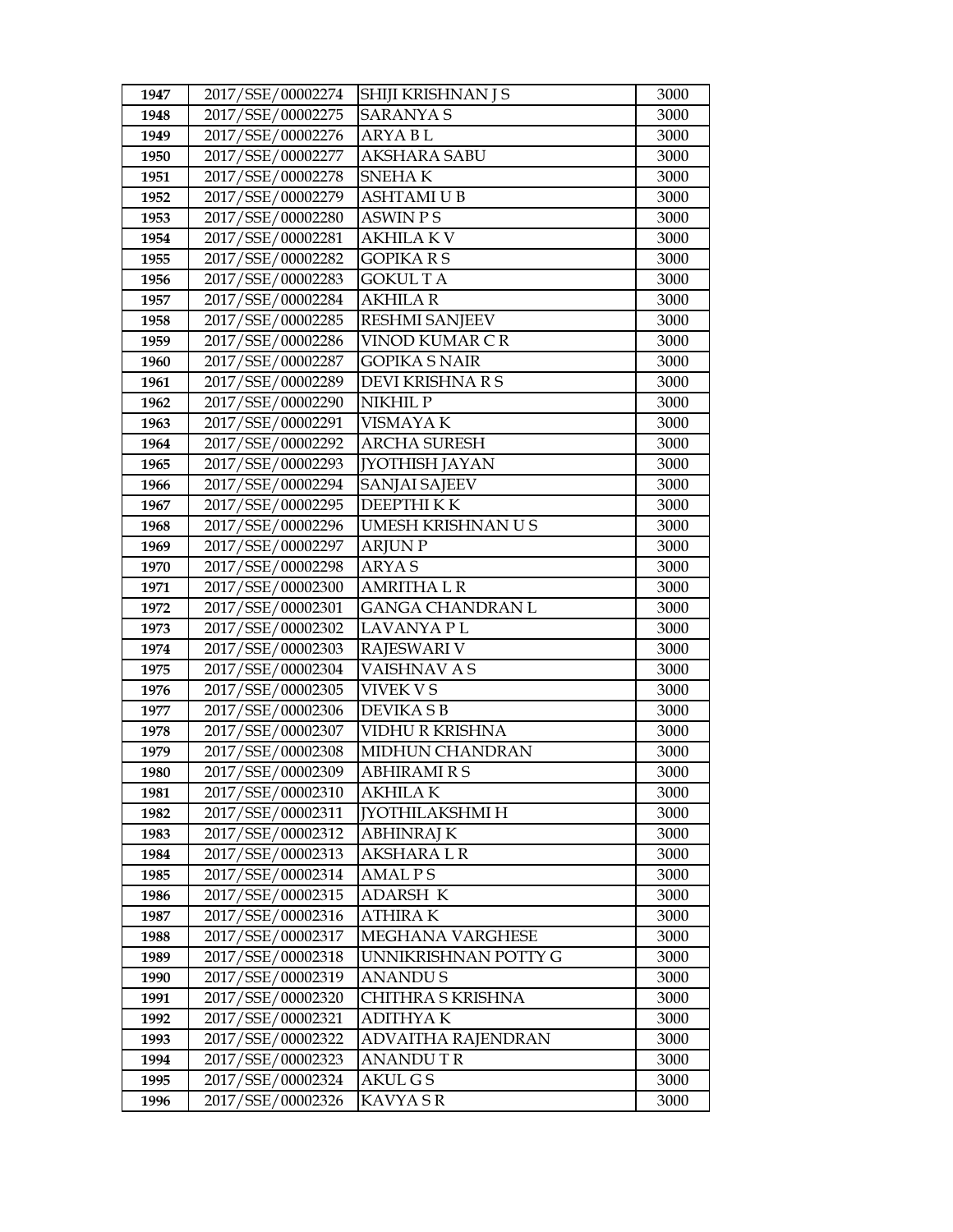| 1947 | 2017/SSE/00002274 | SHIJI KRISHNAN J S | 3000 |
|---|---|---|---|
| 1948 | 2017/SSE/00002275 | SARANYA S | 3000 |
| 1949 | 2017/SSE/00002276 | ARYA B L | 3000 |
| 1950 | 2017/SSE/00002277 | AKSHARA SABU | 3000 |
| 1951 | 2017/SSE/00002278 | SNEHA K | 3000 |
| 1952 | 2017/SSE/00002279 | ASHTAMI U B | 3000 |
| 1953 | 2017/SSE/00002280 | ASWIN P S | 3000 |
| 1954 | 2017/SSE/00002281 | AKHILA K V | 3000 |
| 1955 | 2017/SSE/00002282 | GOPIKA R S | 3000 |
| 1956 | 2017/SSE/00002283 | GOKUL T A | 3000 |
| 1957 | 2017/SSE/00002284 | AKHILA R | 3000 |
| 1958 | 2017/SSE/00002285 | RESHMI SANJEEV | 3000 |
| 1959 | 2017/SSE/00002286 | VINOD KUMAR C R | 3000 |
| 1960 | 2017/SSE/00002287 | GOPIKA S NAIR | 3000 |
| 1961 | 2017/SSE/00002289 | DEVI KRISHNA R S | 3000 |
| 1962 | 2017/SSE/00002290 | NIKHIL P | 3000 |
| 1963 | 2017/SSE/00002291 | VISMAYA K | 3000 |
| 1964 | 2017/SSE/00002292 | ARCHA SURESH | 3000 |
| 1965 | 2017/SSE/00002293 | JYOTHISH JAYAN | 3000 |
| 1966 | 2017/SSE/00002294 | SANJAI SAJEEV | 3000 |
| 1967 | 2017/SSE/00002295 | DEEPTHI K K | 3000 |
| 1968 | 2017/SSE/00002296 | UMESH KRISHNAN U S | 3000 |
| 1969 | 2017/SSE/00002297 | ARJUN P | 3000 |
| 1970 | 2017/SSE/00002298 | ARYA S | 3000 |
| 1971 | 2017/SSE/00002300 | AMRITHA L R | 3000 |
| 1972 | 2017/SSE/00002301 | GANGA CHANDRAN L | 3000 |
| 1973 | 2017/SSE/00002302 | LAVANYA P L | 3000 |
| 1974 | 2017/SSE/00002303 | RAJESWARI V | 3000 |
| 1975 | 2017/SSE/00002304 | VAISHNAV A S | 3000 |
| 1976 | 2017/SSE/00002305 | VIVEK V S | 3000 |
| 1977 | 2017/SSE/00002306 | DEVIKA S B | 3000 |
| 1978 | 2017/SSE/00002307 | VIDHU R KRISHNA | 3000 |
| 1979 | 2017/SSE/00002308 | MIDHUN CHANDRAN | 3000 |
| 1980 | 2017/SSE/00002309 | ABHIRAMI R S | 3000 |
| 1981 | 2017/SSE/00002310 | AKHILA K | 3000 |
| 1982 | 2017/SSE/00002311 | JYOTHILAKSHMI H | 3000 |
| 1983 | 2017/SSE/00002312 | ABHINRAJ K | 3000 |
| 1984 | 2017/SSE/00002313 | AKSHARA L R | 3000 |
| 1985 | 2017/SSE/00002314 | AMAL P S | 3000 |
| 1986 | 2017/SSE/00002315 | ADARSH K | 3000 |
| 1987 | 2017/SSE/00002316 | ATHIRA K | 3000 |
| 1988 | 2017/SSE/00002317 | MEGHANA VARGHESE | 3000 |
| 1989 | 2017/SSE/00002318 | UNNIKRISHNAN POTTY G | 3000 |
| 1990 | 2017/SSE/00002319 | ANANDU S | 3000 |
| 1991 | 2017/SSE/00002320 | CHITHRA S KRISHNA | 3000 |
| 1992 | 2017/SSE/00002321 | ADITHYA K | 3000 |
| 1993 | 2017/SSE/00002322 | ADVAITHA RAJENDRAN | 3000 |
| 1994 | 2017/SSE/00002323 | ANANDU T R | 3000 |
| 1995 | 2017/SSE/00002324 | AKUL G S | 3000 |
| 1996 | 2017/SSE/00002326 | KAVYA S R | 3000 |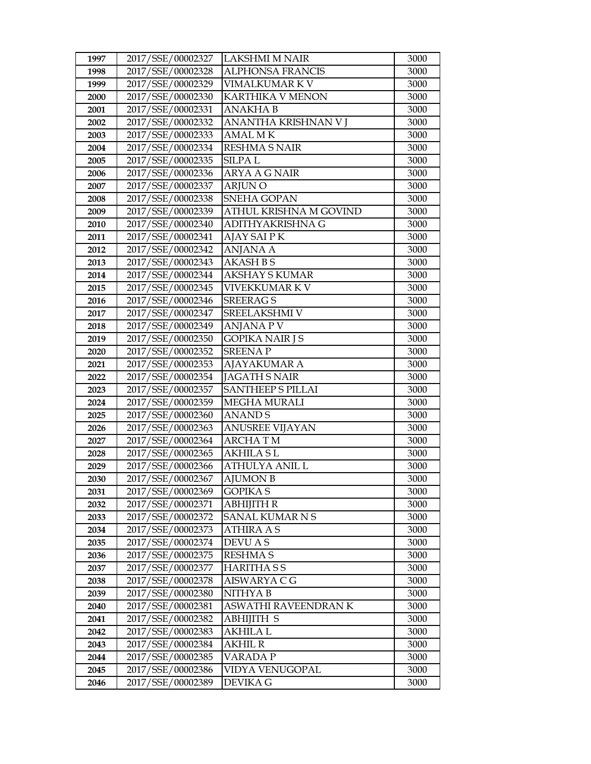| 1997 | 2017/SSE/00002327 | LAKSHMI M NAIR | 3000 |
|---|---|---|---|
| 1998 | 2017/SSE/00002328 | ALPHONSA FRANCIS | 3000 |
| 1999 | 2017/SSE/00002329 | VIMALKUMAR K V | 3000 |
| 2000 | 2017/SSE/00002330 | KARTHIKA V MENON | 3000 |
| 2001 | 2017/SSE/00002331 | ANAKHA B | 3000 |
| 2002 | 2017/SSE/00002332 | ANANTHA KRISHNAN V J | 3000 |
| 2003 | 2017/SSE/00002333 | AMAL M K | 3000 |
| 2004 | 2017/SSE/00002334 | RESHMA S NAIR | 3000 |
| 2005 | 2017/SSE/00002335 | SILPA L | 3000 |
| 2006 | 2017/SSE/00002336 | ARYA A G NAIR | 3000 |
| 2007 | 2017/SSE/00002337 | ARJUN O | 3000 |
| 2008 | 2017/SSE/00002338 | SNEHA GOPAN | 3000 |
| 2009 | 2017/SSE/00002339 | ATHUL KRISHNA M GOVIND | 3000 |
| 2010 | 2017/SSE/00002340 | ADITHYAKRISHNA G | 3000 |
| 2011 | 2017/SSE/00002341 | AJAY SAI P K | 3000 |
| 2012 | 2017/SSE/00002342 | ANJANA A | 3000 |
| 2013 | 2017/SSE/00002343 | AKASH B S | 3000 |
| 2014 | 2017/SSE/00002344 | AKSHAY S KUMAR | 3000 |
| 2015 | 2017/SSE/00002345 | VIVEKKUMAR K V | 3000 |
| 2016 | 2017/SSE/00002346 | SREERAG S | 3000 |
| 2017 | 2017/SSE/00002347 | SREELAKSHMI V | 3000 |
| 2018 | 2017/SSE/00002349 | ANJANA P V | 3000 |
| 2019 | 2017/SSE/00002350 | GOPIKA NAIR J S | 3000 |
| 2020 | 2017/SSE/00002352 | SREENA P | 3000 |
| 2021 | 2017/SSE/00002353 | AJAYAKUMAR A | 3000 |
| 2022 | 2017/SSE/00002354 | JAGATH S NAIR | 3000 |
| 2023 | 2017/SSE/00002357 | SANTHEEP S PILLAI | 3000 |
| 2024 | 2017/SSE/00002359 | MEGHA MURALI | 3000 |
| 2025 | 2017/SSE/00002360 | ANAND S | 3000 |
| 2026 | 2017/SSE/00002363 | ANUSREE VIJAYAN | 3000 |
| 2027 | 2017/SSE/00002364 | ARCHA T M | 3000 |
| 2028 | 2017/SSE/00002365 | AKHILA S L | 3000 |
| 2029 | 2017/SSE/00002366 | ATHULYA ANIL L | 3000 |
| 2030 | 2017/SSE/00002367 | AJUMON B | 3000 |
| 2031 | 2017/SSE/00002369 | GOPIKA S | 3000 |
| 2032 | 2017/SSE/00002371 | ABHIJITH R | 3000 |
| 2033 | 2017/SSE/00002372 | SANAL KUMAR N S | 3000 |
| 2034 | 2017/SSE/00002373 | ATHIRA A S | 3000 |
| 2035 | 2017/SSE/00002374 | DEVU A S | 3000 |
| 2036 | 2017/SSE/00002375 | RESHMA S | 3000 |
| 2037 | 2017/SSE/00002377 | HARITHA S S | 3000 |
| 2038 | 2017/SSE/00002378 | AISWARYA C G | 3000 |
| 2039 | 2017/SSE/00002380 | NITHYA B | 3000 |
| 2040 | 2017/SSE/00002381 | ASWATHI RAVEENDRAN K | 3000 |
| 2041 | 2017/SSE/00002382 | ABHIJITH S | 3000 |
| 2042 | 2017/SSE/00002383 | AKHILA L | 3000 |
| 2043 | 2017/SSE/00002384 | AKHIL R | 3000 |
| 2044 | 2017/SSE/00002385 | VARADA P | 3000 |
| 2045 | 2017/SSE/00002386 | VIDYA VENUGOPAL | 3000 |
| 2046 | 2017/SSE/00002389 | DEVIKA G | 3000 |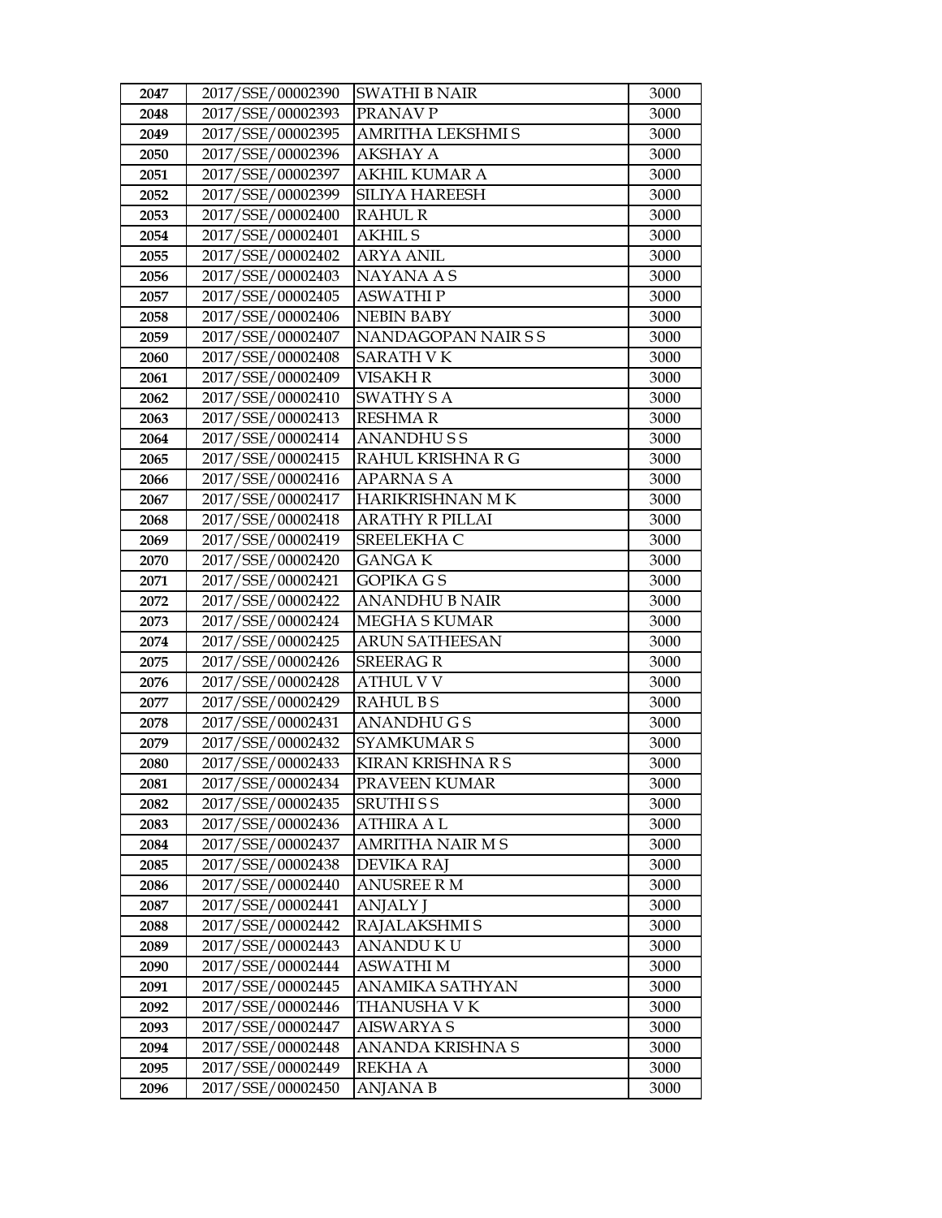| 2047 | 2017/SSE/00002390 | SWATHI B NAIR | 3000 |
|---|---|---|---|
| 2048 | 2017/SSE/00002393 | PRANAV P | 3000 |
| 2049 | 2017/SSE/00002395 | AMRITHA LEKSHMI S | 3000 |
| 2050 | 2017/SSE/00002396 | AKSHAY A | 3000 |
| 2051 | 2017/SSE/00002397 | AKHIL KUMAR A | 3000 |
| 2052 | 2017/SSE/00002399 | SILIYA HAREESH | 3000 |
| 2053 | 2017/SSE/00002400 | RAHUL R | 3000 |
| 2054 | 2017/SSE/00002401 | AKHIL S | 3000 |
| 2055 | 2017/SSE/00002402 | ARYA ANIL | 3000 |
| 2056 | 2017/SSE/00002403 | NAYANA A S | 3000 |
| 2057 | 2017/SSE/00002405 | ASWATHI P | 3000 |
| 2058 | 2017/SSE/00002406 | NEBIN BABY | 3000 |
| 2059 | 2017/SSE/00002407 | NANDAGOPAN NAIR S S | 3000 |
| 2060 | 2017/SSE/00002408 | SARATH V K | 3000 |
| 2061 | 2017/SSE/00002409 | VISAKH R | 3000 |
| 2062 | 2017/SSE/00002410 | SWATHY S A | 3000 |
| 2063 | 2017/SSE/00002413 | RESHMA R | 3000 |
| 2064 | 2017/SSE/00002414 | ANANDHU S S | 3000 |
| 2065 | 2017/SSE/00002415 | RAHUL KRISHNA R G | 3000 |
| 2066 | 2017/SSE/00002416 | APARNA S A | 3000 |
| 2067 | 2017/SSE/00002417 | HARIKRISHNAN M K | 3000 |
| 2068 | 2017/SSE/00002418 | ARATHY R PILLAI | 3000 |
| 2069 | 2017/SSE/00002419 | SREELEKHA C | 3000 |
| 2070 | 2017/SSE/00002420 | GANGA K | 3000 |
| 2071 | 2017/SSE/00002421 | GOPIKA G S | 3000 |
| 2072 | 2017/SSE/00002422 | ANANDHU B NAIR | 3000 |
| 2073 | 2017/SSE/00002424 | MEGHA S KUMAR | 3000 |
| 2074 | 2017/SSE/00002425 | ARUN SATHEESAN | 3000 |
| 2075 | 2017/SSE/00002426 | SREERAG R | 3000 |
| 2076 | 2017/SSE/00002428 | ATHUL V V | 3000 |
| 2077 | 2017/SSE/00002429 | RAHUL B S | 3000 |
| 2078 | 2017/SSE/00002431 | ANANDHU G S | 3000 |
| 2079 | 2017/SSE/00002432 | SYAMKUMAR S | 3000 |
| 2080 | 2017/SSE/00002433 | KIRAN KRISHNA R S | 3000 |
| 2081 | 2017/SSE/00002434 | PRAVEEN KUMAR | 3000 |
| 2082 | 2017/SSE/00002435 | SRUTHI S S | 3000 |
| 2083 | 2017/SSE/00002436 | ATHIRA A L | 3000 |
| 2084 | 2017/SSE/00002437 | AMRITHA NAIR M S | 3000 |
| 2085 | 2017/SSE/00002438 | DEVIKA RAJ | 3000 |
| 2086 | 2017/SSE/00002440 | ANUSREE R M | 3000 |
| 2087 | 2017/SSE/00002441 | ANJALY J | 3000 |
| 2088 | 2017/SSE/00002442 | RAJALAKSHMI S | 3000 |
| 2089 | 2017/SSE/00002443 | ANANDU K U | 3000 |
| 2090 | 2017/SSE/00002444 | ASWATHI M | 3000 |
| 2091 | 2017/SSE/00002445 | ANAMIKA SATHYAN | 3000 |
| 2092 | 2017/SSE/00002446 | THANUSHA V K | 3000 |
| 2093 | 2017/SSE/00002447 | AISWARYA S | 3000 |
| 2094 | 2017/SSE/00002448 | ANANDA KRISHNA S | 3000 |
| 2095 | 2017/SSE/00002449 | REKHA A | 3000 |
| 2096 | 2017/SSE/00002450 | ANJANA B | 3000 |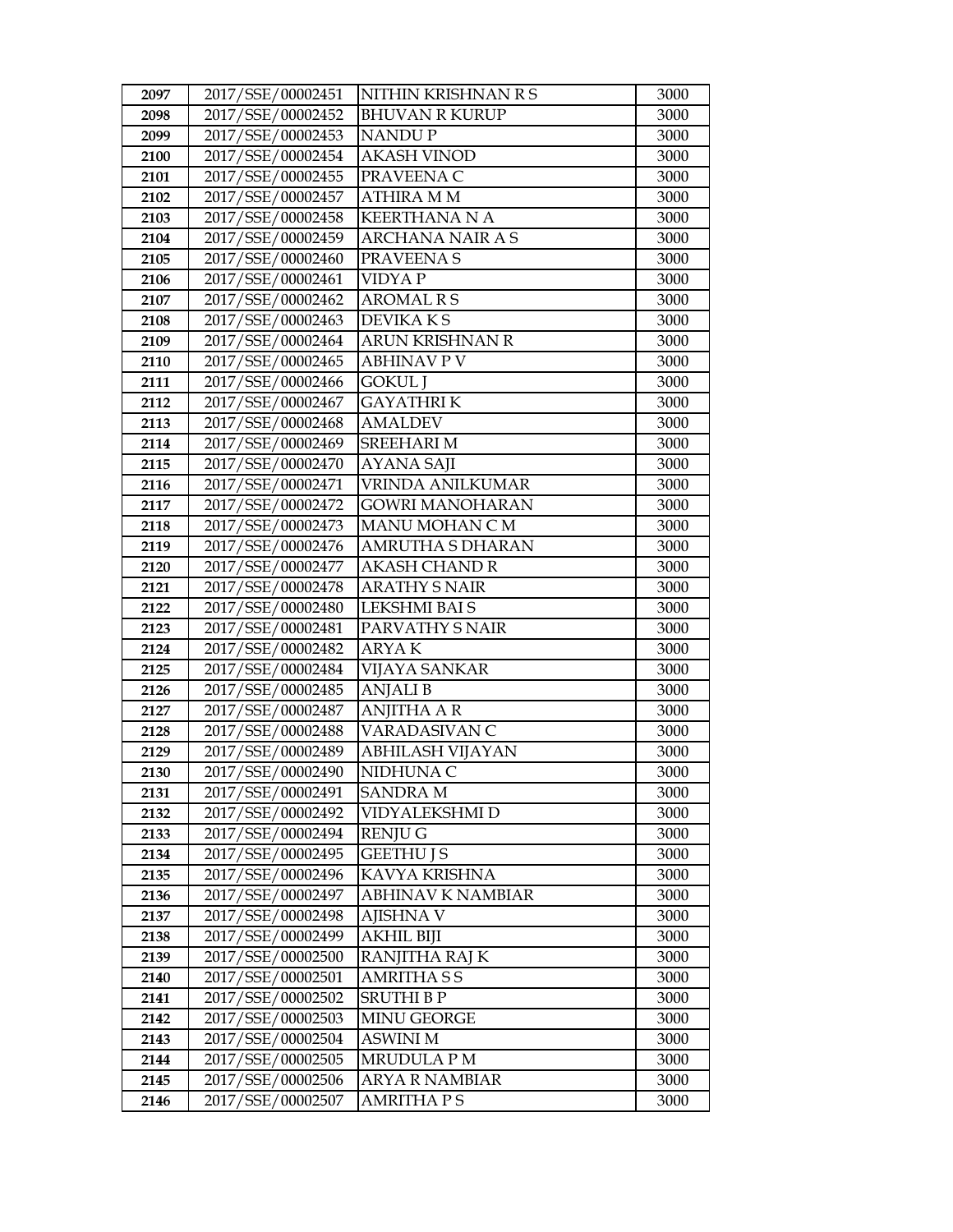| 2097 | 2017/SSE/00002451 | NITHIN KRISHNAN R S | 3000 |
|---|---|---|---|
| 2098 | 2017/SSE/00002452 | BHUVAN R KURUP | 3000 |
| 2099 | 2017/SSE/00002453 | NANDU P | 3000 |
| 2100 | 2017/SSE/00002454 | AKASH VINOD | 3000 |
| 2101 | 2017/SSE/00002455 | PRAVEENA C | 3000 |
| 2102 | 2017/SSE/00002457 | ATHIRA M M | 3000 |
| 2103 | 2017/SSE/00002458 | KEERTHANA N A | 3000 |
| 2104 | 2017/SSE/00002459 | ARCHANA NAIR A S | 3000 |
| 2105 | 2017/SSE/00002460 | PRAVEENA S | 3000 |
| 2106 | 2017/SSE/00002461 | VIDYA P | 3000 |
| 2107 | 2017/SSE/00002462 | AROMAL R S | 3000 |
| 2108 | 2017/SSE/00002463 | DEVIKA K S | 3000 |
| 2109 | 2017/SSE/00002464 | ARUN KRISHNAN R | 3000 |
| 2110 | 2017/SSE/00002465 | ABHINAV P V | 3000 |
| 2111 | 2017/SSE/00002466 | GOKUL J | 3000 |
| 2112 | 2017/SSE/00002467 | GAYATHRI K | 3000 |
| 2113 | 2017/SSE/00002468 | AMALDEV | 3000 |
| 2114 | 2017/SSE/00002469 | SREEHARI M | 3000 |
| 2115 | 2017/SSE/00002470 | AYANA SAJI | 3000 |
| 2116 | 2017/SSE/00002471 | VRINDA ANILKUMAR | 3000 |
| 2117 | 2017/SSE/00002472 | GOWRI MANOHARAN | 3000 |
| 2118 | 2017/SSE/00002473 | MANU MOHAN C M | 3000 |
| 2119 | 2017/SSE/00002476 | AMRUTHA S DHARAN | 3000 |
| 2120 | 2017/SSE/00002477 | AKASH CHAND R | 3000 |
| 2121 | 2017/SSE/00002478 | ARATHY S NAIR | 3000 |
| 2122 | 2017/SSE/00002480 | LEKSHMI BAI S | 3000 |
| 2123 | 2017/SSE/00002481 | PARVATHY S NAIR | 3000 |
| 2124 | 2017/SSE/00002482 | ARYA K | 3000 |
| 2125 | 2017/SSE/00002484 | VIJAYA SANKAR | 3000 |
| 2126 | 2017/SSE/00002485 | ANJALI B | 3000 |
| 2127 | 2017/SSE/00002487 | ANJITHA A R | 3000 |
| 2128 | 2017/SSE/00002488 | VARADASIVAN C | 3000 |
| 2129 | 2017/SSE/00002489 | ABHILASH VIJAYAN | 3000 |
| 2130 | 2017/SSE/00002490 | NIDHUNA C | 3000 |
| 2131 | 2017/SSE/00002491 | SANDRA M | 3000 |
| 2132 | 2017/SSE/00002492 | VIDYALEKSHMI D | 3000 |
| 2133 | 2017/SSE/00002494 | RENJU G | 3000 |
| 2134 | 2017/SSE/00002495 | GEETHU J S | 3000 |
| 2135 | 2017/SSE/00002496 | KAVYA KRISHNA | 3000 |
| 2136 | 2017/SSE/00002497 | ABHINAV K NAMBIAR | 3000 |
| 2137 | 2017/SSE/00002498 | AJISHNA V | 3000 |
| 2138 | 2017/SSE/00002499 | AKHIL BIJI | 3000 |
| 2139 | 2017/SSE/00002500 | RANJITHA RAJ K | 3000 |
| 2140 | 2017/SSE/00002501 | AMRITHA S S | 3000 |
| 2141 | 2017/SSE/00002502 | SRUTHI B P | 3000 |
| 2142 | 2017/SSE/00002503 | MINU GEORGE | 3000 |
| 2143 | 2017/SSE/00002504 | ASWINI M | 3000 |
| 2144 | 2017/SSE/00002505 | MRUDULA P M | 3000 |
| 2145 | 2017/SSE/00002506 | ARYA R NAMBIAR | 3000 |
| 2146 | 2017/SSE/00002507 | AMRITHA P S | 3000 |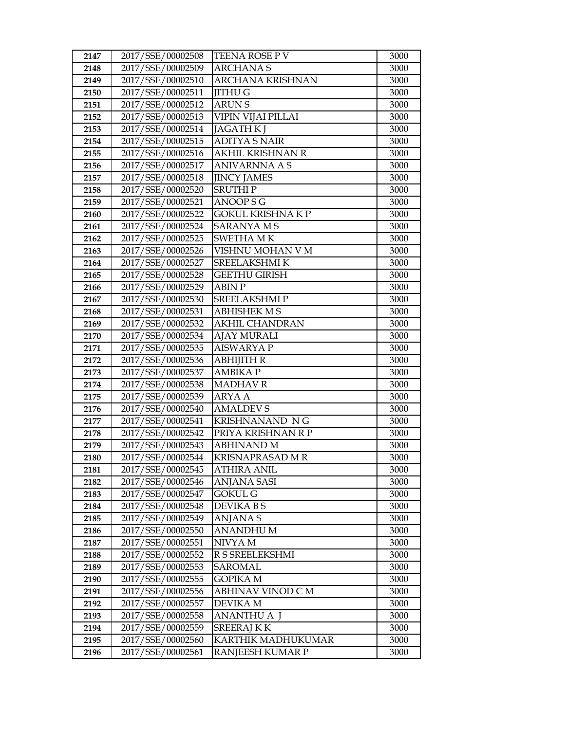| | | | |
|---|---|---|---|
| 2147 | 2017/SSE/00002508 | TEENA ROSE P V | 3000 |
| 2148 | 2017/SSE/00002509 | ARCHANA S | 3000 |
| 2149 | 2017/SSE/00002510 | ARCHANA KRISHNAN | 3000 |
| 2150 | 2017/SSE/00002511 | JITHU G | 3000 |
| 2151 | 2017/SSE/00002512 | ARUN S | 3000 |
| 2152 | 2017/SSE/00002513 | VIPIN VIJAI PILLAI | 3000 |
| 2153 | 2017/SSE/00002514 | JAGATH K J | 3000 |
| 2154 | 2017/SSE/00002515 | ADITYA S NAIR | 3000 |
| 2155 | 2017/SSE/00002516 | AKHIL KRISHNAN R | 3000 |
| 2156 | 2017/SSE/00002517 | ANIVARNNA A S | 3000 |
| 2157 | 2017/SSE/00002518 | JINCY JAMES | 3000 |
| 2158 | 2017/SSE/00002520 | SRUTHI P | 3000 |
| 2159 | 2017/SSE/00002521 | ANOOP S G | 3000 |
| 2160 | 2017/SSE/00002522 | GOKUL KRISHNA K P | 3000 |
| 2161 | 2017/SSE/00002524 | SARANYA M S | 3000 |
| 2162 | 2017/SSE/00002525 | SWETHA M K | 3000 |
| 2163 | 2017/SSE/00002526 | VISHNU MOHAN V M | 3000 |
| 2164 | 2017/SSE/00002527 | SREELAKSHMI K | 3000 |
| 2165 | 2017/SSE/00002528 | GEETHU GIRISH | 3000 |
| 2166 | 2017/SSE/00002529 | ABIN P | 3000 |
| 2167 | 2017/SSE/00002530 | SREELAKSHMI P | 3000 |
| 2168 | 2017/SSE/00002531 | ABHISHEK M S | 3000 |
| 2169 | 2017/SSE/00002532 | AKHIL CHANDRAN | 3000 |
| 2170 | 2017/SSE/00002534 | AJAY MURALI | 3000 |
| 2171 | 2017/SSE/00002535 | AISWARYA P | 3000 |
| 2172 | 2017/SSE/00002536 | ABHIJITH R | 3000 |
| 2173 | 2017/SSE/00002537 | AMBIKA P | 3000 |
| 2174 | 2017/SSE/00002538 | MADHAV R | 3000 |
| 2175 | 2017/SSE/00002539 | ARYA A | 3000 |
| 2176 | 2017/SSE/00002540 | AMALDEV S | 3000 |
| 2177 | 2017/SSE/00002541 | KRISHNANAND N G | 3000 |
| 2178 | 2017/SSE/00002542 | PRIYA KRISHNAN R P | 3000 |
| 2179 | 2017/SSE/00002543 | ABHINAND M | 3000 |
| 2180 | 2017/SSE/00002544 | KRISNAPRASAD M R | 3000 |
| 2181 | 2017/SSE/00002545 | ATHIRA ANIL | 3000 |
| 2182 | 2017/SSE/00002546 | ANJANA SASI | 3000 |
| 2183 | 2017/SSE/00002547 | GOKUL G | 3000 |
| 2184 | 2017/SSE/00002548 | DEVIKA B S | 3000 |
| 2185 | 2017/SSE/00002549 | ANJANA S | 3000 |
| 2186 | 2017/SSE/00002550 | ANANDHU M | 3000 |
| 2187 | 2017/SSE/00002551 | NIVYA M | 3000 |
| 2188 | 2017/SSE/00002552 | R S SREELEKSHMI | 3000 |
| 2189 | 2017/SSE/00002553 | SAROMAL | 3000 |
| 2190 | 2017/SSE/00002555 | GOPIKA M | 3000 |
| 2191 | 2017/SSE/00002556 | ABHINAV VINOD C M | 3000 |
| 2192 | 2017/SSE/00002557 | DEVIKA M | 3000 |
| 2193 | 2017/SSE/00002558 | ANANTHU A J | 3000 |
| 2194 | 2017/SSE/00002559 | SREERAJ K K | 3000 |
| 2195 | 2017/SSE/00002560 | KARTHIK MADHUKUMAR | 3000 |
| 2196 | 2017/SSE/00002561 | RANJEESH KUMAR P | 3000 |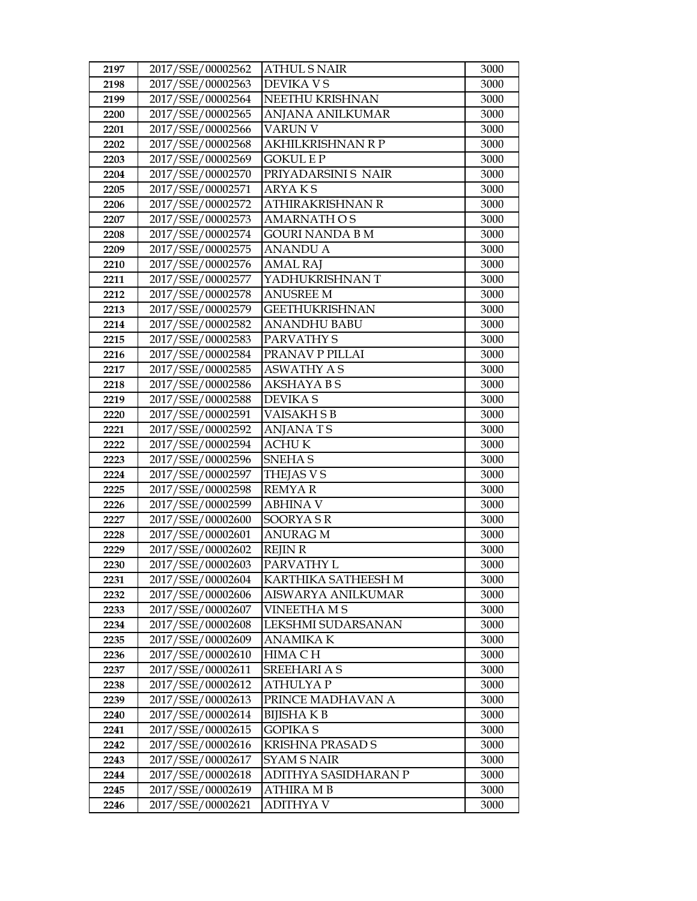| 2197 | 2017/SSE/00002562 | ATHUL S NAIR | 3000 |
|---|---|---|---|
| 2198 | 2017/SSE/00002563 | DEVIKA V S | 3000 |
| 2199 | 2017/SSE/00002564 | NEETHU KRISHNAN | 3000 |
| 2200 | 2017/SSE/00002565 | ANJANA ANILKUMAR | 3000 |
| 2201 | 2017/SSE/00002566 | VARUN V | 3000 |
| 2202 | 2017/SSE/00002568 | AKHILKRISHNAN R P | 3000 |
| 2203 | 2017/SSE/00002569 | GOKUL E P | 3000 |
| 2204 | 2017/SSE/00002570 | PRIYADARSINI S NAIR | 3000 |
| 2205 | 2017/SSE/00002571 | ARYA K S | 3000 |
| 2206 | 2017/SSE/00002572 | ATHIRAKRISHNAN R | 3000 |
| 2207 | 2017/SSE/00002573 | AMARNATH O S | 3000 |
| 2208 | 2017/SSE/00002574 | GOURI NANDA B M | 3000 |
| 2209 | 2017/SSE/00002575 | ANANDU A | 3000 |
| 2210 | 2017/SSE/00002576 | AMAL RAJ | 3000 |
| 2211 | 2017/SSE/00002577 | YADHUKRISHNAN T | 3000 |
| 2212 | 2017/SSE/00002578 | ANUSREE M | 3000 |
| 2213 | 2017/SSE/00002579 | GEETHUKRISHNAN | 3000 |
| 2214 | 2017/SSE/00002582 | ANANDHU BABU | 3000 |
| 2215 | 2017/SSE/00002583 | PARVATHY S | 3000 |
| 2216 | 2017/SSE/00002584 | PRANAV P PILLAI | 3000 |
| 2217 | 2017/SSE/00002585 | ASWATHY A S | 3000 |
| 2218 | 2017/SSE/00002586 | AKSHAYA B S | 3000 |
| 2219 | 2017/SSE/00002588 | DEVIKA S | 3000 |
| 2220 | 2017/SSE/00002591 | VAISAKH S B | 3000 |
| 2221 | 2017/SSE/00002592 | ANJANA T S | 3000 |
| 2222 | 2017/SSE/00002594 | ACHU K | 3000 |
| 2223 | 2017/SSE/00002596 | SNEHA S | 3000 |
| 2224 | 2017/SSE/00002597 | THEJAS V S | 3000 |
| 2225 | 2017/SSE/00002598 | REMYA R | 3000 |
| 2226 | 2017/SSE/00002599 | ABHINA V | 3000 |
| 2227 | 2017/SSE/00002600 | SOORYA S R | 3000 |
| 2228 | 2017/SSE/00002601 | ANURAG M | 3000 |
| 2229 | 2017/SSE/00002602 | REJIN R | 3000 |
| 2230 | 2017/SSE/00002603 | PARVATHY L | 3000 |
| 2231 | 2017/SSE/00002604 | KARTHIKA SATHEESH M | 3000 |
| 2232 | 2017/SSE/00002606 | AISWARYA ANILKUMAR | 3000 |
| 2233 | 2017/SSE/00002607 | VINEETHA M S | 3000 |
| 2234 | 2017/SSE/00002608 | LEKSHMI SUDARSANAN | 3000 |
| 2235 | 2017/SSE/00002609 | ANAMIKA K | 3000 |
| 2236 | 2017/SSE/00002610 | HIMA C H | 3000 |
| 2237 | 2017/SSE/00002611 | SREEHARI A S | 3000 |
| 2238 | 2017/SSE/00002612 | ATHULYA P | 3000 |
| 2239 | 2017/SSE/00002613 | PRINCE MADHAVAN A | 3000 |
| 2240 | 2017/SSE/00002614 | BIJISHA K B | 3000 |
| 2241 | 2017/SSE/00002615 | GOPIKA S | 3000 |
| 2242 | 2017/SSE/00002616 | KRISHNA PRASAD S | 3000 |
| 2243 | 2017/SSE/00002617 | SYAM S NAIR | 3000 |
| 2244 | 2017/SSE/00002618 | ADITHYA SASIDHARAN P | 3000 |
| 2245 | 2017/SSE/00002619 | ATHIRA M B | 3000 |
| 2246 | 2017/SSE/00002621 | ADITHYA V | 3000 |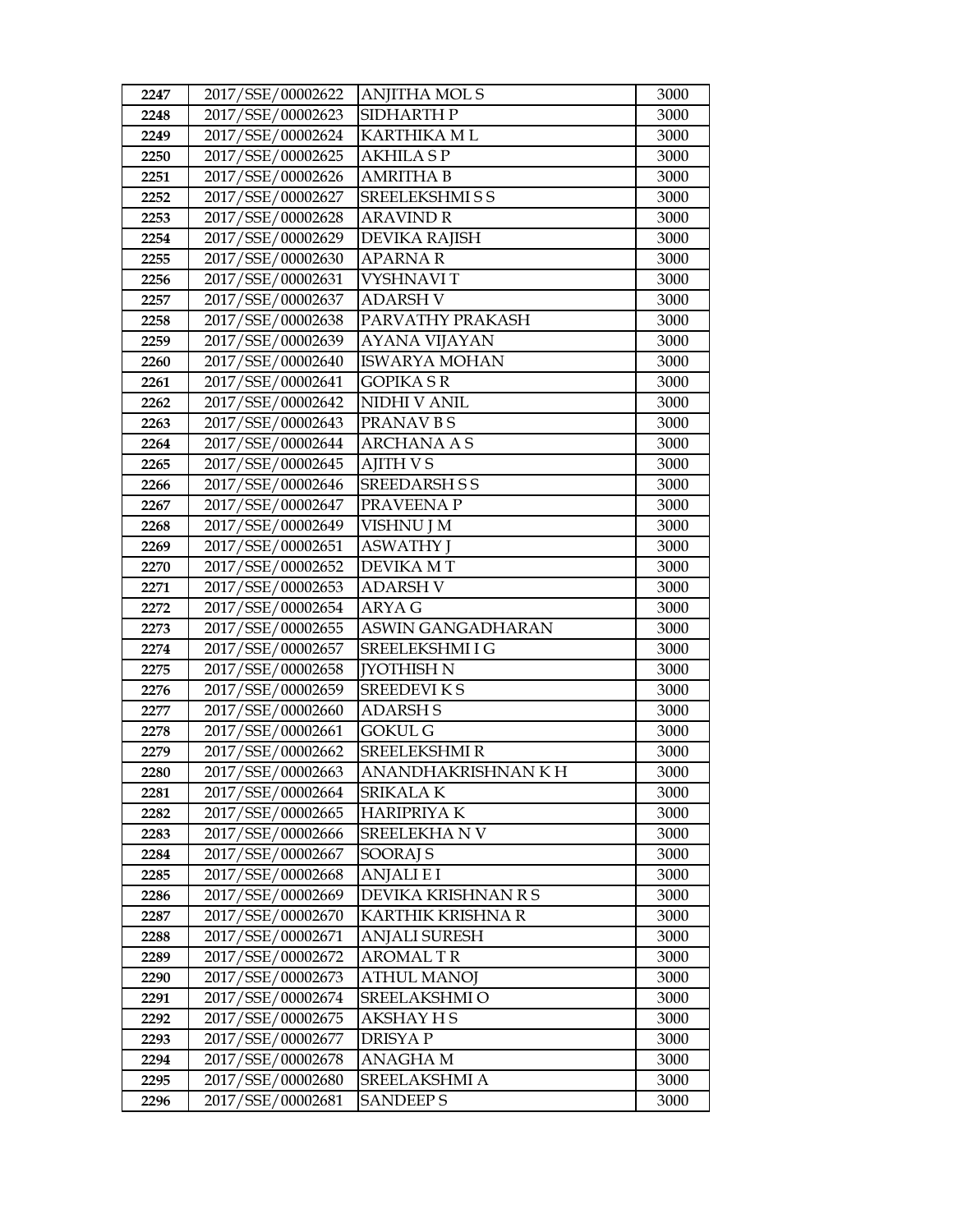| 2247 | 2017/SSE/00002622 | ANJITHA MOL S | 3000 |
|---|---|---|---|
| 2248 | 2017/SSE/00002623 | SIDHARTH P | 3000 |
| 2249 | 2017/SSE/00002624 | KARTHIKA M L | 3000 |
| 2250 | 2017/SSE/00002625 | AKHILA S P | 3000 |
| 2251 | 2017/SSE/00002626 | AMRITHA B | 3000 |
| 2252 | 2017/SSE/00002627 | SREELEKSHMI S S | 3000 |
| 2253 | 2017/SSE/00002628 | ARAVIND R | 3000 |
| 2254 | 2017/SSE/00002629 | DEVIKA RAJISH | 3000 |
| 2255 | 2017/SSE/00002630 | APARNA R | 3000 |
| 2256 | 2017/SSE/00002631 | VYSHNAVI T | 3000 |
| 2257 | 2017/SSE/00002637 | ADARSH V | 3000 |
| 2258 | 2017/SSE/00002638 | PARVATHY PRAKASH | 3000 |
| 2259 | 2017/SSE/00002639 | AYANA VIJAYAN | 3000 |
| 2260 | 2017/SSE/00002640 | ISWARYA MOHAN | 3000 |
| 2261 | 2017/SSE/00002641 | GOPIKA S R | 3000 |
| 2262 | 2017/SSE/00002642 | NIDHI V ANIL | 3000 |
| 2263 | 2017/SSE/00002643 | PRANAV B S | 3000 |
| 2264 | 2017/SSE/00002644 | ARCHANA A S | 3000 |
| 2265 | 2017/SSE/00002645 | AJITH V S | 3000 |
| 2266 | 2017/SSE/00002646 | SREEDARSH S S | 3000 |
| 2267 | 2017/SSE/00002647 | PRAVEENA P | 3000 |
| 2268 | 2017/SSE/00002649 | VISHNU J M | 3000 |
| 2269 | 2017/SSE/00002651 | ASWATHY J | 3000 |
| 2270 | 2017/SSE/00002652 | DEVIKA M T | 3000 |
| 2271 | 2017/SSE/00002653 | ADARSH V | 3000 |
| 2272 | 2017/SSE/00002654 | ARYA G | 3000 |
| 2273 | 2017/SSE/00002655 | ASWIN GANGADHARAN | 3000 |
| 2274 | 2017/SSE/00002657 | SREELEKSHMI I G | 3000 |
| 2275 | 2017/SSE/00002658 | JYOTHISH N | 3000 |
| 2276 | 2017/SSE/00002659 | SREEDEVI K S | 3000 |
| 2277 | 2017/SSE/00002660 | ADARSH S | 3000 |
| 2278 | 2017/SSE/00002661 | GOKUL G | 3000 |
| 2279 | 2017/SSE/00002662 | SREELEKSHMI R | 3000 |
| 2280 | 2017/SSE/00002663 | ANANDHAKRISHNAN K H | 3000 |
| 2281 | 2017/SSE/00002664 | SRIKALA K | 3000 |
| 2282 | 2017/SSE/00002665 | HARIPRIYA K | 3000 |
| 2283 | 2017/SSE/00002666 | SREELEKHA N V | 3000 |
| 2284 | 2017/SSE/00002667 | SOORAJ S | 3000 |
| 2285 | 2017/SSE/00002668 | ANJALI E I | 3000 |
| 2286 | 2017/SSE/00002669 | DEVIKA KRISHNAN R S | 3000 |
| 2287 | 2017/SSE/00002670 | KARTHIK KRISHNA R | 3000 |
| 2288 | 2017/SSE/00002671 | ANJALI SURESH | 3000 |
| 2289 | 2017/SSE/00002672 | AROMAL T R | 3000 |
| 2290 | 2017/SSE/00002673 | ATHUL MANOJ | 3000 |
| 2291 | 2017/SSE/00002674 | SREELAKSHMI O | 3000 |
| 2292 | 2017/SSE/00002675 | AKSHAY H S | 3000 |
| 2293 | 2017/SSE/00002677 | DRISYA P | 3000 |
| 2294 | 2017/SSE/00002678 | ANAGHA M | 3000 |
| 2295 | 2017/SSE/00002680 | SREELAKSHMI A | 3000 |
| 2296 | 2017/SSE/00002681 | SANDEEP S | 3000 |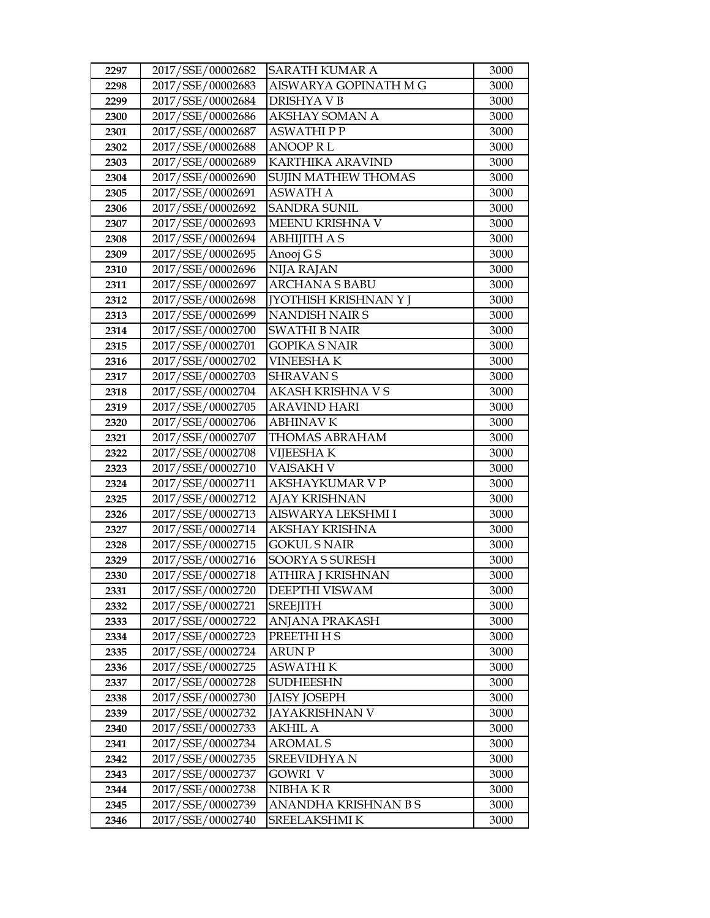| 2297 | 2017/SSE/00002682 | SARATH KUMAR A | 3000 |
|---|---|---|---|
| 2298 | 2017/SSE/00002683 | AISWARYA GOPINATH M G | 3000 |
| 2299 | 2017/SSE/00002684 | DRISHYA V B | 3000 |
| 2300 | 2017/SSE/00002686 | AKSHAY SOMAN A | 3000 |
| 2301 | 2017/SSE/00002687 | ASWATHI P P | 3000 |
| 2302 | 2017/SSE/00002688 | ANOOP R L | 3000 |
| 2303 | 2017/SSE/00002689 | KARTHIKA ARAVIND | 3000 |
| 2304 | 2017/SSE/00002690 | SUJIN MATHEW THOMAS | 3000 |
| 2305 | 2017/SSE/00002691 | ASWATH A | 3000 |
| 2306 | 2017/SSE/00002692 | SANDRA SUNIL | 3000 |
| 2307 | 2017/SSE/00002693 | MEENU KRISHNA V | 3000 |
| 2308 | 2017/SSE/00002694 | ABHIJITH A S | 3000 |
| 2309 | 2017/SSE/00002695 | Anooj G S | 3000 |
| 2310 | 2017/SSE/00002696 | NIJA RAJAN | 3000 |
| 2311 | 2017/SSE/00002697 | ARCHANA S BABU | 3000 |
| 2312 | 2017/SSE/00002698 | JYOTHISH KRISHNAN Y J | 3000 |
| 2313 | 2017/SSE/00002699 | NANDISH NAIR S | 3000 |
| 2314 | 2017/SSE/00002700 | SWATHI B NAIR | 3000 |
| 2315 | 2017/SSE/00002701 | GOPIKA S NAIR | 3000 |
| 2316 | 2017/SSE/00002702 | VINEESHA K | 3000 |
| 2317 | 2017/SSE/00002703 | SHRAVAN S | 3000 |
| 2318 | 2017/SSE/00002704 | AKASH KRISHNA V S | 3000 |
| 2319 | 2017/SSE/00002705 | ARAVIND HARI | 3000 |
| 2320 | 2017/SSE/00002706 | ABHINAV K | 3000 |
| 2321 | 2017/SSE/00002707 | THOMAS ABRAHAM | 3000 |
| 2322 | 2017/SSE/00002708 | VIJEESHA K | 3000 |
| 2323 | 2017/SSE/00002710 | VAISAKH V | 3000 |
| 2324 | 2017/SSE/00002711 | AKSHAYKUMAR V P | 3000 |
| 2325 | 2017/SSE/00002712 | AJAY KRISHNAN | 3000 |
| 2326 | 2017/SSE/00002713 | AISWARYA LEKSHMI I | 3000 |
| 2327 | 2017/SSE/00002714 | AKSHAY KRISHNA | 3000 |
| 2328 | 2017/SSE/00002715 | GOKUL S NAIR | 3000 |
| 2329 | 2017/SSE/00002716 | SOORYA S SURESH | 3000 |
| 2330 | 2017/SSE/00002718 | ATHIRA J KRISHNAN | 3000 |
| 2331 | 2017/SSE/00002720 | DEEPTHI VISWAM | 3000 |
| 2332 | 2017/SSE/00002721 | SREEJITH | 3000 |
| 2333 | 2017/SSE/00002722 | ANJANA PRAKASH | 3000 |
| 2334 | 2017/SSE/00002723 | PREETHI H S | 3000 |
| 2335 | 2017/SSE/00002724 | ARUN P | 3000 |
| 2336 | 2017/SSE/00002725 | ASWATHI K | 3000 |
| 2337 | 2017/SSE/00002728 | SUDHEESHN | 3000 |
| 2338 | 2017/SSE/00002730 | JAISY JOSEPH | 3000 |
| 2339 | 2017/SSE/00002732 | JAYAKRISHNAN V | 3000 |
| 2340 | 2017/SSE/00002733 | AKHIL A | 3000 |
| 2341 | 2017/SSE/00002734 | AROMAL S | 3000 |
| 2342 | 2017/SSE/00002735 | SREEVIDHYA N | 3000 |
| 2343 | 2017/SSE/00002737 | GOWRI V | 3000 |
| 2344 | 2017/SSE/00002738 | NIBHA K R | 3000 |
| 2345 | 2017/SSE/00002739 | ANANDHA KRISHNAN B S | 3000 |
| 2346 | 2017/SSE/00002740 | SREELAKSHMI K | 3000 |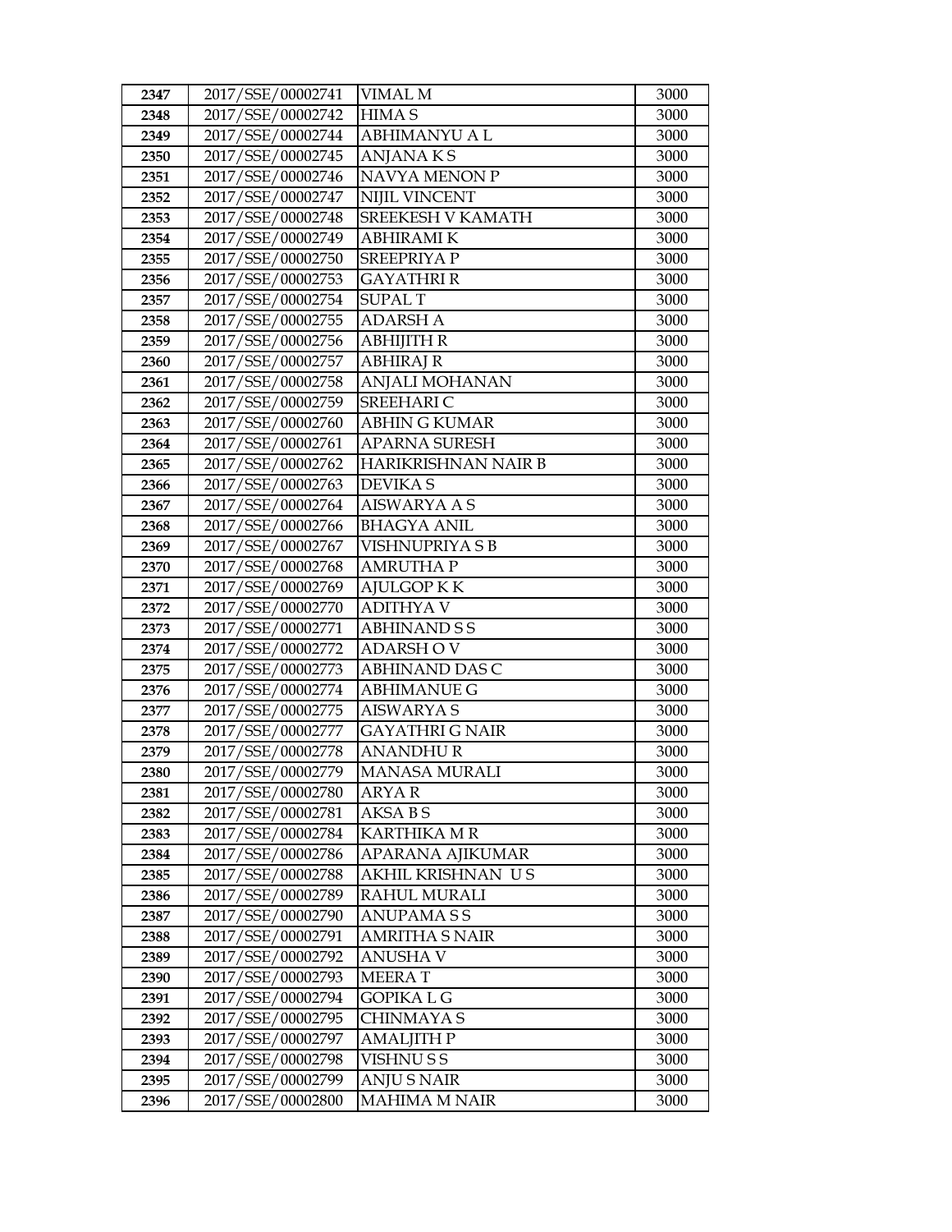| 2347 | 2017/SSE/00002741 | VIMAL M | 3000 |
|---|---|---|---|
| 2348 | 2017/SSE/00002742 | HIMA S | 3000 |
| 2349 | 2017/SSE/00002744 | ABHIMANYU A L | 3000 |
| 2350 | 2017/SSE/00002745 | ANJANA K S | 3000 |
| 2351 | 2017/SSE/00002746 | NAVYA MENON P | 3000 |
| 2352 | 2017/SSE/00002747 | NIJIL VINCENT | 3000 |
| 2353 | 2017/SSE/00002748 | SREEKESH V KAMATH | 3000 |
| 2354 | 2017/SSE/00002749 | ABHIRAMI K | 3000 |
| 2355 | 2017/SSE/00002750 | SREEPRIYA P | 3000 |
| 2356 | 2017/SSE/00002753 | GAYATHRI R | 3000 |
| 2357 | 2017/SSE/00002754 | SUPAL T | 3000 |
| 2358 | 2017/SSE/00002755 | ADARSH A | 3000 |
| 2359 | 2017/SSE/00002756 | ABHIJITH R | 3000 |
| 2360 | 2017/SSE/00002757 | ABHIRAJ R | 3000 |
| 2361 | 2017/SSE/00002758 | ANJALI MOHANAN | 3000 |
| 2362 | 2017/SSE/00002759 | SREEHARI C | 3000 |
| 2363 | 2017/SSE/00002760 | ABHIN G KUMAR | 3000 |
| 2364 | 2017/SSE/00002761 | APARNA SURESH | 3000 |
| 2365 | 2017/SSE/00002762 | HARIKRISHNAN NAIR B | 3000 |
| 2366 | 2017/SSE/00002763 | DEVIKA S | 3000 |
| 2367 | 2017/SSE/00002764 | AISWARYA A S | 3000 |
| 2368 | 2017/SSE/00002766 | BHAGYA ANIL | 3000 |
| 2369 | 2017/SSE/00002767 | VISHNUPRIYA S B | 3000 |
| 2370 | 2017/SSE/00002768 | AMRUTHA P | 3000 |
| 2371 | 2017/SSE/00002769 | AJULGOP K K | 3000 |
| 2372 | 2017/SSE/00002770 | ADITHYA V | 3000 |
| 2373 | 2017/SSE/00002771 | ABHINAND S S | 3000 |
| 2374 | 2017/SSE/00002772 | ADARSH O V | 3000 |
| 2375 | 2017/SSE/00002773 | ABHINAND DAS C | 3000 |
| 2376 | 2017/SSE/00002774 | ABHIMANUE G | 3000 |
| 2377 | 2017/SSE/00002775 | AISWARYA S | 3000 |
| 2378 | 2017/SSE/00002777 | GAYATHRI G NAIR | 3000 |
| 2379 | 2017/SSE/00002778 | ANANDHU R | 3000 |
| 2380 | 2017/SSE/00002779 | MANASA MURALI | 3000 |
| 2381 | 2017/SSE/00002780 | ARYA R | 3000 |
| 2382 | 2017/SSE/00002781 | AKSA B S | 3000 |
| 2383 | 2017/SSE/00002784 | KARTHIKA M R | 3000 |
| 2384 | 2017/SSE/00002786 | APARANA AJIKUMAR | 3000 |
| 2385 | 2017/SSE/00002788 | AKHIL KRISHNAN U S | 3000 |
| 2386 | 2017/SSE/00002789 | RAHUL MURALI | 3000 |
| 2387 | 2017/SSE/00002790 | ANUPAMA S S | 3000 |
| 2388 | 2017/SSE/00002791 | AMRITHA S NAIR | 3000 |
| 2389 | 2017/SSE/00002792 | ANUSHA V | 3000 |
| 2390 | 2017/SSE/00002793 | MEERA T | 3000 |
| 2391 | 2017/SSE/00002794 | GOPIKA L G | 3000 |
| 2392 | 2017/SSE/00002795 | CHINMAYA S | 3000 |
| 2393 | 2017/SSE/00002797 | AMALJITH P | 3000 |
| 2394 | 2017/SSE/00002798 | VISHNU S S | 3000 |
| 2395 | 2017/SSE/00002799 | ANJU S NAIR | 3000 |
| 2396 | 2017/SSE/00002800 | MAHIMA M NAIR | 3000 |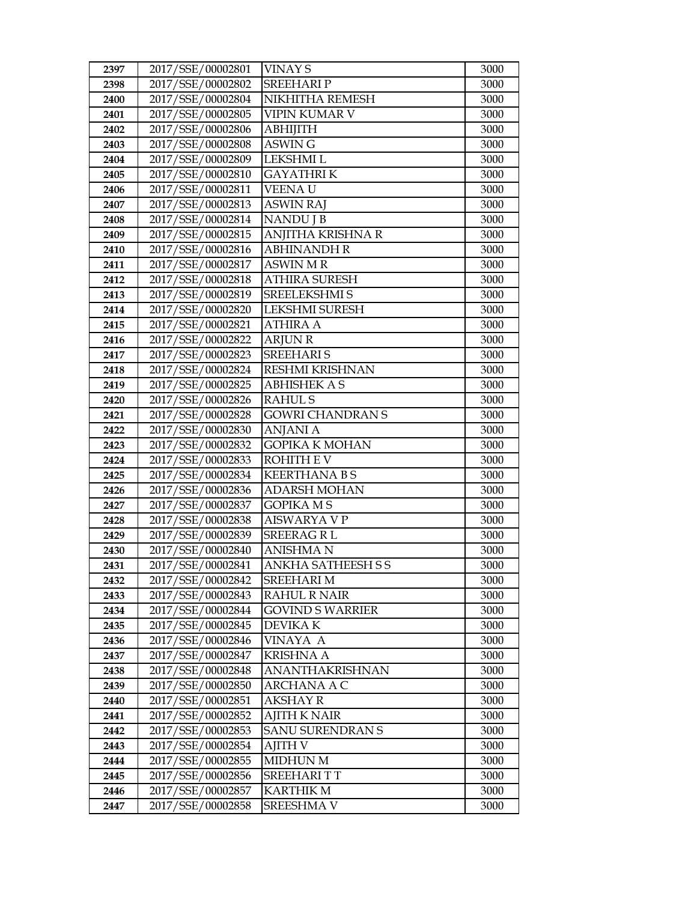| 2397 | 2017/SSE/00002801 | VINAY S | 3000 |
|---|---|---|---|
| 2398 | 2017/SSE/00002802 | SREEHARI P | 3000 |
| 2400 | 2017/SSE/00002804 | NIKHITHA REMESH | 3000 |
| 2401 | 2017/SSE/00002805 | VIPIN KUMAR V | 3000 |
| 2402 | 2017/SSE/00002806 | ABHIJITH | 3000 |
| 2403 | 2017/SSE/00002808 | ASWIN G | 3000 |
| 2404 | 2017/SSE/00002809 | LEKSHMI L | 3000 |
| 2405 | 2017/SSE/00002810 | GAYATHRI K | 3000 |
| 2406 | 2017/SSE/00002811 | VEENA U | 3000 |
| 2407 | 2017/SSE/00002813 | ASWIN RAJ | 3000 |
| 2408 | 2017/SSE/00002814 | NANDU J B | 3000 |
| 2409 | 2017/SSE/00002815 | ANJITHA KRISHNA R | 3000 |
| 2410 | 2017/SSE/00002816 | ABHINANDH R | 3000 |
| 2411 | 2017/SSE/00002817 | ASWIN M R | 3000 |
| 2412 | 2017/SSE/00002818 | ATHIRA SURESH | 3000 |
| 2413 | 2017/SSE/00002819 | SREELEKSHMI S | 3000 |
| 2414 | 2017/SSE/00002820 | LEKSHMI SURESH | 3000 |
| 2415 | 2017/SSE/00002821 | ATHIRA A | 3000 |
| 2416 | 2017/SSE/00002822 | ARJUN R | 3000 |
| 2417 | 2017/SSE/00002823 | SREEHARI S | 3000 |
| 2418 | 2017/SSE/00002824 | RESHMI KRISHNAN | 3000 |
| 2419 | 2017/SSE/00002825 | ABHISHEK A S | 3000 |
| 2420 | 2017/SSE/00002826 | RAHUL S | 3000 |
| 2421 | 2017/SSE/00002828 | GOWRI CHANDRAN S | 3000 |
| 2422 | 2017/SSE/00002830 | ANJANI A | 3000 |
| 2423 | 2017/SSE/00002832 | GOPIKA K MOHAN | 3000 |
| 2424 | 2017/SSE/00002833 | ROHITH E V | 3000 |
| 2425 | 2017/SSE/00002834 | KEERTHANA B S | 3000 |
| 2426 | 2017/SSE/00002836 | ADARSH MOHAN | 3000 |
| 2427 | 2017/SSE/00002837 | GOPIKA M S | 3000 |
| 2428 | 2017/SSE/00002838 | AISWARYA V P | 3000 |
| 2429 | 2017/SSE/00002839 | SREERAG R L | 3000 |
| 2430 | 2017/SSE/00002840 | ANISHMA N | 3000 |
| 2431 | 2017/SSE/00002841 | ANKHA SATHEESH S S | 3000 |
| 2432 | 2017/SSE/00002842 | SREEHARI M | 3000 |
| 2433 | 2017/SSE/00002843 | RAHUL R NAIR | 3000 |
| 2434 | 2017/SSE/00002844 | GOVIND S WARRIER | 3000 |
| 2435 | 2017/SSE/00002845 | DEVIKA K | 3000 |
| 2436 | 2017/SSE/00002846 | VINAYA A | 3000 |
| 2437 | 2017/SSE/00002847 | KRISHNA A | 3000 |
| 2438 | 2017/SSE/00002848 | ANANTHAKRISHNAN | 3000 |
| 2439 | 2017/SSE/00002850 | ARCHANA A C | 3000 |
| 2440 | 2017/SSE/00002851 | AKSHAY R | 3000 |
| 2441 | 2017/SSE/00002852 | AJITH K NAIR | 3000 |
| 2442 | 2017/SSE/00002853 | SANU SURENDRAN S | 3000 |
| 2443 | 2017/SSE/00002854 | AJITH V | 3000 |
| 2444 | 2017/SSE/00002855 | MIDHUN M | 3000 |
| 2445 | 2017/SSE/00002856 | SREEHARI T T | 3000 |
| 2446 | 2017/SSE/00002857 | KARTHIK M | 3000 |
| 2447 | 2017/SSE/00002858 | SREESHMA V | 3000 |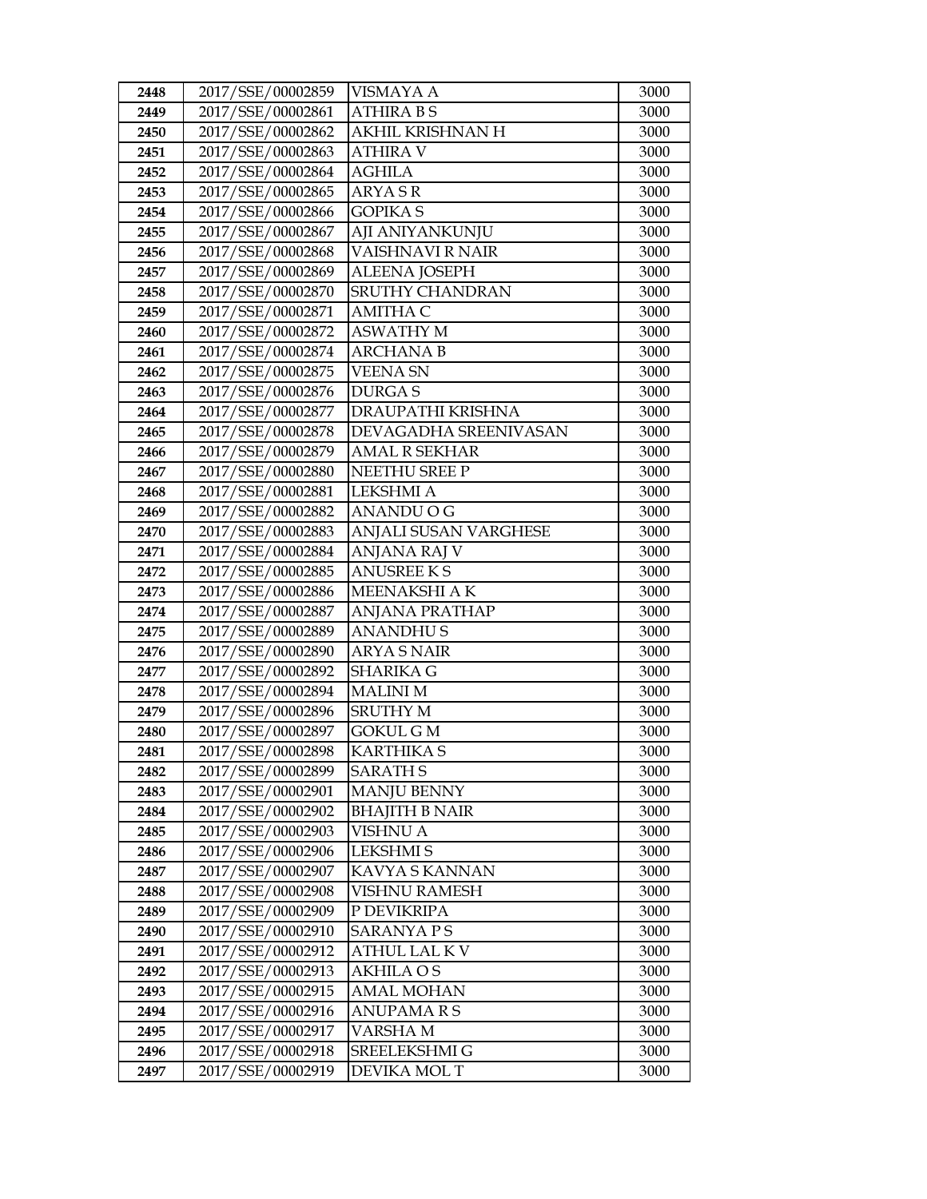| 2448 | 2017/SSE/00002859 | VISMAYA A | 3000 |
|---|---|---|---|
| 2449 | 2017/SSE/00002861 | ATHIRA B S | 3000 |
| 2450 | 2017/SSE/00002862 | AKHIL KRISHNAN H | 3000 |
| 2451 | 2017/SSE/00002863 | ATHIRA V | 3000 |
| 2452 | 2017/SSE/00002864 | AGHILA | 3000 |
| 2453 | 2017/SSE/00002865 | ARYA S R | 3000 |
| 2454 | 2017/SSE/00002866 | GOPIKA S | 3000 |
| 2455 | 2017/SSE/00002867 | AJI ANIYANKUNJU | 3000 |
| 2456 | 2017/SSE/00002868 | VAISHNAVI R NAIR | 3000 |
| 2457 | 2017/SSE/00002869 | ALEENA JOSEPH | 3000 |
| 2458 | 2017/SSE/00002870 | SRUTHY CHANDRAN | 3000 |
| 2459 | 2017/SSE/00002871 | AMITHA C | 3000 |
| 2460 | 2017/SSE/00002872 | ASWATHY M | 3000 |
| 2461 | 2017/SSE/00002874 | ARCHANA B | 3000 |
| 2462 | 2017/SSE/00002875 | VEENA SN | 3000 |
| 2463 | 2017/SSE/00002876 | DURGA S | 3000 |
| 2464 | 2017/SSE/00002877 | DRAUPATHI KRISHNA | 3000 |
| 2465 | 2017/SSE/00002878 | DEVAGADHA SREENIVASAN | 3000 |
| 2466 | 2017/SSE/00002879 | AMAL R SEKHAR | 3000 |
| 2467 | 2017/SSE/00002880 | NEETHU SREE P | 3000 |
| 2468 | 2017/SSE/00002881 | LEKSHMI A | 3000 |
| 2469 | 2017/SSE/00002882 | ANANDU O G | 3000 |
| 2470 | 2017/SSE/00002883 | ANJALI SUSAN VARGHESE | 3000 |
| 2471 | 2017/SSE/00002884 | ANJANA RAJ V | 3000 |
| 2472 | 2017/SSE/00002885 | ANUSREE K S | 3000 |
| 2473 | 2017/SSE/00002886 | MEENAKSHI A K | 3000 |
| 2474 | 2017/SSE/00002887 | ANJANA PRATHAP | 3000 |
| 2475 | 2017/SSE/00002889 | ANANDHU S | 3000 |
| 2476 | 2017/SSE/00002890 | ARYA S NAIR | 3000 |
| 2477 | 2017/SSE/00002892 | SHARIKA G | 3000 |
| 2478 | 2017/SSE/00002894 | MALINI M | 3000 |
| 2479 | 2017/SSE/00002896 | SRUTHY M | 3000 |
| 2480 | 2017/SSE/00002897 | GOKUL G M | 3000 |
| 2481 | 2017/SSE/00002898 | KARTHIKA S | 3000 |
| 2482 | 2017/SSE/00002899 | SARATH S | 3000 |
| 2483 | 2017/SSE/00002901 | MANJU BENNY | 3000 |
| 2484 | 2017/SSE/00002902 | BHAJITH B NAIR | 3000 |
| 2485 | 2017/SSE/00002903 | VISHNU A | 3000 |
| 2486 | 2017/SSE/00002906 | LEKSHMI S | 3000 |
| 2487 | 2017/SSE/00002907 | KAVYA S KANNAN | 3000 |
| 2488 | 2017/SSE/00002908 | VISHNU RAMESH | 3000 |
| 2489 | 2017/SSE/00002909 | P DEVIKRIPA | 3000 |
| 2490 | 2017/SSE/00002910 | SARANYA P S | 3000 |
| 2491 | 2017/SSE/00002912 | ATHUL LAL K V | 3000 |
| 2492 | 2017/SSE/00002913 | AKHILA O S | 3000 |
| 2493 | 2017/SSE/00002915 | AMAL MOHAN | 3000 |
| 2494 | 2017/SSE/00002916 | ANUPAMA R S | 3000 |
| 2495 | 2017/SSE/00002917 | VARSHA M | 3000 |
| 2496 | 2017/SSE/00002918 | SREELEKSHMI G | 3000 |
| 2497 | 2017/SSE/00002919 | DEVIKA MOL T | 3000 |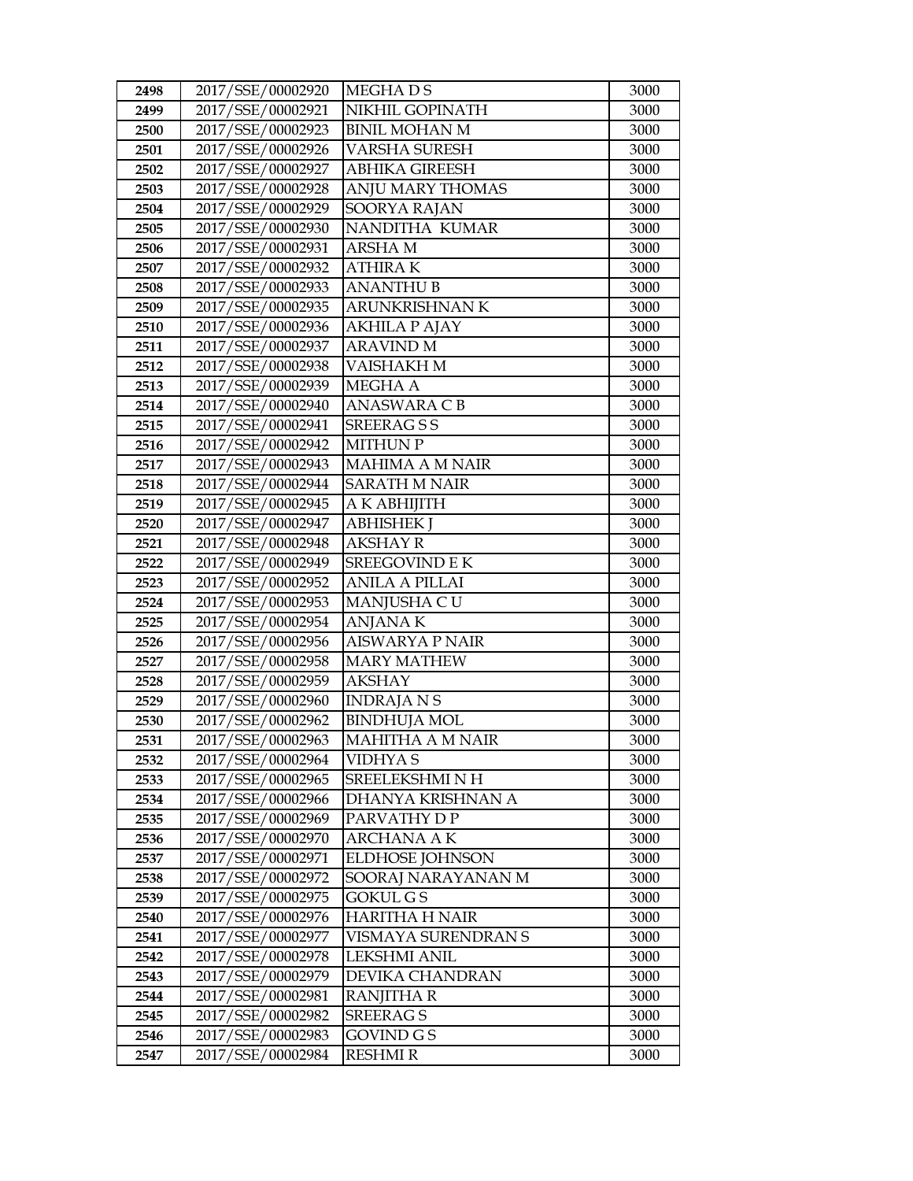| 2498 | 2017/SSE/00002920 | MEGHA D S | 3000 |
|---|---|---|---|
| 2499 | 2017/SSE/00002921 | NIKHIL GOPINATH | 3000 |
| 2500 | 2017/SSE/00002923 | BINIL MOHAN M | 3000 |
| 2501 | 2017/SSE/00002926 | VARSHA SURESH | 3000 |
| 2502 | 2017/SSE/00002927 | ABHIKA GIREESH | 3000 |
| 2503 | 2017/SSE/00002928 | ANJU MARY THOMAS | 3000 |
| 2504 | 2017/SSE/00002929 | SOORYA RAJAN | 3000 |
| 2505 | 2017/SSE/00002930 | NANDITHA KUMAR | 3000 |
| 2506 | 2017/SSE/00002931 | ARSHA M | 3000 |
| 2507 | 2017/SSE/00002932 | ATHIRA K | 3000 |
| 2508 | 2017/SSE/00002933 | ANANTHU B | 3000 |
| 2509 | 2017/SSE/00002935 | ARUNKRISHNAN K | 3000 |
| 2510 | 2017/SSE/00002936 | AKHILA P AJAY | 3000 |
| 2511 | 2017/SSE/00002937 | ARAVIND M | 3000 |
| 2512 | 2017/SSE/00002938 | VAISHAKH M | 3000 |
| 2513 | 2017/SSE/00002939 | MEGHA A | 3000 |
| 2514 | 2017/SSE/00002940 | ANASWARA C B | 3000 |
| 2515 | 2017/SSE/00002941 | SREERAG S S | 3000 |
| 2516 | 2017/SSE/00002942 | MITHUN P | 3000 |
| 2517 | 2017/SSE/00002943 | MAHIMA A M NAIR | 3000 |
| 2518 | 2017/SSE/00002944 | SARATH M NAIR | 3000 |
| 2519 | 2017/SSE/00002945 | A K ABHIJITH | 3000 |
| 2520 | 2017/SSE/00002947 | ABHISHEK J | 3000 |
| 2521 | 2017/SSE/00002948 | AKSHAY R | 3000 |
| 2522 | 2017/SSE/00002949 | SREEGOVIND E K | 3000 |
| 2523 | 2017/SSE/00002952 | ANILA A PILLAI | 3000 |
| 2524 | 2017/SSE/00002953 | MANJUSHA C U | 3000 |
| 2525 | 2017/SSE/00002954 | ANJANA K | 3000 |
| 2526 | 2017/SSE/00002956 | AISWARYA P NAIR | 3000 |
| 2527 | 2017/SSE/00002958 | MARY MATHEW | 3000 |
| 2528 | 2017/SSE/00002959 | AKSHAY | 3000 |
| 2529 | 2017/SSE/00002960 | INDRAJA N S | 3000 |
| 2530 | 2017/SSE/00002962 | BINDHUJA MOL | 3000 |
| 2531 | 2017/SSE/00002963 | MAHITHA A M NAIR | 3000 |
| 2532 | 2017/SSE/00002964 | VIDHYA S | 3000 |
| 2533 | 2017/SSE/00002965 | SREELEKSHMI N H | 3000 |
| 2534 | 2017/SSE/00002966 | DHANYA KRISHNAN A | 3000 |
| 2535 | 2017/SSE/00002969 | PARVATHY D P | 3000 |
| 2536 | 2017/SSE/00002970 | ARCHANA A K | 3000 |
| 2537 | 2017/SSE/00002971 | ELDHOSE JOHNSON | 3000 |
| 2538 | 2017/SSE/00002972 | SOORAJ NARAYANAN M | 3000 |
| 2539 | 2017/SSE/00002975 | GOKUL G S | 3000 |
| 2540 | 2017/SSE/00002976 | HARITHA H NAIR | 3000 |
| 2541 | 2017/SSE/00002977 | VISMAYA SURENDRAN S | 3000 |
| 2542 | 2017/SSE/00002978 | LEKSHMI ANIL | 3000 |
| 2543 | 2017/SSE/00002979 | DEVIKA CHANDRAN | 3000 |
| 2544 | 2017/SSE/00002981 | RANJITHA R | 3000 |
| 2545 | 2017/SSE/00002982 | SREERAG S | 3000 |
| 2546 | 2017/SSE/00002983 | GOVIND G S | 3000 |
| 2547 | 2017/SSE/00002984 | RESHMI R | 3000 |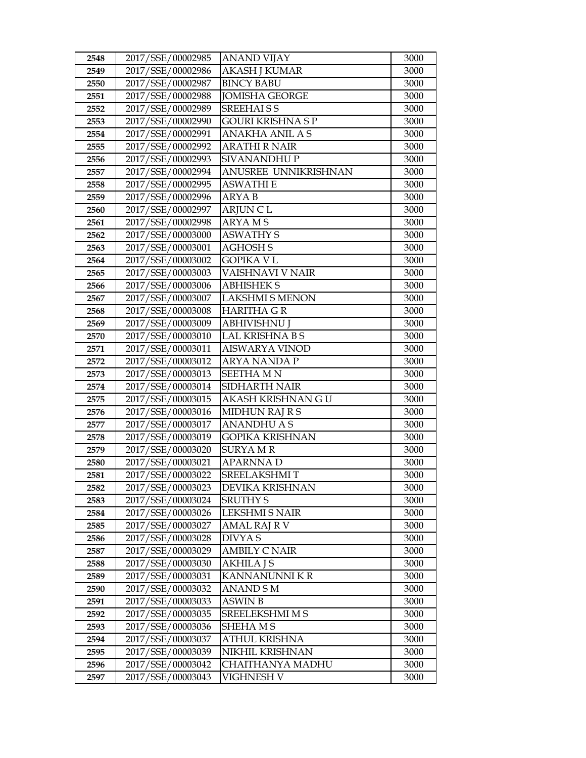| 2548 | 2017/SSE/00002985 | ANAND VIJAY | 3000 |
|---|---|---|---|
| 2549 | 2017/SSE/00002986 | AKASH J KUMAR | 3000 |
| 2550 | 2017/SSE/00002987 | BINCY BABU | 3000 |
| 2551 | 2017/SSE/00002988 | JOMISHA GEORGE | 3000 |
| 2552 | 2017/SSE/00002989 | SREEHAI S S | 3000 |
| 2553 | 2017/SSE/00002990 | GOURI KRISHNA S P | 3000 |
| 2554 | 2017/SSE/00002991 | ANAKHA ANIL A S | 3000 |
| 2555 | 2017/SSE/00002992 | ARATHI R NAIR | 3000 |
| 2556 | 2017/SSE/00002993 | SIVANANDHU P | 3000 |
| 2557 | 2017/SSE/00002994 | ANUSREE UNNIKRISHNAN | 3000 |
| 2558 | 2017/SSE/00002995 | ASWATHI E | 3000 |
| 2559 | 2017/SSE/00002996 | ARYA B | 3000 |
| 2560 | 2017/SSE/00002997 | ARJUN C L | 3000 |
| 2561 | 2017/SSE/00002998 | ARYA M S | 3000 |
| 2562 | 2017/SSE/00003000 | ASWATHY S | 3000 |
| 2563 | 2017/SSE/00003001 | AGHOSH S | 3000 |
| 2564 | 2017/SSE/00003002 | GOPIKA V L | 3000 |
| 2565 | 2017/SSE/00003003 | VAISHNAVI V NAIR | 3000 |
| 2566 | 2017/SSE/00003006 | ABHISHEK S | 3000 |
| 2567 | 2017/SSE/00003007 | LAKSHMI S MENON | 3000 |
| 2568 | 2017/SSE/00003008 | HARITHA G R | 3000 |
| 2569 | 2017/SSE/00003009 | ABHIVISHNU J | 3000 |
| 2570 | 2017/SSE/00003010 | LAL KRISHNA B S | 3000 |
| 2571 | 2017/SSE/00003011 | AISWARYA VINOD | 3000 |
| 2572 | 2017/SSE/00003012 | ARYA NANDA P | 3000 |
| 2573 | 2017/SSE/00003013 | SEETHA M N | 3000 |
| 2574 | 2017/SSE/00003014 | SIDHARTH NAIR | 3000 |
| 2575 | 2017/SSE/00003015 | AKASH KRISHNAN G U | 3000 |
| 2576 | 2017/SSE/00003016 | MIDHUN RAJ R S | 3000 |
| 2577 | 2017/SSE/00003017 | ANANDHU A S | 3000 |
| 2578 | 2017/SSE/00003019 | GOPIKA KRISHNAN | 3000 |
| 2579 | 2017/SSE/00003020 | SURYA M R | 3000 |
| 2580 | 2017/SSE/00003021 | APARNNA D | 3000 |
| 2581 | 2017/SSE/00003022 | SREELAKSHMI T | 3000 |
| 2582 | 2017/SSE/00003023 | DEVIKA KRISHNAN | 3000 |
| 2583 | 2017/SSE/00003024 | SRUTHY S | 3000 |
| 2584 | 2017/SSE/00003026 | LEKSHMI S NAIR | 3000 |
| 2585 | 2017/SSE/00003027 | AMAL RAJ R V | 3000 |
| 2586 | 2017/SSE/00003028 | DIVYA S | 3000 |
| 2587 | 2017/SSE/00003029 | AMBILY C NAIR | 3000 |
| 2588 | 2017/SSE/00003030 | AKHILA J S | 3000 |
| 2589 | 2017/SSE/00003031 | KANNANUNNI K R | 3000 |
| 2590 | 2017/SSE/00003032 | ANAND S M | 3000 |
| 2591 | 2017/SSE/00003033 | ASWIN B | 3000 |
| 2592 | 2017/SSE/00003035 | SREELEKSHMI M S | 3000 |
| 2593 | 2017/SSE/00003036 | SHEHA M S | 3000 |
| 2594 | 2017/SSE/00003037 | ATHUL KRISHNA | 3000 |
| 2595 | 2017/SSE/00003039 | NIKHIL KRISHNAN | 3000 |
| 2596 | 2017/SSE/00003042 | CHAITHANYA MADHU | 3000 |
| 2597 | 2017/SSE/00003043 | VIGHNESH V | 3000 |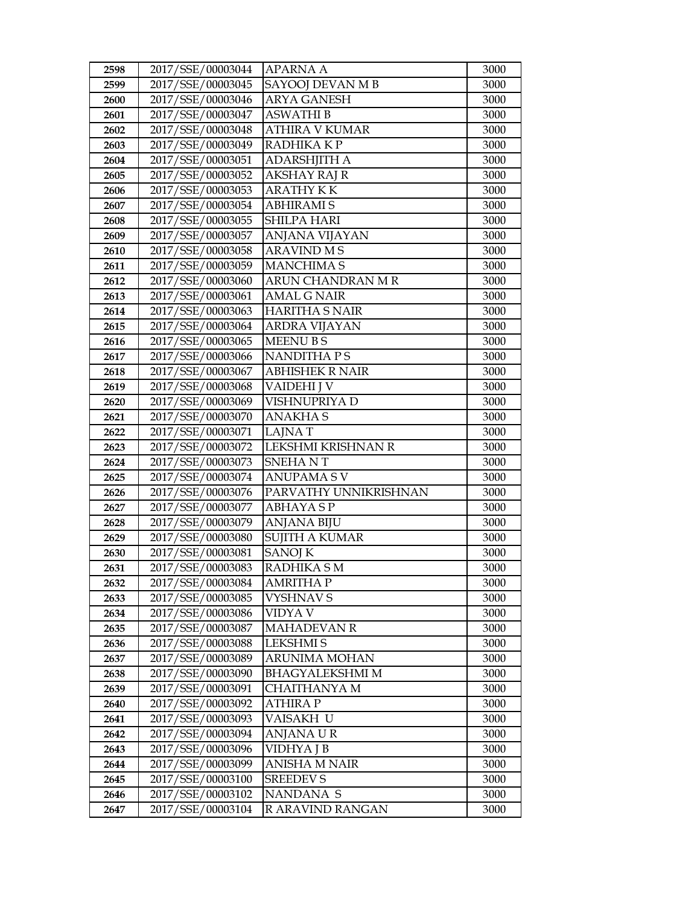| 2598 | 2017/SSE/00003044 | APARNA A | 3000 |
|---|---|---|---|
| 2599 | 2017/SSE/00003045 | SAYOOJ DEVAN M B | 3000 |
| 2600 | 2017/SSE/00003046 | ARYA GANESH | 3000 |
| 2601 | 2017/SSE/00003047 | ASWATHI B | 3000 |
| 2602 | 2017/SSE/00003048 | ATHIRA V KUMAR | 3000 |
| 2603 | 2017/SSE/00003049 | RADHIKA K P | 3000 |
| 2604 | 2017/SSE/00003051 | ADARSHJITH A | 3000 |
| 2605 | 2017/SSE/00003052 | AKSHAY RAJ R | 3000 |
| 2606 | 2017/SSE/00003053 | ARATHY K K | 3000 |
| 2607 | 2017/SSE/00003054 | ABHIRAMI S | 3000 |
| 2608 | 2017/SSE/00003055 | SHILPA HARI | 3000 |
| 2609 | 2017/SSE/00003057 | ANJANA VIJAYAN | 3000 |
| 2610 | 2017/SSE/00003058 | ARAVIND M S | 3000 |
| 2611 | 2017/SSE/00003059 | MANCHIMA S | 3000 |
| 2612 | 2017/SSE/00003060 | ARUN CHANDRAN M R | 3000 |
| 2613 | 2017/SSE/00003061 | AMAL G NAIR | 3000 |
| 2614 | 2017/SSE/00003063 | HARITHA S NAIR | 3000 |
| 2615 | 2017/SSE/00003064 | ARDRA VIJAYAN | 3000 |
| 2616 | 2017/SSE/00003065 | MEENU B S | 3000 |
| 2617 | 2017/SSE/00003066 | NANDITHA P S | 3000 |
| 2618 | 2017/SSE/00003067 | ABHISHEK R NAIR | 3000 |
| 2619 | 2017/SSE/00003068 | VAIDEHI J V | 3000 |
| 2620 | 2017/SSE/00003069 | VISHNUPRIYA D | 3000 |
| 2621 | 2017/SSE/00003070 | ANAKHA S | 3000 |
| 2622 | 2017/SSE/00003071 | LAJNA T | 3000 |
| 2623 | 2017/SSE/00003072 | LEKSHMI KRISHNAN R | 3000 |
| 2624 | 2017/SSE/00003073 | SNEHA N T | 3000 |
| 2625 | 2017/SSE/00003074 | ANUPAMA S V | 3000 |
| 2626 | 2017/SSE/00003076 | PARVATHY UNNIKRISHNAN | 3000 |
| 2627 | 2017/SSE/00003077 | ABHAYA S P | 3000 |
| 2628 | 2017/SSE/00003079 | ANJANA BIJU | 3000 |
| 2629 | 2017/SSE/00003080 | SUJITH A KUMAR | 3000 |
| 2630 | 2017/SSE/00003081 | SANOJ K | 3000 |
| 2631 | 2017/SSE/00003083 | RADHIKA S M | 3000 |
| 2632 | 2017/SSE/00003084 | AMRITHA P | 3000 |
| 2633 | 2017/SSE/00003085 | VYSHNAV S | 3000 |
| 2634 | 2017/SSE/00003086 | VIDYA V | 3000 |
| 2635 | 2017/SSE/00003087 | MAHADEVAN R | 3000 |
| 2636 | 2017/SSE/00003088 | LEKSHMI S | 3000 |
| 2637 | 2017/SSE/00003089 | ARUNIMA MOHAN | 3000 |
| 2638 | 2017/SSE/00003090 | BHAGYALEKSHMI M | 3000 |
| 2639 | 2017/SSE/00003091 | CHAITHANYA M | 3000 |
| 2640 | 2017/SSE/00003092 | ATHIRA P | 3000 |
| 2641 | 2017/SSE/00003093 | VAISAKH U | 3000 |
| 2642 | 2017/SSE/00003094 | ANJANA U R | 3000 |
| 2643 | 2017/SSE/00003096 | VIDHYA J B | 3000 |
| 2644 | 2017/SSE/00003099 | ANISHA M NAIR | 3000 |
| 2645 | 2017/SSE/00003100 | SREEDEV S | 3000 |
| 2646 | 2017/SSE/00003102 | NANDANA S | 3000 |
| 2647 | 2017/SSE/00003104 | R ARAVIND RANGAN | 3000 |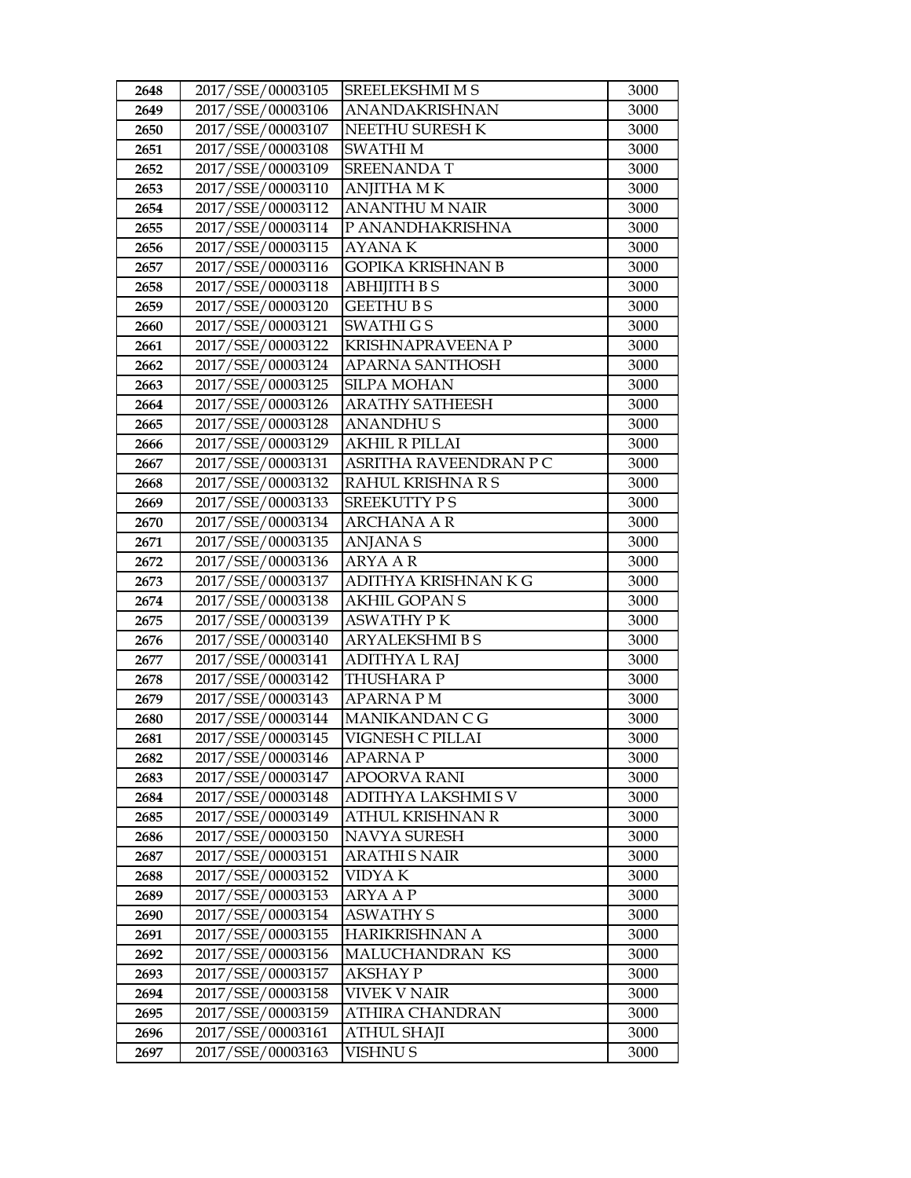| 2648 | 2017/SSE/00003105 | SREELEKSHMI M S | 3000 |
|---|---|---|---|
| 2649 | 2017/SSE/00003106 | ANANDAKRISHNAN | 3000 |
| 2650 | 2017/SSE/00003107 | NEETHU SURESH K | 3000 |
| 2651 | 2017/SSE/00003108 | SWATHI M | 3000 |
| 2652 | 2017/SSE/00003109 | SREENANDA T | 3000 |
| 2653 | 2017/SSE/00003110 | ANJITHA M K | 3000 |
| 2654 | 2017/SSE/00003112 | ANANTHU M NAIR | 3000 |
| 2655 | 2017/SSE/00003114 | P ANANDHAKRISHNA | 3000 |
| 2656 | 2017/SSE/00003115 | AYANA K | 3000 |
| 2657 | 2017/SSE/00003116 | GOPIKA KRISHNAN B | 3000 |
| 2658 | 2017/SSE/00003118 | ABHIJITH B S | 3000 |
| 2659 | 2017/SSE/00003120 | GEETHU B S | 3000 |
| 2660 | 2017/SSE/00003121 | SWATHI G S | 3000 |
| 2661 | 2017/SSE/00003122 | KRISHNAPRAVEENA P | 3000 |
| 2662 | 2017/SSE/00003124 | APARNA SANTHOSH | 3000 |
| 2663 | 2017/SSE/00003125 | SILPA MOHAN | 3000 |
| 2664 | 2017/SSE/00003126 | ARATHY SATHEESH | 3000 |
| 2665 | 2017/SSE/00003128 | ANANDHU S | 3000 |
| 2666 | 2017/SSE/00003129 | AKHIL R PILLAI | 3000 |
| 2667 | 2017/SSE/00003131 | ASRITHA RAVEENDRAN P C | 3000 |
| 2668 | 2017/SSE/00003132 | RAHUL KRISHNA R S | 3000 |
| 2669 | 2017/SSE/00003133 | SREEKUTTY P S | 3000 |
| 2670 | 2017/SSE/00003134 | ARCHANA A R | 3000 |
| 2671 | 2017/SSE/00003135 | ANJANA S | 3000 |
| 2672 | 2017/SSE/00003136 | ARYA A R | 3000 |
| 2673 | 2017/SSE/00003137 | ADITHYA KRISHNAN K G | 3000 |
| 2674 | 2017/SSE/00003138 | AKHIL GOPAN S | 3000 |
| 2675 | 2017/SSE/00003139 | ASWATHY P K | 3000 |
| 2676 | 2017/SSE/00003140 | ARYALEKSHMI B S | 3000 |
| 2677 | 2017/SSE/00003141 | ADITHYA L RAJ | 3000 |
| 2678 | 2017/SSE/00003142 | THUSHARA P | 3000 |
| 2679 | 2017/SSE/00003143 | APARNA P M | 3000 |
| 2680 | 2017/SSE/00003144 | MANIKANDAN C G | 3000 |
| 2681 | 2017/SSE/00003145 | VIGNESH C PILLAI | 3000 |
| 2682 | 2017/SSE/00003146 | APARNA P | 3000 |
| 2683 | 2017/SSE/00003147 | APOORVA RANI | 3000 |
| 2684 | 2017/SSE/00003148 | ADITHYA LAKSHMI S V | 3000 |
| 2685 | 2017/SSE/00003149 | ATHUL KRISHNAN R | 3000 |
| 2686 | 2017/SSE/00003150 | NAVYA SURESH | 3000 |
| 2687 | 2017/SSE/00003151 | ARATHI S NAIR | 3000 |
| 2688 | 2017/SSE/00003152 | VIDYA K | 3000 |
| 2689 | 2017/SSE/00003153 | ARYA A P | 3000 |
| 2690 | 2017/SSE/00003154 | ASWATHY S | 3000 |
| 2691 | 2017/SSE/00003155 | HARIKRISHNAN A | 3000 |
| 2692 | 2017/SSE/00003156 | MALUCHANDRAN KS | 3000 |
| 2693 | 2017/SSE/00003157 | AKSHAY P | 3000 |
| 2694 | 2017/SSE/00003158 | VIVEK V NAIR | 3000 |
| 2695 | 2017/SSE/00003159 | ATHIRA CHANDRAN | 3000 |
| 2696 | 2017/SSE/00003161 | ATHUL SHAJI | 3000 |
| 2697 | 2017/SSE/00003163 | VISHNU S | 3000 |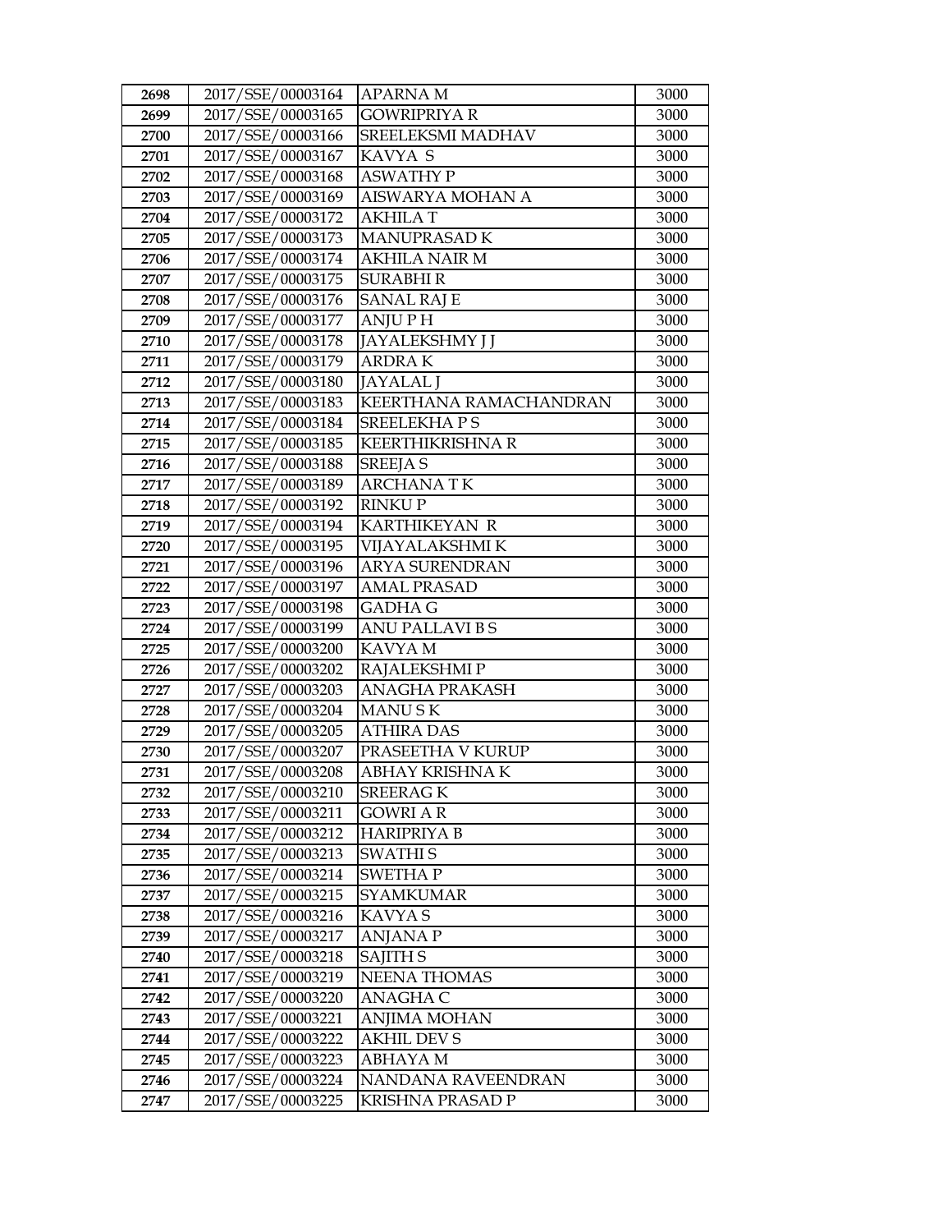| 2698 | 2017/SSE/00003164 | APARNA M | 3000 |
|---|---|---|---|
| 2699 | 2017/SSE/00003165 | GOWRIPRIYA R | 3000 |
| 2700 | 2017/SSE/00003166 | SREELEKSMI MADHAV | 3000 |
| 2701 | 2017/SSE/00003167 | KAVYA S | 3000 |
| 2702 | 2017/SSE/00003168 | ASWATHY P | 3000 |
| 2703 | 2017/SSE/00003169 | AISWARYA MOHAN A | 3000 |
| 2704 | 2017/SSE/00003172 | AKHILA T | 3000 |
| 2705 | 2017/SSE/00003173 | MANUPRASAD K | 3000 |
| 2706 | 2017/SSE/00003174 | AKHILA NAIR M | 3000 |
| 2707 | 2017/SSE/00003175 | SURABHI R | 3000 |
| 2708 | 2017/SSE/00003176 | SANAL RAJ E | 3000 |
| 2709 | 2017/SSE/00003177 | ANJU P H | 3000 |
| 2710 | 2017/SSE/00003178 | JAYALEKSHMY J J | 3000 |
| 2711 | 2017/SSE/00003179 | ARDRA K | 3000 |
| 2712 | 2017/SSE/00003180 | JAYALAL J | 3000 |
| 2713 | 2017/SSE/00003183 | KEERTHANA RAMACHANDRAN | 3000 |
| 2714 | 2017/SSE/00003184 | SREELEKHA P S | 3000 |
| 2715 | 2017/SSE/00003185 | KEERTHIKRISHNA R | 3000 |
| 2716 | 2017/SSE/00003188 | SREEJA S | 3000 |
| 2717 | 2017/SSE/00003189 | ARCHANA T K | 3000 |
| 2718 | 2017/SSE/00003192 | RINKU P | 3000 |
| 2719 | 2017/SSE/00003194 | KARTHIKEYAN R | 3000 |
| 2720 | 2017/SSE/00003195 | VIJAYALAKSHMI K | 3000 |
| 2721 | 2017/SSE/00003196 | ARYA SURENDRAN | 3000 |
| 2722 | 2017/SSE/00003197 | AMAL PRASAD | 3000 |
| 2723 | 2017/SSE/00003198 | GADHA G | 3000 |
| 2724 | 2017/SSE/00003199 | ANU PALLAVI B S | 3000 |
| 2725 | 2017/SSE/00003200 | KAVYA M | 3000 |
| 2726 | 2017/SSE/00003202 | RAJALEKSHMI P | 3000 |
| 2727 | 2017/SSE/00003203 | ANAGHA PRAKASH | 3000 |
| 2728 | 2017/SSE/00003204 | MANU S K | 3000 |
| 2729 | 2017/SSE/00003205 | ATHIRA DAS | 3000 |
| 2730 | 2017/SSE/00003207 | PRASEETHA V KURUP | 3000 |
| 2731 | 2017/SSE/00003208 | ABHAY KRISHNA K | 3000 |
| 2732 | 2017/SSE/00003210 | SREERAG K | 3000 |
| 2733 | 2017/SSE/00003211 | GOWRI A R | 3000 |
| 2734 | 2017/SSE/00003212 | HARIPRIYA B | 3000 |
| 2735 | 2017/SSE/00003213 | SWATHI S | 3000 |
| 2736 | 2017/SSE/00003214 | SWETHA P | 3000 |
| 2737 | 2017/SSE/00003215 | SYAMKUMAR | 3000 |
| 2738 | 2017/SSE/00003216 | KAVYA S | 3000 |
| 2739 | 2017/SSE/00003217 | ANJANA P | 3000 |
| 2740 | 2017/SSE/00003218 | SAJITH S | 3000 |
| 2741 | 2017/SSE/00003219 | NEENA THOMAS | 3000 |
| 2742 | 2017/SSE/00003220 | ANAGHA C | 3000 |
| 2743 | 2017/SSE/00003221 | ANJIMA MOHAN | 3000 |
| 2744 | 2017/SSE/00003222 | AKHIL DEV S | 3000 |
| 2745 | 2017/SSE/00003223 | ABHAYA M | 3000 |
| 2746 | 2017/SSE/00003224 | NANDANA RAVEENDRAN | 3000 |
| 2747 | 2017/SSE/00003225 | KRISHNA PRASAD P | 3000 |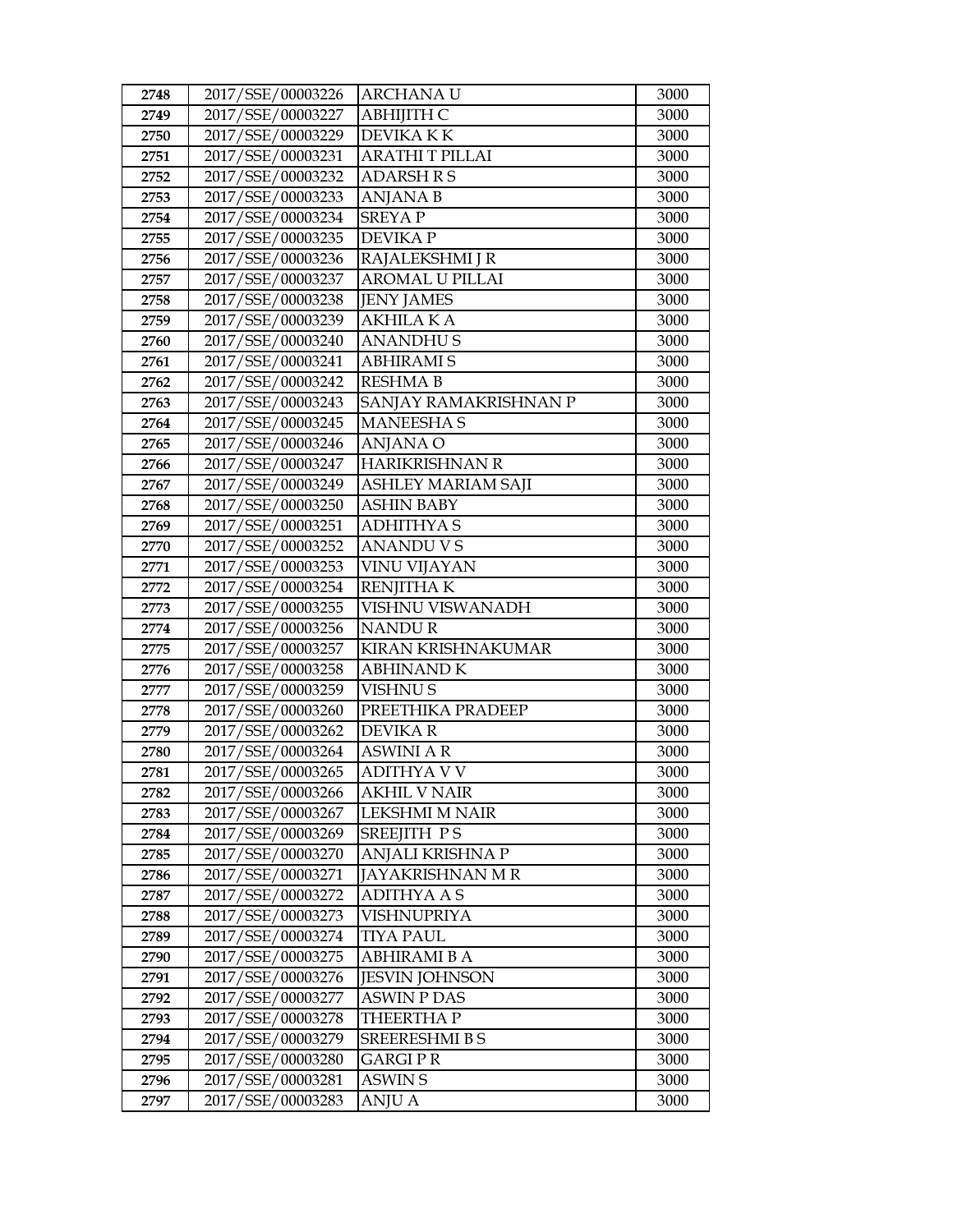| 2748 | 2017/SSE/00003226 | ARCHANA U | 3000 |
|---|---|---|---|
| 2749 | 2017/SSE/00003227 | ABHIJITH C | 3000 |
| 2750 | 2017/SSE/00003229 | DEVIKA K K | 3000 |
| 2751 | 2017/SSE/00003231 | ARATHI T PILLAI | 3000 |
| 2752 | 2017/SSE/00003232 | ADARSH R S | 3000 |
| 2753 | 2017/SSE/00003233 | ANJANA B | 3000 |
| 2754 | 2017/SSE/00003234 | SREYA P | 3000 |
| 2755 | 2017/SSE/00003235 | DEVIKA P | 3000 |
| 2756 | 2017/SSE/00003236 | RAJALEKSHMI J R | 3000 |
| 2757 | 2017/SSE/00003237 | AROMAL U PILLAI | 3000 |
| 2758 | 2017/SSE/00003238 | JENY JAMES | 3000 |
| 2759 | 2017/SSE/00003239 | AKHILA K A | 3000 |
| 2760 | 2017/SSE/00003240 | ANANDHU S | 3000 |
| 2761 | 2017/SSE/00003241 | ABHIRAMI S | 3000 |
| 2762 | 2017/SSE/00003242 | RESHMA B | 3000 |
| 2763 | 2017/SSE/00003243 | SANJAY RAMAKRISHNAN P | 3000 |
| 2764 | 2017/SSE/00003245 | MANEESHA S | 3000 |
| 2765 | 2017/SSE/00003246 | ANJANA O | 3000 |
| 2766 | 2017/SSE/00003247 | HARIKRISHNAN R | 3000 |
| 2767 | 2017/SSE/00003249 | ASHLEY MARIAM SAJI | 3000 |
| 2768 | 2017/SSE/00003250 | ASHIN BABY | 3000 |
| 2769 | 2017/SSE/00003251 | ADHITHYA S | 3000 |
| 2770 | 2017/SSE/00003252 | ANANDU V S | 3000 |
| 2771 | 2017/SSE/00003253 | VINU VIJAYAN | 3000 |
| 2772 | 2017/SSE/00003254 | RENJITHA K | 3000 |
| 2773 | 2017/SSE/00003255 | VISHNU VISWANADH | 3000 |
| 2774 | 2017/SSE/00003256 | NANDU R | 3000 |
| 2775 | 2017/SSE/00003257 | KIRAN KRISHNAKUMAR | 3000 |
| 2776 | 2017/SSE/00003258 | ABHINAND K | 3000 |
| 2777 | 2017/SSE/00003259 | VISHNU S | 3000 |
| 2778 | 2017/SSE/00003260 | PREETHIKA PRADEEP | 3000 |
| 2779 | 2017/SSE/00003262 | DEVIKA R | 3000 |
| 2780 | 2017/SSE/00003264 | ASWINI A R | 3000 |
| 2781 | 2017/SSE/00003265 | ADITHYA V V | 3000 |
| 2782 | 2017/SSE/00003266 | AKHIL V NAIR | 3000 |
| 2783 | 2017/SSE/00003267 | LEKSHMI M NAIR | 3000 |
| 2784 | 2017/SSE/00003269 | SREEJITH P S | 3000 |
| 2785 | 2017/SSE/00003270 | ANJALI KRISHNA P | 3000 |
| 2786 | 2017/SSE/00003271 | JAYAKRISHNAN M R | 3000 |
| 2787 | 2017/SSE/00003272 | ADITHYA A S | 3000 |
| 2788 | 2017/SSE/00003273 | VISHNUPRIYA | 3000 |
| 2789 | 2017/SSE/00003274 | TIYA PAUL | 3000 |
| 2790 | 2017/SSE/00003275 | ABHIRAMI B A | 3000 |
| 2791 | 2017/SSE/00003276 | JESVIN JOHNSON | 3000 |
| 2792 | 2017/SSE/00003277 | ASWIN P DAS | 3000 |
| 2793 | 2017/SSE/00003278 | THEERTHA P | 3000 |
| 2794 | 2017/SSE/00003279 | SREERESHMI B S | 3000 |
| 2795 | 2017/SSE/00003280 | GARGI P R | 3000 |
| 2796 | 2017/SSE/00003281 | ASWIN S | 3000 |
| 2797 | 2017/SSE/00003283 | ANJU A | 3000 |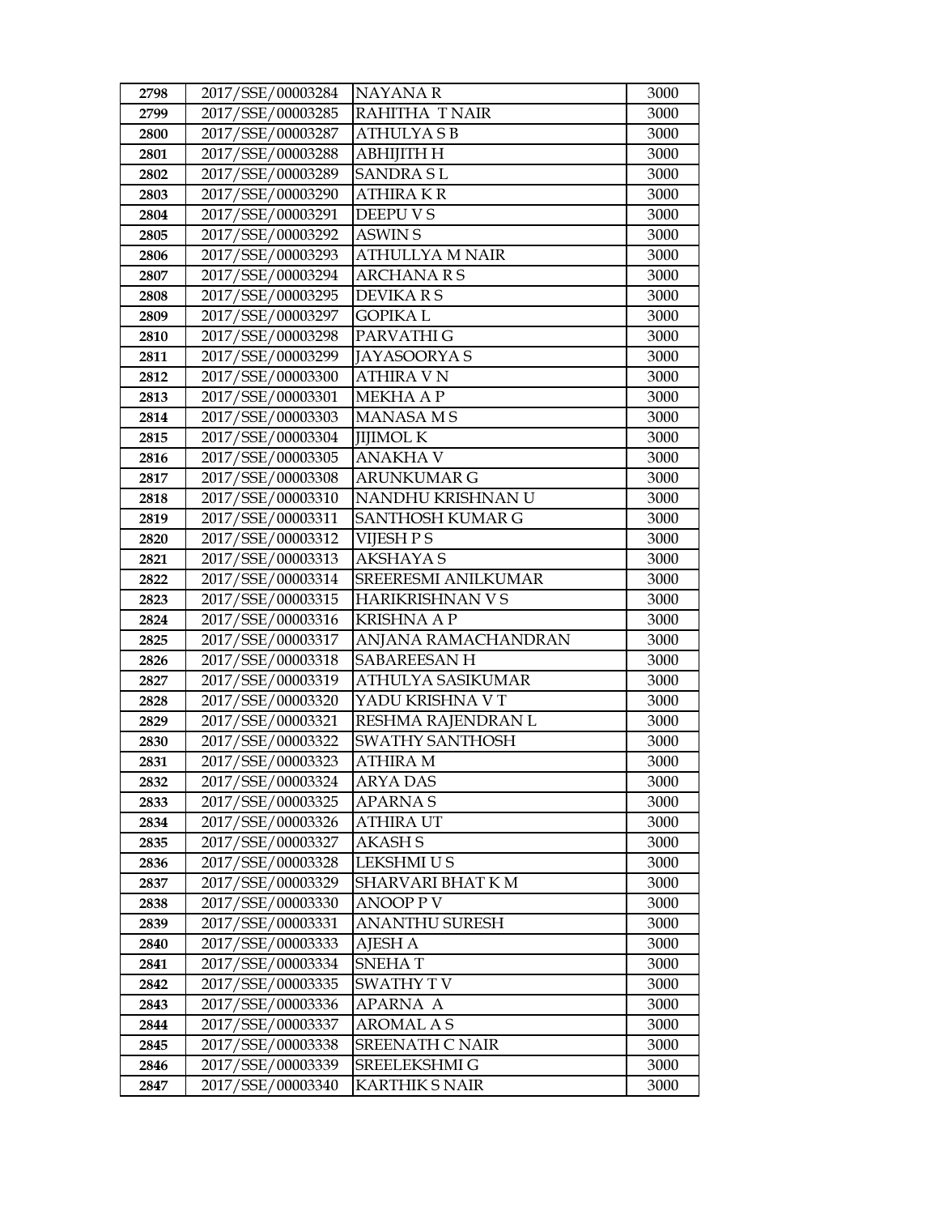| 2798 | 2017/SSE/00003284 | NAYANA R | 3000 |
|---|---|---|---|
| 2799 | 2017/SSE/00003285 | RAHITHA T NAIR | 3000 |
| 2800 | 2017/SSE/00003287 | ATHULYA S B | 3000 |
| 2801 | 2017/SSE/00003288 | ABHIJITH H | 3000 |
| 2802 | 2017/SSE/00003289 | SANDRA S L | 3000 |
| 2803 | 2017/SSE/00003290 | ATHIRA K R | 3000 |
| 2804 | 2017/SSE/00003291 | DEEPU V S | 3000 |
| 2805 | 2017/SSE/00003292 | ASWIN S | 3000 |
| 2806 | 2017/SSE/00003293 | ATHULLYA M NAIR | 3000 |
| 2807 | 2017/SSE/00003294 | ARCHANA R S | 3000 |
| 2808 | 2017/SSE/00003295 | DEVIKA R S | 3000 |
| 2809 | 2017/SSE/00003297 | GOPIKA L | 3000 |
| 2810 | 2017/SSE/00003298 | PARVATHI G | 3000 |
| 2811 | 2017/SSE/00003299 | JAYASOORYA S | 3000 |
| 2812 | 2017/SSE/00003300 | ATHIRA V N | 3000 |
| 2813 | 2017/SSE/00003301 | MEKHA A P | 3000 |
| 2814 | 2017/SSE/00003303 | MANASA M S | 3000 |
| 2815 | 2017/SSE/00003304 | JIJIMOL K | 3000 |
| 2816 | 2017/SSE/00003305 | ANAKHA V | 3000 |
| 2817 | 2017/SSE/00003308 | ARUNKUMAR G | 3000 |
| 2818 | 2017/SSE/00003310 | NANDHU KRISHNAN U | 3000 |
| 2819 | 2017/SSE/00003311 | SANTHOSH KUMAR G | 3000 |
| 2820 | 2017/SSE/00003312 | VIJESH P S | 3000 |
| 2821 | 2017/SSE/00003313 | AKSHAYA S | 3000 |
| 2822 | 2017/SSE/00003314 | SREERESMI ANILKUMAR | 3000 |
| 2823 | 2017/SSE/00003315 | HARIKRISHNAN V S | 3000 |
| 2824 | 2017/SSE/00003316 | KRISHNA A P | 3000 |
| 2825 | 2017/SSE/00003317 | ANJANA RAMACHANDRAN | 3000 |
| 2826 | 2017/SSE/00003318 | SABAREESAN H | 3000 |
| 2827 | 2017/SSE/00003319 | ATHULYA SASIKUMAR | 3000 |
| 2828 | 2017/SSE/00003320 | YADU KRISHNA V T | 3000 |
| 2829 | 2017/SSE/00003321 | RESHMA RAJENDRAN L | 3000 |
| 2830 | 2017/SSE/00003322 | SWATHY SANTHOSH | 3000 |
| 2831 | 2017/SSE/00003323 | ATHIRA M | 3000 |
| 2832 | 2017/SSE/00003324 | ARYA DAS | 3000 |
| 2833 | 2017/SSE/00003325 | APARNA S | 3000 |
| 2834 | 2017/SSE/00003326 | ATHIRA UT | 3000 |
| 2835 | 2017/SSE/00003327 | AKASH S | 3000 |
| 2836 | 2017/SSE/00003328 | LEKSHMI U S | 3000 |
| 2837 | 2017/SSE/00003329 | SHARVARI BHAT K M | 3000 |
| 2838 | 2017/SSE/00003330 | ANOOP P V | 3000 |
| 2839 | 2017/SSE/00003331 | ANANTHU SURESH | 3000 |
| 2840 | 2017/SSE/00003333 | AJESH A | 3000 |
| 2841 | 2017/SSE/00003334 | SNEHA T | 3000 |
| 2842 | 2017/SSE/00003335 | SWATHY T V | 3000 |
| 2843 | 2017/SSE/00003336 | APARNA A | 3000 |
| 2844 | 2017/SSE/00003337 | AROMAL A S | 3000 |
| 2845 | 2017/SSE/00003338 | SREENATH C NAIR | 3000 |
| 2846 | 2017/SSE/00003339 | SREELEKSHMI G | 3000 |
| 2847 | 2017/SSE/00003340 | KARTHIK S NAIR | 3000 |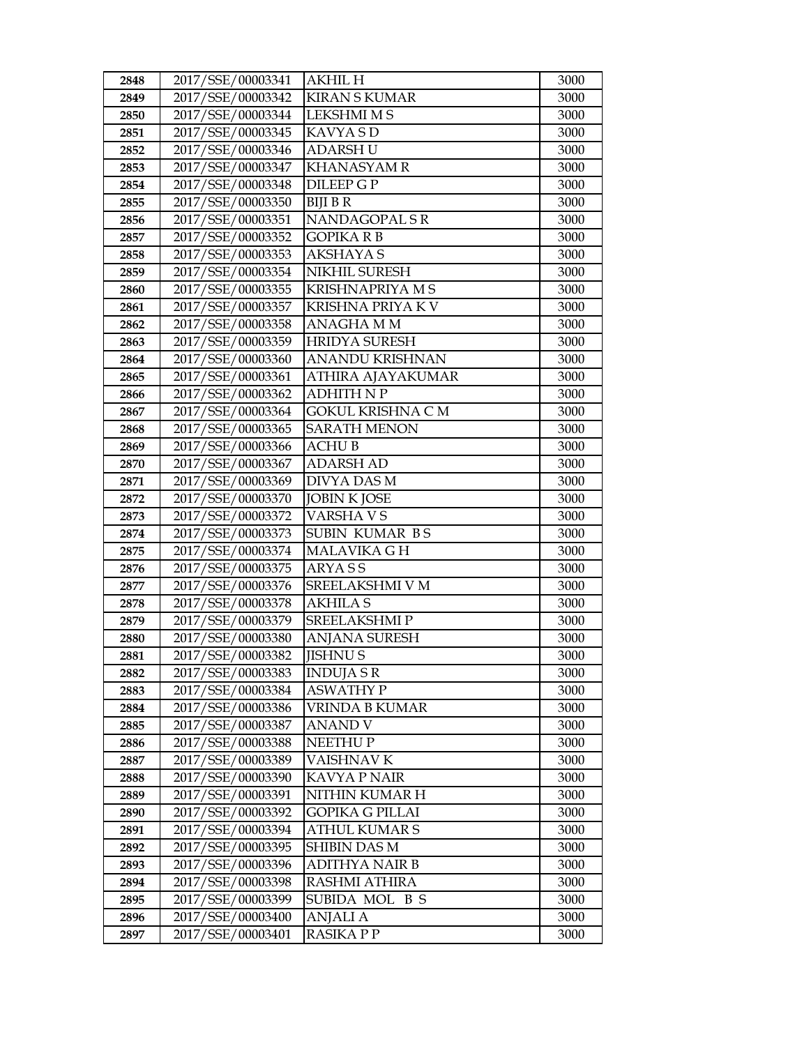| 2848 | 2017/SSE/00003341 | AKHIL H | 3000 |
|---|---|---|---|
| 2849 | 2017/SSE/00003342 | KIRAN S KUMAR | 3000 |
| 2850 | 2017/SSE/00003344 | LEKSHMI M S | 3000 |
| 2851 | 2017/SSE/00003345 | KAVYA S D | 3000 |
| 2852 | 2017/SSE/00003346 | ADARSH U | 3000 |
| 2853 | 2017/SSE/00003347 | KHANASYAM R | 3000 |
| 2854 | 2017/SSE/00003348 | DILEEP G P | 3000 |
| 2855 | 2017/SSE/00003350 | BIJI B R | 3000 |
| 2856 | 2017/SSE/00003351 | NANDAGOPAL S R | 3000 |
| 2857 | 2017/SSE/00003352 | GOPIKA R B | 3000 |
| 2858 | 2017/SSE/00003353 | AKSHAYA S | 3000 |
| 2859 | 2017/SSE/00003354 | NIKHIL SURESH | 3000 |
| 2860 | 2017/SSE/00003355 | KRISHNAPRIYA M S | 3000 |
| 2861 | 2017/SSE/00003357 | KRISHNA PRIYA K V | 3000 |
| 2862 | 2017/SSE/00003358 | ANAGHA M M | 3000 |
| 2863 | 2017/SSE/00003359 | HRIDYA SURESH | 3000 |
| 2864 | 2017/SSE/00003360 | ANANDU KRISHNAN | 3000 |
| 2865 | 2017/SSE/00003361 | ATHIRA AJAYAKUMAR | 3000 |
| 2866 | 2017/SSE/00003362 | ADHITH N P | 3000 |
| 2867 | 2017/SSE/00003364 | GOKUL KRISHNA C M | 3000 |
| 2868 | 2017/SSE/00003365 | SARATH MENON | 3000 |
| 2869 | 2017/SSE/00003366 | ACHU B | 3000 |
| 2870 | 2017/SSE/00003367 | ADARSH AD | 3000 |
| 2871 | 2017/SSE/00003369 | DIVYA DAS M | 3000 |
| 2872 | 2017/SSE/00003370 | JOBIN K JOSE | 3000 |
| 2873 | 2017/SSE/00003372 | VARSHA V S | 3000 |
| 2874 | 2017/SSE/00003373 | SUBIN KUMAR B S | 3000 |
| 2875 | 2017/SSE/00003374 | MALAVIKA G H | 3000 |
| 2876 | 2017/SSE/00003375 | ARYA S S | 3000 |
| 2877 | 2017/SSE/00003376 | SREELAKSHMI V M | 3000 |
| 2878 | 2017/SSE/00003378 | AKHILA S | 3000 |
| 2879 | 2017/SSE/00003379 | SREELAKSHMI P | 3000 |
| 2880 | 2017/SSE/00003380 | ANJANA SURESH | 3000 |
| 2881 | 2017/SSE/00003382 | JISHNU S | 3000 |
| 2882 | 2017/SSE/00003383 | INDUJA S R | 3000 |
| 2883 | 2017/SSE/00003384 | ASWATHY P | 3000 |
| 2884 | 2017/SSE/00003386 | VRINDA B KUMAR | 3000 |
| 2885 | 2017/SSE/00003387 | ANAND V | 3000 |
| 2886 | 2017/SSE/00003388 | NEETHU P | 3000 |
| 2887 | 2017/SSE/00003389 | VAISHNAV K | 3000 |
| 2888 | 2017/SSE/00003390 | KAVYA P NAIR | 3000 |
| 2889 | 2017/SSE/00003391 | NITHIN KUMAR H | 3000 |
| 2890 | 2017/SSE/00003392 | GOPIKA G PILLAI | 3000 |
| 2891 | 2017/SSE/00003394 | ATHUL KUMAR S | 3000 |
| 2892 | 2017/SSE/00003395 | SHIBIN DAS M | 3000 |
| 2893 | 2017/SSE/00003396 | ADITHYA NAIR B | 3000 |
| 2894 | 2017/SSE/00003398 | RASHMI ATHIRA | 3000 |
| 2895 | 2017/SSE/00003399 | SUBIDA MOL B S | 3000 |
| 2896 | 2017/SSE/00003400 | ANJALI A | 3000 |
| 2897 | 2017/SSE/00003401 | RASIKA P P | 3000 |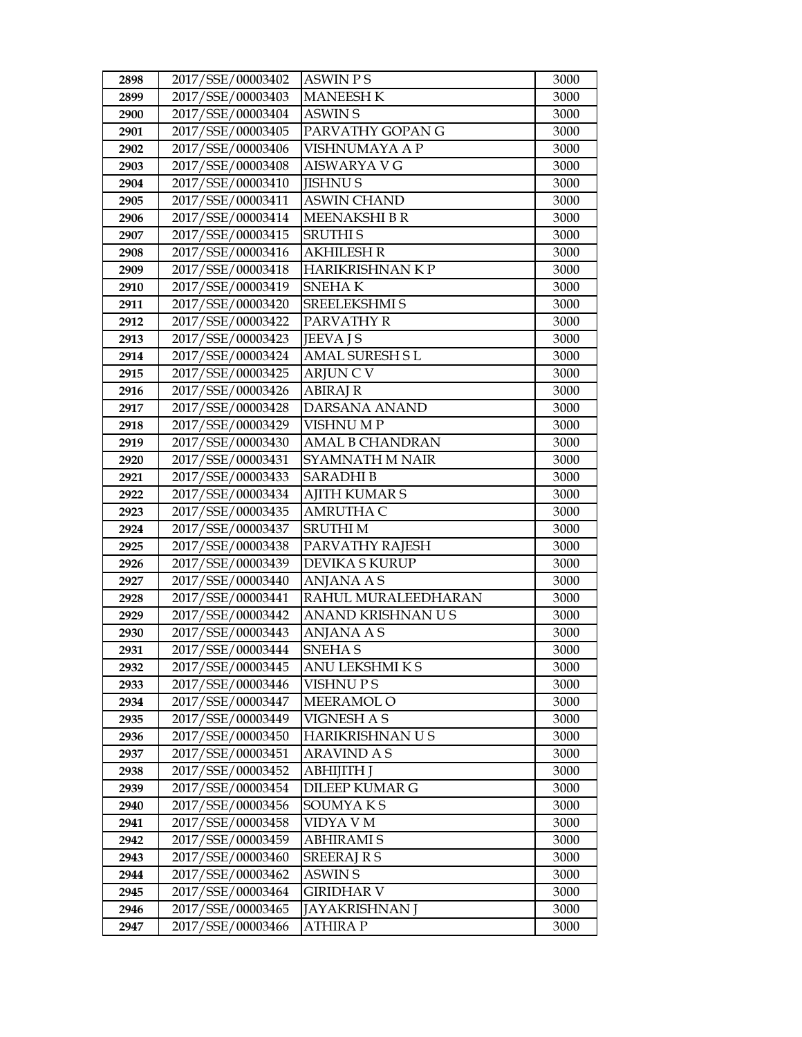| 2898 | 2017/SSE/00003402 | ASWIN P S | 3000 |
|---|---|---|---|
| 2899 | 2017/SSE/00003403 | MANEESH K | 3000 |
| 2900 | 2017/SSE/00003404 | ASWIN S | 3000 |
| 2901 | 2017/SSE/00003405 | PARVATHY GOPAN G | 3000 |
| 2902 | 2017/SSE/00003406 | VISHNUMAYA A P | 3000 |
| 2903 | 2017/SSE/00003408 | AISWARYA V G | 3000 |
| 2904 | 2017/SSE/00003410 | JISHNU S | 3000 |
| 2905 | 2017/SSE/00003411 | ASWIN CHAND | 3000 |
| 2906 | 2017/SSE/00003414 | MEENAKSHI B R | 3000 |
| 2907 | 2017/SSE/00003415 | SRUTHI S | 3000 |
| 2908 | 2017/SSE/00003416 | AKHILESH R | 3000 |
| 2909 | 2017/SSE/00003418 | HARIKRISHNAN K P | 3000 |
| 2910 | 2017/SSE/00003419 | SNEHA K | 3000 |
| 2911 | 2017/SSE/00003420 | SREELEKSHMI S | 3000 |
| 2912 | 2017/SSE/00003422 | PARVATHY R | 3000 |
| 2913 | 2017/SSE/00003423 | JEEVA J S | 3000 |
| 2914 | 2017/SSE/00003424 | AMAL SURESH S L | 3000 |
| 2915 | 2017/SSE/00003425 | ARJUN C V | 3000 |
| 2916 | 2017/SSE/00003426 | ABIRAJ R | 3000 |
| 2917 | 2017/SSE/00003428 | DARSANA ANAND | 3000 |
| 2918 | 2017/SSE/00003429 | VISHNU M P | 3000 |
| 2919 | 2017/SSE/00003430 | AMAL B CHANDRAN | 3000 |
| 2920 | 2017/SSE/00003431 | SYAMNATH M NAIR | 3000 |
| 2921 | 2017/SSE/00003433 | SARADHI B | 3000 |
| 2922 | 2017/SSE/00003434 | AJITH KUMAR S | 3000 |
| 2923 | 2017/SSE/00003435 | AMRUTHA C | 3000 |
| 2924 | 2017/SSE/00003437 | SRUTHI M | 3000 |
| 2925 | 2017/SSE/00003438 | PARVATHY RAJESH | 3000 |
| 2926 | 2017/SSE/00003439 | DEVIKA S KURUP | 3000 |
| 2927 | 2017/SSE/00003440 | ANJANA A S | 3000 |
| 2928 | 2017/SSE/00003441 | RAHUL MURALEEDHARAN | 3000 |
| 2929 | 2017/SSE/00003442 | ANAND KRISHNAN U S | 3000 |
| 2930 | 2017/SSE/00003443 | ANJANA A S | 3000 |
| 2931 | 2017/SSE/00003444 | SNEHA S | 3000 |
| 2932 | 2017/SSE/00003445 | ANU LEKSHMI K S | 3000 |
| 2933 | 2017/SSE/00003446 | VISHNU P S | 3000 |
| 2934 | 2017/SSE/00003447 | MEERAMOL O | 3000 |
| 2935 | 2017/SSE/00003449 | VIGNESH A S | 3000 |
| 2936 | 2017/SSE/00003450 | HARIKRISHNAN U S | 3000 |
| 2937 | 2017/SSE/00003451 | ARAVIND A S | 3000 |
| 2938 | 2017/SSE/00003452 | ABHIJITH J | 3000 |
| 2939 | 2017/SSE/00003454 | DILEEP KUMAR G | 3000 |
| 2940 | 2017/SSE/00003456 | SOUMYA K S | 3000 |
| 2941 | 2017/SSE/00003458 | VIDYA V M | 3000 |
| 2942 | 2017/SSE/00003459 | ABHIRAMI S | 3000 |
| 2943 | 2017/SSE/00003460 | SREERAJ R S | 3000 |
| 2944 | 2017/SSE/00003462 | ASWIN S | 3000 |
| 2945 | 2017/SSE/00003464 | GIRIDHAR V | 3000 |
| 2946 | 2017/SSE/00003465 | JAYAKRISHNAN J | 3000 |
| 2947 | 2017/SSE/00003466 | ATHIRA P | 3000 |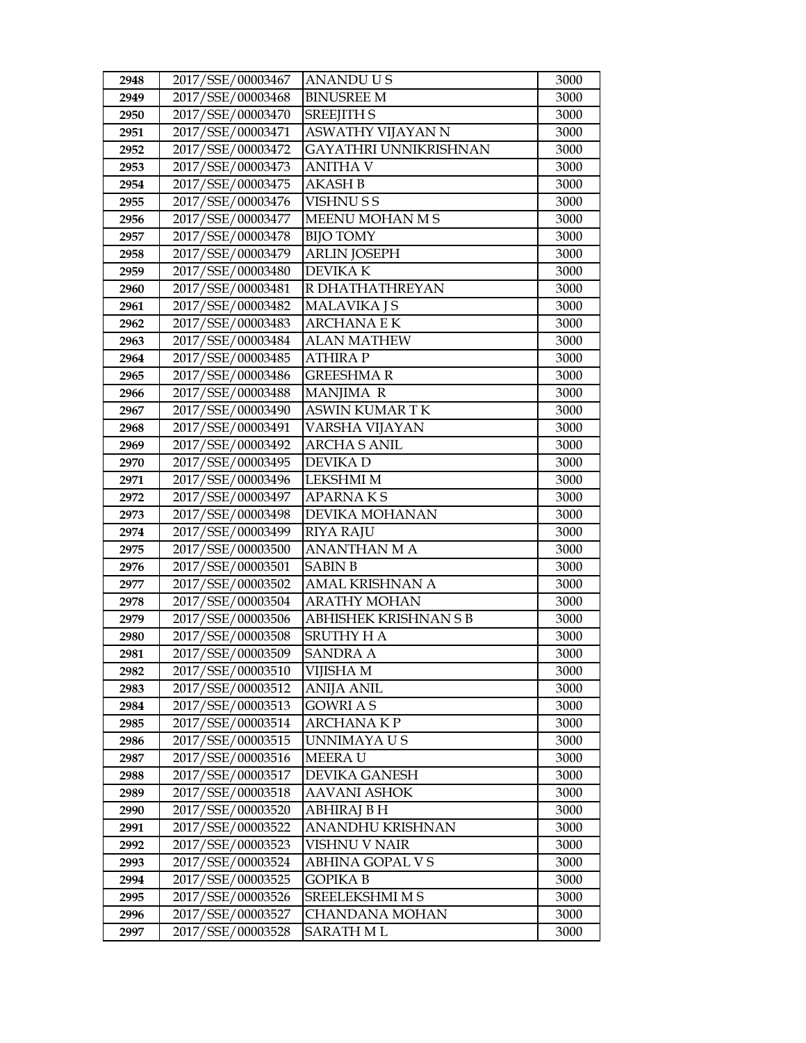| 2948 | 2017/SSE/00003467 | ANANDU U S | 3000 |
|---|---|---|---|
| 2949 | 2017/SSE/00003468 | BINUSREE M | 3000 |
| 2950 | 2017/SSE/00003470 | SREEJITH S | 3000 |
| 2951 | 2017/SSE/00003471 | ASWATHY VIJAYAN N | 3000 |
| 2952 | 2017/SSE/00003472 | GAYATHRI UNNIKRISHNAN | 3000 |
| 2953 | 2017/SSE/00003473 | ANITHA V | 3000 |
| 2954 | 2017/SSE/00003475 | AKASH B | 3000 |
| 2955 | 2017/SSE/00003476 | VISHNU S S | 3000 |
| 2956 | 2017/SSE/00003477 | MEENU MOHAN M S | 3000 |
| 2957 | 2017/SSE/00003478 | BIJO TOMY | 3000 |
| 2958 | 2017/SSE/00003479 | ARLIN JOSEPH | 3000 |
| 2959 | 2017/SSE/00003480 | DEVIKA K | 3000 |
| 2960 | 2017/SSE/00003481 | R DHATHATHREYAN | 3000 |
| 2961 | 2017/SSE/00003482 | MALAVIKA J S | 3000 |
| 2962 | 2017/SSE/00003483 | ARCHANA E K | 3000 |
| 2963 | 2017/SSE/00003484 | ALAN MATHEW | 3000 |
| 2964 | 2017/SSE/00003485 | ATHIRA P | 3000 |
| 2965 | 2017/SSE/00003486 | GREESHMA R | 3000 |
| 2966 | 2017/SSE/00003488 | MANJIMA R | 3000 |
| 2967 | 2017/SSE/00003490 | ASWIN KUMAR T K | 3000 |
| 2968 | 2017/SSE/00003491 | VARSHA VIJAYAN | 3000 |
| 2969 | 2017/SSE/00003492 | ARCHA S ANIL | 3000 |
| 2970 | 2017/SSE/00003495 | DEVIKA D | 3000 |
| 2971 | 2017/SSE/00003496 | LEKSHMI M | 3000 |
| 2972 | 2017/SSE/00003497 | APARNA K S | 3000 |
| 2973 | 2017/SSE/00003498 | DEVIKA MOHANAN | 3000 |
| 2974 | 2017/SSE/00003499 | RIYA RAJU | 3000 |
| 2975 | 2017/SSE/00003500 | ANANTHAN M A | 3000 |
| 2976 | 2017/SSE/00003501 | SABIN B | 3000 |
| 2977 | 2017/SSE/00003502 | AMAL KRISHNAN A | 3000 |
| 2978 | 2017/SSE/00003504 | ARATHY MOHAN | 3000 |
| 2979 | 2017/SSE/00003506 | ABHISHEK KRISHNAN S B | 3000 |
| 2980 | 2017/SSE/00003508 | SRUTHY H A | 3000 |
| 2981 | 2017/SSE/00003509 | SANDRA A | 3000 |
| 2982 | 2017/SSE/00003510 | VIJISHA M | 3000 |
| 2983 | 2017/SSE/00003512 | ANIJA ANIL | 3000 |
| 2984 | 2017/SSE/00003513 | GOWRI A S | 3000 |
| 2985 | 2017/SSE/00003514 | ARCHANA K P | 3000 |
| 2986 | 2017/SSE/00003515 | UNNIMAYA U S | 3000 |
| 2987 | 2017/SSE/00003516 | MEERA U | 3000 |
| 2988 | 2017/SSE/00003517 | DEVIKA GANESH | 3000 |
| 2989 | 2017/SSE/00003518 | AAVANI ASHOK | 3000 |
| 2990 | 2017/SSE/00003520 | ABHIRAJ B H | 3000 |
| 2991 | 2017/SSE/00003522 | ANANDHU KRISHNAN | 3000 |
| 2992 | 2017/SSE/00003523 | VISHNU V NAIR | 3000 |
| 2993 | 2017/SSE/00003524 | ABHINA GOPAL V S | 3000 |
| 2994 | 2017/SSE/00003525 | GOPIKA B | 3000 |
| 2995 | 2017/SSE/00003526 | SREELEKSHMI M S | 3000 |
| 2996 | 2017/SSE/00003527 | CHANDANA MOHAN | 3000 |
| 2997 | 2017/SSE/00003528 | SARATH M L | 3000 |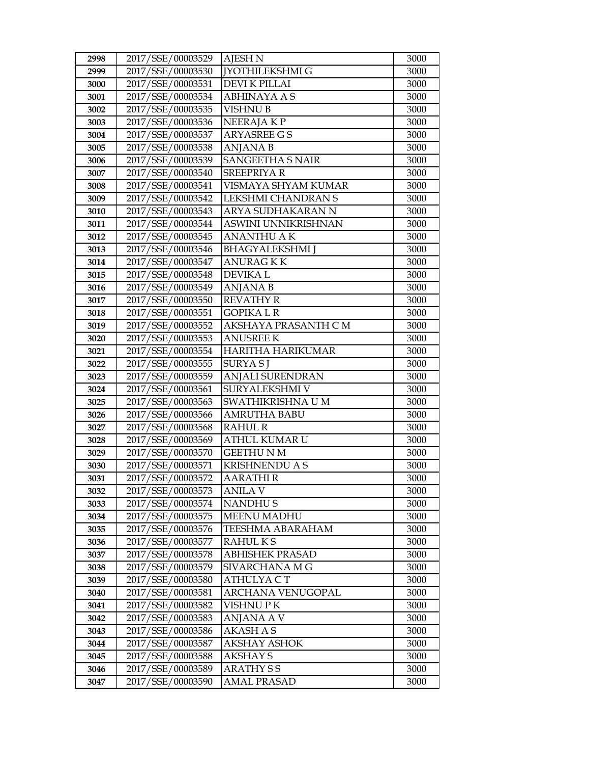| 2998 | 2017/SSE/00003529 | AJESH N | 3000 |
|---|---|---|---|
| 2999 | 2017/SSE/00003530 | JYOTHILEKSHMI G | 3000 |
| 3000 | 2017/SSE/00003531 | DEVI K PILLAI | 3000 |
| 3001 | 2017/SSE/00003534 | ABHINAYA A S | 3000 |
| 3002 | 2017/SSE/00003535 | VISHNU B | 3000 |
| 3003 | 2017/SSE/00003536 | NEERAJA K P | 3000 |
| 3004 | 2017/SSE/00003537 | ARYASREE G S | 3000 |
| 3005 | 2017/SSE/00003538 | ANJANA B | 3000 |
| 3006 | 2017/SSE/00003539 | SANGEETHA S NAIR | 3000 |
| 3007 | 2017/SSE/00003540 | SREEPRIYA R | 3000 |
| 3008 | 2017/SSE/00003541 | VISMAYA SHYAM KUMAR | 3000 |
| 3009 | 2017/SSE/00003542 | LEKSHMI CHANDRAN S | 3000 |
| 3010 | 2017/SSE/00003543 | ARYA SUDHAKARAN N | 3000 |
| 3011 | 2017/SSE/00003544 | ASWINI UNNIKRISHNAN | 3000 |
| 3012 | 2017/SSE/00003545 | ANANTHU A K | 3000 |
| 3013 | 2017/SSE/00003546 | BHAGYALEKSHMI J | 3000 |
| 3014 | 2017/SSE/00003547 | ANURAG K K | 3000 |
| 3015 | 2017/SSE/00003548 | DEVIKA L | 3000 |
| 3016 | 2017/SSE/00003549 | ANJANA B | 3000 |
| 3017 | 2017/SSE/00003550 | REVATHY R | 3000 |
| 3018 | 2017/SSE/00003551 | GOPIKA L R | 3000 |
| 3019 | 2017/SSE/00003552 | AKSHAYA PRASANTH C M | 3000 |
| 3020 | 2017/SSE/00003553 | ANUSREE K | 3000 |
| 3021 | 2017/SSE/00003554 | HARITHA HARIKUMAR | 3000 |
| 3022 | 2017/SSE/00003555 | SURYA S J | 3000 |
| 3023 | 2017/SSE/00003559 | ANJALI SURENDRAN | 3000 |
| 3024 | 2017/SSE/00003561 | SURYALEKSHMI V | 3000 |
| 3025 | 2017/SSE/00003563 | SWATHIKRISHNA U M | 3000 |
| 3026 | 2017/SSE/00003566 | AMRUTHA BABU | 3000 |
| 3027 | 2017/SSE/00003568 | RAHUL R | 3000 |
| 3028 | 2017/SSE/00003569 | ATHUL KUMAR U | 3000 |
| 3029 | 2017/SSE/00003570 | GEETHU N M | 3000 |
| 3030 | 2017/SSE/00003571 | KRISHNENDU A S | 3000 |
| 3031 | 2017/SSE/00003572 | AARATHI R | 3000 |
| 3032 | 2017/SSE/00003573 | ANILA V | 3000 |
| 3033 | 2017/SSE/00003574 | NANDHU S | 3000 |
| 3034 | 2017/SSE/00003575 | MEENU MADHU | 3000 |
| 3035 | 2017/SSE/00003576 | TEESHMA ABARAHAM | 3000 |
| 3036 | 2017/SSE/00003577 | RAHUL K S | 3000 |
| 3037 | 2017/SSE/00003578 | ABHISHEK PRASAD | 3000 |
| 3038 | 2017/SSE/00003579 | SIVARCHANA M G | 3000 |
| 3039 | 2017/SSE/00003580 | ATHULYA C T | 3000 |
| 3040 | 2017/SSE/00003581 | ARCHANA VENUGOPAL | 3000 |
| 3041 | 2017/SSE/00003582 | VISHNU P K | 3000 |
| 3042 | 2017/SSE/00003583 | ANJANA A V | 3000 |
| 3043 | 2017/SSE/00003586 | AKASH A S | 3000 |
| 3044 | 2017/SSE/00003587 | AKSHAY ASHOK | 3000 |
| 3045 | 2017/SSE/00003588 | AKSHAY S | 3000 |
| 3046 | 2017/SSE/00003589 | ARATHY S S | 3000 |
| 3047 | 2017/SSE/00003590 | AMAL PRASAD | 3000 |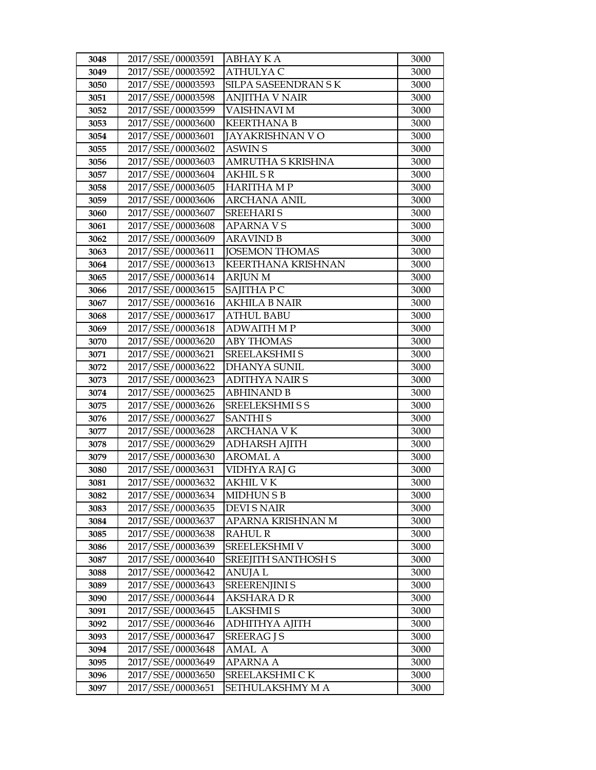| 3048 | 2017/SSE/00003591 | ABHAY K A | 3000 |
|---|---|---|---|
| 3049 | 2017/SSE/00003592 | ATHULYA C | 3000 |
| 3050 | 2017/SSE/00003593 | SILPA SASEENDRAN S K | 3000 |
| 3051 | 2017/SSE/00003598 | ANJITHA V NAIR | 3000 |
| 3052 | 2017/SSE/00003599 | VAISHNAVI M | 3000 |
| 3053 | 2017/SSE/00003600 | KEERTHANA B | 3000 |
| 3054 | 2017/SSE/00003601 | JAYAKRISHNAN V O | 3000 |
| 3055 | 2017/SSE/00003602 | ASWIN S | 3000 |
| 3056 | 2017/SSE/00003603 | AMRUTHA S KRISHNA | 3000 |
| 3057 | 2017/SSE/00003604 | AKHIL S R | 3000 |
| 3058 | 2017/SSE/00003605 | HARITHA M P | 3000 |
| 3059 | 2017/SSE/00003606 | ARCHANA ANIL | 3000 |
| 3060 | 2017/SSE/00003607 | SREEHARI S | 3000 |
| 3061 | 2017/SSE/00003608 | APARNA V S | 3000 |
| 3062 | 2017/SSE/00003609 | ARAVIND B | 3000 |
| 3063 | 2017/SSE/00003611 | JOSEMON THOMAS | 3000 |
| 3064 | 2017/SSE/00003613 | KEERTHANA KRISHNAN | 3000 |
| 3065 | 2017/SSE/00003614 | ARJUN M | 3000 |
| 3066 | 2017/SSE/00003615 | SAJITHA P C | 3000 |
| 3067 | 2017/SSE/00003616 | AKHILA B NAIR | 3000 |
| 3068 | 2017/SSE/00003617 | ATHUL BABU | 3000 |
| 3069 | 2017/SSE/00003618 | ADWAITH M P | 3000 |
| 3070 | 2017/SSE/00003620 | ABY THOMAS | 3000 |
| 3071 | 2017/SSE/00003621 | SREELAKSHMI S | 3000 |
| 3072 | 2017/SSE/00003622 | DHANYA SUNIL | 3000 |
| 3073 | 2017/SSE/00003623 | ADITHYA NAIR S | 3000 |
| 3074 | 2017/SSE/00003625 | ABHINAND B | 3000 |
| 3075 | 2017/SSE/00003626 | SREELEKSHMI S S | 3000 |
| 3076 | 2017/SSE/00003627 | SANTHI S | 3000 |
| 3077 | 2017/SSE/00003628 | ARCHANA V K | 3000 |
| 3078 | 2017/SSE/00003629 | ADHARSH AJITH | 3000 |
| 3079 | 2017/SSE/00003630 | AROMAL A | 3000 |
| 3080 | 2017/SSE/00003631 | VIDHYA RAJ G | 3000 |
| 3081 | 2017/SSE/00003632 | AKHIL V K | 3000 |
| 3082 | 2017/SSE/00003634 | MIDHUN S B | 3000 |
| 3083 | 2017/SSE/00003635 | DEVI S NAIR | 3000 |
| 3084 | 2017/SSE/00003637 | APARNA KRISHNAN M | 3000 |
| 3085 | 2017/SSE/00003638 | RAHUL R | 3000 |
| 3086 | 2017/SSE/00003639 | SREELEKSHMI V | 3000 |
| 3087 | 2017/SSE/00003640 | SREEJITH SANTHOSH S | 3000 |
| 3088 | 2017/SSE/00003642 | ANUJA L | 3000 |
| 3089 | 2017/SSE/00003643 | SREERENJINI S | 3000 |
| 3090 | 2017/SSE/00003644 | AKSHARA D R | 3000 |
| 3091 | 2017/SSE/00003645 | LAKSHMI S | 3000 |
| 3092 | 2017/SSE/00003646 | ADHITHYA AJITH | 3000 |
| 3093 | 2017/SSE/00003647 | SREERAG J S | 3000 |
| 3094 | 2017/SSE/00003648 | AMAL A | 3000 |
| 3095 | 2017/SSE/00003649 | APARNA A | 3000 |
| 3096 | 2017/SSE/00003650 | SREELAKSHMI C K | 3000 |
| 3097 | 2017/SSE/00003651 | SETHULAKSHMY M A | 3000 |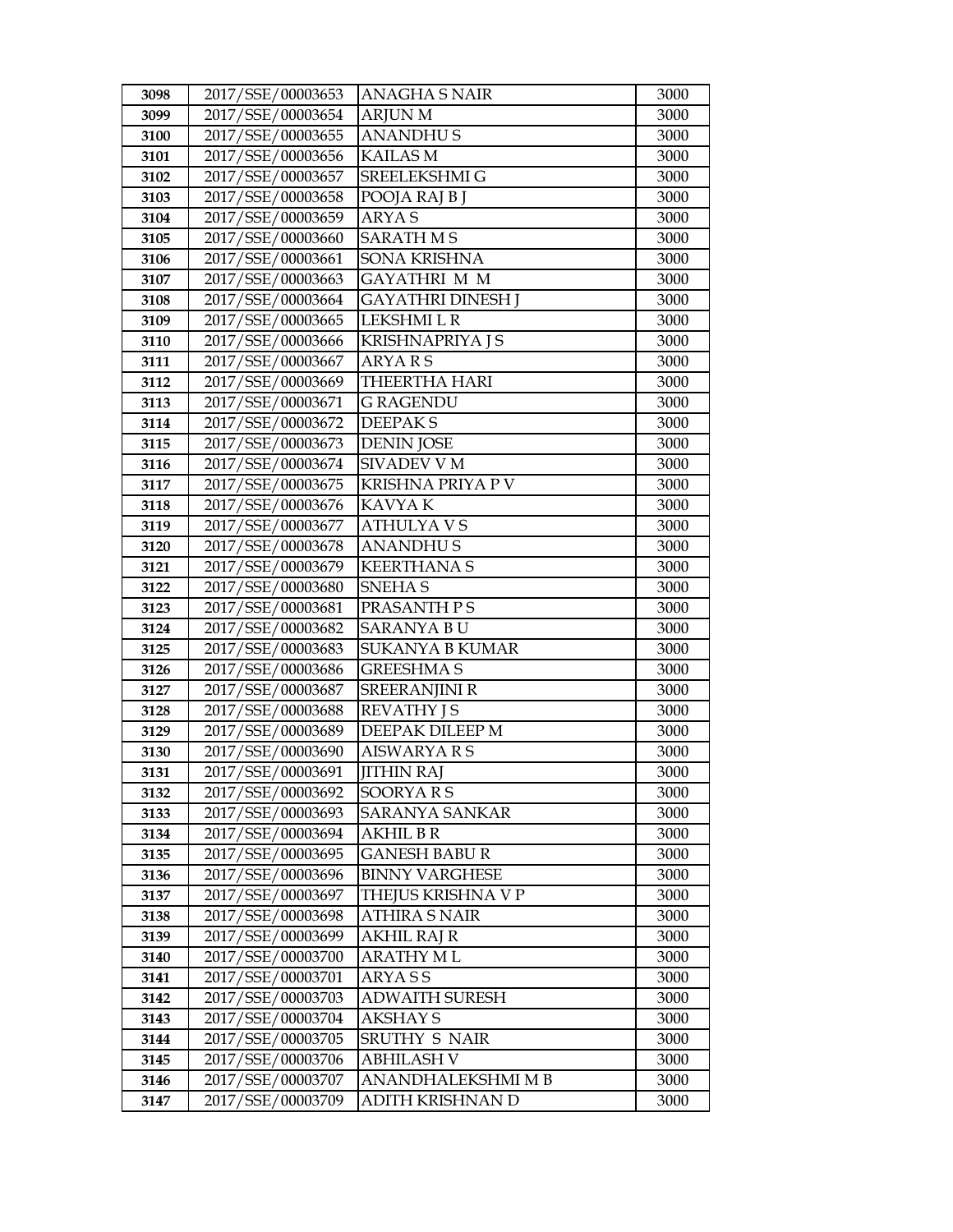| 3098 | 2017/SSE/00003653 | ANAGHA S NAIR | 3000 |
|---|---|---|---|
| 3099 | 2017/SSE/00003654 | ARJUN M | 3000 |
| 3100 | 2017/SSE/00003655 | ANANDHU S | 3000 |
| 3101 | 2017/SSE/00003656 | KAILAS M | 3000 |
| 3102 | 2017/SSE/00003657 | SREELEKSHMI G | 3000 |
| 3103 | 2017/SSE/00003658 | POOJA RAJ B J | 3000 |
| 3104 | 2017/SSE/00003659 | ARYA S | 3000 |
| 3105 | 2017/SSE/00003660 | SARATH M S | 3000 |
| 3106 | 2017/SSE/00003661 | SONA KRISHNA | 3000 |
| 3107 | 2017/SSE/00003663 | GAYATHRI M M | 3000 |
| 3108 | 2017/SSE/00003664 | GAYATHRI DINESH J | 3000 |
| 3109 | 2017/SSE/00003665 | LEKSHMI L R | 3000 |
| 3110 | 2017/SSE/00003666 | KRISHNAPRIYA J S | 3000 |
| 3111 | 2017/SSE/00003667 | ARYA R S | 3000 |
| 3112 | 2017/SSE/00003669 | THEERTHA HARI | 3000 |
| 3113 | 2017/SSE/00003671 | G RAGENDU | 3000 |
| 3114 | 2017/SSE/00003672 | DEEPAK S | 3000 |
| 3115 | 2017/SSE/00003673 | DENIN JOSE | 3000 |
| 3116 | 2017/SSE/00003674 | SIVADEV V M | 3000 |
| 3117 | 2017/SSE/00003675 | KRISHNA PRIYA P V | 3000 |
| 3118 | 2017/SSE/00003676 | KAVYA K | 3000 |
| 3119 | 2017/SSE/00003677 | ATHULYA V S | 3000 |
| 3120 | 2017/SSE/00003678 | ANANDHU S | 3000 |
| 3121 | 2017/SSE/00003679 | KEERTHANA S | 3000 |
| 3122 | 2017/SSE/00003680 | SNEHA S | 3000 |
| 3123 | 2017/SSE/00003681 | PRASANTH P S | 3000 |
| 3124 | 2017/SSE/00003682 | SARANYA B U | 3000 |
| 3125 | 2017/SSE/00003683 | SUKANYA B KUMAR | 3000 |
| 3126 | 2017/SSE/00003686 | GREESHMA S | 3000 |
| 3127 | 2017/SSE/00003687 | SREERANJINI R | 3000 |
| 3128 | 2017/SSE/00003688 | REVATHY J S | 3000 |
| 3129 | 2017/SSE/00003689 | DEEPAK DILEEP M | 3000 |
| 3130 | 2017/SSE/00003690 | AISWARYA R S | 3000 |
| 3131 | 2017/SSE/00003691 | JITHIN RAJ | 3000 |
| 3132 | 2017/SSE/00003692 | SOORYA R S | 3000 |
| 3133 | 2017/SSE/00003693 | SARANYA SANKAR | 3000 |
| 3134 | 2017/SSE/00003694 | AKHIL B R | 3000 |
| 3135 | 2017/SSE/00003695 | GANESH BABU R | 3000 |
| 3136 | 2017/SSE/00003696 | BINNY VARGHESE | 3000 |
| 3137 | 2017/SSE/00003697 | THEJUS KRISHNA V P | 3000 |
| 3138 | 2017/SSE/00003698 | ATHIRA S NAIR | 3000 |
| 3139 | 2017/SSE/00003699 | AKHIL RAJ R | 3000 |
| 3140 | 2017/SSE/00003700 | ARATHY M L | 3000 |
| 3141 | 2017/SSE/00003701 | ARYA S S | 3000 |
| 3142 | 2017/SSE/00003703 | ADWAITH SURESH | 3000 |
| 3143 | 2017/SSE/00003704 | AKSHAY S | 3000 |
| 3144 | 2017/SSE/00003705 | SRUTHY S NAIR | 3000 |
| 3145 | 2017/SSE/00003706 | ABHILASH V | 3000 |
| 3146 | 2017/SSE/00003707 | ANANDHALEKSHMI M B | 3000 |
| 3147 | 2017/SSE/00003709 | ADITH KRISHNAN D | 3000 |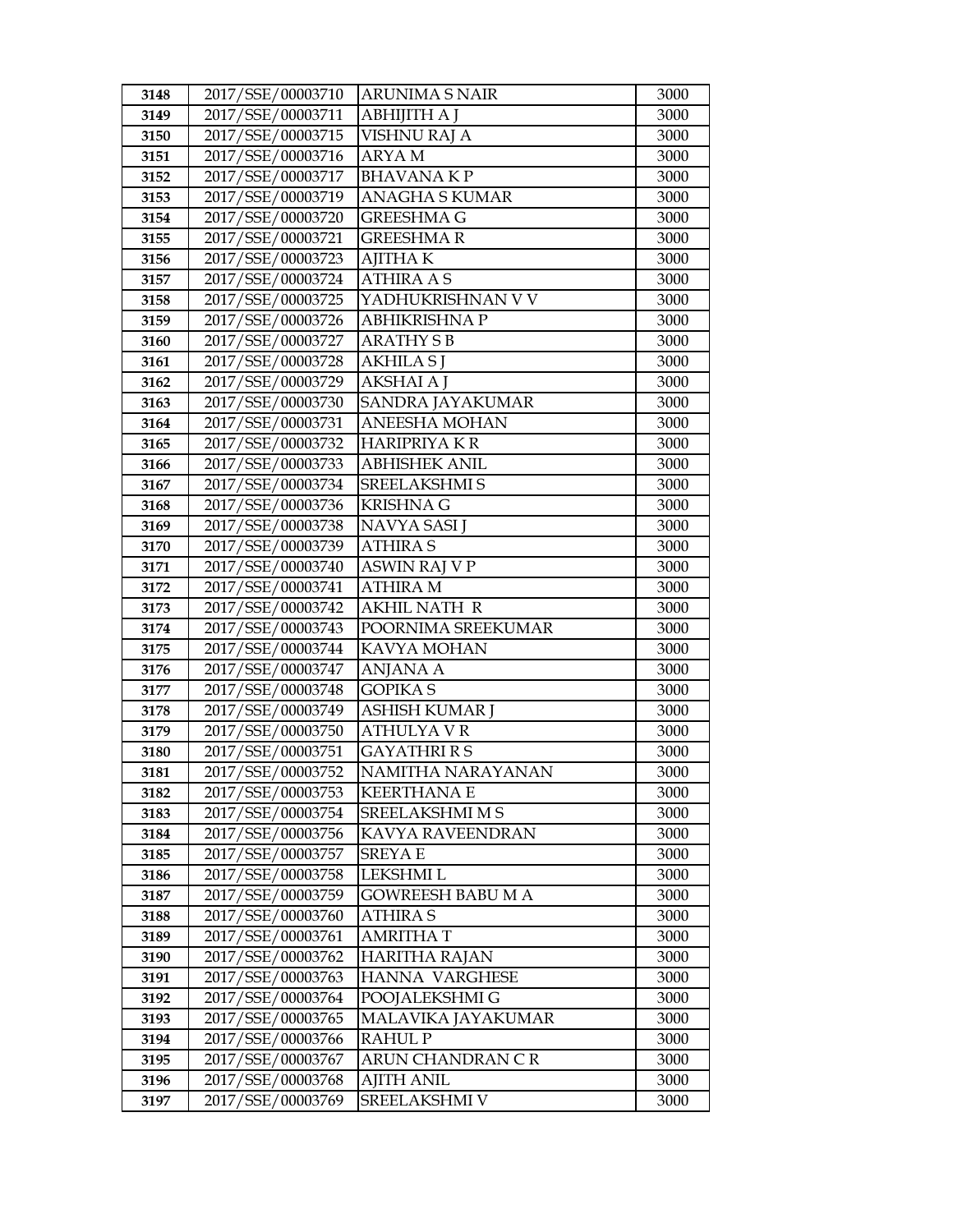| 3148 | 2017/SSE/00003710 | ARUNIMA S NAIR | 3000 |
|---|---|---|---|
| 3149 | 2017/SSE/00003711 | ABHIJITH A J | 3000 |
| 3150 | 2017/SSE/00003715 | VISHNU RAJ A | 3000 |
| 3151 | 2017/SSE/00003716 | ARYA M | 3000 |
| 3152 | 2017/SSE/00003717 | BHAVANA K P | 3000 |
| 3153 | 2017/SSE/00003719 | ANAGHA S KUMAR | 3000 |
| 3154 | 2017/SSE/00003720 | GREESHMA G | 3000 |
| 3155 | 2017/SSE/00003721 | GREESHMA R | 3000 |
| 3156 | 2017/SSE/00003723 | AJITHA K | 3000 |
| 3157 | 2017/SSE/00003724 | ATHIRA A S | 3000 |
| 3158 | 2017/SSE/00003725 | YADHUKRISHNAN V V | 3000 |
| 3159 | 2017/SSE/00003726 | ABHIKRISHNA P | 3000 |
| 3160 | 2017/SSE/00003727 | ARATHY S B | 3000 |
| 3161 | 2017/SSE/00003728 | AKHILA S J | 3000 |
| 3162 | 2017/SSE/00003729 | AKSHAI A J | 3000 |
| 3163 | 2017/SSE/00003730 | SANDRA JAYAKUMAR | 3000 |
| 3164 | 2017/SSE/00003731 | ANEESHA MOHAN | 3000 |
| 3165 | 2017/SSE/00003732 | HARIPRIYA K R | 3000 |
| 3166 | 2017/SSE/00003733 | ABHISHEK ANIL | 3000 |
| 3167 | 2017/SSE/00003734 | SREELAKSHMI S | 3000 |
| 3168 | 2017/SSE/00003736 | KRISHNA G | 3000 |
| 3169 | 2017/SSE/00003738 | NAVYA SASI J | 3000 |
| 3170 | 2017/SSE/00003739 | ATHIRA S | 3000 |
| 3171 | 2017/SSE/00003740 | ASWIN RAJ V P | 3000 |
| 3172 | 2017/SSE/00003741 | ATHIRA M | 3000 |
| 3173 | 2017/SSE/00003742 | AKHIL NATH R | 3000 |
| 3174 | 2017/SSE/00003743 | POORNIMA SREEKUMAR | 3000 |
| 3175 | 2017/SSE/00003744 | KAVYA MOHAN | 3000 |
| 3176 | 2017/SSE/00003747 | ANJANA A | 3000 |
| 3177 | 2017/SSE/00003748 | GOPIKA S | 3000 |
| 3178 | 2017/SSE/00003749 | ASHISH KUMAR J | 3000 |
| 3179 | 2017/SSE/00003750 | ATHULYA V R | 3000 |
| 3180 | 2017/SSE/00003751 | GAYATHRI R S | 3000 |
| 3181 | 2017/SSE/00003752 | NAMITHA NARAYANAN | 3000 |
| 3182 | 2017/SSE/00003753 | KEERTHANA E | 3000 |
| 3183 | 2017/SSE/00003754 | SREELAKSHMI M S | 3000 |
| 3184 | 2017/SSE/00003756 | KAVYA RAVEENDRAN | 3000 |
| 3185 | 2017/SSE/00003757 | SREYA E | 3000 |
| 3186 | 2017/SSE/00003758 | LEKSHMI L | 3000 |
| 3187 | 2017/SSE/00003759 | GOWREESH BABU M A | 3000 |
| 3188 | 2017/SSE/00003760 | ATHIRA S | 3000 |
| 3189 | 2017/SSE/00003761 | AMRITHA T | 3000 |
| 3190 | 2017/SSE/00003762 | HARITHA RAJAN | 3000 |
| 3191 | 2017/SSE/00003763 | HANNA VARGHESE | 3000 |
| 3192 | 2017/SSE/00003764 | POOJALEKSHMI G | 3000 |
| 3193 | 2017/SSE/00003765 | MALAVIKA JAYAKUMAR | 3000 |
| 3194 | 2017/SSE/00003766 | RAHUL P | 3000 |
| 3195 | 2017/SSE/00003767 | ARUN CHANDRAN C R | 3000 |
| 3196 | 2017/SSE/00003768 | AJITH ANIL | 3000 |
| 3197 | 2017/SSE/00003769 | SREELAKSHMI V | 3000 |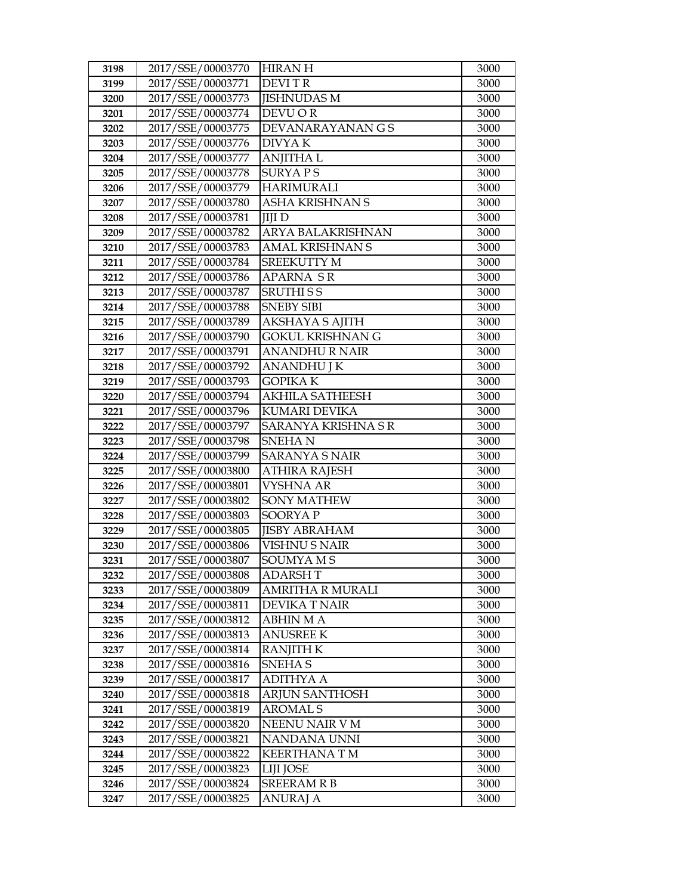| 3198 | 2017/SSE/00003770 | HIRAN H | 3000 |
|---|---|---|---|
| 3199 | 2017/SSE/00003771 | DEVI T R | 3000 |
| 3200 | 2017/SSE/00003773 | JISHNUDAS M | 3000 |
| 3201 | 2017/SSE/00003774 | DEVU O R | 3000 |
| 3202 | 2017/SSE/00003775 | DEVANARAYANAN G S | 3000 |
| 3203 | 2017/SSE/00003776 | DIVYA K | 3000 |
| 3204 | 2017/SSE/00003777 | ANJITHA L | 3000 |
| 3205 | 2017/SSE/00003778 | SURYA P S | 3000 |
| 3206 | 2017/SSE/00003779 | HARIMURALI | 3000 |
| 3207 | 2017/SSE/00003780 | ASHA KRISHNAN S | 3000 |
| 3208 | 2017/SSE/00003781 | JIJI D | 3000 |
| 3209 | 2017/SSE/00003782 | ARYA BALAKRISHNAN | 3000 |
| 3210 | 2017/SSE/00003783 | AMAL KRISHNAN S | 3000 |
| 3211 | 2017/SSE/00003784 | SREEKUTTY M | 3000 |
| 3212 | 2017/SSE/00003786 | APARNA S R | 3000 |
| 3213 | 2017/SSE/00003787 | SRUTHI S S | 3000 |
| 3214 | 2017/SSE/00003788 | SNEBY SIBI | 3000 |
| 3215 | 2017/SSE/00003789 | AKSHAYA S AJITH | 3000 |
| 3216 | 2017/SSE/00003790 | GOKUL KRISHNAN G | 3000 |
| 3217 | 2017/SSE/00003791 | ANANDHU R NAIR | 3000 |
| 3218 | 2017/SSE/00003792 | ANANDHU J K | 3000 |
| 3219 | 2017/SSE/00003793 | GOPIKA K | 3000 |
| 3220 | 2017/SSE/00003794 | AKHILA SATHEESH | 3000 |
| 3221 | 2017/SSE/00003796 | KUMARI DEVIKA | 3000 |
| 3222 | 2017/SSE/00003797 | SARANYA KRISHNA S R | 3000 |
| 3223 | 2017/SSE/00003798 | SNEHA N | 3000 |
| 3224 | 2017/SSE/00003799 | SARANYA S NAIR | 3000 |
| 3225 | 2017/SSE/00003800 | ATHIRA RAJESH | 3000 |
| 3226 | 2017/SSE/00003801 | VYSHNA AR | 3000 |
| 3227 | 2017/SSE/00003802 | SONY MATHEW | 3000 |
| 3228 | 2017/SSE/00003803 | SOORYA P | 3000 |
| 3229 | 2017/SSE/00003805 | JISBY ABRAHAM | 3000 |
| 3230 | 2017/SSE/00003806 | VISHNU S NAIR | 3000 |
| 3231 | 2017/SSE/00003807 | SOUMYA M S | 3000 |
| 3232 | 2017/SSE/00003808 | ADARSH T | 3000 |
| 3233 | 2017/SSE/00003809 | AMRITHA R MURALI | 3000 |
| 3234 | 2017/SSE/00003811 | DEVIKA T NAIR | 3000 |
| 3235 | 2017/SSE/00003812 | ABHIN M A | 3000 |
| 3236 | 2017/SSE/00003813 | ANUSREE K | 3000 |
| 3237 | 2017/SSE/00003814 | RANJITH K | 3000 |
| 3238 | 2017/SSE/00003816 | SNEHA S | 3000 |
| 3239 | 2017/SSE/00003817 | ADITHYA A | 3000 |
| 3240 | 2017/SSE/00003818 | ARJUN SANTHOSH | 3000 |
| 3241 | 2017/SSE/00003819 | AROMAL S | 3000 |
| 3242 | 2017/SSE/00003820 | NEENU NAIR V M | 3000 |
| 3243 | 2017/SSE/00003821 | NANDANA UNNI | 3000 |
| 3244 | 2017/SSE/00003822 | KEERTHANA T M | 3000 |
| 3245 | 2017/SSE/00003823 | LIJI JOSE | 3000 |
| 3246 | 2017/SSE/00003824 | SREERAM R B | 3000 |
| 3247 | 2017/SSE/00003825 | ANURAJ A | 3000 |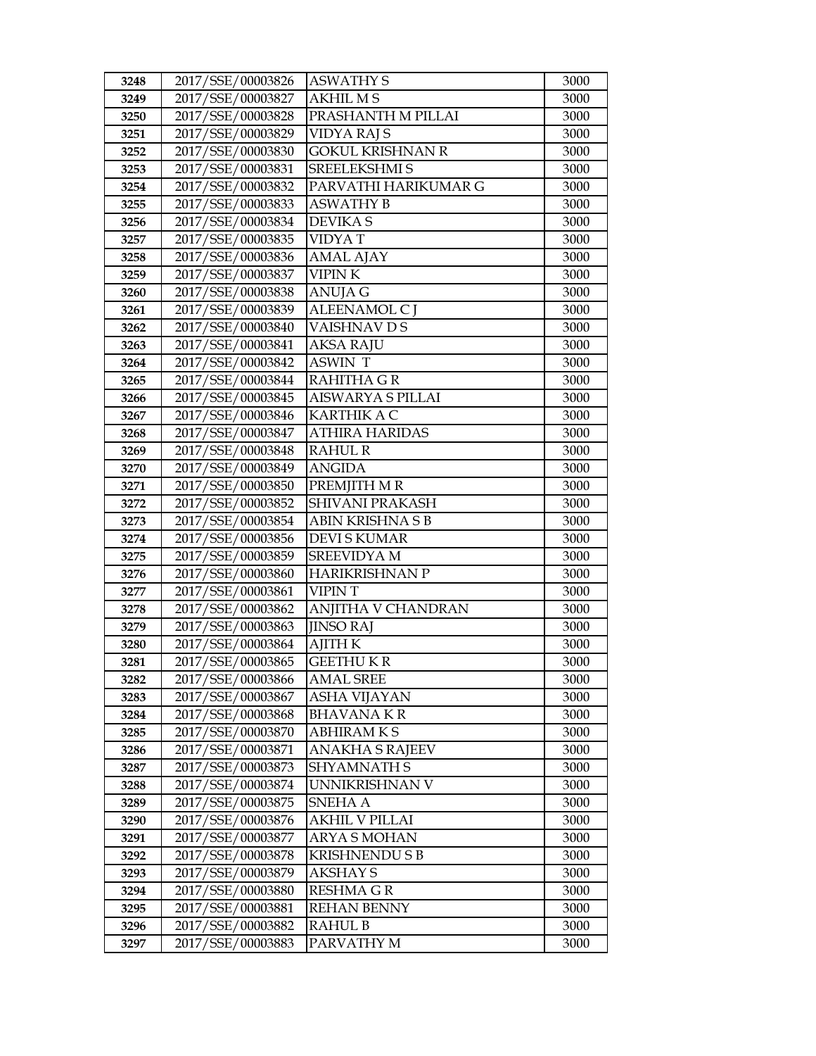| 3248 | 2017/SSE/00003826 | ASWATHY S | 3000 |
|---|---|---|---|
| 3249 | 2017/SSE/00003827 | AKHIL M S | 3000 |
| 3250 | 2017/SSE/00003828 | PRASHANTH M PILLAI | 3000 |
| 3251 | 2017/SSE/00003829 | VIDYA RAJ S | 3000 |
| 3252 | 2017/SSE/00003830 | GOKUL KRISHNAN R | 3000 |
| 3253 | 2017/SSE/00003831 | SREELEKSHMI S | 3000 |
| 3254 | 2017/SSE/00003832 | PARVATHI HARIKUMAR G | 3000 |
| 3255 | 2017/SSE/00003833 | ASWATHY B | 3000 |
| 3256 | 2017/SSE/00003834 | DEVIKA S | 3000 |
| 3257 | 2017/SSE/00003835 | VIDYA T | 3000 |
| 3258 | 2017/SSE/00003836 | AMAL AJAY | 3000 |
| 3259 | 2017/SSE/00003837 | VIPIN K | 3000 |
| 3260 | 2017/SSE/00003838 | ANUJA G | 3000 |
| 3261 | 2017/SSE/00003839 | ALEENAMOL C J | 3000 |
| 3262 | 2017/SSE/00003840 | VAISHNAV D S | 3000 |
| 3263 | 2017/SSE/00003841 | AKSA RAJU | 3000 |
| 3264 | 2017/SSE/00003842 | ASWIN T | 3000 |
| 3265 | 2017/SSE/00003844 | RAHITHA G R | 3000 |
| 3266 | 2017/SSE/00003845 | AISWARYA S PILLAI | 3000 |
| 3267 | 2017/SSE/00003846 | KARTHIK A C | 3000 |
| 3268 | 2017/SSE/00003847 | ATHIRA HARIDAS | 3000 |
| 3269 | 2017/SSE/00003848 | RAHUL R | 3000 |
| 3270 | 2017/SSE/00003849 | ANGIDA | 3000 |
| 3271 | 2017/SSE/00003850 | PREMJITH M R | 3000 |
| 3272 | 2017/SSE/00003852 | SHIVANI PRAKASH | 3000 |
| 3273 | 2017/SSE/00003854 | ABIN KRISHNA S B | 3000 |
| 3274 | 2017/SSE/00003856 | DEVI S KUMAR | 3000 |
| 3275 | 2017/SSE/00003859 | SREEVIDYA M | 3000 |
| 3276 | 2017/SSE/00003860 | HARIKRISHNAN P | 3000 |
| 3277 | 2017/SSE/00003861 | VIPIN T | 3000 |
| 3278 | 2017/SSE/00003862 | ANJITHA V CHANDRAN | 3000 |
| 3279 | 2017/SSE/00003863 | JINSO RAJ | 3000 |
| 3280 | 2017/SSE/00003864 | AJITH K | 3000 |
| 3281 | 2017/SSE/00003865 | GEETHU K R | 3000 |
| 3282 | 2017/SSE/00003866 | AMAL SREE | 3000 |
| 3283 | 2017/SSE/00003867 | ASHA VIJAYAN | 3000 |
| 3284 | 2017/SSE/00003868 | BHAVANA K R | 3000 |
| 3285 | 2017/SSE/00003870 | ABHIRAM K S | 3000 |
| 3286 | 2017/SSE/00003871 | ANAKHA S RAJEEV | 3000 |
| 3287 | 2017/SSE/00003873 | SHYAMNATH S | 3000 |
| 3288 | 2017/SSE/00003874 | UNNIKRISHNAN V | 3000 |
| 3289 | 2017/SSE/00003875 | SNEHA A | 3000 |
| 3290 | 2017/SSE/00003876 | AKHIL V PILLAI | 3000 |
| 3291 | 2017/SSE/00003877 | ARYA S MOHAN | 3000 |
| 3292 | 2017/SSE/00003878 | KRISHNENDU S B | 3000 |
| 3293 | 2017/SSE/00003879 | AKSHAY S | 3000 |
| 3294 | 2017/SSE/00003880 | RESHMA G R | 3000 |
| 3295 | 2017/SSE/00003881 | REHAN BENNY | 3000 |
| 3296 | 2017/SSE/00003882 | RAHUL B | 3000 |
| 3297 | 2017/SSE/00003883 | PARVATHY M | 3000 |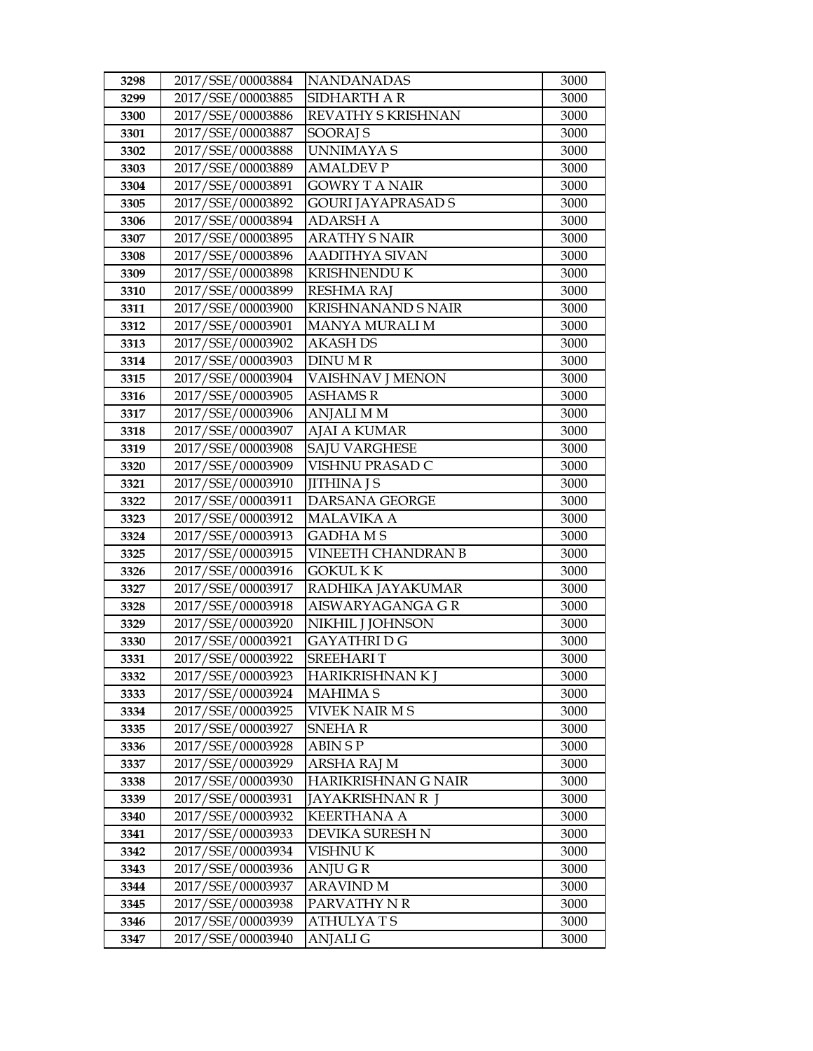| 3298 | 2017/SSE/00003884 | NANDANADAS | 3000 |
|---|---|---|---|
| 3299 | 2017/SSE/00003885 | SIDHARTH A R | 3000 |
| 3300 | 2017/SSE/00003886 | REVATHY S KRISHNAN | 3000 |
| 3301 | 2017/SSE/00003887 | SOORAJ S | 3000 |
| 3302 | 2017/SSE/00003888 | UNNIMAYA S | 3000 |
| 3303 | 2017/SSE/00003889 | AMALDEV P | 3000 |
| 3304 | 2017/SSE/00003891 | GOWRY T A NAIR | 3000 |
| 3305 | 2017/SSE/00003892 | GOURI JAYAPRASAD S | 3000 |
| 3306 | 2017/SSE/00003894 | ADARSH A | 3000 |
| 3307 | 2017/SSE/00003895 | ARATHY S NAIR | 3000 |
| 3308 | 2017/SSE/00003896 | AADITHYA SIVAN | 3000 |
| 3309 | 2017/SSE/00003898 | KRISHNENDU K | 3000 |
| 3310 | 2017/SSE/00003899 | RESHMA RAJ | 3000 |
| 3311 | 2017/SSE/00003900 | KRISHNANAND S NAIR | 3000 |
| 3312 | 2017/SSE/00003901 | MANYA MURALI M | 3000 |
| 3313 | 2017/SSE/00003902 | AKASH DS | 3000 |
| 3314 | 2017/SSE/00003903 | DINU M R | 3000 |
| 3315 | 2017/SSE/00003904 | VAISHNAV J MENON | 3000 |
| 3316 | 2017/SSE/00003905 | ASHAMS R | 3000 |
| 3317 | 2017/SSE/00003906 | ANJALI M M | 3000 |
| 3318 | 2017/SSE/00003907 | AJAI A KUMAR | 3000 |
| 3319 | 2017/SSE/00003908 | SAJU VARGHESE | 3000 |
| 3320 | 2017/SSE/00003909 | VISHNU PRASAD C | 3000 |
| 3321 | 2017/SSE/00003910 | JITHINA J S | 3000 |
| 3322 | 2017/SSE/00003911 | DARSANA GEORGE | 3000 |
| 3323 | 2017/SSE/00003912 | MALAVIKA A | 3000 |
| 3324 | 2017/SSE/00003913 | GADHA M S | 3000 |
| 3325 | 2017/SSE/00003915 | VINEETH CHANDRAN B | 3000 |
| 3326 | 2017/SSE/00003916 | GOKUL K K | 3000 |
| 3327 | 2017/SSE/00003917 | RADHIKA JAYAKUMAR | 3000 |
| 3328 | 2017/SSE/00003918 | AISWARYAGANGA G R | 3000 |
| 3329 | 2017/SSE/00003920 | NIKHIL J JOHNSON | 3000 |
| 3330 | 2017/SSE/00003921 | GAYATHRI D G | 3000 |
| 3331 | 2017/SSE/00003922 | SREEHARI T | 3000 |
| 3332 | 2017/SSE/00003923 | HARIKRISHNAN K J | 3000 |
| 3333 | 2017/SSE/00003924 | MAHIMA S | 3000 |
| 3334 | 2017/SSE/00003925 | VIVEK NAIR M S | 3000 |
| 3335 | 2017/SSE/00003927 | SNEHA R | 3000 |
| 3336 | 2017/SSE/00003928 | ABIN S P | 3000 |
| 3337 | 2017/SSE/00003929 | ARSHA RAJ M | 3000 |
| 3338 | 2017/SSE/00003930 | HARIKRISHNAN G NAIR | 3000 |
| 3339 | 2017/SSE/00003931 | JAYAKRISHNAN R J | 3000 |
| 3340 | 2017/SSE/00003932 | KEERTHANA A | 3000 |
| 3341 | 2017/SSE/00003933 | DEVIKA SURESH N | 3000 |
| 3342 | 2017/SSE/00003934 | VISHNU K | 3000 |
| 3343 | 2017/SSE/00003936 | ANJU G R | 3000 |
| 3344 | 2017/SSE/00003937 | ARAVIND M | 3000 |
| 3345 | 2017/SSE/00003938 | PARVATHY N R | 3000 |
| 3346 | 2017/SSE/00003939 | ATHULYA T S | 3000 |
| 3347 | 2017/SSE/00003940 | ANJALI G | 3000 |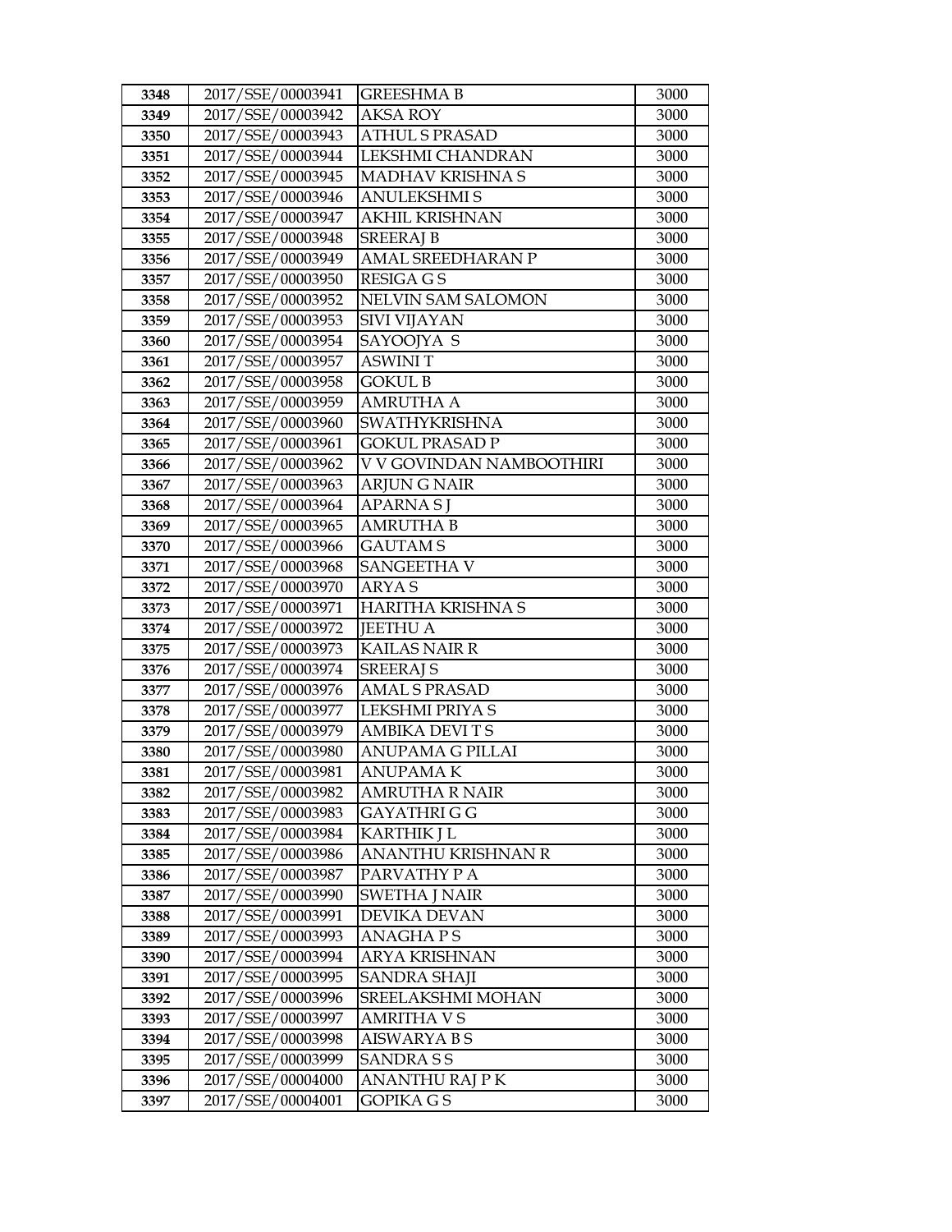| 3348 | 2017/SSE/00003941 | GREESHMA B | 3000 |
|---|---|---|---|
| 3349 | 2017/SSE/00003942 | AKSA ROY | 3000 |
| 3350 | 2017/SSE/00003943 | ATHUL S PRASAD | 3000 |
| 3351 | 2017/SSE/00003944 | LEKSHMI CHANDRAN | 3000 |
| 3352 | 2017/SSE/00003945 | MADHAV KRISHNA S | 3000 |
| 3353 | 2017/SSE/00003946 | ANULEKSHMI S | 3000 |
| 3354 | 2017/SSE/00003947 | AKHIL KRISHNAN | 3000 |
| 3355 | 2017/SSE/00003948 | SREERAJ B | 3000 |
| 3356 | 2017/SSE/00003949 | AMAL SREEDHARAN P | 3000 |
| 3357 | 2017/SSE/00003950 | RESIGA G S | 3000 |
| 3358 | 2017/SSE/00003952 | NELVIN SAM SALOMON | 3000 |
| 3359 | 2017/SSE/00003953 | SIVI VIJAYAN | 3000 |
| 3360 | 2017/SSE/00003954 | SAYOOJYA S | 3000 |
| 3361 | 2017/SSE/00003957 | ASWINI T | 3000 |
| 3362 | 2017/SSE/00003958 | GOKUL B | 3000 |
| 3363 | 2017/SSE/00003959 | AMRUTHA A | 3000 |
| 3364 | 2017/SSE/00003960 | SWATHYKRISHNA | 3000 |
| 3365 | 2017/SSE/00003961 | GOKUL PRASAD P | 3000 |
| 3366 | 2017/SSE/00003962 | V V GOVINDAN NAMBOOTHIRI | 3000 |
| 3367 | 2017/SSE/00003963 | ARJUN G NAIR | 3000 |
| 3368 | 2017/SSE/00003964 | APARNA S J | 3000 |
| 3369 | 2017/SSE/00003965 | AMRUTHA B | 3000 |
| 3370 | 2017/SSE/00003966 | GAUTAM S | 3000 |
| 3371 | 2017/SSE/00003968 | SANGEETHA V | 3000 |
| 3372 | 2017/SSE/00003970 | ARYA S | 3000 |
| 3373 | 2017/SSE/00003971 | HARITHA KRISHNA S | 3000 |
| 3374 | 2017/SSE/00003972 | JEETHU A | 3000 |
| 3375 | 2017/SSE/00003973 | KAILAS NAIR R | 3000 |
| 3376 | 2017/SSE/00003974 | SREERAJ S | 3000 |
| 3377 | 2017/SSE/00003976 | AMAL S PRASAD | 3000 |
| 3378 | 2017/SSE/00003977 | LEKSHMI PRIYA S | 3000 |
| 3379 | 2017/SSE/00003979 | AMBIKA DEVI T S | 3000 |
| 3380 | 2017/SSE/00003980 | ANUPAMA G PILLAI | 3000 |
| 3381 | 2017/SSE/00003981 | ANUPAMA K | 3000 |
| 3382 | 2017/SSE/00003982 | AMRUTHA R NAIR | 3000 |
| 3383 | 2017/SSE/00003983 | GAYATHRI G G | 3000 |
| 3384 | 2017/SSE/00003984 | KARTHIK J L | 3000 |
| 3385 | 2017/SSE/00003986 | ANANTHU KRISHNAN R | 3000 |
| 3386 | 2017/SSE/00003987 | PARVATHY P A | 3000 |
| 3387 | 2017/SSE/00003990 | SWETHA J NAIR | 3000 |
| 3388 | 2017/SSE/00003991 | DEVIKA DEVAN | 3000 |
| 3389 | 2017/SSE/00003993 | ANAGHA P S | 3000 |
| 3390 | 2017/SSE/00003994 | ARYA KRISHNAN | 3000 |
| 3391 | 2017/SSE/00003995 | SANDRA SHAJI | 3000 |
| 3392 | 2017/SSE/00003996 | SREELAKSHMI MOHAN | 3000 |
| 3393 | 2017/SSE/00003997 | AMRITHA V S | 3000 |
| 3394 | 2017/SSE/00003998 | AISWARYA B S | 3000 |
| 3395 | 2017/SSE/00003999 | SANDRA S S | 3000 |
| 3396 | 2017/SSE/00004000 | ANANTHU RAJ P K | 3000 |
| 3397 | 2017/SSE/00004001 | GOPIKA G S | 3000 |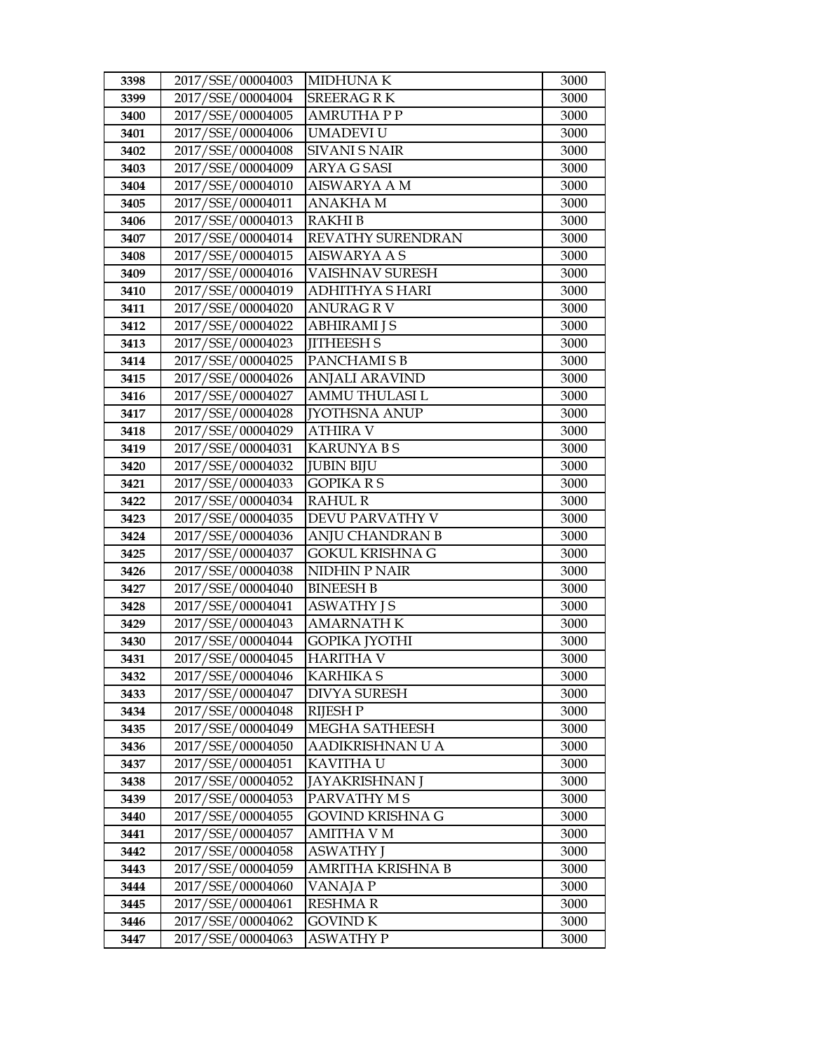| 3398 | 2017/SSE/00004003 | MIDHUNA K | 3000 |
|---|---|---|---|
| 3399 | 2017/SSE/00004004 | SREERAG R K | 3000 |
| 3400 | 2017/SSE/00004005 | AMRUTHA P P | 3000 |
| 3401 | 2017/SSE/00004006 | UMADEVI U | 3000 |
| 3402 | 2017/SSE/00004008 | SIVANI S NAIR | 3000 |
| 3403 | 2017/SSE/00004009 | ARYA G SASI | 3000 |
| 3404 | 2017/SSE/00004010 | AISWARYA A M | 3000 |
| 3405 | 2017/SSE/00004011 | ANAKHA M | 3000 |
| 3406 | 2017/SSE/00004013 | RAKHI B | 3000 |
| 3407 | 2017/SSE/00004014 | REVATHY SURENDRAN | 3000 |
| 3408 | 2017/SSE/00004015 | AISWARYA A S | 3000 |
| 3409 | 2017/SSE/00004016 | VAISHNAV SURESH | 3000 |
| 3410 | 2017/SSE/00004019 | ADHITHYA S HARI | 3000 |
| 3411 | 2017/SSE/00004020 | ANURAG R V | 3000 |
| 3412 | 2017/SSE/00004022 | ABHIRAMI J S | 3000 |
| 3413 | 2017/SSE/00004023 | JITHEESH S | 3000 |
| 3414 | 2017/SSE/00004025 | PANCHAMI S B | 3000 |
| 3415 | 2017/SSE/00004026 | ANJALI ARAVIND | 3000 |
| 3416 | 2017/SSE/00004027 | AMMU THULASI L | 3000 |
| 3417 | 2017/SSE/00004028 | JYOTHSNA ANUP | 3000 |
| 3418 | 2017/SSE/00004029 | ATHIRA V | 3000 |
| 3419 | 2017/SSE/00004031 | KARUNYA B S | 3000 |
| 3420 | 2017/SSE/00004032 | JUBIN BIJU | 3000 |
| 3421 | 2017/SSE/00004033 | GOPIKA R S | 3000 |
| 3422 | 2017/SSE/00004034 | RAHUL R | 3000 |
| 3423 | 2017/SSE/00004035 | DEVU PARVATHY V | 3000 |
| 3424 | 2017/SSE/00004036 | ANJU CHANDRAN B | 3000 |
| 3425 | 2017/SSE/00004037 | GOKUL KRISHNA G | 3000 |
| 3426 | 2017/SSE/00004038 | NIDHIN P NAIR | 3000 |
| 3427 | 2017/SSE/00004040 | BINEESH B | 3000 |
| 3428 | 2017/SSE/00004041 | ASWATHY J S | 3000 |
| 3429 | 2017/SSE/00004043 | AMARNATH K | 3000 |
| 3430 | 2017/SSE/00004044 | GOPIKA JYOTHI | 3000 |
| 3431 | 2017/SSE/00004045 | HARITHA V | 3000 |
| 3432 | 2017/SSE/00004046 | KARHIKA S | 3000 |
| 3433 | 2017/SSE/00004047 | DIVYA SURESH | 3000 |
| 3434 | 2017/SSE/00004048 | RIJESH P | 3000 |
| 3435 | 2017/SSE/00004049 | MEGHA SATHEESH | 3000 |
| 3436 | 2017/SSE/00004050 | AADIKRISHNAN U A | 3000 |
| 3437 | 2017/SSE/00004051 | KAVITHA U | 3000 |
| 3438 | 2017/SSE/00004052 | JAYAKRISHNAN J | 3000 |
| 3439 | 2017/SSE/00004053 | PARVATHY M S | 3000 |
| 3440 | 2017/SSE/00004055 | GOVIND KRISHNA G | 3000 |
| 3441 | 2017/SSE/00004057 | AMITHA V M | 3000 |
| 3442 | 2017/SSE/00004058 | ASWATHY J | 3000 |
| 3443 | 2017/SSE/00004059 | AMRITHA KRISHNA B | 3000 |
| 3444 | 2017/SSE/00004060 | VANAJA P | 3000 |
| 3445 | 2017/SSE/00004061 | RESHMA R | 3000 |
| 3446 | 2017/SSE/00004062 | GOVIND K | 3000 |
| 3447 | 2017/SSE/00004063 | ASWATHY P | 3000 |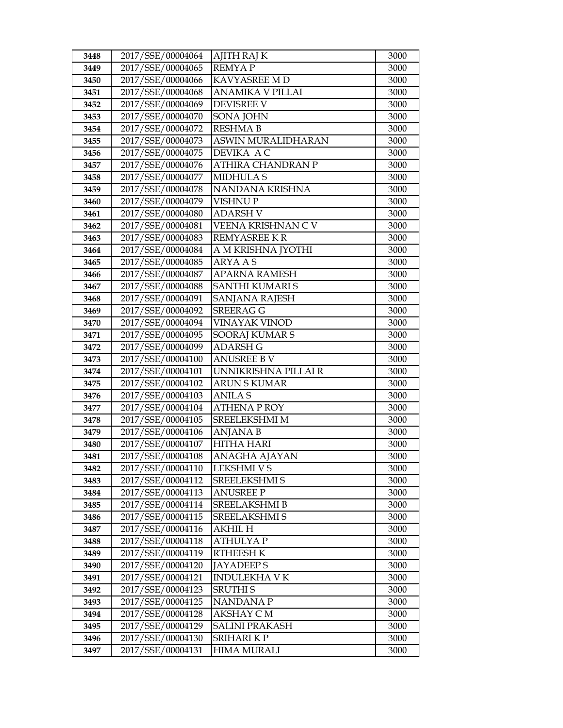| 3448 | 2017/SSE/00004064 | AJITH RAJ K | 3000 |
|---|---|---|---|
| 3449 | 2017/SSE/00004065 | REMYA P | 3000 |
| 3450 | 2017/SSE/00004066 | KAVYASREE M D | 3000 |
| 3451 | 2017/SSE/00004068 | ANAMIKA V PILLAI | 3000 |
| 3452 | 2017/SSE/00004069 | DEVISREE V | 3000 |
| 3453 | 2017/SSE/00004070 | SONA JOHN | 3000 |
| 3454 | 2017/SSE/00004072 | RESHMA B | 3000 |
| 3455 | 2017/SSE/00004073 | ASWIN MURALIDHARAN | 3000 |
| 3456 | 2017/SSE/00004075 | DEVIKA A C | 3000 |
| 3457 | 2017/SSE/00004076 | ATHIRA CHANDRAN P | 3000 |
| 3458 | 2017/SSE/00004077 | MIDHULA S | 3000 |
| 3459 | 2017/SSE/00004078 | NANDANA KRISHNA | 3000 |
| 3460 | 2017/SSE/00004079 | VISHNU P | 3000 |
| 3461 | 2017/SSE/00004080 | ADARSH V | 3000 |
| 3462 | 2017/SSE/00004081 | VEENA KRISHNAN C V | 3000 |
| 3463 | 2017/SSE/00004083 | REMYASREE K R | 3000 |
| 3464 | 2017/SSE/00004084 | A M KRISHNA JYOTHI | 3000 |
| 3465 | 2017/SSE/00004085 | ARYA A S | 3000 |
| 3466 | 2017/SSE/00004087 | APARNA RAMESH | 3000 |
| 3467 | 2017/SSE/00004088 | SANTHI KUMARI S | 3000 |
| 3468 | 2017/SSE/00004091 | SANJANA RAJESH | 3000 |
| 3469 | 2017/SSE/00004092 | SREERAG G | 3000 |
| 3470 | 2017/SSE/00004094 | VINAYAK VINOD | 3000 |
| 3471 | 2017/SSE/00004095 | SOORAJ KUMAR S | 3000 |
| 3472 | 2017/SSE/00004099 | ADARSH G | 3000 |
| 3473 | 2017/SSE/00004100 | ANUSREE B V | 3000 |
| 3474 | 2017/SSE/00004101 | UNNIKRISHNA PILLAI R | 3000 |
| 3475 | 2017/SSE/00004102 | ARUN S KUMAR | 3000 |
| 3476 | 2017/SSE/00004103 | ANILA S | 3000 |
| 3477 | 2017/SSE/00004104 | ATHENA P ROY | 3000 |
| 3478 | 2017/SSE/00004105 | SREELEKSHMI M | 3000 |
| 3479 | 2017/SSE/00004106 | ANJANA B | 3000 |
| 3480 | 2017/SSE/00004107 | HITHA HARI | 3000 |
| 3481 | 2017/SSE/00004108 | ANAGHA AJAYAN | 3000 |
| 3482 | 2017/SSE/00004110 | LEKSHMI V S | 3000 |
| 3483 | 2017/SSE/00004112 | SREELEKSHMI S | 3000 |
| 3484 | 2017/SSE/00004113 | ANUSREE P | 3000 |
| 3485 | 2017/SSE/00004114 | SREELAKSHMI B | 3000 |
| 3486 | 2017/SSE/00004115 | SREELAKSHMI S | 3000 |
| 3487 | 2017/SSE/00004116 | AKHIL H | 3000 |
| 3488 | 2017/SSE/00004118 | ATHULYA P | 3000 |
| 3489 | 2017/SSE/00004119 | RTHEESH K | 3000 |
| 3490 | 2017/SSE/00004120 | JAYADEEP S | 3000 |
| 3491 | 2017/SSE/00004121 | INDULEKHA V K | 3000 |
| 3492 | 2017/SSE/00004123 | SRUTHI S | 3000 |
| 3493 | 2017/SSE/00004125 | NANDANA P | 3000 |
| 3494 | 2017/SSE/00004128 | AKSHAY C M | 3000 |
| 3495 | 2017/SSE/00004129 | SALINI PRAKASH | 3000 |
| 3496 | 2017/SSE/00004130 | SRIHARI K P | 3000 |
| 3497 | 2017/SSE/00004131 | HIMA MURALI | 3000 |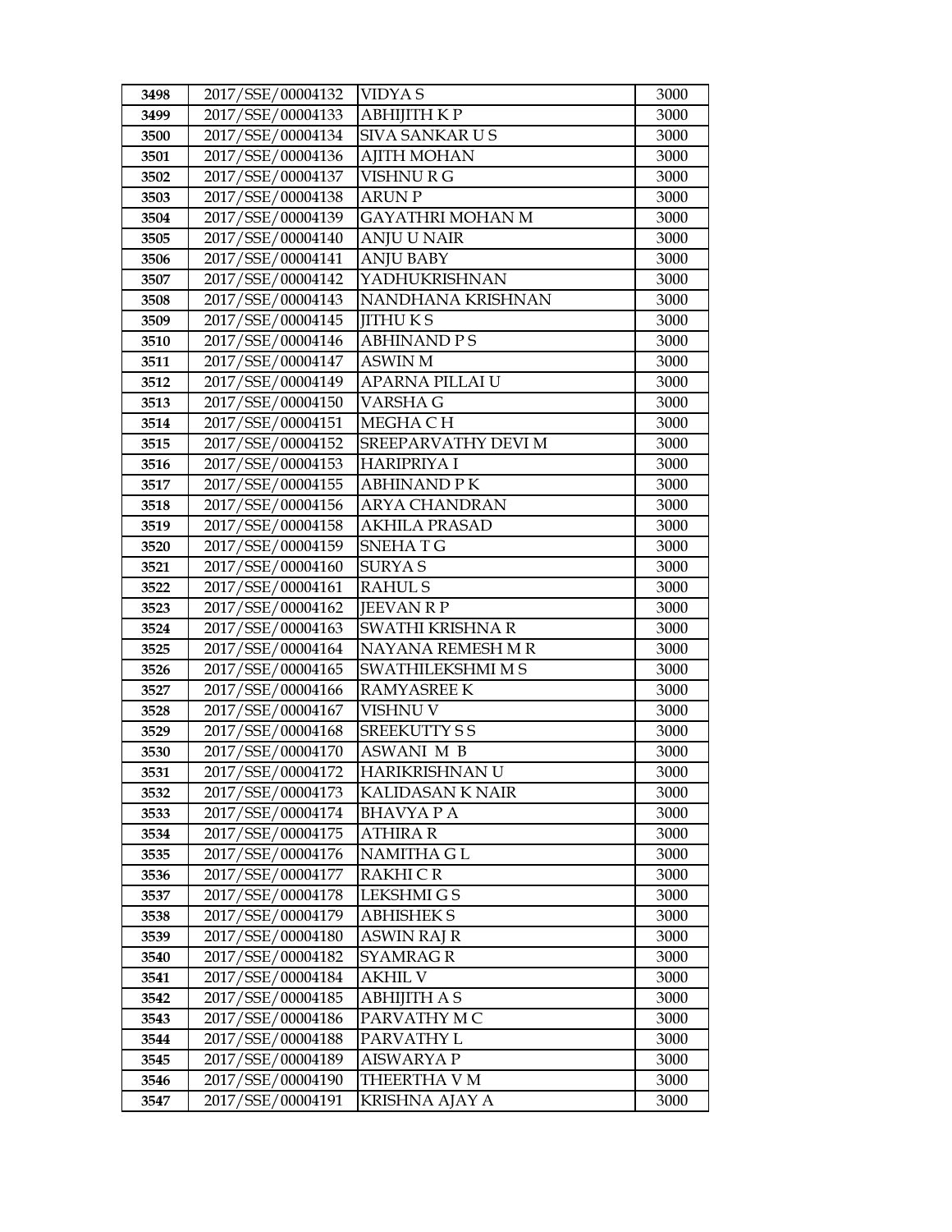| 3498 | 2017/SSE/00004132 | VIDYA S | 3000 |
|---|---|---|---|
| 3499 | 2017/SSE/00004133 | ABHIJITH K P | 3000 |
| 3500 | 2017/SSE/00004134 | SIVA SANKAR U S | 3000 |
| 3501 | 2017/SSE/00004136 | AJITH MOHAN | 3000 |
| 3502 | 2017/SSE/00004137 | VISHNU R G | 3000 |
| 3503 | 2017/SSE/00004138 | ARUN P | 3000 |
| 3504 | 2017/SSE/00004139 | GAYATHRI MOHAN M | 3000 |
| 3505 | 2017/SSE/00004140 | ANJU U NAIR | 3000 |
| 3506 | 2017/SSE/00004141 | ANJU BABY | 3000 |
| 3507 | 2017/SSE/00004142 | YADHUKRISHNAN | 3000 |
| 3508 | 2017/SSE/00004143 | NANDHANA KRISHNAN | 3000 |
| 3509 | 2017/SSE/00004145 | JITHU K S | 3000 |
| 3510 | 2017/SSE/00004146 | ABHINAND P S | 3000 |
| 3511 | 2017/SSE/00004147 | ASWIN M | 3000 |
| 3512 | 2017/SSE/00004149 | APARNA PILLAI U | 3000 |
| 3513 | 2017/SSE/00004150 | VARSHA G | 3000 |
| 3514 | 2017/SSE/00004151 | MEGHA C H | 3000 |
| 3515 | 2017/SSE/00004152 | SREEPARVATHY DEVI M | 3000 |
| 3516 | 2017/SSE/00004153 | HARIPRIYA I | 3000 |
| 3517 | 2017/SSE/00004155 | ABHINAND P K | 3000 |
| 3518 | 2017/SSE/00004156 | ARYA CHANDRAN | 3000 |
| 3519 | 2017/SSE/00004158 | AKHILA PRASAD | 3000 |
| 3520 | 2017/SSE/00004159 | SNEHA T G | 3000 |
| 3521 | 2017/SSE/00004160 | SURYA S | 3000 |
| 3522 | 2017/SSE/00004161 | RAHUL S | 3000 |
| 3523 | 2017/SSE/00004162 | JEEVAN R P | 3000 |
| 3524 | 2017/SSE/00004163 | SWATHI KRISHNA R | 3000 |
| 3525 | 2017/SSE/00004164 | NAYANA REMESH M R | 3000 |
| 3526 | 2017/SSE/00004165 | SWATHILEKSHMI M S | 3000 |
| 3527 | 2017/SSE/00004166 | RAMYASREE K | 3000 |
| 3528 | 2017/SSE/00004167 | VISHNU V | 3000 |
| 3529 | 2017/SSE/00004168 | SREEKUTTY S S | 3000 |
| 3530 | 2017/SSE/00004170 | ASWANI M B | 3000 |
| 3531 | 2017/SSE/00004172 | HARIKRISHNAN U | 3000 |
| 3532 | 2017/SSE/00004173 | KALIDASAN K NAIR | 3000 |
| 3533 | 2017/SSE/00004174 | BHAVYA P A | 3000 |
| 3534 | 2017/SSE/00004175 | ATHIRA R | 3000 |
| 3535 | 2017/SSE/00004176 | NAMITHA G L | 3000 |
| 3536 | 2017/SSE/00004177 | RAKHI C R | 3000 |
| 3537 | 2017/SSE/00004178 | LEKSHMI G S | 3000 |
| 3538 | 2017/SSE/00004179 | ABHISHEK S | 3000 |
| 3539 | 2017/SSE/00004180 | ASWIN RAJ R | 3000 |
| 3540 | 2017/SSE/00004182 | SYAMRAG R | 3000 |
| 3541 | 2017/SSE/00004184 | AKHIL V | 3000 |
| 3542 | 2017/SSE/00004185 | ABHIJITH A S | 3000 |
| 3543 | 2017/SSE/00004186 | PARVATHY M C | 3000 |
| 3544 | 2017/SSE/00004188 | PARVATHY L | 3000 |
| 3545 | 2017/SSE/00004189 | AISWARYA P | 3000 |
| 3546 | 2017/SSE/00004190 | THEERTHA V M | 3000 |
| 3547 | 2017/SSE/00004191 | KRISHNA AJAY A | 3000 |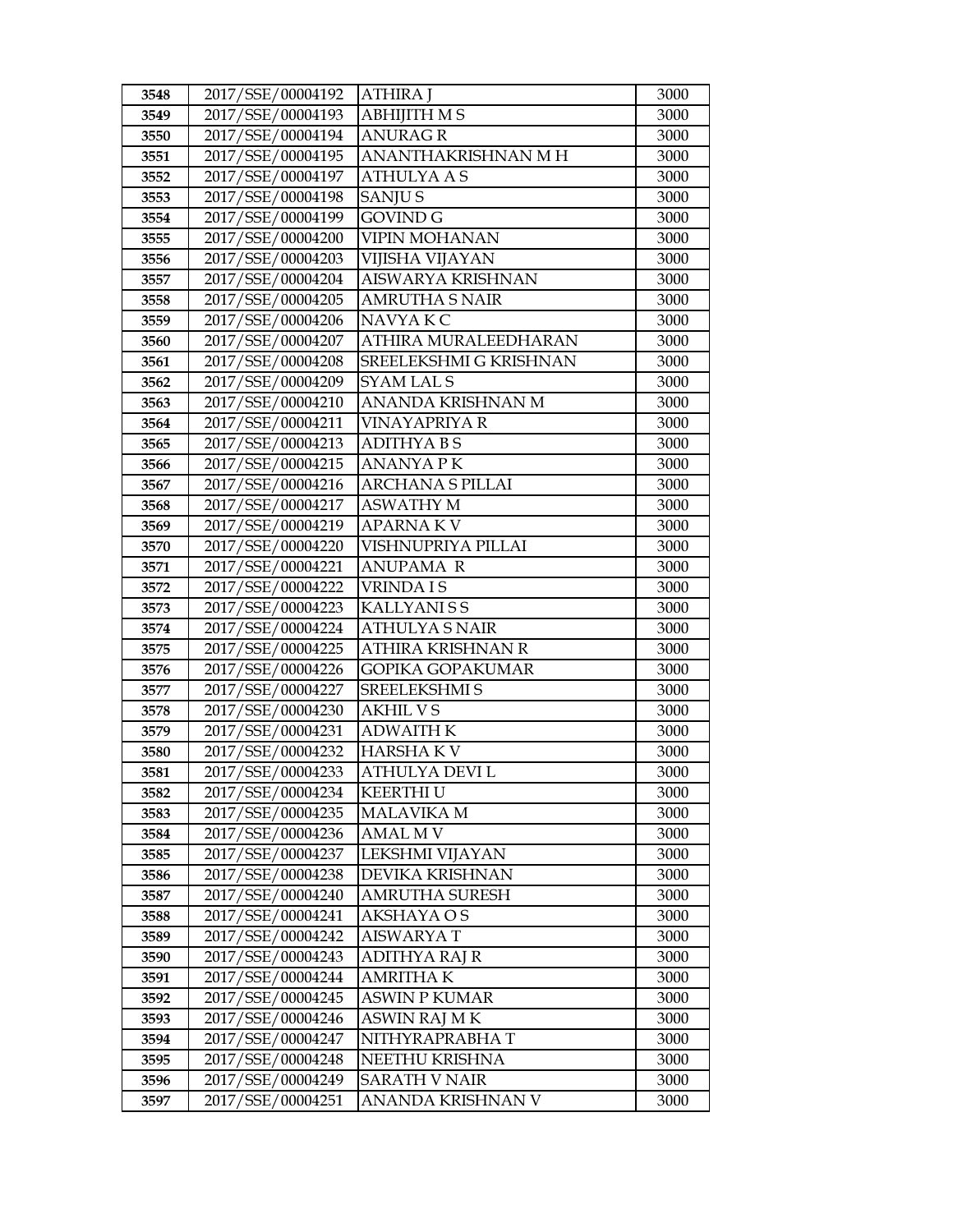| 3548 | 2017/SSE/00004192 | ATHIRA J | 3000 |
|---|---|---|---|
| 3549 | 2017/SSE/00004193 | ABHIJITH M S | 3000 |
| 3550 | 2017/SSE/00004194 | ANURAG R | 3000 |
| 3551 | 2017/SSE/00004195 | ANANTHAKRISHNAN M H | 3000 |
| 3552 | 2017/SSE/00004197 | ATHULYA A S | 3000 |
| 3553 | 2017/SSE/00004198 | SANJU S | 3000 |
| 3554 | 2017/SSE/00004199 | GOVIND G | 3000 |
| 3555 | 2017/SSE/00004200 | VIPIN MOHANAN | 3000 |
| 3556 | 2017/SSE/00004203 | VIJISHA VIJAYAN | 3000 |
| 3557 | 2017/SSE/00004204 | AISWARYA KRISHNAN | 3000 |
| 3558 | 2017/SSE/00004205 | AMRUTHA S NAIR | 3000 |
| 3559 | 2017/SSE/00004206 | NAVYA K C | 3000 |
| 3560 | 2017/SSE/00004207 | ATHIRA MURALEEDHARAN | 3000 |
| 3561 | 2017/SSE/00004208 | SREELEKSHMI G KRISHNAN | 3000 |
| 3562 | 2017/SSE/00004209 | SYAM LAL S | 3000 |
| 3563 | 2017/SSE/00004210 | ANANDA KRISHNAN M | 3000 |
| 3564 | 2017/SSE/00004211 | VINAYAPRIYA R | 3000 |
| 3565 | 2017/SSE/00004213 | ADITHYA B S | 3000 |
| 3566 | 2017/SSE/00004215 | ANANYA P K | 3000 |
| 3567 | 2017/SSE/00004216 | ARCHANA S PILLAI | 3000 |
| 3568 | 2017/SSE/00004217 | ASWATHY M | 3000 |
| 3569 | 2017/SSE/00004219 | APARNA K V | 3000 |
| 3570 | 2017/SSE/00004220 | VISHNUPRIYA PILLAI | 3000 |
| 3571 | 2017/SSE/00004221 | ANUPAMA R | 3000 |
| 3572 | 2017/SSE/00004222 | VRINDA I S | 3000 |
| 3573 | 2017/SSE/00004223 | KALLYANI S S | 3000 |
| 3574 | 2017/SSE/00004224 | ATHULYA S NAIR | 3000 |
| 3575 | 2017/SSE/00004225 | ATHIRA KRISHNAN R | 3000 |
| 3576 | 2017/SSE/00004226 | GOPIKA GOPAKUMAR | 3000 |
| 3577 | 2017/SSE/00004227 | SREELEKSHMI S | 3000 |
| 3578 | 2017/SSE/00004230 | AKHIL V S | 3000 |
| 3579 | 2017/SSE/00004231 | ADWAITH K | 3000 |
| 3580 | 2017/SSE/00004232 | HARSHA K V | 3000 |
| 3581 | 2017/SSE/00004233 | ATHULYA DEVI L | 3000 |
| 3582 | 2017/SSE/00004234 | KEERTHI U | 3000 |
| 3583 | 2017/SSE/00004235 | MALAVIKA M | 3000 |
| 3584 | 2017/SSE/00004236 | AMAL M V | 3000 |
| 3585 | 2017/SSE/00004237 | LEKSHMI VIJAYAN | 3000 |
| 3586 | 2017/SSE/00004238 | DEVIKA KRISHNAN | 3000 |
| 3587 | 2017/SSE/00004240 | AMRUTHA SURESH | 3000 |
| 3588 | 2017/SSE/00004241 | AKSHAYA O S | 3000 |
| 3589 | 2017/SSE/00004242 | AISWARYA T | 3000 |
| 3590 | 2017/SSE/00004243 | ADITHYA RAJ R | 3000 |
| 3591 | 2017/SSE/00004244 | AMRITHA K | 3000 |
| 3592 | 2017/SSE/00004245 | ASWIN P KUMAR | 3000 |
| 3593 | 2017/SSE/00004246 | ASWIN RAJ M K | 3000 |
| 3594 | 2017/SSE/00004247 | NITHYRAPRABHA T | 3000 |
| 3595 | 2017/SSE/00004248 | NEETHU KRISHNA | 3000 |
| 3596 | 2017/SSE/00004249 | SARATH V NAIR | 3000 |
| 3597 | 2017/SSE/00004251 | ANANDA KRISHNAN V | 3000 |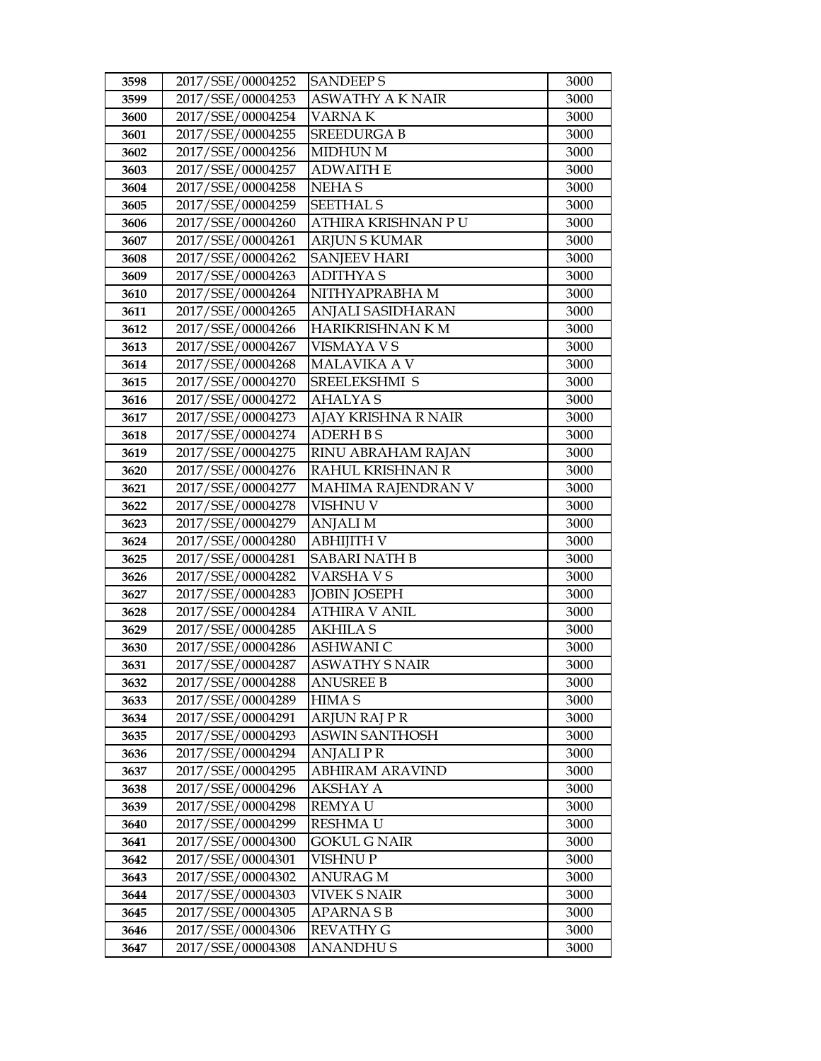| 3598 | 2017/SSE/00004252 | SANDEEP S | 3000 |
|---|---|---|---|
| 3599 | 2017/SSE/00004253 | ASWATHY A K NAIR | 3000 |
| 3600 | 2017/SSE/00004254 | VARNA K | 3000 |
| 3601 | 2017/SSE/00004255 | SREEDURGA B | 3000 |
| 3602 | 2017/SSE/00004256 | MIDHUN M | 3000 |
| 3603 | 2017/SSE/00004257 | ADWAITH E | 3000 |
| 3604 | 2017/SSE/00004258 | NEHA S | 3000 |
| 3605 | 2017/SSE/00004259 | SEETHAL S | 3000 |
| 3606 | 2017/SSE/00004260 | ATHIRA KRISHNAN P U | 3000 |
| 3607 | 2017/SSE/00004261 | ARJUN S KUMAR | 3000 |
| 3608 | 2017/SSE/00004262 | SANJEEV HARI | 3000 |
| 3609 | 2017/SSE/00004263 | ADITHYA S | 3000 |
| 3610 | 2017/SSE/00004264 | NITHYAPRABHA M | 3000 |
| 3611 | 2017/SSE/00004265 | ANJALI SASIDHARAN | 3000 |
| 3612 | 2017/SSE/00004266 | HARIKRISHNAN K M | 3000 |
| 3613 | 2017/SSE/00004267 | VISMAYA V S | 3000 |
| 3614 | 2017/SSE/00004268 | MALAVIKA A V | 3000 |
| 3615 | 2017/SSE/00004270 | SREELEKSHMI S | 3000 |
| 3616 | 2017/SSE/00004272 | AHALYA S | 3000 |
| 3617 | 2017/SSE/00004273 | AJAY KRISHNA R NAIR | 3000 |
| 3618 | 2017/SSE/00004274 | ADERH B S | 3000 |
| 3619 | 2017/SSE/00004275 | RINU ABRAHAM RAJAN | 3000 |
| 3620 | 2017/SSE/00004276 | RAHUL KRISHNAN R | 3000 |
| 3621 | 2017/SSE/00004277 | MAHIMA RAJENDRAN V | 3000 |
| 3622 | 2017/SSE/00004278 | VISHNU V | 3000 |
| 3623 | 2017/SSE/00004279 | ANJALI M | 3000 |
| 3624 | 2017/SSE/00004280 | ABHIJITH V | 3000 |
| 3625 | 2017/SSE/00004281 | SABARI NATH B | 3000 |
| 3626 | 2017/SSE/00004282 | VARSHA V S | 3000 |
| 3627 | 2017/SSE/00004283 | JOBIN JOSEPH | 3000 |
| 3628 | 2017/SSE/00004284 | ATHIRA V ANIL | 3000 |
| 3629 | 2017/SSE/00004285 | AKHILA S | 3000 |
| 3630 | 2017/SSE/00004286 | ASHWANI C | 3000 |
| 3631 | 2017/SSE/00004287 | ASWATHY S NAIR | 3000 |
| 3632 | 2017/SSE/00004288 | ANUSREE B | 3000 |
| 3633 | 2017/SSE/00004289 | HIMA S | 3000 |
| 3634 | 2017/SSE/00004291 | ARJUN RAJ P R | 3000 |
| 3635 | 2017/SSE/00004293 | ASWIN SANTHOSH | 3000 |
| 3636 | 2017/SSE/00004294 | ANJALI P R | 3000 |
| 3637 | 2017/SSE/00004295 | ABHIRAM ARAVIND | 3000 |
| 3638 | 2017/SSE/00004296 | AKSHAY A | 3000 |
| 3639 | 2017/SSE/00004298 | REMYA U | 3000 |
| 3640 | 2017/SSE/00004299 | RESHMA U | 3000 |
| 3641 | 2017/SSE/00004300 | GOKUL G NAIR | 3000 |
| 3642 | 2017/SSE/00004301 | VISHNU P | 3000 |
| 3643 | 2017/SSE/00004302 | ANURAG M | 3000 |
| 3644 | 2017/SSE/00004303 | VIVEK S NAIR | 3000 |
| 3645 | 2017/SSE/00004305 | APARNA S B | 3000 |
| 3646 | 2017/SSE/00004306 | REVATHY G | 3000 |
| 3647 | 2017/SSE/00004308 | ANANDHU S | 3000 |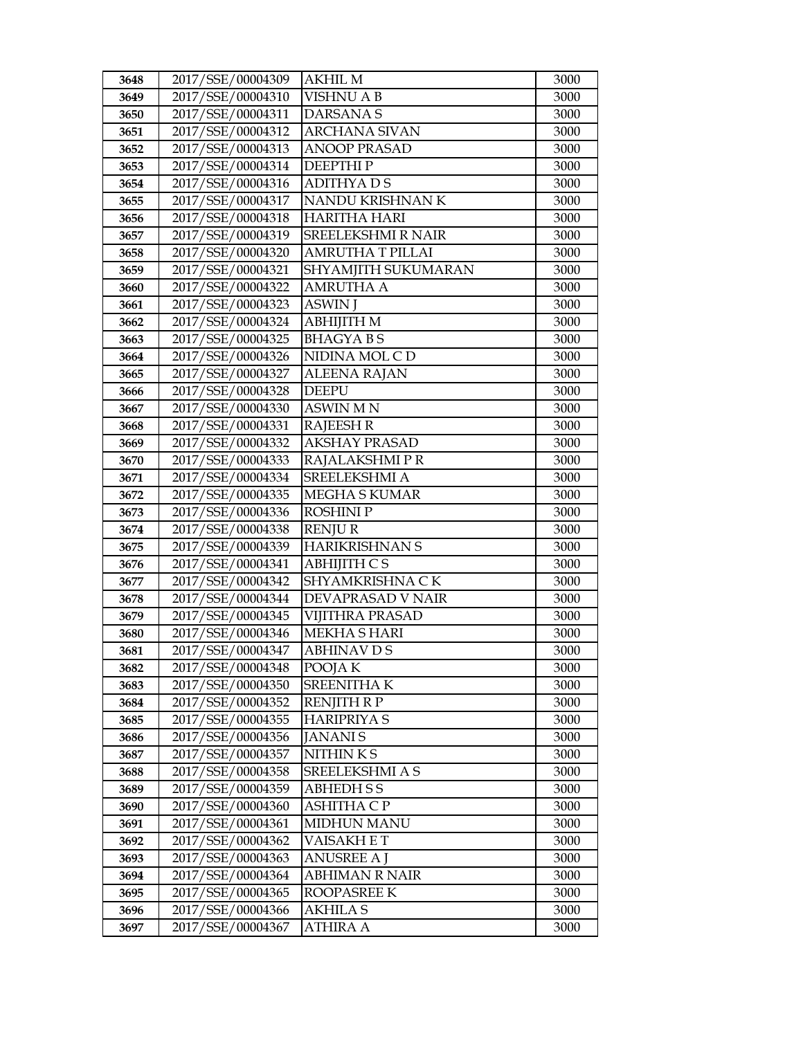| 3648 | 2017/SSE/00004309 | AKHIL M | 3000 |
|---|---|---|---|
| 3649 | 2017/SSE/00004310 | VISHNU A B | 3000 |
| 3650 | 2017/SSE/00004311 | DARSANA S | 3000 |
| 3651 | 2017/SSE/00004312 | ARCHANA SIVAN | 3000 |
| 3652 | 2017/SSE/00004313 | ANOOP PRASAD | 3000 |
| 3653 | 2017/SSE/00004314 | DEEPTHI P | 3000 |
| 3654 | 2017/SSE/00004316 | ADITHYA D S | 3000 |
| 3655 | 2017/SSE/00004317 | NANDU KRISHNAN K | 3000 |
| 3656 | 2017/SSE/00004318 | HARITHA HARI | 3000 |
| 3657 | 2017/SSE/00004319 | SREELEKSHMI R NAIR | 3000 |
| 3658 | 2017/SSE/00004320 | AMRUTHA T PILLAI | 3000 |
| 3659 | 2017/SSE/00004321 | SHYAMJITH SUKUMARAN | 3000 |
| 3660 | 2017/SSE/00004322 | AMRUTHA A | 3000 |
| 3661 | 2017/SSE/00004323 | ASWIN J | 3000 |
| 3662 | 2017/SSE/00004324 | ABHIJITH M | 3000 |
| 3663 | 2017/SSE/00004325 | BHAGYA B S | 3000 |
| 3664 | 2017/SSE/00004326 | NIDINA MOL C D | 3000 |
| 3665 | 2017/SSE/00004327 | ALEENA RAJAN | 3000 |
| 3666 | 2017/SSE/00004328 | DEEPU | 3000 |
| 3667 | 2017/SSE/00004330 | ASWIN M N | 3000 |
| 3668 | 2017/SSE/00004331 | RAJEESH R | 3000 |
| 3669 | 2017/SSE/00004332 | AKSHAY PRASAD | 3000 |
| 3670 | 2017/SSE/00004333 | RAJALAKSHMI P R | 3000 |
| 3671 | 2017/SSE/00004334 | SREELEKSHMI A | 3000 |
| 3672 | 2017/SSE/00004335 | MEGHA S KUMAR | 3000 |
| 3673 | 2017/SSE/00004336 | ROSHINI P | 3000 |
| 3674 | 2017/SSE/00004338 | RENJU R | 3000 |
| 3675 | 2017/SSE/00004339 | HARIKRISHNAN S | 3000 |
| 3676 | 2017/SSE/00004341 | ABHIJITH C S | 3000 |
| 3677 | 2017/SSE/00004342 | SHYAMKRISHNA C K | 3000 |
| 3678 | 2017/SSE/00004344 | DEVAPRASAD V NAIR | 3000 |
| 3679 | 2017/SSE/00004345 | VIJITHRA PRASAD | 3000 |
| 3680 | 2017/SSE/00004346 | MEKHA S HARI | 3000 |
| 3681 | 2017/SSE/00004347 | ABHINAV D S | 3000 |
| 3682 | 2017/SSE/00004348 | POOJA K | 3000 |
| 3683 | 2017/SSE/00004350 | SREENITHA K | 3000 |
| 3684 | 2017/SSE/00004352 | RENJITH R P | 3000 |
| 3685 | 2017/SSE/00004355 | HARIPRIYA S | 3000 |
| 3686 | 2017/SSE/00004356 | JANANI S | 3000 |
| 3687 | 2017/SSE/00004357 | NITHIN K S | 3000 |
| 3688 | 2017/SSE/00004358 | SREELEKSHMI A S | 3000 |
| 3689 | 2017/SSE/00004359 | ABHEDH S S | 3000 |
| 3690 | 2017/SSE/00004360 | ASHITHA C P | 3000 |
| 3691 | 2017/SSE/00004361 | MIDHUN MANU | 3000 |
| 3692 | 2017/SSE/00004362 | VAISAKH E T | 3000 |
| 3693 | 2017/SSE/00004363 | ANUSREE A J | 3000 |
| 3694 | 2017/SSE/00004364 | ABHIMAN R NAIR | 3000 |
| 3695 | 2017/SSE/00004365 | ROOPASREE K | 3000 |
| 3696 | 2017/SSE/00004366 | AKHILA S | 3000 |
| 3697 | 2017/SSE/00004367 | ATHIRA A | 3000 |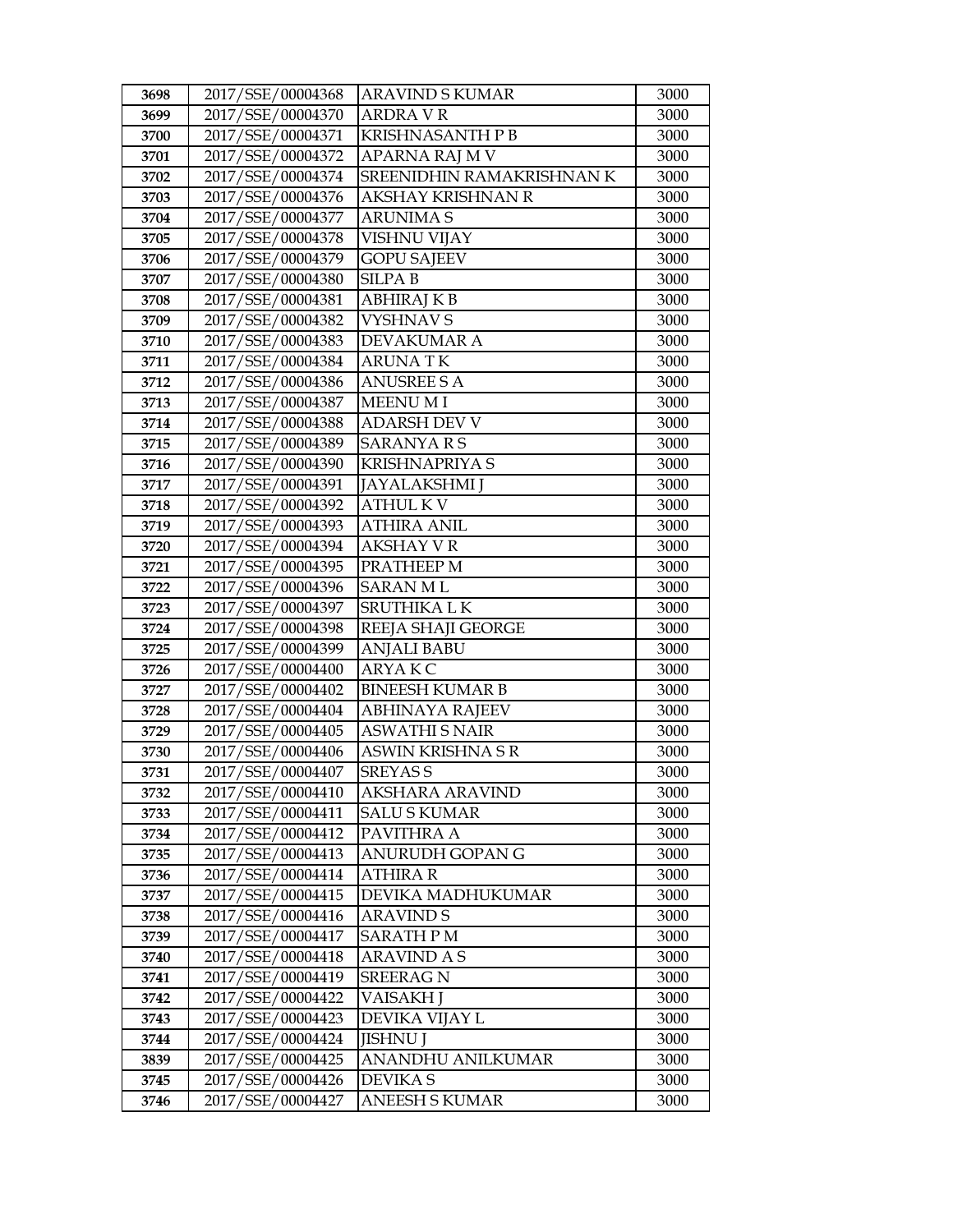| 3698 | 2017/SSE/00004368 | ARAVIND S KUMAR | 3000 |
|---|---|---|---|
| 3699 | 2017/SSE/00004370 | ARDRA V R | 3000 |
| 3700 | 2017/SSE/00004371 | KRISHNASANTH P B | 3000 |
| 3701 | 2017/SSE/00004372 | APARNA RAJ M V | 3000 |
| 3702 | 2017/SSE/00004374 | SREENIDHIN RAMAKRISHNAN K | 3000 |
| 3703 | 2017/SSE/00004376 | AKSHAY KRISHNAN R | 3000 |
| 3704 | 2017/SSE/00004377 | ARUNIMA S | 3000 |
| 3705 | 2017/SSE/00004378 | VISHNU VIJAY | 3000 |
| 3706 | 2017/SSE/00004379 | GOPU SAJEEV | 3000 |
| 3707 | 2017/SSE/00004380 | SILPA B | 3000 |
| 3708 | 2017/SSE/00004381 | ABHIRAJ K B | 3000 |
| 3709 | 2017/SSE/00004382 | VYSHNAV S | 3000 |
| 3710 | 2017/SSE/00004383 | DEVAKUMAR A | 3000 |
| 3711 | 2017/SSE/00004384 | ARUNA T K | 3000 |
| 3712 | 2017/SSE/00004386 | ANUSREE S A | 3000 |
| 3713 | 2017/SSE/00004387 | MEENU M I | 3000 |
| 3714 | 2017/SSE/00004388 | ADARSH DEV V | 3000 |
| 3715 | 2017/SSE/00004389 | SARANYA R S | 3000 |
| 3716 | 2017/SSE/00004390 | KRISHNAPRIYA S | 3000 |
| 3717 | 2017/SSE/00004391 | JAYALAKSHMI J | 3000 |
| 3718 | 2017/SSE/00004392 | ATHUL K V | 3000 |
| 3719 | 2017/SSE/00004393 | ATHIRA ANIL | 3000 |
| 3720 | 2017/SSE/00004394 | AKSHAY V R | 3000 |
| 3721 | 2017/SSE/00004395 | PRATHEEP M | 3000 |
| 3722 | 2017/SSE/00004396 | SARAN M L | 3000 |
| 3723 | 2017/SSE/00004397 | SRUTHIKA L K | 3000 |
| 3724 | 2017/SSE/00004398 | REEJA SHAJI GEORGE | 3000 |
| 3725 | 2017/SSE/00004399 | ANJALI BABU | 3000 |
| 3726 | 2017/SSE/00004400 | ARYA K C | 3000 |
| 3727 | 2017/SSE/00004402 | BINEESH KUMAR B | 3000 |
| 3728 | 2017/SSE/00004404 | ABHINAYA RAJEEV | 3000 |
| 3729 | 2017/SSE/00004405 | ASWATHI S NAIR | 3000 |
| 3730 | 2017/SSE/00004406 | ASWIN KRISHNA S R | 3000 |
| 3731 | 2017/SSE/00004407 | SREYAS S | 3000 |
| 3732 | 2017/SSE/00004410 | AKSHARA ARAVIND | 3000 |
| 3733 | 2017/SSE/00004411 | SALU S KUMAR | 3000 |
| 3734 | 2017/SSE/00004412 | PAVITHRA A | 3000 |
| 3735 | 2017/SSE/00004413 | ANURUDH GOPAN G | 3000 |
| 3736 | 2017/SSE/00004414 | ATHIRA R | 3000 |
| 3737 | 2017/SSE/00004415 | DEVIKA MADHUKUMAR | 3000 |
| 3738 | 2017/SSE/00004416 | ARAVIND S | 3000 |
| 3739 | 2017/SSE/00004417 | SARATH P M | 3000 |
| 3740 | 2017/SSE/00004418 | ARAVIND A S | 3000 |
| 3741 | 2017/SSE/00004419 | SREERAG N | 3000 |
| 3742 | 2017/SSE/00004422 | VAISAKH J | 3000 |
| 3743 | 2017/SSE/00004423 | DEVIKA VIJAY L | 3000 |
| 3744 | 2017/SSE/00004424 | JISHNU J | 3000 |
| 3839 | 2017/SSE/00004425 | ANANDHU ANILKUMAR | 3000 |
| 3745 | 2017/SSE/00004426 | DEVIKA S | 3000 |
| 3746 | 2017/SSE/00004427 | ANEESH S KUMAR | 3000 |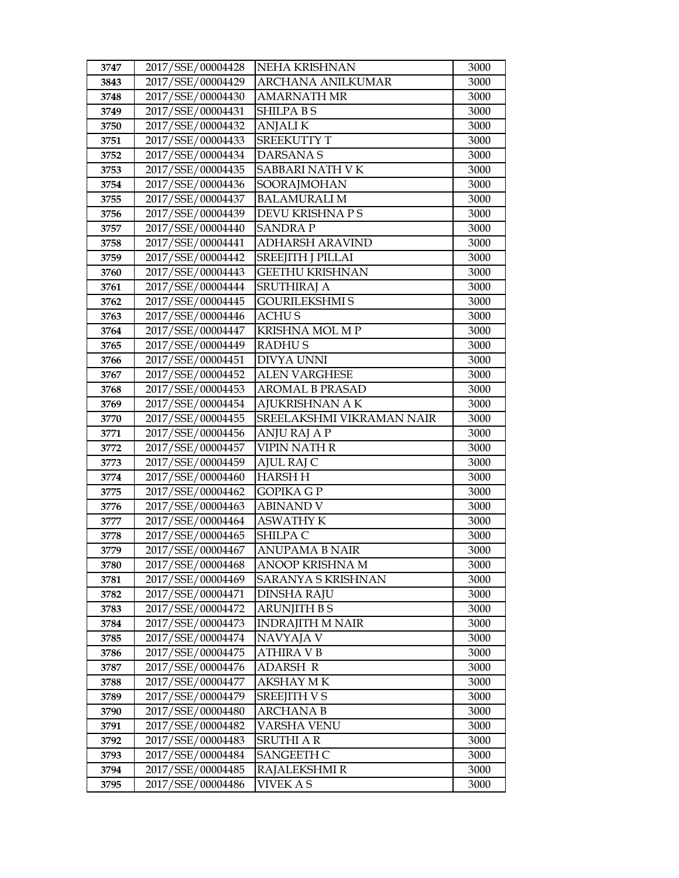| 3747 | 2017/SSE/00004428 | NEHA KRISHNAN | 3000 |
|---|---|---|---|
| 3843 | 2017/SSE/00004429 | ARCHANA ANILKUMAR | 3000 |
| 3748 | 2017/SSE/00004430 | AMARNATH MR | 3000 |
| 3749 | 2017/SSE/00004431 | SHILPA B S | 3000 |
| 3750 | 2017/SSE/00004432 | ANJALI K | 3000 |
| 3751 | 2017/SSE/00004433 | SREEKUTTY T | 3000 |
| 3752 | 2017/SSE/00004434 | DARSANA S | 3000 |
| 3753 | 2017/SSE/00004435 | SABBARI NATH V K | 3000 |
| 3754 | 2017/SSE/00004436 | SOORAJMOHAN | 3000 |
| 3755 | 2017/SSE/00004437 | BALAMURALI M | 3000 |
| 3756 | 2017/SSE/00004439 | DEVU KRISHNA P S | 3000 |
| 3757 | 2017/SSE/00004440 | SANDRA P | 3000 |
| 3758 | 2017/SSE/00004441 | ADHARSH ARAVIND | 3000 |
| 3759 | 2017/SSE/00004442 | SREEJITH J PILLAI | 3000 |
| 3760 | 2017/SSE/00004443 | GEETHU KRISHNAN | 3000 |
| 3761 | 2017/SSE/00004444 | SRUTHIRAJ A | 3000 |
| 3762 | 2017/SSE/00004445 | GOURILEKSHMI S | 3000 |
| 3763 | 2017/SSE/00004446 | ACHU S | 3000 |
| 3764 | 2017/SSE/00004447 | KRISHNA MOL M P | 3000 |
| 3765 | 2017/SSE/00004449 | RADHU S | 3000 |
| 3766 | 2017/SSE/00004451 | DIVYA UNNI | 3000 |
| 3767 | 2017/SSE/00004452 | ALEN VARGHESE | 3000 |
| 3768 | 2017/SSE/00004453 | AROMAL B PRASAD | 3000 |
| 3769 | 2017/SSE/00004454 | AJUKRISHNAN A K | 3000 |
| 3770 | 2017/SSE/00004455 | SREELAKSHMI VIKRAMAN NAIR | 3000 |
| 3771 | 2017/SSE/00004456 | ANJU RAJ A P | 3000 |
| 3772 | 2017/SSE/00004457 | VIPIN NATH R | 3000 |
| 3773 | 2017/SSE/00004459 | AJUL RAJ C | 3000 |
| 3774 | 2017/SSE/00004460 | HARSH H | 3000 |
| 3775 | 2017/SSE/00004462 | GOPIKA G P | 3000 |
| 3776 | 2017/SSE/00004463 | ABINAND V | 3000 |
| 3777 | 2017/SSE/00004464 | ASWATHY K | 3000 |
| 3778 | 2017/SSE/00004465 | SHILPA C | 3000 |
| 3779 | 2017/SSE/00004467 | ANUPAMA B NAIR | 3000 |
| 3780 | 2017/SSE/00004468 | ANOOP KRISHNA M | 3000 |
| 3781 | 2017/SSE/00004469 | SARANYA S KRISHNAN | 3000 |
| 3782 | 2017/SSE/00004471 | DINSHA RAJU | 3000 |
| 3783 | 2017/SSE/00004472 | ARUNJITH B S | 3000 |
| 3784 | 2017/SSE/00004473 | INDRAJITH M NAIR | 3000 |
| 3785 | 2017/SSE/00004474 | NAVYAJA V | 3000 |
| 3786 | 2017/SSE/00004475 | ATHIRA V B | 3000 |
| 3787 | 2017/SSE/00004476 | ADARSH R | 3000 |
| 3788 | 2017/SSE/00004477 | AKSHAY M K | 3000 |
| 3789 | 2017/SSE/00004479 | SREEJITH V S | 3000 |
| 3790 | 2017/SSE/00004480 | ARCHANA B | 3000 |
| 3791 | 2017/SSE/00004482 | VARSHA VENU | 3000 |
| 3792 | 2017/SSE/00004483 | SRUTHI A R | 3000 |
| 3793 | 2017/SSE/00004484 | SANGEETH C | 3000 |
| 3794 | 2017/SSE/00004485 | RAJALEKSHMI R | 3000 |
| 3795 | 2017/SSE/00004486 | VIVEK A S | 3000 |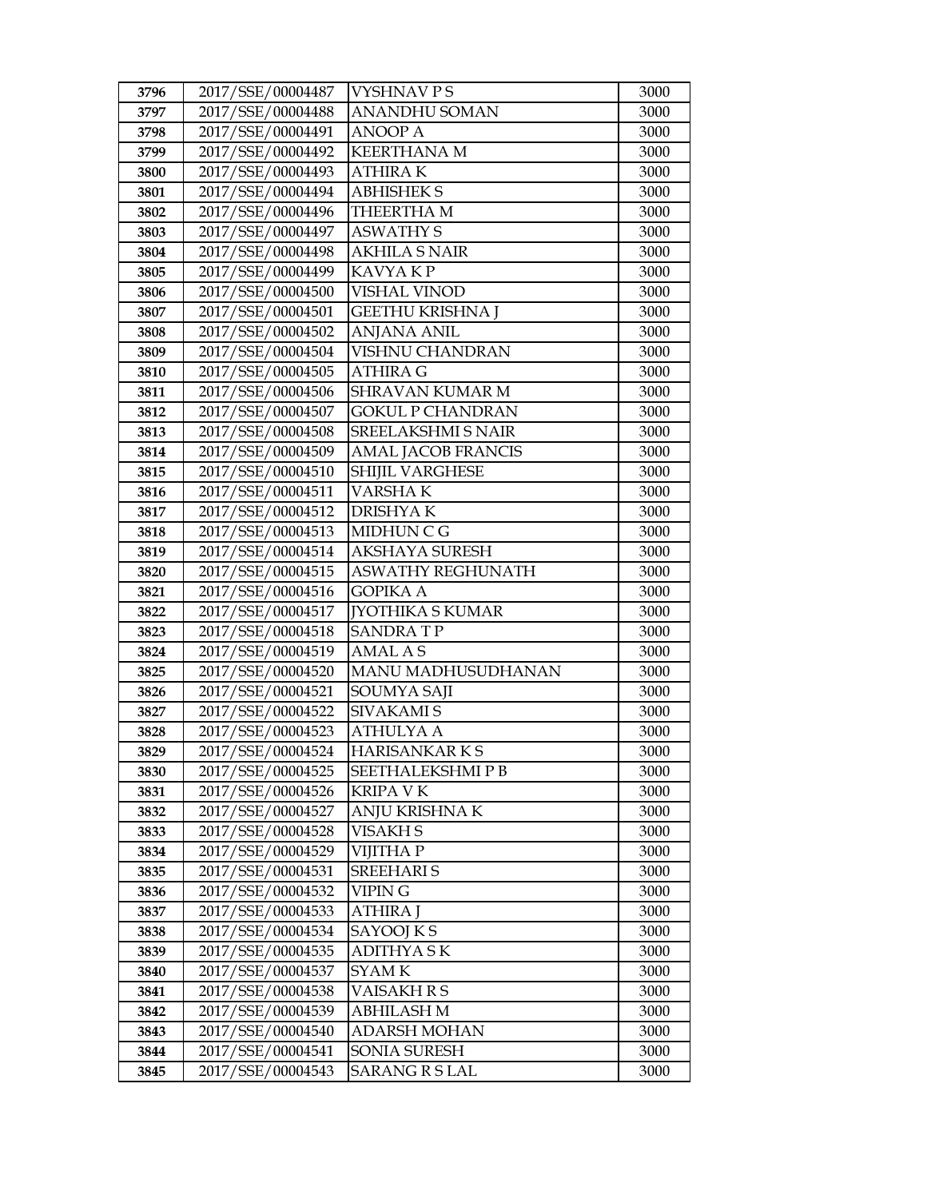| 3796 | 2017/SSE/00004487 | VYSHNAV P S | 3000 |
|---|---|---|---|
| 3797 | 2017/SSE/00004488 | ANANDHU SOMAN | 3000 |
| 3798 | 2017/SSE/00004491 | ANOOP A | 3000 |
| 3799 | 2017/SSE/00004492 | KEERTHANA M | 3000 |
| 3800 | 2017/SSE/00004493 | ATHIRA K | 3000 |
| 3801 | 2017/SSE/00004494 | ABHISHEK S | 3000 |
| 3802 | 2017/SSE/00004496 | THEERTHA M | 3000 |
| 3803 | 2017/SSE/00004497 | ASWATHY S | 3000 |
| 3804 | 2017/SSE/00004498 | AKHILA S NAIR | 3000 |
| 3805 | 2017/SSE/00004499 | KAVYA K P | 3000 |
| 3806 | 2017/SSE/00004500 | VISHAL VINOD | 3000 |
| 3807 | 2017/SSE/00004501 | GEETHU KRISHNA J | 3000 |
| 3808 | 2017/SSE/00004502 | ANJANA ANIL | 3000 |
| 3809 | 2017/SSE/00004504 | VISHNU CHANDRAN | 3000 |
| 3810 | 2017/SSE/00004505 | ATHIRA G | 3000 |
| 3811 | 2017/SSE/00004506 | SHRAVAN KUMAR M | 3000 |
| 3812 | 2017/SSE/00004507 | GOKUL P CHANDRAN | 3000 |
| 3813 | 2017/SSE/00004508 | SREELAKSHMI S NAIR | 3000 |
| 3814 | 2017/SSE/00004509 | AMAL JACOB FRANCIS | 3000 |
| 3815 | 2017/SSE/00004510 | SHIJIL VARGHESE | 3000 |
| 3816 | 2017/SSE/00004511 | VARSHA K | 3000 |
| 3817 | 2017/SSE/00004512 | DRISHYA K | 3000 |
| 3818 | 2017/SSE/00004513 | MIDHUN C G | 3000 |
| 3819 | 2017/SSE/00004514 | AKSHAYA SURESH | 3000 |
| 3820 | 2017/SSE/00004515 | ASWATHY REGHUNATH | 3000 |
| 3821 | 2017/SSE/00004516 | GOPIKA A | 3000 |
| 3822 | 2017/SSE/00004517 | JYOTHIKA S KUMAR | 3000 |
| 3823 | 2017/SSE/00004518 | SANDRA T P | 3000 |
| 3824 | 2017/SSE/00004519 | AMAL A S | 3000 |
| 3825 | 2017/SSE/00004520 | MANU MADHUSUDHANAN | 3000 |
| 3826 | 2017/SSE/00004521 | SOUMYA SAJI | 3000 |
| 3827 | 2017/SSE/00004522 | SIVAKAMI S | 3000 |
| 3828 | 2017/SSE/00004523 | ATHULYA A | 3000 |
| 3829 | 2017/SSE/00004524 | HARISANKAR K S | 3000 |
| 3830 | 2017/SSE/00004525 | SEETHALEKSHMI P B | 3000 |
| 3831 | 2017/SSE/00004526 | KRIPA V K | 3000 |
| 3832 | 2017/SSE/00004527 | ANJU KRISHNA K | 3000 |
| 3833 | 2017/SSE/00004528 | VISAKH S | 3000 |
| 3834 | 2017/SSE/00004529 | VIJITHA P | 3000 |
| 3835 | 2017/SSE/00004531 | SREEHARI S | 3000 |
| 3836 | 2017/SSE/00004532 | VIPIN G | 3000 |
| 3837 | 2017/SSE/00004533 | ATHIRA J | 3000 |
| 3838 | 2017/SSE/00004534 | SAYOOJ K S | 3000 |
| 3839 | 2017/SSE/00004535 | ADITHYA S K | 3000 |
| 3840 | 2017/SSE/00004537 | SYAM K | 3000 |
| 3841 | 2017/SSE/00004538 | VAISAKH R S | 3000 |
| 3842 | 2017/SSE/00004539 | ABHILASH M | 3000 |
| 3843 | 2017/SSE/00004540 | ADARSH MOHAN | 3000 |
| 3844 | 2017/SSE/00004541 | SONIA SURESH | 3000 |
| 3845 | 2017/SSE/00004543 | SARANG R S LAL | 3000 |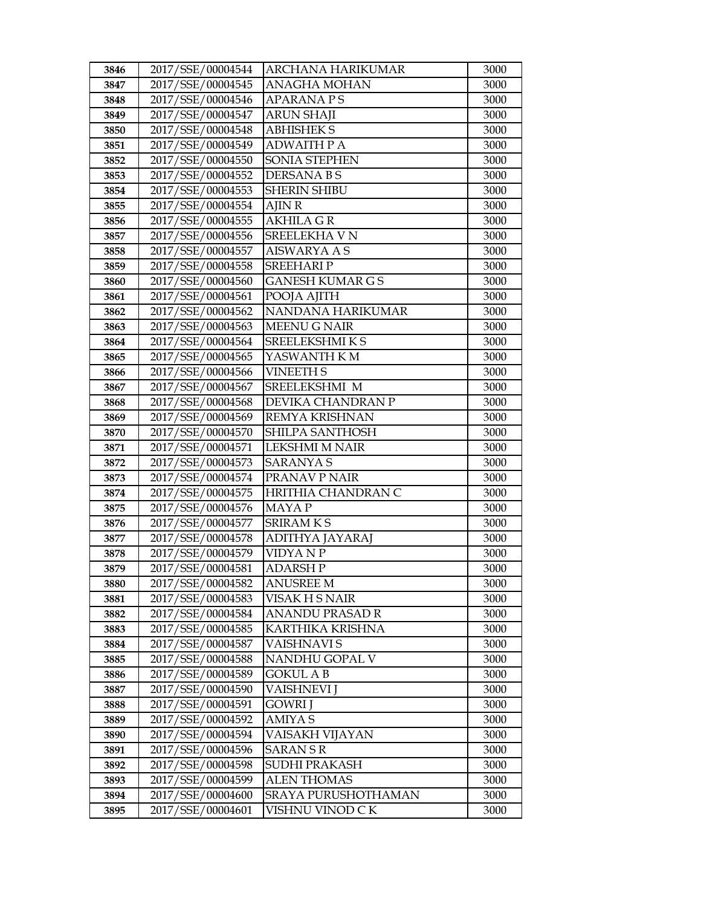| 3846 | 2017/SSE/00004544 | ARCHANA HARIKUMAR | 3000 |
|---|---|---|---|
| 3847 | 2017/SSE/00004545 | ANAGHA MOHAN | 3000 |
| 3848 | 2017/SSE/00004546 | APARANA P S | 3000 |
| 3849 | 2017/SSE/00004547 | ARUN SHAJI | 3000 |
| 3850 | 2017/SSE/00004548 | ABHISHEK S | 3000 |
| 3851 | 2017/SSE/00004549 | ADWAITH P A | 3000 |
| 3852 | 2017/SSE/00004550 | SONIA STEPHEN | 3000 |
| 3853 | 2017/SSE/00004552 | DERSANA B S | 3000 |
| 3854 | 2017/SSE/00004553 | SHERIN SHIBU | 3000 |
| 3855 | 2017/SSE/00004554 | AJIN R | 3000 |
| 3856 | 2017/SSE/00004555 | AKHILA G R | 3000 |
| 3857 | 2017/SSE/00004556 | SREELEKHA V N | 3000 |
| 3858 | 2017/SSE/00004557 | AISWARYA A S | 3000 |
| 3859 | 2017/SSE/00004558 | SREEHARI P | 3000 |
| 3860 | 2017/SSE/00004560 | GANESH KUMAR G S | 3000 |
| 3861 | 2017/SSE/00004561 | POOJA AJITH | 3000 |
| 3862 | 2017/SSE/00004562 | NANDANA HARIKUMAR | 3000 |
| 3863 | 2017/SSE/00004563 | MEENU G NAIR | 3000 |
| 3864 | 2017/SSE/00004564 | SREELEKSHMI K S | 3000 |
| 3865 | 2017/SSE/00004565 | YASWANTH K M | 3000 |
| 3866 | 2017/SSE/00004566 | VINEETH S | 3000 |
| 3867 | 2017/SSE/00004567 | SREELEKSHMI M | 3000 |
| 3868 | 2017/SSE/00004568 | DEVIKA CHANDRAN P | 3000 |
| 3869 | 2017/SSE/00004569 | REMYA KRISHNAN | 3000 |
| 3870 | 2017/SSE/00004570 | SHILPA SANTHOSH | 3000 |
| 3871 | 2017/SSE/00004571 | LEKSHMI M NAIR | 3000 |
| 3872 | 2017/SSE/00004573 | SARANYA S | 3000 |
| 3873 | 2017/SSE/00004574 | PRANAV P NAIR | 3000 |
| 3874 | 2017/SSE/00004575 | HRITHIA CHANDRAN C | 3000 |
| 3875 | 2017/SSE/00004576 | MAYA P | 3000 |
| 3876 | 2017/SSE/00004577 | SRIRAM K S | 3000 |
| 3877 | 2017/SSE/00004578 | ADITHYA JAYARAJ | 3000 |
| 3878 | 2017/SSE/00004579 | VIDYA N P | 3000 |
| 3879 | 2017/SSE/00004581 | ADARSH P | 3000 |
| 3880 | 2017/SSE/00004582 | ANUSREE M | 3000 |
| 3881 | 2017/SSE/00004583 | VISAK H S NAIR | 3000 |
| 3882 | 2017/SSE/00004584 | ANANDU PRASAD R | 3000 |
| 3883 | 2017/SSE/00004585 | KARTHIKA KRISHNA | 3000 |
| 3884 | 2017/SSE/00004587 | VAISHNAVI S | 3000 |
| 3885 | 2017/SSE/00004588 | NANDHU GOPAL V | 3000 |
| 3886 | 2017/SSE/00004589 | GOKUL A B | 3000 |
| 3887 | 2017/SSE/00004590 | VAISHNEVI J | 3000 |
| 3888 | 2017/SSE/00004591 | GOWRI J | 3000 |
| 3889 | 2017/SSE/00004592 | AMIYA S | 3000 |
| 3890 | 2017/SSE/00004594 | VAISAKH VIJAYAN | 3000 |
| 3891 | 2017/SSE/00004596 | SARAN S R | 3000 |
| 3892 | 2017/SSE/00004598 | SUDHI PRAKASH | 3000 |
| 3893 | 2017/SSE/00004599 | ALEN THOMAS | 3000 |
| 3894 | 2017/SSE/00004600 | SRAYA PURUSHOTHAMAN | 3000 |
| 3895 | 2017/SSE/00004601 | VISHNU VINOD C K | 3000 |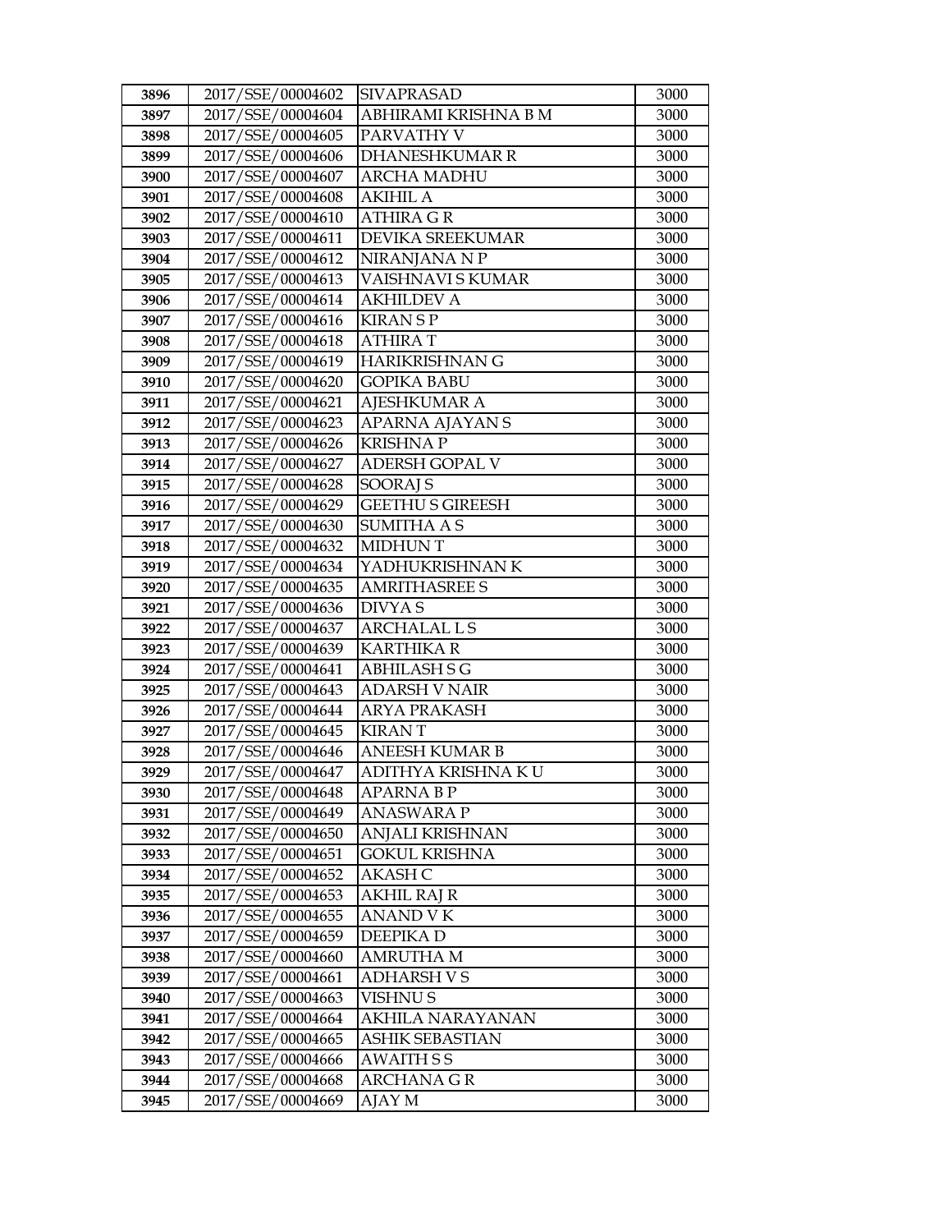| 3896 | 2017/SSE/00004602 | SIVAPRASAD | 3000 |
|---|---|---|---|
| 3897 | 2017/SSE/00004604 | ABHIRAMI KRISHNA B M | 3000 |
| 3898 | 2017/SSE/00004605 | PARVATHY V | 3000 |
| 3899 | 2017/SSE/00004606 | DHANESHKUMAR R | 3000 |
| 3900 | 2017/SSE/00004607 | ARCHA MADHU | 3000 |
| 3901 | 2017/SSE/00004608 | AKIHIL A | 3000 |
| 3902 | 2017/SSE/00004610 | ATHIRA G R | 3000 |
| 3903 | 2017/SSE/00004611 | DEVIKA SREEKUMAR | 3000 |
| 3904 | 2017/SSE/00004612 | NIRANJANA N P | 3000 |
| 3905 | 2017/SSE/00004613 | VAISHNAVI S KUMAR | 3000 |
| 3906 | 2017/SSE/00004614 | AKHILDEV A | 3000 |
| 3907 | 2017/SSE/00004616 | KIRAN S P | 3000 |
| 3908 | 2017/SSE/00004618 | ATHIRA T | 3000 |
| 3909 | 2017/SSE/00004619 | HARIKRISHNAN G | 3000 |
| 3910 | 2017/SSE/00004620 | GOPIKA BABU | 3000 |
| 3911 | 2017/SSE/00004621 | AJESHKUMAR A | 3000 |
| 3912 | 2017/SSE/00004623 | APARNA AJAYAN S | 3000 |
| 3913 | 2017/SSE/00004626 | KRISHNA P | 3000 |
| 3914 | 2017/SSE/00004627 | ADERSH GOPAL V | 3000 |
| 3915 | 2017/SSE/00004628 | SOORAJ S | 3000 |
| 3916 | 2017/SSE/00004629 | GEETHU S GIREESH | 3000 |
| 3917 | 2017/SSE/00004630 | SUMITHA A S | 3000 |
| 3918 | 2017/SSE/00004632 | MIDHUN T | 3000 |
| 3919 | 2017/SSE/00004634 | YADHUKRISHNAN K | 3000 |
| 3920 | 2017/SSE/00004635 | AMRITHASREE S | 3000 |
| 3921 | 2017/SSE/00004636 | DIVYA S | 3000 |
| 3922 | 2017/SSE/00004637 | ARCHALAL L S | 3000 |
| 3923 | 2017/SSE/00004639 | KARTHIKA R | 3000 |
| 3924 | 2017/SSE/00004641 | ABHILASH S G | 3000 |
| 3925 | 2017/SSE/00004643 | ADARSH V NAIR | 3000 |
| 3926 | 2017/SSE/00004644 | ARYA PRAKASH | 3000 |
| 3927 | 2017/SSE/00004645 | KIRAN T | 3000 |
| 3928 | 2017/SSE/00004646 | ANEESH KUMAR B | 3000 |
| 3929 | 2017/SSE/00004647 | ADITHYA KRISHNA K U | 3000 |
| 3930 | 2017/SSE/00004648 | APARNA B P | 3000 |
| 3931 | 2017/SSE/00004649 | ANASWARA P | 3000 |
| 3932 | 2017/SSE/00004650 | ANJALI KRISHNAN | 3000 |
| 3933 | 2017/SSE/00004651 | GOKUL KRISHNA | 3000 |
| 3934 | 2017/SSE/00004652 | AKASH C | 3000 |
| 3935 | 2017/SSE/00004653 | AKHIL RAJ R | 3000 |
| 3936 | 2017/SSE/00004655 | ANAND V K | 3000 |
| 3937 | 2017/SSE/00004659 | DEEPIKA D | 3000 |
| 3938 | 2017/SSE/00004660 | AMRUTHA M | 3000 |
| 3939 | 2017/SSE/00004661 | ADHARSH V S | 3000 |
| 3940 | 2017/SSE/00004663 | VISHNU S | 3000 |
| 3941 | 2017/SSE/00004664 | AKHILA NARAYANAN | 3000 |
| 3942 | 2017/SSE/00004665 | ASHIK SEBASTIAN | 3000 |
| 3943 | 2017/SSE/00004666 | AWAITH S S | 3000 |
| 3944 | 2017/SSE/00004668 | ARCHANA G R | 3000 |
| 3945 | 2017/SSE/00004669 | AJAY M | 3000 |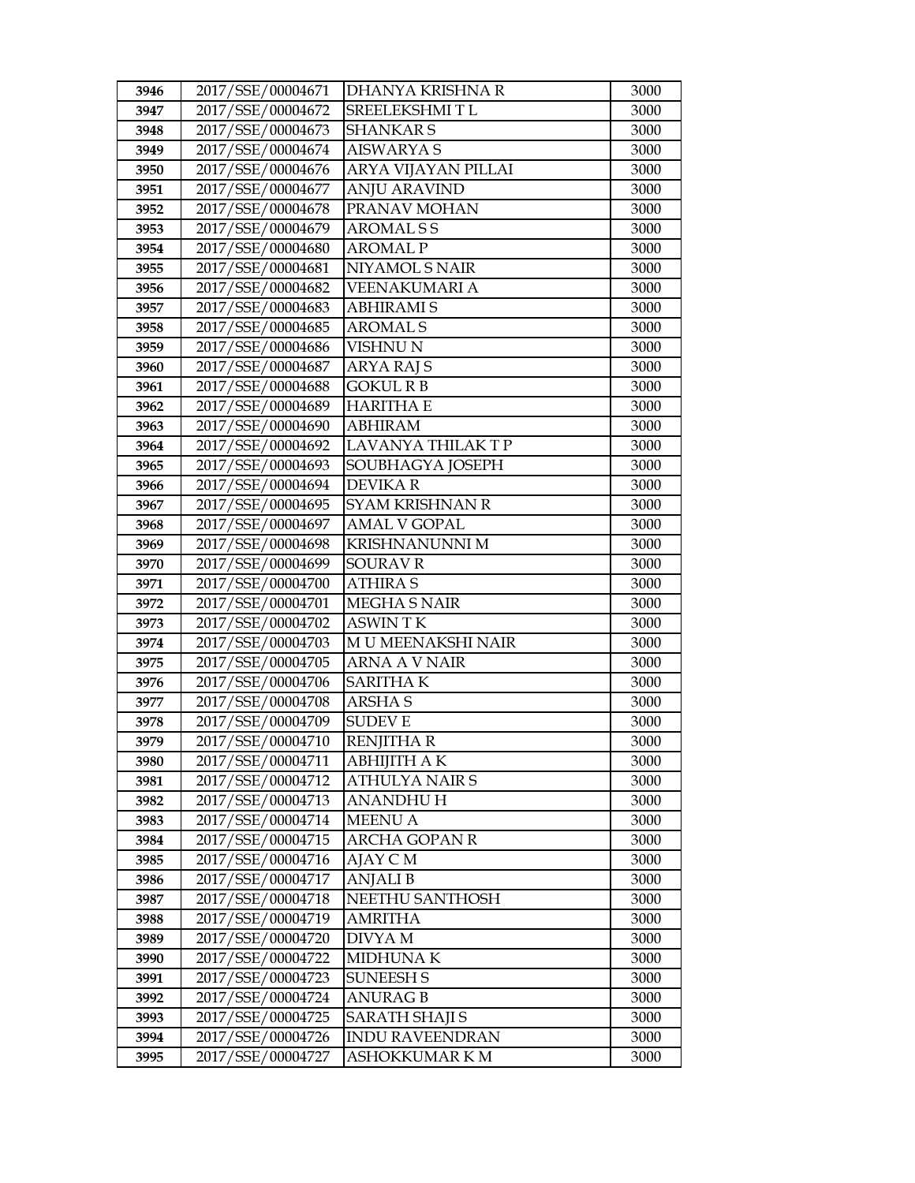| 3946 | 2017/SSE/00004671 | DHANYA KRISHNA R | 3000 |
|---|---|---|---|
| 3947 | 2017/SSE/00004672 | SREELEKSHMI T L | 3000 |
| 3948 | 2017/SSE/00004673 | SHANKAR S | 3000 |
| 3949 | 2017/SSE/00004674 | AISWARYA S | 3000 |
| 3950 | 2017/SSE/00004676 | ARYA VIJAYAN PILLAI | 3000 |
| 3951 | 2017/SSE/00004677 | ANJU ARAVIND | 3000 |
| 3952 | 2017/SSE/00004678 | PRANAV MOHAN | 3000 |
| 3953 | 2017/SSE/00004679 | AROMAL S S | 3000 |
| 3954 | 2017/SSE/00004680 | AROMAL P | 3000 |
| 3955 | 2017/SSE/00004681 | NIYAMOL S NAIR | 3000 |
| 3956 | 2017/SSE/00004682 | VEENAKUMARI A | 3000 |
| 3957 | 2017/SSE/00004683 | ABHIRAMI S | 3000 |
| 3958 | 2017/SSE/00004685 | AROMAL S | 3000 |
| 3959 | 2017/SSE/00004686 | VISHNU N | 3000 |
| 3960 | 2017/SSE/00004687 | ARYA RAJ S | 3000 |
| 3961 | 2017/SSE/00004688 | GOKUL R B | 3000 |
| 3962 | 2017/SSE/00004689 | HARITHA E | 3000 |
| 3963 | 2017/SSE/00004690 | ABHIRAM | 3000 |
| 3964 | 2017/SSE/00004692 | LAVANYA THILAK T P | 3000 |
| 3965 | 2017/SSE/00004693 | SOUBHAGYA JOSEPH | 3000 |
| 3966 | 2017/SSE/00004694 | DEVIKA R | 3000 |
| 3967 | 2017/SSE/00004695 | SYAM KRISHNAN R | 3000 |
| 3968 | 2017/SSE/00004697 | AMAL V GOPAL | 3000 |
| 3969 | 2017/SSE/00004698 | KRISHNANUNNI M | 3000 |
| 3970 | 2017/SSE/00004699 | SOURAV R | 3000 |
| 3971 | 2017/SSE/00004700 | ATHIRA S | 3000 |
| 3972 | 2017/SSE/00004701 | MEGHA S NAIR | 3000 |
| 3973 | 2017/SSE/00004702 | ASWIN T K | 3000 |
| 3974 | 2017/SSE/00004703 | M U MEENAKSHI NAIR | 3000 |
| 3975 | 2017/SSE/00004705 | ARNA A V NAIR | 3000 |
| 3976 | 2017/SSE/00004706 | SARITHA K | 3000 |
| 3977 | 2017/SSE/00004708 | ARSHA S | 3000 |
| 3978 | 2017/SSE/00004709 | SUDEV E | 3000 |
| 3979 | 2017/SSE/00004710 | RENJITHA R | 3000 |
| 3980 | 2017/SSE/00004711 | ABHIJITH A K | 3000 |
| 3981 | 2017/SSE/00004712 | ATHULYA NAIR S | 3000 |
| 3982 | 2017/SSE/00004713 | ANANDHU H | 3000 |
| 3983 | 2017/SSE/00004714 | MEENU A | 3000 |
| 3984 | 2017/SSE/00004715 | ARCHA GOPAN R | 3000 |
| 3985 | 2017/SSE/00004716 | AJAY C M | 3000 |
| 3986 | 2017/SSE/00004717 | ANJALI B | 3000 |
| 3987 | 2017/SSE/00004718 | NEETHU SANTHOSH | 3000 |
| 3988 | 2017/SSE/00004719 | AMRITHA | 3000 |
| 3989 | 2017/SSE/00004720 | DIVYA M | 3000 |
| 3990 | 2017/SSE/00004722 | MIDHUNA K | 3000 |
| 3991 | 2017/SSE/00004723 | SUNEESH S | 3000 |
| 3992 | 2017/SSE/00004724 | ANURAG B | 3000 |
| 3993 | 2017/SSE/00004725 | SARATH SHAJI S | 3000 |
| 3994 | 2017/SSE/00004726 | INDU RAVEENDRAN | 3000 |
| 3995 | 2017/SSE/00004727 | ASHOKKUMAR K M | 3000 |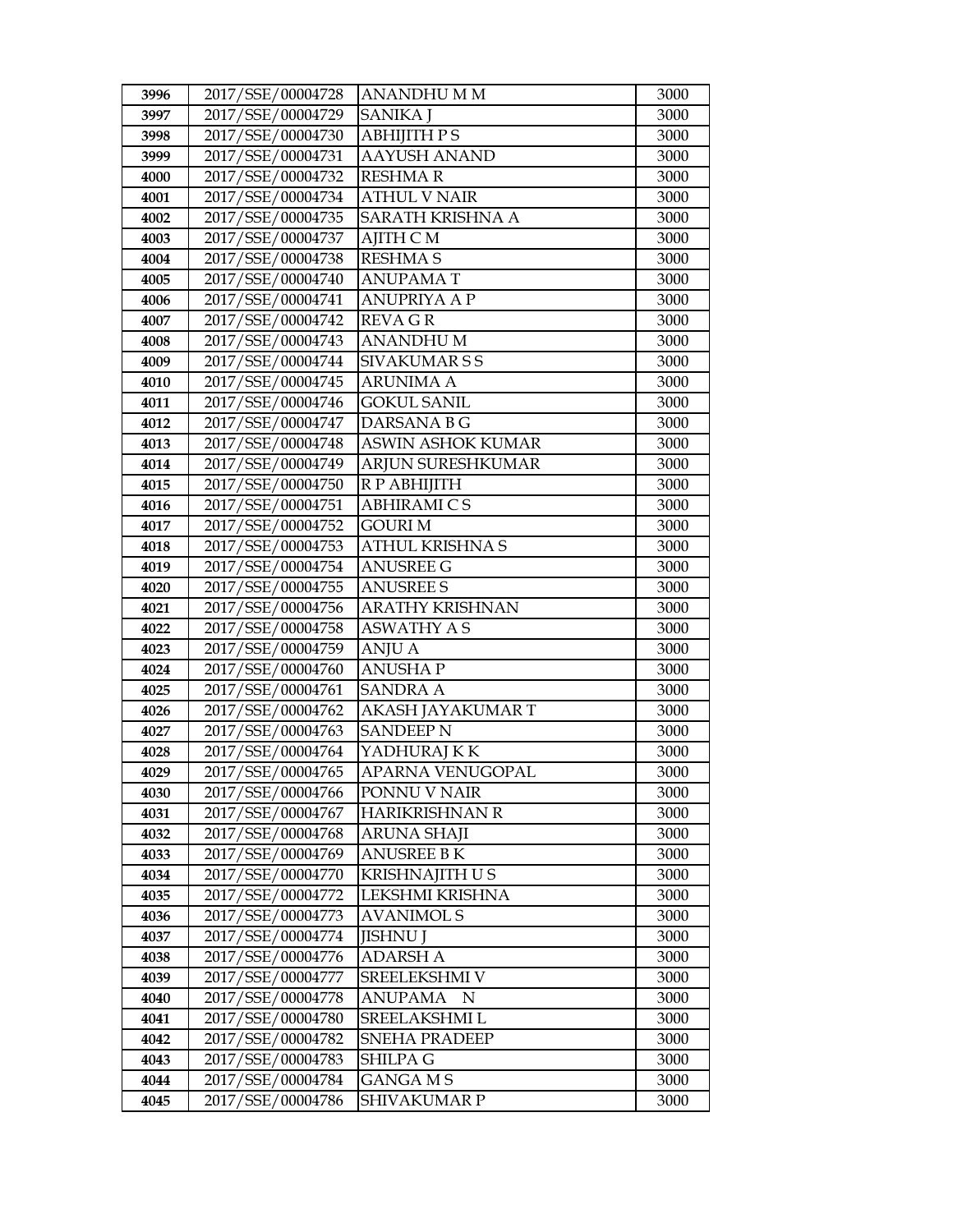| 3996 | 2017/SSE/00004728 | ANANDHU M M | 3000 |
|---|---|---|---|
| 3997 | 2017/SSE/00004729 | SANIKA J | 3000 |
| 3998 | 2017/SSE/00004730 | ABHIJITH P S | 3000 |
| 3999 | 2017/SSE/00004731 | AAYUSH ANAND | 3000 |
| 4000 | 2017/SSE/00004732 | RESHMA R | 3000 |
| 4001 | 2017/SSE/00004734 | ATHUL V NAIR | 3000 |
| 4002 | 2017/SSE/00004735 | SARATH KRISHNA A | 3000 |
| 4003 | 2017/SSE/00004737 | AJITH C M | 3000 |
| 4004 | 2017/SSE/00004738 | RESHMA S | 3000 |
| 4005 | 2017/SSE/00004740 | ANUPAMA T | 3000 |
| 4006 | 2017/SSE/00004741 | ANUPRIYA A P | 3000 |
| 4007 | 2017/SSE/00004742 | REVA G R | 3000 |
| 4008 | 2017/SSE/00004743 | ANANDHU M | 3000 |
| 4009 | 2017/SSE/00004744 | SIVAKUMAR S S | 3000 |
| 4010 | 2017/SSE/00004745 | ARUNIMA A | 3000 |
| 4011 | 2017/SSE/00004746 | GOKUL SANIL | 3000 |
| 4012 | 2017/SSE/00004747 | DARSANA B G | 3000 |
| 4013 | 2017/SSE/00004748 | ASWIN ASHOK KUMAR | 3000 |
| 4014 | 2017/SSE/00004749 | ARJUN SURESHKUMAR | 3000 |
| 4015 | 2017/SSE/00004750 | R P ABHIJITH | 3000 |
| 4016 | 2017/SSE/00004751 | ABHIRAMI C S | 3000 |
| 4017 | 2017/SSE/00004752 | GOURI M | 3000 |
| 4018 | 2017/SSE/00004753 | ATHUL KRISHNA S | 3000 |
| 4019 | 2017/SSE/00004754 | ANUSREE G | 3000 |
| 4020 | 2017/SSE/00004755 | ANUSREE S | 3000 |
| 4021 | 2017/SSE/00004756 | ARATHY KRISHNAN | 3000 |
| 4022 | 2017/SSE/00004758 | ASWATHY A S | 3000 |
| 4023 | 2017/SSE/00004759 | ANJU A | 3000 |
| 4024 | 2017/SSE/00004760 | ANUSHA P | 3000 |
| 4025 | 2017/SSE/00004761 | SANDRA A | 3000 |
| 4026 | 2017/SSE/00004762 | AKASH JAYAKUMAR T | 3000 |
| 4027 | 2017/SSE/00004763 | SANDEEP N | 3000 |
| 4028 | 2017/SSE/00004764 | YADHURAJ K K | 3000 |
| 4029 | 2017/SSE/00004765 | APARNA VENUGOPAL | 3000 |
| 4030 | 2017/SSE/00004766 | PONNU V NAIR | 3000 |
| 4031 | 2017/SSE/00004767 | HARIKRISHNAN R | 3000 |
| 4032 | 2017/SSE/00004768 | ARUNA SHAJI | 3000 |
| 4033 | 2017/SSE/00004769 | ANUSREE B K | 3000 |
| 4034 | 2017/SSE/00004770 | KRISHNAJITH U S | 3000 |
| 4035 | 2017/SSE/00004772 | LEKSHMI KRISHNA | 3000 |
| 4036 | 2017/SSE/00004773 | AVANIMOL S | 3000 |
| 4037 | 2017/SSE/00004774 | JISHNU J | 3000 |
| 4038 | 2017/SSE/00004776 | ADARSH A | 3000 |
| 4039 | 2017/SSE/00004777 | SREELEKSHMI V | 3000 |
| 4040 | 2017/SSE/00004778 | ANUPAMA N | 3000 |
| 4041 | 2017/SSE/00004780 | SREELAKSHMI L | 3000 |
| 4042 | 2017/SSE/00004782 | SNEHA PRADEEP | 3000 |
| 4043 | 2017/SSE/00004783 | SHILPA G | 3000 |
| 4044 | 2017/SSE/00004784 | GANGA M S | 3000 |
| 4045 | 2017/SSE/00004786 | SHIVAKUMAR P | 3000 |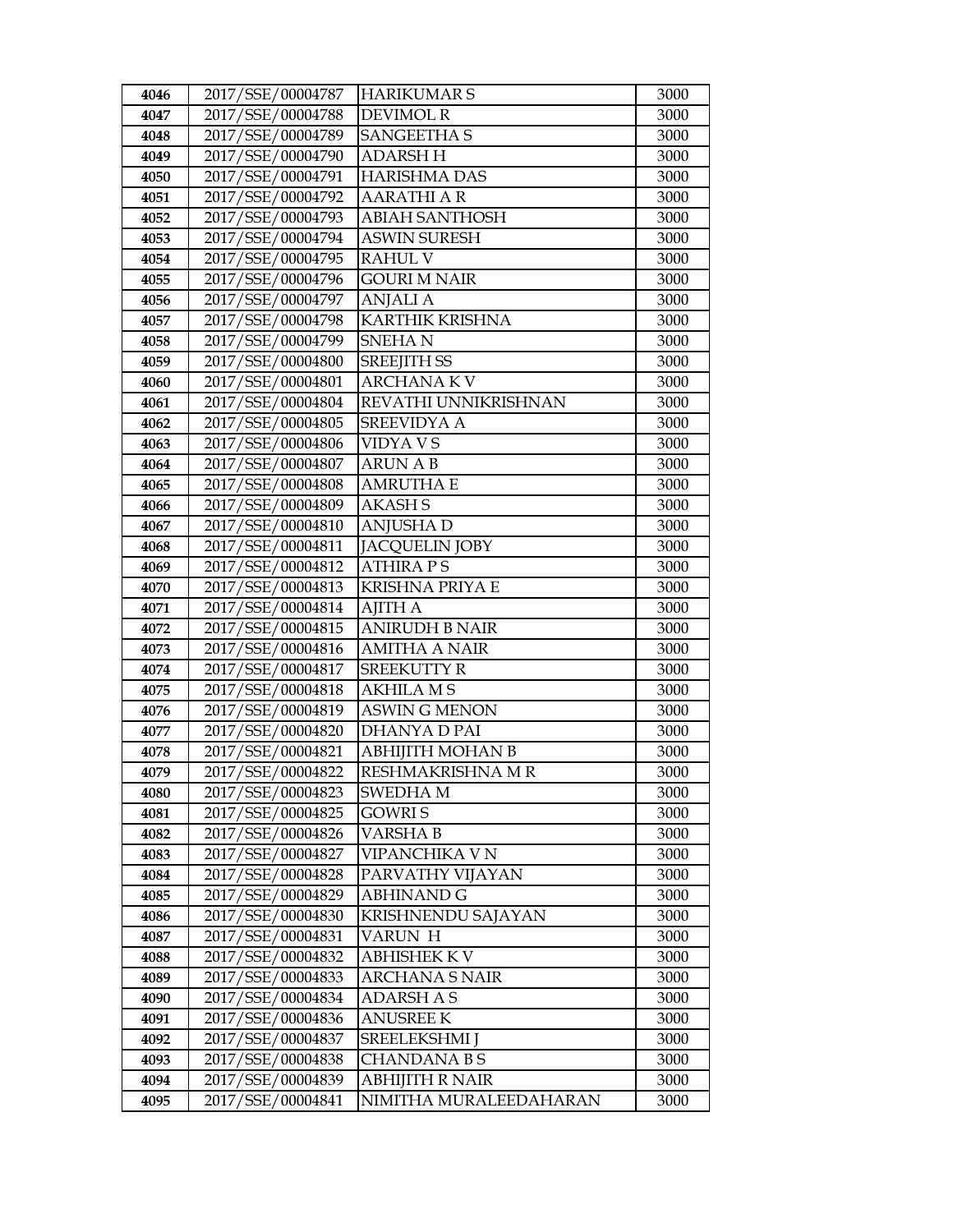| 4046 | 2017/SSE/00004787 | HARIKUMAR S | 3000 |
|---|---|---|---|
| 4047 | 2017/SSE/00004788 | DEVIMOL R | 3000 |
| 4048 | 2017/SSE/00004789 | SANGEETHA S | 3000 |
| 4049 | 2017/SSE/00004790 | ADARSH H | 3000 |
| 4050 | 2017/SSE/00004791 | HARISHMA DAS | 3000 |
| 4051 | 2017/SSE/00004792 | AARATHI A R | 3000 |
| 4052 | 2017/SSE/00004793 | ABIAH SANTHOSH | 3000 |
| 4053 | 2017/SSE/00004794 | ASWIN SURESH | 3000 |
| 4054 | 2017/SSE/00004795 | RAHUL V | 3000 |
| 4055 | 2017/SSE/00004796 | GOURI M NAIR | 3000 |
| 4056 | 2017/SSE/00004797 | ANJALI A | 3000 |
| 4057 | 2017/SSE/00004798 | KARTHIK KRISHNA | 3000 |
| 4058 | 2017/SSE/00004799 | SNEHA N | 3000 |
| 4059 | 2017/SSE/00004800 | SREEJITH SS | 3000 |
| 4060 | 2017/SSE/00004801 | ARCHANA K V | 3000 |
| 4061 | 2017/SSE/00004804 | REVATHI UNNIKRISHNAN | 3000 |
| 4062 | 2017/SSE/00004805 | SREEVIDYA A | 3000 |
| 4063 | 2017/SSE/00004806 | VIDYA V S | 3000 |
| 4064 | 2017/SSE/00004807 | ARUN A B | 3000 |
| 4065 | 2017/SSE/00004808 | AMRUTHA E | 3000 |
| 4066 | 2017/SSE/00004809 | AKASH S | 3000 |
| 4067 | 2017/SSE/00004810 | ANJUSHA D | 3000 |
| 4068 | 2017/SSE/00004811 | JACQUELIN JOBY | 3000 |
| 4069 | 2017/SSE/00004812 | ATHIRA P S | 3000 |
| 4070 | 2017/SSE/00004813 | KRISHNA PRIYA E | 3000 |
| 4071 | 2017/SSE/00004814 | AJITH A | 3000 |
| 4072 | 2017/SSE/00004815 | ANIRUDH B NAIR | 3000 |
| 4073 | 2017/SSE/00004816 | AMITHA A NAIR | 3000 |
| 4074 | 2017/SSE/00004817 | SREEKUTTY R | 3000 |
| 4075 | 2017/SSE/00004818 | AKHILA M S | 3000 |
| 4076 | 2017/SSE/00004819 | ASWIN G MENON | 3000 |
| 4077 | 2017/SSE/00004820 | DHANYA D PAI | 3000 |
| 4078 | 2017/SSE/00004821 | ABHIJITH MOHAN B | 3000 |
| 4079 | 2017/SSE/00004822 | RESHMAKRISHNA M R | 3000 |
| 4080 | 2017/SSE/00004823 | SWEDHA M | 3000 |
| 4081 | 2017/SSE/00004825 | GOWRI S | 3000 |
| 4082 | 2017/SSE/00004826 | VARSHA B | 3000 |
| 4083 | 2017/SSE/00004827 | VIPANCHIKA V N | 3000 |
| 4084 | 2017/SSE/00004828 | PARVATHY VIJAYAN | 3000 |
| 4085 | 2017/SSE/00004829 | ABHINAND G | 3000 |
| 4086 | 2017/SSE/00004830 | KRISHNENDU SAJAYAN | 3000 |
| 4087 | 2017/SSE/00004831 | VARUN H | 3000 |
| 4088 | 2017/SSE/00004832 | ABHISHEK K V | 3000 |
| 4089 | 2017/SSE/00004833 | ARCHANA S NAIR | 3000 |
| 4090 | 2017/SSE/00004834 | ADARSH A S | 3000 |
| 4091 | 2017/SSE/00004836 | ANUSREE K | 3000 |
| 4092 | 2017/SSE/00004837 | SREELEKSHMI J | 3000 |
| 4093 | 2017/SSE/00004838 | CHANDANA B S | 3000 |
| 4094 | 2017/SSE/00004839 | ABHIJITH R NAIR | 3000 |
| 4095 | 2017/SSE/00004841 | NIMITHA MURALEEDAHARAN | 3000 |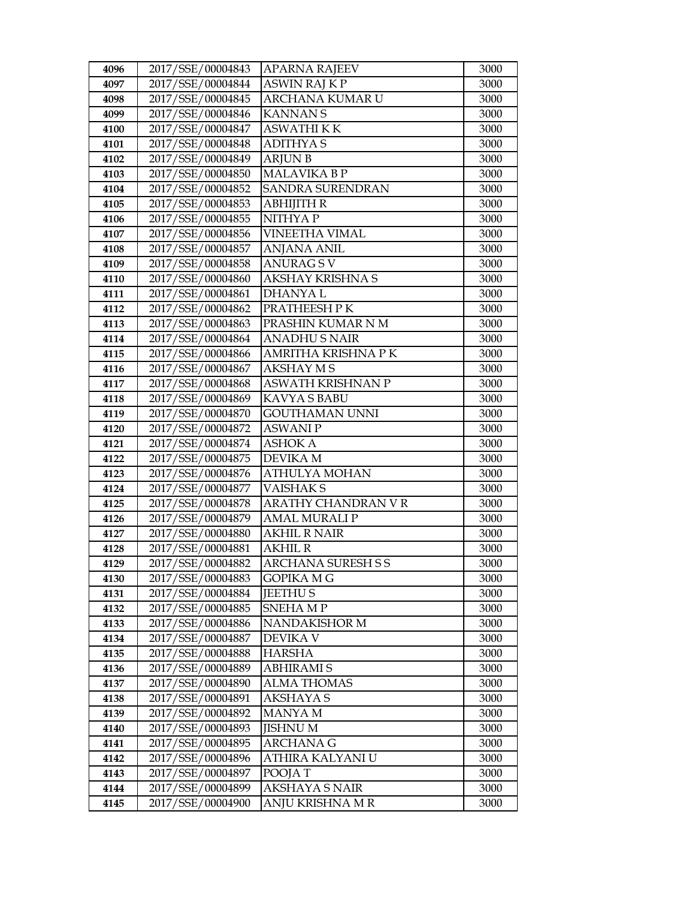| 4096 | 2017/SSE/00004843 | APARNA RAJEEV | 3000 |
|---|---|---|---|
| 4097 | 2017/SSE/00004844 | ASWIN RAJ K P | 3000 |
| 4098 | 2017/SSE/00004845 | ARCHANA KUMAR U | 3000 |
| 4099 | 2017/SSE/00004846 | KANNAN S | 3000 |
| 4100 | 2017/SSE/00004847 | ASWATHI K K | 3000 |
| 4101 | 2017/SSE/00004848 | ADITHYA S | 3000 |
| 4102 | 2017/SSE/00004849 | ARJUN B | 3000 |
| 4103 | 2017/SSE/00004850 | MALAVIKA B P | 3000 |
| 4104 | 2017/SSE/00004852 | SANDRA SURENDRAN | 3000 |
| 4105 | 2017/SSE/00004853 | ABHIJITH R | 3000 |
| 4106 | 2017/SSE/00004855 | NITHYA P | 3000 |
| 4107 | 2017/SSE/00004856 | VINEETHA VIMAL | 3000 |
| 4108 | 2017/SSE/00004857 | ANJANA ANIL | 3000 |
| 4109 | 2017/SSE/00004858 | ANURAG S V | 3000 |
| 4110 | 2017/SSE/00004860 | AKSHAY KRISHNA S | 3000 |
| 4111 | 2017/SSE/00004861 | DHANYA L | 3000 |
| 4112 | 2017/SSE/00004862 | PRATHEESH P K | 3000 |
| 4113 | 2017/SSE/00004863 | PRASHIN KUMAR N M | 3000 |
| 4114 | 2017/SSE/00004864 | ANADHU S NAIR | 3000 |
| 4115 | 2017/SSE/00004866 | AMRITHA KRISHNA P K | 3000 |
| 4116 | 2017/SSE/00004867 | AKSHAY M S | 3000 |
| 4117 | 2017/SSE/00004868 | ASWATH KRISHNAN P | 3000 |
| 4118 | 2017/SSE/00004869 | KAVYA S BABU | 3000 |
| 4119 | 2017/SSE/00004870 | GOUTHAMAN UNNI | 3000 |
| 4120 | 2017/SSE/00004872 | ASWANI P | 3000 |
| 4121 | 2017/SSE/00004874 | ASHOK A | 3000 |
| 4122 | 2017/SSE/00004875 | DEVIKA M | 3000 |
| 4123 | 2017/SSE/00004876 | ATHULYA MOHAN | 3000 |
| 4124 | 2017/SSE/00004877 | VAISHAK S | 3000 |
| 4125 | 2017/SSE/00004878 | ARATHY CHANDRAN V R | 3000 |
| 4126 | 2017/SSE/00004879 | AMAL MURALI P | 3000 |
| 4127 | 2017/SSE/00004880 | AKHIL R NAIR | 3000 |
| 4128 | 2017/SSE/00004881 | AKHIL R | 3000 |
| 4129 | 2017/SSE/00004882 | ARCHANA SURESH S S | 3000 |
| 4130 | 2017/SSE/00004883 | GOPIKA M G | 3000 |
| 4131 | 2017/SSE/00004884 | JEETHU S | 3000 |
| 4132 | 2017/SSE/00004885 | SNEHA M P | 3000 |
| 4133 | 2017/SSE/00004886 | NANDAKISHOR M | 3000 |
| 4134 | 2017/SSE/00004887 | DEVIKA V | 3000 |
| 4135 | 2017/SSE/00004888 | HARSHA | 3000 |
| 4136 | 2017/SSE/00004889 | ABHIRAMI S | 3000 |
| 4137 | 2017/SSE/00004890 | ALMA THOMAS | 3000 |
| 4138 | 2017/SSE/00004891 | AKSHAYA S | 3000 |
| 4139 | 2017/SSE/00004892 | MANYA M | 3000 |
| 4140 | 2017/SSE/00004893 | JISHNU M | 3000 |
| 4141 | 2017/SSE/00004895 | ARCHANA G | 3000 |
| 4142 | 2017/SSE/00004896 | ATHIRA KALYANI U | 3000 |
| 4143 | 2017/SSE/00004897 | POOJA T | 3000 |
| 4144 | 2017/SSE/00004899 | AKSHAYA S NAIR | 3000 |
| 4145 | 2017/SSE/00004900 | ANJU KRISHNA M R | 3000 |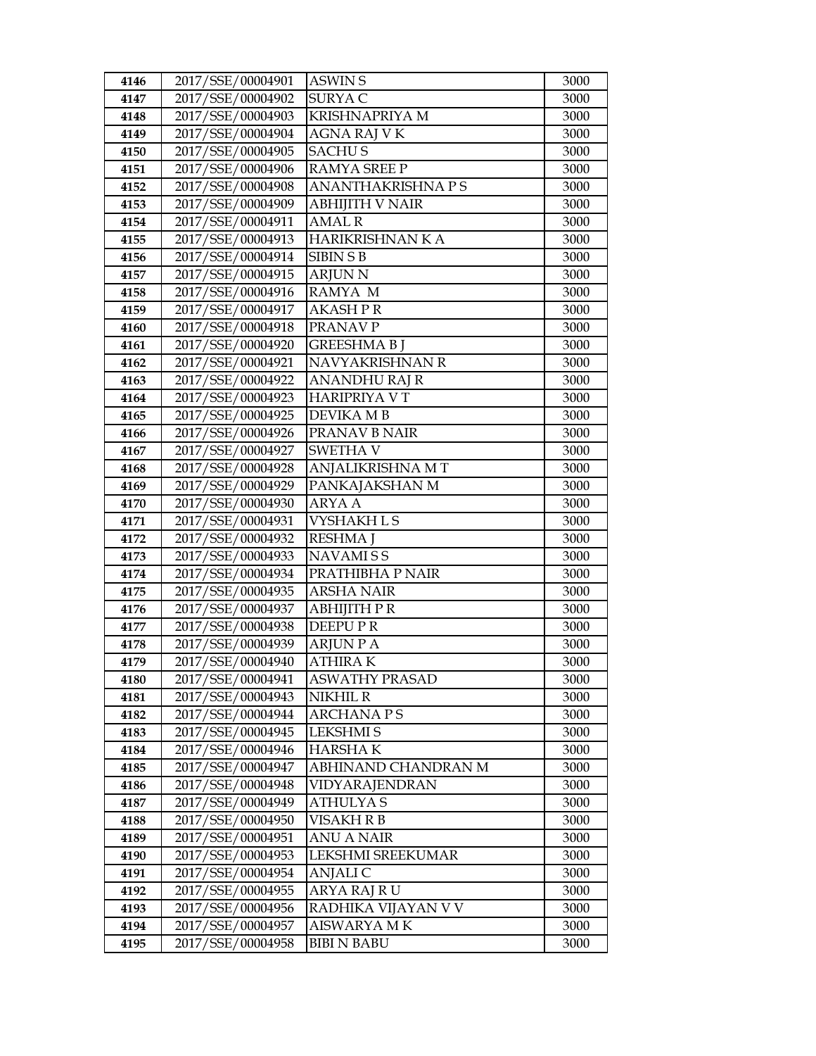| 4146 | 2017/SSE/00004901 | ASWIN S | 3000 |
|---|---|---|---|
| 4147 | 2017/SSE/00004902 | SURYA C | 3000 |
| 4148 | 2017/SSE/00004903 | KRISHNAPRIYA M | 3000 |
| 4149 | 2017/SSE/00004904 | AGNA RAJ V K | 3000 |
| 4150 | 2017/SSE/00004905 | SACHU S | 3000 |
| 4151 | 2017/SSE/00004906 | RAMYA SREE P | 3000 |
| 4152 | 2017/SSE/00004908 | ANANTHAKRISHNA P S | 3000 |
| 4153 | 2017/SSE/00004909 | ABHIJITH V NAIR | 3000 |
| 4154 | 2017/SSE/00004911 | AMAL R | 3000 |
| 4155 | 2017/SSE/00004913 | HARIKRISHNAN K A | 3000 |
| 4156 | 2017/SSE/00004914 | SIBIN S B | 3000 |
| 4157 | 2017/SSE/00004915 | ARJUN N | 3000 |
| 4158 | 2017/SSE/00004916 | RAMYA M | 3000 |
| 4159 | 2017/SSE/00004917 | AKASH P R | 3000 |
| 4160 | 2017/SSE/00004918 | PRANAV P | 3000 |
| 4161 | 2017/SSE/00004920 | GREESHMA B J | 3000 |
| 4162 | 2017/SSE/00004921 | NAVYAKRISHNAN R | 3000 |
| 4163 | 2017/SSE/00004922 | ANANDHU RAJ R | 3000 |
| 4164 | 2017/SSE/00004923 | HARIPRIYA V T | 3000 |
| 4165 | 2017/SSE/00004925 | DEVIKA M B | 3000 |
| 4166 | 2017/SSE/00004926 | PRANAV B NAIR | 3000 |
| 4167 | 2017/SSE/00004927 | SWETHA V | 3000 |
| 4168 | 2017/SSE/00004928 | ANJALIKRISHNA M T | 3000 |
| 4169 | 2017/SSE/00004929 | PANKAJAKSHAN M | 3000 |
| 4170 | 2017/SSE/00004930 | ARYA A | 3000 |
| 4171 | 2017/SSE/00004931 | VYSHAKH L S | 3000 |
| 4172 | 2017/SSE/00004932 | RESHMA J | 3000 |
| 4173 | 2017/SSE/00004933 | NAVAMI S S | 3000 |
| 4174 | 2017/SSE/00004934 | PRATHIBHA P NAIR | 3000 |
| 4175 | 2017/SSE/00004935 | ARSHA NAIR | 3000 |
| 4176 | 2017/SSE/00004937 | ABHIJITH P R | 3000 |
| 4177 | 2017/SSE/00004938 | DEEPU P R | 3000 |
| 4178 | 2017/SSE/00004939 | ARJUN P A | 3000 |
| 4179 | 2017/SSE/00004940 | ATHIRA K | 3000 |
| 4180 | 2017/SSE/00004941 | ASWATHY PRASAD | 3000 |
| 4181 | 2017/SSE/00004943 | NIKHIL R | 3000 |
| 4182 | 2017/SSE/00004944 | ARCHANA P S | 3000 |
| 4183 | 2017/SSE/00004945 | LEKSHMI S | 3000 |
| 4184 | 2017/SSE/00004946 | HARSHA K | 3000 |
| 4185 | 2017/SSE/00004947 | ABHINAND CHANDRAN M | 3000 |
| 4186 | 2017/SSE/00004948 | VIDYARAJENDRAN | 3000 |
| 4187 | 2017/SSE/00004949 | ATHULYA S | 3000 |
| 4188 | 2017/SSE/00004950 | VISAKH R B | 3000 |
| 4189 | 2017/SSE/00004951 | ANU A NAIR | 3000 |
| 4190 | 2017/SSE/00004953 | LEKSHMI SREEKUMAR | 3000 |
| 4191 | 2017/SSE/00004954 | ANJALI C | 3000 |
| 4192 | 2017/SSE/00004955 | ARYA RAJ R U | 3000 |
| 4193 | 2017/SSE/00004956 | RADHIKA VIJAYAN V V | 3000 |
| 4194 | 2017/SSE/00004957 | AISWARYA M K | 3000 |
| 4195 | 2017/SSE/00004958 | BIBI N BABU | 3000 |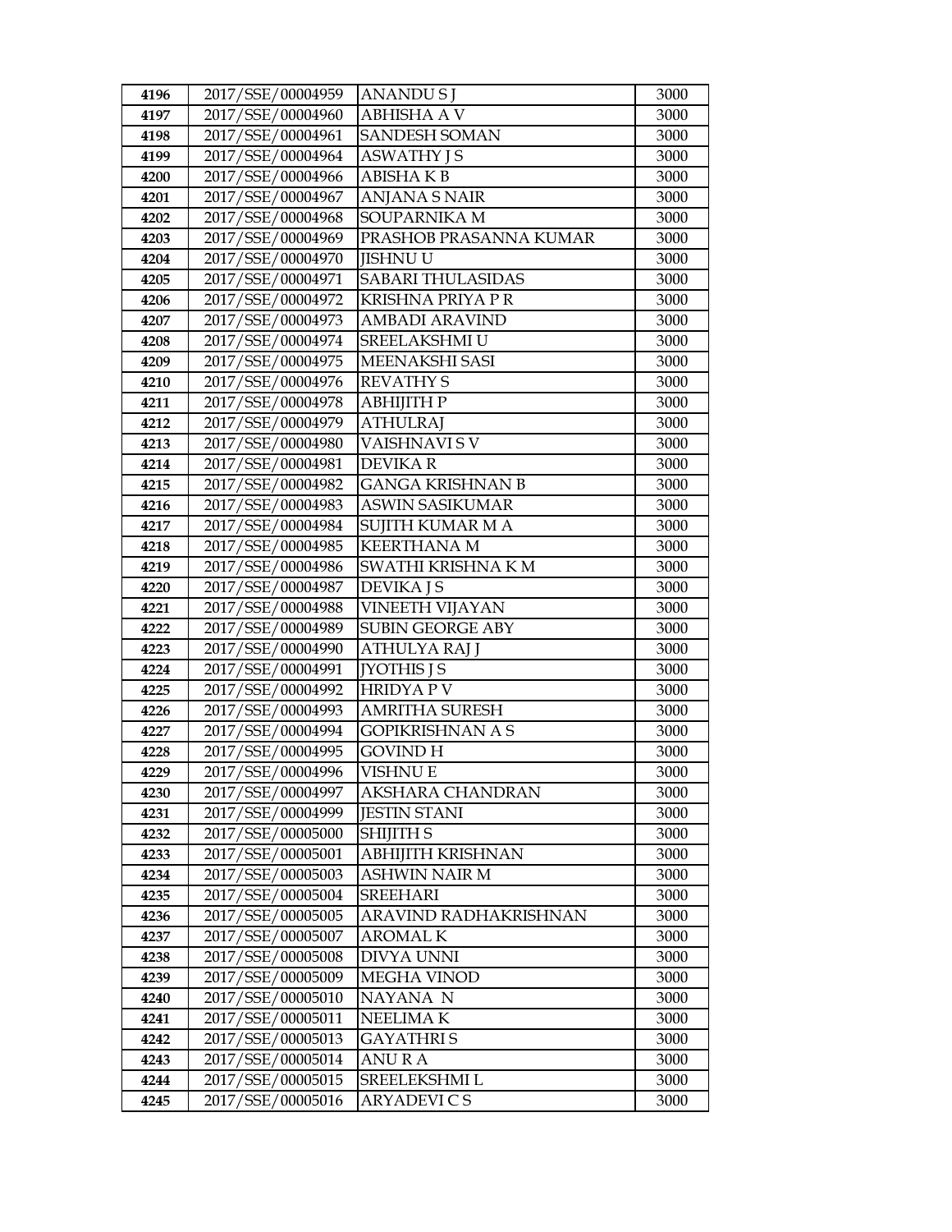| 4196 | 2017/SSE/00004959 | ANANDU S J | 3000 |
|---|---|---|---|
| 4197 | 2017/SSE/00004960 | ABHISHA A V | 3000 |
| 4198 | 2017/SSE/00004961 | SANDESH SOMAN | 3000 |
| 4199 | 2017/SSE/00004964 | ASWATHY J S | 3000 |
| 4200 | 2017/SSE/00004966 | ABISHA K B | 3000 |
| 4201 | 2017/SSE/00004967 | ANJANA S NAIR | 3000 |
| 4202 | 2017/SSE/00004968 | SOUPARNIKA M | 3000 |
| 4203 | 2017/SSE/00004969 | PRASHOB PRASANNA KUMAR | 3000 |
| 4204 | 2017/SSE/00004970 | JISHNU U | 3000 |
| 4205 | 2017/SSE/00004971 | SABARI THULASIDAS | 3000 |
| 4206 | 2017/SSE/00004972 | KRISHNA PRIYA P R | 3000 |
| 4207 | 2017/SSE/00004973 | AMBADI ARAVIND | 3000 |
| 4208 | 2017/SSE/00004974 | SREELAKSHMI U | 3000 |
| 4209 | 2017/SSE/00004975 | MEENAKSHI SASI | 3000 |
| 4210 | 2017/SSE/00004976 | REVATHY S | 3000 |
| 4211 | 2017/SSE/00004978 | ABHIJITH P | 3000 |
| 4212 | 2017/SSE/00004979 | ATHULRAJ | 3000 |
| 4213 | 2017/SSE/00004980 | VAISHNAVI S V | 3000 |
| 4214 | 2017/SSE/00004981 | DEVIKA R | 3000 |
| 4215 | 2017/SSE/00004982 | GANGA KRISHNAN B | 3000 |
| 4216 | 2017/SSE/00004983 | ASWIN SASIKUMAR | 3000 |
| 4217 | 2017/SSE/00004984 | SUJITH KUMAR M A | 3000 |
| 4218 | 2017/SSE/00004985 | KEERTHANA M | 3000 |
| 4219 | 2017/SSE/00004986 | SWATHI KRISHNA K M | 3000 |
| 4220 | 2017/SSE/00004987 | DEVIKA J S | 3000 |
| 4221 | 2017/SSE/00004988 | VINEETH VIJAYAN | 3000 |
| 4222 | 2017/SSE/00004989 | SUBIN GEORGE ABY | 3000 |
| 4223 | 2017/SSE/00004990 | ATHULYA RAJ J | 3000 |
| 4224 | 2017/SSE/00004991 | JYOTHIS J S | 3000 |
| 4225 | 2017/SSE/00004992 | HRIDYA P V | 3000 |
| 4226 | 2017/SSE/00004993 | AMRITHA SURESH | 3000 |
| 4227 | 2017/SSE/00004994 | GOPIKRISHNAN A S | 3000 |
| 4228 | 2017/SSE/00004995 | GOVIND H | 3000 |
| 4229 | 2017/SSE/00004996 | VISHNU E | 3000 |
| 4230 | 2017/SSE/00004997 | AKSHARA CHANDRAN | 3000 |
| 4231 | 2017/SSE/00004999 | JESTIN STANI | 3000 |
| 4232 | 2017/SSE/00005000 | SHIJITH S | 3000 |
| 4233 | 2017/SSE/00005001 | ABHIJITH KRISHNAN | 3000 |
| 4234 | 2017/SSE/00005003 | ASHWIN NAIR M | 3000 |
| 4235 | 2017/SSE/00005004 | SREEHARI | 3000 |
| 4236 | 2017/SSE/00005005 | ARAVIND RADHAKRISHNAN | 3000 |
| 4237 | 2017/SSE/00005007 | AROMAL K | 3000 |
| 4238 | 2017/SSE/00005008 | DIVYA UNNI | 3000 |
| 4239 | 2017/SSE/00005009 | MEGHA VINOD | 3000 |
| 4240 | 2017/SSE/00005010 | NAYANA N | 3000 |
| 4241 | 2017/SSE/00005011 | NEELIMA K | 3000 |
| 4242 | 2017/SSE/00005013 | GAYATHRI S | 3000 |
| 4243 | 2017/SSE/00005014 | ANU R A | 3000 |
| 4244 | 2017/SSE/00005015 | SREELEKSHMI L | 3000 |
| 4245 | 2017/SSE/00005016 | ARYADEVI C S | 3000 |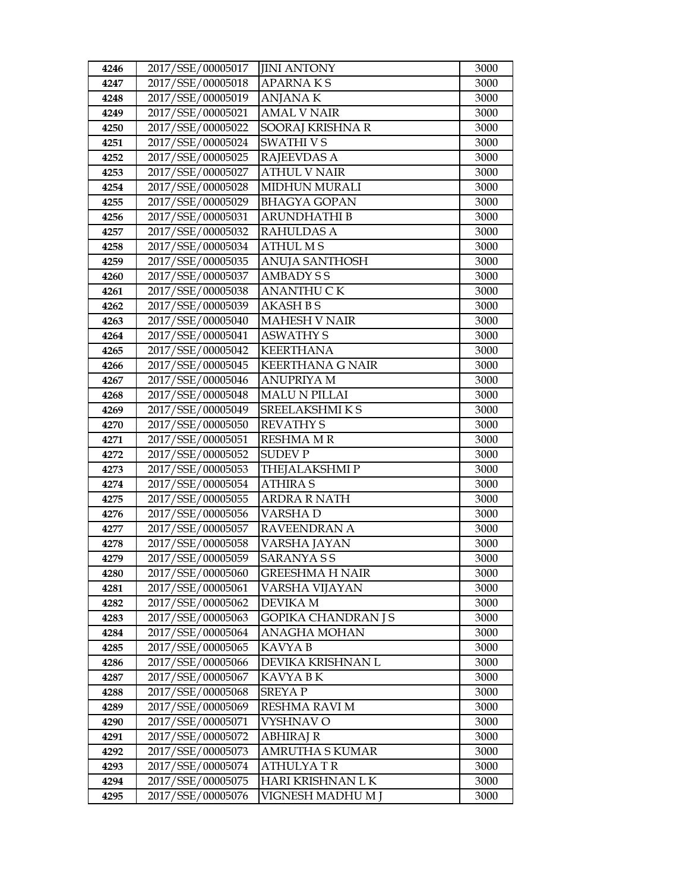| 4246 | 2017/SSE/00005017 | JINI ANTONY | 3000 |
|---|---|---|---|
| 4247 | 2017/SSE/00005018 | APARNA K S | 3000 |
| 4248 | 2017/SSE/00005019 | ANJANA K | 3000 |
| 4249 | 2017/SSE/00005021 | AMAL V NAIR | 3000 |
| 4250 | 2017/SSE/00005022 | SOORAJ KRISHNA R | 3000 |
| 4251 | 2017/SSE/00005024 | SWATHI V S | 3000 |
| 4252 | 2017/SSE/00005025 | RAJEEVDAS A | 3000 |
| 4253 | 2017/SSE/00005027 | ATHUL V NAIR | 3000 |
| 4254 | 2017/SSE/00005028 | MIDHUN MURALI | 3000 |
| 4255 | 2017/SSE/00005029 | BHAGYA GOPAN | 3000 |
| 4256 | 2017/SSE/00005031 | ARUNDHATHI B | 3000 |
| 4257 | 2017/SSE/00005032 | RAHULDAS A | 3000 |
| 4258 | 2017/SSE/00005034 | ATHUL M S | 3000 |
| 4259 | 2017/SSE/00005035 | ANUJA SANTHOSH | 3000 |
| 4260 | 2017/SSE/00005037 | AMBADY S S | 3000 |
| 4261 | 2017/SSE/00005038 | ANANTHU C K | 3000 |
| 4262 | 2017/SSE/00005039 | AKASH B S | 3000 |
| 4263 | 2017/SSE/00005040 | MAHESH V NAIR | 3000 |
| 4264 | 2017/SSE/00005041 | ASWATHY S | 3000 |
| 4265 | 2017/SSE/00005042 | KEERTHANA | 3000 |
| 4266 | 2017/SSE/00005045 | KEERTHANA G NAIR | 3000 |
| 4267 | 2017/SSE/00005046 | ANUPRIYA M | 3000 |
| 4268 | 2017/SSE/00005048 | MALU N PILLAI | 3000 |
| 4269 | 2017/SSE/00005049 | SREELAKSHMI K S | 3000 |
| 4270 | 2017/SSE/00005050 | REVATHY S | 3000 |
| 4271 | 2017/SSE/00005051 | RESHMA M R | 3000 |
| 4272 | 2017/SSE/00005052 | SUDEV P | 3000 |
| 4273 | 2017/SSE/00005053 | THEJALAKSHMI P | 3000 |
| 4274 | 2017/SSE/00005054 | ATHIRA S | 3000 |
| 4275 | 2017/SSE/00005055 | ARDRA R NATH | 3000 |
| 4276 | 2017/SSE/00005056 | VARSHA D | 3000 |
| 4277 | 2017/SSE/00005057 | RAVEENDRAN A | 3000 |
| 4278 | 2017/SSE/00005058 | VARSHA JAYAN | 3000 |
| 4279 | 2017/SSE/00005059 | SARANYA S S | 3000 |
| 4280 | 2017/SSE/00005060 | GREESHMA H NAIR | 3000 |
| 4281 | 2017/SSE/00005061 | VARSHA VIJAYAN | 3000 |
| 4282 | 2017/SSE/00005062 | DEVIKA M | 3000 |
| 4283 | 2017/SSE/00005063 | GOPIKA CHANDRAN J S | 3000 |
| 4284 | 2017/SSE/00005064 | ANAGHA MOHAN | 3000 |
| 4285 | 2017/SSE/00005065 | KAVYA B | 3000 |
| 4286 | 2017/SSE/00005066 | DEVIKA KRISHNAN L | 3000 |
| 4287 | 2017/SSE/00005067 | KAVYA B K | 3000 |
| 4288 | 2017/SSE/00005068 | SREYA P | 3000 |
| 4289 | 2017/SSE/00005069 | RESHMA RAVI M | 3000 |
| 4290 | 2017/SSE/00005071 | VYSHNAV O | 3000 |
| 4291 | 2017/SSE/00005072 | ABHIRAJ R | 3000 |
| 4292 | 2017/SSE/00005073 | AMRUTHA S KUMAR | 3000 |
| 4293 | 2017/SSE/00005074 | ATHULYA T R | 3000 |
| 4294 | 2017/SSE/00005075 | HARI KRISHNAN L K | 3000 |
| 4295 | 2017/SSE/00005076 | VIGNESH MADHU M J | 3000 |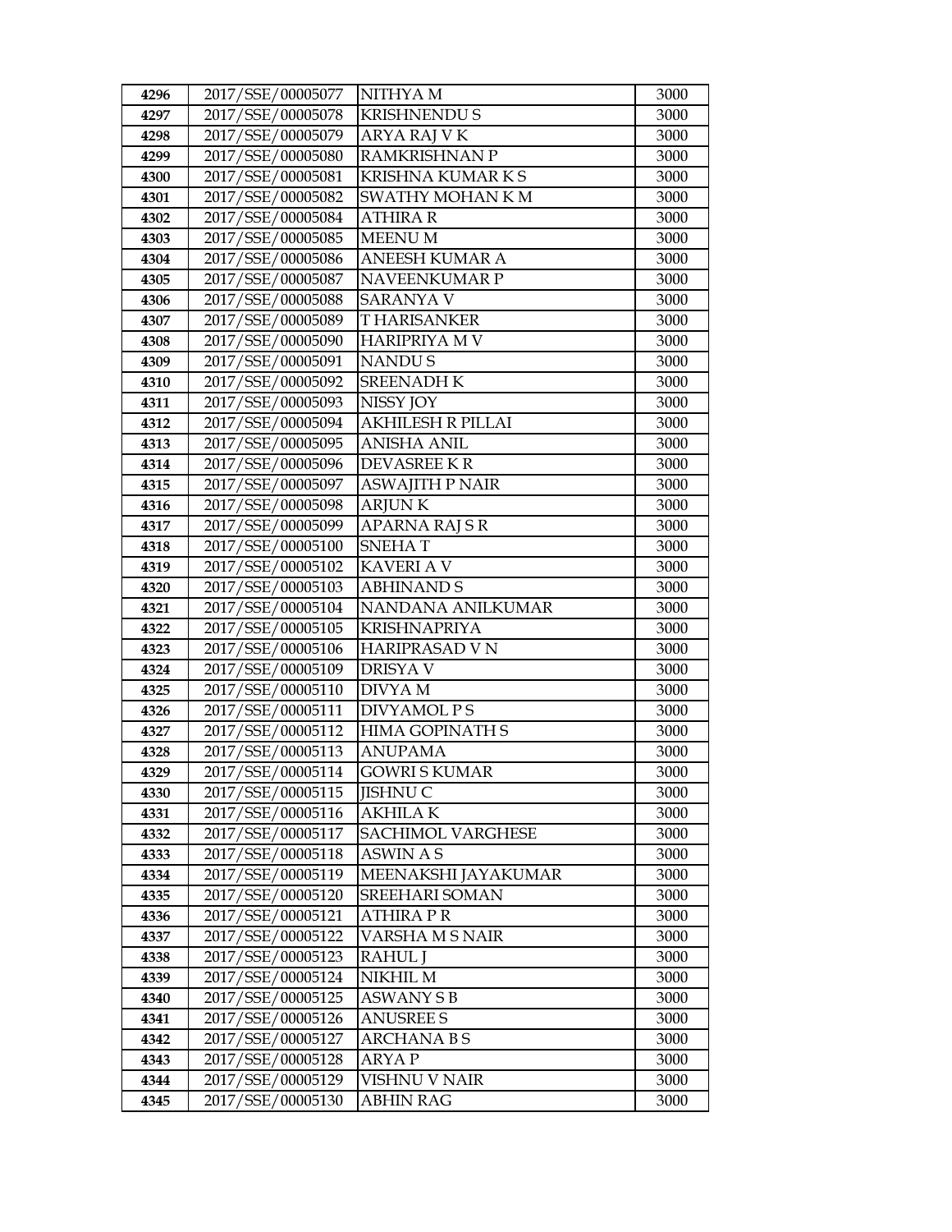| 4296 | 2017/SSE/00005077 | NITHYA M | 3000 |
|---|---|---|---|
| 4297 | 2017/SSE/00005078 | KRISHNENDU S | 3000 |
| 4298 | 2017/SSE/00005079 | ARYA RAJ V K | 3000 |
| 4299 | 2017/SSE/00005080 | RAMKRISHNAN P | 3000 |
| 4300 | 2017/SSE/00005081 | KRISHNA KUMAR K S | 3000 |
| 4301 | 2017/SSE/00005082 | SWATHY MOHAN K M | 3000 |
| 4302 | 2017/SSE/00005084 | ATHIRA R | 3000 |
| 4303 | 2017/SSE/00005085 | MEENU M | 3000 |
| 4304 | 2017/SSE/00005086 | ANEESH KUMAR A | 3000 |
| 4305 | 2017/SSE/00005087 | NAVEENKUMAR P | 3000 |
| 4306 | 2017/SSE/00005088 | SARANYA V | 3000 |
| 4307 | 2017/SSE/00005089 | T HARISANKER | 3000 |
| 4308 | 2017/SSE/00005090 | HARIPRIYA M V | 3000 |
| 4309 | 2017/SSE/00005091 | NANDU S | 3000 |
| 4310 | 2017/SSE/00005092 | SREENADH K | 3000 |
| 4311 | 2017/SSE/00005093 | NISSY JOY | 3000 |
| 4312 | 2017/SSE/00005094 | AKHILESH R PILLAI | 3000 |
| 4313 | 2017/SSE/00005095 | ANISHA ANIL | 3000 |
| 4314 | 2017/SSE/00005096 | DEVASREE K R | 3000 |
| 4315 | 2017/SSE/00005097 | ASWAJITH P NAIR | 3000 |
| 4316 | 2017/SSE/00005098 | ARJUN K | 3000 |
| 4317 | 2017/SSE/00005099 | APARNA RAJ S R | 3000 |
| 4318 | 2017/SSE/00005100 | SNEHA T | 3000 |
| 4319 | 2017/SSE/00005102 | KAVERI A V | 3000 |
| 4320 | 2017/SSE/00005103 | ABHINAND S | 3000 |
| 4321 | 2017/SSE/00005104 | NANDANA ANILKUMAR | 3000 |
| 4322 | 2017/SSE/00005105 | KRISHNAPRIYA | 3000 |
| 4323 | 2017/SSE/00005106 | HARIPRASAD V N | 3000 |
| 4324 | 2017/SSE/00005109 | DRISYA V | 3000 |
| 4325 | 2017/SSE/00005110 | DIVYA M | 3000 |
| 4326 | 2017/SSE/00005111 | DIVYAMOL P S | 3000 |
| 4327 | 2017/SSE/00005112 | HIMA GOPINATH S | 3000 |
| 4328 | 2017/SSE/00005113 | ANUPAMA | 3000 |
| 4329 | 2017/SSE/00005114 | GOWRI S KUMAR | 3000 |
| 4330 | 2017/SSE/00005115 | JISHNU C | 3000 |
| 4331 | 2017/SSE/00005116 | AKHILA K | 3000 |
| 4332 | 2017/SSE/00005117 | SACHIMOL VARGHESE | 3000 |
| 4333 | 2017/SSE/00005118 | ASWIN A S | 3000 |
| 4334 | 2017/SSE/00005119 | MEENAKSHI JAYAKUMAR | 3000 |
| 4335 | 2017/SSE/00005120 | SREEHARI SOMAN | 3000 |
| 4336 | 2017/SSE/00005121 | ATHIRA P R | 3000 |
| 4337 | 2017/SSE/00005122 | VARSHA M S NAIR | 3000 |
| 4338 | 2017/SSE/00005123 | RAHUL J | 3000 |
| 4339 | 2017/SSE/00005124 | NIKHIL M | 3000 |
| 4340 | 2017/SSE/00005125 | ASWANY S B | 3000 |
| 4341 | 2017/SSE/00005126 | ANUSREE S | 3000 |
| 4342 | 2017/SSE/00005127 | ARCHANA B S | 3000 |
| 4343 | 2017/SSE/00005128 | ARYA P | 3000 |
| 4344 | 2017/SSE/00005129 | VISHNU V NAIR | 3000 |
| 4345 | 2017/SSE/00005130 | ABHIN RAG | 3000 |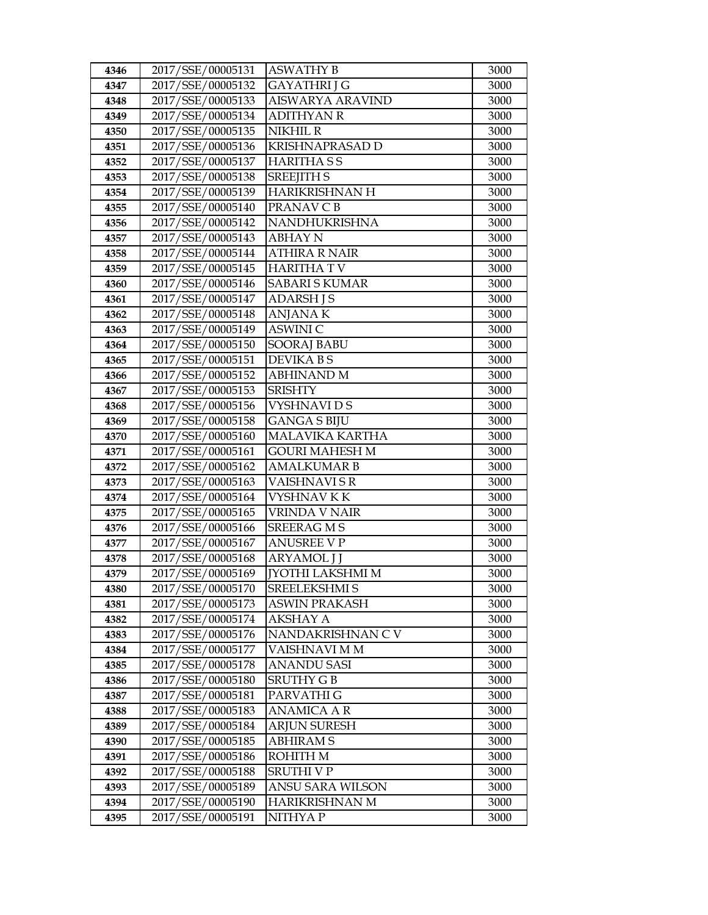| 4346 | 2017/SSE/00005131 | ASWATHY B | 3000 |
|---|---|---|---|
| 4347 | 2017/SSE/00005132 | GAYATHRI J G | 3000 |
| 4348 | 2017/SSE/00005133 | AISWARYA ARAVIND | 3000 |
| 4349 | 2017/SSE/00005134 | ADITHYAN R | 3000 |
| 4350 | 2017/SSE/00005135 | NIKHIL R | 3000 |
| 4351 | 2017/SSE/00005136 | KRISHNAPRASAD D | 3000 |
| 4352 | 2017/SSE/00005137 | HARITHA S S | 3000 |
| 4353 | 2017/SSE/00005138 | SREEJITH S | 3000 |
| 4354 | 2017/SSE/00005139 | HARIKRISHNAN H | 3000 |
| 4355 | 2017/SSE/00005140 | PRANAV C B | 3000 |
| 4356 | 2017/SSE/00005142 | NANDHUKRISHNA | 3000 |
| 4357 | 2017/SSE/00005143 | ABHAY N | 3000 |
| 4358 | 2017/SSE/00005144 | ATHIRA R NAIR | 3000 |
| 4359 | 2017/SSE/00005145 | HARITHA T V | 3000 |
| 4360 | 2017/SSE/00005146 | SABARI S KUMAR | 3000 |
| 4361 | 2017/SSE/00005147 | ADARSH J S | 3000 |
| 4362 | 2017/SSE/00005148 | ANJANA K | 3000 |
| 4363 | 2017/SSE/00005149 | ASWINI C | 3000 |
| 4364 | 2017/SSE/00005150 | SOORAJ BABU | 3000 |
| 4365 | 2017/SSE/00005151 | DEVIKA B S | 3000 |
| 4366 | 2017/SSE/00005152 | ABHINAND M | 3000 |
| 4367 | 2017/SSE/00005153 | SRISHTY | 3000 |
| 4368 | 2017/SSE/00005156 | VYSHNAVI D S | 3000 |
| 4369 | 2017/SSE/00005158 | GANGA S BIJU | 3000 |
| 4370 | 2017/SSE/00005160 | MALAVIKA KARTHA | 3000 |
| 4371 | 2017/SSE/00005161 | GOURI MAHESH M | 3000 |
| 4372 | 2017/SSE/00005162 | AMALKUMAR B | 3000 |
| 4373 | 2017/SSE/00005163 | VAISHNAVI S R | 3000 |
| 4374 | 2017/SSE/00005164 | VYSHNAV K K | 3000 |
| 4375 | 2017/SSE/00005165 | VRINDA V NAIR | 3000 |
| 4376 | 2017/SSE/00005166 | SREERAG M S | 3000 |
| 4377 | 2017/SSE/00005167 | ANUSREE V P | 3000 |
| 4378 | 2017/SSE/00005168 | ARYAMOL J J | 3000 |
| 4379 | 2017/SSE/00005169 | JYOTHI LAKSHMI M | 3000 |
| 4380 | 2017/SSE/00005170 | SREELEKSHMI S | 3000 |
| 4381 | 2017/SSE/00005173 | ASWIN PRAKASH | 3000 |
| 4382 | 2017/SSE/00005174 | AKSHAY A | 3000 |
| 4383 | 2017/SSE/00005176 | NANDAKRISHNAN C V | 3000 |
| 4384 | 2017/SSE/00005177 | VAISHNAVI M M | 3000 |
| 4385 | 2017/SSE/00005178 | ANANDU SASI | 3000 |
| 4386 | 2017/SSE/00005180 | SRUTHY G B | 3000 |
| 4387 | 2017/SSE/00005181 | PARVATHI G | 3000 |
| 4388 | 2017/SSE/00005183 | ANAMICA A R | 3000 |
| 4389 | 2017/SSE/00005184 | ARJUN SURESH | 3000 |
| 4390 | 2017/SSE/00005185 | ABHIRAM S | 3000 |
| 4391 | 2017/SSE/00005186 | ROHITH M | 3000 |
| 4392 | 2017/SSE/00005188 | SRUTHI V P | 3000 |
| 4393 | 2017/SSE/00005189 | ANSU SARA WILSON | 3000 |
| 4394 | 2017/SSE/00005190 | HARIKRISHNAN M | 3000 |
| 4395 | 2017/SSE/00005191 | NITHYA P | 3000 |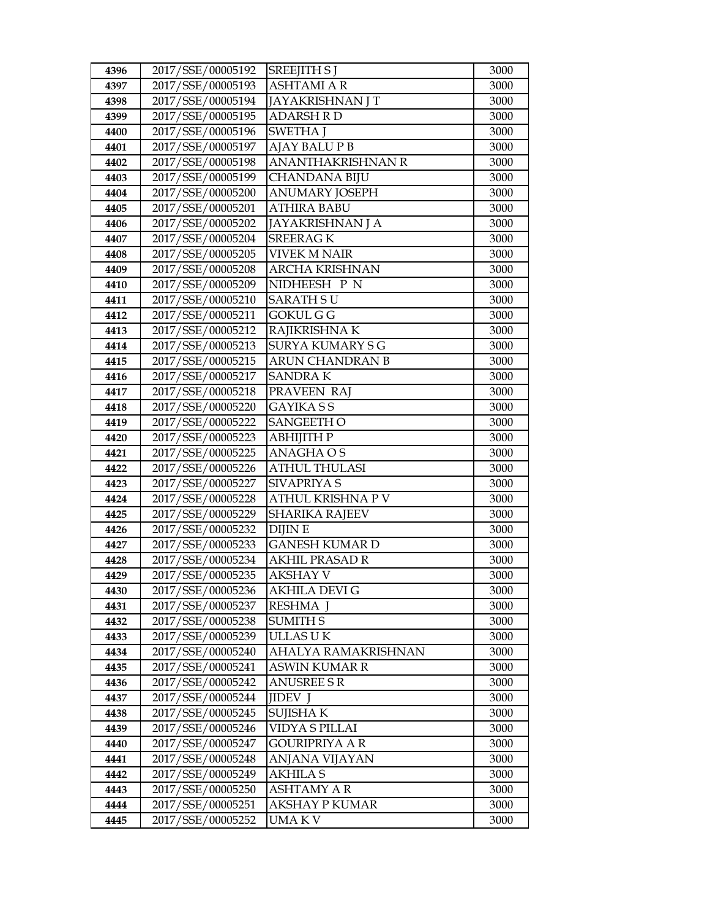| 4396 | 2017/SSE/00005192 | SREEJITH S J | 3000 |
|---|---|---|---|
| 4397 | 2017/SSE/00005193 | ASHTAMI A R | 3000 |
| 4398 | 2017/SSE/00005194 | JAYAKRISHNAN J T | 3000 |
| 4399 | 2017/SSE/00005195 | ADARSH R D | 3000 |
| 4400 | 2017/SSE/00005196 | SWETHA J | 3000 |
| 4401 | 2017/SSE/00005197 | AJAY BALU P B | 3000 |
| 4402 | 2017/SSE/00005198 | ANANTHAKRISHNAN R | 3000 |
| 4403 | 2017/SSE/00005199 | CHANDANA BIJU | 3000 |
| 4404 | 2017/SSE/00005200 | ANUMARY JOSEPH | 3000 |
| 4405 | 2017/SSE/00005201 | ATHIRA BABU | 3000 |
| 4406 | 2017/SSE/00005202 | JAYAKRISHNAN J A | 3000 |
| 4407 | 2017/SSE/00005204 | SREERAG K | 3000 |
| 4408 | 2017/SSE/00005205 | VIVEK M NAIR | 3000 |
| 4409 | 2017/SSE/00005208 | ARCHA KRISHNAN | 3000 |
| 4410 | 2017/SSE/00005209 | NIDHEESH P N | 3000 |
| 4411 | 2017/SSE/00005210 | SARATH S U | 3000 |
| 4412 | 2017/SSE/00005211 | GOKUL G G | 3000 |
| 4413 | 2017/SSE/00005212 | RAJIKRISHNA K | 3000 |
| 4414 | 2017/SSE/00005213 | SURYA KUMARY S G | 3000 |
| 4415 | 2017/SSE/00005215 | ARUN CHANDRAN B | 3000 |
| 4416 | 2017/SSE/00005217 | SANDRA K | 3000 |
| 4417 | 2017/SSE/00005218 | PRAVEEN RAJ | 3000 |
| 4418 | 2017/SSE/00005220 | GAYIKA S S | 3000 |
| 4419 | 2017/SSE/00005222 | SANGEETH O | 3000 |
| 4420 | 2017/SSE/00005223 | ABHIJITH P | 3000 |
| 4421 | 2017/SSE/00005225 | ANAGHA O S | 3000 |
| 4422 | 2017/SSE/00005226 | ATHUL THULASI | 3000 |
| 4423 | 2017/SSE/00005227 | SIVAPRIYA S | 3000 |
| 4424 | 2017/SSE/00005228 | ATHUL KRISHNA P V | 3000 |
| 4425 | 2017/SSE/00005229 | SHARIKA RAJEEV | 3000 |
| 4426 | 2017/SSE/00005232 | DIJIN E | 3000 |
| 4427 | 2017/SSE/00005233 | GANESH KUMAR D | 3000 |
| 4428 | 2017/SSE/00005234 | AKHIL PRASAD R | 3000 |
| 4429 | 2017/SSE/00005235 | AKSHAY V | 3000 |
| 4430 | 2017/SSE/00005236 | AKHILA DEVI G | 3000 |
| 4431 | 2017/SSE/00005237 | RESHMA J | 3000 |
| 4432 | 2017/SSE/00005238 | SUMITH S | 3000 |
| 4433 | 2017/SSE/00005239 | ULLAS U K | 3000 |
| 4434 | 2017/SSE/00005240 | AHALYA RAMAKRISHNAN | 3000 |
| 4435 | 2017/SSE/00005241 | ASWIN KUMAR R | 3000 |
| 4436 | 2017/SSE/00005242 | ANUSREE S R | 3000 |
| 4437 | 2017/SSE/00005244 | JIDEV J | 3000 |
| 4438 | 2017/SSE/00005245 | SUJISHA K | 3000 |
| 4439 | 2017/SSE/00005246 | VIDYA S PILLAI | 3000 |
| 4440 | 2017/SSE/00005247 | GOURIPRIYA A R | 3000 |
| 4441 | 2017/SSE/00005248 | ANJANA VIJAYAN | 3000 |
| 4442 | 2017/SSE/00005249 | AKHILA S | 3000 |
| 4443 | 2017/SSE/00005250 | ASHTAMY A R | 3000 |
| 4444 | 2017/SSE/00005251 | AKSHAY P KUMAR | 3000 |
| 4445 | 2017/SSE/00005252 | UMA K V | 3000 |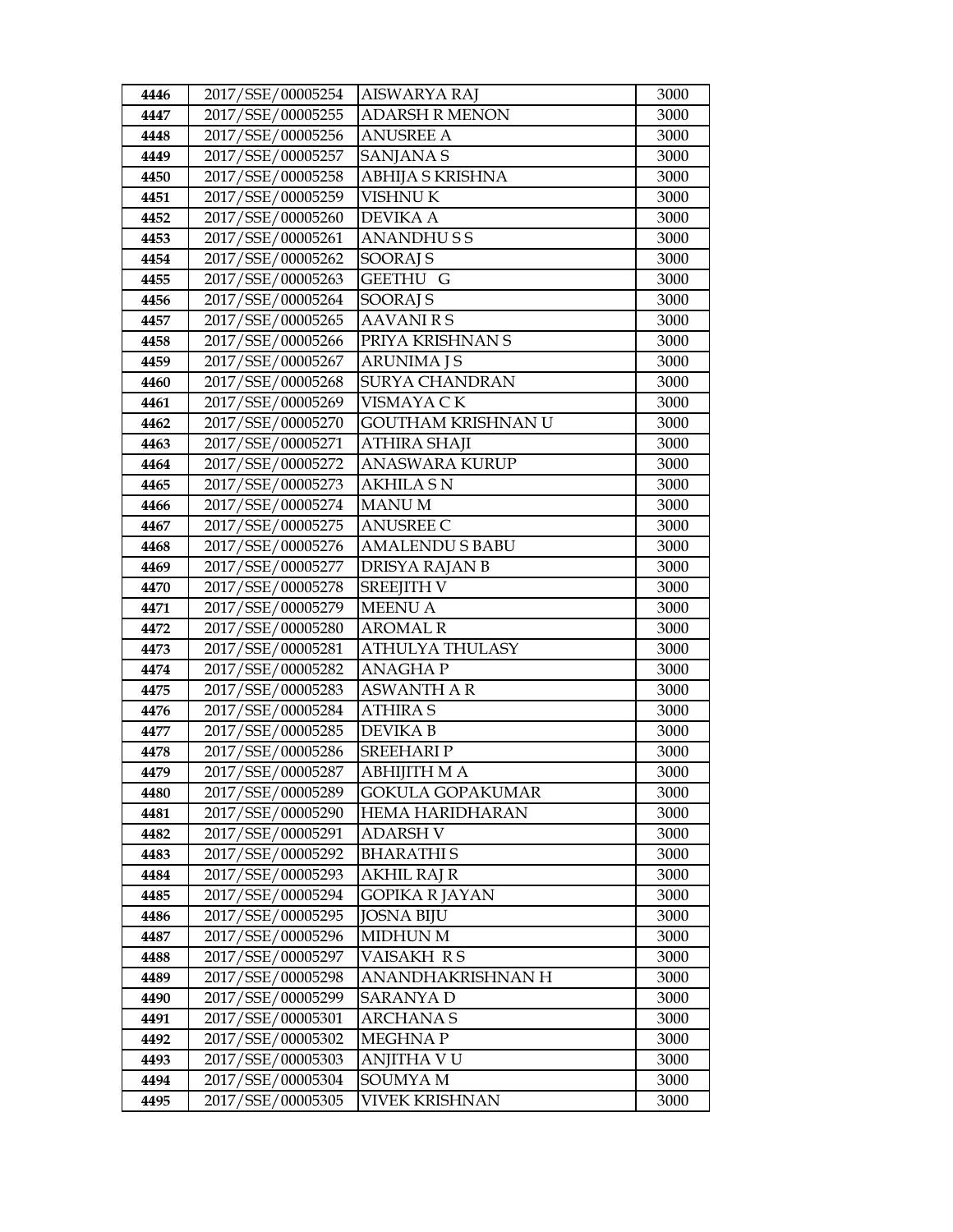| 4446 | 2017/SSE/00005254 | AISWARYA RAJ | 3000 |
|---|---|---|---|
| 4447 | 2017/SSE/00005255 | ADARSH R MENON | 3000 |
| 4448 | 2017/SSE/00005256 | ANUSREE A | 3000 |
| 4449 | 2017/SSE/00005257 | SANJANA S | 3000 |
| 4450 | 2017/SSE/00005258 | ABHIJA S KRISHNA | 3000 |
| 4451 | 2017/SSE/00005259 | VISHNU K | 3000 |
| 4452 | 2017/SSE/00005260 | DEVIKA A | 3000 |
| 4453 | 2017/SSE/00005261 | ANANDHU S S | 3000 |
| 4454 | 2017/SSE/00005262 | SOORAJ S | 3000 |
| 4455 | 2017/SSE/00005263 | GEETHU G | 3000 |
| 4456 | 2017/SSE/00005264 | SOORAJ S | 3000 |
| 4457 | 2017/SSE/00005265 | AAVANI R S | 3000 |
| 4458 | 2017/SSE/00005266 | PRIYA KRISHNAN S | 3000 |
| 4459 | 2017/SSE/00005267 | ARUNIMA J S | 3000 |
| 4460 | 2017/SSE/00005268 | SURYA CHANDRAN | 3000 |
| 4461 | 2017/SSE/00005269 | VISMAYA C K | 3000 |
| 4462 | 2017/SSE/00005270 | GOUTHAM KRISHNAN U | 3000 |
| 4463 | 2017/SSE/00005271 | ATHIRA SHAJI | 3000 |
| 4464 | 2017/SSE/00005272 | ANASWARA KURUP | 3000 |
| 4465 | 2017/SSE/00005273 | AKHILA S N | 3000 |
| 4466 | 2017/SSE/00005274 | MANU M | 3000 |
| 4467 | 2017/SSE/00005275 | ANUSREE C | 3000 |
| 4468 | 2017/SSE/00005276 | AMALENDU S BABU | 3000 |
| 4469 | 2017/SSE/00005277 | DRISYA RAJAN B | 3000 |
| 4470 | 2017/SSE/00005278 | SREEJITH V | 3000 |
| 4471 | 2017/SSE/00005279 | MEENU A | 3000 |
| 4472 | 2017/SSE/00005280 | AROMAL R | 3000 |
| 4473 | 2017/SSE/00005281 | ATHULYA THULASY | 3000 |
| 4474 | 2017/SSE/00005282 | ANAGHA P | 3000 |
| 4475 | 2017/SSE/00005283 | ASWANTH A R | 3000 |
| 4476 | 2017/SSE/00005284 | ATHIRA S | 3000 |
| 4477 | 2017/SSE/00005285 | DEVIKA B | 3000 |
| 4478 | 2017/SSE/00005286 | SREEHARI P | 3000 |
| 4479 | 2017/SSE/00005287 | ABHIJITH M A | 3000 |
| 4480 | 2017/SSE/00005289 | GOKULA GOPAKUMAR | 3000 |
| 4481 | 2017/SSE/00005290 | HEMA HARIDHARAN | 3000 |
| 4482 | 2017/SSE/00005291 | ADARSH V | 3000 |
| 4483 | 2017/SSE/00005292 | BHARATHI S | 3000 |
| 4484 | 2017/SSE/00005293 | AKHIL RAJ R | 3000 |
| 4485 | 2017/SSE/00005294 | GOPIKA R JAYAN | 3000 |
| 4486 | 2017/SSE/00005295 | JOSNA BIJU | 3000 |
| 4487 | 2017/SSE/00005296 | MIDHUN M | 3000 |
| 4488 | 2017/SSE/00005297 | VAISAKH R S | 3000 |
| 4489 | 2017/SSE/00005298 | ANANDHAKRISHNAN H | 3000 |
| 4490 | 2017/SSE/00005299 | SARANYA D | 3000 |
| 4491 | 2017/SSE/00005301 | ARCHANA S | 3000 |
| 4492 | 2017/SSE/00005302 | MEGHNA P | 3000 |
| 4493 | 2017/SSE/00005303 | ANJITHA V U | 3000 |
| 4494 | 2017/SSE/00005304 | SOUMYA M | 3000 |
| 4495 | 2017/SSE/00005305 | VIVEK KRISHNAN | 3000 |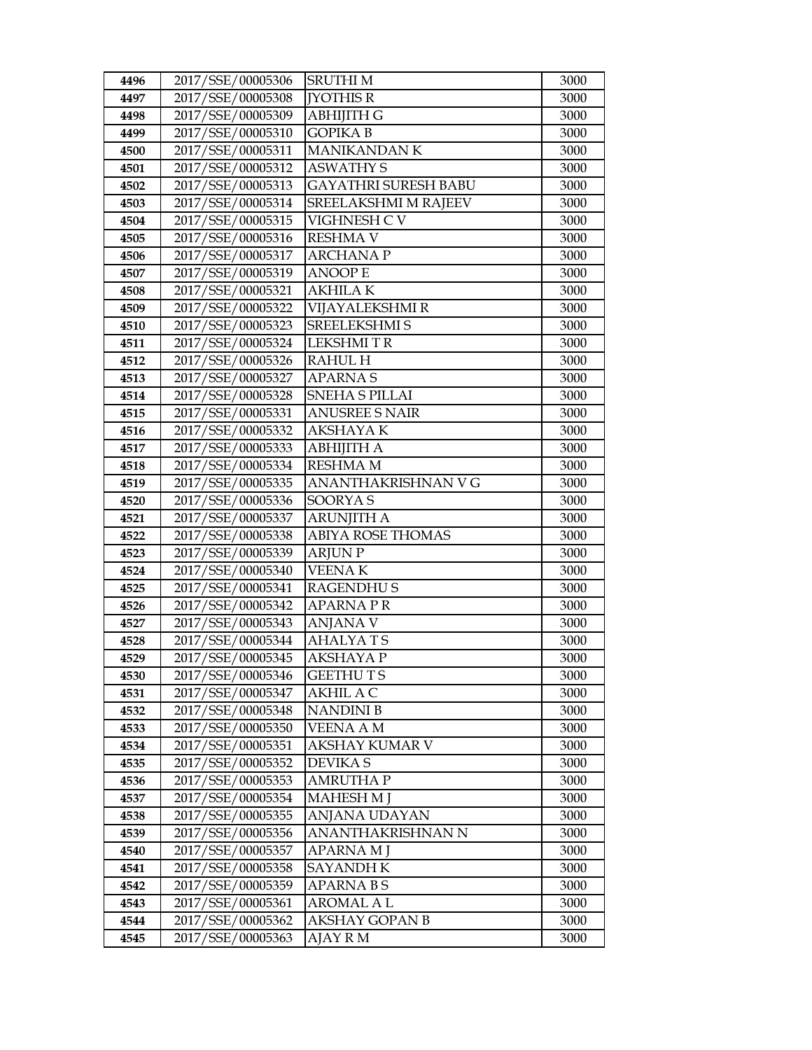| 4496 | 2017/SSE/00005306 | SRUTHI M | 3000 |
|---|---|---|---|
| 4497 | 2017/SSE/00005308 | JYOTHIS R | 3000 |
| 4498 | 2017/SSE/00005309 | ABHIJITH G | 3000 |
| 4499 | 2017/SSE/00005310 | GOPIKA B | 3000 |
| 4500 | 2017/SSE/00005311 | MANIKANDAN K | 3000 |
| 4501 | 2017/SSE/00005312 | ASWATHY S | 3000 |
| 4502 | 2017/SSE/00005313 | GAYATHRI SURESH BABU | 3000 |
| 4503 | 2017/SSE/00005314 | SREELAKSHMI M RAJEEV | 3000 |
| 4504 | 2017/SSE/00005315 | VIGHNESH C V | 3000 |
| 4505 | 2017/SSE/00005316 | RESHMA V | 3000 |
| 4506 | 2017/SSE/00005317 | ARCHANA P | 3000 |
| 4507 | 2017/SSE/00005319 | ANOOP E | 3000 |
| 4508 | 2017/SSE/00005321 | AKHILA K | 3000 |
| 4509 | 2017/SSE/00005322 | VIJAYALEKSHMI R | 3000 |
| 4510 | 2017/SSE/00005323 | SREELEKSHMI S | 3000 |
| 4511 | 2017/SSE/00005324 | LEKSHMI T R | 3000 |
| 4512 | 2017/SSE/00005326 | RAHUL H | 3000 |
| 4513 | 2017/SSE/00005327 | APARNA S | 3000 |
| 4514 | 2017/SSE/00005328 | SNEHA S PILLAI | 3000 |
| 4515 | 2017/SSE/00005331 | ANUSREE S NAIR | 3000 |
| 4516 | 2017/SSE/00005332 | AKSHAYA K | 3000 |
| 4517 | 2017/SSE/00005333 | ABHIJITH A | 3000 |
| 4518 | 2017/SSE/00005334 | RESHMA M | 3000 |
| 4519 | 2017/SSE/00005335 | ANANTHAKRISHNAN V G | 3000 |
| 4520 | 2017/SSE/00005336 | SOORYA S | 3000 |
| 4521 | 2017/SSE/00005337 | ARUNJITH A | 3000 |
| 4522 | 2017/SSE/00005338 | ABIYA ROSE THOMAS | 3000 |
| 4523 | 2017/SSE/00005339 | ARJUN P | 3000 |
| 4524 | 2017/SSE/00005340 | VEENA K | 3000 |
| 4525 | 2017/SSE/00005341 | RAGENDHU S | 3000 |
| 4526 | 2017/SSE/00005342 | APARNA P R | 3000 |
| 4527 | 2017/SSE/00005343 | ANJANA V | 3000 |
| 4528 | 2017/SSE/00005344 | AHALYA T S | 3000 |
| 4529 | 2017/SSE/00005345 | AKSHAYA P | 3000 |
| 4530 | 2017/SSE/00005346 | GEETHU T S | 3000 |
| 4531 | 2017/SSE/00005347 | AKHIL A C | 3000 |
| 4532 | 2017/SSE/00005348 | NANDINI B | 3000 |
| 4533 | 2017/SSE/00005350 | VEENA A M | 3000 |
| 4534 | 2017/SSE/00005351 | AKSHAY KUMAR V | 3000 |
| 4535 | 2017/SSE/00005352 | DEVIKA S | 3000 |
| 4536 | 2017/SSE/00005353 | AMRUTHA P | 3000 |
| 4537 | 2017/SSE/00005354 | MAHESH M J | 3000 |
| 4538 | 2017/SSE/00005355 | ANJANA UDAYAN | 3000 |
| 4539 | 2017/SSE/00005356 | ANANTHAKRISHNAN N | 3000 |
| 4540 | 2017/SSE/00005357 | APARNA M J | 3000 |
| 4541 | 2017/SSE/00005358 | SAYANDH K | 3000 |
| 4542 | 2017/SSE/00005359 | APARNA B S | 3000 |
| 4543 | 2017/SSE/00005361 | AROMAL A L | 3000 |
| 4544 | 2017/SSE/00005362 | AKSHAY GOPAN B | 3000 |
| 4545 | 2017/SSE/00005363 | AJAY R M | 3000 |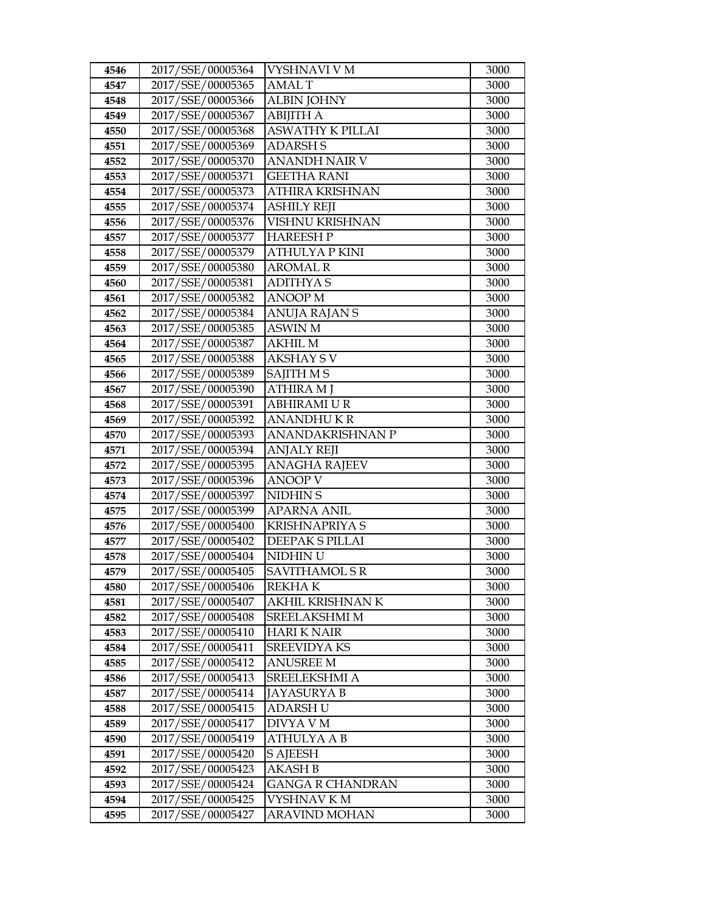| | | | |
|---|---|---|---|
| 4546 | 2017/SSE/00005364 | VYSHNAVI V M | 3000 |
| 4547 | 2017/SSE/00005365 | AMAL T | 3000 |
| 4548 | 2017/SSE/00005366 | ALBIN JOHNY | 3000 |
| 4549 | 2017/SSE/00005367 | ABIJITH A | 3000 |
| 4550 | 2017/SSE/00005368 | ASWATHY K PILLAI | 3000 |
| 4551 | 2017/SSE/00005369 | ADARSH S | 3000 |
| 4552 | 2017/SSE/00005370 | ANANDH NAIR V | 3000 |
| 4553 | 2017/SSE/00005371 | GEETHA RANI | 3000 |
| 4554 | 2017/SSE/00005373 | ATHIRA KRISHNAN | 3000 |
| 4555 | 2017/SSE/00005374 | ASHILY REJI | 3000 |
| 4556 | 2017/SSE/00005376 | VISHNU KRISHNAN | 3000 |
| 4557 | 2017/SSE/00005377 | HAREESH P | 3000 |
| 4558 | 2017/SSE/00005379 | ATHULYA P KINI | 3000 |
| 4559 | 2017/SSE/00005380 | AROMAL R | 3000 |
| 4560 | 2017/SSE/00005381 | ADITHYA S | 3000 |
| 4561 | 2017/SSE/00005382 | ANOOP M | 3000 |
| 4562 | 2017/SSE/00005384 | ANUJA RAJAN S | 3000 |
| 4563 | 2017/SSE/00005385 | ASWIN M | 3000 |
| 4564 | 2017/SSE/00005387 | AKHIL M | 3000 |
| 4565 | 2017/SSE/00005388 | AKSHAY S V | 3000 |
| 4566 | 2017/SSE/00005389 | SAJITH M S | 3000 |
| 4567 | 2017/SSE/00005390 | ATHIRA M J | 3000 |
| 4568 | 2017/SSE/00005391 | ABHIRAMI U R | 3000 |
| 4569 | 2017/SSE/00005392 | ANANDHU K R | 3000 |
| 4570 | 2017/SSE/00005393 | ANANDAKRISHNAN P | 3000 |
| 4571 | 2017/SSE/00005394 | ANJALY REJI | 3000 |
| 4572 | 2017/SSE/00005395 | ANAGHA RAJEEV | 3000 |
| 4573 | 2017/SSE/00005396 | ANOOP V | 3000 |
| 4574 | 2017/SSE/00005397 | NIDHIN S | 3000 |
| 4575 | 2017/SSE/00005399 | APARNA ANIL | 3000 |
| 4576 | 2017/SSE/00005400 | KRISHNAPRIYA S | 3000 |
| 4577 | 2017/SSE/00005402 | DEEPAK S PILLAI | 3000 |
| 4578 | 2017/SSE/00005404 | NIDHIN U | 3000 |
| 4579 | 2017/SSE/00005405 | SAVITHAMOL S R | 3000 |
| 4580 | 2017/SSE/00005406 | REKHA K | 3000 |
| 4581 | 2017/SSE/00005407 | AKHIL KRISHNAN K | 3000 |
| 4582 | 2017/SSE/00005408 | SREELAKSHMI M | 3000 |
| 4583 | 2017/SSE/00005410 | HARI K NAIR | 3000 |
| 4584 | 2017/SSE/00005411 | SREEVIDYA KS | 3000 |
| 4585 | 2017/SSE/00005412 | ANUSREE M | 3000 |
| 4586 | 2017/SSE/00005413 | SREELEKSHMI A | 3000 |
| 4587 | 2017/SSE/00005414 | JAYASURYA B | 3000 |
| 4588 | 2017/SSE/00005415 | ADARSH U | 3000 |
| 4589 | 2017/SSE/00005417 | DIVYA V M | 3000 |
| 4590 | 2017/SSE/00005419 | ATHULYA A B | 3000 |
| 4591 | 2017/SSE/00005420 | S AJEESH | 3000 |
| 4592 | 2017/SSE/00005423 | AKASH B | 3000 |
| 4593 | 2017/SSE/00005424 | GANGA R CHANDRAN | 3000 |
| 4594 | 2017/SSE/00005425 | VYSHNAV K M | 3000 |
| 4595 | 2017/SSE/00005427 | ARAVIND MOHAN | 3000 |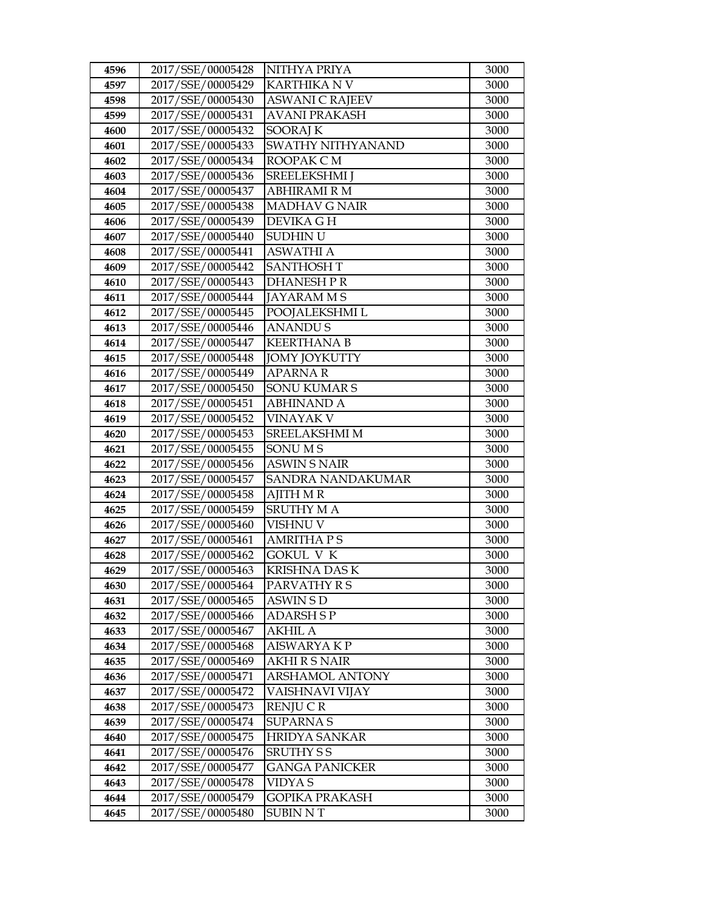| 4596 | 2017/SSE/00005428 | NITHYA PRIYA | 3000 |
|---|---|---|---|
| 4597 | 2017/SSE/00005429 | KARTHIKA N V | 3000 |
| 4598 | 2017/SSE/00005430 | ASWANI C RAJEEV | 3000 |
| 4599 | 2017/SSE/00005431 | AVANI PRAKASH | 3000 |
| 4600 | 2017/SSE/00005432 | SOORAJ K | 3000 |
| 4601 | 2017/SSE/00005433 | SWATHY NITHYANAND | 3000 |
| 4602 | 2017/SSE/00005434 | ROOPAK C M | 3000 |
| 4603 | 2017/SSE/00005436 | SREELEKSHMI J | 3000 |
| 4604 | 2017/SSE/00005437 | ABHIRAMI R M | 3000 |
| 4605 | 2017/SSE/00005438 | MADHAV G NAIR | 3000 |
| 4606 | 2017/SSE/00005439 | DEVIKA G H | 3000 |
| 4607 | 2017/SSE/00005440 | SUDHIN U | 3000 |
| 4608 | 2017/SSE/00005441 | ASWATHI A | 3000 |
| 4609 | 2017/SSE/00005442 | SANTHOSH T | 3000 |
| 4610 | 2017/SSE/00005443 | DHANESH P R | 3000 |
| 4611 | 2017/SSE/00005444 | JAYARAM M S | 3000 |
| 4612 | 2017/SSE/00005445 | POOJALEKSHMI L | 3000 |
| 4613 | 2017/SSE/00005446 | ANANDU S | 3000 |
| 4614 | 2017/SSE/00005447 | KEERTHANA B | 3000 |
| 4615 | 2017/SSE/00005448 | JOMY JOYKUTTY | 3000 |
| 4616 | 2017/SSE/00005449 | APARNA R | 3000 |
| 4617 | 2017/SSE/00005450 | SONU KUMAR S | 3000 |
| 4618 | 2017/SSE/00005451 | ABHINAND A | 3000 |
| 4619 | 2017/SSE/00005452 | VINAYAK V | 3000 |
| 4620 | 2017/SSE/00005453 | SREELAKSHMI M | 3000 |
| 4621 | 2017/SSE/00005455 | SONU M S | 3000 |
| 4622 | 2017/SSE/00005456 | ASWIN S NAIR | 3000 |
| 4623 | 2017/SSE/00005457 | SANDRA NANDAKUMAR | 3000 |
| 4624 | 2017/SSE/00005458 | AJITH M R | 3000 |
| 4625 | 2017/SSE/00005459 | SRUTHY M A | 3000 |
| 4626 | 2017/SSE/00005460 | VISHNU V | 3000 |
| 4627 | 2017/SSE/00005461 | AMRITHA P S | 3000 |
| 4628 | 2017/SSE/00005462 | GOKUL V K | 3000 |
| 4629 | 2017/SSE/00005463 | KRISHNA DAS K | 3000 |
| 4630 | 2017/SSE/00005464 | PARVATHY R S | 3000 |
| 4631 | 2017/SSE/00005465 | ASWIN S D | 3000 |
| 4632 | 2017/SSE/00005466 | ADARSH S P | 3000 |
| 4633 | 2017/SSE/00005467 | AKHIL A | 3000 |
| 4634 | 2017/SSE/00005468 | AISWARYA K P | 3000 |
| 4635 | 2017/SSE/00005469 | AKHI R S NAIR | 3000 |
| 4636 | 2017/SSE/00005471 | ARSHAMOL ANTONY | 3000 |
| 4637 | 2017/SSE/00005472 | VAISHNAVI VIJAY | 3000 |
| 4638 | 2017/SSE/00005473 | RENJU C R | 3000 |
| 4639 | 2017/SSE/00005474 | SUPARNA S | 3000 |
| 4640 | 2017/SSE/00005475 | HRIDYA SANKAR | 3000 |
| 4641 | 2017/SSE/00005476 | SRUTHY S S | 3000 |
| 4642 | 2017/SSE/00005477 | GANGA PANICKER | 3000 |
| 4643 | 2017/SSE/00005478 | VIDYA S | 3000 |
| 4644 | 2017/SSE/00005479 | GOPIKA PRAKASH | 3000 |
| 4645 | 2017/SSE/00005480 | SUBIN N T | 3000 |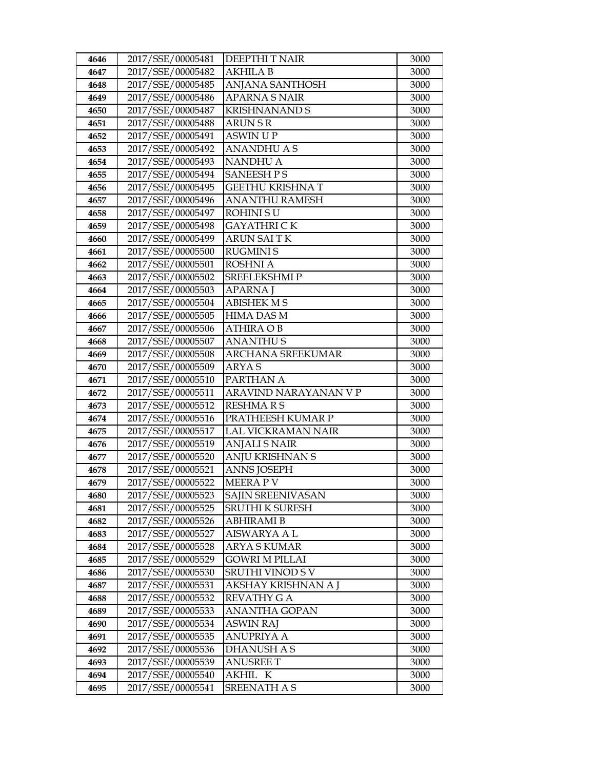| 4646 | 2017/SSE/00005481 | DEEPTHI T NAIR | 3000 |
|---|---|---|---|
| 4647 | 2017/SSE/00005482 | AKHILA B | 3000 |
| 4648 | 2017/SSE/00005485 | ANJANA SANTHOSH | 3000 |
| 4649 | 2017/SSE/00005486 | APARNA S NAIR | 3000 |
| 4650 | 2017/SSE/00005487 | KRISHNANAND S | 3000 |
| 4651 | 2017/SSE/00005488 | ARUN S R | 3000 |
| 4652 | 2017/SSE/00005491 | ASWIN U P | 3000 |
| 4653 | 2017/SSE/00005492 | ANANDHU A S | 3000 |
| 4654 | 2017/SSE/00005493 | NANDHU A | 3000 |
| 4655 | 2017/SSE/00005494 | SANEESH P S | 3000 |
| 4656 | 2017/SSE/00005495 | GEETHU KRISHNA T | 3000 |
| 4657 | 2017/SSE/00005496 | ANANTHU RAMESH | 3000 |
| 4658 | 2017/SSE/00005497 | ROHINI S U | 3000 |
| 4659 | 2017/SSE/00005498 | GAYATHRI C K | 3000 |
| 4660 | 2017/SSE/00005499 | ARUN SAI T K | 3000 |
| 4661 | 2017/SSE/00005500 | RUGMINI S | 3000 |
| 4662 | 2017/SSE/00005501 | ROSHNI A | 3000 |
| 4663 | 2017/SSE/00005502 | SREELEKSHMI P | 3000 |
| 4664 | 2017/SSE/00005503 | APARNA J | 3000 |
| 4665 | 2017/SSE/00005504 | ABISHEK M S | 3000 |
| 4666 | 2017/SSE/00005505 | HIMA DAS M | 3000 |
| 4667 | 2017/SSE/00005506 | ATHIRA O B | 3000 |
| 4668 | 2017/SSE/00005507 | ANANTHU S | 3000 |
| 4669 | 2017/SSE/00005508 | ARCHANA SREEKUMAR | 3000 |
| 4670 | 2017/SSE/00005509 | ARYA S | 3000 |
| 4671 | 2017/SSE/00005510 | PARTHAN A | 3000 |
| 4672 | 2017/SSE/00005511 | ARAVIND NARAYANAN V P | 3000 |
| 4673 | 2017/SSE/00005512 | RESHMA R S | 3000 |
| 4674 | 2017/SSE/00005516 | PRATHEESH KUMAR P | 3000 |
| 4675 | 2017/SSE/00005517 | LAL VICKRAMAN NAIR | 3000 |
| 4676 | 2017/SSE/00005519 | ANJALI S NAIR | 3000 |
| 4677 | 2017/SSE/00005520 | ANJU KRISHNAN S | 3000 |
| 4678 | 2017/SSE/00005521 | ANNS JOSEPH | 3000 |
| 4679 | 2017/SSE/00005522 | MEERA P V | 3000 |
| 4680 | 2017/SSE/00005523 | SAJIN SREENIVASAN | 3000 |
| 4681 | 2017/SSE/00005525 | SRUTHI K SURESH | 3000 |
| 4682 | 2017/SSE/00005526 | ABHIRAMI B | 3000 |
| 4683 | 2017/SSE/00005527 | AISWARYA A L | 3000 |
| 4684 | 2017/SSE/00005528 | ARYA S KUMAR | 3000 |
| 4685 | 2017/SSE/00005529 | GOWRI M PILLAI | 3000 |
| 4686 | 2017/SSE/00005530 | SRUTHI VINOD S V | 3000 |
| 4687 | 2017/SSE/00005531 | AKSHAY KRISHNAN A J | 3000 |
| 4688 | 2017/SSE/00005532 | REVATHY G A | 3000 |
| 4689 | 2017/SSE/00005533 | ANANTHA GOPAN | 3000 |
| 4690 | 2017/SSE/00005534 | ASWIN RAJ | 3000 |
| 4691 | 2017/SSE/00005535 | ANUPRIYA A | 3000 |
| 4692 | 2017/SSE/00005536 | DHANUSH A S | 3000 |
| 4693 | 2017/SSE/00005539 | ANUSREE T | 3000 |
| 4694 | 2017/SSE/00005540 | AKHIL K | 3000 |
| 4695 | 2017/SSE/00005541 | SREENATH A S | 3000 |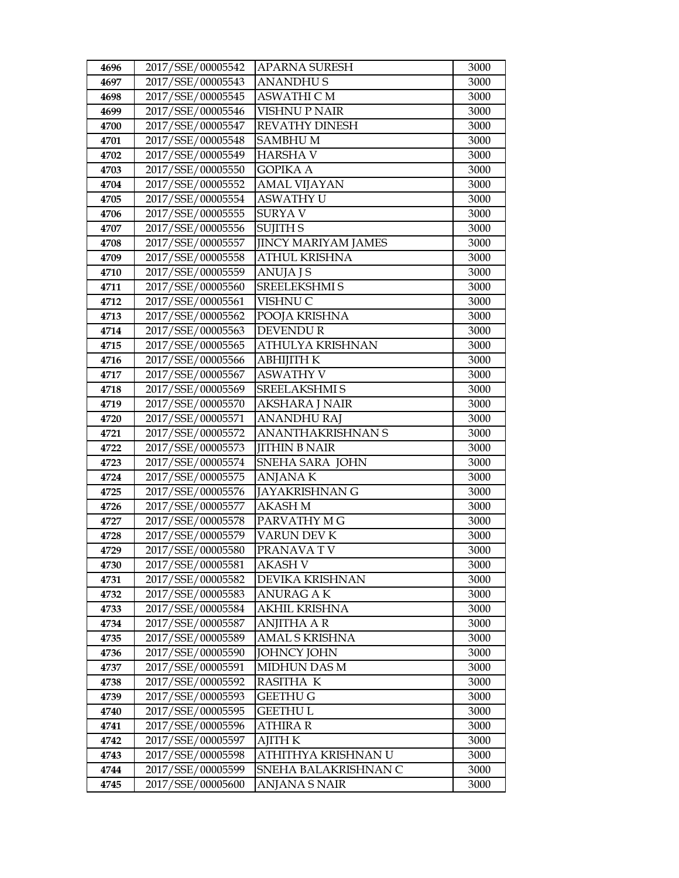| 4696 | 2017/SSE/00005542 | APARNA SURESH | 3000 |
|---|---|---|---|
| 4697 | 2017/SSE/00005543 | ANANDHU S | 3000 |
| 4698 | 2017/SSE/00005545 | ASWATHI C M | 3000 |
| 4699 | 2017/SSE/00005546 | VISHNU P NAIR | 3000 |
| 4700 | 2017/SSE/00005547 | REVATHY DINESH | 3000 |
| 4701 | 2017/SSE/00005548 | SAMBHU M | 3000 |
| 4702 | 2017/SSE/00005549 | HARSHA V | 3000 |
| 4703 | 2017/SSE/00005550 | GOPIKA A | 3000 |
| 4704 | 2017/SSE/00005552 | AMAL VIJAYAN | 3000 |
| 4705 | 2017/SSE/00005554 | ASWATHY U | 3000 |
| 4706 | 2017/SSE/00005555 | SURYA V | 3000 |
| 4707 | 2017/SSE/00005556 | SUJITH S | 3000 |
| 4708 | 2017/SSE/00005557 | JINCY MARIYAM JAMES | 3000 |
| 4709 | 2017/SSE/00005558 | ATHUL KRISHNA | 3000 |
| 4710 | 2017/SSE/00005559 | ANUJA J S | 3000 |
| 4711 | 2017/SSE/00005560 | SREELEKSHMI S | 3000 |
| 4712 | 2017/SSE/00005561 | VISHNU C | 3000 |
| 4713 | 2017/SSE/00005562 | POOJA KRISHNA | 3000 |
| 4714 | 2017/SSE/00005563 | DEVENDU R | 3000 |
| 4715 | 2017/SSE/00005565 | ATHULYA KRISHNAN | 3000 |
| 4716 | 2017/SSE/00005566 | ABHIJITH K | 3000 |
| 4717 | 2017/SSE/00005567 | ASWATHY V | 3000 |
| 4718 | 2017/SSE/00005569 | SREELAKSHMI S | 3000 |
| 4719 | 2017/SSE/00005570 | AKSHARA J NAIR | 3000 |
| 4720 | 2017/SSE/00005571 | ANANDHU RAJ | 3000 |
| 4721 | 2017/SSE/00005572 | ANANTHAKRISHNAN S | 3000 |
| 4722 | 2017/SSE/00005573 | JITHIN B NAIR | 3000 |
| 4723 | 2017/SSE/00005574 | SNEHA SARA JOHN | 3000 |
| 4724 | 2017/SSE/00005575 | ANJANA K | 3000 |
| 4725 | 2017/SSE/00005576 | JAYAKRISHNAN G | 3000 |
| 4726 | 2017/SSE/00005577 | AKASH M | 3000 |
| 4727 | 2017/SSE/00005578 | PARVATHY M G | 3000 |
| 4728 | 2017/SSE/00005579 | VARUN DEV K | 3000 |
| 4729 | 2017/SSE/00005580 | PRANAVA T V | 3000 |
| 4730 | 2017/SSE/00005581 | AKASH V | 3000 |
| 4731 | 2017/SSE/00005582 | DEVIKA KRISHNAN | 3000 |
| 4732 | 2017/SSE/00005583 | ANURAG A K | 3000 |
| 4733 | 2017/SSE/00005584 | AKHIL KRISHNA | 3000 |
| 4734 | 2017/SSE/00005587 | ANJITHA A R | 3000 |
| 4735 | 2017/SSE/00005589 | AMAL S KRISHNA | 3000 |
| 4736 | 2017/SSE/00005590 | JOHNCY JOHN | 3000 |
| 4737 | 2017/SSE/00005591 | MIDHUN DAS M | 3000 |
| 4738 | 2017/SSE/00005592 | RASITHA K | 3000 |
| 4739 | 2017/SSE/00005593 | GEETHU G | 3000 |
| 4740 | 2017/SSE/00005595 | GEETHU L | 3000 |
| 4741 | 2017/SSE/00005596 | ATHIRA R | 3000 |
| 4742 | 2017/SSE/00005597 | AJITH K | 3000 |
| 4743 | 2017/SSE/00005598 | ATHITHYA KRISHNAN U | 3000 |
| 4744 | 2017/SSE/00005599 | SNEHA BALAKRISHNAN C | 3000 |
| 4745 | 2017/SSE/00005600 | ANJANA S NAIR | 3000 |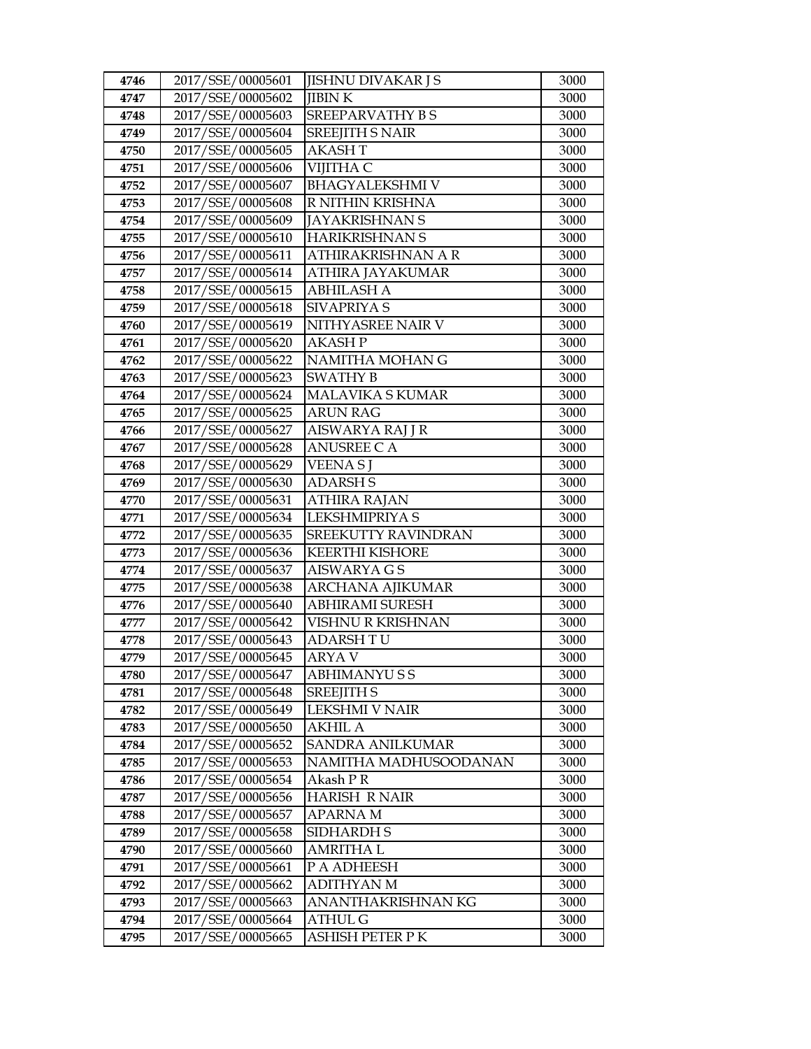| 4746 | 2017/SSE/00005601 | JISHNU DIVAKAR J S | 3000 |
|---|---|---|---|
| 4747 | 2017/SSE/00005602 | JIBIN K | 3000 |
| 4748 | 2017/SSE/00005603 | SREEPARVATHY B S | 3000 |
| 4749 | 2017/SSE/00005604 | SREEJITH S NAIR | 3000 |
| 4750 | 2017/SSE/00005605 | AKASH T | 3000 |
| 4751 | 2017/SSE/00005606 | VIJITHA C | 3000 |
| 4752 | 2017/SSE/00005607 | BHAGYALEKSHMI V | 3000 |
| 4753 | 2017/SSE/00005608 | R NITHIN KRISHNA | 3000 |
| 4754 | 2017/SSE/00005609 | JAYAKRISHNAN S | 3000 |
| 4755 | 2017/SSE/00005610 | HARIKRISHNAN S | 3000 |
| 4756 | 2017/SSE/00005611 | ATHIRAKRISHNAN A R | 3000 |
| 4757 | 2017/SSE/00005614 | ATHIRA JAYAKUMAR | 3000 |
| 4758 | 2017/SSE/00005615 | ABHILASH A | 3000 |
| 4759 | 2017/SSE/00005618 | SIVAPRIYA S | 3000 |
| 4760 | 2017/SSE/00005619 | NITHYASREE NAIR V | 3000 |
| 4761 | 2017/SSE/00005620 | AKASH P | 3000 |
| 4762 | 2017/SSE/00005622 | NAMITHA MOHAN G | 3000 |
| 4763 | 2017/SSE/00005623 | SWATHY B | 3000 |
| 4764 | 2017/SSE/00005624 | MALAVIKA S KUMAR | 3000 |
| 4765 | 2017/SSE/00005625 | ARUN RAG | 3000 |
| 4766 | 2017/SSE/00005627 | AISWARYA RAJ J R | 3000 |
| 4767 | 2017/SSE/00005628 | ANUSREE C A | 3000 |
| 4768 | 2017/SSE/00005629 | VEENA S J | 3000 |
| 4769 | 2017/SSE/00005630 | ADARSH S | 3000 |
| 4770 | 2017/SSE/00005631 | ATHIRA RAJAN | 3000 |
| 4771 | 2017/SSE/00005634 | LEKSHMIPRIYA S | 3000 |
| 4772 | 2017/SSE/00005635 | SREEKUTTY RAVINDRAN | 3000 |
| 4773 | 2017/SSE/00005636 | KEERTHI KISHORE | 3000 |
| 4774 | 2017/SSE/00005637 | AISWARYA G S | 3000 |
| 4775 | 2017/SSE/00005638 | ARCHANA AJIKUMAR | 3000 |
| 4776 | 2017/SSE/00005640 | ABHIRAMI SURESH | 3000 |
| 4777 | 2017/SSE/00005642 | VISHNU R KRISHNAN | 3000 |
| 4778 | 2017/SSE/00005643 | ADARSH T U | 3000 |
| 4779 | 2017/SSE/00005645 | ARYA V | 3000 |
| 4780 | 2017/SSE/00005647 | ABHIMANYU S S | 3000 |
| 4781 | 2017/SSE/00005648 | SREEJITH S | 3000 |
| 4782 | 2017/SSE/00005649 | LEKSHMI V NAIR | 3000 |
| 4783 | 2017/SSE/00005650 | AKHIL A | 3000 |
| 4784 | 2017/SSE/00005652 | SANDRA ANILKUMAR | 3000 |
| 4785 | 2017/SSE/00005653 | NAMITHA MADHUSOODANAN | 3000 |
| 4786 | 2017/SSE/00005654 | Akash P R | 3000 |
| 4787 | 2017/SSE/00005656 | HARISH R NAIR | 3000 |
| 4788 | 2017/SSE/00005657 | APARNA M | 3000 |
| 4789 | 2017/SSE/00005658 | SIDHARDH S | 3000 |
| 4790 | 2017/SSE/00005660 | AMRITHA L | 3000 |
| 4791 | 2017/SSE/00005661 | P A ADHEESH | 3000 |
| 4792 | 2017/SSE/00005662 | ADITHYAN M | 3000 |
| 4793 | 2017/SSE/00005663 | ANANTHAKRISHNAN KG | 3000 |
| 4794 | 2017/SSE/00005664 | ATHUL G | 3000 |
| 4795 | 2017/SSE/00005665 | ASHISH PETER P K | 3000 |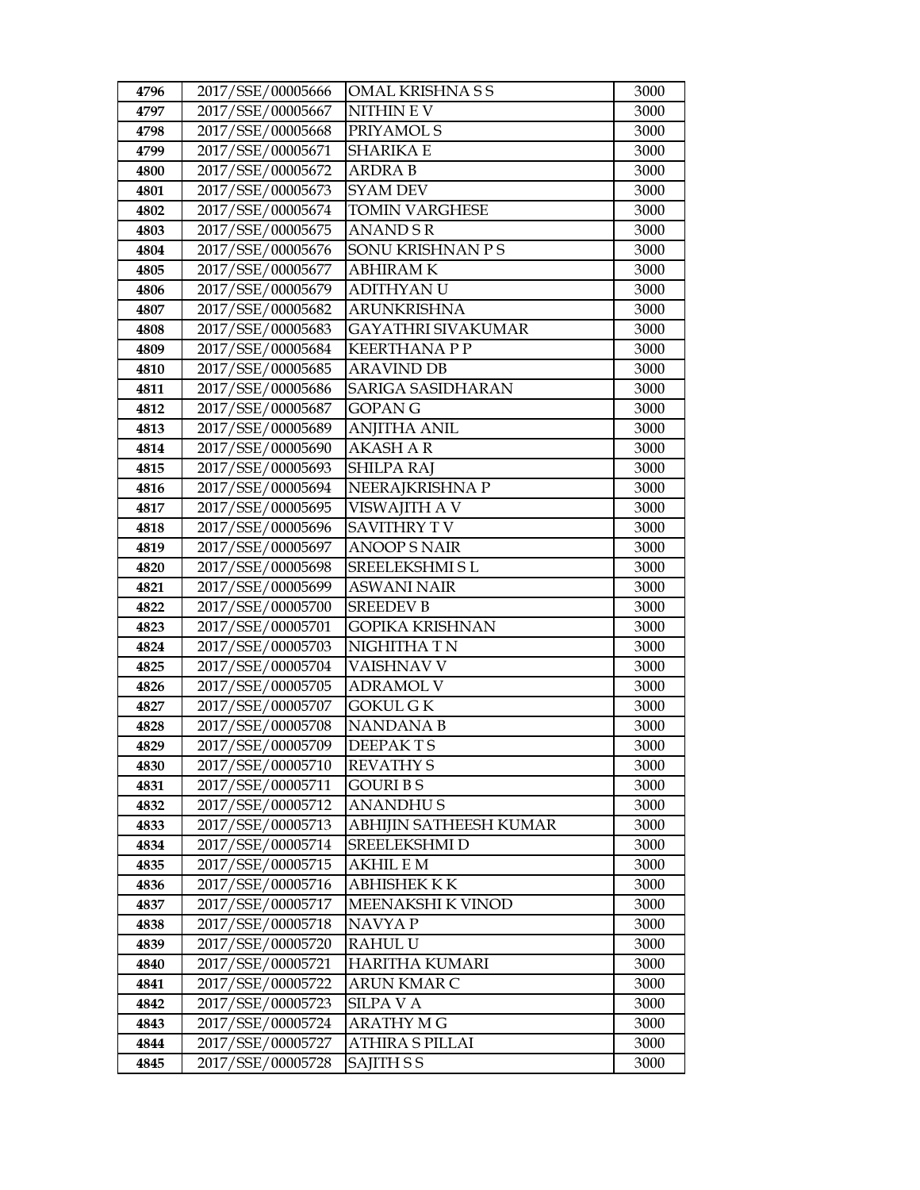| 4796 | 2017/SSE/00005666 | OMAL KRISHNA S S | 3000 |
|---|---|---|---|
| 4797 | 2017/SSE/00005667 | NITHIN E V | 3000 |
| 4798 | 2017/SSE/00005668 | PRIYAMOL S | 3000 |
| 4799 | 2017/SSE/00005671 | SHARIKA E | 3000 |
| 4800 | 2017/SSE/00005672 | ARDRA B | 3000 |
| 4801 | 2017/SSE/00005673 | SYAM DEV | 3000 |
| 4802 | 2017/SSE/00005674 | TOMIN VARGHESE | 3000 |
| 4803 | 2017/SSE/00005675 | ANAND S R | 3000 |
| 4804 | 2017/SSE/00005676 | SONU KRISHNAN P S | 3000 |
| 4805 | 2017/SSE/00005677 | ABHIRAM K | 3000 |
| 4806 | 2017/SSE/00005679 | ADITHYAN U | 3000 |
| 4807 | 2017/SSE/00005682 | ARUNKRISHNA | 3000 |
| 4808 | 2017/SSE/00005683 | GAYATHRI SIVAKUMAR | 3000 |
| 4809 | 2017/SSE/00005684 | KEERTHANA P P | 3000 |
| 4810 | 2017/SSE/00005685 | ARAVIND DB | 3000 |
| 4811 | 2017/SSE/00005686 | SARIGA SASIDHARAN | 3000 |
| 4812 | 2017/SSE/00005687 | GOPAN G | 3000 |
| 4813 | 2017/SSE/00005689 | ANJITHA ANIL | 3000 |
| 4814 | 2017/SSE/00005690 | AKASH A R | 3000 |
| 4815 | 2017/SSE/00005693 | SHILPA RAJ | 3000 |
| 4816 | 2017/SSE/00005694 | NEERAJKRISHNA P | 3000 |
| 4817 | 2017/SSE/00005695 | VISWAJITH A V | 3000 |
| 4818 | 2017/SSE/00005696 | SAVITHRY T V | 3000 |
| 4819 | 2017/SSE/00005697 | ANOOP S NAIR | 3000 |
| 4820 | 2017/SSE/00005698 | SREELEKSHMI S L | 3000 |
| 4821 | 2017/SSE/00005699 | ASWANI NAIR | 3000 |
| 4822 | 2017/SSE/00005700 | SREEDEV B | 3000 |
| 4823 | 2017/SSE/00005701 | GOPIKA KRISHNAN | 3000 |
| 4824 | 2017/SSE/00005703 | NIGHITHA T N | 3000 |
| 4825 | 2017/SSE/00005704 | VAISHNAV V | 3000 |
| 4826 | 2017/SSE/00005705 | ADRAMOL V | 3000 |
| 4827 | 2017/SSE/00005707 | GOKUL G K | 3000 |
| 4828 | 2017/SSE/00005708 | NANDANA B | 3000 |
| 4829 | 2017/SSE/00005709 | DEEPAK T S | 3000 |
| 4830 | 2017/SSE/00005710 | REVATHY S | 3000 |
| 4831 | 2017/SSE/00005711 | GOURI B S | 3000 |
| 4832 | 2017/SSE/00005712 | ANANDHU S | 3000 |
| 4833 | 2017/SSE/00005713 | ABHIJIN SATHEESH KUMAR | 3000 |
| 4834 | 2017/SSE/00005714 | SREELEKSHMI D | 3000 |
| 4835 | 2017/SSE/00005715 | AKHIL E M | 3000 |
| 4836 | 2017/SSE/00005716 | ABHISHEK K K | 3000 |
| 4837 | 2017/SSE/00005717 | MEENAKSHI K VINOD | 3000 |
| 4838 | 2017/SSE/00005718 | NAVYA P | 3000 |
| 4839 | 2017/SSE/00005720 | RAHUL U | 3000 |
| 4840 | 2017/SSE/00005721 | HARITHA KUMARI | 3000 |
| 4841 | 2017/SSE/00005722 | ARUN KMAR C | 3000 |
| 4842 | 2017/SSE/00005723 | SILPA V A | 3000 |
| 4843 | 2017/SSE/00005724 | ARATHY M G | 3000 |
| 4844 | 2017/SSE/00005727 | ATHIRA S PILLAI | 3000 |
| 4845 | 2017/SSE/00005728 | SAJITH S S | 3000 |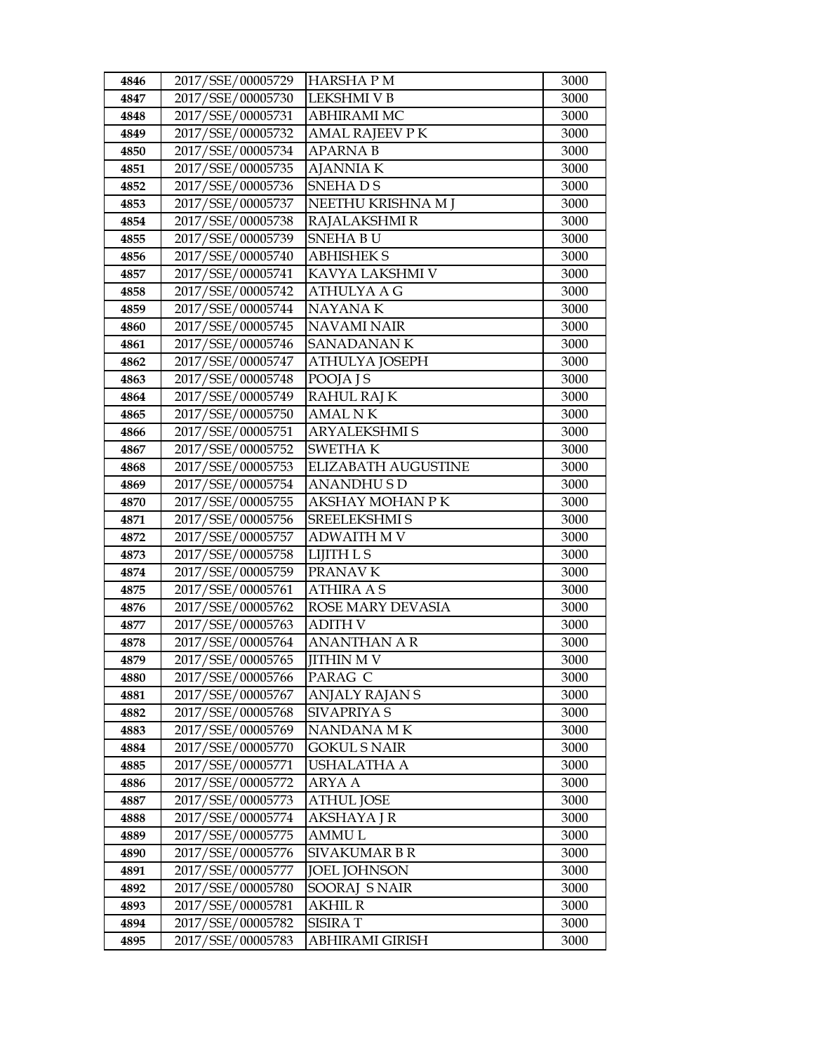| 4846 | 2017/SSE/00005729 | HARSHA P M | 3000 |
|---|---|---|---|
| 4847 | 2017/SSE/00005730 | LEKSHMI V B | 3000 |
| 4848 | 2017/SSE/00005731 | ABHIRAMI MC | 3000 |
| 4849 | 2017/SSE/00005732 | AMAL RAJEEV P K | 3000 |
| 4850 | 2017/SSE/00005734 | APARNA B | 3000 |
| 4851 | 2017/SSE/00005735 | AJANNIA K | 3000 |
| 4852 | 2017/SSE/00005736 | SNEHA D S | 3000 |
| 4853 | 2017/SSE/00005737 | NEETHU KRISHNA M J | 3000 |
| 4854 | 2017/SSE/00005738 | RAJALAKSHMI R | 3000 |
| 4855 | 2017/SSE/00005739 | SNEHA B U | 3000 |
| 4856 | 2017/SSE/00005740 | ABHISHEK S | 3000 |
| 4857 | 2017/SSE/00005741 | KAVYA LAKSHMI V | 3000 |
| 4858 | 2017/SSE/00005742 | ATHULYA A G | 3000 |
| 4859 | 2017/SSE/00005744 | NAYANA K | 3000 |
| 4860 | 2017/SSE/00005745 | NAVAMI NAIR | 3000 |
| 4861 | 2017/SSE/00005746 | SANADANAN K | 3000 |
| 4862 | 2017/SSE/00005747 | ATHULYA JOSEPH | 3000 |
| 4863 | 2017/SSE/00005748 | POOJA J S | 3000 |
| 4864 | 2017/SSE/00005749 | RAHUL RAJ K | 3000 |
| 4865 | 2017/SSE/00005750 | AMAL N K | 3000 |
| 4866 | 2017/SSE/00005751 | ARYALEKSHMI S | 3000 |
| 4867 | 2017/SSE/00005752 | SWETHA K | 3000 |
| 4868 | 2017/SSE/00005753 | ELIZABATH AUGUSTINE | 3000 |
| 4869 | 2017/SSE/00005754 | ANANDHU S D | 3000 |
| 4870 | 2017/SSE/00005755 | AKSHAY MOHAN P K | 3000 |
| 4871 | 2017/SSE/00005756 | SREELEKSHMI S | 3000 |
| 4872 | 2017/SSE/00005757 | ADWAITH M V | 3000 |
| 4873 | 2017/SSE/00005758 | LIJITH L S | 3000 |
| 4874 | 2017/SSE/00005759 | PRANAV K | 3000 |
| 4875 | 2017/SSE/00005761 | ATHIRA A S | 3000 |
| 4876 | 2017/SSE/00005762 | ROSE MARY DEVASIA | 3000 |
| 4877 | 2017/SSE/00005763 | ADITH V | 3000 |
| 4878 | 2017/SSE/00005764 | ANANTHAN A R | 3000 |
| 4879 | 2017/SSE/00005765 | JITHIN M V | 3000 |
| 4880 | 2017/SSE/00005766 | PARAG C | 3000 |
| 4881 | 2017/SSE/00005767 | ANJALY RAJAN S | 3000 |
| 4882 | 2017/SSE/00005768 | SIVAPRIYA S | 3000 |
| 4883 | 2017/SSE/00005769 | NANDANA M K | 3000 |
| 4884 | 2017/SSE/00005770 | GOKUL S NAIR | 3000 |
| 4885 | 2017/SSE/00005771 | USHALATHA A | 3000 |
| 4886 | 2017/SSE/00005772 | ARYA A | 3000 |
| 4887 | 2017/SSE/00005773 | ATHUL JOSE | 3000 |
| 4888 | 2017/SSE/00005774 | AKSHAYA J R | 3000 |
| 4889 | 2017/SSE/00005775 | AMMU L | 3000 |
| 4890 | 2017/SSE/00005776 | SIVAKUMAR B R | 3000 |
| 4891 | 2017/SSE/00005777 | JOEL JOHNSON | 3000 |
| 4892 | 2017/SSE/00005780 | SOORAJ S NAIR | 3000 |
| 4893 | 2017/SSE/00005781 | AKHIL R | 3000 |
| 4894 | 2017/SSE/00005782 | SISIRA T | 3000 |
| 4895 | 2017/SSE/00005783 | ABHIRAMI GIRISH | 3000 |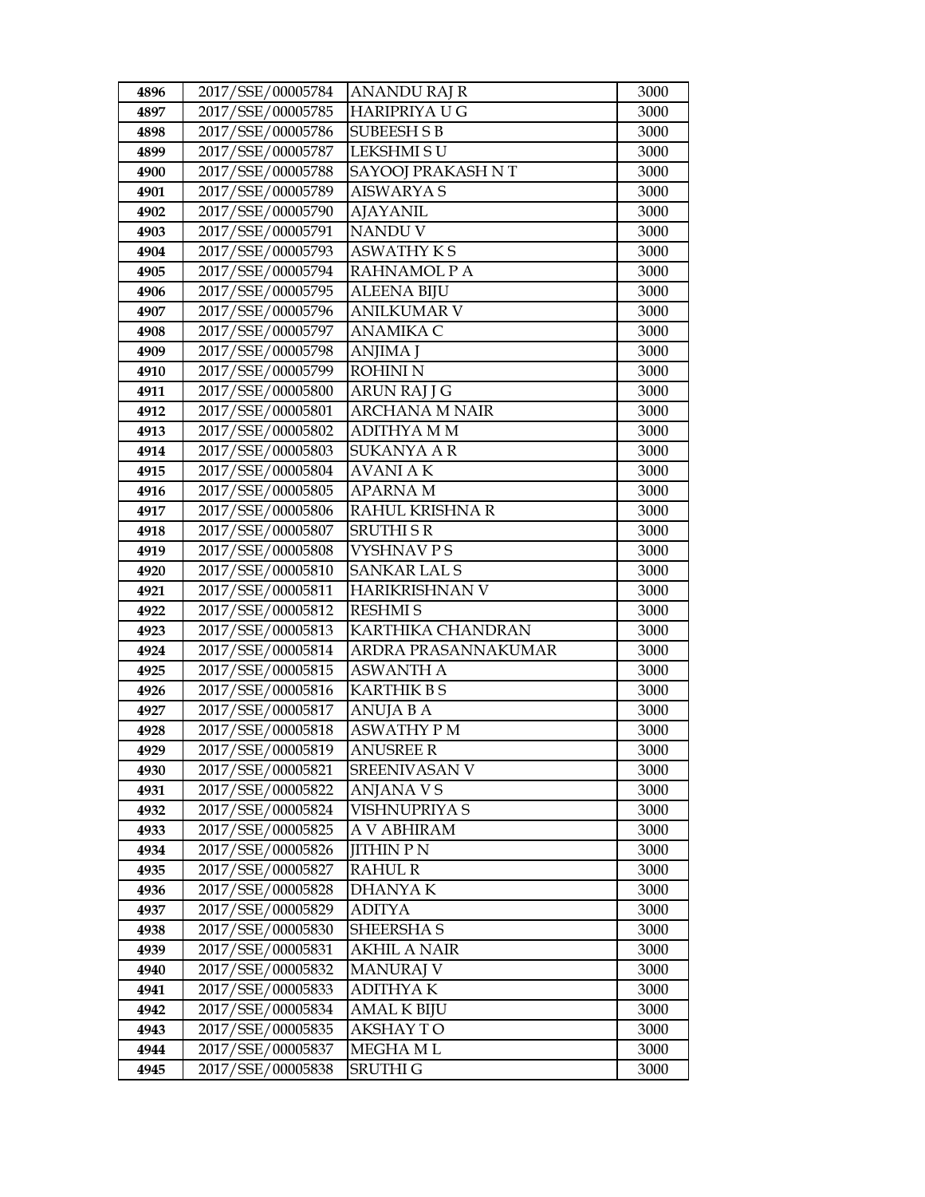| 4896 | 2017/SSE/00005784 | ANANDU RAJ R | 3000 |
|---|---|---|---|
| 4897 | 2017/SSE/00005785 | HARIPRIYA U G | 3000 |
| 4898 | 2017/SSE/00005786 | SUBEESH S B | 3000 |
| 4899 | 2017/SSE/00005787 | LEKSHMI S U | 3000 |
| 4900 | 2017/SSE/00005788 | SAYOOJ PRAKASH N T | 3000 |
| 4901 | 2017/SSE/00005789 | AISWARYA S | 3000 |
| 4902 | 2017/SSE/00005790 | AJAYANIL | 3000 |
| 4903 | 2017/SSE/00005791 | NANDU V | 3000 |
| 4904 | 2017/SSE/00005793 | ASWATHY K S | 3000 |
| 4905 | 2017/SSE/00005794 | RAHNAMOL P A | 3000 |
| 4906 | 2017/SSE/00005795 | ALEENA BIJU | 3000 |
| 4907 | 2017/SSE/00005796 | ANILKUMAR V | 3000 |
| 4908 | 2017/SSE/00005797 | ANAMIKA C | 3000 |
| 4909 | 2017/SSE/00005798 | ANJIMA J | 3000 |
| 4910 | 2017/SSE/00005799 | ROHINI N | 3000 |
| 4911 | 2017/SSE/00005800 | ARUN RAJ J G | 3000 |
| 4912 | 2017/SSE/00005801 | ARCHANA M NAIR | 3000 |
| 4913 | 2017/SSE/00005802 | ADITHYA M M | 3000 |
| 4914 | 2017/SSE/00005803 | SUKANYA A R | 3000 |
| 4915 | 2017/SSE/00005804 | AVANI A K | 3000 |
| 4916 | 2017/SSE/00005805 | APARNA M | 3000 |
| 4917 | 2017/SSE/00005806 | RAHUL KRISHNA R | 3000 |
| 4918 | 2017/SSE/00005807 | SRUTHI S R | 3000 |
| 4919 | 2017/SSE/00005808 | VYSHNAV P S | 3000 |
| 4920 | 2017/SSE/00005810 | SANKAR LAL S | 3000 |
| 4921 | 2017/SSE/00005811 | HARIKRISHNAN V | 3000 |
| 4922 | 2017/SSE/00005812 | RESHMI S | 3000 |
| 4923 | 2017/SSE/00005813 | KARTHIKA CHANDRAN | 3000 |
| 4924 | 2017/SSE/00005814 | ARDRA PRASANNAKUMAR | 3000 |
| 4925 | 2017/SSE/00005815 | ASWANTH A | 3000 |
| 4926 | 2017/SSE/00005816 | KARTHIK B S | 3000 |
| 4927 | 2017/SSE/00005817 | ANUJA B A | 3000 |
| 4928 | 2017/SSE/00005818 | ASWATHY P M | 3000 |
| 4929 | 2017/SSE/00005819 | ANUSREE R | 3000 |
| 4930 | 2017/SSE/00005821 | SREENIVASAN V | 3000 |
| 4931 | 2017/SSE/00005822 | ANJANA V S | 3000 |
| 4932 | 2017/SSE/00005824 | VISHNUPRIYA S | 3000 |
| 4933 | 2017/SSE/00005825 | A V ABHIRAM | 3000 |
| 4934 | 2017/SSE/00005826 | JITHIN P N | 3000 |
| 4935 | 2017/SSE/00005827 | RAHUL R | 3000 |
| 4936 | 2017/SSE/00005828 | DHANYA K | 3000 |
| 4937 | 2017/SSE/00005829 | ADITYA | 3000 |
| 4938 | 2017/SSE/00005830 | SHEERSHA S | 3000 |
| 4939 | 2017/SSE/00005831 | AKHIL A NAIR | 3000 |
| 4940 | 2017/SSE/00005832 | MANURAJ V | 3000 |
| 4941 | 2017/SSE/00005833 | ADITHYA K | 3000 |
| 4942 | 2017/SSE/00005834 | AMAL K BIJU | 3000 |
| 4943 | 2017/SSE/00005835 | AKSHAY T O | 3000 |
| 4944 | 2017/SSE/00005837 | MEGHA M L | 3000 |
| 4945 | 2017/SSE/00005838 | SRUTHI G | 3000 |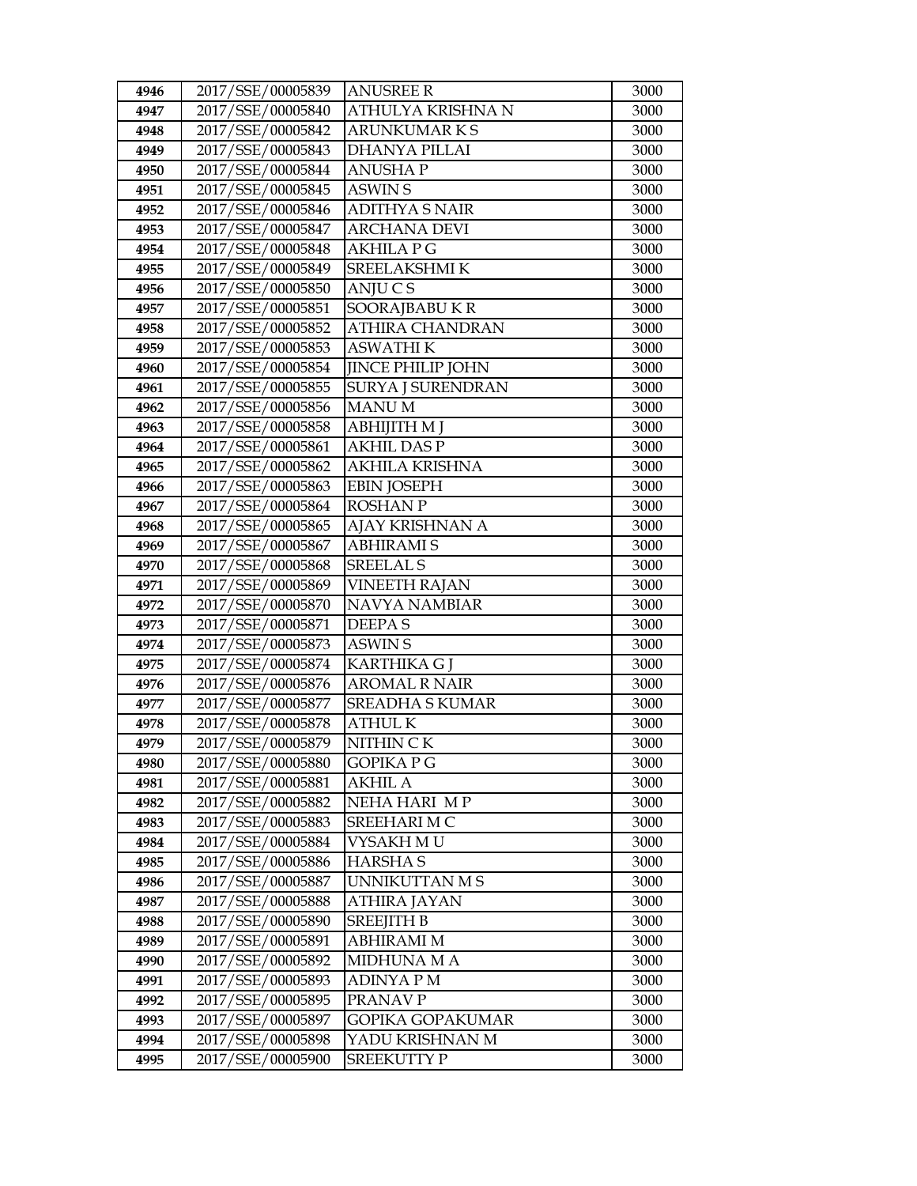| 4946 | 2017/SSE/00005839 | ANUSREE R | 3000 |
|---|---|---|---|
| 4947 | 2017/SSE/00005840 | ATHULYA KRISHNA N | 3000 |
| 4948 | 2017/SSE/00005842 | ARUNKUMAR K S | 3000 |
| 4949 | 2017/SSE/00005843 | DHANYA PILLAI | 3000 |
| 4950 | 2017/SSE/00005844 | ANUSHA P | 3000 |
| 4951 | 2017/SSE/00005845 | ASWIN S | 3000 |
| 4952 | 2017/SSE/00005846 | ADITHYA S NAIR | 3000 |
| 4953 | 2017/SSE/00005847 | ARCHANA DEVI | 3000 |
| 4954 | 2017/SSE/00005848 | AKHILA P G | 3000 |
| 4955 | 2017/SSE/00005849 | SREELAKSHMI K | 3000 |
| 4956 | 2017/SSE/00005850 | ANJU C S | 3000 |
| 4957 | 2017/SSE/00005851 | SOORAJBABU K R | 3000 |
| 4958 | 2017/SSE/00005852 | ATHIRA CHANDRAN | 3000 |
| 4959 | 2017/SSE/00005853 | ASWATHI K | 3000 |
| 4960 | 2017/SSE/00005854 | JINCE PHILIP JOHN | 3000 |
| 4961 | 2017/SSE/00005855 | SURYA J SURENDRAN | 3000 |
| 4962 | 2017/SSE/00005856 | MANU M | 3000 |
| 4963 | 2017/SSE/00005858 | ABHIJITH M J | 3000 |
| 4964 | 2017/SSE/00005861 | AKHIL DAS P | 3000 |
| 4965 | 2017/SSE/00005862 | AKHILA KRISHNA | 3000 |
| 4966 | 2017/SSE/00005863 | EBIN JOSEPH | 3000 |
| 4967 | 2017/SSE/00005864 | ROSHAN P | 3000 |
| 4968 | 2017/SSE/00005865 | AJAY KRISHNAN A | 3000 |
| 4969 | 2017/SSE/00005867 | ABHIRAMI S | 3000 |
| 4970 | 2017/SSE/00005868 | SREELAL S | 3000 |
| 4971 | 2017/SSE/00005869 | VINEETH RAJAN | 3000 |
| 4972 | 2017/SSE/00005870 | NAVYA NAMBIAR | 3000 |
| 4973 | 2017/SSE/00005871 | DEEPA S | 3000 |
| 4974 | 2017/SSE/00005873 | ASWIN S | 3000 |
| 4975 | 2017/SSE/00005874 | KARTHIKA G J | 3000 |
| 4976 | 2017/SSE/00005876 | AROMAL R NAIR | 3000 |
| 4977 | 2017/SSE/00005877 | SREADHA S KUMAR | 3000 |
| 4978 | 2017/SSE/00005878 | ATHUL K | 3000 |
| 4979 | 2017/SSE/00005879 | NITHIN C K | 3000 |
| 4980 | 2017/SSE/00005880 | GOPIKA P G | 3000 |
| 4981 | 2017/SSE/00005881 | AKHIL A | 3000 |
| 4982 | 2017/SSE/00005882 | NEHA HARI M P | 3000 |
| 4983 | 2017/SSE/00005883 | SREEHARI M C | 3000 |
| 4984 | 2017/SSE/00005884 | VYSAKH M U | 3000 |
| 4985 | 2017/SSE/00005886 | HARSHA S | 3000 |
| 4986 | 2017/SSE/00005887 | UNNIKUTTAN M S | 3000 |
| 4987 | 2017/SSE/00005888 | ATHIRA JAYAN | 3000 |
| 4988 | 2017/SSE/00005890 | SREEJITH B | 3000 |
| 4989 | 2017/SSE/00005891 | ABHIRAMI M | 3000 |
| 4990 | 2017/SSE/00005892 | MIDHUNA M A | 3000 |
| 4991 | 2017/SSE/00005893 | ADINYA P M | 3000 |
| 4992 | 2017/SSE/00005895 | PRANAV P | 3000 |
| 4993 | 2017/SSE/00005897 | GOPIKA GOPAKUMAR | 3000 |
| 4994 | 2017/SSE/00005898 | YADU KRISHNAN M | 3000 |
| 4995 | 2017/SSE/00005900 | SREEKUTTY P | 3000 |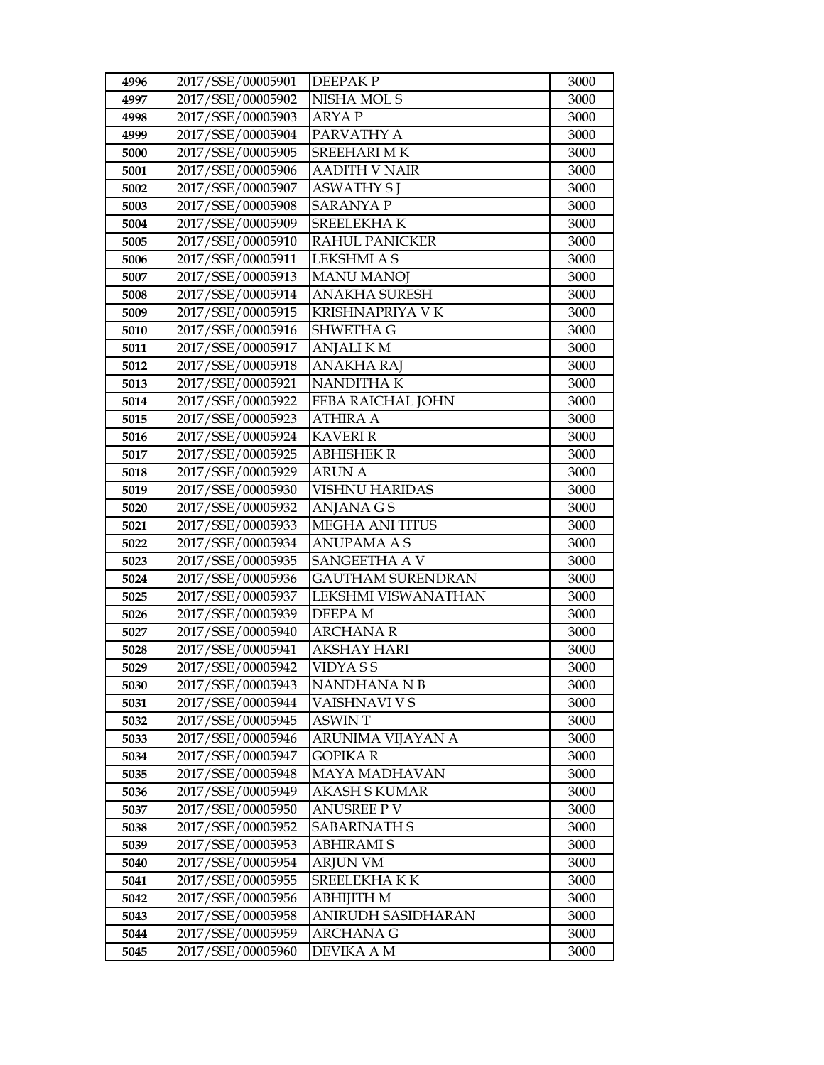| 4996 | 2017/SSE/00005901 | DEEPAK P | 3000 |
|---|---|---|---|
| 4997 | 2017/SSE/00005902 | NISHA MOL S | 3000 |
| 4998 | 2017/SSE/00005903 | ARYA P | 3000 |
| 4999 | 2017/SSE/00005904 | PARVATHY A | 3000 |
| 5000 | 2017/SSE/00005905 | SREEHARI M K | 3000 |
| 5001 | 2017/SSE/00005906 | AADITH V NAIR | 3000 |
| 5002 | 2017/SSE/00005907 | ASWATHY S J | 3000 |
| 5003 | 2017/SSE/00005908 | SARANYA P | 3000 |
| 5004 | 2017/SSE/00005909 | SREELEKHA K | 3000 |
| 5005 | 2017/SSE/00005910 | RAHUL PANICKER | 3000 |
| 5006 | 2017/SSE/00005911 | LEKSHMI A S | 3000 |
| 5007 | 2017/SSE/00005913 | MANU MANOJ | 3000 |
| 5008 | 2017/SSE/00005914 | ANAKHA SURESH | 3000 |
| 5009 | 2017/SSE/00005915 | KRISHNAPRIYA V K | 3000 |
| 5010 | 2017/SSE/00005916 | SHWETHA G | 3000 |
| 5011 | 2017/SSE/00005917 | ANJALI K M | 3000 |
| 5012 | 2017/SSE/00005918 | ANAKHA RAJ | 3000 |
| 5013 | 2017/SSE/00005921 | NANDITHA K | 3000 |
| 5014 | 2017/SSE/00005922 | FEBA RAICHAL JOHN | 3000 |
| 5015 | 2017/SSE/00005923 | ATHIRA A | 3000 |
| 5016 | 2017/SSE/00005924 | KAVERI R | 3000 |
| 5017 | 2017/SSE/00005925 | ABHISHEK R | 3000 |
| 5018 | 2017/SSE/00005929 | ARUN A | 3000 |
| 5019 | 2017/SSE/00005930 | VISHNU HARIDAS | 3000 |
| 5020 | 2017/SSE/00005932 | ANJANA G S | 3000 |
| 5021 | 2017/SSE/00005933 | MEGHA ANI TITUS | 3000 |
| 5022 | 2017/SSE/00005934 | ANUPAMA A S | 3000 |
| 5023 | 2017/SSE/00005935 | SANGEETHA A V | 3000 |
| 5024 | 2017/SSE/00005936 | GAUTHAM SURENDRAN | 3000 |
| 5025 | 2017/SSE/00005937 | LEKSHMI VISWANATHAN | 3000 |
| 5026 | 2017/SSE/00005939 | DEEPA M | 3000 |
| 5027 | 2017/SSE/00005940 | ARCHANA R | 3000 |
| 5028 | 2017/SSE/00005941 | AKSHAY HARI | 3000 |
| 5029 | 2017/SSE/00005942 | VIDYA S S | 3000 |
| 5030 | 2017/SSE/00005943 | NANDHANA N B | 3000 |
| 5031 | 2017/SSE/00005944 | VAISHNAVI V S | 3000 |
| 5032 | 2017/SSE/00005945 | ASWIN T | 3000 |
| 5033 | 2017/SSE/00005946 | ARUNIMA VIJAYAN A | 3000 |
| 5034 | 2017/SSE/00005947 | GOPIKA R | 3000 |
| 5035 | 2017/SSE/00005948 | MAYA MADHAVAN | 3000 |
| 5036 | 2017/SSE/00005949 | AKASH S KUMAR | 3000 |
| 5037 | 2017/SSE/00005950 | ANUSREE P V | 3000 |
| 5038 | 2017/SSE/00005952 | SABARINATH S | 3000 |
| 5039 | 2017/SSE/00005953 | ABHIRAMI S | 3000 |
| 5040 | 2017/SSE/00005954 | ARJUN VM | 3000 |
| 5041 | 2017/SSE/00005955 | SREELEKHA K K | 3000 |
| 5042 | 2017/SSE/00005956 | ABHIJITH M | 3000 |
| 5043 | 2017/SSE/00005958 | ANIRUDH SASIDHARAN | 3000 |
| 5044 | 2017/SSE/00005959 | ARCHANA G | 3000 |
| 5045 | 2017/SSE/00005960 | DEVIKA A M | 3000 |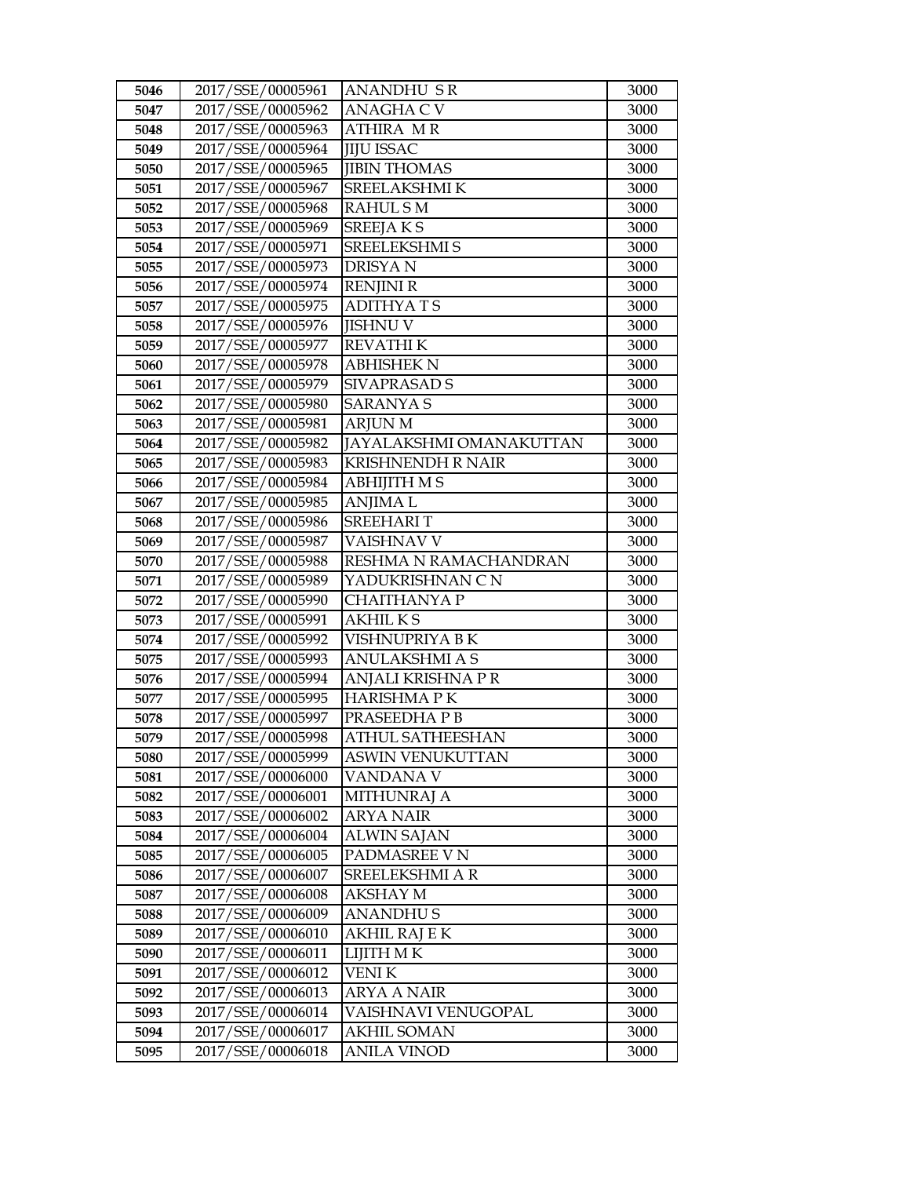| 5046 | 2017/SSE/00005961 | ANANDHU S R | 3000 |
|---|---|---|---|
| 5047 | 2017/SSE/00005962 | ANAGHA C V | 3000 |
| 5048 | 2017/SSE/00005963 | ATHIRA M R | 3000 |
| 5049 | 2017/SSE/00005964 | JIJU ISSAC | 3000 |
| 5050 | 2017/SSE/00005965 | JIBIN THOMAS | 3000 |
| 5051 | 2017/SSE/00005967 | SREELAKSHMI K | 3000 |
| 5052 | 2017/SSE/00005968 | RAHUL S M | 3000 |
| 5053 | 2017/SSE/00005969 | SREEJA K S | 3000 |
| 5054 | 2017/SSE/00005971 | SREELEKSHMI S | 3000 |
| 5055 | 2017/SSE/00005973 | DRISYA N | 3000 |
| 5056 | 2017/SSE/00005974 | RENJINI R | 3000 |
| 5057 | 2017/SSE/00005975 | ADITHYA T S | 3000 |
| 5058 | 2017/SSE/00005976 | JISHNU V | 3000 |
| 5059 | 2017/SSE/00005977 | REVATHI K | 3000 |
| 5060 | 2017/SSE/00005978 | ABHISHEK N | 3000 |
| 5061 | 2017/SSE/00005979 | SIVAPRASAD S | 3000 |
| 5062 | 2017/SSE/00005980 | SARANYA S | 3000 |
| 5063 | 2017/SSE/00005981 | ARJUN M | 3000 |
| 5064 | 2017/SSE/00005982 | JAYALAKSHMI OMANAKUTTAN | 3000 |
| 5065 | 2017/SSE/00005983 | KRISHNENDH R NAIR | 3000 |
| 5066 | 2017/SSE/00005984 | ABHIJITH M S | 3000 |
| 5067 | 2017/SSE/00005985 | ANJIMA L | 3000 |
| 5068 | 2017/SSE/00005986 | SREEHARI T | 3000 |
| 5069 | 2017/SSE/00005987 | VAISHNAV V | 3000 |
| 5070 | 2017/SSE/00005988 | RESHMA N RAMACHANDRAN | 3000 |
| 5071 | 2017/SSE/00005989 | YADUKRISHNAN C N | 3000 |
| 5072 | 2017/SSE/00005990 | CHAITHANYA P | 3000 |
| 5073 | 2017/SSE/00005991 | AKHIL K S | 3000 |
| 5074 | 2017/SSE/00005992 | VISHNUPRIYA B K | 3000 |
| 5075 | 2017/SSE/00005993 | ANULAKSHMI A S | 3000 |
| 5076 | 2017/SSE/00005994 | ANJALI KRISHNA P R | 3000 |
| 5077 | 2017/SSE/00005995 | HARISHMA P K | 3000 |
| 5078 | 2017/SSE/00005997 | PRASEEDHA P B | 3000 |
| 5079 | 2017/SSE/00005998 | ATHUL SATHEESHAN | 3000 |
| 5080 | 2017/SSE/00005999 | ASWIN VENUKUTTAN | 3000 |
| 5081 | 2017/SSE/00006000 | VANDANA V | 3000 |
| 5082 | 2017/SSE/00006001 | MITHUNRAJ A | 3000 |
| 5083 | 2017/SSE/00006002 | ARYA NAIR | 3000 |
| 5084 | 2017/SSE/00006004 | ALWIN SAJAN | 3000 |
| 5085 | 2017/SSE/00006005 | PADMASREE V N | 3000 |
| 5086 | 2017/SSE/00006007 | SREELEKSHMI A R | 3000 |
| 5087 | 2017/SSE/00006008 | AKSHAY M | 3000 |
| 5088 | 2017/SSE/00006009 | ANANDHU S | 3000 |
| 5089 | 2017/SSE/00006010 | AKHIL RAJ E K | 3000 |
| 5090 | 2017/SSE/00006011 | LIJITH M K | 3000 |
| 5091 | 2017/SSE/00006012 | VENI K | 3000 |
| 5092 | 2017/SSE/00006013 | ARYA A NAIR | 3000 |
| 5093 | 2017/SSE/00006014 | VAISHNAVI VENUGOPAL | 3000 |
| 5094 | 2017/SSE/00006017 | AKHIL SOMAN | 3000 |
| 5095 | 2017/SSE/00006018 | ANILA VINOD | 3000 |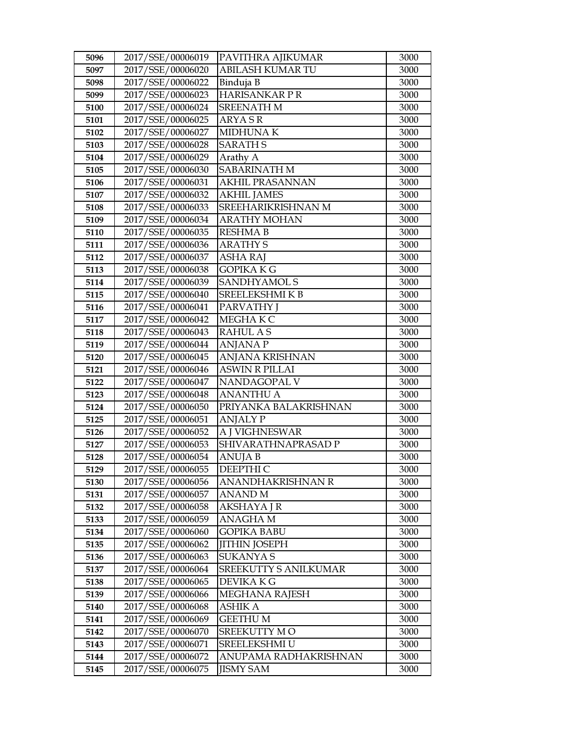| 5096 | 2017/SSE/00006019 | PAVITHRA AJIKUMAR | 3000 |
|---|---|---|---|
| 5097 | 2017/SSE/00006020 | ABILASH KUMAR TU | 3000 |
| 5098 | 2017/SSE/00006022 | Binduja B | 3000 |
| 5099 | 2017/SSE/00006023 | HARISANKAR P R | 3000 |
| 5100 | 2017/SSE/00006024 | SREENATH M | 3000 |
| 5101 | 2017/SSE/00006025 | ARYA S R | 3000 |
| 5102 | 2017/SSE/00006027 | MIDHUNA K | 3000 |
| 5103 | 2017/SSE/00006028 | SARATH S | 3000 |
| 5104 | 2017/SSE/00006029 | Arathy A | 3000 |
| 5105 | 2017/SSE/00006030 | SABARINATH M | 3000 |
| 5106 | 2017/SSE/00006031 | AKHIL PRASANNAN | 3000 |
| 5107 | 2017/SSE/00006032 | AKHIL JAMES | 3000 |
| 5108 | 2017/SSE/00006033 | SREEHARIKRISHNAN M | 3000 |
| 5109 | 2017/SSE/00006034 | ARATHY MOHAN | 3000 |
| 5110 | 2017/SSE/00006035 | RESHMA B | 3000 |
| 5111 | 2017/SSE/00006036 | ARATHY S | 3000 |
| 5112 | 2017/SSE/00006037 | ASHA RAJ | 3000 |
| 5113 | 2017/SSE/00006038 | GOPIKA K G | 3000 |
| 5114 | 2017/SSE/00006039 | SANDHYAMOL S | 3000 |
| 5115 | 2017/SSE/00006040 | SREELEKSHMI K B | 3000 |
| 5116 | 2017/SSE/00006041 | PARVATHY J | 3000 |
| 5117 | 2017/SSE/00006042 | MEGHA K C | 3000 |
| 5118 | 2017/SSE/00006043 | RAHUL A S | 3000 |
| 5119 | 2017/SSE/00006044 | ANJANA P | 3000 |
| 5120 | 2017/SSE/00006045 | ANJANA KRISHNAN | 3000 |
| 5121 | 2017/SSE/00006046 | ASWIN R PILLAI | 3000 |
| 5122 | 2017/SSE/00006047 | NANDAGOPAL V | 3000 |
| 5123 | 2017/SSE/00006048 | ANANTHU A | 3000 |
| 5124 | 2017/SSE/00006050 | PRIYANKA BALAKRISHNAN | 3000 |
| 5125 | 2017/SSE/00006051 | ANJALY P | 3000 |
| 5126 | 2017/SSE/00006052 | A J VIGHNESWAR | 3000 |
| 5127 | 2017/SSE/00006053 | SHIVARATHNAPRASAD P | 3000 |
| 5128 | 2017/SSE/00006054 | ANUJA B | 3000 |
| 5129 | 2017/SSE/00006055 | DEEPTHI C | 3000 |
| 5130 | 2017/SSE/00006056 | ANANDHAKRISHNAN R | 3000 |
| 5131 | 2017/SSE/00006057 | ANAND M | 3000 |
| 5132 | 2017/SSE/00006058 | AKSHAYA J R | 3000 |
| 5133 | 2017/SSE/00006059 | ANAGHA M | 3000 |
| 5134 | 2017/SSE/00006060 | GOPIKA BABU | 3000 |
| 5135 | 2017/SSE/00006062 | JITHIN JOSEPH | 3000 |
| 5136 | 2017/SSE/00006063 | SUKANYA S | 3000 |
| 5137 | 2017/SSE/00006064 | SREEKUTTY S ANILKUMAR | 3000 |
| 5138 | 2017/SSE/00006065 | DEVIKA K G | 3000 |
| 5139 | 2017/SSE/00006066 | MEGHANA RAJESH | 3000 |
| 5140 | 2017/SSE/00006068 | ASHIK A | 3000 |
| 5141 | 2017/SSE/00006069 | GEETHU M | 3000 |
| 5142 | 2017/SSE/00006070 | SREEKUTTY M O | 3000 |
| 5143 | 2017/SSE/00006071 | SREELEKSHMI U | 3000 |
| 5144 | 2017/SSE/00006072 | ANUPAMA RADHAKRISHNAN | 3000 |
| 5145 | 2017/SSE/00006075 | JISMY SAM | 3000 |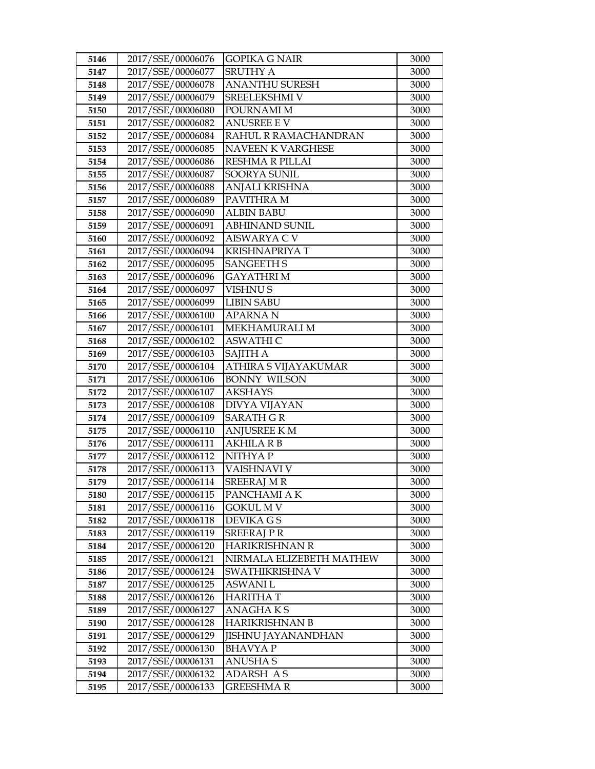| 5146 | 2017/SSE/00006076 | GOPIKA G NAIR | 3000 |
|---|---|---|---|
| 5147 | 2017/SSE/00006077 | SRUTHY A | 3000 |
| 5148 | 2017/SSE/00006078 | ANANTHU SURESH | 3000 |
| 5149 | 2017/SSE/00006079 | SREELEKSHMI V | 3000 |
| 5150 | 2017/SSE/00006080 | POURNAMI M | 3000 |
| 5151 | 2017/SSE/00006082 | ANUSREE E V | 3000 |
| 5152 | 2017/SSE/00006084 | RAHUL R RAMACHANDRAN | 3000 |
| 5153 | 2017/SSE/00006085 | NAVEEN K VARGHESE | 3000 |
| 5154 | 2017/SSE/00006086 | RESHMA R PILLAI | 3000 |
| 5155 | 2017/SSE/00006087 | SOORYA SUNIL | 3000 |
| 5156 | 2017/SSE/00006088 | ANJALI KRISHNA | 3000 |
| 5157 | 2017/SSE/00006089 | PAVITHRA M | 3000 |
| 5158 | 2017/SSE/00006090 | ALBIN BABU | 3000 |
| 5159 | 2017/SSE/00006091 | ABHINAND SUNIL | 3000 |
| 5160 | 2017/SSE/00006092 | AISWARYA C V | 3000 |
| 5161 | 2017/SSE/00006094 | KRISHNAPRIYA T | 3000 |
| 5162 | 2017/SSE/00006095 | SANGEETH S | 3000 |
| 5163 | 2017/SSE/00006096 | GAYATHRI M | 3000 |
| 5164 | 2017/SSE/00006097 | VISHNU S | 3000 |
| 5165 | 2017/SSE/00006099 | LIBIN SABU | 3000 |
| 5166 | 2017/SSE/00006100 | APARNA N | 3000 |
| 5167 | 2017/SSE/00006101 | MEKHAMURALI M | 3000 |
| 5168 | 2017/SSE/00006102 | ASWATHI C | 3000 |
| 5169 | 2017/SSE/00006103 | SAJITH A | 3000 |
| 5170 | 2017/SSE/00006104 | ATHIRA S VIJAYAKUMAR | 3000 |
| 5171 | 2017/SSE/00006106 | BONNY WILSON | 3000 |
| 5172 | 2017/SSE/00006107 | AKSHAYS | 3000 |
| 5173 | 2017/SSE/00006108 | DIVYA VIJAYAN | 3000 |
| 5174 | 2017/SSE/00006109 | SARATH G R | 3000 |
| 5175 | 2017/SSE/00006110 | ANJUSREE K M | 3000 |
| 5176 | 2017/SSE/00006111 | AKHILA R B | 3000 |
| 5177 | 2017/SSE/00006112 | NITHYA P | 3000 |
| 5178 | 2017/SSE/00006113 | VAISHNAVI V | 3000 |
| 5179 | 2017/SSE/00006114 | SREERAJ M R | 3000 |
| 5180 | 2017/SSE/00006115 | PANCHAMI A K | 3000 |
| 5181 | 2017/SSE/00006116 | GOKUL M V | 3000 |
| 5182 | 2017/SSE/00006118 | DEVIKA G S | 3000 |
| 5183 | 2017/SSE/00006119 | SREERAJ P R | 3000 |
| 5184 | 2017/SSE/00006120 | HARIKRISHNAN R | 3000 |
| 5185 | 2017/SSE/00006121 | NIRMALA ELIZEBETH MATHEW | 3000 |
| 5186 | 2017/SSE/00006124 | SWATHIKRISHNA V | 3000 |
| 5187 | 2017/SSE/00006125 | ASWANI L | 3000 |
| 5188 | 2017/SSE/00006126 | HARITHA T | 3000 |
| 5189 | 2017/SSE/00006127 | ANAGHA K S | 3000 |
| 5190 | 2017/SSE/00006128 | HARIKRISHNAN B | 3000 |
| 5191 | 2017/SSE/00006129 | JISHNU JAYANANDHAN | 3000 |
| 5192 | 2017/SSE/00006130 | BHAVYA P | 3000 |
| 5193 | 2017/SSE/00006131 | ANUSHA S | 3000 |
| 5194 | 2017/SSE/00006132 | ADARSH A S | 3000 |
| 5195 | 2017/SSE/00006133 | GREESHMA R | 3000 |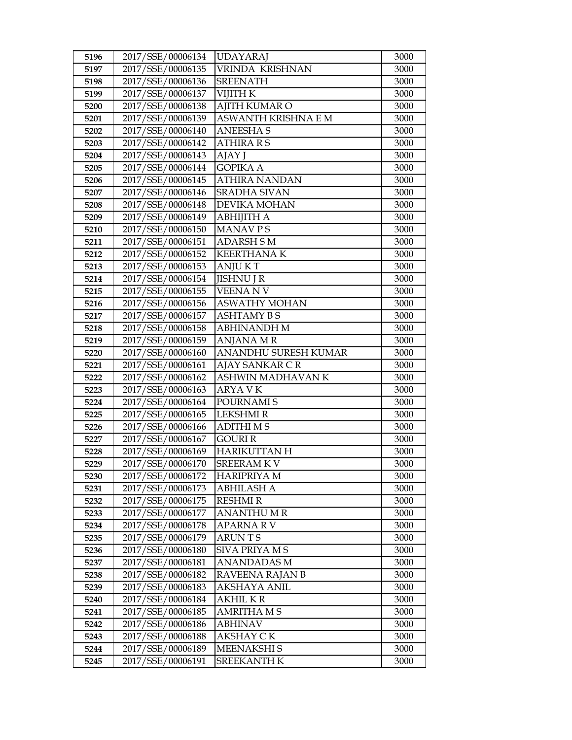| 5196 | 2017/SSE/00006134 | UDAYARAJ | 3000 |
|---|---|---|---|
| 5197 | 2017/SSE/00006135 | VRINDA KRISHNAN | 3000 |
| 5198 | 2017/SSE/00006136 | SREENATH | 3000 |
| 5199 | 2017/SSE/00006137 | VIJITH K | 3000 |
| 5200 | 2017/SSE/00006138 | AJITH KUMAR O | 3000 |
| 5201 | 2017/SSE/00006139 | ASWANTH KRISHNA E M | 3000 |
| 5202 | 2017/SSE/00006140 | ANEESHA S | 3000 |
| 5203 | 2017/SSE/00006142 | ATHIRA R S | 3000 |
| 5204 | 2017/SSE/00006143 | AJAY J | 3000 |
| 5205 | 2017/SSE/00006144 | GOPIKA A | 3000 |
| 5206 | 2017/SSE/00006145 | ATHIRA NANDAN | 3000 |
| 5207 | 2017/SSE/00006146 | SRADHA SIVAN | 3000 |
| 5208 | 2017/SSE/00006148 | DEVIKA MOHAN | 3000 |
| 5209 | 2017/SSE/00006149 | ABHIJITH A | 3000 |
| 5210 | 2017/SSE/00006150 | MANAV P S | 3000 |
| 5211 | 2017/SSE/00006151 | ADARSH S M | 3000 |
| 5212 | 2017/SSE/00006152 | KEERTHANA K | 3000 |
| 5213 | 2017/SSE/00006153 | ANJU K T | 3000 |
| 5214 | 2017/SSE/00006154 | JISHNU J R | 3000 |
| 5215 | 2017/SSE/00006155 | VEENA N V | 3000 |
| 5216 | 2017/SSE/00006156 | ASWATHY MOHAN | 3000 |
| 5217 | 2017/SSE/00006157 | ASHTAMY B S | 3000 |
| 5218 | 2017/SSE/00006158 | ABHINANDH M | 3000 |
| 5219 | 2017/SSE/00006159 | ANJANA M R | 3000 |
| 5220 | 2017/SSE/00006160 | ANANDHU SURESH KUMAR | 3000 |
| 5221 | 2017/SSE/00006161 | AJAY SANKAR C R | 3000 |
| 5222 | 2017/SSE/00006162 | ASHWIN MADHAVAN K | 3000 |
| 5223 | 2017/SSE/00006163 | ARYA V K | 3000 |
| 5224 | 2017/SSE/00006164 | POURNAMI S | 3000 |
| 5225 | 2017/SSE/00006165 | LEKSHMI R | 3000 |
| 5226 | 2017/SSE/00006166 | ADITHI M S | 3000 |
| 5227 | 2017/SSE/00006167 | GOURI R | 3000 |
| 5228 | 2017/SSE/00006169 | HARIKUTTAN H | 3000 |
| 5229 | 2017/SSE/00006170 | SREERAM K V | 3000 |
| 5230 | 2017/SSE/00006172 | HARIPRIYA M | 3000 |
| 5231 | 2017/SSE/00006173 | ABHILASH A | 3000 |
| 5232 | 2017/SSE/00006175 | RESHMI R | 3000 |
| 5233 | 2017/SSE/00006177 | ANANTHU M R | 3000 |
| 5234 | 2017/SSE/00006178 | APARNA R V | 3000 |
| 5235 | 2017/SSE/00006179 | ARUN T S | 3000 |
| 5236 | 2017/SSE/00006180 | SIVA PRIYA M S | 3000 |
| 5237 | 2017/SSE/00006181 | ANANDADAS M | 3000 |
| 5238 | 2017/SSE/00006182 | RAVEENA RAJAN B | 3000 |
| 5239 | 2017/SSE/00006183 | AKSHAYA ANIL | 3000 |
| 5240 | 2017/SSE/00006184 | AKHIL K R | 3000 |
| 5241 | 2017/SSE/00006185 | AMRITHA M S | 3000 |
| 5242 | 2017/SSE/00006186 | ABHINAV | 3000 |
| 5243 | 2017/SSE/00006188 | AKSHAY C K | 3000 |
| 5244 | 2017/SSE/00006189 | MEENAKSHI S | 3000 |
| 5245 | 2017/SSE/00006191 | SREEKANTH K | 3000 |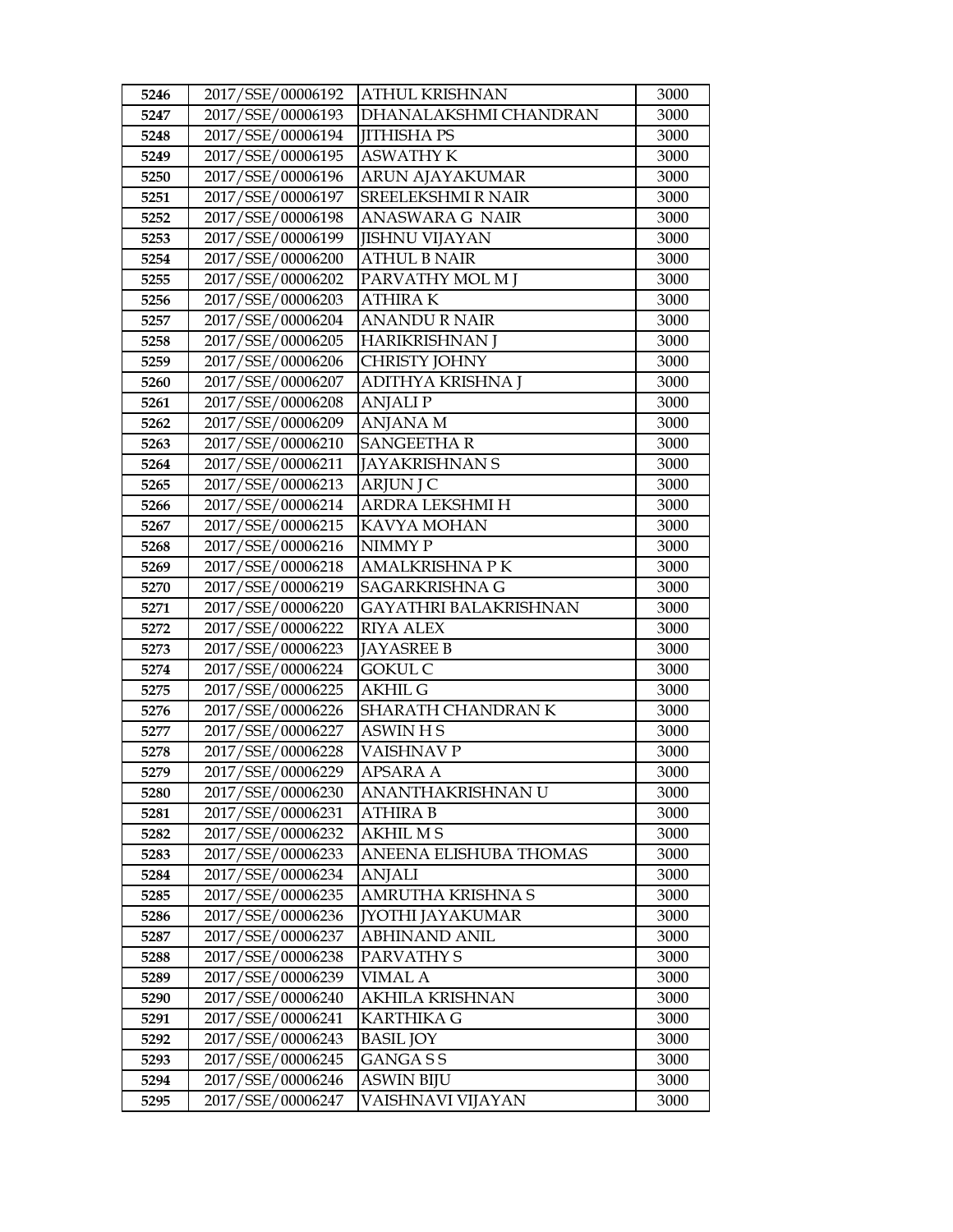| 5246 | 2017/SSE/00006192 | ATHUL KRISHNAN | 3000 |
|---|---|---|---|
| 5247 | 2017/SSE/00006193 | DHANALAKSHMI CHANDRAN | 3000 |
| 5248 | 2017/SSE/00006194 | JITHISHA PS | 3000 |
| 5249 | 2017/SSE/00006195 | ASWATHY K | 3000 |
| 5250 | 2017/SSE/00006196 | ARUN AJAYAKUMAR | 3000 |
| 5251 | 2017/SSE/00006197 | SREELEKSHMI R NAIR | 3000 |
| 5252 | 2017/SSE/00006198 | ANASWARA G NAIR | 3000 |
| 5253 | 2017/SSE/00006199 | JISHNU VIJAYAN | 3000 |
| 5254 | 2017/SSE/00006200 | ATHUL B NAIR | 3000 |
| 5255 | 2017/SSE/00006202 | PARVATHY MOL M J | 3000 |
| 5256 | 2017/SSE/00006203 | ATHIRA K | 3000 |
| 5257 | 2017/SSE/00006204 | ANANDU R NAIR | 3000 |
| 5258 | 2017/SSE/00006205 | HARIKRISHNAN J | 3000 |
| 5259 | 2017/SSE/00006206 | CHRISTY JOHNY | 3000 |
| 5260 | 2017/SSE/00006207 | ADITHYA KRISHNA J | 3000 |
| 5261 | 2017/SSE/00006208 | ANJALI P | 3000 |
| 5262 | 2017/SSE/00006209 | ANJANA M | 3000 |
| 5263 | 2017/SSE/00006210 | SANGEETHA R | 3000 |
| 5264 | 2017/SSE/00006211 | JAYAKRISHNAN S | 3000 |
| 5265 | 2017/SSE/00006213 | ARJUN J C | 3000 |
| 5266 | 2017/SSE/00006214 | ARDRA LEKSHMI H | 3000 |
| 5267 | 2017/SSE/00006215 | KAVYA MOHAN | 3000 |
| 5268 | 2017/SSE/00006216 | NIMMY P | 3000 |
| 5269 | 2017/SSE/00006218 | AMALKRISHNA P K | 3000 |
| 5270 | 2017/SSE/00006219 | SAGARKRISHNA G | 3000 |
| 5271 | 2017/SSE/00006220 | GAYATHRI BALAKRISHNAN | 3000 |
| 5272 | 2017/SSE/00006222 | RIYA ALEX | 3000 |
| 5273 | 2017/SSE/00006223 | JAYASREE B | 3000 |
| 5274 | 2017/SSE/00006224 | GOKUL C | 3000 |
| 5275 | 2017/SSE/00006225 | AKHIL G | 3000 |
| 5276 | 2017/SSE/00006226 | SHARATH CHANDRAN K | 3000 |
| 5277 | 2017/SSE/00006227 | ASWIN H S | 3000 |
| 5278 | 2017/SSE/00006228 | VAISHNAV P | 3000 |
| 5279 | 2017/SSE/00006229 | APSARA A | 3000 |
| 5280 | 2017/SSE/00006230 | ANANTHAKRISHNAN U | 3000 |
| 5281 | 2017/SSE/00006231 | ATHIRA B | 3000 |
| 5282 | 2017/SSE/00006232 | AKHIL M S | 3000 |
| 5283 | 2017/SSE/00006233 | ANEENA ELISHUBA THOMAS | 3000 |
| 5284 | 2017/SSE/00006234 | ANJALI | 3000 |
| 5285 | 2017/SSE/00006235 | AMRUTHA KRISHNA S | 3000 |
| 5286 | 2017/SSE/00006236 | JYOTHI JAYAKUMAR | 3000 |
| 5287 | 2017/SSE/00006237 | ABHINAND ANIL | 3000 |
| 5288 | 2017/SSE/00006238 | PARVATHY S | 3000 |
| 5289 | 2017/SSE/00006239 | VIMAL A | 3000 |
| 5290 | 2017/SSE/00006240 | AKHILA KRISHNAN | 3000 |
| 5291 | 2017/SSE/00006241 | KARTHIKA G | 3000 |
| 5292 | 2017/SSE/00006243 | BASIL JOY | 3000 |
| 5293 | 2017/SSE/00006245 | GANGA S S | 3000 |
| 5294 | 2017/SSE/00006246 | ASWIN BIJU | 3000 |
| 5295 | 2017/SSE/00006247 | VAISHNAVI VIJAYAN | 3000 |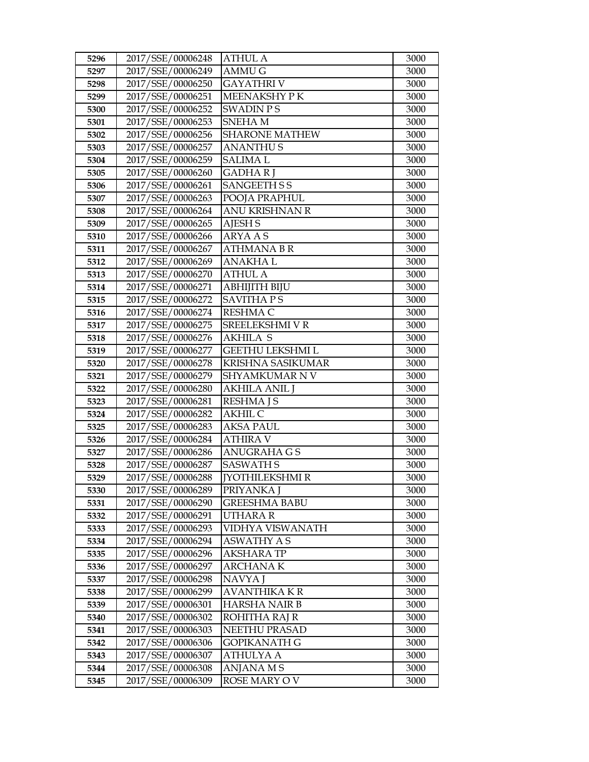| 5296 | 2017/SSE/00006248 | ATHUL A | 3000 |
|---|---|---|---|
| 5297 | 2017/SSE/00006249 | AMMU G | 3000 |
| 5298 | 2017/SSE/00006250 | GAYATHRI V | 3000 |
| 5299 | 2017/SSE/00006251 | MEENAKSHY P K | 3000 |
| 5300 | 2017/SSE/00006252 | SWADIN P S | 3000 |
| 5301 | 2017/SSE/00006253 | SNEHA M | 3000 |
| 5302 | 2017/SSE/00006256 | SHARONE MATHEW | 3000 |
| 5303 | 2017/SSE/00006257 | ANANTHU S | 3000 |
| 5304 | 2017/SSE/00006259 | SALIMA L | 3000 |
| 5305 | 2017/SSE/00006260 | GADHA R J | 3000 |
| 5306 | 2017/SSE/00006261 | SANGEETH S S | 3000 |
| 5307 | 2017/SSE/00006263 | POOJA PRAPHUL | 3000 |
| 5308 | 2017/SSE/00006264 | ANU KRISHNAN R | 3000 |
| 5309 | 2017/SSE/00006265 | AJESH S | 3000 |
| 5310 | 2017/SSE/00006266 | ARYA A S | 3000 |
| 5311 | 2017/SSE/00006267 | ATHMANA B R | 3000 |
| 5312 | 2017/SSE/00006269 | ANAKHA L | 3000 |
| 5313 | 2017/SSE/00006270 | ATHUL A | 3000 |
| 5314 | 2017/SSE/00006271 | ABHIJITH BIJU | 3000 |
| 5315 | 2017/SSE/00006272 | SAVITHA P S | 3000 |
| 5316 | 2017/SSE/00006274 | RESHMA C | 3000 |
| 5317 | 2017/SSE/00006275 | SREELEKSHMI V R | 3000 |
| 5318 | 2017/SSE/00006276 | AKHILA S | 3000 |
| 5319 | 2017/SSE/00006277 | GEETHU LEKSHMI L | 3000 |
| 5320 | 2017/SSE/00006278 | KRISHNA SASIKUMAR | 3000 |
| 5321 | 2017/SSE/00006279 | SHYAMKUMAR N V | 3000 |
| 5322 | 2017/SSE/00006280 | AKHILA ANIL J | 3000 |
| 5323 | 2017/SSE/00006281 | RESHMA J S | 3000 |
| 5324 | 2017/SSE/00006282 | AKHIL C | 3000 |
| 5325 | 2017/SSE/00006283 | AKSA PAUL | 3000 |
| 5326 | 2017/SSE/00006284 | ATHIRA V | 3000 |
| 5327 | 2017/SSE/00006286 | ANUGRAHA G S | 3000 |
| 5328 | 2017/SSE/00006287 | SASWATH S | 3000 |
| 5329 | 2017/SSE/00006288 | JYOTHILEKSHMI R | 3000 |
| 5330 | 2017/SSE/00006289 | PRIYANKA J | 3000 |
| 5331 | 2017/SSE/00006290 | GREESHMA BABU | 3000 |
| 5332 | 2017/SSE/00006291 | UTHARA R | 3000 |
| 5333 | 2017/SSE/00006293 | VIDHYA VISWANATH | 3000 |
| 5334 | 2017/SSE/00006294 | ASWATHY A S | 3000 |
| 5335 | 2017/SSE/00006296 | AKSHARA TP | 3000 |
| 5336 | 2017/SSE/00006297 | ARCHANA K | 3000 |
| 5337 | 2017/SSE/00006298 | NAVYA J | 3000 |
| 5338 | 2017/SSE/00006299 | AVANTHIKA K R | 3000 |
| 5339 | 2017/SSE/00006301 | HARSHA NAIR B | 3000 |
| 5340 | 2017/SSE/00006302 | ROHITHA RAJ R | 3000 |
| 5341 | 2017/SSE/00006303 | NEETHU PRASAD | 3000 |
| 5342 | 2017/SSE/00006306 | GOPIKANATH G | 3000 |
| 5343 | 2017/SSE/00006307 | ATHULYA A | 3000 |
| 5344 | 2017/SSE/00006308 | ANJANA M S | 3000 |
| 5345 | 2017/SSE/00006309 | ROSE MARY O V | 3000 |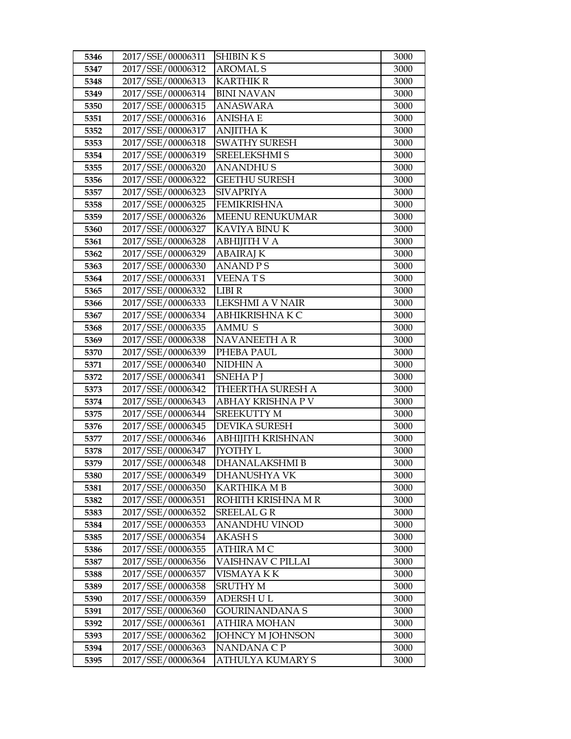| 5346 | 2017/SSE/00006311 | SHIBIN K S | 3000 |
|---|---|---|---|
| 5347 | 2017/SSE/00006312 | AROMAL S | 3000 |
| 5348 | 2017/SSE/00006313 | KARTHIK R | 3000 |
| 5349 | 2017/SSE/00006314 | BINI NAVAN | 3000 |
| 5350 | 2017/SSE/00006315 | ANASWARA | 3000 |
| 5351 | 2017/SSE/00006316 | ANISHA E | 3000 |
| 5352 | 2017/SSE/00006317 | ANJITHA K | 3000 |
| 5353 | 2017/SSE/00006318 | SWATHY SURESH | 3000 |
| 5354 | 2017/SSE/00006319 | SREELEKSHMI S | 3000 |
| 5355 | 2017/SSE/00006320 | ANANDHU S | 3000 |
| 5356 | 2017/SSE/00006322 | GEETHU SURESH | 3000 |
| 5357 | 2017/SSE/00006323 | SIVAPRIYA | 3000 |
| 5358 | 2017/SSE/00006325 | FEMIKRISHNA | 3000 |
| 5359 | 2017/SSE/00006326 | MEENU RENUKUMAR | 3000 |
| 5360 | 2017/SSE/00006327 | KAVIYA BINU K | 3000 |
| 5361 | 2017/SSE/00006328 | ABHIJITH V A | 3000 |
| 5362 | 2017/SSE/00006329 | ABAIRAJ K | 3000 |
| 5363 | 2017/SSE/00006330 | ANAND P S | 3000 |
| 5364 | 2017/SSE/00006331 | VEENA T S | 3000 |
| 5365 | 2017/SSE/00006332 | LIBI R | 3000 |
| 5366 | 2017/SSE/00006333 | LEKSHMI A V NAIR | 3000 |
| 5367 | 2017/SSE/00006334 | ABHIKRISHNA K C | 3000 |
| 5368 | 2017/SSE/00006335 | AMMU S | 3000 |
| 5369 | 2017/SSE/00006338 | NAVANEETH A R | 3000 |
| 5370 | 2017/SSE/00006339 | PHEBA PAUL | 3000 |
| 5371 | 2017/SSE/00006340 | NIDHIN A | 3000 |
| 5372 | 2017/SSE/00006341 | SNEHA P J | 3000 |
| 5373 | 2017/SSE/00006342 | THEERTHA SURESH A | 3000 |
| 5374 | 2017/SSE/00006343 | ABHAY KRISHNA P V | 3000 |
| 5375 | 2017/SSE/00006344 | SREEKUTTY M | 3000 |
| 5376 | 2017/SSE/00006345 | DEVIKA SURESH | 3000 |
| 5377 | 2017/SSE/00006346 | ABHIJITH KRISHNAN | 3000 |
| 5378 | 2017/SSE/00006347 | JYOTHY L | 3000 |
| 5379 | 2017/SSE/00006348 | DHANALAKSHMI B | 3000 |
| 5380 | 2017/SSE/00006349 | DHANUSHYA VK | 3000 |
| 5381 | 2017/SSE/00006350 | KARTHIKA M B | 3000 |
| 5382 | 2017/SSE/00006351 | ROHITH KRISHNA M R | 3000 |
| 5383 | 2017/SSE/00006352 | SREELAL G R | 3000 |
| 5384 | 2017/SSE/00006353 | ANANDHU VINOD | 3000 |
| 5385 | 2017/SSE/00006354 | AKASH S | 3000 |
| 5386 | 2017/SSE/00006355 | ATHIRA M C | 3000 |
| 5387 | 2017/SSE/00006356 | VAISHNAV C PILLAI | 3000 |
| 5388 | 2017/SSE/00006357 | VISMAYA K K | 3000 |
| 5389 | 2017/SSE/00006358 | SRUTHY M | 3000 |
| 5390 | 2017/SSE/00006359 | ADERSH U L | 3000 |
| 5391 | 2017/SSE/00006360 | GOURINANDANA S | 3000 |
| 5392 | 2017/SSE/00006361 | ATHIRA MOHAN | 3000 |
| 5393 | 2017/SSE/00006362 | JOHNCY M JOHNSON | 3000 |
| 5394 | 2017/SSE/00006363 | NANDANA C P | 3000 |
| 5395 | 2017/SSE/00006364 | ATHULYA KUMARY S | 3000 |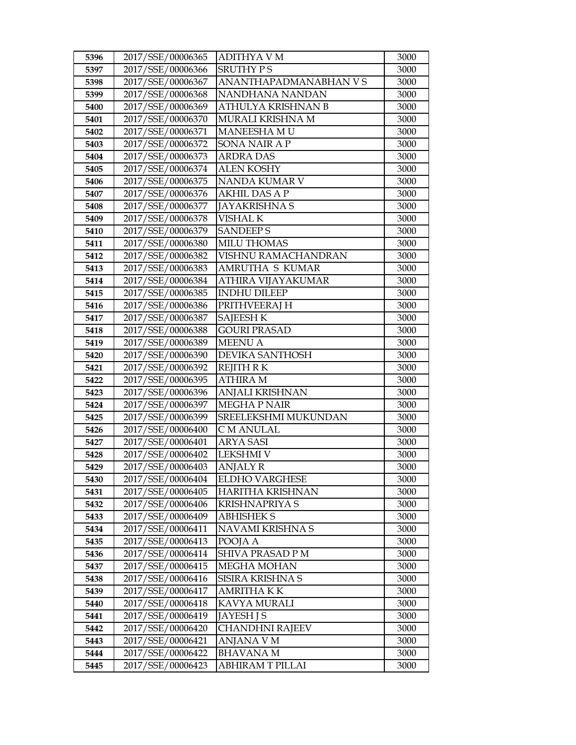| 5396 | 2017/SSE/00006365 | ADITHYA V M | 3000 |
|---|---|---|---|
| 5397 | 2017/SSE/00006366 | SRUTHY P S | 3000 |
| 5398 | 2017/SSE/00006367 | ANANTHAPADMANABHAN V S | 3000 |
| 5399 | 2017/SSE/00006368 | NANDHANA NANDAN | 3000 |
| 5400 | 2017/SSE/00006369 | ATHULYA KRISHNAN B | 3000 |
| 5401 | 2017/SSE/00006370 | MURALI KRISHNA M | 3000 |
| 5402 | 2017/SSE/00006371 | MANEESHA M U | 3000 |
| 5403 | 2017/SSE/00006372 | SONA NAIR A P | 3000 |
| 5404 | 2017/SSE/00006373 | ARDRA DAS | 3000 |
| 5405 | 2017/SSE/00006374 | ALEN KOSHY | 3000 |
| 5406 | 2017/SSE/00006375 | NANDA KUMAR V | 3000 |
| 5407 | 2017/SSE/00006376 | AKHIL DAS A P | 3000 |
| 5408 | 2017/SSE/00006377 | JAYAKRISHNA S | 3000 |
| 5409 | 2017/SSE/00006378 | VISHAL K | 3000 |
| 5410 | 2017/SSE/00006379 | SANDEEP S | 3000 |
| 5411 | 2017/SSE/00006380 | MILU THOMAS | 3000 |
| 5412 | 2017/SSE/00006382 | VISHNU RAMACHANDRAN | 3000 |
| 5413 | 2017/SSE/00006383 | AMRUTHA S KUMAR | 3000 |
| 5414 | 2017/SSE/00006384 | ATHIRA VIJAYAKUMAR | 3000 |
| 5415 | 2017/SSE/00006385 | INDHU DILEEP | 3000 |
| 5416 | 2017/SSE/00006386 | PRITHVEERAJ H | 3000 |
| 5417 | 2017/SSE/00006387 | SAJEESH K | 3000 |
| 5418 | 2017/SSE/00006388 | GOURI PRASAD | 3000 |
| 5419 | 2017/SSE/00006389 | MEENU A | 3000 |
| 5420 | 2017/SSE/00006390 | DEVIKA SANTHOSH | 3000 |
| 5421 | 2017/SSE/00006392 | REJITH R K | 3000 |
| 5422 | 2017/SSE/00006395 | ATHIRA M | 3000 |
| 5423 | 2017/SSE/00006396 | ANJALI KRISHNAN | 3000 |
| 5424 | 2017/SSE/00006397 | MEGHA P NAIR | 3000 |
| 5425 | 2017/SSE/00006399 | SREELEKSHMI MUKUNDAN | 3000 |
| 5426 | 2017/SSE/00006400 | C M ANULAL | 3000 |
| 5427 | 2017/SSE/00006401 | ARYA SASI | 3000 |
| 5428 | 2017/SSE/00006402 | LEKSHMI V | 3000 |
| 5429 | 2017/SSE/00006403 | ANJALY R | 3000 |
| 5430 | 2017/SSE/00006404 | ELDHO VARGHESE | 3000 |
| 5431 | 2017/SSE/00006405 | HARITHA KRISHNAN | 3000 |
| 5432 | 2017/SSE/00006406 | KRISHNAPRIYA S | 3000 |
| 5433 | 2017/SSE/00006409 | ABHISHEK S | 3000 |
| 5434 | 2017/SSE/00006411 | NAVAMI KRISHNA S | 3000 |
| 5435 | 2017/SSE/00006413 | POOJA A | 3000 |
| 5436 | 2017/SSE/00006414 | SHIVA PRASAD P M | 3000 |
| 5437 | 2017/SSE/00006415 | MEGHA MOHAN | 3000 |
| 5438 | 2017/SSE/00006416 | SISIRA KRISHNA S | 3000 |
| 5439 | 2017/SSE/00006417 | AMRITHA K K | 3000 |
| 5440 | 2017/SSE/00006418 | KAVYA MURALI | 3000 |
| 5441 | 2017/SSE/00006419 | JAYESH J S | 3000 |
| 5442 | 2017/SSE/00006420 | CHANDHNI RAJEEV | 3000 |
| 5443 | 2017/SSE/00006421 | ANJANA V M | 3000 |
| 5444 | 2017/SSE/00006422 | BHAVANA M | 3000 |
| 5445 | 2017/SSE/00006423 | ABHIRAM T PILLAI | 3000 |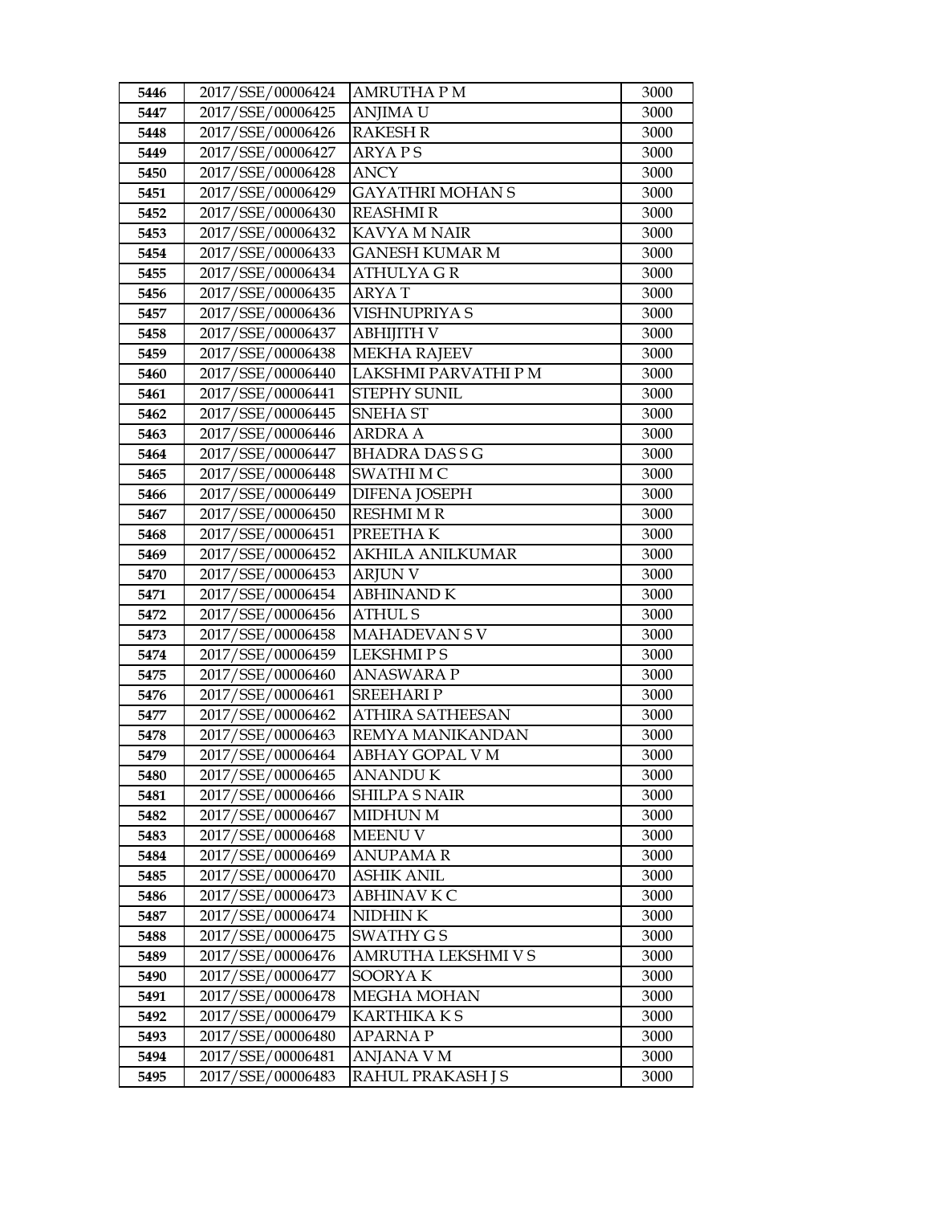| 5446 | 2017/SSE/00006424 | AMRUTHA P M | 3000 |
|---|---|---|---|
| 5447 | 2017/SSE/00006425 | ANJIMA U | 3000 |
| 5448 | 2017/SSE/00006426 | RAKESH R | 3000 |
| 5449 | 2017/SSE/00006427 | ARYA P S | 3000 |
| 5450 | 2017/SSE/00006428 | ANCY | 3000 |
| 5451 | 2017/SSE/00006429 | GAYATHRI MOHAN S | 3000 |
| 5452 | 2017/SSE/00006430 | REASHMI R | 3000 |
| 5453 | 2017/SSE/00006432 | KAVYA M NAIR | 3000 |
| 5454 | 2017/SSE/00006433 | GANESH KUMAR M | 3000 |
| 5455 | 2017/SSE/00006434 | ATHULYA G R | 3000 |
| 5456 | 2017/SSE/00006435 | ARYA T | 3000 |
| 5457 | 2017/SSE/00006436 | VISHNUPRIYA S | 3000 |
| 5458 | 2017/SSE/00006437 | ABHIJITH V | 3000 |
| 5459 | 2017/SSE/00006438 | MEKHA RAJEEV | 3000 |
| 5460 | 2017/SSE/00006440 | LAKSHMI PARVATHI P M | 3000 |
| 5461 | 2017/SSE/00006441 | STEPHY SUNIL | 3000 |
| 5462 | 2017/SSE/00006445 | SNEHA ST | 3000 |
| 5463 | 2017/SSE/00006446 | ARDRA A | 3000 |
| 5464 | 2017/SSE/00006447 | BHADRA DAS S G | 3000 |
| 5465 | 2017/SSE/00006448 | SWATHI M C | 3000 |
| 5466 | 2017/SSE/00006449 | DIFENA JOSEPH | 3000 |
| 5467 | 2017/SSE/00006450 | RESHMI M R | 3000 |
| 5468 | 2017/SSE/00006451 | PREETHA K | 3000 |
| 5469 | 2017/SSE/00006452 | AKHILA ANILKUMAR | 3000 |
| 5470 | 2017/SSE/00006453 | ARJUN V | 3000 |
| 5471 | 2017/SSE/00006454 | ABHINAND K | 3000 |
| 5472 | 2017/SSE/00006456 | ATHUL S | 3000 |
| 5473 | 2017/SSE/00006458 | MAHADEVAN S V | 3000 |
| 5474 | 2017/SSE/00006459 | LEKSHMI P S | 3000 |
| 5475 | 2017/SSE/00006460 | ANASWARA P | 3000 |
| 5476 | 2017/SSE/00006461 | SREEHARI P | 3000 |
| 5477 | 2017/SSE/00006462 | ATHIRA SATHEESAN | 3000 |
| 5478 | 2017/SSE/00006463 | REMYA MANIKANDAN | 3000 |
| 5479 | 2017/SSE/00006464 | ABHAY GOPAL V M | 3000 |
| 5480 | 2017/SSE/00006465 | ANANDU K | 3000 |
| 5481 | 2017/SSE/00006466 | SHILPA S NAIR | 3000 |
| 5482 | 2017/SSE/00006467 | MIDHUN M | 3000 |
| 5483 | 2017/SSE/00006468 | MEENU V | 3000 |
| 5484 | 2017/SSE/00006469 | ANUPAMA R | 3000 |
| 5485 | 2017/SSE/00006470 | ASHIK ANIL | 3000 |
| 5486 | 2017/SSE/00006473 | ABHINAV K C | 3000 |
| 5487 | 2017/SSE/00006474 | NIDHIN K | 3000 |
| 5488 | 2017/SSE/00006475 | SWATHY G S | 3000 |
| 5489 | 2017/SSE/00006476 | AMRUTHA LEKSHMI V S | 3000 |
| 5490 | 2017/SSE/00006477 | SOORYA K | 3000 |
| 5491 | 2017/SSE/00006478 | MEGHA MOHAN | 3000 |
| 5492 | 2017/SSE/00006479 | KARTHIKA K S | 3000 |
| 5493 | 2017/SSE/00006480 | APARNA P | 3000 |
| 5494 | 2017/SSE/00006481 | ANJANA V M | 3000 |
| 5495 | 2017/SSE/00006483 | RAHUL PRAKASH J S | 3000 |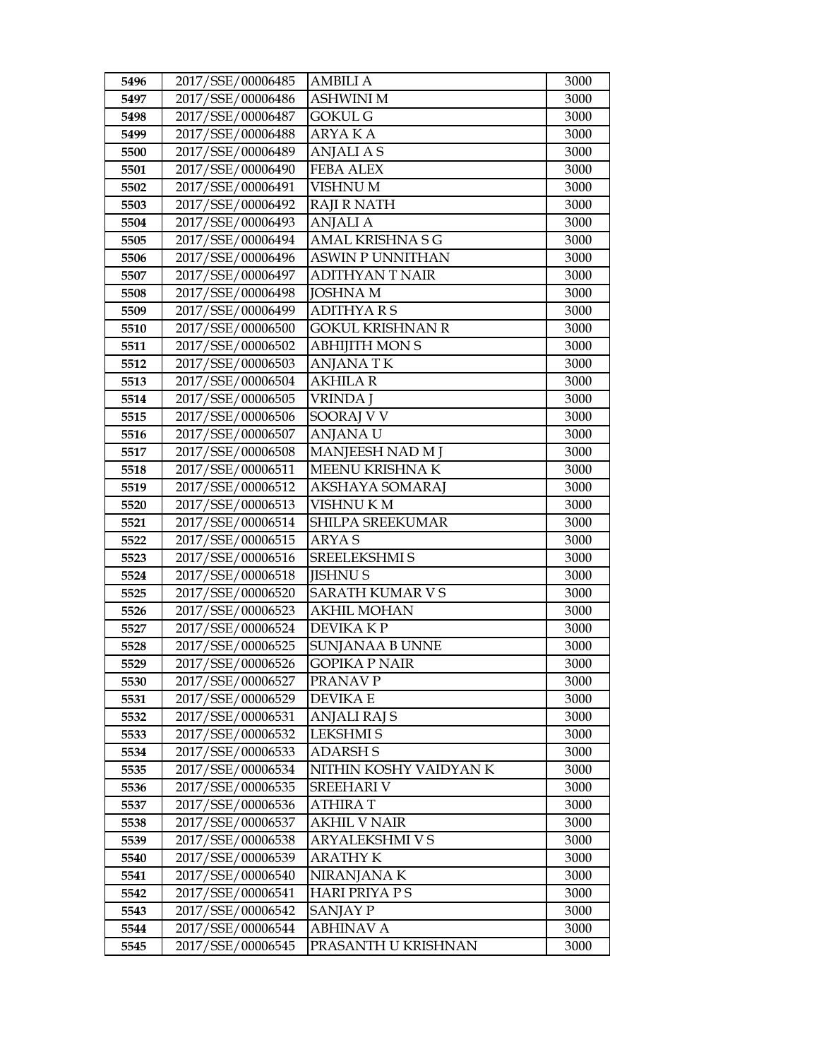| 5496 | 2017/SSE/00006485 | AMBILI A | 3000 |
|---|---|---|---|
| 5497 | 2017/SSE/00006486 | ASHWINI M | 3000 |
| 5498 | 2017/SSE/00006487 | GOKUL G | 3000 |
| 5499 | 2017/SSE/00006488 | ARYA K A | 3000 |
| 5500 | 2017/SSE/00006489 | ANJALI A S | 3000 |
| 5501 | 2017/SSE/00006490 | FEBA ALEX | 3000 |
| 5502 | 2017/SSE/00006491 | VISHNU M | 3000 |
| 5503 | 2017/SSE/00006492 | RAJI R NATH | 3000 |
| 5504 | 2017/SSE/00006493 | ANJALI A | 3000 |
| 5505 | 2017/SSE/00006494 | AMAL KRISHNA S G | 3000 |
| 5506 | 2017/SSE/00006496 | ASWIN P UNNITHAN | 3000 |
| 5507 | 2017/SSE/00006497 | ADITHYAN T NAIR | 3000 |
| 5508 | 2017/SSE/00006498 | JOSHNA M | 3000 |
| 5509 | 2017/SSE/00006499 | ADITHYA R S | 3000 |
| 5510 | 2017/SSE/00006500 | GOKUL KRISHNAN R | 3000 |
| 5511 | 2017/SSE/00006502 | ABHIJITH MON S | 3000 |
| 5512 | 2017/SSE/00006503 | ANJANA T K | 3000 |
| 5513 | 2017/SSE/00006504 | AKHILA R | 3000 |
| 5514 | 2017/SSE/00006505 | VRINDA J | 3000 |
| 5515 | 2017/SSE/00006506 | SOORAJ V V | 3000 |
| 5516 | 2017/SSE/00006507 | ANJANA U | 3000 |
| 5517 | 2017/SSE/00006508 | MANJEESH NAD M J | 3000 |
| 5518 | 2017/SSE/00006511 | MEENU KRISHNA K | 3000 |
| 5519 | 2017/SSE/00006512 | AKSHAYA SOMARAJ | 3000 |
| 5520 | 2017/SSE/00006513 | VISHNU K M | 3000 |
| 5521 | 2017/SSE/00006514 | SHILPA SREEKUMAR | 3000 |
| 5522 | 2017/SSE/00006515 | ARYA S | 3000 |
| 5523 | 2017/SSE/00006516 | SREELEKSHMI S | 3000 |
| 5524 | 2017/SSE/00006518 | JISHNU S | 3000 |
| 5525 | 2017/SSE/00006520 | SARATH KUMAR V S | 3000 |
| 5526 | 2017/SSE/00006523 | AKHIL MOHAN | 3000 |
| 5527 | 2017/SSE/00006524 | DEVIKA K P | 3000 |
| 5528 | 2017/SSE/00006525 | SUNJANAA B UNNE | 3000 |
| 5529 | 2017/SSE/00006526 | GOPIKA P NAIR | 3000 |
| 5530 | 2017/SSE/00006527 | PRANAV P | 3000 |
| 5531 | 2017/SSE/00006529 | DEVIKA E | 3000 |
| 5532 | 2017/SSE/00006531 | ANJALI RAJ S | 3000 |
| 5533 | 2017/SSE/00006532 | LEKSHMI S | 3000 |
| 5534 | 2017/SSE/00006533 | ADARSH S | 3000 |
| 5535 | 2017/SSE/00006534 | NITHIN KOSHY VAIDYAN K | 3000 |
| 5536 | 2017/SSE/00006535 | SREEHARI V | 3000 |
| 5537 | 2017/SSE/00006536 | ATHIRA T | 3000 |
| 5538 | 2017/SSE/00006537 | AKHIL V NAIR | 3000 |
| 5539 | 2017/SSE/00006538 | ARYALEKSHMI V S | 3000 |
| 5540 | 2017/SSE/00006539 | ARATHY K | 3000 |
| 5541 | 2017/SSE/00006540 | NIRANJANA K | 3000 |
| 5542 | 2017/SSE/00006541 | HARI PRIYA P S | 3000 |
| 5543 | 2017/SSE/00006542 | SANJAY P | 3000 |
| 5544 | 2017/SSE/00006544 | ABHINAV A | 3000 |
| 5545 | 2017/SSE/00006545 | PRASANTH U KRISHNAN | 3000 |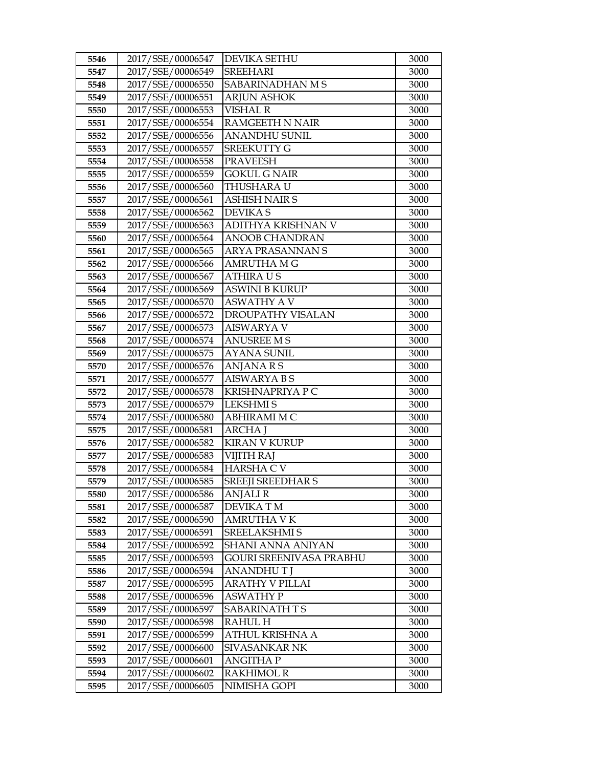| 5546 | 2017/SSE/00006547 | DEVIKA SETHU | 3000 |
|---|---|---|---|
| 5547 | 2017/SSE/00006549 | SREEHARI | 3000 |
| 5548 | 2017/SSE/00006550 | SABARINADHAN M S | 3000 |
| 5549 | 2017/SSE/00006551 | ARJUN ASHOK | 3000 |
| 5550 | 2017/SSE/00006553 | VISHAL R | 3000 |
| 5551 | 2017/SSE/00006554 | RAMGEETH N NAIR | 3000 |
| 5552 | 2017/SSE/00006556 | ANANDHU SUNIL | 3000 |
| 5553 | 2017/SSE/00006557 | SREEKUTTY G | 3000 |
| 5554 | 2017/SSE/00006558 | PRAVEESH | 3000 |
| 5555 | 2017/SSE/00006559 | GOKUL G NAIR | 3000 |
| 5556 | 2017/SSE/00006560 | THUSHARA U | 3000 |
| 5557 | 2017/SSE/00006561 | ASHISH NAIR S | 3000 |
| 5558 | 2017/SSE/00006562 | DEVIKA S | 3000 |
| 5559 | 2017/SSE/00006563 | ADITHYA KRISHNAN V | 3000 |
| 5560 | 2017/SSE/00006564 | ANOOB CHANDRAN | 3000 |
| 5561 | 2017/SSE/00006565 | ARYA PRASANNAN S | 3000 |
| 5562 | 2017/SSE/00006566 | AMRUTHA M G | 3000 |
| 5563 | 2017/SSE/00006567 | ATHIRA U S | 3000 |
| 5564 | 2017/SSE/00006569 | ASWINI B KURUP | 3000 |
| 5565 | 2017/SSE/00006570 | ASWATHY A V | 3000 |
| 5566 | 2017/SSE/00006572 | DROUPATHY VISALAN | 3000 |
| 5567 | 2017/SSE/00006573 | AISWARYA V | 3000 |
| 5568 | 2017/SSE/00006574 | ANUSREE M S | 3000 |
| 5569 | 2017/SSE/00006575 | AYANA SUNIL | 3000 |
| 5570 | 2017/SSE/00006576 | ANJANA R S | 3000 |
| 5571 | 2017/SSE/00006577 | AISWARYA B S | 3000 |
| 5572 | 2017/SSE/00006578 | KRISHNAPRIYA P C | 3000 |
| 5573 | 2017/SSE/00006579 | LEKSHMI S | 3000 |
| 5574 | 2017/SSE/00006580 | ABHIRAMI M C | 3000 |
| 5575 | 2017/SSE/00006581 | ARCHA J | 3000 |
| 5576 | 2017/SSE/00006582 | KIRAN V KURUP | 3000 |
| 5577 | 2017/SSE/00006583 | VIJITH RAJ | 3000 |
| 5578 | 2017/SSE/00006584 | HARSHA C V | 3000 |
| 5579 | 2017/SSE/00006585 | SREEJI SREEDHAR S | 3000 |
| 5580 | 2017/SSE/00006586 | ANJALI R | 3000 |
| 5581 | 2017/SSE/00006587 | DEVIKA T M | 3000 |
| 5582 | 2017/SSE/00006590 | AMRUTHA V K | 3000 |
| 5583 | 2017/SSE/00006591 | SREELAKSHMI S | 3000 |
| 5584 | 2017/SSE/00006592 | SHANI ANNA ANIYAN | 3000 |
| 5585 | 2017/SSE/00006593 | GOURI SREENIVASA PRABHU | 3000 |
| 5586 | 2017/SSE/00006594 | ANANDHU T J | 3000 |
| 5587 | 2017/SSE/00006595 | ARATHY V PILLAI | 3000 |
| 5588 | 2017/SSE/00006596 | ASWATHY P | 3000 |
| 5589 | 2017/SSE/00006597 | SABARINATH T S | 3000 |
| 5590 | 2017/SSE/00006598 | RAHUL H | 3000 |
| 5591 | 2017/SSE/00006599 | ATHUL KRISHNA A | 3000 |
| 5592 | 2017/SSE/00006600 | SIVASANKAR NK | 3000 |
| 5593 | 2017/SSE/00006601 | ANGITHA P | 3000 |
| 5594 | 2017/SSE/00006602 | RAKHIMOL R | 3000 |
| 5595 | 2017/SSE/00006605 | NIMISHA GOPI | 3000 |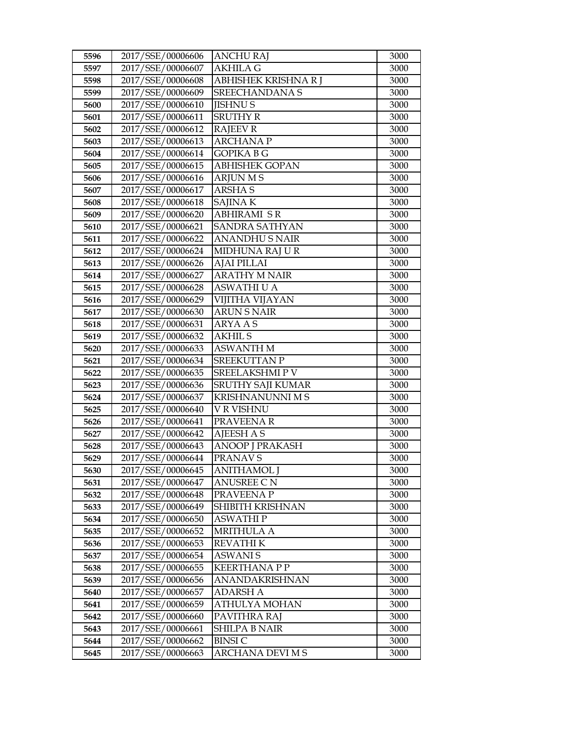| 5596 | 2017/SSE/00006606 | ANCHU RAJ | 3000 |
|---|---|---|---|
| 5597 | 2017/SSE/00006607 | AKHILA G | 3000 |
| 5598 | 2017/SSE/00006608 | ABHISHEK KRISHNA R J | 3000 |
| 5599 | 2017/SSE/00006609 | SREECHANDANA S | 3000 |
| 5600 | 2017/SSE/00006610 | JISHNU S | 3000 |
| 5601 | 2017/SSE/00006611 | SRUTHY R | 3000 |
| 5602 | 2017/SSE/00006612 | RAJEEV R | 3000 |
| 5603 | 2017/SSE/00006613 | ARCHANA P | 3000 |
| 5604 | 2017/SSE/00006614 | GOPIKA B G | 3000 |
| 5605 | 2017/SSE/00006615 | ABHISHEK GOPAN | 3000 |
| 5606 | 2017/SSE/00006616 | ARJUN M S | 3000 |
| 5607 | 2017/SSE/00006617 | ARSHA S | 3000 |
| 5608 | 2017/SSE/00006618 | SAJINA K | 3000 |
| 5609 | 2017/SSE/00006620 | ABHIRAMI S R | 3000 |
| 5610 | 2017/SSE/00006621 | SANDRA SATHYAN | 3000 |
| 5611 | 2017/SSE/00006622 | ANANDHU S NAIR | 3000 |
| 5612 | 2017/SSE/00006624 | MIDHUNA RAJ U R | 3000 |
| 5613 | 2017/SSE/00006626 | AJAI PILLAI | 3000 |
| 5614 | 2017/SSE/00006627 | ARATHY M NAIR | 3000 |
| 5615 | 2017/SSE/00006628 | ASWATHI U A | 3000 |
| 5616 | 2017/SSE/00006629 | VIJITHA VIJAYAN | 3000 |
| 5617 | 2017/SSE/00006630 | ARUN S NAIR | 3000 |
| 5618 | 2017/SSE/00006631 | ARYA A S | 3000 |
| 5619 | 2017/SSE/00006632 | AKHIL S | 3000 |
| 5620 | 2017/SSE/00006633 | ASWANTH M | 3000 |
| 5621 | 2017/SSE/00006634 | SREEKUTTAN P | 3000 |
| 5622 | 2017/SSE/00006635 | SREELAKSHMI P V | 3000 |
| 5623 | 2017/SSE/00006636 | SRUTHY SAJI KUMAR | 3000 |
| 5624 | 2017/SSE/00006637 | KRISHNANUNNI M S | 3000 |
| 5625 | 2017/SSE/00006640 | V R VISHNU | 3000 |
| 5626 | 2017/SSE/00006641 | PRAVEENA R | 3000 |
| 5627 | 2017/SSE/00006642 | AJEESH A S | 3000 |
| 5628 | 2017/SSE/00006643 | ANOOP J PRAKASH | 3000 |
| 5629 | 2017/SSE/00006644 | PRANAV S | 3000 |
| 5630 | 2017/SSE/00006645 | ANITHAMOL J | 3000 |
| 5631 | 2017/SSE/00006647 | ANUSREE C N | 3000 |
| 5632 | 2017/SSE/00006648 | PRAVEENA P | 3000 |
| 5633 | 2017/SSE/00006649 | SHIBITH KRISHNAN | 3000 |
| 5634 | 2017/SSE/00006650 | ASWATHI P | 3000 |
| 5635 | 2017/SSE/00006652 | MRITHULA A | 3000 |
| 5636 | 2017/SSE/00006653 | REVATHI K | 3000 |
| 5637 | 2017/SSE/00006654 | ASWANI S | 3000 |
| 5638 | 2017/SSE/00006655 | KEERTHANA P P | 3000 |
| 5639 | 2017/SSE/00006656 | ANANDAKRISHNAN | 3000 |
| 5640 | 2017/SSE/00006657 | ADARSH A | 3000 |
| 5641 | 2017/SSE/00006659 | ATHULYA MOHAN | 3000 |
| 5642 | 2017/SSE/00006660 | PAVITHRA RAJ | 3000 |
| 5643 | 2017/SSE/00006661 | SHILPA B NAIR | 3000 |
| 5644 | 2017/SSE/00006662 | BINSI C | 3000 |
| 5645 | 2017/SSE/00006663 | ARCHANA DEVI M S | 3000 |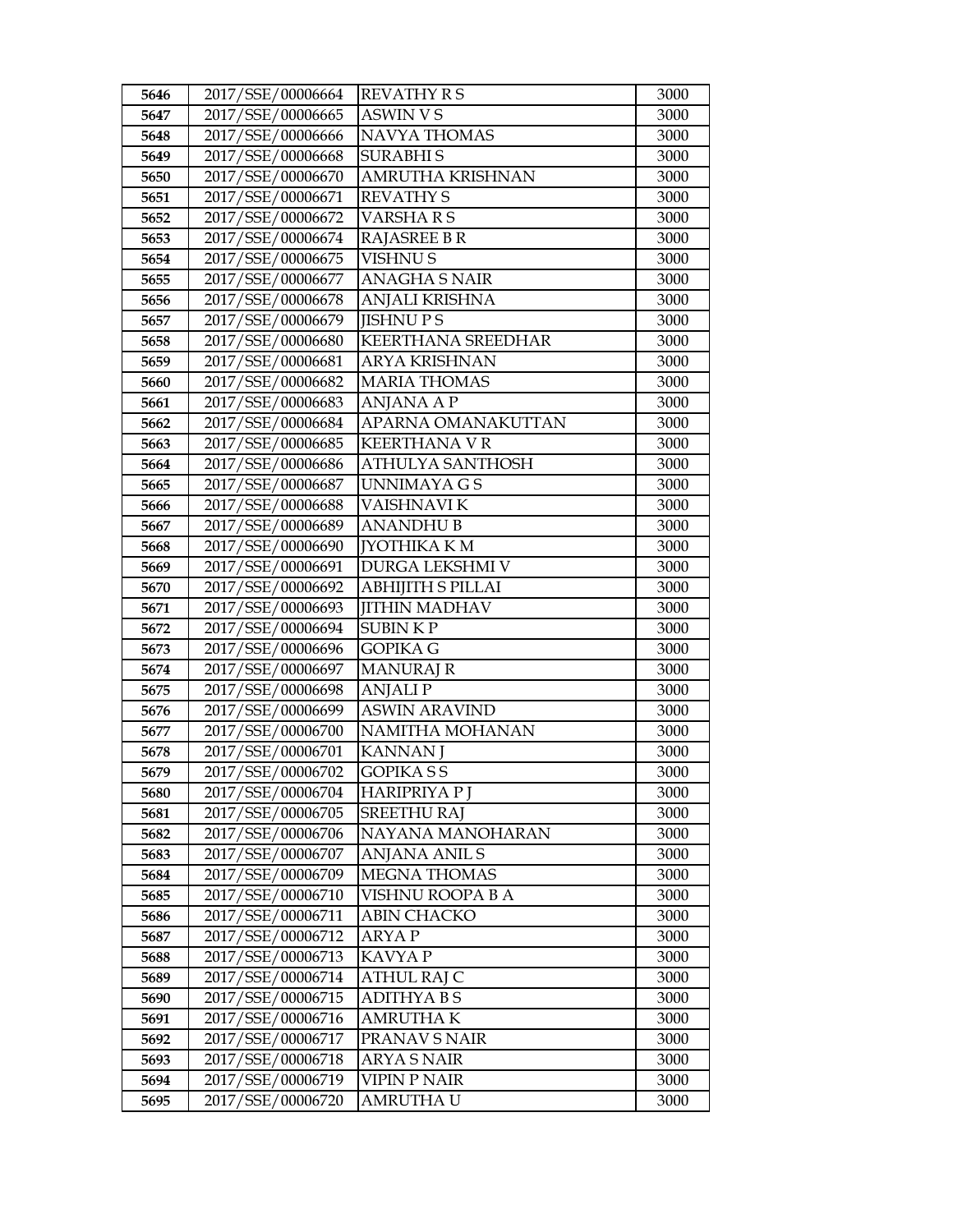| 5646 | 2017/SSE/00006664 | REVATHY R S | 3000 |
|---|---|---|---|
| 5647 | 2017/SSE/00006665 | ASWIN V S | 3000 |
| 5648 | 2017/SSE/00006666 | NAVYA THOMAS | 3000 |
| 5649 | 2017/SSE/00006668 | SURABHI S | 3000 |
| 5650 | 2017/SSE/00006670 | AMRUTHA KRISHNAN | 3000 |
| 5651 | 2017/SSE/00006671 | REVATHY S | 3000 |
| 5652 | 2017/SSE/00006672 | VARSHA R S | 3000 |
| 5653 | 2017/SSE/00006674 | RAJASREE B R | 3000 |
| 5654 | 2017/SSE/00006675 | VISHNU S | 3000 |
| 5655 | 2017/SSE/00006677 | ANAGHA S NAIR | 3000 |
| 5656 | 2017/SSE/00006678 | ANJALI KRISHNA | 3000 |
| 5657 | 2017/SSE/00006679 | JISHNU P S | 3000 |
| 5658 | 2017/SSE/00006680 | KEERTHANA SREEDHAR | 3000 |
| 5659 | 2017/SSE/00006681 | ARYA KRISHNAN | 3000 |
| 5660 | 2017/SSE/00006682 | MARIA THOMAS | 3000 |
| 5661 | 2017/SSE/00006683 | ANJANA A P | 3000 |
| 5662 | 2017/SSE/00006684 | APARNA OMANAKUTTAN | 3000 |
| 5663 | 2017/SSE/00006685 | KEERTHANA V R | 3000 |
| 5664 | 2017/SSE/00006686 | ATHULYA SANTHOSH | 3000 |
| 5665 | 2017/SSE/00006687 | UNNIMAYA G S | 3000 |
| 5666 | 2017/SSE/00006688 | VAISHNAVI K | 3000 |
| 5667 | 2017/SSE/00006689 | ANANDHU B | 3000 |
| 5668 | 2017/SSE/00006690 | JYOTHIKA K M | 3000 |
| 5669 | 2017/SSE/00006691 | DURGA LEKSHMI V | 3000 |
| 5670 | 2017/SSE/00006692 | ABHIJITH S PILLAI | 3000 |
| 5671 | 2017/SSE/00006693 | JITHIN MADHAV | 3000 |
| 5672 | 2017/SSE/00006694 | SUBIN K P | 3000 |
| 5673 | 2017/SSE/00006696 | GOPIKA G | 3000 |
| 5674 | 2017/SSE/00006697 | MANURAJ R | 3000 |
| 5675 | 2017/SSE/00006698 | ANJALI P | 3000 |
| 5676 | 2017/SSE/00006699 | ASWIN ARAVIND | 3000 |
| 5677 | 2017/SSE/00006700 | NAMITHA MOHANAN | 3000 |
| 5678 | 2017/SSE/00006701 | KANNAN J | 3000 |
| 5679 | 2017/SSE/00006702 | GOPIKA S S | 3000 |
| 5680 | 2017/SSE/00006704 | HARIPRIYA P J | 3000 |
| 5681 | 2017/SSE/00006705 | SREETHU RAJ | 3000 |
| 5682 | 2017/SSE/00006706 | NAYANA MANOHARAN | 3000 |
| 5683 | 2017/SSE/00006707 | ANJANA ANIL S | 3000 |
| 5684 | 2017/SSE/00006709 | MEGNA THOMAS | 3000 |
| 5685 | 2017/SSE/00006710 | VISHNU ROOPA B A | 3000 |
| 5686 | 2017/SSE/00006711 | ABIN CHACKO | 3000 |
| 5687 | 2017/SSE/00006712 | ARYA P | 3000 |
| 5688 | 2017/SSE/00006713 | KAVYA P | 3000 |
| 5689 | 2017/SSE/00006714 | ATHUL RAJ C | 3000 |
| 5690 | 2017/SSE/00006715 | ADITHYA B S | 3000 |
| 5691 | 2017/SSE/00006716 | AMRUTHA K | 3000 |
| 5692 | 2017/SSE/00006717 | PRANAV S NAIR | 3000 |
| 5693 | 2017/SSE/00006718 | ARYA S NAIR | 3000 |
| 5694 | 2017/SSE/00006719 | VIPIN P NAIR | 3000 |
| 5695 | 2017/SSE/00006720 | AMRUTHA U | 3000 |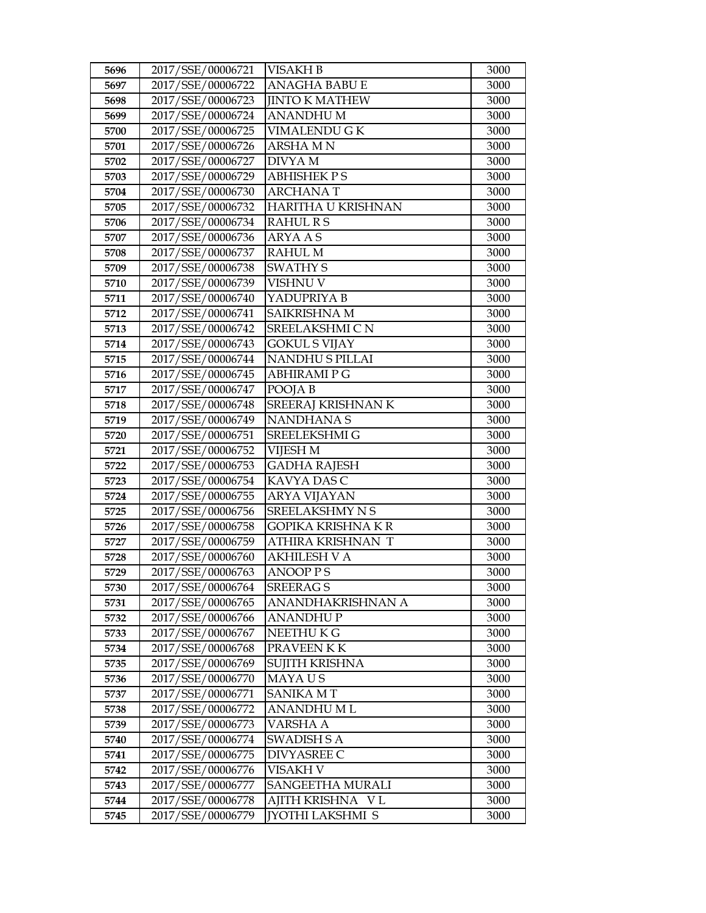| 5696 | 2017/SSE/00006721 | VISAKH B | 3000 |
|---|---|---|---|
| 5697 | 2017/SSE/00006722 | ANAGHA BABU E | 3000 |
| 5698 | 2017/SSE/00006723 | JINTO K MATHEW | 3000 |
| 5699 | 2017/SSE/00006724 | ANANDHU M | 3000 |
| 5700 | 2017/SSE/00006725 | VIMALENDU G K | 3000 |
| 5701 | 2017/SSE/00006726 | ARSHA M N | 3000 |
| 5702 | 2017/SSE/00006727 | DIVYA M | 3000 |
| 5703 | 2017/SSE/00006729 | ABHISHEK P S | 3000 |
| 5704 | 2017/SSE/00006730 | ARCHANA T | 3000 |
| 5705 | 2017/SSE/00006732 | HARITHA U KRISHNAN | 3000 |
| 5706 | 2017/SSE/00006734 | RAHUL R S | 3000 |
| 5707 | 2017/SSE/00006736 | ARYA A S | 3000 |
| 5708 | 2017/SSE/00006737 | RAHUL M | 3000 |
| 5709 | 2017/SSE/00006738 | SWATHY S | 3000 |
| 5710 | 2017/SSE/00006739 | VISHNU V | 3000 |
| 5711 | 2017/SSE/00006740 | YADUPRIYA B | 3000 |
| 5712 | 2017/SSE/00006741 | SAIKRISHNA M | 3000 |
| 5713 | 2017/SSE/00006742 | SREELAKSHMI C N | 3000 |
| 5714 | 2017/SSE/00006743 | GOKUL S VIJAY | 3000 |
| 5715 | 2017/SSE/00006744 | NANDHU S PILLAI | 3000 |
| 5716 | 2017/SSE/00006745 | ABHIRAMI P G | 3000 |
| 5717 | 2017/SSE/00006747 | POOJA B | 3000 |
| 5718 | 2017/SSE/00006748 | SREERAJ KRISHNAN K | 3000 |
| 5719 | 2017/SSE/00006749 | NANDHANA S | 3000 |
| 5720 | 2017/SSE/00006751 | SREELEKSHMI G | 3000 |
| 5721 | 2017/SSE/00006752 | VIJESH M | 3000 |
| 5722 | 2017/SSE/00006753 | GADHA RAJESH | 3000 |
| 5723 | 2017/SSE/00006754 | KAVYA DAS C | 3000 |
| 5724 | 2017/SSE/00006755 | ARYA VIJAYAN | 3000 |
| 5725 | 2017/SSE/00006756 | SREELAKSHMY N S | 3000 |
| 5726 | 2017/SSE/00006758 | GOPIKA KRISHNA K R | 3000 |
| 5727 | 2017/SSE/00006759 | ATHIRA KRISHNAN T | 3000 |
| 5728 | 2017/SSE/00006760 | AKHILESH V A | 3000 |
| 5729 | 2017/SSE/00006763 | ANOOP P S | 3000 |
| 5730 | 2017/SSE/00006764 | SREERAG S | 3000 |
| 5731 | 2017/SSE/00006765 | ANANDHAKRISHNAN A | 3000 |
| 5732 | 2017/SSE/00006766 | ANANDHU P | 3000 |
| 5733 | 2017/SSE/00006767 | NEETHU K G | 3000 |
| 5734 | 2017/SSE/00006768 | PRAVEEN K K | 3000 |
| 5735 | 2017/SSE/00006769 | SUJITH KRISHNA | 3000 |
| 5736 | 2017/SSE/00006770 | MAYA U S | 3000 |
| 5737 | 2017/SSE/00006771 | SANIKA M T | 3000 |
| 5738 | 2017/SSE/00006772 | ANANDHU M L | 3000 |
| 5739 | 2017/SSE/00006773 | VARSHA A | 3000 |
| 5740 | 2017/SSE/00006774 | SWADISH S A | 3000 |
| 5741 | 2017/SSE/00006775 | DIVYASREE C | 3000 |
| 5742 | 2017/SSE/00006776 | VISAKH V | 3000 |
| 5743 | 2017/SSE/00006777 | SANGEETHA MURALI | 3000 |
| 5744 | 2017/SSE/00006778 | AJITH KRISHNA V L | 3000 |
| 5745 | 2017/SSE/00006779 | JYOTHI LAKSHMI S | 3000 |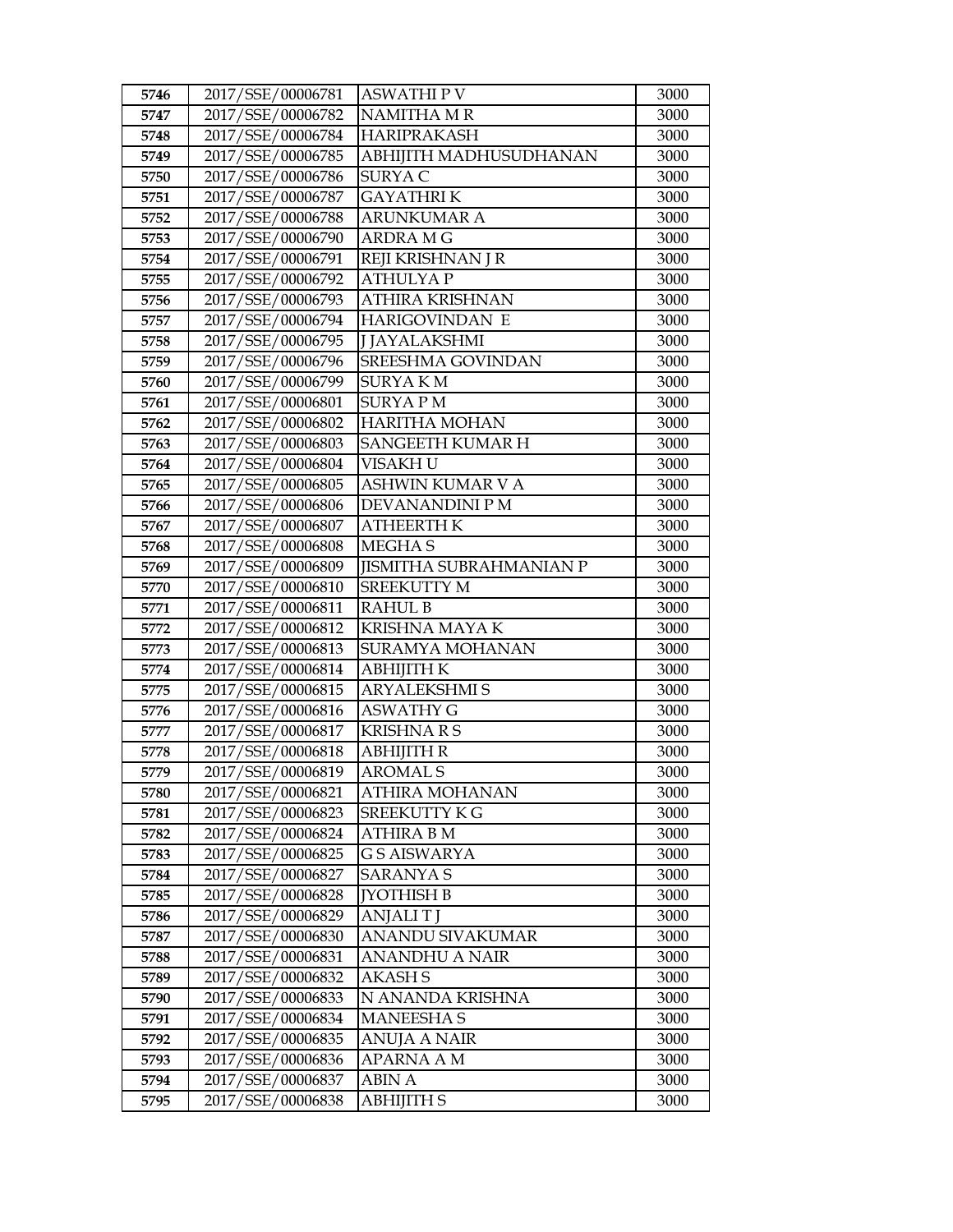| 5746 | 2017/SSE/00006781 | ASWATHI P V | 3000 |
|---|---|---|---|
| 5747 | 2017/SSE/00006782 | NAMITHA M R | 3000 |
| 5748 | 2017/SSE/00006784 | HARIPRAKASH | 3000 |
| 5749 | 2017/SSE/00006785 | ABHIJITH MADHUSUDHANAN | 3000 |
| 5750 | 2017/SSE/00006786 | SURYA C | 3000 |
| 5751 | 2017/SSE/00006787 | GAYATHRI K | 3000 |
| 5752 | 2017/SSE/00006788 | ARUNKUMAR A | 3000 |
| 5753 | 2017/SSE/00006790 | ARDRA M G | 3000 |
| 5754 | 2017/SSE/00006791 | REJI KRISHNAN J R | 3000 |
| 5755 | 2017/SSE/00006792 | ATHULYA P | 3000 |
| 5756 | 2017/SSE/00006793 | ATHIRA KRISHNAN | 3000 |
| 5757 | 2017/SSE/00006794 | HARIGOVINDAN E | 3000 |
| 5758 | 2017/SSE/00006795 | J JAYALAKSHMI | 3000 |
| 5759 | 2017/SSE/00006796 | SREESHMA GOVINDAN | 3000 |
| 5760 | 2017/SSE/00006799 | SURYA K M | 3000 |
| 5761 | 2017/SSE/00006801 | SURYA P M | 3000 |
| 5762 | 2017/SSE/00006802 | HARITHA MOHAN | 3000 |
| 5763 | 2017/SSE/00006803 | SANGEETH KUMAR H | 3000 |
| 5764 | 2017/SSE/00006804 | VISAKH U | 3000 |
| 5765 | 2017/SSE/00006805 | ASHWIN KUMAR V A | 3000 |
| 5766 | 2017/SSE/00006806 | DEVANANDINI P M | 3000 |
| 5767 | 2017/SSE/00006807 | ATHEERTH K | 3000 |
| 5768 | 2017/SSE/00006808 | MEGHA S | 3000 |
| 5769 | 2017/SSE/00006809 | JISMITHA SUBRAHMANIAN P | 3000 |
| 5770 | 2017/SSE/00006810 | SREEKUTTY M | 3000 |
| 5771 | 2017/SSE/00006811 | RAHUL B | 3000 |
| 5772 | 2017/SSE/00006812 | KRISHNA MAYA K | 3000 |
| 5773 | 2017/SSE/00006813 | SURAMYA MOHANAN | 3000 |
| 5774 | 2017/SSE/00006814 | ABHIJITH K | 3000 |
| 5775 | 2017/SSE/00006815 | ARYALEKSHMI S | 3000 |
| 5776 | 2017/SSE/00006816 | ASWATHY G | 3000 |
| 5777 | 2017/SSE/00006817 | KRISHNA R S | 3000 |
| 5778 | 2017/SSE/00006818 | ABHIJITH R | 3000 |
| 5779 | 2017/SSE/00006819 | AROMAL S | 3000 |
| 5780 | 2017/SSE/00006821 | ATHIRA MOHANAN | 3000 |
| 5781 | 2017/SSE/00006823 | SREEKUTTY K G | 3000 |
| 5782 | 2017/SSE/00006824 | ATHIRA B M | 3000 |
| 5783 | 2017/SSE/00006825 | G S AISWARYA | 3000 |
| 5784 | 2017/SSE/00006827 | SARANYA S | 3000 |
| 5785 | 2017/SSE/00006828 | JYOTHISH B | 3000 |
| 5786 | 2017/SSE/00006829 | ANJALI T J | 3000 |
| 5787 | 2017/SSE/00006830 | ANANDU SIVAKUMAR | 3000 |
| 5788 | 2017/SSE/00006831 | ANANDHU A NAIR | 3000 |
| 5789 | 2017/SSE/00006832 | AKASH S | 3000 |
| 5790 | 2017/SSE/00006833 | N ANANDA KRISHNA | 3000 |
| 5791 | 2017/SSE/00006834 | MANEESHA S | 3000 |
| 5792 | 2017/SSE/00006835 | ANUJA A NAIR | 3000 |
| 5793 | 2017/SSE/00006836 | APARNA A M | 3000 |
| 5794 | 2017/SSE/00006837 | ABIN A | 3000 |
| 5795 | 2017/SSE/00006838 | ABHIJITH S | 3000 |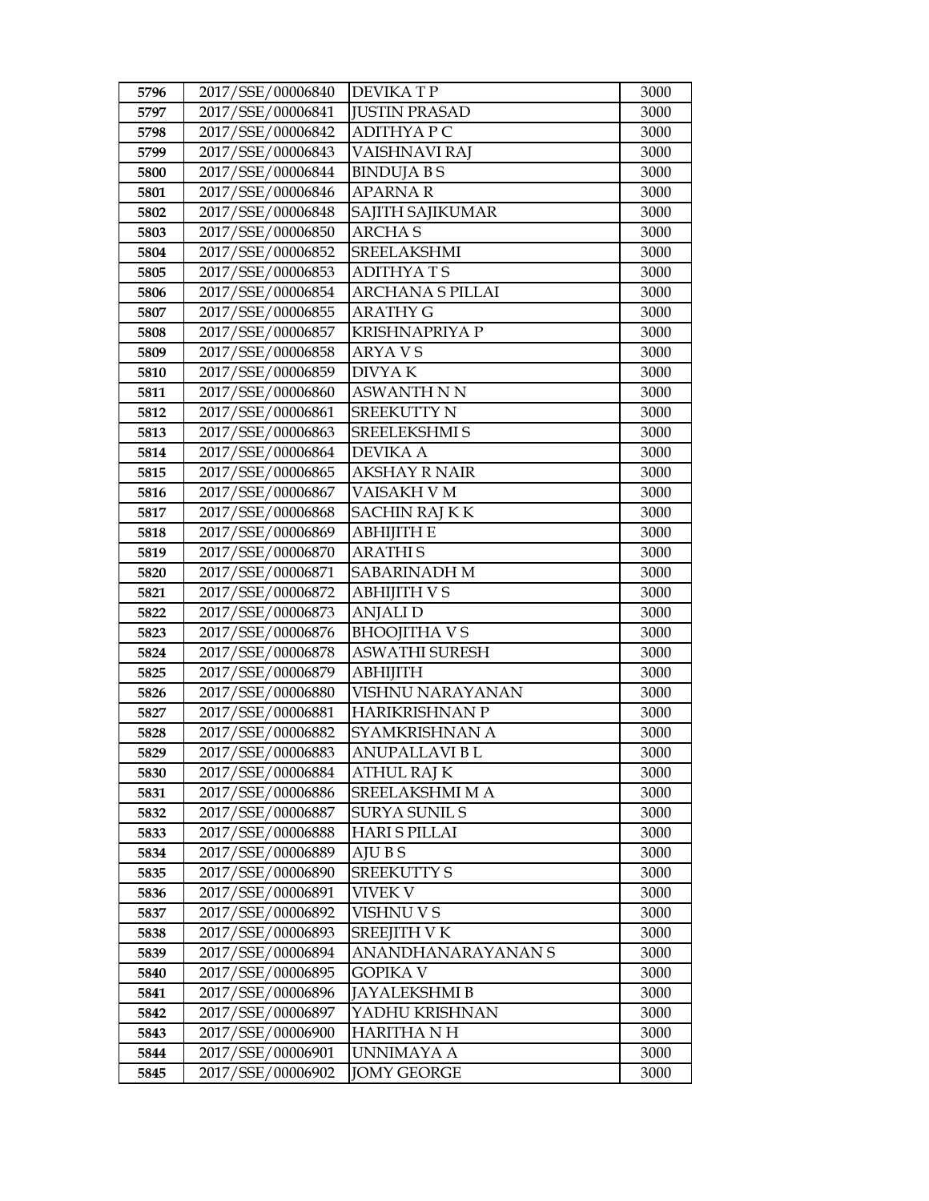| 5796 | 2017/SSE/00006840 | DEVIKA T P | 3000 |
|---|---|---|---|
| 5797 | 2017/SSE/00006841 | JUSTIN PRASAD | 3000 |
| 5798 | 2017/SSE/00006842 | ADITHYA P C | 3000 |
| 5799 | 2017/SSE/00006843 | VAISHNAVI RAJ | 3000 |
| 5800 | 2017/SSE/00006844 | BINDUJA B S | 3000 |
| 5801 | 2017/SSE/00006846 | APARNA R | 3000 |
| 5802 | 2017/SSE/00006848 | SAJITH SAJIKUMAR | 3000 |
| 5803 | 2017/SSE/00006850 | ARCHA S | 3000 |
| 5804 | 2017/SSE/00006852 | SREELAKSHMI | 3000 |
| 5805 | 2017/SSE/00006853 | ADITHYA T S | 3000 |
| 5806 | 2017/SSE/00006854 | ARCHANA S PILLAI | 3000 |
| 5807 | 2017/SSE/00006855 | ARATHY G | 3000 |
| 5808 | 2017/SSE/00006857 | KRISHNAPRIYA P | 3000 |
| 5809 | 2017/SSE/00006858 | ARYA V S | 3000 |
| 5810 | 2017/SSE/00006859 | DIVYA K | 3000 |
| 5811 | 2017/SSE/00006860 | ASWANTH N N | 3000 |
| 5812 | 2017/SSE/00006861 | SREEKUTTY N | 3000 |
| 5813 | 2017/SSE/00006863 | SREELEKSHMI S | 3000 |
| 5814 | 2017/SSE/00006864 | DEVIKA A | 3000 |
| 5815 | 2017/SSE/00006865 | AKSHAY R NAIR | 3000 |
| 5816 | 2017/SSE/00006867 | VAISAKH V M | 3000 |
| 5817 | 2017/SSE/00006868 | SACHIN RAJ K K | 3000 |
| 5818 | 2017/SSE/00006869 | ABHIJITH E | 3000 |
| 5819 | 2017/SSE/00006870 | ARATHI S | 3000 |
| 5820 | 2017/SSE/00006871 | SABARINADH M | 3000 |
| 5821 | 2017/SSE/00006872 | ABHIJITH V S | 3000 |
| 5822 | 2017/SSE/00006873 | ANJALI D | 3000 |
| 5823 | 2017/SSE/00006876 | BHOOJITHA V S | 3000 |
| 5824 | 2017/SSE/00006878 | ASWATHI SURESH | 3000 |
| 5825 | 2017/SSE/00006879 | ABHIJITH | 3000 |
| 5826 | 2017/SSE/00006880 | VISHNU NARAYANAN | 3000 |
| 5827 | 2017/SSE/00006881 | HARIKRISHNAN P | 3000 |
| 5828 | 2017/SSE/00006882 | SYAMKRISHNAN A | 3000 |
| 5829 | 2017/SSE/00006883 | ANUPALLAVI B L | 3000 |
| 5830 | 2017/SSE/00006884 | ATHUL RAJ K | 3000 |
| 5831 | 2017/SSE/00006886 | SREELAKSHMI M A | 3000 |
| 5832 | 2017/SSE/00006887 | SURYA SUNIL S | 3000 |
| 5833 | 2017/SSE/00006888 | HARI S PILLAI | 3000 |
| 5834 | 2017/SSE/00006889 | AJU B S | 3000 |
| 5835 | 2017/SSE/00006890 | SREEKUTTY S | 3000 |
| 5836 | 2017/SSE/00006891 | VIVEK V | 3000 |
| 5837 | 2017/SSE/00006892 | VISHNU V S | 3000 |
| 5838 | 2017/SSE/00006893 | SREEJITH V K | 3000 |
| 5839 | 2017/SSE/00006894 | ANANDHANARAYANAN S | 3000 |
| 5840 | 2017/SSE/00006895 | GOPIKA V | 3000 |
| 5841 | 2017/SSE/00006896 | JAYALEKSHMI B | 3000 |
| 5842 | 2017/SSE/00006897 | YADHU KRISHNAN | 3000 |
| 5843 | 2017/SSE/00006900 | HARITHA N H | 3000 |
| 5844 | 2017/SSE/00006901 | UNNIMAYA A | 3000 |
| 5845 | 2017/SSE/00006902 | JOMY GEORGE | 3000 |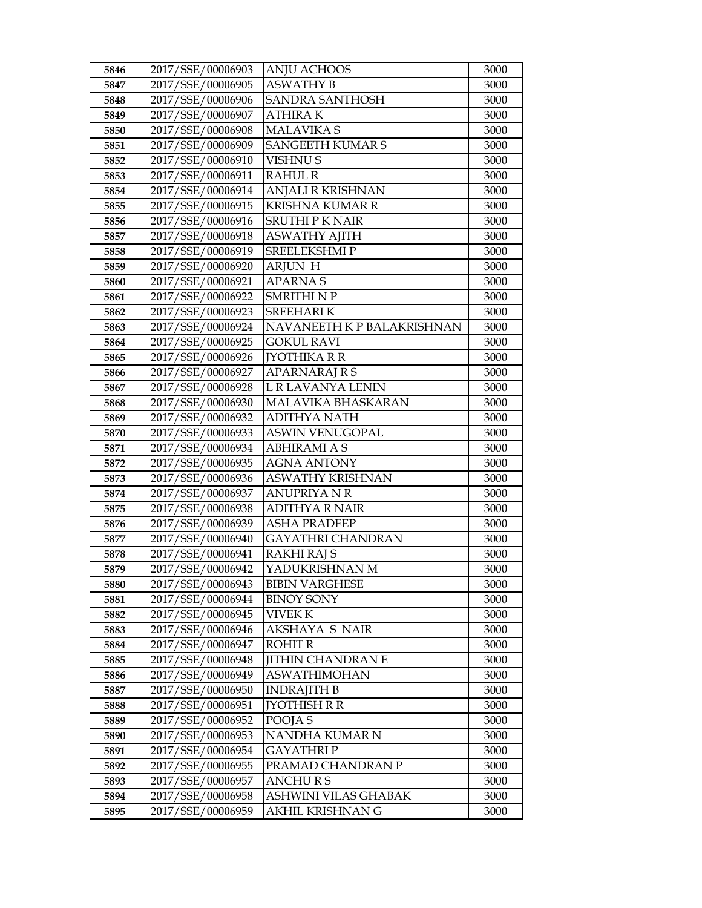| 5846 | 2017/SSE/00006903 | ANJU ACHOOS | 3000 |
|---|---|---|---|
| 5847 | 2017/SSE/00006905 | ASWATHY B | 3000 |
| 5848 | 2017/SSE/00006906 | SANDRA SANTHOSH | 3000 |
| 5849 | 2017/SSE/00006907 | ATHIRA K | 3000 |
| 5850 | 2017/SSE/00006908 | MALAVIKA S | 3000 |
| 5851 | 2017/SSE/00006909 | SANGEETH KUMAR S | 3000 |
| 5852 | 2017/SSE/00006910 | VISHNU S | 3000 |
| 5853 | 2017/SSE/00006911 | RAHUL R | 3000 |
| 5854 | 2017/SSE/00006914 | ANJALI R KRISHNAN | 3000 |
| 5855 | 2017/SSE/00006915 | KRISHNA KUMAR R | 3000 |
| 5856 | 2017/SSE/00006916 | SRUTHI P K NAIR | 3000 |
| 5857 | 2017/SSE/00006918 | ASWATHY AJITH | 3000 |
| 5858 | 2017/SSE/00006919 | SREELEKSHMI P | 3000 |
| 5859 | 2017/SSE/00006920 | ARJUN H | 3000 |
| 5860 | 2017/SSE/00006921 | APARNA S | 3000 |
| 5861 | 2017/SSE/00006922 | SMRITHI N P | 3000 |
| 5862 | 2017/SSE/00006923 | SREEHARI K | 3000 |
| 5863 | 2017/SSE/00006924 | NAVANEETH K P BALAKRISHNAN | 3000 |
| 5864 | 2017/SSE/00006925 | GOKUL RAVI | 3000 |
| 5865 | 2017/SSE/00006926 | JYOTHIKA R R | 3000 |
| 5866 | 2017/SSE/00006927 | APARNARAJ R S | 3000 |
| 5867 | 2017/SSE/00006928 | L R LAVANYA LENIN | 3000 |
| 5868 | 2017/SSE/00006930 | MALAVIKA BHASKARAN | 3000 |
| 5869 | 2017/SSE/00006932 | ADITHYA NATH | 3000 |
| 5870 | 2017/SSE/00006933 | ASWIN VENUGOPAL | 3000 |
| 5871 | 2017/SSE/00006934 | ABHIRAMI A S | 3000 |
| 5872 | 2017/SSE/00006935 | AGNA ANTONY | 3000 |
| 5873 | 2017/SSE/00006936 | ASWATHY KRISHNAN | 3000 |
| 5874 | 2017/SSE/00006937 | ANUPRIYA N R | 3000 |
| 5875 | 2017/SSE/00006938 | ADITHYA R NAIR | 3000 |
| 5876 | 2017/SSE/00006939 | ASHA PRADEEP | 3000 |
| 5877 | 2017/SSE/00006940 | GAYATHRI CHANDRAN | 3000 |
| 5878 | 2017/SSE/00006941 | RAKHI RAJ S | 3000 |
| 5879 | 2017/SSE/00006942 | YADUKRISHNAN M | 3000 |
| 5880 | 2017/SSE/00006943 | BIBIN VARGHESE | 3000 |
| 5881 | 2017/SSE/00006944 | BINOY SONY | 3000 |
| 5882 | 2017/SSE/00006945 | VIVEK K | 3000 |
| 5883 | 2017/SSE/00006946 | AKSHAYA S NAIR | 3000 |
| 5884 | 2017/SSE/00006947 | ROHIT R | 3000 |
| 5885 | 2017/SSE/00006948 | JITHIN CHANDRAN E | 3000 |
| 5886 | 2017/SSE/00006949 | ASWATHIMOHAN | 3000 |
| 5887 | 2017/SSE/00006950 | INDRAJITH B | 3000 |
| 5888 | 2017/SSE/00006951 | JYOTHISH R R | 3000 |
| 5889 | 2017/SSE/00006952 | POOJA S | 3000 |
| 5890 | 2017/SSE/00006953 | NANDHA KUMAR N | 3000 |
| 5891 | 2017/SSE/00006954 | GAYATHRI P | 3000 |
| 5892 | 2017/SSE/00006955 | PRAMAD CHANDRAN P | 3000 |
| 5893 | 2017/SSE/00006957 | ANCHU R S | 3000 |
| 5894 | 2017/SSE/00006958 | ASHWINI VILAS GHABAK | 3000 |
| 5895 | 2017/SSE/00006959 | AKHIL KRISHNAN G | 3000 |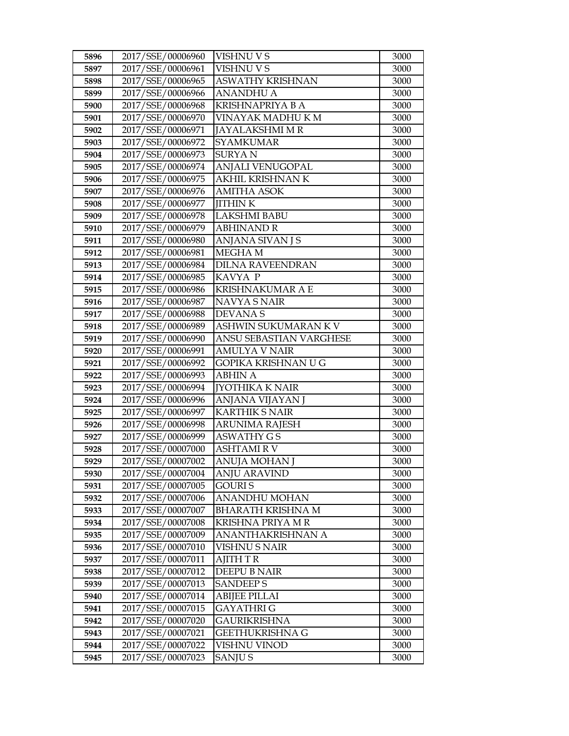| 5896 | 2017/SSE/00006960 | VISHNU V S | 3000 |
|---|---|---|---|
| 5897 | 2017/SSE/00006961 | VISHNU V S | 3000 |
| 5898 | 2017/SSE/00006965 | ASWATHY KRISHNAN | 3000 |
| 5899 | 2017/SSE/00006966 | ANANDHU A | 3000 |
| 5900 | 2017/SSE/00006968 | KRISHNAPRIYA B A | 3000 |
| 5901 | 2017/SSE/00006970 | VINAYAK MADHU K M | 3000 |
| 5902 | 2017/SSE/00006971 | JAYALAKSHMI M R | 3000 |
| 5903 | 2017/SSE/00006972 | SYAMKUMAR | 3000 |
| 5904 | 2017/SSE/00006973 | SURYA N | 3000 |
| 5905 | 2017/SSE/00006974 | ANJALI VENUGOPAL | 3000 |
| 5906 | 2017/SSE/00006975 | AKHIL KRISHNAN K | 3000 |
| 5907 | 2017/SSE/00006976 | AMITHA ASOK | 3000 |
| 5908 | 2017/SSE/00006977 | JITHIN K | 3000 |
| 5909 | 2017/SSE/00006978 | LAKSHMI BABU | 3000 |
| 5910 | 2017/SSE/00006979 | ABHINAND R | 3000 |
| 5911 | 2017/SSE/00006980 | ANJANA SIVAN J S | 3000 |
| 5912 | 2017/SSE/00006981 | MEGHA M | 3000 |
| 5913 | 2017/SSE/00006984 | DILNA RAVEENDRAN | 3000 |
| 5914 | 2017/SSE/00006985 | KAVYA P | 3000 |
| 5915 | 2017/SSE/00006986 | KRISHNAKUMAR A E | 3000 |
| 5916 | 2017/SSE/00006987 | NAVYA S NAIR | 3000 |
| 5917 | 2017/SSE/00006988 | DEVANA S | 3000 |
| 5918 | 2017/SSE/00006989 | ASHWIN SUKUMARAN K V | 3000 |
| 5919 | 2017/SSE/00006990 | ANSU SEBASTIAN VARGHESE | 3000 |
| 5920 | 2017/SSE/00006991 | AMULYA V NAIR | 3000 |
| 5921 | 2017/SSE/00006992 | GOPIKA KRISHNAN U G | 3000 |
| 5922 | 2017/SSE/00006993 | ABHIN A | 3000 |
| 5923 | 2017/SSE/00006994 | JYOTHIKA K NAIR | 3000 |
| 5924 | 2017/SSE/00006996 | ANJANA VIJAYAN J | 3000 |
| 5925 | 2017/SSE/00006997 | KARTHIK S NAIR | 3000 |
| 5926 | 2017/SSE/00006998 | ARUNIMA RAJESH | 3000 |
| 5927 | 2017/SSE/00006999 | ASWATHY G S | 3000 |
| 5928 | 2017/SSE/00007000 | ASHTAMI R V | 3000 |
| 5929 | 2017/SSE/00007002 | ANUJA MOHAN J | 3000 |
| 5930 | 2017/SSE/00007004 | ANJU ARAVIND | 3000 |
| 5931 | 2017/SSE/00007005 | GOURI S | 3000 |
| 5932 | 2017/SSE/00007006 | ANANDHU MOHAN | 3000 |
| 5933 | 2017/SSE/00007007 | BHARATH KRISHNA M | 3000 |
| 5934 | 2017/SSE/00007008 | KRISHNA PRIYA M R | 3000 |
| 5935 | 2017/SSE/00007009 | ANANTHAKRISHNAN A | 3000 |
| 5936 | 2017/SSE/00007010 | VISHNU S NAIR | 3000 |
| 5937 | 2017/SSE/00007011 | AJITH T R | 3000 |
| 5938 | 2017/SSE/00007012 | DEEPU B NAIR | 3000 |
| 5939 | 2017/SSE/00007013 | SANDEEP S | 3000 |
| 5940 | 2017/SSE/00007014 | ABIJEE PILLAI | 3000 |
| 5941 | 2017/SSE/00007015 | GAYATHRI G | 3000 |
| 5942 | 2017/SSE/00007020 | GAURIKRISHNA | 3000 |
| 5943 | 2017/SSE/00007021 | GEETHUKRISHNA G | 3000 |
| 5944 | 2017/SSE/00007022 | VISHNU VINOD | 3000 |
| 5945 | 2017/SSE/00007023 | SANJU S | 3000 |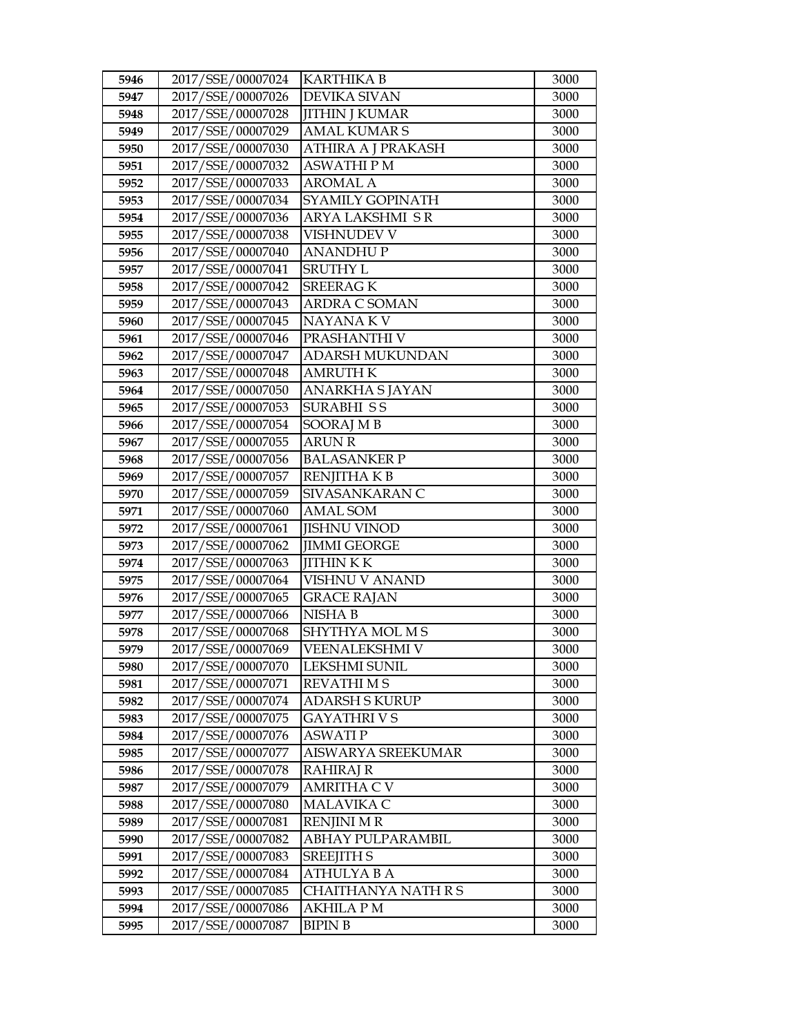| 5946 | 2017/SSE/00007024 | KARTHIKA B | 3000 |
|---|---|---|---|
| 5947 | 2017/SSE/00007026 | DEVIKA SIVAN | 3000 |
| 5948 | 2017/SSE/00007028 | JITHIN J KUMAR | 3000 |
| 5949 | 2017/SSE/00007029 | AMAL KUMAR S | 3000 |
| 5950 | 2017/SSE/00007030 | ATHIRA A J PRAKASH | 3000 |
| 5951 | 2017/SSE/00007032 | ASWATHI P M | 3000 |
| 5952 | 2017/SSE/00007033 | AROMAL A | 3000 |
| 5953 | 2017/SSE/00007034 | SYAMILY GOPINATH | 3000 |
| 5954 | 2017/SSE/00007036 | ARYA LAKSHMI S R | 3000 |
| 5955 | 2017/SSE/00007038 | VISHNUDEV V | 3000 |
| 5956 | 2017/SSE/00007040 | ANANDHU P | 3000 |
| 5957 | 2017/SSE/00007041 | SRUTHY L | 3000 |
| 5958 | 2017/SSE/00007042 | SREERAG K | 3000 |
| 5959 | 2017/SSE/00007043 | ARDRA C SOMAN | 3000 |
| 5960 | 2017/SSE/00007045 | NAYANA K V | 3000 |
| 5961 | 2017/SSE/00007046 | PRASHANTHI V | 3000 |
| 5962 | 2017/SSE/00007047 | ADARSH MUKUNDAN | 3000 |
| 5963 | 2017/SSE/00007048 | AMRUTH K | 3000 |
| 5964 | 2017/SSE/00007050 | ANARKHA S JAYAN | 3000 |
| 5965 | 2017/SSE/00007053 | SURABHI S S | 3000 |
| 5966 | 2017/SSE/00007054 | SOORAJ M B | 3000 |
| 5967 | 2017/SSE/00007055 | ARUN R | 3000 |
| 5968 | 2017/SSE/00007056 | BALASANKER P | 3000 |
| 5969 | 2017/SSE/00007057 | RENJITHA K B | 3000 |
| 5970 | 2017/SSE/00007059 | SIVASANKARAN C | 3000 |
| 5971 | 2017/SSE/00007060 | AMAL SOM | 3000 |
| 5972 | 2017/SSE/00007061 | JISHNU VINOD | 3000 |
| 5973 | 2017/SSE/00007062 | JIMMI GEORGE | 3000 |
| 5974 | 2017/SSE/00007063 | JITHIN K K | 3000 |
| 5975 | 2017/SSE/00007064 | VISHNU V ANAND | 3000 |
| 5976 | 2017/SSE/00007065 | GRACE RAJAN | 3000 |
| 5977 | 2017/SSE/00007066 | NISHA B | 3000 |
| 5978 | 2017/SSE/00007068 | SHYTHYA MOL M S | 3000 |
| 5979 | 2017/SSE/00007069 | VEENALEKSHMI V | 3000 |
| 5980 | 2017/SSE/00007070 | LEKSHMI SUNIL | 3000 |
| 5981 | 2017/SSE/00007071 | REVATHI M S | 3000 |
| 5982 | 2017/SSE/00007074 | ADARSH S KURUP | 3000 |
| 5983 | 2017/SSE/00007075 | GAYATHRI V S | 3000 |
| 5984 | 2017/SSE/00007076 | ASWATI P | 3000 |
| 5985 | 2017/SSE/00007077 | AISWARYA SREEKUMAR | 3000 |
| 5986 | 2017/SSE/00007078 | RAHIRAJ R | 3000 |
| 5987 | 2017/SSE/00007079 | AMRITHA C V | 3000 |
| 5988 | 2017/SSE/00007080 | MALAVIKA C | 3000 |
| 5989 | 2017/SSE/00007081 | RENJINI M R | 3000 |
| 5990 | 2017/SSE/00007082 | ABHAY PULPARAMBIL | 3000 |
| 5991 | 2017/SSE/00007083 | SREEJITH S | 3000 |
| 5992 | 2017/SSE/00007084 | ATHULYA B A | 3000 |
| 5993 | 2017/SSE/00007085 | CHAITHANYA NATH R S | 3000 |
| 5994 | 2017/SSE/00007086 | AKHILA P M | 3000 |
| 5995 | 2017/SSE/00007087 | BIPIN B | 3000 |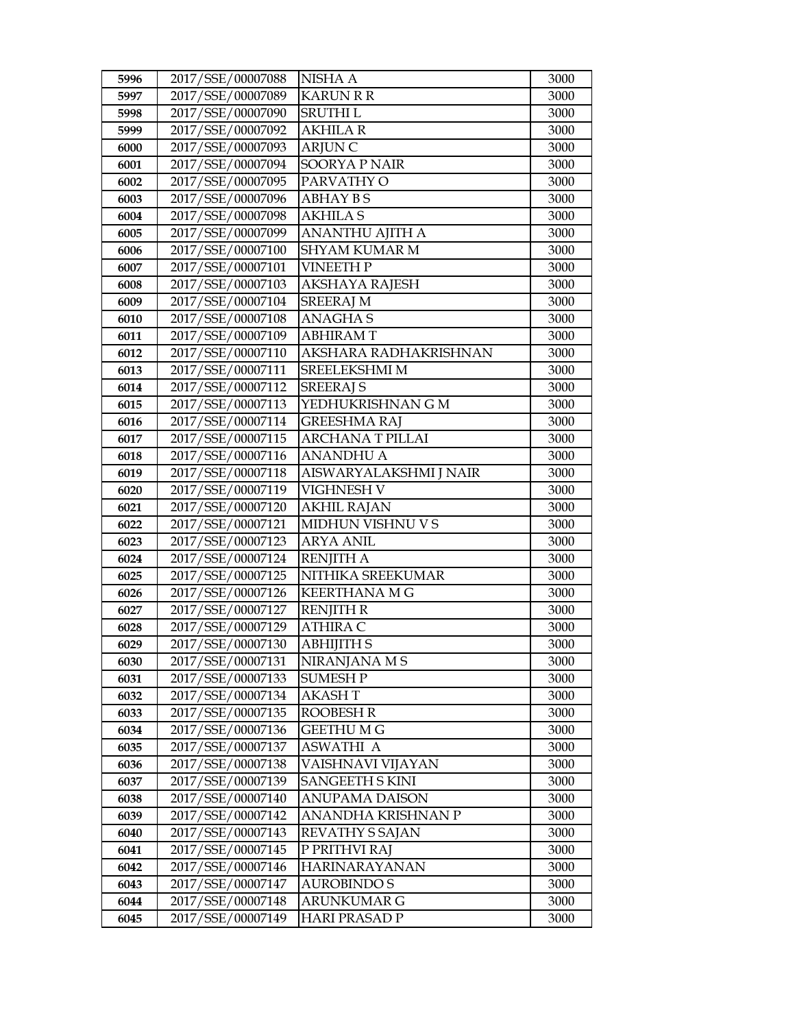| 5996 | 2017/SSE/00007088 | NISHA A | 3000 |
|---|---|---|---|
| 5997 | 2017/SSE/00007089 | KARUN R R | 3000 |
| 5998 | 2017/SSE/00007090 | SRUTHI L | 3000 |
| 5999 | 2017/SSE/00007092 | AKHILA R | 3000 |
| 6000 | 2017/SSE/00007093 | ARJUN C | 3000 |
| 6001 | 2017/SSE/00007094 | SOORYA P NAIR | 3000 |
| 6002 | 2017/SSE/00007095 | PARVATHY O | 3000 |
| 6003 | 2017/SSE/00007096 | ABHAY B S | 3000 |
| 6004 | 2017/SSE/00007098 | AKHILA S | 3000 |
| 6005 | 2017/SSE/00007099 | ANANTHU AJITH A | 3000 |
| 6006 | 2017/SSE/00007100 | SHYAM KUMAR M | 3000 |
| 6007 | 2017/SSE/00007101 | VINEETH P | 3000 |
| 6008 | 2017/SSE/00007103 | AKSHAYA RAJESH | 3000 |
| 6009 | 2017/SSE/00007104 | SREERAJ M | 3000 |
| 6010 | 2017/SSE/00007108 | ANAGHA S | 3000 |
| 6011 | 2017/SSE/00007109 | ABHIRAM T | 3000 |
| 6012 | 2017/SSE/00007110 | AKSHARA RADHAKRISHNAN | 3000 |
| 6013 | 2017/SSE/00007111 | SREELEKSHMI M | 3000 |
| 6014 | 2017/SSE/00007112 | SREERAJ S | 3000 |
| 6015 | 2017/SSE/00007113 | YEDHUKRISHNAN G M | 3000 |
| 6016 | 2017/SSE/00007114 | GREESHMA RAJ | 3000 |
| 6017 | 2017/SSE/00007115 | ARCHANA T PILLAI | 3000 |
| 6018 | 2017/SSE/00007116 | ANANDHU A | 3000 |
| 6019 | 2017/SSE/00007118 | AISWARYALAKSHMI J NAIR | 3000 |
| 6020 | 2017/SSE/00007119 | VIGHNESH V | 3000 |
| 6021 | 2017/SSE/00007120 | AKHIL RAJAN | 3000 |
| 6022 | 2017/SSE/00007121 | MIDHUN VISHNU V S | 3000 |
| 6023 | 2017/SSE/00007123 | ARYA ANIL | 3000 |
| 6024 | 2017/SSE/00007124 | RENJITH A | 3000 |
| 6025 | 2017/SSE/00007125 | NITHIKA SREEKUMAR | 3000 |
| 6026 | 2017/SSE/00007126 | KEERTHANA M G | 3000 |
| 6027 | 2017/SSE/00007127 | RENJITH R | 3000 |
| 6028 | 2017/SSE/00007129 | ATHIRA C | 3000 |
| 6029 | 2017/SSE/00007130 | ABHIJITH S | 3000 |
| 6030 | 2017/SSE/00007131 | NIRANJANA M S | 3000 |
| 6031 | 2017/SSE/00007133 | SUMESH P | 3000 |
| 6032 | 2017/SSE/00007134 | AKASH T | 3000 |
| 6033 | 2017/SSE/00007135 | ROOBESH R | 3000 |
| 6034 | 2017/SSE/00007136 | GEETHU M G | 3000 |
| 6035 | 2017/SSE/00007137 | ASWATHI A | 3000 |
| 6036 | 2017/SSE/00007138 | VAISHNAVI VIJAYAN | 3000 |
| 6037 | 2017/SSE/00007139 | SANGEETH S KINI | 3000 |
| 6038 | 2017/SSE/00007140 | ANUPAMA DAISON | 3000 |
| 6039 | 2017/SSE/00007142 | ANANDHA KRISHNAN P | 3000 |
| 6040 | 2017/SSE/00007143 | REVATHY S SAJAN | 3000 |
| 6041 | 2017/SSE/00007145 | P PRITHVI RAJ | 3000 |
| 6042 | 2017/SSE/00007146 | HARINARAYANAN | 3000 |
| 6043 | 2017/SSE/00007147 | AUROBINDO S | 3000 |
| 6044 | 2017/SSE/00007148 | ARUNKUMAR G | 3000 |
| 6045 | 2017/SSE/00007149 | HARI PRASAD P | 3000 |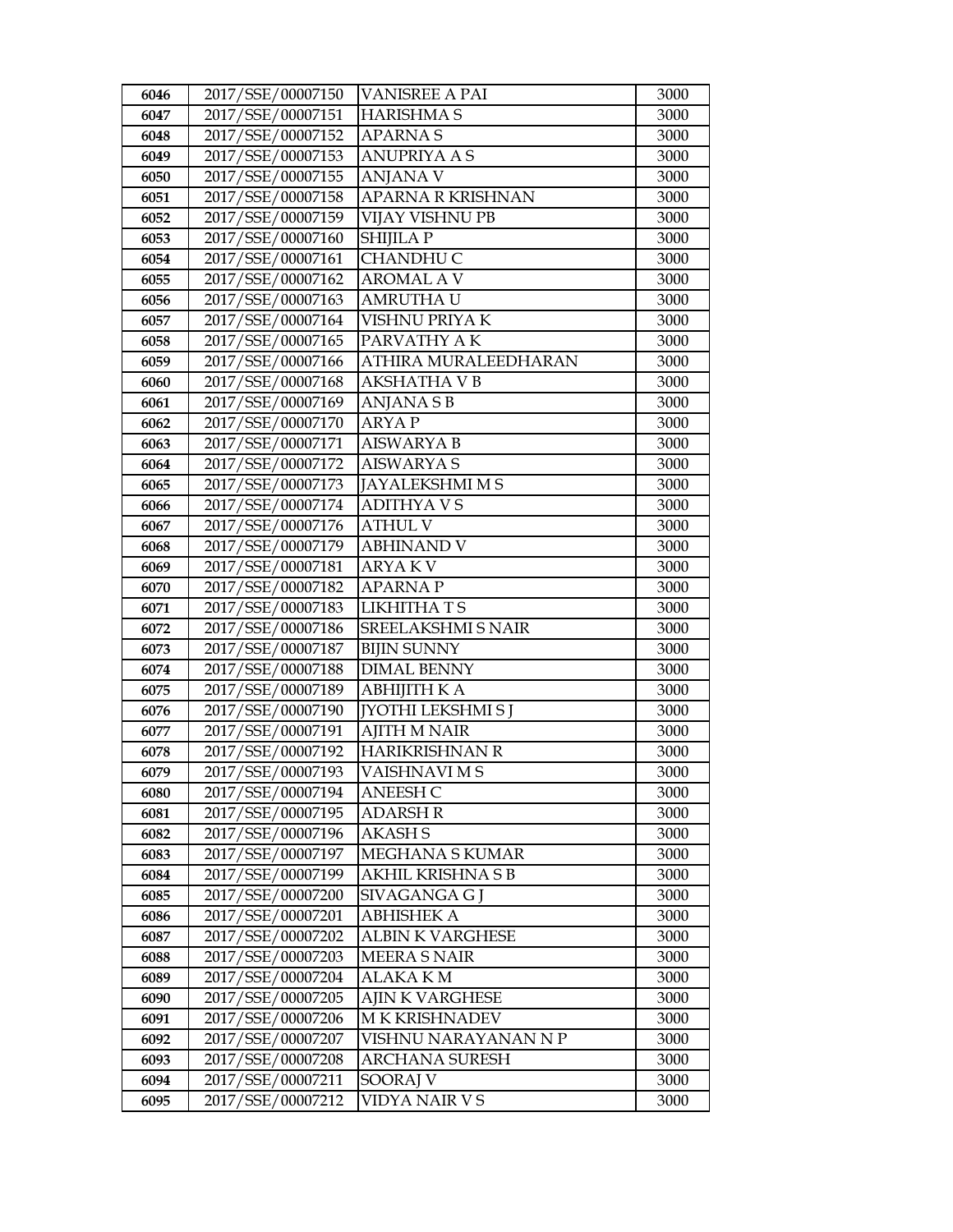| 6046 | 2017/SSE/00007150 | VANISREE A PAI | 3000 |
|---|---|---|---|
| 6047 | 2017/SSE/00007151 | HARISHMA S | 3000 |
| 6048 | 2017/SSE/00007152 | APARNA S | 3000 |
| 6049 | 2017/SSE/00007153 | ANUPRIYA A S | 3000 |
| 6050 | 2017/SSE/00007155 | ANJANA V | 3000 |
| 6051 | 2017/SSE/00007158 | APARNA R KRISHNAN | 3000 |
| 6052 | 2017/SSE/00007159 | VIJAY VISHNU PB | 3000 |
| 6053 | 2017/SSE/00007160 | SHIJILA P | 3000 |
| 6054 | 2017/SSE/00007161 | CHANDHU C | 3000 |
| 6055 | 2017/SSE/00007162 | AROMAL A V | 3000 |
| 6056 | 2017/SSE/00007163 | AMRUTHA U | 3000 |
| 6057 | 2017/SSE/00007164 | VISHNU PRIYA K | 3000 |
| 6058 | 2017/SSE/00007165 | PARVATHY A K | 3000 |
| 6059 | 2017/SSE/00007166 | ATHIRA MURALEEDHARAN | 3000 |
| 6060 | 2017/SSE/00007168 | AKSHATHA V B | 3000 |
| 6061 | 2017/SSE/00007169 | ANJANA S B | 3000 |
| 6062 | 2017/SSE/00007170 | ARYA P | 3000 |
| 6063 | 2017/SSE/00007171 | AISWARYA B | 3000 |
| 6064 | 2017/SSE/00007172 | AISWARYA S | 3000 |
| 6065 | 2017/SSE/00007173 | JAYALEKSHMI M S | 3000 |
| 6066 | 2017/SSE/00007174 | ADITHYA V S | 3000 |
| 6067 | 2017/SSE/00007176 | ATHUL V | 3000 |
| 6068 | 2017/SSE/00007179 | ABHINAND V | 3000 |
| 6069 | 2017/SSE/00007181 | ARYA K V | 3000 |
| 6070 | 2017/SSE/00007182 | APARNA P | 3000 |
| 6071 | 2017/SSE/00007183 | LIKHITHA T S | 3000 |
| 6072 | 2017/SSE/00007186 | SREELAKSHMI S NAIR | 3000 |
| 6073 | 2017/SSE/00007187 | BIJIN SUNNY | 3000 |
| 6074 | 2017/SSE/00007188 | DIMAL BENNY | 3000 |
| 6075 | 2017/SSE/00007189 | ABHIJITH K A | 3000 |
| 6076 | 2017/SSE/00007190 | JYOTHI LEKSHMI S J | 3000 |
| 6077 | 2017/SSE/00007191 | AJITH M NAIR | 3000 |
| 6078 | 2017/SSE/00007192 | HARIKRISHNAN R | 3000 |
| 6079 | 2017/SSE/00007193 | VAISHNAVI M S | 3000 |
| 6080 | 2017/SSE/00007194 | ANEESH C | 3000 |
| 6081 | 2017/SSE/00007195 | ADARSH R | 3000 |
| 6082 | 2017/SSE/00007196 | AKASH S | 3000 |
| 6083 | 2017/SSE/00007197 | MEGHANA S KUMAR | 3000 |
| 6084 | 2017/SSE/00007199 | AKHIL KRISHNA S B | 3000 |
| 6085 | 2017/SSE/00007200 | SIVAGANGA G J | 3000 |
| 6086 | 2017/SSE/00007201 | ABHISHEK A | 3000 |
| 6087 | 2017/SSE/00007202 | ALBIN K VARGHESE | 3000 |
| 6088 | 2017/SSE/00007203 | MEERA S NAIR | 3000 |
| 6089 | 2017/SSE/00007204 | ALAKA K M | 3000 |
| 6090 | 2017/SSE/00007205 | AJIN K VARGHESE | 3000 |
| 6091 | 2017/SSE/00007206 | M K KRISHNADEV | 3000 |
| 6092 | 2017/SSE/00007207 | VISHNU NARAYANAN N P | 3000 |
| 6093 | 2017/SSE/00007208 | ARCHANA SURESH | 3000 |
| 6094 | 2017/SSE/00007211 | SOORAJ V | 3000 |
| 6095 | 2017/SSE/00007212 | VIDYA NAIR V S | 3000 |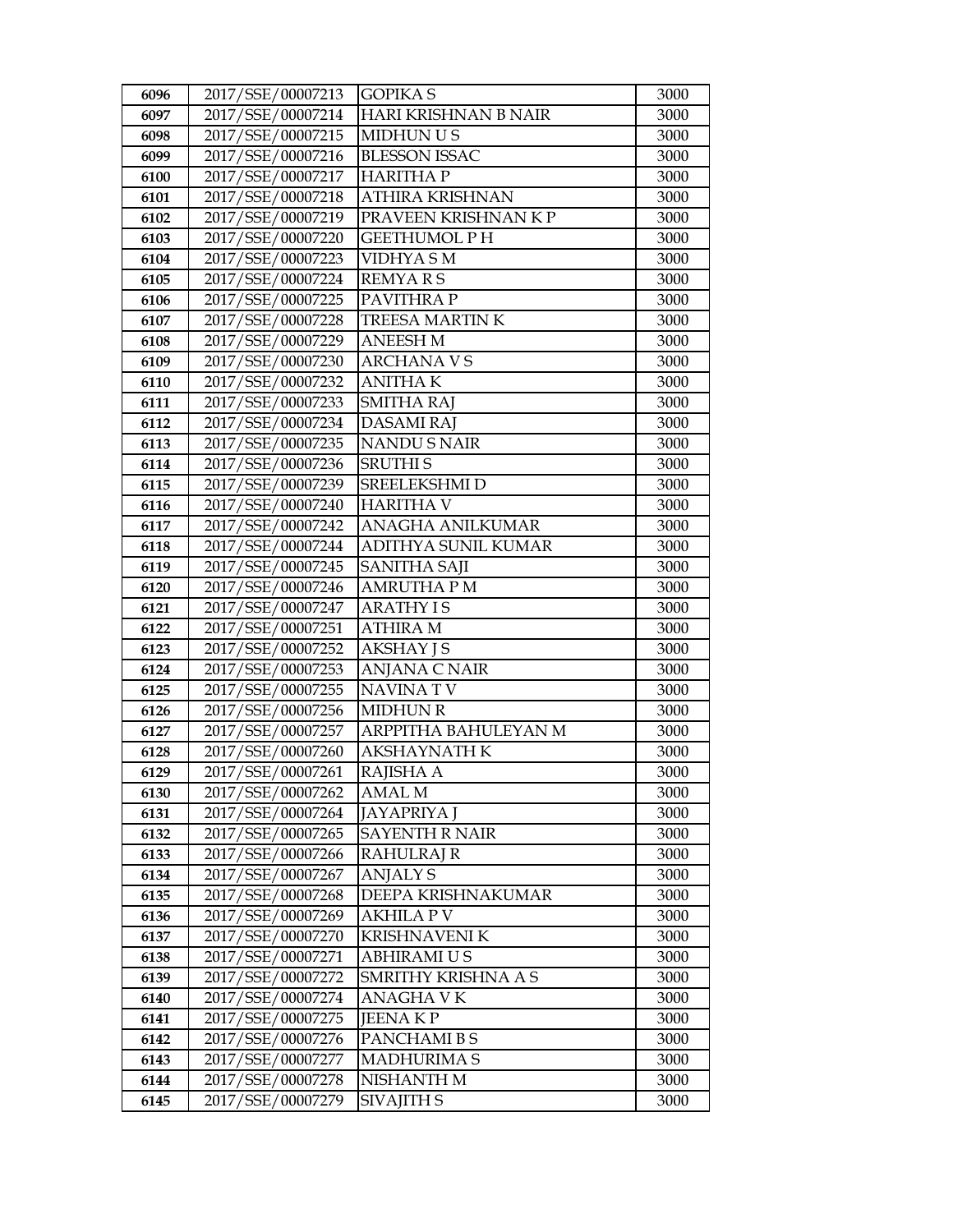| 6096 | 2017/SSE/00007213 | GOPIKA S | 3000 |
|---|---|---|---|
| 6097 | 2017/SSE/00007214 | HARI KRISHNAN B NAIR | 3000 |
| 6098 | 2017/SSE/00007215 | MIDHUN U S | 3000 |
| 6099 | 2017/SSE/00007216 | BLESSON ISSAC | 3000 |
| 6100 | 2017/SSE/00007217 | HARITHA P | 3000 |
| 6101 | 2017/SSE/00007218 | ATHIRA KRISHNAN | 3000 |
| 6102 | 2017/SSE/00007219 | PRAVEEN KRISHNAN K P | 3000 |
| 6103 | 2017/SSE/00007220 | GEETHUMOL P H | 3000 |
| 6104 | 2017/SSE/00007223 | VIDHYA S M | 3000 |
| 6105 | 2017/SSE/00007224 | REMYA R S | 3000 |
| 6106 | 2017/SSE/00007225 | PAVITHRA P | 3000 |
| 6107 | 2017/SSE/00007228 | TREESA MARTIN K | 3000 |
| 6108 | 2017/SSE/00007229 | ANEESH M | 3000 |
| 6109 | 2017/SSE/00007230 | ARCHANA V S | 3000 |
| 6110 | 2017/SSE/00007232 | ANITHA K | 3000 |
| 6111 | 2017/SSE/00007233 | SMITHA RAJ | 3000 |
| 6112 | 2017/SSE/00007234 | DASAMI RAJ | 3000 |
| 6113 | 2017/SSE/00007235 | NANDU S NAIR | 3000 |
| 6114 | 2017/SSE/00007236 | SRUTHI S | 3000 |
| 6115 | 2017/SSE/00007239 | SREELEKSHMI D | 3000 |
| 6116 | 2017/SSE/00007240 | HARITHA V | 3000 |
| 6117 | 2017/SSE/00007242 | ANAGHA ANILKUMAR | 3000 |
| 6118 | 2017/SSE/00007244 | ADITHYA SUNIL KUMAR | 3000 |
| 6119 | 2017/SSE/00007245 | SANITHA SAJI | 3000 |
| 6120 | 2017/SSE/00007246 | AMRUTHA P M | 3000 |
| 6121 | 2017/SSE/00007247 | ARATHY I S | 3000 |
| 6122 | 2017/SSE/00007251 | ATHIRA M | 3000 |
| 6123 | 2017/SSE/00007252 | AKSHAY J S | 3000 |
| 6124 | 2017/SSE/00007253 | ANJANA C NAIR | 3000 |
| 6125 | 2017/SSE/00007255 | NAVINA T V | 3000 |
| 6126 | 2017/SSE/00007256 | MIDHUN R | 3000 |
| 6127 | 2017/SSE/00007257 | ARPPITHA BAHULEYAN M | 3000 |
| 6128 | 2017/SSE/00007260 | AKSHAYNATH K | 3000 |
| 6129 | 2017/SSE/00007261 | RAJISHA A | 3000 |
| 6130 | 2017/SSE/00007262 | AMAL M | 3000 |
| 6131 | 2017/SSE/00007264 | JAYAPRIYA J | 3000 |
| 6132 | 2017/SSE/00007265 | SAYENTH R NAIR | 3000 |
| 6133 | 2017/SSE/00007266 | RAHULRAJ R | 3000 |
| 6134 | 2017/SSE/00007267 | ANJALY S | 3000 |
| 6135 | 2017/SSE/00007268 | DEEPA KRISHNAKUMAR | 3000 |
| 6136 | 2017/SSE/00007269 | AKHILA P V | 3000 |
| 6137 | 2017/SSE/00007270 | KRISHNAVENI K | 3000 |
| 6138 | 2017/SSE/00007271 | ABHIRAMI U S | 3000 |
| 6139 | 2017/SSE/00007272 | SMRITHY KRISHNA A S | 3000 |
| 6140 | 2017/SSE/00007274 | ANAGHA V K | 3000 |
| 6141 | 2017/SSE/00007275 | JEENA K P | 3000 |
| 6142 | 2017/SSE/00007276 | PANCHAMI B S | 3000 |
| 6143 | 2017/SSE/00007277 | MADHURIMA S | 3000 |
| 6144 | 2017/SSE/00007278 | NISHANTH M | 3000 |
| 6145 | 2017/SSE/00007279 | SIVAJITH S | 3000 |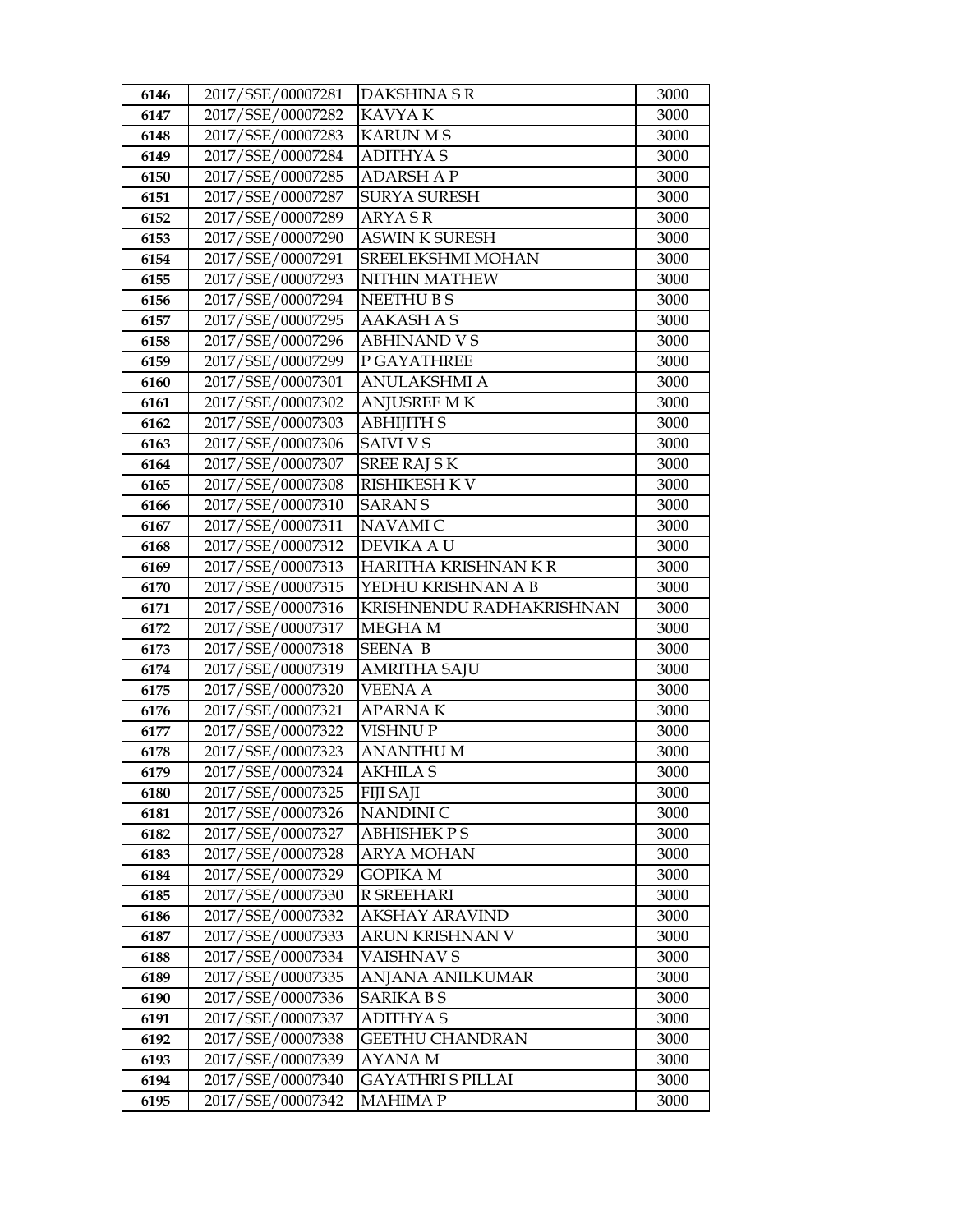| 6146 | 2017/SSE/00007281 | DAKSHINA S R | 3000 |
|---|---|---|---|
| 6147 | 2017/SSE/00007282 | KAVYA K | 3000 |
| 6148 | 2017/SSE/00007283 | KARUN M S | 3000 |
| 6149 | 2017/SSE/00007284 | ADITHYA S | 3000 |
| 6150 | 2017/SSE/00007285 | ADARSH A P | 3000 |
| 6151 | 2017/SSE/00007287 | SURYA SURESH | 3000 |
| 6152 | 2017/SSE/00007289 | ARYA S R | 3000 |
| 6153 | 2017/SSE/00007290 | ASWIN K SURESH | 3000 |
| 6154 | 2017/SSE/00007291 | SREELEKSHMI MOHAN | 3000 |
| 6155 | 2017/SSE/00007293 | NITHIN MATHEW | 3000 |
| 6156 | 2017/SSE/00007294 | NEETHU B S | 3000 |
| 6157 | 2017/SSE/00007295 | AAKASH A S | 3000 |
| 6158 | 2017/SSE/00007296 | ABHINAND V S | 3000 |
| 6159 | 2017/SSE/00007299 | P GAYATHREE | 3000 |
| 6160 | 2017/SSE/00007301 | ANULAKSHMI A | 3000 |
| 6161 | 2017/SSE/00007302 | ANJUSREE M K | 3000 |
| 6162 | 2017/SSE/00007303 | ABHIJITH S | 3000 |
| 6163 | 2017/SSE/00007306 | SAIVI V S | 3000 |
| 6164 | 2017/SSE/00007307 | SREE RAJ S K | 3000 |
| 6165 | 2017/SSE/00007308 | RISHIKESH K V | 3000 |
| 6166 | 2017/SSE/00007310 | SARAN S | 3000 |
| 6167 | 2017/SSE/00007311 | NAVAMI C | 3000 |
| 6168 | 2017/SSE/00007312 | DEVIKA A U | 3000 |
| 6169 | 2017/SSE/00007313 | HARITHA KRISHNAN K R | 3000 |
| 6170 | 2017/SSE/00007315 | YEDHU KRISHNAN A B | 3000 |
| 6171 | 2017/SSE/00007316 | KRISHNENDU RADHAKRISHNAN | 3000 |
| 6172 | 2017/SSE/00007317 | MEGHA M | 3000 |
| 6173 | 2017/SSE/00007318 | SEENA B | 3000 |
| 6174 | 2017/SSE/00007319 | AMRITHA SAJU | 3000 |
| 6175 | 2017/SSE/00007320 | VEENA A | 3000 |
| 6176 | 2017/SSE/00007321 | APARNA K | 3000 |
| 6177 | 2017/SSE/00007322 | VISHNU P | 3000 |
| 6178 | 2017/SSE/00007323 | ANANTHU M | 3000 |
| 6179 | 2017/SSE/00007324 | AKHILA S | 3000 |
| 6180 | 2017/SSE/00007325 | FIJI SAJI | 3000 |
| 6181 | 2017/SSE/00007326 | NANDINI C | 3000 |
| 6182 | 2017/SSE/00007327 | ABHISHEK P S | 3000 |
| 6183 | 2017/SSE/00007328 | ARYA MOHAN | 3000 |
| 6184 | 2017/SSE/00007329 | GOPIKA M | 3000 |
| 6185 | 2017/SSE/00007330 | R SREEHARI | 3000 |
| 6186 | 2017/SSE/00007332 | AKSHAY ARAVIND | 3000 |
| 6187 | 2017/SSE/00007333 | ARUN KRISHNAN V | 3000 |
| 6188 | 2017/SSE/00007334 | VAISHNAV S | 3000 |
| 6189 | 2017/SSE/00007335 | ANJANA ANILKUMAR | 3000 |
| 6190 | 2017/SSE/00007336 | SARIKA B S | 3000 |
| 6191 | 2017/SSE/00007337 | ADITHYA S | 3000 |
| 6192 | 2017/SSE/00007338 | GEETHU CHANDRAN | 3000 |
| 6193 | 2017/SSE/00007339 | AYANA M | 3000 |
| 6194 | 2017/SSE/00007340 | GAYATHRI S PILLAI | 3000 |
| 6195 | 2017/SSE/00007342 | MAHIMA P | 3000 |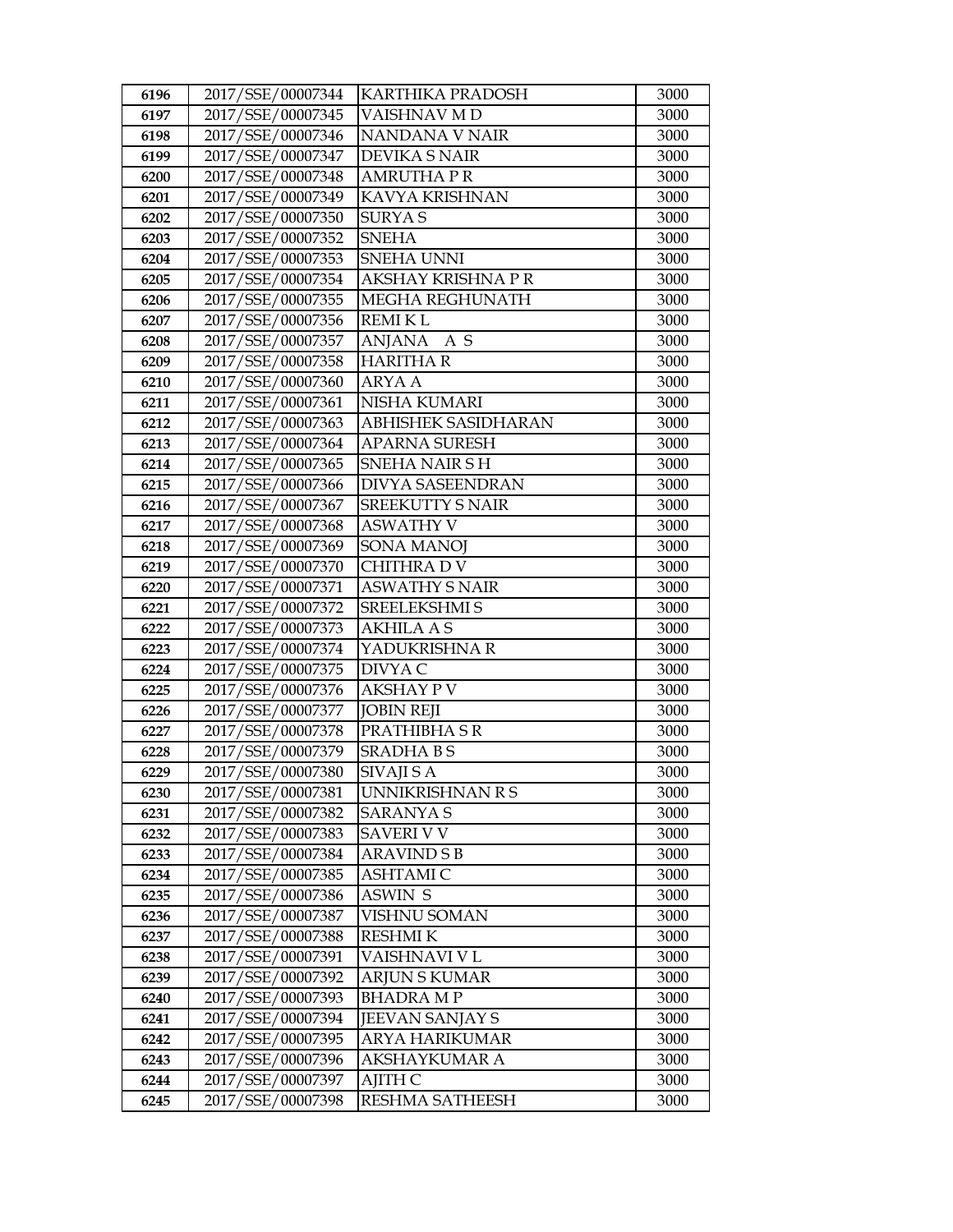| 6196 | 2017/SSE/00007344 | KARTHIKA PRADOSH | 3000 |
|---|---|---|---|
| 6197 | 2017/SSE/00007345 | VAISHNAV M D | 3000 |
| 6198 | 2017/SSE/00007346 | NANDANA V NAIR | 3000 |
| 6199 | 2017/SSE/00007347 | DEVIKA S NAIR | 3000 |
| 6200 | 2017/SSE/00007348 | AMRUTHA P R | 3000 |
| 6201 | 2017/SSE/00007349 | KAVYA KRISHNAN | 3000 |
| 6202 | 2017/SSE/00007350 | SURYA S | 3000 |
| 6203 | 2017/SSE/00007352 | SNEHA | 3000 |
| 6204 | 2017/SSE/00007353 | SNEHA UNNI | 3000 |
| 6205 | 2017/SSE/00007354 | AKSHAY KRISHNA P R | 3000 |
| 6206 | 2017/SSE/00007355 | MEGHA REGHUNATH | 3000 |
| 6207 | 2017/SSE/00007356 | REMI K L | 3000 |
| 6208 | 2017/SSE/00007357 | ANJANA A S | 3000 |
| 6209 | 2017/SSE/00007358 | HARITHA R | 3000 |
| 6210 | 2017/SSE/00007360 | ARYA A | 3000 |
| 6211 | 2017/SSE/00007361 | NISHA KUMARI | 3000 |
| 6212 | 2017/SSE/00007363 | ABHISHEK SASIDHARAN | 3000 |
| 6213 | 2017/SSE/00007364 | APARNA SURESH | 3000 |
| 6214 | 2017/SSE/00007365 | SNEHA NAIR S H | 3000 |
| 6215 | 2017/SSE/00007366 | DIVYA SASEENDRAN | 3000 |
| 6216 | 2017/SSE/00007367 | SREEKUTTY S NAIR | 3000 |
| 6217 | 2017/SSE/00007368 | ASWATHY V | 3000 |
| 6218 | 2017/SSE/00007369 | SONA MANOJ | 3000 |
| 6219 | 2017/SSE/00007370 | CHITHRA D V | 3000 |
| 6220 | 2017/SSE/00007371 | ASWATHY S NAIR | 3000 |
| 6221 | 2017/SSE/00007372 | SREELEKSHMI S | 3000 |
| 6222 | 2017/SSE/00007373 | AKHILA A S | 3000 |
| 6223 | 2017/SSE/00007374 | YADUKRISHNA R | 3000 |
| 6224 | 2017/SSE/00007375 | DIVYA C | 3000 |
| 6225 | 2017/SSE/00007376 | AKSHAY P V | 3000 |
| 6226 | 2017/SSE/00007377 | JOBIN REJI | 3000 |
| 6227 | 2017/SSE/00007378 | PRATHIBHA S R | 3000 |
| 6228 | 2017/SSE/00007379 | SRADHA B S | 3000 |
| 6229 | 2017/SSE/00007380 | SIVAJI S A | 3000 |
| 6230 | 2017/SSE/00007381 | UNNIKRISHNAN R S | 3000 |
| 6231 | 2017/SSE/00007382 | SARANYA S | 3000 |
| 6232 | 2017/SSE/00007383 | SAVERI V V | 3000 |
| 6233 | 2017/SSE/00007384 | ARAVIND S B | 3000 |
| 6234 | 2017/SSE/00007385 | ASHTAMI C | 3000 |
| 6235 | 2017/SSE/00007386 | ASWIN S | 3000 |
| 6236 | 2017/SSE/00007387 | VISHNU SOMAN | 3000 |
| 6237 | 2017/SSE/00007388 | RESHMI K | 3000 |
| 6238 | 2017/SSE/00007391 | VAISHNAVI V L | 3000 |
| 6239 | 2017/SSE/00007392 | ARJUN S KUMAR | 3000 |
| 6240 | 2017/SSE/00007393 | BHADRA M P | 3000 |
| 6241 | 2017/SSE/00007394 | JEEVAN SANJAY S | 3000 |
| 6242 | 2017/SSE/00007395 | ARYA HARIKUMAR | 3000 |
| 6243 | 2017/SSE/00007396 | AKSHAYKUMAR A | 3000 |
| 6244 | 2017/SSE/00007397 | AJITH C | 3000 |
| 6245 | 2017/SSE/00007398 | RESHMA SATHEESH | 3000 |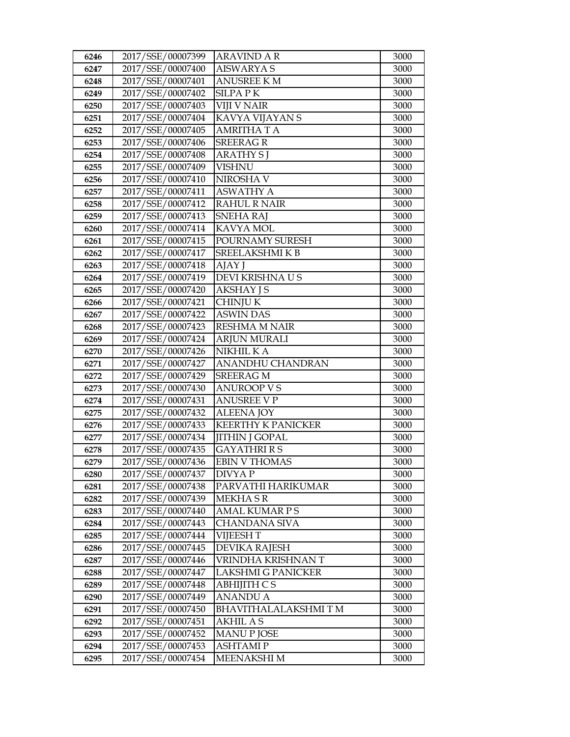| 6246 | 2017/SSE/00007399 | ARAVIND A R | 3000 |
|---|---|---|---|
| 6247 | 2017/SSE/00007400 | AISWARYA S | 3000 |
| 6248 | 2017/SSE/00007401 | ANUSREE K M | 3000 |
| 6249 | 2017/SSE/00007402 | SILPA P K | 3000 |
| 6250 | 2017/SSE/00007403 | VIJI V NAIR | 3000 |
| 6251 | 2017/SSE/00007404 | KAVYA VIJAYAN S | 3000 |
| 6252 | 2017/SSE/00007405 | AMRITHA T A | 3000 |
| 6253 | 2017/SSE/00007406 | SREERAG R | 3000 |
| 6254 | 2017/SSE/00007408 | ARATHY S J | 3000 |
| 6255 | 2017/SSE/00007409 | VISHNU | 3000 |
| 6256 | 2017/SSE/00007410 | NIROSHA V | 3000 |
| 6257 | 2017/SSE/00007411 | ASWATHY A | 3000 |
| 6258 | 2017/SSE/00007412 | RAHUL R NAIR | 3000 |
| 6259 | 2017/SSE/00007413 | SNEHA RAJ | 3000 |
| 6260 | 2017/SSE/00007414 | KAVYA MOL | 3000 |
| 6261 | 2017/SSE/00007415 | POURNAMY SURESH | 3000 |
| 6262 | 2017/SSE/00007417 | SREELAKSHMI K B | 3000 |
| 6263 | 2017/SSE/00007418 | AJAY J | 3000 |
| 6264 | 2017/SSE/00007419 | DEVI KRISHNA U S | 3000 |
| 6265 | 2017/SSE/00007420 | AKSHAY J S | 3000 |
| 6266 | 2017/SSE/00007421 | CHINJU K | 3000 |
| 6267 | 2017/SSE/00007422 | ASWIN DAS | 3000 |
| 6268 | 2017/SSE/00007423 | RESHMA M NAIR | 3000 |
| 6269 | 2017/SSE/00007424 | ARJUN MURALI | 3000 |
| 6270 | 2017/SSE/00007426 | NIKHIL K A | 3000 |
| 6271 | 2017/SSE/00007427 | ANANDHU CHANDRAN | 3000 |
| 6272 | 2017/SSE/00007429 | SREERAG M | 3000 |
| 6273 | 2017/SSE/00007430 | ANUROOP V S | 3000 |
| 6274 | 2017/SSE/00007431 | ANUSREE V P | 3000 |
| 6275 | 2017/SSE/00007432 | ALEENA JOY | 3000 |
| 6276 | 2017/SSE/00007433 | KEERTHY K PANICKER | 3000 |
| 6277 | 2017/SSE/00007434 | JITHIN J GOPAL | 3000 |
| 6278 | 2017/SSE/00007435 | GAYATHRI R S | 3000 |
| 6279 | 2017/SSE/00007436 | EBIN V THOMAS | 3000 |
| 6280 | 2017/SSE/00007437 | DIVYA P | 3000 |
| 6281 | 2017/SSE/00007438 | PARVATHI HARIKUMAR | 3000 |
| 6282 | 2017/SSE/00007439 | MEKHA S R | 3000 |
| 6283 | 2017/SSE/00007440 | AMAL KUMAR P S | 3000 |
| 6284 | 2017/SSE/00007443 | CHANDANA SIVA | 3000 |
| 6285 | 2017/SSE/00007444 | VIJEESH T | 3000 |
| 6286 | 2017/SSE/00007445 | DEVIKA RAJESH | 3000 |
| 6287 | 2017/SSE/00007446 | VRINDHA KRISHNAN T | 3000 |
| 6288 | 2017/SSE/00007447 | LAKSHMI G PANICKER | 3000 |
| 6289 | 2017/SSE/00007448 | ABHIJITH C S | 3000 |
| 6290 | 2017/SSE/00007449 | ANANDU A | 3000 |
| 6291 | 2017/SSE/00007450 | BHAVITHALALAKSHMI T M | 3000 |
| 6292 | 2017/SSE/00007451 | AKHIL A S | 3000 |
| 6293 | 2017/SSE/00007452 | MANU P JOSE | 3000 |
| 6294 | 2017/SSE/00007453 | ASHTAMI P | 3000 |
| 6295 | 2017/SSE/00007454 | MEENAKSHI M | 3000 |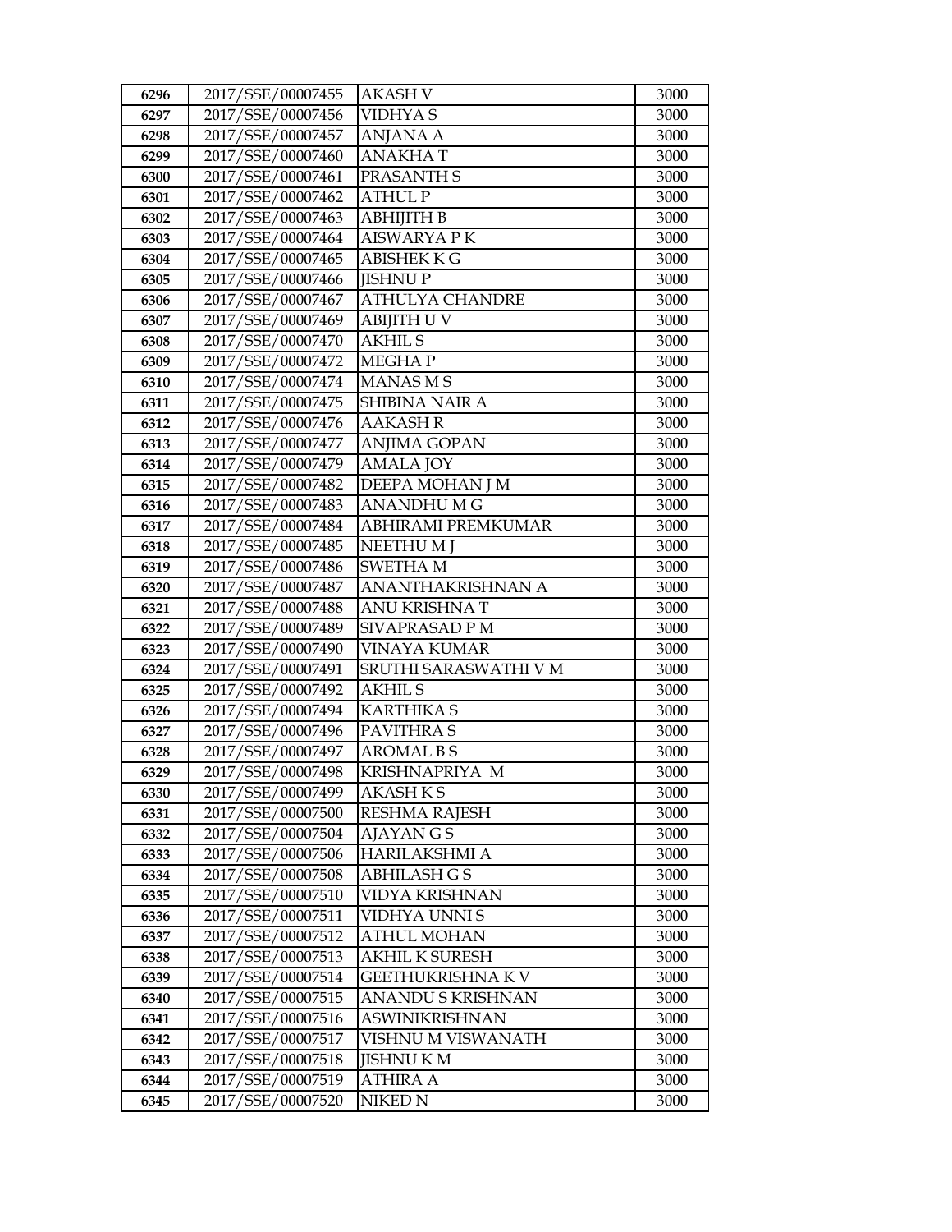| 6296 | 2017/SSE/00007455 | AKASH V | 3000 |
|---|---|---|---|
| 6297 | 2017/SSE/00007456 | VIDHYA S | 3000 |
| 6298 | 2017/SSE/00007457 | ANJANA A | 3000 |
| 6299 | 2017/SSE/00007460 | ANAKHA T | 3000 |
| 6300 | 2017/SSE/00007461 | PRASANTH S | 3000 |
| 6301 | 2017/SSE/00007462 | ATHUL P | 3000 |
| 6302 | 2017/SSE/00007463 | ABHIJITH B | 3000 |
| 6303 | 2017/SSE/00007464 | AISWARYA P K | 3000 |
| 6304 | 2017/SSE/00007465 | ABISHEK K G | 3000 |
| 6305 | 2017/SSE/00007466 | JISHNU P | 3000 |
| 6306 | 2017/SSE/00007467 | ATHULYA CHANDRE | 3000 |
| 6307 | 2017/SSE/00007469 | ABIJITH U V | 3000 |
| 6308 | 2017/SSE/00007470 | AKHIL S | 3000 |
| 6309 | 2017/SSE/00007472 | MEGHA P | 3000 |
| 6310 | 2017/SSE/00007474 | MANAS M S | 3000 |
| 6311 | 2017/SSE/00007475 | SHIBINA NAIR A | 3000 |
| 6312 | 2017/SSE/00007476 | AAKASH R | 3000 |
| 6313 | 2017/SSE/00007477 | ANJIMA GOPAN | 3000 |
| 6314 | 2017/SSE/00007479 | AMALA JOY | 3000 |
| 6315 | 2017/SSE/00007482 | DEEPA MOHAN J M | 3000 |
| 6316 | 2017/SSE/00007483 | ANANDHU M G | 3000 |
| 6317 | 2017/SSE/00007484 | ABHIRAMI PREMKUMAR | 3000 |
| 6318 | 2017/SSE/00007485 | NEETHU M J | 3000 |
| 6319 | 2017/SSE/00007486 | SWETHA M | 3000 |
| 6320 | 2017/SSE/00007487 | ANANTHAKRISHNAN A | 3000 |
| 6321 | 2017/SSE/00007488 | ANU KRISHNA T | 3000 |
| 6322 | 2017/SSE/00007489 | SIVAPRASAD P M | 3000 |
| 6323 | 2017/SSE/00007490 | VINAYA KUMAR | 3000 |
| 6324 | 2017/SSE/00007491 | SRUTHI SARASWATHI V M | 3000 |
| 6325 | 2017/SSE/00007492 | AKHIL S | 3000 |
| 6326 | 2017/SSE/00007494 | KARTHIKA S | 3000 |
| 6327 | 2017/SSE/00007496 | PAVITHRA S | 3000 |
| 6328 | 2017/SSE/00007497 | AROMAL B S | 3000 |
| 6329 | 2017/SSE/00007498 | KRISHNAPRIYA M | 3000 |
| 6330 | 2017/SSE/00007499 | AKASH K S | 3000 |
| 6331 | 2017/SSE/00007500 | RESHMA RAJESH | 3000 |
| 6332 | 2017/SSE/00007504 | AJAYAN G S | 3000 |
| 6333 | 2017/SSE/00007506 | HARILAKSHMI A | 3000 |
| 6334 | 2017/SSE/00007508 | ABHILASH G S | 3000 |
| 6335 | 2017/SSE/00007510 | VIDYA KRISHNAN | 3000 |
| 6336 | 2017/SSE/00007511 | VIDHYA UNNI S | 3000 |
| 6337 | 2017/SSE/00007512 | ATHUL MOHAN | 3000 |
| 6338 | 2017/SSE/00007513 | AKHIL K SURESH | 3000 |
| 6339 | 2017/SSE/00007514 | GEETHUKRISHNA K V | 3000 |
| 6340 | 2017/SSE/00007515 | ANANDU S KRISHNAN | 3000 |
| 6341 | 2017/SSE/00007516 | ASWINIKRISHNAN | 3000 |
| 6342 | 2017/SSE/00007517 | VISHNU M VISWANATH | 3000 |
| 6343 | 2017/SSE/00007518 | JISHNU K M | 3000 |
| 6344 | 2017/SSE/00007519 | ATHIRA A | 3000 |
| 6345 | 2017/SSE/00007520 | NIKED N | 3000 |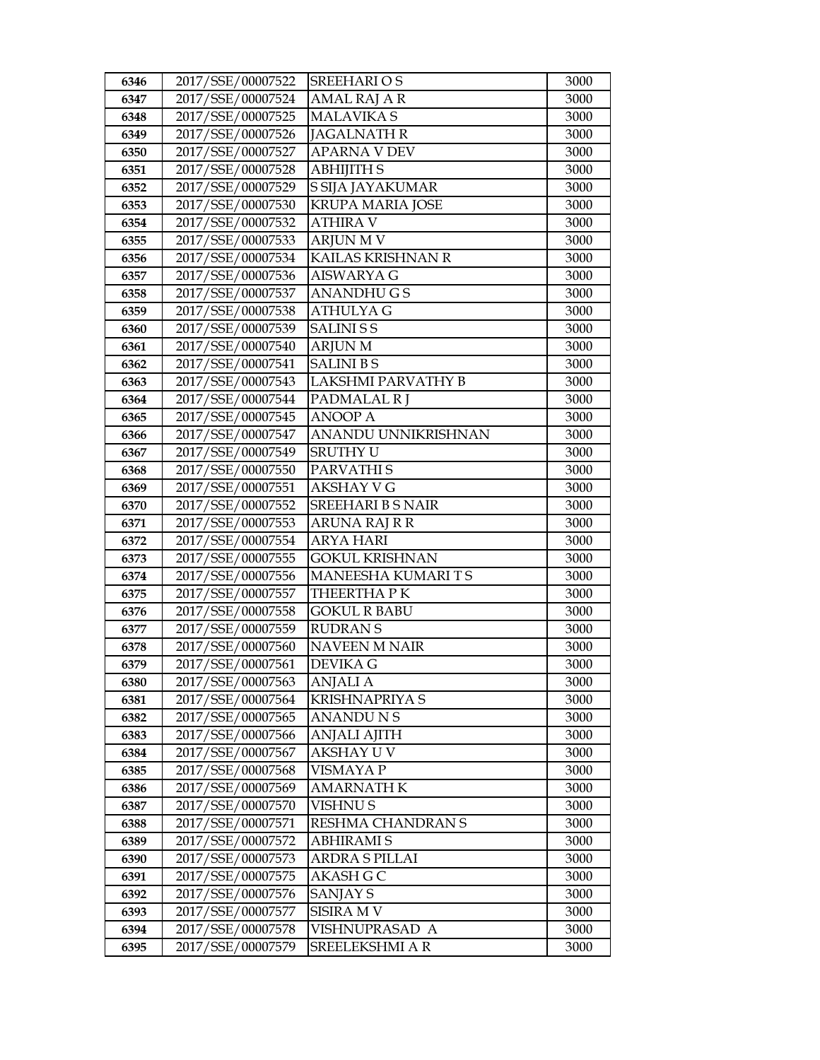| 6346 | 2017/SSE/00007522 | SREEHARI O S | 3000 |
|---|---|---|---|
| 6347 | 2017/SSE/00007524 | AMAL RAJ A R | 3000 |
| 6348 | 2017/SSE/00007525 | MALAVIKA S | 3000 |
| 6349 | 2017/SSE/00007526 | JAGALNATH R | 3000 |
| 6350 | 2017/SSE/00007527 | APARNA V DEV | 3000 |
| 6351 | 2017/SSE/00007528 | ABHIJITH S | 3000 |
| 6352 | 2017/SSE/00007529 | S SIJA JAYAKUMAR | 3000 |
| 6353 | 2017/SSE/00007530 | KRUPA MARIA JOSE | 3000 |
| 6354 | 2017/SSE/00007532 | ATHIRA V | 3000 |
| 6355 | 2017/SSE/00007533 | ARJUN M V | 3000 |
| 6356 | 2017/SSE/00007534 | KAILAS KRISHNAN R | 3000 |
| 6357 | 2017/SSE/00007536 | AISWARYA G | 3000 |
| 6358 | 2017/SSE/00007537 | ANANDHU G S | 3000 |
| 6359 | 2017/SSE/00007538 | ATHULYA G | 3000 |
| 6360 | 2017/SSE/00007539 | SALINI S S | 3000 |
| 6361 | 2017/SSE/00007540 | ARJUN M | 3000 |
| 6362 | 2017/SSE/00007541 | SALINI B S | 3000 |
| 6363 | 2017/SSE/00007543 | LAKSHMI PARVATHY B | 3000 |
| 6364 | 2017/SSE/00007544 | PADMALAL R J | 3000 |
| 6365 | 2017/SSE/00007545 | ANOOP A | 3000 |
| 6366 | 2017/SSE/00007547 | ANANDU UNNIKRISHNAN | 3000 |
| 6367 | 2017/SSE/00007549 | SRUTHY U | 3000 |
| 6368 | 2017/SSE/00007550 | PARVATHI S | 3000 |
| 6369 | 2017/SSE/00007551 | AKSHAY V G | 3000 |
| 6370 | 2017/SSE/00007552 | SREEHARI B S NAIR | 3000 |
| 6371 | 2017/SSE/00007553 | ARUNA RAJ R R | 3000 |
| 6372 | 2017/SSE/00007554 | ARYA HARI | 3000 |
| 6373 | 2017/SSE/00007555 | GOKUL KRISHNAN | 3000 |
| 6374 | 2017/SSE/00007556 | MANEESHA KUMARI T S | 3000 |
| 6375 | 2017/SSE/00007557 | THEERTHA P K | 3000 |
| 6376 | 2017/SSE/00007558 | GOKUL R BABU | 3000 |
| 6377 | 2017/SSE/00007559 | RUDRAN S | 3000 |
| 6378 | 2017/SSE/00007560 | NAVEEN M NAIR | 3000 |
| 6379 | 2017/SSE/00007561 | DEVIKA G | 3000 |
| 6380 | 2017/SSE/00007563 | ANJALI A | 3000 |
| 6381 | 2017/SSE/00007564 | KRISHNAPRIYA S | 3000 |
| 6382 | 2017/SSE/00007565 | ANANDU N S | 3000 |
| 6383 | 2017/SSE/00007566 | ANJALI AJITH | 3000 |
| 6384 | 2017/SSE/00007567 | AKSHAY U V | 3000 |
| 6385 | 2017/SSE/00007568 | VISMAYA P | 3000 |
| 6386 | 2017/SSE/00007569 | AMARNATH K | 3000 |
| 6387 | 2017/SSE/00007570 | VISHNU S | 3000 |
| 6388 | 2017/SSE/00007571 | RESHMA CHANDRAN S | 3000 |
| 6389 | 2017/SSE/00007572 | ABHIRAMI S | 3000 |
| 6390 | 2017/SSE/00007573 | ARDRA S PILLAI | 3000 |
| 6391 | 2017/SSE/00007575 | AKASH G C | 3000 |
| 6392 | 2017/SSE/00007576 | SANJAY S | 3000 |
| 6393 | 2017/SSE/00007577 | SISIRA M V | 3000 |
| 6394 | 2017/SSE/00007578 | VISHNUPRASAD A | 3000 |
| 6395 | 2017/SSE/00007579 | SREELEKSHMI A R | 3000 |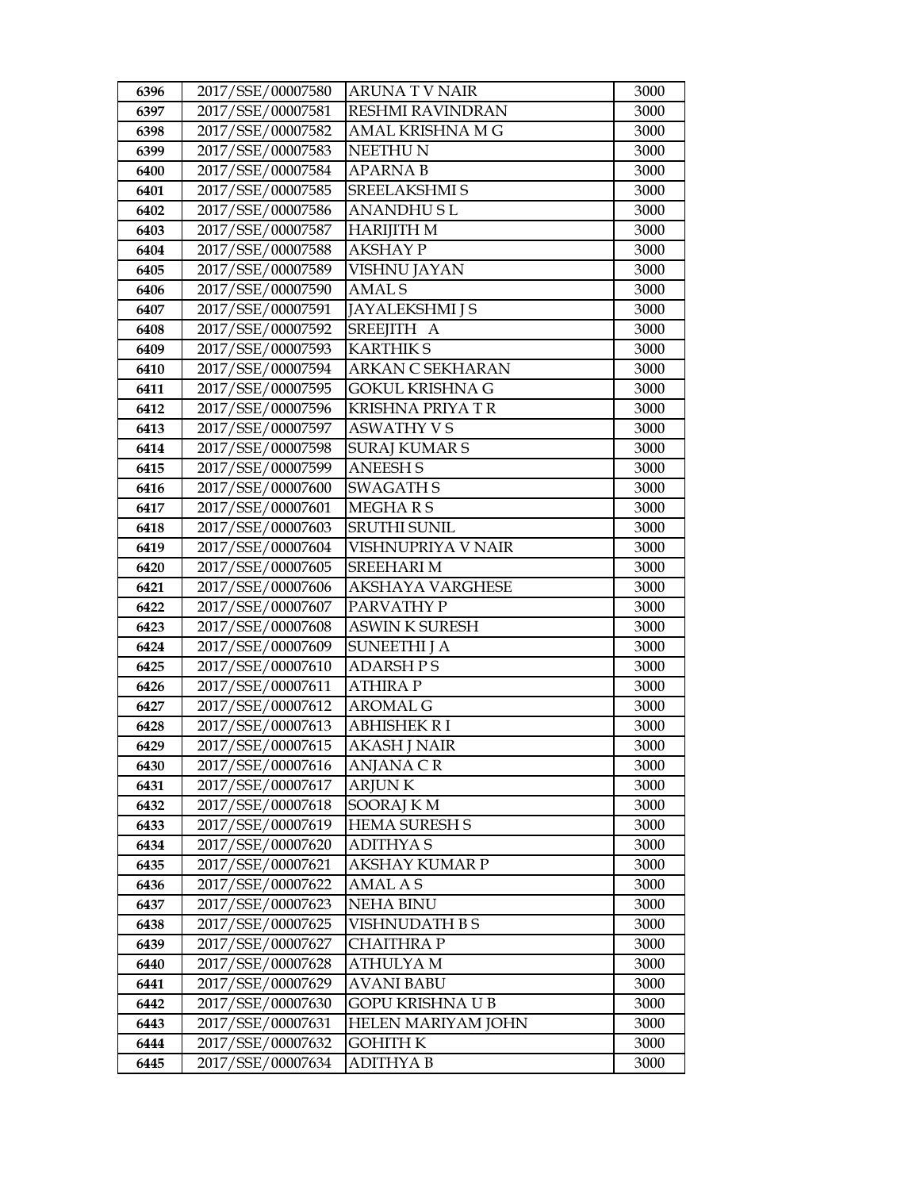| 6396 | 2017/SSE/00007580 | ARUNA T V NAIR | 3000 |
|---|---|---|---|
| 6397 | 2017/SSE/00007581 | RESHMI RAVINDRAN | 3000 |
| 6398 | 2017/SSE/00007582 | AMAL KRISHNA M G | 3000 |
| 6399 | 2017/SSE/00007583 | NEETHU N | 3000 |
| 6400 | 2017/SSE/00007584 | APARNA B | 3000 |
| 6401 | 2017/SSE/00007585 | SREELAKSHMI S | 3000 |
| 6402 | 2017/SSE/00007586 | ANANDHU S L | 3000 |
| 6403 | 2017/SSE/00007587 | HARIJITH M | 3000 |
| 6404 | 2017/SSE/00007588 | AKSHAY P | 3000 |
| 6405 | 2017/SSE/00007589 | VISHNU JAYAN | 3000 |
| 6406 | 2017/SSE/00007590 | AMAL S | 3000 |
| 6407 | 2017/SSE/00007591 | JAYALEKSHMI J S | 3000 |
| 6408 | 2017/SSE/00007592 | SREEJITH A | 3000 |
| 6409 | 2017/SSE/00007593 | KARTHIK S | 3000 |
| 6410 | 2017/SSE/00007594 | ARKAN C SEKHARAN | 3000 |
| 6411 | 2017/SSE/00007595 | GOKUL KRISHNA G | 3000 |
| 6412 | 2017/SSE/00007596 | KRISHNA PRIYA T R | 3000 |
| 6413 | 2017/SSE/00007597 | ASWATHY V S | 3000 |
| 6414 | 2017/SSE/00007598 | SURAJ KUMAR S | 3000 |
| 6415 | 2017/SSE/00007599 | ANEESH S | 3000 |
| 6416 | 2017/SSE/00007600 | SWAGATH S | 3000 |
| 6417 | 2017/SSE/00007601 | MEGHA R S | 3000 |
| 6418 | 2017/SSE/00007603 | SRUTHI SUNIL | 3000 |
| 6419 | 2017/SSE/00007604 | VISHNUPRIYA V NAIR | 3000 |
| 6420 | 2017/SSE/00007605 | SREEHARI M | 3000 |
| 6421 | 2017/SSE/00007606 | AKSHAYA VARGHESE | 3000 |
| 6422 | 2017/SSE/00007607 | PARVATHY P | 3000 |
| 6423 | 2017/SSE/00007608 | ASWIN K SURESH | 3000 |
| 6424 | 2017/SSE/00007609 | SUNEETHI J A | 3000 |
| 6425 | 2017/SSE/00007610 | ADARSH P S | 3000 |
| 6426 | 2017/SSE/00007611 | ATHIRA P | 3000 |
| 6427 | 2017/SSE/00007612 | AROMAL G | 3000 |
| 6428 | 2017/SSE/00007613 | ABHISHEK R I | 3000 |
| 6429 | 2017/SSE/00007615 | AKASH J NAIR | 3000 |
| 6430 | 2017/SSE/00007616 | ANJANA C R | 3000 |
| 6431 | 2017/SSE/00007617 | ARJUN K | 3000 |
| 6432 | 2017/SSE/00007618 | SOORAJ K M | 3000 |
| 6433 | 2017/SSE/00007619 | HEMA SURESH S | 3000 |
| 6434 | 2017/SSE/00007620 | ADITHYA S | 3000 |
| 6435 | 2017/SSE/00007621 | AKSHAY KUMAR P | 3000 |
| 6436 | 2017/SSE/00007622 | AMAL A S | 3000 |
| 6437 | 2017/SSE/00007623 | NEHA BINU | 3000 |
| 6438 | 2017/SSE/00007625 | VISHNUDATH B S | 3000 |
| 6439 | 2017/SSE/00007627 | CHAITHRA P | 3000 |
| 6440 | 2017/SSE/00007628 | ATHULYA M | 3000 |
| 6441 | 2017/SSE/00007629 | AVANI BABU | 3000 |
| 6442 | 2017/SSE/00007630 | GOPU KRISHNA U B | 3000 |
| 6443 | 2017/SSE/00007631 | HELEN MARIYAM JOHN | 3000 |
| 6444 | 2017/SSE/00007632 | GOHITH K | 3000 |
| 6445 | 2017/SSE/00007634 | ADITHYA B | 3000 |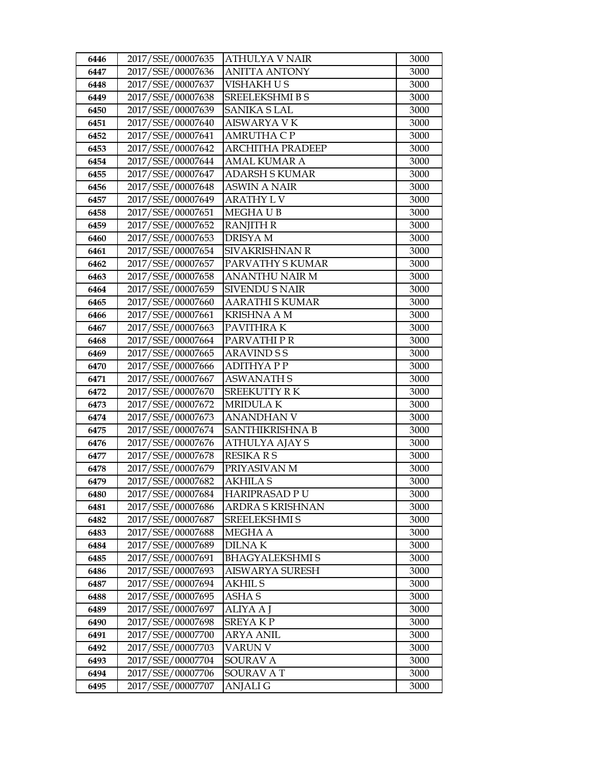| 6446 | 2017/SSE/00007635 | ATHULYA V NAIR | 3000 |
|---|---|---|---|
| 6447 | 2017/SSE/00007636 | ANITTA ANTONY | 3000 |
| 6448 | 2017/SSE/00007637 | VISHAKH U S | 3000 |
| 6449 | 2017/SSE/00007638 | SREELEKSHMI B S | 3000 |
| 6450 | 2017/SSE/00007639 | SANIKA S LAL | 3000 |
| 6451 | 2017/SSE/00007640 | AISWARYA V K | 3000 |
| 6452 | 2017/SSE/00007641 | AMRUTHA C P | 3000 |
| 6453 | 2017/SSE/00007642 | ARCHITHA PRADEEP | 3000 |
| 6454 | 2017/SSE/00007644 | AMAL KUMAR A | 3000 |
| 6455 | 2017/SSE/00007647 | ADARSH S KUMAR | 3000 |
| 6456 | 2017/SSE/00007648 | ASWIN A NAIR | 3000 |
| 6457 | 2017/SSE/00007649 | ARATHY L V | 3000 |
| 6458 | 2017/SSE/00007651 | MEGHA U B | 3000 |
| 6459 | 2017/SSE/00007652 | RANJITH R | 3000 |
| 6460 | 2017/SSE/00007653 | DRISYA M | 3000 |
| 6461 | 2017/SSE/00007654 | SIVAKRISHNAN R | 3000 |
| 6462 | 2017/SSE/00007657 | PARVATHY S KUMAR | 3000 |
| 6463 | 2017/SSE/00007658 | ANANTHU NAIR M | 3000 |
| 6464 | 2017/SSE/00007659 | SIVENDU S NAIR | 3000 |
| 6465 | 2017/SSE/00007660 | AARATHI S KUMAR | 3000 |
| 6466 | 2017/SSE/00007661 | KRISHNA A M | 3000 |
| 6467 | 2017/SSE/00007663 | PAVITHRA K | 3000 |
| 6468 | 2017/SSE/00007664 | PARVATHI P R | 3000 |
| 6469 | 2017/SSE/00007665 | ARAVIND S S | 3000 |
| 6470 | 2017/SSE/00007666 | ADITHYA P P | 3000 |
| 6471 | 2017/SSE/00007667 | ASWANATH S | 3000 |
| 6472 | 2017/SSE/00007670 | SREEKUTTY R K | 3000 |
| 6473 | 2017/SSE/00007672 | MRIDULA K | 3000 |
| 6474 | 2017/SSE/00007673 | ANANDHAN V | 3000 |
| 6475 | 2017/SSE/00007674 | SANTHIKRISHNA B | 3000 |
| 6476 | 2017/SSE/00007676 | ATHULYA AJAY S | 3000 |
| 6477 | 2017/SSE/00007678 | RESIKA R S | 3000 |
| 6478 | 2017/SSE/00007679 | PRIYASIVAN M | 3000 |
| 6479 | 2017/SSE/00007682 | AKHILA S | 3000 |
| 6480 | 2017/SSE/00007684 | HARIPRASAD P U | 3000 |
| 6481 | 2017/SSE/00007686 | ARDRA S KRISHNAN | 3000 |
| 6482 | 2017/SSE/00007687 | SREELEKSHMI S | 3000 |
| 6483 | 2017/SSE/00007688 | MEGHA A | 3000 |
| 6484 | 2017/SSE/00007689 | DILNA K | 3000 |
| 6485 | 2017/SSE/00007691 | BHAGYALEKSHMI S | 3000 |
| 6486 | 2017/SSE/00007693 | AISWARYA SURESH | 3000 |
| 6487 | 2017/SSE/00007694 | AKHIL S | 3000 |
| 6488 | 2017/SSE/00007695 | ASHA S | 3000 |
| 6489 | 2017/SSE/00007697 | ALIYA A J | 3000 |
| 6490 | 2017/SSE/00007698 | SREYA K P | 3000 |
| 6491 | 2017/SSE/00007700 | ARYA ANIL | 3000 |
| 6492 | 2017/SSE/00007703 | VARUN V | 3000 |
| 6493 | 2017/SSE/00007704 | SOURAV A | 3000 |
| 6494 | 2017/SSE/00007706 | SOURAV A T | 3000 |
| 6495 | 2017/SSE/00007707 | ANJALI G | 3000 |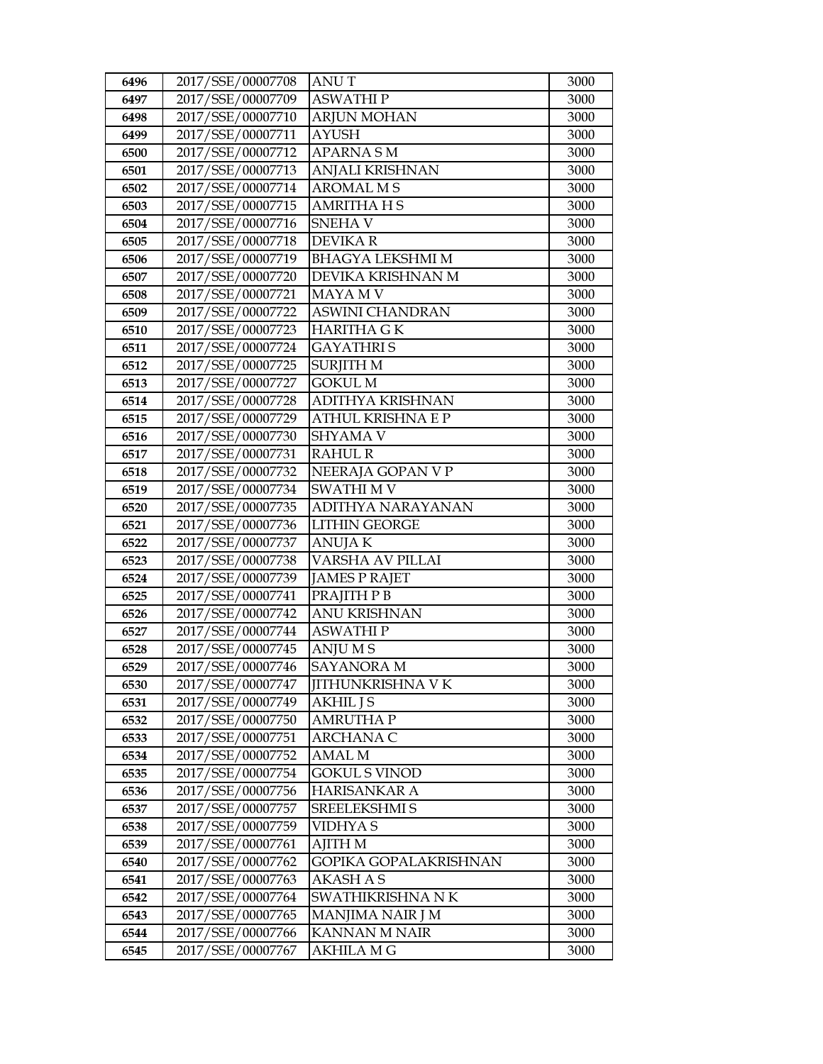| 6496 | 2017/SSE/00007708 | ANU T | 3000 |
|---|---|---|---|
| 6497 | 2017/SSE/00007709 | ASWATHI P | 3000 |
| 6498 | 2017/SSE/00007710 | ARJUN MOHAN | 3000 |
| 6499 | 2017/SSE/00007711 | AYUSH | 3000 |
| 6500 | 2017/SSE/00007712 | APARNA S M | 3000 |
| 6501 | 2017/SSE/00007713 | ANJALI KRISHNAN | 3000 |
| 6502 | 2017/SSE/00007714 | AROMAL M S | 3000 |
| 6503 | 2017/SSE/00007715 | AMRITHA H S | 3000 |
| 6504 | 2017/SSE/00007716 | SNEHA V | 3000 |
| 6505 | 2017/SSE/00007718 | DEVIKA R | 3000 |
| 6506 | 2017/SSE/00007719 | BHAGYA LEKSHMI M | 3000 |
| 6507 | 2017/SSE/00007720 | DEVIKA KRISHNAN M | 3000 |
| 6508 | 2017/SSE/00007721 | MAYA M V | 3000 |
| 6509 | 2017/SSE/00007722 | ASWINI CHANDRAN | 3000 |
| 6510 | 2017/SSE/00007723 | HARITHA G K | 3000 |
| 6511 | 2017/SSE/00007724 | GAYATHRI S | 3000 |
| 6512 | 2017/SSE/00007725 | SURJITH M | 3000 |
| 6513 | 2017/SSE/00007727 | GOKUL M | 3000 |
| 6514 | 2017/SSE/00007728 | ADITHYA KRISHNAN | 3000 |
| 6515 | 2017/SSE/00007729 | ATHUL KRISHNA E P | 3000 |
| 6516 | 2017/SSE/00007730 | SHYAMA V | 3000 |
| 6517 | 2017/SSE/00007731 | RAHUL R | 3000 |
| 6518 | 2017/SSE/00007732 | NEERAJA GOPAN V P | 3000 |
| 6519 | 2017/SSE/00007734 | SWATHI M V | 3000 |
| 6520 | 2017/SSE/00007735 | ADITHYA NARAYANAN | 3000 |
| 6521 | 2017/SSE/00007736 | LITHIN GEORGE | 3000 |
| 6522 | 2017/SSE/00007737 | ANUJA K | 3000 |
| 6523 | 2017/SSE/00007738 | VARSHA AV PILLAI | 3000 |
| 6524 | 2017/SSE/00007739 | JAMES P RAJET | 3000 |
| 6525 | 2017/SSE/00007741 | PRAJITH P B | 3000 |
| 6526 | 2017/SSE/00007742 | ANU KRISHNAN | 3000 |
| 6527 | 2017/SSE/00007744 | ASWATHI P | 3000 |
| 6528 | 2017/SSE/00007745 | ANJU M S | 3000 |
| 6529 | 2017/SSE/00007746 | SAYANORA M | 3000 |
| 6530 | 2017/SSE/00007747 | JITHUNKRISHNA V K | 3000 |
| 6531 | 2017/SSE/00007749 | AKHIL J S | 3000 |
| 6532 | 2017/SSE/00007750 | AMRUTHA P | 3000 |
| 6533 | 2017/SSE/00007751 | ARCHANA C | 3000 |
| 6534 | 2017/SSE/00007752 | AMAL M | 3000 |
| 6535 | 2017/SSE/00007754 | GOKUL S VINOD | 3000 |
| 6536 | 2017/SSE/00007756 | HARISANKAR A | 3000 |
| 6537 | 2017/SSE/00007757 | SREELEKSHMI S | 3000 |
| 6538 | 2017/SSE/00007759 | VIDHYA S | 3000 |
| 6539 | 2017/SSE/00007761 | AJITH M | 3000 |
| 6540 | 2017/SSE/00007762 | GOPIKA GOPALAKRISHNAN | 3000 |
| 6541 | 2017/SSE/00007763 | AKASH A S | 3000 |
| 6542 | 2017/SSE/00007764 | SWATHIKRISHNA N K | 3000 |
| 6543 | 2017/SSE/00007765 | MANJIMA NAIR J M | 3000 |
| 6544 | 2017/SSE/00007766 | KANNAN M NAIR | 3000 |
| 6545 | 2017/SSE/00007767 | AKHILA M G | 3000 |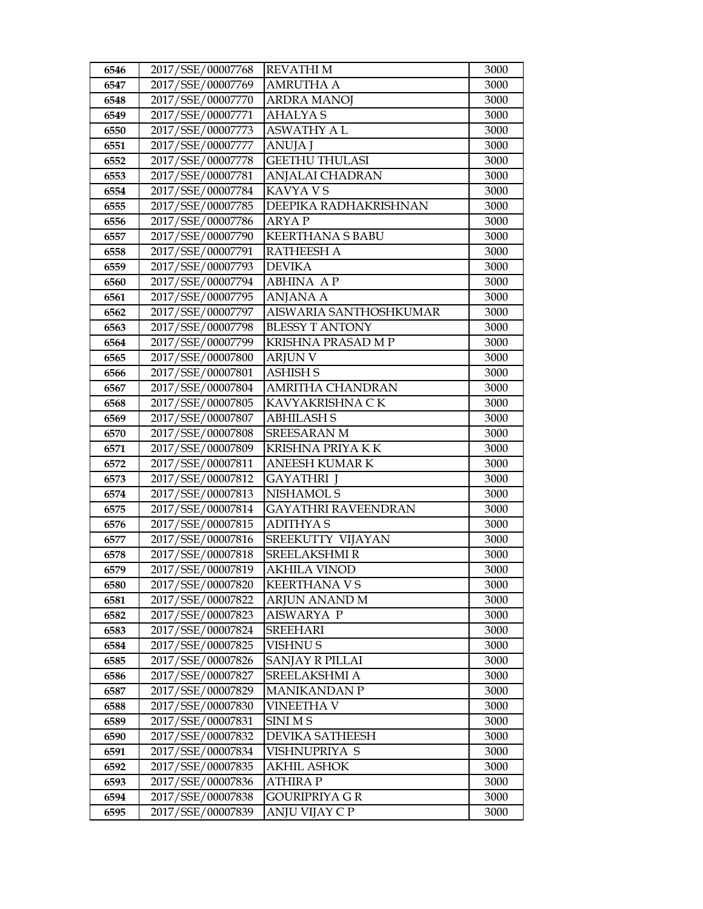| 6546 | 2017/SSE/00007768 | REVATHI M | 3000 |
|---|---|---|---|
| 6547 | 2017/SSE/00007769 | AMRUTHA A | 3000 |
| 6548 | 2017/SSE/00007770 | ARDRA MANOJ | 3000 |
| 6549 | 2017/SSE/00007771 | AHALYA S | 3000 |
| 6550 | 2017/SSE/00007773 | ASWATHY A L | 3000 |
| 6551 | 2017/SSE/00007777 | ANUJA J | 3000 |
| 6552 | 2017/SSE/00007778 | GEETHU THULASI | 3000 |
| 6553 | 2017/SSE/00007781 | ANJALAI CHADRAN | 3000 |
| 6554 | 2017/SSE/00007784 | KAVYA V S | 3000 |
| 6555 | 2017/SSE/00007785 | DEEPIKA RADHAKRISHNAN | 3000 |
| 6556 | 2017/SSE/00007786 | ARYA P | 3000 |
| 6557 | 2017/SSE/00007790 | KEERTHANA S BABU | 3000 |
| 6558 | 2017/SSE/00007791 | RATHEESH A | 3000 |
| 6559 | 2017/SSE/00007793 | DEVIKA | 3000 |
| 6560 | 2017/SSE/00007794 | ABHINA A P | 3000 |
| 6561 | 2017/SSE/00007795 | ANJANA A | 3000 |
| 6562 | 2017/SSE/00007797 | AISWARIA SANTHOSHKUMAR | 3000 |
| 6563 | 2017/SSE/00007798 | BLESSY T ANTONY | 3000 |
| 6564 | 2017/SSE/00007799 | KRISHNA PRASAD M P | 3000 |
| 6565 | 2017/SSE/00007800 | ARJUN V | 3000 |
| 6566 | 2017/SSE/00007801 | ASHISH S | 3000 |
| 6567 | 2017/SSE/00007804 | AMRITHA CHANDRAN | 3000 |
| 6568 | 2017/SSE/00007805 | KAVYAKRISHNA C K | 3000 |
| 6569 | 2017/SSE/00007807 | ABHILASH S | 3000 |
| 6570 | 2017/SSE/00007808 | SREESARAN M | 3000 |
| 6571 | 2017/SSE/00007809 | KRISHNA PRIYA K K | 3000 |
| 6572 | 2017/SSE/00007811 | ANEESH KUMAR K | 3000 |
| 6573 | 2017/SSE/00007812 | GAYATHRI J | 3000 |
| 6574 | 2017/SSE/00007813 | NISHAMOL S | 3000 |
| 6575 | 2017/SSE/00007814 | GAYATHRI RAVEENDRAN | 3000 |
| 6576 | 2017/SSE/00007815 | ADITHYA S | 3000 |
| 6577 | 2017/SSE/00007816 | SREEKUTTY VIJAYAN | 3000 |
| 6578 | 2017/SSE/00007818 | SREELAKSHMI R | 3000 |
| 6579 | 2017/SSE/00007819 | AKHILA VINOD | 3000 |
| 6580 | 2017/SSE/00007820 | KEERTHANA V S | 3000 |
| 6581 | 2017/SSE/00007822 | ARJUN ANAND M | 3000 |
| 6582 | 2017/SSE/00007823 | AISWARYA P | 3000 |
| 6583 | 2017/SSE/00007824 | SREEHARI | 3000 |
| 6584 | 2017/SSE/00007825 | VISHNU S | 3000 |
| 6585 | 2017/SSE/00007826 | SANJAY R PILLAI | 3000 |
| 6586 | 2017/SSE/00007827 | SREELAKSHMI A | 3000 |
| 6587 | 2017/SSE/00007829 | MANIKANDAN P | 3000 |
| 6588 | 2017/SSE/00007830 | VINEETHA V | 3000 |
| 6589 | 2017/SSE/00007831 | SINI M S | 3000 |
| 6590 | 2017/SSE/00007832 | DEVIKA SATHEESH | 3000 |
| 6591 | 2017/SSE/00007834 | VISHNUPRIYA S | 3000 |
| 6592 | 2017/SSE/00007835 | AKHIL ASHOK | 3000 |
| 6593 | 2017/SSE/00007836 | ATHIRA P | 3000 |
| 6594 | 2017/SSE/00007838 | GOURIPRIYA G R | 3000 |
| 6595 | 2017/SSE/00007839 | ANJU VIJAY C P | 3000 |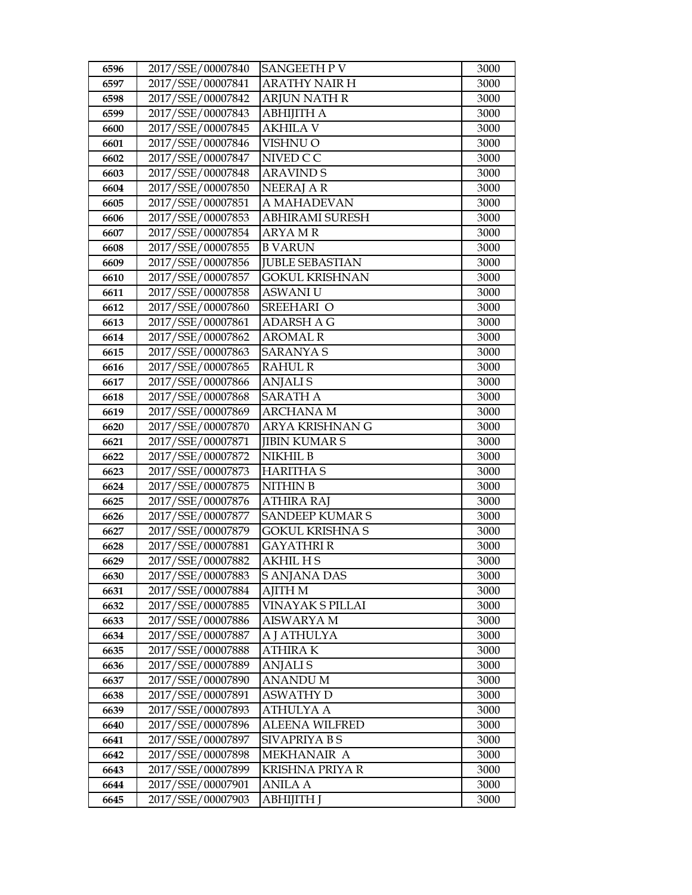| 6596 | 2017/SSE/00007840 | SANGEETH P V | 3000 |
|---|---|---|---|
| 6597 | 2017/SSE/00007841 | ARATHY NAIR H | 3000 |
| 6598 | 2017/SSE/00007842 | ARJUN NATH R | 3000 |
| 6599 | 2017/SSE/00007843 | ABHIJITH A | 3000 |
| 6600 | 2017/SSE/00007845 | AKHILA V | 3000 |
| 6601 | 2017/SSE/00007846 | VISHNU O | 3000 |
| 6602 | 2017/SSE/00007847 | NIVED C C | 3000 |
| 6603 | 2017/SSE/00007848 | ARAVIND S | 3000 |
| 6604 | 2017/SSE/00007850 | NEERAJ A R | 3000 |
| 6605 | 2017/SSE/00007851 | A MAHADEVAN | 3000 |
| 6606 | 2017/SSE/00007853 | ABHIRAMI SURESH | 3000 |
| 6607 | 2017/SSE/00007854 | ARYA M R | 3000 |
| 6608 | 2017/SSE/00007855 | B VARUN | 3000 |
| 6609 | 2017/SSE/00007856 | JUBLE SEBASTIAN | 3000 |
| 6610 | 2017/SSE/00007857 | GOKUL KRISHNAN | 3000 |
| 6611 | 2017/SSE/00007858 | ASWANI U | 3000 |
| 6612 | 2017/SSE/00007860 | SREEHARI O | 3000 |
| 6613 | 2017/SSE/00007861 | ADARSH A G | 3000 |
| 6614 | 2017/SSE/00007862 | AROMAL R | 3000 |
| 6615 | 2017/SSE/00007863 | SARANYA S | 3000 |
| 6616 | 2017/SSE/00007865 | RAHUL R | 3000 |
| 6617 | 2017/SSE/00007866 | ANJALI S | 3000 |
| 6618 | 2017/SSE/00007868 | SARATH A | 3000 |
| 6619 | 2017/SSE/00007869 | ARCHANA M | 3000 |
| 6620 | 2017/SSE/00007870 | ARYA KRISHNAN G | 3000 |
| 6621 | 2017/SSE/00007871 | JIBIN KUMAR S | 3000 |
| 6622 | 2017/SSE/00007872 | NIKHIL B | 3000 |
| 6623 | 2017/SSE/00007873 | HARITHA S | 3000 |
| 6624 | 2017/SSE/00007875 | NITHIN B | 3000 |
| 6625 | 2017/SSE/00007876 | ATHIRA RAJ | 3000 |
| 6626 | 2017/SSE/00007877 | SANDEEP KUMAR S | 3000 |
| 6627 | 2017/SSE/00007879 | GOKUL KRISHNA S | 3000 |
| 6628 | 2017/SSE/00007881 | GAYATHRI R | 3000 |
| 6629 | 2017/SSE/00007882 | AKHIL H S | 3000 |
| 6630 | 2017/SSE/00007883 | S ANJANA DAS | 3000 |
| 6631 | 2017/SSE/00007884 | AJITH M | 3000 |
| 6632 | 2017/SSE/00007885 | VINAYAK S PILLAI | 3000 |
| 6633 | 2017/SSE/00007886 | AISWARYA M | 3000 |
| 6634 | 2017/SSE/00007887 | A J ATHULYA | 3000 |
| 6635 | 2017/SSE/00007888 | ATHIRA K | 3000 |
| 6636 | 2017/SSE/00007889 | ANJALI S | 3000 |
| 6637 | 2017/SSE/00007890 | ANANDU M | 3000 |
| 6638 | 2017/SSE/00007891 | ASWATHY D | 3000 |
| 6639 | 2017/SSE/00007893 | ATHULYA A | 3000 |
| 6640 | 2017/SSE/00007896 | ALEENA WILFRED | 3000 |
| 6641 | 2017/SSE/00007897 | SIVAPRIYA B S | 3000 |
| 6642 | 2017/SSE/00007898 | MEKHANAIR A | 3000 |
| 6643 | 2017/SSE/00007899 | KRISHNA PRIYA R | 3000 |
| 6644 | 2017/SSE/00007901 | ANILA A | 3000 |
| 6645 | 2017/SSE/00007903 | ABHIJITH J | 3000 |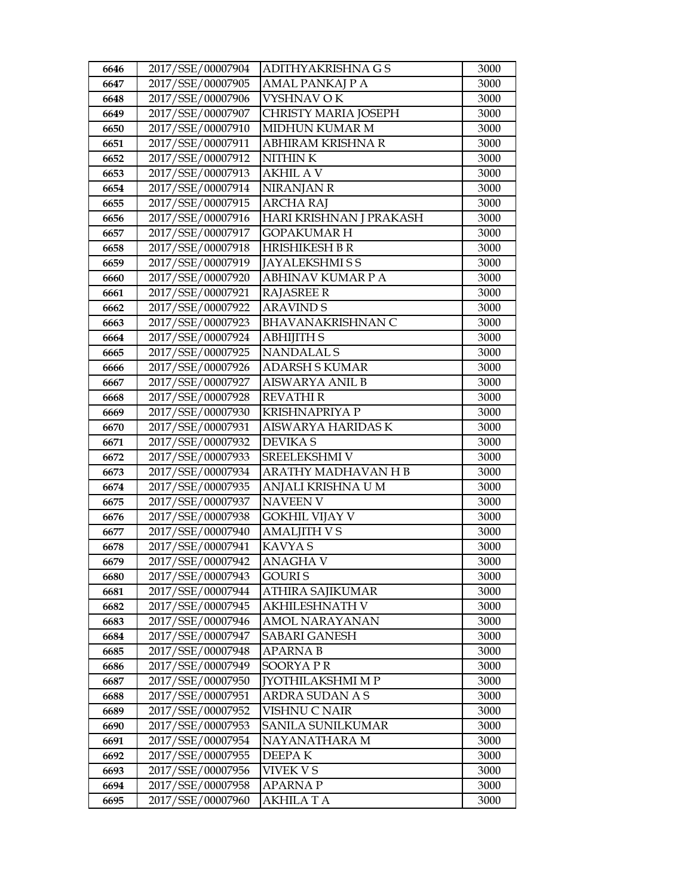| 6646 | 2017/SSE/00007904 | ADITHYAKRISHNA G S | 3000 |
|---|---|---|---|
| 6647 | 2017/SSE/00007905 | AMAL PANKAJ P A | 3000 |
| 6648 | 2017/SSE/00007906 | VYSHNAV O K | 3000 |
| 6649 | 2017/SSE/00007907 | CHRISTY MARIA JOSEPH | 3000 |
| 6650 | 2017/SSE/00007910 | MIDHUN KUMAR M | 3000 |
| 6651 | 2017/SSE/00007911 | ABHIRAM KRISHNA R | 3000 |
| 6652 | 2017/SSE/00007912 | NITHIN K | 3000 |
| 6653 | 2017/SSE/00007913 | AKHIL A V | 3000 |
| 6654 | 2017/SSE/00007914 | NIRANJAN R | 3000 |
| 6655 | 2017/SSE/00007915 | ARCHA RAJ | 3000 |
| 6656 | 2017/SSE/00007916 | HARI KRISHNAN J PRAKASH | 3000 |
| 6657 | 2017/SSE/00007917 | GOPAKUMAR H | 3000 |
| 6658 | 2017/SSE/00007918 | HRISHIKESH B R | 3000 |
| 6659 | 2017/SSE/00007919 | JAYALEKSHMI S S | 3000 |
| 6660 | 2017/SSE/00007920 | ABHINAV KUMAR P A | 3000 |
| 6661 | 2017/SSE/00007921 | RAJASREE R | 3000 |
| 6662 | 2017/SSE/00007922 | ARAVIND S | 3000 |
| 6663 | 2017/SSE/00007923 | BHAVANAKRISHNAN C | 3000 |
| 6664 | 2017/SSE/00007924 | ABHIJITH S | 3000 |
| 6665 | 2017/SSE/00007925 | NANDALAL S | 3000 |
| 6666 | 2017/SSE/00007926 | ADARSH S KUMAR | 3000 |
| 6667 | 2017/SSE/00007927 | AISWARYA ANIL B | 3000 |
| 6668 | 2017/SSE/00007928 | REVATHI R | 3000 |
| 6669 | 2017/SSE/00007930 | KRISHNAPRIYA P | 3000 |
| 6670 | 2017/SSE/00007931 | AISWARYA HARIDAS K | 3000 |
| 6671 | 2017/SSE/00007932 | DEVIKA S | 3000 |
| 6672 | 2017/SSE/00007933 | SREELEKSHMI V | 3000 |
| 6673 | 2017/SSE/00007934 | ARATHY MADHAVAN H B | 3000 |
| 6674 | 2017/SSE/00007935 | ANJALI KRISHNA U M | 3000 |
| 6675 | 2017/SSE/00007937 | NAVEEN V | 3000 |
| 6676 | 2017/SSE/00007938 | GOKHIL VIJAY V | 3000 |
| 6677 | 2017/SSE/00007940 | AMALJITH V S | 3000 |
| 6678 | 2017/SSE/00007941 | KAVYA S | 3000 |
| 6679 | 2017/SSE/00007942 | ANAGHA V | 3000 |
| 6680 | 2017/SSE/00007943 | GOURI S | 3000 |
| 6681 | 2017/SSE/00007944 | ATHIRA SAJIKUMAR | 3000 |
| 6682 | 2017/SSE/00007945 | AKHILESHNATH V | 3000 |
| 6683 | 2017/SSE/00007946 | AMOL NARAYANAN | 3000 |
| 6684 | 2017/SSE/00007947 | SABARI GANESH | 3000 |
| 6685 | 2017/SSE/00007948 | APARNA B | 3000 |
| 6686 | 2017/SSE/00007949 | SOORYA P R | 3000 |
| 6687 | 2017/SSE/00007950 | JYOTHILAKSHMI M P | 3000 |
| 6688 | 2017/SSE/00007951 | ARDRA SUDAN A S | 3000 |
| 6689 | 2017/SSE/00007952 | VISHNU C NAIR | 3000 |
| 6690 | 2017/SSE/00007953 | SANILA SUNILKUMAR | 3000 |
| 6691 | 2017/SSE/00007954 | NAYANATHARA M | 3000 |
| 6692 | 2017/SSE/00007955 | DEEPA K | 3000 |
| 6693 | 2017/SSE/00007956 | VIVEK V S | 3000 |
| 6694 | 2017/SSE/00007958 | APARNA P | 3000 |
| 6695 | 2017/SSE/00007960 | AKHILA T A | 3000 |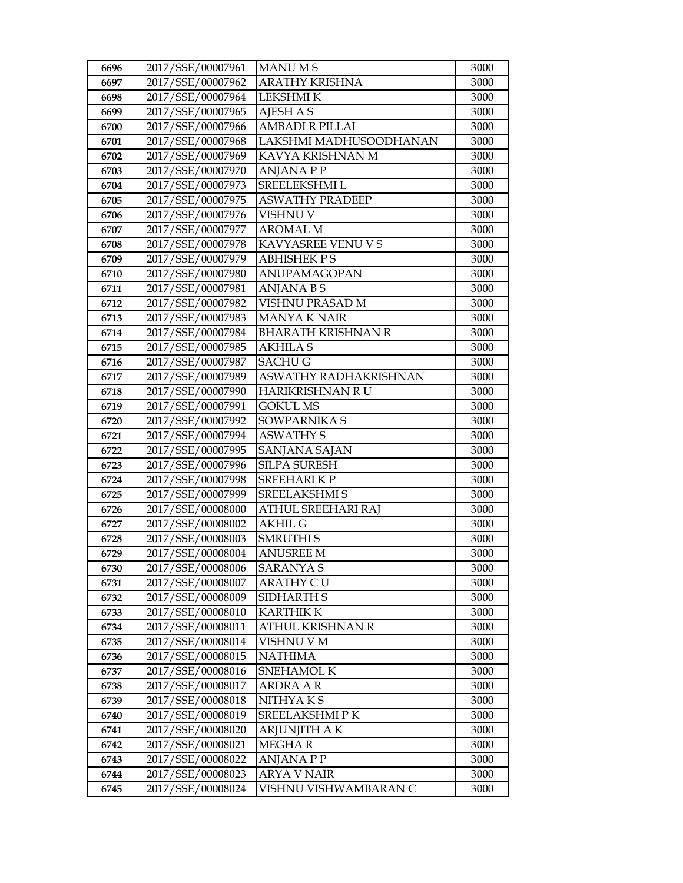| 6696 | 2017/SSE/00007961 | MANU M S | 3000 |
|---|---|---|---|
| 6697 | 2017/SSE/00007962 | ARATHY KRISHNA | 3000 |
| 6698 | 2017/SSE/00007964 | LEKSHMI K | 3000 |
| 6699 | 2017/SSE/00007965 | AJESH A S | 3000 |
| 6700 | 2017/SSE/00007966 | AMBADI R PILLAI | 3000 |
| 6701 | 2017/SSE/00007968 | LAKSHMI MADHUSOODHANAN | 3000 |
| 6702 | 2017/SSE/00007969 | KAVYA KRISHNAN M | 3000 |
| 6703 | 2017/SSE/00007970 | ANJANA P P | 3000 |
| 6704 | 2017/SSE/00007973 | SREELEKSHMI L | 3000 |
| 6705 | 2017/SSE/00007975 | ASWATHY PRADEEP | 3000 |
| 6706 | 2017/SSE/00007976 | VISHNU V | 3000 |
| 6707 | 2017/SSE/00007977 | AROMAL M | 3000 |
| 6708 | 2017/SSE/00007978 | KAVYASREE VENU V S | 3000 |
| 6709 | 2017/SSE/00007979 | ABHISHEK P S | 3000 |
| 6710 | 2017/SSE/00007980 | ANUPAMAGOPAN | 3000 |
| 6711 | 2017/SSE/00007981 | ANJANA B S | 3000 |
| 6712 | 2017/SSE/00007982 | VISHNU PRASAD M | 3000 |
| 6713 | 2017/SSE/00007983 | MANYA K NAIR | 3000 |
| 6714 | 2017/SSE/00007984 | BHARATH KRISHNAN R | 3000 |
| 6715 | 2017/SSE/00007985 | AKHILA S | 3000 |
| 6716 | 2017/SSE/00007987 | SACHU G | 3000 |
| 6717 | 2017/SSE/00007989 | ASWATHY RADHAKRISHNAN | 3000 |
| 6718 | 2017/SSE/00007990 | HARIKRISHNAN R U | 3000 |
| 6719 | 2017/SSE/00007991 | GOKUL MS | 3000 |
| 6720 | 2017/SSE/00007992 | SOWPARNIKA S | 3000 |
| 6721 | 2017/SSE/00007994 | ASWATHY S | 3000 |
| 6722 | 2017/SSE/00007995 | SANJANA SAJAN | 3000 |
| 6723 | 2017/SSE/00007996 | SILPA SURESH | 3000 |
| 6724 | 2017/SSE/00007998 | SREEHARI K P | 3000 |
| 6725 | 2017/SSE/00007999 | SREELAKSHMI S | 3000 |
| 6726 | 2017/SSE/00008000 | ATHUL SREEHARI RAJ | 3000 |
| 6727 | 2017/SSE/00008002 | AKHIL G | 3000 |
| 6728 | 2017/SSE/00008003 | SMRUTHI S | 3000 |
| 6729 | 2017/SSE/00008004 | ANUSREE M | 3000 |
| 6730 | 2017/SSE/00008006 | SARANYA S | 3000 |
| 6731 | 2017/SSE/00008007 | ARATHY C U | 3000 |
| 6732 | 2017/SSE/00008009 | SIDHARTH S | 3000 |
| 6733 | 2017/SSE/00008010 | KARTHIK K | 3000 |
| 6734 | 2017/SSE/00008011 | ATHUL KRISHNAN R | 3000 |
| 6735 | 2017/SSE/00008014 | VISHNU V M | 3000 |
| 6736 | 2017/SSE/00008015 | NATHIMA | 3000 |
| 6737 | 2017/SSE/00008016 | SNEHAMOL K | 3000 |
| 6738 | 2017/SSE/00008017 | ARDRA A R | 3000 |
| 6739 | 2017/SSE/00008018 | NITHYA K S | 3000 |
| 6740 | 2017/SSE/00008019 | SREELAKSHMI P K | 3000 |
| 6741 | 2017/SSE/00008020 | ARJUNJITH A K | 3000 |
| 6742 | 2017/SSE/00008021 | MEGHA R | 3000 |
| 6743 | 2017/SSE/00008022 | ANJANA P P | 3000 |
| 6744 | 2017/SSE/00008023 | ARYA V NAIR | 3000 |
| 6745 | 2017/SSE/00008024 | VISHNU VISHWAMBARAN C | 3000 |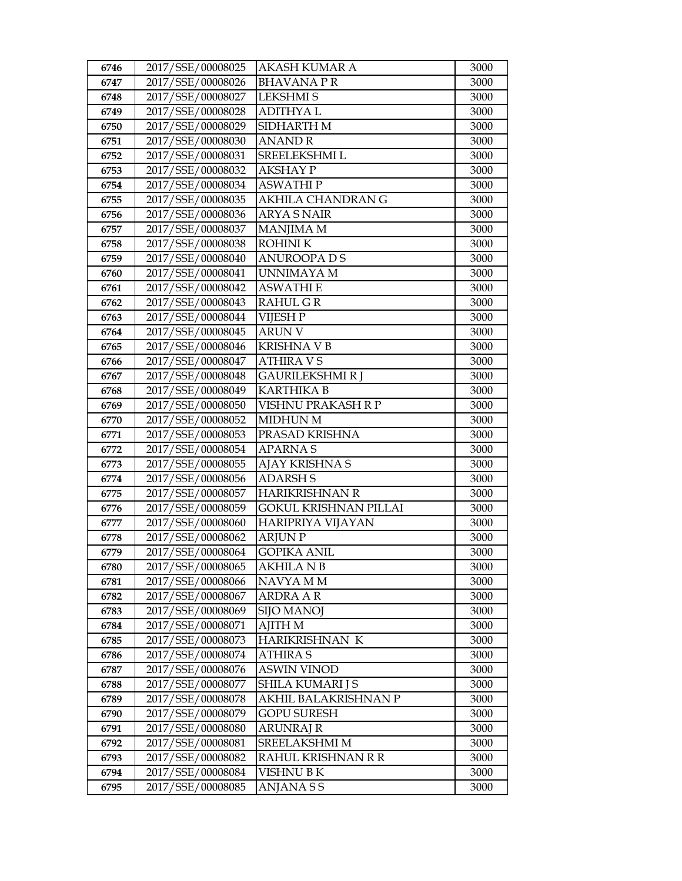| 6746 | 2017/SSE/00008025 | AKASH KUMAR A | 3000 |
|---|---|---|---|
| 6747 | 2017/SSE/00008026 | BHAVANA P R | 3000 |
| 6748 | 2017/SSE/00008027 | LEKSHMI S | 3000 |
| 6749 | 2017/SSE/00008028 | ADITHYA L | 3000 |
| 6750 | 2017/SSE/00008029 | SIDHARTH M | 3000 |
| 6751 | 2017/SSE/00008030 | ANAND R | 3000 |
| 6752 | 2017/SSE/00008031 | SREELEKSHMI L | 3000 |
| 6753 | 2017/SSE/00008032 | AKSHAY P | 3000 |
| 6754 | 2017/SSE/00008034 | ASWATHI P | 3000 |
| 6755 | 2017/SSE/00008035 | AKHILA CHANDRAN G | 3000 |
| 6756 | 2017/SSE/00008036 | ARYA S NAIR | 3000 |
| 6757 | 2017/SSE/00008037 | MANJIMA M | 3000 |
| 6758 | 2017/SSE/00008038 | ROHINI K | 3000 |
| 6759 | 2017/SSE/00008040 | ANUROOPA D S | 3000 |
| 6760 | 2017/SSE/00008041 | UNNIMAYA M | 3000 |
| 6761 | 2017/SSE/00008042 | ASWATHI E | 3000 |
| 6762 | 2017/SSE/00008043 | RAHUL G R | 3000 |
| 6763 | 2017/SSE/00008044 | VIJESH P | 3000 |
| 6764 | 2017/SSE/00008045 | ARUN V | 3000 |
| 6765 | 2017/SSE/00008046 | KRISHNA V B | 3000 |
| 6766 | 2017/SSE/00008047 | ATHIRA V S | 3000 |
| 6767 | 2017/SSE/00008048 | GAURILEKSHMI R J | 3000 |
| 6768 | 2017/SSE/00008049 | KARTHIKA B | 3000 |
| 6769 | 2017/SSE/00008050 | VISHNU PRAKASH R P | 3000 |
| 6770 | 2017/SSE/00008052 | MIDHUN M | 3000 |
| 6771 | 2017/SSE/00008053 | PRASAD KRISHNA | 3000 |
| 6772 | 2017/SSE/00008054 | APARNA S | 3000 |
| 6773 | 2017/SSE/00008055 | AJAY KRISHNA S | 3000 |
| 6774 | 2017/SSE/00008056 | ADARSH S | 3000 |
| 6775 | 2017/SSE/00008057 | HARIKRISHNAN R | 3000 |
| 6776 | 2017/SSE/00008059 | GOKUL KRISHNAN PILLAI | 3000 |
| 6777 | 2017/SSE/00008060 | HARIPRIYA VIJAYAN | 3000 |
| 6778 | 2017/SSE/00008062 | ARJUN P | 3000 |
| 6779 | 2017/SSE/00008064 | GOPIKA ANIL | 3000 |
| 6780 | 2017/SSE/00008065 | AKHILA N B | 3000 |
| 6781 | 2017/SSE/00008066 | NAVYA M M | 3000 |
| 6782 | 2017/SSE/00008067 | ARDRA A R | 3000 |
| 6783 | 2017/SSE/00008069 | SIJO MANOJ | 3000 |
| 6784 | 2017/SSE/00008071 | AJITH M | 3000 |
| 6785 | 2017/SSE/00008073 | HARIKRISHNAN K | 3000 |
| 6786 | 2017/SSE/00008074 | ATHIRA S | 3000 |
| 6787 | 2017/SSE/00008076 | ASWIN VINOD | 3000 |
| 6788 | 2017/SSE/00008077 | SHILA KUMARI J S | 3000 |
| 6789 | 2017/SSE/00008078 | AKHIL BALAKRISHNAN P | 3000 |
| 6790 | 2017/SSE/00008079 | GOPU SURESH | 3000 |
| 6791 | 2017/SSE/00008080 | ARUNRAJ R | 3000 |
| 6792 | 2017/SSE/00008081 | SREELAKSHMI M | 3000 |
| 6793 | 2017/SSE/00008082 | RAHUL KRISHNAN R R | 3000 |
| 6794 | 2017/SSE/00008084 | VISHNU B K | 3000 |
| 6795 | 2017/SSE/00008085 | ANJANA S S | 3000 |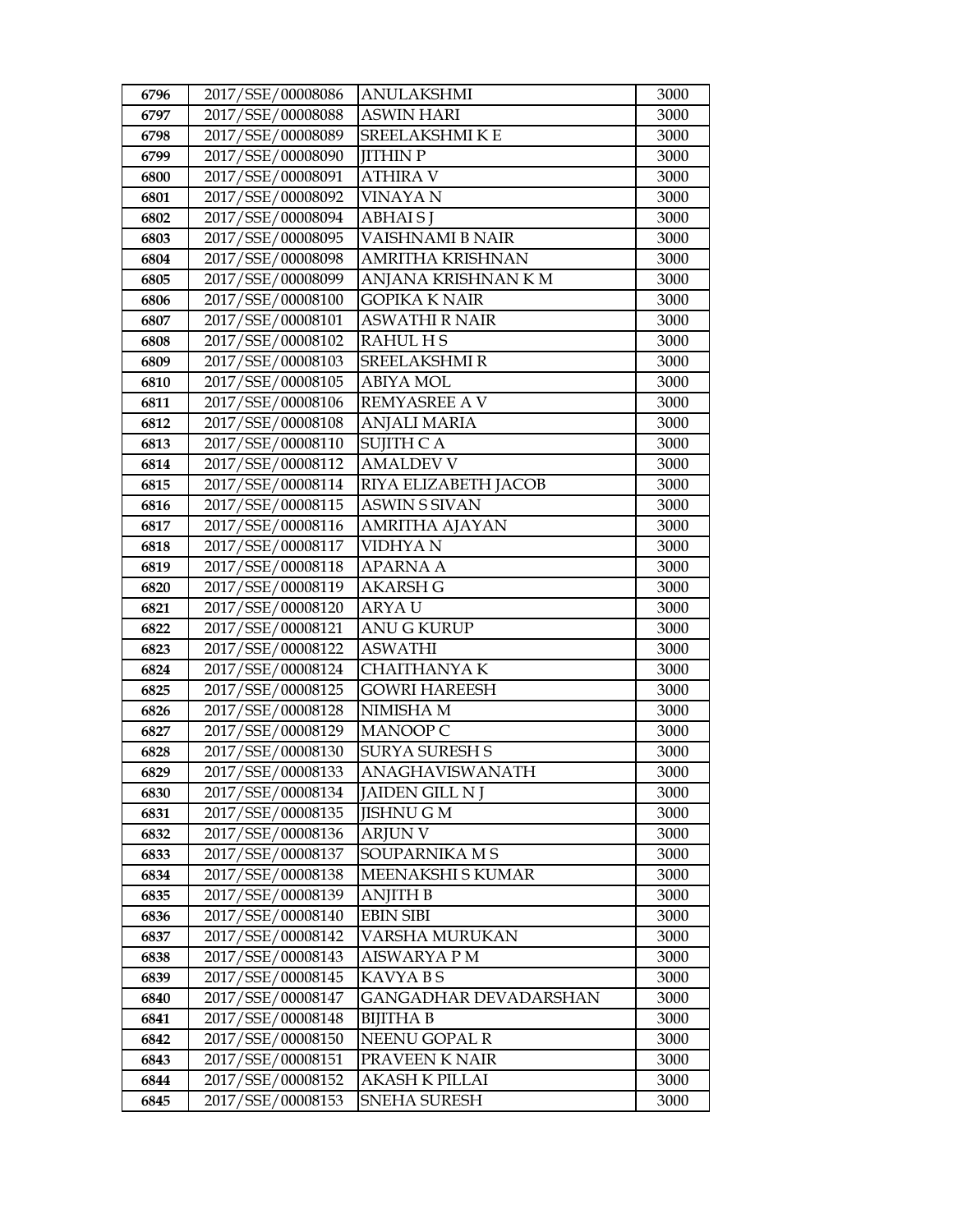| 6796 | 2017/SSE/00008086 | ANULAKSHMI | 3000 |
|---|---|---|---|
| 6797 | 2017/SSE/00008088 | ASWIN HARI | 3000 |
| 6798 | 2017/SSE/00008089 | SREELAKSHMI K E | 3000 |
| 6799 | 2017/SSE/00008090 | JITHIN P | 3000 |
| 6800 | 2017/SSE/00008091 | ATHIRA V | 3000 |
| 6801 | 2017/SSE/00008092 | VINAYA N | 3000 |
| 6802 | 2017/SSE/00008094 | ABHAI S J | 3000 |
| 6803 | 2017/SSE/00008095 | VAISHNAMI B NAIR | 3000 |
| 6804 | 2017/SSE/00008098 | AMRITHA KRISHNAN | 3000 |
| 6805 | 2017/SSE/00008099 | ANJANA KRISHNAN K M | 3000 |
| 6806 | 2017/SSE/00008100 | GOPIKA K NAIR | 3000 |
| 6807 | 2017/SSE/00008101 | ASWATHI R NAIR | 3000 |
| 6808 | 2017/SSE/00008102 | RAHUL H S | 3000 |
| 6809 | 2017/SSE/00008103 | SREELAKSHMI R | 3000 |
| 6810 | 2017/SSE/00008105 | ABIYA MOL | 3000 |
| 6811 | 2017/SSE/00008106 | REMYASREE A V | 3000 |
| 6812 | 2017/SSE/00008108 | ANJALI MARIA | 3000 |
| 6813 | 2017/SSE/00008110 | SUJITH C A | 3000 |
| 6814 | 2017/SSE/00008112 | AMALDEV V | 3000 |
| 6815 | 2017/SSE/00008114 | RIYA ELIZABETH JACOB | 3000 |
| 6816 | 2017/SSE/00008115 | ASWIN S SIVAN | 3000 |
| 6817 | 2017/SSE/00008116 | AMRITHA AJAYAN | 3000 |
| 6818 | 2017/SSE/00008117 | VIDHYA N | 3000 |
| 6819 | 2017/SSE/00008118 | APARNA A | 3000 |
| 6820 | 2017/SSE/00008119 | AKARSH G | 3000 |
| 6821 | 2017/SSE/00008120 | ARYA U | 3000 |
| 6822 | 2017/SSE/00008121 | ANU G KURUP | 3000 |
| 6823 | 2017/SSE/00008122 | ASWATHI | 3000 |
| 6824 | 2017/SSE/00008124 | CHAITHANYA K | 3000 |
| 6825 | 2017/SSE/00008125 | GOWRI HAREESH | 3000 |
| 6826 | 2017/SSE/00008128 | NIMISHA M | 3000 |
| 6827 | 2017/SSE/00008129 | MANOOP C | 3000 |
| 6828 | 2017/SSE/00008130 | SURYA SURESH S | 3000 |
| 6829 | 2017/SSE/00008133 | ANAGHAVISWANATH | 3000 |
| 6830 | 2017/SSE/00008134 | JAIDEN GILL N J | 3000 |
| 6831 | 2017/SSE/00008135 | JISHNU G M | 3000 |
| 6832 | 2017/SSE/00008136 | ARJUN V | 3000 |
| 6833 | 2017/SSE/00008137 | SOUPARNIKA M S | 3000 |
| 6834 | 2017/SSE/00008138 | MEENAKSHI S KUMAR | 3000 |
| 6835 | 2017/SSE/00008139 | ANJITH B | 3000 |
| 6836 | 2017/SSE/00008140 | EBIN SIBI | 3000 |
| 6837 | 2017/SSE/00008142 | VARSHA MURUKAN | 3000 |
| 6838 | 2017/SSE/00008143 | AISWARYA P M | 3000 |
| 6839 | 2017/SSE/00008145 | KAVYA B S | 3000 |
| 6840 | 2017/SSE/00008147 | GANGADHAR DEVADARSHAN | 3000 |
| 6841 | 2017/SSE/00008148 | BIJITHA B | 3000 |
| 6842 | 2017/SSE/00008150 | NEENU GOPAL R | 3000 |
| 6843 | 2017/SSE/00008151 | PRAVEEN K NAIR | 3000 |
| 6844 | 2017/SSE/00008152 | AKASH K PILLAI | 3000 |
| 6845 | 2017/SSE/00008153 | SNEHA SURESH | 3000 |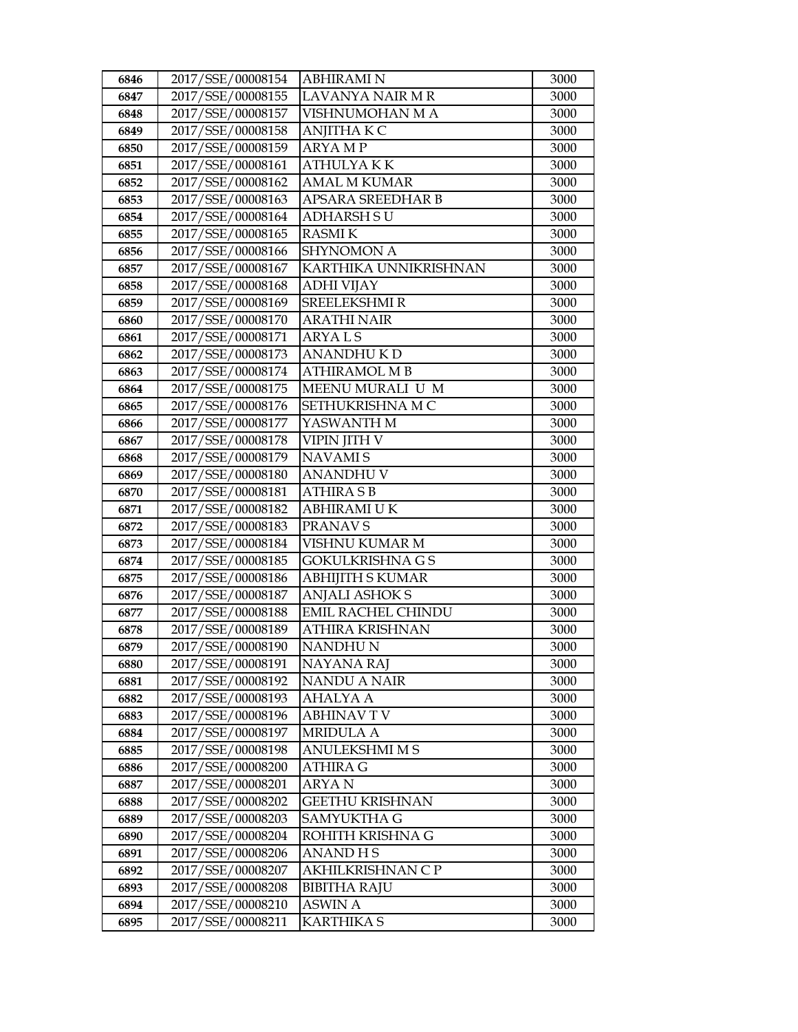| 6846 | 2017/SSE/00008154 | ABHIRAMI N | 3000 |
|---|---|---|---|
| 6847 | 2017/SSE/00008155 | LAVANYA NAIR M R | 3000 |
| 6848 | 2017/SSE/00008157 | VISHNUMOHAN M A | 3000 |
| 6849 | 2017/SSE/00008158 | ANJITHA K C | 3000 |
| 6850 | 2017/SSE/00008159 | ARYA M P | 3000 |
| 6851 | 2017/SSE/00008161 | ATHULYA K K | 3000 |
| 6852 | 2017/SSE/00008162 | AMAL M KUMAR | 3000 |
| 6853 | 2017/SSE/00008163 | APSARA SREEDHAR B | 3000 |
| 6854 | 2017/SSE/00008164 | ADHARSH S U | 3000 |
| 6855 | 2017/SSE/00008165 | RASMI K | 3000 |
| 6856 | 2017/SSE/00008166 | SHYNOMON A | 3000 |
| 6857 | 2017/SSE/00008167 | KARTHIKA UNNIKRISHNAN | 3000 |
| 6858 | 2017/SSE/00008168 | ADHI VIJAY | 3000 |
| 6859 | 2017/SSE/00008169 | SREELEKSHMI R | 3000 |
| 6860 | 2017/SSE/00008170 | ARATHI NAIR | 3000 |
| 6861 | 2017/SSE/00008171 | ARYA L S | 3000 |
| 6862 | 2017/SSE/00008173 | ANANDHU K D | 3000 |
| 6863 | 2017/SSE/00008174 | ATHIRAMOL M B | 3000 |
| 6864 | 2017/SSE/00008175 | MEENU MURALI U M | 3000 |
| 6865 | 2017/SSE/00008176 | SETHUKRISHNA M C | 3000 |
| 6866 | 2017/SSE/00008177 | YASWANTH M | 3000 |
| 6867 | 2017/SSE/00008178 | VIPIN JITH V | 3000 |
| 6868 | 2017/SSE/00008179 | NAVAMI S | 3000 |
| 6869 | 2017/SSE/00008180 | ANANDHU V | 3000 |
| 6870 | 2017/SSE/00008181 | ATHIRA S B | 3000 |
| 6871 | 2017/SSE/00008182 | ABHIRAMI U K | 3000 |
| 6872 | 2017/SSE/00008183 | PRANAV S | 3000 |
| 6873 | 2017/SSE/00008184 | VISHNU KUMAR M | 3000 |
| 6874 | 2017/SSE/00008185 | GOKULKRISHNA G S | 3000 |
| 6875 | 2017/SSE/00008186 | ABHIJITH S KUMAR | 3000 |
| 6876 | 2017/SSE/00008187 | ANJALI ASHOK S | 3000 |
| 6877 | 2017/SSE/00008188 | EMIL RACHEL CHINDU | 3000 |
| 6878 | 2017/SSE/00008189 | ATHIRA KRISHNAN | 3000 |
| 6879 | 2017/SSE/00008190 | NANDHU N | 3000 |
| 6880 | 2017/SSE/00008191 | NAYANA RAJ | 3000 |
| 6881 | 2017/SSE/00008192 | NANDU A NAIR | 3000 |
| 6882 | 2017/SSE/00008193 | AHALYA A | 3000 |
| 6883 | 2017/SSE/00008196 | ABHINAV T V | 3000 |
| 6884 | 2017/SSE/00008197 | MRIDULA A | 3000 |
| 6885 | 2017/SSE/00008198 | ANULEKSHMI M S | 3000 |
| 6886 | 2017/SSE/00008200 | ATHIRA G | 3000 |
| 6887 | 2017/SSE/00008201 | ARYA N | 3000 |
| 6888 | 2017/SSE/00008202 | GEETHU KRISHNAN | 3000 |
| 6889 | 2017/SSE/00008203 | SAMYUKTHA G | 3000 |
| 6890 | 2017/SSE/00008204 | ROHITH KRISHNA G | 3000 |
| 6891 | 2017/SSE/00008206 | ANAND H S | 3000 |
| 6892 | 2017/SSE/00008207 | AKHILKRISHNAN C P | 3000 |
| 6893 | 2017/SSE/00008208 | BIBITHA RAJU | 3000 |
| 6894 | 2017/SSE/00008210 | ASWIN A | 3000 |
| 6895 | 2017/SSE/00008211 | KARTHIKA S | 3000 |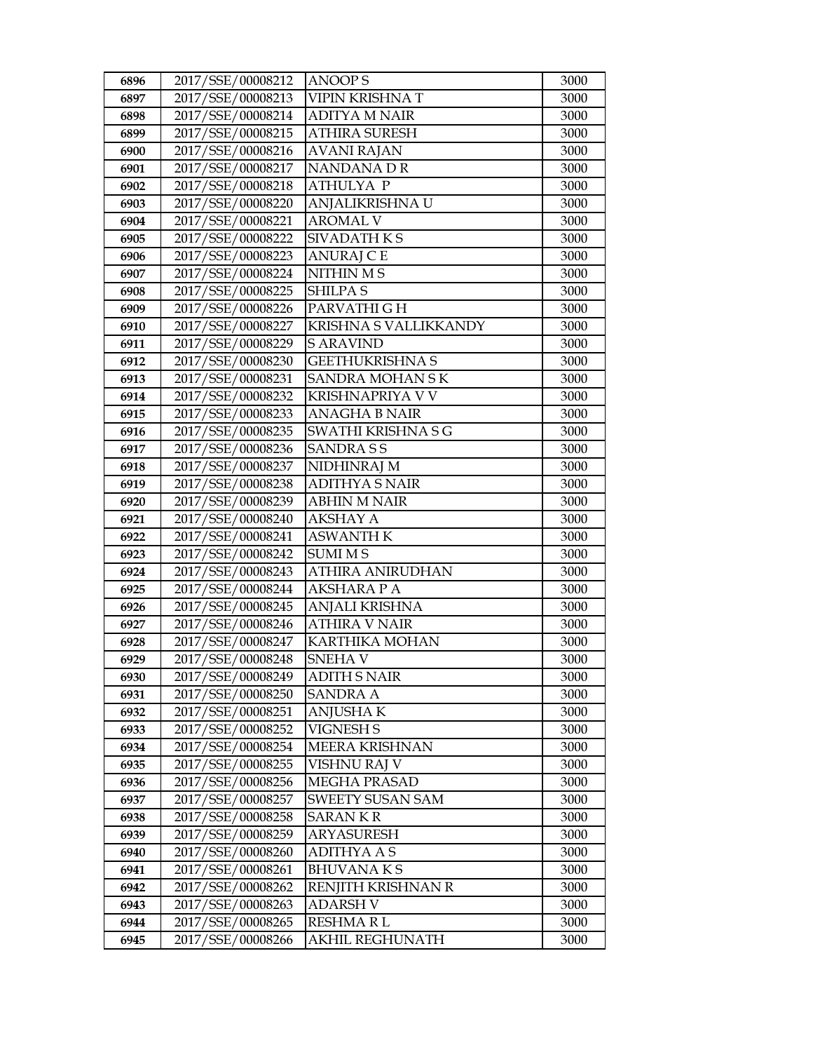| | | | |
|---|---|---|---|
| 6896 | 2017/SSE/00008212 | ANOOP S | 3000 |
| 6897 | 2017/SSE/00008213 | VIPIN KRISHNA T | 3000 |
| 6898 | 2017/SSE/00008214 | ADITYA M NAIR | 3000 |
| 6899 | 2017/SSE/00008215 | ATHIRA SURESH | 3000 |
| 6900 | 2017/SSE/00008216 | AVANI RAJAN | 3000 |
| 6901 | 2017/SSE/00008217 | NANDANA D R | 3000 |
| 6902 | 2017/SSE/00008218 | ATHULYA P | 3000 |
| 6903 | 2017/SSE/00008220 | ANJALIKRISHNA U | 3000 |
| 6904 | 2017/SSE/00008221 | AROMAL V | 3000 |
| 6905 | 2017/SSE/00008222 | SIVADATH K S | 3000 |
| 6906 | 2017/SSE/00008223 | ANURAJ C E | 3000 |
| 6907 | 2017/SSE/00008224 | NITHIN M S | 3000 |
| 6908 | 2017/SSE/00008225 | SHILPA S | 3000 |
| 6909 | 2017/SSE/00008226 | PARVATHI G H | 3000 |
| 6910 | 2017/SSE/00008227 | KRISHNA S VALLIKKANDY | 3000 |
| 6911 | 2017/SSE/00008229 | S ARAVIND | 3000 |
| 6912 | 2017/SSE/00008230 | GEETHUKRISHNA S | 3000 |
| 6913 | 2017/SSE/00008231 | SANDRA MOHAN S K | 3000 |
| 6914 | 2017/SSE/00008232 | KRISHNAPRIYA V V | 3000 |
| 6915 | 2017/SSE/00008233 | ANAGHA B NAIR | 3000 |
| 6916 | 2017/SSE/00008235 | SWATHI KRISHNA S G | 3000 |
| 6917 | 2017/SSE/00008236 | SANDRA S S | 3000 |
| 6918 | 2017/SSE/00008237 | NIDHINRAJ M | 3000 |
| 6919 | 2017/SSE/00008238 | ADITHYA S NAIR | 3000 |
| 6920 | 2017/SSE/00008239 | ABHIN M NAIR | 3000 |
| 6921 | 2017/SSE/00008240 | AKSHAY A | 3000 |
| 6922 | 2017/SSE/00008241 | ASWANTH K | 3000 |
| 6923 | 2017/SSE/00008242 | SUMI M S | 3000 |
| 6924 | 2017/SSE/00008243 | ATHIRA ANIRUDHAN | 3000 |
| 6925 | 2017/SSE/00008244 | AKSHARA P A | 3000 |
| 6926 | 2017/SSE/00008245 | ANJALI KRISHNA | 3000 |
| 6927 | 2017/SSE/00008246 | ATHIRA V NAIR | 3000 |
| 6928 | 2017/SSE/00008247 | KARTHIKA MOHAN | 3000 |
| 6929 | 2017/SSE/00008248 | SNEHA V | 3000 |
| 6930 | 2017/SSE/00008249 | ADITH S NAIR | 3000 |
| 6931 | 2017/SSE/00008250 | SANDRA A | 3000 |
| 6932 | 2017/SSE/00008251 | ANJUSHA K | 3000 |
| 6933 | 2017/SSE/00008252 | VIGNESH S | 3000 |
| 6934 | 2017/SSE/00008254 | MEERA KRISHNAN | 3000 |
| 6935 | 2017/SSE/00008255 | VISHNU RAJ V | 3000 |
| 6936 | 2017/SSE/00008256 | MEGHA PRASAD | 3000 |
| 6937 | 2017/SSE/00008257 | SWEETY SUSAN SAM | 3000 |
| 6938 | 2017/SSE/00008258 | SARAN K R | 3000 |
| 6939 | 2017/SSE/00008259 | ARYASURESH | 3000 |
| 6940 | 2017/SSE/00008260 | ADITHYA A S | 3000 |
| 6941 | 2017/SSE/00008261 | BHUVANA K S | 3000 |
| 6942 | 2017/SSE/00008262 | RENJITH KRISHNAN R | 3000 |
| 6943 | 2017/SSE/00008263 | ADARSH V | 3000 |
| 6944 | 2017/SSE/00008265 | RESHMA R L | 3000 |
| 6945 | 2017/SSE/00008266 | AKHIL REGHUNATH | 3000 |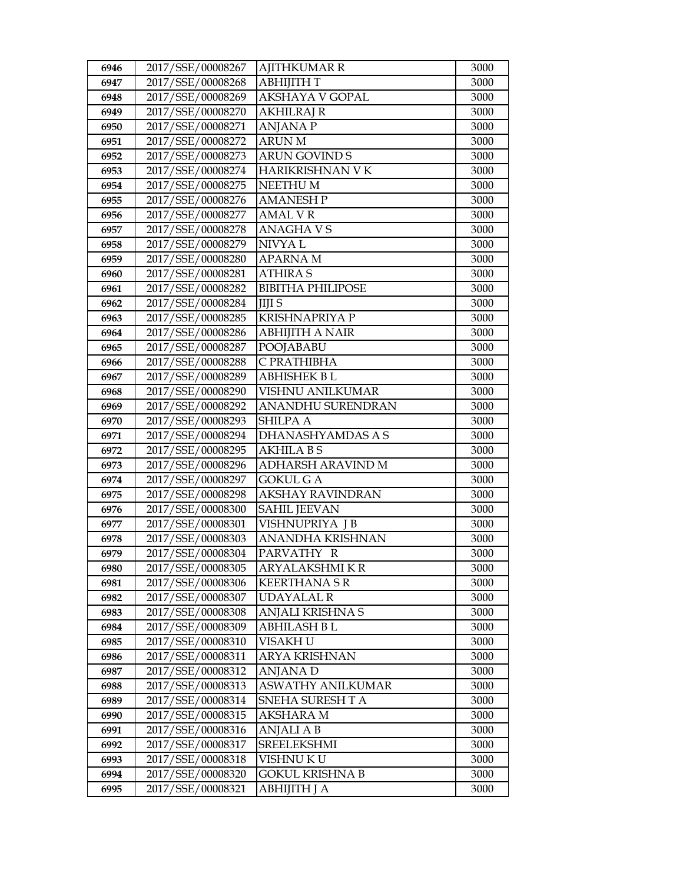| 6946 | 2017/SSE/00008267 | AJITHKUMAR R | 3000 |
|---|---|---|---|
| 6947 | 2017/SSE/00008268 | ABHIJITH T | 3000 |
| 6948 | 2017/SSE/00008269 | AKSHAYA V GOPAL | 3000 |
| 6949 | 2017/SSE/00008270 | AKHILRAJ R | 3000 |
| 6950 | 2017/SSE/00008271 | ANJANA P | 3000 |
| 6951 | 2017/SSE/00008272 | ARUN M | 3000 |
| 6952 | 2017/SSE/00008273 | ARUN GOVIND S | 3000 |
| 6953 | 2017/SSE/00008274 | HARIKRISHNAN V K | 3000 |
| 6954 | 2017/SSE/00008275 | NEETHU M | 3000 |
| 6955 | 2017/SSE/00008276 | AMANESH P | 3000 |
| 6956 | 2017/SSE/00008277 | AMAL V R | 3000 |
| 6957 | 2017/SSE/00008278 | ANAGHA V S | 3000 |
| 6958 | 2017/SSE/00008279 | NIVYA L | 3000 |
| 6959 | 2017/SSE/00008280 | APARNA M | 3000 |
| 6960 | 2017/SSE/00008281 | ATHIRA S | 3000 |
| 6961 | 2017/SSE/00008282 | BIBITHA PHILIPOSE | 3000 |
| 6962 | 2017/SSE/00008284 | JIJI S | 3000 |
| 6963 | 2017/SSE/00008285 | KRISHNAPRIYA P | 3000 |
| 6964 | 2017/SSE/00008286 | ABHIJITH A NAIR | 3000 |
| 6965 | 2017/SSE/00008287 | POOJABABU | 3000 |
| 6966 | 2017/SSE/00008288 | C PRATHIBHA | 3000 |
| 6967 | 2017/SSE/00008289 | ABHISHEK B L | 3000 |
| 6968 | 2017/SSE/00008290 | VISHNU ANILKUMAR | 3000 |
| 6969 | 2017/SSE/00008292 | ANANDHU SURENDRAN | 3000 |
| 6970 | 2017/SSE/00008293 | SHILPA A | 3000 |
| 6971 | 2017/SSE/00008294 | DHANASHYAMDAS A S | 3000 |
| 6972 | 2017/SSE/00008295 | AKHILA B S | 3000 |
| 6973 | 2017/SSE/00008296 | ADHARSH ARAVIND M | 3000 |
| 6974 | 2017/SSE/00008297 | GOKUL G A | 3000 |
| 6975 | 2017/SSE/00008298 | AKSHAY RAVINDRAN | 3000 |
| 6976 | 2017/SSE/00008300 | SAHIL JEEVAN | 3000 |
| 6977 | 2017/SSE/00008301 | VISHNUPRIYA J B | 3000 |
| 6978 | 2017/SSE/00008303 | ANANDHA KRISHNAN | 3000 |
| 6979 | 2017/SSE/00008304 | PARVATHY R | 3000 |
| 6980 | 2017/SSE/00008305 | ARYALAKSHMI K R | 3000 |
| 6981 | 2017/SSE/00008306 | KEERTHANA S R | 3000 |
| 6982 | 2017/SSE/00008307 | UDAYALAL R | 3000 |
| 6983 | 2017/SSE/00008308 | ANJALI KRISHNA S | 3000 |
| 6984 | 2017/SSE/00008309 | ABHILASH B L | 3000 |
| 6985 | 2017/SSE/00008310 | VISAKH U | 3000 |
| 6986 | 2017/SSE/00008311 | ARYA KRISHNAN | 3000 |
| 6987 | 2017/SSE/00008312 | ANJANA D | 3000 |
| 6988 | 2017/SSE/00008313 | ASWATHY ANILKUMAR | 3000 |
| 6989 | 2017/SSE/00008314 | SNEHA SURESH T A | 3000 |
| 6990 | 2017/SSE/00008315 | AKSHARA M | 3000 |
| 6991 | 2017/SSE/00008316 | ANJALI A B | 3000 |
| 6992 | 2017/SSE/00008317 | SREELEKSHMI | 3000 |
| 6993 | 2017/SSE/00008318 | VISHNU K U | 3000 |
| 6994 | 2017/SSE/00008320 | GOKUL KRISHNA B | 3000 |
| 6995 | 2017/SSE/00008321 | ABHIJITH J A | 3000 |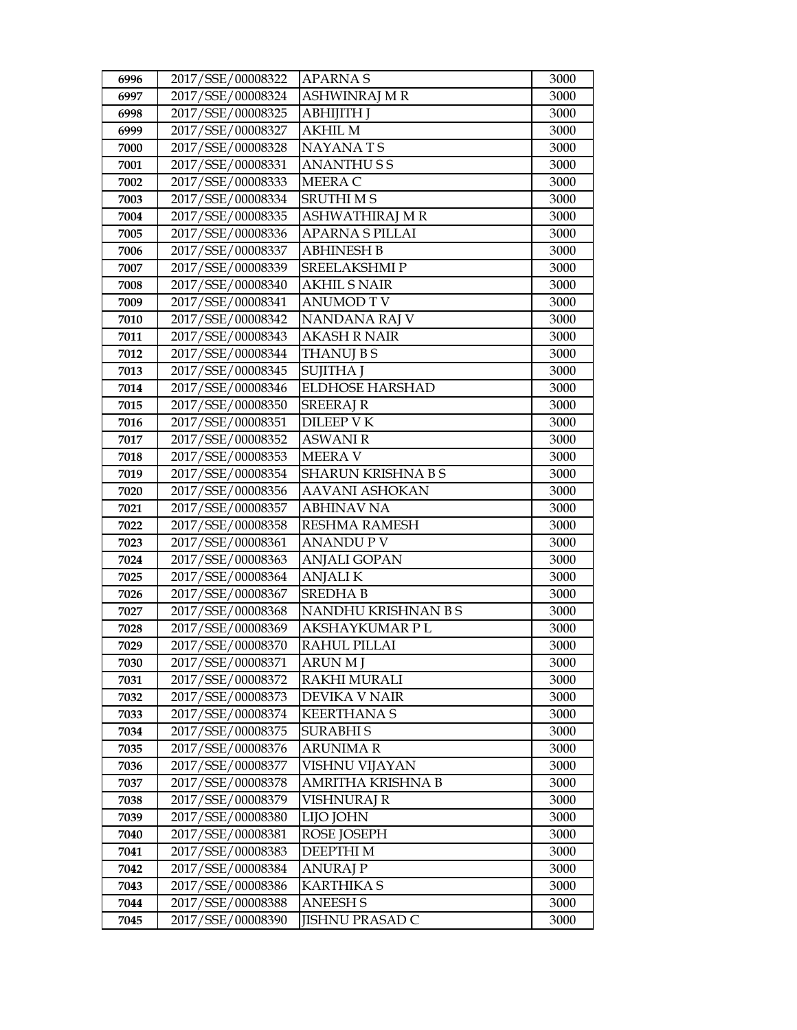| 6996 | 2017/SSE/00008322 | APARNA S | 3000 |
|---|---|---|---|
| 6997 | 2017/SSE/00008324 | ASHWINRAJ M R | 3000 |
| 6998 | 2017/SSE/00008325 | ABHIJITH J | 3000 |
| 6999 | 2017/SSE/00008327 | AKHIL M | 3000 |
| 7000 | 2017/SSE/00008328 | NAYANA T S | 3000 |
| 7001 | 2017/SSE/00008331 | ANANTHU S S | 3000 |
| 7002 | 2017/SSE/00008333 | MEERA C | 3000 |
| 7003 | 2017/SSE/00008334 | SRUTHI M S | 3000 |
| 7004 | 2017/SSE/00008335 | ASHWATHIRAJ M R | 3000 |
| 7005 | 2017/SSE/00008336 | APARNA S PILLAI | 3000 |
| 7006 | 2017/SSE/00008337 | ABHINESH B | 3000 |
| 7007 | 2017/SSE/00008339 | SREELAKSHMI P | 3000 |
| 7008 | 2017/SSE/00008340 | AKHIL S NAIR | 3000 |
| 7009 | 2017/SSE/00008341 | ANUMOD T V | 3000 |
| 7010 | 2017/SSE/00008342 | NANDANA RAJ V | 3000 |
| 7011 | 2017/SSE/00008343 | AKASH R NAIR | 3000 |
| 7012 | 2017/SSE/00008344 | THANUJ B S | 3000 |
| 7013 | 2017/SSE/00008345 | SUJITHA J | 3000 |
| 7014 | 2017/SSE/00008346 | ELDHOSE HARSHAD | 3000 |
| 7015 | 2017/SSE/00008350 | SREERAJ R | 3000 |
| 7016 | 2017/SSE/00008351 | DILEEP V K | 3000 |
| 7017 | 2017/SSE/00008352 | ASWANI R | 3000 |
| 7018 | 2017/SSE/00008353 | MEERA V | 3000 |
| 7019 | 2017/SSE/00008354 | SHARUN KRISHNA B S | 3000 |
| 7020 | 2017/SSE/00008356 | AAVANI ASHOKAN | 3000 |
| 7021 | 2017/SSE/00008357 | ABHINAV NA | 3000 |
| 7022 | 2017/SSE/00008358 | RESHMA RAMESH | 3000 |
| 7023 | 2017/SSE/00008361 | ANANDU P V | 3000 |
| 7024 | 2017/SSE/00008363 | ANJALI GOPAN | 3000 |
| 7025 | 2017/SSE/00008364 | ANJALI K | 3000 |
| 7026 | 2017/SSE/00008367 | SREDHA B | 3000 |
| 7027 | 2017/SSE/00008368 | NANDHU KRISHNAN B S | 3000 |
| 7028 | 2017/SSE/00008369 | AKSHAYKUMAR P L | 3000 |
| 7029 | 2017/SSE/00008370 | RAHUL PILLAI | 3000 |
| 7030 | 2017/SSE/00008371 | ARUN M J | 3000 |
| 7031 | 2017/SSE/00008372 | RAKHI MURALI | 3000 |
| 7032 | 2017/SSE/00008373 | DEVIKA V NAIR | 3000 |
| 7033 | 2017/SSE/00008374 | KEERTHANA S | 3000 |
| 7034 | 2017/SSE/00008375 | SURABHI S | 3000 |
| 7035 | 2017/SSE/00008376 | ARUNIMA R | 3000 |
| 7036 | 2017/SSE/00008377 | VISHNU VIJAYAN | 3000 |
| 7037 | 2017/SSE/00008378 | AMRITHA KRISHNA B | 3000 |
| 7038 | 2017/SSE/00008379 | VISHNURAJ R | 3000 |
| 7039 | 2017/SSE/00008380 | LIJO JOHN | 3000 |
| 7040 | 2017/SSE/00008381 | ROSE JOSEPH | 3000 |
| 7041 | 2017/SSE/00008383 | DEEPTHI M | 3000 |
| 7042 | 2017/SSE/00008384 | ANURAJ P | 3000 |
| 7043 | 2017/SSE/00008386 | KARTHIKA S | 3000 |
| 7044 | 2017/SSE/00008388 | ANEESH S | 3000 |
| 7045 | 2017/SSE/00008390 | JISHNU PRASAD C | 3000 |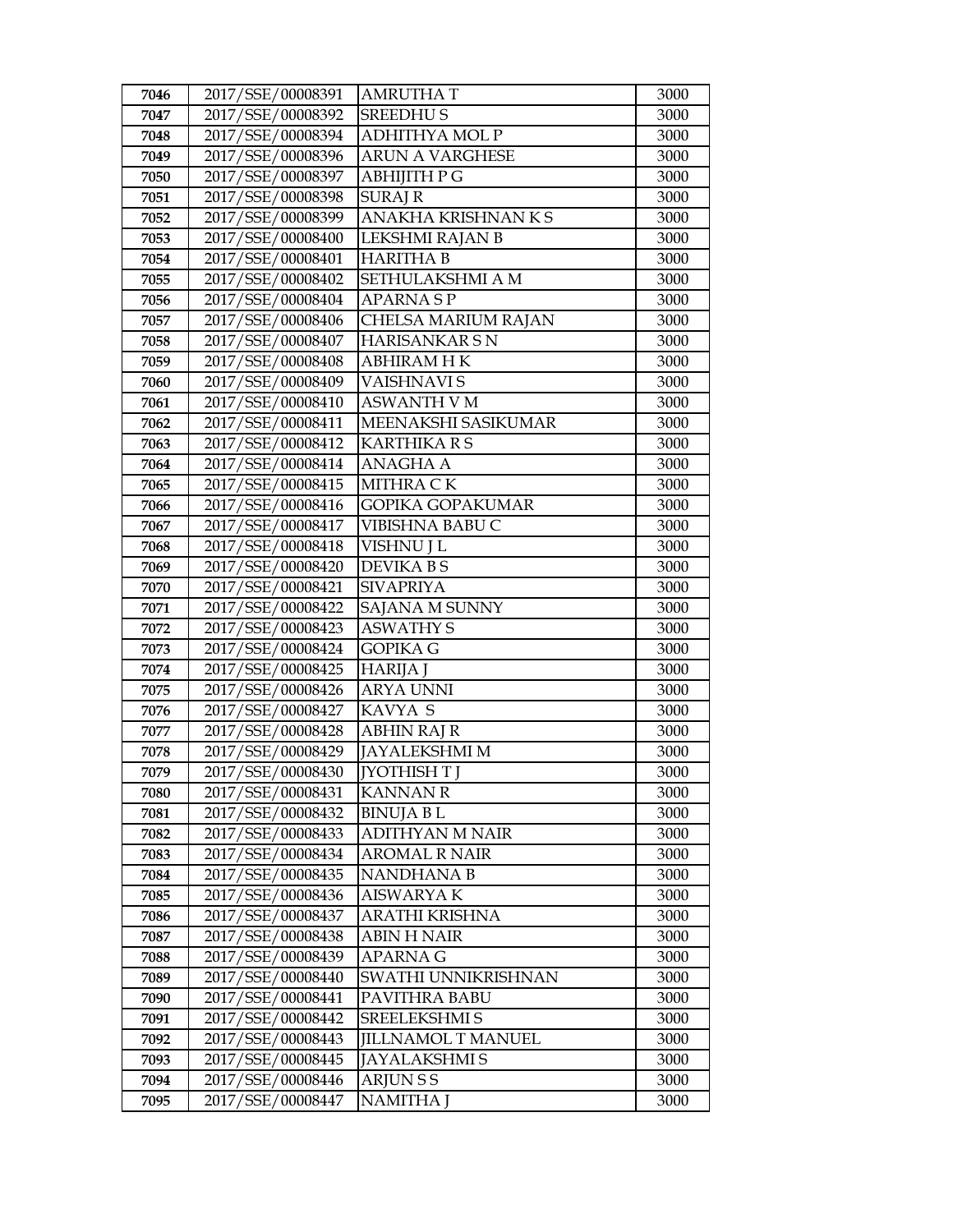| 7046 | 2017/SSE/00008391 | AMRUTHA T | 3000 |
|---|---|---|---|
| 7047 | 2017/SSE/00008392 | SREEDHU S | 3000 |
| 7048 | 2017/SSE/00008394 | ADHITHYA MOL P | 3000 |
| 7049 | 2017/SSE/00008396 | ARUN A VARGHESE | 3000 |
| 7050 | 2017/SSE/00008397 | ABHIJITH P G | 3000 |
| 7051 | 2017/SSE/00008398 | SURAJ R | 3000 |
| 7052 | 2017/SSE/00008399 | ANAKHA KRISHNAN K S | 3000 |
| 7053 | 2017/SSE/00008400 | LEKSHMI RAJAN B | 3000 |
| 7054 | 2017/SSE/00008401 | HARITHA B | 3000 |
| 7055 | 2017/SSE/00008402 | SETHULAKSHMI A M | 3000 |
| 7056 | 2017/SSE/00008404 | APARNA S P | 3000 |
| 7057 | 2017/SSE/00008406 | CHELSA MARIUM RAJAN | 3000 |
| 7058 | 2017/SSE/00008407 | HARISANKAR S N | 3000 |
| 7059 | 2017/SSE/00008408 | ABHIRAM H K | 3000 |
| 7060 | 2017/SSE/00008409 | VAISHNAVI S | 3000 |
| 7061 | 2017/SSE/00008410 | ASWANTH V M | 3000 |
| 7062 | 2017/SSE/00008411 | MEENAKSHI SASIKUMAR | 3000 |
| 7063 | 2017/SSE/00008412 | KARTHIKA R S | 3000 |
| 7064 | 2017/SSE/00008414 | ANAGHA A | 3000 |
| 7065 | 2017/SSE/00008415 | MITHRA C K | 3000 |
| 7066 | 2017/SSE/00008416 | GOPIKA GOPAKUMAR | 3000 |
| 7067 | 2017/SSE/00008417 | VIBISHNA BABU C | 3000 |
| 7068 | 2017/SSE/00008418 | VISHNU J L | 3000 |
| 7069 | 2017/SSE/00008420 | DEVIKA B S | 3000 |
| 7070 | 2017/SSE/00008421 | SIVAPRIYA | 3000 |
| 7071 | 2017/SSE/00008422 | SAJANA M SUNNY | 3000 |
| 7072 | 2017/SSE/00008423 | ASWATHY S | 3000 |
| 7073 | 2017/SSE/00008424 | GOPIKA G | 3000 |
| 7074 | 2017/SSE/00008425 | HARIJA J | 3000 |
| 7075 | 2017/SSE/00008426 | ARYA UNNI | 3000 |
| 7076 | 2017/SSE/00008427 | KAVYA S | 3000 |
| 7077 | 2017/SSE/00008428 | ABHIN RAJ R | 3000 |
| 7078 | 2017/SSE/00008429 | JAYALEKSHMI M | 3000 |
| 7079 | 2017/SSE/00008430 | JYOTHISH T J | 3000 |
| 7080 | 2017/SSE/00008431 | KANNAN R | 3000 |
| 7081 | 2017/SSE/00008432 | BINUJA B L | 3000 |
| 7082 | 2017/SSE/00008433 | ADITHYAN M NAIR | 3000 |
| 7083 | 2017/SSE/00008434 | AROMAL R NAIR | 3000 |
| 7084 | 2017/SSE/00008435 | NANDHANA B | 3000 |
| 7085 | 2017/SSE/00008436 | AISWARYA K | 3000 |
| 7086 | 2017/SSE/00008437 | ARATHI KRISHNA | 3000 |
| 7087 | 2017/SSE/00008438 | ABIN H NAIR | 3000 |
| 7088 | 2017/SSE/00008439 | APARNA G | 3000 |
| 7089 | 2017/SSE/00008440 | SWATHI UNNIKRISHNAN | 3000 |
| 7090 | 2017/SSE/00008441 | PAVITHRA BABU | 3000 |
| 7091 | 2017/SSE/00008442 | SREELEKSHMI S | 3000 |
| 7092 | 2017/SSE/00008443 | JILLNAMOL T MANUEL | 3000 |
| 7093 | 2017/SSE/00008445 | JAYALAKSHMI S | 3000 |
| 7094 | 2017/SSE/00008446 | ARJUN S S | 3000 |
| 7095 | 2017/SSE/00008447 | NAMITHA J | 3000 |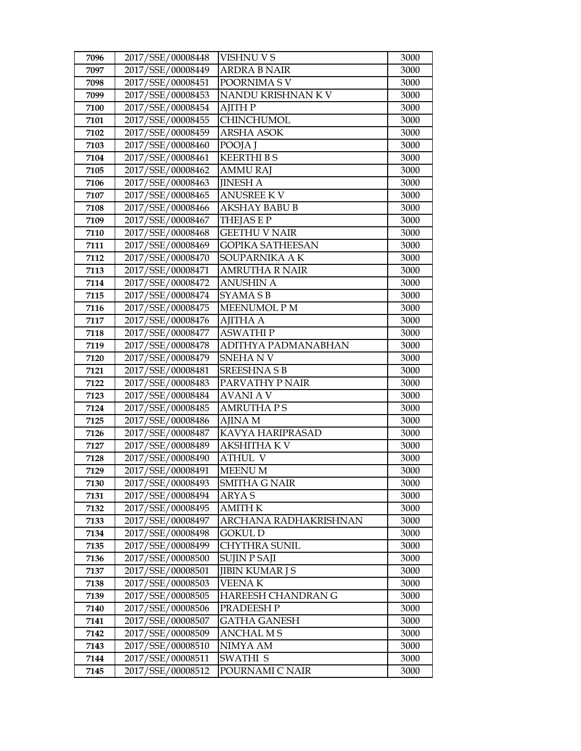| 7096 | 2017/SSE/00008448 | VISHNU V S | 3000 |
|---|---|---|---|
| 7097 | 2017/SSE/00008449 | ARDRA B NAIR | 3000 |
| 7098 | 2017/SSE/00008451 | POORNIMA S V | 3000 |
| 7099 | 2017/SSE/00008453 | NANDU KRISHNAN K V | 3000 |
| 7100 | 2017/SSE/00008454 | AJITH P | 3000 |
| 7101 | 2017/SSE/00008455 | CHINCHUMOL | 3000 |
| 7102 | 2017/SSE/00008459 | ARSHA ASOK | 3000 |
| 7103 | 2017/SSE/00008460 | POOJA J | 3000 |
| 7104 | 2017/SSE/00008461 | KEERTHI B S | 3000 |
| 7105 | 2017/SSE/00008462 | AMMU RAJ | 3000 |
| 7106 | 2017/SSE/00008463 | JINESH A | 3000 |
| 7107 | 2017/SSE/00008465 | ANUSREE K V | 3000 |
| 7108 | 2017/SSE/00008466 | AKSHAY BABU B | 3000 |
| 7109 | 2017/SSE/00008467 | THEJAS E P | 3000 |
| 7110 | 2017/SSE/00008468 | GEETHU V NAIR | 3000 |
| 7111 | 2017/SSE/00008469 | GOPIKA SATHEESAN | 3000 |
| 7112 | 2017/SSE/00008470 | SOUPARNIKA A K | 3000 |
| 7113 | 2017/SSE/00008471 | AMRUTHA R NAIR | 3000 |
| 7114 | 2017/SSE/00008472 | ANUSHIN A | 3000 |
| 7115 | 2017/SSE/00008474 | SYAMA S B | 3000 |
| 7116 | 2017/SSE/00008475 | MEENUMOL P M | 3000 |
| 7117 | 2017/SSE/00008476 | AJITHA A | 3000 |
| 7118 | 2017/SSE/00008477 | ASWATHI P | 3000 |
| 7119 | 2017/SSE/00008478 | ADITHYA PADMANABHAN | 3000 |
| 7120 | 2017/SSE/00008479 | SNEHA N V | 3000 |
| 7121 | 2017/SSE/00008481 | SREESHNA S B | 3000 |
| 7122 | 2017/SSE/00008483 | PARVATHY P NAIR | 3000 |
| 7123 | 2017/SSE/00008484 | AVANI A V | 3000 |
| 7124 | 2017/SSE/00008485 | AMRUTHA P S | 3000 |
| 7125 | 2017/SSE/00008486 | AJINA M | 3000 |
| 7126 | 2017/SSE/00008487 | KAVYA HARIPRASAD | 3000 |
| 7127 | 2017/SSE/00008489 | AKSHITHA K V | 3000 |
| 7128 | 2017/SSE/00008490 | ATHUL V | 3000 |
| 7129 | 2017/SSE/00008491 | MEENU M | 3000 |
| 7130 | 2017/SSE/00008493 | SMITHA G NAIR | 3000 |
| 7131 | 2017/SSE/00008494 | ARYA S | 3000 |
| 7132 | 2017/SSE/00008495 | AMITH K | 3000 |
| 7133 | 2017/SSE/00008497 | ARCHANA RADHAKRISHNAN | 3000 |
| 7134 | 2017/SSE/00008498 | GOKUL D | 3000 |
| 7135 | 2017/SSE/00008499 | CHYTHRA SUNIL | 3000 |
| 7136 | 2017/SSE/00008500 | SUJIN P SAJI | 3000 |
| 7137 | 2017/SSE/00008501 | JIBIN KUMAR J S | 3000 |
| 7138 | 2017/SSE/00008503 | VEENA K | 3000 |
| 7139 | 2017/SSE/00008505 | HAREESH CHANDRAN G | 3000 |
| 7140 | 2017/SSE/00008506 | PRADEESH P | 3000 |
| 7141 | 2017/SSE/00008507 | GATHA GANESH | 3000 |
| 7142 | 2017/SSE/00008509 | ANCHAL M S | 3000 |
| 7143 | 2017/SSE/00008510 | NIMYA AM | 3000 |
| 7144 | 2017/SSE/00008511 | SWATHI S | 3000 |
| 7145 | 2017/SSE/00008512 | POURNAMI C NAIR | 3000 |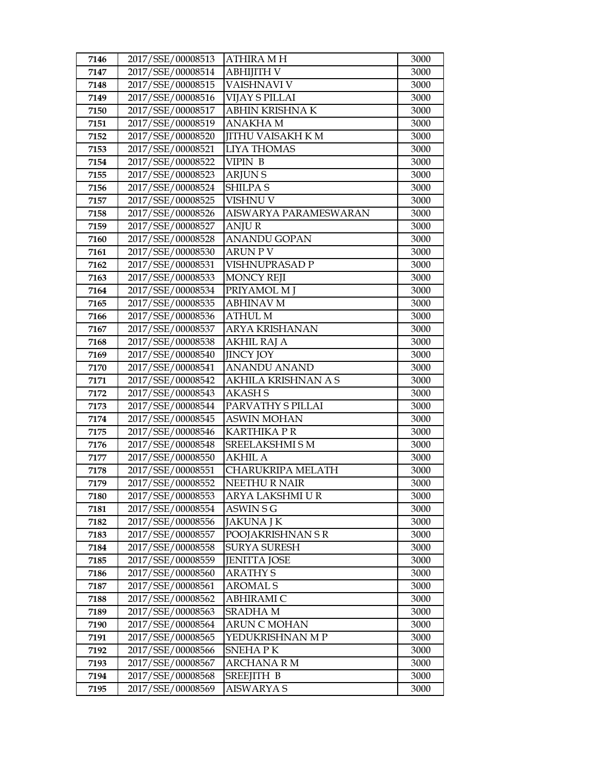| 7146 | 2017/SSE/00008513 | ATHIRA M H | 3000 |
|---|---|---|---|
| 7147 | 2017/SSE/00008514 | ABHIJITH V | 3000 |
| 7148 | 2017/SSE/00008515 | VAISHNAVI V | 3000 |
| 7149 | 2017/SSE/00008516 | VIJAY S PILLAI | 3000 |
| 7150 | 2017/SSE/00008517 | ABHIN KRISHNA K | 3000 |
| 7151 | 2017/SSE/00008519 | ANAKHA M | 3000 |
| 7152 | 2017/SSE/00008520 | JITHU VAISAKH K M | 3000 |
| 7153 | 2017/SSE/00008521 | LIYA THOMAS | 3000 |
| 7154 | 2017/SSE/00008522 | VIPIN B | 3000 |
| 7155 | 2017/SSE/00008523 | ARJUN S | 3000 |
| 7156 | 2017/SSE/00008524 | SHILPA S | 3000 |
| 7157 | 2017/SSE/00008525 | VISHNU V | 3000 |
| 7158 | 2017/SSE/00008526 | AISWARYA PARAMESWARAN | 3000 |
| 7159 | 2017/SSE/00008527 | ANJU R | 3000 |
| 7160 | 2017/SSE/00008528 | ANANDU GOPAN | 3000 |
| 7161 | 2017/SSE/00008530 | ARUN P V | 3000 |
| 7162 | 2017/SSE/00008531 | VISHNUPRASAD P | 3000 |
| 7163 | 2017/SSE/00008533 | MONCY REJI | 3000 |
| 7164 | 2017/SSE/00008534 | PRIYAMOL M J | 3000 |
| 7165 | 2017/SSE/00008535 | ABHINAV M | 3000 |
| 7166 | 2017/SSE/00008536 | ATHUL M | 3000 |
| 7167 | 2017/SSE/00008537 | ARYA KRISHANAN | 3000 |
| 7168 | 2017/SSE/00008538 | AKHIL RAJ A | 3000 |
| 7169 | 2017/SSE/00008540 | JINCY JOY | 3000 |
| 7170 | 2017/SSE/00008541 | ANANDU ANAND | 3000 |
| 7171 | 2017/SSE/00008542 | AKHILA KRISHNAN A S | 3000 |
| 7172 | 2017/SSE/00008543 | AKASH S | 3000 |
| 7173 | 2017/SSE/00008544 | PARVATHY S PILLAI | 3000 |
| 7174 | 2017/SSE/00008545 | ASWIN MOHAN | 3000 |
| 7175 | 2017/SSE/00008546 | KARTHIKA P R | 3000 |
| 7176 | 2017/SSE/00008548 | SREELAKSHMI S M | 3000 |
| 7177 | 2017/SSE/00008550 | AKHIL A | 3000 |
| 7178 | 2017/SSE/00008551 | CHARUKRIPA MELATH | 3000 |
| 7179 | 2017/SSE/00008552 | NEETHU R NAIR | 3000 |
| 7180 | 2017/SSE/00008553 | ARYA LAKSHMI U R | 3000 |
| 7181 | 2017/SSE/00008554 | ASWIN S G | 3000 |
| 7182 | 2017/SSE/00008556 | JAKUNA J K | 3000 |
| 7183 | 2017/SSE/00008557 | POOJAKRISHNAN S R | 3000 |
| 7184 | 2017/SSE/00008558 | SURYA SURESH | 3000 |
| 7185 | 2017/SSE/00008559 | JENITTA JOSE | 3000 |
| 7186 | 2017/SSE/00008560 | ARATHY S | 3000 |
| 7187 | 2017/SSE/00008561 | AROMAL S | 3000 |
| 7188 | 2017/SSE/00008562 | ABHIRAMI C | 3000 |
| 7189 | 2017/SSE/00008563 | SRADHA M | 3000 |
| 7190 | 2017/SSE/00008564 | ARUN C MOHAN | 3000 |
| 7191 | 2017/SSE/00008565 | YEDUKRISHNAN M P | 3000 |
| 7192 | 2017/SSE/00008566 | SNEHA P K | 3000 |
| 7193 | 2017/SSE/00008567 | ARCHANA R M | 3000 |
| 7194 | 2017/SSE/00008568 | SREEJITH B | 3000 |
| 7195 | 2017/SSE/00008569 | AISWARYA S | 3000 |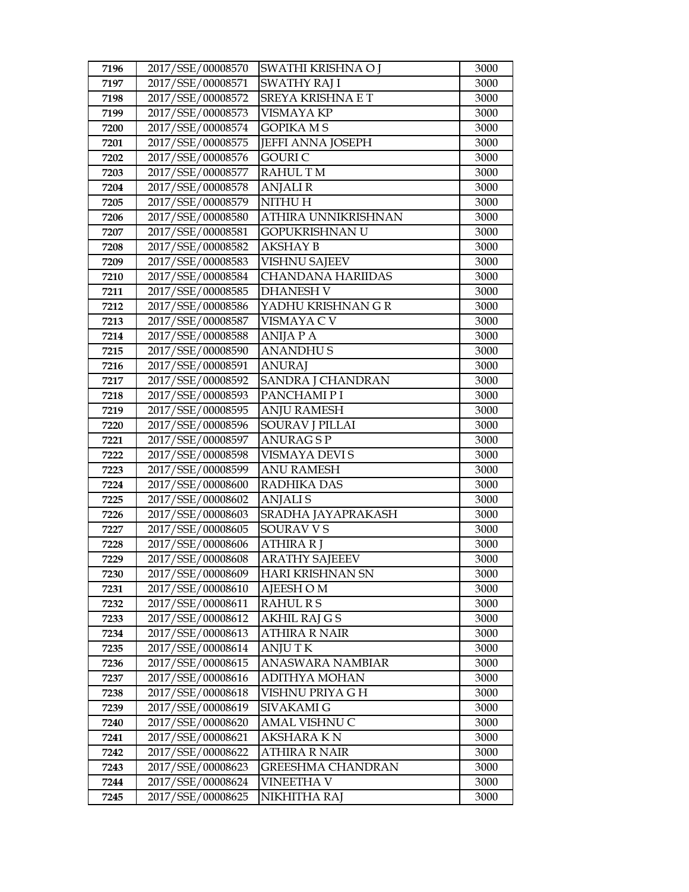| 7196 | 2017/SSE/00008570 | SWATHI KRISHNA O J | 3000 |
|---|---|---|---|
| 7197 | 2017/SSE/00008571 | SWATHY RAJ I | 3000 |
| 7198 | 2017/SSE/00008572 | SREYA KRISHNA E T | 3000 |
| 7199 | 2017/SSE/00008573 | VISMAYA KP | 3000 |
| 7200 | 2017/SSE/00008574 | GOPIKA M S | 3000 |
| 7201 | 2017/SSE/00008575 | JEFFI ANNA JOSEPH | 3000 |
| 7202 | 2017/SSE/00008576 | GOURI C | 3000 |
| 7203 | 2017/SSE/00008577 | RAHUL T M | 3000 |
| 7204 | 2017/SSE/00008578 | ANJALI R | 3000 |
| 7205 | 2017/SSE/00008579 | NITHU H | 3000 |
| 7206 | 2017/SSE/00008580 | ATHIRA UNNIKRISHNAN | 3000 |
| 7207 | 2017/SSE/00008581 | GOPUKRISHNAN U | 3000 |
| 7208 | 2017/SSE/00008582 | AKSHAY B | 3000 |
| 7209 | 2017/SSE/00008583 | VISHNU SAJEEV | 3000 |
| 7210 | 2017/SSE/00008584 | CHANDANA HARIIDAS | 3000 |
| 7211 | 2017/SSE/00008585 | DHANESH V | 3000 |
| 7212 | 2017/SSE/00008586 | YADHU KRISHNAN G R | 3000 |
| 7213 | 2017/SSE/00008587 | VISMAYA C V | 3000 |
| 7214 | 2017/SSE/00008588 | ANIJA P A | 3000 |
| 7215 | 2017/SSE/00008590 | ANANDHU S | 3000 |
| 7216 | 2017/SSE/00008591 | ANURAJ | 3000 |
| 7217 | 2017/SSE/00008592 | SANDRA J CHANDRAN | 3000 |
| 7218 | 2017/SSE/00008593 | PANCHAMI P I | 3000 |
| 7219 | 2017/SSE/00008595 | ANJU RAMESH | 3000 |
| 7220 | 2017/SSE/00008596 | SOURAV J PILLAI | 3000 |
| 7221 | 2017/SSE/00008597 | ANURAG S P | 3000 |
| 7222 | 2017/SSE/00008598 | VISMAYA DEVI S | 3000 |
| 7223 | 2017/SSE/00008599 | ANU RAMESH | 3000 |
| 7224 | 2017/SSE/00008600 | RADHIKA DAS | 3000 |
| 7225 | 2017/SSE/00008602 | ANJALI S | 3000 |
| 7226 | 2017/SSE/00008603 | SRADHA JAYAPRAKASH | 3000 |
| 7227 | 2017/SSE/00008605 | SOURAV V S | 3000 |
| 7228 | 2017/SSE/00008606 | ATHIRA R J | 3000 |
| 7229 | 2017/SSE/00008608 | ARATHY SAJEEEV | 3000 |
| 7230 | 2017/SSE/00008609 | HARI KRISHNAN SN | 3000 |
| 7231 | 2017/SSE/00008610 | AJEESH O M | 3000 |
| 7232 | 2017/SSE/00008611 | RAHUL R S | 3000 |
| 7233 | 2017/SSE/00008612 | AKHIL RAJ G S | 3000 |
| 7234 | 2017/SSE/00008613 | ATHIRA R NAIR | 3000 |
| 7235 | 2017/SSE/00008614 | ANJU T K | 3000 |
| 7236 | 2017/SSE/00008615 | ANASWARA NAMBIAR | 3000 |
| 7237 | 2017/SSE/00008616 | ADITHYA MOHAN | 3000 |
| 7238 | 2017/SSE/00008618 | VISHNU PRIYA G H | 3000 |
| 7239 | 2017/SSE/00008619 | SIVAKAMI G | 3000 |
| 7240 | 2017/SSE/00008620 | AMAL VISHNU C | 3000 |
| 7241 | 2017/SSE/00008621 | AKSHARA K N | 3000 |
| 7242 | 2017/SSE/00008622 | ATHIRA R NAIR | 3000 |
| 7243 | 2017/SSE/00008623 | GREESHMA CHANDRAN | 3000 |
| 7244 | 2017/SSE/00008624 | VINEETHA V | 3000 |
| 7245 | 2017/SSE/00008625 | NIKHITHA RAJ | 3000 |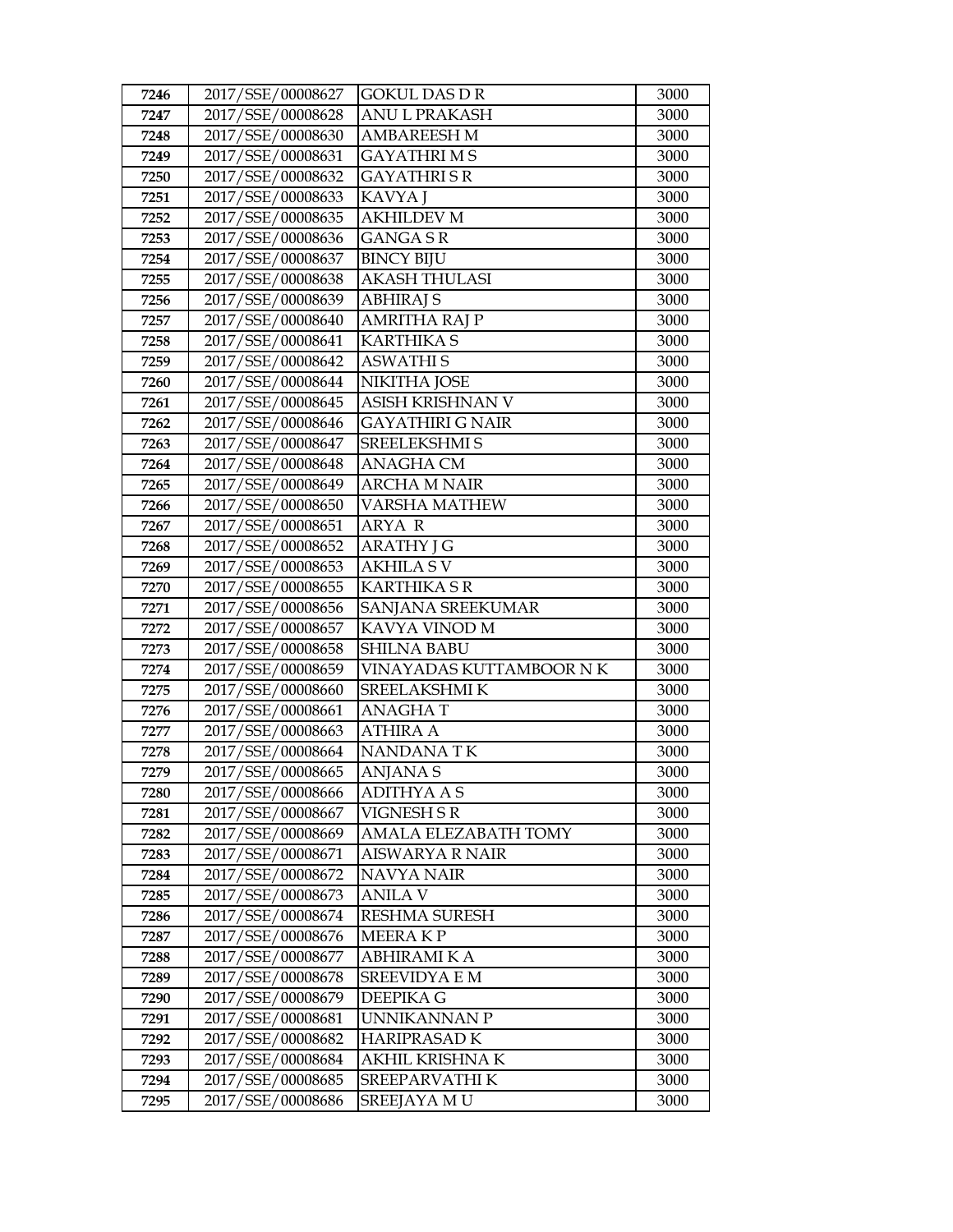| 7246 | 2017/SSE/00008627 | GOKUL DAS D R | 3000 |
|---|---|---|---|
| 7247 | 2017/SSE/00008628 | ANU L PRAKASH | 3000 |
| 7248 | 2017/SSE/00008630 | AMBAREESH M | 3000 |
| 7249 | 2017/SSE/00008631 | GAYATHRI M S | 3000 |
| 7250 | 2017/SSE/00008632 | GAYATHRI S R | 3000 |
| 7251 | 2017/SSE/00008633 | KAVYA J | 3000 |
| 7252 | 2017/SSE/00008635 | AKHILDEV M | 3000 |
| 7253 | 2017/SSE/00008636 | GANGA S R | 3000 |
| 7254 | 2017/SSE/00008637 | BINCY BIJU | 3000 |
| 7255 | 2017/SSE/00008638 | AKASH THULASI | 3000 |
| 7256 | 2017/SSE/00008639 | ABHIRAJ S | 3000 |
| 7257 | 2017/SSE/00008640 | AMRITHA RAJ P | 3000 |
| 7258 | 2017/SSE/00008641 | KARTHIKA S | 3000 |
| 7259 | 2017/SSE/00008642 | ASWATHI S | 3000 |
| 7260 | 2017/SSE/00008644 | NIKITHA JOSE | 3000 |
| 7261 | 2017/SSE/00008645 | ASISH KRISHNAN V | 3000 |
| 7262 | 2017/SSE/00008646 | GAYATHIRI G NAIR | 3000 |
| 7263 | 2017/SSE/00008647 | SREELEKSHMI S | 3000 |
| 7264 | 2017/SSE/00008648 | ANAGHA CM | 3000 |
| 7265 | 2017/SSE/00008649 | ARCHA M NAIR | 3000 |
| 7266 | 2017/SSE/00008650 | VARSHA MATHEW | 3000 |
| 7267 | 2017/SSE/00008651 | ARYA R | 3000 |
| 7268 | 2017/SSE/00008652 | ARATHY J G | 3000 |
| 7269 | 2017/SSE/00008653 | AKHILA S V | 3000 |
| 7270 | 2017/SSE/00008655 | KARTHIKA S R | 3000 |
| 7271 | 2017/SSE/00008656 | SANJANA SREEKUMAR | 3000 |
| 7272 | 2017/SSE/00008657 | KAVYA VINOD M | 3000 |
| 7273 | 2017/SSE/00008658 | SHILNA BABU | 3000 |
| 7274 | 2017/SSE/00008659 | VINAYADAS KUTTAMBOOR N K | 3000 |
| 7275 | 2017/SSE/00008660 | SREELAKSHMI K | 3000 |
| 7276 | 2017/SSE/00008661 | ANAGHA T | 3000 |
| 7277 | 2017/SSE/00008663 | ATHIRA A | 3000 |
| 7278 | 2017/SSE/00008664 | NANDANA T K | 3000 |
| 7279 | 2017/SSE/00008665 | ANJANA S | 3000 |
| 7280 | 2017/SSE/00008666 | ADITHYA A S | 3000 |
| 7281 | 2017/SSE/00008667 | VIGNESH S R | 3000 |
| 7282 | 2017/SSE/00008669 | AMALA ELEZABATH TOMY | 3000 |
| 7283 | 2017/SSE/00008671 | AISWARYA R NAIR | 3000 |
| 7284 | 2017/SSE/00008672 | NAVYA NAIR | 3000 |
| 7285 | 2017/SSE/00008673 | ANILA V | 3000 |
| 7286 | 2017/SSE/00008674 | RESHMA SURESH | 3000 |
| 7287 | 2017/SSE/00008676 | MEERA K P | 3000 |
| 7288 | 2017/SSE/00008677 | ABHIRAMI K A | 3000 |
| 7289 | 2017/SSE/00008678 | SREEVIDYA E M | 3000 |
| 7290 | 2017/SSE/00008679 | DEEPIKA G | 3000 |
| 7291 | 2017/SSE/00008681 | UNNIKANNAN P | 3000 |
| 7292 | 2017/SSE/00008682 | HARIPRASAD K | 3000 |
| 7293 | 2017/SSE/00008684 | AKHIL KRISHNA K | 3000 |
| 7294 | 2017/SSE/00008685 | SREEPARVATHI K | 3000 |
| 7295 | 2017/SSE/00008686 | SREEJAYA M U | 3000 |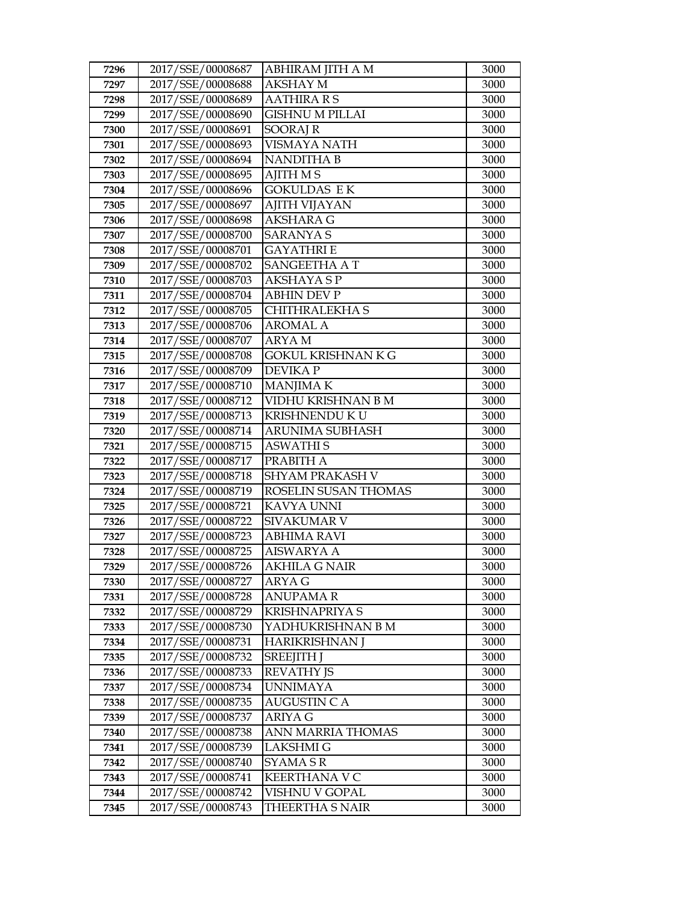| 7296 | 2017/SSE/00008687 | ABHIRAM JITH A M | 3000 |
|---|---|---|---|
| 7297 | 2017/SSE/00008688 | AKSHAY M | 3000 |
| 7298 | 2017/SSE/00008689 | AATHIRA R S | 3000 |
| 7299 | 2017/SSE/00008690 | GISHNU M PILLAI | 3000 |
| 7300 | 2017/SSE/00008691 | SOORAJ R | 3000 |
| 7301 | 2017/SSE/00008693 | VISMAYA NATH | 3000 |
| 7302 | 2017/SSE/00008694 | NANDITHA B | 3000 |
| 7303 | 2017/SSE/00008695 | AJITH M S | 3000 |
| 7304 | 2017/SSE/00008696 | GOKULDAS E K | 3000 |
| 7305 | 2017/SSE/00008697 | AJITH VIJAYAN | 3000 |
| 7306 | 2017/SSE/00008698 | AKSHARA G | 3000 |
| 7307 | 2017/SSE/00008700 | SARANYA S | 3000 |
| 7308 | 2017/SSE/00008701 | GAYATHRI E | 3000 |
| 7309 | 2017/SSE/00008702 | SANGEETHA A T | 3000 |
| 7310 | 2017/SSE/00008703 | AKSHAYA S P | 3000 |
| 7311 | 2017/SSE/00008704 | ABHIN DEV P | 3000 |
| 7312 | 2017/SSE/00008705 | CHITHRALEKHA S | 3000 |
| 7313 | 2017/SSE/00008706 | AROMAL A | 3000 |
| 7314 | 2017/SSE/00008707 | ARYA M | 3000 |
| 7315 | 2017/SSE/00008708 | GOKUL KRISHNAN K G | 3000 |
| 7316 | 2017/SSE/00008709 | DEVIKA P | 3000 |
| 7317 | 2017/SSE/00008710 | MANJIMA K | 3000 |
| 7318 | 2017/SSE/00008712 | VIDHU KRISHNAN B M | 3000 |
| 7319 | 2017/SSE/00008713 | KRISHNENDU K U | 3000 |
| 7320 | 2017/SSE/00008714 | ARUNIMA SUBHASH | 3000 |
| 7321 | 2017/SSE/00008715 | ASWATHI S | 3000 |
| 7322 | 2017/SSE/00008717 | PRABITH A | 3000 |
| 7323 | 2017/SSE/00008718 | SHYAM PRAKASH V | 3000 |
| 7324 | 2017/SSE/00008719 | ROSELIN SUSAN THOMAS | 3000 |
| 7325 | 2017/SSE/00008721 | KAVYA UNNI | 3000 |
| 7326 | 2017/SSE/00008722 | SIVAKUMAR V | 3000 |
| 7327 | 2017/SSE/00008723 | ABHIMA RAVI | 3000 |
| 7328 | 2017/SSE/00008725 | AISWARYA A | 3000 |
| 7329 | 2017/SSE/00008726 | AKHILA G NAIR | 3000 |
| 7330 | 2017/SSE/00008727 | ARYA G | 3000 |
| 7331 | 2017/SSE/00008728 | ANUPAMA R | 3000 |
| 7332 | 2017/SSE/00008729 | KRISHNAPRIYA S | 3000 |
| 7333 | 2017/SSE/00008730 | YADHUKRISHNAN B M | 3000 |
| 7334 | 2017/SSE/00008731 | HARIKRISHNAN J | 3000 |
| 7335 | 2017/SSE/00008732 | SREEJITH J | 3000 |
| 7336 | 2017/SSE/00008733 | REVATHY JS | 3000 |
| 7337 | 2017/SSE/00008734 | UNNIMAYA | 3000 |
| 7338 | 2017/SSE/00008735 | AUGUSTIN C A | 3000 |
| 7339 | 2017/SSE/00008737 | ARIYA G | 3000 |
| 7340 | 2017/SSE/00008738 | ANN MARRIA THOMAS | 3000 |
| 7341 | 2017/SSE/00008739 | LAKSHMI G | 3000 |
| 7342 | 2017/SSE/00008740 | SYAMA S R | 3000 |
| 7343 | 2017/SSE/00008741 | KEERTHANA V C | 3000 |
| 7344 | 2017/SSE/00008742 | VISHNU V GOPAL | 3000 |
| 7345 | 2017/SSE/00008743 | THEERTHA S NAIR | 3000 |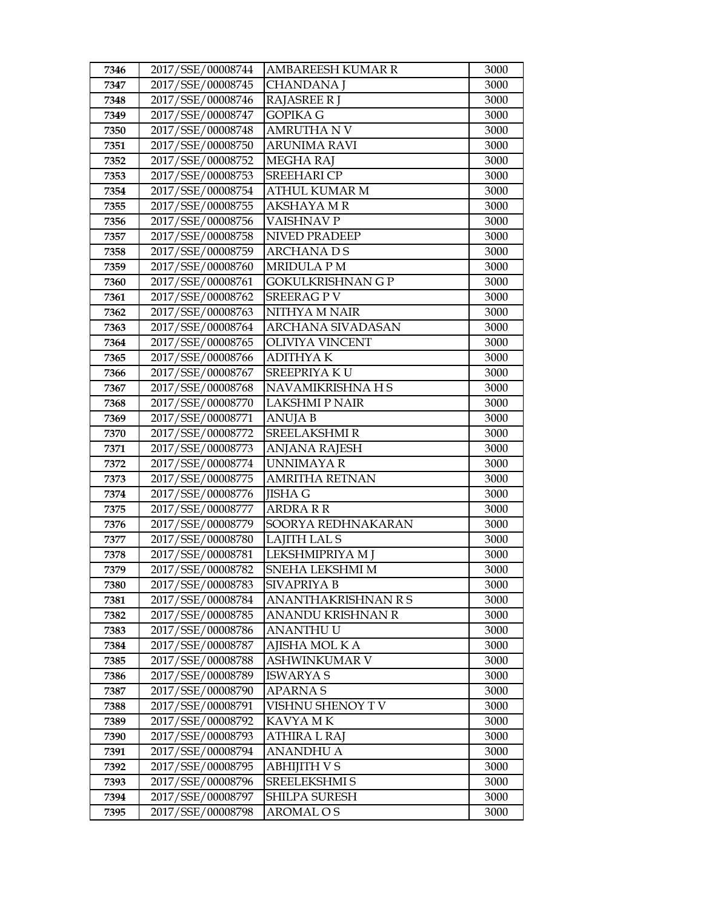| 7346 | 2017/SSE/00008744 | AMBAREESH KUMAR R | 3000 |
|---|---|---|---|
| 7347 | 2017/SSE/00008745 | CHANDANA J | 3000 |
| 7348 | 2017/SSE/00008746 | RAJASREE R J | 3000 |
| 7349 | 2017/SSE/00008747 | GOPIKA G | 3000 |
| 7350 | 2017/SSE/00008748 | AMRUTHA N V | 3000 |
| 7351 | 2017/SSE/00008750 | ARUNIMA RAVI | 3000 |
| 7352 | 2017/SSE/00008752 | MEGHA RAJ | 3000 |
| 7353 | 2017/SSE/00008753 | SREEHARI CP | 3000 |
| 7354 | 2017/SSE/00008754 | ATHUL KUMAR M | 3000 |
| 7355 | 2017/SSE/00008755 | AKSHAYA M R | 3000 |
| 7356 | 2017/SSE/00008756 | VAISHNAV P | 3000 |
| 7357 | 2017/SSE/00008758 | NIVED PRADEEP | 3000 |
| 7358 | 2017/SSE/00008759 | ARCHANA D S | 3000 |
| 7359 | 2017/SSE/00008760 | MRIDULA P M | 3000 |
| 7360 | 2017/SSE/00008761 | GOKULKRISHNAN G P | 3000 |
| 7361 | 2017/SSE/00008762 | SREERAG P V | 3000 |
| 7362 | 2017/SSE/00008763 | NITHYA M NAIR | 3000 |
| 7363 | 2017/SSE/00008764 | ARCHANA SIVADASAN | 3000 |
| 7364 | 2017/SSE/00008765 | OLIVIYA VINCENT | 3000 |
| 7365 | 2017/SSE/00008766 | ADITHYA K | 3000 |
| 7366 | 2017/SSE/00008767 | SREEPRIYA K U | 3000 |
| 7367 | 2017/SSE/00008768 | NAVAMIKRISHNA H S | 3000 |
| 7368 | 2017/SSE/00008770 | LAKSHMI P NAIR | 3000 |
| 7369 | 2017/SSE/00008771 | ANUJA B | 3000 |
| 7370 | 2017/SSE/00008772 | SREELAKSHMI R | 3000 |
| 7371 | 2017/SSE/00008773 | ANJANA RAJESH | 3000 |
| 7372 | 2017/SSE/00008774 | UNNIMAYA R | 3000 |
| 7373 | 2017/SSE/00008775 | AMRITHA RETNAN | 3000 |
| 7374 | 2017/SSE/00008776 | JISHA G | 3000 |
| 7375 | 2017/SSE/00008777 | ARDRA R R | 3000 |
| 7376 | 2017/SSE/00008779 | SOORYA REDHNAKARAN | 3000 |
| 7377 | 2017/SSE/00008780 | LAJITH LAL S | 3000 |
| 7378 | 2017/SSE/00008781 | LEKSHMIPRIYA M J | 3000 |
| 7379 | 2017/SSE/00008782 | SNEHA LEKSHMI M | 3000 |
| 7380 | 2017/SSE/00008783 | SIVAPRIYA B | 3000 |
| 7381 | 2017/SSE/00008784 | ANANTHAKRISHNAN R S | 3000 |
| 7382 | 2017/SSE/00008785 | ANANDU KRISHNAN R | 3000 |
| 7383 | 2017/SSE/00008786 | ANANTHU U | 3000 |
| 7384 | 2017/SSE/00008787 | AJISHA MOL K A | 3000 |
| 7385 | 2017/SSE/00008788 | ASHWINKUMAR V | 3000 |
| 7386 | 2017/SSE/00008789 | ISWARYA S | 3000 |
| 7387 | 2017/SSE/00008790 | APARNA S | 3000 |
| 7388 | 2017/SSE/00008791 | VISHNU SHENOY T V | 3000 |
| 7389 | 2017/SSE/00008792 | KAVYA M K | 3000 |
| 7390 | 2017/SSE/00008793 | ATHIRA L RAJ | 3000 |
| 7391 | 2017/SSE/00008794 | ANANDHU A | 3000 |
| 7392 | 2017/SSE/00008795 | ABHIJITH V S | 3000 |
| 7393 | 2017/SSE/00008796 | SREELEKSHMI S | 3000 |
| 7394 | 2017/SSE/00008797 | SHILPA SURESH | 3000 |
| 7395 | 2017/SSE/00008798 | AROMAL O S | 3000 |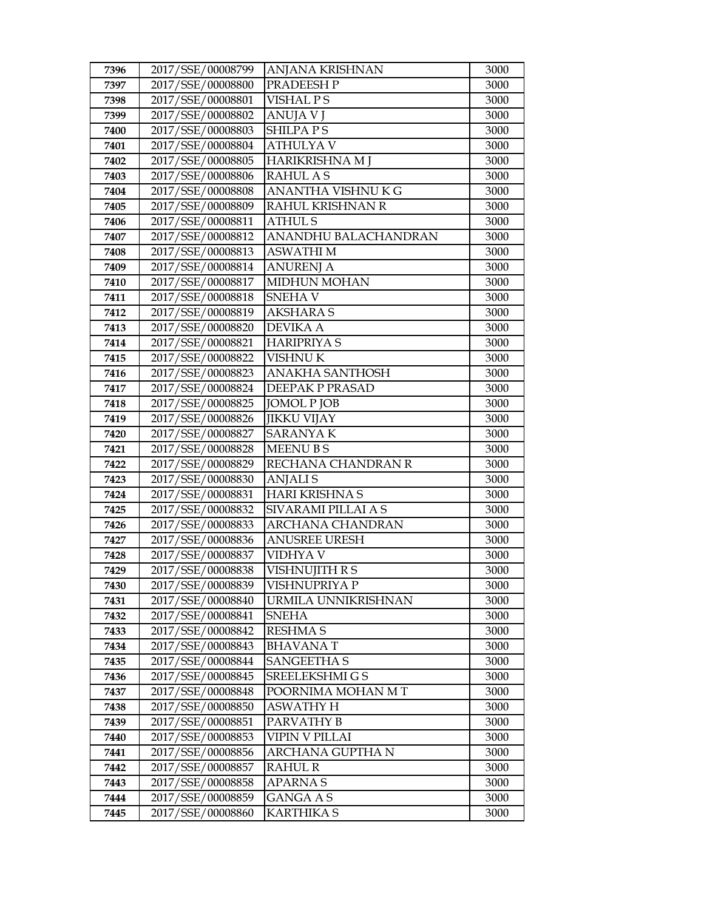| 7396 | 2017/SSE/00008799 | ANJANA KRISHNAN | 3000 |
|---|---|---|---|
| 7397 | 2017/SSE/00008800 | PRADEESH P | 3000 |
| 7398 | 2017/SSE/00008801 | VISHAL P S | 3000 |
| 7399 | 2017/SSE/00008802 | ANUJA V J | 3000 |
| 7400 | 2017/SSE/00008803 | SHILPA P S | 3000 |
| 7401 | 2017/SSE/00008804 | ATHULYA V | 3000 |
| 7402 | 2017/SSE/00008805 | HARIKRISHNA M J | 3000 |
| 7403 | 2017/SSE/00008806 | RAHUL A S | 3000 |
| 7404 | 2017/SSE/00008808 | ANANTHA VISHNU K G | 3000 |
| 7405 | 2017/SSE/00008809 | RAHUL KRISHNAN R | 3000 |
| 7406 | 2017/SSE/00008811 | ATHUL S | 3000 |
| 7407 | 2017/SSE/00008812 | ANANDHU BALACHANDRAN | 3000 |
| 7408 | 2017/SSE/00008813 | ASWATHI M | 3000 |
| 7409 | 2017/SSE/00008814 | ANURENJ A | 3000 |
| 7410 | 2017/SSE/00008817 | MIDHUN MOHAN | 3000 |
| 7411 | 2017/SSE/00008818 | SNEHA V | 3000 |
| 7412 | 2017/SSE/00008819 | AKSHARA S | 3000 |
| 7413 | 2017/SSE/00008820 | DEVIKA A | 3000 |
| 7414 | 2017/SSE/00008821 | HARIPRIYA S | 3000 |
| 7415 | 2017/SSE/00008822 | VISHNU K | 3000 |
| 7416 | 2017/SSE/00008823 | ANAKHA SANTHOSH | 3000 |
| 7417 | 2017/SSE/00008824 | DEEPAK P PRASAD | 3000 |
| 7418 | 2017/SSE/00008825 | JOMOL P JOB | 3000 |
| 7419 | 2017/SSE/00008826 | JIKKU VIJAY | 3000 |
| 7420 | 2017/SSE/00008827 | SARANYA K | 3000 |
| 7421 | 2017/SSE/00008828 | MEENU B S | 3000 |
| 7422 | 2017/SSE/00008829 | RECHANA CHANDRAN R | 3000 |
| 7423 | 2017/SSE/00008830 | ANJALI S | 3000 |
| 7424 | 2017/SSE/00008831 | HARI KRISHNA S | 3000 |
| 7425 | 2017/SSE/00008832 | SIVARAMI PILLAI A S | 3000 |
| 7426 | 2017/SSE/00008833 | ARCHANA CHANDRAN | 3000 |
| 7427 | 2017/SSE/00008836 | ANUSREE URESH | 3000 |
| 7428 | 2017/SSE/00008837 | VIDHYA V | 3000 |
| 7429 | 2017/SSE/00008838 | VISHNUJITH R S | 3000 |
| 7430 | 2017/SSE/00008839 | VISHNUPRIYA P | 3000 |
| 7431 | 2017/SSE/00008840 | URMILA UNNIKRISHNAN | 3000 |
| 7432 | 2017/SSE/00008841 | SNEHA | 3000 |
| 7433 | 2017/SSE/00008842 | RESHMA S | 3000 |
| 7434 | 2017/SSE/00008843 | BHAVANA T | 3000 |
| 7435 | 2017/SSE/00008844 | SANGEETHA S | 3000 |
| 7436 | 2017/SSE/00008845 | SREELEKSHMI G S | 3000 |
| 7437 | 2017/SSE/00008848 | POORNIMA MOHAN M T | 3000 |
| 7438 | 2017/SSE/00008850 | ASWATHY H | 3000 |
| 7439 | 2017/SSE/00008851 | PARVATHY B | 3000 |
| 7440 | 2017/SSE/00008853 | VIPIN V PILLAI | 3000 |
| 7441 | 2017/SSE/00008856 | ARCHANA GUPTHA N | 3000 |
| 7442 | 2017/SSE/00008857 | RAHUL R | 3000 |
| 7443 | 2017/SSE/00008858 | APARNA S | 3000 |
| 7444 | 2017/SSE/00008859 | GANGA A S | 3000 |
| 7445 | 2017/SSE/00008860 | KARTHIKA S | 3000 |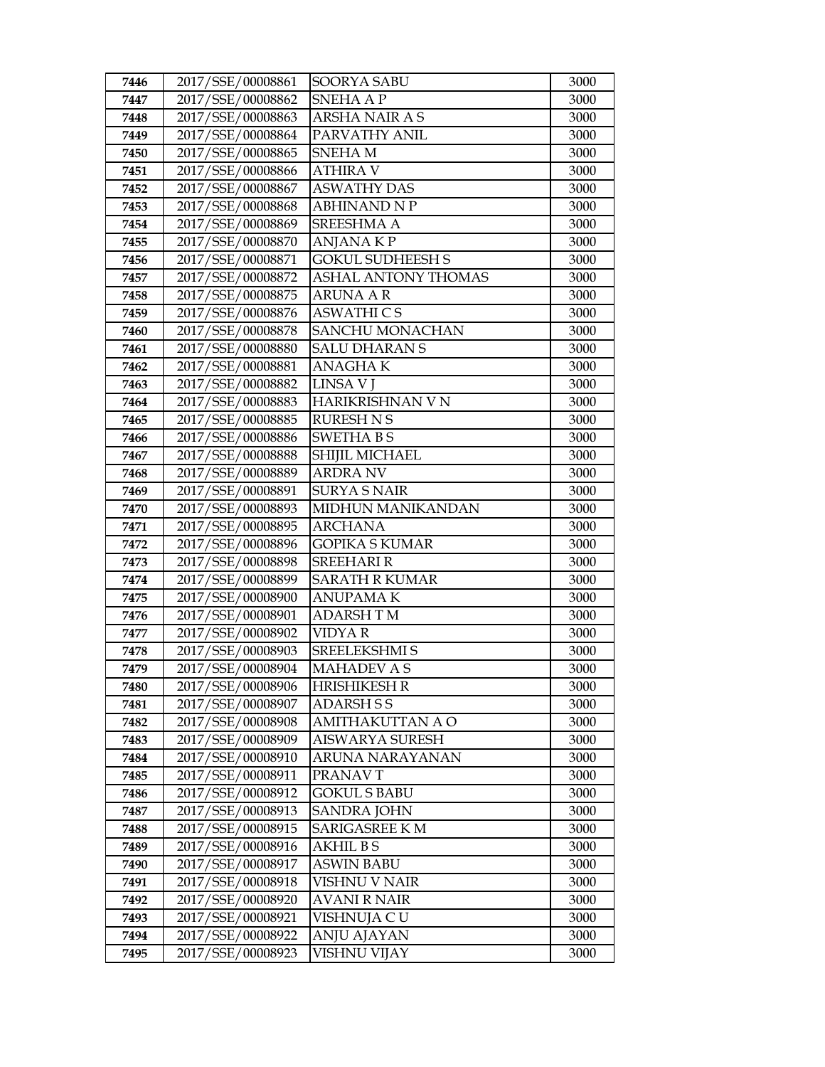| 7446 | 2017/SSE/00008861 | SOORYA SABU | 3000 |
|---|---|---|---|
| 7447 | 2017/SSE/00008862 | SNEHA A P | 3000 |
| 7448 | 2017/SSE/00008863 | ARSHA NAIR A S | 3000 |
| 7449 | 2017/SSE/00008864 | PARVATHY ANIL | 3000 |
| 7450 | 2017/SSE/00008865 | SNEHA M | 3000 |
| 7451 | 2017/SSE/00008866 | ATHIRA V | 3000 |
| 7452 | 2017/SSE/00008867 | ASWATHY DAS | 3000 |
| 7453 | 2017/SSE/00008868 | ABHINAND N P | 3000 |
| 7454 | 2017/SSE/00008869 | SREESHMA A | 3000 |
| 7455 | 2017/SSE/00008870 | ANJANA K P | 3000 |
| 7456 | 2017/SSE/00008871 | GOKUL SUDHEESH S | 3000 |
| 7457 | 2017/SSE/00008872 | ASHAL ANTONY THOMAS | 3000 |
| 7458 | 2017/SSE/00008875 | ARUNA A R | 3000 |
| 7459 | 2017/SSE/00008876 | ASWATHI C S | 3000 |
| 7460 | 2017/SSE/00008878 | SANCHU MONACHAN | 3000 |
| 7461 | 2017/SSE/00008880 | SALU DHARAN S | 3000 |
| 7462 | 2017/SSE/00008881 | ANAGHA K | 3000 |
| 7463 | 2017/SSE/00008882 | LINSA V J | 3000 |
| 7464 | 2017/SSE/00008883 | HARIKRISHNAN V N | 3000 |
| 7465 | 2017/SSE/00008885 | RURESH N S | 3000 |
| 7466 | 2017/SSE/00008886 | SWETHA B S | 3000 |
| 7467 | 2017/SSE/00008888 | SHIJIL MICHAEL | 3000 |
| 7468 | 2017/SSE/00008889 | ARDRA NV | 3000 |
| 7469 | 2017/SSE/00008891 | SURYA S NAIR | 3000 |
| 7470 | 2017/SSE/00008893 | MIDHUN MANIKANDAN | 3000 |
| 7471 | 2017/SSE/00008895 | ARCHANA | 3000 |
| 7472 | 2017/SSE/00008896 | GOPIKA S KUMAR | 3000 |
| 7473 | 2017/SSE/00008898 | SREEHARI R | 3000 |
| 7474 | 2017/SSE/00008899 | SARATH R KUMAR | 3000 |
| 7475 | 2017/SSE/00008900 | ANUPAMA K | 3000 |
| 7476 | 2017/SSE/00008901 | ADARSH T M | 3000 |
| 7477 | 2017/SSE/00008902 | VIDYA R | 3000 |
| 7478 | 2017/SSE/00008903 | SREELEKSHMI S | 3000 |
| 7479 | 2017/SSE/00008904 | MAHADEV A S | 3000 |
| 7480 | 2017/SSE/00008906 | HRISHIKESH R | 3000 |
| 7481 | 2017/SSE/00008907 | ADARSH S S | 3000 |
| 7482 | 2017/SSE/00008908 | AMITHAKUTTAN A O | 3000 |
| 7483 | 2017/SSE/00008909 | AISWARYA SURESH | 3000 |
| 7484 | 2017/SSE/00008910 | ARUNA NARAYANAN | 3000 |
| 7485 | 2017/SSE/00008911 | PRANAV T | 3000 |
| 7486 | 2017/SSE/00008912 | GOKUL S BABU | 3000 |
| 7487 | 2017/SSE/00008913 | SANDRA JOHN | 3000 |
| 7488 | 2017/SSE/00008915 | SARIGASREE K M | 3000 |
| 7489 | 2017/SSE/00008916 | AKHIL B S | 3000 |
| 7490 | 2017/SSE/00008917 | ASWIN BABU | 3000 |
| 7491 | 2017/SSE/00008918 | VISHNU V NAIR | 3000 |
| 7492 | 2017/SSE/00008920 | AVANI R NAIR | 3000 |
| 7493 | 2017/SSE/00008921 | VISHNUJA C U | 3000 |
| 7494 | 2017/SSE/00008922 | ANJU AJAYAN | 3000 |
| 7495 | 2017/SSE/00008923 | VISHNU VIJAY | 3000 |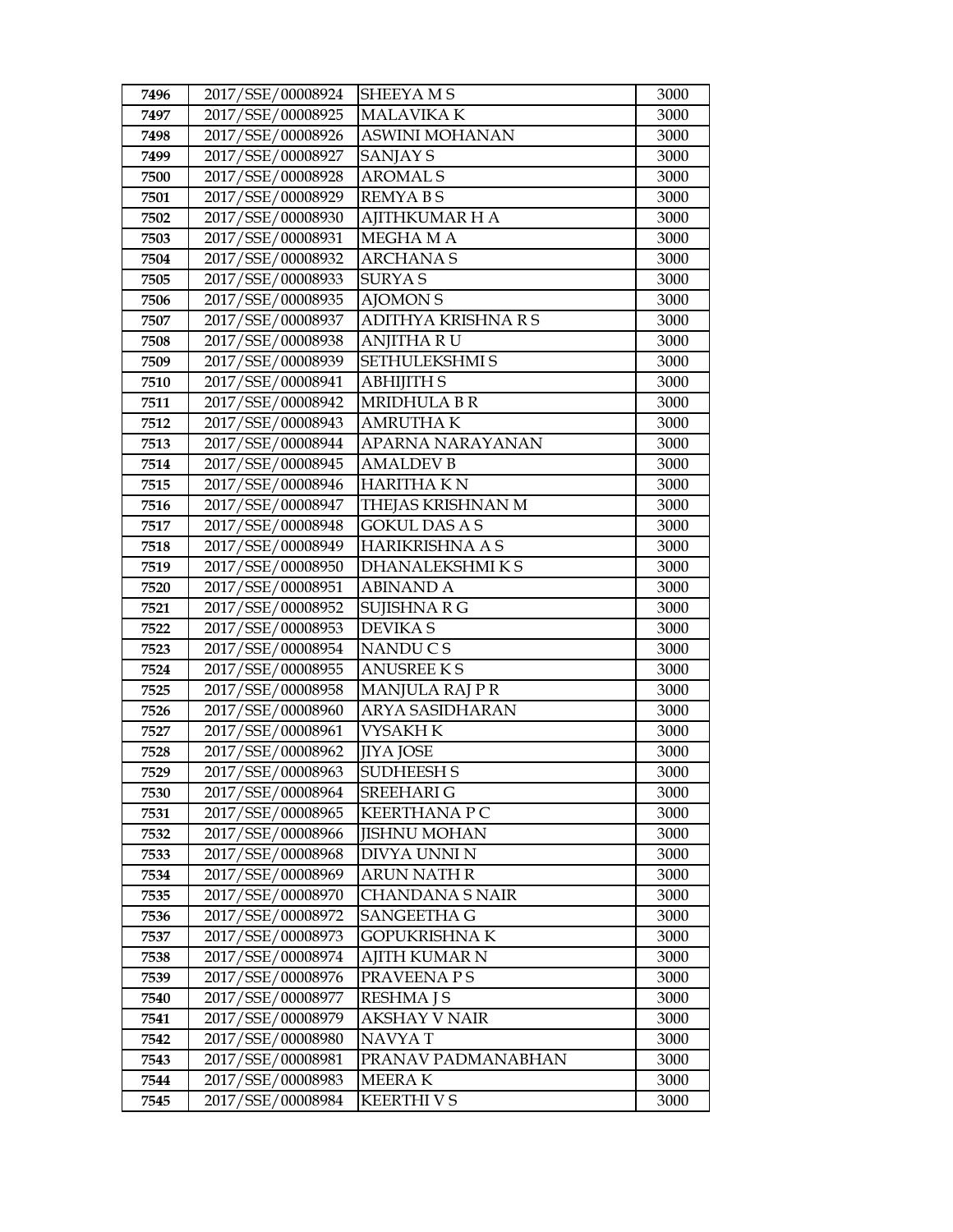| 7496 | 2017/SSE/00008924 | SHEEYA M S | 3000 |
|---|---|---|---|
| 7497 | 2017/SSE/00008925 | MALAVIKA K | 3000 |
| 7498 | 2017/SSE/00008926 | ASWINI MOHANAN | 3000 |
| 7499 | 2017/SSE/00008927 | SANJAY S | 3000 |
| 7500 | 2017/SSE/00008928 | AROMAL S | 3000 |
| 7501 | 2017/SSE/00008929 | REMYA B S | 3000 |
| 7502 | 2017/SSE/00008930 | AJITHKUMAR H A | 3000 |
| 7503 | 2017/SSE/00008931 | MEGHA M A | 3000 |
| 7504 | 2017/SSE/00008932 | ARCHANA S | 3000 |
| 7505 | 2017/SSE/00008933 | SURYA S | 3000 |
| 7506 | 2017/SSE/00008935 | AJOMON S | 3000 |
| 7507 | 2017/SSE/00008937 | ADITHYA KRISHNA R S | 3000 |
| 7508 | 2017/SSE/00008938 | ANJITHA R U | 3000 |
| 7509 | 2017/SSE/00008939 | SETHULEKSHMI S | 3000 |
| 7510 | 2017/SSE/00008941 | ABHIJITH S | 3000 |
| 7511 | 2017/SSE/00008942 | MRIDHULA B R | 3000 |
| 7512 | 2017/SSE/00008943 | AMRUTHA K | 3000 |
| 7513 | 2017/SSE/00008944 | APARNA NARAYANAN | 3000 |
| 7514 | 2017/SSE/00008945 | AMALDEV B | 3000 |
| 7515 | 2017/SSE/00008946 | HARITHA K N | 3000 |
| 7516 | 2017/SSE/00008947 | THEJAS KRISHNAN M | 3000 |
| 7517 | 2017/SSE/00008948 | GOKUL DAS A S | 3000 |
| 7518 | 2017/SSE/00008949 | HARIKRISHNA A S | 3000 |
| 7519 | 2017/SSE/00008950 | DHANALEKSHMI K S | 3000 |
| 7520 | 2017/SSE/00008951 | ABINAND A | 3000 |
| 7521 | 2017/SSE/00008952 | SUJISHNA R G | 3000 |
| 7522 | 2017/SSE/00008953 | DEVIKA S | 3000 |
| 7523 | 2017/SSE/00008954 | NANDU C S | 3000 |
| 7524 | 2017/SSE/00008955 | ANUSREE K S | 3000 |
| 7525 | 2017/SSE/00008958 | MANJULA RAJ P R | 3000 |
| 7526 | 2017/SSE/00008960 | ARYA SASIDHARAN | 3000 |
| 7527 | 2017/SSE/00008961 | VYSAKH K | 3000 |
| 7528 | 2017/SSE/00008962 | JIYA JOSE | 3000 |
| 7529 | 2017/SSE/00008963 | SUDHEESH S | 3000 |
| 7530 | 2017/SSE/00008964 | SREEHARI G | 3000 |
| 7531 | 2017/SSE/00008965 | KEERTHANA P C | 3000 |
| 7532 | 2017/SSE/00008966 | JISHNU MOHAN | 3000 |
| 7533 | 2017/SSE/00008968 | DIVYA UNNI N | 3000 |
| 7534 | 2017/SSE/00008969 | ARUN NATH R | 3000 |
| 7535 | 2017/SSE/00008970 | CHANDANA S NAIR | 3000 |
| 7536 | 2017/SSE/00008972 | SANGEETHA G | 3000 |
| 7537 | 2017/SSE/00008973 | GOPUKRISHNA K | 3000 |
| 7538 | 2017/SSE/00008974 | AJITH KUMAR N | 3000 |
| 7539 | 2017/SSE/00008976 | PRAVEENA P S | 3000 |
| 7540 | 2017/SSE/00008977 | RESHMA J S | 3000 |
| 7541 | 2017/SSE/00008979 | AKSHAY V NAIR | 3000 |
| 7542 | 2017/SSE/00008980 | NAVYA T | 3000 |
| 7543 | 2017/SSE/00008981 | PRANAV PADMANABHAN | 3000 |
| 7544 | 2017/SSE/00008983 | MEERA K | 3000 |
| 7545 | 2017/SSE/00008984 | KEERTHI V S | 3000 |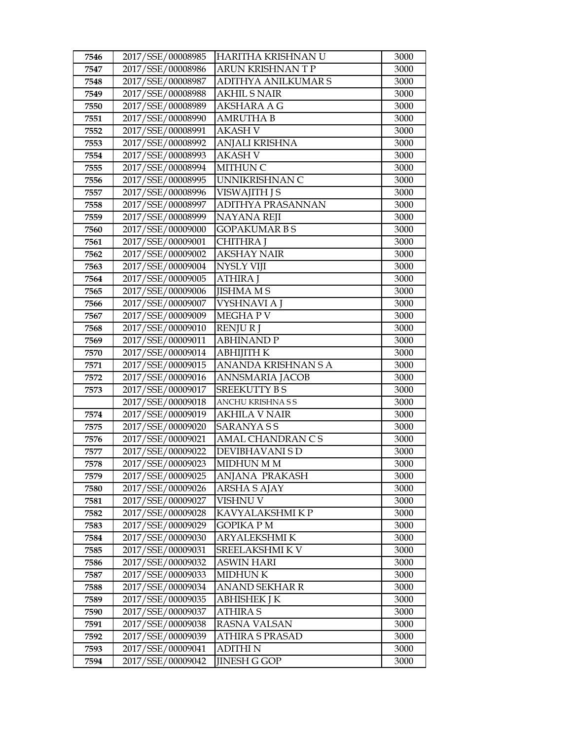| 7546 | 2017/SSE/00008985 | HARITHA KRISHNAN U | 3000 |
|---|---|---|---|
| 7547 | 2017/SSE/00008986 | ARUN KRISHNAN T P | 3000 |
| 7548 | 2017/SSE/00008987 | ADITHYA ANILKUMAR S | 3000 |
| 7549 | 2017/SSE/00008988 | AKHIL S NAIR | 3000 |
| 7550 | 2017/SSE/00008989 | AKSHARA A G | 3000 |
| 7551 | 2017/SSE/00008990 | AMRUTHA B | 3000 |
| 7552 | 2017/SSE/00008991 | AKASH V | 3000 |
| 7553 | 2017/SSE/00008992 | ANJALI KRISHNA | 3000 |
| 7554 | 2017/SSE/00008993 | AKASH V | 3000 |
| 7555 | 2017/SSE/00008994 | MITHUN C | 3000 |
| 7556 | 2017/SSE/00008995 | UNNIKRISHNAN C | 3000 |
| 7557 | 2017/SSE/00008996 | VISWAJITH J S | 3000 |
| 7558 | 2017/SSE/00008997 | ADITHYA PRASANNAN | 3000 |
| 7559 | 2017/SSE/00008999 | NAYANA REJI | 3000 |
| 7560 | 2017/SSE/00009000 | GOPAKUMAR B S | 3000 |
| 7561 | 2017/SSE/00009001 | CHITHRA J | 3000 |
| 7562 | 2017/SSE/00009002 | AKSHAY NAIR | 3000 |
| 7563 | 2017/SSE/00009004 | NYSLY VIJI | 3000 |
| 7564 | 2017/SSE/00009005 | ATHIRA J | 3000 |
| 7565 | 2017/SSE/00009006 | JISHMA M S | 3000 |
| 7566 | 2017/SSE/00009007 | VYSHNAVI A J | 3000 |
| 7567 | 2017/SSE/00009009 | MEGHA P V | 3000 |
| 7568 | 2017/SSE/00009010 | RENJU R J | 3000 |
| 7569 | 2017/SSE/00009011 | ABHINAND P | 3000 |
| 7570 | 2017/SSE/00009014 | ABHIJITH K | 3000 |
| 7571 | 2017/SSE/00009015 | ANANDA KRISHNAN S A | 3000 |
| 7572 | 2017/SSE/00009016 | ANNSMARIA JACOB | 3000 |
| 7573 | 2017/SSE/00009017 | SREEKUTTY B S | 3000 |
| | 2017/SSE/00009018 | ANCHU KRISHNA S S | 3000 |
| 7574 | 2017/SSE/00009019 | AKHILA V NAIR | 3000 |
| 7575 | 2017/SSE/00009020 | SARANYA S S | 3000 |
| 7576 | 2017/SSE/00009021 | AMAL CHANDRAN C S | 3000 |
| 7577 | 2017/SSE/00009022 | DEVIBHAVANI S D | 3000 |
| 7578 | 2017/SSE/00009023 | MIDHUN M M | 3000 |
| 7579 | 2017/SSE/00009025 | ANJANA PRAKASH | 3000 |
| 7580 | 2017/SSE/00009026 | ARSHA S AJAY | 3000 |
| 7581 | 2017/SSE/00009027 | VISHNU V | 3000 |
| 7582 | 2017/SSE/00009028 | KAVYALAKSHMI K P | 3000 |
| 7583 | 2017/SSE/00009029 | GOPIKA P M | 3000 |
| 7584 | 2017/SSE/00009030 | ARYALEKSHMI K | 3000 |
| 7585 | 2017/SSE/00009031 | SREELAKSHMI K V | 3000 |
| 7586 | 2017/SSE/00009032 | ASWIN HARI | 3000 |
| 7587 | 2017/SSE/00009033 | MIDHUN K | 3000 |
| 7588 | 2017/SSE/00009034 | ANAND SEKHAR R | 3000 |
| 7589 | 2017/SSE/00009035 | ABHISHEK J K | 3000 |
| 7590 | 2017/SSE/00009037 | ATHIRA S | 3000 |
| 7591 | 2017/SSE/00009038 | RASNA VALSAN | 3000 |
| 7592 | 2017/SSE/00009039 | ATHIRA S PRASAD | 3000 |
| 7593 | 2017/SSE/00009041 | ADITHI N | 3000 |
| 7594 | 2017/SSE/00009042 | JINESH G GOP | 3000 |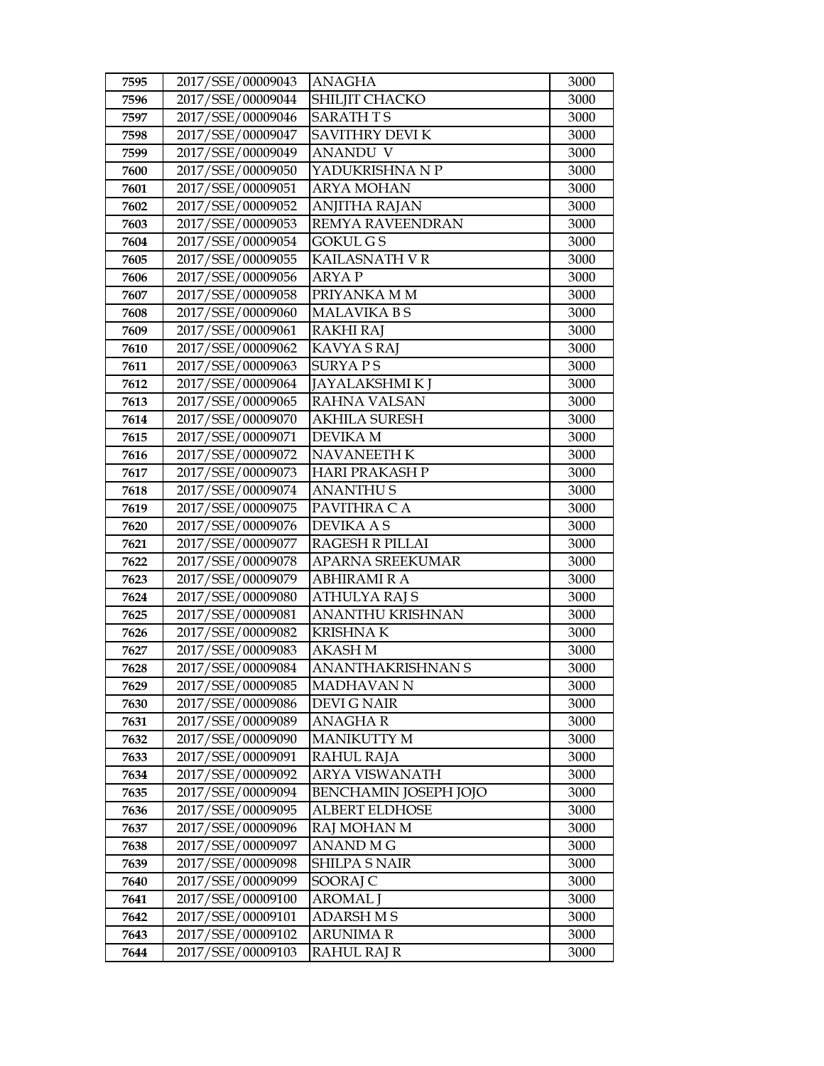| 7595 | 2017/SSE/00009043 | ANAGHA | 3000 |
|---|---|---|---|
| 7596 | 2017/SSE/00009044 | SHILJIT CHACKO | 3000 |
| 7597 | 2017/SSE/00009046 | SARATH T S | 3000 |
| 7598 | 2017/SSE/00009047 | SAVITHRY DEVI K | 3000 |
| 7599 | 2017/SSE/00009049 | ANANDU V | 3000 |
| 7600 | 2017/SSE/00009050 | YADUKRISHNA N P | 3000 |
| 7601 | 2017/SSE/00009051 | ARYA MOHAN | 3000 |
| 7602 | 2017/SSE/00009052 | ANJITHA RAJAN | 3000 |
| 7603 | 2017/SSE/00009053 | REMYA RAVEENDRAN | 3000 |
| 7604 | 2017/SSE/00009054 | GOKUL G S | 3000 |
| 7605 | 2017/SSE/00009055 | KAILASNATH V R | 3000 |
| 7606 | 2017/SSE/00009056 | ARYA P | 3000 |
| 7607 | 2017/SSE/00009058 | PRIYANKA M M | 3000 |
| 7608 | 2017/SSE/00009060 | MALAVIKA B S | 3000 |
| 7609 | 2017/SSE/00009061 | RAKHI RAJ | 3000 |
| 7610 | 2017/SSE/00009062 | KAVYA S RAJ | 3000 |
| 7611 | 2017/SSE/00009063 | SURYA P S | 3000 |
| 7612 | 2017/SSE/00009064 | JAYALAKSHMI K J | 3000 |
| 7613 | 2017/SSE/00009065 | RAHNA VALSAN | 3000 |
| 7614 | 2017/SSE/00009070 | AKHILA SURESH | 3000 |
| 7615 | 2017/SSE/00009071 | DEVIKA M | 3000 |
| 7616 | 2017/SSE/00009072 | NAVANEETH K | 3000 |
| 7617 | 2017/SSE/00009073 | HARI PRAKASH P | 3000 |
| 7618 | 2017/SSE/00009074 | ANANTHU S | 3000 |
| 7619 | 2017/SSE/00009075 | PAVITHRA C A | 3000 |
| 7620 | 2017/SSE/00009076 | DEVIKA A S | 3000 |
| 7621 | 2017/SSE/00009077 | RAGESH R PILLAI | 3000 |
| 7622 | 2017/SSE/00009078 | APARNA SREEKUMAR | 3000 |
| 7623 | 2017/SSE/00009079 | ABHIRAMI R A | 3000 |
| 7624 | 2017/SSE/00009080 | ATHULYA RAJ S | 3000 |
| 7625 | 2017/SSE/00009081 | ANANTHU KRISHNAN | 3000 |
| 7626 | 2017/SSE/00009082 | KRISHNA K | 3000 |
| 7627 | 2017/SSE/00009083 | AKASH M | 3000 |
| 7628 | 2017/SSE/00009084 | ANANTHAKRISHNAN S | 3000 |
| 7629 | 2017/SSE/00009085 | MADHAVAN N | 3000 |
| 7630 | 2017/SSE/00009086 | DEVI G NAIR | 3000 |
| 7631 | 2017/SSE/00009089 | ANAGHA R | 3000 |
| 7632 | 2017/SSE/00009090 | MANIKUTTY M | 3000 |
| 7633 | 2017/SSE/00009091 | RAHUL RAJA | 3000 |
| 7634 | 2017/SSE/00009092 | ARYA VISWANATH | 3000 |
| 7635 | 2017/SSE/00009094 | BENCHAMIN JOSEPH JOJO | 3000 |
| 7636 | 2017/SSE/00009095 | ALBERT ELDHOSE | 3000 |
| 7637 | 2017/SSE/00009096 | RAJ MOHAN M | 3000 |
| 7638 | 2017/SSE/00009097 | ANAND M G | 3000 |
| 7639 | 2017/SSE/00009098 | SHILPA S NAIR | 3000 |
| 7640 | 2017/SSE/00009099 | SOORAJ C | 3000 |
| 7641 | 2017/SSE/00009100 | AROMAL J | 3000 |
| 7642 | 2017/SSE/00009101 | ADARSH M S | 3000 |
| 7643 | 2017/SSE/00009102 | ARUNIMA R | 3000 |
| 7644 | 2017/SSE/00009103 | RAHUL RAJ R | 3000 |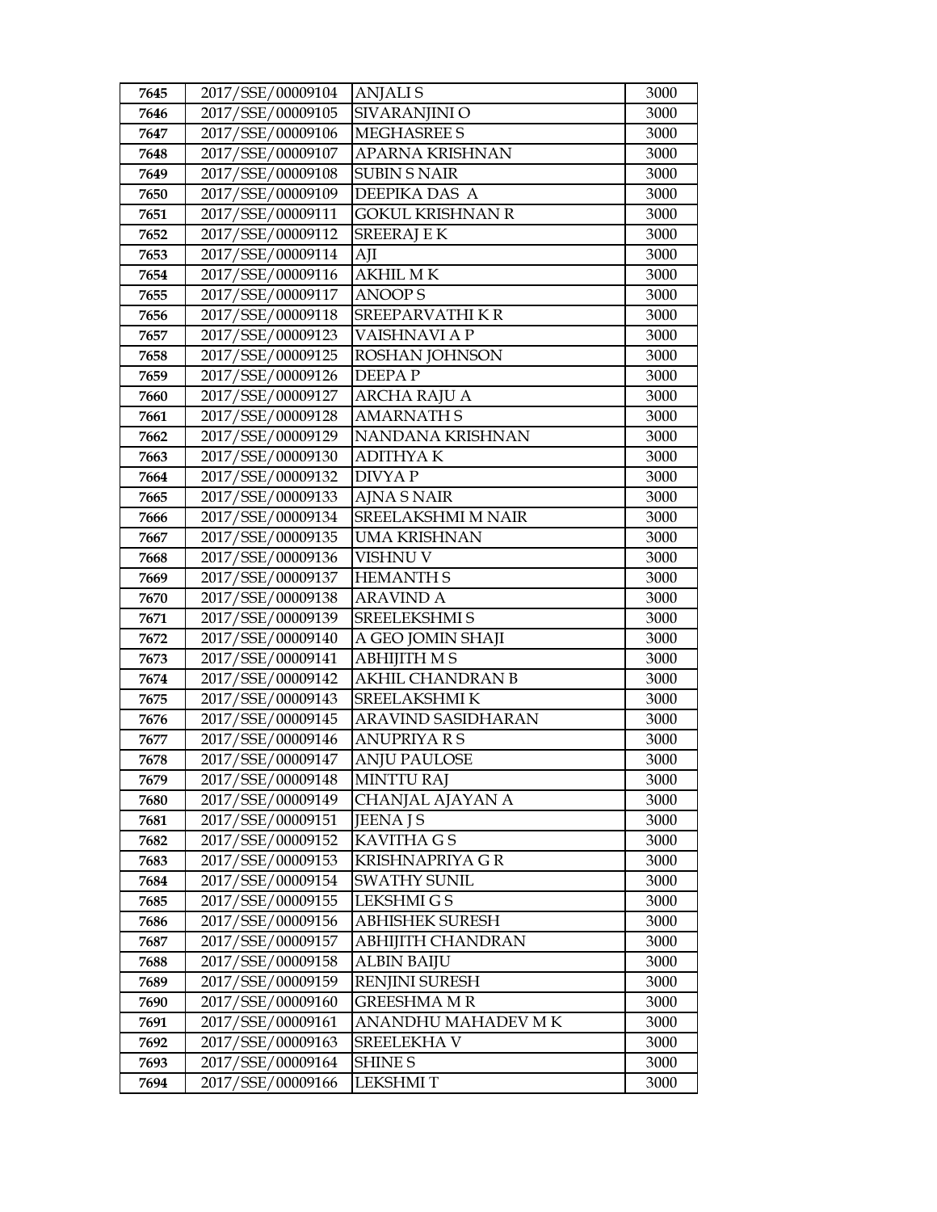| 7645 | 2017/SSE/00009104 | ANJALI S | 3000 |
|---|---|---|---|
| 7646 | 2017/SSE/00009105 | SIVARANJINI O | 3000 |
| 7647 | 2017/SSE/00009106 | MEGHASREE S | 3000 |
| 7648 | 2017/SSE/00009107 | APARNA KRISHNAN | 3000 |
| 7649 | 2017/SSE/00009108 | SUBIN S NAIR | 3000 |
| 7650 | 2017/SSE/00009109 | DEEPIKA DAS A | 3000 |
| 7651 | 2017/SSE/00009111 | GOKUL KRISHNAN R | 3000 |
| 7652 | 2017/SSE/00009112 | SREERAJ E K | 3000 |
| 7653 | 2017/SSE/00009114 | AJI | 3000 |
| 7654 | 2017/SSE/00009116 | AKHIL M K | 3000 |
| 7655 | 2017/SSE/00009117 | ANOOP S | 3000 |
| 7656 | 2017/SSE/00009118 | SREEPARVATHI K R | 3000 |
| 7657 | 2017/SSE/00009123 | VAISHNAVI A P | 3000 |
| 7658 | 2017/SSE/00009125 | ROSHAN JOHNSON | 3000 |
| 7659 | 2017/SSE/00009126 | DEEPA P | 3000 |
| 7660 | 2017/SSE/00009127 | ARCHA RAJU A | 3000 |
| 7661 | 2017/SSE/00009128 | AMARNATH S | 3000 |
| 7662 | 2017/SSE/00009129 | NANDANA KRISHNAN | 3000 |
| 7663 | 2017/SSE/00009130 | ADITHYA K | 3000 |
| 7664 | 2017/SSE/00009132 | DIVYA P | 3000 |
| 7665 | 2017/SSE/00009133 | AJNA S NAIR | 3000 |
| 7666 | 2017/SSE/00009134 | SREELAKSHMI M NAIR | 3000 |
| 7667 | 2017/SSE/00009135 | UMA KRISHNAN | 3000 |
| 7668 | 2017/SSE/00009136 | VISHNU V | 3000 |
| 7669 | 2017/SSE/00009137 | HEMANTH S | 3000 |
| 7670 | 2017/SSE/00009138 | ARAVIND A | 3000 |
| 7671 | 2017/SSE/00009139 | SREELEKSHMI S | 3000 |
| 7672 | 2017/SSE/00009140 | A GEO JOMIN SHAJI | 3000 |
| 7673 | 2017/SSE/00009141 | ABHIJITH M S | 3000 |
| 7674 | 2017/SSE/00009142 | AKHIL CHANDRAN B | 3000 |
| 7675 | 2017/SSE/00009143 | SREELAKSHMI K | 3000 |
| 7676 | 2017/SSE/00009145 | ARAVIND SASIDHARAN | 3000 |
| 7677 | 2017/SSE/00009146 | ANUPRIYA R S | 3000 |
| 7678 | 2017/SSE/00009147 | ANJU PAULOSE | 3000 |
| 7679 | 2017/SSE/00009148 | MINTTU RAJ | 3000 |
| 7680 | 2017/SSE/00009149 | CHANJAL AJAYAN A | 3000 |
| 7681 | 2017/SSE/00009151 | JEENA J S | 3000 |
| 7682 | 2017/SSE/00009152 | KAVITHA G S | 3000 |
| 7683 | 2017/SSE/00009153 | KRISHNAPRIYA G R | 3000 |
| 7684 | 2017/SSE/00009154 | SWATHY SUNIL | 3000 |
| 7685 | 2017/SSE/00009155 | LEKSHMI G S | 3000 |
| 7686 | 2017/SSE/00009156 | ABHISHEK SURESH | 3000 |
| 7687 | 2017/SSE/00009157 | ABHIJITH CHANDRAN | 3000 |
| 7688 | 2017/SSE/00009158 | ALBIN BAIJU | 3000 |
| 7689 | 2017/SSE/00009159 | RENJINI SURESH | 3000 |
| 7690 | 2017/SSE/00009160 | GREESHMA M R | 3000 |
| 7691 | 2017/SSE/00009161 | ANANDHU MAHADEV M K | 3000 |
| 7692 | 2017/SSE/00009163 | SREELEKHA V | 3000 |
| 7693 | 2017/SSE/00009164 | SHINE S | 3000 |
| 7694 | 2017/SSE/00009166 | LEKSHMI T | 3000 |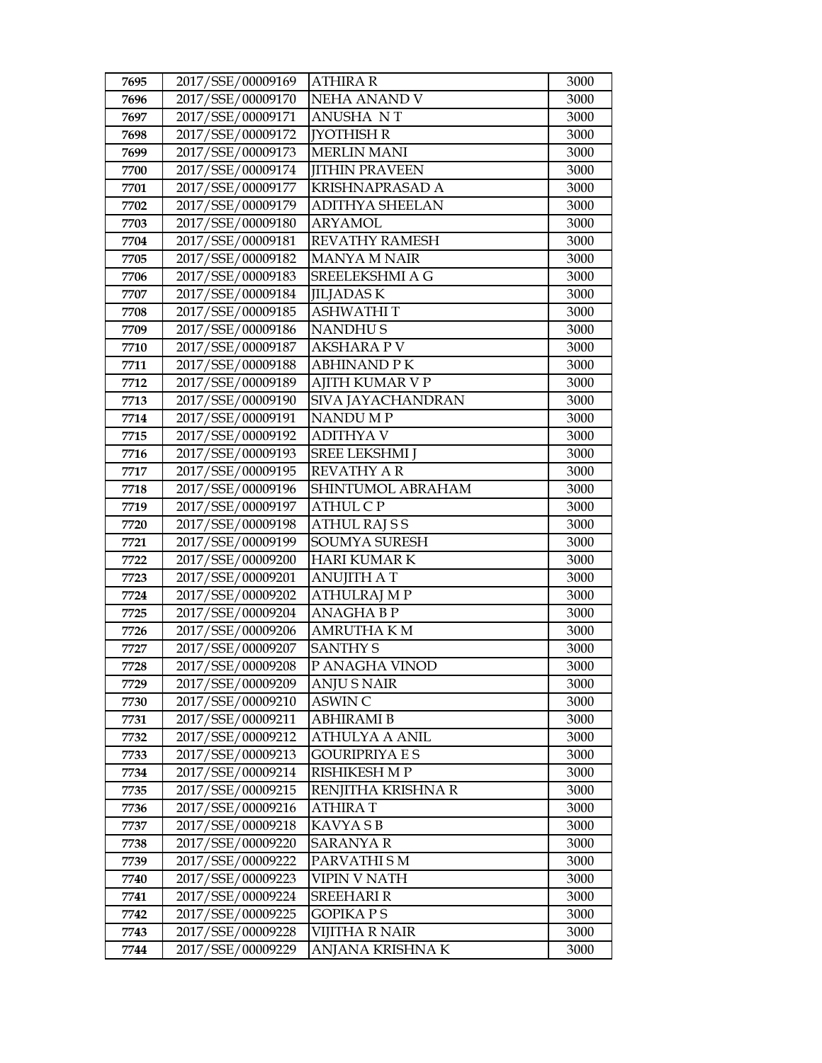| 7695 | 2017/SSE/00009169 | ATHIRA R | 3000 |
|---|---|---|---|
| 7696 | 2017/SSE/00009170 | NEHA ANAND V | 3000 |
| 7697 | 2017/SSE/00009171 | ANUSHA N T | 3000 |
| 7698 | 2017/SSE/00009172 | JYOTHISH R | 3000 |
| 7699 | 2017/SSE/00009173 | MERLIN MANI | 3000 |
| 7700 | 2017/SSE/00009174 | JITHIN PRAVEEN | 3000 |
| 7701 | 2017/SSE/00009177 | KRISHNAPRASAD A | 3000 |
| 7702 | 2017/SSE/00009179 | ADITHYA SHEELAN | 3000 |
| 7703 | 2017/SSE/00009180 | ARYAMOL | 3000 |
| 7704 | 2017/SSE/00009181 | REVATHY RAMESH | 3000 |
| 7705 | 2017/SSE/00009182 | MANYA M NAIR | 3000 |
| 7706 | 2017/SSE/00009183 | SREELEKSHMI A G | 3000 |
| 7707 | 2017/SSE/00009184 | JILJADAS K | 3000 |
| 7708 | 2017/SSE/00009185 | ASHWATHI T | 3000 |
| 7709 | 2017/SSE/00009186 | NANDHU S | 3000 |
| 7710 | 2017/SSE/00009187 | AKSHARA P V | 3000 |
| 7711 | 2017/SSE/00009188 | ABHINAND P K | 3000 |
| 7712 | 2017/SSE/00009189 | AJITH KUMAR V P | 3000 |
| 7713 | 2017/SSE/00009190 | SIVA JAYACHANDRAN | 3000 |
| 7714 | 2017/SSE/00009191 | NANDU M P | 3000 |
| 7715 | 2017/SSE/00009192 | ADITHYA V | 3000 |
| 7716 | 2017/SSE/00009193 | SREE LEKSHMI J | 3000 |
| 7717 | 2017/SSE/00009195 | REVATHY A R | 3000 |
| 7718 | 2017/SSE/00009196 | SHINTUMOL ABRAHAM | 3000 |
| 7719 | 2017/SSE/00009197 | ATHUL C P | 3000 |
| 7720 | 2017/SSE/00009198 | ATHUL RAJ S S | 3000 |
| 7721 | 2017/SSE/00009199 | SOUMYA SURESH | 3000 |
| 7722 | 2017/SSE/00009200 | HARI KUMAR K | 3000 |
| 7723 | 2017/SSE/00009201 | ANUJITH A T | 3000 |
| 7724 | 2017/SSE/00009202 | ATHULRAJ M P | 3000 |
| 7725 | 2017/SSE/00009204 | ANAGHA B P | 3000 |
| 7726 | 2017/SSE/00009206 | AMRUTHA K M | 3000 |
| 7727 | 2017/SSE/00009207 | SANTHY S | 3000 |
| 7728 | 2017/SSE/00009208 | P ANAGHA VINOD | 3000 |
| 7729 | 2017/SSE/00009209 | ANJU S NAIR | 3000 |
| 7730 | 2017/SSE/00009210 | ASWIN C | 3000 |
| 7731 | 2017/SSE/00009211 | ABHIRAMI B | 3000 |
| 7732 | 2017/SSE/00009212 | ATHULYA A ANIL | 3000 |
| 7733 | 2017/SSE/00009213 | GOURIPRIYA E S | 3000 |
| 7734 | 2017/SSE/00009214 | RISHIKESH M P | 3000 |
| 7735 | 2017/SSE/00009215 | RENJITHA KRISHNA R | 3000 |
| 7736 | 2017/SSE/00009216 | ATHIRA T | 3000 |
| 7737 | 2017/SSE/00009218 | KAVYA S B | 3000 |
| 7738 | 2017/SSE/00009220 | SARANYA R | 3000 |
| 7739 | 2017/SSE/00009222 | PARVATHI S M | 3000 |
| 7740 | 2017/SSE/00009223 | VIPIN V NATH | 3000 |
| 7741 | 2017/SSE/00009224 | SREEHARI R | 3000 |
| 7742 | 2017/SSE/00009225 | GOPIKA P S | 3000 |
| 7743 | 2017/SSE/00009228 | VIJITHA R NAIR | 3000 |
| 7744 | 2017/SSE/00009229 | ANJANA KRISHNA K | 3000 |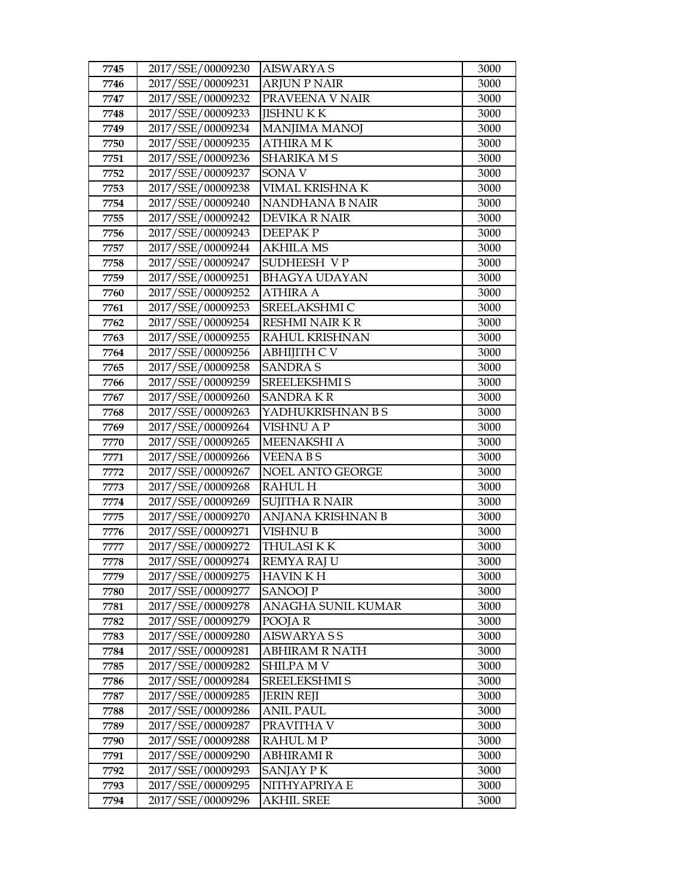| 7745 | 2017/SSE/00009230 | AISWARYA S | 3000 |
|---|---|---|---|
| 7746 | 2017/SSE/00009231 | ARJUN P NAIR | 3000 |
| 7747 | 2017/SSE/00009232 | PRAVEENA V NAIR | 3000 |
| 7748 | 2017/SSE/00009233 | JISHNU K K | 3000 |
| 7749 | 2017/SSE/00009234 | MANJIMA MANOJ | 3000 |
| 7750 | 2017/SSE/00009235 | ATHIRA M K | 3000 |
| 7751 | 2017/SSE/00009236 | SHARIKA M S | 3000 |
| 7752 | 2017/SSE/00009237 | SONA V | 3000 |
| 7753 | 2017/SSE/00009238 | VIMAL KRISHNA K | 3000 |
| 7754 | 2017/SSE/00009240 | NANDHANA B NAIR | 3000 |
| 7755 | 2017/SSE/00009242 | DEVIKA R NAIR | 3000 |
| 7756 | 2017/SSE/00009243 | DEEPAK P | 3000 |
| 7757 | 2017/SSE/00009244 | AKHILA MS | 3000 |
| 7758 | 2017/SSE/00009247 | SUDHEESH V P | 3000 |
| 7759 | 2017/SSE/00009251 | BHAGYA UDAYAN | 3000 |
| 7760 | 2017/SSE/00009252 | ATHIRA A | 3000 |
| 7761 | 2017/SSE/00009253 | SREELAKSHMI C | 3000 |
| 7762 | 2017/SSE/00009254 | RESHMI NAIR K R | 3000 |
| 7763 | 2017/SSE/00009255 | RAHUL KRISHNAN | 3000 |
| 7764 | 2017/SSE/00009256 | ABHIJITH C V | 3000 |
| 7765 | 2017/SSE/00009258 | SANDRA S | 3000 |
| 7766 | 2017/SSE/00009259 | SREELEKSHMI S | 3000 |
| 7767 | 2017/SSE/00009260 | SANDRA K R | 3000 |
| 7768 | 2017/SSE/00009263 | YADHUKRISHNAN B S | 3000 |
| 7769 | 2017/SSE/00009264 | VISHNU A P | 3000 |
| 7770 | 2017/SSE/00009265 | MEENAKSHI A | 3000 |
| 7771 | 2017/SSE/00009266 | VEENA B S | 3000 |
| 7772 | 2017/SSE/00009267 | NOEL ANTO GEORGE | 3000 |
| 7773 | 2017/SSE/00009268 | RAHUL H | 3000 |
| 7774 | 2017/SSE/00009269 | SUJITHA R NAIR | 3000 |
| 7775 | 2017/SSE/00009270 | ANJANA KRISHNAN B | 3000 |
| 7776 | 2017/SSE/00009271 | VISHNU B | 3000 |
| 7777 | 2017/SSE/00009272 | THULASI K K | 3000 |
| 7778 | 2017/SSE/00009274 | REMYA RAJ U | 3000 |
| 7779 | 2017/SSE/00009275 | HAVIN K H | 3000 |
| 7780 | 2017/SSE/00009277 | SANOOJ P | 3000 |
| 7781 | 2017/SSE/00009278 | ANAGHA SUNIL KUMAR | 3000 |
| 7782 | 2017/SSE/00009279 | POOJA R | 3000 |
| 7783 | 2017/SSE/00009280 | AISWARYA S S | 3000 |
| 7784 | 2017/SSE/00009281 | ABHIRAM R NATH | 3000 |
| 7785 | 2017/SSE/00009282 | SHILPA M V | 3000 |
| 7786 | 2017/SSE/00009284 | SREELEKSHMI S | 3000 |
| 7787 | 2017/SSE/00009285 | JERIN REJI | 3000 |
| 7788 | 2017/SSE/00009286 | ANIL PAUL | 3000 |
| 7789 | 2017/SSE/00009287 | PRAVITHA V | 3000 |
| 7790 | 2017/SSE/00009288 | RAHUL M P | 3000 |
| 7791 | 2017/SSE/00009290 | ABHIRAMI R | 3000 |
| 7792 | 2017/SSE/00009293 | SANJAY P K | 3000 |
| 7793 | 2017/SSE/00009295 | NITHYAPRIYA E | 3000 |
| 7794 | 2017/SSE/00009296 | AKHIL SREE | 3000 |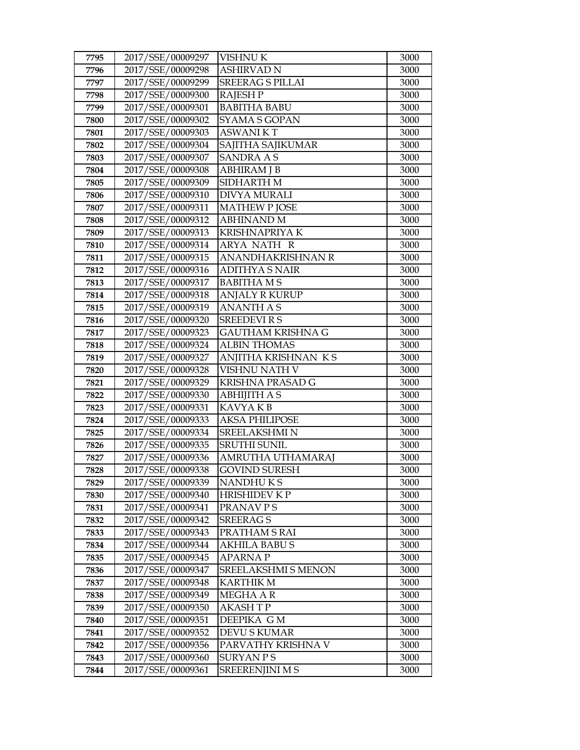| 7795 | 2017/SSE/00009297 | VISHNU K | 3000 |
|---|---|---|---|
| 7796 | 2017/SSE/00009298 | ASHIRVAD N | 3000 |
| 7797 | 2017/SSE/00009299 | SREERAG S PILLAI | 3000 |
| 7798 | 2017/SSE/00009300 | RAJESH P | 3000 |
| 7799 | 2017/SSE/00009301 | BABITHA BABU | 3000 |
| 7800 | 2017/SSE/00009302 | SYAMA S GOPAN | 3000 |
| 7801 | 2017/SSE/00009303 | ASWANI K T | 3000 |
| 7802 | 2017/SSE/00009304 | SAJITHA SAJIKUMAR | 3000 |
| 7803 | 2017/SSE/00009307 | SANDRA A S | 3000 |
| 7804 | 2017/SSE/00009308 | ABHIRAM J B | 3000 |
| 7805 | 2017/SSE/00009309 | SIDHARTH M | 3000 |
| 7806 | 2017/SSE/00009310 | DIVYA MURALI | 3000 |
| 7807 | 2017/SSE/00009311 | MATHEW P JOSE | 3000 |
| 7808 | 2017/SSE/00009312 | ABHINAND M | 3000 |
| 7809 | 2017/SSE/00009313 | KRISHNAPRIYA K | 3000 |
| 7810 | 2017/SSE/00009314 | ARYA NATH R | 3000 |
| 7811 | 2017/SSE/00009315 | ANANDHAKRISHNAN R | 3000 |
| 7812 | 2017/SSE/00009316 | ADITHYA S NAIR | 3000 |
| 7813 | 2017/SSE/00009317 | BABITHA M S | 3000 |
| 7814 | 2017/SSE/00009318 | ANJALY R KURUP | 3000 |
| 7815 | 2017/SSE/00009319 | ANANTH A S | 3000 |
| 7816 | 2017/SSE/00009320 | SREEDEVI R S | 3000 |
| 7817 | 2017/SSE/00009323 | GAUTHAM KRISHNA G | 3000 |
| 7818 | 2017/SSE/00009324 | ALBIN THOMAS | 3000 |
| 7819 | 2017/SSE/00009327 | ANJITHA KRISHNAN K S | 3000 |
| 7820 | 2017/SSE/00009328 | VISHNU NATH V | 3000 |
| 7821 | 2017/SSE/00009329 | KRISHNA PRASAD G | 3000 |
| 7822 | 2017/SSE/00009330 | ABHIJITH A S | 3000 |
| 7823 | 2017/SSE/00009331 | KAVYA K B | 3000 |
| 7824 | 2017/SSE/00009333 | AKSA PHILIPOSE | 3000 |
| 7825 | 2017/SSE/00009334 | SREELAKSHMI N | 3000 |
| 7826 | 2017/SSE/00009335 | SRUTHI SUNIL | 3000 |
| 7827 | 2017/SSE/00009336 | AMRUTHA UTHAMARAJ | 3000 |
| 7828 | 2017/SSE/00009338 | GOVIND SURESH | 3000 |
| 7829 | 2017/SSE/00009339 | NANDHU K S | 3000 |
| 7830 | 2017/SSE/00009340 | HRISHIDEV K P | 3000 |
| 7831 | 2017/SSE/00009341 | PRANAV P S | 3000 |
| 7832 | 2017/SSE/00009342 | SREERAG S | 3000 |
| 7833 | 2017/SSE/00009343 | PRATHAM S RAI | 3000 |
| 7834 | 2017/SSE/00009344 | AKHILA BABU S | 3000 |
| 7835 | 2017/SSE/00009345 | APARNA P | 3000 |
| 7836 | 2017/SSE/00009347 | SREELAKSHMI S MENON | 3000 |
| 7837 | 2017/SSE/00009348 | KARTHIK M | 3000 |
| 7838 | 2017/SSE/00009349 | MEGHA A R | 3000 |
| 7839 | 2017/SSE/00009350 | AKASH T P | 3000 |
| 7840 | 2017/SSE/00009351 | DEEPIKA G M | 3000 |
| 7841 | 2017/SSE/00009352 | DEVU S KUMAR | 3000 |
| 7842 | 2017/SSE/00009356 | PARVATHY KRISHNA V | 3000 |
| 7843 | 2017/SSE/00009360 | SURYAN P S | 3000 |
| 7844 | 2017/SSE/00009361 | SREERENJINI M S | 3000 |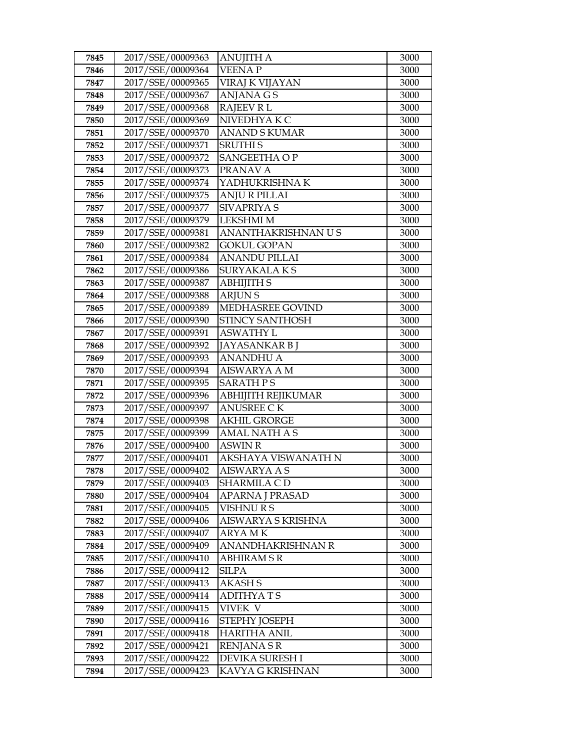| 7845 | 2017/SSE/00009363 | ANUJITH A | 3000 |
|---|---|---|---|
| 7846 | 2017/SSE/00009364 | VEENA P | 3000 |
| 7847 | 2017/SSE/00009365 | VIRAJ K VIJAYAN | 3000 |
| 7848 | 2017/SSE/00009367 | ANJANA G S | 3000 |
| 7849 | 2017/SSE/00009368 | RAJEEV R L | 3000 |
| 7850 | 2017/SSE/00009369 | NIVEDHYA K C | 3000 |
| 7851 | 2017/SSE/00009370 | ANAND S KUMAR | 3000 |
| 7852 | 2017/SSE/00009371 | SRUTHI S | 3000 |
| 7853 | 2017/SSE/00009372 | SANGEETHA O P | 3000 |
| 7854 | 2017/SSE/00009373 | PRANAV A | 3000 |
| 7855 | 2017/SSE/00009374 | YADHUKRISHNA K | 3000 |
| 7856 | 2017/SSE/00009375 | ANJU R PILLAI | 3000 |
| 7857 | 2017/SSE/00009377 | SIVAPRIYA S | 3000 |
| 7858 | 2017/SSE/00009379 | LEKSHMI M | 3000 |
| 7859 | 2017/SSE/00009381 | ANANTHAKRISHNAN U S | 3000 |
| 7860 | 2017/SSE/00009382 | GOKUL GOPAN | 3000 |
| 7861 | 2017/SSE/00009384 | ANANDU PILLAI | 3000 |
| 7862 | 2017/SSE/00009386 | SURYAKALA K S | 3000 |
| 7863 | 2017/SSE/00009387 | ABHIJITH S | 3000 |
| 7864 | 2017/SSE/00009388 | ARJUN S | 3000 |
| 7865 | 2017/SSE/00009389 | MEDHASREE GOVIND | 3000 |
| 7866 | 2017/SSE/00009390 | STINCY SANTHOSH | 3000 |
| 7867 | 2017/SSE/00009391 | ASWATHY L | 3000 |
| 7868 | 2017/SSE/00009392 | JAYASANKAR B J | 3000 |
| 7869 | 2017/SSE/00009393 | ANANDHU A | 3000 |
| 7870 | 2017/SSE/00009394 | AISWARYA A M | 3000 |
| 7871 | 2017/SSE/00009395 | SARATH P S | 3000 |
| 7872 | 2017/SSE/00009396 | ABHIJITH REJIKUMAR | 3000 |
| 7873 | 2017/SSE/00009397 | ANUSREE C K | 3000 |
| 7874 | 2017/SSE/00009398 | AKHIL GRORGE | 3000 |
| 7875 | 2017/SSE/00009399 | AMAL NATH A S | 3000 |
| 7876 | 2017/SSE/00009400 | ASWIN R | 3000 |
| 7877 | 2017/SSE/00009401 | AKSHAYA VISWANATH N | 3000 |
| 7878 | 2017/SSE/00009402 | AISWARYA A S | 3000 |
| 7879 | 2017/SSE/00009403 | SHARMILA C D | 3000 |
| 7880 | 2017/SSE/00009404 | APARNA J PRASAD | 3000 |
| 7881 | 2017/SSE/00009405 | VISHNU R S | 3000 |
| 7882 | 2017/SSE/00009406 | AISWARYA S KRISHNA | 3000 |
| 7883 | 2017/SSE/00009407 | ARYA M K | 3000 |
| 7884 | 2017/SSE/00009409 | ANANDHAKRISHNAN R | 3000 |
| 7885 | 2017/SSE/00009410 | ABHIRAM S R | 3000 |
| 7886 | 2017/SSE/00009412 | SILPA | 3000 |
| 7887 | 2017/SSE/00009413 | AKASH S | 3000 |
| 7888 | 2017/SSE/00009414 | ADITHYA T S | 3000 |
| 7889 | 2017/SSE/00009415 | VIVEK V | 3000 |
| 7890 | 2017/SSE/00009416 | STEPHY JOSEPH | 3000 |
| 7891 | 2017/SSE/00009418 | HARITHA ANIL | 3000 |
| 7892 | 2017/SSE/00009421 | RENJANA S R | 3000 |
| 7893 | 2017/SSE/00009422 | DEVIKA SURESH I | 3000 |
| 7894 | 2017/SSE/00009423 | KAVYA G KRISHNAN | 3000 |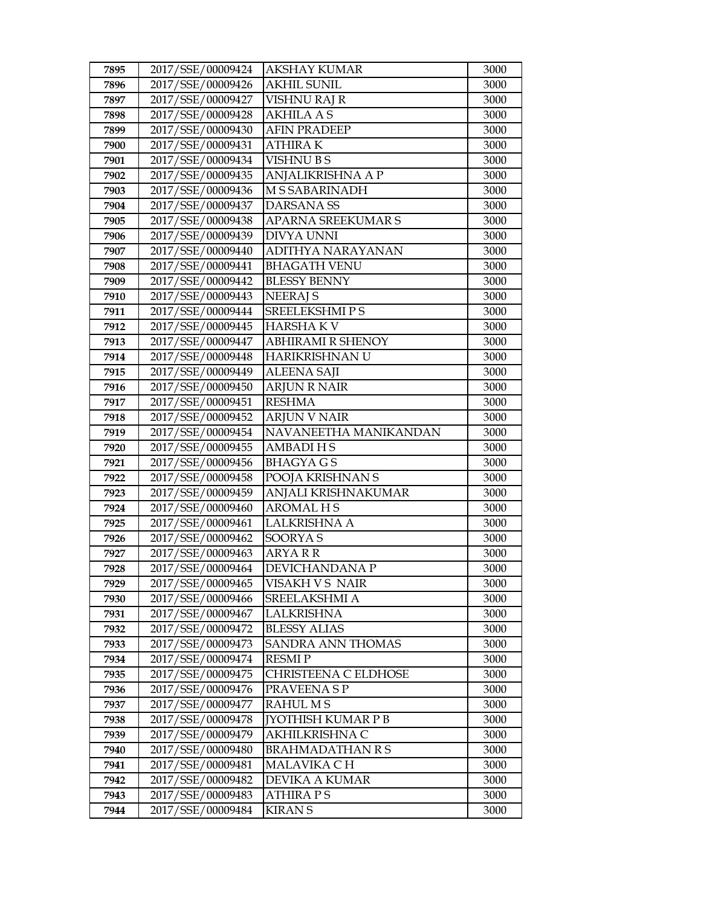| 7895 | 2017/SSE/00009424 | AKSHAY KUMAR | 3000 |
|---|---|---|---|
| 7896 | 2017/SSE/00009426 | AKHIL SUNIL | 3000 |
| 7897 | 2017/SSE/00009427 | VISHNU RAJ R | 3000 |
| 7898 | 2017/SSE/00009428 | AKHILA A S | 3000 |
| 7899 | 2017/SSE/00009430 | AFIN PRADEEP | 3000 |
| 7900 | 2017/SSE/00009431 | ATHIRA K | 3000 |
| 7901 | 2017/SSE/00009434 | VISHNU B S | 3000 |
| 7902 | 2017/SSE/00009435 | ANJALIKRISHNA A P | 3000 |
| 7903 | 2017/SSE/00009436 | M S SABARINADH | 3000 |
| 7904 | 2017/SSE/00009437 | DARSANA SS | 3000 |
| 7905 | 2017/SSE/00009438 | APARNA SREEKUMAR S | 3000 |
| 7906 | 2017/SSE/00009439 | DIVYA UNNI | 3000 |
| 7907 | 2017/SSE/00009440 | ADITHYA NARAYANAN | 3000 |
| 7908 | 2017/SSE/00009441 | BHAGATH VENU | 3000 |
| 7909 | 2017/SSE/00009442 | BLESSY BENNY | 3000 |
| 7910 | 2017/SSE/00009443 | NEERAJ S | 3000 |
| 7911 | 2017/SSE/00009444 | SREELEKSHMI P S | 3000 |
| 7912 | 2017/SSE/00009445 | HARSHA K V | 3000 |
| 7913 | 2017/SSE/00009447 | ABHIRAMI R SHENOY | 3000 |
| 7914 | 2017/SSE/00009448 | HARIKRISHNAN U | 3000 |
| 7915 | 2017/SSE/00009449 | ALEENA SAJI | 3000 |
| 7916 | 2017/SSE/00009450 | ARJUN R NAIR | 3000 |
| 7917 | 2017/SSE/00009451 | RESHMA | 3000 |
| 7918 | 2017/SSE/00009452 | ARJUN V NAIR | 3000 |
| 7919 | 2017/SSE/00009454 | NAVANEETHA MANIKANDAN | 3000 |
| 7920 | 2017/SSE/00009455 | AMBADI H S | 3000 |
| 7921 | 2017/SSE/00009456 | BHAGYA G S | 3000 |
| 7922 | 2017/SSE/00009458 | POOJA KRISHNAN S | 3000 |
| 7923 | 2017/SSE/00009459 | ANJALI KRISHNAKUMAR | 3000 |
| 7924 | 2017/SSE/00009460 | AROMAL H S | 3000 |
| 7925 | 2017/SSE/00009461 | LALKRISHNA A | 3000 |
| 7926 | 2017/SSE/00009462 | SOORYA S | 3000 |
| 7927 | 2017/SSE/00009463 | ARYA R R | 3000 |
| 7928 | 2017/SSE/00009464 | DEVICHANDANA P | 3000 |
| 7929 | 2017/SSE/00009465 | VISAKH V S NAIR | 3000 |
| 7930 | 2017/SSE/00009466 | SREELAKSHMI A | 3000 |
| 7931 | 2017/SSE/00009467 | LALKRISHNA | 3000 |
| 7932 | 2017/SSE/00009472 | BLESSY ALIAS | 3000 |
| 7933 | 2017/SSE/00009473 | SANDRA ANN THOMAS | 3000 |
| 7934 | 2017/SSE/00009474 | RESMI P | 3000 |
| 7935 | 2017/SSE/00009475 | CHRISTEENA C ELDHOSE | 3000 |
| 7936 | 2017/SSE/00009476 | PRAVEENA S P | 3000 |
| 7937 | 2017/SSE/00009477 | RAHUL M S | 3000 |
| 7938 | 2017/SSE/00009478 | JYOTHISH KUMAR P B | 3000 |
| 7939 | 2017/SSE/00009479 | AKHILKRISHNA C | 3000 |
| 7940 | 2017/SSE/00009480 | BRAHMADATHAN R S | 3000 |
| 7941 | 2017/SSE/00009481 | MALAVIKA C H | 3000 |
| 7942 | 2017/SSE/00009482 | DEVIKA A KUMAR | 3000 |
| 7943 | 2017/SSE/00009483 | ATHIRA P S | 3000 |
| 7944 | 2017/SSE/00009484 | KIRAN S | 3000 |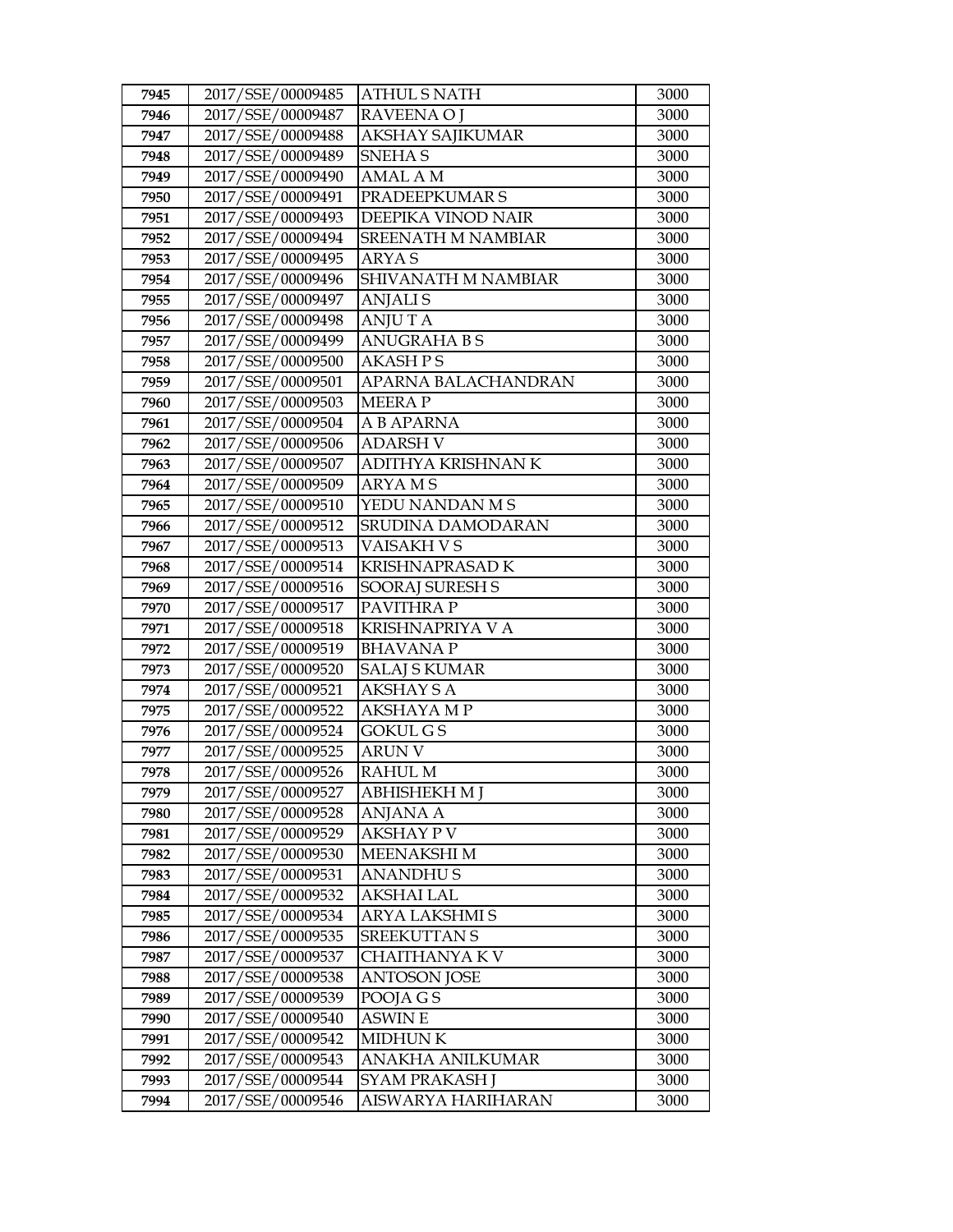| 7945 | 2017/SSE/00009485 | ATHUL S NATH | 3000 |
|---|---|---|---|
| 7946 | 2017/SSE/00009487 | RAVEENA O J | 3000 |
| 7947 | 2017/SSE/00009488 | AKSHAY SAJIKUMAR | 3000 |
| 7948 | 2017/SSE/00009489 | SNEHA S | 3000 |
| 7949 | 2017/SSE/00009490 | AMAL A M | 3000 |
| 7950 | 2017/SSE/00009491 | PRADEEPKUMAR S | 3000 |
| 7951 | 2017/SSE/00009493 | DEEPIKA VINOD NAIR | 3000 |
| 7952 | 2017/SSE/00009494 | SREENATH M NAMBIAR | 3000 |
| 7953 | 2017/SSE/00009495 | ARYA S | 3000 |
| 7954 | 2017/SSE/00009496 | SHIVANATH M NAMBIAR | 3000 |
| 7955 | 2017/SSE/00009497 | ANJALI S | 3000 |
| 7956 | 2017/SSE/00009498 | ANJU T A | 3000 |
| 7957 | 2017/SSE/00009499 | ANUGRAHA B S | 3000 |
| 7958 | 2017/SSE/00009500 | AKASH P S | 3000 |
| 7959 | 2017/SSE/00009501 | APARNA BALACHANDRAN | 3000 |
| 7960 | 2017/SSE/00009503 | MEERA P | 3000 |
| 7961 | 2017/SSE/00009504 | A B APARNA | 3000 |
| 7962 | 2017/SSE/00009506 | ADARSH V | 3000 |
| 7963 | 2017/SSE/00009507 | ADITHYA KRISHNAN K | 3000 |
| 7964 | 2017/SSE/00009509 | ARYA M S | 3000 |
| 7965 | 2017/SSE/00009510 | YEDU NANDAN M S | 3000 |
| 7966 | 2017/SSE/00009512 | SRUDINA DAMODARAN | 3000 |
| 7967 | 2017/SSE/00009513 | VAISAKH V S | 3000 |
| 7968 | 2017/SSE/00009514 | KRISHNAPRASAD K | 3000 |
| 7969 | 2017/SSE/00009516 | SOORAJ SURESH S | 3000 |
| 7970 | 2017/SSE/00009517 | PAVITHRA P | 3000 |
| 7971 | 2017/SSE/00009518 | KRISHNAPRIYA V A | 3000 |
| 7972 | 2017/SSE/00009519 | BHAVANA P | 3000 |
| 7973 | 2017/SSE/00009520 | SALAJ S KUMAR | 3000 |
| 7974 | 2017/SSE/00009521 | AKSHAY S A | 3000 |
| 7975 | 2017/SSE/00009522 | AKSHAYA M P | 3000 |
| 7976 | 2017/SSE/00009524 | GOKUL G S | 3000 |
| 7977 | 2017/SSE/00009525 | ARUN V | 3000 |
| 7978 | 2017/SSE/00009526 | RAHUL M | 3000 |
| 7979 | 2017/SSE/00009527 | ABHISHEKH M J | 3000 |
| 7980 | 2017/SSE/00009528 | ANJANA A | 3000 |
| 7981 | 2017/SSE/00009529 | AKSHAY P V | 3000 |
| 7982 | 2017/SSE/00009530 | MEENAKSHI M | 3000 |
| 7983 | 2017/SSE/00009531 | ANANDHU S | 3000 |
| 7984 | 2017/SSE/00009532 | AKSHAI LAL | 3000 |
| 7985 | 2017/SSE/00009534 | ARYA LAKSHMI S | 3000 |
| 7986 | 2017/SSE/00009535 | SREEKUTTAN S | 3000 |
| 7987 | 2017/SSE/00009537 | CHAITHANYA K V | 3000 |
| 7988 | 2017/SSE/00009538 | ANTOSON JOSE | 3000 |
| 7989 | 2017/SSE/00009539 | POOJA G S | 3000 |
| 7990 | 2017/SSE/00009540 | ASWIN E | 3000 |
| 7991 | 2017/SSE/00009542 | MIDHUN K | 3000 |
| 7992 | 2017/SSE/00009543 | ANAKHA ANILKUMAR | 3000 |
| 7993 | 2017/SSE/00009544 | SYAM PRAKASH J | 3000 |
| 7994 | 2017/SSE/00009546 | AISWARYA HARIHARAN | 3000 |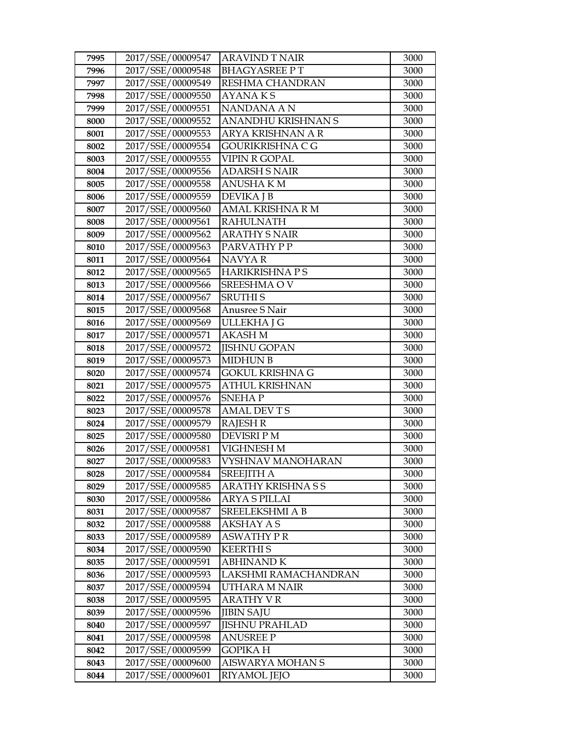| 7995 | 2017/SSE/00009547 | ARAVIND T NAIR | 3000 |
|---|---|---|---|
| 7996 | 2017/SSE/00009548 | BHAGYASREE P T | 3000 |
| 7997 | 2017/SSE/00009549 | RESHMA CHANDRAN | 3000 |
| 7998 | 2017/SSE/00009550 | AYANA K S | 3000 |
| 7999 | 2017/SSE/00009551 | NANDANA A N | 3000 |
| 8000 | 2017/SSE/00009552 | ANANDHU KRISHNAN S | 3000 |
| 8001 | 2017/SSE/00009553 | ARYA KRISHNAN A R | 3000 |
| 8002 | 2017/SSE/00009554 | GOURIKRISHNA C G | 3000 |
| 8003 | 2017/SSE/00009555 | VIPIN R GOPAL | 3000 |
| 8004 | 2017/SSE/00009556 | ADARSH S NAIR | 3000 |
| 8005 | 2017/SSE/00009558 | ANUSHA K M | 3000 |
| 8006 | 2017/SSE/00009559 | DEVIKA J B | 3000 |
| 8007 | 2017/SSE/00009560 | AMAL KRISHNA R M | 3000 |
| 8008 | 2017/SSE/00009561 | RAHULNATH | 3000 |
| 8009 | 2017/SSE/00009562 | ARATHY S NAIR | 3000 |
| 8010 | 2017/SSE/00009563 | PARVATHY P P | 3000 |
| 8011 | 2017/SSE/00009564 | NAVYA R | 3000 |
| 8012 | 2017/SSE/00009565 | HARIKRISHNA P S | 3000 |
| 8013 | 2017/SSE/00009566 | SREESHMA O V | 3000 |
| 8014 | 2017/SSE/00009567 | SRUTHI S | 3000 |
| 8015 | 2017/SSE/00009568 | Anusree S Nair | 3000 |
| 8016 | 2017/SSE/00009569 | ULLEKHA J G | 3000 |
| 8017 | 2017/SSE/00009571 | AKASH M | 3000 |
| 8018 | 2017/SSE/00009572 | JISHNU GOPAN | 3000 |
| 8019 | 2017/SSE/00009573 | MIDHUN B | 3000 |
| 8020 | 2017/SSE/00009574 | GOKUL KRISHNA G | 3000 |
| 8021 | 2017/SSE/00009575 | ATHUL KRISHNAN | 3000 |
| 8022 | 2017/SSE/00009576 | SNEHA P | 3000 |
| 8023 | 2017/SSE/00009578 | AMAL DEV T S | 3000 |
| 8024 | 2017/SSE/00009579 | RAJESH R | 3000 |
| 8025 | 2017/SSE/00009580 | DEVISRI P M | 3000 |
| 8026 | 2017/SSE/00009581 | VIGHNESH M | 3000 |
| 8027 | 2017/SSE/00009583 | VYSHNAV MANOHARAN | 3000 |
| 8028 | 2017/SSE/00009584 | SREEJITH A | 3000 |
| 8029 | 2017/SSE/00009585 | ARATHY KRISHNA S S | 3000 |
| 8030 | 2017/SSE/00009586 | ARYA S PILLAI | 3000 |
| 8031 | 2017/SSE/00009587 | SREELEKSHMI A B | 3000 |
| 8032 | 2017/SSE/00009588 | AKSHAY A S | 3000 |
| 8033 | 2017/SSE/00009589 | ASWATHY P R | 3000 |
| 8034 | 2017/SSE/00009590 | KEERTHI S | 3000 |
| 8035 | 2017/SSE/00009591 | ABHINAND K | 3000 |
| 8036 | 2017/SSE/00009593 | LAKSHMI RAMACHANDRAN | 3000 |
| 8037 | 2017/SSE/00009594 | UTHARA M NAIR | 3000 |
| 8038 | 2017/SSE/00009595 | ARATHY V R | 3000 |
| 8039 | 2017/SSE/00009596 | JIBIN SAJU | 3000 |
| 8040 | 2017/SSE/00009597 | JISHNU PRAHLAD | 3000 |
| 8041 | 2017/SSE/00009598 | ANUSREE P | 3000 |
| 8042 | 2017/SSE/00009599 | GOPIKA H | 3000 |
| 8043 | 2017/SSE/00009600 | AISWARYA MOHAN S | 3000 |
| 8044 | 2017/SSE/00009601 | RIYAMOL JEJO | 3000 |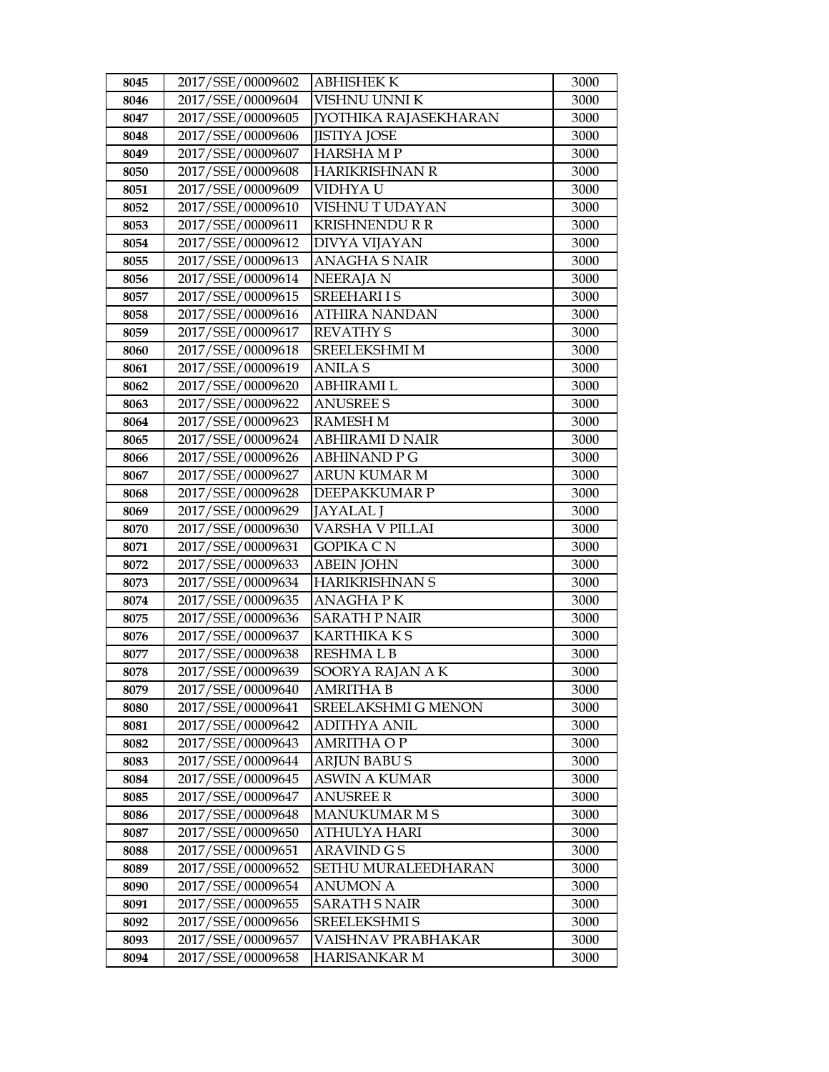| 8045 | 2017/SSE/00009602 | ABHISHEK K | 3000 |
|---|---|---|---|
| 8046 | 2017/SSE/00009604 | VISHNU UNNI K | 3000 |
| 8047 | 2017/SSE/00009605 | JYOTHIKA RAJASEKHARAN | 3000 |
| 8048 | 2017/SSE/00009606 | JISTIYA JOSE | 3000 |
| 8049 | 2017/SSE/00009607 | HARSHA M P | 3000 |
| 8050 | 2017/SSE/00009608 | HARIKRISHNAN R | 3000 |
| 8051 | 2017/SSE/00009609 | VIDHYA U | 3000 |
| 8052 | 2017/SSE/00009610 | VISHNU T UDAYAN | 3000 |
| 8053 | 2017/SSE/00009611 | KRISHNENDU R R | 3000 |
| 8054 | 2017/SSE/00009612 | DIVYA VIJAYAN | 3000 |
| 8055 | 2017/SSE/00009613 | ANAGHA S NAIR | 3000 |
| 8056 | 2017/SSE/00009614 | NEERAJA N | 3000 |
| 8057 | 2017/SSE/00009615 | SREEHARI I S | 3000 |
| 8058 | 2017/SSE/00009616 | ATHIRA NANDAN | 3000 |
| 8059 | 2017/SSE/00009617 | REVATHY S | 3000 |
| 8060 | 2017/SSE/00009618 | SREELEKSHMI M | 3000 |
| 8061 | 2017/SSE/00009619 | ANILA S | 3000 |
| 8062 | 2017/SSE/00009620 | ABHIRAMI L | 3000 |
| 8063 | 2017/SSE/00009622 | ANUSREE S | 3000 |
| 8064 | 2017/SSE/00009623 | RAMESH M | 3000 |
| 8065 | 2017/SSE/00009624 | ABHIRAMI D NAIR | 3000 |
| 8066 | 2017/SSE/00009626 | ABHINAND P G | 3000 |
| 8067 | 2017/SSE/00009627 | ARUN KUMAR M | 3000 |
| 8068 | 2017/SSE/00009628 | DEEPAKKUMAR P | 3000 |
| 8069 | 2017/SSE/00009629 | JAYALAL J | 3000 |
| 8070 | 2017/SSE/00009630 | VARSHA V PILLAI | 3000 |
| 8071 | 2017/SSE/00009631 | GOPIKA C N | 3000 |
| 8072 | 2017/SSE/00009633 | ABEIN JOHN | 3000 |
| 8073 | 2017/SSE/00009634 | HARIKRISHNAN S | 3000 |
| 8074 | 2017/SSE/00009635 | ANAGHA P K | 3000 |
| 8075 | 2017/SSE/00009636 | SARATH P NAIR | 3000 |
| 8076 | 2017/SSE/00009637 | KARTHIKA K S | 3000 |
| 8077 | 2017/SSE/00009638 | RESHMA L B | 3000 |
| 8078 | 2017/SSE/00009639 | SOORYA RAJAN A K | 3000 |
| 8079 | 2017/SSE/00009640 | AMRITHA B | 3000 |
| 8080 | 2017/SSE/00009641 | SREELAKSHMI G MENON | 3000 |
| 8081 | 2017/SSE/00009642 | ADITHYA ANIL | 3000 |
| 8082 | 2017/SSE/00009643 | AMRITHA O P | 3000 |
| 8083 | 2017/SSE/00009644 | ARJUN BABU S | 3000 |
| 8084 | 2017/SSE/00009645 | ASWIN A KUMAR | 3000 |
| 8085 | 2017/SSE/00009647 | ANUSREE R | 3000 |
| 8086 | 2017/SSE/00009648 | MANUKUMAR M S | 3000 |
| 8087 | 2017/SSE/00009650 | ATHULYA HARI | 3000 |
| 8088 | 2017/SSE/00009651 | ARAVIND G S | 3000 |
| 8089 | 2017/SSE/00009652 | SETHU MURALEEDHARAN | 3000 |
| 8090 | 2017/SSE/00009654 | ANUMON A | 3000 |
| 8091 | 2017/SSE/00009655 | SARATH S NAIR | 3000 |
| 8092 | 2017/SSE/00009656 | SREELEKSHMI S | 3000 |
| 8093 | 2017/SSE/00009657 | VAISHNAV PRABHAKAR | 3000 |
| 8094 | 2017/SSE/00009658 | HARISANKAR M | 3000 |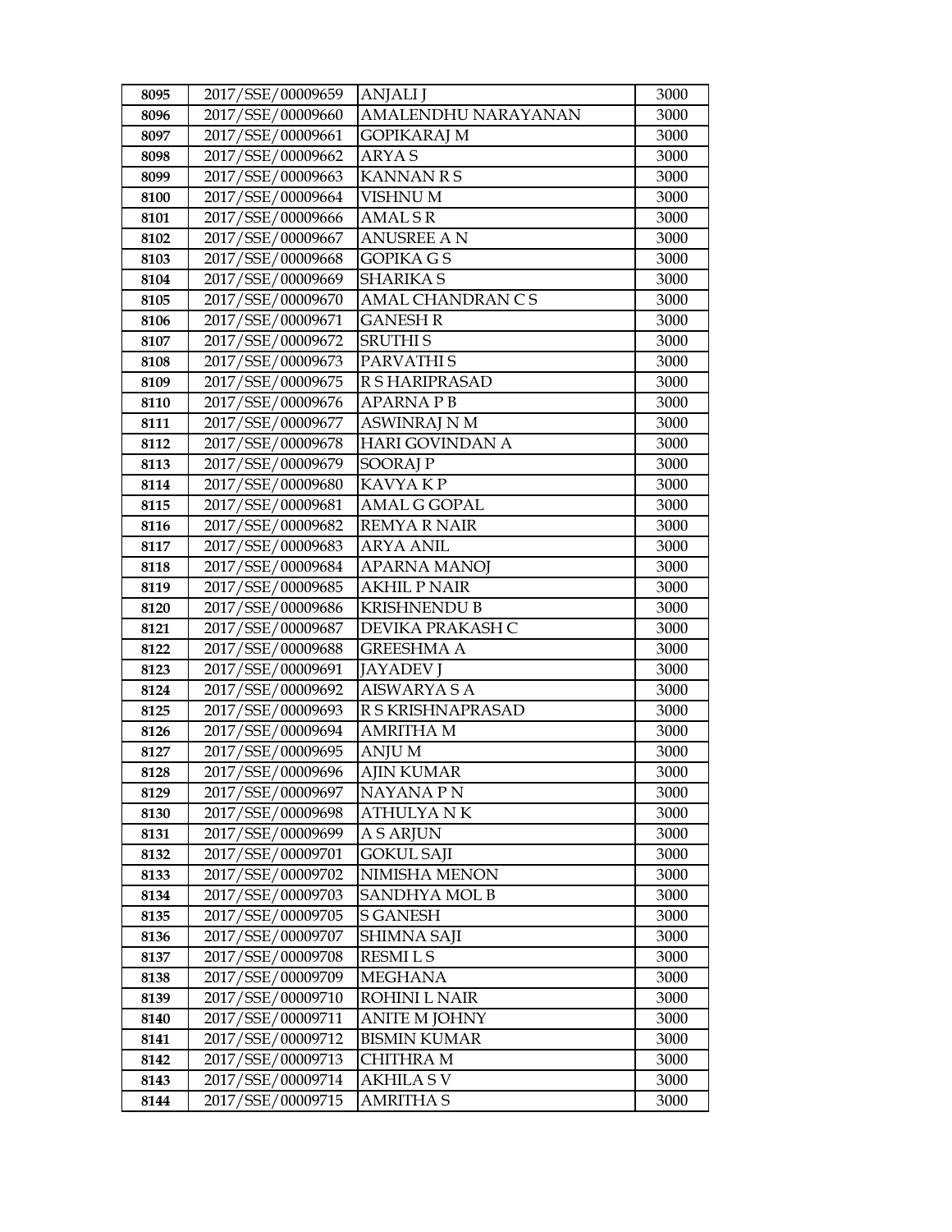| 8095 | 2017/SSE/00009659 | ANJALI J | 3000 |
|---|---|---|---|
| 8096 | 2017/SSE/00009660 | AMALENDHU NARAYANAN | 3000 |
| 8097 | 2017/SSE/00009661 | GOPIKARAJ M | 3000 |
| 8098 | 2017/SSE/00009662 | ARYA S | 3000 |
| 8099 | 2017/SSE/00009663 | KANNAN R S | 3000 |
| 8100 | 2017/SSE/00009664 | VISHNU M | 3000 |
| 8101 | 2017/SSE/00009666 | AMAL S R | 3000 |
| 8102 | 2017/SSE/00009667 | ANUSREE A N | 3000 |
| 8103 | 2017/SSE/00009668 | GOPIKA G S | 3000 |
| 8104 | 2017/SSE/00009669 | SHARIKA S | 3000 |
| 8105 | 2017/SSE/00009670 | AMAL CHANDRAN C S | 3000 |
| 8106 | 2017/SSE/00009671 | GANESH R | 3000 |
| 8107 | 2017/SSE/00009672 | SRUTHI S | 3000 |
| 8108 | 2017/SSE/00009673 | PARVATHI S | 3000 |
| 8109 | 2017/SSE/00009675 | R S HARIPRASAD | 3000 |
| 8110 | 2017/SSE/00009676 | APARNA P B | 3000 |
| 8111 | 2017/SSE/00009677 | ASWINRAJ N M | 3000 |
| 8112 | 2017/SSE/00009678 | HARI GOVINDAN A | 3000 |
| 8113 | 2017/SSE/00009679 | SOORAJ P | 3000 |
| 8114 | 2017/SSE/00009680 | KAVYA K P | 3000 |
| 8115 | 2017/SSE/00009681 | AMAL G GOPAL | 3000 |
| 8116 | 2017/SSE/00009682 | REMYA R NAIR | 3000 |
| 8117 | 2017/SSE/00009683 | ARYA ANIL | 3000 |
| 8118 | 2017/SSE/00009684 | APARNA MANOJ | 3000 |
| 8119 | 2017/SSE/00009685 | AKHIL P NAIR | 3000 |
| 8120 | 2017/SSE/00009686 | KRISHNENDU B | 3000 |
| 8121 | 2017/SSE/00009687 | DEVIKA PRAKASH C | 3000 |
| 8122 | 2017/SSE/00009688 | GREESHMA A | 3000 |
| 8123 | 2017/SSE/00009691 | JAYADEV J | 3000 |
| 8124 | 2017/SSE/00009692 | AISWARYA S A | 3000 |
| 8125 | 2017/SSE/00009693 | R S KRISHNAPRASAD | 3000 |
| 8126 | 2017/SSE/00009694 | AMRITHA M | 3000 |
| 8127 | 2017/SSE/00009695 | ANJU M | 3000 |
| 8128 | 2017/SSE/00009696 | AJIN KUMAR | 3000 |
| 8129 | 2017/SSE/00009697 | NAYANA P N | 3000 |
| 8130 | 2017/SSE/00009698 | ATHULYA N K | 3000 |
| 8131 | 2017/SSE/00009699 | A S ARJUN | 3000 |
| 8132 | 2017/SSE/00009701 | GOKUL SAJI | 3000 |
| 8133 | 2017/SSE/00009702 | NIMISHA MENON | 3000 |
| 8134 | 2017/SSE/00009703 | SANDHYA MOL B | 3000 |
| 8135 | 2017/SSE/00009705 | S GANESH | 3000 |
| 8136 | 2017/SSE/00009707 | SHIMNA SAJI | 3000 |
| 8137 | 2017/SSE/00009708 | RESMI L S | 3000 |
| 8138 | 2017/SSE/00009709 | MEGHANA | 3000 |
| 8139 | 2017/SSE/00009710 | ROHINI L NAIR | 3000 |
| 8140 | 2017/SSE/00009711 | ANITE M JOHNY | 3000 |
| 8141 | 2017/SSE/00009712 | BISMIN KUMAR | 3000 |
| 8142 | 2017/SSE/00009713 | CHITHRA M | 3000 |
| 8143 | 2017/SSE/00009714 | AKHILA S V | 3000 |
| 8144 | 2017/SSE/00009715 | AMRITHA S | 3000 |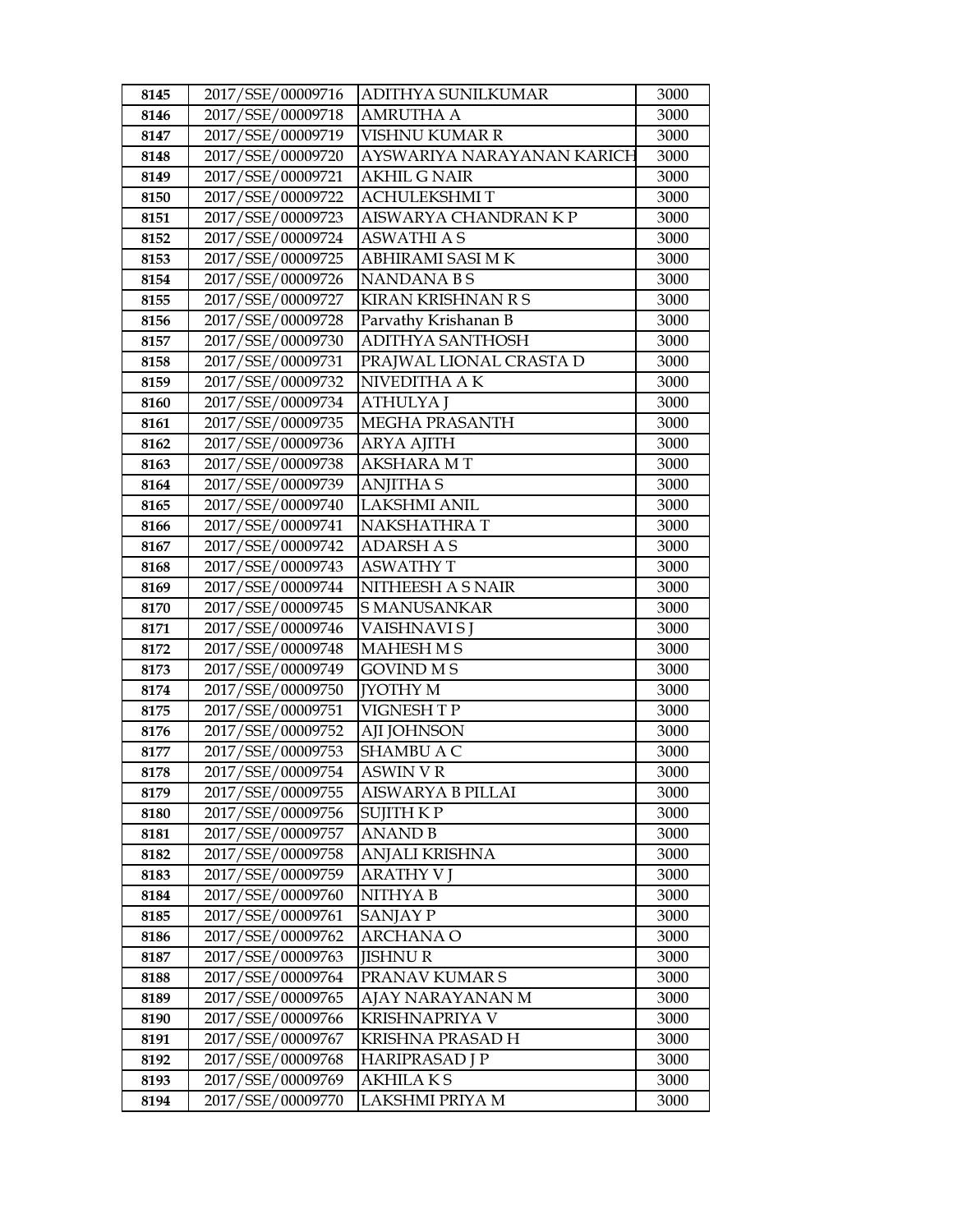| 8145 | 2017/SSE/00009716 | ADITHYA SUNILKUMAR | 3000 |
|---|---|---|---|
| 8146 | 2017/SSE/00009718 | AMRUTHA A | 3000 |
| 8147 | 2017/SSE/00009719 | VISHNU KUMAR R | 3000 |
| 8148 | 2017/SSE/00009720 | AYSWARIYA NARAYANAN KARICH | 3000 |
| 8149 | 2017/SSE/00009721 | AKHIL G NAIR | 3000 |
| 8150 | 2017/SSE/00009722 | ACHULEKSHMI T | 3000 |
| 8151 | 2017/SSE/00009723 | AISWARYA CHANDRAN K P | 3000 |
| 8152 | 2017/SSE/00009724 | ASWATHI A S | 3000 |
| 8153 | 2017/SSE/00009725 | ABHIRAMI SASI M K | 3000 |
| 8154 | 2017/SSE/00009726 | NANDANA B S | 3000 |
| 8155 | 2017/SSE/00009727 | KIRAN KRISHNAN R S | 3000 |
| 8156 | 2017/SSE/00009728 | Parvathy Krishanan B | 3000 |
| 8157 | 2017/SSE/00009730 | ADITHYA SANTHOSH | 3000 |
| 8158 | 2017/SSE/00009731 | PRAJWAL LIONAL CRASTA D | 3000 |
| 8159 | 2017/SSE/00009732 | NIVEDITHA A K | 3000 |
| 8160 | 2017/SSE/00009734 | ATHULYA J | 3000 |
| 8161 | 2017/SSE/00009735 | MEGHA PRASANTH | 3000 |
| 8162 | 2017/SSE/00009736 | ARYA AJITH | 3000 |
| 8163 | 2017/SSE/00009738 | AKSHARA M T | 3000 |
| 8164 | 2017/SSE/00009739 | ANJITHA S | 3000 |
| 8165 | 2017/SSE/00009740 | LAKSHMI ANIL | 3000 |
| 8166 | 2017/SSE/00009741 | NAKSHATHRA T | 3000 |
| 8167 | 2017/SSE/00009742 | ADARSH A S | 3000 |
| 8168 | 2017/SSE/00009743 | ASWATHY T | 3000 |
| 8169 | 2017/SSE/00009744 | NITHEESH A S NAIR | 3000 |
| 8170 | 2017/SSE/00009745 | S MANUSANKAR | 3000 |
| 8171 | 2017/SSE/00009746 | VAISHNAVI S J | 3000 |
| 8172 | 2017/SSE/00009748 | MAHESH M S | 3000 |
| 8173 | 2017/SSE/00009749 | GOVIND M S | 3000 |
| 8174 | 2017/SSE/00009750 | JYOTHY M | 3000 |
| 8175 | 2017/SSE/00009751 | VIGNESH T P | 3000 |
| 8176 | 2017/SSE/00009752 | AJI JOHNSON | 3000 |
| 8177 | 2017/SSE/00009753 | SHAMBU A C | 3000 |
| 8178 | 2017/SSE/00009754 | ASWIN V R | 3000 |
| 8179 | 2017/SSE/00009755 | AISWARYA B PILLAI | 3000 |
| 8180 | 2017/SSE/00009756 | SUJITH K P | 3000 |
| 8181 | 2017/SSE/00009757 | ANAND B | 3000 |
| 8182 | 2017/SSE/00009758 | ANJALI KRISHNA | 3000 |
| 8183 | 2017/SSE/00009759 | ARATHY V J | 3000 |
| 8184 | 2017/SSE/00009760 | NITHYA B | 3000 |
| 8185 | 2017/SSE/00009761 | SANJAY P | 3000 |
| 8186 | 2017/SSE/00009762 | ARCHANA O | 3000 |
| 8187 | 2017/SSE/00009763 | JISHNU R | 3000 |
| 8188 | 2017/SSE/00009764 | PRANAV KUMAR S | 3000 |
| 8189 | 2017/SSE/00009765 | AJAY NARAYANAN M | 3000 |
| 8190 | 2017/SSE/00009766 | KRISHNAPRIYA V | 3000 |
| 8191 | 2017/SSE/00009767 | KRISHNA PRASAD H | 3000 |
| 8192 | 2017/SSE/00009768 | HARIPRASAD J P | 3000 |
| 8193 | 2017/SSE/00009769 | AKHILA K S | 3000 |
| 8194 | 2017/SSE/00009770 | LAKSHMI PRIYA M | 3000 |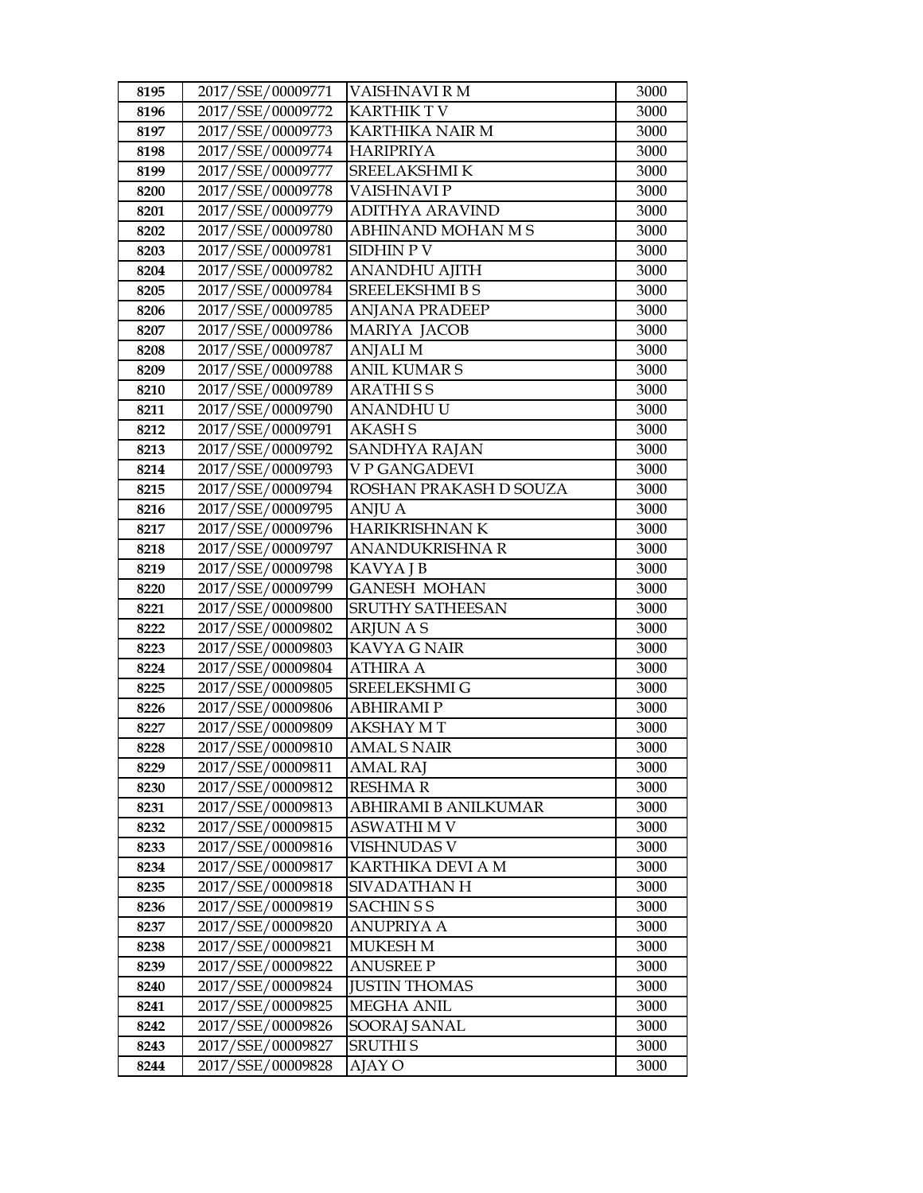| 8195 | 2017/SSE/00009771 | VAISHNAVI R M | 3000 |
|---|---|---|---|
| 8196 | 2017/SSE/00009772 | KARTHIK T V | 3000 |
| 8197 | 2017/SSE/00009773 | KARTHIKA NAIR M | 3000 |
| 8198 | 2017/SSE/00009774 | HARIPRIYA | 3000 |
| 8199 | 2017/SSE/00009777 | SREELAKSHMI K | 3000 |
| 8200 | 2017/SSE/00009778 | VAISHNAVI P | 3000 |
| 8201 | 2017/SSE/00009779 | ADITHYA ARAVIND | 3000 |
| 8202 | 2017/SSE/00009780 | ABHINAND MOHAN M S | 3000 |
| 8203 | 2017/SSE/00009781 | SIDHIN P V | 3000 |
| 8204 | 2017/SSE/00009782 | ANANDHU AJITH | 3000 |
| 8205 | 2017/SSE/00009784 | SREELEKSHMI B S | 3000 |
| 8206 | 2017/SSE/00009785 | ANJANA PRADEEP | 3000 |
| 8207 | 2017/SSE/00009786 | MARIYA JACOB | 3000 |
| 8208 | 2017/SSE/00009787 | ANJALI M | 3000 |
| 8209 | 2017/SSE/00009788 | ANIL KUMAR S | 3000 |
| 8210 | 2017/SSE/00009789 | ARATHI S S | 3000 |
| 8211 | 2017/SSE/00009790 | ANANDHU U | 3000 |
| 8212 | 2017/SSE/00009791 | AKASH S | 3000 |
| 8213 | 2017/SSE/00009792 | SANDHYA RAJAN | 3000 |
| 8214 | 2017/SSE/00009793 | V P GANGADEVI | 3000 |
| 8215 | 2017/SSE/00009794 | ROSHAN PRAKASH D SOUZA | 3000 |
| 8216 | 2017/SSE/00009795 | ANJU A | 3000 |
| 8217 | 2017/SSE/00009796 | HARIKRISHNAN K | 3000 |
| 8218 | 2017/SSE/00009797 | ANANDUKRISHNA R | 3000 |
| 8219 | 2017/SSE/00009798 | KAVYA J B | 3000 |
| 8220 | 2017/SSE/00009799 | GANESH MOHAN | 3000 |
| 8221 | 2017/SSE/00009800 | SRUTHY SATHEESAN | 3000 |
| 8222 | 2017/SSE/00009802 | ARJUN A S | 3000 |
| 8223 | 2017/SSE/00009803 | KAVYA G NAIR | 3000 |
| 8224 | 2017/SSE/00009804 | ATHIRA A | 3000 |
| 8225 | 2017/SSE/00009805 | SREELEKSHMI G | 3000 |
| 8226 | 2017/SSE/00009806 | ABHIRAMI P | 3000 |
| 8227 | 2017/SSE/00009809 | AKSHAY M T | 3000 |
| 8228 | 2017/SSE/00009810 | AMAL S NAIR | 3000 |
| 8229 | 2017/SSE/00009811 | AMAL RAJ | 3000 |
| 8230 | 2017/SSE/00009812 | RESHMA R | 3000 |
| 8231 | 2017/SSE/00009813 | ABHIRAMI B ANILKUMAR | 3000 |
| 8232 | 2017/SSE/00009815 | ASWATHI M V | 3000 |
| 8233 | 2017/SSE/00009816 | VISHNUDAS V | 3000 |
| 8234 | 2017/SSE/00009817 | KARTHIKA DEVI A M | 3000 |
| 8235 | 2017/SSE/00009818 | SIVADATHAN H | 3000 |
| 8236 | 2017/SSE/00009819 | SACHIN S S | 3000 |
| 8237 | 2017/SSE/00009820 | ANUPRIYA A | 3000 |
| 8238 | 2017/SSE/00009821 | MUKESH M | 3000 |
| 8239 | 2017/SSE/00009822 | ANUSREE P | 3000 |
| 8240 | 2017/SSE/00009824 | JUSTIN THOMAS | 3000 |
| 8241 | 2017/SSE/00009825 | MEGHA ANIL | 3000 |
| 8242 | 2017/SSE/00009826 | SOORAJ SANAL | 3000 |
| 8243 | 2017/SSE/00009827 | SRUTHI S | 3000 |
| 8244 | 2017/SSE/00009828 | AJAY O | 3000 |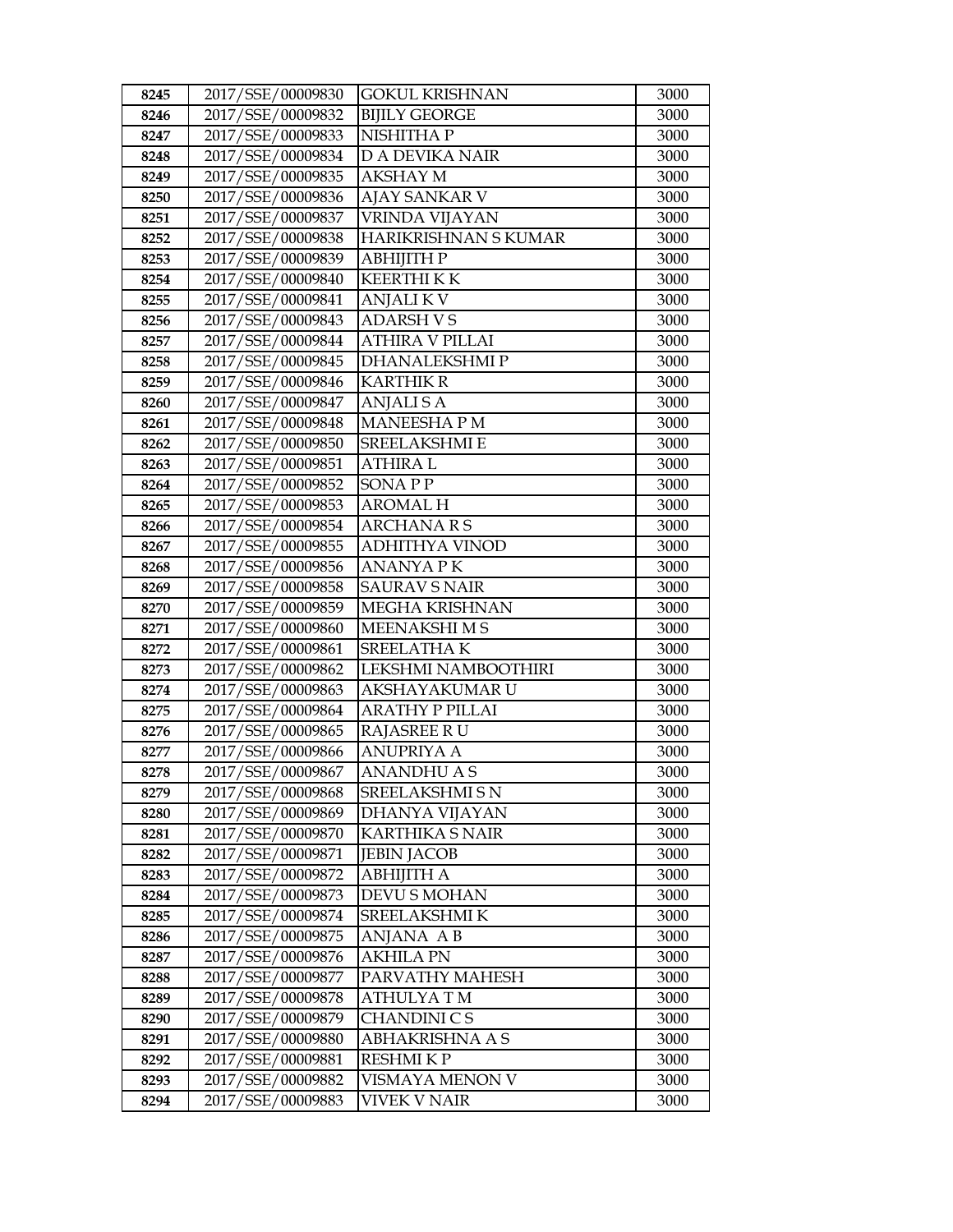| 8245 | 2017/SSE/00009830 | GOKUL KRISHNAN | 3000 |
|---|---|---|---|
| 8246 | 2017/SSE/00009832 | BIJILY GEORGE | 3000 |
| 8247 | 2017/SSE/00009833 | NISHITHA P | 3000 |
| 8248 | 2017/SSE/00009834 | D A DEVIKA NAIR | 3000 |
| 8249 | 2017/SSE/00009835 | AKSHAY M | 3000 |
| 8250 | 2017/SSE/00009836 | AJAY SANKAR V | 3000 |
| 8251 | 2017/SSE/00009837 | VRINDA VIJAYAN | 3000 |
| 8252 | 2017/SSE/00009838 | HARIKRISHNAN S KUMAR | 3000 |
| 8253 | 2017/SSE/00009839 | ABHIJITH P | 3000 |
| 8254 | 2017/SSE/00009840 | KEERTHI K K | 3000 |
| 8255 | 2017/SSE/00009841 | ANJALI K V | 3000 |
| 8256 | 2017/SSE/00009843 | ADARSH V S | 3000 |
| 8257 | 2017/SSE/00009844 | ATHIRA V PILLAI | 3000 |
| 8258 | 2017/SSE/00009845 | DHANALEKSHMI P | 3000 |
| 8259 | 2017/SSE/00009846 | KARTHIK R | 3000 |
| 8260 | 2017/SSE/00009847 | ANJALI S A | 3000 |
| 8261 | 2017/SSE/00009848 | MANEESHA P M | 3000 |
| 8262 | 2017/SSE/00009850 | SREELAKSHMI E | 3000 |
| 8263 | 2017/SSE/00009851 | ATHIRA L | 3000 |
| 8264 | 2017/SSE/00009852 | SONA P P | 3000 |
| 8265 | 2017/SSE/00009853 | AROMAL H | 3000 |
| 8266 | 2017/SSE/00009854 | ARCHANA R S | 3000 |
| 8267 | 2017/SSE/00009855 | ADHITHYA VINOD | 3000 |
| 8268 | 2017/SSE/00009856 | ANANYA P K | 3000 |
| 8269 | 2017/SSE/00009858 | SAURAV S NAIR | 3000 |
| 8270 | 2017/SSE/00009859 | MEGHA KRISHNAN | 3000 |
| 8271 | 2017/SSE/00009860 | MEENAKSHI M S | 3000 |
| 8272 | 2017/SSE/00009861 | SREELATHA K | 3000 |
| 8273 | 2017/SSE/00009862 | LEKSHMI NAMBOOTHIRI | 3000 |
| 8274 | 2017/SSE/00009863 | AKSHAYAKUMAR U | 3000 |
| 8275 | 2017/SSE/00009864 | ARATHY P PILLAI | 3000 |
| 8276 | 2017/SSE/00009865 | RAJASREE R U | 3000 |
| 8277 | 2017/SSE/00009866 | ANUPRIYA A | 3000 |
| 8278 | 2017/SSE/00009867 | ANANDHU A S | 3000 |
| 8279 | 2017/SSE/00009868 | SREELAKSHMI S N | 3000 |
| 8280 | 2017/SSE/00009869 | DHANYA VIJAYAN | 3000 |
| 8281 | 2017/SSE/00009870 | KARTHIKA S NAIR | 3000 |
| 8282 | 2017/SSE/00009871 | JEBIN JACOB | 3000 |
| 8283 | 2017/SSE/00009872 | ABHIJITH A | 3000 |
| 8284 | 2017/SSE/00009873 | DEVU S MOHAN | 3000 |
| 8285 | 2017/SSE/00009874 | SREELAKSHMI K | 3000 |
| 8286 | 2017/SSE/00009875 | ANJANA A B | 3000 |
| 8287 | 2017/SSE/00009876 | AKHILA PN | 3000 |
| 8288 | 2017/SSE/00009877 | PARVATHY MAHESH | 3000 |
| 8289 | 2017/SSE/00009878 | ATHULYA T M | 3000 |
| 8290 | 2017/SSE/00009879 | CHANDINI C S | 3000 |
| 8291 | 2017/SSE/00009880 | ABHAKRISHNA A S | 3000 |
| 8292 | 2017/SSE/00009881 | RESHMI K P | 3000 |
| 8293 | 2017/SSE/00009882 | VISMAYA MENON V | 3000 |
| 8294 | 2017/SSE/00009883 | VIVEK V NAIR | 3000 |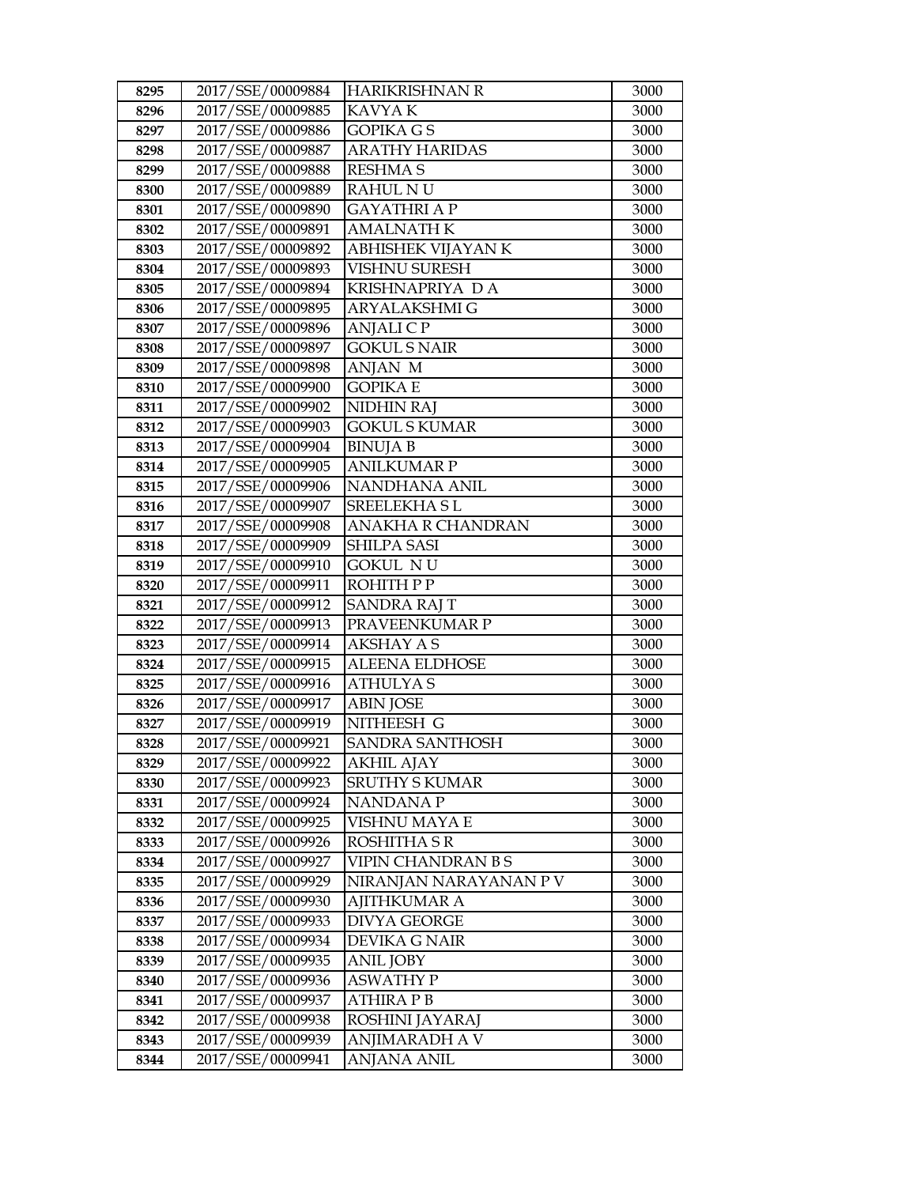| 8295 | 2017/SSE/00009884 | HARIKRISHNAN R | 3000 |
|---|---|---|---|
| 8296 | 2017/SSE/00009885 | KAVYA K | 3000 |
| 8297 | 2017/SSE/00009886 | GOPIKA G S | 3000 |
| 8298 | 2017/SSE/00009887 | ARATHY HARIDAS | 3000 |
| 8299 | 2017/SSE/00009888 | RESHMA S | 3000 |
| 8300 | 2017/SSE/00009889 | RAHUL N U | 3000 |
| 8301 | 2017/SSE/00009890 | GAYATHRI A P | 3000 |
| 8302 | 2017/SSE/00009891 | AMALNATH K | 3000 |
| 8303 | 2017/SSE/00009892 | ABHISHEK VIJAYAN K | 3000 |
| 8304 | 2017/SSE/00009893 | VISHNU SURESH | 3000 |
| 8305 | 2017/SSE/00009894 | KRISHNAPRIYA D A | 3000 |
| 8306 | 2017/SSE/00009895 | ARYALAKSHMI G | 3000 |
| 8307 | 2017/SSE/00009896 | ANJALI C P | 3000 |
| 8308 | 2017/SSE/00009897 | GOKUL S NAIR | 3000 |
| 8309 | 2017/SSE/00009898 | ANJAN M | 3000 |
| 8310 | 2017/SSE/00009900 | GOPIKA E | 3000 |
| 8311 | 2017/SSE/00009902 | NIDHIN RAJ | 3000 |
| 8312 | 2017/SSE/00009903 | GOKUL S KUMAR | 3000 |
| 8313 | 2017/SSE/00009904 | BINUJA B | 3000 |
| 8314 | 2017/SSE/00009905 | ANILKUMAR P | 3000 |
| 8315 | 2017/SSE/00009906 | NANDHANA ANIL | 3000 |
| 8316 | 2017/SSE/00009907 | SREELEKHA S L | 3000 |
| 8317 | 2017/SSE/00009908 | ANAKHA R CHANDRAN | 3000 |
| 8318 | 2017/SSE/00009909 | SHILPA SASI | 3000 |
| 8319 | 2017/SSE/00009910 | GOKUL N U | 3000 |
| 8320 | 2017/SSE/00009911 | ROHITH P P | 3000 |
| 8321 | 2017/SSE/00009912 | SANDRA RAJ T | 3000 |
| 8322 | 2017/SSE/00009913 | PRAVEENKUMAR P | 3000 |
| 8323 | 2017/SSE/00009914 | AKSHAY A S | 3000 |
| 8324 | 2017/SSE/00009915 | ALEENA ELDHOSE | 3000 |
| 8325 | 2017/SSE/00009916 | ATHULYA S | 3000 |
| 8326 | 2017/SSE/00009917 | ABIN JOSE | 3000 |
| 8327 | 2017/SSE/00009919 | NITHEESH G | 3000 |
| 8328 | 2017/SSE/00009921 | SANDRA SANTHOSH | 3000 |
| 8329 | 2017/SSE/00009922 | AKHIL AJAY | 3000 |
| 8330 | 2017/SSE/00009923 | SRUTHY S KUMAR | 3000 |
| 8331 | 2017/SSE/00009924 | NANDANA P | 3000 |
| 8332 | 2017/SSE/00009925 | VISHNU MAYA E | 3000 |
| 8333 | 2017/SSE/00009926 | ROSHITHA S R | 3000 |
| 8334 | 2017/SSE/00009927 | VIPIN CHANDRAN B S | 3000 |
| 8335 | 2017/SSE/00009929 | NIRANJAN NARAYANAN P V | 3000 |
| 8336 | 2017/SSE/00009930 | AJITHKUMAR A | 3000 |
| 8337 | 2017/SSE/00009933 | DIVYA GEORGE | 3000 |
| 8338 | 2017/SSE/00009934 | DEVIKA G NAIR | 3000 |
| 8339 | 2017/SSE/00009935 | ANIL JOBY | 3000 |
| 8340 | 2017/SSE/00009936 | ASWATHY P | 3000 |
| 8341 | 2017/SSE/00009937 | ATHIRA P B | 3000 |
| 8342 | 2017/SSE/00009938 | ROSHINI JAYARAJ | 3000 |
| 8343 | 2017/SSE/00009939 | ANJIMARADH A V | 3000 |
| 8344 | 2017/SSE/00009941 | ANJANA ANIL | 3000 |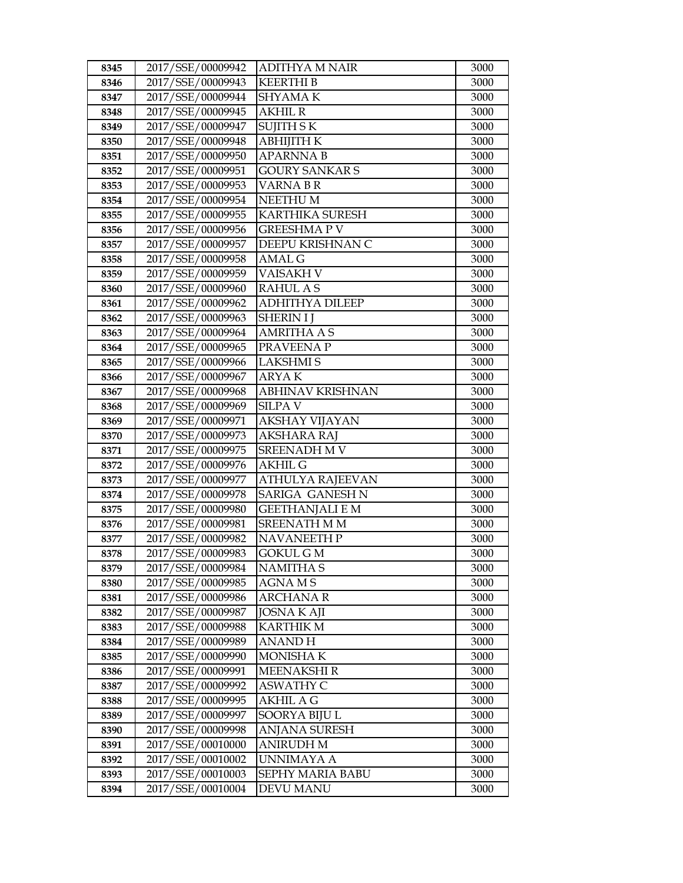| 8345 | 2017/SSE/00009942 | ADITHYA M NAIR | 3000 |
|---|---|---|---|
| 8346 | 2017/SSE/00009943 | KEERTHI B | 3000 |
| 8347 | 2017/SSE/00009944 | SHYAMA K | 3000 |
| 8348 | 2017/SSE/00009945 | AKHIL R | 3000 |
| 8349 | 2017/SSE/00009947 | SUJITH S K | 3000 |
| 8350 | 2017/SSE/00009948 | ABHIJITH K | 3000 |
| 8351 | 2017/SSE/00009950 | APARNNA B | 3000 |
| 8352 | 2017/SSE/00009951 | GOURY SANKAR S | 3000 |
| 8353 | 2017/SSE/00009953 | VARNA B R | 3000 |
| 8354 | 2017/SSE/00009954 | NEETHU M | 3000 |
| 8355 | 2017/SSE/00009955 | KARTHIKA SURESH | 3000 |
| 8356 | 2017/SSE/00009956 | GREESHMA P V | 3000 |
| 8357 | 2017/SSE/00009957 | DEEPU KRISHNAN C | 3000 |
| 8358 | 2017/SSE/00009958 | AMAL G | 3000 |
| 8359 | 2017/SSE/00009959 | VAISAKH V | 3000 |
| 8360 | 2017/SSE/00009960 | RAHUL A S | 3000 |
| 8361 | 2017/SSE/00009962 | ADHITHYA DILEEP | 3000 |
| 8362 | 2017/SSE/00009963 | SHERIN I J | 3000 |
| 8363 | 2017/SSE/00009964 | AMRITHA A S | 3000 |
| 8364 | 2017/SSE/00009965 | PRAVEENA P | 3000 |
| 8365 | 2017/SSE/00009966 | LAKSHMI S | 3000 |
| 8366 | 2017/SSE/00009967 | ARYA K | 3000 |
| 8367 | 2017/SSE/00009968 | ABHINAV KRISHNAN | 3000 |
| 8368 | 2017/SSE/00009969 | SILPA V | 3000 |
| 8369 | 2017/SSE/00009971 | AKSHAY VIJAYAN | 3000 |
| 8370 | 2017/SSE/00009973 | AKSHARA RAJ | 3000 |
| 8371 | 2017/SSE/00009975 | SREENADH M V | 3000 |
| 8372 | 2017/SSE/00009976 | AKHIL G | 3000 |
| 8373 | 2017/SSE/00009977 | ATHULYA RAJEEVAN | 3000 |
| 8374 | 2017/SSE/00009978 | SARIGA GANESH N | 3000 |
| 8375 | 2017/SSE/00009980 | GEETHANJALI E M | 3000 |
| 8376 | 2017/SSE/00009981 | SREENATH M M | 3000 |
| 8377 | 2017/SSE/00009982 | NAVANEETH P | 3000 |
| 8378 | 2017/SSE/00009983 | GOKUL G M | 3000 |
| 8379 | 2017/SSE/00009984 | NAMITHA S | 3000 |
| 8380 | 2017/SSE/00009985 | AGNA M S | 3000 |
| 8381 | 2017/SSE/00009986 | ARCHANA R | 3000 |
| 8382 | 2017/SSE/00009987 | JOSNA K AJI | 3000 |
| 8383 | 2017/SSE/00009988 | KARTHIK M | 3000 |
| 8384 | 2017/SSE/00009989 | ANAND H | 3000 |
| 8385 | 2017/SSE/00009990 | MONISHA K | 3000 |
| 8386 | 2017/SSE/00009991 | MEENAKSHI R | 3000 |
| 8387 | 2017/SSE/00009992 | ASWATHY C | 3000 |
| 8388 | 2017/SSE/00009995 | AKHIL A G | 3000 |
| 8389 | 2017/SSE/00009997 | SOORYA BIJU L | 3000 |
| 8390 | 2017/SSE/00009998 | ANJANA SURESH | 3000 |
| 8391 | 2017/SSE/00010000 | ANIRUDH M | 3000 |
| 8392 | 2017/SSE/00010002 | UNNIMAYA A | 3000 |
| 8393 | 2017/SSE/00010003 | SEPHY MARIA BABU | 3000 |
| 8394 | 2017/SSE/00010004 | DEVU MANU | 3000 |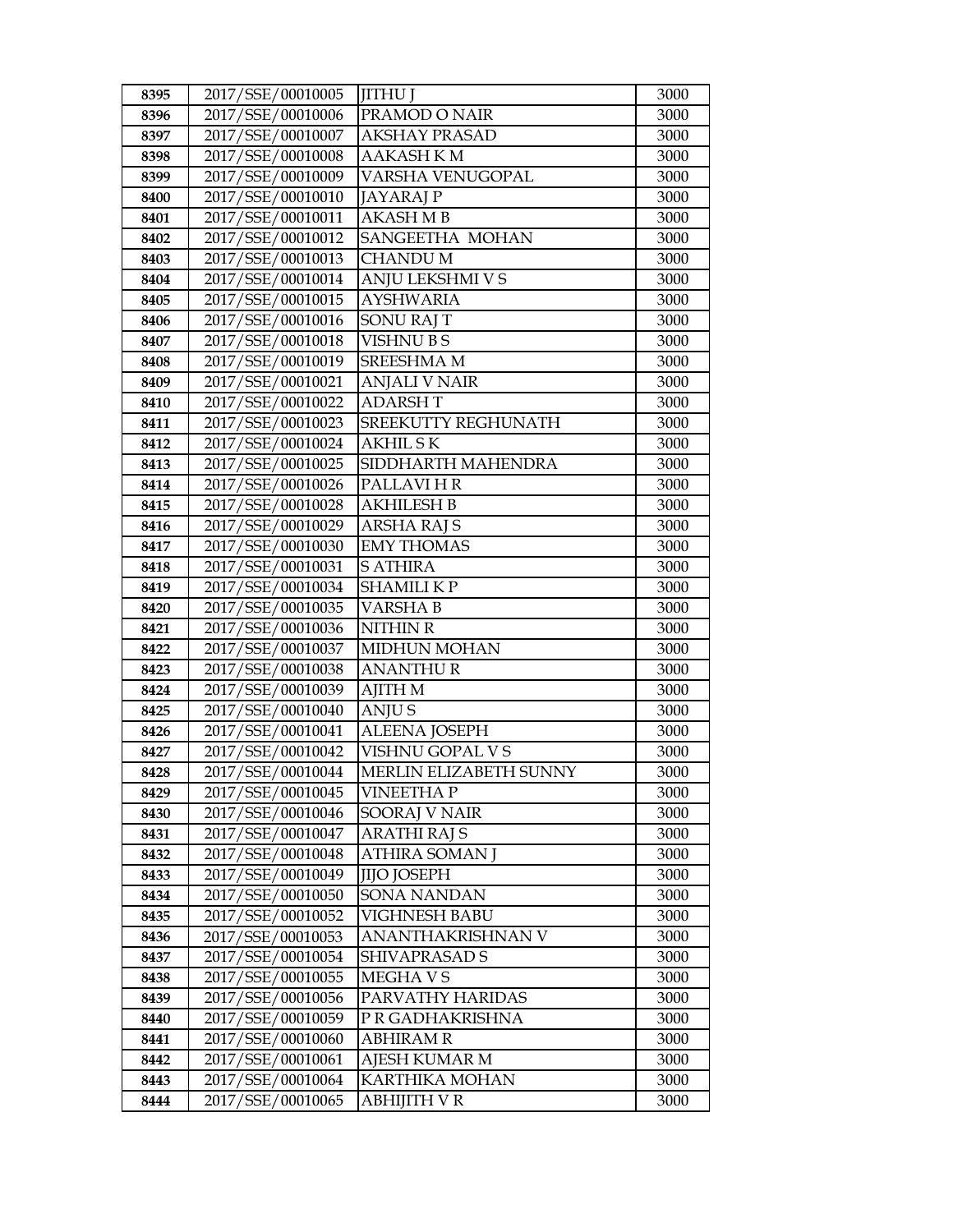| 8395 | 2017/SSE/00010005 | JITHU J | 3000 |
|---|---|---|---|
| 8396 | 2017/SSE/00010006 | PRAMOD O NAIR | 3000 |
| 8397 | 2017/SSE/00010007 | AKSHAY PRASAD | 3000 |
| 8398 | 2017/SSE/00010008 | AAKASH K M | 3000 |
| 8399 | 2017/SSE/00010009 | VARSHA VENUGOPAL | 3000 |
| 8400 | 2017/SSE/00010010 | JAYARAJ P | 3000 |
| 8401 | 2017/SSE/00010011 | AKASH M B | 3000 |
| 8402 | 2017/SSE/00010012 | SANGEETHA MOHAN | 3000 |
| 8403 | 2017/SSE/00010013 | CHANDU M | 3000 |
| 8404 | 2017/SSE/00010014 | ANJU LEKSHMI V S | 3000 |
| 8405 | 2017/SSE/00010015 | AYSHWARIA | 3000 |
| 8406 | 2017/SSE/00010016 | SONU RAJ T | 3000 |
| 8407 | 2017/SSE/00010018 | VISHNU B S | 3000 |
| 8408 | 2017/SSE/00010019 | SREESHMA M | 3000 |
| 8409 | 2017/SSE/00010021 | ANJALI V NAIR | 3000 |
| 8410 | 2017/SSE/00010022 | ADARSH T | 3000 |
| 8411 | 2017/SSE/00010023 | SREEKUTTY REGHUNATH | 3000 |
| 8412 | 2017/SSE/00010024 | AKHIL S K | 3000 |
| 8413 | 2017/SSE/00010025 | SIDDHARTH MAHENDRA | 3000 |
| 8414 | 2017/SSE/00010026 | PALLAVI H R | 3000 |
| 8415 | 2017/SSE/00010028 | AKHILESH B | 3000 |
| 8416 | 2017/SSE/00010029 | ARSHA RAJ S | 3000 |
| 8417 | 2017/SSE/00010030 | EMY THOMAS | 3000 |
| 8418 | 2017/SSE/00010031 | S ATHIRA | 3000 |
| 8419 | 2017/SSE/00010034 | SHAMILI K P | 3000 |
| 8420 | 2017/SSE/00010035 | VARSHA B | 3000 |
| 8421 | 2017/SSE/00010036 | NITHIN R | 3000 |
| 8422 | 2017/SSE/00010037 | MIDHUN MOHAN | 3000 |
| 8423 | 2017/SSE/00010038 | ANANTHU R | 3000 |
| 8424 | 2017/SSE/00010039 | AJITH M | 3000 |
| 8425 | 2017/SSE/00010040 | ANJU S | 3000 |
| 8426 | 2017/SSE/00010041 | ALEENA JOSEPH | 3000 |
| 8427 | 2017/SSE/00010042 | VISHNU GOPAL V S | 3000 |
| 8428 | 2017/SSE/00010044 | MERLIN ELIZABETH SUNNY | 3000 |
| 8429 | 2017/SSE/00010045 | VINEETHA P | 3000 |
| 8430 | 2017/SSE/00010046 | SOORAJ V NAIR | 3000 |
| 8431 | 2017/SSE/00010047 | ARATHI RAJ S | 3000 |
| 8432 | 2017/SSE/00010048 | ATHIRA SOMAN J | 3000 |
| 8433 | 2017/SSE/00010049 | JIJO JOSEPH | 3000 |
| 8434 | 2017/SSE/00010050 | SONA NANDAN | 3000 |
| 8435 | 2017/SSE/00010052 | VIGHNESH BABU | 3000 |
| 8436 | 2017/SSE/00010053 | ANANTHAKRISHNAN V | 3000 |
| 8437 | 2017/SSE/00010054 | SHIVAPRASAD S | 3000 |
| 8438 | 2017/SSE/00010055 | MEGHA V S | 3000 |
| 8439 | 2017/SSE/00010056 | PARVATHY HARIDAS | 3000 |
| 8440 | 2017/SSE/00010059 | P R GADHAKRISHNA | 3000 |
| 8441 | 2017/SSE/00010060 | ABHIRAM R | 3000 |
| 8442 | 2017/SSE/00010061 | AJESH KUMAR M | 3000 |
| 8443 | 2017/SSE/00010064 | KARTHIKA MOHAN | 3000 |
| 8444 | 2017/SSE/00010065 | ABHIJITH V R | 3000 |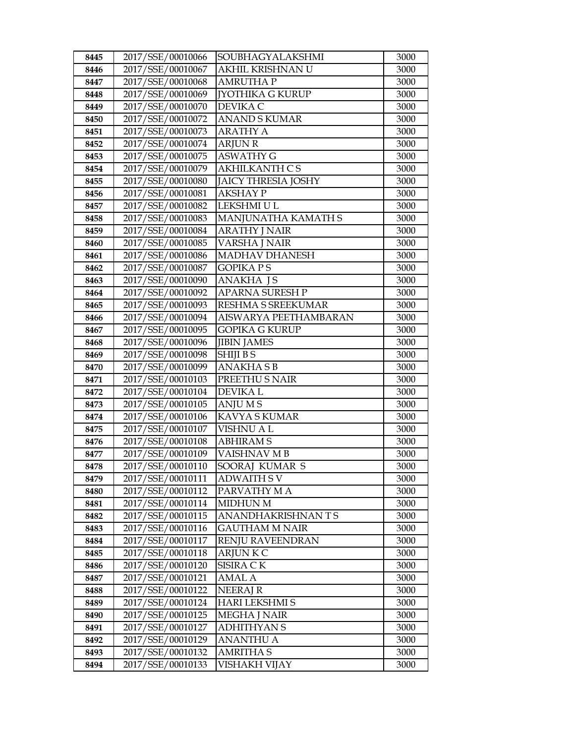| 8445 | 2017/SSE/00010066 | SOUBHAGYALAKSHMI | 3000 |
|---|---|---|---|
| 8446 | 2017/SSE/00010067 | AKHIL KRISHNAN U | 3000 |
| 8447 | 2017/SSE/00010068 | AMRUTHA P | 3000 |
| 8448 | 2017/SSE/00010069 | JYOTHIKA G KURUP | 3000 |
| 8449 | 2017/SSE/00010070 | DEVIKA C | 3000 |
| 8450 | 2017/SSE/00010072 | ANAND S KUMAR | 3000 |
| 8451 | 2017/SSE/00010073 | ARATHY A | 3000 |
| 8452 | 2017/SSE/00010074 | ARJUN R | 3000 |
| 8453 | 2017/SSE/00010075 | ASWATHY G | 3000 |
| 8454 | 2017/SSE/00010079 | AKHILKANTH C S | 3000 |
| 8455 | 2017/SSE/00010080 | JAICY THRESIA JOSHY | 3000 |
| 8456 | 2017/SSE/00010081 | AKSHAY P | 3000 |
| 8457 | 2017/SSE/00010082 | LEKSHMI U L | 3000 |
| 8458 | 2017/SSE/00010083 | MANJUNATHA KAMATH S | 3000 |
| 8459 | 2017/SSE/00010084 | ARATHY J NAIR | 3000 |
| 8460 | 2017/SSE/00010085 | VARSHA J NAIR | 3000 |
| 8461 | 2017/SSE/00010086 | MADHAV DHANESH | 3000 |
| 8462 | 2017/SSE/00010087 | GOPIKA P S | 3000 |
| 8463 | 2017/SSE/00010090 | ANAKHA J S | 3000 |
| 8464 | 2017/SSE/00010092 | APARNA SURESH P | 3000 |
| 8465 | 2017/SSE/00010093 | RESHMA S SREEKUMAR | 3000 |
| 8466 | 2017/SSE/00010094 | AISWARYA PEETHAMBARAN | 3000 |
| 8467 | 2017/SSE/00010095 | GOPIKA G KURUP | 3000 |
| 8468 | 2017/SSE/00010096 | JIBIN JAMES | 3000 |
| 8469 | 2017/SSE/00010098 | SHIJI B S | 3000 |
| 8470 | 2017/SSE/00010099 | ANAKHA S B | 3000 |
| 8471 | 2017/SSE/00010103 | PREETHU S NAIR | 3000 |
| 8472 | 2017/SSE/00010104 | DEVIKA L | 3000 |
| 8473 | 2017/SSE/00010105 | ANJU M S | 3000 |
| 8474 | 2017/SSE/00010106 | KAVYA S KUMAR | 3000 |
| 8475 | 2017/SSE/00010107 | VISHNU A L | 3000 |
| 8476 | 2017/SSE/00010108 | ABHIRAM S | 3000 |
| 8477 | 2017/SSE/00010109 | VAISHNAV M B | 3000 |
| 8478 | 2017/SSE/00010110 | SOORAJ KUMAR S | 3000 |
| 8479 | 2017/SSE/00010111 | ADWAITH S V | 3000 |
| 8480 | 2017/SSE/00010112 | PARVATHY M A | 3000 |
| 8481 | 2017/SSE/00010114 | MIDHUN M | 3000 |
| 8482 | 2017/SSE/00010115 | ANANDHAKRISHNAN T S | 3000 |
| 8483 | 2017/SSE/00010116 | GAUTHAM M NAIR | 3000 |
| 8484 | 2017/SSE/00010117 | RENJU RAVEENDRAN | 3000 |
| 8485 | 2017/SSE/00010118 | ARJUN K C | 3000 |
| 8486 | 2017/SSE/00010120 | SISIRA C K | 3000 |
| 8487 | 2017/SSE/00010121 | AMAL A | 3000 |
| 8488 | 2017/SSE/00010122 | NEERAJ R | 3000 |
| 8489 | 2017/SSE/00010124 | HARI LEKSHMI S | 3000 |
| 8490 | 2017/SSE/00010125 | MEGHA J NAIR | 3000 |
| 8491 | 2017/SSE/00010127 | ADHITHYAN S | 3000 |
| 8492 | 2017/SSE/00010129 | ANANTHU A | 3000 |
| 8493 | 2017/SSE/00010132 | AMRITHA S | 3000 |
| 8494 | 2017/SSE/00010133 | VISHAKH VIJAY | 3000 |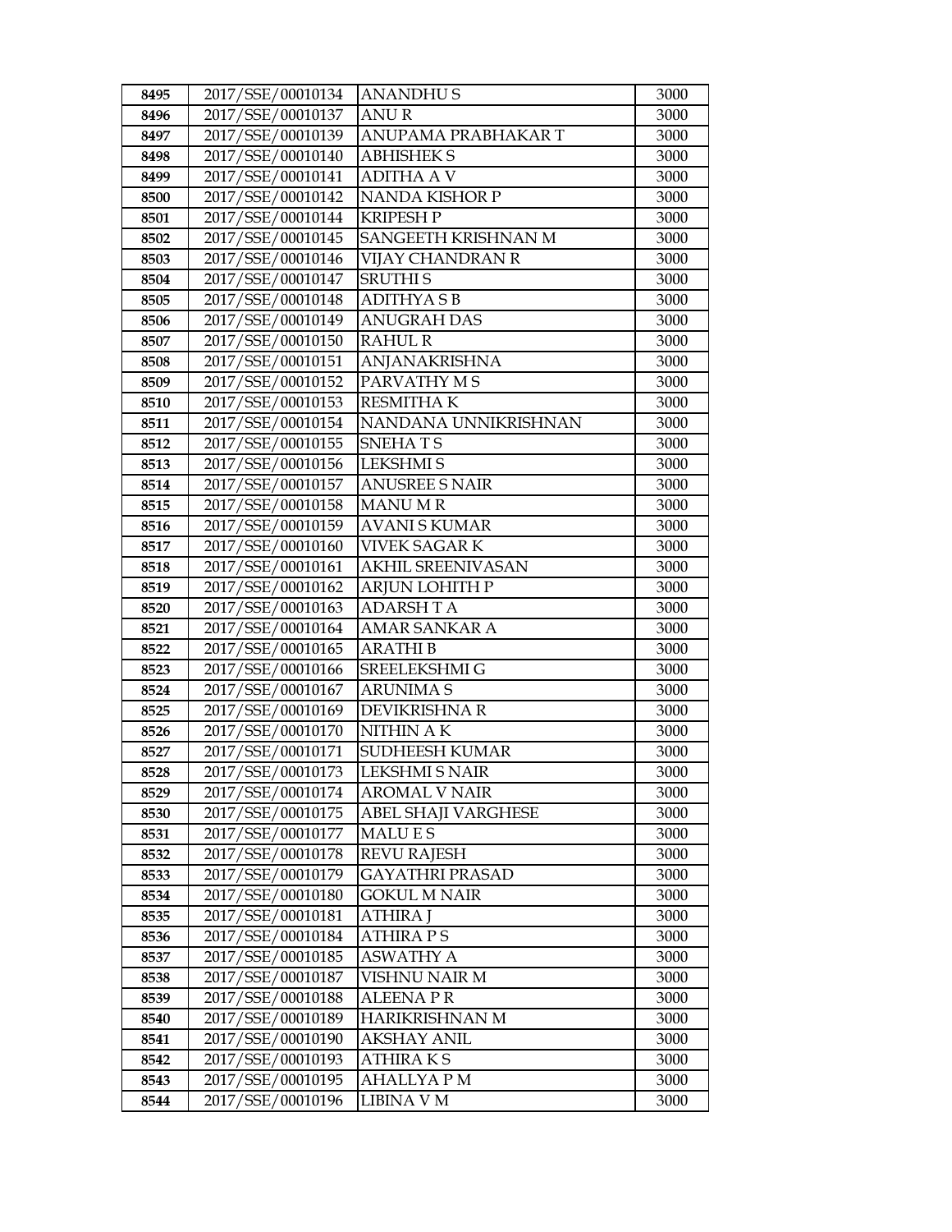| 8495 | 2017/SSE/00010134 | ANANDHU S | 3000 |
|---|---|---|---|
| 8496 | 2017/SSE/00010137 | ANU R | 3000 |
| 8497 | 2017/SSE/00010139 | ANUPAMA PRABHAKAR T | 3000 |
| 8498 | 2017/SSE/00010140 | ABHISHEK S | 3000 |
| 8499 | 2017/SSE/00010141 | ADITHA A V | 3000 |
| 8500 | 2017/SSE/00010142 | NANDA KISHOR P | 3000 |
| 8501 | 2017/SSE/00010144 | KRIPESH P | 3000 |
| 8502 | 2017/SSE/00010145 | SANGEETH KRISHNAN M | 3000 |
| 8503 | 2017/SSE/00010146 | VIJAY CHANDRAN R | 3000 |
| 8504 | 2017/SSE/00010147 | SRUTHI S | 3000 |
| 8505 | 2017/SSE/00010148 | ADITHYA S B | 3000 |
| 8506 | 2017/SSE/00010149 | ANUGRAH DAS | 3000 |
| 8507 | 2017/SSE/00010150 | RAHUL R | 3000 |
| 8508 | 2017/SSE/00010151 | ANJANAKRISHNA | 3000 |
| 8509 | 2017/SSE/00010152 | PARVATHY M S | 3000 |
| 8510 | 2017/SSE/00010153 | RESMITHA K | 3000 |
| 8511 | 2017/SSE/00010154 | NANDANA UNNIKRISHNAN | 3000 |
| 8512 | 2017/SSE/00010155 | SNEHA T S | 3000 |
| 8513 | 2017/SSE/00010156 | LEKSHMI S | 3000 |
| 8514 | 2017/SSE/00010157 | ANUSREE S NAIR | 3000 |
| 8515 | 2017/SSE/00010158 | MANU M R | 3000 |
| 8516 | 2017/SSE/00010159 | AVANI S KUMAR | 3000 |
| 8517 | 2017/SSE/00010160 | VIVEK SAGAR K | 3000 |
| 8518 | 2017/SSE/00010161 | AKHIL SREENIVASAN | 3000 |
| 8519 | 2017/SSE/00010162 | ARJUN LOHITH P | 3000 |
| 8520 | 2017/SSE/00010163 | ADARSH T A | 3000 |
| 8521 | 2017/SSE/00010164 | AMAR SANKAR A | 3000 |
| 8522 | 2017/SSE/00010165 | ARATHI B | 3000 |
| 8523 | 2017/SSE/00010166 | SREELEKSHMI G | 3000 |
| 8524 | 2017/SSE/00010167 | ARUNIMA S | 3000 |
| 8525 | 2017/SSE/00010169 | DEVIKRISHNA R | 3000 |
| 8526 | 2017/SSE/00010170 | NITHIN A K | 3000 |
| 8527 | 2017/SSE/00010171 | SUDHEESH KUMAR | 3000 |
| 8528 | 2017/SSE/00010173 | LEKSHMI S NAIR | 3000 |
| 8529 | 2017/SSE/00010174 | AROMAL V NAIR | 3000 |
| 8530 | 2017/SSE/00010175 | ABEL SHAJI VARGHESE | 3000 |
| 8531 | 2017/SSE/00010177 | MALU E S | 3000 |
| 8532 | 2017/SSE/00010178 | REVU RAJESH | 3000 |
| 8533 | 2017/SSE/00010179 | GAYATHRI PRASAD | 3000 |
| 8534 | 2017/SSE/00010180 | GOKUL M NAIR | 3000 |
| 8535 | 2017/SSE/00010181 | ATHIRA J | 3000 |
| 8536 | 2017/SSE/00010184 | ATHIRA P S | 3000 |
| 8537 | 2017/SSE/00010185 | ASWATHY A | 3000 |
| 8538 | 2017/SSE/00010187 | VISHNU NAIR M | 3000 |
| 8539 | 2017/SSE/00010188 | ALEENA P R | 3000 |
| 8540 | 2017/SSE/00010189 | HARIKRISHNAN M | 3000 |
| 8541 | 2017/SSE/00010190 | AKSHAY ANIL | 3000 |
| 8542 | 2017/SSE/00010193 | ATHIRA K S | 3000 |
| 8543 | 2017/SSE/00010195 | AHALLYA P M | 3000 |
| 8544 | 2017/SSE/00010196 | LIBINA V M | 3000 |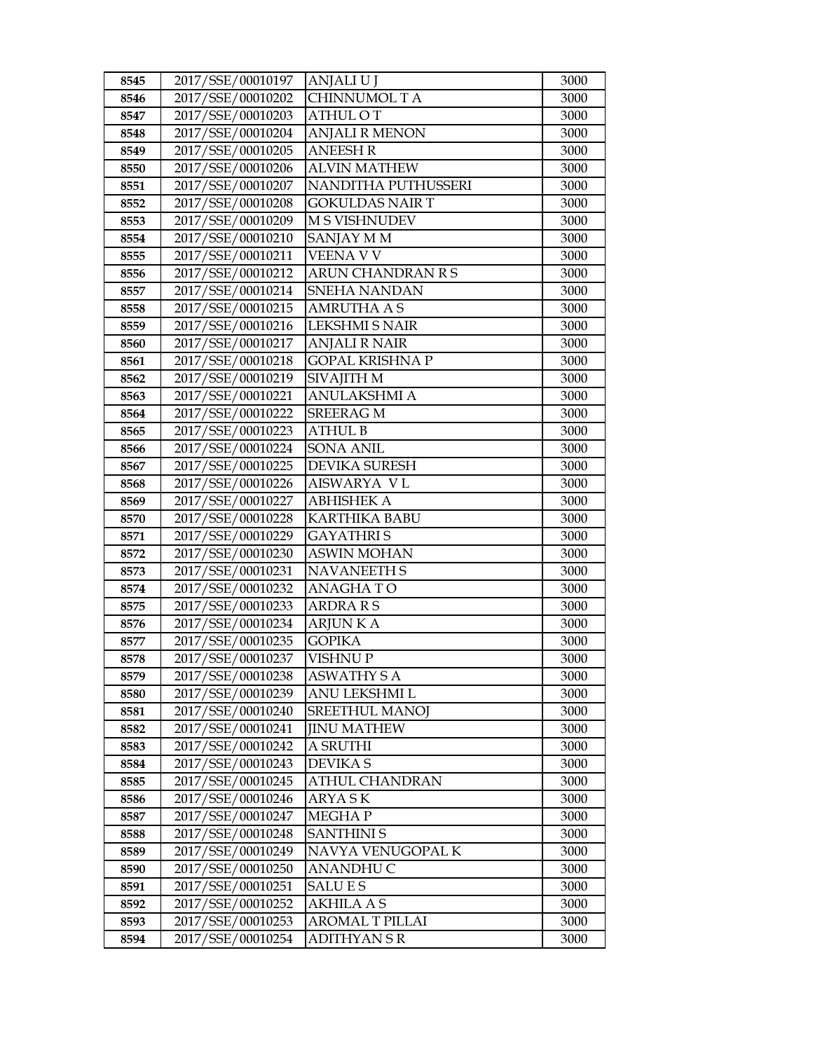| 8545 | 2017/SSE/00010197 | ANJALI U J | 3000 |
|---|---|---|---|
| 8546 | 2017/SSE/00010202 | CHINNUMOL T A | 3000 |
| 8547 | 2017/SSE/00010203 | ATHUL O T | 3000 |
| 8548 | 2017/SSE/00010204 | ANJALI R MENON | 3000 |
| 8549 | 2017/SSE/00010205 | ANEESH R | 3000 |
| 8550 | 2017/SSE/00010206 | ALVIN MATHEW | 3000 |
| 8551 | 2017/SSE/00010207 | NANDITHA PUTHUSSERI | 3000 |
| 8552 | 2017/SSE/00010208 | GOKULDAS NAIR T | 3000 |
| 8553 | 2017/SSE/00010209 | M S VISHNUDEV | 3000 |
| 8554 | 2017/SSE/00010210 | SANJAY M M | 3000 |
| 8555 | 2017/SSE/00010211 | VEENA V V | 3000 |
| 8556 | 2017/SSE/00010212 | ARUN CHANDRAN R S | 3000 |
| 8557 | 2017/SSE/00010214 | SNEHA NANDAN | 3000 |
| 8558 | 2017/SSE/00010215 | AMRUTHA A S | 3000 |
| 8559 | 2017/SSE/00010216 | LEKSHMI S NAIR | 3000 |
| 8560 | 2017/SSE/00010217 | ANJALI R NAIR | 3000 |
| 8561 | 2017/SSE/00010218 | GOPAL KRISHNA P | 3000 |
| 8562 | 2017/SSE/00010219 | SIVAJITH M | 3000 |
| 8563 | 2017/SSE/00010221 | ANULAKSHMI A | 3000 |
| 8564 | 2017/SSE/00010222 | SREERAG M | 3000 |
| 8565 | 2017/SSE/00010223 | ATHUL B | 3000 |
| 8566 | 2017/SSE/00010224 | SONA ANIL | 3000 |
| 8567 | 2017/SSE/00010225 | DEVIKA SURESH | 3000 |
| 8568 | 2017/SSE/00010226 | AISWARYA V L | 3000 |
| 8569 | 2017/SSE/00010227 | ABHISHEK A | 3000 |
| 8570 | 2017/SSE/00010228 | KARTHIKA BABU | 3000 |
| 8571 | 2017/SSE/00010229 | GAYATHRI S | 3000 |
| 8572 | 2017/SSE/00010230 | ASWIN MOHAN | 3000 |
| 8573 | 2017/SSE/00010231 | NAVANEETH S | 3000 |
| 8574 | 2017/SSE/00010232 | ANAGHA T O | 3000 |
| 8575 | 2017/SSE/00010233 | ARDRA R S | 3000 |
| 8576 | 2017/SSE/00010234 | ARJUN K A | 3000 |
| 8577 | 2017/SSE/00010235 | GOPIKA | 3000 |
| 8578 | 2017/SSE/00010237 | VISHNU P | 3000 |
| 8579 | 2017/SSE/00010238 | ASWATHY S A | 3000 |
| 8580 | 2017/SSE/00010239 | ANU LEKSHMI L | 3000 |
| 8581 | 2017/SSE/00010240 | SREETHUL MANOJ | 3000 |
| 8582 | 2017/SSE/00010241 | JINU MATHEW | 3000 |
| 8583 | 2017/SSE/00010242 | A SRUTHI | 3000 |
| 8584 | 2017/SSE/00010243 | DEVIKA S | 3000 |
| 8585 | 2017/SSE/00010245 | ATHUL CHANDRAN | 3000 |
| 8586 | 2017/SSE/00010246 | ARYA S K | 3000 |
| 8587 | 2017/SSE/00010247 | MEGHA P | 3000 |
| 8588 | 2017/SSE/00010248 | SANTHINI S | 3000 |
| 8589 | 2017/SSE/00010249 | NAVYA VENUGOPAL K | 3000 |
| 8590 | 2017/SSE/00010250 | ANANDHU C | 3000 |
| 8591 | 2017/SSE/00010251 | SALU E S | 3000 |
| 8592 | 2017/SSE/00010252 | AKHILA A S | 3000 |
| 8593 | 2017/SSE/00010253 | AROMAL T PILLAI | 3000 |
| 8594 | 2017/SSE/00010254 | ADITHYAN S R | 3000 |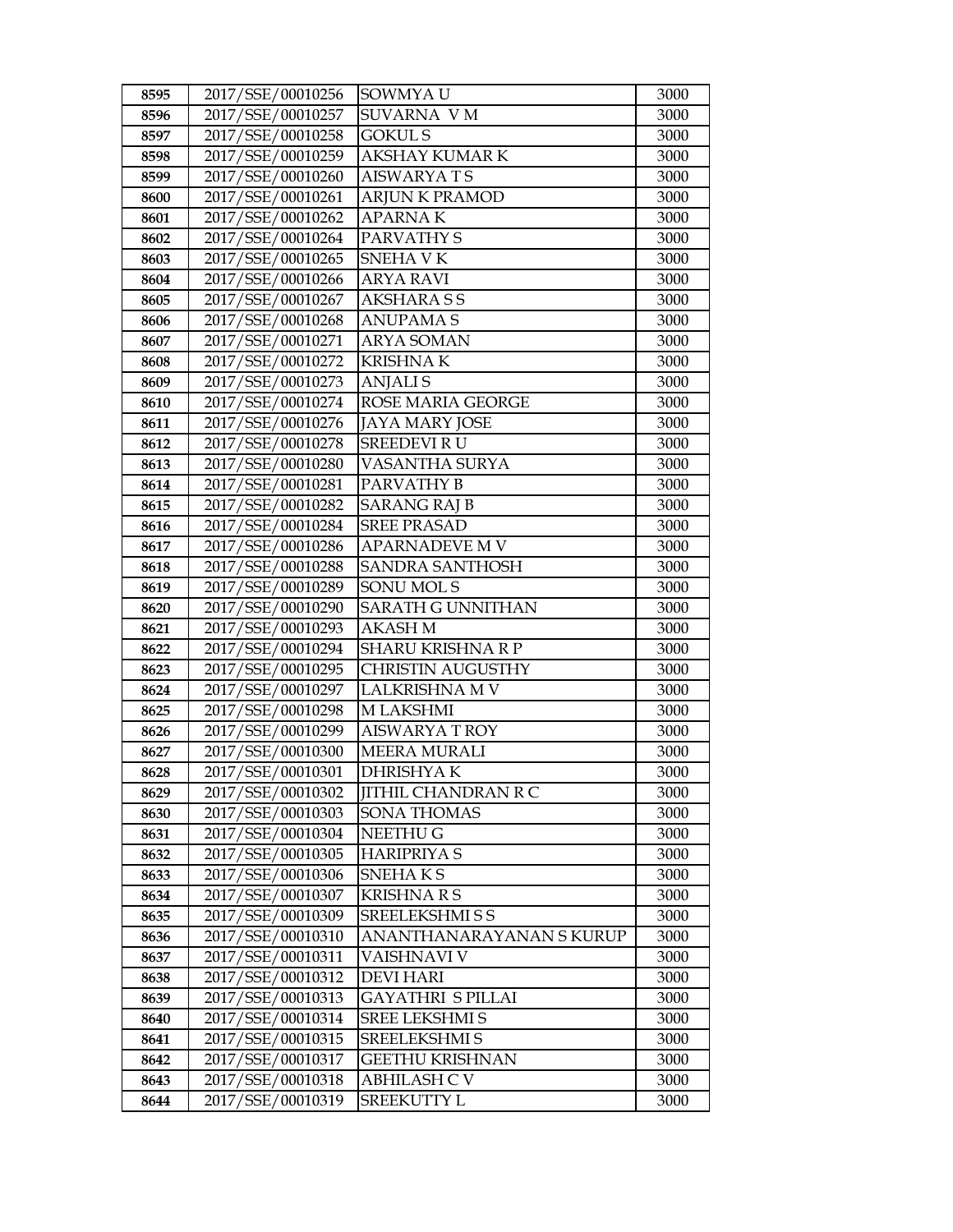| 8595 | 2017/SSE/00010256 | SOWMYA U | 3000 |
|---|---|---|---|
| 8596 | 2017/SSE/00010257 | SUVARNA V M | 3000 |
| 8597 | 2017/SSE/00010258 | GOKUL S | 3000 |
| 8598 | 2017/SSE/00010259 | AKSHAY KUMAR K | 3000 |
| 8599 | 2017/SSE/00010260 | AISWARYA T S | 3000 |
| 8600 | 2017/SSE/00010261 | ARJUN K PRAMOD | 3000 |
| 8601 | 2017/SSE/00010262 | APARNA K | 3000 |
| 8602 | 2017/SSE/00010264 | PARVATHY S | 3000 |
| 8603 | 2017/SSE/00010265 | SNEHA V K | 3000 |
| 8604 | 2017/SSE/00010266 | ARYA RAVI | 3000 |
| 8605 | 2017/SSE/00010267 | AKSHARA S S | 3000 |
| 8606 | 2017/SSE/00010268 | ANUPAMA S | 3000 |
| 8607 | 2017/SSE/00010271 | ARYA SOMAN | 3000 |
| 8608 | 2017/SSE/00010272 | KRISHNA K | 3000 |
| 8609 | 2017/SSE/00010273 | ANJALI S | 3000 |
| 8610 | 2017/SSE/00010274 | ROSE MARIA GEORGE | 3000 |
| 8611 | 2017/SSE/00010276 | JAYA MARY JOSE | 3000 |
| 8612 | 2017/SSE/00010278 | SREEDEVI R U | 3000 |
| 8613 | 2017/SSE/00010280 | VASANTHA SURYA | 3000 |
| 8614 | 2017/SSE/00010281 | PARVATHY B | 3000 |
| 8615 | 2017/SSE/00010282 | SARANG RAJ B | 3000 |
| 8616 | 2017/SSE/00010284 | SREE PRASAD | 3000 |
| 8617 | 2017/SSE/00010286 | APARNADEVE M V | 3000 |
| 8618 | 2017/SSE/00010288 | SANDRA SANTHOSH | 3000 |
| 8619 | 2017/SSE/00010289 | SONU MOL S | 3000 |
| 8620 | 2017/SSE/00010290 | SARATH G UNNITHAN | 3000 |
| 8621 | 2017/SSE/00010293 | AKASH M | 3000 |
| 8622 | 2017/SSE/00010294 | SHARU KRISHNA R P | 3000 |
| 8623 | 2017/SSE/00010295 | CHRISTIN AUGUSTHY | 3000 |
| 8624 | 2017/SSE/00010297 | LALKRISHNA M V | 3000 |
| 8625 | 2017/SSE/00010298 | M LAKSHMI | 3000 |
| 8626 | 2017/SSE/00010299 | AISWARYA T ROY | 3000 |
| 8627 | 2017/SSE/00010300 | MEERA MURALI | 3000 |
| 8628 | 2017/SSE/00010301 | DHRISHYA K | 3000 |
| 8629 | 2017/SSE/00010302 | JITHIL CHANDRAN R C | 3000 |
| 8630 | 2017/SSE/00010303 | SONA THOMAS | 3000 |
| 8631 | 2017/SSE/00010304 | NEETHU G | 3000 |
| 8632 | 2017/SSE/00010305 | HARIPRIYA S | 3000 |
| 8633 | 2017/SSE/00010306 | SNEHA K S | 3000 |
| 8634 | 2017/SSE/00010307 | KRISHNA R S | 3000 |
| 8635 | 2017/SSE/00010309 | SREELEKSHMI S S | 3000 |
| 8636 | 2017/SSE/00010310 | ANANTHANARAYANAN S KURUP | 3000 |
| 8637 | 2017/SSE/00010311 | VAISHNAVI V | 3000 |
| 8638 | 2017/SSE/00010312 | DEVI HARI | 3000 |
| 8639 | 2017/SSE/00010313 | GAYATHRI S PILLAI | 3000 |
| 8640 | 2017/SSE/00010314 | SREE LEKSHMI S | 3000 |
| 8641 | 2017/SSE/00010315 | SREELEKSHMI S | 3000 |
| 8642 | 2017/SSE/00010317 | GEETHU KRISHNAN | 3000 |
| 8643 | 2017/SSE/00010318 | ABHILASH C V | 3000 |
| 8644 | 2017/SSE/00010319 | SREEKUTTY L | 3000 |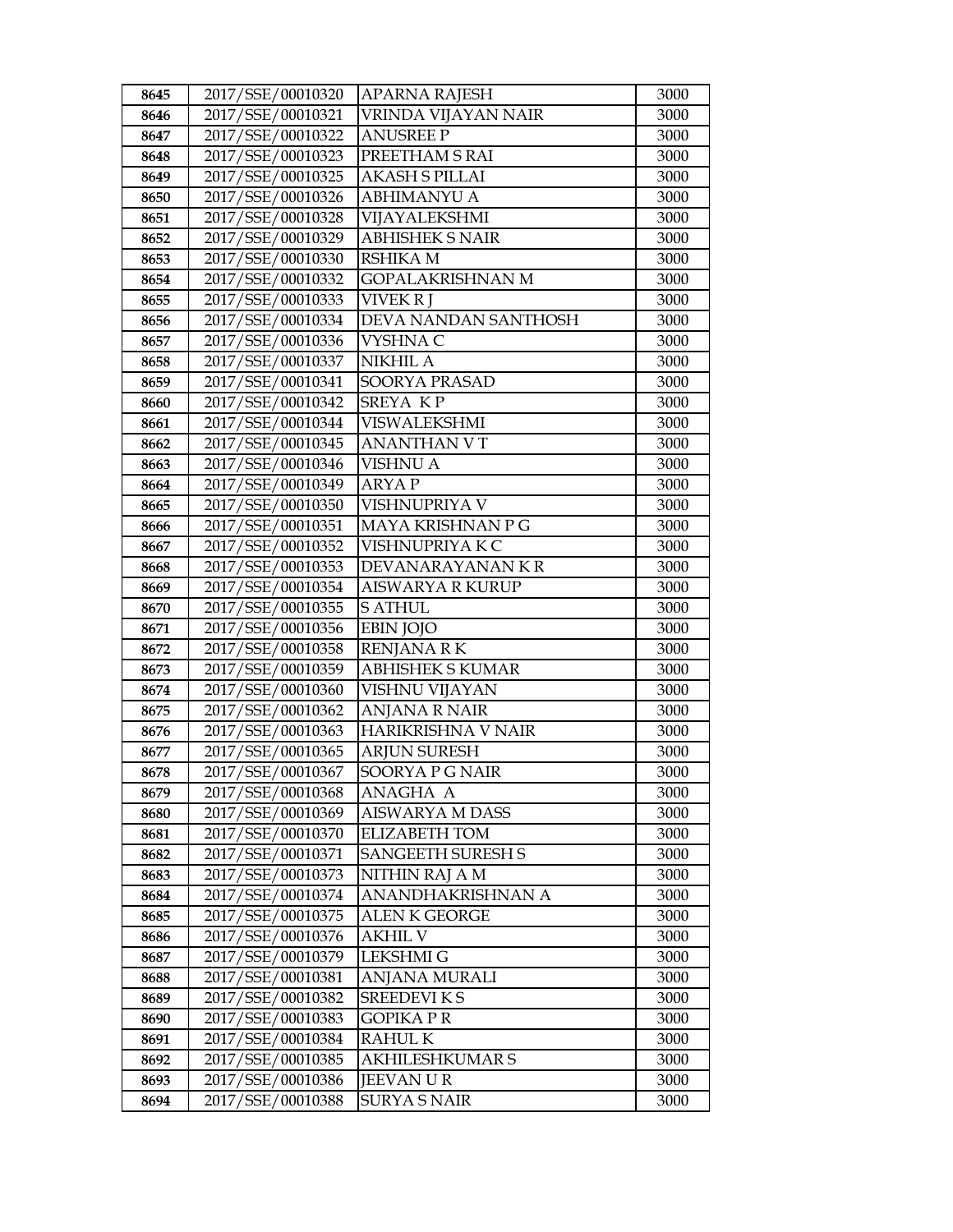| 8645 | 2017/SSE/00010320 | APARNA RAJESH | 3000 |
|---|---|---|---|
| 8646 | 2017/SSE/00010321 | VRINDA VIJAYAN NAIR | 3000 |
| 8647 | 2017/SSE/00010322 | ANUSREE P | 3000 |
| 8648 | 2017/SSE/00010323 | PREETHAM S RAI | 3000 |
| 8649 | 2017/SSE/00010325 | AKASH S PILLAI | 3000 |
| 8650 | 2017/SSE/00010326 | ABHIMANYU A | 3000 |
| 8651 | 2017/SSE/00010328 | VIJAYALEKSHMI | 3000 |
| 8652 | 2017/SSE/00010329 | ABHISHEK S NAIR | 3000 |
| 8653 | 2017/SSE/00010330 | RSHIKA M | 3000 |
| 8654 | 2017/SSE/00010332 | GOPALAKRISHNAN M | 3000 |
| 8655 | 2017/SSE/00010333 | VIVEK R J | 3000 |
| 8656 | 2017/SSE/00010334 | DEVA NANDAN SANTHOSH | 3000 |
| 8657 | 2017/SSE/00010336 | VYSHNA C | 3000 |
| 8658 | 2017/SSE/00010337 | NIKHIL A | 3000 |
| 8659 | 2017/SSE/00010341 | SOORYA PRASAD | 3000 |
| 8660 | 2017/SSE/00010342 | SREYA K P | 3000 |
| 8661 | 2017/SSE/00010344 | VISWALEKSHMI | 3000 |
| 8662 | 2017/SSE/00010345 | ANANTHAN V T | 3000 |
| 8663 | 2017/SSE/00010346 | VISHNU A | 3000 |
| 8664 | 2017/SSE/00010349 | ARYA P | 3000 |
| 8665 | 2017/SSE/00010350 | VISHNUPRIYA V | 3000 |
| 8666 | 2017/SSE/00010351 | MAYA KRISHNAN P G | 3000 |
| 8667 | 2017/SSE/00010352 | VISHNUPRIYA K C | 3000 |
| 8668 | 2017/SSE/00010353 | DEVANARAYANAN K R | 3000 |
| 8669 | 2017/SSE/00010354 | AISWARYA R KURUP | 3000 |
| 8670 | 2017/SSE/00010355 | S ATHUL | 3000 |
| 8671 | 2017/SSE/00010356 | EBIN JOJO | 3000 |
| 8672 | 2017/SSE/00010358 | RENJANA R K | 3000 |
| 8673 | 2017/SSE/00010359 | ABHISHEK S KUMAR | 3000 |
| 8674 | 2017/SSE/00010360 | VISHNU VIJAYAN | 3000 |
| 8675 | 2017/SSE/00010362 | ANJANA R NAIR | 3000 |
| 8676 | 2017/SSE/00010363 | HARIKRISHNA V NAIR | 3000 |
| 8677 | 2017/SSE/00010365 | ARJUN SURESH | 3000 |
| 8678 | 2017/SSE/00010367 | SOORYA P G NAIR | 3000 |
| 8679 | 2017/SSE/00010368 | ANAGHA A | 3000 |
| 8680 | 2017/SSE/00010369 | AISWARYA M DASS | 3000 |
| 8681 | 2017/SSE/00010370 | ELIZABETH TOM | 3000 |
| 8682 | 2017/SSE/00010371 | SANGEETH SURESH S | 3000 |
| 8683 | 2017/SSE/00010373 | NITHIN RAJ A M | 3000 |
| 8684 | 2017/SSE/00010374 | ANANDHAKRISHNAN A | 3000 |
| 8685 | 2017/SSE/00010375 | ALEN K GEORGE | 3000 |
| 8686 | 2017/SSE/00010376 | AKHIL V | 3000 |
| 8687 | 2017/SSE/00010379 | LEKSHMI G | 3000 |
| 8688 | 2017/SSE/00010381 | ANJANA MURALI | 3000 |
| 8689 | 2017/SSE/00010382 | SREEDEVI K S | 3000 |
| 8690 | 2017/SSE/00010383 | GOPIKA P R | 3000 |
| 8691 | 2017/SSE/00010384 | RAHUL K | 3000 |
| 8692 | 2017/SSE/00010385 | AKHILESHKUMAR S | 3000 |
| 8693 | 2017/SSE/00010386 | JEEVAN U R | 3000 |
| 8694 | 2017/SSE/00010388 | SURYA S NAIR | 3000 |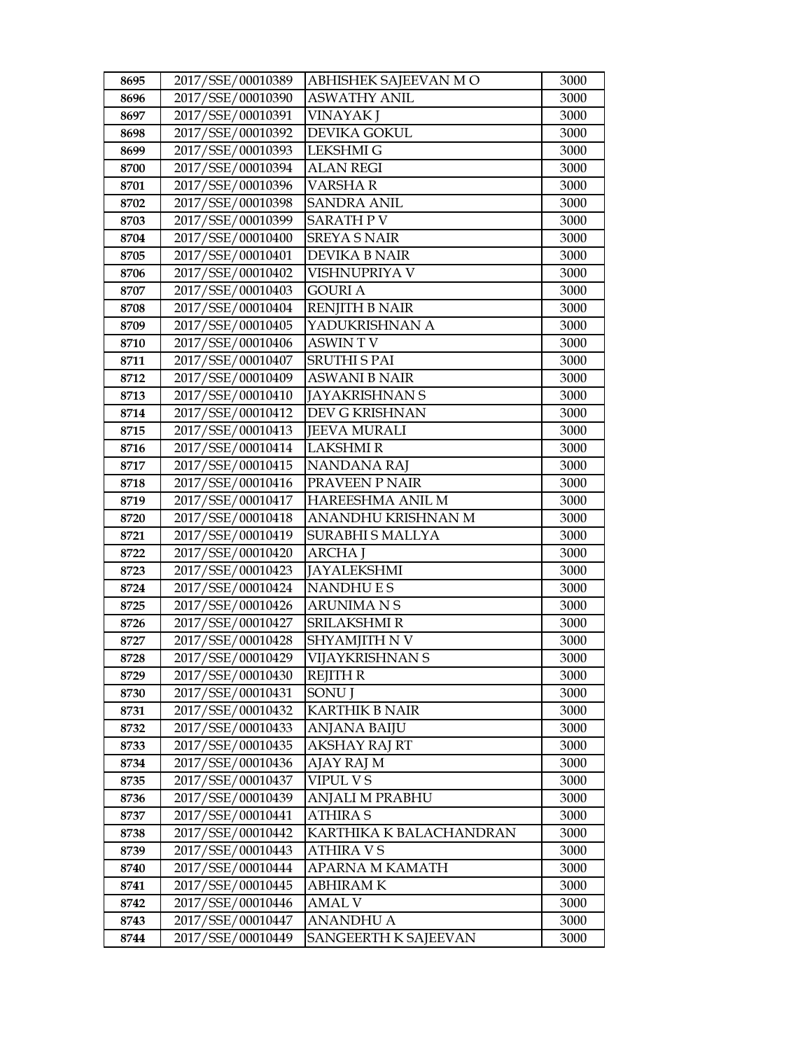| 8695 | 2017/SSE/00010389 | ABHISHEK SAJEEVAN M O | 3000 |
|---|---|---|---|
| 8696 | 2017/SSE/00010390 | ASWATHY ANIL | 3000 |
| 8697 | 2017/SSE/00010391 | VINAYAK J | 3000 |
| 8698 | 2017/SSE/00010392 | DEVIKA GOKUL | 3000 |
| 8699 | 2017/SSE/00010393 | LEKSHMI G | 3000 |
| 8700 | 2017/SSE/00010394 | ALAN REGI | 3000 |
| 8701 | 2017/SSE/00010396 | VARSHA R | 3000 |
| 8702 | 2017/SSE/00010398 | SANDRA ANIL | 3000 |
| 8703 | 2017/SSE/00010399 | SARATH P V | 3000 |
| 8704 | 2017/SSE/00010400 | SREYA S NAIR | 3000 |
| 8705 | 2017/SSE/00010401 | DEVIKA B NAIR | 3000 |
| 8706 | 2017/SSE/00010402 | VISHNUPRIYA V | 3000 |
| 8707 | 2017/SSE/00010403 | GOURI A | 3000 |
| 8708 | 2017/SSE/00010404 | RENJITH B NAIR | 3000 |
| 8709 | 2017/SSE/00010405 | YADUKRISHNAN A | 3000 |
| 8710 | 2017/SSE/00010406 | ASWIN T V | 3000 |
| 8711 | 2017/SSE/00010407 | SRUTHI S PAI | 3000 |
| 8712 | 2017/SSE/00010409 | ASWANI B NAIR | 3000 |
| 8713 | 2017/SSE/00010410 | JAYAKRISHNAN S | 3000 |
| 8714 | 2017/SSE/00010412 | DEV G KRISHNAN | 3000 |
| 8715 | 2017/SSE/00010413 | JEEVA MURALI | 3000 |
| 8716 | 2017/SSE/00010414 | LAKSHMI R | 3000 |
| 8717 | 2017/SSE/00010415 | NANDANA RAJ | 3000 |
| 8718 | 2017/SSE/00010416 | PRAVEEN P NAIR | 3000 |
| 8719 | 2017/SSE/00010417 | HAREESHMA ANIL M | 3000 |
| 8720 | 2017/SSE/00010418 | ANANDHU KRISHNAN M | 3000 |
| 8721 | 2017/SSE/00010419 | SURABHI S MALLYA | 3000 |
| 8722 | 2017/SSE/00010420 | ARCHA J | 3000 |
| 8723 | 2017/SSE/00010423 | JAYALEKSHMI | 3000 |
| 8724 | 2017/SSE/00010424 | NANDHU E S | 3000 |
| 8725 | 2017/SSE/00010426 | ARUNIMA N S | 3000 |
| 8726 | 2017/SSE/00010427 | SRILAKSHMI R | 3000 |
| 8727 | 2017/SSE/00010428 | SHYAMJITH N V | 3000 |
| 8728 | 2017/SSE/00010429 | VIJAYKRISHNAN S | 3000 |
| 8729 | 2017/SSE/00010430 | REJITH R | 3000 |
| 8730 | 2017/SSE/00010431 | SONU J | 3000 |
| 8731 | 2017/SSE/00010432 | KARTHIK B NAIR | 3000 |
| 8732 | 2017/SSE/00010433 | ANJANA BAIJU | 3000 |
| 8733 | 2017/SSE/00010435 | AKSHAY RAJ RT | 3000 |
| 8734 | 2017/SSE/00010436 | AJAY RAJ M | 3000 |
| 8735 | 2017/SSE/00010437 | VIPUL V S | 3000 |
| 8736 | 2017/SSE/00010439 | ANJALI M PRABHU | 3000 |
| 8737 | 2017/SSE/00010441 | ATHIRA S | 3000 |
| 8738 | 2017/SSE/00010442 | KARTHIKA K BALACHANDRAN | 3000 |
| 8739 | 2017/SSE/00010443 | ATHIRA V S | 3000 |
| 8740 | 2017/SSE/00010444 | APARNA M KAMATH | 3000 |
| 8741 | 2017/SSE/00010445 | ABHIRAM K | 3000 |
| 8742 | 2017/SSE/00010446 | AMAL V | 3000 |
| 8743 | 2017/SSE/00010447 | ANANDHU A | 3000 |
| 8744 | 2017/SSE/00010449 | SANGEERTH K SAJEEVAN | 3000 |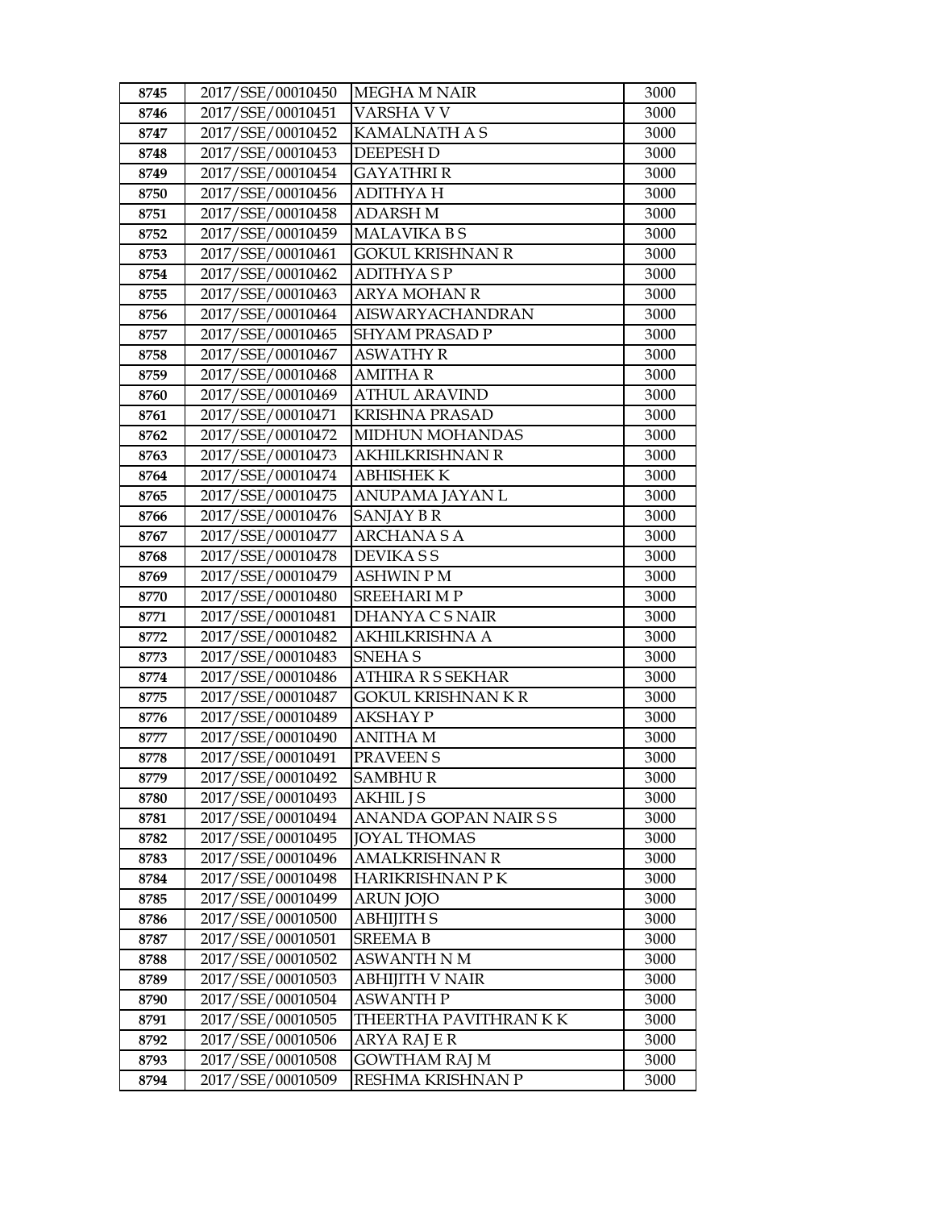| 8745 | 2017/SSE/00010450 | MEGHA M NAIR | 3000 |
|---|---|---|---|
| 8746 | 2017/SSE/00010451 | VARSHA V V | 3000 |
| 8747 | 2017/SSE/00010452 | KAMALNATH A S | 3000 |
| 8748 | 2017/SSE/00010453 | DEEPESH D | 3000 |
| 8749 | 2017/SSE/00010454 | GAYATHRI R | 3000 |
| 8750 | 2017/SSE/00010456 | ADITHYA H | 3000 |
| 8751 | 2017/SSE/00010458 | ADARSH M | 3000 |
| 8752 | 2017/SSE/00010459 | MALAVIKA B S | 3000 |
| 8753 | 2017/SSE/00010461 | GOKUL KRISHNAN R | 3000 |
| 8754 | 2017/SSE/00010462 | ADITHYA S P | 3000 |
| 8755 | 2017/SSE/00010463 | ARYA MOHAN R | 3000 |
| 8756 | 2017/SSE/00010464 | AISWARYACHANDRAN | 3000 |
| 8757 | 2017/SSE/00010465 | SHYAM PRASAD P | 3000 |
| 8758 | 2017/SSE/00010467 | ASWATHY R | 3000 |
| 8759 | 2017/SSE/00010468 | AMITHA R | 3000 |
| 8760 | 2017/SSE/00010469 | ATHUL ARAVIND | 3000 |
| 8761 | 2017/SSE/00010471 | KRISHNA PRASAD | 3000 |
| 8762 | 2017/SSE/00010472 | MIDHUN MOHANDAS | 3000 |
| 8763 | 2017/SSE/00010473 | AKHILKRISHNAN R | 3000 |
| 8764 | 2017/SSE/00010474 | ABHISHEK K | 3000 |
| 8765 | 2017/SSE/00010475 | ANUPAMA JAYAN L | 3000 |
| 8766 | 2017/SSE/00010476 | SANJAY B R | 3000 |
| 8767 | 2017/SSE/00010477 | ARCHANA S A | 3000 |
| 8768 | 2017/SSE/00010478 | DEVIKA S S | 3000 |
| 8769 | 2017/SSE/00010479 | ASHWIN P M | 3000 |
| 8770 | 2017/SSE/00010480 | SREEHARI M P | 3000 |
| 8771 | 2017/SSE/00010481 | DHANYA C S NAIR | 3000 |
| 8772 | 2017/SSE/00010482 | AKHILKRISHNA A | 3000 |
| 8773 | 2017/SSE/00010483 | SNEHA S | 3000 |
| 8774 | 2017/SSE/00010486 | ATHIRA R S SEKHAR | 3000 |
| 8775 | 2017/SSE/00010487 | GOKUL KRISHNAN K R | 3000 |
| 8776 | 2017/SSE/00010489 | AKSHAY P | 3000 |
| 8777 | 2017/SSE/00010490 | ANITHA M | 3000 |
| 8778 | 2017/SSE/00010491 | PRAVEEN S | 3000 |
| 8779 | 2017/SSE/00010492 | SAMBHU R | 3000 |
| 8780 | 2017/SSE/00010493 | AKHIL J S | 3000 |
| 8781 | 2017/SSE/00010494 | ANANDA GOPAN NAIR S S | 3000 |
| 8782 | 2017/SSE/00010495 | JOYAL THOMAS | 3000 |
| 8783 | 2017/SSE/00010496 | AMALKRISHNAN R | 3000 |
| 8784 | 2017/SSE/00010498 | HARIKRISHNAN P K | 3000 |
| 8785 | 2017/SSE/00010499 | ARUN JOJO | 3000 |
| 8786 | 2017/SSE/00010500 | ABHIJITH S | 3000 |
| 8787 | 2017/SSE/00010501 | SREEMA B | 3000 |
| 8788 | 2017/SSE/00010502 | ASWANTH N M | 3000 |
| 8789 | 2017/SSE/00010503 | ABHIJITH V NAIR | 3000 |
| 8790 | 2017/SSE/00010504 | ASWANTH P | 3000 |
| 8791 | 2017/SSE/00010505 | THEERTHA PAVITHRAN K K | 3000 |
| 8792 | 2017/SSE/00010506 | ARYA RAJ E R | 3000 |
| 8793 | 2017/SSE/00010508 | GOWTHAM RAJ M | 3000 |
| 8794 | 2017/SSE/00010509 | RESHMA KRISHNAN P | 3000 |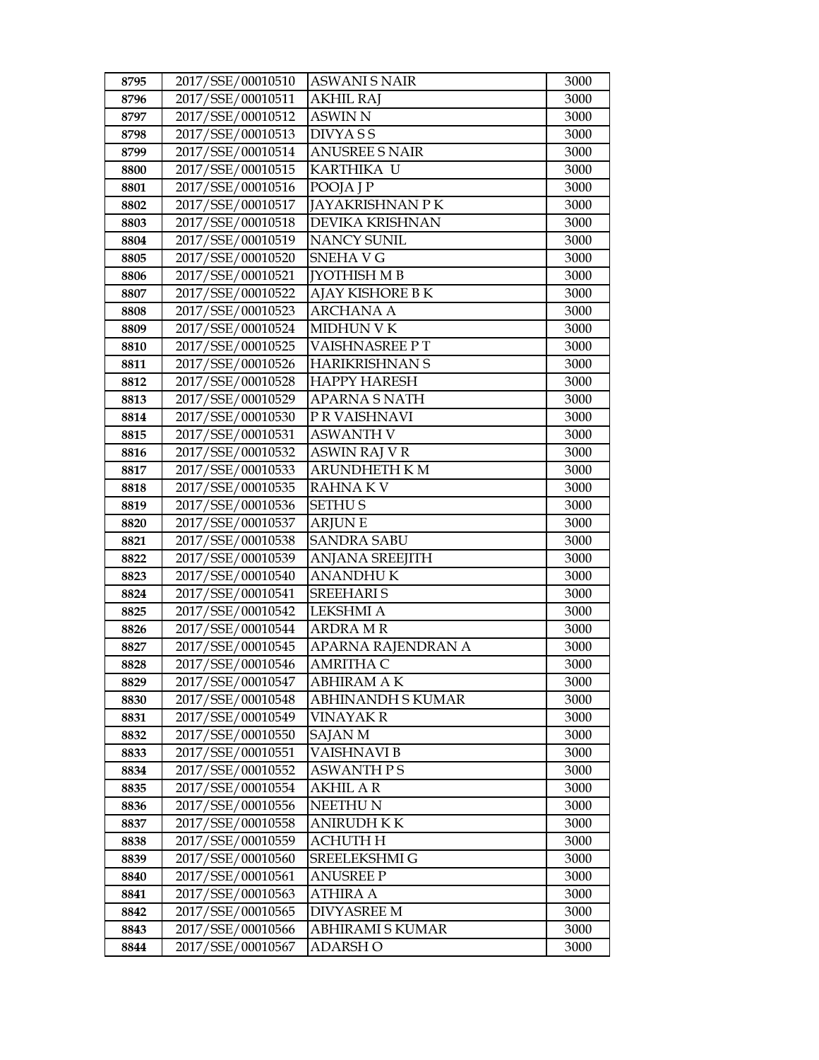| 8795 | 2017/SSE/00010510 | ASWANI S NAIR | 3000 |
|---|---|---|---|
| 8796 | 2017/SSE/00010511 | AKHIL RAJ | 3000 |
| 8797 | 2017/SSE/00010512 | ASWIN N | 3000 |
| 8798 | 2017/SSE/00010513 | DIVYA S S | 3000 |
| 8799 | 2017/SSE/00010514 | ANUSREE S NAIR | 3000 |
| 8800 | 2017/SSE/00010515 | KARTHIKA U | 3000 |
| 8801 | 2017/SSE/00010516 | POOJA J P | 3000 |
| 8802 | 2017/SSE/00010517 | JAYAKRISHNAN P K | 3000 |
| 8803 | 2017/SSE/00010518 | DEVIKA KRISHNAN | 3000 |
| 8804 | 2017/SSE/00010519 | NANCY SUNIL | 3000 |
| 8805 | 2017/SSE/00010520 | SNEHA V G | 3000 |
| 8806 | 2017/SSE/00010521 | JYOTHISH M B | 3000 |
| 8807 | 2017/SSE/00010522 | AJAY KISHORE B K | 3000 |
| 8808 | 2017/SSE/00010523 | ARCHANA A | 3000 |
| 8809 | 2017/SSE/00010524 | MIDHUN V K | 3000 |
| 8810 | 2017/SSE/00010525 | VAISHNASREE P T | 3000 |
| 8811 | 2017/SSE/00010526 | HARIKRISHNAN S | 3000 |
| 8812 | 2017/SSE/00010528 | HAPPY HARESH | 3000 |
| 8813 | 2017/SSE/00010529 | APARNA S NATH | 3000 |
| 8814 | 2017/SSE/00010530 | P R VAISHNAVI | 3000 |
| 8815 | 2017/SSE/00010531 | ASWANTH V | 3000 |
| 8816 | 2017/SSE/00010532 | ASWIN RAJ V R | 3000 |
| 8817 | 2017/SSE/00010533 | ARUNDHETH K M | 3000 |
| 8818 | 2017/SSE/00010535 | RAHNA K V | 3000 |
| 8819 | 2017/SSE/00010536 | SETHU S | 3000 |
| 8820 | 2017/SSE/00010537 | ARJUN E | 3000 |
| 8821 | 2017/SSE/00010538 | SANDRA SABU | 3000 |
| 8822 | 2017/SSE/00010539 | ANJANA SREEJITH | 3000 |
| 8823 | 2017/SSE/00010540 | ANANDHU K | 3000 |
| 8824 | 2017/SSE/00010541 | SREEHARI S | 3000 |
| 8825 | 2017/SSE/00010542 | LEKSHMI A | 3000 |
| 8826 | 2017/SSE/00010544 | ARDRA M R | 3000 |
| 8827 | 2017/SSE/00010545 | APARNA RAJENDRAN A | 3000 |
| 8828 | 2017/SSE/00010546 | AMRITHA C | 3000 |
| 8829 | 2017/SSE/00010547 | ABHIRAM A K | 3000 |
| 8830 | 2017/SSE/00010548 | ABHINANDH S KUMAR | 3000 |
| 8831 | 2017/SSE/00010549 | VINAYAK R | 3000 |
| 8832 | 2017/SSE/00010550 | SAJAN M | 3000 |
| 8833 | 2017/SSE/00010551 | VAISHNAVI B | 3000 |
| 8834 | 2017/SSE/00010552 | ASWANTH P S | 3000 |
| 8835 | 2017/SSE/00010554 | AKHIL A R | 3000 |
| 8836 | 2017/SSE/00010556 | NEETHU N | 3000 |
| 8837 | 2017/SSE/00010558 | ANIRUDH K K | 3000 |
| 8838 | 2017/SSE/00010559 | ACHUTH H | 3000 |
| 8839 | 2017/SSE/00010560 | SREELEKSHMI G | 3000 |
| 8840 | 2017/SSE/00010561 | ANUSREE P | 3000 |
| 8841 | 2017/SSE/00010563 | ATHIRA A | 3000 |
| 8842 | 2017/SSE/00010565 | DIVYASREE M | 3000 |
| 8843 | 2017/SSE/00010566 | ABHIRAMI S KUMAR | 3000 |
| 8844 | 2017/SSE/00010567 | ADARSH O | 3000 |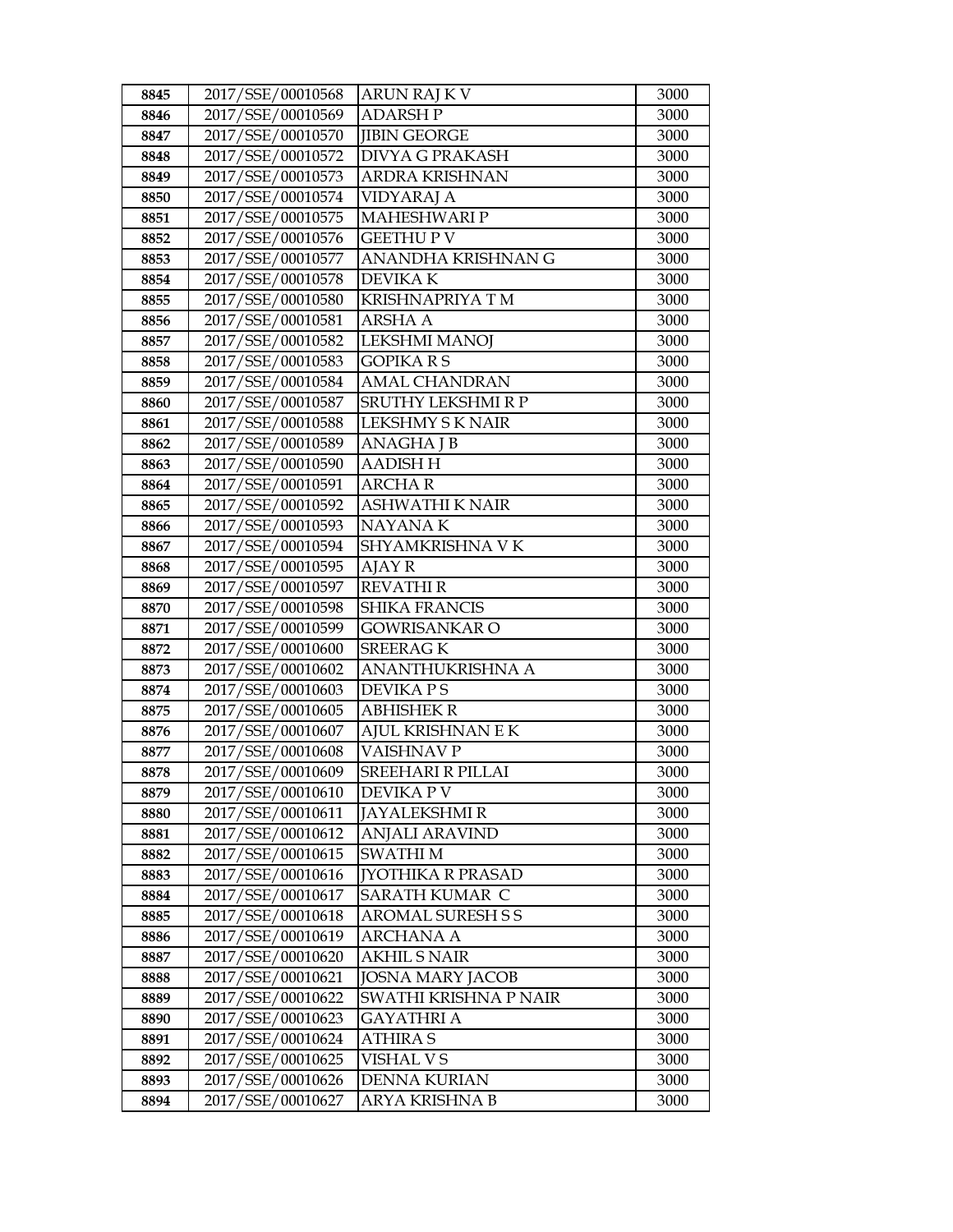| 8845 | 2017/SSE/00010568 | ARUN RAJ K V | 3000 |
|---|---|---|---|
| 8846 | 2017/SSE/00010569 | ADARSH P | 3000 |
| 8847 | 2017/SSE/00010570 | JIBIN GEORGE | 3000 |
| 8848 | 2017/SSE/00010572 | DIVYA G PRAKASH | 3000 |
| 8849 | 2017/SSE/00010573 | ARDRA KRISHNAN | 3000 |
| 8850 | 2017/SSE/00010574 | VIDYARAJ A | 3000 |
| 8851 | 2017/SSE/00010575 | MAHESHWARI P | 3000 |
| 8852 | 2017/SSE/00010576 | GEETHU P V | 3000 |
| 8853 | 2017/SSE/00010577 | ANANDHA KRISHNAN G | 3000 |
| 8854 | 2017/SSE/00010578 | DEVIKA K | 3000 |
| 8855 | 2017/SSE/00010580 | KRISHNAPRIYA T M | 3000 |
| 8856 | 2017/SSE/00010581 | ARSHA A | 3000 |
| 8857 | 2017/SSE/00010582 | LEKSHMI MANOJ | 3000 |
| 8858 | 2017/SSE/00010583 | GOPIKA R S | 3000 |
| 8859 | 2017/SSE/00010584 | AMAL CHANDRAN | 3000 |
| 8860 | 2017/SSE/00010587 | SRUTHY LEKSHMI R P | 3000 |
| 8861 | 2017/SSE/00010588 | LEKSHMY S K NAIR | 3000 |
| 8862 | 2017/SSE/00010589 | ANAGHA J B | 3000 |
| 8863 | 2017/SSE/00010590 | AADISH H | 3000 |
| 8864 | 2017/SSE/00010591 | ARCHA R | 3000 |
| 8865 | 2017/SSE/00010592 | ASHWATHI K NAIR | 3000 |
| 8866 | 2017/SSE/00010593 | NAYANA K | 3000 |
| 8867 | 2017/SSE/00010594 | SHYAMKRISHNA V K | 3000 |
| 8868 | 2017/SSE/00010595 | AJAY R | 3000 |
| 8869 | 2017/SSE/00010597 | REVATHI R | 3000 |
| 8870 | 2017/SSE/00010598 | SHIKA FRANCIS | 3000 |
| 8871 | 2017/SSE/00010599 | GOWRISANKAR O | 3000 |
| 8872 | 2017/SSE/00010600 | SREERAG K | 3000 |
| 8873 | 2017/SSE/00010602 | ANANTHUKRISHNA A | 3000 |
| 8874 | 2017/SSE/00010603 | DEVIKA P S | 3000 |
| 8875 | 2017/SSE/00010605 | ABHISHEK R | 3000 |
| 8876 | 2017/SSE/00010607 | AJUL KRISHNAN E K | 3000 |
| 8877 | 2017/SSE/00010608 | VAISHNAV P | 3000 |
| 8878 | 2017/SSE/00010609 | SREEHARI R PILLAI | 3000 |
| 8879 | 2017/SSE/00010610 | DEVIKA P V | 3000 |
| 8880 | 2017/SSE/00010611 | JAYALEKSHMI R | 3000 |
| 8881 | 2017/SSE/00010612 | ANJALI ARAVIND | 3000 |
| 8882 | 2017/SSE/00010615 | SWATHI M | 3000 |
| 8883 | 2017/SSE/00010616 | JYOTHIKA R PRASAD | 3000 |
| 8884 | 2017/SSE/00010617 | SARATH KUMAR C | 3000 |
| 8885 | 2017/SSE/00010618 | AROMAL SURESH S S | 3000 |
| 8886 | 2017/SSE/00010619 | ARCHANA A | 3000 |
| 8887 | 2017/SSE/00010620 | AKHIL S NAIR | 3000 |
| 8888 | 2017/SSE/00010621 | JOSNA MARY JACOB | 3000 |
| 8889 | 2017/SSE/00010622 | SWATHI KRISHNA P NAIR | 3000 |
| 8890 | 2017/SSE/00010623 | GAYATHRI A | 3000 |
| 8891 | 2017/SSE/00010624 | ATHIRA S | 3000 |
| 8892 | 2017/SSE/00010625 | VISHAL V S | 3000 |
| 8893 | 2017/SSE/00010626 | DENNA KURIAN | 3000 |
| 8894 | 2017/SSE/00010627 | ARYA KRISHNA B | 3000 |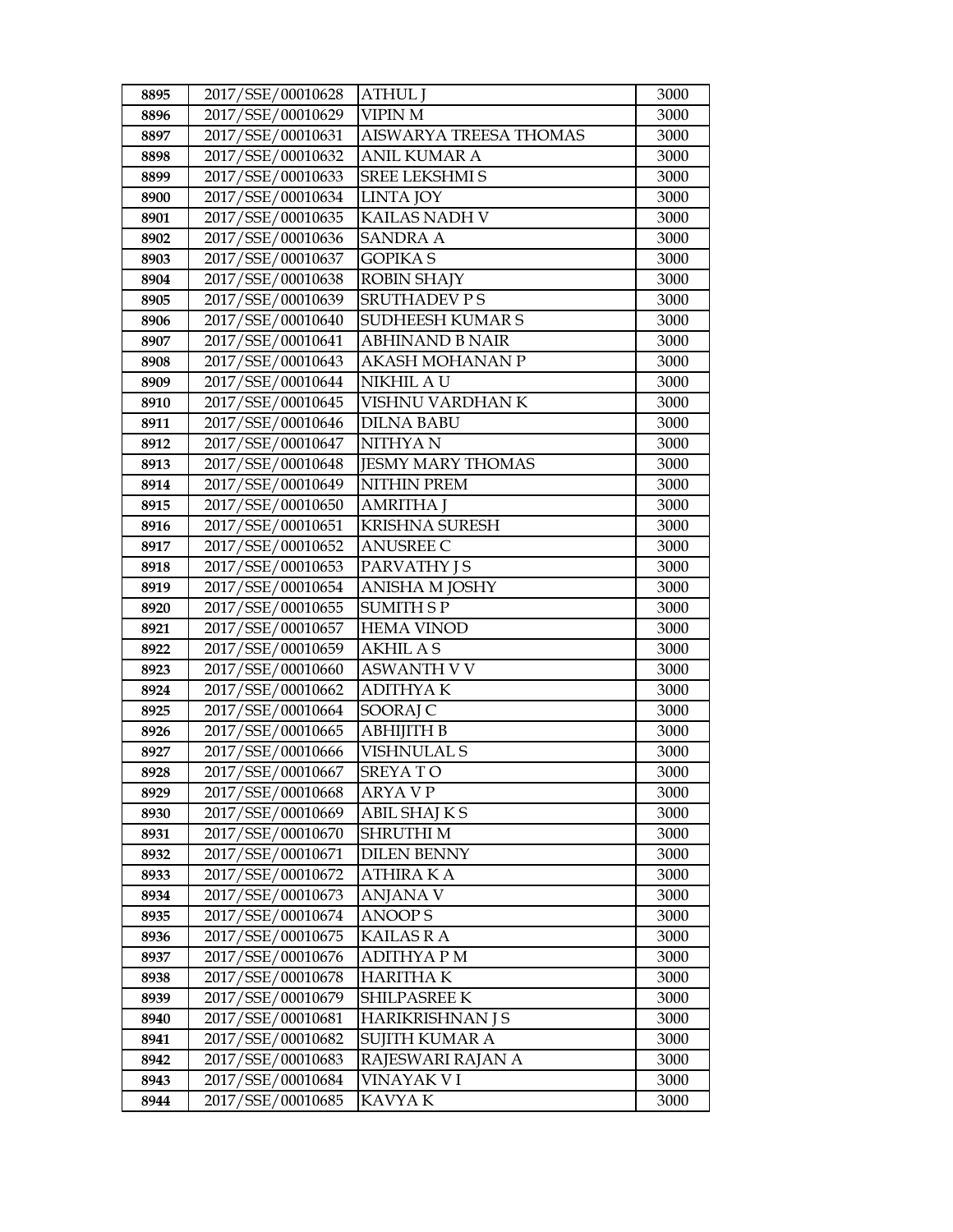| 8895 | 2017/SSE/00010628 | ATHUL J | 3000 |
|---|---|---|---|
| 8896 | 2017/SSE/00010629 | VIPIN M | 3000 |
| 8897 | 2017/SSE/00010631 | AISWARYA TREESA THOMAS | 3000 |
| 8898 | 2017/SSE/00010632 | ANIL KUMAR A | 3000 |
| 8899 | 2017/SSE/00010633 | SREE LEKSHMI S | 3000 |
| 8900 | 2017/SSE/00010634 | LINTA JOY | 3000 |
| 8901 | 2017/SSE/00010635 | KAILAS NADH V | 3000 |
| 8902 | 2017/SSE/00010636 | SANDRA A | 3000 |
| 8903 | 2017/SSE/00010637 | GOPIKA S | 3000 |
| 8904 | 2017/SSE/00010638 | ROBIN SHAJY | 3000 |
| 8905 | 2017/SSE/00010639 | SRUTHADEV P S | 3000 |
| 8906 | 2017/SSE/00010640 | SUDHEESH KUMAR S | 3000 |
| 8907 | 2017/SSE/00010641 | ABHINAND B NAIR | 3000 |
| 8908 | 2017/SSE/00010643 | AKASH MOHANAN P | 3000 |
| 8909 | 2017/SSE/00010644 | NIKHIL A U | 3000 |
| 8910 | 2017/SSE/00010645 | VISHNU VARDHAN K | 3000 |
| 8911 | 2017/SSE/00010646 | DILNA BABU | 3000 |
| 8912 | 2017/SSE/00010647 | NITHYA N | 3000 |
| 8913 | 2017/SSE/00010648 | JESMY MARY THOMAS | 3000 |
| 8914 | 2017/SSE/00010649 | NITHIN PREM | 3000 |
| 8915 | 2017/SSE/00010650 | AMRITHA J | 3000 |
| 8916 | 2017/SSE/00010651 | KRISHNA SURESH | 3000 |
| 8917 | 2017/SSE/00010652 | ANUSREE C | 3000 |
| 8918 | 2017/SSE/00010653 | PARVATHY J S | 3000 |
| 8919 | 2017/SSE/00010654 | ANISHA M JOSHY | 3000 |
| 8920 | 2017/SSE/00010655 | SUMITH S P | 3000 |
| 8921 | 2017/SSE/00010657 | HEMA VINOD | 3000 |
| 8922 | 2017/SSE/00010659 | AKHIL A S | 3000 |
| 8923 | 2017/SSE/00010660 | ASWANTH V V | 3000 |
| 8924 | 2017/SSE/00010662 | ADITHYA K | 3000 |
| 8925 | 2017/SSE/00010664 | SOORAJ C | 3000 |
| 8926 | 2017/SSE/00010665 | ABHIJITH B | 3000 |
| 8927 | 2017/SSE/00010666 | VISHNULAL S | 3000 |
| 8928 | 2017/SSE/00010667 | SREYA T O | 3000 |
| 8929 | 2017/SSE/00010668 | ARYA V P | 3000 |
| 8930 | 2017/SSE/00010669 | ABIL SHAJ K S | 3000 |
| 8931 | 2017/SSE/00010670 | SHRUTHI M | 3000 |
| 8932 | 2017/SSE/00010671 | DILEN BENNY | 3000 |
| 8933 | 2017/SSE/00010672 | ATHIRA K A | 3000 |
| 8934 | 2017/SSE/00010673 | ANJANA V | 3000 |
| 8935 | 2017/SSE/00010674 | ANOOP S | 3000 |
| 8936 | 2017/SSE/00010675 | KAILAS R A | 3000 |
| 8937 | 2017/SSE/00010676 | ADITHYA P M | 3000 |
| 8938 | 2017/SSE/00010678 | HARITHA K | 3000 |
| 8939 | 2017/SSE/00010679 | SHILPASREE K | 3000 |
| 8940 | 2017/SSE/00010681 | HARIKRISHNAN J S | 3000 |
| 8941 | 2017/SSE/00010682 | SUJITH KUMAR A | 3000 |
| 8942 | 2017/SSE/00010683 | RAJESWARI RAJAN A | 3000 |
| 8943 | 2017/SSE/00010684 | VINAYAK V I | 3000 |
| 8944 | 2017/SSE/00010685 | KAVYA K | 3000 |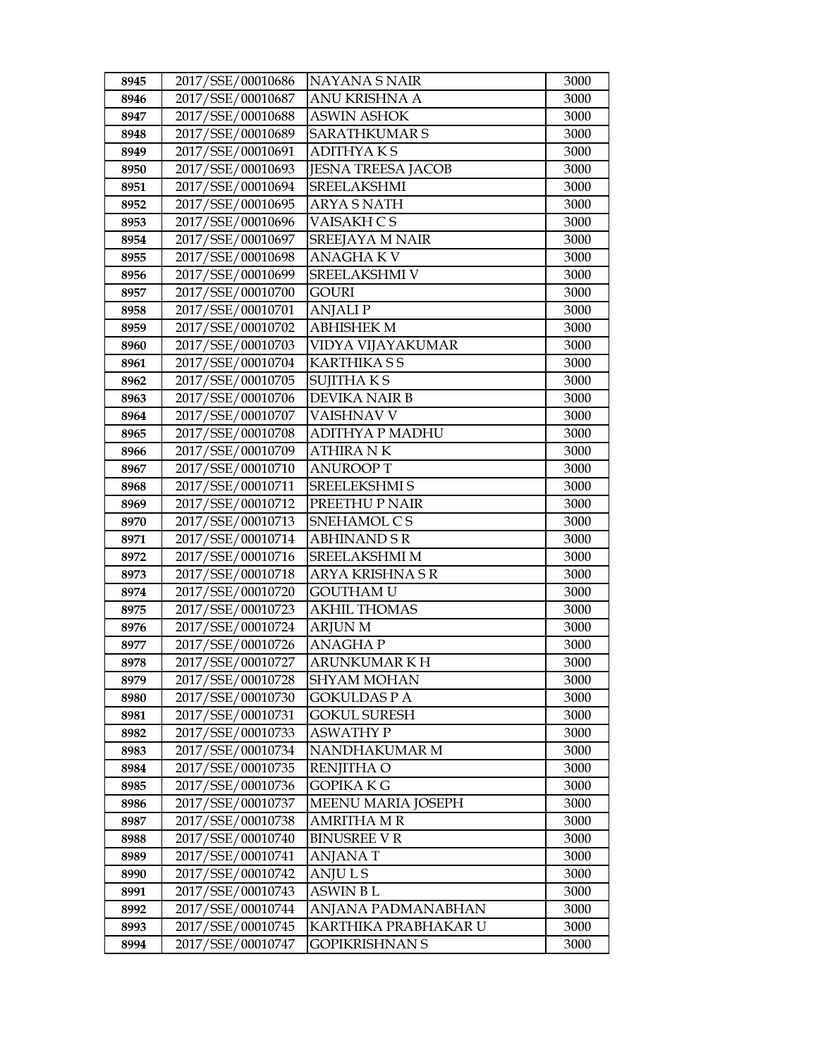| 8945 | 2017/SSE/00010686 | NAYANA S NAIR | 3000 |
|---|---|---|---|
| 8946 | 2017/SSE/00010687 | ANU KRISHNA A | 3000 |
| 8947 | 2017/SSE/00010688 | ASWIN ASHOK | 3000 |
| 8948 | 2017/SSE/00010689 | SARATHKUMAR S | 3000 |
| 8949 | 2017/SSE/00010691 | ADITHYA K S | 3000 |
| 8950 | 2017/SSE/00010693 | JESNA TREESA JACOB | 3000 |
| 8951 | 2017/SSE/00010694 | SREELAKSHMI | 3000 |
| 8952 | 2017/SSE/00010695 | ARYA S NATH | 3000 |
| 8953 | 2017/SSE/00010696 | VAISAKH C S | 3000 |
| 8954 | 2017/SSE/00010697 | SREEJAYA M NAIR | 3000 |
| 8955 | 2017/SSE/00010698 | ANAGHA K V | 3000 |
| 8956 | 2017/SSE/00010699 | SREELAKSHMI V | 3000 |
| 8957 | 2017/SSE/00010700 | GOURI | 3000 |
| 8958 | 2017/SSE/00010701 | ANJALI P | 3000 |
| 8959 | 2017/SSE/00010702 | ABHISHEK M | 3000 |
| 8960 | 2017/SSE/00010703 | VIDYA VIJAYAKUMAR | 3000 |
| 8961 | 2017/SSE/00010704 | KARTHIKA S S | 3000 |
| 8962 | 2017/SSE/00010705 | SUJITHA K S | 3000 |
| 8963 | 2017/SSE/00010706 | DEVIKA NAIR B | 3000 |
| 8964 | 2017/SSE/00010707 | VAISHNAV V | 3000 |
| 8965 | 2017/SSE/00010708 | ADITHYA P MADHU | 3000 |
| 8966 | 2017/SSE/00010709 | ATHIRA N K | 3000 |
| 8967 | 2017/SSE/00010710 | ANUROOP T | 3000 |
| 8968 | 2017/SSE/00010711 | SREELEKSHMI S | 3000 |
| 8969 | 2017/SSE/00010712 | PREETHU P NAIR | 3000 |
| 8970 | 2017/SSE/00010713 | SNEHAMOL C S | 3000 |
| 8971 | 2017/SSE/00010714 | ABHINAND S R | 3000 |
| 8972 | 2017/SSE/00010716 | SREELAKSHMI M | 3000 |
| 8973 | 2017/SSE/00010718 | ARYA KRISHNA S R | 3000 |
| 8974 | 2017/SSE/00010720 | GOUTHAM U | 3000 |
| 8975 | 2017/SSE/00010723 | AKHIL THOMAS | 3000 |
| 8976 | 2017/SSE/00010724 | ARJUN M | 3000 |
| 8977 | 2017/SSE/00010726 | ANAGHA P | 3000 |
| 8978 | 2017/SSE/00010727 | ARUNKUMAR K H | 3000 |
| 8979 | 2017/SSE/00010728 | SHYAM MOHAN | 3000 |
| 8980 | 2017/SSE/00010730 | GOKULDAS P A | 3000 |
| 8981 | 2017/SSE/00010731 | GOKUL SURESH | 3000 |
| 8982 | 2017/SSE/00010733 | ASWATHY P | 3000 |
| 8983 | 2017/SSE/00010734 | NANDHAKUMAR M | 3000 |
| 8984 | 2017/SSE/00010735 | RENJITHA O | 3000 |
| 8985 | 2017/SSE/00010736 | GOPIKA K G | 3000 |
| 8986 | 2017/SSE/00010737 | MEENU MARIA JOSEPH | 3000 |
| 8987 | 2017/SSE/00010738 | AMRITHA M R | 3000 |
| 8988 | 2017/SSE/00010740 | BINUSREE V R | 3000 |
| 8989 | 2017/SSE/00010741 | ANJANA T | 3000 |
| 8990 | 2017/SSE/00010742 | ANJU L S | 3000 |
| 8991 | 2017/SSE/00010743 | ASWIN B L | 3000 |
| 8992 | 2017/SSE/00010744 | ANJANA PADMANABHAN | 3000 |
| 8993 | 2017/SSE/00010745 | KARTHIKA PRABHAKAR U | 3000 |
| 8994 | 2017/SSE/00010747 | GOPIKRISHNAN S | 3000 |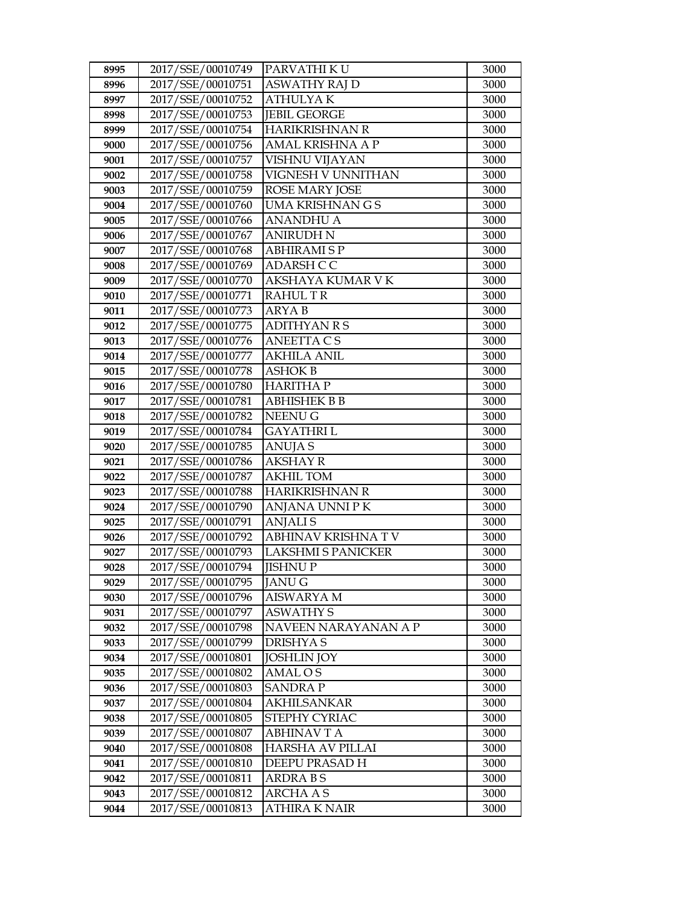| 8995 | 2017/SSE/00010749 | PARVATHI K U | 3000 |
|---|---|---|---|
| 8996 | 2017/SSE/00010751 | ASWATHY RAJ D | 3000 |
| 8997 | 2017/SSE/00010752 | ATHULYA K | 3000 |
| 8998 | 2017/SSE/00010753 | JEBIL GEORGE | 3000 |
| 8999 | 2017/SSE/00010754 | HARIKRISHNAN R | 3000 |
| 9000 | 2017/SSE/00010756 | AMAL KRISHNA A P | 3000 |
| 9001 | 2017/SSE/00010757 | VISHNU VIJAYAN | 3000 |
| 9002 | 2017/SSE/00010758 | VIGNESH V UNNITHAN | 3000 |
| 9003 | 2017/SSE/00010759 | ROSE MARY JOSE | 3000 |
| 9004 | 2017/SSE/00010760 | UMA KRISHNAN G S | 3000 |
| 9005 | 2017/SSE/00010766 | ANANDHU A | 3000 |
| 9006 | 2017/SSE/00010767 | ANIRUDH N | 3000 |
| 9007 | 2017/SSE/00010768 | ABHIRAMI S P | 3000 |
| 9008 | 2017/SSE/00010769 | ADARSH C C | 3000 |
| 9009 | 2017/SSE/00010770 | AKSHAYA KUMAR V K | 3000 |
| 9010 | 2017/SSE/00010771 | RAHUL T R | 3000 |
| 9011 | 2017/SSE/00010773 | ARYA B | 3000 |
| 9012 | 2017/SSE/00010775 | ADITHYAN R S | 3000 |
| 9013 | 2017/SSE/00010776 | ANEETTA C S | 3000 |
| 9014 | 2017/SSE/00010777 | AKHILA ANIL | 3000 |
| 9015 | 2017/SSE/00010778 | ASHOK B | 3000 |
| 9016 | 2017/SSE/00010780 | HARITHA P | 3000 |
| 9017 | 2017/SSE/00010781 | ABHISHEK B B | 3000 |
| 9018 | 2017/SSE/00010782 | NEENU G | 3000 |
| 9019 | 2017/SSE/00010784 | GAYATHRI L | 3000 |
| 9020 | 2017/SSE/00010785 | ANUJA S | 3000 |
| 9021 | 2017/SSE/00010786 | AKSHAY R | 3000 |
| 9022 | 2017/SSE/00010787 | AKHIL TOM | 3000 |
| 9023 | 2017/SSE/00010788 | HARIKRISHNAN R | 3000 |
| 9024 | 2017/SSE/00010790 | ANJANA UNNI P K | 3000 |
| 9025 | 2017/SSE/00010791 | ANJALI S | 3000 |
| 9026 | 2017/SSE/00010792 | ABHINAV KRISHNA T V | 3000 |
| 9027 | 2017/SSE/00010793 | LAKSHMI S PANICKER | 3000 |
| 9028 | 2017/SSE/00010794 | JISHNU P | 3000 |
| 9029 | 2017/SSE/00010795 | JANU G | 3000 |
| 9030 | 2017/SSE/00010796 | AISWARYA M | 3000 |
| 9031 | 2017/SSE/00010797 | ASWATHY S | 3000 |
| 9032 | 2017/SSE/00010798 | NAVEEN NARAYANAN A P | 3000 |
| 9033 | 2017/SSE/00010799 | DRISHYA S | 3000 |
| 9034 | 2017/SSE/00010801 | JOSHLIN JOY | 3000 |
| 9035 | 2017/SSE/00010802 | AMAL O S | 3000 |
| 9036 | 2017/SSE/00010803 | SANDRA P | 3000 |
| 9037 | 2017/SSE/00010804 | AKHILSANKAR | 3000 |
| 9038 | 2017/SSE/00010805 | STEPHY CYRIAC | 3000 |
| 9039 | 2017/SSE/00010807 | ABHINAV T A | 3000 |
| 9040 | 2017/SSE/00010808 | HARSHA AV PILLAI | 3000 |
| 9041 | 2017/SSE/00010810 | DEEPU PRASAD H | 3000 |
| 9042 | 2017/SSE/00010811 | ARDRA B S | 3000 |
| 9043 | 2017/SSE/00010812 | ARCHA A S | 3000 |
| 9044 | 2017/SSE/00010813 | ATHIRA K NAIR | 3000 |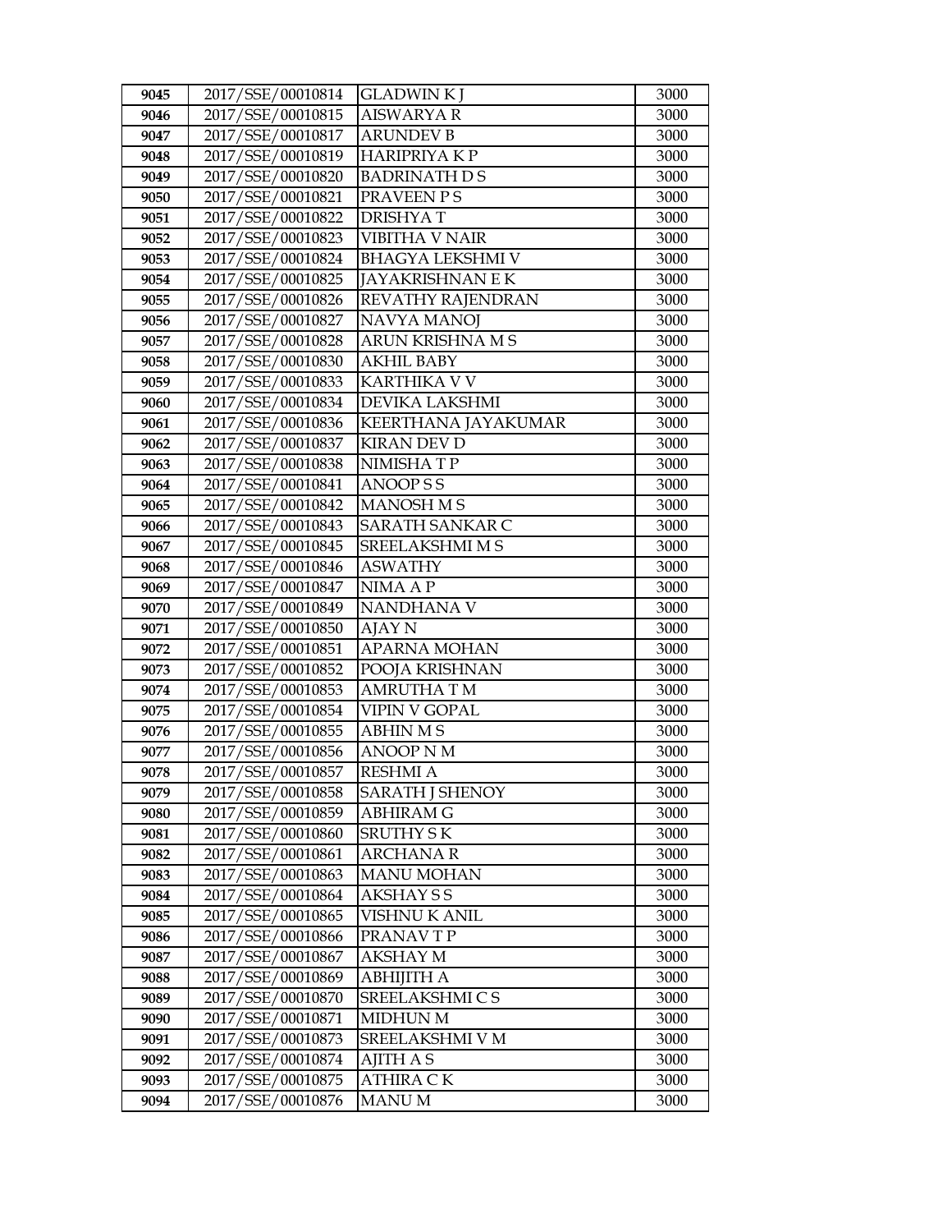| 9045 | 2017/SSE/00010814 | GLADWIN K J | 3000 |
|---|---|---|---|
| 9046 | 2017/SSE/00010815 | AISWARYA R | 3000 |
| 9047 | 2017/SSE/00010817 | ARUNDEV B | 3000 |
| 9048 | 2017/SSE/00010819 | HARIPRIYA K P | 3000 |
| 9049 | 2017/SSE/00010820 | BADRINATH D S | 3000 |
| 9050 | 2017/SSE/00010821 | PRAVEEN P S | 3000 |
| 9051 | 2017/SSE/00010822 | DRISHYA T | 3000 |
| 9052 | 2017/SSE/00010823 | VIBITHA V NAIR | 3000 |
| 9053 | 2017/SSE/00010824 | BHAGYA LEKSHMI V | 3000 |
| 9054 | 2017/SSE/00010825 | JAYAKRISHNAN E K | 3000 |
| 9055 | 2017/SSE/00010826 | REVATHY RAJENDRAN | 3000 |
| 9056 | 2017/SSE/00010827 | NAVYA MANOJ | 3000 |
| 9057 | 2017/SSE/00010828 | ARUN KRISHNA M S | 3000 |
| 9058 | 2017/SSE/00010830 | AKHIL BABY | 3000 |
| 9059 | 2017/SSE/00010833 | KARTHIKA V V | 3000 |
| 9060 | 2017/SSE/00010834 | DEVIKA LAKSHMI | 3000 |
| 9061 | 2017/SSE/00010836 | KEERTHANA JAYAKUMAR | 3000 |
| 9062 | 2017/SSE/00010837 | KIRAN DEV D | 3000 |
| 9063 | 2017/SSE/00010838 | NIMISHA T P | 3000 |
| 9064 | 2017/SSE/00010841 | ANOOP S S | 3000 |
| 9065 | 2017/SSE/00010842 | MANOSH M S | 3000 |
| 9066 | 2017/SSE/00010843 | SARATH SANKAR C | 3000 |
| 9067 | 2017/SSE/00010845 | SREELAKSHMI M S | 3000 |
| 9068 | 2017/SSE/00010846 | ASWATHY | 3000 |
| 9069 | 2017/SSE/00010847 | NIMA A P | 3000 |
| 9070 | 2017/SSE/00010849 | NANDHANA V | 3000 |
| 9071 | 2017/SSE/00010850 | AJAY N | 3000 |
| 9072 | 2017/SSE/00010851 | APARNA MOHAN | 3000 |
| 9073 | 2017/SSE/00010852 | POOJA KRISHNAN | 3000 |
| 9074 | 2017/SSE/00010853 | AMRUTHA T M | 3000 |
| 9075 | 2017/SSE/00010854 | VIPIN V GOPAL | 3000 |
| 9076 | 2017/SSE/00010855 | ABHIN M S | 3000 |
| 9077 | 2017/SSE/00010856 | ANOOP N M | 3000 |
| 9078 | 2017/SSE/00010857 | RESHMI A | 3000 |
| 9079 | 2017/SSE/00010858 | SARATH J SHENOY | 3000 |
| 9080 | 2017/SSE/00010859 | ABHIRAM G | 3000 |
| 9081 | 2017/SSE/00010860 | SRUTHY S K | 3000 |
| 9082 | 2017/SSE/00010861 | ARCHANA R | 3000 |
| 9083 | 2017/SSE/00010863 | MANU MOHAN | 3000 |
| 9084 | 2017/SSE/00010864 | AKSHAY S S | 3000 |
| 9085 | 2017/SSE/00010865 | VISHNU K ANIL | 3000 |
| 9086 | 2017/SSE/00010866 | PRANAV T P | 3000 |
| 9087 | 2017/SSE/00010867 | AKSHAY M | 3000 |
| 9088 | 2017/SSE/00010869 | ABHIJITH A | 3000 |
| 9089 | 2017/SSE/00010870 | SREELAKSHMI C S | 3000 |
| 9090 | 2017/SSE/00010871 | MIDHUN M | 3000 |
| 9091 | 2017/SSE/00010873 | SREELAKSHMI V M | 3000 |
| 9092 | 2017/SSE/00010874 | AJITH A S | 3000 |
| 9093 | 2017/SSE/00010875 | ATHIRA C K | 3000 |
| 9094 | 2017/SSE/00010876 | MANU M | 3000 |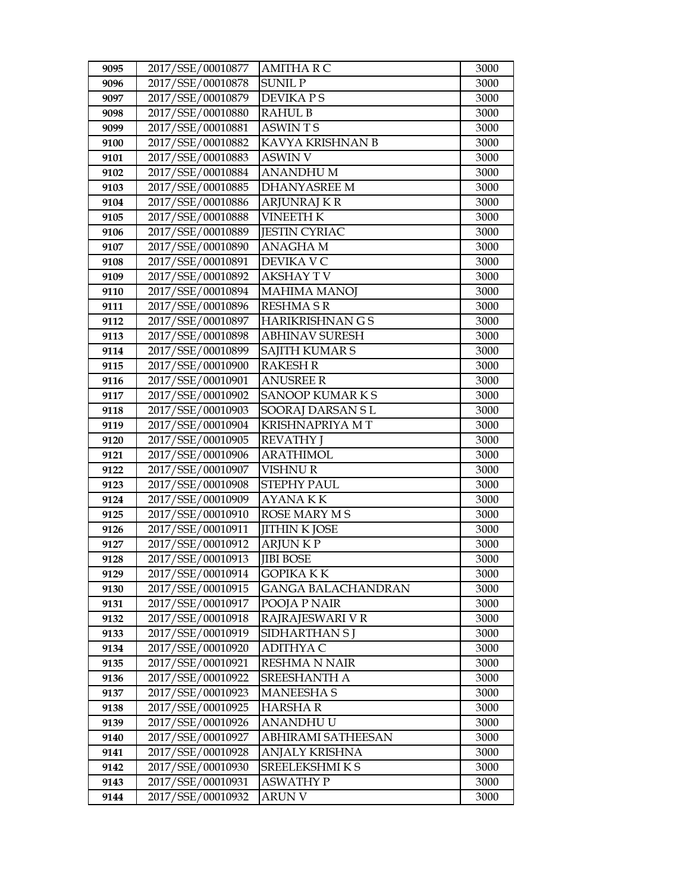| 9095 | 2017/SSE/00010877 | AMITHA R C | 3000 |
|---|---|---|---|
| 9096 | 2017/SSE/00010878 | SUNIL P | 3000 |
| 9097 | 2017/SSE/00010879 | DEVIKA P S | 3000 |
| 9098 | 2017/SSE/00010880 | RAHUL B | 3000 |
| 9099 | 2017/SSE/00010881 | ASWIN T S | 3000 |
| 9100 | 2017/SSE/00010882 | KAVYA KRISHNAN B | 3000 |
| 9101 | 2017/SSE/00010883 | ASWIN V | 3000 |
| 9102 | 2017/SSE/00010884 | ANANDHU M | 3000 |
| 9103 | 2017/SSE/00010885 | DHANYASREE M | 3000 |
| 9104 | 2017/SSE/00010886 | ARJUNRAJ K R | 3000 |
| 9105 | 2017/SSE/00010888 | VINEETH K | 3000 |
| 9106 | 2017/SSE/00010889 | JESTIN CYRIAC | 3000 |
| 9107 | 2017/SSE/00010890 | ANAGHA M | 3000 |
| 9108 | 2017/SSE/00010891 | DEVIKA V C | 3000 |
| 9109 | 2017/SSE/00010892 | AKSHAY T V | 3000 |
| 9110 | 2017/SSE/00010894 | MAHIMA MANOJ | 3000 |
| 9111 | 2017/SSE/00010896 | RESHMA S R | 3000 |
| 9112 | 2017/SSE/00010897 | HARIKRISHNAN G S | 3000 |
| 9113 | 2017/SSE/00010898 | ABHINAV SURESH | 3000 |
| 9114 | 2017/SSE/00010899 | SAJITH KUMAR S | 3000 |
| 9115 | 2017/SSE/00010900 | RAKESH R | 3000 |
| 9116 | 2017/SSE/00010901 | ANUSREE R | 3000 |
| 9117 | 2017/SSE/00010902 | SANOOP KUMAR K S | 3000 |
| 9118 | 2017/SSE/00010903 | SOORAJ DARSAN S L | 3000 |
| 9119 | 2017/SSE/00010904 | KRISHNAPRIYA M T | 3000 |
| 9120 | 2017/SSE/00010905 | REVATHY J | 3000 |
| 9121 | 2017/SSE/00010906 | ARATHIMOL | 3000 |
| 9122 | 2017/SSE/00010907 | VISHNU R | 3000 |
| 9123 | 2017/SSE/00010908 | STEPHY PAUL | 3000 |
| 9124 | 2017/SSE/00010909 | AYANA K K | 3000 |
| 9125 | 2017/SSE/00010910 | ROSE MARY M S | 3000 |
| 9126 | 2017/SSE/00010911 | JITHIN K JOSE | 3000 |
| 9127 | 2017/SSE/00010912 | ARJUN K P | 3000 |
| 9128 | 2017/SSE/00010913 | JIBI BOSE | 3000 |
| 9129 | 2017/SSE/00010914 | GOPIKA K K | 3000 |
| 9130 | 2017/SSE/00010915 | GANGA BALACHANDRAN | 3000 |
| 9131 | 2017/SSE/00010917 | POOJA P NAIR | 3000 |
| 9132 | 2017/SSE/00010918 | RAJRAJESWARI V R | 3000 |
| 9133 | 2017/SSE/00010919 | SIDHARTHAN S J | 3000 |
| 9134 | 2017/SSE/00010920 | ADITHYA C | 3000 |
| 9135 | 2017/SSE/00010921 | RESHMA N NAIR | 3000 |
| 9136 | 2017/SSE/00010922 | SREESHANTH A | 3000 |
| 9137 | 2017/SSE/00010923 | MANEESHA S | 3000 |
| 9138 | 2017/SSE/00010925 | HARSHA R | 3000 |
| 9139 | 2017/SSE/00010926 | ANANDHU U | 3000 |
| 9140 | 2017/SSE/00010927 | ABHIRAMI SATHEESAN | 3000 |
| 9141 | 2017/SSE/00010928 | ANJALY KRISHNA | 3000 |
| 9142 | 2017/SSE/00010930 | SREELEKSHMI K S | 3000 |
| 9143 | 2017/SSE/00010931 | ASWATHY P | 3000 |
| 9144 | 2017/SSE/00010932 | ARUN V | 3000 |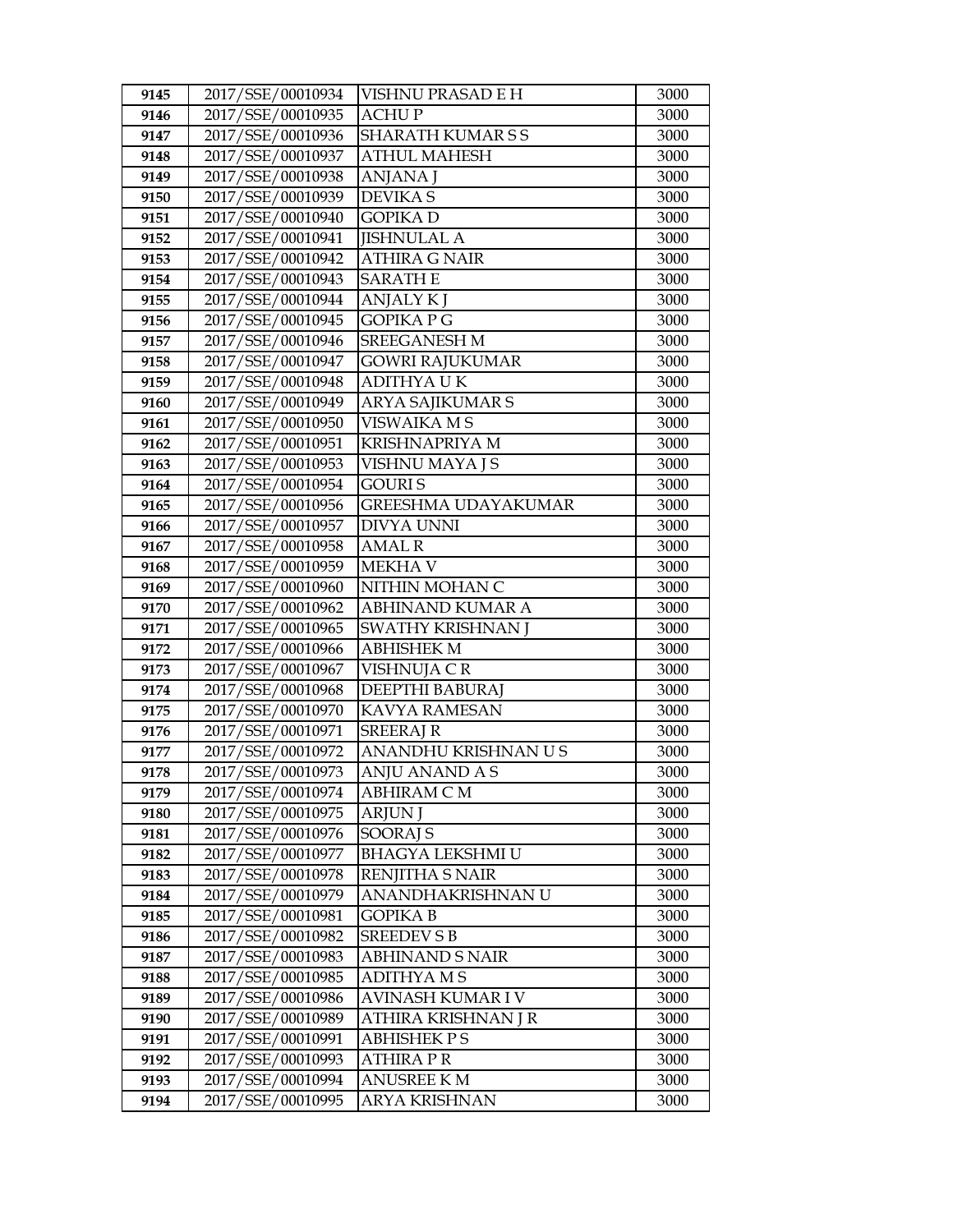| 9145 | 2017/SSE/00010934 | VISHNU PRASAD E H | 3000 |
|---|---|---|---|
| 9146 | 2017/SSE/00010935 | ACHU P | 3000 |
| 9147 | 2017/SSE/00010936 | SHARATH KUMAR S S | 3000 |
| 9148 | 2017/SSE/00010937 | ATHUL MAHESH | 3000 |
| 9149 | 2017/SSE/00010938 | ANJANA J | 3000 |
| 9150 | 2017/SSE/00010939 | DEVIKA S | 3000 |
| 9151 | 2017/SSE/00010940 | GOPIKA D | 3000 |
| 9152 | 2017/SSE/00010941 | JISHNULAL A | 3000 |
| 9153 | 2017/SSE/00010942 | ATHIRA G NAIR | 3000 |
| 9154 | 2017/SSE/00010943 | SARATH E | 3000 |
| 9155 | 2017/SSE/00010944 | ANJALY K J | 3000 |
| 9156 | 2017/SSE/00010945 | GOPIKA P G | 3000 |
| 9157 | 2017/SSE/00010946 | SREEGANESH M | 3000 |
| 9158 | 2017/SSE/00010947 | GOWRI RAJUKUMAR | 3000 |
| 9159 | 2017/SSE/00010948 | ADITHYA U K | 3000 |
| 9160 | 2017/SSE/00010949 | ARYA SAJIKUMAR S | 3000 |
| 9161 | 2017/SSE/00010950 | VISWAIKA M S | 3000 |
| 9162 | 2017/SSE/00010951 | KRISHNAPRIYA M | 3000 |
| 9163 | 2017/SSE/00010953 | VISHNU MAYA J S | 3000 |
| 9164 | 2017/SSE/00010954 | GOURI S | 3000 |
| 9165 | 2017/SSE/00010956 | GREESHMA UDAYAKUMAR | 3000 |
| 9166 | 2017/SSE/00010957 | DIVYA UNNI | 3000 |
| 9167 | 2017/SSE/00010958 | AMAL R | 3000 |
| 9168 | 2017/SSE/00010959 | MEKHA V | 3000 |
| 9169 | 2017/SSE/00010960 | NITHIN MOHAN C | 3000 |
| 9170 | 2017/SSE/00010962 | ABHINAND KUMAR A | 3000 |
| 9171 | 2017/SSE/00010965 | SWATHY KRISHNAN J | 3000 |
| 9172 | 2017/SSE/00010966 | ABHISHEK M | 3000 |
| 9173 | 2017/SSE/00010967 | VISHNUJA C R | 3000 |
| 9174 | 2017/SSE/00010968 | DEEPTHI BABURAJ | 3000 |
| 9175 | 2017/SSE/00010970 | KAVYA RAMESAN | 3000 |
| 9176 | 2017/SSE/00010971 | SREERAJ R | 3000 |
| 9177 | 2017/SSE/00010972 | ANANDHU KRISHNAN U S | 3000 |
| 9178 | 2017/SSE/00010973 | ANJU ANAND A S | 3000 |
| 9179 | 2017/SSE/00010974 | ABHIRAM C M | 3000 |
| 9180 | 2017/SSE/00010975 | ARJUN J | 3000 |
| 9181 | 2017/SSE/00010976 | SOORAJ S | 3000 |
| 9182 | 2017/SSE/00010977 | BHAGYA LEKSHMI U | 3000 |
| 9183 | 2017/SSE/00010978 | RENJITHA S NAIR | 3000 |
| 9184 | 2017/SSE/00010979 | ANANDHAKRISHNAN U | 3000 |
| 9185 | 2017/SSE/00010981 | GOPIKA B | 3000 |
| 9186 | 2017/SSE/00010982 | SREEDEV S B | 3000 |
| 9187 | 2017/SSE/00010983 | ABHINAND S NAIR | 3000 |
| 9188 | 2017/SSE/00010985 | ADITHYA M S | 3000 |
| 9189 | 2017/SSE/00010986 | AVINASH KUMAR I V | 3000 |
| 9190 | 2017/SSE/00010989 | ATHIRA KRISHNAN J R | 3000 |
| 9191 | 2017/SSE/00010991 | ABHISHEK P S | 3000 |
| 9192 | 2017/SSE/00010993 | ATHIRA P R | 3000 |
| 9193 | 2017/SSE/00010994 | ANUSREE K M | 3000 |
| 9194 | 2017/SSE/00010995 | ARYA KRISHNAN | 3000 |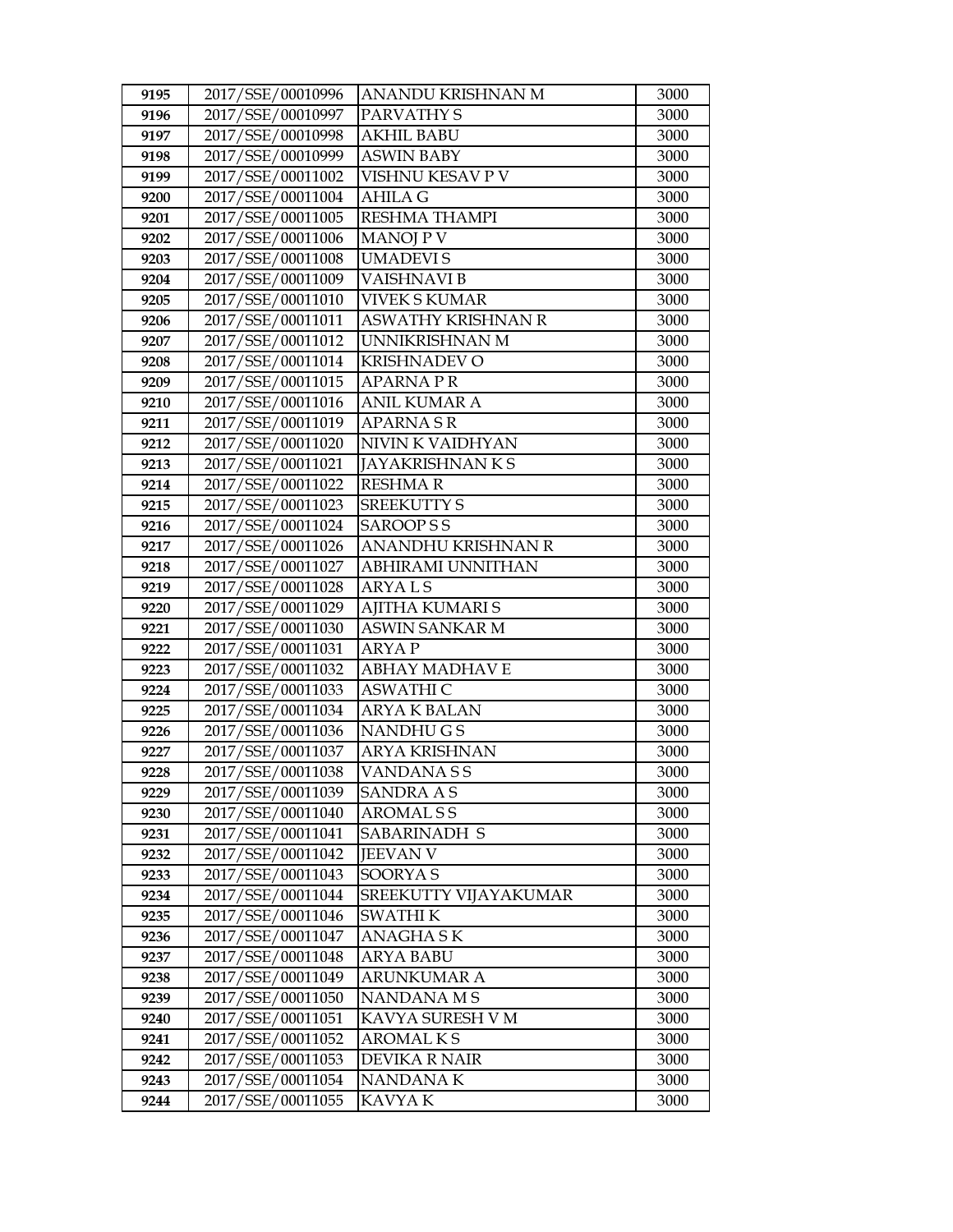| 9195 | 2017/SSE/00010996 | ANANDU KRISHNAN M | 3000 |
|---|---|---|---|
| 9196 | 2017/SSE/00010997 | PARVATHY S | 3000 |
| 9197 | 2017/SSE/00010998 | AKHIL BABU | 3000 |
| 9198 | 2017/SSE/00010999 | ASWIN BABY | 3000 |
| 9199 | 2017/SSE/00011002 | VISHNU KESAV P V | 3000 |
| 9200 | 2017/SSE/00011004 | AHILA G | 3000 |
| 9201 | 2017/SSE/00011005 | RESHMA THAMPI | 3000 |
| 9202 | 2017/SSE/00011006 | MANOJ P V | 3000 |
| 9203 | 2017/SSE/00011008 | UMADEVI S | 3000 |
| 9204 | 2017/SSE/00011009 | VAISHNAVI B | 3000 |
| 9205 | 2017/SSE/00011010 | VIVEK S KUMAR | 3000 |
| 9206 | 2017/SSE/00011011 | ASWATHY KRISHNAN R | 3000 |
| 9207 | 2017/SSE/00011012 | UNNIKRISHNAN M | 3000 |
| 9208 | 2017/SSE/00011014 | KRISHNADEV O | 3000 |
| 9209 | 2017/SSE/00011015 | APARNA P R | 3000 |
| 9210 | 2017/SSE/00011016 | ANIL KUMAR A | 3000 |
| 9211 | 2017/SSE/00011019 | APARNA S R | 3000 |
| 9212 | 2017/SSE/00011020 | NIVIN K VAIDHYAN | 3000 |
| 9213 | 2017/SSE/00011021 | JAYAKRISHNAN K S | 3000 |
| 9214 | 2017/SSE/00011022 | RESHMA R | 3000 |
| 9215 | 2017/SSE/00011023 | SREEKUTTY S | 3000 |
| 9216 | 2017/SSE/00011024 | SAROOP S S | 3000 |
| 9217 | 2017/SSE/00011026 | ANANDHU KRISHNAN R | 3000 |
| 9218 | 2017/SSE/00011027 | ABHIRAMI UNNITHAN | 3000 |
| 9219 | 2017/SSE/00011028 | ARYA L S | 3000 |
| 9220 | 2017/SSE/00011029 | AJITHA KUMARI S | 3000 |
| 9221 | 2017/SSE/00011030 | ASWIN SANKAR M | 3000 |
| 9222 | 2017/SSE/00011031 | ARYA P | 3000 |
| 9223 | 2017/SSE/00011032 | ABHAY MADHAV E | 3000 |
| 9224 | 2017/SSE/00011033 | ASWATHI C | 3000 |
| 9225 | 2017/SSE/00011034 | ARYA K BALAN | 3000 |
| 9226 | 2017/SSE/00011036 | NANDHU G S | 3000 |
| 9227 | 2017/SSE/00011037 | ARYA KRISHNAN | 3000 |
| 9228 | 2017/SSE/00011038 | VANDANA S S | 3000 |
| 9229 | 2017/SSE/00011039 | SANDRA A S | 3000 |
| 9230 | 2017/SSE/00011040 | AROMAL S S | 3000 |
| 9231 | 2017/SSE/00011041 | SABARINADH S | 3000 |
| 9232 | 2017/SSE/00011042 | JEEVAN V | 3000 |
| 9233 | 2017/SSE/00011043 | SOORYA S | 3000 |
| 9234 | 2017/SSE/00011044 | SREEKUTTY VIJAYAKUMAR | 3000 |
| 9235 | 2017/SSE/00011046 | SWATHI K | 3000 |
| 9236 | 2017/SSE/00011047 | ANAGHA S K | 3000 |
| 9237 | 2017/SSE/00011048 | ARYA BABU | 3000 |
| 9238 | 2017/SSE/00011049 | ARUNKUMAR A | 3000 |
| 9239 | 2017/SSE/00011050 | NANDANA M S | 3000 |
| 9240 | 2017/SSE/00011051 | KAVYA SURESH V M | 3000 |
| 9241 | 2017/SSE/00011052 | AROMAL K S | 3000 |
| 9242 | 2017/SSE/00011053 | DEVIKA R NAIR | 3000 |
| 9243 | 2017/SSE/00011054 | NANDANA K | 3000 |
| 9244 | 2017/SSE/00011055 | KAVYA K | 3000 |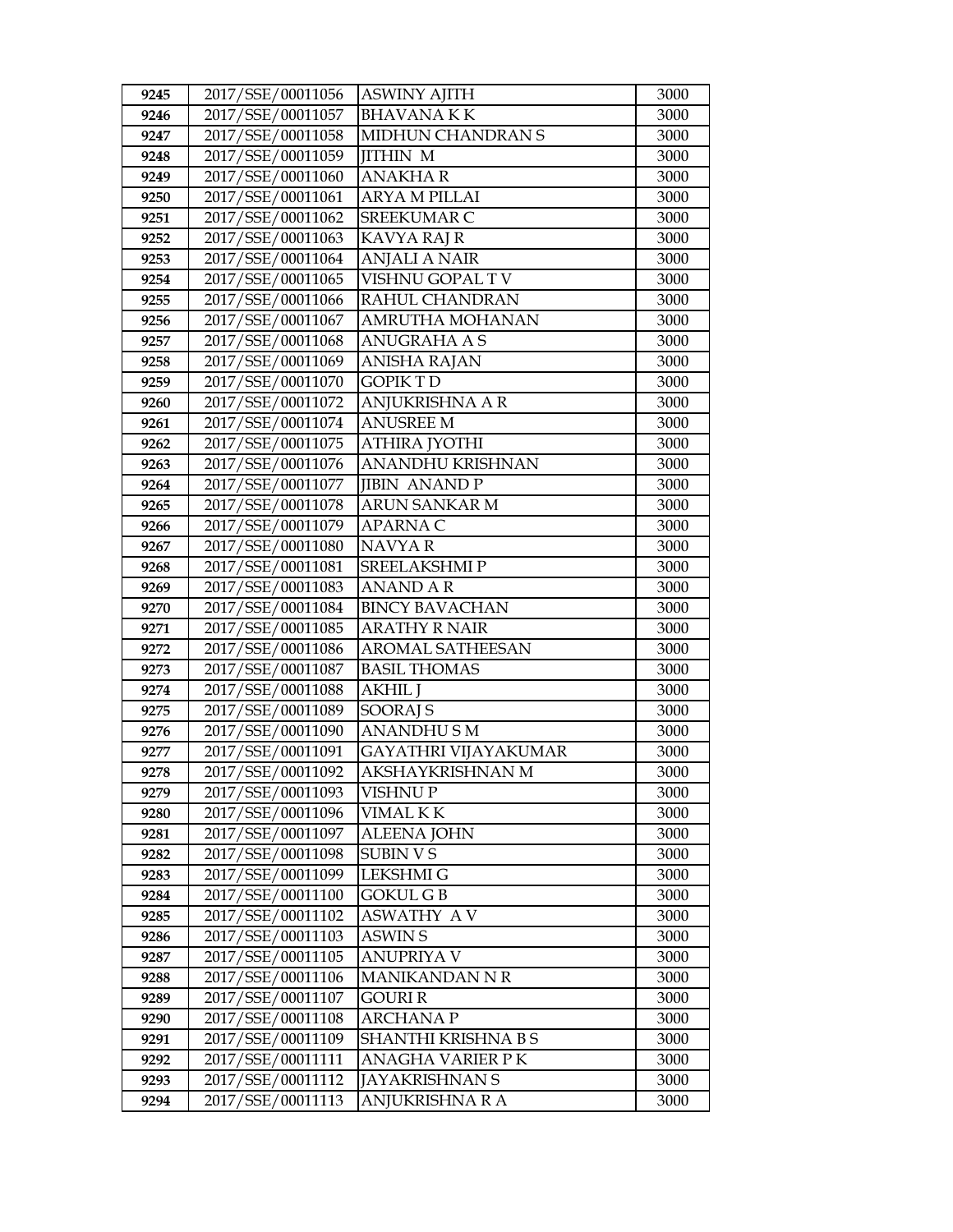| 9245 | 2017/SSE/00011056 | ASWINY AJITH | 3000 |
|---|---|---|---|
| 9246 | 2017/SSE/00011057 | BHAVANA K K | 3000 |
| 9247 | 2017/SSE/00011058 | MIDHUN CHANDRAN S | 3000 |
| 9248 | 2017/SSE/00011059 | JITHIN M | 3000 |
| 9249 | 2017/SSE/00011060 | ANAKHA R | 3000 |
| 9250 | 2017/SSE/00011061 | ARYA M PILLAI | 3000 |
| 9251 | 2017/SSE/00011062 | SREEKUMAR C | 3000 |
| 9252 | 2017/SSE/00011063 | KAVYA RAJ R | 3000 |
| 9253 | 2017/SSE/00011064 | ANJALI A NAIR | 3000 |
| 9254 | 2017/SSE/00011065 | VISHNU GOPAL T V | 3000 |
| 9255 | 2017/SSE/00011066 | RAHUL CHANDRAN | 3000 |
| 9256 | 2017/SSE/00011067 | AMRUTHA MOHANAN | 3000 |
| 9257 | 2017/SSE/00011068 | ANUGRAHA A S | 3000 |
| 9258 | 2017/SSE/00011069 | ANISHA RAJAN | 3000 |
| 9259 | 2017/SSE/00011070 | GOPIK T D | 3000 |
| 9260 | 2017/SSE/00011072 | ANJUKRISHNA A R | 3000 |
| 9261 | 2017/SSE/00011074 | ANUSREE M | 3000 |
| 9262 | 2017/SSE/00011075 | ATHIRA JYOTHI | 3000 |
| 9263 | 2017/SSE/00011076 | ANANDHU KRISHNAN | 3000 |
| 9264 | 2017/SSE/00011077 | JIBIN ANAND P | 3000 |
| 9265 | 2017/SSE/00011078 | ARUN SANKAR M | 3000 |
| 9266 | 2017/SSE/00011079 | APARNA C | 3000 |
| 9267 | 2017/SSE/00011080 | NAVYA R | 3000 |
| 9268 | 2017/SSE/00011081 | SREELAKSHMI P | 3000 |
| 9269 | 2017/SSE/00011083 | ANAND A R | 3000 |
| 9270 | 2017/SSE/00011084 | BINCY BAVACHAN | 3000 |
| 9271 | 2017/SSE/00011085 | ARATHY R NAIR | 3000 |
| 9272 | 2017/SSE/00011086 | AROMAL SATHEESAN | 3000 |
| 9273 | 2017/SSE/00011087 | BASIL THOMAS | 3000 |
| 9274 | 2017/SSE/00011088 | AKHIL J | 3000 |
| 9275 | 2017/SSE/00011089 | SOORAJ S | 3000 |
| 9276 | 2017/SSE/00011090 | ANANDHU S M | 3000 |
| 9277 | 2017/SSE/00011091 | GAYATHRI VIJAYAKUMAR | 3000 |
| 9278 | 2017/SSE/00011092 | AKSHAYKRISHNAN M | 3000 |
| 9279 | 2017/SSE/00011093 | VISHNU P | 3000 |
| 9280 | 2017/SSE/00011096 | VIMAL K K | 3000 |
| 9281 | 2017/SSE/00011097 | ALEENA JOHN | 3000 |
| 9282 | 2017/SSE/00011098 | SUBIN V S | 3000 |
| 9283 | 2017/SSE/00011099 | LEKSHMI G | 3000 |
| 9284 | 2017/SSE/00011100 | GOKUL G B | 3000 |
| 9285 | 2017/SSE/00011102 | ASWATHY A V | 3000 |
| 9286 | 2017/SSE/00011103 | ASWIN S | 3000 |
| 9287 | 2017/SSE/00011105 | ANUPRIYA V | 3000 |
| 9288 | 2017/SSE/00011106 | MANIKANDAN N R | 3000 |
| 9289 | 2017/SSE/00011107 | GOURI R | 3000 |
| 9290 | 2017/SSE/00011108 | ARCHANA P | 3000 |
| 9291 | 2017/SSE/00011109 | SHANTHI KRISHNA B S | 3000 |
| 9292 | 2017/SSE/00011111 | ANAGHA VARIER P K | 3000 |
| 9293 | 2017/SSE/00011112 | JAYAKRISHNAN S | 3000 |
| 9294 | 2017/SSE/00011113 | ANJUKRISHNA R A | 3000 |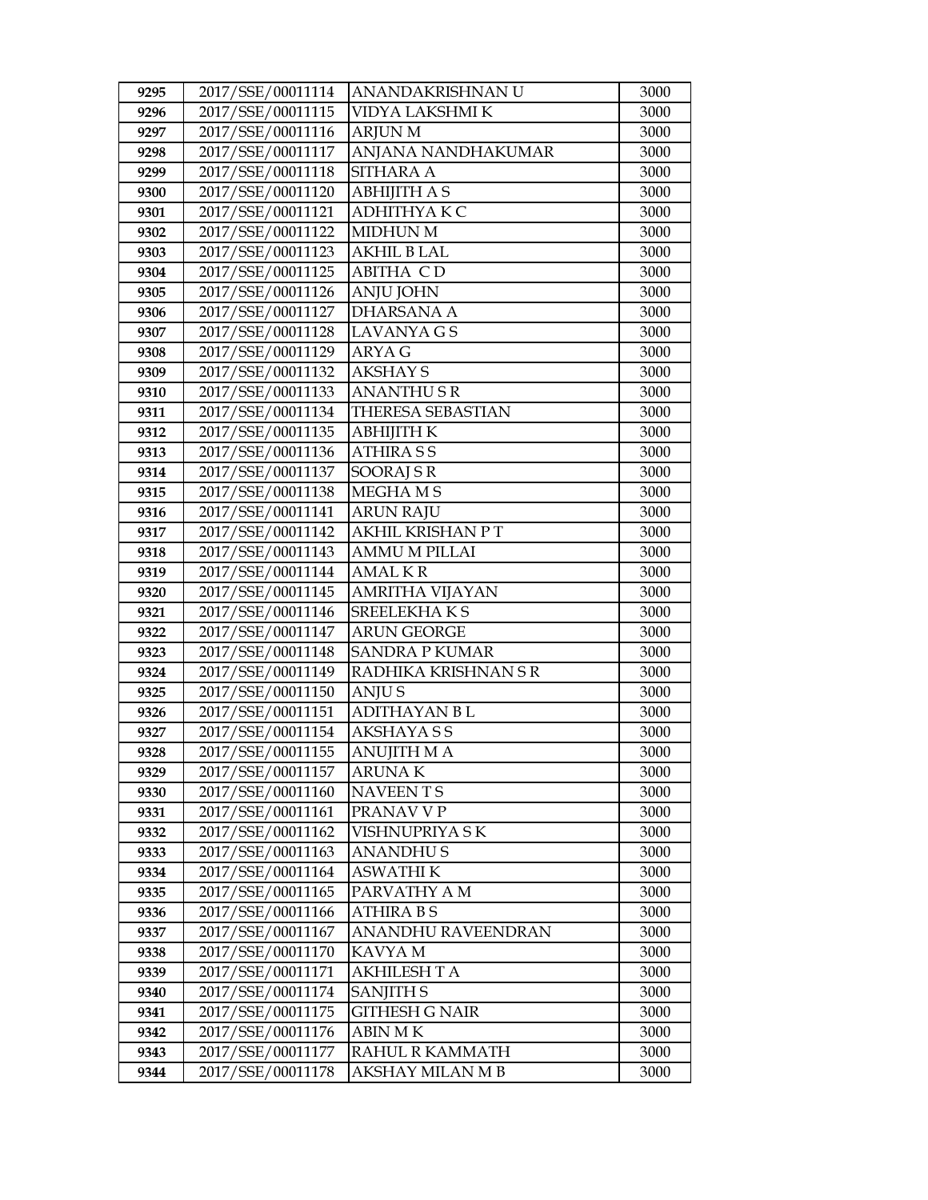| 9295 | 2017/SSE/00011114 | ANANDAKRISHNAN U | 3000 |
|---|---|---|---|
| 9296 | 2017/SSE/00011115 | VIDYA LAKSHMI K | 3000 |
| 9297 | 2017/SSE/00011116 | ARJUN M | 3000 |
| 9298 | 2017/SSE/00011117 | ANJANA NANDHAKUMAR | 3000 |
| 9299 | 2017/SSE/00011118 | SITHARA A | 3000 |
| 9300 | 2017/SSE/00011120 | ABHIJITH A S | 3000 |
| 9301 | 2017/SSE/00011121 | ADHITHYA K C | 3000 |
| 9302 | 2017/SSE/00011122 | MIDHUN M | 3000 |
| 9303 | 2017/SSE/00011123 | AKHIL B LAL | 3000 |
| 9304 | 2017/SSE/00011125 | ABITHA C D | 3000 |
| 9305 | 2017/SSE/00011126 | ANJU JOHN | 3000 |
| 9306 | 2017/SSE/00011127 | DHARSANA A | 3000 |
| 9307 | 2017/SSE/00011128 | LAVANYA G S | 3000 |
| 9308 | 2017/SSE/00011129 | ARYA G | 3000 |
| 9309 | 2017/SSE/00011132 | AKSHAY S | 3000 |
| 9310 | 2017/SSE/00011133 | ANANTHU S R | 3000 |
| 9311 | 2017/SSE/00011134 | THERESA SEBASTIAN | 3000 |
| 9312 | 2017/SSE/00011135 | ABHIJITH K | 3000 |
| 9313 | 2017/SSE/00011136 | ATHIRA S S | 3000 |
| 9314 | 2017/SSE/00011137 | SOORAJ S R | 3000 |
| 9315 | 2017/SSE/00011138 | MEGHA M S | 3000 |
| 9316 | 2017/SSE/00011141 | ARUN RAJU | 3000 |
| 9317 | 2017/SSE/00011142 | AKHIL KRISHAN P T | 3000 |
| 9318 | 2017/SSE/00011143 | AMMU M PILLAI | 3000 |
| 9319 | 2017/SSE/00011144 | AMAL K R | 3000 |
| 9320 | 2017/SSE/00011145 | AMRITHA VIJAYAN | 3000 |
| 9321 | 2017/SSE/00011146 | SREELEKHA K S | 3000 |
| 9322 | 2017/SSE/00011147 | ARUN GEORGE | 3000 |
| 9323 | 2017/SSE/00011148 | SANDRA P KUMAR | 3000 |
| 9324 | 2017/SSE/00011149 | RADHIKA KRISHNAN S R | 3000 |
| 9325 | 2017/SSE/00011150 | ANJU S | 3000 |
| 9326 | 2017/SSE/00011151 | ADITHAYAN B L | 3000 |
| 9327 | 2017/SSE/00011154 | AKSHAYA S S | 3000 |
| 9328 | 2017/SSE/00011155 | ANUJITH M A | 3000 |
| 9329 | 2017/SSE/00011157 | ARUNA K | 3000 |
| 9330 | 2017/SSE/00011160 | NAVEEN T S | 3000 |
| 9331 | 2017/SSE/00011161 | PRANAV V P | 3000 |
| 9332 | 2017/SSE/00011162 | VISHNUPRIYA S K | 3000 |
| 9333 | 2017/SSE/00011163 | ANANDHU S | 3000 |
| 9334 | 2017/SSE/00011164 | ASWATHI K | 3000 |
| 9335 | 2017/SSE/00011165 | PARVATHY A M | 3000 |
| 9336 | 2017/SSE/00011166 | ATHIRA B S | 3000 |
| 9337 | 2017/SSE/00011167 | ANANDHU RAVEENDRAN | 3000 |
| 9338 | 2017/SSE/00011170 | KAVYA M | 3000 |
| 9339 | 2017/SSE/00011171 | AKHILESH T A | 3000 |
| 9340 | 2017/SSE/00011174 | SANJITH S | 3000 |
| 9341 | 2017/SSE/00011175 | GITHESH G NAIR | 3000 |
| 9342 | 2017/SSE/00011176 | ABIN M K | 3000 |
| 9343 | 2017/SSE/00011177 | RAHUL R KAMMATH | 3000 |
| 9344 | 2017/SSE/00011178 | AKSHAY MILAN M B | 3000 |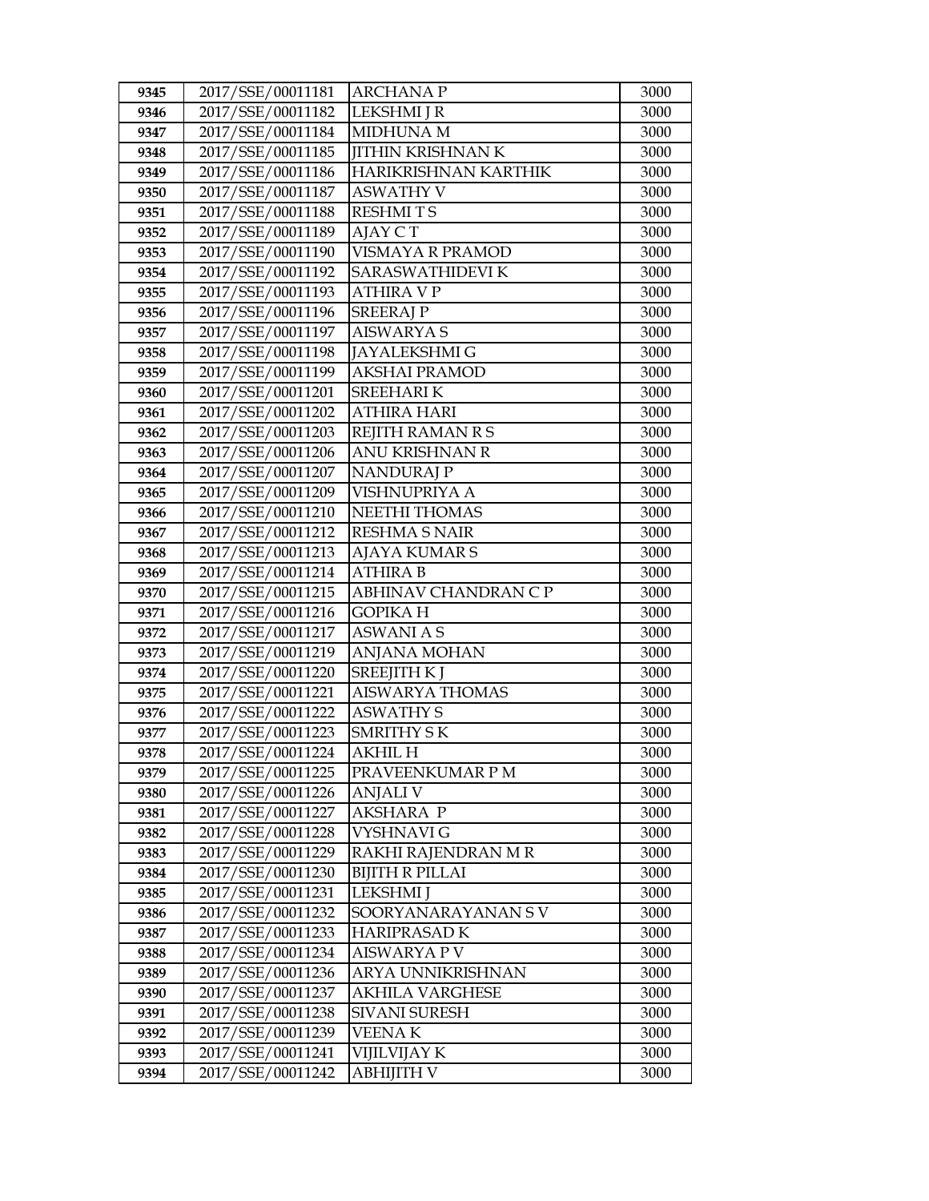| 9345 | 2017/SSE/00011181 | ARCHANA P | 3000 |
|---|---|---|---|
| 9346 | 2017/SSE/00011182 | LEKSHMI J R | 3000 |
| 9347 | 2017/SSE/00011184 | MIDHUNA M | 3000 |
| 9348 | 2017/SSE/00011185 | JITHIN KRISHNAN K | 3000 |
| 9349 | 2017/SSE/00011186 | HARIKRISHNAN KARTHIK | 3000 |
| 9350 | 2017/SSE/00011187 | ASWATHY V | 3000 |
| 9351 | 2017/SSE/00011188 | RESHMI T S | 3000 |
| 9352 | 2017/SSE/00011189 | AJAY C T | 3000 |
| 9353 | 2017/SSE/00011190 | VISMAYA R PRAMOD | 3000 |
| 9354 | 2017/SSE/00011192 | SARASWATHIDEVI K | 3000 |
| 9355 | 2017/SSE/00011193 | ATHIRA V P | 3000 |
| 9356 | 2017/SSE/00011196 | SREERAJ P | 3000 |
| 9357 | 2017/SSE/00011197 | AISWARYA S | 3000 |
| 9358 | 2017/SSE/00011198 | JAYALEKSHMI G | 3000 |
| 9359 | 2017/SSE/00011199 | AKSHAI PRAMOD | 3000 |
| 9360 | 2017/SSE/00011201 | SREEHARI K | 3000 |
| 9361 | 2017/SSE/00011202 | ATHIRA HARI | 3000 |
| 9362 | 2017/SSE/00011203 | REJITH RAMAN R S | 3000 |
| 9363 | 2017/SSE/00011206 | ANU KRISHNAN R | 3000 |
| 9364 | 2017/SSE/00011207 | NANDURAJ P | 3000 |
| 9365 | 2017/SSE/00011209 | VISHNUPRIYA A | 3000 |
| 9366 | 2017/SSE/00011210 | NEETHI THOMAS | 3000 |
| 9367 | 2017/SSE/00011212 | RESHMA S NAIR | 3000 |
| 9368 | 2017/SSE/00011213 | AJAYA KUMAR S | 3000 |
| 9369 | 2017/SSE/00011214 | ATHIRA B | 3000 |
| 9370 | 2017/SSE/00011215 | ABHINAV CHANDRAN C P | 3000 |
| 9371 | 2017/SSE/00011216 | GOPIKA H | 3000 |
| 9372 | 2017/SSE/00011217 | ASWANI A S | 3000 |
| 9373 | 2017/SSE/00011219 | ANJANA MOHAN | 3000 |
| 9374 | 2017/SSE/00011220 | SREEJITH K J | 3000 |
| 9375 | 2017/SSE/00011221 | AISWARYA THOMAS | 3000 |
| 9376 | 2017/SSE/00011222 | ASWATHY S | 3000 |
| 9377 | 2017/SSE/00011223 | SMRITHY S K | 3000 |
| 9378 | 2017/SSE/00011224 | AKHIL H | 3000 |
| 9379 | 2017/SSE/00011225 | PRAVEENKUMAR P M | 3000 |
| 9380 | 2017/SSE/00011226 | ANJALI V | 3000 |
| 9381 | 2017/SSE/00011227 | AKSHARA P | 3000 |
| 9382 | 2017/SSE/00011228 | VYSHNAVI G | 3000 |
| 9383 | 2017/SSE/00011229 | RAKHI RAJENDRAN M R | 3000 |
| 9384 | 2017/SSE/00011230 | BIJITH R PILLAI | 3000 |
| 9385 | 2017/SSE/00011231 | LEKSHMI J | 3000 |
| 9386 | 2017/SSE/00011232 | SOORYANARAYANAN S V | 3000 |
| 9387 | 2017/SSE/00011233 | HARIPRASAD K | 3000 |
| 9388 | 2017/SSE/00011234 | AISWARYA P V | 3000 |
| 9389 | 2017/SSE/00011236 | ARYA UNNIKRISHNAN | 3000 |
| 9390 | 2017/SSE/00011237 | AKHILA VARGHESE | 3000 |
| 9391 | 2017/SSE/00011238 | SIVANI SURESH | 3000 |
| 9392 | 2017/SSE/00011239 | VEENA K | 3000 |
| 9393 | 2017/SSE/00011241 | VIJILVIJAY K | 3000 |
| 9394 | 2017/SSE/00011242 | ABHIJITH V | 3000 |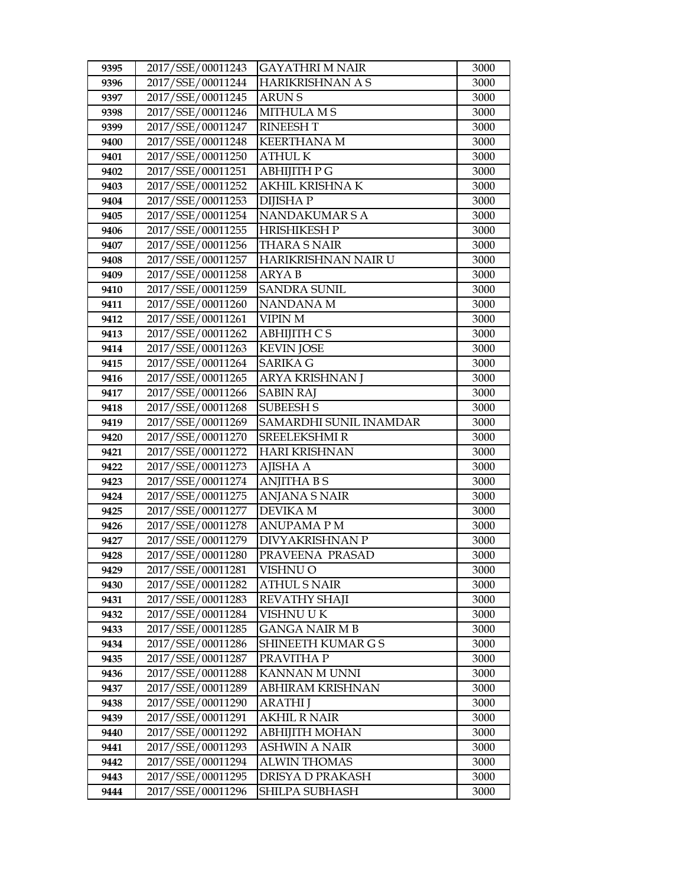| 9395 | 2017/SSE/00011243 | GAYATHRI M NAIR | 3000 |
|---|---|---|---|
| 9396 | 2017/SSE/00011244 | HARIKRISHNAN A S | 3000 |
| 9397 | 2017/SSE/00011245 | ARUN S | 3000 |
| 9398 | 2017/SSE/00011246 | MITHULA M S | 3000 |
| 9399 | 2017/SSE/00011247 | RINEESH T | 3000 |
| 9400 | 2017/SSE/00011248 | KEERTHANA M | 3000 |
| 9401 | 2017/SSE/00011250 | ATHUL K | 3000 |
| 9402 | 2017/SSE/00011251 | ABHIJITH P G | 3000 |
| 9403 | 2017/SSE/00011252 | AKHIL KRISHNA K | 3000 |
| 9404 | 2017/SSE/00011253 | DIJISHA P | 3000 |
| 9405 | 2017/SSE/00011254 | NANDAKUMAR S A | 3000 |
| 9406 | 2017/SSE/00011255 | HRISHIKESH P | 3000 |
| 9407 | 2017/SSE/00011256 | THARA S NAIR | 3000 |
| 9408 | 2017/SSE/00011257 | HARIKRISHNAN NAIR U | 3000 |
| 9409 | 2017/SSE/00011258 | ARYA B | 3000 |
| 9410 | 2017/SSE/00011259 | SANDRA SUNIL | 3000 |
| 9411 | 2017/SSE/00011260 | NANDANA M | 3000 |
| 9412 | 2017/SSE/00011261 | VIPIN M | 3000 |
| 9413 | 2017/SSE/00011262 | ABHIJITH C S | 3000 |
| 9414 | 2017/SSE/00011263 | KEVIN JOSE | 3000 |
| 9415 | 2017/SSE/00011264 | SARIKA G | 3000 |
| 9416 | 2017/SSE/00011265 | ARYA KRISHNAN J | 3000 |
| 9417 | 2017/SSE/00011266 | SABIN RAJ | 3000 |
| 9418 | 2017/SSE/00011268 | SUBEESH S | 3000 |
| 9419 | 2017/SSE/00011269 | SAMARDHI SUNIL INAMDAR | 3000 |
| 9420 | 2017/SSE/00011270 | SREELEKSHMI R | 3000 |
| 9421 | 2017/SSE/00011272 | HARI KRISHNAN | 3000 |
| 9422 | 2017/SSE/00011273 | AJISHA A | 3000 |
| 9423 | 2017/SSE/00011274 | ANJITHA B S | 3000 |
| 9424 | 2017/SSE/00011275 | ANJANA S NAIR | 3000 |
| 9425 | 2017/SSE/00011277 | DEVIKA M | 3000 |
| 9426 | 2017/SSE/00011278 | ANUPAMA P M | 3000 |
| 9427 | 2017/SSE/00011279 | DIVYAKRISHNAN P | 3000 |
| 9428 | 2017/SSE/00011280 | PRAVEENA PRASAD | 3000 |
| 9429 | 2017/SSE/00011281 | VISHNU O | 3000 |
| 9430 | 2017/SSE/00011282 | ATHUL S NAIR | 3000 |
| 9431 | 2017/SSE/00011283 | REVATHY SHAJI | 3000 |
| 9432 | 2017/SSE/00011284 | VISHNU U K | 3000 |
| 9433 | 2017/SSE/00011285 | GANGA NAIR M B | 3000 |
| 9434 | 2017/SSE/00011286 | SHINEETH KUMAR G S | 3000 |
| 9435 | 2017/SSE/00011287 | PRAVITHA P | 3000 |
| 9436 | 2017/SSE/00011288 | KANNAN M UNNI | 3000 |
| 9437 | 2017/SSE/00011289 | ABHIRAM KRISHNAN | 3000 |
| 9438 | 2017/SSE/00011290 | ARATHI J | 3000 |
| 9439 | 2017/SSE/00011291 | AKHIL R NAIR | 3000 |
| 9440 | 2017/SSE/00011292 | ABHIJITH MOHAN | 3000 |
| 9441 | 2017/SSE/00011293 | ASHWIN A NAIR | 3000 |
| 9442 | 2017/SSE/00011294 | ALWIN THOMAS | 3000 |
| 9443 | 2017/SSE/00011295 | DRISYA D PRAKASH | 3000 |
| 9444 | 2017/SSE/00011296 | SHILPA SUBHASH | 3000 |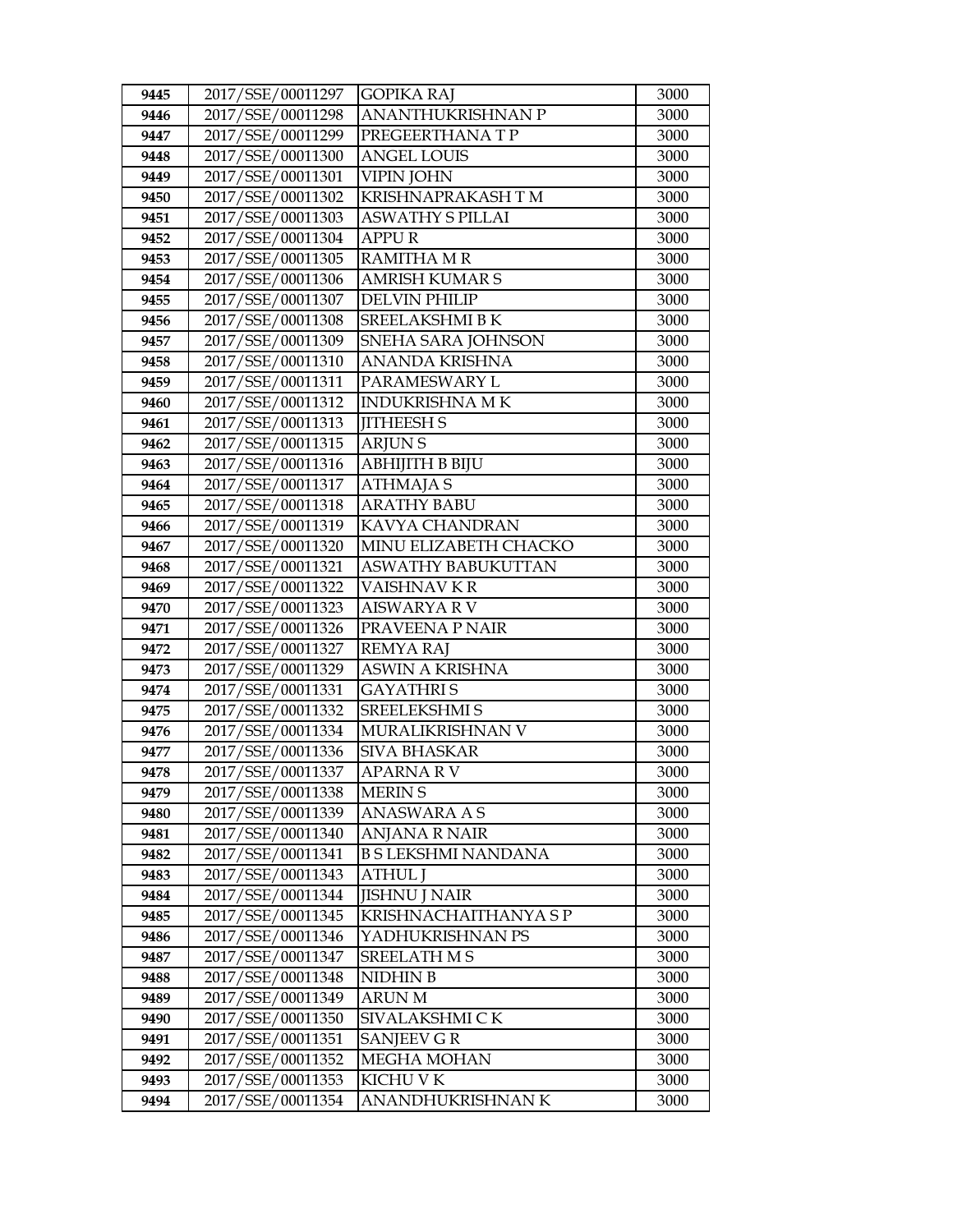| 9445 | 2017/SSE/00011297 | GOPIKA RAJ | 3000 |
|---|---|---|---|
| 9446 | 2017/SSE/00011298 | ANANTHUKRISHNAN P | 3000 |
| 9447 | 2017/SSE/00011299 | PREGEERTHANA T P | 3000 |
| 9448 | 2017/SSE/00011300 | ANGEL LOUIS | 3000 |
| 9449 | 2017/SSE/00011301 | VIPIN JOHN | 3000 |
| 9450 | 2017/SSE/00011302 | KRISHNAPRAKASH T M | 3000 |
| 9451 | 2017/SSE/00011303 | ASWATHY S PILLAI | 3000 |
| 9452 | 2017/SSE/00011304 | APPU R | 3000 |
| 9453 | 2017/SSE/00011305 | RAMITHA M R | 3000 |
| 9454 | 2017/SSE/00011306 | AMRISH KUMAR S | 3000 |
| 9455 | 2017/SSE/00011307 | DELVIN PHILIP | 3000 |
| 9456 | 2017/SSE/00011308 | SREELAKSHMI B K | 3000 |
| 9457 | 2017/SSE/00011309 | SNEHA SARA JOHNSON | 3000 |
| 9458 | 2017/SSE/00011310 | ANANDA KRISHNA | 3000 |
| 9459 | 2017/SSE/00011311 | PARAMESWARY L | 3000 |
| 9460 | 2017/SSE/00011312 | INDUKRISHNA M K | 3000 |
| 9461 | 2017/SSE/00011313 | JITHEESH S | 3000 |
| 9462 | 2017/SSE/00011315 | ARJUN S | 3000 |
| 9463 | 2017/SSE/00011316 | ABHIJITH B BIJU | 3000 |
| 9464 | 2017/SSE/00011317 | ATHMAJA S | 3000 |
| 9465 | 2017/SSE/00011318 | ARATHY BABU | 3000 |
| 9466 | 2017/SSE/00011319 | KAVYA CHANDRAN | 3000 |
| 9467 | 2017/SSE/00011320 | MINU ELIZABETH CHACKO | 3000 |
| 9468 | 2017/SSE/00011321 | ASWATHY BABUKUTTAN | 3000 |
| 9469 | 2017/SSE/00011322 | VAISHNAV K R | 3000 |
| 9470 | 2017/SSE/00011323 | AISWARYA R V | 3000 |
| 9471 | 2017/SSE/00011326 | PRAVEENA P NAIR | 3000 |
| 9472 | 2017/SSE/00011327 | REMYA RAJ | 3000 |
| 9473 | 2017/SSE/00011329 | ASWIN A KRISHNA | 3000 |
| 9474 | 2017/SSE/00011331 | GAYATHRI S | 3000 |
| 9475 | 2017/SSE/00011332 | SREELEKSHMI S | 3000 |
| 9476 | 2017/SSE/00011334 | MURALIKRISHNAN V | 3000 |
| 9477 | 2017/SSE/00011336 | SIVA BHASKAR | 3000 |
| 9478 | 2017/SSE/00011337 | APARNA R V | 3000 |
| 9479 | 2017/SSE/00011338 | MERIN S | 3000 |
| 9480 | 2017/SSE/00011339 | ANASWARA A S | 3000 |
| 9481 | 2017/SSE/00011340 | ANJANA R NAIR | 3000 |
| 9482 | 2017/SSE/00011341 | B S LEKSHMI NANDANA | 3000 |
| 9483 | 2017/SSE/00011343 | ATHUL J | 3000 |
| 9484 | 2017/SSE/00011344 | JISHNU J NAIR | 3000 |
| 9485 | 2017/SSE/00011345 | KRISHNACHAITHANYA S P | 3000 |
| 9486 | 2017/SSE/00011346 | YADHUKRISHNAN PS | 3000 |
| 9487 | 2017/SSE/00011347 | SREELATH M S | 3000 |
| 9488 | 2017/SSE/00011348 | NIDHIN B | 3000 |
| 9489 | 2017/SSE/00011349 | ARUN M | 3000 |
| 9490 | 2017/SSE/00011350 | SIVALAKSHMI C K | 3000 |
| 9491 | 2017/SSE/00011351 | SANJEEV G R | 3000 |
| 9492 | 2017/SSE/00011352 | MEGHA MOHAN | 3000 |
| 9493 | 2017/SSE/00011353 | KICHU V K | 3000 |
| 9494 | 2017/SSE/00011354 | ANANDHUKRISHNAN K | 3000 |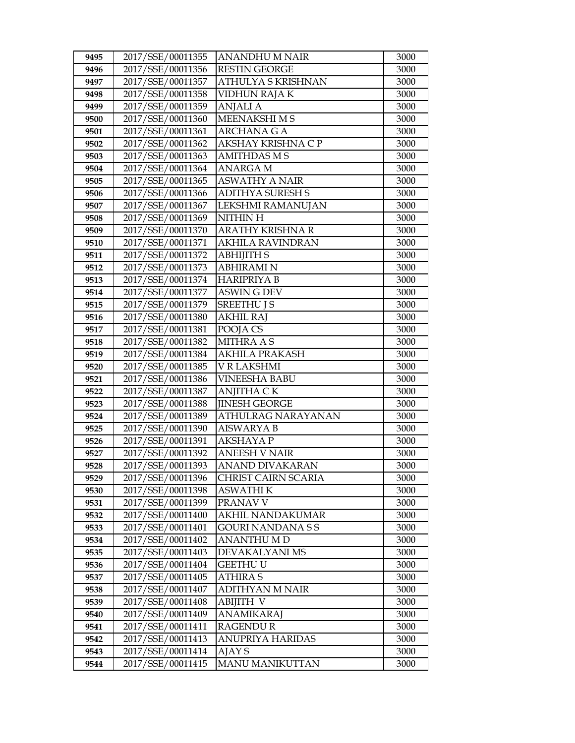| 9495 | 2017/SSE/00011355 | ANANDHU M NAIR | 3000 |
|---|---|---|---|
| 9496 | 2017/SSE/00011356 | RESTIN GEORGE | 3000 |
| 9497 | 2017/SSE/00011357 | ATHULYA S KRISHNAN | 3000 |
| 9498 | 2017/SSE/00011358 | VIDHUN RAJA K | 3000 |
| 9499 | 2017/SSE/00011359 | ANJALI A | 3000 |
| 9500 | 2017/SSE/00011360 | MEENAKSHI M S | 3000 |
| 9501 | 2017/SSE/00011361 | ARCHANA G A | 3000 |
| 9502 | 2017/SSE/00011362 | AKSHAY KRISHNA C P | 3000 |
| 9503 | 2017/SSE/00011363 | AMITHDAS M S | 3000 |
| 9504 | 2017/SSE/00011364 | ANARGA M | 3000 |
| 9505 | 2017/SSE/00011365 | ASWATHY A NAIR | 3000 |
| 9506 | 2017/SSE/00011366 | ADITHYA SURESH S | 3000 |
| 9507 | 2017/SSE/00011367 | LEKSHMI RAMANUJAN | 3000 |
| 9508 | 2017/SSE/00011369 | NITHIN H | 3000 |
| 9509 | 2017/SSE/00011370 | ARATHY KRISHNA R | 3000 |
| 9510 | 2017/SSE/00011371 | AKHILA RAVINDRAN | 3000 |
| 9511 | 2017/SSE/00011372 | ABHIJITH S | 3000 |
| 9512 | 2017/SSE/00011373 | ABHIRAMI N | 3000 |
| 9513 | 2017/SSE/00011374 | HARIPRIYA B | 3000 |
| 9514 | 2017/SSE/00011377 | ASWIN G DEV | 3000 |
| 9515 | 2017/SSE/00011379 | SREETHU J S | 3000 |
| 9516 | 2017/SSE/00011380 | AKHIL RAJ | 3000 |
| 9517 | 2017/SSE/00011381 | POOJA CS | 3000 |
| 9518 | 2017/SSE/00011382 | MITHRA A S | 3000 |
| 9519 | 2017/SSE/00011384 | AKHILA PRAKASH | 3000 |
| 9520 | 2017/SSE/00011385 | V R LAKSHMI | 3000 |
| 9521 | 2017/SSE/00011386 | VINEESHA BABU | 3000 |
| 9522 | 2017/SSE/00011387 | ANJITHA C K | 3000 |
| 9523 | 2017/SSE/00011388 | JINESH GEORGE | 3000 |
| 9524 | 2017/SSE/00011389 | ATHULRAG NARAYANAN | 3000 |
| 9525 | 2017/SSE/00011390 | AISWARYA B | 3000 |
| 9526 | 2017/SSE/00011391 | AKSHAYA P | 3000 |
| 9527 | 2017/SSE/00011392 | ANEESH V NAIR | 3000 |
| 9528 | 2017/SSE/00011393 | ANAND DIVAKARAN | 3000 |
| 9529 | 2017/SSE/00011396 | CHRIST CAIRN SCARIA | 3000 |
| 9530 | 2017/SSE/00011398 | ASWATHI K | 3000 |
| 9531 | 2017/SSE/00011399 | PRANAV V | 3000 |
| 9532 | 2017/SSE/00011400 | AKHIL NANDAKUMAR | 3000 |
| 9533 | 2017/SSE/00011401 | GOURI NANDANA S S | 3000 |
| 9534 | 2017/SSE/00011402 | ANANTHU M D | 3000 |
| 9535 | 2017/SSE/00011403 | DEVAKALYANI MS | 3000 |
| 9536 | 2017/SSE/00011404 | GEETHU U | 3000 |
| 9537 | 2017/SSE/00011405 | ATHIRA S | 3000 |
| 9538 | 2017/SSE/00011407 | ADITHYAN M NAIR | 3000 |
| 9539 | 2017/SSE/00011408 | ABIJITH V | 3000 |
| 9540 | 2017/SSE/00011409 | ANAMIKARAJ | 3000 |
| 9541 | 2017/SSE/00011411 | RAGENDU R | 3000 |
| 9542 | 2017/SSE/00011413 | ANUPRIYA HARIDAS | 3000 |
| 9543 | 2017/SSE/00011414 | AJAY S | 3000 |
| 9544 | 2017/SSE/00011415 | MANU MANIKUTTAN | 3000 |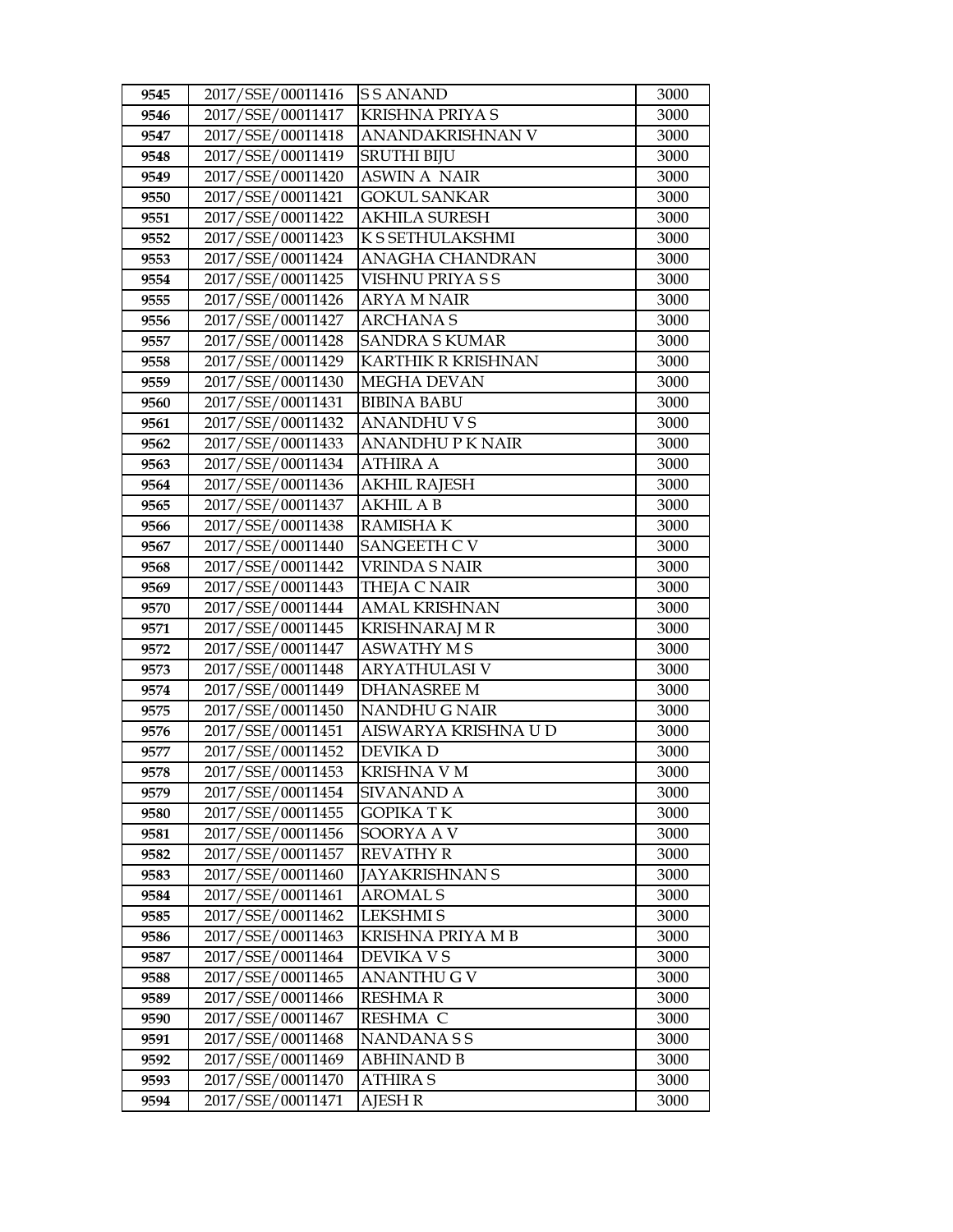| 9545 | 2017/SSE/00011416 | S S ANAND | 3000 |
|---|---|---|---|
| 9546 | 2017/SSE/00011417 | KRISHNA PRIYA S | 3000 |
| 9547 | 2017/SSE/00011418 | ANANDAKRISHNAN V | 3000 |
| 9548 | 2017/SSE/00011419 | SRUTHI BIJU | 3000 |
| 9549 | 2017/SSE/00011420 | ASWIN A NAIR | 3000 |
| 9550 | 2017/SSE/00011421 | GOKUL SANKAR | 3000 |
| 9551 | 2017/SSE/00011422 | AKHILA SURESH | 3000 |
| 9552 | 2017/SSE/00011423 | K S SETHULAKSHMI | 3000 |
| 9553 | 2017/SSE/00011424 | ANAGHA CHANDRAN | 3000 |
| 9554 | 2017/SSE/00011425 | VISHNU PRIYA S S | 3000 |
| 9555 | 2017/SSE/00011426 | ARYA M NAIR | 3000 |
| 9556 | 2017/SSE/00011427 | ARCHANA S | 3000 |
| 9557 | 2017/SSE/00011428 | SANDRA S KUMAR | 3000 |
| 9558 | 2017/SSE/00011429 | KARTHIK R KRISHNAN | 3000 |
| 9559 | 2017/SSE/00011430 | MEGHA DEVAN | 3000 |
| 9560 | 2017/SSE/00011431 | BIBINA BABU | 3000 |
| 9561 | 2017/SSE/00011432 | ANANDHU V S | 3000 |
| 9562 | 2017/SSE/00011433 | ANANDHU P K NAIR | 3000 |
| 9563 | 2017/SSE/00011434 | ATHIRA A | 3000 |
| 9564 | 2017/SSE/00011436 | AKHIL RAJESH | 3000 |
| 9565 | 2017/SSE/00011437 | AKHIL A B | 3000 |
| 9566 | 2017/SSE/00011438 | RAMISHA K | 3000 |
| 9567 | 2017/SSE/00011440 | SANGEETH C V | 3000 |
| 9568 | 2017/SSE/00011442 | VRINDA S NAIR | 3000 |
| 9569 | 2017/SSE/00011443 | THEJA C NAIR | 3000 |
| 9570 | 2017/SSE/00011444 | AMAL KRISHNAN | 3000 |
| 9571 | 2017/SSE/00011445 | KRISHNARAJ M R | 3000 |
| 9572 | 2017/SSE/00011447 | ASWATHY M S | 3000 |
| 9573 | 2017/SSE/00011448 | ARYATHULASI V | 3000 |
| 9574 | 2017/SSE/00011449 | DHANASREE M | 3000 |
| 9575 | 2017/SSE/00011450 | NANDHU G NAIR | 3000 |
| 9576 | 2017/SSE/00011451 | AISWARYA KRISHNA U D | 3000 |
| 9577 | 2017/SSE/00011452 | DEVIKA D | 3000 |
| 9578 | 2017/SSE/00011453 | KRISHNA V M | 3000 |
| 9579 | 2017/SSE/00011454 | SIVANAND A | 3000 |
| 9580 | 2017/SSE/00011455 | GOPIKA T K | 3000 |
| 9581 | 2017/SSE/00011456 | SOORYA A V | 3000 |
| 9582 | 2017/SSE/00011457 | REVATHY R | 3000 |
| 9583 | 2017/SSE/00011460 | JAYAKRISHNAN S | 3000 |
| 9584 | 2017/SSE/00011461 | AROMAL S | 3000 |
| 9585 | 2017/SSE/00011462 | LEKSHMI S | 3000 |
| 9586 | 2017/SSE/00011463 | KRISHNA PRIYA M B | 3000 |
| 9587 | 2017/SSE/00011464 | DEVIKA V S | 3000 |
| 9588 | 2017/SSE/00011465 | ANANTHU G V | 3000 |
| 9589 | 2017/SSE/00011466 | RESHMA R | 3000 |
| 9590 | 2017/SSE/00011467 | RESHMA C | 3000 |
| 9591 | 2017/SSE/00011468 | NANDANA S S | 3000 |
| 9592 | 2017/SSE/00011469 | ABHINAND B | 3000 |
| 9593 | 2017/SSE/00011470 | ATHIRA S | 3000 |
| 9594 | 2017/SSE/00011471 | AJESH R | 3000 |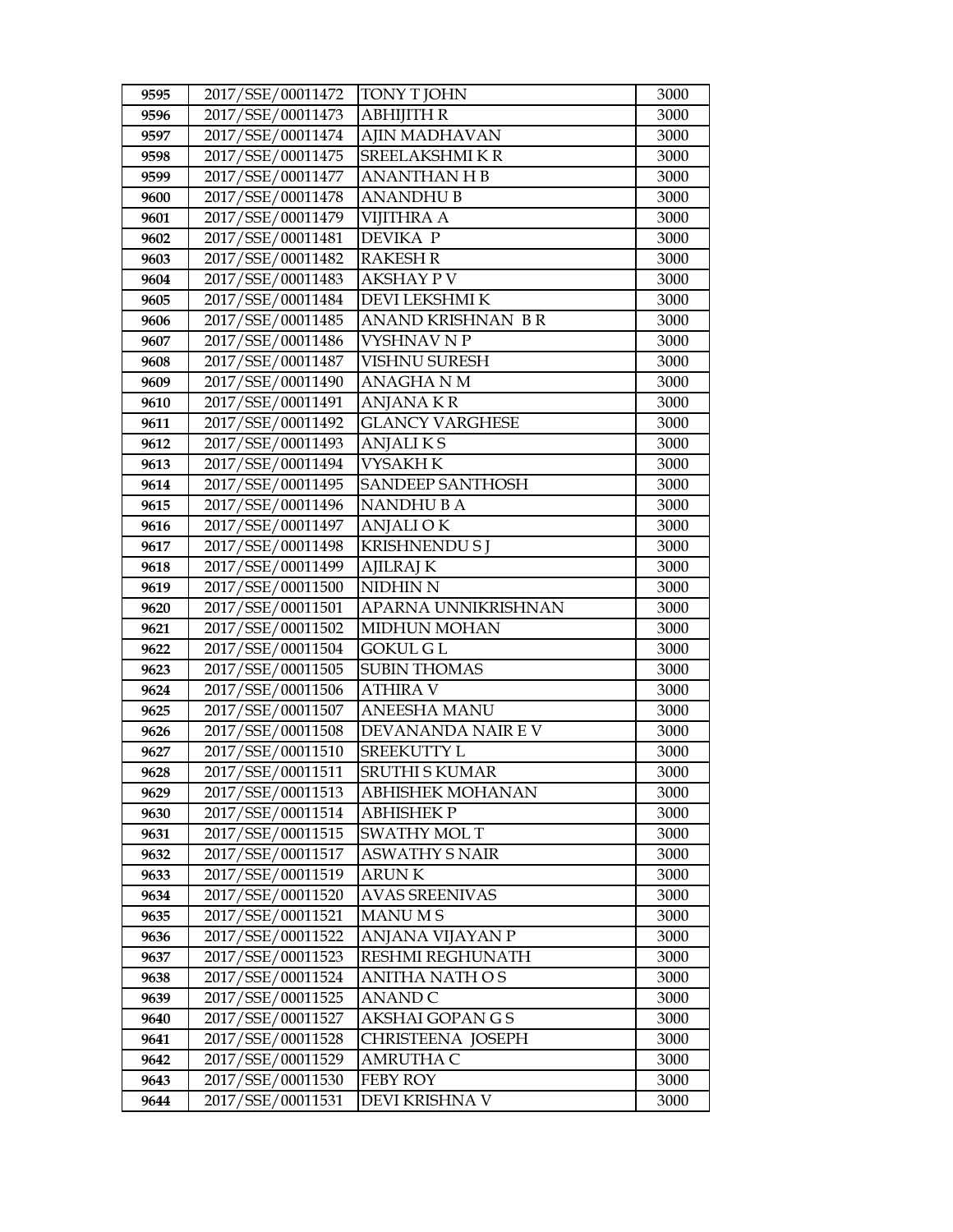| | | | |
|---|---|---|---|
| 9595 | 2017/SSE/00011472 | TONY T JOHN | 3000 |
| 9596 | 2017/SSE/00011473 | ABHIJITH R | 3000 |
| 9597 | 2017/SSE/00011474 | AJIN MADHAVAN | 3000 |
| 9598 | 2017/SSE/00011475 | SREELAKSHMI K R | 3000 |
| 9599 | 2017/SSE/00011477 | ANANTHAN H B | 3000 |
| 9600 | 2017/SSE/00011478 | ANANDHU B | 3000 |
| 9601 | 2017/SSE/00011479 | VIJITHRA A | 3000 |
| 9602 | 2017/SSE/00011481 | DEVIKA P | 3000 |
| 9603 | 2017/SSE/00011482 | RAKESH R | 3000 |
| 9604 | 2017/SSE/00011483 | AKSHAY P V | 3000 |
| 9605 | 2017/SSE/00011484 | DEVI LEKSHMI K | 3000 |
| 9606 | 2017/SSE/00011485 | ANAND KRISHNAN B R | 3000 |
| 9607 | 2017/SSE/00011486 | VYSHNAV N P | 3000 |
| 9608 | 2017/SSE/00011487 | VISHNU SURESH | 3000 |
| 9609 | 2017/SSE/00011490 | ANAGHA N M | 3000 |
| 9610 | 2017/SSE/00011491 | ANJANA K R | 3000 |
| 9611 | 2017/SSE/00011492 | GLANCY VARGHESE | 3000 |
| 9612 | 2017/SSE/00011493 | ANJALI K S | 3000 |
| 9613 | 2017/SSE/00011494 | VYSAKH K | 3000 |
| 9614 | 2017/SSE/00011495 | SANDEEP SANTHOSH | 3000 |
| 9615 | 2017/SSE/00011496 | NANDHU B A | 3000 |
| 9616 | 2017/SSE/00011497 | ANJALI O K | 3000 |
| 9617 | 2017/SSE/00011498 | KRISHNENDU S J | 3000 |
| 9618 | 2017/SSE/00011499 | AJILRAJ K | 3000 |
| 9619 | 2017/SSE/00011500 | NIDHIN N | 3000 |
| 9620 | 2017/SSE/00011501 | APARNA UNNIKRISHNAN | 3000 |
| 9621 | 2017/SSE/00011502 | MIDHUN MOHAN | 3000 |
| 9622 | 2017/SSE/00011504 | GOKUL G L | 3000 |
| 9623 | 2017/SSE/00011505 | SUBIN THOMAS | 3000 |
| 9624 | 2017/SSE/00011506 | ATHIRA V | 3000 |
| 9625 | 2017/SSE/00011507 | ANEESHA MANU | 3000 |
| 9626 | 2017/SSE/00011508 | DEVANANDA NAIR E V | 3000 |
| 9627 | 2017/SSE/00011510 | SREEKUTTY L | 3000 |
| 9628 | 2017/SSE/00011511 | SRUTHI S KUMAR | 3000 |
| 9629 | 2017/SSE/00011513 | ABHISHEK MOHANAN | 3000 |
| 9630 | 2017/SSE/00011514 | ABHISHEK P | 3000 |
| 9631 | 2017/SSE/00011515 | SWATHY MOL T | 3000 |
| 9632 | 2017/SSE/00011517 | ASWATHY S NAIR | 3000 |
| 9633 | 2017/SSE/00011519 | ARUN K | 3000 |
| 9634 | 2017/SSE/00011520 | AVAS SREENIVAS | 3000 |
| 9635 | 2017/SSE/00011521 | MANU M S | 3000 |
| 9636 | 2017/SSE/00011522 | ANJANA VIJAYAN P | 3000 |
| 9637 | 2017/SSE/00011523 | RESHMI REGHUNATH | 3000 |
| 9638 | 2017/SSE/00011524 | ANITHA NATH O S | 3000 |
| 9639 | 2017/SSE/00011525 | ANAND C | 3000 |
| 9640 | 2017/SSE/00011527 | AKSHAI GOPAN G S | 3000 |
| 9641 | 2017/SSE/00011528 | CHRISTEENA JOSEPH | 3000 |
| 9642 | 2017/SSE/00011529 | AMRUTHA C | 3000 |
| 9643 | 2017/SSE/00011530 | FEBY ROY | 3000 |
| 9644 | 2017/SSE/00011531 | DEVI KRISHNA V | 3000 |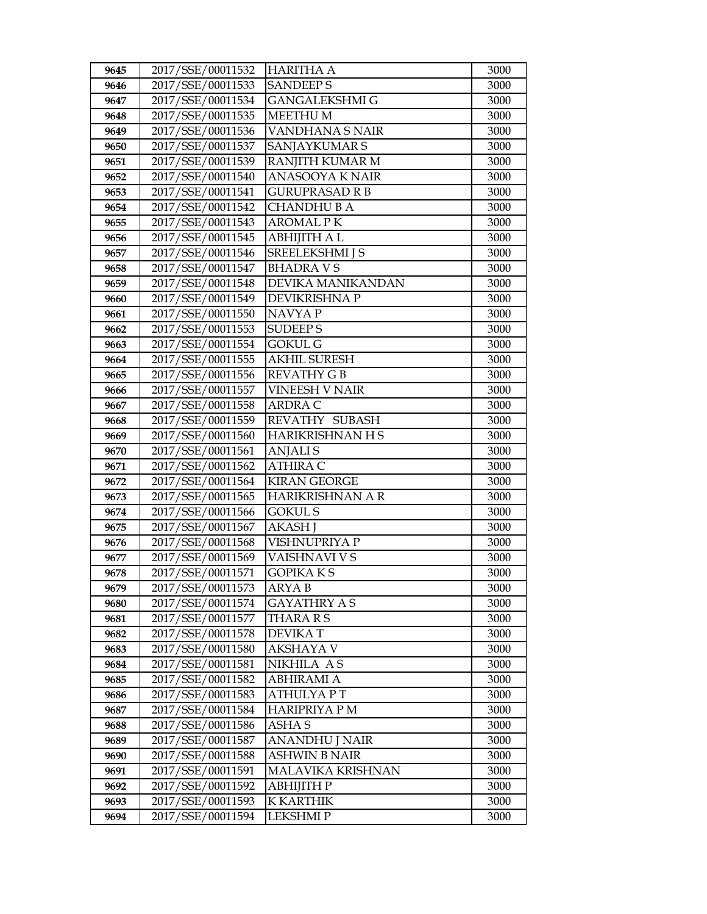| 9645 | 2017/SSE/00011532 | HARITHA A | 3000 |
|---|---|---|---|
| 9646 | 2017/SSE/00011533 | SANDEEP S | 3000 |
| 9647 | 2017/SSE/00011534 | GANGALEKSHMI G | 3000 |
| 9648 | 2017/SSE/00011535 | MEETHU M | 3000 |
| 9649 | 2017/SSE/00011536 | VANDHANA S NAIR | 3000 |
| 9650 | 2017/SSE/00011537 | SANJAYKUMAR S | 3000 |
| 9651 | 2017/SSE/00011539 | RANJITH KUMAR M | 3000 |
| 9652 | 2017/SSE/00011540 | ANASOOYA K NAIR | 3000 |
| 9653 | 2017/SSE/00011541 | GURUPRASAD R B | 3000 |
| 9654 | 2017/SSE/00011542 | CHANDHU B A | 3000 |
| 9655 | 2017/SSE/00011543 | AROMAL P K | 3000 |
| 9656 | 2017/SSE/00011545 | ABHIJITH A L | 3000 |
| 9657 | 2017/SSE/00011546 | SREELEKSHMI J S | 3000 |
| 9658 | 2017/SSE/00011547 | BHADRA V S | 3000 |
| 9659 | 2017/SSE/00011548 | DEVIKA MANIKANDAN | 3000 |
| 9660 | 2017/SSE/00011549 | DEVIKRISHNA P | 3000 |
| 9661 | 2017/SSE/00011550 | NAVYA P | 3000 |
| 9662 | 2017/SSE/00011553 | SUDEEP S | 3000 |
| 9663 | 2017/SSE/00011554 | GOKUL G | 3000 |
| 9664 | 2017/SSE/00011555 | AKHIL SURESH | 3000 |
| 9665 | 2017/SSE/00011556 | REVATHY G B | 3000 |
| 9666 | 2017/SSE/00011557 | VINEESH V NAIR | 3000 |
| 9667 | 2017/SSE/00011558 | ARDRA C | 3000 |
| 9668 | 2017/SSE/00011559 | REVATHY SUBASH | 3000 |
| 9669 | 2017/SSE/00011560 | HARIKRISHNAN H S | 3000 |
| 9670 | 2017/SSE/00011561 | ANJALI S | 3000 |
| 9671 | 2017/SSE/00011562 | ATHIRA C | 3000 |
| 9672 | 2017/SSE/00011564 | KIRAN GEORGE | 3000 |
| 9673 | 2017/SSE/00011565 | HARIKRISHNAN A R | 3000 |
| 9674 | 2017/SSE/00011566 | GOKUL S | 3000 |
| 9675 | 2017/SSE/00011567 | AKASH J | 3000 |
| 9676 | 2017/SSE/00011568 | VISHNUPRIYA P | 3000 |
| 9677 | 2017/SSE/00011569 | VAISHNAVI V S | 3000 |
| 9678 | 2017/SSE/00011571 | GOPIKA K S | 3000 |
| 9679 | 2017/SSE/00011573 | ARYA B | 3000 |
| 9680 | 2017/SSE/00011574 | GAYATHRY A S | 3000 |
| 9681 | 2017/SSE/00011577 | THARA R S | 3000 |
| 9682 | 2017/SSE/00011578 | DEVIKA T | 3000 |
| 9683 | 2017/SSE/00011580 | AKSHAYA V | 3000 |
| 9684 | 2017/SSE/00011581 | NIKHILA A S | 3000 |
| 9685 | 2017/SSE/00011582 | ABHIRAMI A | 3000 |
| 9686 | 2017/SSE/00011583 | ATHULYA P T | 3000 |
| 9687 | 2017/SSE/00011584 | HARIPRIYA P M | 3000 |
| 9688 | 2017/SSE/00011586 | ASHA S | 3000 |
| 9689 | 2017/SSE/00011587 | ANANDHU J NAIR | 3000 |
| 9690 | 2017/SSE/00011588 | ASHWIN B NAIR | 3000 |
| 9691 | 2017/SSE/00011591 | MALAVIKA KRISHNAN | 3000 |
| 9692 | 2017/SSE/00011592 | ABHIJITH P | 3000 |
| 9693 | 2017/SSE/00011593 | K KARTHIK | 3000 |
| 9694 | 2017/SSE/00011594 | LEKSHMI P | 3000 |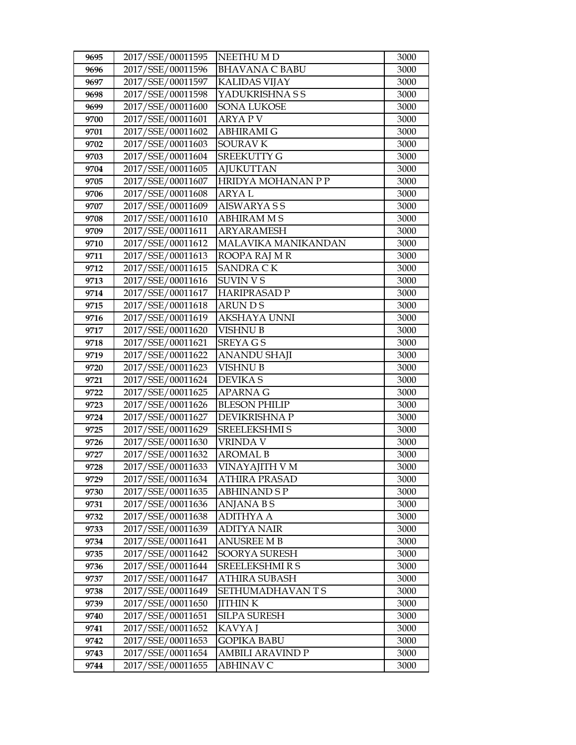| 9695 | 2017/SSE/00011595 | NEETHU M D | 3000 |
|---|---|---|---|
| 9696 | 2017/SSE/00011596 | BHAVANA C BABU | 3000 |
| 9697 | 2017/SSE/00011597 | KALIDAS VIJAY | 3000 |
| 9698 | 2017/SSE/00011598 | YADUKRISHNA S S | 3000 |
| 9699 | 2017/SSE/00011600 | SONA LUKOSE | 3000 |
| 9700 | 2017/SSE/00011601 | ARYA P V | 3000 |
| 9701 | 2017/SSE/00011602 | ABHIRAMI G | 3000 |
| 9702 | 2017/SSE/00011603 | SOURAV K | 3000 |
| 9703 | 2017/SSE/00011604 | SREEKUTTY G | 3000 |
| 9704 | 2017/SSE/00011605 | AJUKUTTAN | 3000 |
| 9705 | 2017/SSE/00011607 | HRIDYA MOHANAN P P | 3000 |
| 9706 | 2017/SSE/00011608 | ARYA L | 3000 |
| 9707 | 2017/SSE/00011609 | AISWARYA S S | 3000 |
| 9708 | 2017/SSE/00011610 | ABHIRAM M S | 3000 |
| 9709 | 2017/SSE/00011611 | ARYARAMESH | 3000 |
| 9710 | 2017/SSE/00011612 | MALAVIKA MANIKANDAN | 3000 |
| 9711 | 2017/SSE/00011613 | ROOPA RAJ M R | 3000 |
| 9712 | 2017/SSE/00011615 | SANDRA C K | 3000 |
| 9713 | 2017/SSE/00011616 | SUVIN V S | 3000 |
| 9714 | 2017/SSE/00011617 | HARIPRASAD P | 3000 |
| 9715 | 2017/SSE/00011618 | ARUN D S | 3000 |
| 9716 | 2017/SSE/00011619 | AKSHAYA UNNI | 3000 |
| 9717 | 2017/SSE/00011620 | VISHNU B | 3000 |
| 9718 | 2017/SSE/00011621 | SREYA G S | 3000 |
| 9719 | 2017/SSE/00011622 | ANANDU SHAJI | 3000 |
| 9720 | 2017/SSE/00011623 | VISHNU B | 3000 |
| 9721 | 2017/SSE/00011624 | DEVIKA S | 3000 |
| 9722 | 2017/SSE/00011625 | APARNA G | 3000 |
| 9723 | 2017/SSE/00011626 | BLESON PHILIP | 3000 |
| 9724 | 2017/SSE/00011627 | DEVIKRISHNA P | 3000 |
| 9725 | 2017/SSE/00011629 | SREELEKSHMI S | 3000 |
| 9726 | 2017/SSE/00011630 | VRINDA V | 3000 |
| 9727 | 2017/SSE/00011632 | AROMAL B | 3000 |
| 9728 | 2017/SSE/00011633 | VINAYAJITH V M | 3000 |
| 9729 | 2017/SSE/00011634 | ATHIRA PRASAD | 3000 |
| 9730 | 2017/SSE/00011635 | ABHINAND S P | 3000 |
| 9731 | 2017/SSE/00011636 | ANJANA B S | 3000 |
| 9732 | 2017/SSE/00011638 | ADITHYA A | 3000 |
| 9733 | 2017/SSE/00011639 | ADITYA NAIR | 3000 |
| 9734 | 2017/SSE/00011641 | ANUSREE M B | 3000 |
| 9735 | 2017/SSE/00011642 | SOORYA SURESH | 3000 |
| 9736 | 2017/SSE/00011644 | SREELEKSHMI R S | 3000 |
| 9737 | 2017/SSE/00011647 | ATHIRA SUBASH | 3000 |
| 9738 | 2017/SSE/00011649 | SETHUMADHAVAN T S | 3000 |
| 9739 | 2017/SSE/00011650 | JITHIN K | 3000 |
| 9740 | 2017/SSE/00011651 | SILPA SURESH | 3000 |
| 9741 | 2017/SSE/00011652 | KAVYA J | 3000 |
| 9742 | 2017/SSE/00011653 | GOPIKA BABU | 3000 |
| 9743 | 2017/SSE/00011654 | AMBILI ARAVIND P | 3000 |
| 9744 | 2017/SSE/00011655 | ABHINAV C | 3000 |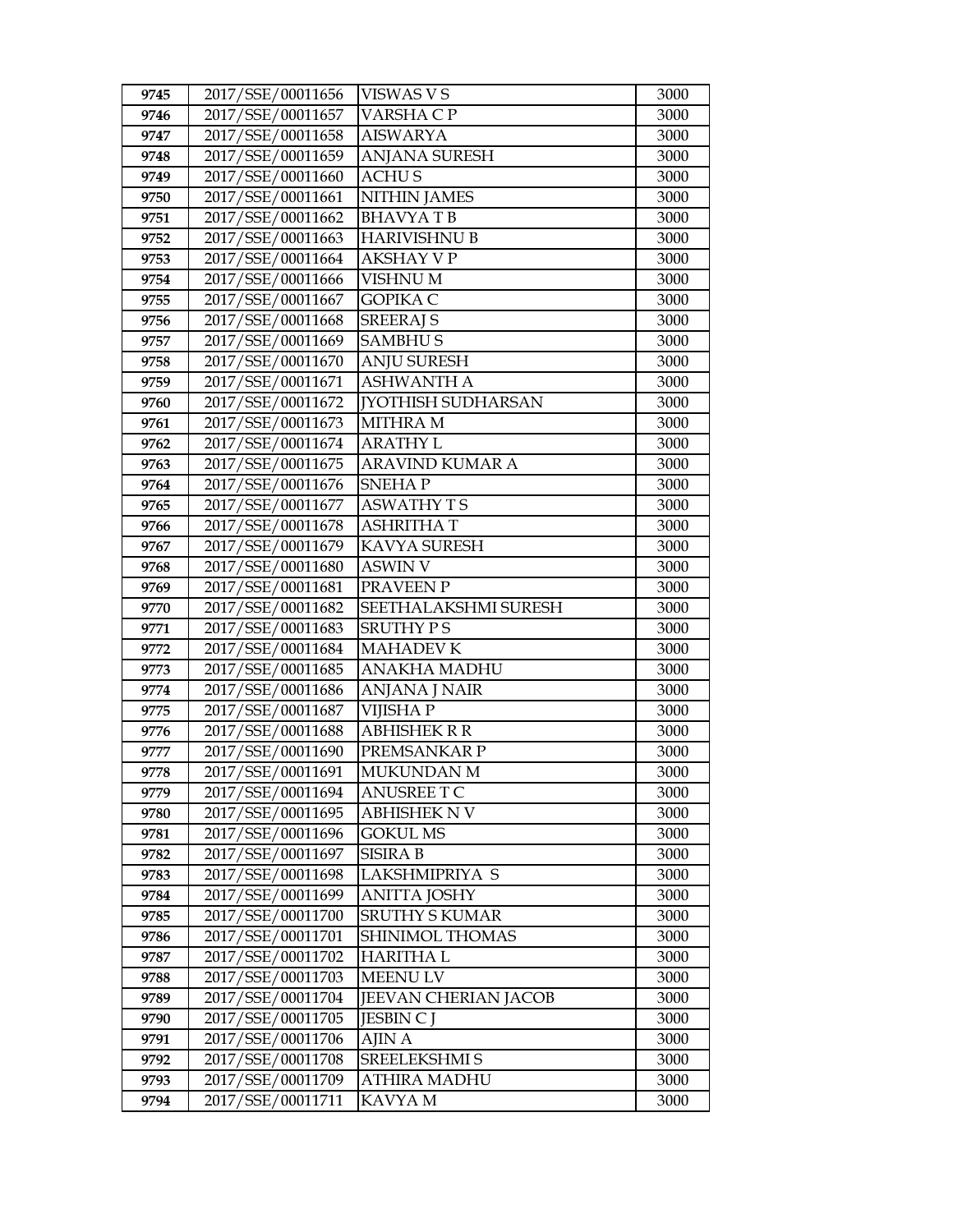| 9745 | 2017/SSE/00011656 | VISWAS V S | 3000 |
|---|---|---|---|
| 9746 | 2017/SSE/00011657 | VARSHA C P | 3000 |
| 9747 | 2017/SSE/00011658 | AISWARYA | 3000 |
| 9748 | 2017/SSE/00011659 | ANJANA SURESH | 3000 |
| 9749 | 2017/SSE/00011660 | ACHU S | 3000 |
| 9750 | 2017/SSE/00011661 | NITHIN JAMES | 3000 |
| 9751 | 2017/SSE/00011662 | BHAVYA T B | 3000 |
| 9752 | 2017/SSE/00011663 | HARIVISHNU B | 3000 |
| 9753 | 2017/SSE/00011664 | AKSHAY V P | 3000 |
| 9754 | 2017/SSE/00011666 | VISHNU M | 3000 |
| 9755 | 2017/SSE/00011667 | GOPIKA C | 3000 |
| 9756 | 2017/SSE/00011668 | SREERAJ S | 3000 |
| 9757 | 2017/SSE/00011669 | SAMBHU S | 3000 |
| 9758 | 2017/SSE/00011670 | ANJU SURESH | 3000 |
| 9759 | 2017/SSE/00011671 | ASHWANTH A | 3000 |
| 9760 | 2017/SSE/00011672 | JYOTHISH SUDHARSAN | 3000 |
| 9761 | 2017/SSE/00011673 | MITHRA M | 3000 |
| 9762 | 2017/SSE/00011674 | ARATHY L | 3000 |
| 9763 | 2017/SSE/00011675 | ARAVIND KUMAR A | 3000 |
| 9764 | 2017/SSE/00011676 | SNEHA P | 3000 |
| 9765 | 2017/SSE/00011677 | ASWATHY T S | 3000 |
| 9766 | 2017/SSE/00011678 | ASHRITHA T | 3000 |
| 9767 | 2017/SSE/00011679 | KAVYA SURESH | 3000 |
| 9768 | 2017/SSE/00011680 | ASWIN V | 3000 |
| 9769 | 2017/SSE/00011681 | PRAVEEN P | 3000 |
| 9770 | 2017/SSE/00011682 | SEETHALAKSHMI SURESH | 3000 |
| 9771 | 2017/SSE/00011683 | SRUTHY P S | 3000 |
| 9772 | 2017/SSE/00011684 | MAHADEV K | 3000 |
| 9773 | 2017/SSE/00011685 | ANAKHA MADHU | 3000 |
| 9774 | 2017/SSE/00011686 | ANJANA J NAIR | 3000 |
| 9775 | 2017/SSE/00011687 | VIJISHA P | 3000 |
| 9776 | 2017/SSE/00011688 | ABHISHEK R R | 3000 |
| 9777 | 2017/SSE/00011690 | PREMSANKAR P | 3000 |
| 9778 | 2017/SSE/00011691 | MUKUNDAN M | 3000 |
| 9779 | 2017/SSE/00011694 | ANUSREE T C | 3000 |
| 9780 | 2017/SSE/00011695 | ABHISHEK N V | 3000 |
| 9781 | 2017/SSE/00011696 | GOKUL MS | 3000 |
| 9782 | 2017/SSE/00011697 | SISIRA B | 3000 |
| 9783 | 2017/SSE/00011698 | LAKSHMIPRIYA S | 3000 |
| 9784 | 2017/SSE/00011699 | ANITTA JOSHY | 3000 |
| 9785 | 2017/SSE/00011700 | SRUTHY S KUMAR | 3000 |
| 9786 | 2017/SSE/00011701 | SHINIMOL THOMAS | 3000 |
| 9787 | 2017/SSE/00011702 | HARITHA L | 3000 |
| 9788 | 2017/SSE/00011703 | MEENU LV | 3000 |
| 9789 | 2017/SSE/00011704 | JEEVAN CHERIAN JACOB | 3000 |
| 9790 | 2017/SSE/00011705 | JESBIN C J | 3000 |
| 9791 | 2017/SSE/00011706 | AJIN A | 3000 |
| 9792 | 2017/SSE/00011708 | SREELEKSHMI S | 3000 |
| 9793 | 2017/SSE/00011709 | ATHIRA MADHU | 3000 |
| 9794 | 2017/SSE/00011711 | KAVYA M | 3000 |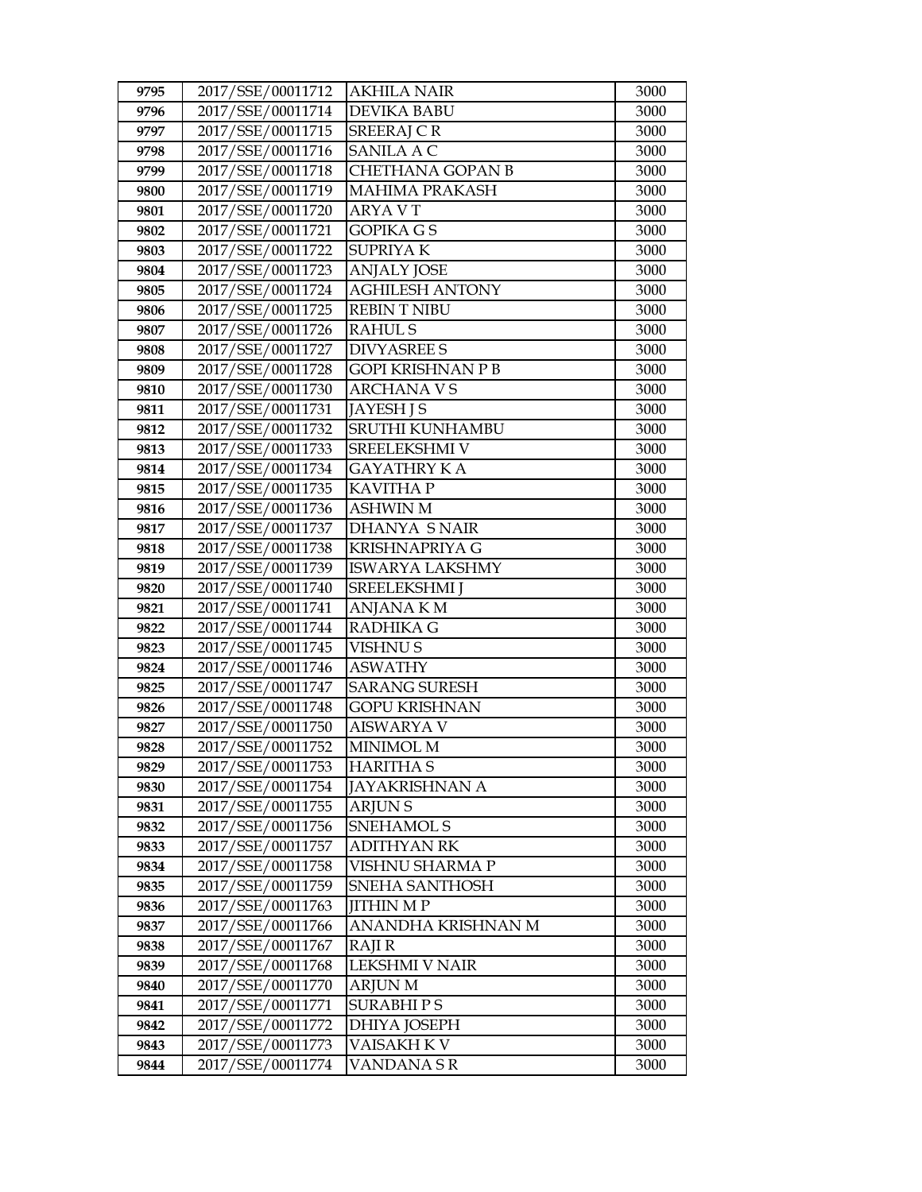| 9795 | 2017/SSE/00011712 | AKHILA NAIR | 3000 |
|---|---|---|---|
| 9796 | 2017/SSE/00011714 | DEVIKA BABU | 3000 |
| 9797 | 2017/SSE/00011715 | SREERAJ C R | 3000 |
| 9798 | 2017/SSE/00011716 | SANILA A C | 3000 |
| 9799 | 2017/SSE/00011718 | CHETHANA GOPAN B | 3000 |
| 9800 | 2017/SSE/00011719 | MAHIMA PRAKASH | 3000 |
| 9801 | 2017/SSE/00011720 | ARYA V T | 3000 |
| 9802 | 2017/SSE/00011721 | GOPIKA G S | 3000 |
| 9803 | 2017/SSE/00011722 | SUPRIYA K | 3000 |
| 9804 | 2017/SSE/00011723 | ANJALY JOSE | 3000 |
| 9805 | 2017/SSE/00011724 | AGHILESH ANTONY | 3000 |
| 9806 | 2017/SSE/00011725 | REBIN T NIBU | 3000 |
| 9807 | 2017/SSE/00011726 | RAHUL S | 3000 |
| 9808 | 2017/SSE/00011727 | DIVYASREE S | 3000 |
| 9809 | 2017/SSE/00011728 | GOPI KRISHNAN P B | 3000 |
| 9810 | 2017/SSE/00011730 | ARCHANA V S | 3000 |
| 9811 | 2017/SSE/00011731 | JAYESH J S | 3000 |
| 9812 | 2017/SSE/00011732 | SRUTHI KUNHAMBU | 3000 |
| 9813 | 2017/SSE/00011733 | SREELEKSHMI V | 3000 |
| 9814 | 2017/SSE/00011734 | GAYATHRY K A | 3000 |
| 9815 | 2017/SSE/00011735 | KAVITHA P | 3000 |
| 9816 | 2017/SSE/00011736 | ASHWIN M | 3000 |
| 9817 | 2017/SSE/00011737 | DHANYA S NAIR | 3000 |
| 9818 | 2017/SSE/00011738 | KRISHNAPRIYA G | 3000 |
| 9819 | 2017/SSE/00011739 | ISWARYA LAKSHMY | 3000 |
| 9820 | 2017/SSE/00011740 | SREELEKSHMI J | 3000 |
| 9821 | 2017/SSE/00011741 | ANJANA K M | 3000 |
| 9822 | 2017/SSE/00011744 | RADHIKA G | 3000 |
| 9823 | 2017/SSE/00011745 | VISHNU S | 3000 |
| 9824 | 2017/SSE/00011746 | ASWATHY | 3000 |
| 9825 | 2017/SSE/00011747 | SARANG SURESH | 3000 |
| 9826 | 2017/SSE/00011748 | GOPU KRISHNAN | 3000 |
| 9827 | 2017/SSE/00011750 | AISWARYA V | 3000 |
| 9828 | 2017/SSE/00011752 | MINIMOL M | 3000 |
| 9829 | 2017/SSE/00011753 | HARITHA S | 3000 |
| 9830 | 2017/SSE/00011754 | JAYAKRISHNAN A | 3000 |
| 9831 | 2017/SSE/00011755 | ARJUN S | 3000 |
| 9832 | 2017/SSE/00011756 | SNEHAMOL S | 3000 |
| 9833 | 2017/SSE/00011757 | ADITHYAN RK | 3000 |
| 9834 | 2017/SSE/00011758 | VISHNU SHARMA P | 3000 |
| 9835 | 2017/SSE/00011759 | SNEHA SANTHOSH | 3000 |
| 9836 | 2017/SSE/00011763 | JITHIN M P | 3000 |
| 9837 | 2017/SSE/00011766 | ANANDHA KRISHNAN M | 3000 |
| 9838 | 2017/SSE/00011767 | RAJI R | 3000 |
| 9839 | 2017/SSE/00011768 | LEKSHMI V NAIR | 3000 |
| 9840 | 2017/SSE/00011770 | ARJUN M | 3000 |
| 9841 | 2017/SSE/00011771 | SURABHI P S | 3000 |
| 9842 | 2017/SSE/00011772 | DHIYA JOSEPH | 3000 |
| 9843 | 2017/SSE/00011773 | VAISAKH K V | 3000 |
| 9844 | 2017/SSE/00011774 | VANDANA S R | 3000 |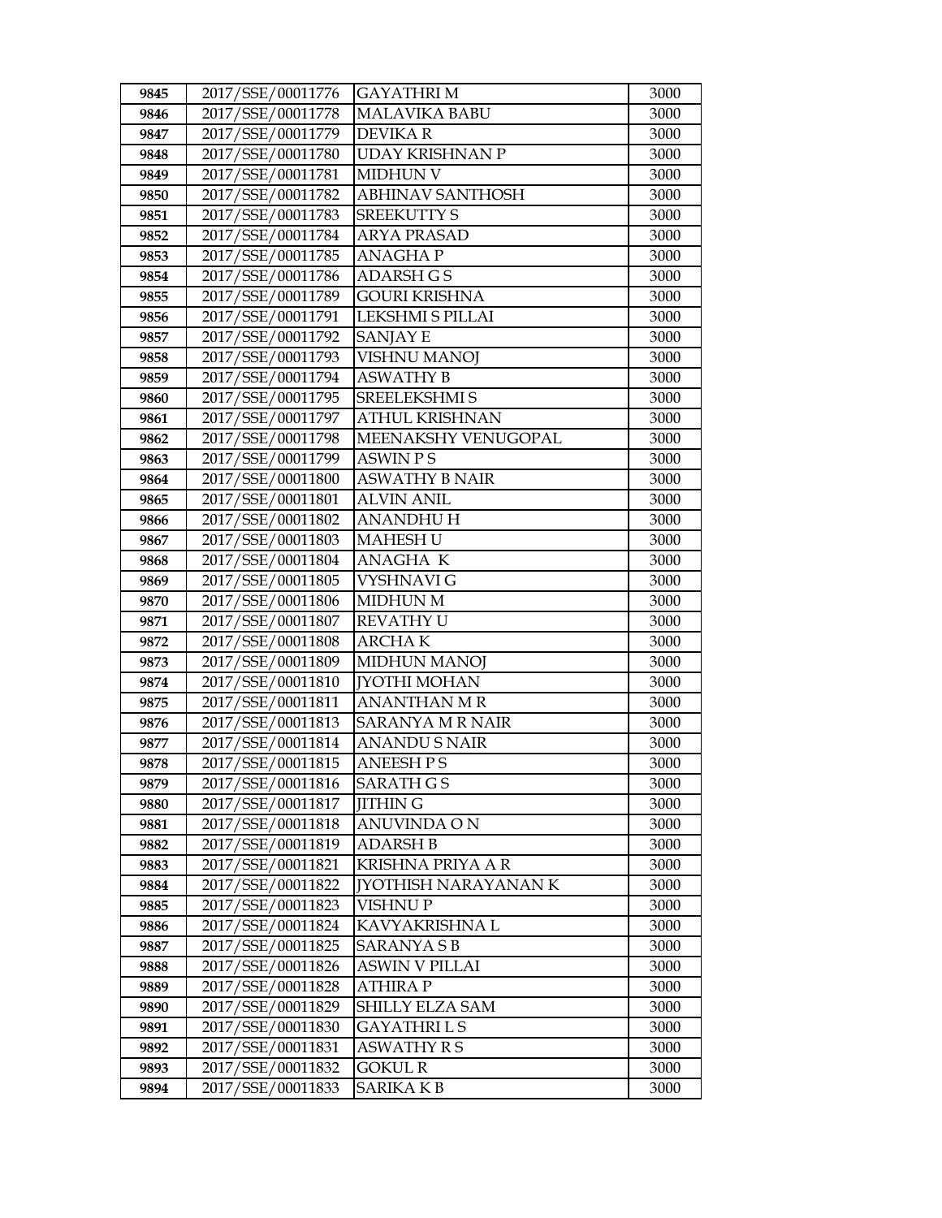| 9845 | 2017/SSE/00011776 | GAYATHRI M | 3000 |
|---|---|---|---|
| 9846 | 2017/SSE/00011778 | MALAVIKA BABU | 3000 |
| 9847 | 2017/SSE/00011779 | DEVIKA R | 3000 |
| 9848 | 2017/SSE/00011780 | UDAY KRISHNAN P | 3000 |
| 9849 | 2017/SSE/00011781 | MIDHUN V | 3000 |
| 9850 | 2017/SSE/00011782 | ABHINAV SANTHOSH | 3000 |
| 9851 | 2017/SSE/00011783 | SREEKUTTY S | 3000 |
| 9852 | 2017/SSE/00011784 | ARYA PRASAD | 3000 |
| 9853 | 2017/SSE/00011785 | ANAGHA P | 3000 |
| 9854 | 2017/SSE/00011786 | ADARSH G S | 3000 |
| 9855 | 2017/SSE/00011789 | GOURI KRISHNA | 3000 |
| 9856 | 2017/SSE/00011791 | LEKSHMI S PILLAI | 3000 |
| 9857 | 2017/SSE/00011792 | SANJAY E | 3000 |
| 9858 | 2017/SSE/00011793 | VISHNU MANOJ | 3000 |
| 9859 | 2017/SSE/00011794 | ASWATHY B | 3000 |
| 9860 | 2017/SSE/00011795 | SREELEKSHMI S | 3000 |
| 9861 | 2017/SSE/00011797 | ATHUL KRISHNAN | 3000 |
| 9862 | 2017/SSE/00011798 | MEENAKSHY VENUGOPAL | 3000 |
| 9863 | 2017/SSE/00011799 | ASWIN P S | 3000 |
| 9864 | 2017/SSE/00011800 | ASWATHY B NAIR | 3000 |
| 9865 | 2017/SSE/00011801 | ALVIN ANIL | 3000 |
| 9866 | 2017/SSE/00011802 | ANANDHU H | 3000 |
| 9867 | 2017/SSE/00011803 | MAHESH U | 3000 |
| 9868 | 2017/SSE/00011804 | ANAGHA K | 3000 |
| 9869 | 2017/SSE/00011805 | VYSHNAVI G | 3000 |
| 9870 | 2017/SSE/00011806 | MIDHUN M | 3000 |
| 9871 | 2017/SSE/00011807 | REVATHY U | 3000 |
| 9872 | 2017/SSE/00011808 | ARCHA K | 3000 |
| 9873 | 2017/SSE/00011809 | MIDHUN MANOJ | 3000 |
| 9874 | 2017/SSE/00011810 | JYOTHI MOHAN | 3000 |
| 9875 | 2017/SSE/00011811 | ANANTHAN M R | 3000 |
| 9876 | 2017/SSE/00011813 | SARANYA M R NAIR | 3000 |
| 9877 | 2017/SSE/00011814 | ANANDU S NAIR | 3000 |
| 9878 | 2017/SSE/00011815 | ANEESH P S | 3000 |
| 9879 | 2017/SSE/00011816 | SARATH G S | 3000 |
| 9880 | 2017/SSE/00011817 | JITHIN G | 3000 |
| 9881 | 2017/SSE/00011818 | ANUVINDA O N | 3000 |
| 9882 | 2017/SSE/00011819 | ADARSH B | 3000 |
| 9883 | 2017/SSE/00011821 | KRISHNA PRIYA A R | 3000 |
| 9884 | 2017/SSE/00011822 | JYOTHISH NARAYANAN K | 3000 |
| 9885 | 2017/SSE/00011823 | VISHNU P | 3000 |
| 9886 | 2017/SSE/00011824 | KAVYAKRISHNA L | 3000 |
| 9887 | 2017/SSE/00011825 | SARANYA S B | 3000 |
| 9888 | 2017/SSE/00011826 | ASWIN V PILLAI | 3000 |
| 9889 | 2017/SSE/00011828 | ATHIRA P | 3000 |
| 9890 | 2017/SSE/00011829 | SHILLY ELZA SAM | 3000 |
| 9891 | 2017/SSE/00011830 | GAYATHRI L S | 3000 |
| 9892 | 2017/SSE/00011831 | ASWATHY R S | 3000 |
| 9893 | 2017/SSE/00011832 | GOKUL R | 3000 |
| 9894 | 2017/SSE/00011833 | SARIKA K B | 3000 |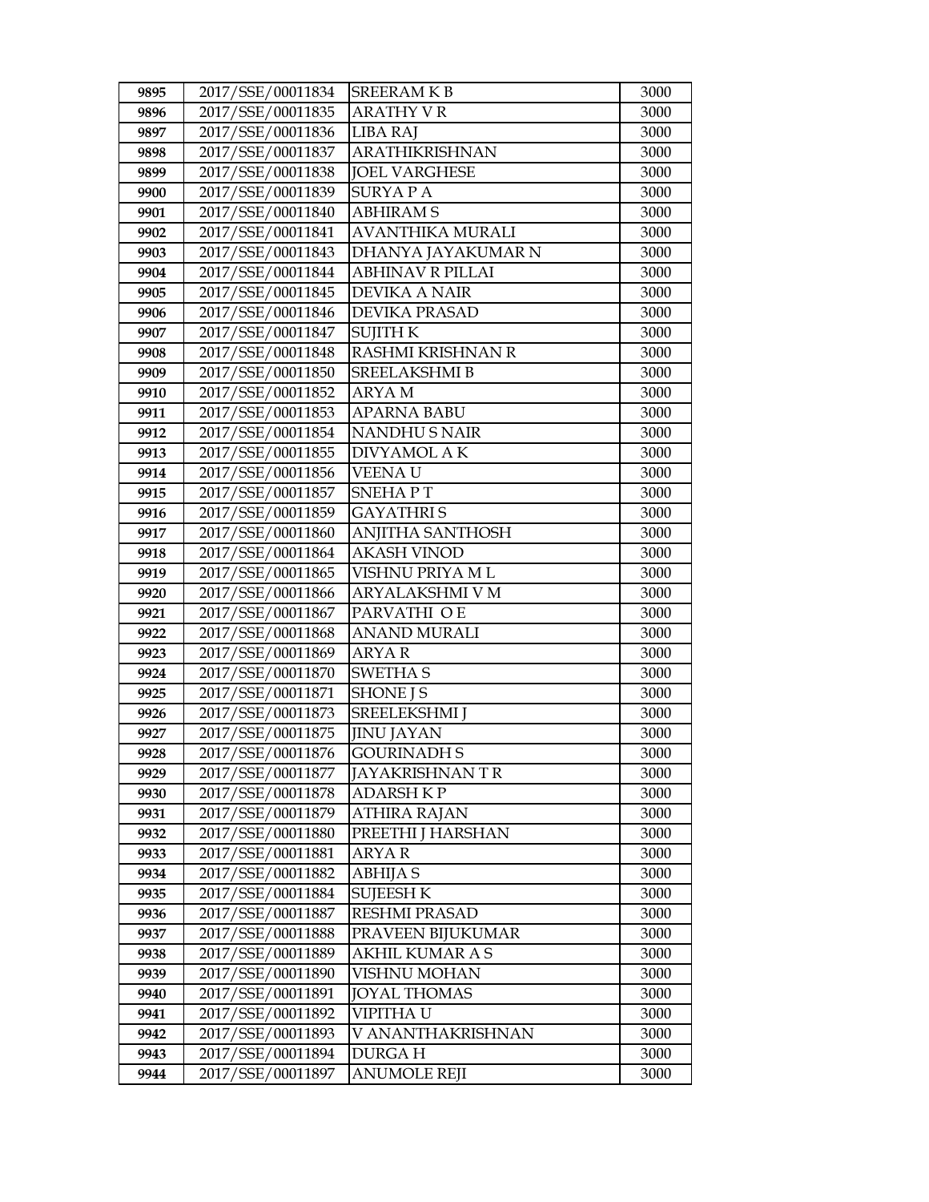| 9895 | 2017/SSE/00011834 | SREERAM K B | 3000 |
|---|---|---|---|
| 9896 | 2017/SSE/00011835 | ARATHY V R | 3000 |
| 9897 | 2017/SSE/00011836 | LIBA RAJ | 3000 |
| 9898 | 2017/SSE/00011837 | ARATHIKRISHNAN | 3000 |
| 9899 | 2017/SSE/00011838 | JOEL VARGHESE | 3000 |
| 9900 | 2017/SSE/00011839 | SURYA P A | 3000 |
| 9901 | 2017/SSE/00011840 | ABHIRAM S | 3000 |
| 9902 | 2017/SSE/00011841 | AVANTHIKA MURALI | 3000 |
| 9903 | 2017/SSE/00011843 | DHANYA JAYAKUMAR N | 3000 |
| 9904 | 2017/SSE/00011844 | ABHINAV R PILLAI | 3000 |
| 9905 | 2017/SSE/00011845 | DEVIKA A NAIR | 3000 |
| 9906 | 2017/SSE/00011846 | DEVIKA PRASAD | 3000 |
| 9907 | 2017/SSE/00011847 | SUJITH K | 3000 |
| 9908 | 2017/SSE/00011848 | RASHMI KRISHNAN R | 3000 |
| 9909 | 2017/SSE/00011850 | SREELAKSHMI B | 3000 |
| 9910 | 2017/SSE/00011852 | ARYA M | 3000 |
| 9911 | 2017/SSE/00011853 | APARNA BABU | 3000 |
| 9912 | 2017/SSE/00011854 | NANDHU S NAIR | 3000 |
| 9913 | 2017/SSE/00011855 | DIVYAMOL A K | 3000 |
| 9914 | 2017/SSE/00011856 | VEENA U | 3000 |
| 9915 | 2017/SSE/00011857 | SNEHA P T | 3000 |
| 9916 | 2017/SSE/00011859 | GAYATHRI S | 3000 |
| 9917 | 2017/SSE/00011860 | ANJITHA SANTHOSH | 3000 |
| 9918 | 2017/SSE/00011864 | AKASH VINOD | 3000 |
| 9919 | 2017/SSE/00011865 | VISHNU PRIYA M L | 3000 |
| 9920 | 2017/SSE/00011866 | ARYALAKSHMI V M | 3000 |
| 9921 | 2017/SSE/00011867 | PARVATHI O E | 3000 |
| 9922 | 2017/SSE/00011868 | ANAND MURALI | 3000 |
| 9923 | 2017/SSE/00011869 | ARYA R | 3000 |
| 9924 | 2017/SSE/00011870 | SWETHA S | 3000 |
| 9925 | 2017/SSE/00011871 | SHONE J S | 3000 |
| 9926 | 2017/SSE/00011873 | SREELEKSHMI J | 3000 |
| 9927 | 2017/SSE/00011875 | JINU JAYAN | 3000 |
| 9928 | 2017/SSE/00011876 | GOURINADH S | 3000 |
| 9929 | 2017/SSE/00011877 | JAYAKRISHNAN T R | 3000 |
| 9930 | 2017/SSE/00011878 | ADARSH K P | 3000 |
| 9931 | 2017/SSE/00011879 | ATHIRA RAJAN | 3000 |
| 9932 | 2017/SSE/00011880 | PREETHI J HARSHAN | 3000 |
| 9933 | 2017/SSE/00011881 | ARYA R | 3000 |
| 9934 | 2017/SSE/00011882 | ABHIJA S | 3000 |
| 9935 | 2017/SSE/00011884 | SUJEESH K | 3000 |
| 9936 | 2017/SSE/00011887 | RESHMI PRASAD | 3000 |
| 9937 | 2017/SSE/00011888 | PRAVEEN BIJUKUMAR | 3000 |
| 9938 | 2017/SSE/00011889 | AKHIL KUMAR A S | 3000 |
| 9939 | 2017/SSE/00011890 | VISHNU MOHAN | 3000 |
| 9940 | 2017/SSE/00011891 | JOYAL THOMAS | 3000 |
| 9941 | 2017/SSE/00011892 | VIPITHA U | 3000 |
| 9942 | 2017/SSE/00011893 | V ANANTHAKRISHNAN | 3000 |
| 9943 | 2017/SSE/00011894 | DURGA H | 3000 |
| 9944 | 2017/SSE/00011897 | ANUMOLE REJI | 3000 |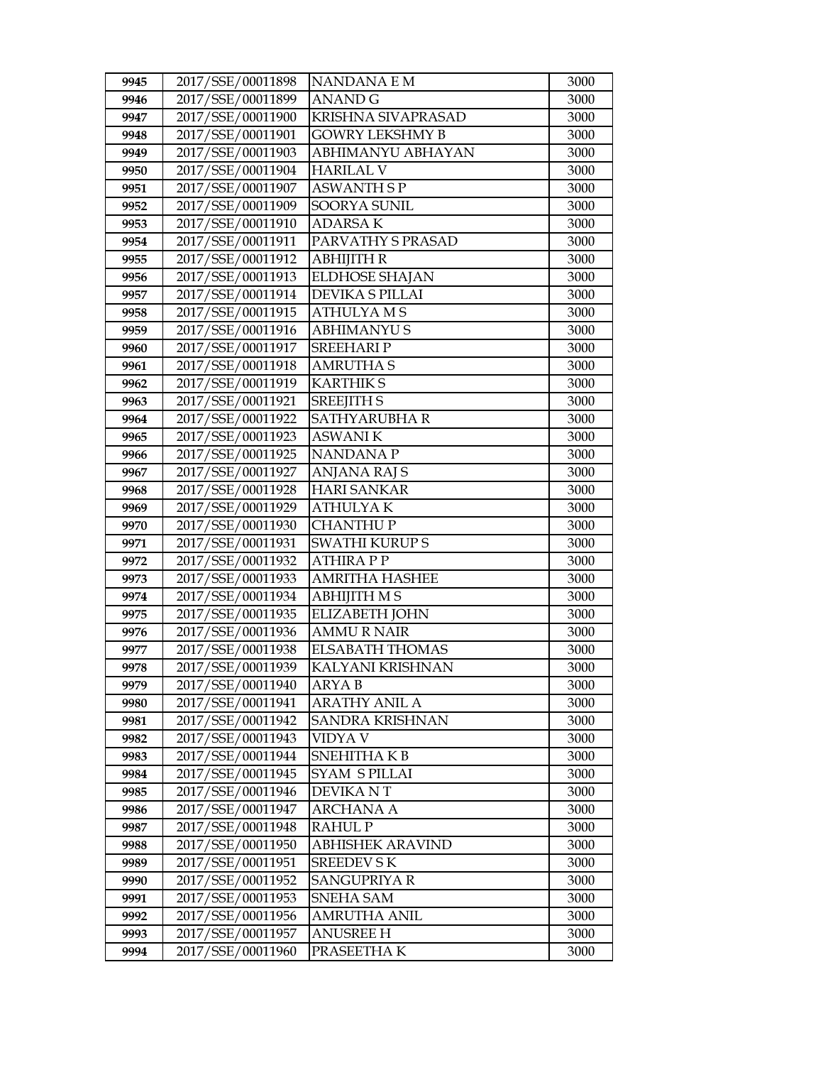| | | | |
|---|---|---|---|
| 9945 | 2017/SSE/00011898 | NANDANA E M | 3000 |
| 9946 | 2017/SSE/00011899 | ANAND G | 3000 |
| 9947 | 2017/SSE/00011900 | KRISHNA SIVAPRASAD | 3000 |
| 9948 | 2017/SSE/00011901 | GOWRY LEKSHMY B | 3000 |
| 9949 | 2017/SSE/00011903 | ABHIMANYU ABHAYAN | 3000 |
| 9950 | 2017/SSE/00011904 | HARILAL V | 3000 |
| 9951 | 2017/SSE/00011907 | ASWANTH S P | 3000 |
| 9952 | 2017/SSE/00011909 | SOORYA SUNIL | 3000 |
| 9953 | 2017/SSE/00011910 | ADARSA K | 3000 |
| 9954 | 2017/SSE/00011911 | PARVATHY S PRASAD | 3000 |
| 9955 | 2017/SSE/00011912 | ABHIJITH R | 3000 |
| 9956 | 2017/SSE/00011913 | ELDHOSE SHAJAN | 3000 |
| 9957 | 2017/SSE/00011914 | DEVIKA S PILLAI | 3000 |
| 9958 | 2017/SSE/00011915 | ATHULYA M S | 3000 |
| 9959 | 2017/SSE/00011916 | ABHIMANYU S | 3000 |
| 9960 | 2017/SSE/00011917 | SREEHARI P | 3000 |
| 9961 | 2017/SSE/00011918 | AMRUTHA S | 3000 |
| 9962 | 2017/SSE/00011919 | KARTHIK S | 3000 |
| 9963 | 2017/SSE/00011921 | SREEJITH S | 3000 |
| 9964 | 2017/SSE/00011922 | SATHYARUBHA R | 3000 |
| 9965 | 2017/SSE/00011923 | ASWANI K | 3000 |
| 9966 | 2017/SSE/00011925 | NANDANA P | 3000 |
| 9967 | 2017/SSE/00011927 | ANJANA RAJ S | 3000 |
| 9968 | 2017/SSE/00011928 | HARI SANKAR | 3000 |
| 9969 | 2017/SSE/00011929 | ATHULYA K | 3000 |
| 9970 | 2017/SSE/00011930 | CHANTHU P | 3000 |
| 9971 | 2017/SSE/00011931 | SWATHI KURUP S | 3000 |
| 9972 | 2017/SSE/00011932 | ATHIRA P P | 3000 |
| 9973 | 2017/SSE/00011933 | AMRITHA HASHEE | 3000 |
| 9974 | 2017/SSE/00011934 | ABHIJITH M S | 3000 |
| 9975 | 2017/SSE/00011935 | ELIZABETH JOHN | 3000 |
| 9976 | 2017/SSE/00011936 | AMMU R NAIR | 3000 |
| 9977 | 2017/SSE/00011938 | ELSABATH THOMAS | 3000 |
| 9978 | 2017/SSE/00011939 | KALYANI KRISHNAN | 3000 |
| 9979 | 2017/SSE/00011940 | ARYA B | 3000 |
| 9980 | 2017/SSE/00011941 | ARATHY ANIL A | 3000 |
| 9981 | 2017/SSE/00011942 | SANDRA KRISHNAN | 3000 |
| 9982 | 2017/SSE/00011943 | VIDYA V | 3000 |
| 9983 | 2017/SSE/00011944 | SNEHITHA K B | 3000 |
| 9984 | 2017/SSE/00011945 | SYAM S PILLAI | 3000 |
| 9985 | 2017/SSE/00011946 | DEVIKA N T | 3000 |
| 9986 | 2017/SSE/00011947 | ARCHANA A | 3000 |
| 9987 | 2017/SSE/00011948 | RAHUL P | 3000 |
| 9988 | 2017/SSE/00011950 | ABHISHEK ARAVIND | 3000 |
| 9989 | 2017/SSE/00011951 | SREEDEV S K | 3000 |
| 9990 | 2017/SSE/00011952 | SANGUPRIYA R | 3000 |
| 9991 | 2017/SSE/00011953 | SNEHA SAM | 3000 |
| 9992 | 2017/SSE/00011956 | AMRUTHA ANIL | 3000 |
| 9993 | 2017/SSE/00011957 | ANUSREE H | 3000 |
| 9994 | 2017/SSE/00011960 | PRASEETHA K | 3000 |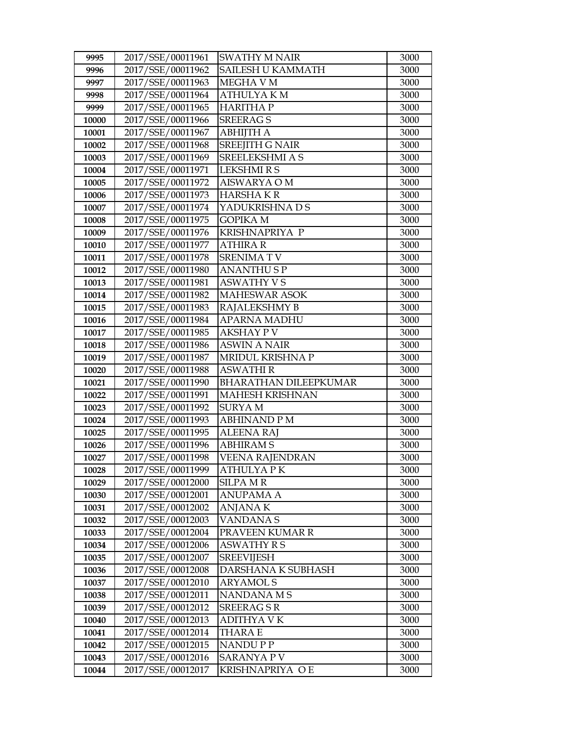| 9995 | 2017/SSE/00011961 | SWATHY M NAIR | 3000 |
|---|---|---|---|
| 9996 | 2017/SSE/00011962 | SAILESH U KAMMATH | 3000 |
| 9997 | 2017/SSE/00011963 | MEGHA V M | 3000 |
| 9998 | 2017/SSE/00011964 | ATHULYA K M | 3000 |
| 9999 | 2017/SSE/00011965 | HARITHA P | 3000 |
| 10000 | 2017/SSE/00011966 | SREERAG S | 3000 |
| 10001 | 2017/SSE/00011967 | ABHIJTH A | 3000 |
| 10002 | 2017/SSE/00011968 | SREEJITH G NAIR | 3000 |
| 10003 | 2017/SSE/00011969 | SREELEKSHMI A S | 3000 |
| 10004 | 2017/SSE/00011971 | LEKSHMI R S | 3000 |
| 10005 | 2017/SSE/00011972 | AISWARYA O M | 3000 |
| 10006 | 2017/SSE/00011973 | HARSHA K R | 3000 |
| 10007 | 2017/SSE/00011974 | YADUKRISHNA D S | 3000 |
| 10008 | 2017/SSE/00011975 | GOPIKA M | 3000 |
| 10009 | 2017/SSE/00011976 | KRISHNAPRIYA P | 3000 |
| 10010 | 2017/SSE/00011977 | ATHIRA R | 3000 |
| 10011 | 2017/SSE/00011978 | SRENIMA T V | 3000 |
| 10012 | 2017/SSE/00011980 | ANANTHU S P | 3000 |
| 10013 | 2017/SSE/00011981 | ASWATHY V S | 3000 |
| 10014 | 2017/SSE/00011982 | MAHESWAR ASOK | 3000 |
| 10015 | 2017/SSE/00011983 | RAJALEKSHMY B | 3000 |
| 10016 | 2017/SSE/00011984 | APARNA MADHU | 3000 |
| 10017 | 2017/SSE/00011985 | AKSHAY P V | 3000 |
| 10018 | 2017/SSE/00011986 | ASWIN A NAIR | 3000 |
| 10019 | 2017/SSE/00011987 | MRIDUL KRISHNA P | 3000 |
| 10020 | 2017/SSE/00011988 | ASWATHI R | 3000 |
| 10021 | 2017/SSE/00011990 | BHARATHAN DILEEPKUMAR | 3000 |
| 10022 | 2017/SSE/00011991 | MAHESH KRISHNAN | 3000 |
| 10023 | 2017/SSE/00011992 | SURYA M | 3000 |
| 10024 | 2017/SSE/00011993 | ABHINAND P M | 3000 |
| 10025 | 2017/SSE/00011995 | ALEENA RAJ | 3000 |
| 10026 | 2017/SSE/00011996 | ABHIRAM S | 3000 |
| 10027 | 2017/SSE/00011998 | VEENA RAJENDRAN | 3000 |
| 10028 | 2017/SSE/00011999 | ATHULYA P K | 3000 |
| 10029 | 2017/SSE/00012000 | SILPA M R | 3000 |
| 10030 | 2017/SSE/00012001 | ANUPAMA A | 3000 |
| 10031 | 2017/SSE/00012002 | ANJANA K | 3000 |
| 10032 | 2017/SSE/00012003 | VANDANA S | 3000 |
| 10033 | 2017/SSE/00012004 | PRAVEEN KUMAR R | 3000 |
| 10034 | 2017/SSE/00012006 | ASWATHY R S | 3000 |
| 10035 | 2017/SSE/00012007 | SREEVIJESH | 3000 |
| 10036 | 2017/SSE/00012008 | DARSHANA K SUBHASH | 3000 |
| 10037 | 2017/SSE/00012010 | ARYAMOL S | 3000 |
| 10038 | 2017/SSE/00012011 | NANDANA M S | 3000 |
| 10039 | 2017/SSE/00012012 | SREERAG S R | 3000 |
| 10040 | 2017/SSE/00012013 | ADITHYA V K | 3000 |
| 10041 | 2017/SSE/00012014 | THARA E | 3000 |
| 10042 | 2017/SSE/00012015 | NANDU P P | 3000 |
| 10043 | 2017/SSE/00012016 | SARANYA P V | 3000 |
| 10044 | 2017/SSE/00012017 | KRISHNAPRIYA O E | 3000 |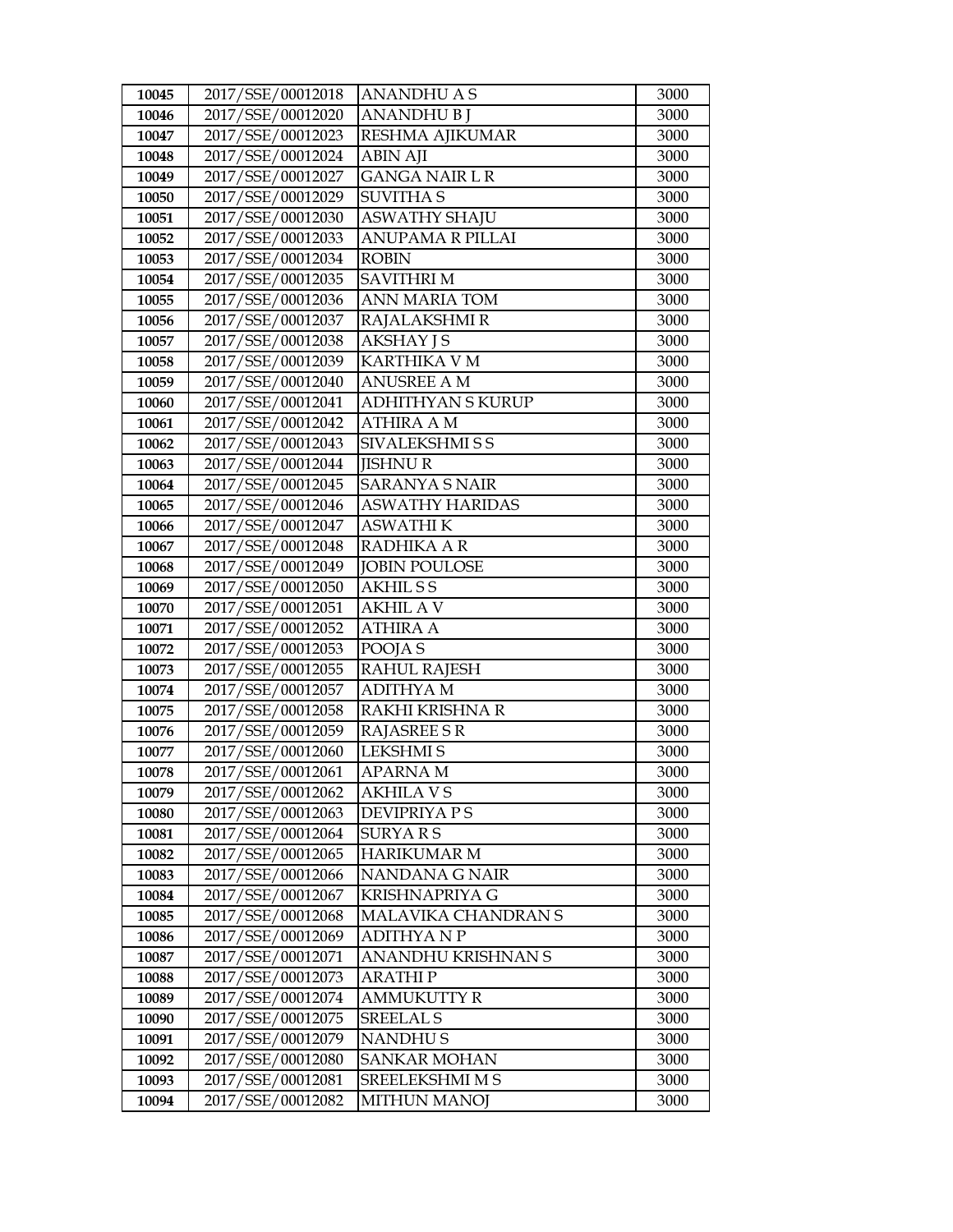| 10045 | 2017/SSE/00012018 | ANANDHU A S | 3000 |
|---|---|---|---|
| 10046 | 2017/SSE/00012020 | ANANDHU B J | 3000 |
| 10047 | 2017/SSE/00012023 | RESHMA AJIKUMAR | 3000 |
| 10048 | 2017/SSE/00012024 | ABIN AJI | 3000 |
| 10049 | 2017/SSE/00012027 | GANGA NAIR L R | 3000 |
| 10050 | 2017/SSE/00012029 | SUVITHA S | 3000 |
| 10051 | 2017/SSE/00012030 | ASWATHY SHAJU | 3000 |
| 10052 | 2017/SSE/00012033 | ANUPAMA R PILLAI | 3000 |
| 10053 | 2017/SSE/00012034 | ROBIN | 3000 |
| 10054 | 2017/SSE/00012035 | SAVITHRI M | 3000 |
| 10055 | 2017/SSE/00012036 | ANN MARIA TOM | 3000 |
| 10056 | 2017/SSE/00012037 | RAJALAKSHMI R | 3000 |
| 10057 | 2017/SSE/00012038 | AKSHAY J S | 3000 |
| 10058 | 2017/SSE/00012039 | KARTHIKA V M | 3000 |
| 10059 | 2017/SSE/00012040 | ANUSREE A M | 3000 |
| 10060 | 2017/SSE/00012041 | ADHITHYAN S KURUP | 3000 |
| 10061 | 2017/SSE/00012042 | ATHIRA A M | 3000 |
| 10062 | 2017/SSE/00012043 | SIVALEKSHMI S S | 3000 |
| 10063 | 2017/SSE/00012044 | JISHNU R | 3000 |
| 10064 | 2017/SSE/00012045 | SARANYA S NAIR | 3000 |
| 10065 | 2017/SSE/00012046 | ASWATHY HARIDAS | 3000 |
| 10066 | 2017/SSE/00012047 | ASWATHI K | 3000 |
| 10067 | 2017/SSE/00012048 | RADHIKA A R | 3000 |
| 10068 | 2017/SSE/00012049 | JOBIN POULOSE | 3000 |
| 10069 | 2017/SSE/00012050 | AKHIL S S | 3000 |
| 10070 | 2017/SSE/00012051 | AKHIL A V | 3000 |
| 10071 | 2017/SSE/00012052 | ATHIRA A | 3000 |
| 10072 | 2017/SSE/00012053 | POOJA S | 3000 |
| 10073 | 2017/SSE/00012055 | RAHUL RAJESH | 3000 |
| 10074 | 2017/SSE/00012057 | ADITHYA M | 3000 |
| 10075 | 2017/SSE/00012058 | RAKHI KRISHNA R | 3000 |
| 10076 | 2017/SSE/00012059 | RAJASREE S R | 3000 |
| 10077 | 2017/SSE/00012060 | LEKSHMI S | 3000 |
| 10078 | 2017/SSE/00012061 | APARNA M | 3000 |
| 10079 | 2017/SSE/00012062 | AKHILA V S | 3000 |
| 10080 | 2017/SSE/00012063 | DEVIPRIYA P S | 3000 |
| 10081 | 2017/SSE/00012064 | SURYA R S | 3000 |
| 10082 | 2017/SSE/00012065 | HARIKUMAR M | 3000 |
| 10083 | 2017/SSE/00012066 | NANDANA G NAIR | 3000 |
| 10084 | 2017/SSE/00012067 | KRISHNAPRIYA G | 3000 |
| 10085 | 2017/SSE/00012068 | MALAVIKA CHANDRAN S | 3000 |
| 10086 | 2017/SSE/00012069 | ADITHYA N P | 3000 |
| 10087 | 2017/SSE/00012071 | ANANDHU KRISHNAN S | 3000 |
| 10088 | 2017/SSE/00012073 | ARATHI P | 3000 |
| 10089 | 2017/SSE/00012074 | AMMUKUTTY R | 3000 |
| 10090 | 2017/SSE/00012075 | SREELAL S | 3000 |
| 10091 | 2017/SSE/00012079 | NANDHU S | 3000 |
| 10092 | 2017/SSE/00012080 | SANKAR MOHAN | 3000 |
| 10093 | 2017/SSE/00012081 | SREELEKSHMI M S | 3000 |
| 10094 | 2017/SSE/00012082 | MITHUN MANOJ | 3000 |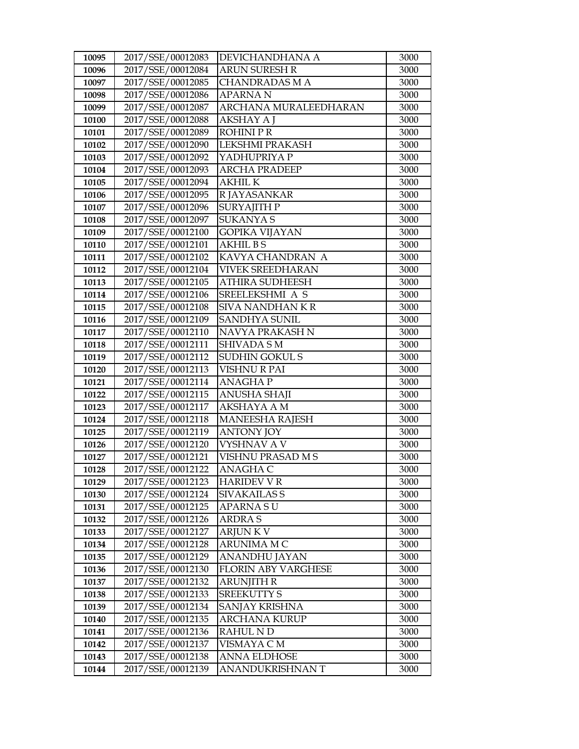| 10095 | 2017/SSE/00012083 | DEVICHANDHANA A | 3000 |
|---|---|---|---|
| 10096 | 2017/SSE/00012084 | ARUN SURESH R | 3000 |
| 10097 | 2017/SSE/00012085 | CHANDRADAS M A | 3000 |
| 10098 | 2017/SSE/00012086 | APARNA N | 3000 |
| 10099 | 2017/SSE/00012087 | ARCHANA MURALEEDHARAN | 3000 |
| 10100 | 2017/SSE/00012088 | AKSHAY A J | 3000 |
| 10101 | 2017/SSE/00012089 | ROHINI P R | 3000 |
| 10102 | 2017/SSE/00012090 | LEKSHMI PRAKASH | 3000 |
| 10103 | 2017/SSE/00012092 | YADHUPRIYA P | 3000 |
| 10104 | 2017/SSE/00012093 | ARCHA PRADEEP | 3000 |
| 10105 | 2017/SSE/00012094 | AKHIL K | 3000 |
| 10106 | 2017/SSE/00012095 | R JAYASANKAR | 3000 |
| 10107 | 2017/SSE/00012096 | SURYAJITH P | 3000 |
| 10108 | 2017/SSE/00012097 | SUKANYA S | 3000 |
| 10109 | 2017/SSE/00012100 | GOPIKA VIJAYAN | 3000 |
| 10110 | 2017/SSE/00012101 | AKHIL B S | 3000 |
| 10111 | 2017/SSE/00012102 | KAVYA CHANDRAN A | 3000 |
| 10112 | 2017/SSE/00012104 | VIVEK SREEDHARAN | 3000 |
| 10113 | 2017/SSE/00012105 | ATHIRA SUDHEESH | 3000 |
| 10114 | 2017/SSE/00012106 | SREELEKSHMI A S | 3000 |
| 10115 | 2017/SSE/00012108 | SIVA NANDHAN K R | 3000 |
| 10116 | 2017/SSE/00012109 | SANDHYA SUNIL | 3000 |
| 10117 | 2017/SSE/00012110 | NAVYA PRAKASH N | 3000 |
| 10118 | 2017/SSE/00012111 | SHIVADA S M | 3000 |
| 10119 | 2017/SSE/00012112 | SUDHIN GOKUL S | 3000 |
| 10120 | 2017/SSE/00012113 | VISHNU R PAI | 3000 |
| 10121 | 2017/SSE/00012114 | ANAGHA P | 3000 |
| 10122 | 2017/SSE/00012115 | ANUSHA SHAJI | 3000 |
| 10123 | 2017/SSE/00012117 | AKSHAYA A M | 3000 |
| 10124 | 2017/SSE/00012118 | MANEESHA RAJESH | 3000 |
| 10125 | 2017/SSE/00012119 | ANTONY JOY | 3000 |
| 10126 | 2017/SSE/00012120 | VYSHNAV A V | 3000 |
| 10127 | 2017/SSE/00012121 | VISHNU PRASAD M S | 3000 |
| 10128 | 2017/SSE/00012122 | ANAGHA C | 3000 |
| 10129 | 2017/SSE/00012123 | HARIDEV V R | 3000 |
| 10130 | 2017/SSE/00012124 | SIVAKAILAS S | 3000 |
| 10131 | 2017/SSE/00012125 | APARNA S U | 3000 |
| 10132 | 2017/SSE/00012126 | ARDRA S | 3000 |
| 10133 | 2017/SSE/00012127 | ARJUN K V | 3000 |
| 10134 | 2017/SSE/00012128 | ARUNIMA M C | 3000 |
| 10135 | 2017/SSE/00012129 | ANANDHU JAYAN | 3000 |
| 10136 | 2017/SSE/00012130 | FLORIN ABY VARGHESE | 3000 |
| 10137 | 2017/SSE/00012132 | ARUNJITH R | 3000 |
| 10138 | 2017/SSE/00012133 | SREEKUTTY S | 3000 |
| 10139 | 2017/SSE/00012134 | SANJAY KRISHNA | 3000 |
| 10140 | 2017/SSE/00012135 | ARCHANA KURUP | 3000 |
| 10141 | 2017/SSE/00012136 | RAHUL N D | 3000 |
| 10142 | 2017/SSE/00012137 | VISMAYA C M | 3000 |
| 10143 | 2017/SSE/00012138 | ANNA ELDHOSE | 3000 |
| 10144 | 2017/SSE/00012139 | ANANDUKRISHNAN T | 3000 |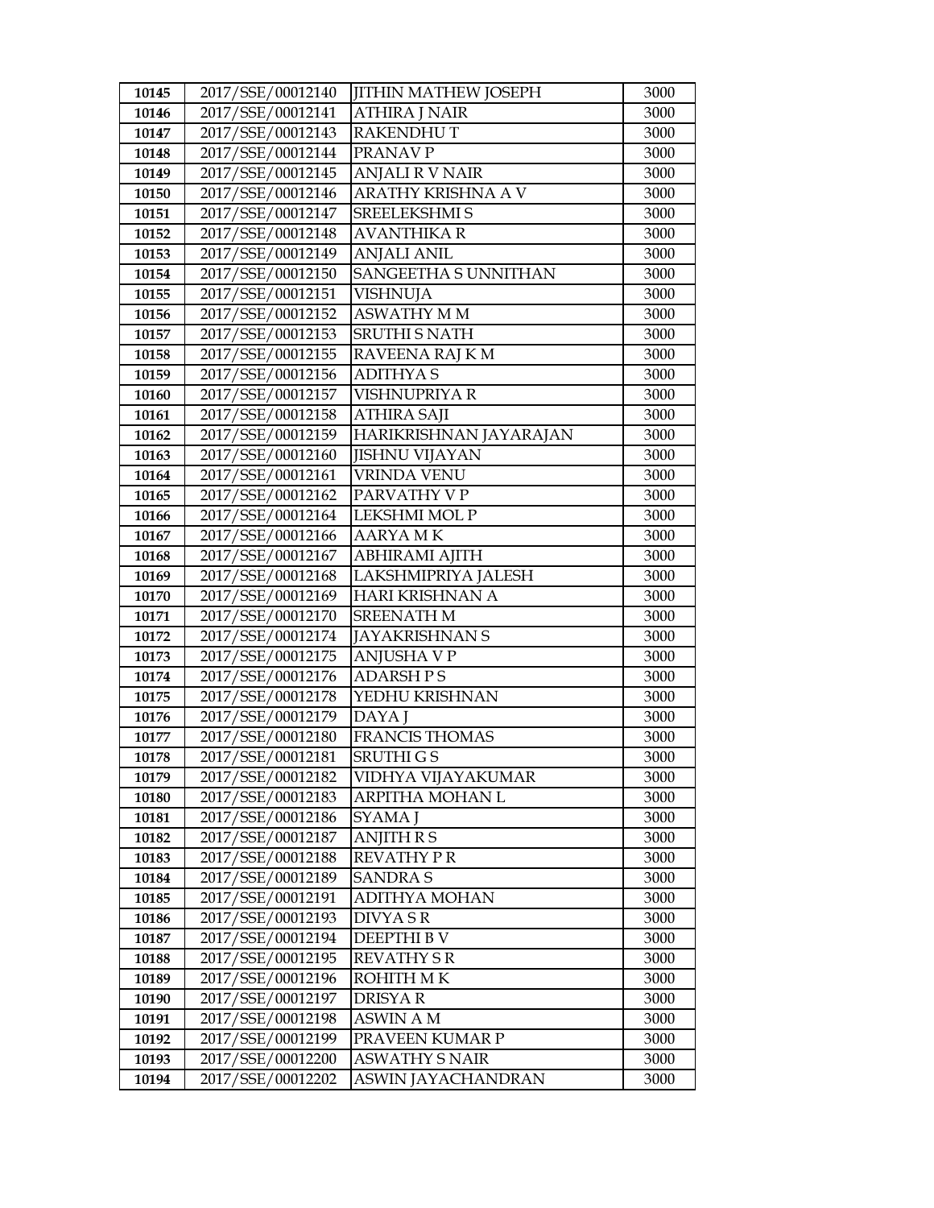| 10145 | 2017/SSE/00012140 | JITHIN MATHEW JOSEPH | 3000 |
|---|---|---|---|
| 10146 | 2017/SSE/00012141 | ATHIRA J NAIR | 3000 |
| 10147 | 2017/SSE/00012143 | RAKENDHU T | 3000 |
| 10148 | 2017/SSE/00012144 | PRANAV P | 3000 |
| 10149 | 2017/SSE/00012145 | ANJALI R V NAIR | 3000 |
| 10150 | 2017/SSE/00012146 | ARATHY KRISHNA A V | 3000 |
| 10151 | 2017/SSE/00012147 | SREELEKSHMI S | 3000 |
| 10152 | 2017/SSE/00012148 | AVANTHIKA R | 3000 |
| 10153 | 2017/SSE/00012149 | ANJALI ANIL | 3000 |
| 10154 | 2017/SSE/00012150 | SANGEETHA S UNNITHAN | 3000 |
| 10155 | 2017/SSE/00012151 | VISHNUJA | 3000 |
| 10156 | 2017/SSE/00012152 | ASWATHY M M | 3000 |
| 10157 | 2017/SSE/00012153 | SRUTHI S NATH | 3000 |
| 10158 | 2017/SSE/00012155 | RAVEENA RAJ K M | 3000 |
| 10159 | 2017/SSE/00012156 | ADITHYA S | 3000 |
| 10160 | 2017/SSE/00012157 | VISHNUPRIYA R | 3000 |
| 10161 | 2017/SSE/00012158 | ATHIRA SAJI | 3000 |
| 10162 | 2017/SSE/00012159 | HARIKRISHNAN JAYARAJAN | 3000 |
| 10163 | 2017/SSE/00012160 | JISHNU VIJAYAN | 3000 |
| 10164 | 2017/SSE/00012161 | VRINDA VENU | 3000 |
| 10165 | 2017/SSE/00012162 | PARVATHY V P | 3000 |
| 10166 | 2017/SSE/00012164 | LEKSHMI MOL P | 3000 |
| 10167 | 2017/SSE/00012166 | AARYA M K | 3000 |
| 10168 | 2017/SSE/00012167 | ABHIRAMI AJITH | 3000 |
| 10169 | 2017/SSE/00012168 | LAKSHMIPRIYA JALESH | 3000 |
| 10170 | 2017/SSE/00012169 | HARI KRISHNAN A | 3000 |
| 10171 | 2017/SSE/00012170 | SREENATH M | 3000 |
| 10172 | 2017/SSE/00012174 | JAYAKRISHNAN S | 3000 |
| 10173 | 2017/SSE/00012175 | ANJUSHA V P | 3000 |
| 10174 | 2017/SSE/00012176 | ADARSH P S | 3000 |
| 10175 | 2017/SSE/00012178 | YEDHU KRISHNAN | 3000 |
| 10176 | 2017/SSE/00012179 | DAYA J | 3000 |
| 10177 | 2017/SSE/00012180 | FRANCIS THOMAS | 3000 |
| 10178 | 2017/SSE/00012181 | SRUTHI G S | 3000 |
| 10179 | 2017/SSE/00012182 | VIDHYA VIJAYAKUMAR | 3000 |
| 10180 | 2017/SSE/00012183 | ARPITHA MOHAN L | 3000 |
| 10181 | 2017/SSE/00012186 | SYAMA J | 3000 |
| 10182 | 2017/SSE/00012187 | ANJITH R S | 3000 |
| 10183 | 2017/SSE/00012188 | REVATHY P R | 3000 |
| 10184 | 2017/SSE/00012189 | SANDRA S | 3000 |
| 10185 | 2017/SSE/00012191 | ADITHYA MOHAN | 3000 |
| 10186 | 2017/SSE/00012193 | DIVYA S R | 3000 |
| 10187 | 2017/SSE/00012194 | DEEPTHI B V | 3000 |
| 10188 | 2017/SSE/00012195 | REVATHY S R | 3000 |
| 10189 | 2017/SSE/00012196 | ROHITH M K | 3000 |
| 10190 | 2017/SSE/00012197 | DRISYA R | 3000 |
| 10191 | 2017/SSE/00012198 | ASWIN A M | 3000 |
| 10192 | 2017/SSE/00012199 | PRAVEEN KUMAR P | 3000 |
| 10193 | 2017/SSE/00012200 | ASWATHY S NAIR | 3000 |
| 10194 | 2017/SSE/00012202 | ASWIN JAYACHANDRAN | 3000 |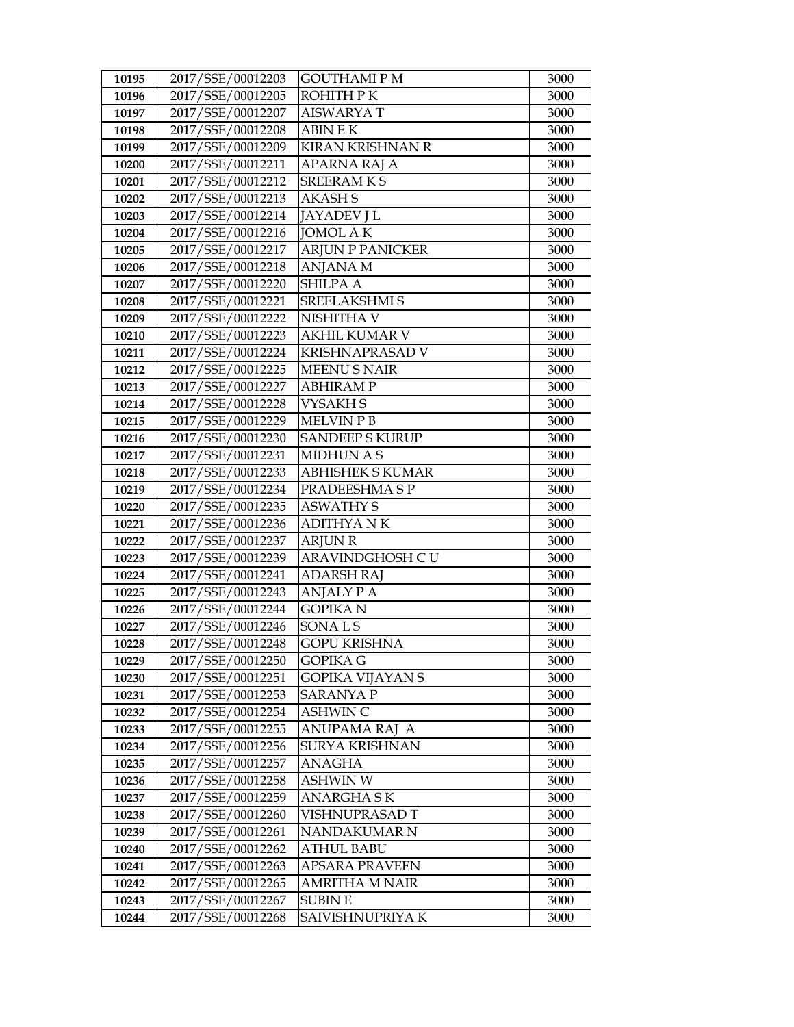| 10195 | 2017/SSE/00012203 | GOUTHAMI P M | 3000 |
|---|---|---|---|
| 10196 | 2017/SSE/00012205 | ROHITH P K | 3000 |
| 10197 | 2017/SSE/00012207 | AISWARYA T | 3000 |
| 10198 | 2017/SSE/00012208 | ABIN E K | 3000 |
| 10199 | 2017/SSE/00012209 | KIRAN KRISHNAN R | 3000 |
| 10200 | 2017/SSE/00012211 | APARNA RAJ A | 3000 |
| 10201 | 2017/SSE/00012212 | SREERAM K S | 3000 |
| 10202 | 2017/SSE/00012213 | AKASH S | 3000 |
| 10203 | 2017/SSE/00012214 | JAYADEV J L | 3000 |
| 10204 | 2017/SSE/00012216 | JOMOL A K | 3000 |
| 10205 | 2017/SSE/00012217 | ARJUN P PANICKER | 3000 |
| 10206 | 2017/SSE/00012218 | ANJANA M | 3000 |
| 10207 | 2017/SSE/00012220 | SHILPA A | 3000 |
| 10208 | 2017/SSE/00012221 | SREELAKSHMI S | 3000 |
| 10209 | 2017/SSE/00012222 | NISHITHA V | 3000 |
| 10210 | 2017/SSE/00012223 | AKHIL KUMAR V | 3000 |
| 10211 | 2017/SSE/00012224 | KRISHNAPRASAD V | 3000 |
| 10212 | 2017/SSE/00012225 | MEENU S NAIR | 3000 |
| 10213 | 2017/SSE/00012227 | ABHIRAM P | 3000 |
| 10214 | 2017/SSE/00012228 | VYSAKH S | 3000 |
| 10215 | 2017/SSE/00012229 | MELVIN P B | 3000 |
| 10216 | 2017/SSE/00012230 | SANDEEP S KURUP | 3000 |
| 10217 | 2017/SSE/00012231 | MIDHUN A S | 3000 |
| 10218 | 2017/SSE/00012233 | ABHISHEK S KUMAR | 3000 |
| 10219 | 2017/SSE/00012234 | PRADEESHMA S P | 3000 |
| 10220 | 2017/SSE/00012235 | ASWATHY S | 3000 |
| 10221 | 2017/SSE/00012236 | ADITHYA N K | 3000 |
| 10222 | 2017/SSE/00012237 | ARJUN R | 3000 |
| 10223 | 2017/SSE/00012239 | ARAVINDGHOSH C U | 3000 |
| 10224 | 2017/SSE/00012241 | ADARSH RAJ | 3000 |
| 10225 | 2017/SSE/00012243 | ANJALY P A | 3000 |
| 10226 | 2017/SSE/00012244 | GOPIKA N | 3000 |
| 10227 | 2017/SSE/00012246 | SONA L S | 3000 |
| 10228 | 2017/SSE/00012248 | GOPU KRISHNA | 3000 |
| 10229 | 2017/SSE/00012250 | GOPIKA G | 3000 |
| 10230 | 2017/SSE/00012251 | GOPIKA VIJAYAN S | 3000 |
| 10231 | 2017/SSE/00012253 | SARANYA P | 3000 |
| 10232 | 2017/SSE/00012254 | ASHWIN C | 3000 |
| 10233 | 2017/SSE/00012255 | ANUPAMA RAJ A | 3000 |
| 10234 | 2017/SSE/00012256 | SURYA KRISHNAN | 3000 |
| 10235 | 2017/SSE/00012257 | ANAGHA | 3000 |
| 10236 | 2017/SSE/00012258 | ASHWIN W | 3000 |
| 10237 | 2017/SSE/00012259 | ANARGHA S K | 3000 |
| 10238 | 2017/SSE/00012260 | VISHNUPRASAD T | 3000 |
| 10239 | 2017/SSE/00012261 | NANDAKUMAR N | 3000 |
| 10240 | 2017/SSE/00012262 | ATHUL BABU | 3000 |
| 10241 | 2017/SSE/00012263 | APSARA PRAVEEN | 3000 |
| 10242 | 2017/SSE/00012265 | AMRITHA M NAIR | 3000 |
| 10243 | 2017/SSE/00012267 | SUBIN E | 3000 |
| 10244 | 2017/SSE/00012268 | SAIVISHNUPRIYA K | 3000 |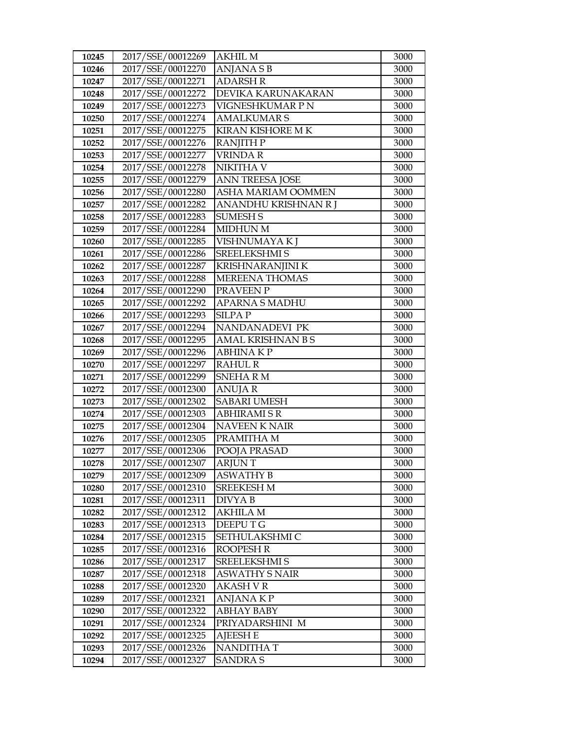| 10245 | 2017/SSE/00012269 | AKHIL M | 3000 |
|---|---|---|---|
| 10246 | 2017/SSE/00012270 | ANJANA S B | 3000 |
| 10247 | 2017/SSE/00012271 | ADARSH R | 3000 |
| 10248 | 2017/SSE/00012272 | DEVIKA KARUNAKARAN | 3000 |
| 10249 | 2017/SSE/00012273 | VIGNESHKUMAR P N | 3000 |
| 10250 | 2017/SSE/00012274 | AMALKUMAR S | 3000 |
| 10251 | 2017/SSE/00012275 | KIRAN KISHORE M K | 3000 |
| 10252 | 2017/SSE/00012276 | RANJITH P | 3000 |
| 10253 | 2017/SSE/00012277 | VRINDA R | 3000 |
| 10254 | 2017/SSE/00012278 | NIKITHA V | 3000 |
| 10255 | 2017/SSE/00012279 | ANN TREESA JOSE | 3000 |
| 10256 | 2017/SSE/00012280 | ASHA MARIAM OOMMEN | 3000 |
| 10257 | 2017/SSE/00012282 | ANANDHU KRISHNAN R J | 3000 |
| 10258 | 2017/SSE/00012283 | SUMESH S | 3000 |
| 10259 | 2017/SSE/00012284 | MIDHUN M | 3000 |
| 10260 | 2017/SSE/00012285 | VISHNUMAYA K J | 3000 |
| 10261 | 2017/SSE/00012286 | SREELEKSHMI S | 3000 |
| 10262 | 2017/SSE/00012287 | KRISHNARANJINI K | 3000 |
| 10263 | 2017/SSE/00012288 | MEREENA THOMAS | 3000 |
| 10264 | 2017/SSE/00012290 | PRAVEEN P | 3000 |
| 10265 | 2017/SSE/00012292 | APARNA S MADHU | 3000 |
| 10266 | 2017/SSE/00012293 | SILPA P | 3000 |
| 10267 | 2017/SSE/00012294 | NANDANADEVI PK | 3000 |
| 10268 | 2017/SSE/00012295 | AMAL KRISHNAN B S | 3000 |
| 10269 | 2017/SSE/00012296 | ABHINA K P | 3000 |
| 10270 | 2017/SSE/00012297 | RAHUL R | 3000 |
| 10271 | 2017/SSE/00012299 | SNEHA R M | 3000 |
| 10272 | 2017/SSE/00012300 | ANUJA R | 3000 |
| 10273 | 2017/SSE/00012302 | SABARI UMESH | 3000 |
| 10274 | 2017/SSE/00012303 | ABHIRAMI S R | 3000 |
| 10275 | 2017/SSE/00012304 | NAVEEN K NAIR | 3000 |
| 10276 | 2017/SSE/00012305 | PRAMITHA M | 3000 |
| 10277 | 2017/SSE/00012306 | POOJA PRASAD | 3000 |
| 10278 | 2017/SSE/00012307 | ARJUN T | 3000 |
| 10279 | 2017/SSE/00012309 | ASWATHY B | 3000 |
| 10280 | 2017/SSE/00012310 | SREEKESH M | 3000 |
| 10281 | 2017/SSE/00012311 | DIVYA B | 3000 |
| 10282 | 2017/SSE/00012312 | AKHILA M | 3000 |
| 10283 | 2017/SSE/00012313 | DEEPU T G | 3000 |
| 10284 | 2017/SSE/00012315 | SETHULAKSHMI C | 3000 |
| 10285 | 2017/SSE/00012316 | ROOPESH R | 3000 |
| 10286 | 2017/SSE/00012317 | SREELEKSHMI S | 3000 |
| 10287 | 2017/SSE/00012318 | ASWATHY S NAIR | 3000 |
| 10288 | 2017/SSE/00012320 | AKASH V R | 3000 |
| 10289 | 2017/SSE/00012321 | ANJANA K P | 3000 |
| 10290 | 2017/SSE/00012322 | ABHAY BABY | 3000 |
| 10291 | 2017/SSE/00012324 | PRIYADARSHINI M | 3000 |
| 10292 | 2017/SSE/00012325 | AJEESH E | 3000 |
| 10293 | 2017/SSE/00012326 | NANDITHA T | 3000 |
| 10294 | 2017/SSE/00012327 | SANDRA S | 3000 |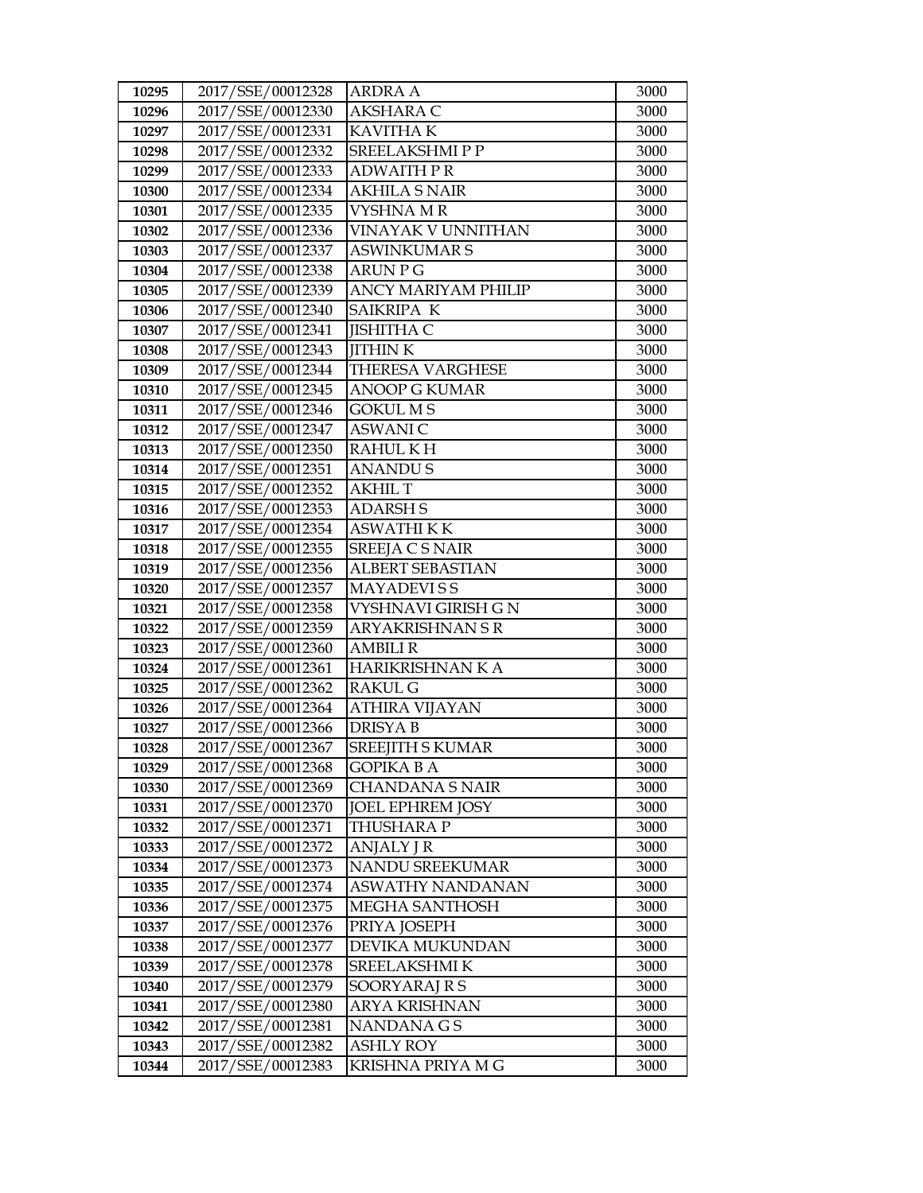| 10295 | 2017/SSE/00012328 | ARDRA A | 3000 |
|---|---|---|---|
| 10296 | 2017/SSE/00012330 | AKSHARA C | 3000 |
| 10297 | 2017/SSE/00012331 | KAVITHA K | 3000 |
| 10298 | 2017/SSE/00012332 | SREELAKSHMI P P | 3000 |
| 10299 | 2017/SSE/00012333 | ADWAITH P R | 3000 |
| 10300 | 2017/SSE/00012334 | AKHILA S NAIR | 3000 |
| 10301 | 2017/SSE/00012335 | VYSHNA M R | 3000 |
| 10302 | 2017/SSE/00012336 | VINAYAK V UNNITHAN | 3000 |
| 10303 | 2017/SSE/00012337 | ASWINKUMAR S | 3000 |
| 10304 | 2017/SSE/00012338 | ARUN P G | 3000 |
| 10305 | 2017/SSE/00012339 | ANCY MARIYAM PHILIP | 3000 |
| 10306 | 2017/SSE/00012340 | SAIKRIPA K | 3000 |
| 10307 | 2017/SSE/00012341 | JISHITHA C | 3000 |
| 10308 | 2017/SSE/00012343 | JITHIN K | 3000 |
| 10309 | 2017/SSE/00012344 | THERESA VARGHESE | 3000 |
| 10310 | 2017/SSE/00012345 | ANOOP G KUMAR | 3000 |
| 10311 | 2017/SSE/00012346 | GOKUL M S | 3000 |
| 10312 | 2017/SSE/00012347 | ASWANI C | 3000 |
| 10313 | 2017/SSE/00012350 | RAHUL K H | 3000 |
| 10314 | 2017/SSE/00012351 | ANANDU S | 3000 |
| 10315 | 2017/SSE/00012352 | AKHIL T | 3000 |
| 10316 | 2017/SSE/00012353 | ADARSH S | 3000 |
| 10317 | 2017/SSE/00012354 | ASWATHI K K | 3000 |
| 10318 | 2017/SSE/00012355 | SREEJA C S NAIR | 3000 |
| 10319 | 2017/SSE/00012356 | ALBERT SEBASTIAN | 3000 |
| 10320 | 2017/SSE/00012357 | MAYADEVI S S | 3000 |
| 10321 | 2017/SSE/00012358 | VYSHNAVI GIRISH G N | 3000 |
| 10322 | 2017/SSE/00012359 | ARYAKRISHNAN S R | 3000 |
| 10323 | 2017/SSE/00012360 | AMBILI R | 3000 |
| 10324 | 2017/SSE/00012361 | HARIKRISHNAN K A | 3000 |
| 10325 | 2017/SSE/00012362 | RAKUL G | 3000 |
| 10326 | 2017/SSE/00012364 | ATHIRA VIJAYAN | 3000 |
| 10327 | 2017/SSE/00012366 | DRISYA B | 3000 |
| 10328 | 2017/SSE/00012367 | SREEJITH S KUMAR | 3000 |
| 10329 | 2017/SSE/00012368 | GOPIKA B A | 3000 |
| 10330 | 2017/SSE/00012369 | CHANDANA S NAIR | 3000 |
| 10331 | 2017/SSE/00012370 | JOEL EPHREM JOSY | 3000 |
| 10332 | 2017/SSE/00012371 | THUSHARA P | 3000 |
| 10333 | 2017/SSE/00012372 | ANJALY J R | 3000 |
| 10334 | 2017/SSE/00012373 | NANDU SREEKUMAR | 3000 |
| 10335 | 2017/SSE/00012374 | ASWATHY NANDANAN | 3000 |
| 10336 | 2017/SSE/00012375 | MEGHA SANTHOSH | 3000 |
| 10337 | 2017/SSE/00012376 | PRIYA JOSEPH | 3000 |
| 10338 | 2017/SSE/00012377 | DEVIKA MUKUNDAN | 3000 |
| 10339 | 2017/SSE/00012378 | SREELAKSHMI K | 3000 |
| 10340 | 2017/SSE/00012379 | SOORYARAJ R S | 3000 |
| 10341 | 2017/SSE/00012380 | ARYA KRISHNAN | 3000 |
| 10342 | 2017/SSE/00012381 | NANDANA G S | 3000 |
| 10343 | 2017/SSE/00012382 | ASHLY ROY | 3000 |
| 10344 | 2017/SSE/00012383 | KRISHNA PRIYA M G | 3000 |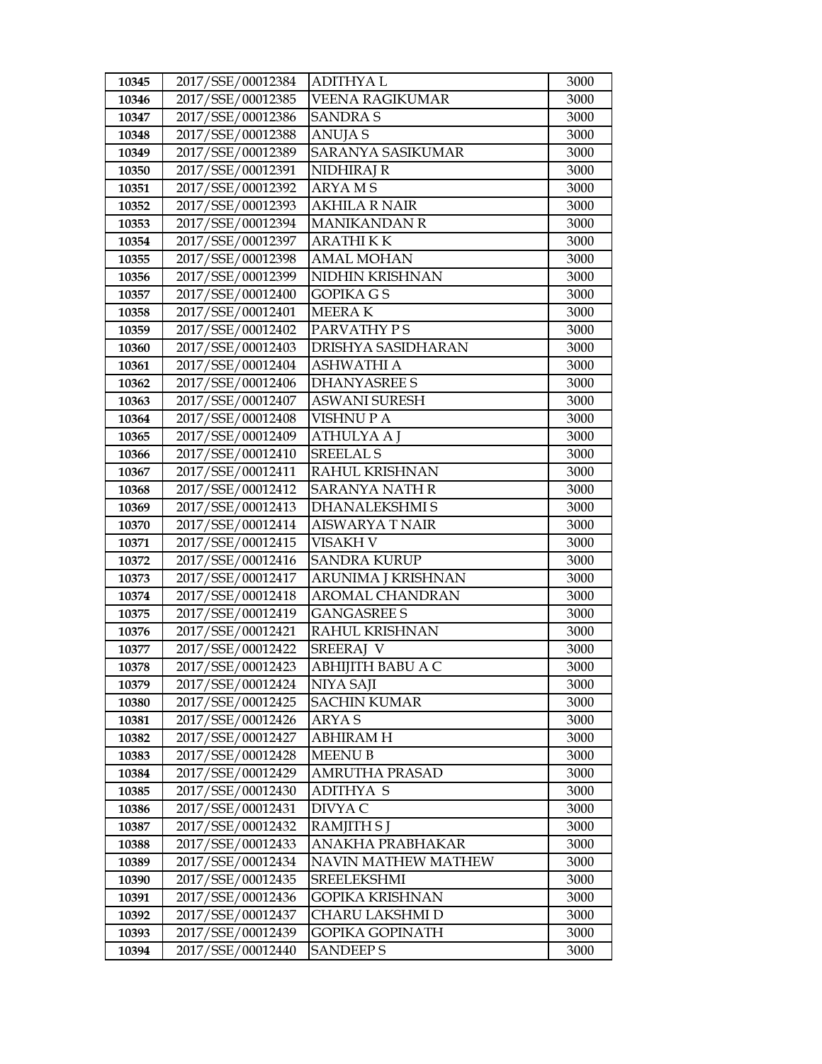| 10345 | 2017/SSE/00012384 | ADITHYA L | 3000 |
|---|---|---|---|
| 10346 | 2017/SSE/00012385 | VEENA RAGIKUMAR | 3000 |
| 10347 | 2017/SSE/00012386 | SANDRA S | 3000 |
| 10348 | 2017/SSE/00012388 | ANUJA S | 3000 |
| 10349 | 2017/SSE/00012389 | SARANYA SASIKUMAR | 3000 |
| 10350 | 2017/SSE/00012391 | NIDHIRAJ R | 3000 |
| 10351 | 2017/SSE/00012392 | ARYA M S | 3000 |
| 10352 | 2017/SSE/00012393 | AKHILA R NAIR | 3000 |
| 10353 | 2017/SSE/00012394 | MANIKANDAN R | 3000 |
| 10354 | 2017/SSE/00012397 | ARATHI K K | 3000 |
| 10355 | 2017/SSE/00012398 | AMAL MOHAN | 3000 |
| 10356 | 2017/SSE/00012399 | NIDHIN KRISHNAN | 3000 |
| 10357 | 2017/SSE/00012400 | GOPIKA G S | 3000 |
| 10358 | 2017/SSE/00012401 | MEERA K | 3000 |
| 10359 | 2017/SSE/00012402 | PARVATHY P S | 3000 |
| 10360 | 2017/SSE/00012403 | DRISHYA SASIDHARAN | 3000 |
| 10361 | 2017/SSE/00012404 | ASHWATHI A | 3000 |
| 10362 | 2017/SSE/00012406 | DHANYASREE S | 3000 |
| 10363 | 2017/SSE/00012407 | ASWANI SURESH | 3000 |
| 10364 | 2017/SSE/00012408 | VISHNU P A | 3000 |
| 10365 | 2017/SSE/00012409 | ATHULYA A J | 3000 |
| 10366 | 2017/SSE/00012410 | SREELAL S | 3000 |
| 10367 | 2017/SSE/00012411 | RAHUL KRISHNAN | 3000 |
| 10368 | 2017/SSE/00012412 | SARANYA NATH R | 3000 |
| 10369 | 2017/SSE/00012413 | DHANALEKSHMI S | 3000 |
| 10370 | 2017/SSE/00012414 | AISWARYA T NAIR | 3000 |
| 10371 | 2017/SSE/00012415 | VISAKH V | 3000 |
| 10372 | 2017/SSE/00012416 | SANDRA KURUP | 3000 |
| 10373 | 2017/SSE/00012417 | ARUNIMA J KRISHNAN | 3000 |
| 10374 | 2017/SSE/00012418 | AROMAL CHANDRAN | 3000 |
| 10375 | 2017/SSE/00012419 | GANGASREE S | 3000 |
| 10376 | 2017/SSE/00012421 | RAHUL KRISHNAN | 3000 |
| 10377 | 2017/SSE/00012422 | SREERAJ V | 3000 |
| 10378 | 2017/SSE/00012423 | ABHIJITH BABU A C | 3000 |
| 10379 | 2017/SSE/00012424 | NIYA SAJI | 3000 |
| 10380 | 2017/SSE/00012425 | SACHIN KUMAR | 3000 |
| 10381 | 2017/SSE/00012426 | ARYA S | 3000 |
| 10382 | 2017/SSE/00012427 | ABHIRAM H | 3000 |
| 10383 | 2017/SSE/00012428 | MEENU B | 3000 |
| 10384 | 2017/SSE/00012429 | AMRUTHA PRASAD | 3000 |
| 10385 | 2017/SSE/00012430 | ADITHYA S | 3000 |
| 10386 | 2017/SSE/00012431 | DIVYA C | 3000 |
| 10387 | 2017/SSE/00012432 | RAMJITH S J | 3000 |
| 10388 | 2017/SSE/00012433 | ANAKHA PRABHAKAR | 3000 |
| 10389 | 2017/SSE/00012434 | NAVIN MATHEW MATHEW | 3000 |
| 10390 | 2017/SSE/00012435 | SREELEKSHMI | 3000 |
| 10391 | 2017/SSE/00012436 | GOPIKA KRISHNAN | 3000 |
| 10392 | 2017/SSE/00012437 | CHARU LAKSHMI D | 3000 |
| 10393 | 2017/SSE/00012439 | GOPIKA GOPINATH | 3000 |
| 10394 | 2017/SSE/00012440 | SANDEEP S | 3000 |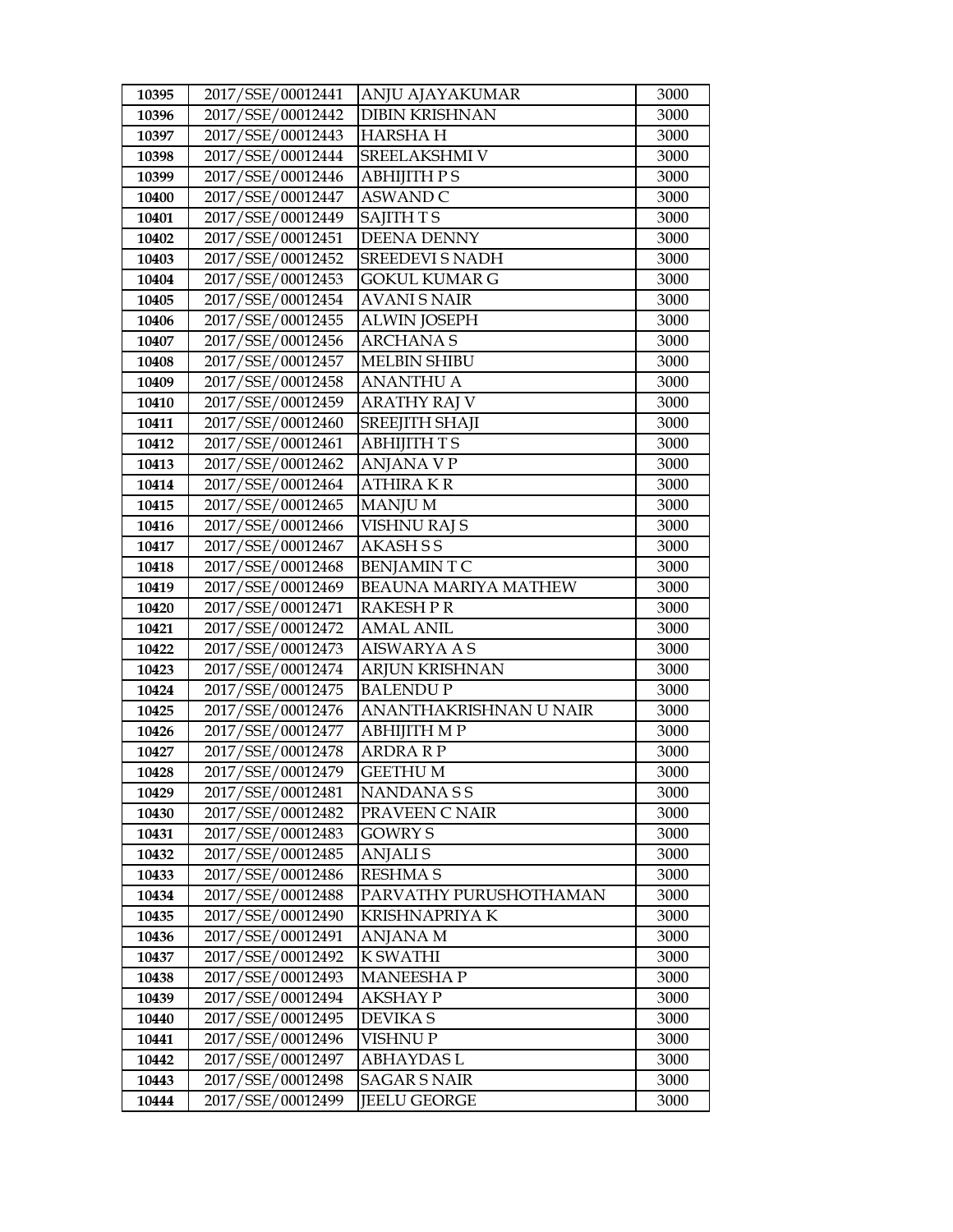| 10395 | 2017/SSE/00012441 | ANJU AJAYAKUMAR | 3000 |
|---|---|---|---|
| 10396 | 2017/SSE/00012442 | DIBIN KRISHNAN | 3000 |
| 10397 | 2017/SSE/00012443 | HARSHA H | 3000 |
| 10398 | 2017/SSE/00012444 | SREELAKSHMI V | 3000 |
| 10399 | 2017/SSE/00012446 | ABHIJITH P S | 3000 |
| 10400 | 2017/SSE/00012447 | ASWAND C | 3000 |
| 10401 | 2017/SSE/00012449 | SAJITH T S | 3000 |
| 10402 | 2017/SSE/00012451 | DEENA DENNY | 3000 |
| 10403 | 2017/SSE/00012452 | SREEDEVI S NADH | 3000 |
| 10404 | 2017/SSE/00012453 | GOKUL KUMAR G | 3000 |
| 10405 | 2017/SSE/00012454 | AVANI S NAIR | 3000 |
| 10406 | 2017/SSE/00012455 | ALWIN JOSEPH | 3000 |
| 10407 | 2017/SSE/00012456 | ARCHANA S | 3000 |
| 10408 | 2017/SSE/00012457 | MELBIN SHIBU | 3000 |
| 10409 | 2017/SSE/00012458 | ANANTHU A | 3000 |
| 10410 | 2017/SSE/00012459 | ARATHY RAJ V | 3000 |
| 10411 | 2017/SSE/00012460 | SREEJITH SHAJI | 3000 |
| 10412 | 2017/SSE/00012461 | ABHIJITH T S | 3000 |
| 10413 | 2017/SSE/00012462 | ANJANA V P | 3000 |
| 10414 | 2017/SSE/00012464 | ATHIRA K R | 3000 |
| 10415 | 2017/SSE/00012465 | MANJU M | 3000 |
| 10416 | 2017/SSE/00012466 | VISHNU RAJ S | 3000 |
| 10417 | 2017/SSE/00012467 | AKASH S S | 3000 |
| 10418 | 2017/SSE/00012468 | BENJAMIN T C | 3000 |
| 10419 | 2017/SSE/00012469 | BEAUNA MARIYA MATHEW | 3000 |
| 10420 | 2017/SSE/00012471 | RAKESH P R | 3000 |
| 10421 | 2017/SSE/00012472 | AMAL ANIL | 3000 |
| 10422 | 2017/SSE/00012473 | AISWARYA A S | 3000 |
| 10423 | 2017/SSE/00012474 | ARJUN KRISHNAN | 3000 |
| 10424 | 2017/SSE/00012475 | BALENDU P | 3000 |
| 10425 | 2017/SSE/00012476 | ANANTHAKRISHNAN U NAIR | 3000 |
| 10426 | 2017/SSE/00012477 | ABHIJITH M P | 3000 |
| 10427 | 2017/SSE/00012478 | ARDRA R P | 3000 |
| 10428 | 2017/SSE/00012479 | GEETHU M | 3000 |
| 10429 | 2017/SSE/00012481 | NANDANA S S | 3000 |
| 10430 | 2017/SSE/00012482 | PRAVEEN C NAIR | 3000 |
| 10431 | 2017/SSE/00012483 | GOWRY S | 3000 |
| 10432 | 2017/SSE/00012485 | ANJALI S | 3000 |
| 10433 | 2017/SSE/00012486 | RESHMA S | 3000 |
| 10434 | 2017/SSE/00012488 | PARVATHY PURUSHOTHAMAN | 3000 |
| 10435 | 2017/SSE/00012490 | KRISHNAPRIYA K | 3000 |
| 10436 | 2017/SSE/00012491 | ANJANA M | 3000 |
| 10437 | 2017/SSE/00012492 | K SWATHI | 3000 |
| 10438 | 2017/SSE/00012493 | MANEESHA P | 3000 |
| 10439 | 2017/SSE/00012494 | AKSHAY P | 3000 |
| 10440 | 2017/SSE/00012495 | DEVIKA S | 3000 |
| 10441 | 2017/SSE/00012496 | VISHNU P | 3000 |
| 10442 | 2017/SSE/00012497 | ABHAYDAS L | 3000 |
| 10443 | 2017/SSE/00012498 | SAGAR S NAIR | 3000 |
| 10444 | 2017/SSE/00012499 | JEELU GEORGE | 3000 |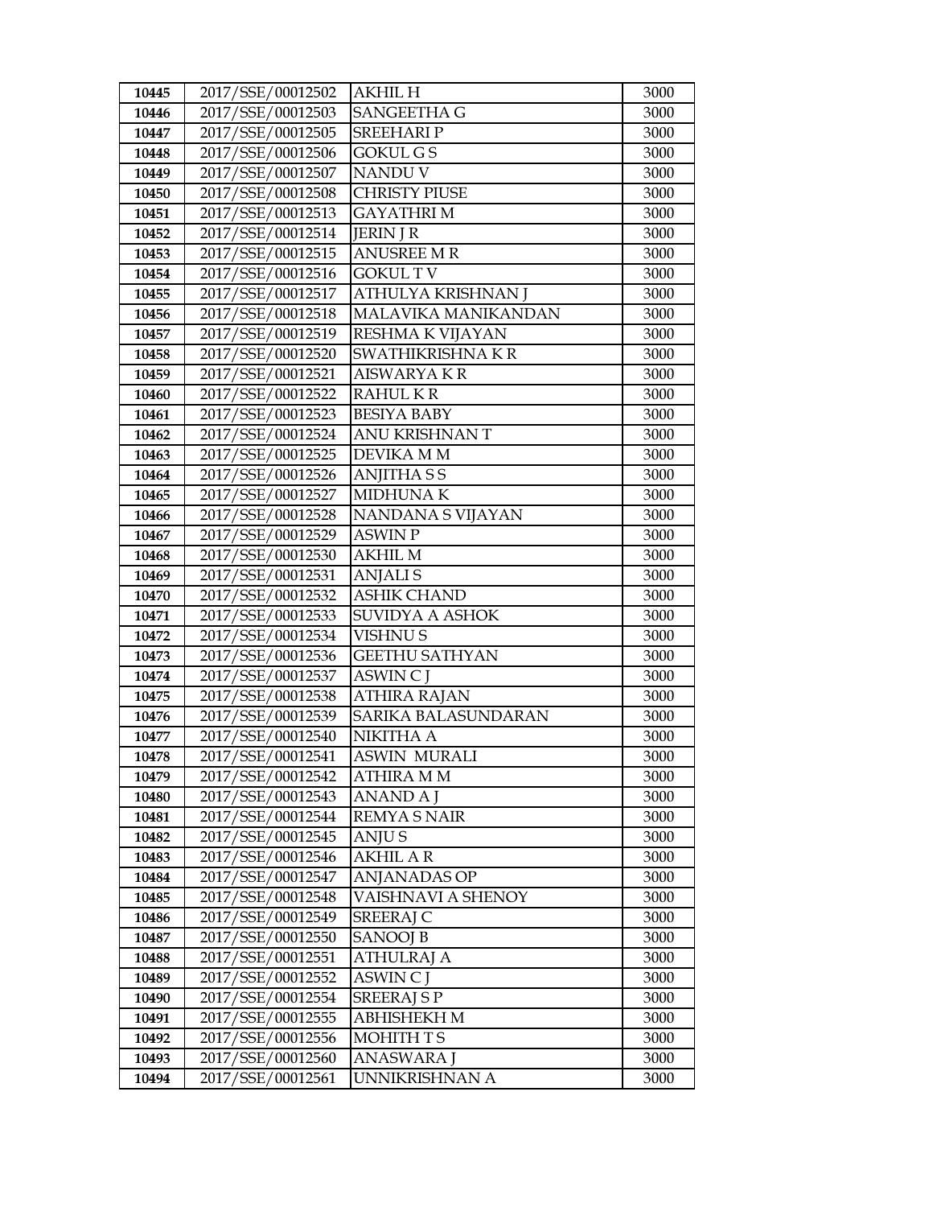| | | | |
|---|---|---|---|
| **10445** | 2017/SSE/00012502 | AKHIL H | 3000 |
| **10446** | 2017/SSE/00012503 | SANGEETHA G | 3000 |
| **10447** | 2017/SSE/00012505 | SREEHARI P | 3000 |
| **10448** | 2017/SSE/00012506 | GOKUL G S | 3000 |
| **10449** | 2017/SSE/00012507 | NANDU V | 3000 |
| **10450** | 2017/SSE/00012508 | CHRISTY PIUSE | 3000 |
| **10451** | 2017/SSE/00012513 | GAYATHRI M | 3000 |
| **10452** | 2017/SSE/00012514 | JERIN J R | 3000 |
| **10453** | 2017/SSE/00012515 | ANUSREE M R | 3000 |
| **10454** | 2017/SSE/00012516 | GOKUL T V | 3000 |
| **10455** | 2017/SSE/00012517 | ATHULYA KRISHNAN J | 3000 |
| **10456** | 2017/SSE/00012518 | MALAVIKA MANIKANDAN | 3000 |
| **10457** | 2017/SSE/00012519 | RESHMA K VIJAYAN | 3000 |
| **10458** | 2017/SSE/00012520 | SWATHIKRISHNA K R | 3000 |
| **10459** | 2017/SSE/00012521 | AISWARYA K R | 3000 |
| **10460** | 2017/SSE/00012522 | RAHUL K R | 3000 |
| **10461** | 2017/SSE/00012523 | BESIYA BABY | 3000 |
| **10462** | 2017/SSE/00012524 | ANU KRISHNAN T | 3000 |
| **10463** | 2017/SSE/00012525 | DEVIKA M M | 3000 |
| **10464** | 2017/SSE/00012526 | ANJITHA S S | 3000 |
| **10465** | 2017/SSE/00012527 | MIDHUNA K | 3000 |
| **10466** | 2017/SSE/00012528 | NANDANA S VIJAYAN | 3000 |
| **10467** | 2017/SSE/00012529 | ASWIN P | 3000 |
| **10468** | 2017/SSE/00012530 | AKHIL M | 3000 |
| **10469** | 2017/SSE/00012531 | ANJALI S | 3000 |
| **10470** | 2017/SSE/00012532 | ASHIK CHAND | 3000 |
| **10471** | 2017/SSE/00012533 | SUVIDYA A ASHOK | 3000 |
| **10472** | 2017/SSE/00012534 | VISHNU S | 3000 |
| **10473** | 2017/SSE/00012536 | GEETHU SATHYAN | 3000 |
| **10474** | 2017/SSE/00012537 | ASWIN C J | 3000 |
| **10475** | 2017/SSE/00012538 | ATHIRA RAJAN | 3000 |
| **10476** | 2017/SSE/00012539 | SARIKA BALASUNDARAN | 3000 |
| **10477** | 2017/SSE/00012540 | NIKITHA A | 3000 |
| **10478** | 2017/SSE/00012541 | ASWIN MURALI | 3000 |
| **10479** | 2017/SSE/00012542 | ATHIRA M M | 3000 |
| **10480** | 2017/SSE/00012543 | ANAND A J | 3000 |
| **10481** | 2017/SSE/00012544 | REMYA S NAIR | 3000 |
| **10482** | 2017/SSE/00012545 | ANJU S | 3000 |
| **10483** | 2017/SSE/00012546 | AKHIL A R | 3000 |
| **10484** | 2017/SSE/00012547 | ANJANADAS OP | 3000 |
| **10485** | 2017/SSE/00012548 | VAISHNAVI A SHENOY | 3000 |
| **10486** | 2017/SSE/00012549 | SREERAJ C | 3000 |
| **10487** | 2017/SSE/00012550 | SANOOJ B | 3000 |
| **10488** | 2017/SSE/00012551 | ATHULRAJ A | 3000 |
| **10489** | 2017/SSE/00012552 | ASWIN C J | 3000 |
| **10490** | 2017/SSE/00012554 | SREERAJ S P | 3000 |
| **10491** | 2017/SSE/00012555 | ABHISHEKH M | 3000 |
| **10492** | 2017/SSE/00012556 | MOHITH T S | 3000 |
| **10493** | 2017/SSE/00012560 | ANASWARA J | 3000 |
| **10494** | 2017/SSE/00012561 | UNNIKRISHNAN A | 3000 |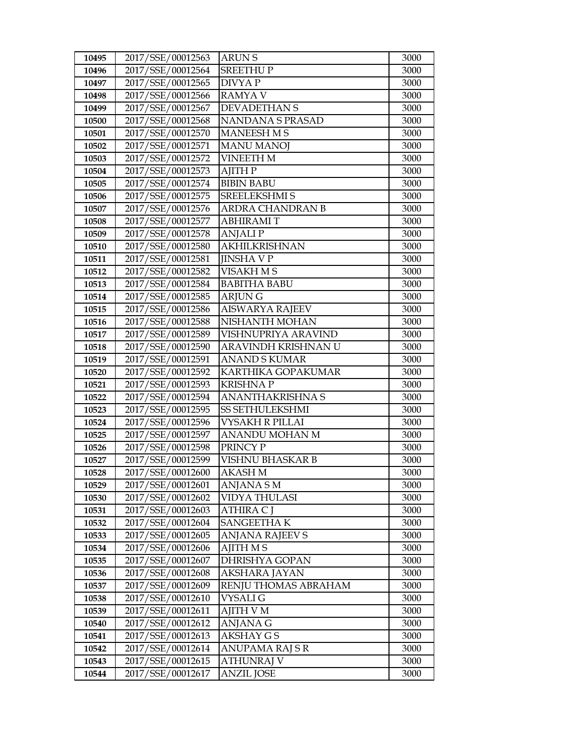| 10495 | 2017/SSE/00012563 | ARUN S | 3000 |
|---|---|---|---|
| 10496 | 2017/SSE/00012564 | SREETHU P | 3000 |
| 10497 | 2017/SSE/00012565 | DIVYA P | 3000 |
| 10498 | 2017/SSE/00012566 | RAMYA V | 3000 |
| 10499 | 2017/SSE/00012567 | DEVADETHAN S | 3000 |
| 10500 | 2017/SSE/00012568 | NANDANA S PRASAD | 3000 |
| 10501 | 2017/SSE/00012570 | MANEESH M S | 3000 |
| 10502 | 2017/SSE/00012571 | MANU MANOJ | 3000 |
| 10503 | 2017/SSE/00012572 | VINEETH M | 3000 |
| 10504 | 2017/SSE/00012573 | AJITH P | 3000 |
| 10505 | 2017/SSE/00012574 | BIBIN BABU | 3000 |
| 10506 | 2017/SSE/00012575 | SREELEKSHMI S | 3000 |
| 10507 | 2017/SSE/00012576 | ARDRA CHANDRAN B | 3000 |
| 10508 | 2017/SSE/00012577 | ABHIRAMI T | 3000 |
| 10509 | 2017/SSE/00012578 | ANJALI P | 3000 |
| 10510 | 2017/SSE/00012580 | AKHILKRISHNAN | 3000 |
| 10511 | 2017/SSE/00012581 | JINSHA V P | 3000 |
| 10512 | 2017/SSE/00012582 | VISAKH M S | 3000 |
| 10513 | 2017/SSE/00012584 | BABITHA BABU | 3000 |
| 10514 | 2017/SSE/00012585 | ARJUN G | 3000 |
| 10515 | 2017/SSE/00012586 | AISWARYA RAJEEV | 3000 |
| 10516 | 2017/SSE/00012588 | NISHANTH MOHAN | 3000 |
| 10517 | 2017/SSE/00012589 | VISHNUPRIYA ARAVIND | 3000 |
| 10518 | 2017/SSE/00012590 | ARAVINDH KRISHNAN U | 3000 |
| 10519 | 2017/SSE/00012591 | ANAND S KUMAR | 3000 |
| 10520 | 2017/SSE/00012592 | KARTHIKA GOPAKUMAR | 3000 |
| 10521 | 2017/SSE/00012593 | KRISHNA P | 3000 |
| 10522 | 2017/SSE/00012594 | ANANTHAKRISHNA S | 3000 |
| 10523 | 2017/SSE/00012595 | SS SETHULEKSHMI | 3000 |
| 10524 | 2017/SSE/00012596 | VYSAKH R PILLAI | 3000 |
| 10525 | 2017/SSE/00012597 | ANANDU MOHAN M | 3000 |
| 10526 | 2017/SSE/00012598 | PRINCY P | 3000 |
| 10527 | 2017/SSE/00012599 | VISHNU BHASKAR B | 3000 |
| 10528 | 2017/SSE/00012600 | AKASH M | 3000 |
| 10529 | 2017/SSE/00012601 | ANJANA S M | 3000 |
| 10530 | 2017/SSE/00012602 | VIDYA THULASI | 3000 |
| 10531 | 2017/SSE/00012603 | ATHIRA C J | 3000 |
| 10532 | 2017/SSE/00012604 | SANGEETHA K | 3000 |
| 10533 | 2017/SSE/00012605 | ANJANA RAJEEV S | 3000 |
| 10534 | 2017/SSE/00012606 | AJITH M S | 3000 |
| 10535 | 2017/SSE/00012607 | DHRISHYA GOPAN | 3000 |
| 10536 | 2017/SSE/00012608 | AKSHARA JAYAN | 3000 |
| 10537 | 2017/SSE/00012609 | RENJU THOMAS ABRAHAM | 3000 |
| 10538 | 2017/SSE/00012610 | VYSALI G | 3000 |
| 10539 | 2017/SSE/00012611 | AJITH V M | 3000 |
| 10540 | 2017/SSE/00012612 | ANJANA G | 3000 |
| 10541 | 2017/SSE/00012613 | AKSHAY G S | 3000 |
| 10542 | 2017/SSE/00012614 | ANUPAMA RAJ S R | 3000 |
| 10543 | 2017/SSE/00012615 | ATHUNRAJ V | 3000 |
| 10544 | 2017/SSE/00012617 | ANZIL JOSE | 3000 |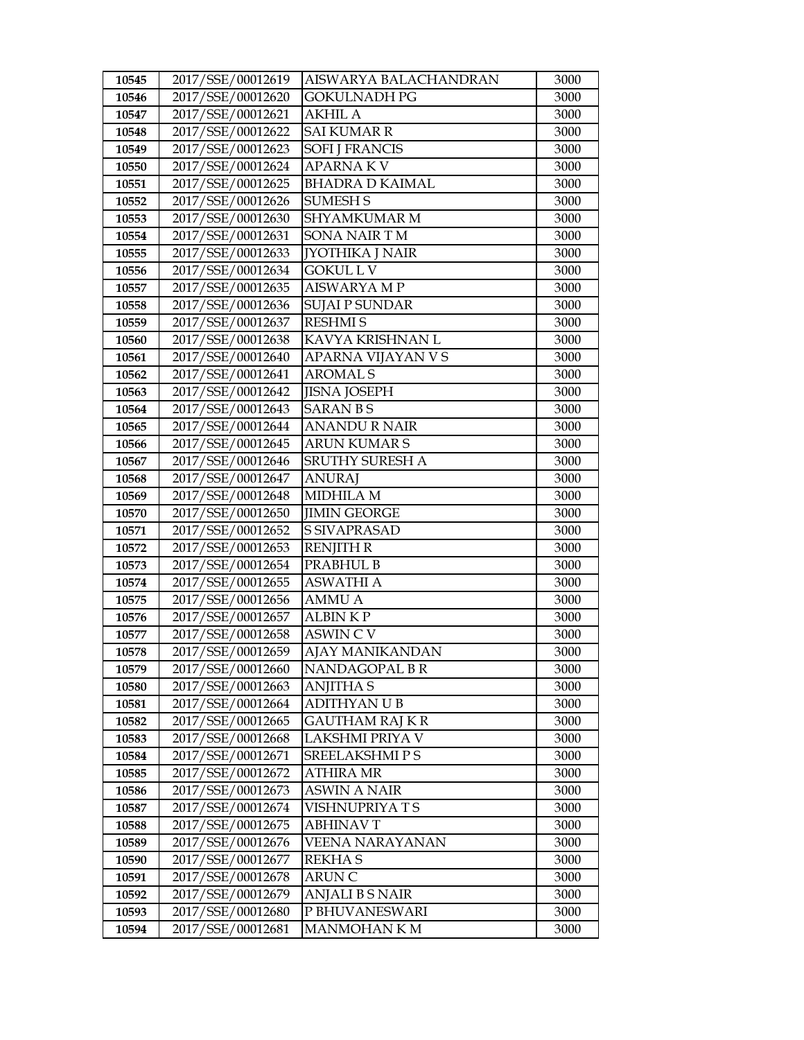| 10545 | 2017/SSE/00012619 | AISWARYA BALACHANDRAN | 3000 |
|---|---|---|---|
| 10546 | 2017/SSE/00012620 | GOKULNADH PG | 3000 |
| 10547 | 2017/SSE/00012621 | AKHIL A | 3000 |
| 10548 | 2017/SSE/00012622 | SAI KUMAR R | 3000 |
| 10549 | 2017/SSE/00012623 | SOFI J FRANCIS | 3000 |
| 10550 | 2017/SSE/00012624 | APARNA K V | 3000 |
| 10551 | 2017/SSE/00012625 | BHADRA D KAIMAL | 3000 |
| 10552 | 2017/SSE/00012626 | SUMESH S | 3000 |
| 10553 | 2017/SSE/00012630 | SHYAMKUMAR M | 3000 |
| 10554 | 2017/SSE/00012631 | SONA NAIR T M | 3000 |
| 10555 | 2017/SSE/00012633 | JYOTHIKA J NAIR | 3000 |
| 10556 | 2017/SSE/00012634 | GOKUL L V | 3000 |
| 10557 | 2017/SSE/00012635 | AISWARYA M P | 3000 |
| 10558 | 2017/SSE/00012636 | SUJAI P SUNDAR | 3000 |
| 10559 | 2017/SSE/00012637 | RESHMI S | 3000 |
| 10560 | 2017/SSE/00012638 | KAVYA KRISHNAN L | 3000 |
| 10561 | 2017/SSE/00012640 | APARNA VIJAYAN V S | 3000 |
| 10562 | 2017/SSE/00012641 | AROMAL S | 3000 |
| 10563 | 2017/SSE/00012642 | JISNA JOSEPH | 3000 |
| 10564 | 2017/SSE/00012643 | SARAN B S | 3000 |
| 10565 | 2017/SSE/00012644 | ANANDU R NAIR | 3000 |
| 10566 | 2017/SSE/00012645 | ARUN KUMAR S | 3000 |
| 10567 | 2017/SSE/00012646 | SRUTHY SURESH A | 3000 |
| 10568 | 2017/SSE/00012647 | ANURAJ | 3000 |
| 10569 | 2017/SSE/00012648 | MIDHILA M | 3000 |
| 10570 | 2017/SSE/00012650 | JIMIN GEORGE | 3000 |
| 10571 | 2017/SSE/00012652 | S SIVAPRASAD | 3000 |
| 10572 | 2017/SSE/00012653 | RENJITH R | 3000 |
| 10573 | 2017/SSE/00012654 | PRABHUL B | 3000 |
| 10574 | 2017/SSE/00012655 | ASWATHI A | 3000 |
| 10575 | 2017/SSE/00012656 | AMMU A | 3000 |
| 10576 | 2017/SSE/00012657 | ALBIN K P | 3000 |
| 10577 | 2017/SSE/00012658 | ASWIN C V | 3000 |
| 10578 | 2017/SSE/00012659 | AJAY MANIKANDAN | 3000 |
| 10579 | 2017/SSE/00012660 | NANDAGOPAL B R | 3000 |
| 10580 | 2017/SSE/00012663 | ANJITHA S | 3000 |
| 10581 | 2017/SSE/00012664 | ADITHYAN U B | 3000 |
| 10582 | 2017/SSE/00012665 | GAUTHAM RAJ K R | 3000 |
| 10583 | 2017/SSE/00012668 | LAKSHMI PRIYA V | 3000 |
| 10584 | 2017/SSE/00012671 | SREELAKSHMI P S | 3000 |
| 10585 | 2017/SSE/00012672 | ATHIRA MR | 3000 |
| 10586 | 2017/SSE/00012673 | ASWIN A NAIR | 3000 |
| 10587 | 2017/SSE/00012674 | VISHNUPRIYA T S | 3000 |
| 10588 | 2017/SSE/00012675 | ABHINAV T | 3000 |
| 10589 | 2017/SSE/00012676 | VEENA NARAYANAN | 3000 |
| 10590 | 2017/SSE/00012677 | REKHA S | 3000 |
| 10591 | 2017/SSE/00012678 | ARUN C | 3000 |
| 10592 | 2017/SSE/00012679 | ANJALI B S NAIR | 3000 |
| 10593 | 2017/SSE/00012680 | P BHUVANESWARI | 3000 |
| 10594 | 2017/SSE/00012681 | MANMOHAN K M | 3000 |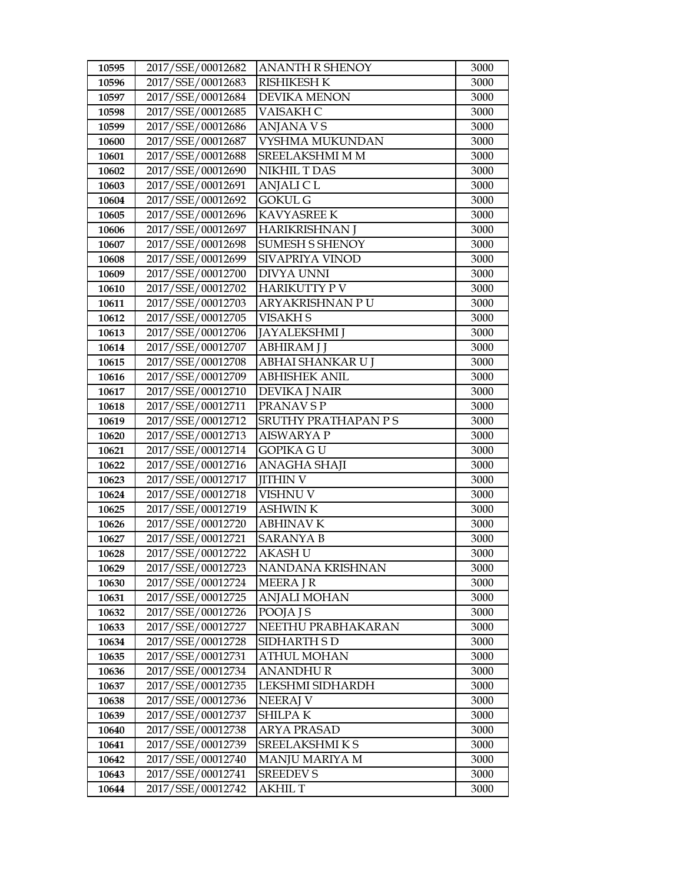| 10595 | 2017/SSE/00012682 | ANANTH R SHENOY | 3000 |
|---|---|---|---|
| 10596 | 2017/SSE/00012683 | RISHIKESH K | 3000 |
| 10597 | 2017/SSE/00012684 | DEVIKA MENON | 3000 |
| 10598 | 2017/SSE/00012685 | VAISAKH C | 3000 |
| 10599 | 2017/SSE/00012686 | ANJANA V S | 3000 |
| 10600 | 2017/SSE/00012687 | VYSHMA MUKUNDAN | 3000 |
| 10601 | 2017/SSE/00012688 | SREELAKSHMI M M | 3000 |
| 10602 | 2017/SSE/00012690 | NIKHIL T DAS | 3000 |
| 10603 | 2017/SSE/00012691 | ANJALI C L | 3000 |
| 10604 | 2017/SSE/00012692 | GOKUL G | 3000 |
| 10605 | 2017/SSE/00012696 | KAVYASREE K | 3000 |
| 10606 | 2017/SSE/00012697 | HARIKRISHNAN J | 3000 |
| 10607 | 2017/SSE/00012698 | SUMESH S SHENOY | 3000 |
| 10608 | 2017/SSE/00012699 | SIVAPRIYA VINOD | 3000 |
| 10609 | 2017/SSE/00012700 | DIVYA UNNI | 3000 |
| 10610 | 2017/SSE/00012702 | HARIKUTTY P V | 3000 |
| 10611 | 2017/SSE/00012703 | ARYAKRISHNAN P U | 3000 |
| 10612 | 2017/SSE/00012705 | VISAKH S | 3000 |
| 10613 | 2017/SSE/00012706 | JAYALEKSHMI J | 3000 |
| 10614 | 2017/SSE/00012707 | ABHIRAM J J | 3000 |
| 10615 | 2017/SSE/00012708 | ABHAI SHANKAR U J | 3000 |
| 10616 | 2017/SSE/00012709 | ABHISHEK ANIL | 3000 |
| 10617 | 2017/SSE/00012710 | DEVIKA J NAIR | 3000 |
| 10618 | 2017/SSE/00012711 | PRANAV S P | 3000 |
| 10619 | 2017/SSE/00012712 | SRUTHY PRATHAPAN P S | 3000 |
| 10620 | 2017/SSE/00012713 | AISWARYA P | 3000 |
| 10621 | 2017/SSE/00012714 | GOPIKA G U | 3000 |
| 10622 | 2017/SSE/00012716 | ANAGHA SHAJI | 3000 |
| 10623 | 2017/SSE/00012717 | JITHIN V | 3000 |
| 10624 | 2017/SSE/00012718 | VISHNU V | 3000 |
| 10625 | 2017/SSE/00012719 | ASHWIN K | 3000 |
| 10626 | 2017/SSE/00012720 | ABHINAV K | 3000 |
| 10627 | 2017/SSE/00012721 | SARANYA B | 3000 |
| 10628 | 2017/SSE/00012722 | AKASH U | 3000 |
| 10629 | 2017/SSE/00012723 | NANDANA KRISHNAN | 3000 |
| 10630 | 2017/SSE/00012724 | MEERA J R | 3000 |
| 10631 | 2017/SSE/00012725 | ANJALI MOHAN | 3000 |
| 10632 | 2017/SSE/00012726 | POOJA J S | 3000 |
| 10633 | 2017/SSE/00012727 | NEETHU PRABHAKARAN | 3000 |
| 10634 | 2017/SSE/00012728 | SIDHARTH S D | 3000 |
| 10635 | 2017/SSE/00012731 | ATHUL MOHAN | 3000 |
| 10636 | 2017/SSE/00012734 | ANANDHU R | 3000 |
| 10637 | 2017/SSE/00012735 | LEKSHMI SIDHARDH | 3000 |
| 10638 | 2017/SSE/00012736 | NEERAJ V | 3000 |
| 10639 | 2017/SSE/00012737 | SHILPA K | 3000 |
| 10640 | 2017/SSE/00012738 | ARYA PRASAD | 3000 |
| 10641 | 2017/SSE/00012739 | SREELAKSHMI K S | 3000 |
| 10642 | 2017/SSE/00012740 | MANJU MARIYA M | 3000 |
| 10643 | 2017/SSE/00012741 | SREEDEV S | 3000 |
| 10644 | 2017/SSE/00012742 | AKHIL T | 3000 |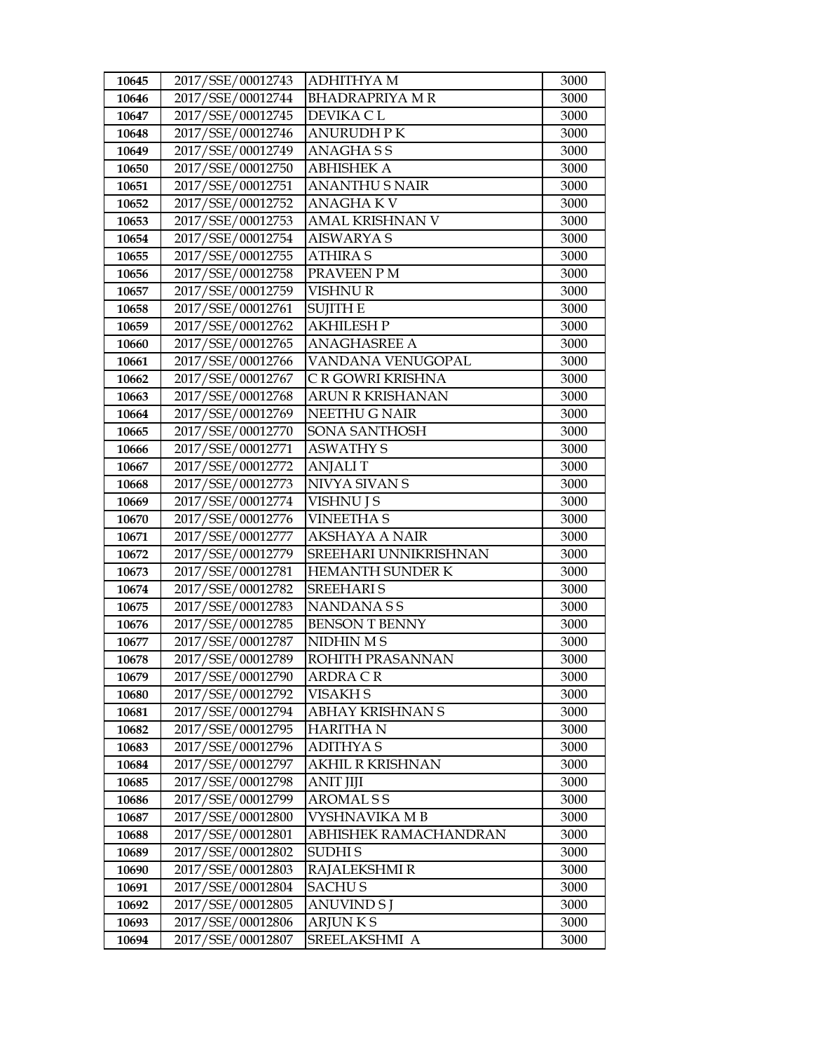| 10645 | 2017/SSE/00012743 | ADHITHYA M | 3000 |
|---|---|---|---|
| 10646 | 2017/SSE/00012744 | BHADRAPRIYA M R | 3000 |
| 10647 | 2017/SSE/00012745 | DEVIKA C L | 3000 |
| 10648 | 2017/SSE/00012746 | ANURUDH P K | 3000 |
| 10649 | 2017/SSE/00012749 | ANAGHA S S | 3000 |
| 10650 | 2017/SSE/00012750 | ABHISHEK A | 3000 |
| 10651 | 2017/SSE/00012751 | ANANTHU S NAIR | 3000 |
| 10652 | 2017/SSE/00012752 | ANAGHA K V | 3000 |
| 10653 | 2017/SSE/00012753 | AMAL KRISHNAN V | 3000 |
| 10654 | 2017/SSE/00012754 | AISWARYA S | 3000 |
| 10655 | 2017/SSE/00012755 | ATHIRA S | 3000 |
| 10656 | 2017/SSE/00012758 | PRAVEEN P M | 3000 |
| 10657 | 2017/SSE/00012759 | VISHNU R | 3000 |
| 10658 | 2017/SSE/00012761 | SUJITH E | 3000 |
| 10659 | 2017/SSE/00012762 | AKHILESH P | 3000 |
| 10660 | 2017/SSE/00012765 | ANAGHASREE A | 3000 |
| 10661 | 2017/SSE/00012766 | VANDANA VENUGOPAL | 3000 |
| 10662 | 2017/SSE/00012767 | C R GOWRI KRISHNA | 3000 |
| 10663 | 2017/SSE/00012768 | ARUN R KRISHANAN | 3000 |
| 10664 | 2017/SSE/00012769 | NEETHU G NAIR | 3000 |
| 10665 | 2017/SSE/00012770 | SONA SANTHOSH | 3000 |
| 10666 | 2017/SSE/00012771 | ASWATHY S | 3000 |
| 10667 | 2017/SSE/00012772 | ANJALI T | 3000 |
| 10668 | 2017/SSE/00012773 | NIVYA SIVAN S | 3000 |
| 10669 | 2017/SSE/00012774 | VISHNU J S | 3000 |
| 10670 | 2017/SSE/00012776 | VINEETHA S | 3000 |
| 10671 | 2017/SSE/00012777 | AKSHAYA A NAIR | 3000 |
| 10672 | 2017/SSE/00012779 | SREEHARI UNNIKRISHNAN | 3000 |
| 10673 | 2017/SSE/00012781 | HEMANTH SUNDER K | 3000 |
| 10674 | 2017/SSE/00012782 | SREEHARI S | 3000 |
| 10675 | 2017/SSE/00012783 | NANDANA S S | 3000 |
| 10676 | 2017/SSE/00012785 | BENSON T BENNY | 3000 |
| 10677 | 2017/SSE/00012787 | NIDHIN M S | 3000 |
| 10678 | 2017/SSE/00012789 | ROHITH PRASANNAN | 3000 |
| 10679 | 2017/SSE/00012790 | ARDRA C R | 3000 |
| 10680 | 2017/SSE/00012792 | VISAKH S | 3000 |
| 10681 | 2017/SSE/00012794 | ABHAY KRISHNAN S | 3000 |
| 10682 | 2017/SSE/00012795 | HARITHA N | 3000 |
| 10683 | 2017/SSE/00012796 | ADITHYA S | 3000 |
| 10684 | 2017/SSE/00012797 | AKHIL R KRISHNAN | 3000 |
| 10685 | 2017/SSE/00012798 | ANIT JIJI | 3000 |
| 10686 | 2017/SSE/00012799 | AROMAL S S | 3000 |
| 10687 | 2017/SSE/00012800 | VYSHNAVIKA M B | 3000 |
| 10688 | 2017/SSE/00012801 | ABHISHEK RAMACHANDRAN | 3000 |
| 10689 | 2017/SSE/00012802 | SUDHI S | 3000 |
| 10690 | 2017/SSE/00012803 | RAJALEKSHMI R | 3000 |
| 10691 | 2017/SSE/00012804 | SACHU S | 3000 |
| 10692 | 2017/SSE/00012805 | ANUVIND S J | 3000 |
| 10693 | 2017/SSE/00012806 | ARJUN K S | 3000 |
| 10694 | 2017/SSE/00012807 | SREELAKSHMI A | 3000 |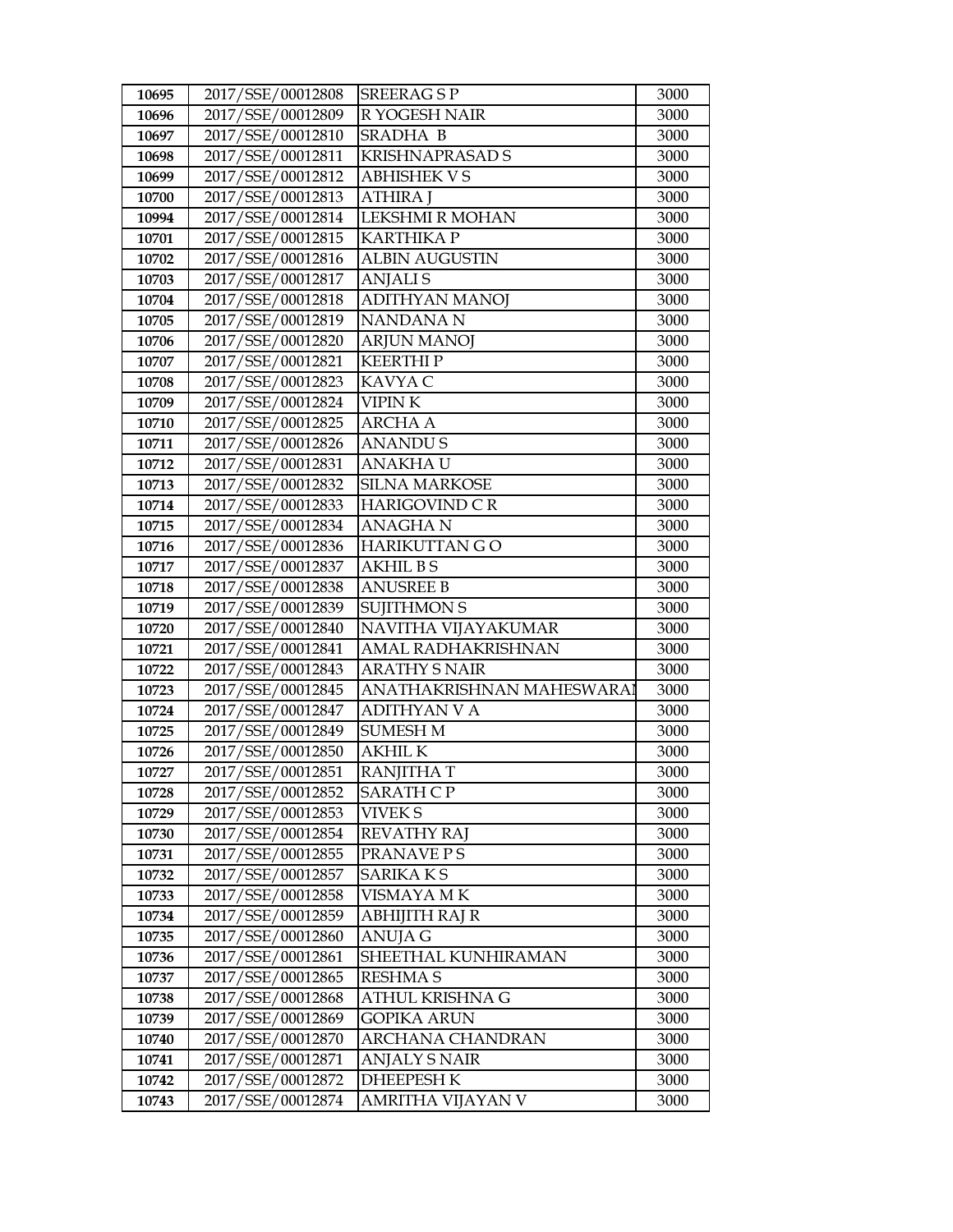| 10695 | 2017/SSE/00012808 | SREERAG S P | 3000 |
|---|---|---|---|
| 10696 | 2017/SSE/00012809 | R YOGESH NAIR | 3000 |
| 10697 | 2017/SSE/00012810 | SRADHA B | 3000 |
| 10698 | 2017/SSE/00012811 | KRISHNAPRASAD S | 3000 |
| 10699 | 2017/SSE/00012812 | ABHISHEK V S | 3000 |
| 10700 | 2017/SSE/00012813 | ATHIRA J | 3000 |
| 10994 | 2017/SSE/00012814 | LEKSHMI R MOHAN | 3000 |
| 10701 | 2017/SSE/00012815 | KARTHIKA P | 3000 |
| 10702 | 2017/SSE/00012816 | ALBIN AUGUSTIN | 3000 |
| 10703 | 2017/SSE/00012817 | ANJALI S | 3000 |
| 10704 | 2017/SSE/00012818 | ADITHYAN MANOJ | 3000 |
| 10705 | 2017/SSE/00012819 | NANDANA N | 3000 |
| 10706 | 2017/SSE/00012820 | ARJUN MANOJ | 3000 |
| 10707 | 2017/SSE/00012821 | KEERTHI P | 3000 |
| 10708 | 2017/SSE/00012823 | KAVYA C | 3000 |
| 10709 | 2017/SSE/00012824 | VIPIN K | 3000 |
| 10710 | 2017/SSE/00012825 | ARCHA A | 3000 |
| 10711 | 2017/SSE/00012826 | ANANDU S | 3000 |
| 10712 | 2017/SSE/00012831 | ANAKHA U | 3000 |
| 10713 | 2017/SSE/00012832 | SILNA MARKOSE | 3000 |
| 10714 | 2017/SSE/00012833 | HARIGOVIND C R | 3000 |
| 10715 | 2017/SSE/00012834 | ANAGHA N | 3000 |
| 10716 | 2017/SSE/00012836 | HARIKUTTAN G O | 3000 |
| 10717 | 2017/SSE/00012837 | AKHIL B S | 3000 |
| 10718 | 2017/SSE/00012838 | ANUSREE B | 3000 |
| 10719 | 2017/SSE/00012839 | SUJITHMON S | 3000 |
| 10720 | 2017/SSE/00012840 | NAVITHA VIJAYAKUMAR | 3000 |
| 10721 | 2017/SSE/00012841 | AMAL RADHAKRISHNAN | 3000 |
| 10722 | 2017/SSE/00012843 | ARATHY S NAIR | 3000 |
| 10723 | 2017/SSE/00012845 | ANATHAKRISHNAN MAHESWARAI | 3000 |
| 10724 | 2017/SSE/00012847 | ADITHYAN V A | 3000 |
| 10725 | 2017/SSE/00012849 | SUMESH M | 3000 |
| 10726 | 2017/SSE/00012850 | AKHIL K | 3000 |
| 10727 | 2017/SSE/00012851 | RANJITHA T | 3000 |
| 10728 | 2017/SSE/00012852 | SARATH C P | 3000 |
| 10729 | 2017/SSE/00012853 | VIVEK S | 3000 |
| 10730 | 2017/SSE/00012854 | REVATHY RAJ | 3000 |
| 10731 | 2017/SSE/00012855 | PRANAVE P S | 3000 |
| 10732 | 2017/SSE/00012857 | SARIKA K S | 3000 |
| 10733 | 2017/SSE/00012858 | VISMAYA M K | 3000 |
| 10734 | 2017/SSE/00012859 | ABHIJITH RAJ R | 3000 |
| 10735 | 2017/SSE/00012860 | ANUJA G | 3000 |
| 10736 | 2017/SSE/00012861 | SHEETHAL KUNHIRAMAN | 3000 |
| 10737 | 2017/SSE/00012865 | RESHMA S | 3000 |
| 10738 | 2017/SSE/00012868 | ATHUL KRISHNA G | 3000 |
| 10739 | 2017/SSE/00012869 | GOPIKA ARUN | 3000 |
| 10740 | 2017/SSE/00012870 | ARCHANA CHANDRAN | 3000 |
| 10741 | 2017/SSE/00012871 | ANJALY S NAIR | 3000 |
| 10742 | 2017/SSE/00012872 | DHEEPESH K | 3000 |
| 10743 | 2017/SSE/00012874 | AMRITHA VIJAYAN V | 3000 |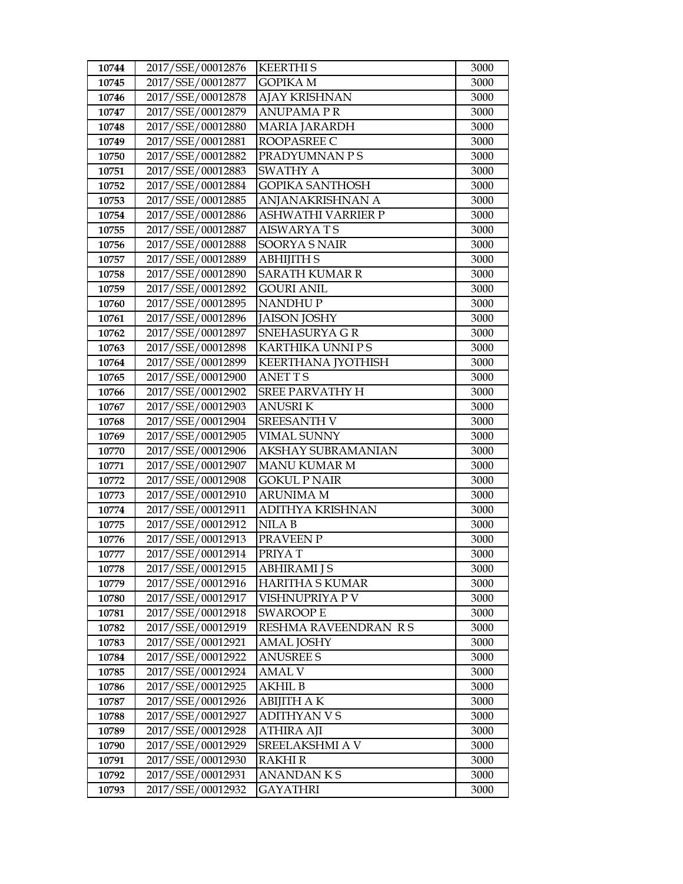| 10744 | 2017/SSE/00012876 | KEERTHI S | 3000 |
|---|---|---|---|
| 10745 | 2017/SSE/00012877 | GOPIKA M | 3000 |
| 10746 | 2017/SSE/00012878 | AJAY KRISHNAN | 3000 |
| 10747 | 2017/SSE/00012879 | ANUPAMA P R | 3000 |
| 10748 | 2017/SSE/00012880 | MARIA JARARDH | 3000 |
| 10749 | 2017/SSE/00012881 | ROOPASREE C | 3000 |
| 10750 | 2017/SSE/00012882 | PRADYUMNAN P S | 3000 |
| 10751 | 2017/SSE/00012883 | SWATHY A | 3000 |
| 10752 | 2017/SSE/00012884 | GOPIKA SANTHOSH | 3000 |
| 10753 | 2017/SSE/00012885 | ANJANAKRISHNAN A | 3000 |
| 10754 | 2017/SSE/00012886 | ASHWATHI VARRIER P | 3000 |
| 10755 | 2017/SSE/00012887 | AISWARYA T S | 3000 |
| 10756 | 2017/SSE/00012888 | SOORYA S NAIR | 3000 |
| 10757 | 2017/SSE/00012889 | ABHIJITH S | 3000 |
| 10758 | 2017/SSE/00012890 | SARATH KUMAR R | 3000 |
| 10759 | 2017/SSE/00012892 | GOURI ANIL | 3000 |
| 10760 | 2017/SSE/00012895 | NANDHU P | 3000 |
| 10761 | 2017/SSE/00012896 | JAISON JOSHY | 3000 |
| 10762 | 2017/SSE/00012897 | SNEHASURYA G R | 3000 |
| 10763 | 2017/SSE/00012898 | KARTHIKA UNNI P S | 3000 |
| 10764 | 2017/SSE/00012899 | KEERTHANA JYOTHISH | 3000 |
| 10765 | 2017/SSE/00012900 | ANET T S | 3000 |
| 10766 | 2017/SSE/00012902 | SREE PARVATHY H | 3000 |
| 10767 | 2017/SSE/00012903 | ANUSRI K | 3000 |
| 10768 | 2017/SSE/00012904 | SREESANTH V | 3000 |
| 10769 | 2017/SSE/00012905 | VIMAL SUNNY | 3000 |
| 10770 | 2017/SSE/00012906 | AKSHAY SUBRAMANIAN | 3000 |
| 10771 | 2017/SSE/00012907 | MANU KUMAR M | 3000 |
| 10772 | 2017/SSE/00012908 | GOKUL P NAIR | 3000 |
| 10773 | 2017/SSE/00012910 | ARUNIMA M | 3000 |
| 10774 | 2017/SSE/00012911 | ADITHYA KRISHNAN | 3000 |
| 10775 | 2017/SSE/00012912 | NILA B | 3000 |
| 10776 | 2017/SSE/00012913 | PRAVEEN P | 3000 |
| 10777 | 2017/SSE/00012914 | PRIYA T | 3000 |
| 10778 | 2017/SSE/00012915 | ABHIRAMI J S | 3000 |
| 10779 | 2017/SSE/00012916 | HARITHA S KUMAR | 3000 |
| 10780 | 2017/SSE/00012917 | VISHNUPRIYA P V | 3000 |
| 10781 | 2017/SSE/00012918 | SWAROOP E | 3000 |
| 10782 | 2017/SSE/00012919 | RESHMA RAVEENDRAN R S | 3000 |
| 10783 | 2017/SSE/00012921 | AMAL JOSHY | 3000 |
| 10784 | 2017/SSE/00012922 | ANUSREE S | 3000 |
| 10785 | 2017/SSE/00012924 | AMAL V | 3000 |
| 10786 | 2017/SSE/00012925 | AKHIL B | 3000 |
| 10787 | 2017/SSE/00012926 | ABIJITH A K | 3000 |
| 10788 | 2017/SSE/00012927 | ADITHYAN V S | 3000 |
| 10789 | 2017/SSE/00012928 | ATHIRA AJI | 3000 |
| 10790 | 2017/SSE/00012929 | SREELAKSHMI A V | 3000 |
| 10791 | 2017/SSE/00012930 | RAKHI R | 3000 |
| 10792 | 2017/SSE/00012931 | ANANDAN K S | 3000 |
| 10793 | 2017/SSE/00012932 | GAYATHRI | 3000 |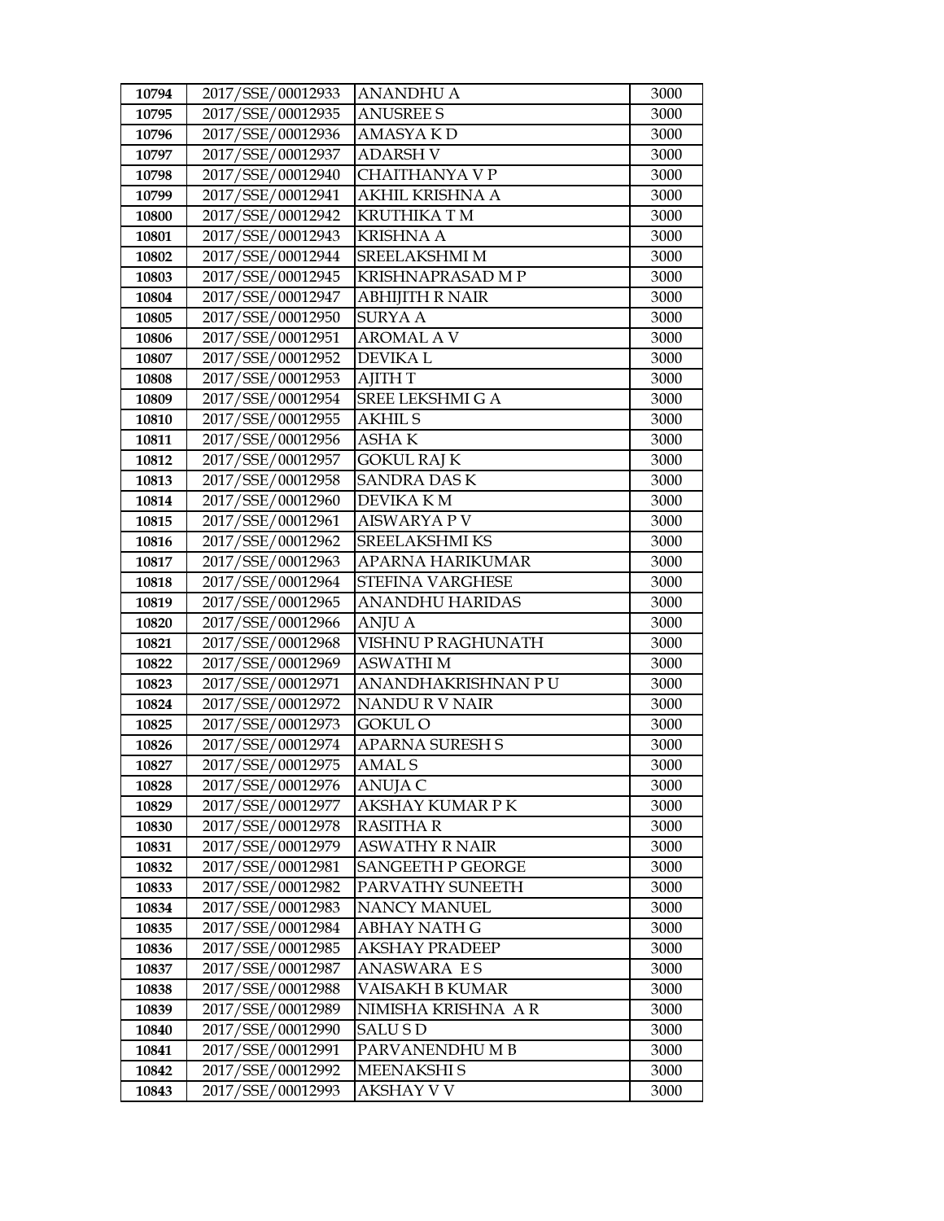| 10794 | 2017/SSE/00012933 | ANANDHU A | 3000 |
|---|---|---|---|
| 10795 | 2017/SSE/00012935 | ANUSREE S | 3000 |
| 10796 | 2017/SSE/00012936 | AMASYA K D | 3000 |
| 10797 | 2017/SSE/00012937 | ADARSH V | 3000 |
| 10798 | 2017/SSE/00012940 | CHAITHANYA V P | 3000 |
| 10799 | 2017/SSE/00012941 | AKHIL KRISHNA A | 3000 |
| 10800 | 2017/SSE/00012942 | KRUTHIKA T M | 3000 |
| 10801 | 2017/SSE/00012943 | KRISHNA A | 3000 |
| 10802 | 2017/SSE/00012944 | SREELAKSHMI M | 3000 |
| 10803 | 2017/SSE/00012945 | KRISHNAPRASAD M P | 3000 |
| 10804 | 2017/SSE/00012947 | ABHIJITH R NAIR | 3000 |
| 10805 | 2017/SSE/00012950 | SURYA A | 3000 |
| 10806 | 2017/SSE/00012951 | AROMAL A V | 3000 |
| 10807 | 2017/SSE/00012952 | DEVIKA L | 3000 |
| 10808 | 2017/SSE/00012953 | AJITH T | 3000 |
| 10809 | 2017/SSE/00012954 | SREE LEKSHMI G A | 3000 |
| 10810 | 2017/SSE/00012955 | AKHIL S | 3000 |
| 10811 | 2017/SSE/00012956 | ASHA K | 3000 |
| 10812 | 2017/SSE/00012957 | GOKUL RAJ K | 3000 |
| 10813 | 2017/SSE/00012958 | SANDRA DAS K | 3000 |
| 10814 | 2017/SSE/00012960 | DEVIKA K M | 3000 |
| 10815 | 2017/SSE/00012961 | AISWARYA P V | 3000 |
| 10816 | 2017/SSE/00012962 | SREELAKSHMI KS | 3000 |
| 10817 | 2017/SSE/00012963 | APARNA HARIKUMAR | 3000 |
| 10818 | 2017/SSE/00012964 | STEFINA VARGHESE | 3000 |
| 10819 | 2017/SSE/00012965 | ANANDHU HARIDAS | 3000 |
| 10820 | 2017/SSE/00012966 | ANJU A | 3000 |
| 10821 | 2017/SSE/00012968 | VISHNU P RAGHUNATH | 3000 |
| 10822 | 2017/SSE/00012969 | ASWATHI M | 3000 |
| 10823 | 2017/SSE/00012971 | ANANDHAKRISHNAN P U | 3000 |
| 10824 | 2017/SSE/00012972 | NANDU R V NAIR | 3000 |
| 10825 | 2017/SSE/00012973 | GOKUL O | 3000 |
| 10826 | 2017/SSE/00012974 | APARNA SURESH S | 3000 |
| 10827 | 2017/SSE/00012975 | AMAL S | 3000 |
| 10828 | 2017/SSE/00012976 | ANUJA C | 3000 |
| 10829 | 2017/SSE/00012977 | AKSHAY KUMAR P K | 3000 |
| 10830 | 2017/SSE/00012978 | RASITHA R | 3000 |
| 10831 | 2017/SSE/00012979 | ASWATHY R NAIR | 3000 |
| 10832 | 2017/SSE/00012981 | SANGEETH P GEORGE | 3000 |
| 10833 | 2017/SSE/00012982 | PARVATHY SUNEETH | 3000 |
| 10834 | 2017/SSE/00012983 | NANCY MANUEL | 3000 |
| 10835 | 2017/SSE/00012984 | ABHAY NATH G | 3000 |
| 10836 | 2017/SSE/00012985 | AKSHAY PRADEEP | 3000 |
| 10837 | 2017/SSE/00012987 | ANASWARA E S | 3000 |
| 10838 | 2017/SSE/00012988 | VAISAKH B KUMAR | 3000 |
| 10839 | 2017/SSE/00012989 | NIMISHA KRISHNA A R | 3000 |
| 10840 | 2017/SSE/00012990 | SALU S D | 3000 |
| 10841 | 2017/SSE/00012991 | PARVANENDHU M B | 3000 |
| 10842 | 2017/SSE/00012992 | MEENAKSHI S | 3000 |
| 10843 | 2017/SSE/00012993 | AKSHAY V V | 3000 |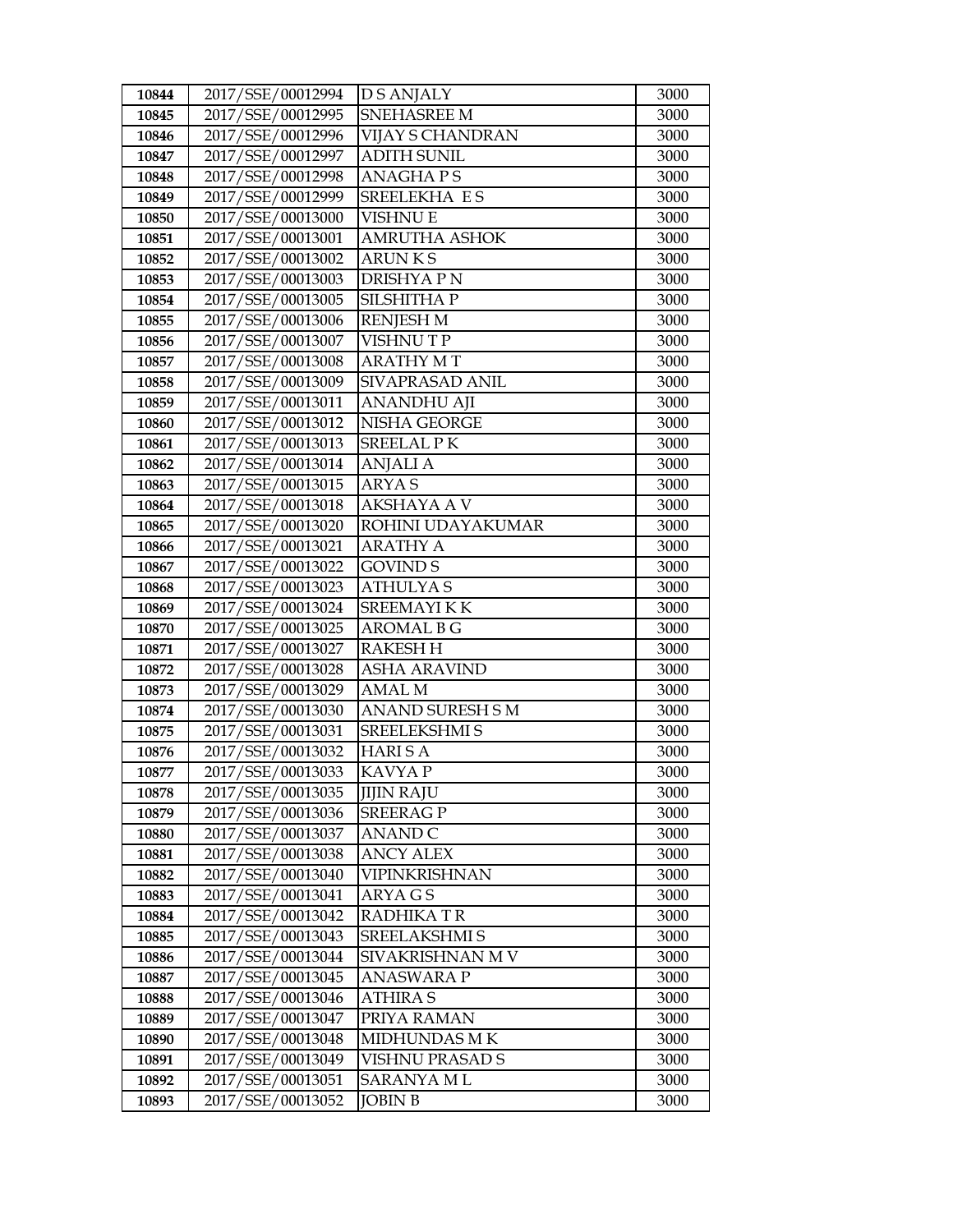| 10844 | 2017/SSE/00012994 | D S ANJALY | 3000 |
|---|---|---|---|
| 10845 | 2017/SSE/00012995 | SNEHASREE M | 3000 |
| 10846 | 2017/SSE/00012996 | VIJAY S CHANDRAN | 3000 |
| 10847 | 2017/SSE/00012997 | ADITH SUNIL | 3000 |
| 10848 | 2017/SSE/00012998 | ANAGHA P S | 3000 |
| 10849 | 2017/SSE/00012999 | SREELEKHA E S | 3000 |
| 10850 | 2017/SSE/00013000 | VISHNU E | 3000 |
| 10851 | 2017/SSE/00013001 | AMRUTHA ASHOK | 3000 |
| 10852 | 2017/SSE/00013002 | ARUN K S | 3000 |
| 10853 | 2017/SSE/00013003 | DRISHYA P N | 3000 |
| 10854 | 2017/SSE/00013005 | SILSHITHA P | 3000 |
| 10855 | 2017/SSE/00013006 | RENJESH M | 3000 |
| 10856 | 2017/SSE/00013007 | VISHNU T P | 3000 |
| 10857 | 2017/SSE/00013008 | ARATHY M T | 3000 |
| 10858 | 2017/SSE/00013009 | SIVAPRASAD ANIL | 3000 |
| 10859 | 2017/SSE/00013011 | ANANDHU AJI | 3000 |
| 10860 | 2017/SSE/00013012 | NISHA GEORGE | 3000 |
| 10861 | 2017/SSE/00013013 | SREELAL P K | 3000 |
| 10862 | 2017/SSE/00013014 | ANJALI A | 3000 |
| 10863 | 2017/SSE/00013015 | ARYA S | 3000 |
| 10864 | 2017/SSE/00013018 | AKSHAYA A V | 3000 |
| 10865 | 2017/SSE/00013020 | ROHINI UDAYAKUMAR | 3000 |
| 10866 | 2017/SSE/00013021 | ARATHY A | 3000 |
| 10867 | 2017/SSE/00013022 | GOVIND S | 3000 |
| 10868 | 2017/SSE/00013023 | ATHULYA S | 3000 |
| 10869 | 2017/SSE/00013024 | SREEMAYI K K | 3000 |
| 10870 | 2017/SSE/00013025 | AROMAL B G | 3000 |
| 10871 | 2017/SSE/00013027 | RAKESH H | 3000 |
| 10872 | 2017/SSE/00013028 | ASHA ARAVIND | 3000 |
| 10873 | 2017/SSE/00013029 | AMAL M | 3000 |
| 10874 | 2017/SSE/00013030 | ANAND SURESH S M | 3000 |
| 10875 | 2017/SSE/00013031 | SREELEKSHMI S | 3000 |
| 10876 | 2017/SSE/00013032 | HARI S A | 3000 |
| 10877 | 2017/SSE/00013033 | KAVYA P | 3000 |
| 10878 | 2017/SSE/00013035 | JIJIN RAJU | 3000 |
| 10879 | 2017/SSE/00013036 | SREERAG P | 3000 |
| 10880 | 2017/SSE/00013037 | ANAND C | 3000 |
| 10881 | 2017/SSE/00013038 | ANCY ALEX | 3000 |
| 10882 | 2017/SSE/00013040 | VIPINKRISHNAN | 3000 |
| 10883 | 2017/SSE/00013041 | ARYA G S | 3000 |
| 10884 | 2017/SSE/00013042 | RADHIKA T R | 3000 |
| 10885 | 2017/SSE/00013043 | SREELAKSHMI S | 3000 |
| 10886 | 2017/SSE/00013044 | SIVAKRISHNAN M V | 3000 |
| 10887 | 2017/SSE/00013045 | ANASWARA P | 3000 |
| 10888 | 2017/SSE/00013046 | ATHIRA S | 3000 |
| 10889 | 2017/SSE/00013047 | PRIYA RAMAN | 3000 |
| 10890 | 2017/SSE/00013048 | MIDHUNDAS M K | 3000 |
| 10891 | 2017/SSE/00013049 | VISHNU PRASAD S | 3000 |
| 10892 | 2017/SSE/00013051 | SARANYA M L | 3000 |
| 10893 | 2017/SSE/00013052 | JOBIN B | 3000 |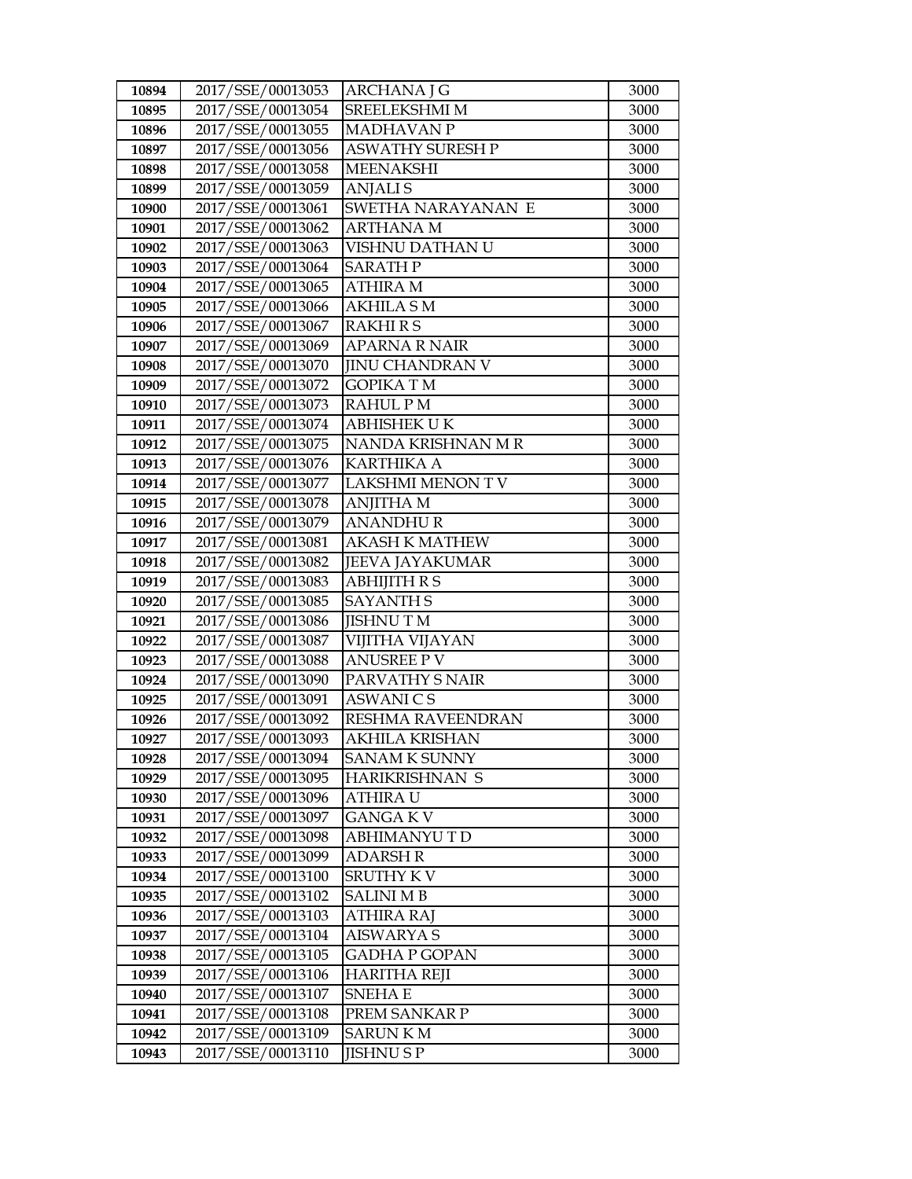| 10894 | 2017/SSE/00013053 | ARCHANA J G | 3000 |
|---|---|---|---|
| 10895 | 2017/SSE/00013054 | SREELEKSHMI M | 3000 |
| 10896 | 2017/SSE/00013055 | MADHAVAN P | 3000 |
| 10897 | 2017/SSE/00013056 | ASWATHY SURESH P | 3000 |
| 10898 | 2017/SSE/00013058 | MEENAKSHI | 3000 |
| 10899 | 2017/SSE/00013059 | ANJALI S | 3000 |
| 10900 | 2017/SSE/00013061 | SWETHA NARAYANAN E | 3000 |
| 10901 | 2017/SSE/00013062 | ARTHANA M | 3000 |
| 10902 | 2017/SSE/00013063 | VISHNU DATHAN U | 3000 |
| 10903 | 2017/SSE/00013064 | SARATH P | 3000 |
| 10904 | 2017/SSE/00013065 | ATHIRA M | 3000 |
| 10905 | 2017/SSE/00013066 | AKHILA S M | 3000 |
| 10906 | 2017/SSE/00013067 | RAKHI R S | 3000 |
| 10907 | 2017/SSE/00013069 | APARNA R NAIR | 3000 |
| 10908 | 2017/SSE/00013070 | JINU CHANDRAN V | 3000 |
| 10909 | 2017/SSE/00013072 | GOPIKA T M | 3000 |
| 10910 | 2017/SSE/00013073 | RAHUL P M | 3000 |
| 10911 | 2017/SSE/00013074 | ABHISHEK U K | 3000 |
| 10912 | 2017/SSE/00013075 | NANDA KRISHNAN M R | 3000 |
| 10913 | 2017/SSE/00013076 | KARTHIKA A | 3000 |
| 10914 | 2017/SSE/00013077 | LAKSHMI MENON T V | 3000 |
| 10915 | 2017/SSE/00013078 | ANJITHA M | 3000 |
| 10916 | 2017/SSE/00013079 | ANANDHU R | 3000 |
| 10917 | 2017/SSE/00013081 | AKASH K MATHEW | 3000 |
| 10918 | 2017/SSE/00013082 | JEEVA JAYAKUMAR | 3000 |
| 10919 | 2017/SSE/00013083 | ABHIJITH R S | 3000 |
| 10920 | 2017/SSE/00013085 | SAYANTH S | 3000 |
| 10921 | 2017/SSE/00013086 | JISHNU T M | 3000 |
| 10922 | 2017/SSE/00013087 | VIJITHA VIJAYAN | 3000 |
| 10923 | 2017/SSE/00013088 | ANUSREE P V | 3000 |
| 10924 | 2017/SSE/00013090 | PARVATHY S NAIR | 3000 |
| 10925 | 2017/SSE/00013091 | ASWANI C S | 3000 |
| 10926 | 2017/SSE/00013092 | RESHMA RAVEENDRAN | 3000 |
| 10927 | 2017/SSE/00013093 | AKHILA KRISHAN | 3000 |
| 10928 | 2017/SSE/00013094 | SANAM K SUNNY | 3000 |
| 10929 | 2017/SSE/00013095 | HARIKRISHNAN S | 3000 |
| 10930 | 2017/SSE/00013096 | ATHIRA U | 3000 |
| 10931 | 2017/SSE/00013097 | GANGA K V | 3000 |
| 10932 | 2017/SSE/00013098 | ABHIMANYU T D | 3000 |
| 10933 | 2017/SSE/00013099 | ADARSH R | 3000 |
| 10934 | 2017/SSE/00013100 | SRUTHY K V | 3000 |
| 10935 | 2017/SSE/00013102 | SALINI M B | 3000 |
| 10936 | 2017/SSE/00013103 | ATHIRA RAJ | 3000 |
| 10937 | 2017/SSE/00013104 | AISWARYA S | 3000 |
| 10938 | 2017/SSE/00013105 | GADHA P GOPAN | 3000 |
| 10939 | 2017/SSE/00013106 | HARITHA REJI | 3000 |
| 10940 | 2017/SSE/00013107 | SNEHA E | 3000 |
| 10941 | 2017/SSE/00013108 | PREM SANKAR P | 3000 |
| 10942 | 2017/SSE/00013109 | SARUN K M | 3000 |
| 10943 | 2017/SSE/00013110 | JISHNU S P | 3000 |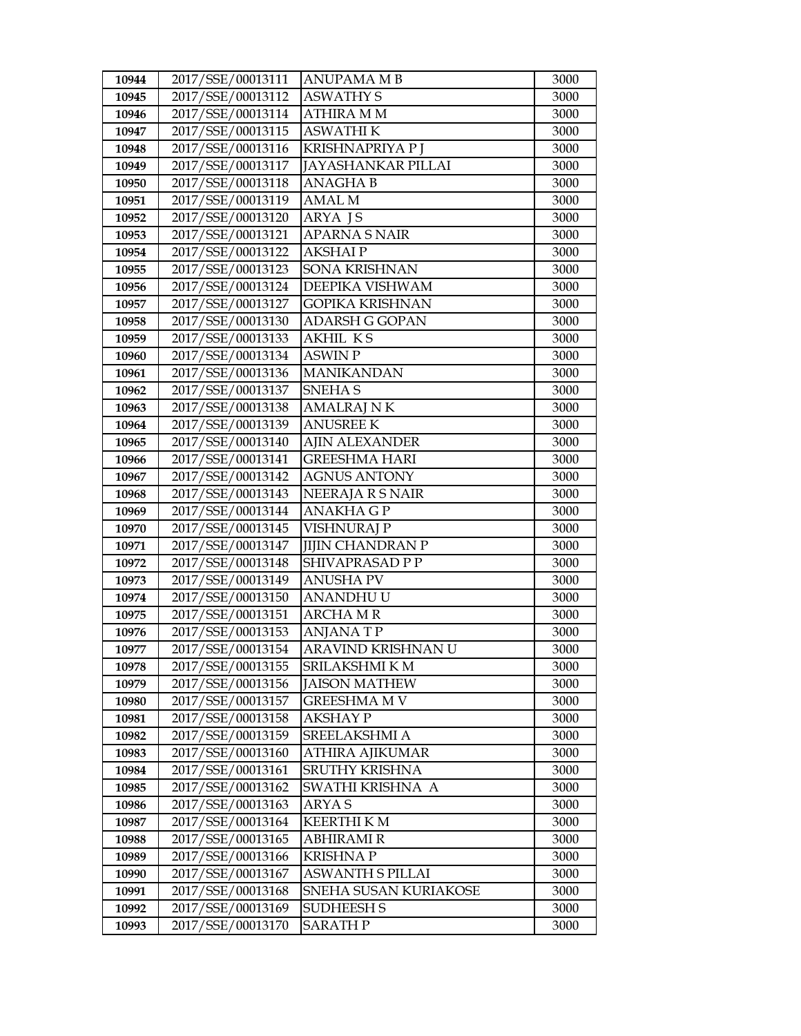| 10944 | 2017/SSE/00013111 | ANUPAMA M B | 3000 |
|---|---|---|---|
| 10945 | 2017/SSE/00013112 | ASWATHY S | 3000 |
| 10946 | 2017/SSE/00013114 | ATHIRA M M | 3000 |
| 10947 | 2017/SSE/00013115 | ASWATHI K | 3000 |
| 10948 | 2017/SSE/00013116 | KRISHNAPRIYA P J | 3000 |
| 10949 | 2017/SSE/00013117 | JAYASHANKAR PILLAI | 3000 |
| 10950 | 2017/SSE/00013118 | ANAGHA B | 3000 |
| 10951 | 2017/SSE/00013119 | AMAL M | 3000 |
| 10952 | 2017/SSE/00013120 | ARYA J S | 3000 |
| 10953 | 2017/SSE/00013121 | APARNA S NAIR | 3000 |
| 10954 | 2017/SSE/00013122 | AKSHAI P | 3000 |
| 10955 | 2017/SSE/00013123 | SONA KRISHNAN | 3000 |
| 10956 | 2017/SSE/00013124 | DEEPIKA VISHWAM | 3000 |
| 10957 | 2017/SSE/00013127 | GOPIKA KRISHNAN | 3000 |
| 10958 | 2017/SSE/00013130 | ADARSH G GOPAN | 3000 |
| 10959 | 2017/SSE/00013133 | AKHIL K S | 3000 |
| 10960 | 2017/SSE/00013134 | ASWIN P | 3000 |
| 10961 | 2017/SSE/00013136 | MANIKANDAN | 3000 |
| 10962 | 2017/SSE/00013137 | SNEHA S | 3000 |
| 10963 | 2017/SSE/00013138 | AMALRAJ N K | 3000 |
| 10964 | 2017/SSE/00013139 | ANUSREE K | 3000 |
| 10965 | 2017/SSE/00013140 | AJIN ALEXANDER | 3000 |
| 10966 | 2017/SSE/00013141 | GREESHMA HARI | 3000 |
| 10967 | 2017/SSE/00013142 | AGNUS ANTONY | 3000 |
| 10968 | 2017/SSE/00013143 | NEERAJA R S NAIR | 3000 |
| 10969 | 2017/SSE/00013144 | ANAKHA G P | 3000 |
| 10970 | 2017/SSE/00013145 | VISHNURAJ P | 3000 |
| 10971 | 2017/SSE/00013147 | JIJIN CHANDRAN P | 3000 |
| 10972 | 2017/SSE/00013148 | SHIVAPRASAD P P | 3000 |
| 10973 | 2017/SSE/00013149 | ANUSHA PV | 3000 |
| 10974 | 2017/SSE/00013150 | ANANDHU U | 3000 |
| 10975 | 2017/SSE/00013151 | ARCHA M R | 3000 |
| 10976 | 2017/SSE/00013153 | ANJANA T P | 3000 |
| 10977 | 2017/SSE/00013154 | ARAVIND KRISHNAN U | 3000 |
| 10978 | 2017/SSE/00013155 | SRILAKSHMI K M | 3000 |
| 10979 | 2017/SSE/00013156 | JAISON MATHEW | 3000 |
| 10980 | 2017/SSE/00013157 | GREESHMA M V | 3000 |
| 10981 | 2017/SSE/00013158 | AKSHAY P | 3000 |
| 10982 | 2017/SSE/00013159 | SREELAKSHMI A | 3000 |
| 10983 | 2017/SSE/00013160 | ATHIRA AJIKUMAR | 3000 |
| 10984 | 2017/SSE/00013161 | SRUTHY KRISHNA | 3000 |
| 10985 | 2017/SSE/00013162 | SWATHI KRISHNA A | 3000 |
| 10986 | 2017/SSE/00013163 | ARYA S | 3000 |
| 10987 | 2017/SSE/00013164 | KEERTHI K M | 3000 |
| 10988 | 2017/SSE/00013165 | ABHIRAMI R | 3000 |
| 10989 | 2017/SSE/00013166 | KRISHNA P | 3000 |
| 10990 | 2017/SSE/00013167 | ASWANTH S PILLAI | 3000 |
| 10991 | 2017/SSE/00013168 | SNEHA SUSAN KURIAKOSE | 3000 |
| 10992 | 2017/SSE/00013169 | SUDHEESH S | 3000 |
| 10993 | 2017/SSE/00013170 | SARATH P | 3000 |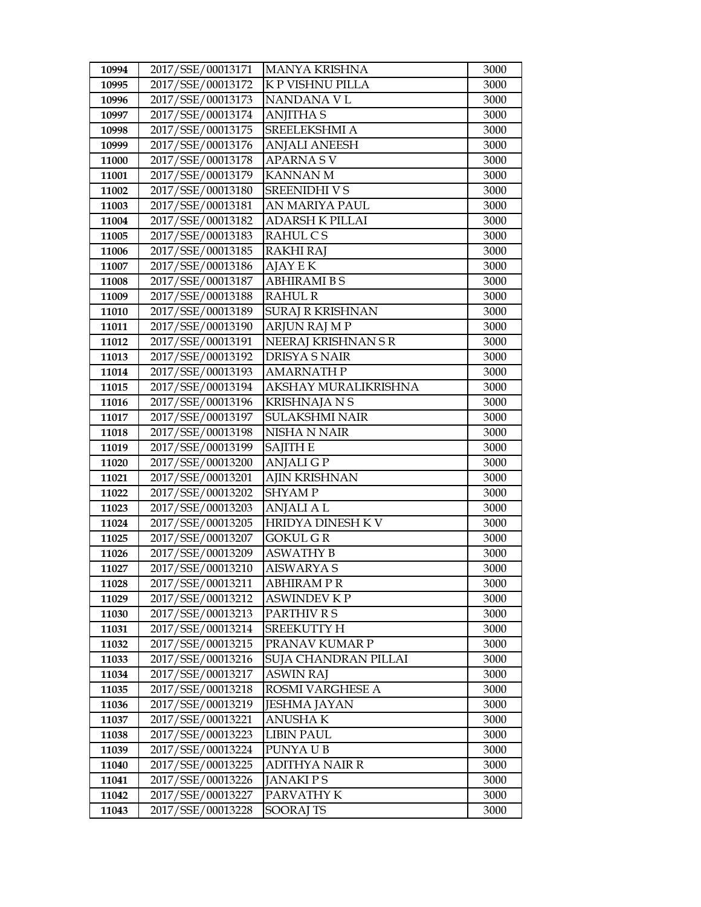| 10994 | 2017/SSE/00013171 | MANYA KRISHNA | 3000 |
|---|---|---|---|
| 10995 | 2017/SSE/00013172 | K P VISHNU PILLA | 3000 |
| 10996 | 2017/SSE/00013173 | NANDANA V L | 3000 |
| 10997 | 2017/SSE/00013174 | ANJITHA S | 3000 |
| 10998 | 2017/SSE/00013175 | SREELEKSHMI A | 3000 |
| 10999 | 2017/SSE/00013176 | ANJALI ANEESH | 3000 |
| 11000 | 2017/SSE/00013178 | APARNA S V | 3000 |
| 11001 | 2017/SSE/00013179 | KANNAN M | 3000 |
| 11002 | 2017/SSE/00013180 | SREENIDHI V S | 3000 |
| 11003 | 2017/SSE/00013181 | AN MARIYA PAUL | 3000 |
| 11004 | 2017/SSE/00013182 | ADARSH K PILLAI | 3000 |
| 11005 | 2017/SSE/00013183 | RAHUL C S | 3000 |
| 11006 | 2017/SSE/00013185 | RAKHI RAJ | 3000 |
| 11007 | 2017/SSE/00013186 | AJAY E K | 3000 |
| 11008 | 2017/SSE/00013187 | ABHIRAMI B S | 3000 |
| 11009 | 2017/SSE/00013188 | RAHUL R | 3000 |
| 11010 | 2017/SSE/00013189 | SURAJ R KRISHNAN | 3000 |
| 11011 | 2017/SSE/00013190 | ARJUN RAJ M P | 3000 |
| 11012 | 2017/SSE/00013191 | NEERAJ KRISHNAN S R | 3000 |
| 11013 | 2017/SSE/00013192 | DRISYA S NAIR | 3000 |
| 11014 | 2017/SSE/00013193 | AMARNATH P | 3000 |
| 11015 | 2017/SSE/00013194 | AKSHAY MURALIKRISHNA | 3000 |
| 11016 | 2017/SSE/00013196 | KRISHNAJA N S | 3000 |
| 11017 | 2017/SSE/00013197 | SULAKSHMI NAIR | 3000 |
| 11018 | 2017/SSE/00013198 | NISHA N NAIR | 3000 |
| 11019 | 2017/SSE/00013199 | SAJITH E | 3000 |
| 11020 | 2017/SSE/00013200 | ANJALI G P | 3000 |
| 11021 | 2017/SSE/00013201 | AJIN KRISHNAN | 3000 |
| 11022 | 2017/SSE/00013202 | SHYAM P | 3000 |
| 11023 | 2017/SSE/00013203 | ANJALI A L | 3000 |
| 11024 | 2017/SSE/00013205 | HRIDYA DINESH K V | 3000 |
| 11025 | 2017/SSE/00013207 | GOKUL G R | 3000 |
| 11026 | 2017/SSE/00013209 | ASWATHY B | 3000 |
| 11027 | 2017/SSE/00013210 | AISWARYA S | 3000 |
| 11028 | 2017/SSE/00013211 | ABHIRAM P R | 3000 |
| 11029 | 2017/SSE/00013212 | ASWINDEV K P | 3000 |
| 11030 | 2017/SSE/00013213 | PARTHIV R S | 3000 |
| 11031 | 2017/SSE/00013214 | SREEKUTTY H | 3000 |
| 11032 | 2017/SSE/00013215 | PRANAV KUMAR P | 3000 |
| 11033 | 2017/SSE/00013216 | SUJA CHANDRAN PILLAI | 3000 |
| 11034 | 2017/SSE/00013217 | ASWIN RAJ | 3000 |
| 11035 | 2017/SSE/00013218 | ROSMI VARGHESE A | 3000 |
| 11036 | 2017/SSE/00013219 | JESHMA JAYAN | 3000 |
| 11037 | 2017/SSE/00013221 | ANUSHA K | 3000 |
| 11038 | 2017/SSE/00013223 | LIBIN PAUL | 3000 |
| 11039 | 2017/SSE/00013224 | PUNYA U B | 3000 |
| 11040 | 2017/SSE/00013225 | ADITHYA NAIR R | 3000 |
| 11041 | 2017/SSE/00013226 | JANAKI P S | 3000 |
| 11042 | 2017/SSE/00013227 | PARVATHY K | 3000 |
| 11043 | 2017/SSE/00013228 | SOORAJ TS | 3000 |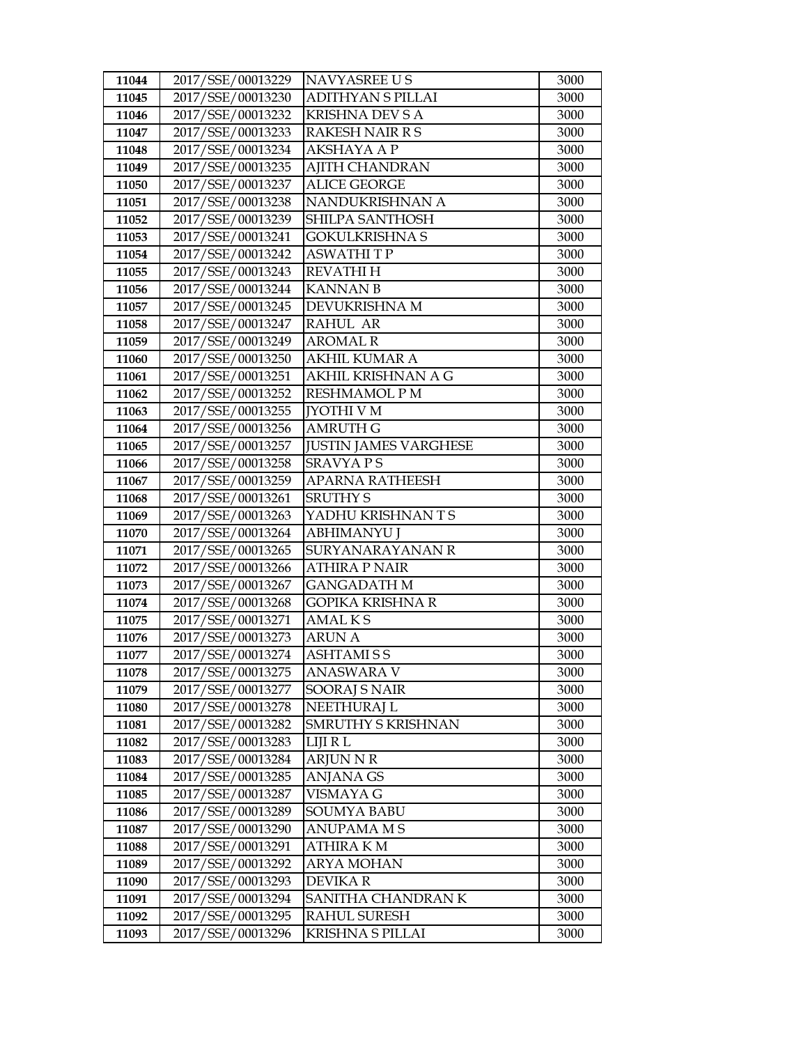| 11044 | 2017/SSE/00013229 | NAVYASREE U S | 3000 |
|---|---|---|---|
| 11045 | 2017/SSE/00013230 | ADITHYAN S PILLAI | 3000 |
| 11046 | 2017/SSE/00013232 | KRISHNA DEV S A | 3000 |
| 11047 | 2017/SSE/00013233 | RAKESH NAIR R S | 3000 |
| 11048 | 2017/SSE/00013234 | AKSHAYA A P | 3000 |
| 11049 | 2017/SSE/00013235 | AJITH CHANDRAN | 3000 |
| 11050 | 2017/SSE/00013237 | ALICE GEORGE | 3000 |
| 11051 | 2017/SSE/00013238 | NANDUKRISHNAN A | 3000 |
| 11052 | 2017/SSE/00013239 | SHILPA SANTHOSH | 3000 |
| 11053 | 2017/SSE/00013241 | GOKULKRISHNA S | 3000 |
| 11054 | 2017/SSE/00013242 | ASWATHI T P | 3000 |
| 11055 | 2017/SSE/00013243 | REVATHI H | 3000 |
| 11056 | 2017/SSE/00013244 | KANNAN B | 3000 |
| 11057 | 2017/SSE/00013245 | DEVUKRISHNA M | 3000 |
| 11058 | 2017/SSE/00013247 | RAHUL AR | 3000 |
| 11059 | 2017/SSE/00013249 | AROMAL R | 3000 |
| 11060 | 2017/SSE/00013250 | AKHIL KUMAR A | 3000 |
| 11061 | 2017/SSE/00013251 | AKHIL KRISHNAN A G | 3000 |
| 11062 | 2017/SSE/00013252 | RESHMAMOL P M | 3000 |
| 11063 | 2017/SSE/00013255 | JYOTHI V M | 3000 |
| 11064 | 2017/SSE/00013256 | AMRUTH G | 3000 |
| 11065 | 2017/SSE/00013257 | JUSTIN JAMES VARGHESE | 3000 |
| 11066 | 2017/SSE/00013258 | SRAVYA P S | 3000 |
| 11067 | 2017/SSE/00013259 | APARNA RATHEESH | 3000 |
| 11068 | 2017/SSE/00013261 | SRUTHY S | 3000 |
| 11069 | 2017/SSE/00013263 | YADHU KRISHNAN T S | 3000 |
| 11070 | 2017/SSE/00013264 | ABHIMANYU J | 3000 |
| 11071 | 2017/SSE/00013265 | SURYANARAYANAN R | 3000 |
| 11072 | 2017/SSE/00013266 | ATHIRA P NAIR | 3000 |
| 11073 | 2017/SSE/00013267 | GANGADATH M | 3000 |
| 11074 | 2017/SSE/00013268 | GOPIKA KRISHNA R | 3000 |
| 11075 | 2017/SSE/00013271 | AMAL K S | 3000 |
| 11076 | 2017/SSE/00013273 | ARUN A | 3000 |
| 11077 | 2017/SSE/00013274 | ASHTAMI S S | 3000 |
| 11078 | 2017/SSE/00013275 | ANASWARA V | 3000 |
| 11079 | 2017/SSE/00013277 | SOORAJ S NAIR | 3000 |
| 11080 | 2017/SSE/00013278 | NEETHURAJ L | 3000 |
| 11081 | 2017/SSE/00013282 | SMRUTHY S KRISHNAN | 3000 |
| 11082 | 2017/SSE/00013283 | LIJI R L | 3000 |
| 11083 | 2017/SSE/00013284 | ARJUN N R | 3000 |
| 11084 | 2017/SSE/00013285 | ANJANA GS | 3000 |
| 11085 | 2017/SSE/00013287 | VISMAYA G | 3000 |
| 11086 | 2017/SSE/00013289 | SOUMYA BABU | 3000 |
| 11087 | 2017/SSE/00013290 | ANUPAMA M S | 3000 |
| 11088 | 2017/SSE/00013291 | ATHIRA K M | 3000 |
| 11089 | 2017/SSE/00013292 | ARYA MOHAN | 3000 |
| 11090 | 2017/SSE/00013293 | DEVIKA R | 3000 |
| 11091 | 2017/SSE/00013294 | SANITHA CHANDRAN K | 3000 |
| 11092 | 2017/SSE/00013295 | RAHUL SURESH | 3000 |
| 11093 | 2017/SSE/00013296 | KRISHNA S PILLAI | 3000 |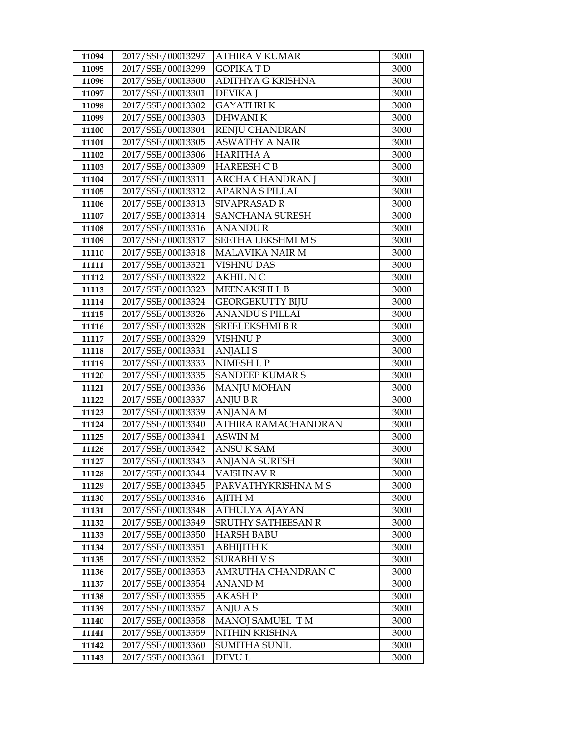| 11094 | 2017/SSE/00013297 | ATHIRA V KUMAR | 3000 |
|---|---|---|---|
| 11095 | 2017/SSE/00013299 | GOPIKA T D | 3000 |
| 11096 | 2017/SSE/00013300 | ADITHYA G KRISHNA | 3000 |
| 11097 | 2017/SSE/00013301 | DEVIKA J | 3000 |
| 11098 | 2017/SSE/00013302 | GAYATHRI K | 3000 |
| 11099 | 2017/SSE/00013303 | DHWANI K | 3000 |
| 11100 | 2017/SSE/00013304 | RENJU CHANDRAN | 3000 |
| 11101 | 2017/SSE/00013305 | ASWATHY A NAIR | 3000 |
| 11102 | 2017/SSE/00013306 | HARITHA A | 3000 |
| 11103 | 2017/SSE/00013309 | HAREESH C B | 3000 |
| 11104 | 2017/SSE/00013311 | ARCHA CHANDRAN J | 3000 |
| 11105 | 2017/SSE/00013312 | APARNA S PILLAI | 3000 |
| 11106 | 2017/SSE/00013313 | SIVAPRASAD R | 3000 |
| 11107 | 2017/SSE/00013314 | SANCHANA SURESH | 3000 |
| 11108 | 2017/SSE/00013316 | ANANDU R | 3000 |
| 11109 | 2017/SSE/00013317 | SEETHA LEKSHMI M S | 3000 |
| 11110 | 2017/SSE/00013318 | MALAVIKA NAIR M | 3000 |
| 11111 | 2017/SSE/00013321 | VISHNU DAS | 3000 |
| 11112 | 2017/SSE/00013322 | AKHIL N C | 3000 |
| 11113 | 2017/SSE/00013323 | MEENAKSHI L B | 3000 |
| 11114 | 2017/SSE/00013324 | GEORGEKUTTY BIJU | 3000 |
| 11115 | 2017/SSE/00013326 | ANANDU S PILLAI | 3000 |
| 11116 | 2017/SSE/00013328 | SREELEKSHMI B R | 3000 |
| 11117 | 2017/SSE/00013329 | VISHNU P | 3000 |
| 11118 | 2017/SSE/00013331 | ANJALI S | 3000 |
| 11119 | 2017/SSE/00013333 | NIMESH L P | 3000 |
| 11120 | 2017/SSE/00013335 | SANDEEP KUMAR S | 3000 |
| 11121 | 2017/SSE/00013336 | MANJU MOHAN | 3000 |
| 11122 | 2017/SSE/00013337 | ANJU B R | 3000 |
| 11123 | 2017/SSE/00013339 | ANJANA M | 3000 |
| 11124 | 2017/SSE/00013340 | ATHIRA RAMACHANDRAN | 3000 |
| 11125 | 2017/SSE/00013341 | ASWIN M | 3000 |
| 11126 | 2017/SSE/00013342 | ANSU K SAM | 3000 |
| 11127 | 2017/SSE/00013343 | ANJANA SURESH | 3000 |
| 11128 | 2017/SSE/00013344 | VAISHNAV R | 3000 |
| 11129 | 2017/SSE/00013345 | PARVATHYKRISHNA M S | 3000 |
| 11130 | 2017/SSE/00013346 | AJITH M | 3000 |
| 11131 | 2017/SSE/00013348 | ATHULYA AJAYAN | 3000 |
| 11132 | 2017/SSE/00013349 | SRUTHY SATHEESAN R | 3000 |
| 11133 | 2017/SSE/00013350 | HARSH BABU | 3000 |
| 11134 | 2017/SSE/00013351 | ABHIJITH K | 3000 |
| 11135 | 2017/SSE/00013352 | SURABHI V S | 3000 |
| 11136 | 2017/SSE/00013353 | AMRUTHA CHANDRAN C | 3000 |
| 11137 | 2017/SSE/00013354 | ANAND M | 3000 |
| 11138 | 2017/SSE/00013355 | AKASH P | 3000 |
| 11139 | 2017/SSE/00013357 | ANJU A S | 3000 |
| 11140 | 2017/SSE/00013358 | MANOJ SAMUEL T M | 3000 |
| 11141 | 2017/SSE/00013359 | NITHIN KRISHNA | 3000 |
| 11142 | 2017/SSE/00013360 | SUMITHA SUNIL | 3000 |
| 11143 | 2017/SSE/00013361 | DEVU L | 3000 |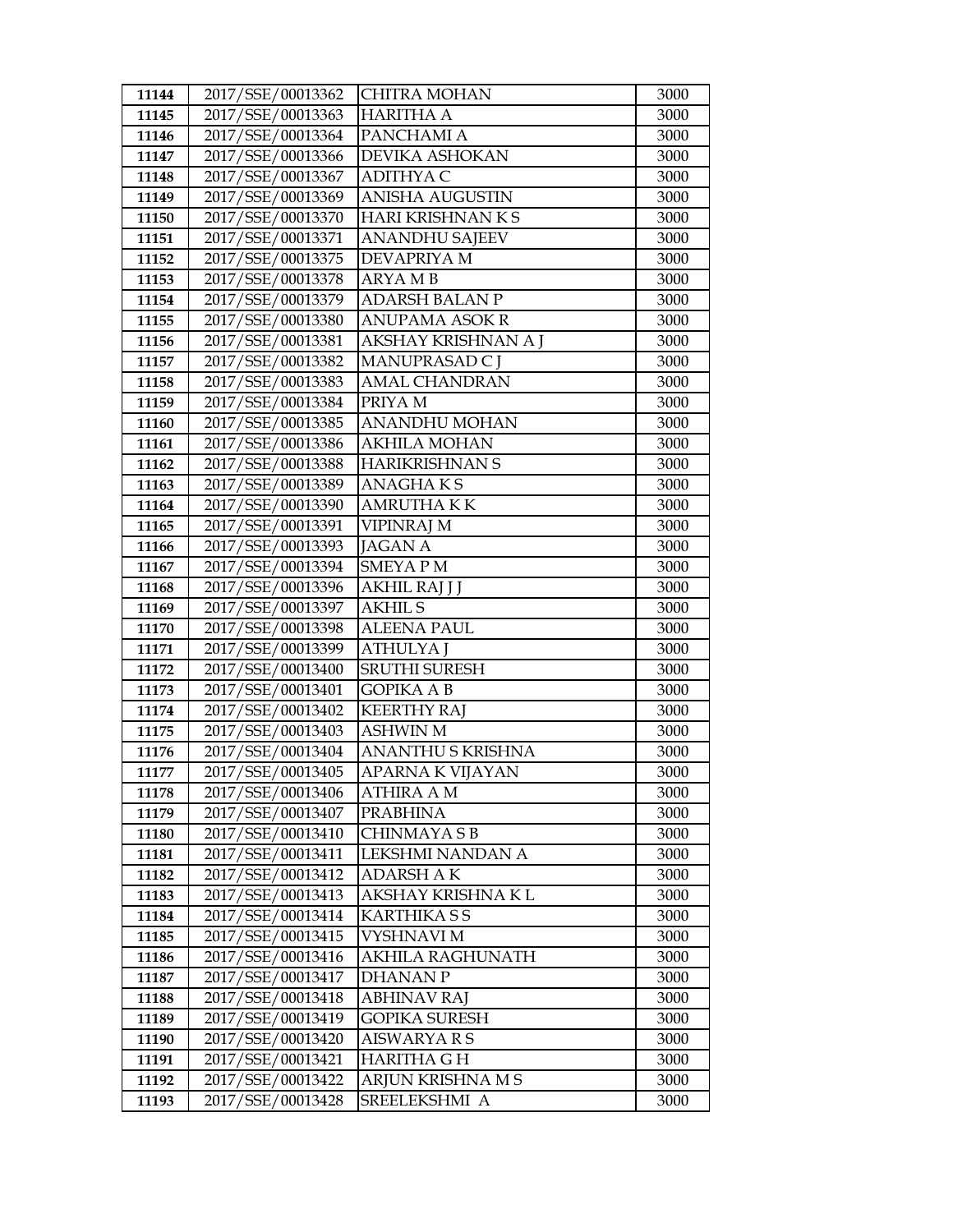| 11144 | 2017/SSE/00013362 | CHITRA MOHAN | 3000 |
|---|---|---|---|
| 11145 | 2017/SSE/00013363 | HARITHA A | 3000 |
| 11146 | 2017/SSE/00013364 | PANCHAMI A | 3000 |
| 11147 | 2017/SSE/00013366 | DEVIKA ASHOKAN | 3000 |
| 11148 | 2017/SSE/00013367 | ADITHYA C | 3000 |
| 11149 | 2017/SSE/00013369 | ANISHA AUGUSTIN | 3000 |
| 11150 | 2017/SSE/00013370 | HARI KRISHNAN K S | 3000 |
| 11151 | 2017/SSE/00013371 | ANANDHU SAJEEV | 3000 |
| 11152 | 2017/SSE/00013375 | DEVAPRIYA M | 3000 |
| 11153 | 2017/SSE/00013378 | ARYA M B | 3000 |
| 11154 | 2017/SSE/00013379 | ADARSH BALAN P | 3000 |
| 11155 | 2017/SSE/00013380 | ANUPAMA ASOK R | 3000 |
| 11156 | 2017/SSE/00013381 | AKSHAY KRISHNAN A J | 3000 |
| 11157 | 2017/SSE/00013382 | MANUPRASAD C J | 3000 |
| 11158 | 2017/SSE/00013383 | AMAL CHANDRAN | 3000 |
| 11159 | 2017/SSE/00013384 | PRIYA M | 3000 |
| 11160 | 2017/SSE/00013385 | ANANDHU MOHAN | 3000 |
| 11161 | 2017/SSE/00013386 | AKHILA MOHAN | 3000 |
| 11162 | 2017/SSE/00013388 | HARIKRISHNAN S | 3000 |
| 11163 | 2017/SSE/00013389 | ANAGHA K S | 3000 |
| 11164 | 2017/SSE/00013390 | AMRUTHA K K | 3000 |
| 11165 | 2017/SSE/00013391 | VIPINRAJ M | 3000 |
| 11166 | 2017/SSE/00013393 | JAGAN A | 3000 |
| 11167 | 2017/SSE/00013394 | SMEYA P M | 3000 |
| 11168 | 2017/SSE/00013396 | AKHIL RAJ J J | 3000 |
| 11169 | 2017/SSE/00013397 | AKHIL S | 3000 |
| 11170 | 2017/SSE/00013398 | ALEENA PAUL | 3000 |
| 11171 | 2017/SSE/00013399 | ATHULYA J | 3000 |
| 11172 | 2017/SSE/00013400 | SRUTHI SURESH | 3000 |
| 11173 | 2017/SSE/00013401 | GOPIKA A B | 3000 |
| 11174 | 2017/SSE/00013402 | KEERTHY RAJ | 3000 |
| 11175 | 2017/SSE/00013403 | ASHWIN M | 3000 |
| 11176 | 2017/SSE/00013404 | ANANTHU S KRISHNA | 3000 |
| 11177 | 2017/SSE/00013405 | APARNA K VIJAYAN | 3000 |
| 11178 | 2017/SSE/00013406 | ATHIRA A M | 3000 |
| 11179 | 2017/SSE/00013407 | PRABHINA | 3000 |
| 11180 | 2017/SSE/00013410 | CHINMAYA S B | 3000 |
| 11181 | 2017/SSE/00013411 | LEKSHMI NANDAN A | 3000 |
| 11182 | 2017/SSE/00013412 | ADARSH A K | 3000 |
| 11183 | 2017/SSE/00013413 | AKSHAY KRISHNA K L | 3000 |
| 11184 | 2017/SSE/00013414 | KARTHIKA S S | 3000 |
| 11185 | 2017/SSE/00013415 | VYSHNAVI M | 3000 |
| 11186 | 2017/SSE/00013416 | AKHILA RAGHUNATH | 3000 |
| 11187 | 2017/SSE/00013417 | DHANAN P | 3000 |
| 11188 | 2017/SSE/00013418 | ABHINAV RAJ | 3000 |
| 11189 | 2017/SSE/00013419 | GOPIKA SURESH | 3000 |
| 11190 | 2017/SSE/00013420 | AISWARYA R S | 3000 |
| 11191 | 2017/SSE/00013421 | HARITHA G H | 3000 |
| 11192 | 2017/SSE/00013422 | ARJUN KRISHNA M S | 3000 |
| 11193 | 2017/SSE/00013428 | SREELEKSHMI A | 3000 |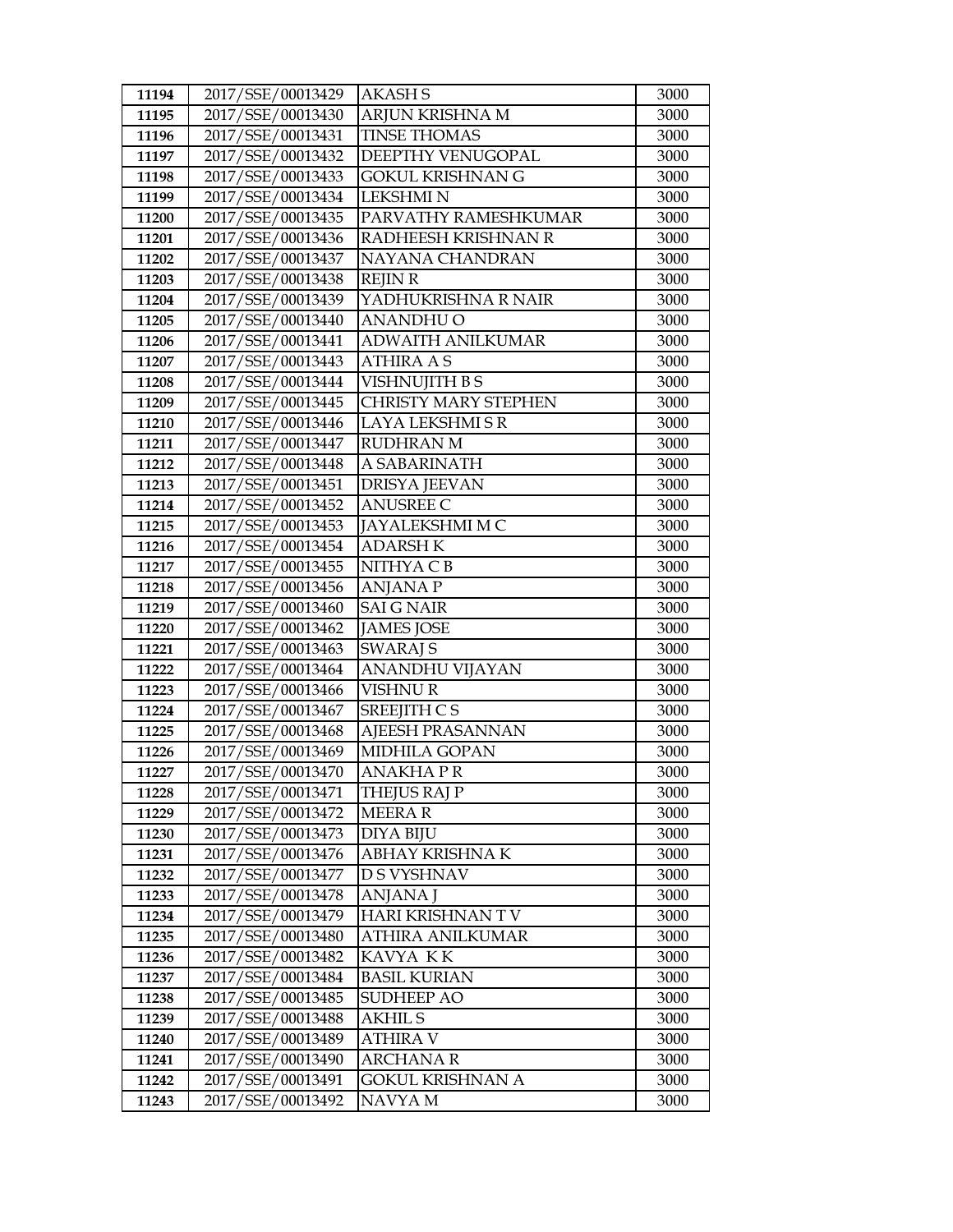| 11194 | 2017/SSE/00013429 | AKASH S | 3000 |
|---|---|---|---|
| 11195 | 2017/SSE/00013430 | ARJUN KRISHNA M | 3000 |
| 11196 | 2017/SSE/00013431 | TINSE THOMAS | 3000 |
| 11197 | 2017/SSE/00013432 | DEEPTHY VENUGOPAL | 3000 |
| 11198 | 2017/SSE/00013433 | GOKUL KRISHNAN G | 3000 |
| 11199 | 2017/SSE/00013434 | LEKSHMI N | 3000 |
| 11200 | 2017/SSE/00013435 | PARVATHY RAMESHKUMAR | 3000 |
| 11201 | 2017/SSE/00013436 | RADHEESH KRISHNAN R | 3000 |
| 11202 | 2017/SSE/00013437 | NAYANA CHANDRAN | 3000 |
| 11203 | 2017/SSE/00013438 | REJIN R | 3000 |
| 11204 | 2017/SSE/00013439 | YADHUKRISHNA R NAIR | 3000 |
| 11205 | 2017/SSE/00013440 | ANANDHU O | 3000 |
| 11206 | 2017/SSE/00013441 | ADWAITH ANILKUMAR | 3000 |
| 11207 | 2017/SSE/00013443 | ATHIRA A S | 3000 |
| 11208 | 2017/SSE/00013444 | VISHNUJITH B S | 3000 |
| 11209 | 2017/SSE/00013445 | CHRISTY MARY STEPHEN | 3000 |
| 11210 | 2017/SSE/00013446 | LAYA LEKSHMI S R | 3000 |
| 11211 | 2017/SSE/00013447 | RUDHRAN M | 3000 |
| 11212 | 2017/SSE/00013448 | A SABARINATH | 3000 |
| 11213 | 2017/SSE/00013451 | DRISYA JEEVAN | 3000 |
| 11214 | 2017/SSE/00013452 | ANUSREE C | 3000 |
| 11215 | 2017/SSE/00013453 | JAYALEKSHMI M C | 3000 |
| 11216 | 2017/SSE/00013454 | ADARSH K | 3000 |
| 11217 | 2017/SSE/00013455 | NITHYA C B | 3000 |
| 11218 | 2017/SSE/00013456 | ANJANA P | 3000 |
| 11219 | 2017/SSE/00013460 | SAI G NAIR | 3000 |
| 11220 | 2017/SSE/00013462 | JAMES JOSE | 3000 |
| 11221 | 2017/SSE/00013463 | SWARAJ S | 3000 |
| 11222 | 2017/SSE/00013464 | ANANDHU VIJAYAN | 3000 |
| 11223 | 2017/SSE/00013466 | VISHNU R | 3000 |
| 11224 | 2017/SSE/00013467 | SREEJITH C S | 3000 |
| 11225 | 2017/SSE/00013468 | AJEESH PRASANNAN | 3000 |
| 11226 | 2017/SSE/00013469 | MIDHILA GOPAN | 3000 |
| 11227 | 2017/SSE/00013470 | ANAKHA P R | 3000 |
| 11228 | 2017/SSE/00013471 | THEJUS RAJ P | 3000 |
| 11229 | 2017/SSE/00013472 | MEERA R | 3000 |
| 11230 | 2017/SSE/00013473 | DIYA BIJU | 3000 |
| 11231 | 2017/SSE/00013476 | ABHAY KRISHNA K | 3000 |
| 11232 | 2017/SSE/00013477 | D S VYSHNAV | 3000 |
| 11233 | 2017/SSE/00013478 | ANJANA J | 3000 |
| 11234 | 2017/SSE/00013479 | HARI KRISHNAN T V | 3000 |
| 11235 | 2017/SSE/00013480 | ATHIRA ANILKUMAR | 3000 |
| 11236 | 2017/SSE/00013482 | KAVYA K K | 3000 |
| 11237 | 2017/SSE/00013484 | BASIL KURIAN | 3000 |
| 11238 | 2017/SSE/00013485 | SUDHEEP AO | 3000 |
| 11239 | 2017/SSE/00013488 | AKHIL S | 3000 |
| 11240 | 2017/SSE/00013489 | ATHIRA V | 3000 |
| 11241 | 2017/SSE/00013490 | ARCHANA R | 3000 |
| 11242 | 2017/SSE/00013491 | GOKUL KRISHNAN A | 3000 |
| 11243 | 2017/SSE/00013492 | NAVYA M | 3000 |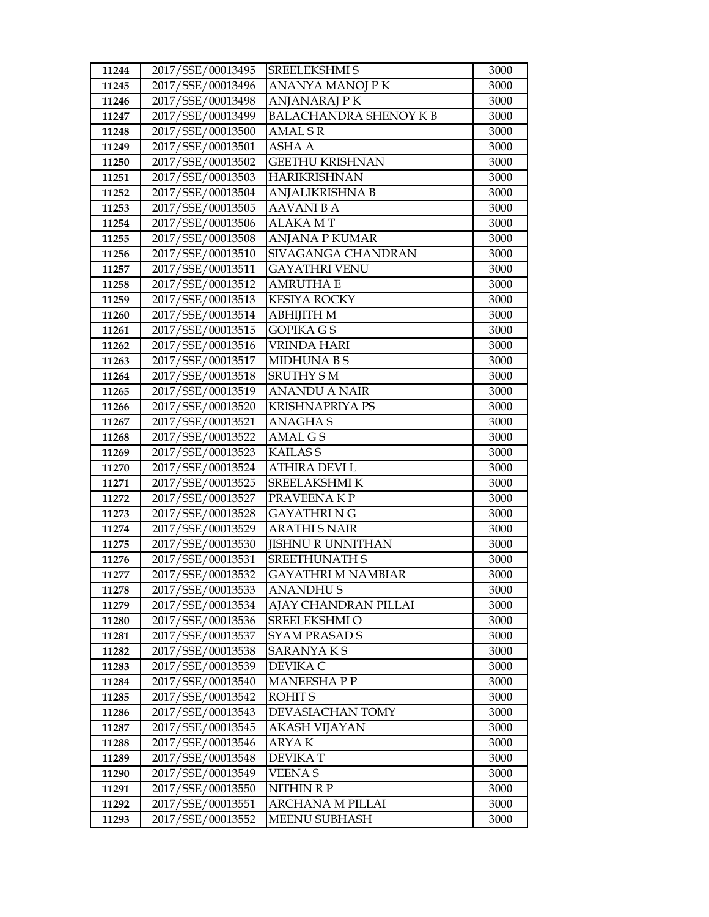| 11244 | 2017/SSE/00013495 | SREELEKSHMI S | 3000 |
|---|---|---|---|
| 11245 | 2017/SSE/00013496 | ANANYA MANOJ P K | 3000 |
| 11246 | 2017/SSE/00013498 | ANJANARAJ P K | 3000 |
| 11247 | 2017/SSE/00013499 | BALACHANDRA SHENOY K B | 3000 |
| 11248 | 2017/SSE/00013500 | AMAL S R | 3000 |
| 11249 | 2017/SSE/00013501 | ASHA A | 3000 |
| 11250 | 2017/SSE/00013502 | GEETHU KRISHNAN | 3000 |
| 11251 | 2017/SSE/00013503 | HARIKRISHNAN | 3000 |
| 11252 | 2017/SSE/00013504 | ANJALIKRISHNA B | 3000 |
| 11253 | 2017/SSE/00013505 | AAVANI B A | 3000 |
| 11254 | 2017/SSE/00013506 | ALAKA M T | 3000 |
| 11255 | 2017/SSE/00013508 | ANJANA P KUMAR | 3000 |
| 11256 | 2017/SSE/00013510 | SIVAGANGA CHANDRAN | 3000 |
| 11257 | 2017/SSE/00013511 | GAYATHRI VENU | 3000 |
| 11258 | 2017/SSE/00013512 | AMRUTHA E | 3000 |
| 11259 | 2017/SSE/00013513 | KESIYA ROCKY | 3000 |
| 11260 | 2017/SSE/00013514 | ABHIJITH M | 3000 |
| 11261 | 2017/SSE/00013515 | GOPIKA G S | 3000 |
| 11262 | 2017/SSE/00013516 | VRINDA HARI | 3000 |
| 11263 | 2017/SSE/00013517 | MIDHUNA B S | 3000 |
| 11264 | 2017/SSE/00013518 | SRUTHY S M | 3000 |
| 11265 | 2017/SSE/00013519 | ANANDU A NAIR | 3000 |
| 11266 | 2017/SSE/00013520 | KRISHNAPRIYA PS | 3000 |
| 11267 | 2017/SSE/00013521 | ANAGHA S | 3000 |
| 11268 | 2017/SSE/00013522 | AMAL G S | 3000 |
| 11269 | 2017/SSE/00013523 | KAILAS S | 3000 |
| 11270 | 2017/SSE/00013524 | ATHIRA DEVI L | 3000 |
| 11271 | 2017/SSE/00013525 | SREELAKSHMI K | 3000 |
| 11272 | 2017/SSE/00013527 | PRAVEENA K P | 3000 |
| 11273 | 2017/SSE/00013528 | GAYATHRI N G | 3000 |
| 11274 | 2017/SSE/00013529 | ARATHI S NAIR | 3000 |
| 11275 | 2017/SSE/00013530 | JISHNU R UNNITHAN | 3000 |
| 11276 | 2017/SSE/00013531 | SREETHUNATH S | 3000 |
| 11277 | 2017/SSE/00013532 | GAYATHRI M NAMBIAR | 3000 |
| 11278 | 2017/SSE/00013533 | ANANDHU S | 3000 |
| 11279 | 2017/SSE/00013534 | AJAY CHANDRAN PILLAI | 3000 |
| 11280 | 2017/SSE/00013536 | SREELEKSHMI O | 3000 |
| 11281 | 2017/SSE/00013537 | SYAM PRASAD S | 3000 |
| 11282 | 2017/SSE/00013538 | SARANYA K S | 3000 |
| 11283 | 2017/SSE/00013539 | DEVIKA C | 3000 |
| 11284 | 2017/SSE/00013540 | MANEESHA P P | 3000 |
| 11285 | 2017/SSE/00013542 | ROHIT S | 3000 |
| 11286 | 2017/SSE/00013543 | DEVASIACHAN TOMY | 3000 |
| 11287 | 2017/SSE/00013545 | AKASH VIJAYAN | 3000 |
| 11288 | 2017/SSE/00013546 | ARYA K | 3000 |
| 11289 | 2017/SSE/00013548 | DEVIKA T | 3000 |
| 11290 | 2017/SSE/00013549 | VEENA S | 3000 |
| 11291 | 2017/SSE/00013550 | NITHIN R P | 3000 |
| 11292 | 2017/SSE/00013551 | ARCHANA M PILLAI | 3000 |
| 11293 | 2017/SSE/00013552 | MEENU SUBHASH | 3000 |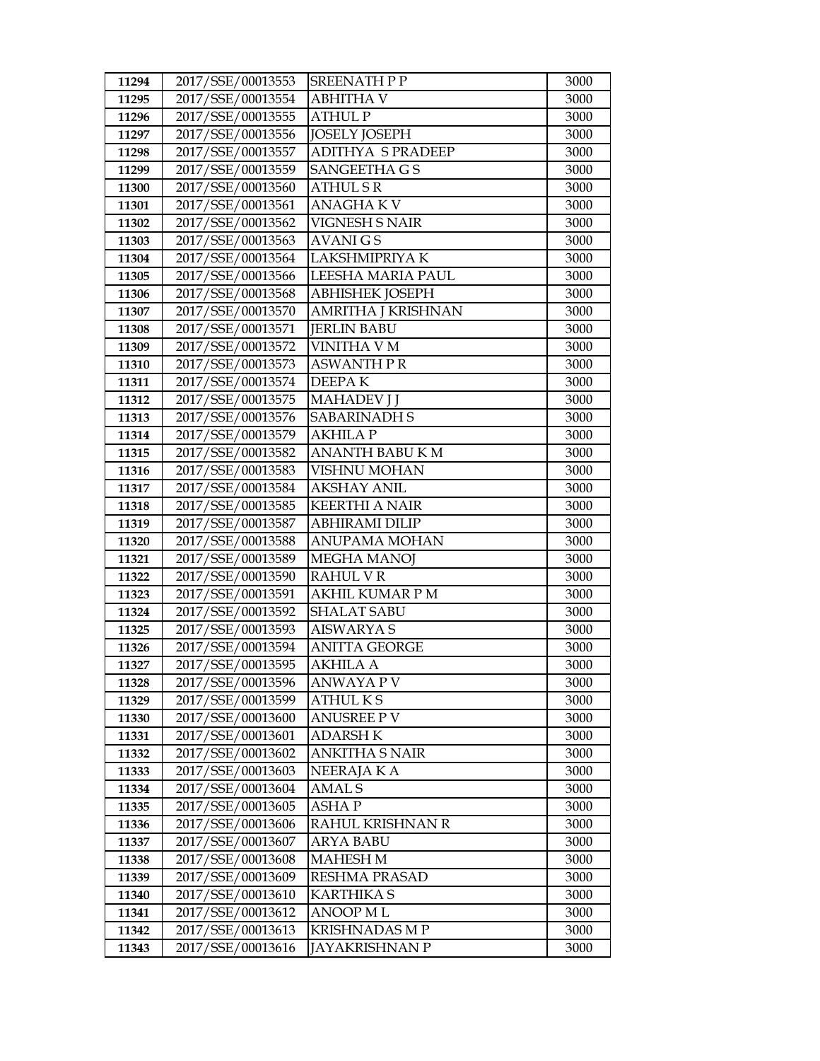| 11294 | 2017/SSE/00013553 | SREENATH P P | 3000 |
|---|---|---|---|
| 11295 | 2017/SSE/00013554 | ABHITHA V | 3000 |
| 11296 | 2017/SSE/00013555 | ATHUL P | 3000 |
| 11297 | 2017/SSE/00013556 | JOSELY JOSEPH | 3000 |
| 11298 | 2017/SSE/00013557 | ADITHYA S PRADEEP | 3000 |
| 11299 | 2017/SSE/00013559 | SANGEETHA G S | 3000 |
| 11300 | 2017/SSE/00013560 | ATHUL S R | 3000 |
| 11301 | 2017/SSE/00013561 | ANAGHA K V | 3000 |
| 11302 | 2017/SSE/00013562 | VIGNESH S NAIR | 3000 |
| 11303 | 2017/SSE/00013563 | AVANI G S | 3000 |
| 11304 | 2017/SSE/00013564 | LAKSHMIPRIYA K | 3000 |
| 11305 | 2017/SSE/00013566 | LEESHA MARIA PAUL | 3000 |
| 11306 | 2017/SSE/00013568 | ABHISHEK JOSEPH | 3000 |
| 11307 | 2017/SSE/00013570 | AMRITHA J KRISHNAN | 3000 |
| 11308 | 2017/SSE/00013571 | JERLIN BABU | 3000 |
| 11309 | 2017/SSE/00013572 | VINITHA V M | 3000 |
| 11310 | 2017/SSE/00013573 | ASWANTH P R | 3000 |
| 11311 | 2017/SSE/00013574 | DEEPA K | 3000 |
| 11312 | 2017/SSE/00013575 | MAHADEV J J | 3000 |
| 11313 | 2017/SSE/00013576 | SABARINADH S | 3000 |
| 11314 | 2017/SSE/00013579 | AKHILA P | 3000 |
| 11315 | 2017/SSE/00013582 | ANANTH BABU K M | 3000 |
| 11316 | 2017/SSE/00013583 | VISHNU MOHAN | 3000 |
| 11317 | 2017/SSE/00013584 | AKSHAY ANIL | 3000 |
| 11318 | 2017/SSE/00013585 | KEERTHI A NAIR | 3000 |
| 11319 | 2017/SSE/00013587 | ABHIRAMI DILIP | 3000 |
| 11320 | 2017/SSE/00013588 | ANUPAMA MOHAN | 3000 |
| 11321 | 2017/SSE/00013589 | MEGHA MANOJ | 3000 |
| 11322 | 2017/SSE/00013590 | RAHUL V R | 3000 |
| 11323 | 2017/SSE/00013591 | AKHIL KUMAR P M | 3000 |
| 11324 | 2017/SSE/00013592 | SHALAT SABU | 3000 |
| 11325 | 2017/SSE/00013593 | AISWARYA S | 3000 |
| 11326 | 2017/SSE/00013594 | ANITTA GEORGE | 3000 |
| 11327 | 2017/SSE/00013595 | AKHILA A | 3000 |
| 11328 | 2017/SSE/00013596 | ANWAYA P V | 3000 |
| 11329 | 2017/SSE/00013599 | ATHUL K S | 3000 |
| 11330 | 2017/SSE/00013600 | ANUSREE P V | 3000 |
| 11331 | 2017/SSE/00013601 | ADARSH K | 3000 |
| 11332 | 2017/SSE/00013602 | ANKITHA S NAIR | 3000 |
| 11333 | 2017/SSE/00013603 | NEERAJA K A | 3000 |
| 11334 | 2017/SSE/00013604 | AMAL S | 3000 |
| 11335 | 2017/SSE/00013605 | ASHA P | 3000 |
| 11336 | 2017/SSE/00013606 | RAHUL KRISHNAN R | 3000 |
| 11337 | 2017/SSE/00013607 | ARYA BABU | 3000 |
| 11338 | 2017/SSE/00013608 | MAHESH M | 3000 |
| 11339 | 2017/SSE/00013609 | RESHMA PRASAD | 3000 |
| 11340 | 2017/SSE/00013610 | KARTHIKA S | 3000 |
| 11341 | 2017/SSE/00013612 | ANOOP M L | 3000 |
| 11342 | 2017/SSE/00013613 | KRISHNADAS M P | 3000 |
| 11343 | 2017/SSE/00013616 | JAYAKRISHNAN P | 3000 |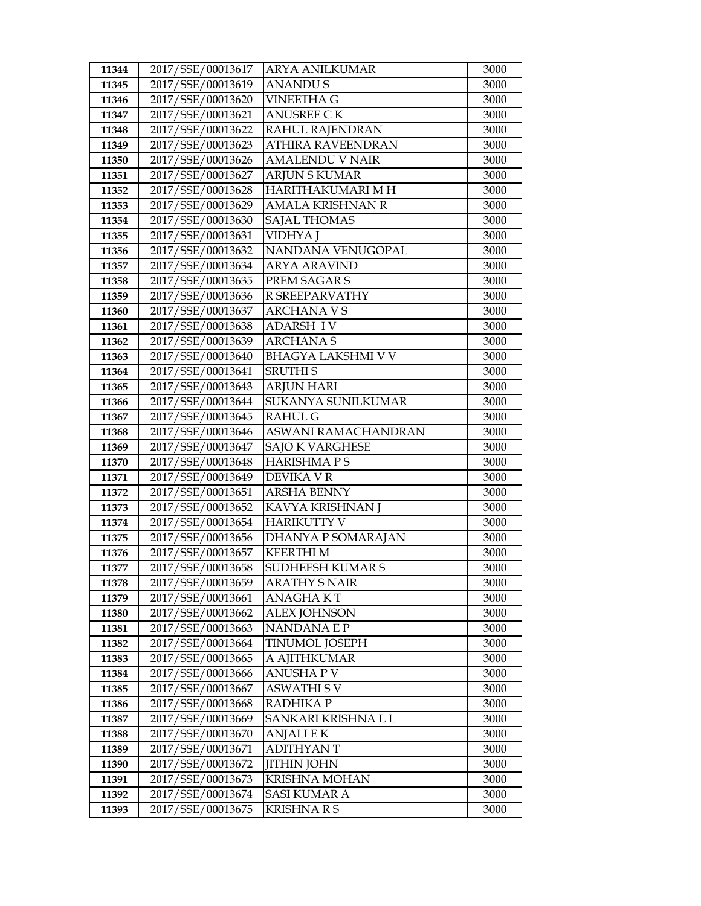| 11344 | 2017/SSE/00013617 | ARYA ANILKUMAR | 3000 |
|---|---|---|---|
| 11345 | 2017/SSE/00013619 | ANANDU S | 3000 |
| 11346 | 2017/SSE/00013620 | VINEETHA G | 3000 |
| 11347 | 2017/SSE/00013621 | ANUSREE C K | 3000 |
| 11348 | 2017/SSE/00013622 | RAHUL RAJENDRAN | 3000 |
| 11349 | 2017/SSE/00013623 | ATHIRA RAVEENDRAN | 3000 |
| 11350 | 2017/SSE/00013626 | AMALENDU V NAIR | 3000 |
| 11351 | 2017/SSE/00013627 | ARJUN S KUMAR | 3000 |
| 11352 | 2017/SSE/00013628 | HARITHAKUMARI M H | 3000 |
| 11353 | 2017/SSE/00013629 | AMALA KRISHNAN R | 3000 |
| 11354 | 2017/SSE/00013630 | SAJAL THOMAS | 3000 |
| 11355 | 2017/SSE/00013631 | VIDHYA J | 3000 |
| 11356 | 2017/SSE/00013632 | NANDANA VENUGOPAL | 3000 |
| 11357 | 2017/SSE/00013634 | ARYA ARAVIND | 3000 |
| 11358 | 2017/SSE/00013635 | PREM SAGAR S | 3000 |
| 11359 | 2017/SSE/00013636 | R SREEPARVATHY | 3000 |
| 11360 | 2017/SSE/00013637 | ARCHANA V S | 3000 |
| 11361 | 2017/SSE/00013638 | ADARSH I V | 3000 |
| 11362 | 2017/SSE/00013639 | ARCHANA S | 3000 |
| 11363 | 2017/SSE/00013640 | BHAGYA LAKSHMI V V | 3000 |
| 11364 | 2017/SSE/00013641 | SRUTHI S | 3000 |
| 11365 | 2017/SSE/00013643 | ARJUN HARI | 3000 |
| 11366 | 2017/SSE/00013644 | SUKANYA SUNILKUMAR | 3000 |
| 11367 | 2017/SSE/00013645 | RAHUL G | 3000 |
| 11368 | 2017/SSE/00013646 | ASWANI RAMACHANDRAN | 3000 |
| 11369 | 2017/SSE/00013647 | SAJO K VARGHESE | 3000 |
| 11370 | 2017/SSE/00013648 | HARISHMA P S | 3000 |
| 11371 | 2017/SSE/00013649 | DEVIKA V R | 3000 |
| 11372 | 2017/SSE/00013651 | ARSHA BENNY | 3000 |
| 11373 | 2017/SSE/00013652 | KAVYA KRISHNAN J | 3000 |
| 11374 | 2017/SSE/00013654 | HARIKUTTY V | 3000 |
| 11375 | 2017/SSE/00013656 | DHANYA P SOMARAJAN | 3000 |
| 11376 | 2017/SSE/00013657 | KEERTHI M | 3000 |
| 11377 | 2017/SSE/00013658 | SUDHEESH KUMAR S | 3000 |
| 11378 | 2017/SSE/00013659 | ARATHY S NAIR | 3000 |
| 11379 | 2017/SSE/00013661 | ANAGHA K T | 3000 |
| 11380 | 2017/SSE/00013662 | ALEX JOHNSON | 3000 |
| 11381 | 2017/SSE/00013663 | NANDANA E P | 3000 |
| 11382 | 2017/SSE/00013664 | TINUMOL JOSEPH | 3000 |
| 11383 | 2017/SSE/00013665 | A AJITHKUMAR | 3000 |
| 11384 | 2017/SSE/00013666 | ANUSHA P V | 3000 |
| 11385 | 2017/SSE/00013667 | ASWATHI S V | 3000 |
| 11386 | 2017/SSE/00013668 | RADHIKA P | 3000 |
| 11387 | 2017/SSE/00013669 | SANKARI KRISHNA L L | 3000 |
| 11388 | 2017/SSE/00013670 | ANJALI E K | 3000 |
| 11389 | 2017/SSE/00013671 | ADITHYAN T | 3000 |
| 11390 | 2017/SSE/00013672 | JITHIN JOHN | 3000 |
| 11391 | 2017/SSE/00013673 | KRISHNA MOHAN | 3000 |
| 11392 | 2017/SSE/00013674 | SASI KUMAR A | 3000 |
| 11393 | 2017/SSE/00013675 | KRISHNA R S | 3000 |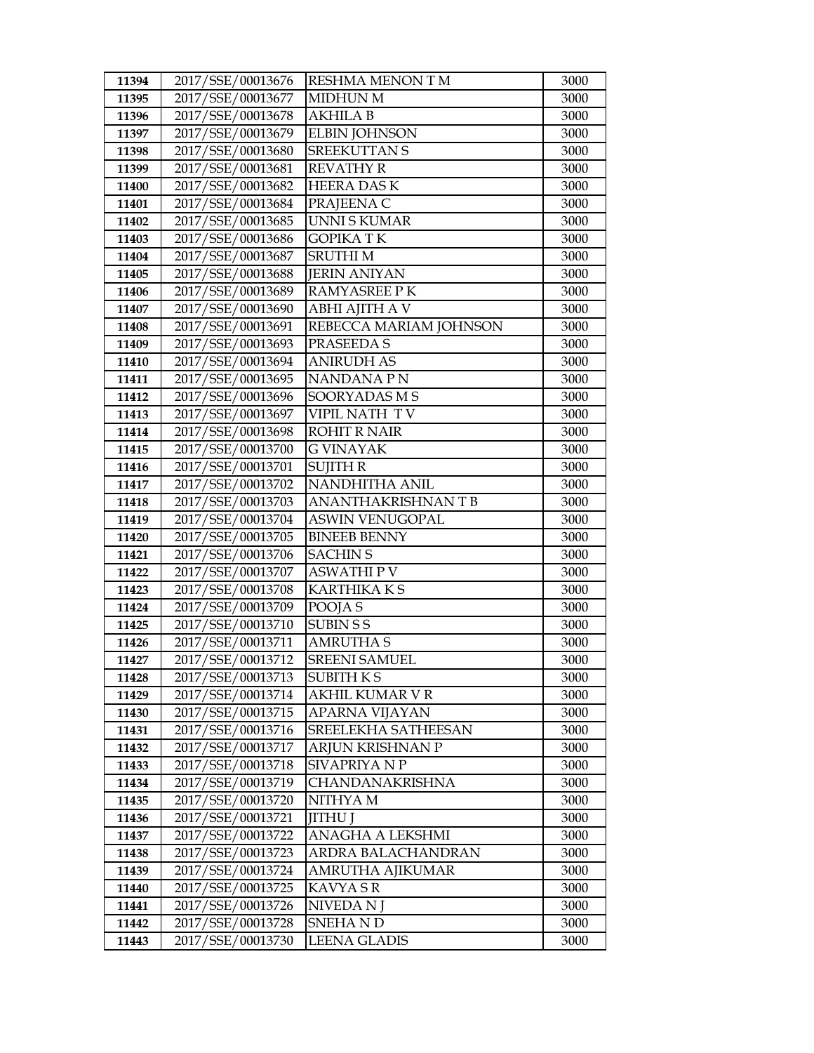| 11394 | 2017/SSE/00013676 | RESHMA MENON T M | 3000 |
|---|---|---|---|
| 11395 | 2017/SSE/00013677 | MIDHUN M | 3000 |
| 11396 | 2017/SSE/00013678 | AKHILA B | 3000 |
| 11397 | 2017/SSE/00013679 | ELBIN JOHNSON | 3000 |
| 11398 | 2017/SSE/00013680 | SREEKUTTAN S | 3000 |
| 11399 | 2017/SSE/00013681 | REVATHY R | 3000 |
| 11400 | 2017/SSE/00013682 | HEERA DAS K | 3000 |
| 11401 | 2017/SSE/00013684 | PRAJEENA C | 3000 |
| 11402 | 2017/SSE/00013685 | UNNI S KUMAR | 3000 |
| 11403 | 2017/SSE/00013686 | GOPIKA T K | 3000 |
| 11404 | 2017/SSE/00013687 | SRUTHI M | 3000 |
| 11405 | 2017/SSE/00013688 | JERIN ANIYAN | 3000 |
| 11406 | 2017/SSE/00013689 | RAMYASREE P K | 3000 |
| 11407 | 2017/SSE/00013690 | ABHI AJITH A V | 3000 |
| 11408 | 2017/SSE/00013691 | REBECCA MARIAM JOHNSON | 3000 |
| 11409 | 2017/SSE/00013693 | PRASEEDA S | 3000 |
| 11410 | 2017/SSE/00013694 | ANIRUDH AS | 3000 |
| 11411 | 2017/SSE/00013695 | NANDANA P N | 3000 |
| 11412 | 2017/SSE/00013696 | SOORYADAS M S | 3000 |
| 11413 | 2017/SSE/00013697 | VIPIL NATH T V | 3000 |
| 11414 | 2017/SSE/00013698 | ROHIT R NAIR | 3000 |
| 11415 | 2017/SSE/00013700 | G VINAYAK | 3000 |
| 11416 | 2017/SSE/00013701 | SUJITH R | 3000 |
| 11417 | 2017/SSE/00013702 | NANDHITHA ANIL | 3000 |
| 11418 | 2017/SSE/00013703 | ANANTHAKRISHNAN T B | 3000 |
| 11419 | 2017/SSE/00013704 | ASWIN VENUGOPAL | 3000 |
| 11420 | 2017/SSE/00013705 | BINEEB BENNY | 3000 |
| 11421 | 2017/SSE/00013706 | SACHIN S | 3000 |
| 11422 | 2017/SSE/00013707 | ASWATHI P V | 3000 |
| 11423 | 2017/SSE/00013708 | KARTHIKA K S | 3000 |
| 11424 | 2017/SSE/00013709 | POOJA S | 3000 |
| 11425 | 2017/SSE/00013710 | SUBIN S S | 3000 |
| 11426 | 2017/SSE/00013711 | AMRUTHA S | 3000 |
| 11427 | 2017/SSE/00013712 | SREENI SAMUEL | 3000 |
| 11428 | 2017/SSE/00013713 | SUBITH K S | 3000 |
| 11429 | 2017/SSE/00013714 | AKHIL KUMAR V R | 3000 |
| 11430 | 2017/SSE/00013715 | APARNA VIJAYAN | 3000 |
| 11431 | 2017/SSE/00013716 | SREELEKHA SATHEESAN | 3000 |
| 11432 | 2017/SSE/00013717 | ARJUN KRISHNAN P | 3000 |
| 11433 | 2017/SSE/00013718 | SIVAPRIYA N P | 3000 |
| 11434 | 2017/SSE/00013719 | CHANDANAKRISHNA | 3000 |
| 11435 | 2017/SSE/00013720 | NITHYA M | 3000 |
| 11436 | 2017/SSE/00013721 | JITHU J | 3000 |
| 11437 | 2017/SSE/00013722 | ANAGHA A LEKSHMI | 3000 |
| 11438 | 2017/SSE/00013723 | ARDRA BALACHANDRAN | 3000 |
| 11439 | 2017/SSE/00013724 | AMRUTHA AJIKUMAR | 3000 |
| 11440 | 2017/SSE/00013725 | KAVYA S R | 3000 |
| 11441 | 2017/SSE/00013726 | NIVEDA N J | 3000 |
| 11442 | 2017/SSE/00013728 | SNEHA N D | 3000 |
| 11443 | 2017/SSE/00013730 | LEENA GLADIS | 3000 |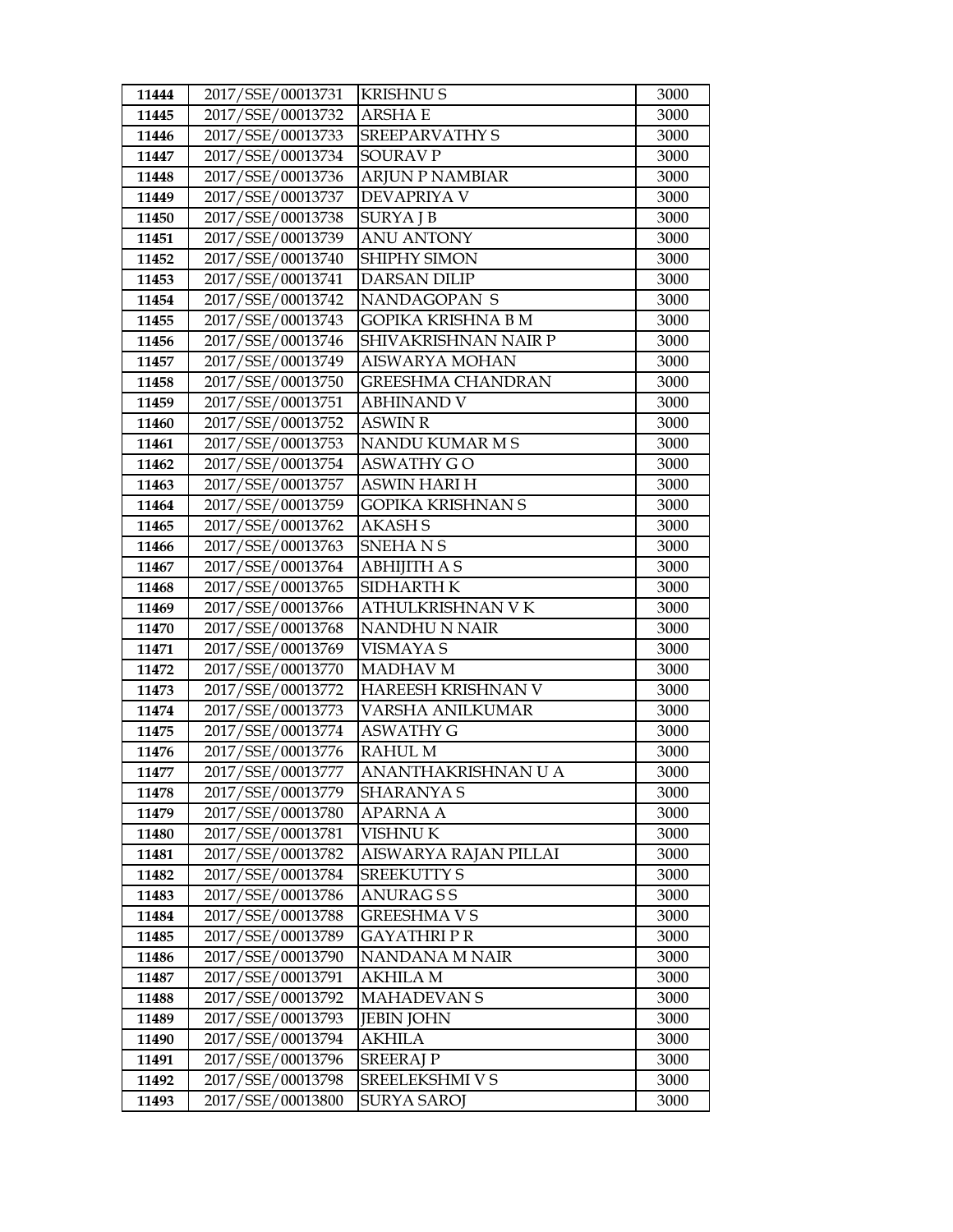| 11444 | 2017/SSE/00013731 | KRISHNU S | 3000 |
|---|---|---|---|
| 11445 | 2017/SSE/00013732 | ARSHA E | 3000 |
| 11446 | 2017/SSE/00013733 | SREEPARVATHY S | 3000 |
| 11447 | 2017/SSE/00013734 | SOURAV P | 3000 |
| 11448 | 2017/SSE/00013736 | ARJUN P NAMBIAR | 3000 |
| 11449 | 2017/SSE/00013737 | DEVAPRIYA V | 3000 |
| 11450 | 2017/SSE/00013738 | SURYA J B | 3000 |
| 11451 | 2017/SSE/00013739 | ANU ANTONY | 3000 |
| 11452 | 2017/SSE/00013740 | SHIPHY SIMON | 3000 |
| 11453 | 2017/SSE/00013741 | DARSAN DILIP | 3000 |
| 11454 | 2017/SSE/00013742 | NANDAGOPAN S | 3000 |
| 11455 | 2017/SSE/00013743 | GOPIKA KRISHNA B M | 3000 |
| 11456 | 2017/SSE/00013746 | SHIVAKRISHNAN NAIR P | 3000 |
| 11457 | 2017/SSE/00013749 | AISWARYA MOHAN | 3000 |
| 11458 | 2017/SSE/00013750 | GREESHMA CHANDRAN | 3000 |
| 11459 | 2017/SSE/00013751 | ABHINAND V | 3000 |
| 11460 | 2017/SSE/00013752 | ASWIN R | 3000 |
| 11461 | 2017/SSE/00013753 | NANDU KUMAR M S | 3000 |
| 11462 | 2017/SSE/00013754 | ASWATHY G O | 3000 |
| 11463 | 2017/SSE/00013757 | ASWIN HARI H | 3000 |
| 11464 | 2017/SSE/00013759 | GOPIKA KRISHNAN S | 3000 |
| 11465 | 2017/SSE/00013762 | AKASH S | 3000 |
| 11466 | 2017/SSE/00013763 | SNEHA N S | 3000 |
| 11467 | 2017/SSE/00013764 | ABHIJITH A S | 3000 |
| 11468 | 2017/SSE/00013765 | SIDHARTH K | 3000 |
| 11469 | 2017/SSE/00013766 | ATHULKRISHNAN V K | 3000 |
| 11470 | 2017/SSE/00013768 | NANDHU N NAIR | 3000 |
| 11471 | 2017/SSE/00013769 | VISMAYA S | 3000 |
| 11472 | 2017/SSE/00013770 | MADHAV M | 3000 |
| 11473 | 2017/SSE/00013772 | HAREESH KRISHNAN V | 3000 |
| 11474 | 2017/SSE/00013773 | VARSHA ANILKUMAR | 3000 |
| 11475 | 2017/SSE/00013774 | ASWATHY G | 3000 |
| 11476 | 2017/SSE/00013776 | RAHUL M | 3000 |
| 11477 | 2017/SSE/00013777 | ANANTHAKRISHNAN U A | 3000 |
| 11478 | 2017/SSE/00013779 | SHARANYA S | 3000 |
| 11479 | 2017/SSE/00013780 | APARNA A | 3000 |
| 11480 | 2017/SSE/00013781 | VISHNU K | 3000 |
| 11481 | 2017/SSE/00013782 | AISWARYA RAJAN PILLAI | 3000 |
| 11482 | 2017/SSE/00013784 | SREEKUTTY S | 3000 |
| 11483 | 2017/SSE/00013786 | ANURAG S S | 3000 |
| 11484 | 2017/SSE/00013788 | GREESHMA V S | 3000 |
| 11485 | 2017/SSE/00013789 | GAYATHRI P R | 3000 |
| 11486 | 2017/SSE/00013790 | NANDANA M NAIR | 3000 |
| 11487 | 2017/SSE/00013791 | AKHILA M | 3000 |
| 11488 | 2017/SSE/00013792 | MAHADEVAN S | 3000 |
| 11489 | 2017/SSE/00013793 | JEBIN JOHN | 3000 |
| 11490 | 2017/SSE/00013794 | AKHILA | 3000 |
| 11491 | 2017/SSE/00013796 | SREERAJ P | 3000 |
| 11492 | 2017/SSE/00013798 | SREELEKSHMI V S | 3000 |
| 11493 | 2017/SSE/00013800 | SURYA SAROJ | 3000 |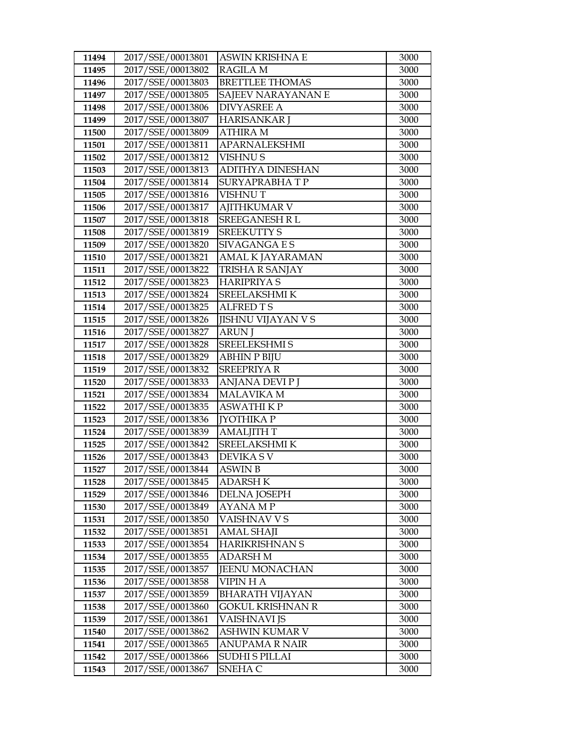| 11494 | 2017/SSE/00013801 | ASWIN KRISHNA E | 3000 |
|---|---|---|---|
| 11495 | 2017/SSE/00013802 | RAGILA M | 3000 |
| 11496 | 2017/SSE/00013803 | BRETTLEE THOMAS | 3000 |
| 11497 | 2017/SSE/00013805 | SAJEEV NARAYANAN E | 3000 |
| 11498 | 2017/SSE/00013806 | DIVYASREE A | 3000 |
| 11499 | 2017/SSE/00013807 | HARISANKAR J | 3000 |
| 11500 | 2017/SSE/00013809 | ATHIRA M | 3000 |
| 11501 | 2017/SSE/00013811 | APARNALEKSHMI | 3000 |
| 11502 | 2017/SSE/00013812 | VISHNU S | 3000 |
| 11503 | 2017/SSE/00013813 | ADITHYA DINESHAN | 3000 |
| 11504 | 2017/SSE/00013814 | SURYAPRABHA T P | 3000 |
| 11505 | 2017/SSE/00013816 | VISHNU T | 3000 |
| 11506 | 2017/SSE/00013817 | AJITHKUMAR V | 3000 |
| 11507 | 2017/SSE/00013818 | SREEGANESH R L | 3000 |
| 11508 | 2017/SSE/00013819 | SREEKUTTY S | 3000 |
| 11509 | 2017/SSE/00013820 | SIVAGANGA E S | 3000 |
| 11510 | 2017/SSE/00013821 | AMAL K JAYARAMAN | 3000 |
| 11511 | 2017/SSE/00013822 | TRISHA R SANJAY | 3000 |
| 11512 | 2017/SSE/00013823 | HARIPRIYA S | 3000 |
| 11513 | 2017/SSE/00013824 | SREELAKSHMI K | 3000 |
| 11514 | 2017/SSE/00013825 | ALFRED T S | 3000 |
| 11515 | 2017/SSE/00013826 | JISHNU VIJAYAN V S | 3000 |
| 11516 | 2017/SSE/00013827 | ARUN J | 3000 |
| 11517 | 2017/SSE/00013828 | SREELEKSHMI S | 3000 |
| 11518 | 2017/SSE/00013829 | ABHIN P BIJU | 3000 |
| 11519 | 2017/SSE/00013832 | SREEPRIYA R | 3000 |
| 11520 | 2017/SSE/00013833 | ANJANA DEVI P J | 3000 |
| 11521 | 2017/SSE/00013834 | MALAVIKA M | 3000 |
| 11522 | 2017/SSE/00013835 | ASWATHI K P | 3000 |
| 11523 | 2017/SSE/00013836 | JYOTHIKA P | 3000 |
| 11524 | 2017/SSE/00013839 | AMALJITH T | 3000 |
| 11525 | 2017/SSE/00013842 | SREELAKSHMI K | 3000 |
| 11526 | 2017/SSE/00013843 | DEVIKA S V | 3000 |
| 11527 | 2017/SSE/00013844 | ASWIN B | 3000 |
| 11528 | 2017/SSE/00013845 | ADARSH K | 3000 |
| 11529 | 2017/SSE/00013846 | DELNA JOSEPH | 3000 |
| 11530 | 2017/SSE/00013849 | AYANA M P | 3000 |
| 11531 | 2017/SSE/00013850 | VAISHNAV V S | 3000 |
| 11532 | 2017/SSE/00013851 | AMAL SHAJI | 3000 |
| 11533 | 2017/SSE/00013854 | HARIKRISHNAN S | 3000 |
| 11534 | 2017/SSE/00013855 | ADARSH M | 3000 |
| 11535 | 2017/SSE/00013857 | JEENU MONACHAN | 3000 |
| 11536 | 2017/SSE/00013858 | VIPIN H A | 3000 |
| 11537 | 2017/SSE/00013859 | BHARATH VIJAYAN | 3000 |
| 11538 | 2017/SSE/00013860 | GOKUL KRISHNAN R | 3000 |
| 11539 | 2017/SSE/00013861 | VAISHNAVI JS | 3000 |
| 11540 | 2017/SSE/00013862 | ASHWIN KUMAR V | 3000 |
| 11541 | 2017/SSE/00013865 | ANUPAMA R NAIR | 3000 |
| 11542 | 2017/SSE/00013866 | SUDHI S PILLAI | 3000 |
| 11543 | 2017/SSE/00013867 | SNEHA C | 3000 |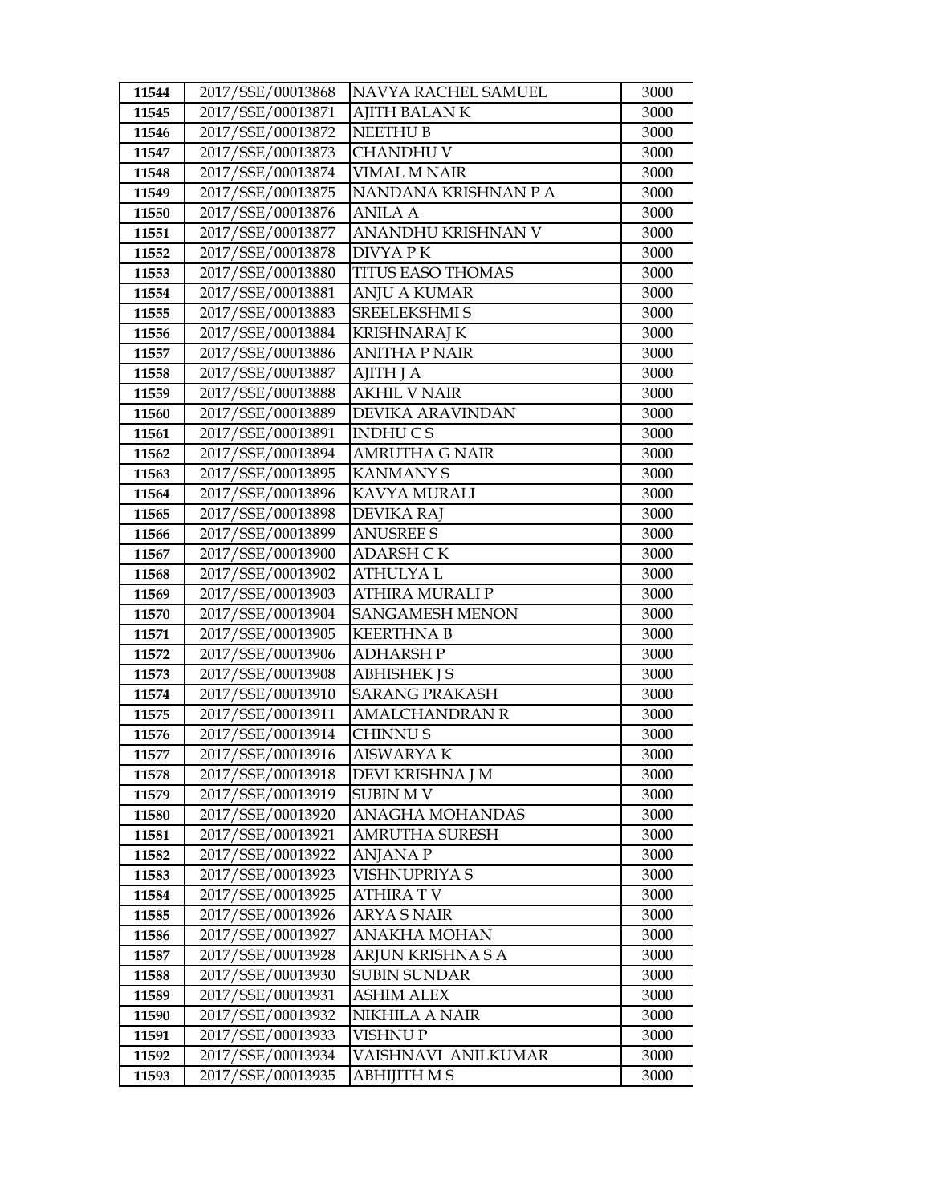| 11544 | 2017/SSE/00013868 | NAVYA RACHEL SAMUEL | 3000 |
|---|---|---|---|
| 11545 | 2017/SSE/00013871 | AJITH BALAN K | 3000 |
| 11546 | 2017/SSE/00013872 | NEETHU B | 3000 |
| 11547 | 2017/SSE/00013873 | CHANDHU V | 3000 |
| 11548 | 2017/SSE/00013874 | VIMAL M NAIR | 3000 |
| 11549 | 2017/SSE/00013875 | NANDANA KRISHNAN P A | 3000 |
| 11550 | 2017/SSE/00013876 | ANILA A | 3000 |
| 11551 | 2017/SSE/00013877 | ANANDHU KRISHNAN V | 3000 |
| 11552 | 2017/SSE/00013878 | DIVYA P K | 3000 |
| 11553 | 2017/SSE/00013880 | TITUS EASO THOMAS | 3000 |
| 11554 | 2017/SSE/00013881 | ANJU A KUMAR | 3000 |
| 11555 | 2017/SSE/00013883 | SREELEKSHMI S | 3000 |
| 11556 | 2017/SSE/00013884 | KRISHNARAJ K | 3000 |
| 11557 | 2017/SSE/00013886 | ANITHA P NAIR | 3000 |
| 11558 | 2017/SSE/00013887 | AJITH J A | 3000 |
| 11559 | 2017/SSE/00013888 | AKHIL V NAIR | 3000 |
| 11560 | 2017/SSE/00013889 | DEVIKA ARAVINDAN | 3000 |
| 11561 | 2017/SSE/00013891 | INDHU C S | 3000 |
| 11562 | 2017/SSE/00013894 | AMRUTHA G NAIR | 3000 |
| 11563 | 2017/SSE/00013895 | KANMANY S | 3000 |
| 11564 | 2017/SSE/00013896 | KAVYA MURALI | 3000 |
| 11565 | 2017/SSE/00013898 | DEVIKA RAJ | 3000 |
| 11566 | 2017/SSE/00013899 | ANUSREE S | 3000 |
| 11567 | 2017/SSE/00013900 | ADARSH C K | 3000 |
| 11568 | 2017/SSE/00013902 | ATHULYA L | 3000 |
| 11569 | 2017/SSE/00013903 | ATHIRA MURALI P | 3000 |
| 11570 | 2017/SSE/00013904 | SANGAMESH MENON | 3000 |
| 11571 | 2017/SSE/00013905 | KEERTHNA B | 3000 |
| 11572 | 2017/SSE/00013906 | ADHARSH P | 3000 |
| 11573 | 2017/SSE/00013908 | ABHISHEK J S | 3000 |
| 11574 | 2017/SSE/00013910 | SARANG PRAKASH | 3000 |
| 11575 | 2017/SSE/00013911 | AMALCHANDRAN R | 3000 |
| 11576 | 2017/SSE/00013914 | CHINNU S | 3000 |
| 11577 | 2017/SSE/00013916 | AISWARYA K | 3000 |
| 11578 | 2017/SSE/00013918 | DEVI KRISHNA J M | 3000 |
| 11579 | 2017/SSE/00013919 | SUBIN M V | 3000 |
| 11580 | 2017/SSE/00013920 | ANAGHA MOHANDAS | 3000 |
| 11581 | 2017/SSE/00013921 | AMRUTHA SURESH | 3000 |
| 11582 | 2017/SSE/00013922 | ANJANA P | 3000 |
| 11583 | 2017/SSE/00013923 | VISHNUPRIYA S | 3000 |
| 11584 | 2017/SSE/00013925 | ATHIRA T V | 3000 |
| 11585 | 2017/SSE/00013926 | ARYA S NAIR | 3000 |
| 11586 | 2017/SSE/00013927 | ANAKHA MOHAN | 3000 |
| 11587 | 2017/SSE/00013928 | ARJUN KRISHNA S A | 3000 |
| 11588 | 2017/SSE/00013930 | SUBIN SUNDAR | 3000 |
| 11589 | 2017/SSE/00013931 | ASHIM ALEX | 3000 |
| 11590 | 2017/SSE/00013932 | NIKHILA A NAIR | 3000 |
| 11591 | 2017/SSE/00013933 | VISHNU P | 3000 |
| 11592 | 2017/SSE/00013934 | VAISHNAVI ANILKUMAR | 3000 |
| 11593 | 2017/SSE/00013935 | ABHIJITH M S | 3000 |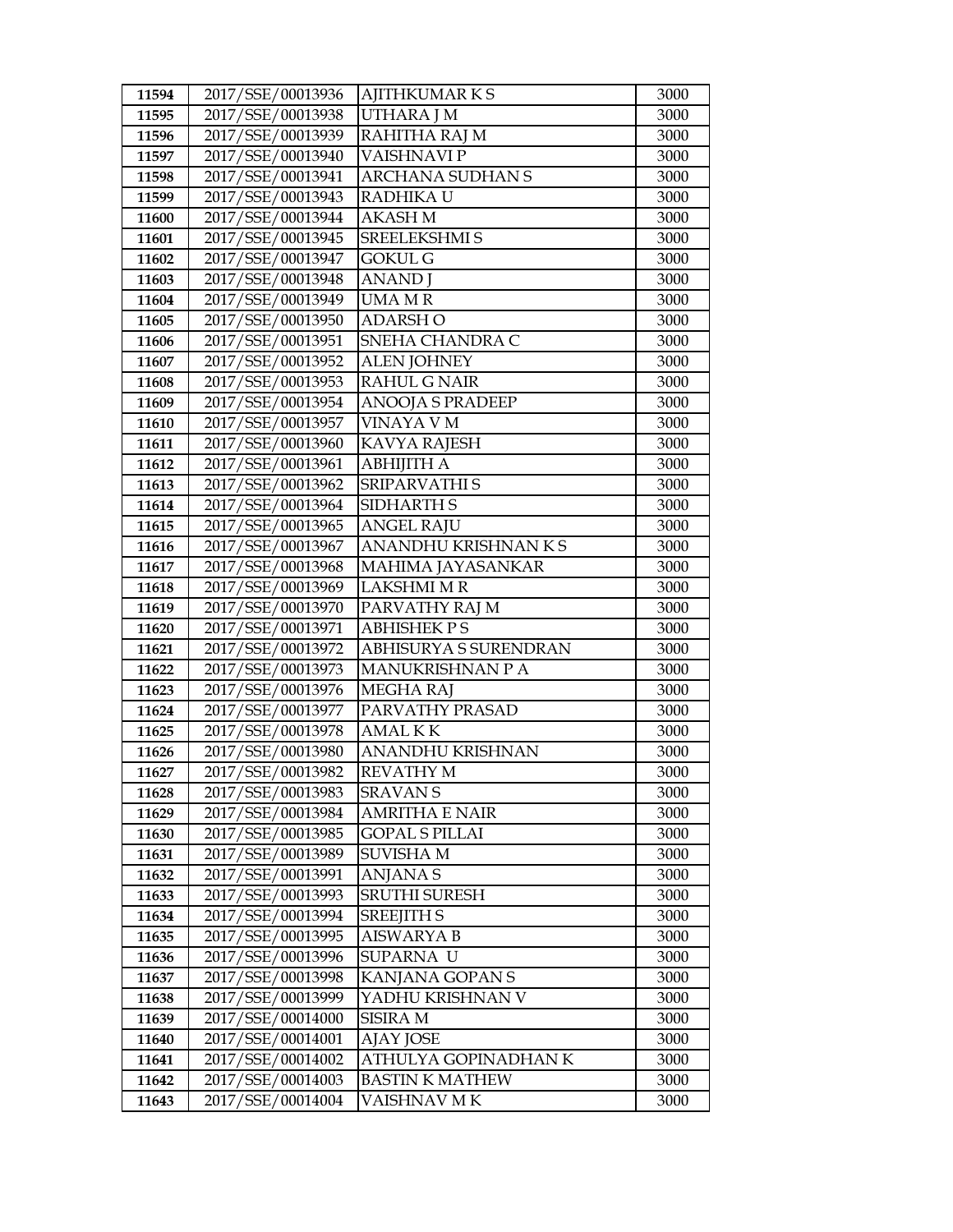| 11594 | 2017/SSE/00013936 | AJITHKUMAR K S | 3000 |
|---|---|---|---|
| 11595 | 2017/SSE/00013938 | UTHARA J M | 3000 |
| 11596 | 2017/SSE/00013939 | RAHITHA RAJ M | 3000 |
| 11597 | 2017/SSE/00013940 | VAISHNAVI P | 3000 |
| 11598 | 2017/SSE/00013941 | ARCHANA SUDHAN S | 3000 |
| 11599 | 2017/SSE/00013943 | RADHIKA U | 3000 |
| 11600 | 2017/SSE/00013944 | AKASH M | 3000 |
| 11601 | 2017/SSE/00013945 | SREELEKSHMI S | 3000 |
| 11602 | 2017/SSE/00013947 | GOKUL G | 3000 |
| 11603 | 2017/SSE/00013948 | ANAND J | 3000 |
| 11604 | 2017/SSE/00013949 | UMA M R | 3000 |
| 11605 | 2017/SSE/00013950 | ADARSH O | 3000 |
| 11606 | 2017/SSE/00013951 | SNEHA CHANDRA C | 3000 |
| 11607 | 2017/SSE/00013952 | ALEN JOHNEY | 3000 |
| 11608 | 2017/SSE/00013953 | RAHUL G NAIR | 3000 |
| 11609 | 2017/SSE/00013954 | ANOOJA S PRADEEP | 3000 |
| 11610 | 2017/SSE/00013957 | VINAYA V M | 3000 |
| 11611 | 2017/SSE/00013960 | KAVYA RAJESH | 3000 |
| 11612 | 2017/SSE/00013961 | ABHIJITH A | 3000 |
| 11613 | 2017/SSE/00013962 | SRIPARVATHI S | 3000 |
| 11614 | 2017/SSE/00013964 | SIDHARTH S | 3000 |
| 11615 | 2017/SSE/00013965 | ANGEL RAJU | 3000 |
| 11616 | 2017/SSE/00013967 | ANANDHU KRISHNAN K S | 3000 |
| 11617 | 2017/SSE/00013968 | MAHIMA JAYASANKAR | 3000 |
| 11618 | 2017/SSE/00013969 | LAKSHMI M R | 3000 |
| 11619 | 2017/SSE/00013970 | PARVATHY RAJ M | 3000 |
| 11620 | 2017/SSE/00013971 | ABHISHEK P S | 3000 |
| 11621 | 2017/SSE/00013972 | ABHISURYA S SURENDRAN | 3000 |
| 11622 | 2017/SSE/00013973 | MANUKRISHNAN P A | 3000 |
| 11623 | 2017/SSE/00013976 | MEGHA RAJ | 3000 |
| 11624 | 2017/SSE/00013977 | PARVATHY PRASAD | 3000 |
| 11625 | 2017/SSE/00013978 | AMAL K K | 3000 |
| 11626 | 2017/SSE/00013980 | ANANDHU KRISHNAN | 3000 |
| 11627 | 2017/SSE/00013982 | REVATHY M | 3000 |
| 11628 | 2017/SSE/00013983 | SRAVAN S | 3000 |
| 11629 | 2017/SSE/00013984 | AMRITHA E NAIR | 3000 |
| 11630 | 2017/SSE/00013985 | GOPAL S PILLAI | 3000 |
| 11631 | 2017/SSE/00013989 | SUVISHA M | 3000 |
| 11632 | 2017/SSE/00013991 | ANJANA S | 3000 |
| 11633 | 2017/SSE/00013993 | SRUTHI SURESH | 3000 |
| 11634 | 2017/SSE/00013994 | SREEJITH S | 3000 |
| 11635 | 2017/SSE/00013995 | AISWARYA B | 3000 |
| 11636 | 2017/SSE/00013996 | SUPARNA U | 3000 |
| 11637 | 2017/SSE/00013998 | KANJANA GOPAN S | 3000 |
| 11638 | 2017/SSE/00013999 | YADHU KRISHNAN V | 3000 |
| 11639 | 2017/SSE/00014000 | SISIRA M | 3000 |
| 11640 | 2017/SSE/00014001 | AJAY JOSE | 3000 |
| 11641 | 2017/SSE/00014002 | ATHULYA GOPINADHAN K | 3000 |
| 11642 | 2017/SSE/00014003 | BASTIN K MATHEW | 3000 |
| 11643 | 2017/SSE/00014004 | VAISHNAV M K | 3000 |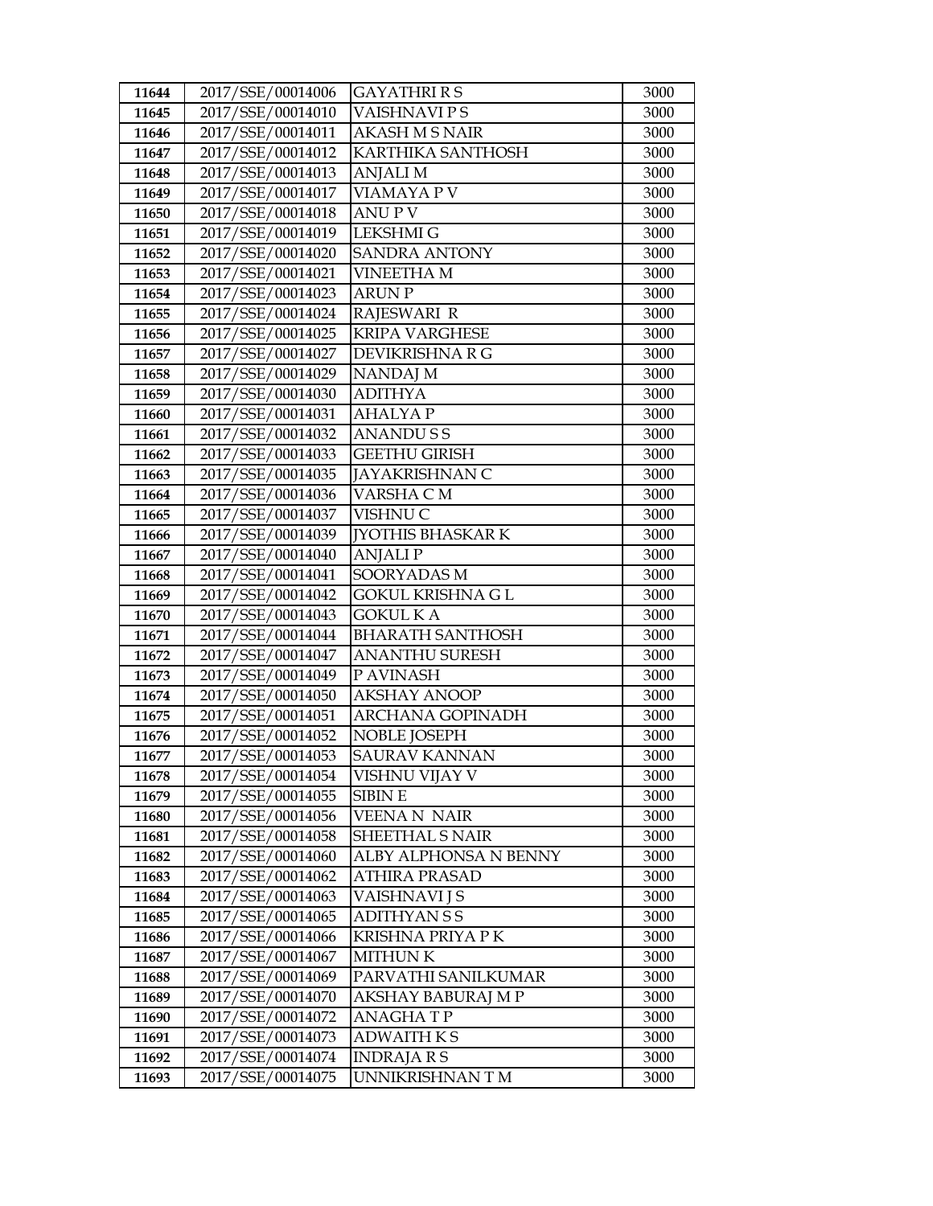| 11644 | 2017/SSE/00014006 | GAYATHRI R S | 3000 |
|---|---|---|---|
| 11645 | 2017/SSE/00014010 | VAISHNAVI P S | 3000 |
| 11646 | 2017/SSE/00014011 | AKASH M S NAIR | 3000 |
| 11647 | 2017/SSE/00014012 | KARTHIKA SANTHOSH | 3000 |
| 11648 | 2017/SSE/00014013 | ANJALI M | 3000 |
| 11649 | 2017/SSE/00014017 | VIAMAYA P V | 3000 |
| 11650 | 2017/SSE/00014018 | ANU P V | 3000 |
| 11651 | 2017/SSE/00014019 | LEKSHMI G | 3000 |
| 11652 | 2017/SSE/00014020 | SANDRA ANTONY | 3000 |
| 11653 | 2017/SSE/00014021 | VINEETHA M | 3000 |
| 11654 | 2017/SSE/00014023 | ARUN P | 3000 |
| 11655 | 2017/SSE/00014024 | RAJESWARI R | 3000 |
| 11656 | 2017/SSE/00014025 | KRIPA VARGHESE | 3000 |
| 11657 | 2017/SSE/00014027 | DEVIKRISHNA R G | 3000 |
| 11658 | 2017/SSE/00014029 | NANDAJ M | 3000 |
| 11659 | 2017/SSE/00014030 | ADITHYA | 3000 |
| 11660 | 2017/SSE/00014031 | AHALYA P | 3000 |
| 11661 | 2017/SSE/00014032 | ANANDU S S | 3000 |
| 11662 | 2017/SSE/00014033 | GEETHU GIRISH | 3000 |
| 11663 | 2017/SSE/00014035 | JAYAKRISHNAN C | 3000 |
| 11664 | 2017/SSE/00014036 | VARSHA C M | 3000 |
| 11665 | 2017/SSE/00014037 | VISHNU C | 3000 |
| 11666 | 2017/SSE/00014039 | JYOTHIS BHASKAR K | 3000 |
| 11667 | 2017/SSE/00014040 | ANJALI P | 3000 |
| 11668 | 2017/SSE/00014041 | SOORYADAS M | 3000 |
| 11669 | 2017/SSE/00014042 | GOKUL KRISHNA G L | 3000 |
| 11670 | 2017/SSE/00014043 | GOKUL K A | 3000 |
| 11671 | 2017/SSE/00014044 | BHARATH SANTHOSH | 3000 |
| 11672 | 2017/SSE/00014047 | ANANTHU SURESH | 3000 |
| 11673 | 2017/SSE/00014049 | P AVINASH | 3000 |
| 11674 | 2017/SSE/00014050 | AKSHAY ANOOP | 3000 |
| 11675 | 2017/SSE/00014051 | ARCHANA GOPINADH | 3000 |
| 11676 | 2017/SSE/00014052 | NOBLE JOSEPH | 3000 |
| 11677 | 2017/SSE/00014053 | SAURAV KANNAN | 3000 |
| 11678 | 2017/SSE/00014054 | VISHNU VIJAY V | 3000 |
| 11679 | 2017/SSE/00014055 | SIBIN E | 3000 |
| 11680 | 2017/SSE/00014056 | VEENA N NAIR | 3000 |
| 11681 | 2017/SSE/00014058 | SHEETHAL S NAIR | 3000 |
| 11682 | 2017/SSE/00014060 | ALBY ALPHONSA N BENNY | 3000 |
| 11683 | 2017/SSE/00014062 | ATHIRA PRASAD | 3000 |
| 11684 | 2017/SSE/00014063 | VAISHNAVI J S | 3000 |
| 11685 | 2017/SSE/00014065 | ADITHYAN S S | 3000 |
| 11686 | 2017/SSE/00014066 | KRISHNA PRIYA P K | 3000 |
| 11687 | 2017/SSE/00014067 | MITHUN K | 3000 |
| 11688 | 2017/SSE/00014069 | PARVATHI SANILKUMAR | 3000 |
| 11689 | 2017/SSE/00014070 | AKSHAY BABURAJ M P | 3000 |
| 11690 | 2017/SSE/00014072 | ANAGHA T P | 3000 |
| 11691 | 2017/SSE/00014073 | ADWAITH K S | 3000 |
| 11692 | 2017/SSE/00014074 | INDRAJA R S | 3000 |
| 11693 | 2017/SSE/00014075 | UNNIKRISHNAN T M | 3000 |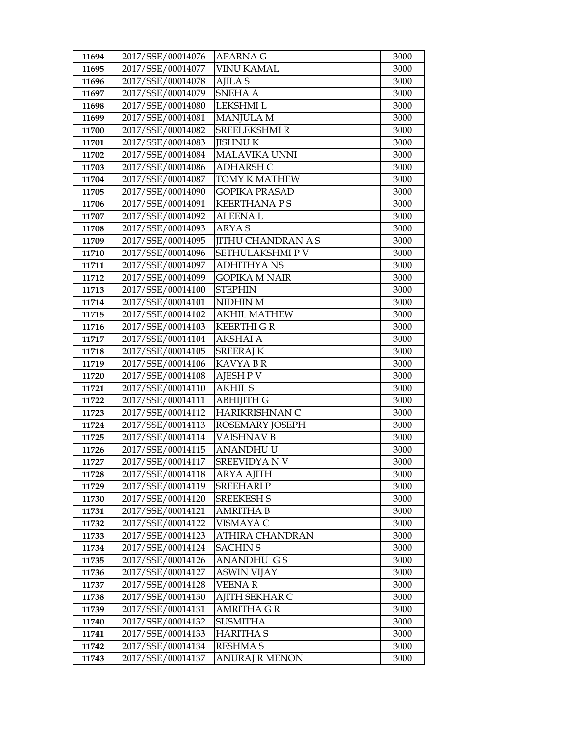| | | | |
|---|---|---|---|
| 11694 | 2017/SSE/00014076 | APARNA G | 3000 |
| 11695 | 2017/SSE/00014077 | VINU KAMAL | 3000 |
| 11696 | 2017/SSE/00014078 | AJILA S | 3000 |
| 11697 | 2017/SSE/00014079 | SNEHA A | 3000 |
| 11698 | 2017/SSE/00014080 | LEKSHMI L | 3000 |
| 11699 | 2017/SSE/00014081 | MANJULA M | 3000 |
| 11700 | 2017/SSE/00014082 | SREELEKSHMI R | 3000 |
| 11701 | 2017/SSE/00014083 | JISHNU K | 3000 |
| 11702 | 2017/SSE/00014084 | MALAVIKA UNNI | 3000 |
| 11703 | 2017/SSE/00014086 | ADHARSH C | 3000 |
| 11704 | 2017/SSE/00014087 | TOMY K MATHEW | 3000 |
| 11705 | 2017/SSE/00014090 | GOPIKA PRASAD | 3000 |
| 11706 | 2017/SSE/00014091 | KEERTHANA P S | 3000 |
| 11707 | 2017/SSE/00014092 | ALEENA L | 3000 |
| 11708 | 2017/SSE/00014093 | ARYA S | 3000 |
| 11709 | 2017/SSE/00014095 | JITHU CHANDRAN A S | 3000 |
| 11710 | 2017/SSE/00014096 | SETHULAKSHMI P V | 3000 |
| 11711 | 2017/SSE/00014097 | ADHITHYA NS | 3000 |
| 11712 | 2017/SSE/00014099 | GOPIKA M NAIR | 3000 |
| 11713 | 2017/SSE/00014100 | STEPHIN | 3000 |
| 11714 | 2017/SSE/00014101 | NIDHIN M | 3000 |
| 11715 | 2017/SSE/00014102 | AKHIL MATHEW | 3000 |
| 11716 | 2017/SSE/00014103 | KEERTHI G R | 3000 |
| 11717 | 2017/SSE/00014104 | AKSHAI A | 3000 |
| 11718 | 2017/SSE/00014105 | SREERAJ K | 3000 |
| 11719 | 2017/SSE/00014106 | KAVYA B R | 3000 |
| 11720 | 2017/SSE/00014108 | AJESH P V | 3000 |
| 11721 | 2017/SSE/00014110 | AKHIL S | 3000 |
| 11722 | 2017/SSE/00014111 | ABHIJITH G | 3000 |
| 11723 | 2017/SSE/00014112 | HARIKRISHNAN C | 3000 |
| 11724 | 2017/SSE/00014113 | ROSEMARY JOSEPH | 3000 |
| 11725 | 2017/SSE/00014114 | VAISHNAV B | 3000 |
| 11726 | 2017/SSE/00014115 | ANANDHU U | 3000 |
| 11727 | 2017/SSE/00014117 | SREEVIDYA N V | 3000 |
| 11728 | 2017/SSE/00014118 | ARYA AJITH | 3000 |
| 11729 | 2017/SSE/00014119 | SREEHARI P | 3000 |
| 11730 | 2017/SSE/00014120 | SREEKESH S | 3000 |
| 11731 | 2017/SSE/00014121 | AMRITHA B | 3000 |
| 11732 | 2017/SSE/00014122 | VISMAYA C | 3000 |
| 11733 | 2017/SSE/00014123 | ATHIRA CHANDRAN | 3000 |
| 11734 | 2017/SSE/00014124 | SACHIN S | 3000 |
| 11735 | 2017/SSE/00014126 | ANANDHU G S | 3000 |
| 11736 | 2017/SSE/00014127 | ASWIN VIJAY | 3000 |
| 11737 | 2017/SSE/00014128 | VEENA R | 3000 |
| 11738 | 2017/SSE/00014130 | AJITH SEKHAR C | 3000 |
| 11739 | 2017/SSE/00014131 | AMRITHA G R | 3000 |
| 11740 | 2017/SSE/00014132 | SUSMITHA | 3000 |
| 11741 | 2017/SSE/00014133 | HARITHA S | 3000 |
| 11742 | 2017/SSE/00014134 | RESHMA S | 3000 |
| 11743 | 2017/SSE/00014137 | ANURAJ R MENON | 3000 |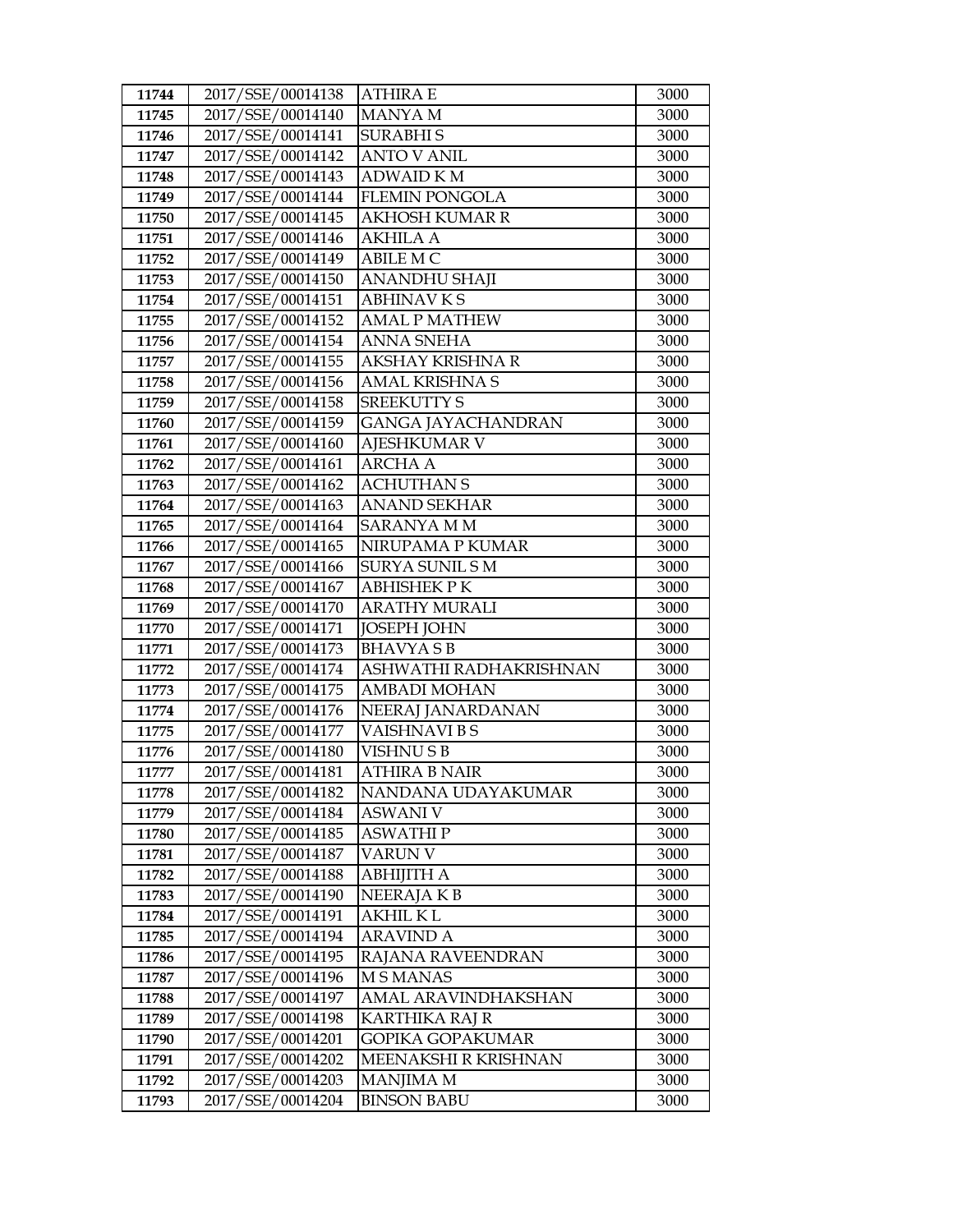| 11744 | 2017/SSE/00014138 | ATHIRA E | 3000 |
|---|---|---|---|
| 11745 | 2017/SSE/00014140 | MANYA M | 3000 |
| 11746 | 2017/SSE/00014141 | SURABHI S | 3000 |
| 11747 | 2017/SSE/00014142 | ANTO V ANIL | 3000 |
| 11748 | 2017/SSE/00014143 | ADWAID K M | 3000 |
| 11749 | 2017/SSE/00014144 | FLEMIN PONGOLA | 3000 |
| 11750 | 2017/SSE/00014145 | AKHOSH KUMAR R | 3000 |
| 11751 | 2017/SSE/00014146 | AKHILA A | 3000 |
| 11752 | 2017/SSE/00014149 | ABILE M C | 3000 |
| 11753 | 2017/SSE/00014150 | ANANDHU SHAJI | 3000 |
| 11754 | 2017/SSE/00014151 | ABHINAV K S | 3000 |
| 11755 | 2017/SSE/00014152 | AMAL P MATHEW | 3000 |
| 11756 | 2017/SSE/00014154 | ANNA SNEHA | 3000 |
| 11757 | 2017/SSE/00014155 | AKSHAY KRISHNA R | 3000 |
| 11758 | 2017/SSE/00014156 | AMAL KRISHNA S | 3000 |
| 11759 | 2017/SSE/00014158 | SREEKUTTY S | 3000 |
| 11760 | 2017/SSE/00014159 | GANGA JAYACHANDRAN | 3000 |
| 11761 | 2017/SSE/00014160 | AJESHKUMAR V | 3000 |
| 11762 | 2017/SSE/00014161 | ARCHA A | 3000 |
| 11763 | 2017/SSE/00014162 | ACHUTHAN S | 3000 |
| 11764 | 2017/SSE/00014163 | ANAND SEKHAR | 3000 |
| 11765 | 2017/SSE/00014164 | SARANYA M M | 3000 |
| 11766 | 2017/SSE/00014165 | NIRUPAMA P KUMAR | 3000 |
| 11767 | 2017/SSE/00014166 | SURYA SUNIL S M | 3000 |
| 11768 | 2017/SSE/00014167 | ABHISHEK P K | 3000 |
| 11769 | 2017/SSE/00014170 | ARATHY MURALI | 3000 |
| 11770 | 2017/SSE/00014171 | JOSEPH JOHN | 3000 |
| 11771 | 2017/SSE/00014173 | BHAVYA S B | 3000 |
| 11772 | 2017/SSE/00014174 | ASHWATHI RADHAKRISHNAN | 3000 |
| 11773 | 2017/SSE/00014175 | AMBADI MOHAN | 3000 |
| 11774 | 2017/SSE/00014176 | NEERAJ JANARDANAN | 3000 |
| 11775 | 2017/SSE/00014177 | VAISHNAVI B S | 3000 |
| 11776 | 2017/SSE/00014180 | VISHNU S B | 3000 |
| 11777 | 2017/SSE/00014181 | ATHIRA B NAIR | 3000 |
| 11778 | 2017/SSE/00014182 | NANDANA UDAYAKUMAR | 3000 |
| 11779 | 2017/SSE/00014184 | ASWANI V | 3000 |
| 11780 | 2017/SSE/00014185 | ASWATHI P | 3000 |
| 11781 | 2017/SSE/00014187 | VARUN V | 3000 |
| 11782 | 2017/SSE/00014188 | ABHIJITH A | 3000 |
| 11783 | 2017/SSE/00014190 | NEERAJA K B | 3000 |
| 11784 | 2017/SSE/00014191 | AKHIL K L | 3000 |
| 11785 | 2017/SSE/00014194 | ARAVIND A | 3000 |
| 11786 | 2017/SSE/00014195 | RAJANA RAVEENDRAN | 3000 |
| 11787 | 2017/SSE/00014196 | M S MANAS | 3000 |
| 11788 | 2017/SSE/00014197 | AMAL ARAVINDHAKSHAN | 3000 |
| 11789 | 2017/SSE/00014198 | KARTHIKA RAJ R | 3000 |
| 11790 | 2017/SSE/00014201 | GOPIKA GOPAKUMAR | 3000 |
| 11791 | 2017/SSE/00014202 | MEENAKSHI R KRISHNAN | 3000 |
| 11792 | 2017/SSE/00014203 | MANJIMA M | 3000 |
| 11793 | 2017/SSE/00014204 | BINSON BABU | 3000 |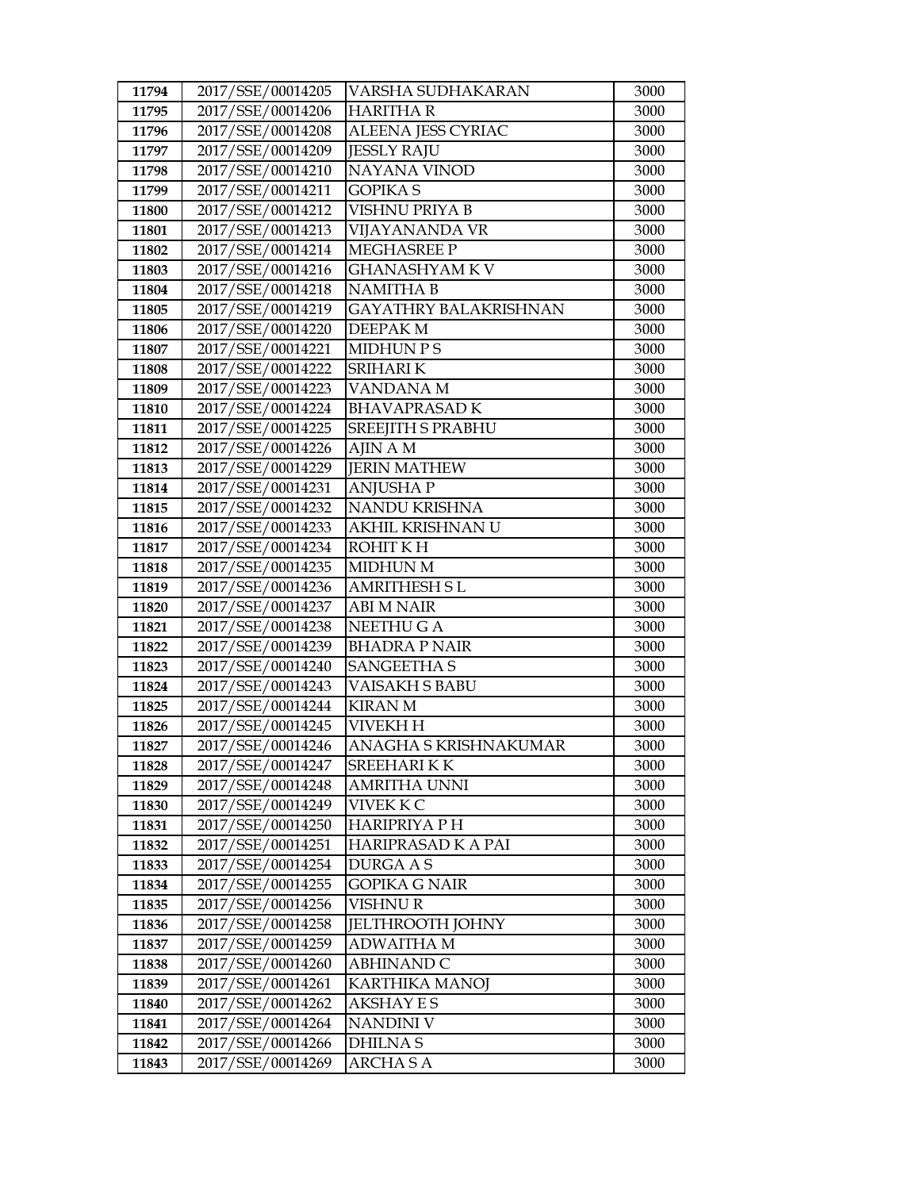| 11794 | 2017/SSE/00014205 | VARSHA SUDHAKARAN | 3000 |
|---|---|---|---|
| 11795 | 2017/SSE/00014206 | HARITHA R | 3000 |
| 11796 | 2017/SSE/00014208 | ALEENA JESS CYRIAC | 3000 |
| 11797 | 2017/SSE/00014209 | JESSLY RAJU | 3000 |
| 11798 | 2017/SSE/00014210 | NAYANA VINOD | 3000 |
| 11799 | 2017/SSE/00014211 | GOPIKA S | 3000 |
| 11800 | 2017/SSE/00014212 | VISHNU PRIYA B | 3000 |
| 11801 | 2017/SSE/00014213 | VIJAYANANDA VR | 3000 |
| 11802 | 2017/SSE/00014214 | MEGHASREE P | 3000 |
| 11803 | 2017/SSE/00014216 | GHANASHYAM K V | 3000 |
| 11804 | 2017/SSE/00014218 | NAMITHA B | 3000 |
| 11805 | 2017/SSE/00014219 | GAYATHRY BALAKRISHNAN | 3000 |
| 11806 | 2017/SSE/00014220 | DEEPAK M | 3000 |
| 11807 | 2017/SSE/00014221 | MIDHUN P S | 3000 |
| 11808 | 2017/SSE/00014222 | SRIHARI K | 3000 |
| 11809 | 2017/SSE/00014223 | VANDANA M | 3000 |
| 11810 | 2017/SSE/00014224 | BHAVAPRASAD K | 3000 |
| 11811 | 2017/SSE/00014225 | SREEJITH S PRABHU | 3000 |
| 11812 | 2017/SSE/00014226 | AJIN A M | 3000 |
| 11813 | 2017/SSE/00014229 | JERIN MATHEW | 3000 |
| 11814 | 2017/SSE/00014231 | ANJUSHA P | 3000 |
| 11815 | 2017/SSE/00014232 | NANDU KRISHNA | 3000 |
| 11816 | 2017/SSE/00014233 | AKHIL KRISHNAN U | 3000 |
| 11817 | 2017/SSE/00014234 | ROHIT K H | 3000 |
| 11818 | 2017/SSE/00014235 | MIDHUN M | 3000 |
| 11819 | 2017/SSE/00014236 | AMRITHESH S L | 3000 |
| 11820 | 2017/SSE/00014237 | ABI M NAIR | 3000 |
| 11821 | 2017/SSE/00014238 | NEETHU G A | 3000 |
| 11822 | 2017/SSE/00014239 | BHADRA P NAIR | 3000 |
| 11823 | 2017/SSE/00014240 | SANGEETHA S | 3000 |
| 11824 | 2017/SSE/00014243 | VAISAKH S BABU | 3000 |
| 11825 | 2017/SSE/00014244 | KIRAN M | 3000 |
| 11826 | 2017/SSE/00014245 | VIVEKH H | 3000 |
| 11827 | 2017/SSE/00014246 | ANAGHA S KRISHNAKUMAR | 3000 |
| 11828 | 2017/SSE/00014247 | SREEHARI K K | 3000 |
| 11829 | 2017/SSE/00014248 | AMRITHA UNNI | 3000 |
| 11830 | 2017/SSE/00014249 | VIVEK K C | 3000 |
| 11831 | 2017/SSE/00014250 | HARIPRIYA P H | 3000 |
| 11832 | 2017/SSE/00014251 | HARIPRASAD K A PAI | 3000 |
| 11833 | 2017/SSE/00014254 | DURGA A S | 3000 |
| 11834 | 2017/SSE/00014255 | GOPIKA G NAIR | 3000 |
| 11835 | 2017/SSE/00014256 | VISHNU R | 3000 |
| 11836 | 2017/SSE/00014258 | JELTHROOTH JOHNY | 3000 |
| 11837 | 2017/SSE/00014259 | ADWAITHA M | 3000 |
| 11838 | 2017/SSE/00014260 | ABHINAND C | 3000 |
| 11839 | 2017/SSE/00014261 | KARTHIKA MANOJ | 3000 |
| 11840 | 2017/SSE/00014262 | AKSHAY E S | 3000 |
| 11841 | 2017/SSE/00014264 | NANDINI V | 3000 |
| 11842 | 2017/SSE/00014266 | DHILNA S | 3000 |
| 11843 | 2017/SSE/00014269 | ARCHA S A | 3000 |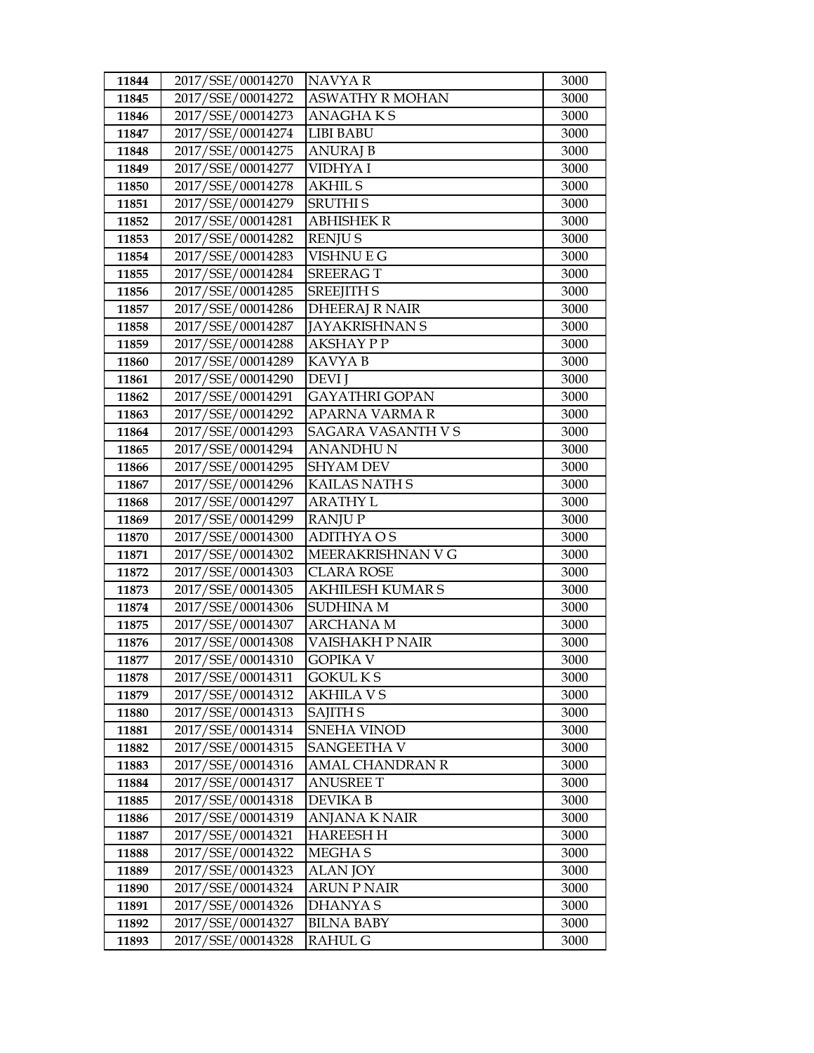| 11844 | 2017/SSE/00014270 | NAVYA R | 3000 |
|---|---|---|---|
| 11845 | 2017/SSE/00014272 | ASWATHY R MOHAN | 3000 |
| 11846 | 2017/SSE/00014273 | ANAGHA K S | 3000 |
| 11847 | 2017/SSE/00014274 | LIBI BABU | 3000 |
| 11848 | 2017/SSE/00014275 | ANURAJ B | 3000 |
| 11849 | 2017/SSE/00014277 | VIDHYA I | 3000 |
| 11850 | 2017/SSE/00014278 | AKHIL S | 3000 |
| 11851 | 2017/SSE/00014279 | SRUTHI S | 3000 |
| 11852 | 2017/SSE/00014281 | ABHISHEK R | 3000 |
| 11853 | 2017/SSE/00014282 | RENJU S | 3000 |
| 11854 | 2017/SSE/00014283 | VISHNU E G | 3000 |
| 11855 | 2017/SSE/00014284 | SREERAG T | 3000 |
| 11856 | 2017/SSE/00014285 | SREEJITH S | 3000 |
| 11857 | 2017/SSE/00014286 | DHEERAJ R NAIR | 3000 |
| 11858 | 2017/SSE/00014287 | JAYAKRISHNAN S | 3000 |
| 11859 | 2017/SSE/00014288 | AKSHAY P P | 3000 |
| 11860 | 2017/SSE/00014289 | KAVYA B | 3000 |
| 11861 | 2017/SSE/00014290 | DEVI J | 3000 |
| 11862 | 2017/SSE/00014291 | GAYATHRI GOPAN | 3000 |
| 11863 | 2017/SSE/00014292 | APARNA VARMA R | 3000 |
| 11864 | 2017/SSE/00014293 | SAGARA VASANTH V S | 3000 |
| 11865 | 2017/SSE/00014294 | ANANDHU N | 3000 |
| 11866 | 2017/SSE/00014295 | SHYAM DEV | 3000 |
| 11867 | 2017/SSE/00014296 | KAILAS NATH S | 3000 |
| 11868 | 2017/SSE/00014297 | ARATHY L | 3000 |
| 11869 | 2017/SSE/00014299 | RANJU P | 3000 |
| 11870 | 2017/SSE/00014300 | ADITHYA O S | 3000 |
| 11871 | 2017/SSE/00014302 | MEERAKRISHNAN V G | 3000 |
| 11872 | 2017/SSE/00014303 | CLARA ROSE | 3000 |
| 11873 | 2017/SSE/00014305 | AKHILESH KUMAR S | 3000 |
| 11874 | 2017/SSE/00014306 | SUDHINA M | 3000 |
| 11875 | 2017/SSE/00014307 | ARCHANA M | 3000 |
| 11876 | 2017/SSE/00014308 | VAISHAKH P NAIR | 3000 |
| 11877 | 2017/SSE/00014310 | GOPIKA V | 3000 |
| 11878 | 2017/SSE/00014311 | GOKUL K S | 3000 |
| 11879 | 2017/SSE/00014312 | AKHILA V S | 3000 |
| 11880 | 2017/SSE/00014313 | SAJITH S | 3000 |
| 11881 | 2017/SSE/00014314 | SNEHA VINOD | 3000 |
| 11882 | 2017/SSE/00014315 | SANGEETHA V | 3000 |
| 11883 | 2017/SSE/00014316 | AMAL CHANDRAN R | 3000 |
| 11884 | 2017/SSE/00014317 | ANUSREE T | 3000 |
| 11885 | 2017/SSE/00014318 | DEVIKA B | 3000 |
| 11886 | 2017/SSE/00014319 | ANJANA K NAIR | 3000 |
| 11887 | 2017/SSE/00014321 | HAREESH H | 3000 |
| 11888 | 2017/SSE/00014322 | MEGHA S | 3000 |
| 11889 | 2017/SSE/00014323 | ALAN JOY | 3000 |
| 11890 | 2017/SSE/00014324 | ARUN P NAIR | 3000 |
| 11891 | 2017/SSE/00014326 | DHANYA S | 3000 |
| 11892 | 2017/SSE/00014327 | BILNA BABY | 3000 |
| 11893 | 2017/SSE/00014328 | RAHUL G | 3000 |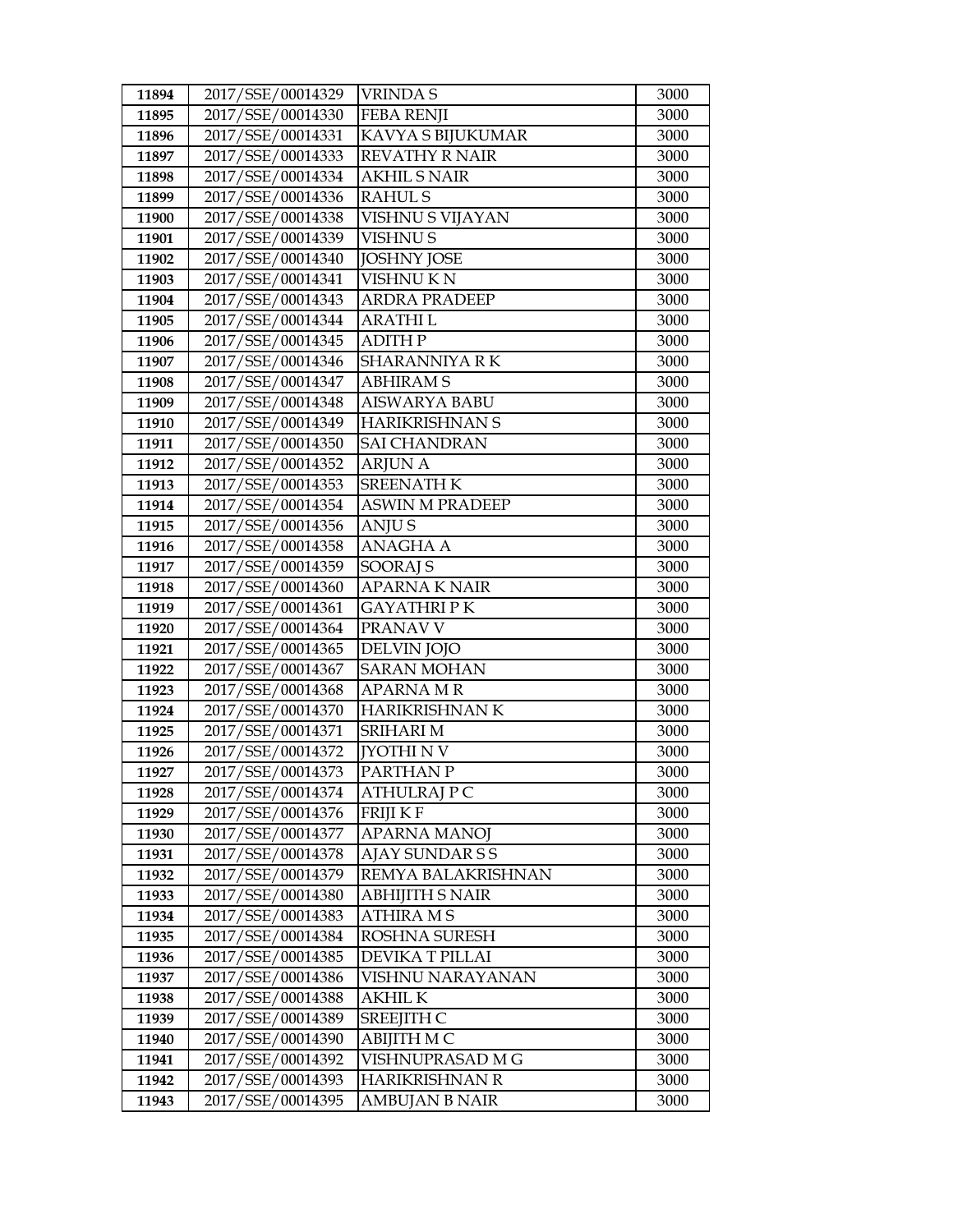| 11894 | 2017/SSE/00014329 | VRINDA S | 3000 |
|---|---|---|---|
| 11895 | 2017/SSE/00014330 | FEBA RENJI | 3000 |
| 11896 | 2017/SSE/00014331 | KAVYA S BIJUKUMAR | 3000 |
| 11897 | 2017/SSE/00014333 | REVATHY R NAIR | 3000 |
| 11898 | 2017/SSE/00014334 | AKHIL S NAIR | 3000 |
| 11899 | 2017/SSE/00014336 | RAHUL S | 3000 |
| 11900 | 2017/SSE/00014338 | VISHNU S VIJAYAN | 3000 |
| 11901 | 2017/SSE/00014339 | VISHNU S | 3000 |
| 11902 | 2017/SSE/00014340 | JOSHNY JOSE | 3000 |
| 11903 | 2017/SSE/00014341 | VISHNU K N | 3000 |
| 11904 | 2017/SSE/00014343 | ARDRA PRADEEP | 3000 |
| 11905 | 2017/SSE/00014344 | ARATHI L | 3000 |
| 11906 | 2017/SSE/00014345 | ADITH P | 3000 |
| 11907 | 2017/SSE/00014346 | SHARANNIYA R K | 3000 |
| 11908 | 2017/SSE/00014347 | ABHIRAM S | 3000 |
| 11909 | 2017/SSE/00014348 | AISWARYA BABU | 3000 |
| 11910 | 2017/SSE/00014349 | HARIKRISHNAN S | 3000 |
| 11911 | 2017/SSE/00014350 | SAI CHANDRAN | 3000 |
| 11912 | 2017/SSE/00014352 | ARJUN A | 3000 |
| 11913 | 2017/SSE/00014353 | SREENATH K | 3000 |
| 11914 | 2017/SSE/00014354 | ASWIN M PRADEEP | 3000 |
| 11915 | 2017/SSE/00014356 | ANJU S | 3000 |
| 11916 | 2017/SSE/00014358 | ANAGHA A | 3000 |
| 11917 | 2017/SSE/00014359 | SOORAJ S | 3000 |
| 11918 | 2017/SSE/00014360 | APARNA K NAIR | 3000 |
| 11919 | 2017/SSE/00014361 | GAYATHRI P K | 3000 |
| 11920 | 2017/SSE/00014364 | PRANAV V | 3000 |
| 11921 | 2017/SSE/00014365 | DELVIN JOJO | 3000 |
| 11922 | 2017/SSE/00014367 | SARAN MOHAN | 3000 |
| 11923 | 2017/SSE/00014368 | APARNA M R | 3000 |
| 11924 | 2017/SSE/00014370 | HARIKRISHNAN K | 3000 |
| 11925 | 2017/SSE/00014371 | SRIHARI M | 3000 |
| 11926 | 2017/SSE/00014372 | JYOTHI N V | 3000 |
| 11927 | 2017/SSE/00014373 | PARTHAN P | 3000 |
| 11928 | 2017/SSE/00014374 | ATHULRAJ P C | 3000 |
| 11929 | 2017/SSE/00014376 | FRIJI K F | 3000 |
| 11930 | 2017/SSE/00014377 | APARNA MANOJ | 3000 |
| 11931 | 2017/SSE/00014378 | AJAY SUNDAR S S | 3000 |
| 11932 | 2017/SSE/00014379 | REMYA BALAKRISHNAN | 3000 |
| 11933 | 2017/SSE/00014380 | ABHIJITH S NAIR | 3000 |
| 11934 | 2017/SSE/00014383 | ATHIRA M S | 3000 |
| 11935 | 2017/SSE/00014384 | ROSHNA SURESH | 3000 |
| 11936 | 2017/SSE/00014385 | DEVIKA T PILLAI | 3000 |
| 11937 | 2017/SSE/00014386 | VISHNU NARAYANAN | 3000 |
| 11938 | 2017/SSE/00014388 | AKHIL K | 3000 |
| 11939 | 2017/SSE/00014389 | SREEJITH C | 3000 |
| 11940 | 2017/SSE/00014390 | ABIJITH M C | 3000 |
| 11941 | 2017/SSE/00014392 | VISHNUPRASAD M G | 3000 |
| 11942 | 2017/SSE/00014393 | HARIKRISHNAN R | 3000 |
| 11943 | 2017/SSE/00014395 | AMBUJAN B NAIR | 3000 |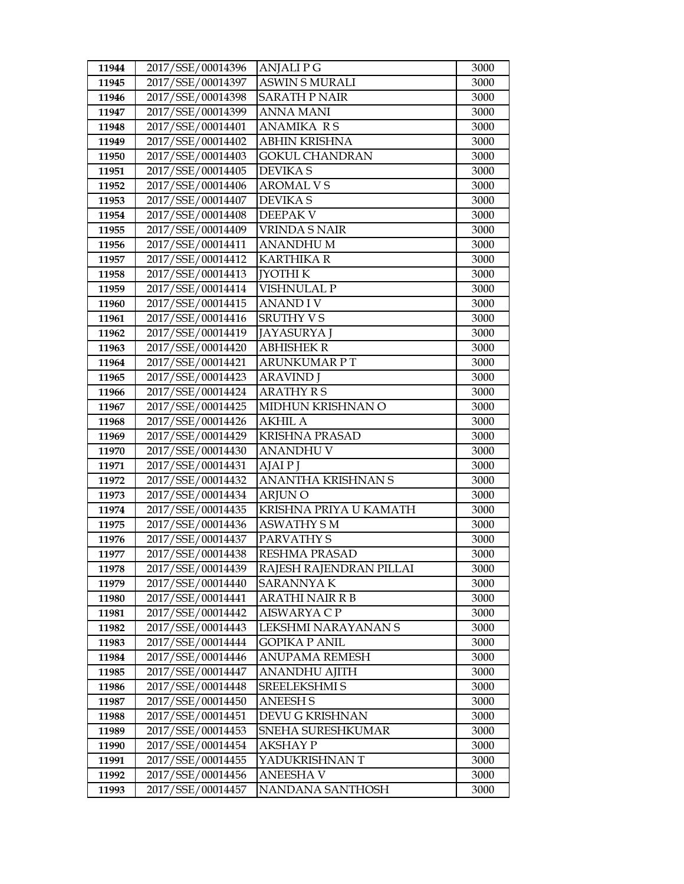| 11944 | 2017/SSE/00014396 | ANJALI P G | 3000 |
|---|---|---|---|
| 11945 | 2017/SSE/00014397 | ASWIN S MURALI | 3000 |
| 11946 | 2017/SSE/00014398 | SARATH P NAIR | 3000 |
| 11947 | 2017/SSE/00014399 | ANNA MANI | 3000 |
| 11948 | 2017/SSE/00014401 | ANAMIKA R S | 3000 |
| 11949 | 2017/SSE/00014402 | ABHIN KRISHNA | 3000 |
| 11950 | 2017/SSE/00014403 | GOKUL CHANDRAN | 3000 |
| 11951 | 2017/SSE/00014405 | DEVIKA S | 3000 |
| 11952 | 2017/SSE/00014406 | AROMAL V S | 3000 |
| 11953 | 2017/SSE/00014407 | DEVIKA S | 3000 |
| 11954 | 2017/SSE/00014408 | DEEPAK V | 3000 |
| 11955 | 2017/SSE/00014409 | VRINDA S NAIR | 3000 |
| 11956 | 2017/SSE/00014411 | ANANDHU M | 3000 |
| 11957 | 2017/SSE/00014412 | KARTHIKA R | 3000 |
| 11958 | 2017/SSE/00014413 | JYOTHI K | 3000 |
| 11959 | 2017/SSE/00014414 | VISHNULAL P | 3000 |
| 11960 | 2017/SSE/00014415 | ANAND I V | 3000 |
| 11961 | 2017/SSE/00014416 | SRUTHY V S | 3000 |
| 11962 | 2017/SSE/00014419 | JAYASURYA J | 3000 |
| 11963 | 2017/SSE/00014420 | ABHISHEK R | 3000 |
| 11964 | 2017/SSE/00014421 | ARUNKUMAR P T | 3000 |
| 11965 | 2017/SSE/00014423 | ARAVIND J | 3000 |
| 11966 | 2017/SSE/00014424 | ARATHY R S | 3000 |
| 11967 | 2017/SSE/00014425 | MIDHUN KRISHNAN O | 3000 |
| 11968 | 2017/SSE/00014426 | AKHIL A | 3000 |
| 11969 | 2017/SSE/00014429 | KRISHNA PRASAD | 3000 |
| 11970 | 2017/SSE/00014430 | ANANDHU V | 3000 |
| 11971 | 2017/SSE/00014431 | AJAI P J | 3000 |
| 11972 | 2017/SSE/00014432 | ANANTHA KRISHNAN S | 3000 |
| 11973 | 2017/SSE/00014434 | ARJUN O | 3000 |
| 11974 | 2017/SSE/00014435 | KRISHNA PRIYA U KAMATH | 3000 |
| 11975 | 2017/SSE/00014436 | ASWATHY S M | 3000 |
| 11976 | 2017/SSE/00014437 | PARVATHY S | 3000 |
| 11977 | 2017/SSE/00014438 | RESHMA PRASAD | 3000 |
| 11978 | 2017/SSE/00014439 | RAJESH RAJENDRAN PILLAI | 3000 |
| 11979 | 2017/SSE/00014440 | SARANNYA K | 3000 |
| 11980 | 2017/SSE/00014441 | ARATHI NAIR R B | 3000 |
| 11981 | 2017/SSE/00014442 | AISWARYA C P | 3000 |
| 11982 | 2017/SSE/00014443 | LEKSHMI NARAYANAN S | 3000 |
| 11983 | 2017/SSE/00014444 | GOPIKA P ANIL | 3000 |
| 11984 | 2017/SSE/00014446 | ANUPAMA REMESH | 3000 |
| 11985 | 2017/SSE/00014447 | ANANDHU AJITH | 3000 |
| 11986 | 2017/SSE/00014448 | SREELEKSHMI S | 3000 |
| 11987 | 2017/SSE/00014450 | ANEESH S | 3000 |
| 11988 | 2017/SSE/00014451 | DEVU G KRISHNAN | 3000 |
| 11989 | 2017/SSE/00014453 | SNEHA SURESHKUMAR | 3000 |
| 11990 | 2017/SSE/00014454 | AKSHAY P | 3000 |
| 11991 | 2017/SSE/00014455 | YADUKRISHNAN T | 3000 |
| 11992 | 2017/SSE/00014456 | ANEESHA V | 3000 |
| 11993 | 2017/SSE/00014457 | NANDANA SANTHOSH | 3000 |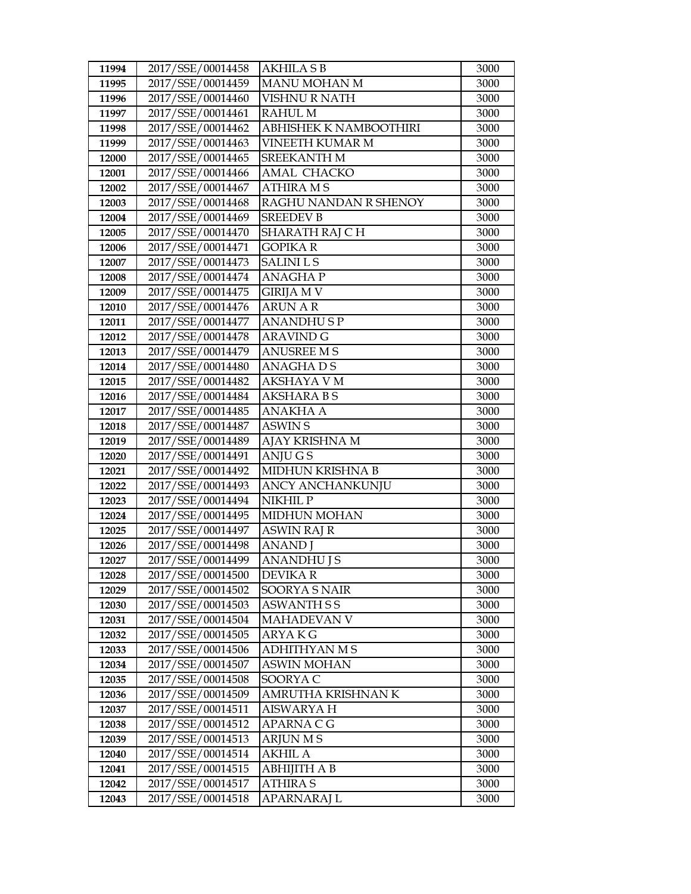| 11994 | 2017/SSE/00014458 | AKHILA S B | 3000 |
|---|---|---|---|
| 11995 | 2017/SSE/00014459 | MANU MOHAN M | 3000 |
| 11996 | 2017/SSE/00014460 | VISHNU R NATH | 3000 |
| 11997 | 2017/SSE/00014461 | RAHUL M | 3000 |
| 11998 | 2017/SSE/00014462 | ABHISHEK K NAMBOOTHIRI | 3000 |
| 11999 | 2017/SSE/00014463 | VINEETH KUMAR M | 3000 |
| 12000 | 2017/SSE/00014465 | SREEKANTH M | 3000 |
| 12001 | 2017/SSE/00014466 | AMAL CHACKO | 3000 |
| 12002 | 2017/SSE/00014467 | ATHIRA M S | 3000 |
| 12003 | 2017/SSE/00014468 | RAGHU NANDAN R SHENOY | 3000 |
| 12004 | 2017/SSE/00014469 | SREEDEV B | 3000 |
| 12005 | 2017/SSE/00014470 | SHARATH RAJ C H | 3000 |
| 12006 | 2017/SSE/00014471 | GOPIKA R | 3000 |
| 12007 | 2017/SSE/00014473 | SALINI L S | 3000 |
| 12008 | 2017/SSE/00014474 | ANAGHA P | 3000 |
| 12009 | 2017/SSE/00014475 | GIRIJA M V | 3000 |
| 12010 | 2017/SSE/00014476 | ARUN A R | 3000 |
| 12011 | 2017/SSE/00014477 | ANANDHU S P | 3000 |
| 12012 | 2017/SSE/00014478 | ARAVIND G | 3000 |
| 12013 | 2017/SSE/00014479 | ANUSREE M S | 3000 |
| 12014 | 2017/SSE/00014480 | ANAGHA D S | 3000 |
| 12015 | 2017/SSE/00014482 | AKSHAYA V M | 3000 |
| 12016 | 2017/SSE/00014484 | AKSHARA B S | 3000 |
| 12017 | 2017/SSE/00014485 | ANAKHA A | 3000 |
| 12018 | 2017/SSE/00014487 | ASWIN S | 3000 |
| 12019 | 2017/SSE/00014489 | AJAY KRISHNA M | 3000 |
| 12020 | 2017/SSE/00014491 | ANJU G S | 3000 |
| 12021 | 2017/SSE/00014492 | MIDHUN KRISHNA B | 3000 |
| 12022 | 2017/SSE/00014493 | ANCY ANCHANKUNJU | 3000 |
| 12023 | 2017/SSE/00014494 | NIKHIL P | 3000 |
| 12024 | 2017/SSE/00014495 | MIDHUN MOHAN | 3000 |
| 12025 | 2017/SSE/00014497 | ASWIN RAJ R | 3000 |
| 12026 | 2017/SSE/00014498 | ANAND J | 3000 |
| 12027 | 2017/SSE/00014499 | ANANDHU J S | 3000 |
| 12028 | 2017/SSE/00014500 | DEVIKA R | 3000 |
| 12029 | 2017/SSE/00014502 | SOORYA S NAIR | 3000 |
| 12030 | 2017/SSE/00014503 | ASWANTH S S | 3000 |
| 12031 | 2017/SSE/00014504 | MAHADEVAN V | 3000 |
| 12032 | 2017/SSE/00014505 | ARYA K G | 3000 |
| 12033 | 2017/SSE/00014506 | ADHITHYAN M S | 3000 |
| 12034 | 2017/SSE/00014507 | ASWIN MOHAN | 3000 |
| 12035 | 2017/SSE/00014508 | SOORYA C | 3000 |
| 12036 | 2017/SSE/00014509 | AMRUTHA KRISHNAN K | 3000 |
| 12037 | 2017/SSE/00014511 | AISWARYA H | 3000 |
| 12038 | 2017/SSE/00014512 | APARNA C G | 3000 |
| 12039 | 2017/SSE/00014513 | ARJUN M S | 3000 |
| 12040 | 2017/SSE/00014514 | AKHIL A | 3000 |
| 12041 | 2017/SSE/00014515 | ABHIJITH A B | 3000 |
| 12042 | 2017/SSE/00014517 | ATHIRA S | 3000 |
| 12043 | 2017/SSE/00014518 | APARNARAJ L | 3000 |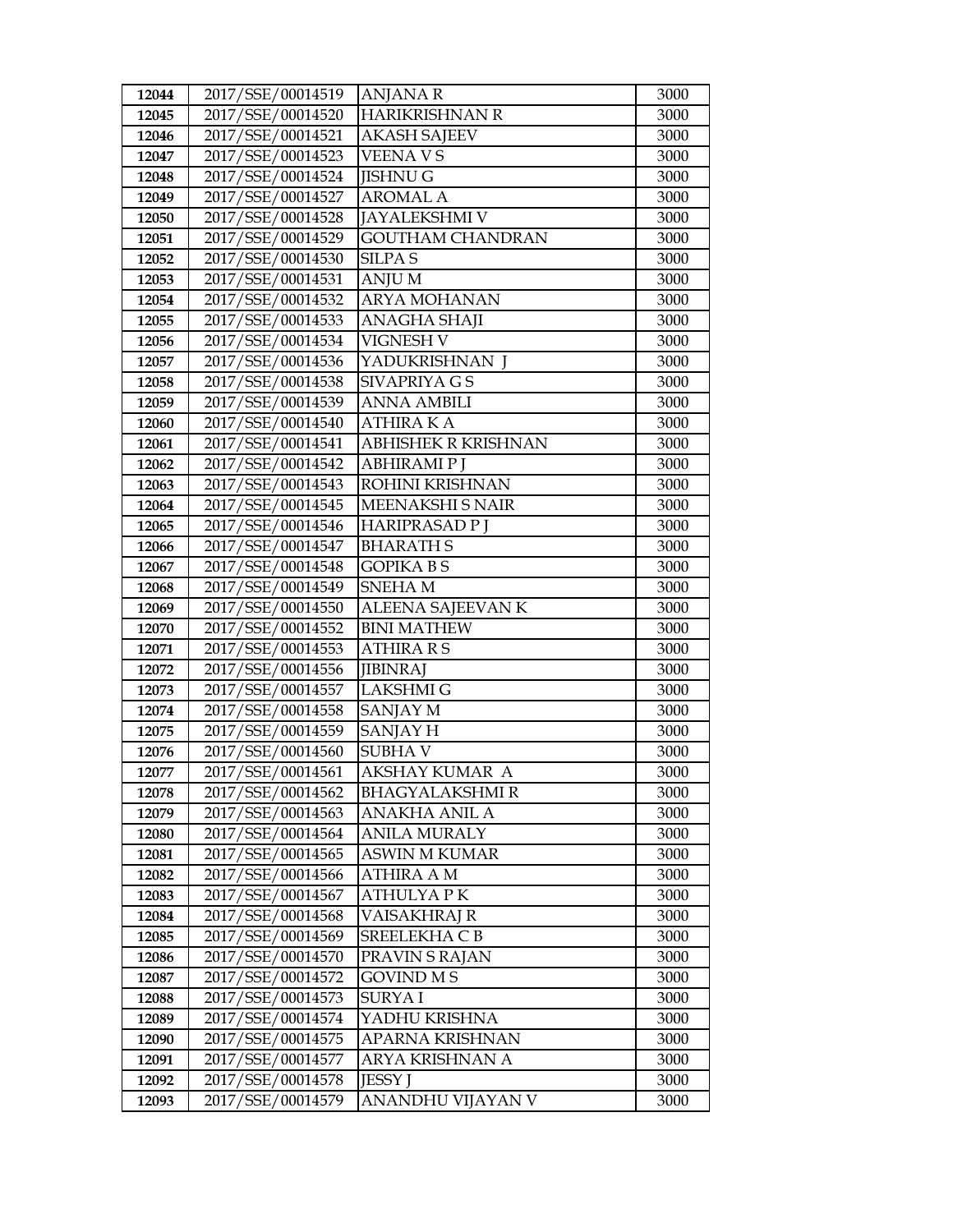| 12044 | 2017/SSE/00014519 | ANJANA R | 3000 |
|---|---|---|---|
| 12045 | 2017/SSE/00014520 | HARIKRISHNAN R | 3000 |
| 12046 | 2017/SSE/00014521 | AKASH SAJEEV | 3000 |
| 12047 | 2017/SSE/00014523 | VEENA V S | 3000 |
| 12048 | 2017/SSE/00014524 | JISHNU G | 3000 |
| 12049 | 2017/SSE/00014527 | AROMAL A | 3000 |
| 12050 | 2017/SSE/00014528 | JAYALEKSHMI V | 3000 |
| 12051 | 2017/SSE/00014529 | GOUTHAM CHANDRAN | 3000 |
| 12052 | 2017/SSE/00014530 | SILPA S | 3000 |
| 12053 | 2017/SSE/00014531 | ANJU M | 3000 |
| 12054 | 2017/SSE/00014532 | ARYA MOHANAN | 3000 |
| 12055 | 2017/SSE/00014533 | ANAGHA SHAJI | 3000 |
| 12056 | 2017/SSE/00014534 | VIGNESH V | 3000 |
| 12057 | 2017/SSE/00014536 | YADUKRISHNAN J | 3000 |
| 12058 | 2017/SSE/00014538 | SIVAPRIYA G S | 3000 |
| 12059 | 2017/SSE/00014539 | ANNA AMBILI | 3000 |
| 12060 | 2017/SSE/00014540 | ATHIRA K A | 3000 |
| 12061 | 2017/SSE/00014541 | ABHISHEK R KRISHNAN | 3000 |
| 12062 | 2017/SSE/00014542 | ABHIRAMI P J | 3000 |
| 12063 | 2017/SSE/00014543 | ROHINI KRISHNAN | 3000 |
| 12064 | 2017/SSE/00014545 | MEENAKSHI S NAIR | 3000 |
| 12065 | 2017/SSE/00014546 | HARIPRASAD P J | 3000 |
| 12066 | 2017/SSE/00014547 | BHARATH S | 3000 |
| 12067 | 2017/SSE/00014548 | GOPIKA B S | 3000 |
| 12068 | 2017/SSE/00014549 | SNEHA M | 3000 |
| 12069 | 2017/SSE/00014550 | ALEENA SAJEEVAN K | 3000 |
| 12070 | 2017/SSE/00014552 | BINI MATHEW | 3000 |
| 12071 | 2017/SSE/00014553 | ATHIRA R S | 3000 |
| 12072 | 2017/SSE/00014556 | JIBINRAJ | 3000 |
| 12073 | 2017/SSE/00014557 | LAKSHMI G | 3000 |
| 12074 | 2017/SSE/00014558 | SANJAY M | 3000 |
| 12075 | 2017/SSE/00014559 | SANJAY H | 3000 |
| 12076 | 2017/SSE/00014560 | SUBHA V | 3000 |
| 12077 | 2017/SSE/00014561 | AKSHAY KUMAR A | 3000 |
| 12078 | 2017/SSE/00014562 | BHAGYALAKSHMI R | 3000 |
| 12079 | 2017/SSE/00014563 | ANAKHA ANIL A | 3000 |
| 12080 | 2017/SSE/00014564 | ANILA MURALY | 3000 |
| 12081 | 2017/SSE/00014565 | ASWIN M KUMAR | 3000 |
| 12082 | 2017/SSE/00014566 | ATHIRA A M | 3000 |
| 12083 | 2017/SSE/00014567 | ATHULYA P K | 3000 |
| 12084 | 2017/SSE/00014568 | VAISAKHRAJ R | 3000 |
| 12085 | 2017/SSE/00014569 | SREELEKHA C B | 3000 |
| 12086 | 2017/SSE/00014570 | PRAVIN S RAJAN | 3000 |
| 12087 | 2017/SSE/00014572 | GOVIND M S | 3000 |
| 12088 | 2017/SSE/00014573 | SURYA I | 3000 |
| 12089 | 2017/SSE/00014574 | YADHU KRISHNA | 3000 |
| 12090 | 2017/SSE/00014575 | APARNA KRISHNAN | 3000 |
| 12091 | 2017/SSE/00014577 | ARYA KRISHNAN A | 3000 |
| 12092 | 2017/SSE/00014578 | JESSY J | 3000 |
| 12093 | 2017/SSE/00014579 | ANANDHU VIJAYAN V | 3000 |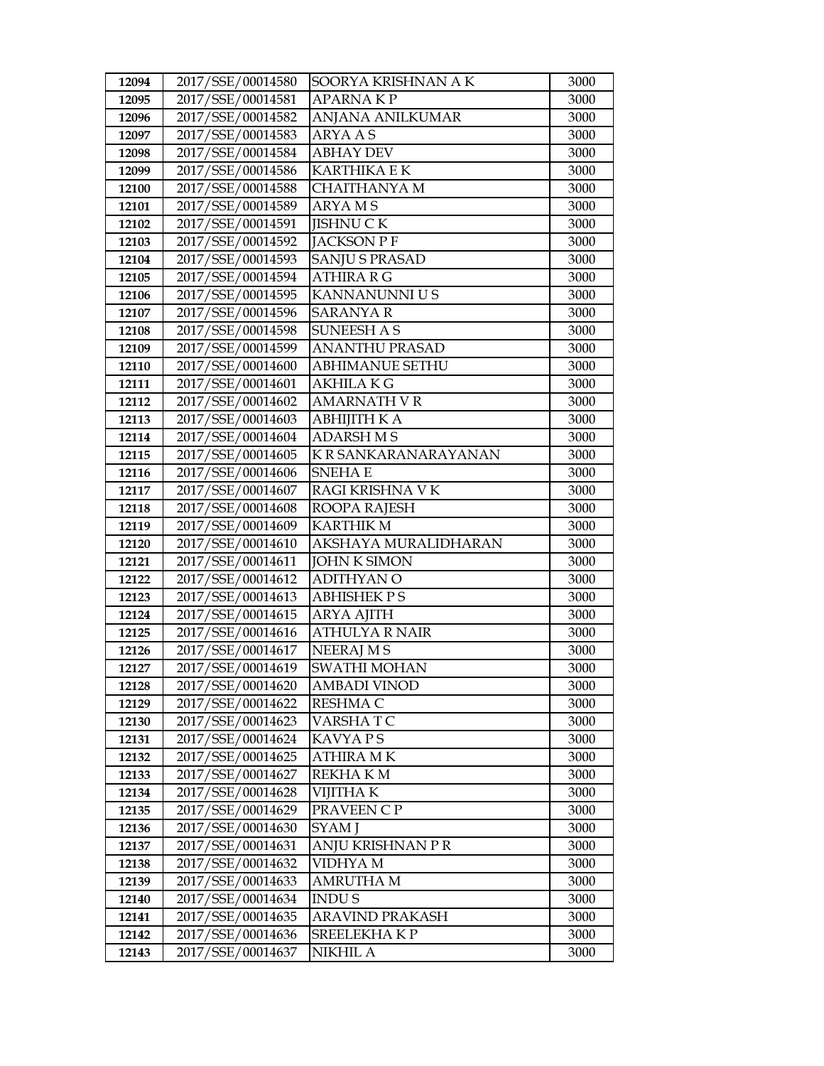| 12094 | 2017/SSE/00014580 | SOORYA KRISHNAN A K | 3000 |
|---|---|---|---|
| 12095 | 2017/SSE/00014581 | APARNA K P | 3000 |
| 12096 | 2017/SSE/00014582 | ANJANA ANILKUMAR | 3000 |
| 12097 | 2017/SSE/00014583 | ARYA A S | 3000 |
| 12098 | 2017/SSE/00014584 | ABHAY DEV | 3000 |
| 12099 | 2017/SSE/00014586 | KARTHIKA E K | 3000 |
| 12100 | 2017/SSE/00014588 | CHAITHANYA M | 3000 |
| 12101 | 2017/SSE/00014589 | ARYA M S | 3000 |
| 12102 | 2017/SSE/00014591 | JISHNU C K | 3000 |
| 12103 | 2017/SSE/00014592 | JACKSON P F | 3000 |
| 12104 | 2017/SSE/00014593 | SANJU S PRASAD | 3000 |
| 12105 | 2017/SSE/00014594 | ATHIRA R G | 3000 |
| 12106 | 2017/SSE/00014595 | KANNANUNNI U S | 3000 |
| 12107 | 2017/SSE/00014596 | SARANYA R | 3000 |
| 12108 | 2017/SSE/00014598 | SUNEESH A S | 3000 |
| 12109 | 2017/SSE/00014599 | ANANTHU PRASAD | 3000 |
| 12110 | 2017/SSE/00014600 | ABHIMANUE SETHU | 3000 |
| 12111 | 2017/SSE/00014601 | AKHILA K G | 3000 |
| 12112 | 2017/SSE/00014602 | AMARNATH V R | 3000 |
| 12113 | 2017/SSE/00014603 | ABHIJITH K A | 3000 |
| 12114 | 2017/SSE/00014604 | ADARSH M S | 3000 |
| 12115 | 2017/SSE/00014605 | K R SANKARANARAYANAN | 3000 |
| 12116 | 2017/SSE/00014606 | SNEHA E | 3000 |
| 12117 | 2017/SSE/00014607 | RAGI KRISHNA V K | 3000 |
| 12118 | 2017/SSE/00014608 | ROOPA RAJESH | 3000 |
| 12119 | 2017/SSE/00014609 | KARTHIK M | 3000 |
| 12120 | 2017/SSE/00014610 | AKSHAYA MURALIDHARAN | 3000 |
| 12121 | 2017/SSE/00014611 | JOHN K SIMON | 3000 |
| 12122 | 2017/SSE/00014612 | ADITHYAN O | 3000 |
| 12123 | 2017/SSE/00014613 | ABHISHEK P S | 3000 |
| 12124 | 2017/SSE/00014615 | ARYA AJITH | 3000 |
| 12125 | 2017/SSE/00014616 | ATHULYA R NAIR | 3000 |
| 12126 | 2017/SSE/00014617 | NEERAJ M S | 3000 |
| 12127 | 2017/SSE/00014619 | SWATHI MOHAN | 3000 |
| 12128 | 2017/SSE/00014620 | AMBADI VINOD | 3000 |
| 12129 | 2017/SSE/00014622 | RESHMA C | 3000 |
| 12130 | 2017/SSE/00014623 | VARSHA T C | 3000 |
| 12131 | 2017/SSE/00014624 | KAVYA P S | 3000 |
| 12132 | 2017/SSE/00014625 | ATHIRA M K | 3000 |
| 12133 | 2017/SSE/00014627 | REKHA K M | 3000 |
| 12134 | 2017/SSE/00014628 | VIJITHA K | 3000 |
| 12135 | 2017/SSE/00014629 | PRAVEEN C P | 3000 |
| 12136 | 2017/SSE/00014630 | SYAM J | 3000 |
| 12137 | 2017/SSE/00014631 | ANJU KRISHNAN P R | 3000 |
| 12138 | 2017/SSE/00014632 | VIDHYA M | 3000 |
| 12139 | 2017/SSE/00014633 | AMRUTHA M | 3000 |
| 12140 | 2017/SSE/00014634 | INDU S | 3000 |
| 12141 | 2017/SSE/00014635 | ARAVIND PRAKASH | 3000 |
| 12142 | 2017/SSE/00014636 | SREELEKHA K P | 3000 |
| 12143 | 2017/SSE/00014637 | NIKHIL A | 3000 |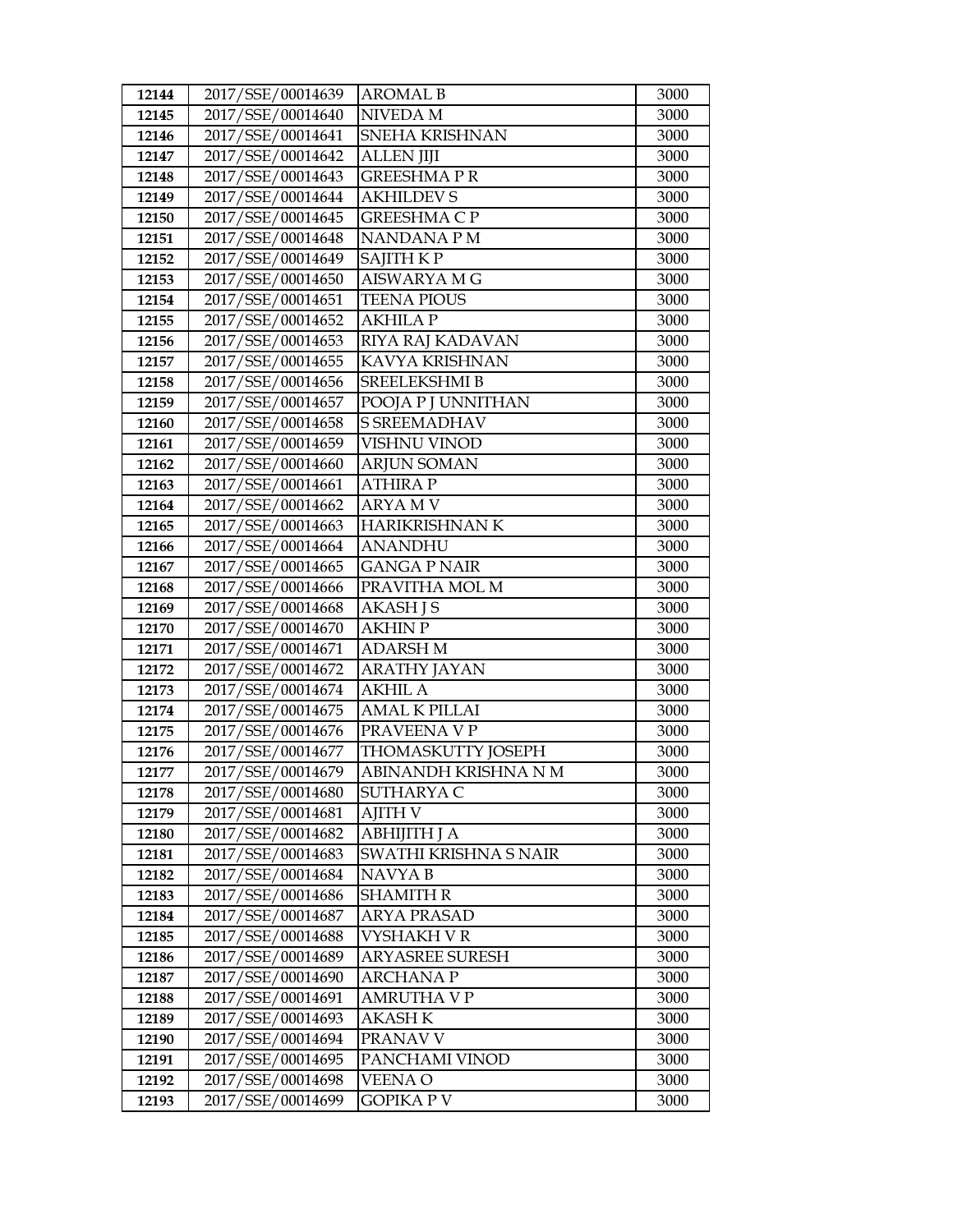| 12144 | 2017/SSE/00014639 | AROMAL B | 3000 |
|---|---|---|---|
| 12145 | 2017/SSE/00014640 | NIVEDA M | 3000 |
| 12146 | 2017/SSE/00014641 | SNEHA KRISHNAN | 3000 |
| 12147 | 2017/SSE/00014642 | ALLEN JIJI | 3000 |
| 12148 | 2017/SSE/00014643 | GREESHMA P R | 3000 |
| 12149 | 2017/SSE/00014644 | AKHILDEV S | 3000 |
| 12150 | 2017/SSE/00014645 | GREESHMA C P | 3000 |
| 12151 | 2017/SSE/00014648 | NANDANA P M | 3000 |
| 12152 | 2017/SSE/00014649 | SAJITH K P | 3000 |
| 12153 | 2017/SSE/00014650 | AISWARYA M G | 3000 |
| 12154 | 2017/SSE/00014651 | TEENA PIOUS | 3000 |
| 12155 | 2017/SSE/00014652 | AKHILA P | 3000 |
| 12156 | 2017/SSE/00014653 | RIYA RAJ KADAVAN | 3000 |
| 12157 | 2017/SSE/00014655 | KAVYA KRISHNAN | 3000 |
| 12158 | 2017/SSE/00014656 | SREELEKSHMI B | 3000 |
| 12159 | 2017/SSE/00014657 | POOJA P J UNNITHAN | 3000 |
| 12160 | 2017/SSE/00014658 | S SREEMADHAV | 3000 |
| 12161 | 2017/SSE/00014659 | VISHNU VINOD | 3000 |
| 12162 | 2017/SSE/00014660 | ARJUN SOMAN | 3000 |
| 12163 | 2017/SSE/00014661 | ATHIRA P | 3000 |
| 12164 | 2017/SSE/00014662 | ARYA M V | 3000 |
| 12165 | 2017/SSE/00014663 | HARIKRISHNAN K | 3000 |
| 12166 | 2017/SSE/00014664 | ANANDHU | 3000 |
| 12167 | 2017/SSE/00014665 | GANGA P NAIR | 3000 |
| 12168 | 2017/SSE/00014666 | PRAVITHA MOL M | 3000 |
| 12169 | 2017/SSE/00014668 | AKASH J S | 3000 |
| 12170 | 2017/SSE/00014670 | AKHIN P | 3000 |
| 12171 | 2017/SSE/00014671 | ADARSH M | 3000 |
| 12172 | 2017/SSE/00014672 | ARATHY JAYAN | 3000 |
| 12173 | 2017/SSE/00014674 | AKHIL A | 3000 |
| 12174 | 2017/SSE/00014675 | AMAL K PILLAI | 3000 |
| 12175 | 2017/SSE/00014676 | PRAVEENA V P | 3000 |
| 12176 | 2017/SSE/00014677 | THOMASKUTTY JOSEPH | 3000 |
| 12177 | 2017/SSE/00014679 | ABINANDH KRISHNA N M | 3000 |
| 12178 | 2017/SSE/00014680 | SUTHARYA C | 3000 |
| 12179 | 2017/SSE/00014681 | AJITH V | 3000 |
| 12180 | 2017/SSE/00014682 | ABHIJITH J A | 3000 |
| 12181 | 2017/SSE/00014683 | SWATHI KRISHNA S NAIR | 3000 |
| 12182 | 2017/SSE/00014684 | NAVYA B | 3000 |
| 12183 | 2017/SSE/00014686 | SHAMITH R | 3000 |
| 12184 | 2017/SSE/00014687 | ARYA PRASAD | 3000 |
| 12185 | 2017/SSE/00014688 | VYSHAKH V R | 3000 |
| 12186 | 2017/SSE/00014689 | ARYASREE SURESH | 3000 |
| 12187 | 2017/SSE/00014690 | ARCHANA P | 3000 |
| 12188 | 2017/SSE/00014691 | AMRUTHA V P | 3000 |
| 12189 | 2017/SSE/00014693 | AKASH K | 3000 |
| 12190 | 2017/SSE/00014694 | PRANAV V | 3000 |
| 12191 | 2017/SSE/00014695 | PANCHAMI VINOD | 3000 |
| 12192 | 2017/SSE/00014698 | VEENA O | 3000 |
| 12193 | 2017/SSE/00014699 | GOPIKA P V | 3000 |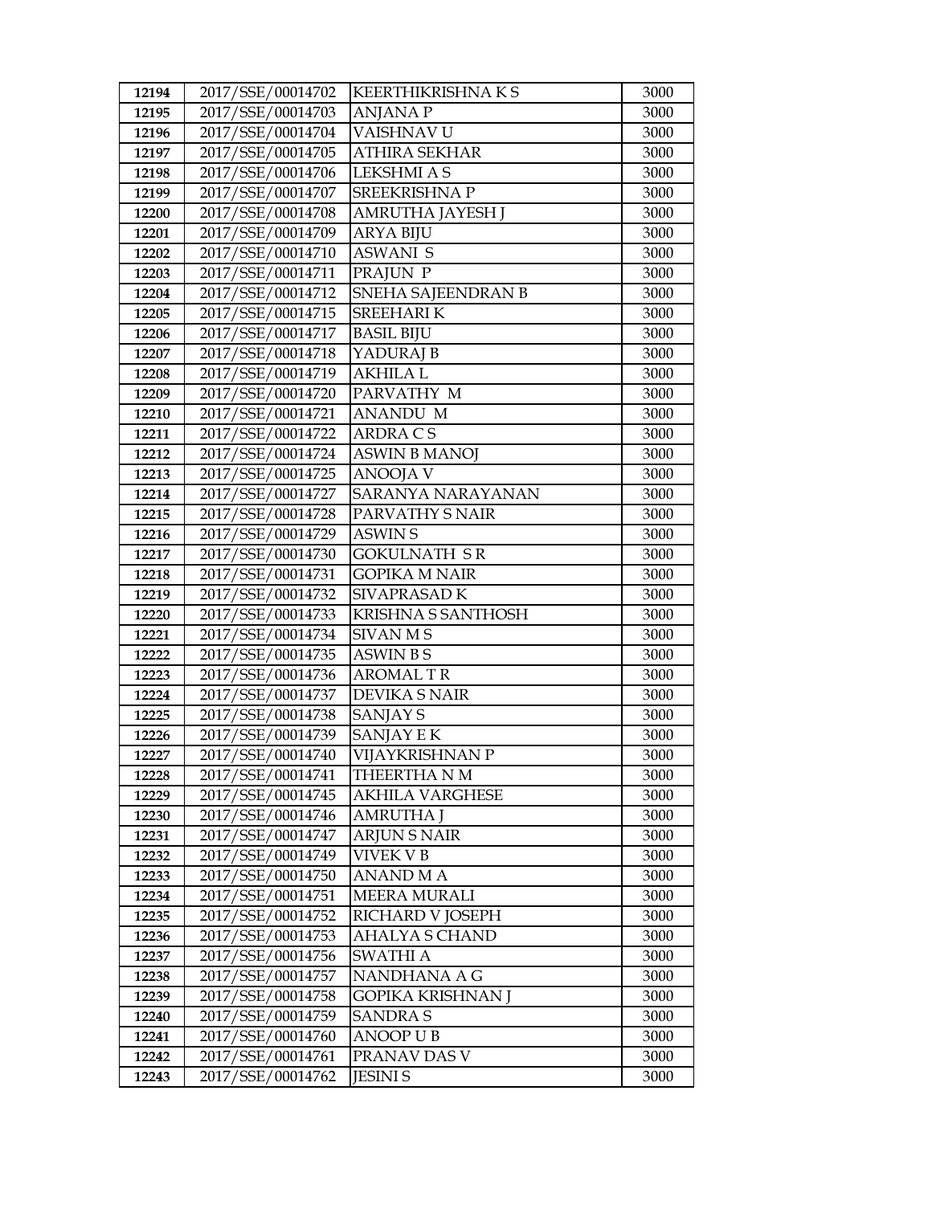| 12194 | 2017/SSE/00014702 | KEERTHIKRISHNA K S | 3000 |
|---|---|---|---|
| 12195 | 2017/SSE/00014703 | ANJANA P | 3000 |
| 12196 | 2017/SSE/00014704 | VAISHNAV U | 3000 |
| 12197 | 2017/SSE/00014705 | ATHIRA SEKHAR | 3000 |
| 12198 | 2017/SSE/00014706 | LEKSHMI A S | 3000 |
| 12199 | 2017/SSE/00014707 | SREEKRISHNA P | 3000 |
| 12200 | 2017/SSE/00014708 | AMRUTHA JAYESH J | 3000 |
| 12201 | 2017/SSE/00014709 | ARYA BIJU | 3000 |
| 12202 | 2017/SSE/00014710 | ASWANI S | 3000 |
| 12203 | 2017/SSE/00014711 | PRAJUN P | 3000 |
| 12204 | 2017/SSE/00014712 | SNEHA SAJEENDRAN B | 3000 |
| 12205 | 2017/SSE/00014715 | SREEHARI K | 3000 |
| 12206 | 2017/SSE/00014717 | BASIL BIJU | 3000 |
| 12207 | 2017/SSE/00014718 | YADURAJ B | 3000 |
| 12208 | 2017/SSE/00014719 | AKHILA L | 3000 |
| 12209 | 2017/SSE/00014720 | PARVATHY M | 3000 |
| 12210 | 2017/SSE/00014721 | ANANDU M | 3000 |
| 12211 | 2017/SSE/00014722 | ARDRA C S | 3000 |
| 12212 | 2017/SSE/00014724 | ASWIN B MANOJ | 3000 |
| 12213 | 2017/SSE/00014725 | ANOOJA V | 3000 |
| 12214 | 2017/SSE/00014727 | SARANYA NARAYANAN | 3000 |
| 12215 | 2017/SSE/00014728 | PARVATHY S NAIR | 3000 |
| 12216 | 2017/SSE/00014729 | ASWIN S | 3000 |
| 12217 | 2017/SSE/00014730 | GOKULNATH S R | 3000 |
| 12218 | 2017/SSE/00014731 | GOPIKA M NAIR | 3000 |
| 12219 | 2017/SSE/00014732 | SIVAPRASAD K | 3000 |
| 12220 | 2017/SSE/00014733 | KRISHNA S SANTHOSH | 3000 |
| 12221 | 2017/SSE/00014734 | SIVAN M S | 3000 |
| 12222 | 2017/SSE/00014735 | ASWIN B S | 3000 |
| 12223 | 2017/SSE/00014736 | AROMAL T R | 3000 |
| 12224 | 2017/SSE/00014737 | DEVIKA S NAIR | 3000 |
| 12225 | 2017/SSE/00014738 | SANJAY S | 3000 |
| 12226 | 2017/SSE/00014739 | SANJAY E K | 3000 |
| 12227 | 2017/SSE/00014740 | VIJAYKRISHNAN P | 3000 |
| 12228 | 2017/SSE/00014741 | THEERTHA N M | 3000 |
| 12229 | 2017/SSE/00014745 | AKHILA VARGHESE | 3000 |
| 12230 | 2017/SSE/00014746 | AMRUTHA J | 3000 |
| 12231 | 2017/SSE/00014747 | ARJUN S NAIR | 3000 |
| 12232 | 2017/SSE/00014749 | VIVEK V B | 3000 |
| 12233 | 2017/SSE/00014750 | ANAND M A | 3000 |
| 12234 | 2017/SSE/00014751 | MEERA MURALI | 3000 |
| 12235 | 2017/SSE/00014752 | RICHARD V JOSEPH | 3000 |
| 12236 | 2017/SSE/00014753 | AHALYA S CHAND | 3000 |
| 12237 | 2017/SSE/00014756 | SWATHI A | 3000 |
| 12238 | 2017/SSE/00014757 | NANDHANA A G | 3000 |
| 12239 | 2017/SSE/00014758 | GOPIKA KRISHNAN J | 3000 |
| 12240 | 2017/SSE/00014759 | SANDRA S | 3000 |
| 12241 | 2017/SSE/00014760 | ANOOP U B | 3000 |
| 12242 | 2017/SSE/00014761 | PRANAV DAS V | 3000 |
| 12243 | 2017/SSE/00014762 | JESINI S | 3000 |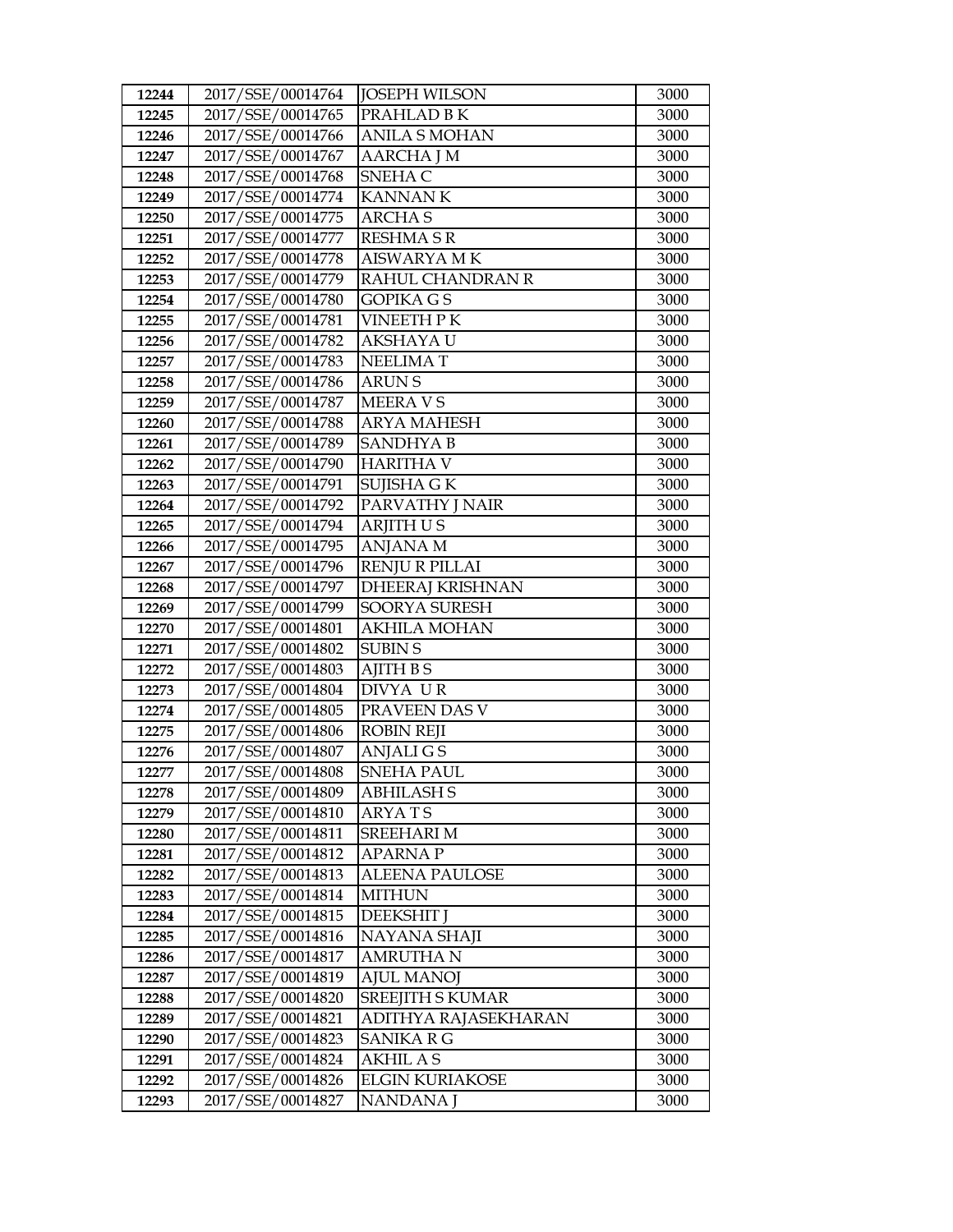| 12244 | 2017/SSE/00014764 | JOSEPH WILSON | 3000 |
|---|---|---|---|
| 12245 | 2017/SSE/00014765 | PRAHLAD B K | 3000 |
| 12246 | 2017/SSE/00014766 | ANILA S MOHAN | 3000 |
| 12247 | 2017/SSE/00014767 | AARCHA J M | 3000 |
| 12248 | 2017/SSE/00014768 | SNEHA C | 3000 |
| 12249 | 2017/SSE/00014774 | KANNAN K | 3000 |
| 12250 | 2017/SSE/00014775 | ARCHA S | 3000 |
| 12251 | 2017/SSE/00014777 | RESHMA S R | 3000 |
| 12252 | 2017/SSE/00014778 | AISWARYA M K | 3000 |
| 12253 | 2017/SSE/00014779 | RAHUL CHANDRAN R | 3000 |
| 12254 | 2017/SSE/00014780 | GOPIKA G S | 3000 |
| 12255 | 2017/SSE/00014781 | VINEETH P K | 3000 |
| 12256 | 2017/SSE/00014782 | AKSHAYA U | 3000 |
| 12257 | 2017/SSE/00014783 | NEELIMA T | 3000 |
| 12258 | 2017/SSE/00014786 | ARUN S | 3000 |
| 12259 | 2017/SSE/00014787 | MEERA V S | 3000 |
| 12260 | 2017/SSE/00014788 | ARYA MAHESH | 3000 |
| 12261 | 2017/SSE/00014789 | SANDHYA B | 3000 |
| 12262 | 2017/SSE/00014790 | HARITHA V | 3000 |
| 12263 | 2017/SSE/00014791 | SUJISHA G K | 3000 |
| 12264 | 2017/SSE/00014792 | PARVATHY J NAIR | 3000 |
| 12265 | 2017/SSE/00014794 | ARJITH U S | 3000 |
| 12266 | 2017/SSE/00014795 | ANJANA M | 3000 |
| 12267 | 2017/SSE/00014796 | RENJU R PILLAI | 3000 |
| 12268 | 2017/SSE/00014797 | DHEERAJ KRISHNAN | 3000 |
| 12269 | 2017/SSE/00014799 | SOORYA SURESH | 3000 |
| 12270 | 2017/SSE/00014801 | AKHILA MOHAN | 3000 |
| 12271 | 2017/SSE/00014802 | SUBIN S | 3000 |
| 12272 | 2017/SSE/00014803 | AJITH B S | 3000 |
| 12273 | 2017/SSE/00014804 | DIVYA U R | 3000 |
| 12274 | 2017/SSE/00014805 | PRAVEEN DAS V | 3000 |
| 12275 | 2017/SSE/00014806 | ROBIN REJI | 3000 |
| 12276 | 2017/SSE/00014807 | ANJALI G S | 3000 |
| 12277 | 2017/SSE/00014808 | SNEHA PAUL | 3000 |
| 12278 | 2017/SSE/00014809 | ABHILASH S | 3000 |
| 12279 | 2017/SSE/00014810 | ARYA T S | 3000 |
| 12280 | 2017/SSE/00014811 | SREEHARI M | 3000 |
| 12281 | 2017/SSE/00014812 | APARNA P | 3000 |
| 12282 | 2017/SSE/00014813 | ALEENA PAULOSE | 3000 |
| 12283 | 2017/SSE/00014814 | MITHUN | 3000 |
| 12284 | 2017/SSE/00014815 | DEEKSHIT J | 3000 |
| 12285 | 2017/SSE/00014816 | NAYANA SHAJI | 3000 |
| 12286 | 2017/SSE/00014817 | AMRUTHA N | 3000 |
| 12287 | 2017/SSE/00014819 | AJUL MANOJ | 3000 |
| 12288 | 2017/SSE/00014820 | SREEJITH S KUMAR | 3000 |
| 12289 | 2017/SSE/00014821 | ADITHYA RAJASEKHARAN | 3000 |
| 12290 | 2017/SSE/00014823 | SANIKA R G | 3000 |
| 12291 | 2017/SSE/00014824 | AKHIL A S | 3000 |
| 12292 | 2017/SSE/00014826 | ELGIN KURIAKOSE | 3000 |
| 12293 | 2017/SSE/00014827 | NANDANA J | 3000 |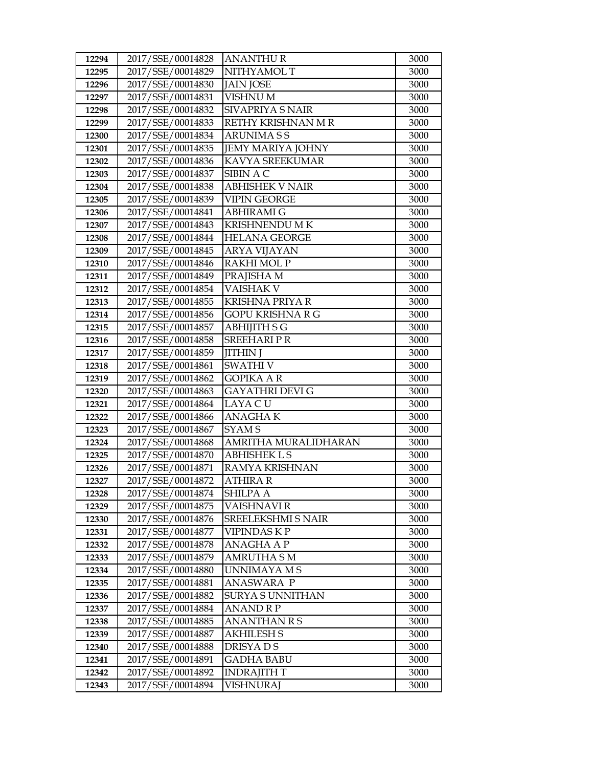| 12294 | 2017/SSE/00014828 | ANANTHU R | 3000 |
|---|---|---|---|
| 12295 | 2017/SSE/00014829 | NITHYAMOL T | 3000 |
| 12296 | 2017/SSE/00014830 | JAIN JOSE | 3000 |
| 12297 | 2017/SSE/00014831 | VISHNU M | 3000 |
| 12298 | 2017/SSE/00014832 | SIVAPRIYA S NAIR | 3000 |
| 12299 | 2017/SSE/00014833 | RETHY KRISHNAN M R | 3000 |
| 12300 | 2017/SSE/00014834 | ARUNIMA S S | 3000 |
| 12301 | 2017/SSE/00014835 | JEMY MARIYA JOHNY | 3000 |
| 12302 | 2017/SSE/00014836 | KAVYA SREEKUMAR | 3000 |
| 12303 | 2017/SSE/00014837 | SIBIN A C | 3000 |
| 12304 | 2017/SSE/00014838 | ABHISHEK V NAIR | 3000 |
| 12305 | 2017/SSE/00014839 | VIPIN GEORGE | 3000 |
| 12306 | 2017/SSE/00014841 | ABHIRAMI G | 3000 |
| 12307 | 2017/SSE/00014843 | KRISHNENDU M K | 3000 |
| 12308 | 2017/SSE/00014844 | HELANA GEORGE | 3000 |
| 12309 | 2017/SSE/00014845 | ARYA VIJAYAN | 3000 |
| 12310 | 2017/SSE/00014846 | RAKHI MOL P | 3000 |
| 12311 | 2017/SSE/00014849 | PRAJISHA M | 3000 |
| 12312 | 2017/SSE/00014854 | VAISHAK V | 3000 |
| 12313 | 2017/SSE/00014855 | KRISHNA PRIYA R | 3000 |
| 12314 | 2017/SSE/00014856 | GOPU KRISHNA R G | 3000 |
| 12315 | 2017/SSE/00014857 | ABHIJITH S G | 3000 |
| 12316 | 2017/SSE/00014858 | SREEHARI P R | 3000 |
| 12317 | 2017/SSE/00014859 | JITHIN J | 3000 |
| 12318 | 2017/SSE/00014861 | SWATHI V | 3000 |
| 12319 | 2017/SSE/00014862 | GOPIKA A R | 3000 |
| 12320 | 2017/SSE/00014863 | GAYATHRI DEVI G | 3000 |
| 12321 | 2017/SSE/00014864 | LAYA C U | 3000 |
| 12322 | 2017/SSE/00014866 | ANAGHA K | 3000 |
| 12323 | 2017/SSE/00014867 | SYAM S | 3000 |
| 12324 | 2017/SSE/00014868 | AMRITHA MURALIDHARAN | 3000 |
| 12325 | 2017/SSE/00014870 | ABHISHEK L S | 3000 |
| 12326 | 2017/SSE/00014871 | RAMYA KRISHNAN | 3000 |
| 12327 | 2017/SSE/00014872 | ATHIRA R | 3000 |
| 12328 | 2017/SSE/00014874 | SHILPA A | 3000 |
| 12329 | 2017/SSE/00014875 | VAISHNAVI R | 3000 |
| 12330 | 2017/SSE/00014876 | SREELEKSHMI S NAIR | 3000 |
| 12331 | 2017/SSE/00014877 | VIPINDAS K P | 3000 |
| 12332 | 2017/SSE/00014878 | ANAGHA A P | 3000 |
| 12333 | 2017/SSE/00014879 | AMRUTHA S M | 3000 |
| 12334 | 2017/SSE/00014880 | UNNIMAYA M S | 3000 |
| 12335 | 2017/SSE/00014881 | ANASWARA P | 3000 |
| 12336 | 2017/SSE/00014882 | SURYA S UNNITHAN | 3000 |
| 12337 | 2017/SSE/00014884 | ANAND R P | 3000 |
| 12338 | 2017/SSE/00014885 | ANANTHAN R S | 3000 |
| 12339 | 2017/SSE/00014887 | AKHILESH S | 3000 |
| 12340 | 2017/SSE/00014888 | DRISYA D S | 3000 |
| 12341 | 2017/SSE/00014891 | GADHA BABU | 3000 |
| 12342 | 2017/SSE/00014892 | INDRAJITH T | 3000 |
| 12343 | 2017/SSE/00014894 | VISHNURAJ | 3000 |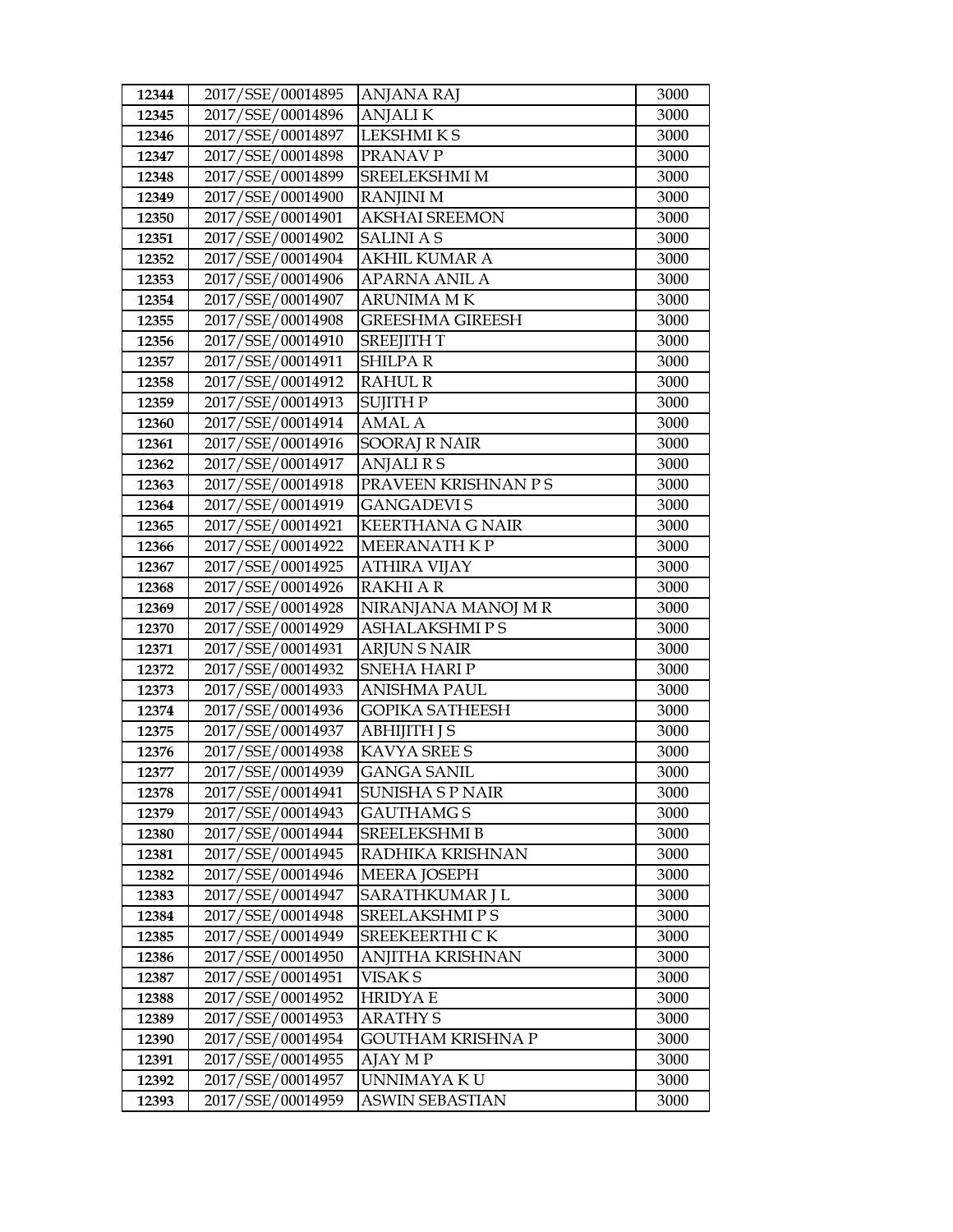| 12344 | 2017/SSE/00014895 | ANJANA RAJ | 3000 |
|---|---|---|---|
| 12345 | 2017/SSE/00014896 | ANJALI K | 3000 |
| 12346 | 2017/SSE/00014897 | LEKSHMI K S | 3000 |
| 12347 | 2017/SSE/00014898 | PRANAV P | 3000 |
| 12348 | 2017/SSE/00014899 | SREELEKSHMI M | 3000 |
| 12349 | 2017/SSE/00014900 | RANJINI M | 3000 |
| 12350 | 2017/SSE/00014901 | AKSHAI SREEMON | 3000 |
| 12351 | 2017/SSE/00014902 | SALINI A S | 3000 |
| 12352 | 2017/SSE/00014904 | AKHIL KUMAR A | 3000 |
| 12353 | 2017/SSE/00014906 | APARNA ANIL A | 3000 |
| 12354 | 2017/SSE/00014907 | ARUNIMA M K | 3000 |
| 12355 | 2017/SSE/00014908 | GREESHMA GIREESH | 3000 |
| 12356 | 2017/SSE/00014910 | SREEJITH T | 3000 |
| 12357 | 2017/SSE/00014911 | SHILPA R | 3000 |
| 12358 | 2017/SSE/00014912 | RAHUL R | 3000 |
| 12359 | 2017/SSE/00014913 | SUJITH P | 3000 |
| 12360 | 2017/SSE/00014914 | AMAL A | 3000 |
| 12361 | 2017/SSE/00014916 | SOORAJ R NAIR | 3000 |
| 12362 | 2017/SSE/00014917 | ANJALI R S | 3000 |
| 12363 | 2017/SSE/00014918 | PRAVEEN KRISHNAN P S | 3000 |
| 12364 | 2017/SSE/00014919 | GANGADEVI S | 3000 |
| 12365 | 2017/SSE/00014921 | KEERTHANA G NAIR | 3000 |
| 12366 | 2017/SSE/00014922 | MEERANATH K P | 3000 |
| 12367 | 2017/SSE/00014925 | ATHIRA VIJAY | 3000 |
| 12368 | 2017/SSE/00014926 | RAKHI A R | 3000 |
| 12369 | 2017/SSE/00014928 | NIRANJANA MANOJ M R | 3000 |
| 12370 | 2017/SSE/00014929 | ASHALAKSHMI P S | 3000 |
| 12371 | 2017/SSE/00014931 | ARJUN S NAIR | 3000 |
| 12372 | 2017/SSE/00014932 | SNEHA HARI P | 3000 |
| 12373 | 2017/SSE/00014933 | ANISHMA PAUL | 3000 |
| 12374 | 2017/SSE/00014936 | GOPIKA SATHEESH | 3000 |
| 12375 | 2017/SSE/00014937 | ABHIJITH J S | 3000 |
| 12376 | 2017/SSE/00014938 | KAVYA SREE S | 3000 |
| 12377 | 2017/SSE/00014939 | GANGA SANIL | 3000 |
| 12378 | 2017/SSE/00014941 | SUNISHA S P NAIR | 3000 |
| 12379 | 2017/SSE/00014943 | GAUTHAMG S | 3000 |
| 12380 | 2017/SSE/00014944 | SREELEKSHMI B | 3000 |
| 12381 | 2017/SSE/00014945 | RADHIKA KRISHNAN | 3000 |
| 12382 | 2017/SSE/00014946 | MEERA JOSEPH | 3000 |
| 12383 | 2017/SSE/00014947 | SARATHKUMAR J L | 3000 |
| 12384 | 2017/SSE/00014948 | SREELAKSHMI P S | 3000 |
| 12385 | 2017/SSE/00014949 | SREEKEERTHI C K | 3000 |
| 12386 | 2017/SSE/00014950 | ANJITHA KRISHNAN | 3000 |
| 12387 | 2017/SSE/00014951 | VISAK S | 3000 |
| 12388 | 2017/SSE/00014952 | HRIDYA E | 3000 |
| 12389 | 2017/SSE/00014953 | ARATHY S | 3000 |
| 12390 | 2017/SSE/00014954 | GOUTHAM KRISHNA P | 3000 |
| 12391 | 2017/SSE/00014955 | AJAY M P | 3000 |
| 12392 | 2017/SSE/00014957 | UNNIMAYA K U | 3000 |
| 12393 | 2017/SSE/00014959 | ASWIN SEBASTIAN | 3000 |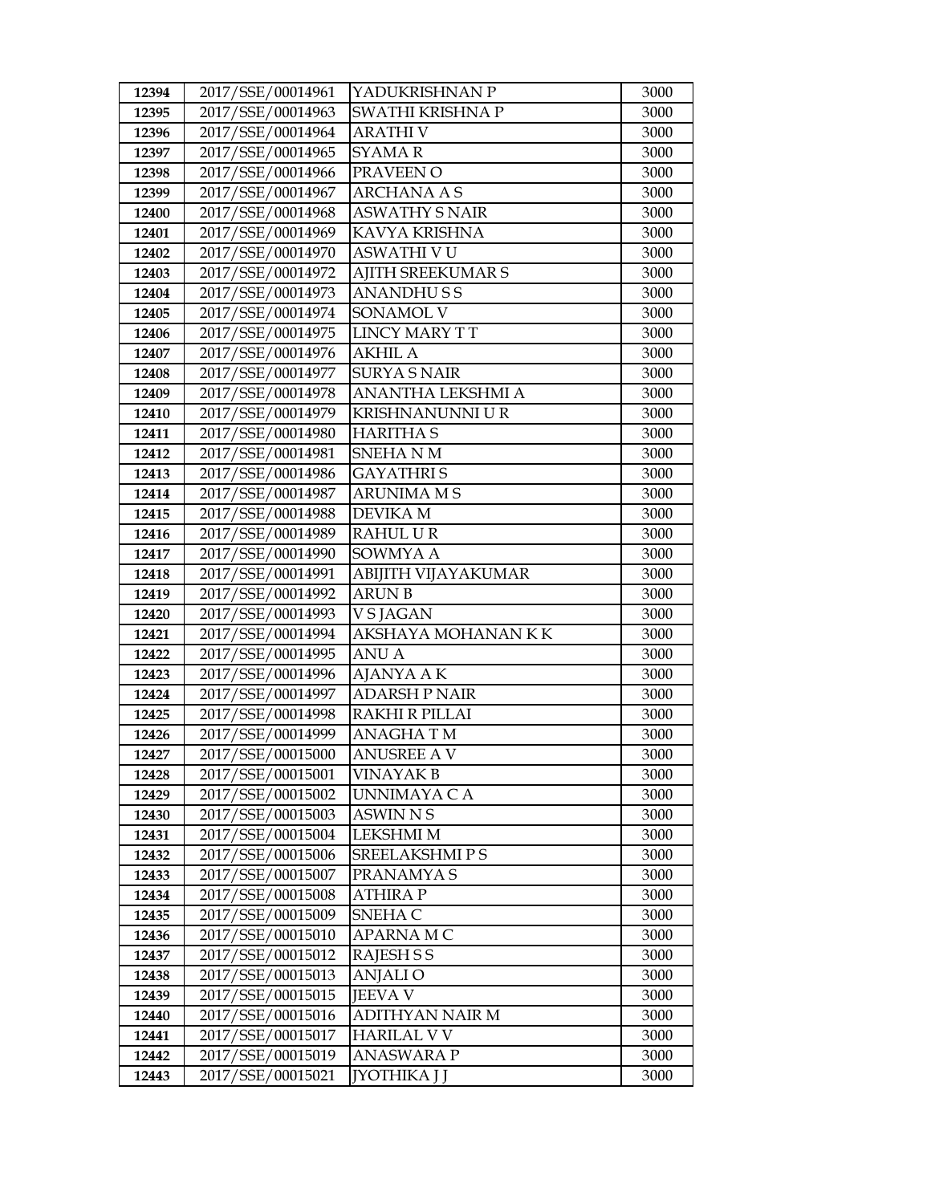| 12394 | 2017/SSE/00014961 | YADUKRISHNAN P | 3000 |
|---|---|---|---|
| 12395 | 2017/SSE/00014963 | SWATHI KRISHNA P | 3000 |
| 12396 | 2017/SSE/00014964 | ARATHI V | 3000 |
| 12397 | 2017/SSE/00014965 | SYAMA R | 3000 |
| 12398 | 2017/SSE/00014966 | PRAVEEN O | 3000 |
| 12399 | 2017/SSE/00014967 | ARCHANA A S | 3000 |
| 12400 | 2017/SSE/00014968 | ASWATHY S NAIR | 3000 |
| 12401 | 2017/SSE/00014969 | KAVYA KRISHNA | 3000 |
| 12402 | 2017/SSE/00014970 | ASWATHI V U | 3000 |
| 12403 | 2017/SSE/00014972 | AJITH SREEKUMAR S | 3000 |
| 12404 | 2017/SSE/00014973 | ANANDHU S S | 3000 |
| 12405 | 2017/SSE/00014974 | SONAMOL V | 3000 |
| 12406 | 2017/SSE/00014975 | LINCY MARY T T | 3000 |
| 12407 | 2017/SSE/00014976 | AKHIL A | 3000 |
| 12408 | 2017/SSE/00014977 | SURYA S NAIR | 3000 |
| 12409 | 2017/SSE/00014978 | ANANTHA LEKSHMI A | 3000 |
| 12410 | 2017/SSE/00014979 | KRISHNANUNNI U R | 3000 |
| 12411 | 2017/SSE/00014980 | HARITHA S | 3000 |
| 12412 | 2017/SSE/00014981 | SNEHA N M | 3000 |
| 12413 | 2017/SSE/00014986 | GAYATHRI S | 3000 |
| 12414 | 2017/SSE/00014987 | ARUNIMA M S | 3000 |
| 12415 | 2017/SSE/00014988 | DEVIKA M | 3000 |
| 12416 | 2017/SSE/00014989 | RAHUL U R | 3000 |
| 12417 | 2017/SSE/00014990 | SOWMYA A | 3000 |
| 12418 | 2017/SSE/00014991 | ABIJITH VIJAYAKUMAR | 3000 |
| 12419 | 2017/SSE/00014992 | ARUN B | 3000 |
| 12420 | 2017/SSE/00014993 | V S JAGAN | 3000 |
| 12421 | 2017/SSE/00014994 | AKSHAYA MOHANAN K K | 3000 |
| 12422 | 2017/SSE/00014995 | ANU A | 3000 |
| 12423 | 2017/SSE/00014996 | AJANYA A K | 3000 |
| 12424 | 2017/SSE/00014997 | ADARSH P NAIR | 3000 |
| 12425 | 2017/SSE/00014998 | RAKHI R PILLAI | 3000 |
| 12426 | 2017/SSE/00014999 | ANAGHA T M | 3000 |
| 12427 | 2017/SSE/00015000 | ANUSREE A V | 3000 |
| 12428 | 2017/SSE/00015001 | VINAYAK B | 3000 |
| 12429 | 2017/SSE/00015002 | UNNIMAYA C A | 3000 |
| 12430 | 2017/SSE/00015003 | ASWIN N S | 3000 |
| 12431 | 2017/SSE/00015004 | LEKSHMI M | 3000 |
| 12432 | 2017/SSE/00015006 | SREELAKSHMI P S | 3000 |
| 12433 | 2017/SSE/00015007 | PRANAMYA S | 3000 |
| 12434 | 2017/SSE/00015008 | ATHIRA P | 3000 |
| 12435 | 2017/SSE/00015009 | SNEHA C | 3000 |
| 12436 | 2017/SSE/00015010 | APARNA M C | 3000 |
| 12437 | 2017/SSE/00015012 | RAJESH S S | 3000 |
| 12438 | 2017/SSE/00015013 | ANJALI O | 3000 |
| 12439 | 2017/SSE/00015015 | JEEVA V | 3000 |
| 12440 | 2017/SSE/00015016 | ADITHYAN NAIR M | 3000 |
| 12441 | 2017/SSE/00015017 | HARILAL V V | 3000 |
| 12442 | 2017/SSE/00015019 | ANASWARA P | 3000 |
| 12443 | 2017/SSE/00015021 | JYOTHIKA J J | 3000 |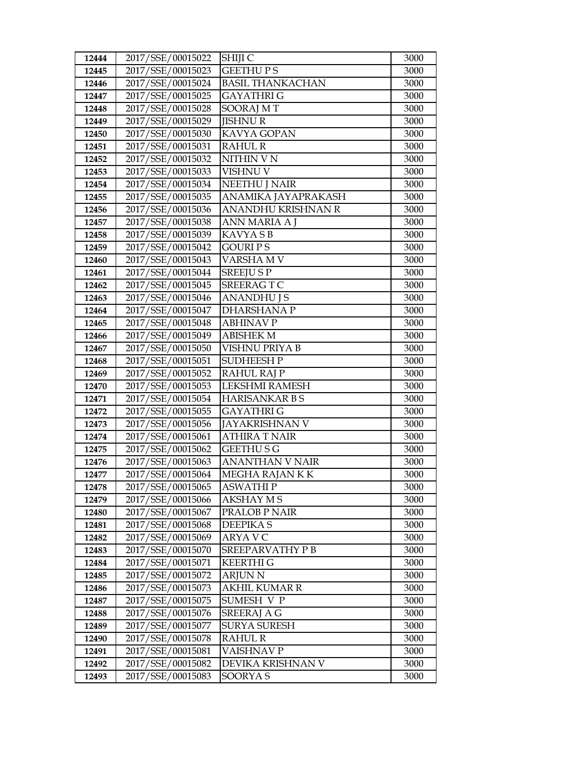| 12444 | 2017/SSE/00015022 | SHIJI C | 3000 |
|---|---|---|---|
| 12445 | 2017/SSE/00015023 | GEETHU P S | 3000 |
| 12446 | 2017/SSE/00015024 | BASIL THANKACHAN | 3000 |
| 12447 | 2017/SSE/00015025 | GAYATHRI G | 3000 |
| 12448 | 2017/SSE/00015028 | SOORAJ M T | 3000 |
| 12449 | 2017/SSE/00015029 | JISHNU R | 3000 |
| 12450 | 2017/SSE/00015030 | KAVYA GOPAN | 3000 |
| 12451 | 2017/SSE/00015031 | RAHUL R | 3000 |
| 12452 | 2017/SSE/00015032 | NITHIN V N | 3000 |
| 12453 | 2017/SSE/00015033 | VISHNU V | 3000 |
| 12454 | 2017/SSE/00015034 | NEETHU J NAIR | 3000 |
| 12455 | 2017/SSE/00015035 | ANAMIKA JAYAPRAKASH | 3000 |
| 12456 | 2017/SSE/00015036 | ANANDHU KRISHNAN R | 3000 |
| 12457 | 2017/SSE/00015038 | ANN MARIA A J | 3000 |
| 12458 | 2017/SSE/00015039 | KAVYA S B | 3000 |
| 12459 | 2017/SSE/00015042 | GOURI P S | 3000 |
| 12460 | 2017/SSE/00015043 | VARSHA M V | 3000 |
| 12461 | 2017/SSE/00015044 | SREEJU S P | 3000 |
| 12462 | 2017/SSE/00015045 | SREERAG T C | 3000 |
| 12463 | 2017/SSE/00015046 | ANANDHU J S | 3000 |
| 12464 | 2017/SSE/00015047 | DHARSHANA P | 3000 |
| 12465 | 2017/SSE/00015048 | ABHINAV P | 3000 |
| 12466 | 2017/SSE/00015049 | ABISHEK M | 3000 |
| 12467 | 2017/SSE/00015050 | VISHNU PRIYA B | 3000 |
| 12468 | 2017/SSE/00015051 | SUDHEESH P | 3000 |
| 12469 | 2017/SSE/00015052 | RAHUL RAJ P | 3000 |
| 12470 | 2017/SSE/00015053 | LEKSHMI RAMESH | 3000 |
| 12471 | 2017/SSE/00015054 | HARISANKAR B S | 3000 |
| 12472 | 2017/SSE/00015055 | GAYATHRI G | 3000 |
| 12473 | 2017/SSE/00015056 | JAYAKRISHNAN V | 3000 |
| 12474 | 2017/SSE/00015061 | ATHIRA T NAIR | 3000 |
| 12475 | 2017/SSE/00015062 | GEETHU S G | 3000 |
| 12476 | 2017/SSE/00015063 | ANANTHAN V NAIR | 3000 |
| 12477 | 2017/SSE/00015064 | MEGHA RAJAN K K | 3000 |
| 12478 | 2017/SSE/00015065 | ASWATHI P | 3000 |
| 12479 | 2017/SSE/00015066 | AKSHAY M S | 3000 |
| 12480 | 2017/SSE/00015067 | PRALOB P NAIR | 3000 |
| 12481 | 2017/SSE/00015068 | DEEPIKA S | 3000 |
| 12482 | 2017/SSE/00015069 | ARYA V C | 3000 |
| 12483 | 2017/SSE/00015070 | SREEPARVATHY P B | 3000 |
| 12484 | 2017/SSE/00015071 | KEERTHI G | 3000 |
| 12485 | 2017/SSE/00015072 | ARJUN N | 3000 |
| 12486 | 2017/SSE/00015073 | AKHIL KUMAR R | 3000 |
| 12487 | 2017/SSE/00015075 | SUMESH V P | 3000 |
| 12488 | 2017/SSE/00015076 | SREERAJ A G | 3000 |
| 12489 | 2017/SSE/00015077 | SURYA SURESH | 3000 |
| 12490 | 2017/SSE/00015078 | RAHUL R | 3000 |
| 12491 | 2017/SSE/00015081 | VAISHNAV P | 3000 |
| 12492 | 2017/SSE/00015082 | DEVIKA KRISHNAN V | 3000 |
| 12493 | 2017/SSE/00015083 | SOORYA S | 3000 |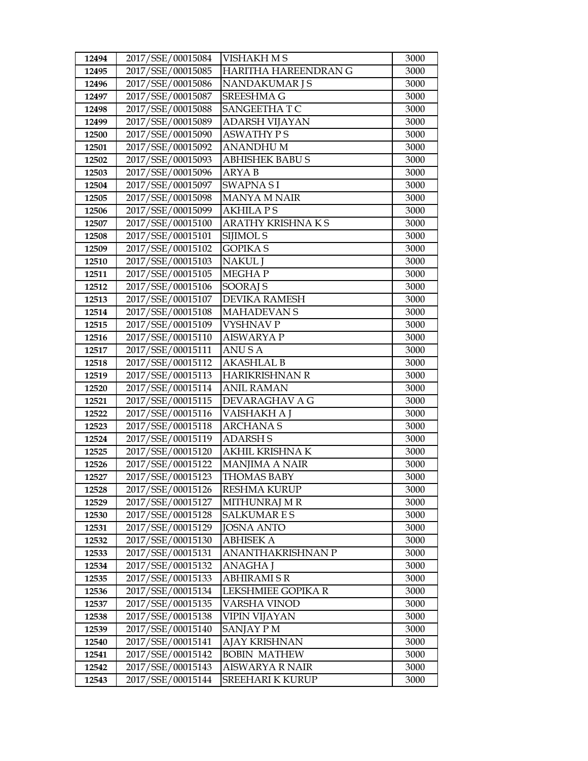| 12494 | 2017/SSE/00015084 | VISHAKH M S | 3000 |
|---|---|---|---|
| 12495 | 2017/SSE/00015085 | HARITHA HAREENDRAN G | 3000 |
| 12496 | 2017/SSE/00015086 | NANDAKUMAR J S | 3000 |
| 12497 | 2017/SSE/00015087 | SREESHMA G | 3000 |
| 12498 | 2017/SSE/00015088 | SANGEETHA T C | 3000 |
| 12499 | 2017/SSE/00015089 | ADARSH VIJAYAN | 3000 |
| 12500 | 2017/SSE/00015090 | ASWATHY P S | 3000 |
| 12501 | 2017/SSE/00015092 | ANANDHU M | 3000 |
| 12502 | 2017/SSE/00015093 | ABHISHEK BABU S | 3000 |
| 12503 | 2017/SSE/00015096 | ARYA B | 3000 |
| 12504 | 2017/SSE/00015097 | SWAPNA S I | 3000 |
| 12505 | 2017/SSE/00015098 | MANYA M NAIR | 3000 |
| 12506 | 2017/SSE/00015099 | AKHILA P S | 3000 |
| 12507 | 2017/SSE/00015100 | ARATHY KRISHNA K S | 3000 |
| 12508 | 2017/SSE/00015101 | SIJIMOL S | 3000 |
| 12509 | 2017/SSE/00015102 | GOPIKA S | 3000 |
| 12510 | 2017/SSE/00015103 | NAKUL J | 3000 |
| 12511 | 2017/SSE/00015105 | MEGHA P | 3000 |
| 12512 | 2017/SSE/00015106 | SOORAJ S | 3000 |
| 12513 | 2017/SSE/00015107 | DEVIKA RAMESH | 3000 |
| 12514 | 2017/SSE/00015108 | MAHADEVAN S | 3000 |
| 12515 | 2017/SSE/00015109 | VYSHNAV P | 3000 |
| 12516 | 2017/SSE/00015110 | AISWARYA P | 3000 |
| 12517 | 2017/SSE/00015111 | ANU S A | 3000 |
| 12518 | 2017/SSE/00015112 | AKASHLAL B | 3000 |
| 12519 | 2017/SSE/00015113 | HARIKRISHNAN R | 3000 |
| 12520 | 2017/SSE/00015114 | ANIL RAMAN | 3000 |
| 12521 | 2017/SSE/00015115 | DEVARAGHAV A G | 3000 |
| 12522 | 2017/SSE/00015116 | VAISHAKH A J | 3000 |
| 12523 | 2017/SSE/00015118 | ARCHANA S | 3000 |
| 12524 | 2017/SSE/00015119 | ADARSH S | 3000 |
| 12525 | 2017/SSE/00015120 | AKHIL KRISHNA K | 3000 |
| 12526 | 2017/SSE/00015122 | MANJIMA A NAIR | 3000 |
| 12527 | 2017/SSE/00015123 | THOMAS BABY | 3000 |
| 12528 | 2017/SSE/00015126 | RESHMA KURUP | 3000 |
| 12529 | 2017/SSE/00015127 | MITHUNRAJ M R | 3000 |
| 12530 | 2017/SSE/00015128 | SALKUMAR E S | 3000 |
| 12531 | 2017/SSE/00015129 | JOSNA ANTO | 3000 |
| 12532 | 2017/SSE/00015130 | ABHISEK A | 3000 |
| 12533 | 2017/SSE/00015131 | ANANTHAKRISHNAN P | 3000 |
| 12534 | 2017/SSE/00015132 | ANAGHA J | 3000 |
| 12535 | 2017/SSE/00015133 | ABHIRAMI S R | 3000 |
| 12536 | 2017/SSE/00015134 | LEKSHMIEE GOPIKA R | 3000 |
| 12537 | 2017/SSE/00015135 | VARSHA VINOD | 3000 |
| 12538 | 2017/SSE/00015138 | VIPIN VIJAYAN | 3000 |
| 12539 | 2017/SSE/00015140 | SANJAY P M | 3000 |
| 12540 | 2017/SSE/00015141 | AJAY KRISHNAN | 3000 |
| 12541 | 2017/SSE/00015142 | BOBIN MATHEW | 3000 |
| 12542 | 2017/SSE/00015143 | AISWARYA R NAIR | 3000 |
| 12543 | 2017/SSE/00015144 | SREEHARI K KURUP | 3000 |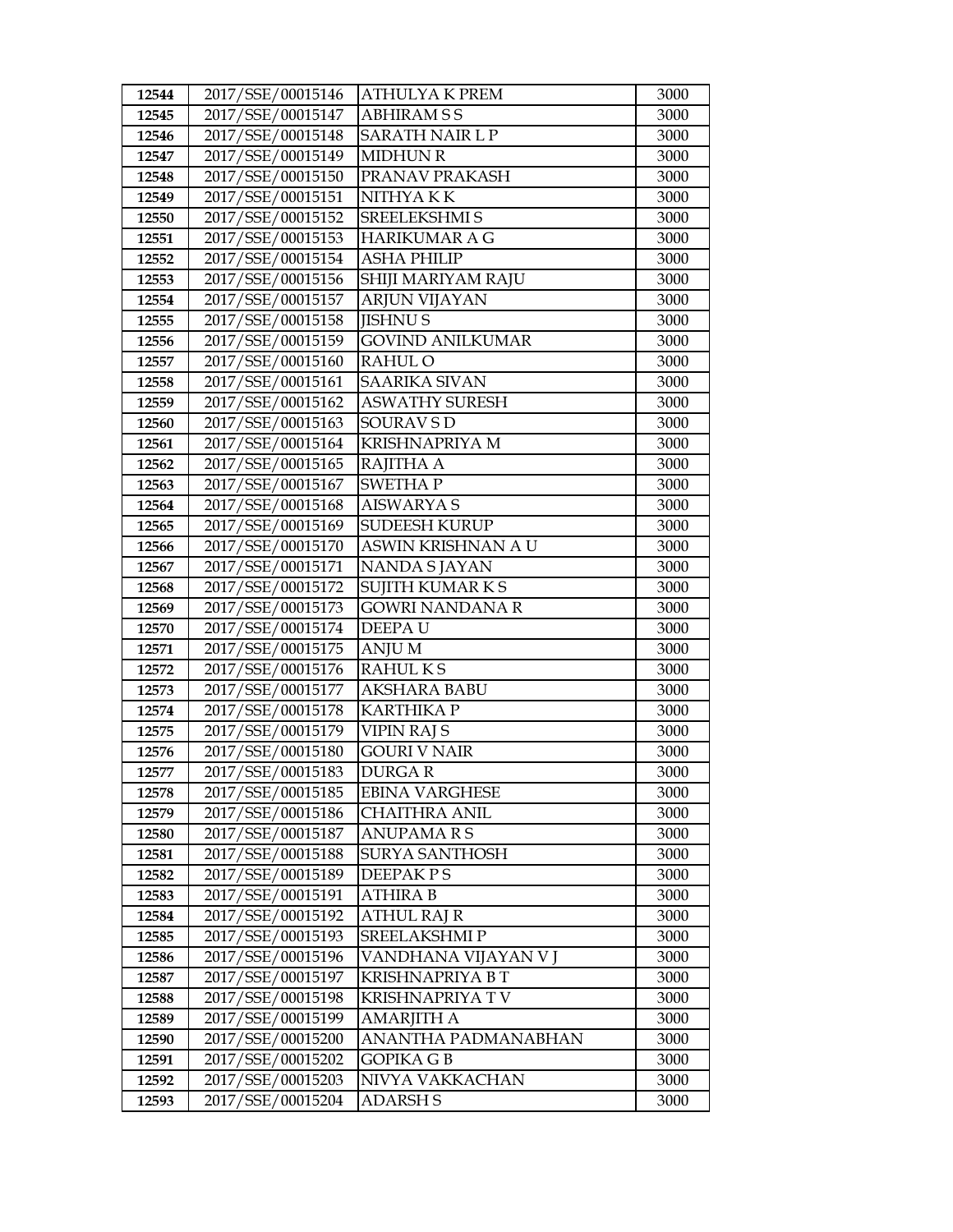| 12544 | 2017/SSE/00015146 | ATHULYA K PREM | 3000 |
|---|---|---|---|
| 12545 | 2017/SSE/00015147 | ABHIRAM S S | 3000 |
| 12546 | 2017/SSE/00015148 | SARATH NAIR L P | 3000 |
| 12547 | 2017/SSE/00015149 | MIDHUN R | 3000 |
| 12548 | 2017/SSE/00015150 | PRANAV PRAKASH | 3000 |
| 12549 | 2017/SSE/00015151 | NITHYA K K | 3000 |
| 12550 | 2017/SSE/00015152 | SREELEKSHMI S | 3000 |
| 12551 | 2017/SSE/00015153 | HARIKUMAR A G | 3000 |
| 12552 | 2017/SSE/00015154 | ASHA PHILIP | 3000 |
| 12553 | 2017/SSE/00015156 | SHIJI MARIYAM RAJU | 3000 |
| 12554 | 2017/SSE/00015157 | ARJUN VIJAYAN | 3000 |
| 12555 | 2017/SSE/00015158 | JISHNU S | 3000 |
| 12556 | 2017/SSE/00015159 | GOVIND ANILKUMAR | 3000 |
| 12557 | 2017/SSE/00015160 | RAHUL O | 3000 |
| 12558 | 2017/SSE/00015161 | SAARIKA SIVAN | 3000 |
| 12559 | 2017/SSE/00015162 | ASWATHY SURESH | 3000 |
| 12560 | 2017/SSE/00015163 | SOURAV S D | 3000 |
| 12561 | 2017/SSE/00015164 | KRISHNAPRIYA M | 3000 |
| 12562 | 2017/SSE/00015165 | RAJITHA A | 3000 |
| 12563 | 2017/SSE/00015167 | SWETHA P | 3000 |
| 12564 | 2017/SSE/00015168 | AISWARYA S | 3000 |
| 12565 | 2017/SSE/00015169 | SUDEESH KURUP | 3000 |
| 12566 | 2017/SSE/00015170 | ASWIN KRISHNAN A U | 3000 |
| 12567 | 2017/SSE/00015171 | NANDA S JAYAN | 3000 |
| 12568 | 2017/SSE/00015172 | SUJITH KUMAR K S | 3000 |
| 12569 | 2017/SSE/00015173 | GOWRI NANDANA R | 3000 |
| 12570 | 2017/SSE/00015174 | DEEPA U | 3000 |
| 12571 | 2017/SSE/00015175 | ANJU M | 3000 |
| 12572 | 2017/SSE/00015176 | RAHUL K S | 3000 |
| 12573 | 2017/SSE/00015177 | AKSHARA BABU | 3000 |
| 12574 | 2017/SSE/00015178 | KARTHIKA P | 3000 |
| 12575 | 2017/SSE/00015179 | VIPIN RAJ S | 3000 |
| 12576 | 2017/SSE/00015180 | GOURI V NAIR | 3000 |
| 12577 | 2017/SSE/00015183 | DURGA R | 3000 |
| 12578 | 2017/SSE/00015185 | EBINA VARGHESE | 3000 |
| 12579 | 2017/SSE/00015186 | CHAITHRA ANIL | 3000 |
| 12580 | 2017/SSE/00015187 | ANUPAMA R S | 3000 |
| 12581 | 2017/SSE/00015188 | SURYA SANTHOSH | 3000 |
| 12582 | 2017/SSE/00015189 | DEEPAK P S | 3000 |
| 12583 | 2017/SSE/00015191 | ATHIRA B | 3000 |
| 12584 | 2017/SSE/00015192 | ATHUL RAJ R | 3000 |
| 12585 | 2017/SSE/00015193 | SREELAKSHMI P | 3000 |
| 12586 | 2017/SSE/00015196 | VANDHANA VIJAYAN V J | 3000 |
| 12587 | 2017/SSE/00015197 | KRISHNAPRIYA B T | 3000 |
| 12588 | 2017/SSE/00015198 | KRISHNAPRIYA T V | 3000 |
| 12589 | 2017/SSE/00015199 | AMARJITH A | 3000 |
| 12590 | 2017/SSE/00015200 | ANANTHA PADMANABHAN | 3000 |
| 12591 | 2017/SSE/00015202 | GOPIKA G B | 3000 |
| 12592 | 2017/SSE/00015203 | NIVYA VAKKACHAN | 3000 |
| 12593 | 2017/SSE/00015204 | ADARSH S | 3000 |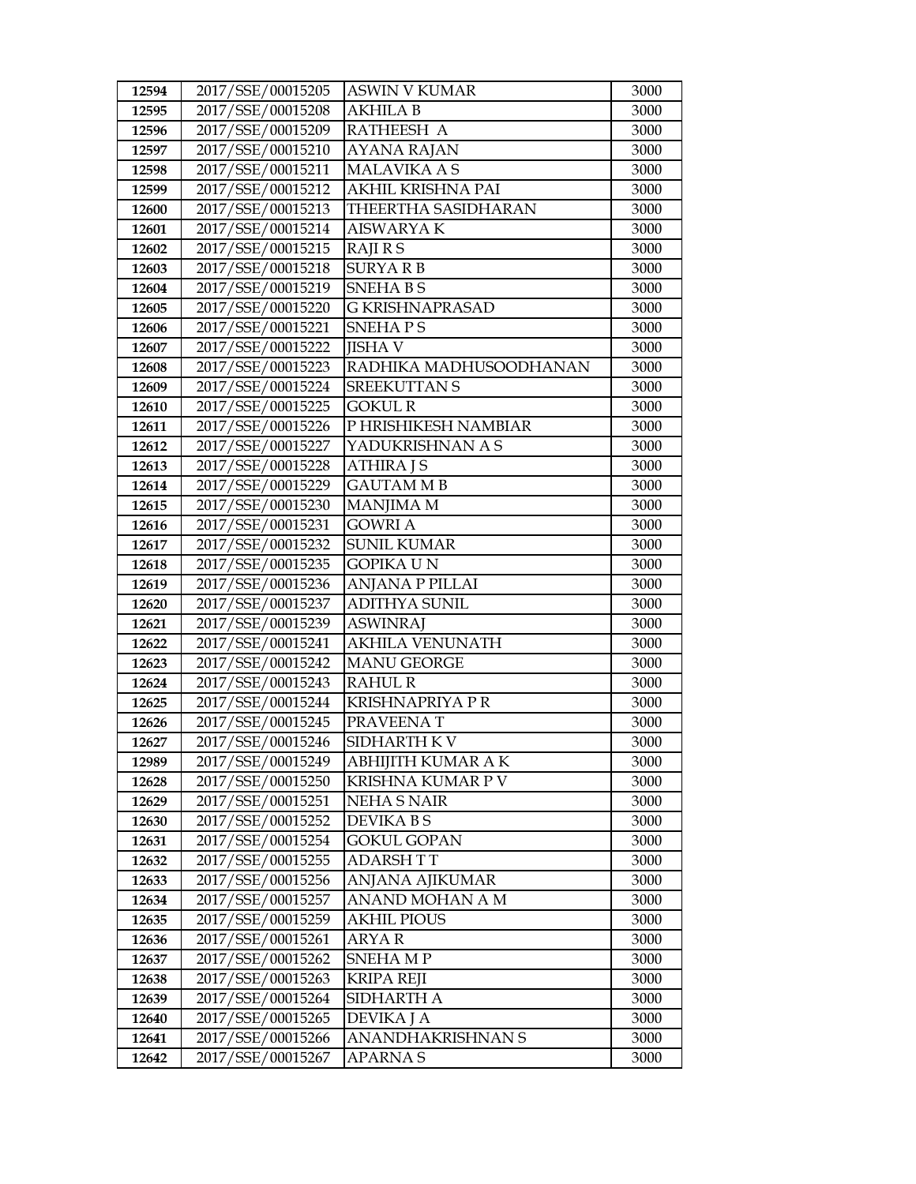| 12594 | 2017/SSE/00015205 | ASWIN V KUMAR | 3000 |
|---|---|---|---|
| 12595 | 2017/SSE/00015208 | AKHILA B | 3000 |
| 12596 | 2017/SSE/00015209 | RATHEESH A | 3000 |
| 12597 | 2017/SSE/00015210 | AYANA RAJAN | 3000 |
| 12598 | 2017/SSE/00015211 | MALAVIKA A S | 3000 |
| 12599 | 2017/SSE/00015212 | AKHIL KRISHNA PAI | 3000 |
| 12600 | 2017/SSE/00015213 | THEERTHA SASIDHARAN | 3000 |
| 12601 | 2017/SSE/00015214 | AISWARYA K | 3000 |
| 12602 | 2017/SSE/00015215 | RAJI R S | 3000 |
| 12603 | 2017/SSE/00015218 | SURYA R B | 3000 |
| 12604 | 2017/SSE/00015219 | SNEHA B S | 3000 |
| 12605 | 2017/SSE/00015220 | G KRISHNAPRASAD | 3000 |
| 12606 | 2017/SSE/00015221 | SNEHA P S | 3000 |
| 12607 | 2017/SSE/00015222 | JISHA V | 3000 |
| 12608 | 2017/SSE/00015223 | RADHIKA MADHUSOODHANAN | 3000 |
| 12609 | 2017/SSE/00015224 | SREEKUTTAN S | 3000 |
| 12610 | 2017/SSE/00015225 | GOKUL R | 3000 |
| 12611 | 2017/SSE/00015226 | P HRISHIKESH NAMBIAR | 3000 |
| 12612 | 2017/SSE/00015227 | YADUKRISHNAN A S | 3000 |
| 12613 | 2017/SSE/00015228 | ATHIRA J S | 3000 |
| 12614 | 2017/SSE/00015229 | GAUTAM M B | 3000 |
| 12615 | 2017/SSE/00015230 | MANJIMA M | 3000 |
| 12616 | 2017/SSE/00015231 | GOWRI A | 3000 |
| 12617 | 2017/SSE/00015232 | SUNIL KUMAR | 3000 |
| 12618 | 2017/SSE/00015235 | GOPIKA U N | 3000 |
| 12619 | 2017/SSE/00015236 | ANJANA P PILLAI | 3000 |
| 12620 | 2017/SSE/00015237 | ADITHYA SUNIL | 3000 |
| 12621 | 2017/SSE/00015239 | ASWINRAJ | 3000 |
| 12622 | 2017/SSE/00015241 | AKHILA VENUNATH | 3000 |
| 12623 | 2017/SSE/00015242 | MANU GEORGE | 3000 |
| 12624 | 2017/SSE/00015243 | RAHUL R | 3000 |
| 12625 | 2017/SSE/00015244 | KRISHNAPRIYA P R | 3000 |
| 12626 | 2017/SSE/00015245 | PRAVEENA T | 3000 |
| 12627 | 2017/SSE/00015246 | SIDHARTH K V | 3000 |
| 12989 | 2017/SSE/00015249 | ABHIJITH KUMAR A K | 3000 |
| 12628 | 2017/SSE/00015250 | KRISHNA KUMAR P V | 3000 |
| 12629 | 2017/SSE/00015251 | NEHA S NAIR | 3000 |
| 12630 | 2017/SSE/00015252 | DEVIKA B S | 3000 |
| 12631 | 2017/SSE/00015254 | GOKUL GOPAN | 3000 |
| 12632 | 2017/SSE/00015255 | ADARSH T T | 3000 |
| 12633 | 2017/SSE/00015256 | ANJANA AJIKUMAR | 3000 |
| 12634 | 2017/SSE/00015257 | ANAND MOHAN A M | 3000 |
| 12635 | 2017/SSE/00015259 | AKHIL PIOUS | 3000 |
| 12636 | 2017/SSE/00015261 | ARYA R | 3000 |
| 12637 | 2017/SSE/00015262 | SNEHA M P | 3000 |
| 12638 | 2017/SSE/00015263 | KRIPA REJI | 3000 |
| 12639 | 2017/SSE/00015264 | SIDHARTH A | 3000 |
| 12640 | 2017/SSE/00015265 | DEVIKA J A | 3000 |
| 12641 | 2017/SSE/00015266 | ANANDHAKRISHNAN S | 3000 |
| 12642 | 2017/SSE/00015267 | APARNA S | 3000 |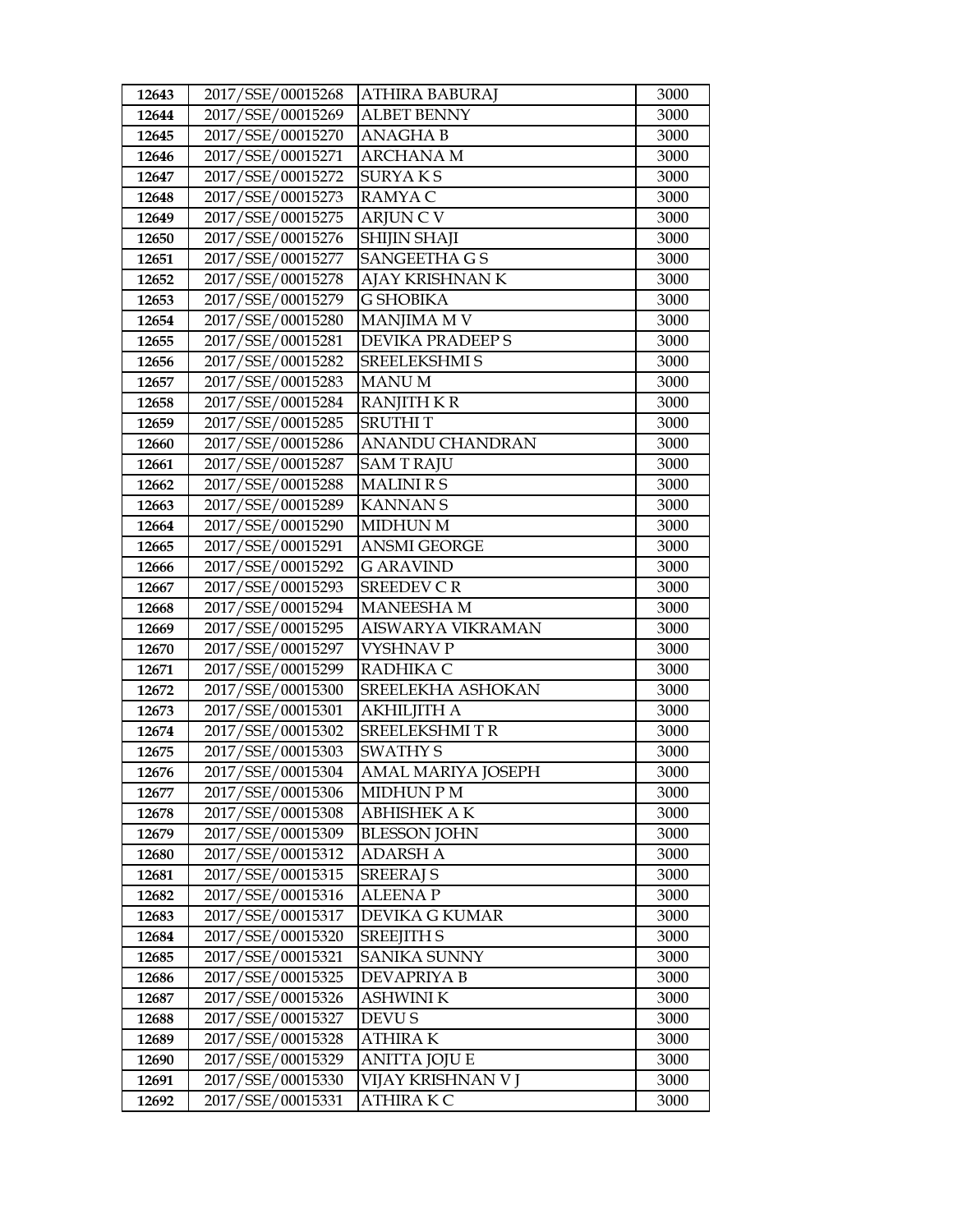| 12643 | 2017/SSE/00015268 | ATHIRA BABURAJ | 3000 |
|---|---|---|---|
| 12644 | 2017/SSE/00015269 | ALBET BENNY | 3000 |
| 12645 | 2017/SSE/00015270 | ANAGHA B | 3000 |
| 12646 | 2017/SSE/00015271 | ARCHANA M | 3000 |
| 12647 | 2017/SSE/00015272 | SURYA K S | 3000 |
| 12648 | 2017/SSE/00015273 | RAMYA C | 3000 |
| 12649 | 2017/SSE/00015275 | ARJUN C V | 3000 |
| 12650 | 2017/SSE/00015276 | SHIJIN SHAJI | 3000 |
| 12651 | 2017/SSE/00015277 | SANGEETHA G S | 3000 |
| 12652 | 2017/SSE/00015278 | AJAY KRISHNAN K | 3000 |
| 12653 | 2017/SSE/00015279 | G SHOBIKA | 3000 |
| 12654 | 2017/SSE/00015280 | MANJIMA M V | 3000 |
| 12655 | 2017/SSE/00015281 | DEVIKA PRADEEP S | 3000 |
| 12656 | 2017/SSE/00015282 | SREELEKSHMI S | 3000 |
| 12657 | 2017/SSE/00015283 | MANU M | 3000 |
| 12658 | 2017/SSE/00015284 | RANJITH K R | 3000 |
| 12659 | 2017/SSE/00015285 | SRUTHI T | 3000 |
| 12660 | 2017/SSE/00015286 | ANANDU CHANDRAN | 3000 |
| 12661 | 2017/SSE/00015287 | SAM T RAJU | 3000 |
| 12662 | 2017/SSE/00015288 | MALINI R S | 3000 |
| 12663 | 2017/SSE/00015289 | KANNAN S | 3000 |
| 12664 | 2017/SSE/00015290 | MIDHUN M | 3000 |
| 12665 | 2017/SSE/00015291 | ANSMI GEORGE | 3000 |
| 12666 | 2017/SSE/00015292 | G ARAVIND | 3000 |
| 12667 | 2017/SSE/00015293 | SREEDEV C R | 3000 |
| 12668 | 2017/SSE/00015294 | MANEESHA M | 3000 |
| 12669 | 2017/SSE/00015295 | AISWARYA VIKRAMAN | 3000 |
| 12670 | 2017/SSE/00015297 | VYSHNAV P | 3000 |
| 12671 | 2017/SSE/00015299 | RADHIKA C | 3000 |
| 12672 | 2017/SSE/00015300 | SREELEKHA ASHOKAN | 3000 |
| 12673 | 2017/SSE/00015301 | AKHILJITH A | 3000 |
| 12674 | 2017/SSE/00015302 | SREELEKSHMI T R | 3000 |
| 12675 | 2017/SSE/00015303 | SWATHY S | 3000 |
| 12676 | 2017/SSE/00015304 | AMAL MARIYA JOSEPH | 3000 |
| 12677 | 2017/SSE/00015306 | MIDHUN P M | 3000 |
| 12678 | 2017/SSE/00015308 | ABHISHEK A K | 3000 |
| 12679 | 2017/SSE/00015309 | BLESSON JOHN | 3000 |
| 12680 | 2017/SSE/00015312 | ADARSH A | 3000 |
| 12681 | 2017/SSE/00015315 | SREERAJ S | 3000 |
| 12682 | 2017/SSE/00015316 | ALEENA P | 3000 |
| 12683 | 2017/SSE/00015317 | DEVIKA G KUMAR | 3000 |
| 12684 | 2017/SSE/00015320 | SREEJITH S | 3000 |
| 12685 | 2017/SSE/00015321 | SANIKA SUNNY | 3000 |
| 12686 | 2017/SSE/00015325 | DEVAPRIYA B | 3000 |
| 12687 | 2017/SSE/00015326 | ASHWINI K | 3000 |
| 12688 | 2017/SSE/00015327 | DEVU S | 3000 |
| 12689 | 2017/SSE/00015328 | ATHIRA K | 3000 |
| 12690 | 2017/SSE/00015329 | ANITTA JOJU E | 3000 |
| 12691 | 2017/SSE/00015330 | VIJAY KRISHNAN V J | 3000 |
| 12692 | 2017/SSE/00015331 | ATHIRA K C | 3000 |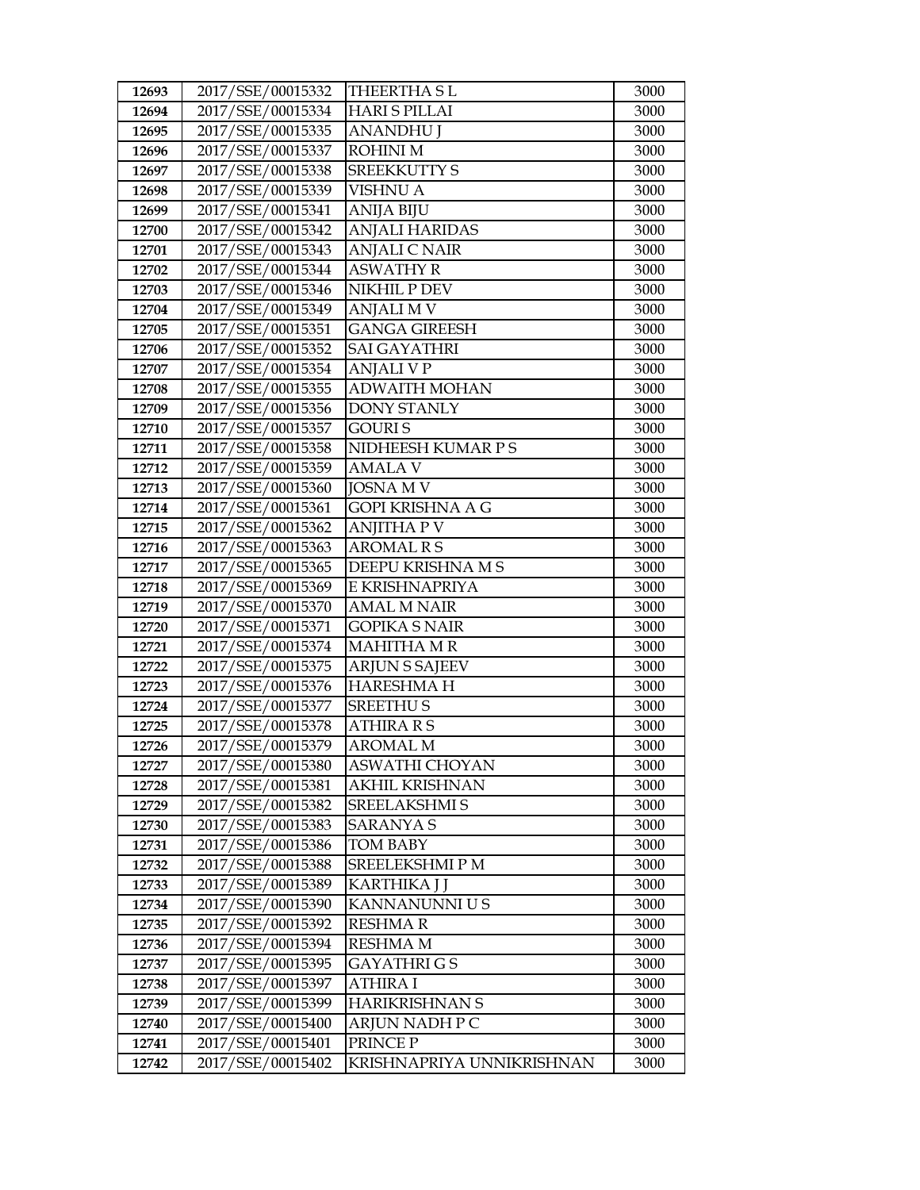| 12693 | 2017/SSE/00015332 | THEERTHA S L | 3000 |
|---|---|---|---|
| 12694 | 2017/SSE/00015334 | HARI S PILLAI | 3000 |
| 12695 | 2017/SSE/00015335 | ANANDHU J | 3000 |
| 12696 | 2017/SSE/00015337 | ROHINI M | 3000 |
| 12697 | 2017/SSE/00015338 | SREEKKUTTY S | 3000 |
| 12698 | 2017/SSE/00015339 | VISHNU A | 3000 |
| 12699 | 2017/SSE/00015341 | ANIJA BIJU | 3000 |
| 12700 | 2017/SSE/00015342 | ANJALI HARIDAS | 3000 |
| 12701 | 2017/SSE/00015343 | ANJALI C NAIR | 3000 |
| 12702 | 2017/SSE/00015344 | ASWATHY R | 3000 |
| 12703 | 2017/SSE/00015346 | NIKHIL P DEV | 3000 |
| 12704 | 2017/SSE/00015349 | ANJALI M V | 3000 |
| 12705 | 2017/SSE/00015351 | GANGA GIREESH | 3000 |
| 12706 | 2017/SSE/00015352 | SAI GAYATHRI | 3000 |
| 12707 | 2017/SSE/00015354 | ANJALI V P | 3000 |
| 12708 | 2017/SSE/00015355 | ADWAITH MOHAN | 3000 |
| 12709 | 2017/SSE/00015356 | DONY STANLY | 3000 |
| 12710 | 2017/SSE/00015357 | GOURI S | 3000 |
| 12711 | 2017/SSE/00015358 | NIDHEESH KUMAR P S | 3000 |
| 12712 | 2017/SSE/00015359 | AMALA V | 3000 |
| 12713 | 2017/SSE/00015360 | JOSNA M V | 3000 |
| 12714 | 2017/SSE/00015361 | GOPI KRISHNA A G | 3000 |
| 12715 | 2017/SSE/00015362 | ANJITHA P V | 3000 |
| 12716 | 2017/SSE/00015363 | AROMAL R S | 3000 |
| 12717 | 2017/SSE/00015365 | DEEPU KRISHNA M S | 3000 |
| 12718 | 2017/SSE/00015369 | E KRISHNAPRIYA | 3000 |
| 12719 | 2017/SSE/00015370 | AMAL M NAIR | 3000 |
| 12720 | 2017/SSE/00015371 | GOPIKA S NAIR | 3000 |
| 12721 | 2017/SSE/00015374 | MAHITHA M R | 3000 |
| 12722 | 2017/SSE/00015375 | ARJUN S SAJEEV | 3000 |
| 12723 | 2017/SSE/00015376 | HARESHMA H | 3000 |
| 12724 | 2017/SSE/00015377 | SREETHU S | 3000 |
| 12725 | 2017/SSE/00015378 | ATHIRA R S | 3000 |
| 12726 | 2017/SSE/00015379 | AROMAL M | 3000 |
| 12727 | 2017/SSE/00015380 | ASWATHI CHOYAN | 3000 |
| 12728 | 2017/SSE/00015381 | AKHIL KRISHNAN | 3000 |
| 12729 | 2017/SSE/00015382 | SREELAKSHMI S | 3000 |
| 12730 | 2017/SSE/00015383 | SARANYA S | 3000 |
| 12731 | 2017/SSE/00015386 | TOM BABY | 3000 |
| 12732 | 2017/SSE/00015388 | SREELEKSHMI P M | 3000 |
| 12733 | 2017/SSE/00015389 | KARTHIKA J J | 3000 |
| 12734 | 2017/SSE/00015390 | KANNANUNNI U S | 3000 |
| 12735 | 2017/SSE/00015392 | RESHMA R | 3000 |
| 12736 | 2017/SSE/00015394 | RESHMA M | 3000 |
| 12737 | 2017/SSE/00015395 | GAYATHRI G S | 3000 |
| 12738 | 2017/SSE/00015397 | ATHIRA I | 3000 |
| 12739 | 2017/SSE/00015399 | HARIKRISHNAN S | 3000 |
| 12740 | 2017/SSE/00015400 | ARJUN NADH P C | 3000 |
| 12741 | 2017/SSE/00015401 | PRINCE P | 3000 |
| 12742 | 2017/SSE/00015402 | KRISHNAPRIYA UNNIKRISHNAN | 3000 |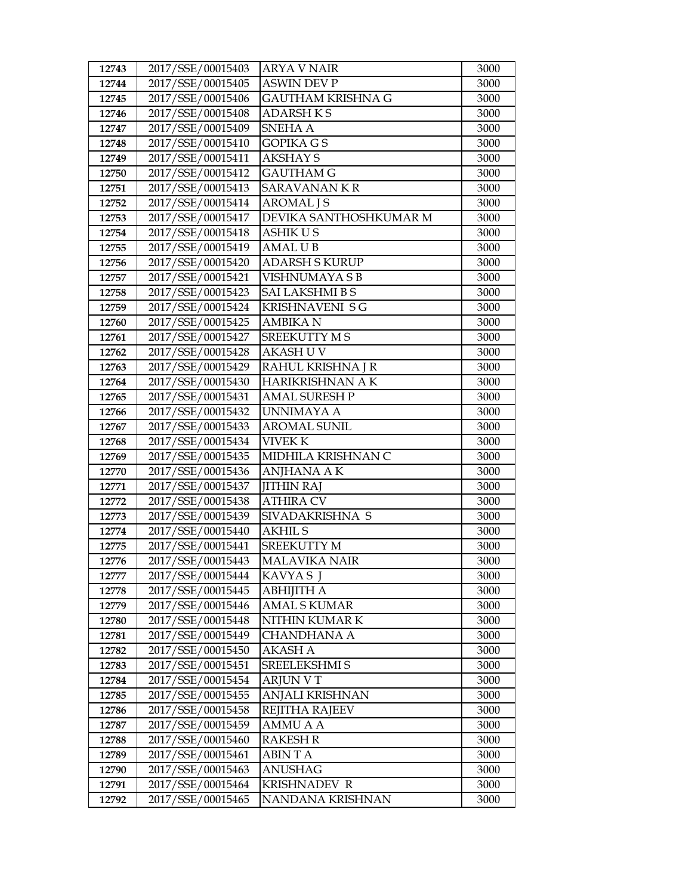| 12743 | 2017/SSE/00015403 | ARYA V NAIR | 3000 |
|---|---|---|---|
| 12744 | 2017/SSE/00015405 | ASWIN DEV P | 3000 |
| 12745 | 2017/SSE/00015406 | GAUTHAM KRISHNA G | 3000 |
| 12746 | 2017/SSE/00015408 | ADARSH K S | 3000 |
| 12747 | 2017/SSE/00015409 | SNEHA A | 3000 |
| 12748 | 2017/SSE/00015410 | GOPIKA G S | 3000 |
| 12749 | 2017/SSE/00015411 | AKSHAY S | 3000 |
| 12750 | 2017/SSE/00015412 | GAUTHAM G | 3000 |
| 12751 | 2017/SSE/00015413 | SARAVANAN K R | 3000 |
| 12752 | 2017/SSE/00015414 | AROMAL J S | 3000 |
| 12753 | 2017/SSE/00015417 | DEVIKA SANTHOSHKUMAR M | 3000 |
| 12754 | 2017/SSE/00015418 | ASHIK U S | 3000 |
| 12755 | 2017/SSE/00015419 | AMAL U B | 3000 |
| 12756 | 2017/SSE/00015420 | ADARSH S KURUP | 3000 |
| 12757 | 2017/SSE/00015421 | VISHNUMAYA S B | 3000 |
| 12758 | 2017/SSE/00015423 | SAI LAKSHMI B S | 3000 |
| 12759 | 2017/SSE/00015424 | KRISHNAVENI S G | 3000 |
| 12760 | 2017/SSE/00015425 | AMBIKA N | 3000 |
| 12761 | 2017/SSE/00015427 | SREEKUTTY M S | 3000 |
| 12762 | 2017/SSE/00015428 | AKASH U V | 3000 |
| 12763 | 2017/SSE/00015429 | RAHUL KRISHNA J R | 3000 |
| 12764 | 2017/SSE/00015430 | HARIKRISHNAN A K | 3000 |
| 12765 | 2017/SSE/00015431 | AMAL SURESH P | 3000 |
| 12766 | 2017/SSE/00015432 | UNNIMAYA A | 3000 |
| 12767 | 2017/SSE/00015433 | AROMAL SUNIL | 3000 |
| 12768 | 2017/SSE/00015434 | VIVEK K | 3000 |
| 12769 | 2017/SSE/00015435 | MIDHILA KRISHNAN C | 3000 |
| 12770 | 2017/SSE/00015436 | ANJHANA A K | 3000 |
| 12771 | 2017/SSE/00015437 | JITHIN RAJ | 3000 |
| 12772 | 2017/SSE/00015438 | ATHIRA CV | 3000 |
| 12773 | 2017/SSE/00015439 | SIVADAKRISHNA S | 3000 |
| 12774 | 2017/SSE/00015440 | AKHIL S | 3000 |
| 12775 | 2017/SSE/00015441 | SREEKUTTY M | 3000 |
| 12776 | 2017/SSE/00015443 | MALAVIKA NAIR | 3000 |
| 12777 | 2017/SSE/00015444 | KAVYA S J | 3000 |
| 12778 | 2017/SSE/00015445 | ABHIJITH A | 3000 |
| 12779 | 2017/SSE/00015446 | AMAL S KUMAR | 3000 |
| 12780 | 2017/SSE/00015448 | NITHIN KUMAR K | 3000 |
| 12781 | 2017/SSE/00015449 | CHANDHANA A | 3000 |
| 12782 | 2017/SSE/00015450 | AKASH A | 3000 |
| 12783 | 2017/SSE/00015451 | SREELEKSHMI S | 3000 |
| 12784 | 2017/SSE/00015454 | ARJUN V T | 3000 |
| 12785 | 2017/SSE/00015455 | ANJALI KRISHNAN | 3000 |
| 12786 | 2017/SSE/00015458 | REJITHA RAJEEV | 3000 |
| 12787 | 2017/SSE/00015459 | AMMU A A | 3000 |
| 12788 | 2017/SSE/00015460 | RAKESH R | 3000 |
| 12789 | 2017/SSE/00015461 | ABIN T A | 3000 |
| 12790 | 2017/SSE/00015463 | ANUSHAG | 3000 |
| 12791 | 2017/SSE/00015464 | KRISHNADEV R | 3000 |
| 12792 | 2017/SSE/00015465 | NANDANA KRISHNAN | 3000 |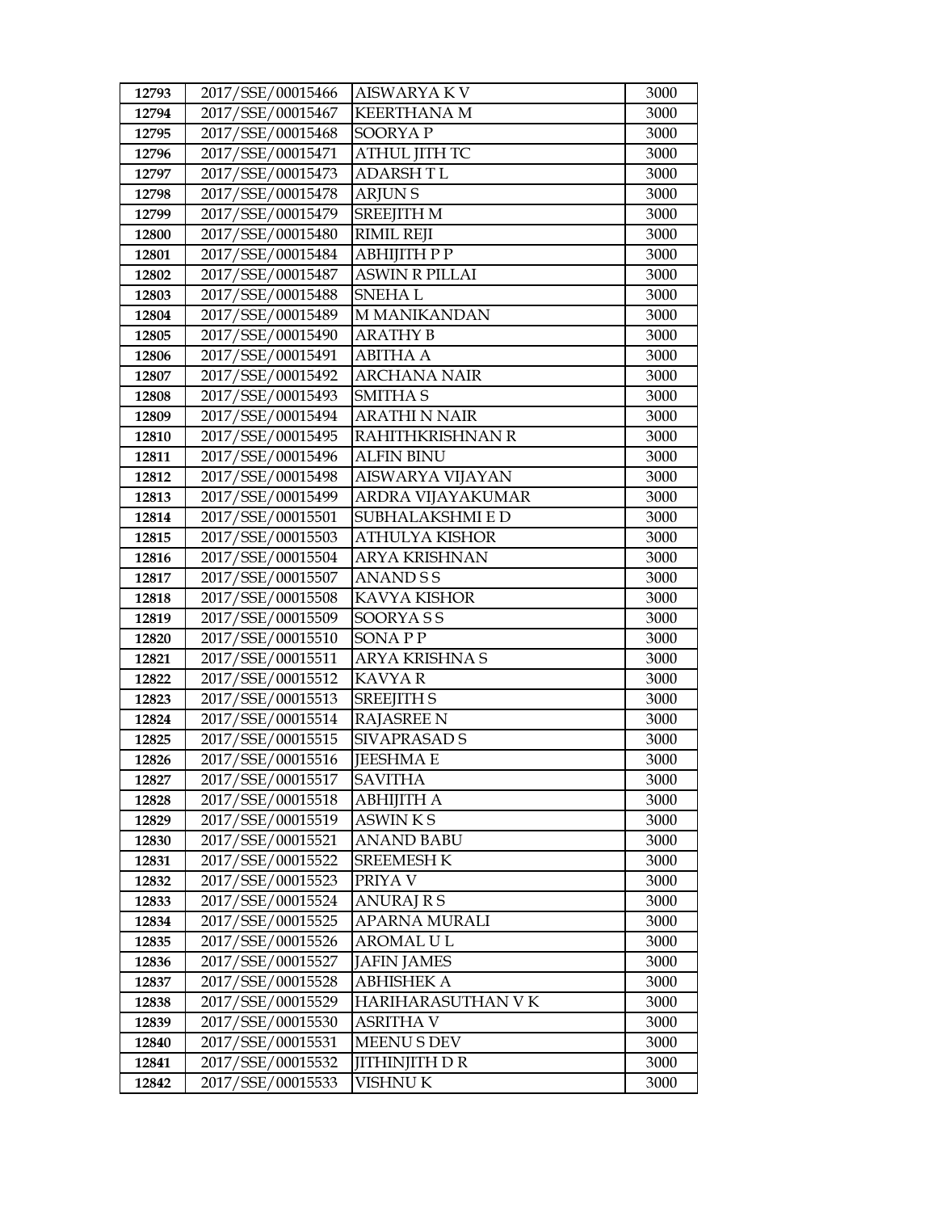| 12793 | 2017/SSE/00015466 | AISWARYA K V | 3000 |
|---|---|---|---|
| 12794 | 2017/SSE/00015467 | KEERTHANA M | 3000 |
| 12795 | 2017/SSE/00015468 | SOORYA P | 3000 |
| 12796 | 2017/SSE/00015471 | ATHUL JITH TC | 3000 |
| 12797 | 2017/SSE/00015473 | ADARSH T L | 3000 |
| 12798 | 2017/SSE/00015478 | ARJUN S | 3000 |
| 12799 | 2017/SSE/00015479 | SREEJITH M | 3000 |
| 12800 | 2017/SSE/00015480 | RIMIL REJI | 3000 |
| 12801 | 2017/SSE/00015484 | ABHIJITH P P | 3000 |
| 12802 | 2017/SSE/00015487 | ASWIN R PILLAI | 3000 |
| 12803 | 2017/SSE/00015488 | SNEHA L | 3000 |
| 12804 | 2017/SSE/00015489 | M MANIKANDAN | 3000 |
| 12805 | 2017/SSE/00015490 | ARATHY B | 3000 |
| 12806 | 2017/SSE/00015491 | ABITHA A | 3000 |
| 12807 | 2017/SSE/00015492 | ARCHANA NAIR | 3000 |
| 12808 | 2017/SSE/00015493 | SMITHA S | 3000 |
| 12809 | 2017/SSE/00015494 | ARATHI N NAIR | 3000 |
| 12810 | 2017/SSE/00015495 | RAHITHKRISHNAN R | 3000 |
| 12811 | 2017/SSE/00015496 | ALFIN BINU | 3000 |
| 12812 | 2017/SSE/00015498 | AISWARYA VIJAYAN | 3000 |
| 12813 | 2017/SSE/00015499 | ARDRA VIJAYAKUMAR | 3000 |
| 12814 | 2017/SSE/00015501 | SUBHALAKSHMI E D | 3000 |
| 12815 | 2017/SSE/00015503 | ATHULYA KISHOR | 3000 |
| 12816 | 2017/SSE/00015504 | ARYA KRISHNAN | 3000 |
| 12817 | 2017/SSE/00015507 | ANAND S S | 3000 |
| 12818 | 2017/SSE/00015508 | KAVYA KISHOR | 3000 |
| 12819 | 2017/SSE/00015509 | SOORYA S S | 3000 |
| 12820 | 2017/SSE/00015510 | SONA P P | 3000 |
| 12821 | 2017/SSE/00015511 | ARYA KRISHNA S | 3000 |
| 12822 | 2017/SSE/00015512 | KAVYA R | 3000 |
| 12823 | 2017/SSE/00015513 | SREEJITH S | 3000 |
| 12824 | 2017/SSE/00015514 | RAJASREE N | 3000 |
| 12825 | 2017/SSE/00015515 | SIVAPRASAD S | 3000 |
| 12826 | 2017/SSE/00015516 | JEESHMA E | 3000 |
| 12827 | 2017/SSE/00015517 | SAVITHA | 3000 |
| 12828 | 2017/SSE/00015518 | ABHIJITH A | 3000 |
| 12829 | 2017/SSE/00015519 | ASWIN K S | 3000 |
| 12830 | 2017/SSE/00015521 | ANAND BABU | 3000 |
| 12831 | 2017/SSE/00015522 | SREEMESH K | 3000 |
| 12832 | 2017/SSE/00015523 | PRIYA V | 3000 |
| 12833 | 2017/SSE/00015524 | ANURAJ R S | 3000 |
| 12834 | 2017/SSE/00015525 | APARNA MURALI | 3000 |
| 12835 | 2017/SSE/00015526 | AROMAL U L | 3000 |
| 12836 | 2017/SSE/00015527 | JAFIN JAMES | 3000 |
| 12837 | 2017/SSE/00015528 | ABHISHEK A | 3000 |
| 12838 | 2017/SSE/00015529 | HARIHARASUTHAN V K | 3000 |
| 12839 | 2017/SSE/00015530 | ASRITHA V | 3000 |
| 12840 | 2017/SSE/00015531 | MEENU S DEV | 3000 |
| 12841 | 2017/SSE/00015532 | JITHINJITH D R | 3000 |
| 12842 | 2017/SSE/00015533 | VISHNU K | 3000 |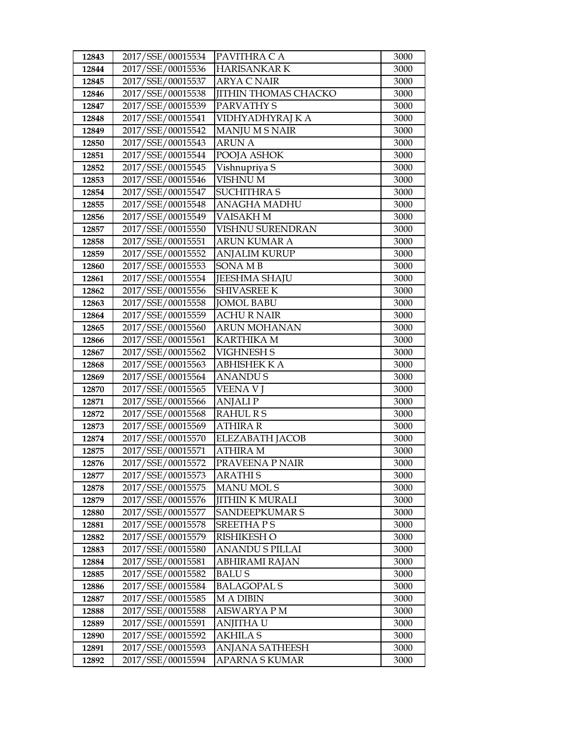| 12843 | 2017/SSE/00015534 | PAVITHRA C A | 3000 |
|---|---|---|---|
| 12844 | 2017/SSE/00015536 | HARISANKAR K | 3000 |
| 12845 | 2017/SSE/00015537 | ARYA C NAIR | 3000 |
| 12846 | 2017/SSE/00015538 | JITHIN THOMAS CHACKO | 3000 |
| 12847 | 2017/SSE/00015539 | PARVATHY S | 3000 |
| 12848 | 2017/SSE/00015541 | VIDHYADHYRAJ K A | 3000 |
| 12849 | 2017/SSE/00015542 | MANJU M S NAIR | 3000 |
| 12850 | 2017/SSE/00015543 | ARUN A | 3000 |
| 12851 | 2017/SSE/00015544 | POOJA ASHOK | 3000 |
| 12852 | 2017/SSE/00015545 | Vishnupriya S | 3000 |
| 12853 | 2017/SSE/00015546 | VISHNU M | 3000 |
| 12854 | 2017/SSE/00015547 | SUCHITHRA S | 3000 |
| 12855 | 2017/SSE/00015548 | ANAGHA MADHU | 3000 |
| 12856 | 2017/SSE/00015549 | VAISAKH M | 3000 |
| 12857 | 2017/SSE/00015550 | VISHNU SURENDRAN | 3000 |
| 12858 | 2017/SSE/00015551 | ARUN KUMAR A | 3000 |
| 12859 | 2017/SSE/00015552 | ANJALIM KURUP | 3000 |
| 12860 | 2017/SSE/00015553 | SONA M B | 3000 |
| 12861 | 2017/SSE/00015554 | JEESHMA SHAJU | 3000 |
| 12862 | 2017/SSE/00015556 | SHIVASREE K | 3000 |
| 12863 | 2017/SSE/00015558 | JOMOL BABU | 3000 |
| 12864 | 2017/SSE/00015559 | ACHU R NAIR | 3000 |
| 12865 | 2017/SSE/00015560 | ARUN MOHANAN | 3000 |
| 12866 | 2017/SSE/00015561 | KARTHIKA M | 3000 |
| 12867 | 2017/SSE/00015562 | VIGHNESH S | 3000 |
| 12868 | 2017/SSE/00015563 | ABHISHEK K A | 3000 |
| 12869 | 2017/SSE/00015564 | ANANDU S | 3000 |
| 12870 | 2017/SSE/00015565 | VEENA V J | 3000 |
| 12871 | 2017/SSE/00015566 | ANJALI P | 3000 |
| 12872 | 2017/SSE/00015568 | RAHUL R S | 3000 |
| 12873 | 2017/SSE/00015569 | ATHIRA R | 3000 |
| 12874 | 2017/SSE/00015570 | ELEZABATH JACOB | 3000 |
| 12875 | 2017/SSE/00015571 | ATHIRA M | 3000 |
| 12876 | 2017/SSE/00015572 | PRAVEENA P NAIR | 3000 |
| 12877 | 2017/SSE/00015573 | ARATHI S | 3000 |
| 12878 | 2017/SSE/00015575 | MANU MOL S | 3000 |
| 12879 | 2017/SSE/00015576 | JITHIN K MURALI | 3000 |
| 12880 | 2017/SSE/00015577 | SANDEEPKUMAR S | 3000 |
| 12881 | 2017/SSE/00015578 | SREETHA P S | 3000 |
| 12882 | 2017/SSE/00015579 | RISHIKESH O | 3000 |
| 12883 | 2017/SSE/00015580 | ANANDU S PILLAI | 3000 |
| 12884 | 2017/SSE/00015581 | ABHIRAMI RAJAN | 3000 |
| 12885 | 2017/SSE/00015582 | BALU S | 3000 |
| 12886 | 2017/SSE/00015584 | BALAGOPAL S | 3000 |
| 12887 | 2017/SSE/00015585 | M A DIBIN | 3000 |
| 12888 | 2017/SSE/00015588 | AISWARYA P M | 3000 |
| 12889 | 2017/SSE/00015591 | ANJITHA U | 3000 |
| 12890 | 2017/SSE/00015592 | AKHILA S | 3000 |
| 12891 | 2017/SSE/00015593 | ANJANA SATHEESH | 3000 |
| 12892 | 2017/SSE/00015594 | APARNA S KUMAR | 3000 |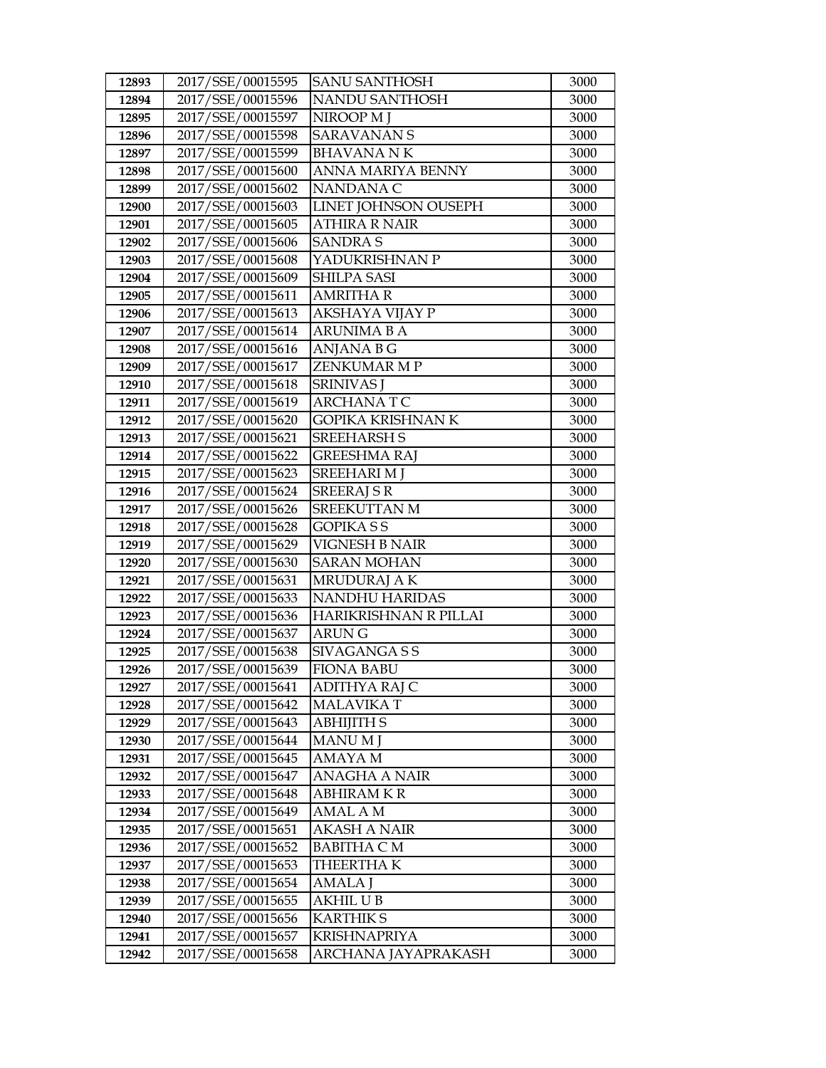| 12893 | 2017/SSE/00015595 | SANU SANTHOSH | 3000 |
|---|---|---|---|
| 12894 | 2017/SSE/00015596 | NANDU SANTHOSH | 3000 |
| 12895 | 2017/SSE/00015597 | NIROOP M J | 3000 |
| 12896 | 2017/SSE/00015598 | SARAVANAN S | 3000 |
| 12897 | 2017/SSE/00015599 | BHAVANA N K | 3000 |
| 12898 | 2017/SSE/00015600 | ANNA MARIYA BENNY | 3000 |
| 12899 | 2017/SSE/00015602 | NANDANA C | 3000 |
| 12900 | 2017/SSE/00015603 | LINET JOHNSON OUSEPH | 3000 |
| 12901 | 2017/SSE/00015605 | ATHIRA R NAIR | 3000 |
| 12902 | 2017/SSE/00015606 | SANDRA S | 3000 |
| 12903 | 2017/SSE/00015608 | YADUKRISHNAN P | 3000 |
| 12904 | 2017/SSE/00015609 | SHILPA SASI | 3000 |
| 12905 | 2017/SSE/00015611 | AMRITHA R | 3000 |
| 12906 | 2017/SSE/00015613 | AKSHAYA VIJAY P | 3000 |
| 12907 | 2017/SSE/00015614 | ARUNIMA B A | 3000 |
| 12908 | 2017/SSE/00015616 | ANJANA B G | 3000 |
| 12909 | 2017/SSE/00015617 | ZENKUMAR M P | 3000 |
| 12910 | 2017/SSE/00015618 | SRINIVAS J | 3000 |
| 12911 | 2017/SSE/00015619 | ARCHANA T C | 3000 |
| 12912 | 2017/SSE/00015620 | GOPIKA KRISHNAN K | 3000 |
| 12913 | 2017/SSE/00015621 | SREEHARSH S | 3000 |
| 12914 | 2017/SSE/00015622 | GREESHMA RAJ | 3000 |
| 12915 | 2017/SSE/00015623 | SREEHARI M J | 3000 |
| 12916 | 2017/SSE/00015624 | SREERAJ S R | 3000 |
| 12917 | 2017/SSE/00015626 | SREEKUTTAN M | 3000 |
| 12918 | 2017/SSE/00015628 | GOPIKA S S | 3000 |
| 12919 | 2017/SSE/00015629 | VIGNESH B NAIR | 3000 |
| 12920 | 2017/SSE/00015630 | SARAN MOHAN | 3000 |
| 12921 | 2017/SSE/00015631 | MRUDURAJ A K | 3000 |
| 12922 | 2017/SSE/00015633 | NANDHU HARIDAS | 3000 |
| 12923 | 2017/SSE/00015636 | HARIKRISHNAN R PILLAI | 3000 |
| 12924 | 2017/SSE/00015637 | ARUN G | 3000 |
| 12925 | 2017/SSE/00015638 | SIVAGANGA S S | 3000 |
| 12926 | 2017/SSE/00015639 | FIONA BABU | 3000 |
| 12927 | 2017/SSE/00015641 | ADITHYA RAJ C | 3000 |
| 12928 | 2017/SSE/00015642 | MALAVIKA T | 3000 |
| 12929 | 2017/SSE/00015643 | ABHIJITH S | 3000 |
| 12930 | 2017/SSE/00015644 | MANU M J | 3000 |
| 12931 | 2017/SSE/00015645 | AMAYA M | 3000 |
| 12932 | 2017/SSE/00015647 | ANAGHA A NAIR | 3000 |
| 12933 | 2017/SSE/00015648 | ABHIRAM K R | 3000 |
| 12934 | 2017/SSE/00015649 | AMAL A M | 3000 |
| 12935 | 2017/SSE/00015651 | AKASH A NAIR | 3000 |
| 12936 | 2017/SSE/00015652 | BABITHA C M | 3000 |
| 12937 | 2017/SSE/00015653 | THEERTHA K | 3000 |
| 12938 | 2017/SSE/00015654 | AMALA J | 3000 |
| 12939 | 2017/SSE/00015655 | AKHIL U B | 3000 |
| 12940 | 2017/SSE/00015656 | KARTHIK S | 3000 |
| 12941 | 2017/SSE/00015657 | KRISHNAPRIYA | 3000 |
| 12942 | 2017/SSE/00015658 | ARCHANA JAYAPRAKASH | 3000 |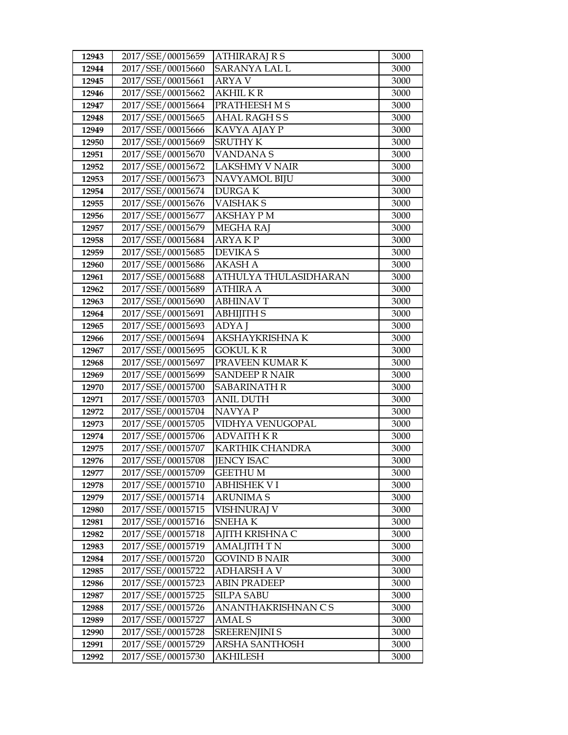| 12943 | 2017/SSE/00015659 | ATHIRARAJ R S | 3000 |
|---|---|---|---|
| 12944 | 2017/SSE/00015660 | SARANYA LAL L | 3000 |
| 12945 | 2017/SSE/00015661 | ARYA V | 3000 |
| 12946 | 2017/SSE/00015662 | AKHIL K R | 3000 |
| 12947 | 2017/SSE/00015664 | PRATHEESH M S | 3000 |
| 12948 | 2017/SSE/00015665 | AHAL RAGH S S | 3000 |
| 12949 | 2017/SSE/00015666 | KAVYA AJAY P | 3000 |
| 12950 | 2017/SSE/00015669 | SRUTHY K | 3000 |
| 12951 | 2017/SSE/00015670 | VANDANA S | 3000 |
| 12952 | 2017/SSE/00015672 | LAKSHMY V NAIR | 3000 |
| 12953 | 2017/SSE/00015673 | NAVYAMOL BIJU | 3000 |
| 12954 | 2017/SSE/00015674 | DURGA K | 3000 |
| 12955 | 2017/SSE/00015676 | VAISHAK S | 3000 |
| 12956 | 2017/SSE/00015677 | AKSHAY P M | 3000 |
| 12957 | 2017/SSE/00015679 | MEGHA RAJ | 3000 |
| 12958 | 2017/SSE/00015684 | ARYA K P | 3000 |
| 12959 | 2017/SSE/00015685 | DEVIKA S | 3000 |
| 12960 | 2017/SSE/00015686 | AKASH A | 3000 |
| 12961 | 2017/SSE/00015688 | ATHULYA THULASIDHARAN | 3000 |
| 12962 | 2017/SSE/00015689 | ATHIRA A | 3000 |
| 12963 | 2017/SSE/00015690 | ABHINAV T | 3000 |
| 12964 | 2017/SSE/00015691 | ABHIJITH S | 3000 |
| 12965 | 2017/SSE/00015693 | ADYA J | 3000 |
| 12966 | 2017/SSE/00015694 | AKSHAYKRISHNA K | 3000 |
| 12967 | 2017/SSE/00015695 | GOKUL K R | 3000 |
| 12968 | 2017/SSE/00015697 | PRAVEEN KUMAR K | 3000 |
| 12969 | 2017/SSE/00015699 | SANDEEP R NAIR | 3000 |
| 12970 | 2017/SSE/00015700 | SABARINATH R | 3000 |
| 12971 | 2017/SSE/00015703 | ANIL DUTH | 3000 |
| 12972 | 2017/SSE/00015704 | NAVYA P | 3000 |
| 12973 | 2017/SSE/00015705 | VIDHYA VENUGOPAL | 3000 |
| 12974 | 2017/SSE/00015706 | ADVAITH K R | 3000 |
| 12975 | 2017/SSE/00015707 | KARTHIK CHANDRA | 3000 |
| 12976 | 2017/SSE/00015708 | JENCY ISAC | 3000 |
| 12977 | 2017/SSE/00015709 | GEETHU M | 3000 |
| 12978 | 2017/SSE/00015710 | ABHISHEK V I | 3000 |
| 12979 | 2017/SSE/00015714 | ARUNIMA S | 3000 |
| 12980 | 2017/SSE/00015715 | VISHNURAJ V | 3000 |
| 12981 | 2017/SSE/00015716 | SNEHA K | 3000 |
| 12982 | 2017/SSE/00015718 | AJITH KRISHNA C | 3000 |
| 12983 | 2017/SSE/00015719 | AMALJITH T N | 3000 |
| 12984 | 2017/SSE/00015720 | GOVIND B NAIR | 3000 |
| 12985 | 2017/SSE/00015722 | ADHARSH A V | 3000 |
| 12986 | 2017/SSE/00015723 | ABIN PRADEEP | 3000 |
| 12987 | 2017/SSE/00015725 | SILPA SABU | 3000 |
| 12988 | 2017/SSE/00015726 | ANANTHAKRISHNAN C S | 3000 |
| 12989 | 2017/SSE/00015727 | AMAL S | 3000 |
| 12990 | 2017/SSE/00015728 | SREERENJINI S | 3000 |
| 12991 | 2017/SSE/00015729 | ARSHA SANTHOSH | 3000 |
| 12992 | 2017/SSE/00015730 | AKHILESH | 3000 |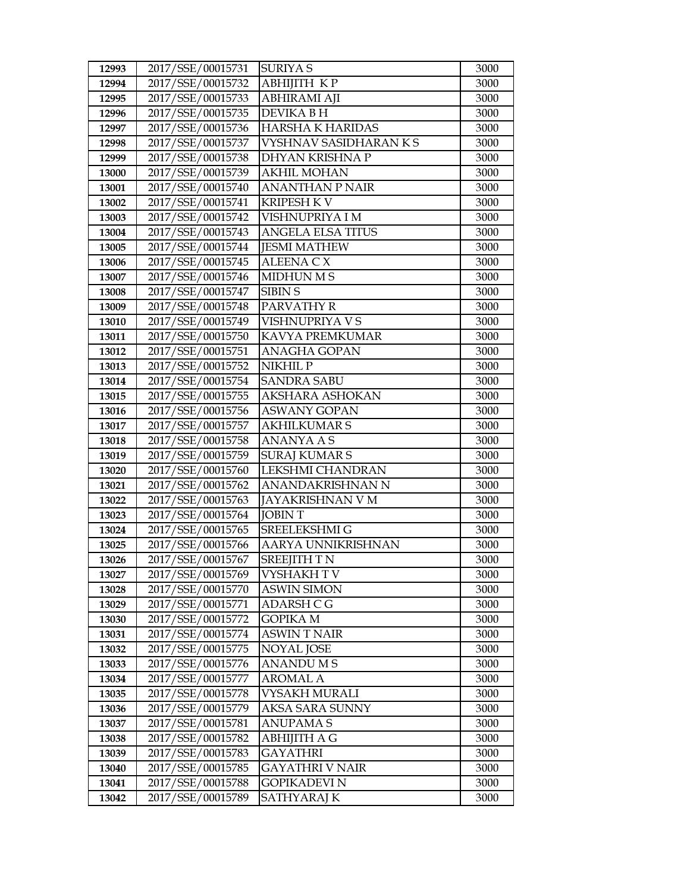| 12993 | 2017/SSE/00015731 | SURIYA S | 3000 |
|---|---|---|---|
| 12994 | 2017/SSE/00015732 | ABHIJITH K P | 3000 |
| 12995 | 2017/SSE/00015733 | ABHIRAMI AJI | 3000 |
| 12996 | 2017/SSE/00015735 | DEVIKA B H | 3000 |
| 12997 | 2017/SSE/00015736 | HARSHA K HARIDAS | 3000 |
| 12998 | 2017/SSE/00015737 | VYSHNAV SASIDHARAN K S | 3000 |
| 12999 | 2017/SSE/00015738 | DHYAN KRISHNA P | 3000 |
| 13000 | 2017/SSE/00015739 | AKHIL MOHAN | 3000 |
| 13001 | 2017/SSE/00015740 | ANANTHAN P NAIR | 3000 |
| 13002 | 2017/SSE/00015741 | KRIPESH K V | 3000 |
| 13003 | 2017/SSE/00015742 | VISHNUPRIYA I M | 3000 |
| 13004 | 2017/SSE/00015743 | ANGELA ELSA TITUS | 3000 |
| 13005 | 2017/SSE/00015744 | JESMI MATHEW | 3000 |
| 13006 | 2017/SSE/00015745 | ALEENA C X | 3000 |
| 13007 | 2017/SSE/00015746 | MIDHUN M S | 3000 |
| 13008 | 2017/SSE/00015747 | SIBIN S | 3000 |
| 13009 | 2017/SSE/00015748 | PARVATHY R | 3000 |
| 13010 | 2017/SSE/00015749 | VISHNUPRIYA V S | 3000 |
| 13011 | 2017/SSE/00015750 | KAVYA PREMKUMAR | 3000 |
| 13012 | 2017/SSE/00015751 | ANAGHA GOPAN | 3000 |
| 13013 | 2017/SSE/00015752 | NIKHIL P | 3000 |
| 13014 | 2017/SSE/00015754 | SANDRA SABU | 3000 |
| 13015 | 2017/SSE/00015755 | AKSHARA ASHOKAN | 3000 |
| 13016 | 2017/SSE/00015756 | ASWANY GOPAN | 3000 |
| 13017 | 2017/SSE/00015757 | AKHILKUMAR S | 3000 |
| 13018 | 2017/SSE/00015758 | ANANYA A S | 3000 |
| 13019 | 2017/SSE/00015759 | SURAJ KUMAR S | 3000 |
| 13020 | 2017/SSE/00015760 | LEKSHMI CHANDRAN | 3000 |
| 13021 | 2017/SSE/00015762 | ANANDAKRISHNAN N | 3000 |
| 13022 | 2017/SSE/00015763 | JAYAKRISHNAN V M | 3000 |
| 13023 | 2017/SSE/00015764 | JOBIN T | 3000 |
| 13024 | 2017/SSE/00015765 | SREELEKSHMI G | 3000 |
| 13025 | 2017/SSE/00015766 | AARYA UNNIKRISHNAN | 3000 |
| 13026 | 2017/SSE/00015767 | SREEJITH T N | 3000 |
| 13027 | 2017/SSE/00015769 | VYSHAKH T V | 3000 |
| 13028 | 2017/SSE/00015770 | ASWIN SIMON | 3000 |
| 13029 | 2017/SSE/00015771 | ADARSH C G | 3000 |
| 13030 | 2017/SSE/00015772 | GOPIKA M | 3000 |
| 13031 | 2017/SSE/00015774 | ASWIN T NAIR | 3000 |
| 13032 | 2017/SSE/00015775 | NOYAL JOSE | 3000 |
| 13033 | 2017/SSE/00015776 | ANANDU M S | 3000 |
| 13034 | 2017/SSE/00015777 | AROMAL A | 3000 |
| 13035 | 2017/SSE/00015778 | VYSAKH MURALI | 3000 |
| 13036 | 2017/SSE/00015779 | AKSA SARA SUNNY | 3000 |
| 13037 | 2017/SSE/00015781 | ANUPAMA S | 3000 |
| 13038 | 2017/SSE/00015782 | ABHIJITH A G | 3000 |
| 13039 | 2017/SSE/00015783 | GAYATHRI | 3000 |
| 13040 | 2017/SSE/00015785 | GAYATHRI V NAIR | 3000 |
| 13041 | 2017/SSE/00015788 | GOPIKADEVI N | 3000 |
| 13042 | 2017/SSE/00015789 | SATHYARAJ K | 3000 |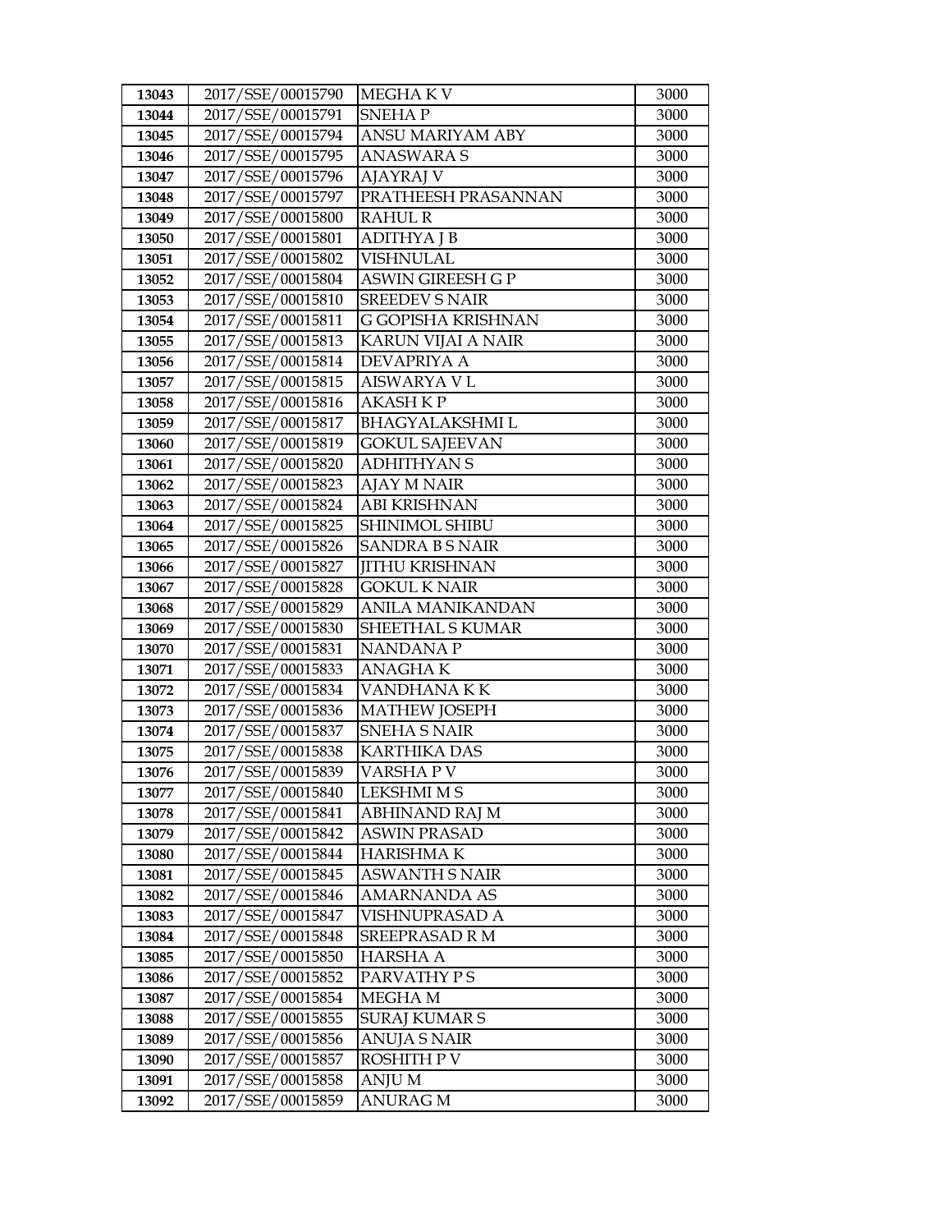| 13043 | 2017/SSE/00015790 | MEGHA K V | 3000 |
|---|---|---|---|
| 13044 | 2017/SSE/00015791 | SNEHA P | 3000 |
| 13045 | 2017/SSE/00015794 | ANSU MARIYAM ABY | 3000 |
| 13046 | 2017/SSE/00015795 | ANASWARA S | 3000 |
| 13047 | 2017/SSE/00015796 | AJAYRAJ V | 3000 |
| 13048 | 2017/SSE/00015797 | PRATHEESH PRASANNAN | 3000 |
| 13049 | 2017/SSE/00015800 | RAHUL R | 3000 |
| 13050 | 2017/SSE/00015801 | ADITHYA J B | 3000 |
| 13051 | 2017/SSE/00015802 | VISHNULAL | 3000 |
| 13052 | 2017/SSE/00015804 | ASWIN GIREESH G P | 3000 |
| 13053 | 2017/SSE/00015810 | SREEDEV S NAIR | 3000 |
| 13054 | 2017/SSE/00015811 | G GOPISHA KRISHNAN | 3000 |
| 13055 | 2017/SSE/00015813 | KARUN VIJAI A NAIR | 3000 |
| 13056 | 2017/SSE/00015814 | DEVAPRIYA A | 3000 |
| 13057 | 2017/SSE/00015815 | AISWARYA V L | 3000 |
| 13058 | 2017/SSE/00015816 | AKASH K P | 3000 |
| 13059 | 2017/SSE/00015817 | BHAGYALAKSHMI L | 3000 |
| 13060 | 2017/SSE/00015819 | GOKUL SAJEEVAN | 3000 |
| 13061 | 2017/SSE/00015820 | ADHITHYAN S | 3000 |
| 13062 | 2017/SSE/00015823 | AJAY M NAIR | 3000 |
| 13063 | 2017/SSE/00015824 | ABI KRISHNAN | 3000 |
| 13064 | 2017/SSE/00015825 | SHINIMOL SHIBU | 3000 |
| 13065 | 2017/SSE/00015826 | SANDRA B S NAIR | 3000 |
| 13066 | 2017/SSE/00015827 | JITHU KRISHNAN | 3000 |
| 13067 | 2017/SSE/00015828 | GOKUL K NAIR | 3000 |
| 13068 | 2017/SSE/00015829 | ANILA MANIKANDAN | 3000 |
| 13069 | 2017/SSE/00015830 | SHEETHAL S KUMAR | 3000 |
| 13070 | 2017/SSE/00015831 | NANDANA P | 3000 |
| 13071 | 2017/SSE/00015833 | ANAGHA K | 3000 |
| 13072 | 2017/SSE/00015834 | VANDHANA K K | 3000 |
| 13073 | 2017/SSE/00015836 | MATHEW JOSEPH | 3000 |
| 13074 | 2017/SSE/00015837 | SNEHA S NAIR | 3000 |
| 13075 | 2017/SSE/00015838 | KARTHIKA DAS | 3000 |
| 13076 | 2017/SSE/00015839 | VARSHA P V | 3000 |
| 13077 | 2017/SSE/00015840 | LEKSHMI M S | 3000 |
| 13078 | 2017/SSE/00015841 | ABHINAND RAJ M | 3000 |
| 13079 | 2017/SSE/00015842 | ASWIN PRASAD | 3000 |
| 13080 | 2017/SSE/00015844 | HARISHMA K | 3000 |
| 13081 | 2017/SSE/00015845 | ASWANTH S NAIR | 3000 |
| 13082 | 2017/SSE/00015846 | AMARNANDA AS | 3000 |
| 13083 | 2017/SSE/00015847 | VISHNUPRASAD A | 3000 |
| 13084 | 2017/SSE/00015848 | SREEPRASAD R M | 3000 |
| 13085 | 2017/SSE/00015850 | HARSHA A | 3000 |
| 13086 | 2017/SSE/00015852 | PARVATHY P S | 3000 |
| 13087 | 2017/SSE/00015854 | MEGHA M | 3000 |
| 13088 | 2017/SSE/00015855 | SURAJ KUMAR S | 3000 |
| 13089 | 2017/SSE/00015856 | ANUJA S NAIR | 3000 |
| 13090 | 2017/SSE/00015857 | ROSHITH P V | 3000 |
| 13091 | 2017/SSE/00015858 | ANJU M | 3000 |
| 13092 | 2017/SSE/00015859 | ANURAG M | 3000 |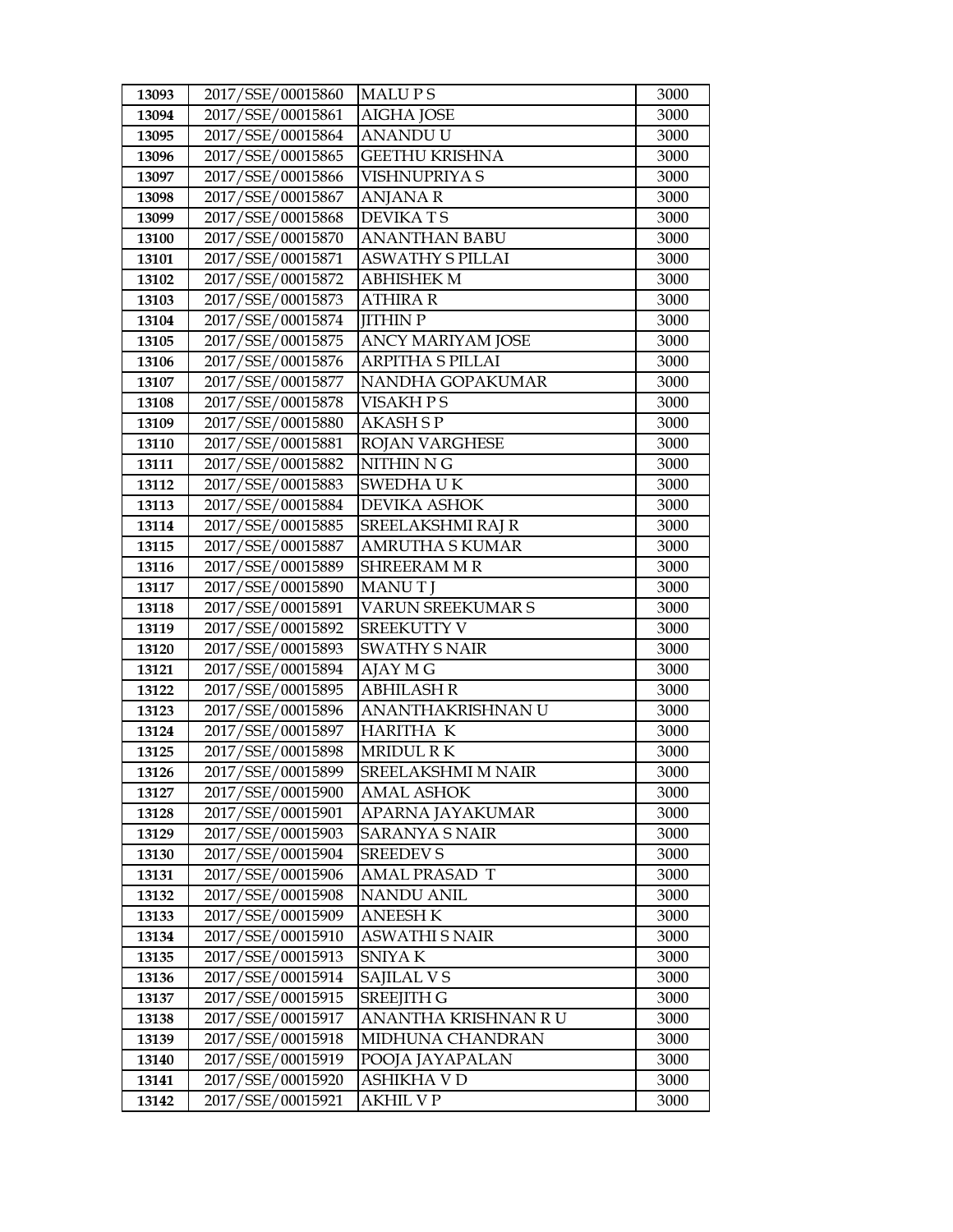| 13093 | 2017/SSE/00015860 | MALU P S | 3000 |
|---|---|---|---|
| 13094 | 2017/SSE/00015861 | AIGHA JOSE | 3000 |
| 13095 | 2017/SSE/00015864 | ANANDU U | 3000 |
| 13096 | 2017/SSE/00015865 | GEETHU KRISHNA | 3000 |
| 13097 | 2017/SSE/00015866 | VISHNUPRIYA S | 3000 |
| 13098 | 2017/SSE/00015867 | ANJANA R | 3000 |
| 13099 | 2017/SSE/00015868 | DEVIKA T S | 3000 |
| 13100 | 2017/SSE/00015870 | ANANTHAN BABU | 3000 |
| 13101 | 2017/SSE/00015871 | ASWATHY S PILLAI | 3000 |
| 13102 | 2017/SSE/00015872 | ABHISHEK M | 3000 |
| 13103 | 2017/SSE/00015873 | ATHIRA R | 3000 |
| 13104 | 2017/SSE/00015874 | JITHIN P | 3000 |
| 13105 | 2017/SSE/00015875 | ANCY MARIYAM JOSE | 3000 |
| 13106 | 2017/SSE/00015876 | ARPITHA S PILLAI | 3000 |
| 13107 | 2017/SSE/00015877 | NANDHA GOPAKUMAR | 3000 |
| 13108 | 2017/SSE/00015878 | VISAKH P S | 3000 |
| 13109 | 2017/SSE/00015880 | AKASH S P | 3000 |
| 13110 | 2017/SSE/00015881 | ROJAN VARGHESE | 3000 |
| 13111 | 2017/SSE/00015882 | NITHIN N G | 3000 |
| 13112 | 2017/SSE/00015883 | SWEDHA U K | 3000 |
| 13113 | 2017/SSE/00015884 | DEVIKA ASHOK | 3000 |
| 13114 | 2017/SSE/00015885 | SREELAKSHMI RAJ R | 3000 |
| 13115 | 2017/SSE/00015887 | AMRUTHA S KUMAR | 3000 |
| 13116 | 2017/SSE/00015889 | SHREERAM M R | 3000 |
| 13117 | 2017/SSE/00015890 | MANU T J | 3000 |
| 13118 | 2017/SSE/00015891 | VARUN SREEKUMAR S | 3000 |
| 13119 | 2017/SSE/00015892 | SREEKUTTY V | 3000 |
| 13120 | 2017/SSE/00015893 | SWATHY S NAIR | 3000 |
| 13121 | 2017/SSE/00015894 | AJAY M G | 3000 |
| 13122 | 2017/SSE/00015895 | ABHILASH R | 3000 |
| 13123 | 2017/SSE/00015896 | ANANTHAKRISHNAN U | 3000 |
| 13124 | 2017/SSE/00015897 | HARITHA K | 3000 |
| 13125 | 2017/SSE/00015898 | MRIDUL R K | 3000 |
| 13126 | 2017/SSE/00015899 | SREELAKSHMI M NAIR | 3000 |
| 13127 | 2017/SSE/00015900 | AMAL ASHOK | 3000 |
| 13128 | 2017/SSE/00015901 | APARNA JAYAKUMAR | 3000 |
| 13129 | 2017/SSE/00015903 | SARANYA S NAIR | 3000 |
| 13130 | 2017/SSE/00015904 | SREEDEV S | 3000 |
| 13131 | 2017/SSE/00015906 | AMAL PRASAD T | 3000 |
| 13132 | 2017/SSE/00015908 | NANDU ANIL | 3000 |
| 13133 | 2017/SSE/00015909 | ANEESH K | 3000 |
| 13134 | 2017/SSE/00015910 | ASWATHI S NAIR | 3000 |
| 13135 | 2017/SSE/00015913 | SNIYA K | 3000 |
| 13136 | 2017/SSE/00015914 | SAJILAL V S | 3000 |
| 13137 | 2017/SSE/00015915 | SREEJITH G | 3000 |
| 13138 | 2017/SSE/00015917 | ANANTHA KRISHNAN R U | 3000 |
| 13139 | 2017/SSE/00015918 | MIDHUNA CHANDRAN | 3000 |
| 13140 | 2017/SSE/00015919 | POOJA JAYAPALAN | 3000 |
| 13141 | 2017/SSE/00015920 | ASHIKHA V D | 3000 |
| 13142 | 2017/SSE/00015921 | AKHIL V P | 3000 |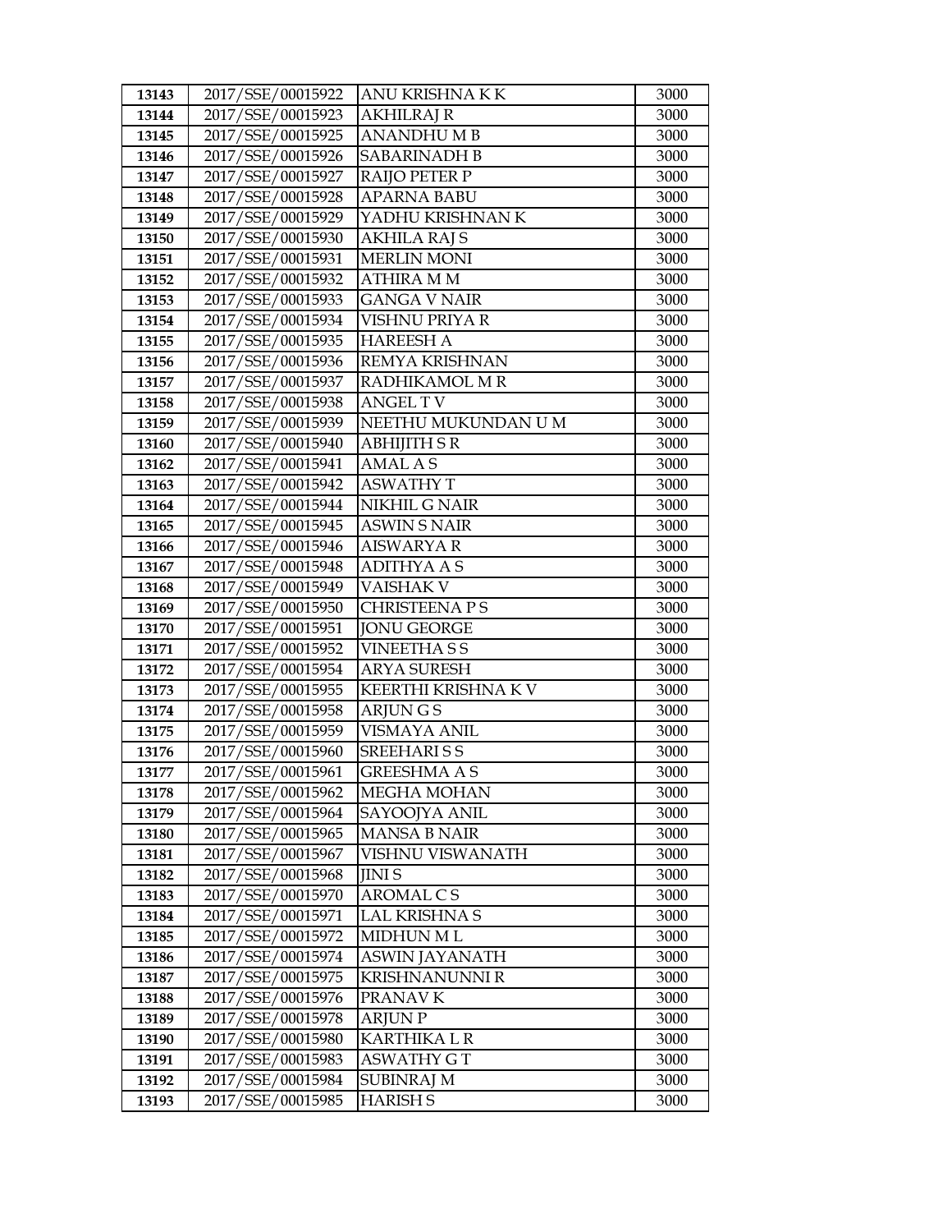| 13143 | 2017/SSE/00015922 | ANU KRISHNA K K | 3000 |
|---|---|---|---|
| 13144 | 2017/SSE/00015923 | AKHILRAJ R | 3000 |
| 13145 | 2017/SSE/00015925 | ANANDHU M B | 3000 |
| 13146 | 2017/SSE/00015926 | SABARINADH B | 3000 |
| 13147 | 2017/SSE/00015927 | RAIJO PETER P | 3000 |
| 13148 | 2017/SSE/00015928 | APARNA BABU | 3000 |
| 13149 | 2017/SSE/00015929 | YADHU KRISHNAN K | 3000 |
| 13150 | 2017/SSE/00015930 | AKHILA RAJ S | 3000 |
| 13151 | 2017/SSE/00015931 | MERLIN MONI | 3000 |
| 13152 | 2017/SSE/00015932 | ATHIRA M M | 3000 |
| 13153 | 2017/SSE/00015933 | GANGA V NAIR | 3000 |
| 13154 | 2017/SSE/00015934 | VISHNU PRIYA R | 3000 |
| 13155 | 2017/SSE/00015935 | HAREESH A | 3000 |
| 13156 | 2017/SSE/00015936 | REMYA KRISHNAN | 3000 |
| 13157 | 2017/SSE/00015937 | RADHIKAMOL M R | 3000 |
| 13158 | 2017/SSE/00015938 | ANGEL T V | 3000 |
| 13159 | 2017/SSE/00015939 | NEETHU MUKUNDAN U M | 3000 |
| 13160 | 2017/SSE/00015940 | ABHIJITH S R | 3000 |
| 13162 | 2017/SSE/00015941 | AMAL A S | 3000 |
| 13163 | 2017/SSE/00015942 | ASWATHY T | 3000 |
| 13164 | 2017/SSE/00015944 | NIKHIL G NAIR | 3000 |
| 13165 | 2017/SSE/00015945 | ASWIN S NAIR | 3000 |
| 13166 | 2017/SSE/00015946 | AISWARYA R | 3000 |
| 13167 | 2017/SSE/00015948 | ADITHYA A S | 3000 |
| 13168 | 2017/SSE/00015949 | VAISHAK V | 3000 |
| 13169 | 2017/SSE/00015950 | CHRISTEENA P S | 3000 |
| 13170 | 2017/SSE/00015951 | JONU GEORGE | 3000 |
| 13171 | 2017/SSE/00015952 | VINEETHA S S | 3000 |
| 13172 | 2017/SSE/00015954 | ARYA SURESH | 3000 |
| 13173 | 2017/SSE/00015955 | KEERTHI KRISHNA K V | 3000 |
| 13174 | 2017/SSE/00015958 | ARJUN G S | 3000 |
| 13175 | 2017/SSE/00015959 | VISMAYA ANIL | 3000 |
| 13176 | 2017/SSE/00015960 | SREEHARI S S | 3000 |
| 13177 | 2017/SSE/00015961 | GREESHMA A S | 3000 |
| 13178 | 2017/SSE/00015962 | MEGHA MOHAN | 3000 |
| 13179 | 2017/SSE/00015964 | SAYOOJYA ANIL | 3000 |
| 13180 | 2017/SSE/00015965 | MANSA B NAIR | 3000 |
| 13181 | 2017/SSE/00015967 | VISHNU VISWANATH | 3000 |
| 13182 | 2017/SSE/00015968 | JINI S | 3000 |
| 13183 | 2017/SSE/00015970 | AROMAL C S | 3000 |
| 13184 | 2017/SSE/00015971 | LAL KRISHNA S | 3000 |
| 13185 | 2017/SSE/00015972 | MIDHUN M L | 3000 |
| 13186 | 2017/SSE/00015974 | ASWIN JAYANATH | 3000 |
| 13187 | 2017/SSE/00015975 | KRISHNANUNNI R | 3000 |
| 13188 | 2017/SSE/00015976 | PRANAV K | 3000 |
| 13189 | 2017/SSE/00015978 | ARJUN P | 3000 |
| 13190 | 2017/SSE/00015980 | KARTHIKA L R | 3000 |
| 13191 | 2017/SSE/00015983 | ASWATHY G T | 3000 |
| 13192 | 2017/SSE/00015984 | SUBINRAJ M | 3000 |
| 13193 | 2017/SSE/00015985 | HARISH S | 3000 |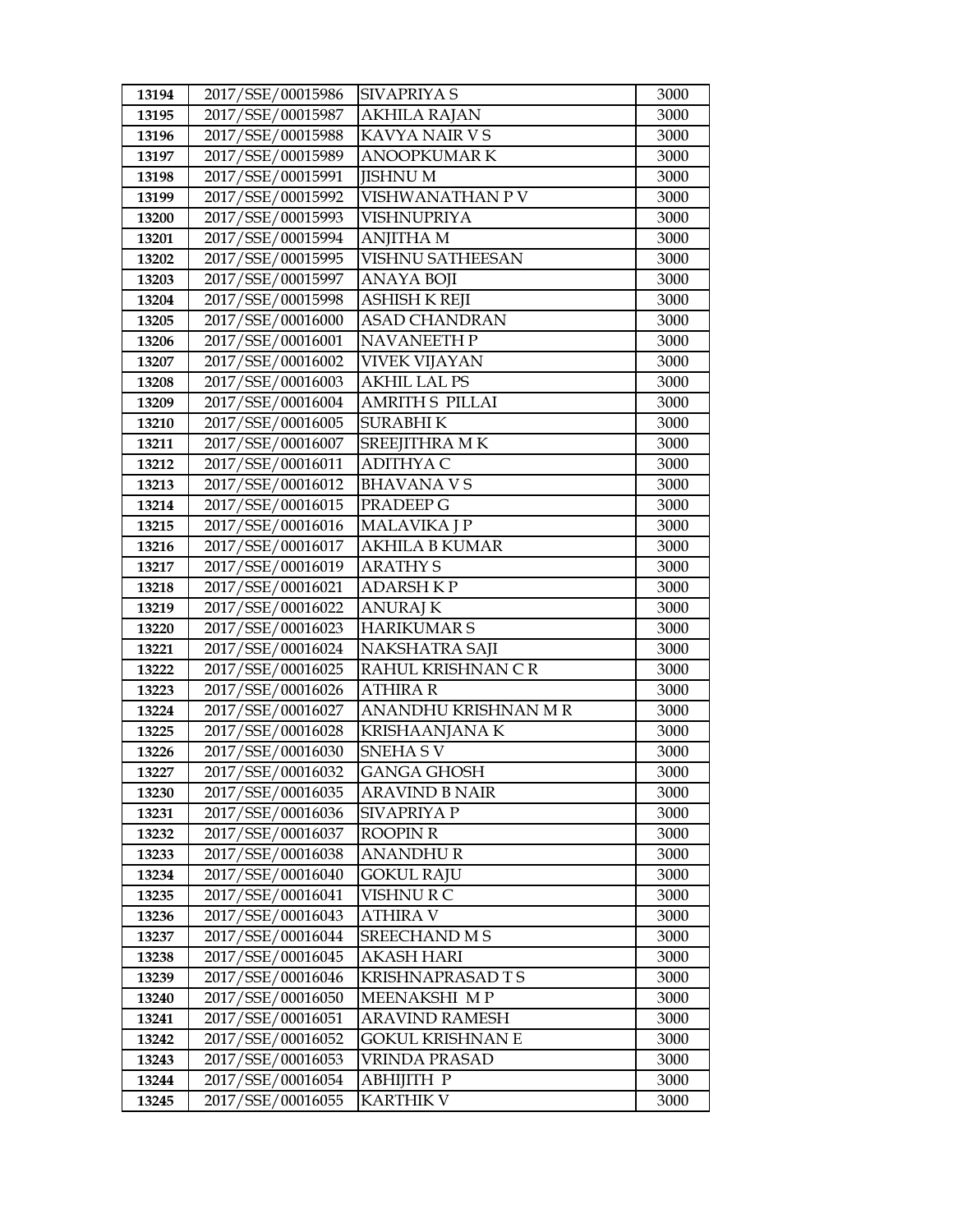| 13194 | 2017/SSE/00015986 | SIVAPRIYA S | 3000 |
|---|---|---|---|
| 13195 | 2017/SSE/00015987 | AKHILA RAJAN | 3000 |
| 13196 | 2017/SSE/00015988 | KAVYA NAIR V S | 3000 |
| 13197 | 2017/SSE/00015989 | ANOOPKUMAR K | 3000 |
| 13198 | 2017/SSE/00015991 | JISHNU M | 3000 |
| 13199 | 2017/SSE/00015992 | VISHWANATHAN P V | 3000 |
| 13200 | 2017/SSE/00015993 | VISHNUPRIYA | 3000 |
| 13201 | 2017/SSE/00015994 | ANJITHA M | 3000 |
| 13202 | 2017/SSE/00015995 | VISHNU SATHEESAN | 3000 |
| 13203 | 2017/SSE/00015997 | ANAYA BOJI | 3000 |
| 13204 | 2017/SSE/00015998 | ASHISH K REJI | 3000 |
| 13205 | 2017/SSE/00016000 | ASAD CHANDRAN | 3000 |
| 13206 | 2017/SSE/00016001 | NAVANEETH P | 3000 |
| 13207 | 2017/SSE/00016002 | VIVEK VIJAYAN | 3000 |
| 13208 | 2017/SSE/00016003 | AKHIL LAL PS | 3000 |
| 13209 | 2017/SSE/00016004 | AMRITH S PILLAI | 3000 |
| 13210 | 2017/SSE/00016005 | SURABHI K | 3000 |
| 13211 | 2017/SSE/00016007 | SREEJITHRA M K | 3000 |
| 13212 | 2017/SSE/00016011 | ADITHYA C | 3000 |
| 13213 | 2017/SSE/00016012 | BHAVANA V S | 3000 |
| 13214 | 2017/SSE/00016015 | PRADEEP G | 3000 |
| 13215 | 2017/SSE/00016016 | MALAVIKA J P | 3000 |
| 13216 | 2017/SSE/00016017 | AKHILA B KUMAR | 3000 |
| 13217 | 2017/SSE/00016019 | ARATHY S | 3000 |
| 13218 | 2017/SSE/00016021 | ADARSH K P | 3000 |
| 13219 | 2017/SSE/00016022 | ANURAJ K | 3000 |
| 13220 | 2017/SSE/00016023 | HARIKUMAR S | 3000 |
| 13221 | 2017/SSE/00016024 | NAKSHATRA SAJI | 3000 |
| 13222 | 2017/SSE/00016025 | RAHUL KRISHNAN C R | 3000 |
| 13223 | 2017/SSE/00016026 | ATHIRA R | 3000 |
| 13224 | 2017/SSE/00016027 | ANANDHU KRISHNAN M R | 3000 |
| 13225 | 2017/SSE/00016028 | KRISHAANJANA K | 3000 |
| 13226 | 2017/SSE/00016030 | SNEHA S V | 3000 |
| 13227 | 2017/SSE/00016032 | GANGA GHOSH | 3000 |
| 13230 | 2017/SSE/00016035 | ARAVIND B NAIR | 3000 |
| 13231 | 2017/SSE/00016036 | SIVAPRIYA P | 3000 |
| 13232 | 2017/SSE/00016037 | ROOPIN R | 3000 |
| 13233 | 2017/SSE/00016038 | ANANDHU R | 3000 |
| 13234 | 2017/SSE/00016040 | GOKUL RAJU | 3000 |
| 13235 | 2017/SSE/00016041 | VISHNU R C | 3000 |
| 13236 | 2017/SSE/00016043 | ATHIRA V | 3000 |
| 13237 | 2017/SSE/00016044 | SREECHAND M S | 3000 |
| 13238 | 2017/SSE/00016045 | AKASH HARI | 3000 |
| 13239 | 2017/SSE/00016046 | KRISHNAPRASAD T S | 3000 |
| 13240 | 2017/SSE/00016050 | MEENAKSHI M P | 3000 |
| 13241 | 2017/SSE/00016051 | ARAVIND RAMESH | 3000 |
| 13242 | 2017/SSE/00016052 | GOKUL KRISHNAN E | 3000 |
| 13243 | 2017/SSE/00016053 | VRINDA PRASAD | 3000 |
| 13244 | 2017/SSE/00016054 | ABHIJITH P | 3000 |
| 13245 | 2017/SSE/00016055 | KARTHIK V | 3000 |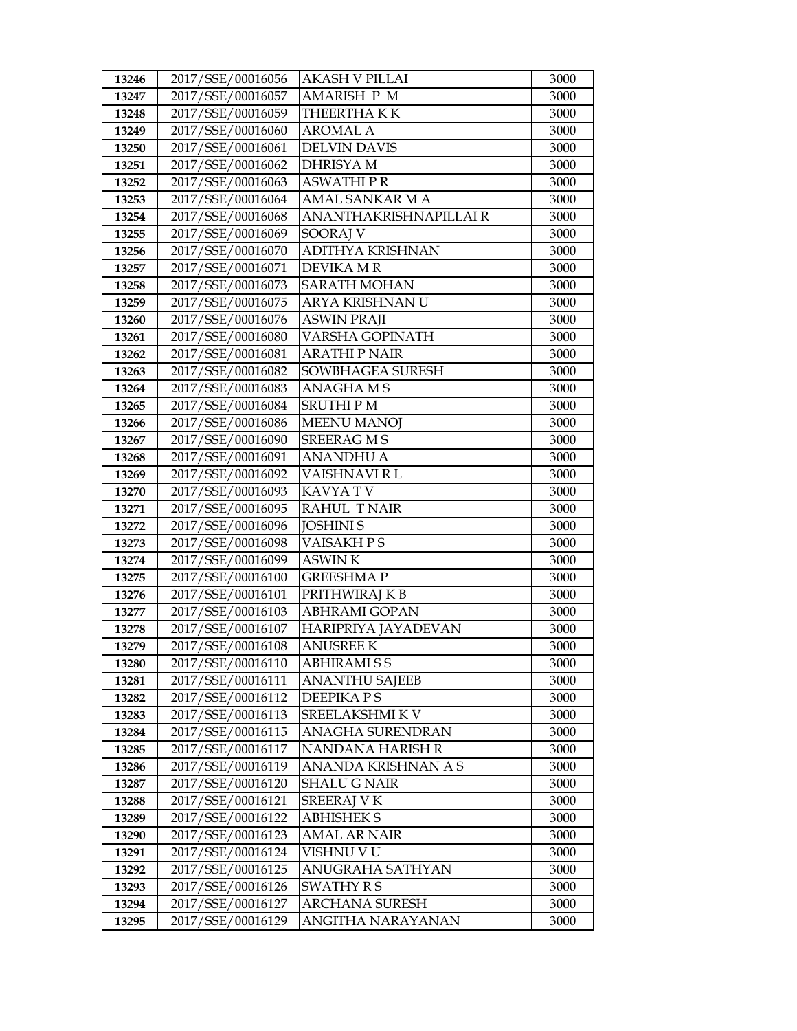| 13246 | 2017/SSE/00016056 | AKASH V PILLAI | 3000 |
|---|---|---|---|
| 13247 | 2017/SSE/00016057 | AMARISH P M | 3000 |
| 13248 | 2017/SSE/00016059 | THEERTHA K K | 3000 |
| 13249 | 2017/SSE/00016060 | AROMAL A | 3000 |
| 13250 | 2017/SSE/00016061 | DELVIN DAVIS | 3000 |
| 13251 | 2017/SSE/00016062 | DHRISYA M | 3000 |
| 13252 | 2017/SSE/00016063 | ASWATHI P R | 3000 |
| 13253 | 2017/SSE/00016064 | AMAL SANKAR M A | 3000 |
| 13254 | 2017/SSE/00016068 | ANANTHAKRISHNAPILLAI R | 3000 |
| 13255 | 2017/SSE/00016069 | SOORAJ V | 3000 |
| 13256 | 2017/SSE/00016070 | ADITHYA KRISHNAN | 3000 |
| 13257 | 2017/SSE/00016071 | DEVIKA M R | 3000 |
| 13258 | 2017/SSE/00016073 | SARATH MOHAN | 3000 |
| 13259 | 2017/SSE/00016075 | ARYA KRISHNAN U | 3000 |
| 13260 | 2017/SSE/00016076 | ASWIN PRAJI | 3000 |
| 13261 | 2017/SSE/00016080 | VARSHA GOPINATH | 3000 |
| 13262 | 2017/SSE/00016081 | ARATHI P NAIR | 3000 |
| 13263 | 2017/SSE/00016082 | SOWBHAGEA SURESH | 3000 |
| 13264 | 2017/SSE/00016083 | ANAGHA M S | 3000 |
| 13265 | 2017/SSE/00016084 | SRUTHI P M | 3000 |
| 13266 | 2017/SSE/00016086 | MEENU MANOJ | 3000 |
| 13267 | 2017/SSE/00016090 | SREERAG M S | 3000 |
| 13268 | 2017/SSE/00016091 | ANANDHU A | 3000 |
| 13269 | 2017/SSE/00016092 | VAISHNAVI R L | 3000 |
| 13270 | 2017/SSE/00016093 | KAVYA T V | 3000 |
| 13271 | 2017/SSE/00016095 | RAHUL T NAIR | 3000 |
| 13272 | 2017/SSE/00016096 | JOSHINI S | 3000 |
| 13273 | 2017/SSE/00016098 | VAISAKH P S | 3000 |
| 13274 | 2017/SSE/00016099 | ASWIN K | 3000 |
| 13275 | 2017/SSE/00016100 | GREESHMA P | 3000 |
| 13276 | 2017/SSE/00016101 | PRITHWIRAJ K B | 3000 |
| 13277 | 2017/SSE/00016103 | ABHRAMI GOPAN | 3000 |
| 13278 | 2017/SSE/00016107 | HARIPRIYA JAYADEVAN | 3000 |
| 13279 | 2017/SSE/00016108 | ANUSREE K | 3000 |
| 13280 | 2017/SSE/00016110 | ABHIRAMI S S | 3000 |
| 13281 | 2017/SSE/00016111 | ANANTHU SAJEEB | 3000 |
| 13282 | 2017/SSE/00016112 | DEEPIKA P S | 3000 |
| 13283 | 2017/SSE/00016113 | SREELAKSHMI K V | 3000 |
| 13284 | 2017/SSE/00016115 | ANAGHA SURENDRAN | 3000 |
| 13285 | 2017/SSE/00016117 | NANDANA HARISH R | 3000 |
| 13286 | 2017/SSE/00016119 | ANANDA KRISHNAN A S | 3000 |
| 13287 | 2017/SSE/00016120 | SHALU G NAIR | 3000 |
| 13288 | 2017/SSE/00016121 | SREERAJ V K | 3000 |
| 13289 | 2017/SSE/00016122 | ABHISHEK S | 3000 |
| 13290 | 2017/SSE/00016123 | AMAL AR NAIR | 3000 |
| 13291 | 2017/SSE/00016124 | VISHNU V U | 3000 |
| 13292 | 2017/SSE/00016125 | ANUGRAHA SATHYAN | 3000 |
| 13293 | 2017/SSE/00016126 | SWATHY R S | 3000 |
| 13294 | 2017/SSE/00016127 | ARCHANA SURESH | 3000 |
| 13295 | 2017/SSE/00016129 | ANGITHA NARAYANAN | 3000 |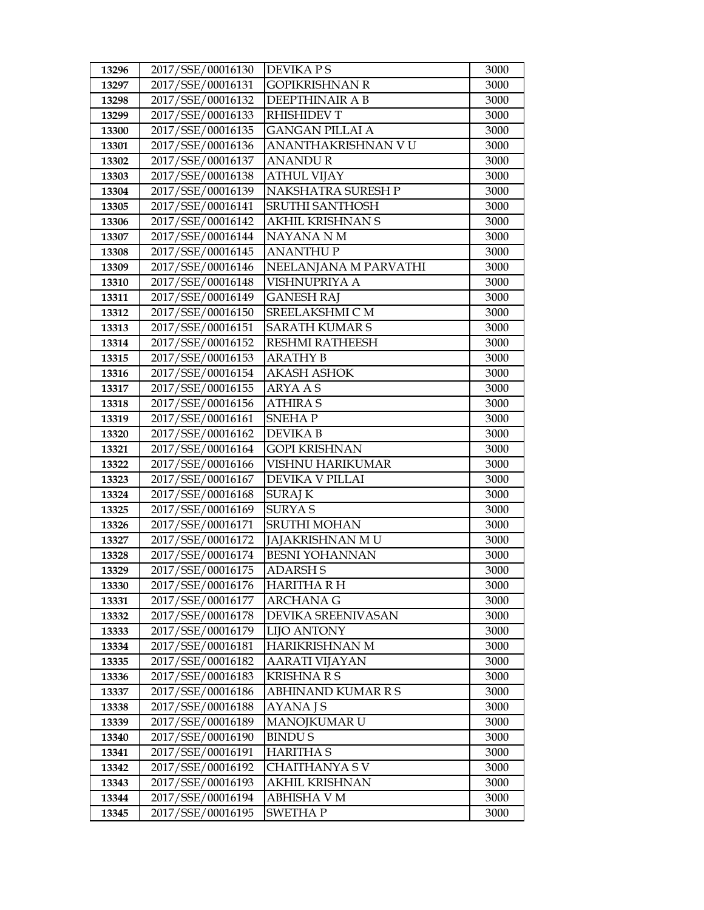| 13296 | 2017/SSE/00016130 | DEVIKA P S | 3000 |
|---|---|---|---|
| 13297 | 2017/SSE/00016131 | GOPIKRISHNAN R | 3000 |
| 13298 | 2017/SSE/00016132 | DEEPTHINAIR A B | 3000 |
| 13299 | 2017/SSE/00016133 | RHISHIDEV T | 3000 |
| 13300 | 2017/SSE/00016135 | GANGAN PILLAI A | 3000 |
| 13301 | 2017/SSE/00016136 | ANANTHAKRISHNAN V U | 3000 |
| 13302 | 2017/SSE/00016137 | ANANDU R | 3000 |
| 13303 | 2017/SSE/00016138 | ATHUL VIJAY | 3000 |
| 13304 | 2017/SSE/00016139 | NAKSHATRA SURESH P | 3000 |
| 13305 | 2017/SSE/00016141 | SRUTHI SANTHOSH | 3000 |
| 13306 | 2017/SSE/00016142 | AKHIL KRISHNAN S | 3000 |
| 13307 | 2017/SSE/00016144 | NAYANA N M | 3000 |
| 13308 | 2017/SSE/00016145 | ANANTHU P | 3000 |
| 13309 | 2017/SSE/00016146 | NEELANJANA M PARVATHI | 3000 |
| 13310 | 2017/SSE/00016148 | VISHNUPRIYA A | 3000 |
| 13311 | 2017/SSE/00016149 | GANESH RAJ | 3000 |
| 13312 | 2017/SSE/00016150 | SREELAKSHMI C M | 3000 |
| 13313 | 2017/SSE/00016151 | SARATH KUMAR S | 3000 |
| 13314 | 2017/SSE/00016152 | RESHMI RATHEESH | 3000 |
| 13315 | 2017/SSE/00016153 | ARATHY B | 3000 |
| 13316 | 2017/SSE/00016154 | AKASH ASHOK | 3000 |
| 13317 | 2017/SSE/00016155 | ARYA A S | 3000 |
| 13318 | 2017/SSE/00016156 | ATHIRA S | 3000 |
| 13319 | 2017/SSE/00016161 | SNEHA P | 3000 |
| 13320 | 2017/SSE/00016162 | DEVIKA B | 3000 |
| 13321 | 2017/SSE/00016164 | GOPI KRISHNAN | 3000 |
| 13322 | 2017/SSE/00016166 | VISHNU HARIKUMAR | 3000 |
| 13323 | 2017/SSE/00016167 | DEVIKA V PILLAI | 3000 |
| 13324 | 2017/SSE/00016168 | SURAJ K | 3000 |
| 13325 | 2017/SSE/00016169 | SURYA S | 3000 |
| 13326 | 2017/SSE/00016171 | SRUTHI MOHAN | 3000 |
| 13327 | 2017/SSE/00016172 | JAJAKRISHNAN M U | 3000 |
| 13328 | 2017/SSE/00016174 | BESNI YOHANNAN | 3000 |
| 13329 | 2017/SSE/00016175 | ADARSH S | 3000 |
| 13330 | 2017/SSE/00016176 | HARITHA R H | 3000 |
| 13331 | 2017/SSE/00016177 | ARCHANA G | 3000 |
| 13332 | 2017/SSE/00016178 | DEVIKA SREENIVASAN | 3000 |
| 13333 | 2017/SSE/00016179 | LIJO ANTONY | 3000 |
| 13334 | 2017/SSE/00016181 | HARIKRISHNAN M | 3000 |
| 13335 | 2017/SSE/00016182 | AARATI VIJAYAN | 3000 |
| 13336 | 2017/SSE/00016183 | KRISHNA R S | 3000 |
| 13337 | 2017/SSE/00016186 | ABHINAND KUMAR R S | 3000 |
| 13338 | 2017/SSE/00016188 | AYANA J S | 3000 |
| 13339 | 2017/SSE/00016189 | MANOJKUMAR U | 3000 |
| 13340 | 2017/SSE/00016190 | BINDU S | 3000 |
| 13341 | 2017/SSE/00016191 | HARITHA S | 3000 |
| 13342 | 2017/SSE/00016192 | CHAITHANYA S V | 3000 |
| 13343 | 2017/SSE/00016193 | AKHIL KRISHNAN | 3000 |
| 13344 | 2017/SSE/00016194 | ABHISHA V M | 3000 |
| 13345 | 2017/SSE/00016195 | SWETHA P | 3000 |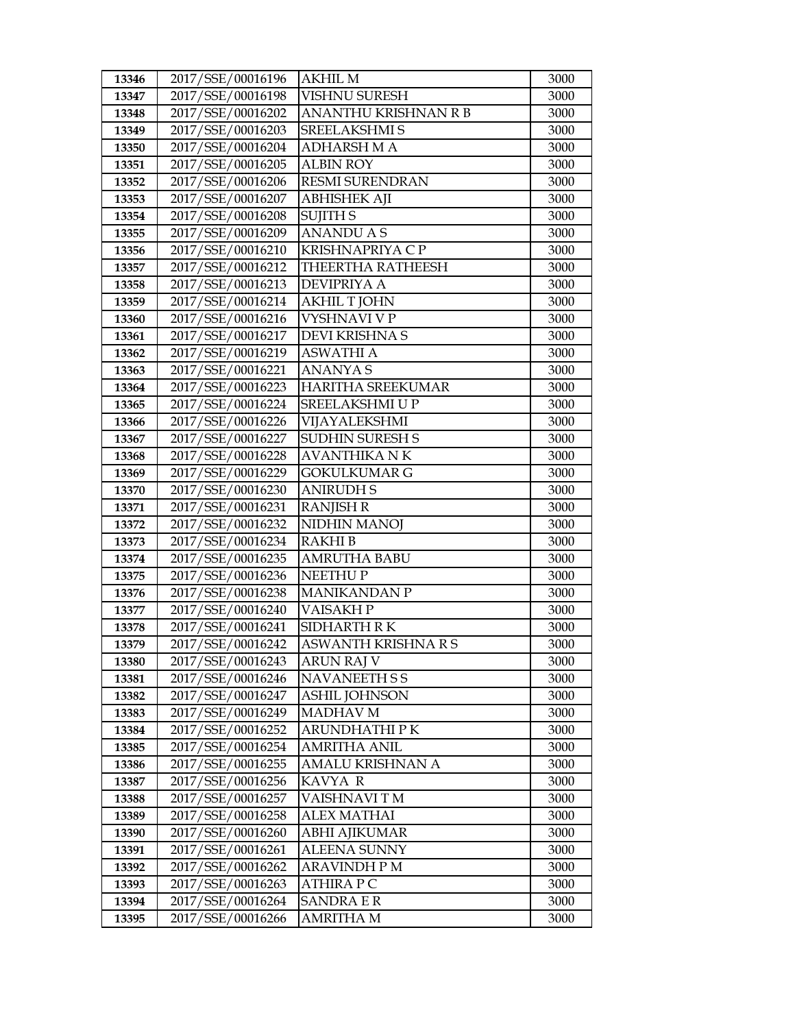| 13346 | 2017/SSE/00016196 | AKHIL M | 3000 |
|---|---|---|---|
| 13347 | 2017/SSE/00016198 | VISHNU SURESH | 3000 |
| 13348 | 2017/SSE/00016202 | ANANTHU KRISHNAN R B | 3000 |
| 13349 | 2017/SSE/00016203 | SREELAKSHMI S | 3000 |
| 13350 | 2017/SSE/00016204 | ADHARSH M A | 3000 |
| 13351 | 2017/SSE/00016205 | ALBIN ROY | 3000 |
| 13352 | 2017/SSE/00016206 | RESMI SURENDRAN | 3000 |
| 13353 | 2017/SSE/00016207 | ABHISHEK AJI | 3000 |
| 13354 | 2017/SSE/00016208 | SUJITH S | 3000 |
| 13355 | 2017/SSE/00016209 | ANANDU A S | 3000 |
| 13356 | 2017/SSE/00016210 | KRISHNAPRIYA C P | 3000 |
| 13357 | 2017/SSE/00016212 | THEERTHA RATHEESH | 3000 |
| 13358 | 2017/SSE/00016213 | DEVIPRIYA A | 3000 |
| 13359 | 2017/SSE/00016214 | AKHIL T JOHN | 3000 |
| 13360 | 2017/SSE/00016216 | VYSHNAVI V P | 3000 |
| 13361 | 2017/SSE/00016217 | DEVI KRISHNA S | 3000 |
| 13362 | 2017/SSE/00016219 | ASWATHI A | 3000 |
| 13363 | 2017/SSE/00016221 | ANANYA S | 3000 |
| 13364 | 2017/SSE/00016223 | HARITHA SREEKUMAR | 3000 |
| 13365 | 2017/SSE/00016224 | SREELAKSHMI U P | 3000 |
| 13366 | 2017/SSE/00016226 | VIJAYALEKSHMI | 3000 |
| 13367 | 2017/SSE/00016227 | SUDHIN SURESH S | 3000 |
| 13368 | 2017/SSE/00016228 | AVANTHIKA N K | 3000 |
| 13369 | 2017/SSE/00016229 | GOKULKUMAR G | 3000 |
| 13370 | 2017/SSE/00016230 | ANIRUDH S | 3000 |
| 13371 | 2017/SSE/00016231 | RANJISH R | 3000 |
| 13372 | 2017/SSE/00016232 | NIDHIN MANOJ | 3000 |
| 13373 | 2017/SSE/00016234 | RAKHI B | 3000 |
| 13374 | 2017/SSE/00016235 | AMRUTHA BABU | 3000 |
| 13375 | 2017/SSE/00016236 | NEETHU P | 3000 |
| 13376 | 2017/SSE/00016238 | MANIKANDAN P | 3000 |
| 13377 | 2017/SSE/00016240 | VAISAKH P | 3000 |
| 13378 | 2017/SSE/00016241 | SIDHARTH R K | 3000 |
| 13379 | 2017/SSE/00016242 | ASWANTH KRISHNA R S | 3000 |
| 13380 | 2017/SSE/00016243 | ARUN RAJ V | 3000 |
| 13381 | 2017/SSE/00016246 | NAVANEETH S S | 3000 |
| 13382 | 2017/SSE/00016247 | ASHIL JOHNSON | 3000 |
| 13383 | 2017/SSE/00016249 | MADHAV M | 3000 |
| 13384 | 2017/SSE/00016252 | ARUNDHATHI P K | 3000 |
| 13385 | 2017/SSE/00016254 | AMRITHA ANIL | 3000 |
| 13386 | 2017/SSE/00016255 | AMALU KRISHNAN A | 3000 |
| 13387 | 2017/SSE/00016256 | KAVYA R | 3000 |
| 13388 | 2017/SSE/00016257 | VAISHNAVI T M | 3000 |
| 13389 | 2017/SSE/00016258 | ALEX MATHAI | 3000 |
| 13390 | 2017/SSE/00016260 | ABHI AJIKUMAR | 3000 |
| 13391 | 2017/SSE/00016261 | ALEENA SUNNY | 3000 |
| 13392 | 2017/SSE/00016262 | ARAVINDH P M | 3000 |
| 13393 | 2017/SSE/00016263 | ATHIRA P C | 3000 |
| 13394 | 2017/SSE/00016264 | SANDRA E R | 3000 |
| 13395 | 2017/SSE/00016266 | AMRITHA M | 3000 |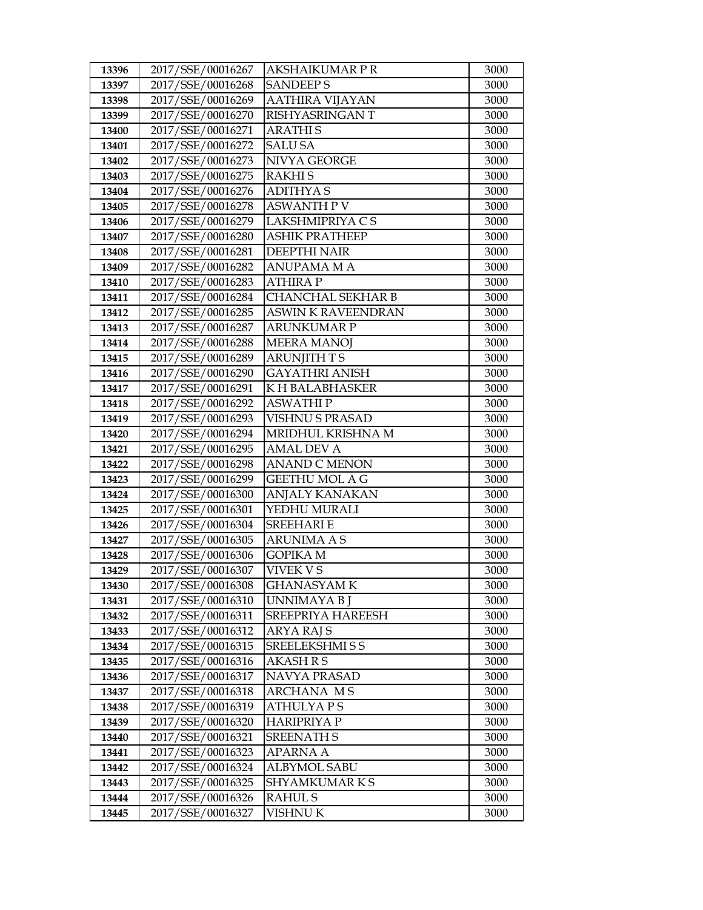| 13396 | 2017/SSE/00016267 | AKSHAIKUMAR P R | 3000 |
|---|---|---|---|
| 13397 | 2017/SSE/00016268 | SANDEEP S | 3000 |
| 13398 | 2017/SSE/00016269 | AATHIRA VIJAYAN | 3000 |
| 13399 | 2017/SSE/00016270 | RISHYASRINGAN T | 3000 |
| 13400 | 2017/SSE/00016271 | ARATHI S | 3000 |
| 13401 | 2017/SSE/00016272 | SALU SA | 3000 |
| 13402 | 2017/SSE/00016273 | NIVYA GEORGE | 3000 |
| 13403 | 2017/SSE/00016275 | RAKHI S | 3000 |
| 13404 | 2017/SSE/00016276 | ADITHYA S | 3000 |
| 13405 | 2017/SSE/00016278 | ASWANTH P V | 3000 |
| 13406 | 2017/SSE/00016279 | LAKSHMIPRIYA C S | 3000 |
| 13407 | 2017/SSE/00016280 | ASHIK PRATHEEP | 3000 |
| 13408 | 2017/SSE/00016281 | DEEPTHI NAIR | 3000 |
| 13409 | 2017/SSE/00016282 | ANUPAMA M A | 3000 |
| 13410 | 2017/SSE/00016283 | ATHIRA P | 3000 |
| 13411 | 2017/SSE/00016284 | CHANCHAL SEKHAR B | 3000 |
| 13412 | 2017/SSE/00016285 | ASWIN K RAVEENDRAN | 3000 |
| 13413 | 2017/SSE/00016287 | ARUNKUMAR P | 3000 |
| 13414 | 2017/SSE/00016288 | MEERA MANOJ | 3000 |
| 13415 | 2017/SSE/00016289 | ARUNJITH T S | 3000 |
| 13416 | 2017/SSE/00016290 | GAYATHRI ANISH | 3000 |
| 13417 | 2017/SSE/00016291 | K H BALABHASKER | 3000 |
| 13418 | 2017/SSE/00016292 | ASWATHI P | 3000 |
| 13419 | 2017/SSE/00016293 | VISHNU S PRASAD | 3000 |
| 13420 | 2017/SSE/00016294 | MRIDHUL KRISHNA M | 3000 |
| 13421 | 2017/SSE/00016295 | AMAL DEV A | 3000 |
| 13422 | 2017/SSE/00016298 | ANAND C MENON | 3000 |
| 13423 | 2017/SSE/00016299 | GEETHU MOL A G | 3000 |
| 13424 | 2017/SSE/00016300 | ANJALY KANAKAN | 3000 |
| 13425 | 2017/SSE/00016301 | YEDHU MURALI | 3000 |
| 13426 | 2017/SSE/00016304 | SREEHARI E | 3000 |
| 13427 | 2017/SSE/00016305 | ARUNIMA A S | 3000 |
| 13428 | 2017/SSE/00016306 | GOPIKA M | 3000 |
| 13429 | 2017/SSE/00016307 | VIVEK V S | 3000 |
| 13430 | 2017/SSE/00016308 | GHANASYAM K | 3000 |
| 13431 | 2017/SSE/00016310 | UNNIMAYA B J | 3000 |
| 13432 | 2017/SSE/00016311 | SREEPRIYA HAREESH | 3000 |
| 13433 | 2017/SSE/00016312 | ARYA RAJ S | 3000 |
| 13434 | 2017/SSE/00016315 | SREELEKSHMI S S | 3000 |
| 13435 | 2017/SSE/00016316 | AKASH R S | 3000 |
| 13436 | 2017/SSE/00016317 | NAVYA PRASAD | 3000 |
| 13437 | 2017/SSE/00016318 | ARCHANA M S | 3000 |
| 13438 | 2017/SSE/00016319 | ATHULYA P S | 3000 |
| 13439 | 2017/SSE/00016320 | HARIPRIYA P | 3000 |
| 13440 | 2017/SSE/00016321 | SREENATH S | 3000 |
| 13441 | 2017/SSE/00016323 | APARNA A | 3000 |
| 13442 | 2017/SSE/00016324 | ALBYMOL SABU | 3000 |
| 13443 | 2017/SSE/00016325 | SHYAMKUMAR K S | 3000 |
| 13444 | 2017/SSE/00016326 | RAHUL S | 3000 |
| 13445 | 2017/SSE/00016327 | VISHNU K | 3000 |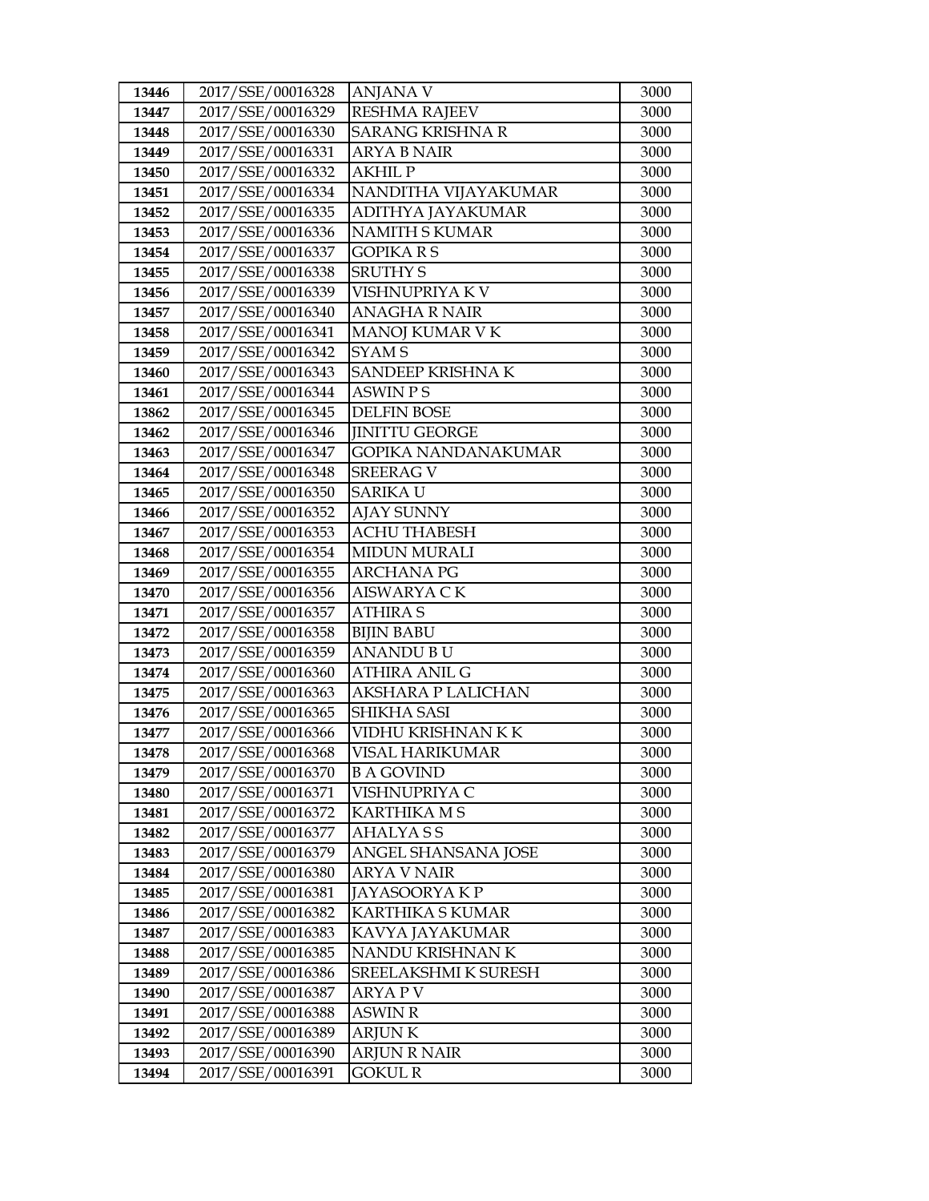| 13446 | 2017/SSE/00016328 | ANJANA V | 3000 |
|---|---|---|---|
| 13447 | 2017/SSE/00016329 | RESHMA RAJEEV | 3000 |
| 13448 | 2017/SSE/00016330 | SARANG KRISHNA R | 3000 |
| 13449 | 2017/SSE/00016331 | ARYA B NAIR | 3000 |
| 13450 | 2017/SSE/00016332 | AKHIL P | 3000 |
| 13451 | 2017/SSE/00016334 | NANDITHA VIJAYAKUMAR | 3000 |
| 13452 | 2017/SSE/00016335 | ADITHYA JAYAKUMAR | 3000 |
| 13453 | 2017/SSE/00016336 | NAMITH S KUMAR | 3000 |
| 13454 | 2017/SSE/00016337 | GOPIKA R S | 3000 |
| 13455 | 2017/SSE/00016338 | SRUTHY S | 3000 |
| 13456 | 2017/SSE/00016339 | VISHNUPRIYA K V | 3000 |
| 13457 | 2017/SSE/00016340 | ANAGHA R NAIR | 3000 |
| 13458 | 2017/SSE/00016341 | MANOJ KUMAR V K | 3000 |
| 13459 | 2017/SSE/00016342 | SYAM S | 3000 |
| 13460 | 2017/SSE/00016343 | SANDEEP KRISHNA K | 3000 |
| 13461 | 2017/SSE/00016344 | ASWIN P S | 3000 |
| 13862 | 2017/SSE/00016345 | DELFIN BOSE | 3000 |
| 13462 | 2017/SSE/00016346 | JINITTU GEORGE | 3000 |
| 13463 | 2017/SSE/00016347 | GOPIKA NANDANAKUMAR | 3000 |
| 13464 | 2017/SSE/00016348 | SREERAG V | 3000 |
| 13465 | 2017/SSE/00016350 | SARIKA U | 3000 |
| 13466 | 2017/SSE/00016352 | AJAY SUNNY | 3000 |
| 13467 | 2017/SSE/00016353 | ACHU THABESH | 3000 |
| 13468 | 2017/SSE/00016354 | MIDUN MURALI | 3000 |
| 13469 | 2017/SSE/00016355 | ARCHANA PG | 3000 |
| 13470 | 2017/SSE/00016356 | AISWARYA C K | 3000 |
| 13471 | 2017/SSE/00016357 | ATHIRA S | 3000 |
| 13472 | 2017/SSE/00016358 | BIJIN BABU | 3000 |
| 13473 | 2017/SSE/00016359 | ANANDU B U | 3000 |
| 13474 | 2017/SSE/00016360 | ATHIRA ANIL G | 3000 |
| 13475 | 2017/SSE/00016363 | AKSHARA P LALICHAN | 3000 |
| 13476 | 2017/SSE/00016365 | SHIKHA SASI | 3000 |
| 13477 | 2017/SSE/00016366 | VIDHU KRISHNAN K K | 3000 |
| 13478 | 2017/SSE/00016368 | VISAL HARIKUMAR | 3000 |
| 13479 | 2017/SSE/00016370 | B A GOVIND | 3000 |
| 13480 | 2017/SSE/00016371 | VISHNUPRIYA C | 3000 |
| 13481 | 2017/SSE/00016372 | KARTHIKA M S | 3000 |
| 13482 | 2017/SSE/00016377 | AHALYA S S | 3000 |
| 13483 | 2017/SSE/00016379 | ANGEL SHANSANA JOSE | 3000 |
| 13484 | 2017/SSE/00016380 | ARYA V NAIR | 3000 |
| 13485 | 2017/SSE/00016381 | JAYASOORYA K P | 3000 |
| 13486 | 2017/SSE/00016382 | KARTHIKA S KUMAR | 3000 |
| 13487 | 2017/SSE/00016383 | KAVYA JAYAKUMAR | 3000 |
| 13488 | 2017/SSE/00016385 | NANDU KRISHNAN K | 3000 |
| 13489 | 2017/SSE/00016386 | SREELAKSHMI K SURESH | 3000 |
| 13490 | 2017/SSE/00016387 | ARYA P V | 3000 |
| 13491 | 2017/SSE/00016388 | ASWIN R | 3000 |
| 13492 | 2017/SSE/00016389 | ARJUN K | 3000 |
| 13493 | 2017/SSE/00016390 | ARJUN R NAIR | 3000 |
| 13494 | 2017/SSE/00016391 | GOKUL R | 3000 |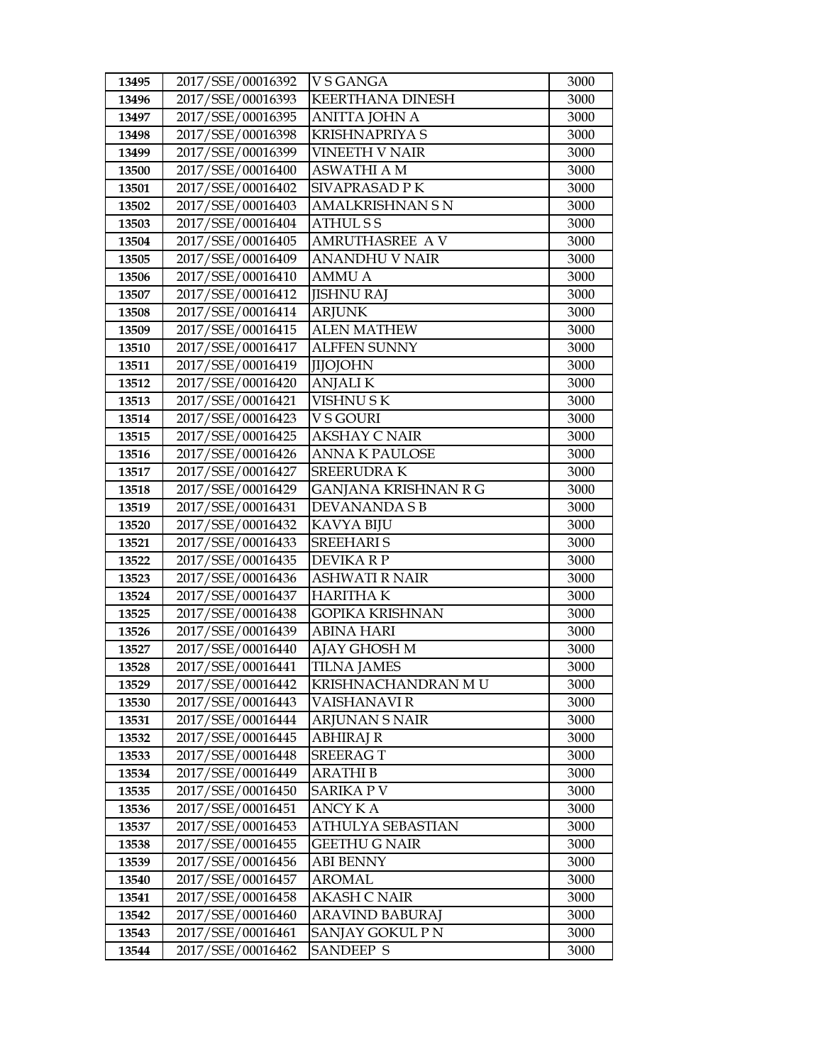| 13495 | 2017/SSE/00016392 | V S GANGA | 3000 |
|---|---|---|---|
| 13496 | 2017/SSE/00016393 | KEERTHANA DINESH | 3000 |
| 13497 | 2017/SSE/00016395 | ANITTA JOHN A | 3000 |
| 13498 | 2017/SSE/00016398 | KRISHNAPRIYA S | 3000 |
| 13499 | 2017/SSE/00016399 | VINEETH V NAIR | 3000 |
| 13500 | 2017/SSE/00016400 | ASWATHI A M | 3000 |
| 13501 | 2017/SSE/00016402 | SIVAPRASAD P K | 3000 |
| 13502 | 2017/SSE/00016403 | AMALKRISHNAN S N | 3000 |
| 13503 | 2017/SSE/00016404 | ATHUL S S | 3000 |
| 13504 | 2017/SSE/00016405 | AMRUTHASREE A V | 3000 |
| 13505 | 2017/SSE/00016409 | ANANDHU V NAIR | 3000 |
| 13506 | 2017/SSE/00016410 | AMMU A | 3000 |
| 13507 | 2017/SSE/00016412 | JISHNU RAJ | 3000 |
| 13508 | 2017/SSE/00016414 | ARJUNK | 3000 |
| 13509 | 2017/SSE/00016415 | ALEN MATHEW | 3000 |
| 13510 | 2017/SSE/00016417 | ALFFEN SUNNY | 3000 |
| 13511 | 2017/SSE/00016419 | JIJOJOHN | 3000 |
| 13512 | 2017/SSE/00016420 | ANJALI K | 3000 |
| 13513 | 2017/SSE/00016421 | VISHNU S K | 3000 |
| 13514 | 2017/SSE/00016423 | V S GOURI | 3000 |
| 13515 | 2017/SSE/00016425 | AKSHAY C NAIR | 3000 |
| 13516 | 2017/SSE/00016426 | ANNA K PAULOSE | 3000 |
| 13517 | 2017/SSE/00016427 | SREERUDRA K | 3000 |
| 13518 | 2017/SSE/00016429 | GANJANA KRISHNAN R G | 3000 |
| 13519 | 2017/SSE/00016431 | DEVANANDA S B | 3000 |
| 13520 | 2017/SSE/00016432 | KAVYA BIJU | 3000 |
| 13521 | 2017/SSE/00016433 | SREEHARI S | 3000 |
| 13522 | 2017/SSE/00016435 | DEVIKA R P | 3000 |
| 13523 | 2017/SSE/00016436 | ASHWATI R NAIR | 3000 |
| 13524 | 2017/SSE/00016437 | HARITHA K | 3000 |
| 13525 | 2017/SSE/00016438 | GOPIKA KRISHNAN | 3000 |
| 13526 | 2017/SSE/00016439 | ABINA HARI | 3000 |
| 13527 | 2017/SSE/00016440 | AJAY GHOSH M | 3000 |
| 13528 | 2017/SSE/00016441 | TILNA JAMES | 3000 |
| 13529 | 2017/SSE/00016442 | KRISHNACHANDRAN M U | 3000 |
| 13530 | 2017/SSE/00016443 | VAISHANAVI R | 3000 |
| 13531 | 2017/SSE/00016444 | ARJUNAN S NAIR | 3000 |
| 13532 | 2017/SSE/00016445 | ABHIRAJ R | 3000 |
| 13533 | 2017/SSE/00016448 | SREERAG T | 3000 |
| 13534 | 2017/SSE/00016449 | ARATHI B | 3000 |
| 13535 | 2017/SSE/00016450 | SARIKA P V | 3000 |
| 13536 | 2017/SSE/00016451 | ANCY K A | 3000 |
| 13537 | 2017/SSE/00016453 | ATHULYA SEBASTIAN | 3000 |
| 13538 | 2017/SSE/00016455 | GEETHU G NAIR | 3000 |
| 13539 | 2017/SSE/00016456 | ABI BENNY | 3000 |
| 13540 | 2017/SSE/00016457 | AROMAL | 3000 |
| 13541 | 2017/SSE/00016458 | AKASH C NAIR | 3000 |
| 13542 | 2017/SSE/00016460 | ARAVIND BABURAJ | 3000 |
| 13543 | 2017/SSE/00016461 | SANJAY GOKUL P N | 3000 |
| 13544 | 2017/SSE/00016462 | SANDEEP S | 3000 |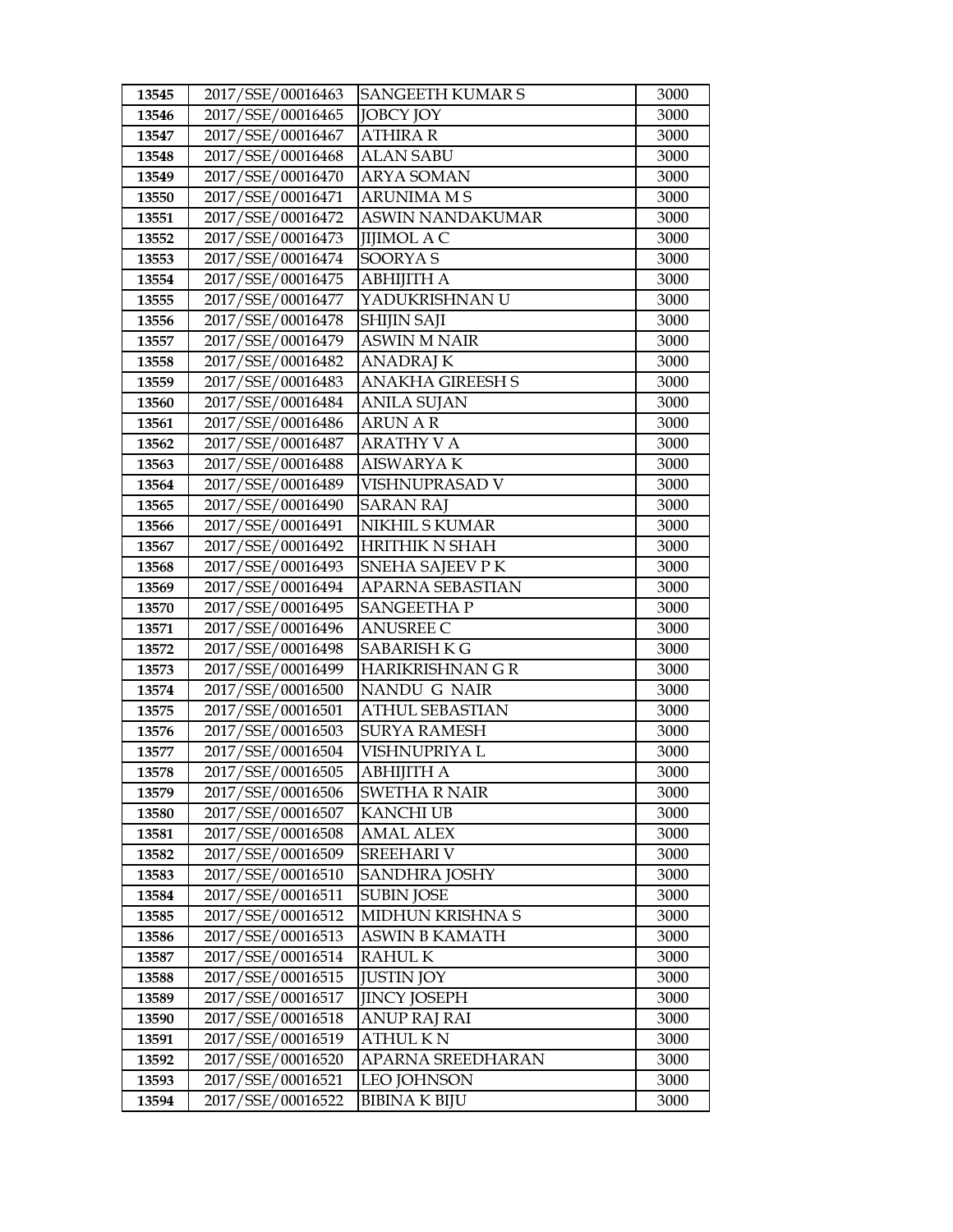| 13545 | 2017/SSE/00016463 | SANGEETH KUMAR S | 3000 |
|---|---|---|---|
| 13546 | 2017/SSE/00016465 | JOBCY JOY | 3000 |
| 13547 | 2017/SSE/00016467 | ATHIRA R | 3000 |
| 13548 | 2017/SSE/00016468 | ALAN SABU | 3000 |
| 13549 | 2017/SSE/00016470 | ARYA SOMAN | 3000 |
| 13550 | 2017/SSE/00016471 | ARUNIMA M S | 3000 |
| 13551 | 2017/SSE/00016472 | ASWIN NANDAKUMAR | 3000 |
| 13552 | 2017/SSE/00016473 | JIJIMOL A C | 3000 |
| 13553 | 2017/SSE/00016474 | SOORYA S | 3000 |
| 13554 | 2017/SSE/00016475 | ABHIJITH A | 3000 |
| 13555 | 2017/SSE/00016477 | YADUKRISHNAN U | 3000 |
| 13556 | 2017/SSE/00016478 | SHIJIN SAJI | 3000 |
| 13557 | 2017/SSE/00016479 | ASWIN M NAIR | 3000 |
| 13558 | 2017/SSE/00016482 | ANADRAJ K | 3000 |
| 13559 | 2017/SSE/00016483 | ANAKHA GIREESH S | 3000 |
| 13560 | 2017/SSE/00016484 | ANILA SUJAN | 3000 |
| 13561 | 2017/SSE/00016486 | ARUN A R | 3000 |
| 13562 | 2017/SSE/00016487 | ARATHY V A | 3000 |
| 13563 | 2017/SSE/00016488 | AISWARYA K | 3000 |
| 13564 | 2017/SSE/00016489 | VISHNUPRASAD V | 3000 |
| 13565 | 2017/SSE/00016490 | SARAN RAJ | 3000 |
| 13566 | 2017/SSE/00016491 | NIKHIL S KUMAR | 3000 |
| 13567 | 2017/SSE/00016492 | HRITHIK N SHAH | 3000 |
| 13568 | 2017/SSE/00016493 | SNEHA SAJEEV P K | 3000 |
| 13569 | 2017/SSE/00016494 | APARNA SEBASTIAN | 3000 |
| 13570 | 2017/SSE/00016495 | SANGEETHA P | 3000 |
| 13571 | 2017/SSE/00016496 | ANUSREE C | 3000 |
| 13572 | 2017/SSE/00016498 | SABARISH K G | 3000 |
| 13573 | 2017/SSE/00016499 | HARIKRISHNAN G R | 3000 |
| 13574 | 2017/SSE/00016500 | NANDU G NAIR | 3000 |
| 13575 | 2017/SSE/00016501 | ATHUL SEBASTIAN | 3000 |
| 13576 | 2017/SSE/00016503 | SURYA RAMESH | 3000 |
| 13577 | 2017/SSE/00016504 | VISHNUPRIYA L | 3000 |
| 13578 | 2017/SSE/00016505 | ABHIJITH A | 3000 |
| 13579 | 2017/SSE/00016506 | SWETHA R NAIR | 3000 |
| 13580 | 2017/SSE/00016507 | KANCHI UB | 3000 |
| 13581 | 2017/SSE/00016508 | AMAL ALEX | 3000 |
| 13582 | 2017/SSE/00016509 | SREEHARI V | 3000 |
| 13583 | 2017/SSE/00016510 | SANDHRA JOSHY | 3000 |
| 13584 | 2017/SSE/00016511 | SUBIN JOSE | 3000 |
| 13585 | 2017/SSE/00016512 | MIDHUN KRISHNA S | 3000 |
| 13586 | 2017/SSE/00016513 | ASWIN B KAMATH | 3000 |
| 13587 | 2017/SSE/00016514 | RAHUL K | 3000 |
| 13588 | 2017/SSE/00016515 | JUSTIN JOY | 3000 |
| 13589 | 2017/SSE/00016517 | JINCY JOSEPH | 3000 |
| 13590 | 2017/SSE/00016518 | ANUP RAJ RAI | 3000 |
| 13591 | 2017/SSE/00016519 | ATHUL K N | 3000 |
| 13592 | 2017/SSE/00016520 | APARNA SREEDHARAN | 3000 |
| 13593 | 2017/SSE/00016521 | LEO JOHNSON | 3000 |
| 13594 | 2017/SSE/00016522 | BIBINA K BIJU | 3000 |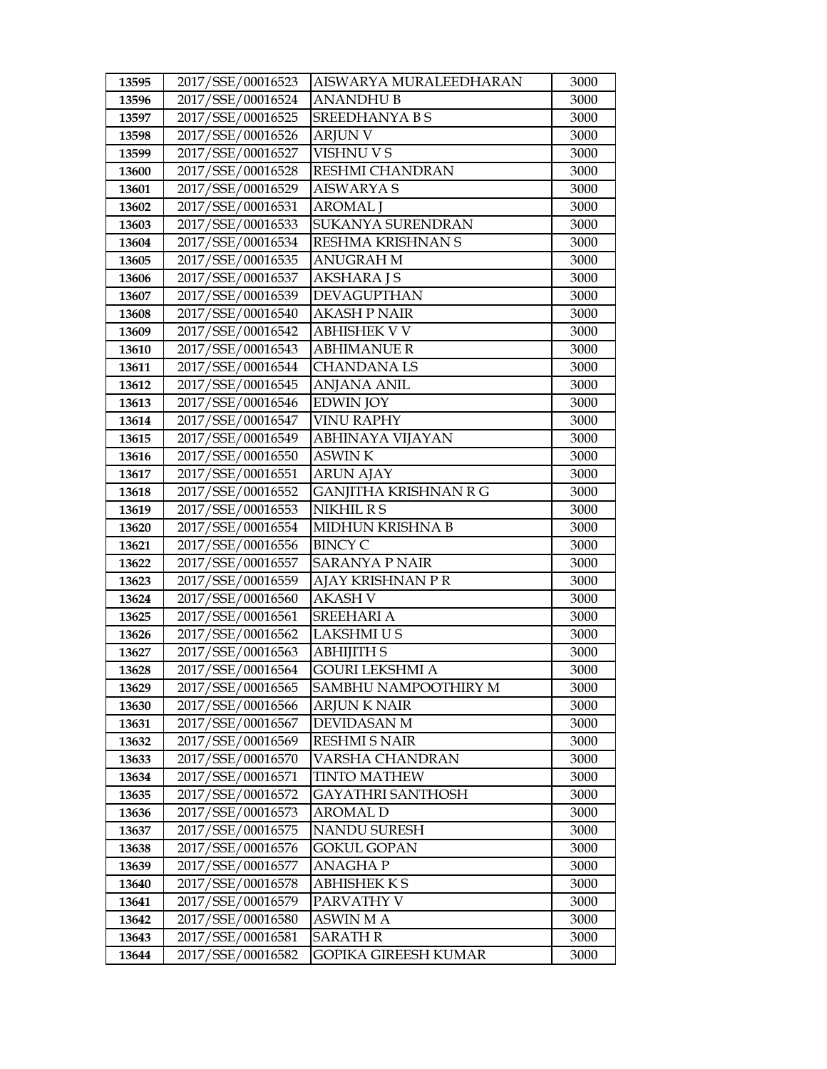| 13595 | 2017/SSE/00016523 | AISWARYA MURALEEDHARAN | 3000 |
|---|---|---|---|
| 13596 | 2017/SSE/00016524 | ANANDHU B | 3000 |
| 13597 | 2017/SSE/00016525 | SREEDHANYA B S | 3000 |
| 13598 | 2017/SSE/00016526 | ARJUN V | 3000 |
| 13599 | 2017/SSE/00016527 | VISHNU V S | 3000 |
| 13600 | 2017/SSE/00016528 | RESHMI CHANDRAN | 3000 |
| 13601 | 2017/SSE/00016529 | AISWARYA S | 3000 |
| 13602 | 2017/SSE/00016531 | AROMAL J | 3000 |
| 13603 | 2017/SSE/00016533 | SUKANYA SURENDRAN | 3000 |
| 13604 | 2017/SSE/00016534 | RESHMA KRISHNAN S | 3000 |
| 13605 | 2017/SSE/00016535 | ANUGRAH M | 3000 |
| 13606 | 2017/SSE/00016537 | AKSHARA J S | 3000 |
| 13607 | 2017/SSE/00016539 | DEVAGUPTHAN | 3000 |
| 13608 | 2017/SSE/00016540 | AKASH P NAIR | 3000 |
| 13609 | 2017/SSE/00016542 | ABHISHEK V V | 3000 |
| 13610 | 2017/SSE/00016543 | ABHIMANUE R | 3000 |
| 13611 | 2017/SSE/00016544 | CHANDANA LS | 3000 |
| 13612 | 2017/SSE/00016545 | ANJANA ANIL | 3000 |
| 13613 | 2017/SSE/00016546 | EDWIN JOY | 3000 |
| 13614 | 2017/SSE/00016547 | VINU RAPHY | 3000 |
| 13615 | 2017/SSE/00016549 | ABHINAYA VIJAYAN | 3000 |
| 13616 | 2017/SSE/00016550 | ASWIN K | 3000 |
| 13617 | 2017/SSE/00016551 | ARUN AJAY | 3000 |
| 13618 | 2017/SSE/00016552 | GANJITHA KRISHNAN R G | 3000 |
| 13619 | 2017/SSE/00016553 | NIKHIL R S | 3000 |
| 13620 | 2017/SSE/00016554 | MIDHUN KRISHNA B | 3000 |
| 13621 | 2017/SSE/00016556 | BINCY C | 3000 |
| 13622 | 2017/SSE/00016557 | SARANYA P NAIR | 3000 |
| 13623 | 2017/SSE/00016559 | AJAY KRISHNAN P R | 3000 |
| 13624 | 2017/SSE/00016560 | AKASH V | 3000 |
| 13625 | 2017/SSE/00016561 | SREEHARI A | 3000 |
| 13626 | 2017/SSE/00016562 | LAKSHMI U S | 3000 |
| 13627 | 2017/SSE/00016563 | ABHIJITH S | 3000 |
| 13628 | 2017/SSE/00016564 | GOURI LEKSHMI A | 3000 |
| 13629 | 2017/SSE/00016565 | SAMBHU NAMPOOTHIRY M | 3000 |
| 13630 | 2017/SSE/00016566 | ARJUN K NAIR | 3000 |
| 13631 | 2017/SSE/00016567 | DEVIDASAN M | 3000 |
| 13632 | 2017/SSE/00016569 | RESHMI S NAIR | 3000 |
| 13633 | 2017/SSE/00016570 | VARSHA CHANDRAN | 3000 |
| 13634 | 2017/SSE/00016571 | TINTO MATHEW | 3000 |
| 13635 | 2017/SSE/00016572 | GAYATHRI SANTHOSH | 3000 |
| 13636 | 2017/SSE/00016573 | AROMAL D | 3000 |
| 13637 | 2017/SSE/00016575 | NANDU SURESH | 3000 |
| 13638 | 2017/SSE/00016576 | GOKUL GOPAN | 3000 |
| 13639 | 2017/SSE/00016577 | ANAGHA P | 3000 |
| 13640 | 2017/SSE/00016578 | ABHISHEK K S | 3000 |
| 13641 | 2017/SSE/00016579 | PARVATHY V | 3000 |
| 13642 | 2017/SSE/00016580 | ASWIN M A | 3000 |
| 13643 | 2017/SSE/00016581 | SARATH R | 3000 |
| 13644 | 2017/SSE/00016582 | GOPIKA GIREESH KUMAR | 3000 |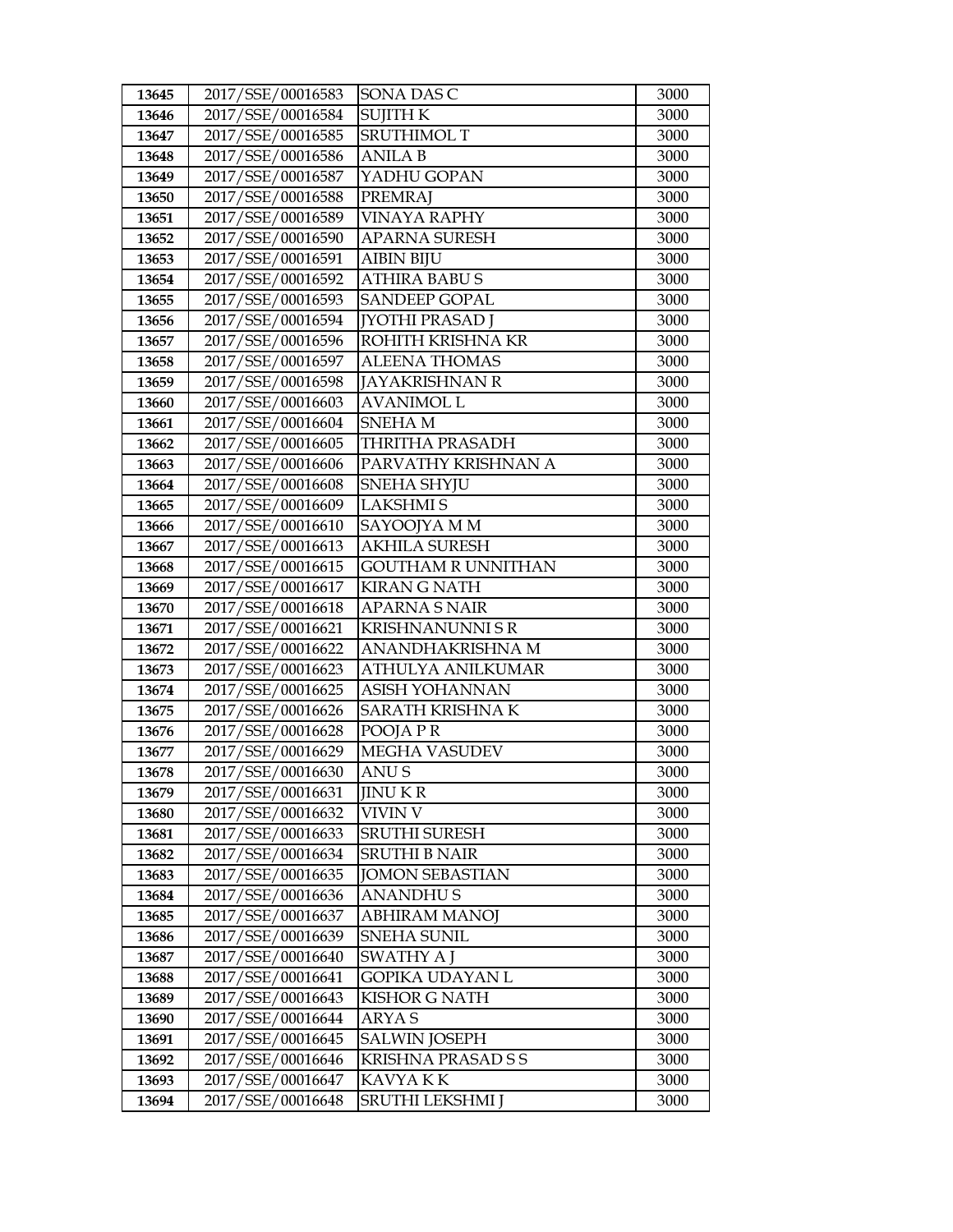| 13645 | 2017/SSE/00016583 | SONA DAS C | 3000 |
|---|---|---|---|
| 13646 | 2017/SSE/00016584 | SUJITH K | 3000 |
| 13647 | 2017/SSE/00016585 | SRUTHIMOL T | 3000 |
| 13648 | 2017/SSE/00016586 | ANILA B | 3000 |
| 13649 | 2017/SSE/00016587 | YADHU GOPAN | 3000 |
| 13650 | 2017/SSE/00016588 | PREMRAJ | 3000 |
| 13651 | 2017/SSE/00016589 | VINAYA RAPHY | 3000 |
| 13652 | 2017/SSE/00016590 | APARNA SURESH | 3000 |
| 13653 | 2017/SSE/00016591 | AIBIN BIJU | 3000 |
| 13654 | 2017/SSE/00016592 | ATHIRA BABU S | 3000 |
| 13655 | 2017/SSE/00016593 | SANDEEP GOPAL | 3000 |
| 13656 | 2017/SSE/00016594 | JYOTHI PRASAD J | 3000 |
| 13657 | 2017/SSE/00016596 | ROHITH KRISHNA KR | 3000 |
| 13658 | 2017/SSE/00016597 | ALEENA THOMAS | 3000 |
| 13659 | 2017/SSE/00016598 | JAYAKRISHNAN R | 3000 |
| 13660 | 2017/SSE/00016603 | AVANIMOL L | 3000 |
| 13661 | 2017/SSE/00016604 | SNEHA M | 3000 |
| 13662 | 2017/SSE/00016605 | THRITHA PRASADH | 3000 |
| 13663 | 2017/SSE/00016606 | PARVATHY KRISHNAN A | 3000 |
| 13664 | 2017/SSE/00016608 | SNEHA SHYJU | 3000 |
| 13665 | 2017/SSE/00016609 | LAKSHMI S | 3000 |
| 13666 | 2017/SSE/00016610 | SAYOOJYA M M | 3000 |
| 13667 | 2017/SSE/00016613 | AKHILA SURESH | 3000 |
| 13668 | 2017/SSE/00016615 | GOUTHAM R UNNITHAN | 3000 |
| 13669 | 2017/SSE/00016617 | KIRAN G NATH | 3000 |
| 13670 | 2017/SSE/00016618 | APARNA S NAIR | 3000 |
| 13671 | 2017/SSE/00016621 | KRISHNANUNNI S R | 3000 |
| 13672 | 2017/SSE/00016622 | ANANDHAKRISHNA M | 3000 |
| 13673 | 2017/SSE/00016623 | ATHULYA ANILKUMAR | 3000 |
| 13674 | 2017/SSE/00016625 | ASISH YOHANNAN | 3000 |
| 13675 | 2017/SSE/00016626 | SARATH KRISHNA K | 3000 |
| 13676 | 2017/SSE/00016628 | POOJA P R | 3000 |
| 13677 | 2017/SSE/00016629 | MEGHA VASUDEV | 3000 |
| 13678 | 2017/SSE/00016630 | ANU S | 3000 |
| 13679 | 2017/SSE/00016631 | JINU K R | 3000 |
| 13680 | 2017/SSE/00016632 | VIVIN V | 3000 |
| 13681 | 2017/SSE/00016633 | SRUTHI SURESH | 3000 |
| 13682 | 2017/SSE/00016634 | SRUTHI B NAIR | 3000 |
| 13683 | 2017/SSE/00016635 | JOMON SEBASTIAN | 3000 |
| 13684 | 2017/SSE/00016636 | ANANDHU S | 3000 |
| 13685 | 2017/SSE/00016637 | ABHIRAM MANOJ | 3000 |
| 13686 | 2017/SSE/00016639 | SNEHA SUNIL | 3000 |
| 13687 | 2017/SSE/00016640 | SWATHY A J | 3000 |
| 13688 | 2017/SSE/00016641 | GOPIKA UDAYAN L | 3000 |
| 13689 | 2017/SSE/00016643 | KISHOR G NATH | 3000 |
| 13690 | 2017/SSE/00016644 | ARYA S | 3000 |
| 13691 | 2017/SSE/00016645 | SALWIN JOSEPH | 3000 |
| 13692 | 2017/SSE/00016646 | KRISHNA PRASAD S S | 3000 |
| 13693 | 2017/SSE/00016647 | KAVYA K K | 3000 |
| 13694 | 2017/SSE/00016648 | SRUTHI LEKSHMI J | 3000 |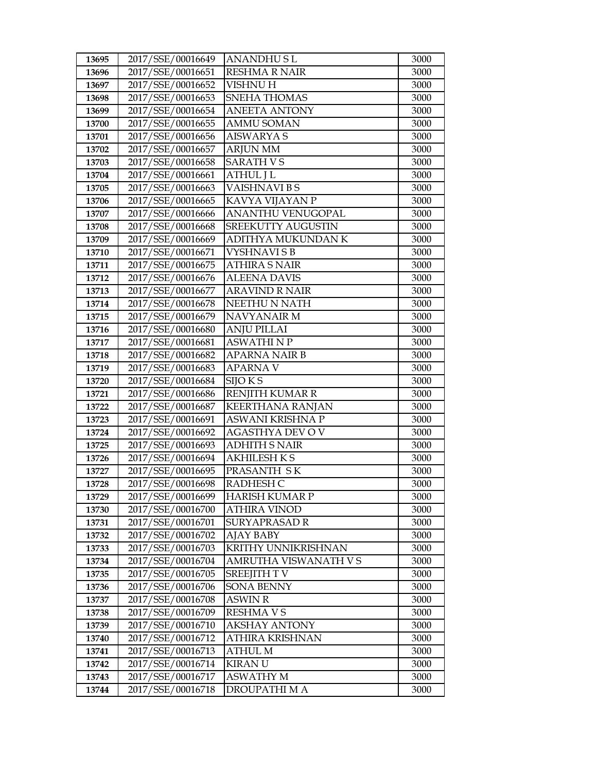| 13695 | 2017/SSE/00016649 | ANANDHU S L | 3000 |
|---|---|---|---|
| 13696 | 2017/SSE/00016651 | RESHMA R NAIR | 3000 |
| 13697 | 2017/SSE/00016652 | VISHNU H | 3000 |
| 13698 | 2017/SSE/00016653 | SNEHA THOMAS | 3000 |
| 13699 | 2017/SSE/00016654 | ANEETA ANTONY | 3000 |
| 13700 | 2017/SSE/00016655 | AMMU SOMAN | 3000 |
| 13701 | 2017/SSE/00016656 | AISWARYA S | 3000 |
| 13702 | 2017/SSE/00016657 | ARJUN MM | 3000 |
| 13703 | 2017/SSE/00016658 | SARATH V S | 3000 |
| 13704 | 2017/SSE/00016661 | ATHUL J L | 3000 |
| 13705 | 2017/SSE/00016663 | VAISHNAVI B S | 3000 |
| 13706 | 2017/SSE/00016665 | KAVYA VIJAYAN P | 3000 |
| 13707 | 2017/SSE/00016666 | ANANTHU VENUGOPAL | 3000 |
| 13708 | 2017/SSE/00016668 | SREEKUTTY AUGUSTIN | 3000 |
| 13709 | 2017/SSE/00016669 | ADITHYA MUKUNDAN K | 3000 |
| 13710 | 2017/SSE/00016671 | VYSHNAVI S B | 3000 |
| 13711 | 2017/SSE/00016675 | ATHIRA S NAIR | 3000 |
| 13712 | 2017/SSE/00016676 | ALEENA DAVIS | 3000 |
| 13713 | 2017/SSE/00016677 | ARAVIND R NAIR | 3000 |
| 13714 | 2017/SSE/00016678 | NEETHU N NATH | 3000 |
| 13715 | 2017/SSE/00016679 | NAVYANAIR M | 3000 |
| 13716 | 2017/SSE/00016680 | ANJU PILLAI | 3000 |
| 13717 | 2017/SSE/00016681 | ASWATHI N P | 3000 |
| 13718 | 2017/SSE/00016682 | APARNA NAIR B | 3000 |
| 13719 | 2017/SSE/00016683 | APARNA V | 3000 |
| 13720 | 2017/SSE/00016684 | SIJO K S | 3000 |
| 13721 | 2017/SSE/00016686 | RENJITH KUMAR R | 3000 |
| 13722 | 2017/SSE/00016687 | KEERTHANA RANJAN | 3000 |
| 13723 | 2017/SSE/00016691 | ASWANI KRISHNA P | 3000 |
| 13724 | 2017/SSE/00016692 | AGASTHYA DEV O V | 3000 |
| 13725 | 2017/SSE/00016693 | ADHITH S NAIR | 3000 |
| 13726 | 2017/SSE/00016694 | AKHILESH K S | 3000 |
| 13727 | 2017/SSE/00016695 | PRASANTH S K | 3000 |
| 13728 | 2017/SSE/00016698 | RADHESH C | 3000 |
| 13729 | 2017/SSE/00016699 | HARISH KUMAR P | 3000 |
| 13730 | 2017/SSE/00016700 | ATHIRA VINOD | 3000 |
| 13731 | 2017/SSE/00016701 | SURYAPRASAD R | 3000 |
| 13732 | 2017/SSE/00016702 | AJAY BABY | 3000 |
| 13733 | 2017/SSE/00016703 | KRITHY UNNIKRISHNAN | 3000 |
| 13734 | 2017/SSE/00016704 | AMRUTHA VISWANATH V S | 3000 |
| 13735 | 2017/SSE/00016705 | SREEJITH T V | 3000 |
| 13736 | 2017/SSE/00016706 | SONA BENNY | 3000 |
| 13737 | 2017/SSE/00016708 | ASWIN R | 3000 |
| 13738 | 2017/SSE/00016709 | RESHMA V S | 3000 |
| 13739 | 2017/SSE/00016710 | AKSHAY ANTONY | 3000 |
| 13740 | 2017/SSE/00016712 | ATHIRA KRISHNAN | 3000 |
| 13741 | 2017/SSE/00016713 | ATHUL M | 3000 |
| 13742 | 2017/SSE/00016714 | KIRAN U | 3000 |
| 13743 | 2017/SSE/00016717 | ASWATHY M | 3000 |
| 13744 | 2017/SSE/00016718 | DROUPATHI M A | 3000 |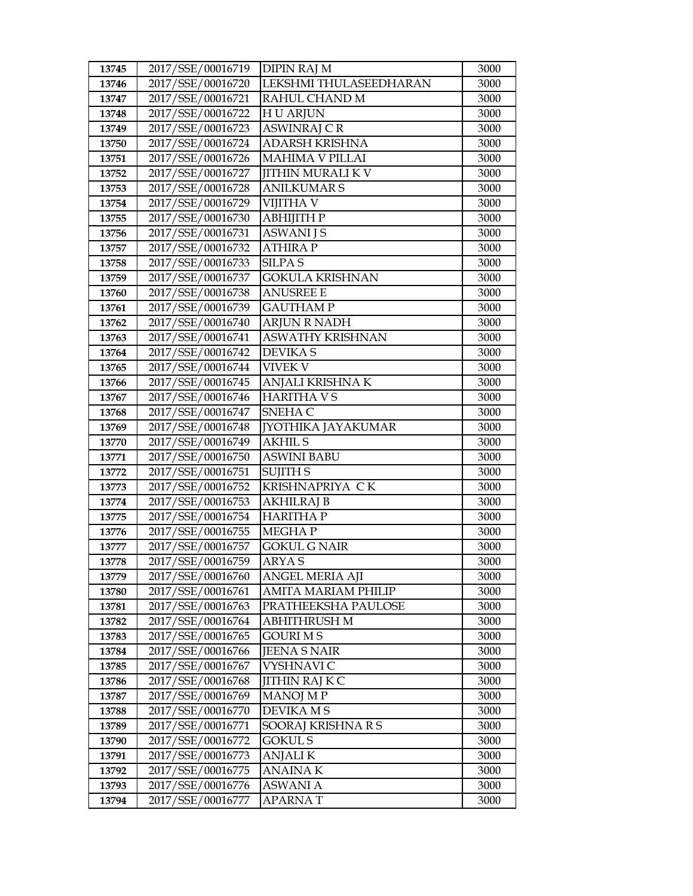| 13745 | 2017/SSE/00016719 | DIPIN RAJ M | 3000 |
|---|---|---|---|
| 13746 | 2017/SSE/00016720 | LEKSHMI THULASEEDHARAN | 3000 |
| 13747 | 2017/SSE/00016721 | RAHUL CHAND M | 3000 |
| 13748 | 2017/SSE/00016722 | H U ARJUN | 3000 |
| 13749 | 2017/SSE/00016723 | ASWINRAJ C R | 3000 |
| 13750 | 2017/SSE/00016724 | ADARSH KRISHNA | 3000 |
| 13751 | 2017/SSE/00016726 | MAHIMA V PILLAI | 3000 |
| 13752 | 2017/SSE/00016727 | JITHIN MURALI K V | 3000 |
| 13753 | 2017/SSE/00016728 | ANILKUMAR S | 3000 |
| 13754 | 2017/SSE/00016729 | VIJITHA V | 3000 |
| 13755 | 2017/SSE/00016730 | ABHIJITH P | 3000 |
| 13756 | 2017/SSE/00016731 | ASWANI J S | 3000 |
| 13757 | 2017/SSE/00016732 | ATHIRA P | 3000 |
| 13758 | 2017/SSE/00016733 | SILPA S | 3000 |
| 13759 | 2017/SSE/00016737 | GOKULA KRISHNAN | 3000 |
| 13760 | 2017/SSE/00016738 | ANUSREE E | 3000 |
| 13761 | 2017/SSE/00016739 | GAUTHAM P | 3000 |
| 13762 | 2017/SSE/00016740 | ARJUN R NADH | 3000 |
| 13763 | 2017/SSE/00016741 | ASWATHY KRISHNAN | 3000 |
| 13764 | 2017/SSE/00016742 | DEVIKA S | 3000 |
| 13765 | 2017/SSE/00016744 | VIVEK V | 3000 |
| 13766 | 2017/SSE/00016745 | ANJALI KRISHNA K | 3000 |
| 13767 | 2017/SSE/00016746 | HARITHA V S | 3000 |
| 13768 | 2017/SSE/00016747 | SNEHA C | 3000 |
| 13769 | 2017/SSE/00016748 | JYOTHIKA JAYAKUMAR | 3000 |
| 13770 | 2017/SSE/00016749 | AKHIL S | 3000 |
| 13771 | 2017/SSE/00016750 | ASWINI BABU | 3000 |
| 13772 | 2017/SSE/00016751 | SUJITH S | 3000 |
| 13773 | 2017/SSE/00016752 | KRISHNAPRIYA C K | 3000 |
| 13774 | 2017/SSE/00016753 | AKHILRAJ B | 3000 |
| 13775 | 2017/SSE/00016754 | HARITHA P | 3000 |
| 13776 | 2017/SSE/00016755 | MEGHA P | 3000 |
| 13777 | 2017/SSE/00016757 | GOKUL G NAIR | 3000 |
| 13778 | 2017/SSE/00016759 | ARYA S | 3000 |
| 13779 | 2017/SSE/00016760 | ANGEL MERIA AJI | 3000 |
| 13780 | 2017/SSE/00016761 | AMITA MARIAM PHILIP | 3000 |
| 13781 | 2017/SSE/00016763 | PRATHEEKSHA PAULOSE | 3000 |
| 13782 | 2017/SSE/00016764 | ABHITHRUSH M | 3000 |
| 13783 | 2017/SSE/00016765 | GOURI M S | 3000 |
| 13784 | 2017/SSE/00016766 | JEENA S NAIR | 3000 |
| 13785 | 2017/SSE/00016767 | VYSHNAVI C | 3000 |
| 13786 | 2017/SSE/00016768 | JITHIN RAJ K C | 3000 |
| 13787 | 2017/SSE/00016769 | MANOJ M P | 3000 |
| 13788 | 2017/SSE/00016770 | DEVIKA M S | 3000 |
| 13789 | 2017/SSE/00016771 | SOORAJ KRISHNA R S | 3000 |
| 13790 | 2017/SSE/00016772 | GOKUL S | 3000 |
| 13791 | 2017/SSE/00016773 | ANJALI K | 3000 |
| 13792 | 2017/SSE/00016775 | ANAINA K | 3000 |
| 13793 | 2017/SSE/00016776 | ASWANI A | 3000 |
| 13794 | 2017/SSE/00016777 | APARNA T | 3000 |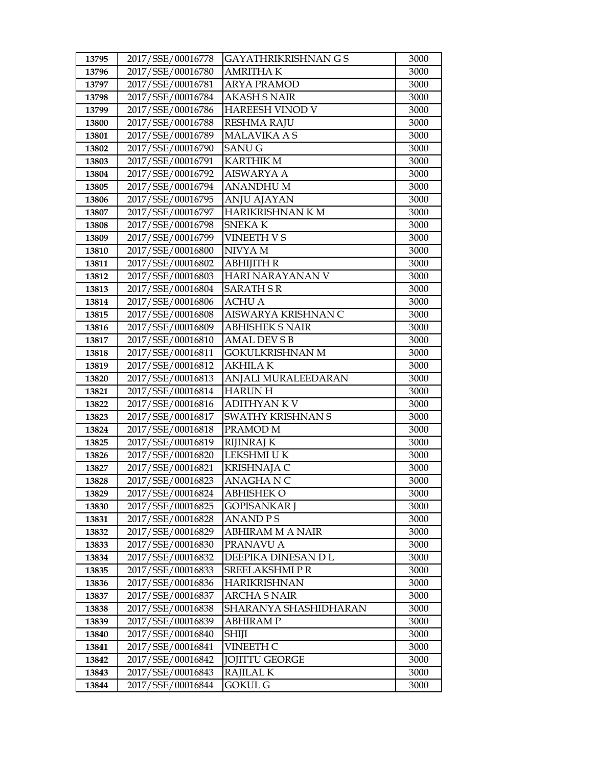| 13795 | 2017/SSE/00016778 | GAYATHRIKRISHNAN G S | 3000 |
|---|---|---|---|
| 13796 | 2017/SSE/00016780 | AMRITHA K | 3000 |
| 13797 | 2017/SSE/00016781 | ARYA PRAMOD | 3000 |
| 13798 | 2017/SSE/00016784 | AKASH S NAIR | 3000 |
| 13799 | 2017/SSE/00016786 | HAREESH VINOD V | 3000 |
| 13800 | 2017/SSE/00016788 | RESHMA RAJU | 3000 |
| 13801 | 2017/SSE/00016789 | MALAVIKA A S | 3000 |
| 13802 | 2017/SSE/00016790 | SANU G | 3000 |
| 13803 | 2017/SSE/00016791 | KARTHIK M | 3000 |
| 13804 | 2017/SSE/00016792 | AISWARYA A | 3000 |
| 13805 | 2017/SSE/00016794 | ANANDHU M | 3000 |
| 13806 | 2017/SSE/00016795 | ANJU AJAYAN | 3000 |
| 13807 | 2017/SSE/00016797 | HARIKRISHNAN K M | 3000 |
| 13808 | 2017/SSE/00016798 | SNEKA K | 3000 |
| 13809 | 2017/SSE/00016799 | VINEETH V S | 3000 |
| 13810 | 2017/SSE/00016800 | NIVYA M | 3000 |
| 13811 | 2017/SSE/00016802 | ABHIJITH R | 3000 |
| 13812 | 2017/SSE/00016803 | HARI NARAYANAN V | 3000 |
| 13813 | 2017/SSE/00016804 | SARATH S R | 3000 |
| 13814 | 2017/SSE/00016806 | ACHU A | 3000 |
| 13815 | 2017/SSE/00016808 | AISWARYA KRISHNAN C | 3000 |
| 13816 | 2017/SSE/00016809 | ABHISHEK S NAIR | 3000 |
| 13817 | 2017/SSE/00016810 | AMAL DEV S B | 3000 |
| 13818 | 2017/SSE/00016811 | GOKULKRISHNAN M | 3000 |
| 13819 | 2017/SSE/00016812 | AKHILA K | 3000 |
| 13820 | 2017/SSE/00016813 | ANJALI MURALEEDARAN | 3000 |
| 13821 | 2017/SSE/00016814 | HARUN H | 3000 |
| 13822 | 2017/SSE/00016816 | ADITHYAN K V | 3000 |
| 13823 | 2017/SSE/00016817 | SWATHY KRISHNAN S | 3000 |
| 13824 | 2017/SSE/00016818 | PRAMOD M | 3000 |
| 13825 | 2017/SSE/00016819 | RIJINRAJ K | 3000 |
| 13826 | 2017/SSE/00016820 | LEKSHMI U K | 3000 |
| 13827 | 2017/SSE/00016821 | KRISHNAJA C | 3000 |
| 13828 | 2017/SSE/00016823 | ANAGHA N C | 3000 |
| 13829 | 2017/SSE/00016824 | ABHISHEK O | 3000 |
| 13830 | 2017/SSE/00016825 | GOPISANKAR J | 3000 |
| 13831 | 2017/SSE/00016828 | ANAND P S | 3000 |
| 13832 | 2017/SSE/00016829 | ABHIRAM M A NAIR | 3000 |
| 13833 | 2017/SSE/00016830 | PRANAVU A | 3000 |
| 13834 | 2017/SSE/00016832 | DEEPIKA DINESAN D L | 3000 |
| 13835 | 2017/SSE/00016833 | SREELAKSHMI P R | 3000 |
| 13836 | 2017/SSE/00016836 | HARIKRISHNAN | 3000 |
| 13837 | 2017/SSE/00016837 | ARCHA S NAIR | 3000 |
| 13838 | 2017/SSE/00016838 | SHARANYA SHASHIDHARAN | 3000 |
| 13839 | 2017/SSE/00016839 | ABHIRAM P | 3000 |
| 13840 | 2017/SSE/00016840 | SHIJI | 3000 |
| 13841 | 2017/SSE/00016841 | VINEETH C | 3000 |
| 13842 | 2017/SSE/00016842 | JOJITTU GEORGE | 3000 |
| 13843 | 2017/SSE/00016843 | RAJILAL K | 3000 |
| 13844 | 2017/SSE/00016844 | GOKUL G | 3000 |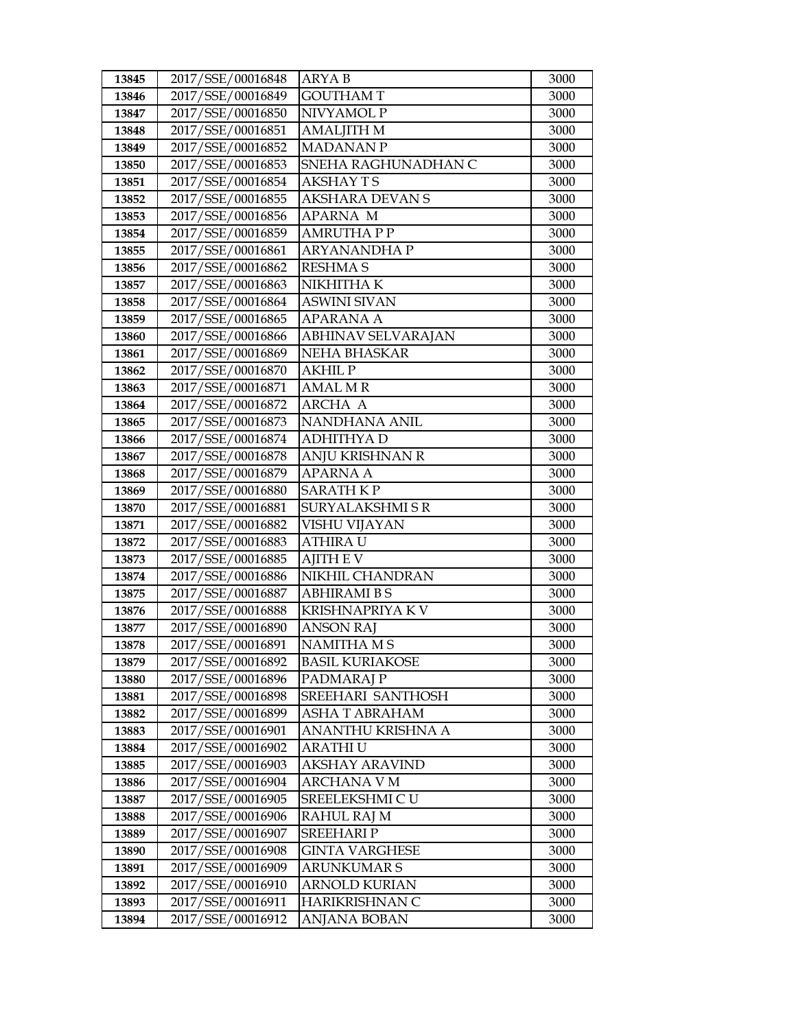| 13845 | 2017/SSE/00016848 | ARYA B | 3000 |
|---|---|---|---|
| 13846 | 2017/SSE/00016849 | GOUTHAM T | 3000 |
| 13847 | 2017/SSE/00016850 | NIVYAMOL P | 3000 |
| 13848 | 2017/SSE/00016851 | AMALJITH M | 3000 |
| 13849 | 2017/SSE/00016852 | MADANAN P | 3000 |
| 13850 | 2017/SSE/00016853 | SNEHA RAGHUNADHAN C | 3000 |
| 13851 | 2017/SSE/00016854 | AKSHAY T S | 3000 |
| 13852 | 2017/SSE/00016855 | AKSHARA DEVAN S | 3000 |
| 13853 | 2017/SSE/00016856 | APARNA M | 3000 |
| 13854 | 2017/SSE/00016859 | AMRUTHA P P | 3000 |
| 13855 | 2017/SSE/00016861 | ARYANANDHA P | 3000 |
| 13856 | 2017/SSE/00016862 | RESHMA S | 3000 |
| 13857 | 2017/SSE/00016863 | NIKHITHA K | 3000 |
| 13858 | 2017/SSE/00016864 | ASWINI SIVAN | 3000 |
| 13859 | 2017/SSE/00016865 | APARANA A | 3000 |
| 13860 | 2017/SSE/00016866 | ABHINAV SELVARAJAN | 3000 |
| 13861 | 2017/SSE/00016869 | NEHA BHASKAR | 3000 |
| 13862 | 2017/SSE/00016870 | AKHIL P | 3000 |
| 13863 | 2017/SSE/00016871 | AMAL M R | 3000 |
| 13864 | 2017/SSE/00016872 | ARCHA A | 3000 |
| 13865 | 2017/SSE/00016873 | NANDHANA ANIL | 3000 |
| 13866 | 2017/SSE/00016874 | ADHITHYA D | 3000 |
| 13867 | 2017/SSE/00016878 | ANJU KRISHNAN R | 3000 |
| 13868 | 2017/SSE/00016879 | APARNA A | 3000 |
| 13869 | 2017/SSE/00016880 | SARATH K P | 3000 |
| 13870 | 2017/SSE/00016881 | SURYALAKSHMI S R | 3000 |
| 13871 | 2017/SSE/00016882 | VISHU VIJAYAN | 3000 |
| 13872 | 2017/SSE/00016883 | ATHIRA U | 3000 |
| 13873 | 2017/SSE/00016885 | AJITH E V | 3000 |
| 13874 | 2017/SSE/00016886 | NIKHIL CHANDRAN | 3000 |
| 13875 | 2017/SSE/00016887 | ABHIRAMI B S | 3000 |
| 13876 | 2017/SSE/00016888 | KRISHNAPRIYA K V | 3000 |
| 13877 | 2017/SSE/00016890 | ANSON RAJ | 3000 |
| 13878 | 2017/SSE/00016891 | NAMITHA M S | 3000 |
| 13879 | 2017/SSE/00016892 | BASIL KURIAKOSE | 3000 |
| 13880 | 2017/SSE/00016896 | PADMARAJ P | 3000 |
| 13881 | 2017/SSE/00016898 | SREEHARI SANTHOSH | 3000 |
| 13882 | 2017/SSE/00016899 | ASHA T ABRAHAM | 3000 |
| 13883 | 2017/SSE/00016901 | ANANTHU KRISHNA A | 3000 |
| 13884 | 2017/SSE/00016902 | ARATHI U | 3000 |
| 13885 | 2017/SSE/00016903 | AKSHAY ARAVIND | 3000 |
| 13886 | 2017/SSE/00016904 | ARCHANA V M | 3000 |
| 13887 | 2017/SSE/00016905 | SREELEKSHMI C U | 3000 |
| 13888 | 2017/SSE/00016906 | RAHUL RAJ M | 3000 |
| 13889 | 2017/SSE/00016907 | SREEHARI P | 3000 |
| 13890 | 2017/SSE/00016908 | GINTA VARGHESE | 3000 |
| 13891 | 2017/SSE/00016909 | ARUNKUMAR S | 3000 |
| 13892 | 2017/SSE/00016910 | ARNOLD KURIAN | 3000 |
| 13893 | 2017/SSE/00016911 | HARIKRISHNAN C | 3000 |
| 13894 | 2017/SSE/00016912 | ANJANA BOBAN | 3000 |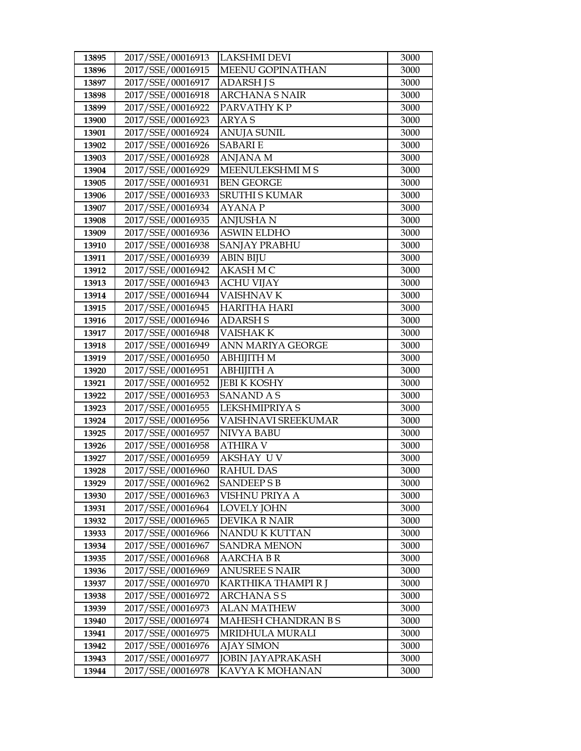| 13895 | 2017/SSE/00016913 | LAKSHMI DEVI | 3000 |
|---|---|---|---|
| 13896 | 2017/SSE/00016915 | MEENU GOPINATHAN | 3000 |
| 13897 | 2017/SSE/00016917 | ADARSH J S | 3000 |
| 13898 | 2017/SSE/00016918 | ARCHANA S NAIR | 3000 |
| 13899 | 2017/SSE/00016922 | PARVATHY K P | 3000 |
| 13900 | 2017/SSE/00016923 | ARYA S | 3000 |
| 13901 | 2017/SSE/00016924 | ANUJA SUNIL | 3000 |
| 13902 | 2017/SSE/00016926 | SABARI E | 3000 |
| 13903 | 2017/SSE/00016928 | ANJANA M | 3000 |
| 13904 | 2017/SSE/00016929 | MEENULEKSHMI M S | 3000 |
| 13905 | 2017/SSE/00016931 | BEN GEORGE | 3000 |
| 13906 | 2017/SSE/00016933 | SRUTHI S KUMAR | 3000 |
| 13907 | 2017/SSE/00016934 | AYANA P | 3000 |
| 13908 | 2017/SSE/00016935 | ANJUSHA N | 3000 |
| 13909 | 2017/SSE/00016936 | ASWIN ELDHO | 3000 |
| 13910 | 2017/SSE/00016938 | SANJAY PRABHU | 3000 |
| 13911 | 2017/SSE/00016939 | ABIN BIJU | 3000 |
| 13912 | 2017/SSE/00016942 | AKASH M C | 3000 |
| 13913 | 2017/SSE/00016943 | ACHU VIJAY | 3000 |
| 13914 | 2017/SSE/00016944 | VAISHNAV K | 3000 |
| 13915 | 2017/SSE/00016945 | HARITHA HARI | 3000 |
| 13916 | 2017/SSE/00016946 | ADARSH S | 3000 |
| 13917 | 2017/SSE/00016948 | VAISHAK K | 3000 |
| 13918 | 2017/SSE/00016949 | ANN MARIYA GEORGE | 3000 |
| 13919 | 2017/SSE/00016950 | ABHIJITH M | 3000 |
| 13920 | 2017/SSE/00016951 | ABHIJITH A | 3000 |
| 13921 | 2017/SSE/00016952 | JEBI K KOSHY | 3000 |
| 13922 | 2017/SSE/00016953 | SANAND A S | 3000 |
| 13923 | 2017/SSE/00016955 | LEKSHMIPRIYA S | 3000 |
| 13924 | 2017/SSE/00016956 | VAISHNAVI SREEKUMAR | 3000 |
| 13925 | 2017/SSE/00016957 | NIVYA BABU | 3000 |
| 13926 | 2017/SSE/00016958 | ATHIRA V | 3000 |
| 13927 | 2017/SSE/00016959 | AKSHAY U V | 3000 |
| 13928 | 2017/SSE/00016960 | RAHUL DAS | 3000 |
| 13929 | 2017/SSE/00016962 | SANDEEP S B | 3000 |
| 13930 | 2017/SSE/00016963 | VISHNU PRIYA A | 3000 |
| 13931 | 2017/SSE/00016964 | LOVELY JOHN | 3000 |
| 13932 | 2017/SSE/00016965 | DEVIKA R NAIR | 3000 |
| 13933 | 2017/SSE/00016966 | NANDU K KUTTAN | 3000 |
| 13934 | 2017/SSE/00016967 | SANDRA MENON | 3000 |
| 13935 | 2017/SSE/00016968 | AARCHA B R | 3000 |
| 13936 | 2017/SSE/00016969 | ANUSREE S NAIR | 3000 |
| 13937 | 2017/SSE/00016970 | KARTHIKA THAMPI R J | 3000 |
| 13938 | 2017/SSE/00016972 | ARCHANA S S | 3000 |
| 13939 | 2017/SSE/00016973 | ALAN MATHEW | 3000 |
| 13940 | 2017/SSE/00016974 | MAHESH CHANDRAN B S | 3000 |
| 13941 | 2017/SSE/00016975 | MRIDHULA MURALI | 3000 |
| 13942 | 2017/SSE/00016976 | AJAY SIMON | 3000 |
| 13943 | 2017/SSE/00016977 | JOBIN JAYAPRAKASH | 3000 |
| 13944 | 2017/SSE/00016978 | KAVYA K MOHANAN | 3000 |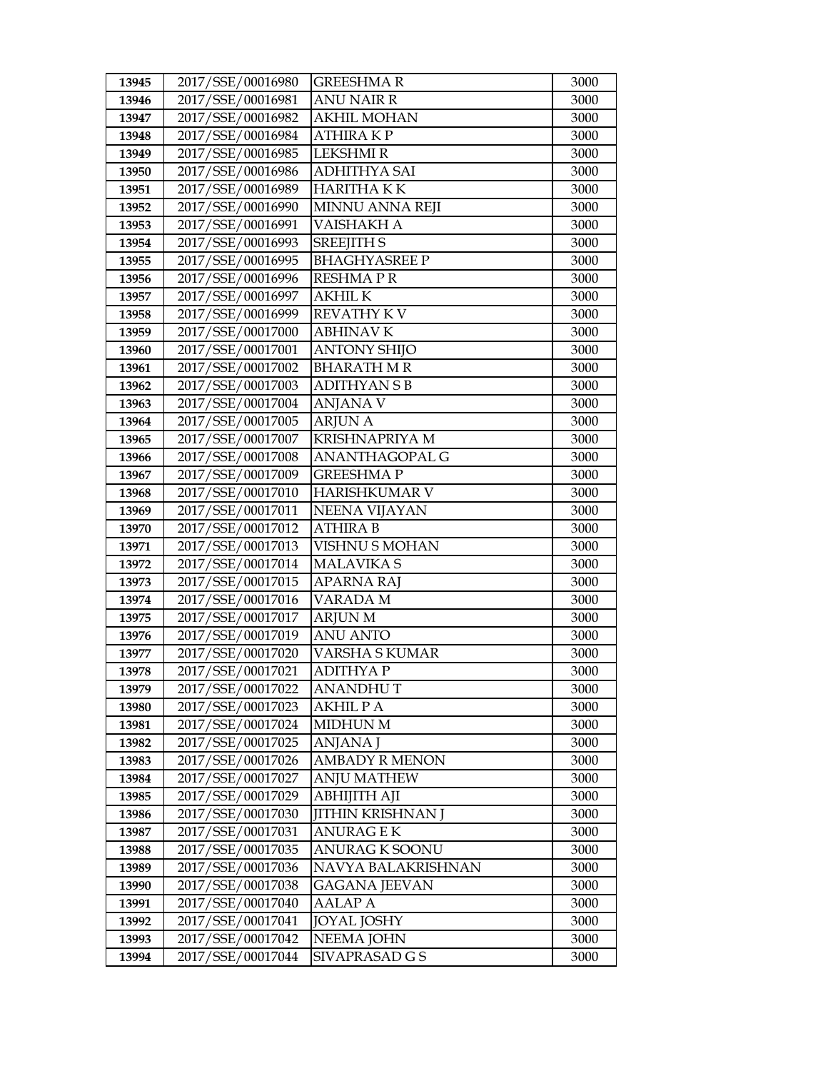| 13945 | 2017/SSE/00016980 | GREESHMA R | 3000 |
|---|---|---|---|
| 13946 | 2017/SSE/00016981 | ANU NAIR R | 3000 |
| 13947 | 2017/SSE/00016982 | AKHIL MOHAN | 3000 |
| 13948 | 2017/SSE/00016984 | ATHIRA K P | 3000 |
| 13949 | 2017/SSE/00016985 | LEKSHMI R | 3000 |
| 13950 | 2017/SSE/00016986 | ADHITHYA SAI | 3000 |
| 13951 | 2017/SSE/00016989 | HARITHA K K | 3000 |
| 13952 | 2017/SSE/00016990 | MINNU ANNA REJI | 3000 |
| 13953 | 2017/SSE/00016991 | VAISHAKH A | 3000 |
| 13954 | 2017/SSE/00016993 | SREEJITH S | 3000 |
| 13955 | 2017/SSE/00016995 | BHAGHYASREE P | 3000 |
| 13956 | 2017/SSE/00016996 | RESHMA P R | 3000 |
| 13957 | 2017/SSE/00016997 | AKHIL K | 3000 |
| 13958 | 2017/SSE/00016999 | REVATHY K V | 3000 |
| 13959 | 2017/SSE/00017000 | ABHINAV K | 3000 |
| 13960 | 2017/SSE/00017001 | ANTONY SHIJO | 3000 |
| 13961 | 2017/SSE/00017002 | BHARATH M R | 3000 |
| 13962 | 2017/SSE/00017003 | ADITHYAN S B | 3000 |
| 13963 | 2017/SSE/00017004 | ANJANA V | 3000 |
| 13964 | 2017/SSE/00017005 | ARJUN A | 3000 |
| 13965 | 2017/SSE/00017007 | KRISHNAPRIYA M | 3000 |
| 13966 | 2017/SSE/00017008 | ANANTHAGOPAL G | 3000 |
| 13967 | 2017/SSE/00017009 | GREESHMA P | 3000 |
| 13968 | 2017/SSE/00017010 | HARISHKUMAR V | 3000 |
| 13969 | 2017/SSE/00017011 | NEENA VIJAYAN | 3000 |
| 13970 | 2017/SSE/00017012 | ATHIRA B | 3000 |
| 13971 | 2017/SSE/00017013 | VISHNU S MOHAN | 3000 |
| 13972 | 2017/SSE/00017014 | MALAVIKA S | 3000 |
| 13973 | 2017/SSE/00017015 | APARNA RAJ | 3000 |
| 13974 | 2017/SSE/00017016 | VARADA M | 3000 |
| 13975 | 2017/SSE/00017017 | ARJUN M | 3000 |
| 13976 | 2017/SSE/00017019 | ANU ANTO | 3000 |
| 13977 | 2017/SSE/00017020 | VARSHA S KUMAR | 3000 |
| 13978 | 2017/SSE/00017021 | ADITHYA P | 3000 |
| 13979 | 2017/SSE/00017022 | ANANDHU T | 3000 |
| 13980 | 2017/SSE/00017023 | AKHIL P A | 3000 |
| 13981 | 2017/SSE/00017024 | MIDHUN M | 3000 |
| 13982 | 2017/SSE/00017025 | ANJANA J | 3000 |
| 13983 | 2017/SSE/00017026 | AMBADY R MENON | 3000 |
| 13984 | 2017/SSE/00017027 | ANJU MATHEW | 3000 |
| 13985 | 2017/SSE/00017029 | ABHIJITH AJI | 3000 |
| 13986 | 2017/SSE/00017030 | JITHIN KRISHNAN J | 3000 |
| 13987 | 2017/SSE/00017031 | ANURAG E K | 3000 |
| 13988 | 2017/SSE/00017035 | ANURAG K SOONU | 3000 |
| 13989 | 2017/SSE/00017036 | NAVYA BALAKRISHNAN | 3000 |
| 13990 | 2017/SSE/00017038 | GAGANA JEEVAN | 3000 |
| 13991 | 2017/SSE/00017040 | AALAP A | 3000 |
| 13992 | 2017/SSE/00017041 | JOYAL JOSHY | 3000 |
| 13993 | 2017/SSE/00017042 | NEEMA JOHN | 3000 |
| 13994 | 2017/SSE/00017044 | SIVAPRASAD G S | 3000 |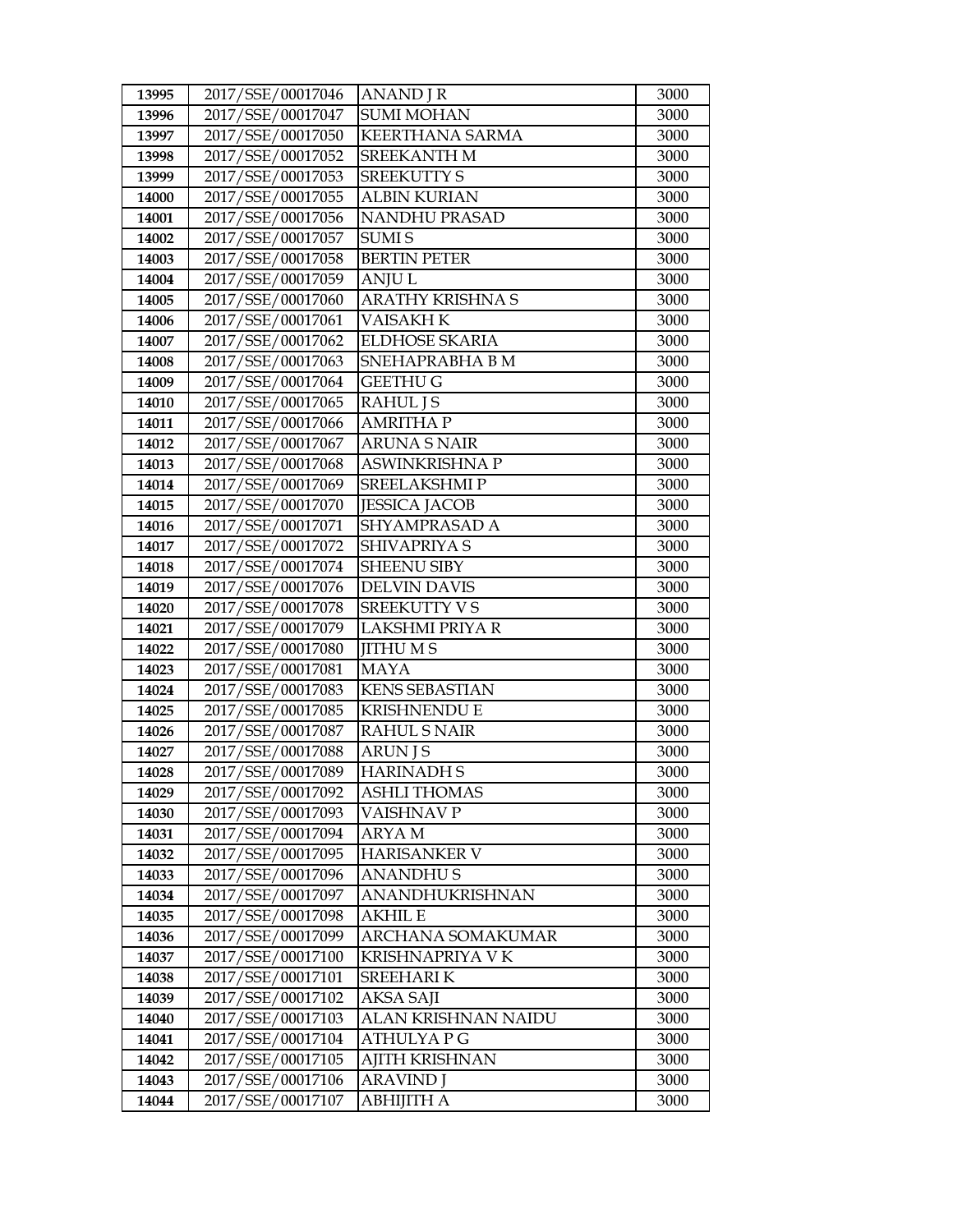| 13995 | 2017/SSE/00017046 | ANAND J R | 3000 |
|---|---|---|---|
| 13996 | 2017/SSE/00017047 | SUMI MOHAN | 3000 |
| 13997 | 2017/SSE/00017050 | KEERTHANA SARMA | 3000 |
| 13998 | 2017/SSE/00017052 | SREEKANTH M | 3000 |
| 13999 | 2017/SSE/00017053 | SREEKUTTY S | 3000 |
| 14000 | 2017/SSE/00017055 | ALBIN KURIAN | 3000 |
| 14001 | 2017/SSE/00017056 | NANDHU PRASAD | 3000 |
| 14002 | 2017/SSE/00017057 | SUMI S | 3000 |
| 14003 | 2017/SSE/00017058 | BERTIN PETER | 3000 |
| 14004 | 2017/SSE/00017059 | ANJU L | 3000 |
| 14005 | 2017/SSE/00017060 | ARATHY KRISHNA S | 3000 |
| 14006 | 2017/SSE/00017061 | VAISAKH K | 3000 |
| 14007 | 2017/SSE/00017062 | ELDHOSE SKARIA | 3000 |
| 14008 | 2017/SSE/00017063 | SNEHAPRABHA B M | 3000 |
| 14009 | 2017/SSE/00017064 | GEETHU G | 3000 |
| 14010 | 2017/SSE/00017065 | RAHUL J S | 3000 |
| 14011 | 2017/SSE/00017066 | AMRITHA P | 3000 |
| 14012 | 2017/SSE/00017067 | ARUNA S NAIR | 3000 |
| 14013 | 2017/SSE/00017068 | ASWINKRISHNA P | 3000 |
| 14014 | 2017/SSE/00017069 | SREELAKSHMI P | 3000 |
| 14015 | 2017/SSE/00017070 | JESSICA JACOB | 3000 |
| 14016 | 2017/SSE/00017071 | SHYAMPRASAD A | 3000 |
| 14017 | 2017/SSE/00017072 | SHIVAPRIYA S | 3000 |
| 14018 | 2017/SSE/00017074 | SHEENU SIBY | 3000 |
| 14019 | 2017/SSE/00017076 | DELVIN DAVIS | 3000 |
| 14020 | 2017/SSE/00017078 | SREEKUTTY V S | 3000 |
| 14021 | 2017/SSE/00017079 | LAKSHMI PRIYA R | 3000 |
| 14022 | 2017/SSE/00017080 | JITHU M S | 3000 |
| 14023 | 2017/SSE/00017081 | MAYA | 3000 |
| 14024 | 2017/SSE/00017083 | KENS SEBASTIAN | 3000 |
| 14025 | 2017/SSE/00017085 | KRISHNENDU E | 3000 |
| 14026 | 2017/SSE/00017087 | RAHUL S NAIR | 3000 |
| 14027 | 2017/SSE/00017088 | ARUN J S | 3000 |
| 14028 | 2017/SSE/00017089 | HARINADH S | 3000 |
| 14029 | 2017/SSE/00017092 | ASHLI THOMAS | 3000 |
| 14030 | 2017/SSE/00017093 | VAISHNAV P | 3000 |
| 14031 | 2017/SSE/00017094 | ARYA M | 3000 |
| 14032 | 2017/SSE/00017095 | HARISANKER V | 3000 |
| 14033 | 2017/SSE/00017096 | ANANDHU S | 3000 |
| 14034 | 2017/SSE/00017097 | ANANDHUKRISHNAN | 3000 |
| 14035 | 2017/SSE/00017098 | AKHIL E | 3000 |
| 14036 | 2017/SSE/00017099 | ARCHANA SOMAKUMAR | 3000 |
| 14037 | 2017/SSE/00017100 | KRISHNAPRIYA V K | 3000 |
| 14038 | 2017/SSE/00017101 | SREEHARI K | 3000 |
| 14039 | 2017/SSE/00017102 | AKSA SAJI | 3000 |
| 14040 | 2017/SSE/00017103 | ALAN KRISHNAN NAIDU | 3000 |
| 14041 | 2017/SSE/00017104 | ATHULYA P G | 3000 |
| 14042 | 2017/SSE/00017105 | AJITH KRISHNAN | 3000 |
| 14043 | 2017/SSE/00017106 | ARAVIND J | 3000 |
| 14044 | 2017/SSE/00017107 | ABHIJITH A | 3000 |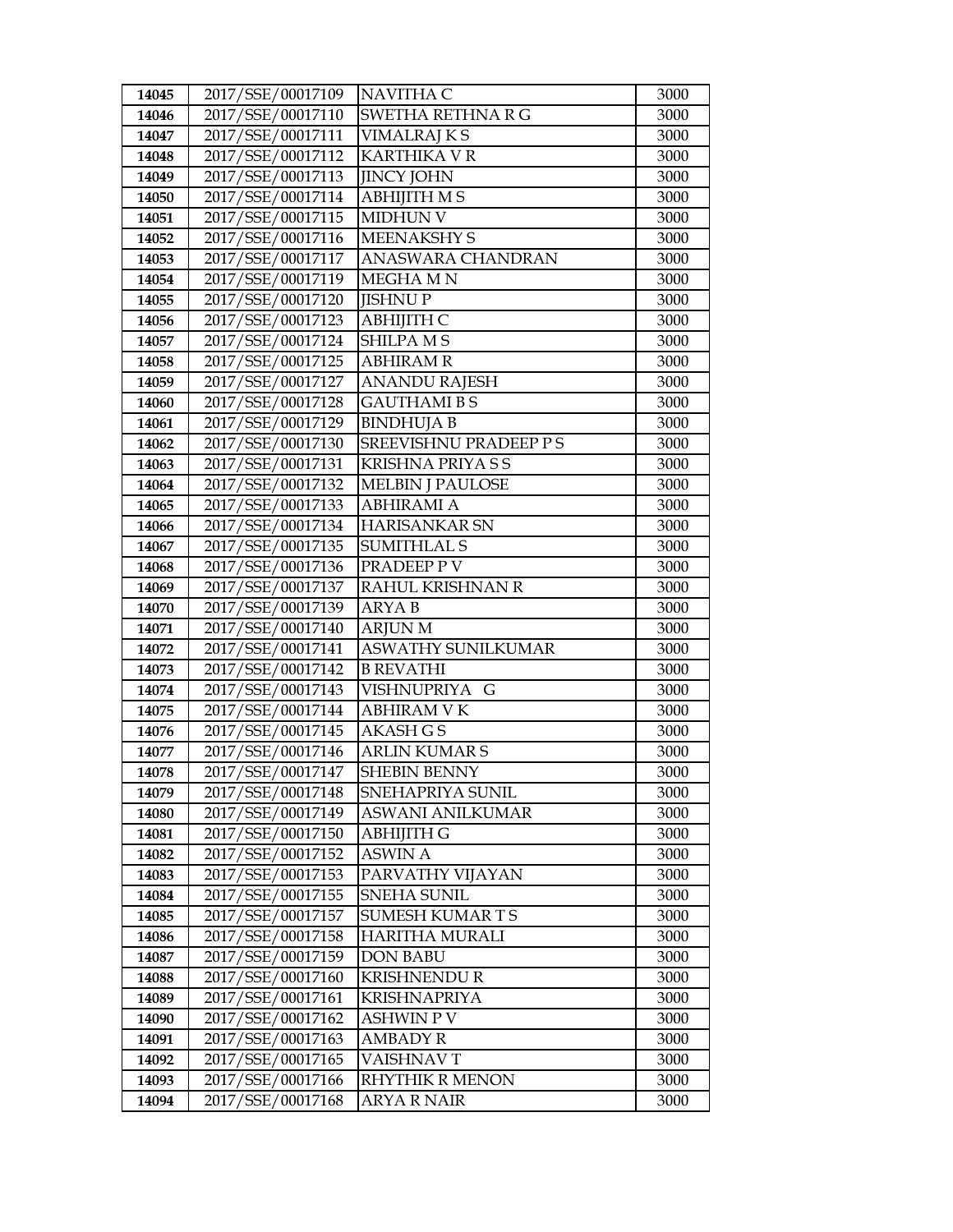| 14045 | 2017/SSE/00017109 | NAVITHA C | 3000 |
|---|---|---|---|
| 14046 | 2017/SSE/00017110 | SWETHA RETHNA R G | 3000 |
| 14047 | 2017/SSE/00017111 | VIMALRAJ K S | 3000 |
| 14048 | 2017/SSE/00017112 | KARTHIKA V R | 3000 |
| 14049 | 2017/SSE/00017113 | JINCY JOHN | 3000 |
| 14050 | 2017/SSE/00017114 | ABHIJITH M S | 3000 |
| 14051 | 2017/SSE/00017115 | MIDHUN V | 3000 |
| 14052 | 2017/SSE/00017116 | MEENAKSHY S | 3000 |
| 14053 | 2017/SSE/00017117 | ANASWARA CHANDRAN | 3000 |
| 14054 | 2017/SSE/00017119 | MEGHA M N | 3000 |
| 14055 | 2017/SSE/00017120 | JISHNU P | 3000 |
| 14056 | 2017/SSE/00017123 | ABHIJITH C | 3000 |
| 14057 | 2017/SSE/00017124 | SHILPA M S | 3000 |
| 14058 | 2017/SSE/00017125 | ABHIRAM R | 3000 |
| 14059 | 2017/SSE/00017127 | ANANDU RAJESH | 3000 |
| 14060 | 2017/SSE/00017128 | GAUTHAMI B S | 3000 |
| 14061 | 2017/SSE/00017129 | BINDHUJA B | 3000 |
| 14062 | 2017/SSE/00017130 | SREEVISHNU PRADEEP P S | 3000 |
| 14063 | 2017/SSE/00017131 | KRISHNA PRIYA S S | 3000 |
| 14064 | 2017/SSE/00017132 | MELBIN J PAULOSE | 3000 |
| 14065 | 2017/SSE/00017133 | ABHIRAMI A | 3000 |
| 14066 | 2017/SSE/00017134 | HARISANKAR SN | 3000 |
| 14067 | 2017/SSE/00017135 | SUMITHLAL S | 3000 |
| 14068 | 2017/SSE/00017136 | PRADEEP P V | 3000 |
| 14069 | 2017/SSE/00017137 | RAHUL KRISHNAN R | 3000 |
| 14070 | 2017/SSE/00017139 | ARYA B | 3000 |
| 14071 | 2017/SSE/00017140 | ARJUN M | 3000 |
| 14072 | 2017/SSE/00017141 | ASWATHY SUNILKUMAR | 3000 |
| 14073 | 2017/SSE/00017142 | B REVATHI | 3000 |
| 14074 | 2017/SSE/00017143 | VISHNUPRIYA G | 3000 |
| 14075 | 2017/SSE/00017144 | ABHIRAM V K | 3000 |
| 14076 | 2017/SSE/00017145 | AKASH G S | 3000 |
| 14077 | 2017/SSE/00017146 | ARLIN KUMAR S | 3000 |
| 14078 | 2017/SSE/00017147 | SHEBIN BENNY | 3000 |
| 14079 | 2017/SSE/00017148 | SNEHAPRIYA SUNIL | 3000 |
| 14080 | 2017/SSE/00017149 | ASWANI ANILKUMAR | 3000 |
| 14081 | 2017/SSE/00017150 | ABHIJITH G | 3000 |
| 14082 | 2017/SSE/00017152 | ASWIN A | 3000 |
| 14083 | 2017/SSE/00017153 | PARVATHY VIJAYAN | 3000 |
| 14084 | 2017/SSE/00017155 | SNEHA SUNIL | 3000 |
| 14085 | 2017/SSE/00017157 | SUMESH KUMAR T S | 3000 |
| 14086 | 2017/SSE/00017158 | HARITHA MURALI | 3000 |
| 14087 | 2017/SSE/00017159 | DON BABU | 3000 |
| 14088 | 2017/SSE/00017160 | KRISHNENDU R | 3000 |
| 14089 | 2017/SSE/00017161 | KRISHNAPRIYA | 3000 |
| 14090 | 2017/SSE/00017162 | ASHWIN P V | 3000 |
| 14091 | 2017/SSE/00017163 | AMBADY R | 3000 |
| 14092 | 2017/SSE/00017165 | VAISHNAV T | 3000 |
| 14093 | 2017/SSE/00017166 | RHYTHIK R MENON | 3000 |
| 14094 | 2017/SSE/00017168 | ARYA R NAIR | 3000 |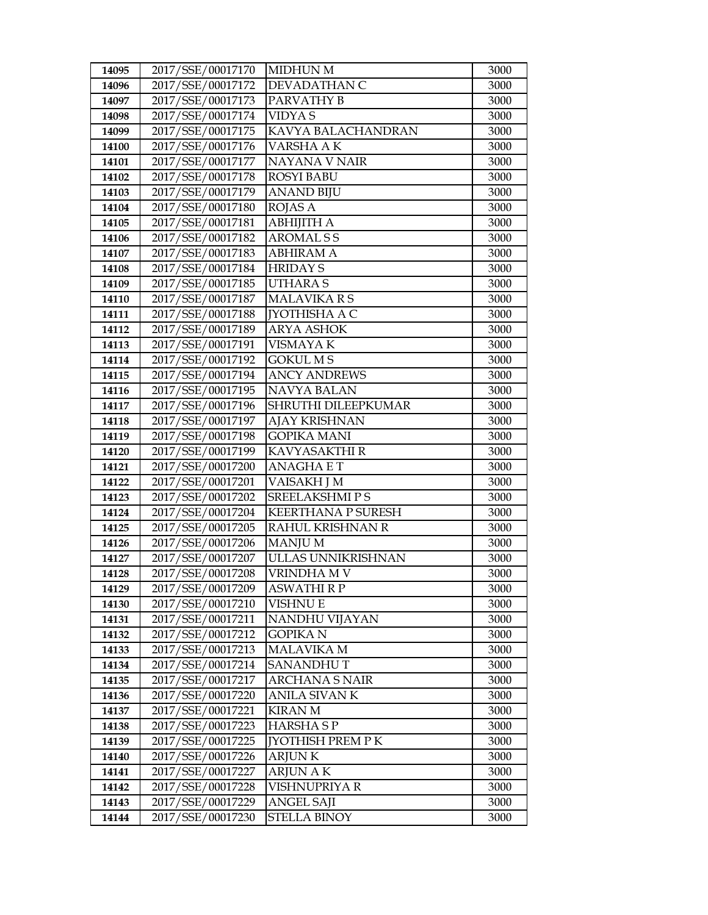| 14095 | 2017/SSE/00017170 | MIDHUN M | 3000 |
|---|---|---|---|
| 14096 | 2017/SSE/00017172 | DEVADATHAN C | 3000 |
| 14097 | 2017/SSE/00017173 | PARVATHY B | 3000 |
| 14098 | 2017/SSE/00017174 | VIDYA S | 3000 |
| 14099 | 2017/SSE/00017175 | KAVYA BALACHANDRAN | 3000 |
| 14100 | 2017/SSE/00017176 | VARSHA A K | 3000 |
| 14101 | 2017/SSE/00017177 | NAYANA V NAIR | 3000 |
| 14102 | 2017/SSE/00017178 | ROSYI BABU | 3000 |
| 14103 | 2017/SSE/00017179 | ANAND BIJU | 3000 |
| 14104 | 2017/SSE/00017180 | ROJAS A | 3000 |
| 14105 | 2017/SSE/00017181 | ABHIJITH A | 3000 |
| 14106 | 2017/SSE/00017182 | AROMAL S S | 3000 |
| 14107 | 2017/SSE/00017183 | ABHIRAM A | 3000 |
| 14108 | 2017/SSE/00017184 | HRIDAY S | 3000 |
| 14109 | 2017/SSE/00017185 | UTHARA S | 3000 |
| 14110 | 2017/SSE/00017187 | MALAVIKA R S | 3000 |
| 14111 | 2017/SSE/00017188 | JYOTHISHA A C | 3000 |
| 14112 | 2017/SSE/00017189 | ARYA ASHOK | 3000 |
| 14113 | 2017/SSE/00017191 | VISMAYA K | 3000 |
| 14114 | 2017/SSE/00017192 | GOKUL M S | 3000 |
| 14115 | 2017/SSE/00017194 | ANCY ANDREWS | 3000 |
| 14116 | 2017/SSE/00017195 | NAVYA BALAN | 3000 |
| 14117 | 2017/SSE/00017196 | SHRUTHI DILEEPKUMAR | 3000 |
| 14118 | 2017/SSE/00017197 | AJAY KRISHNAN | 3000 |
| 14119 | 2017/SSE/00017198 | GOPIKA MANI | 3000 |
| 14120 | 2017/SSE/00017199 | KAVYASAKTHI R | 3000 |
| 14121 | 2017/SSE/00017200 | ANAGHA E T | 3000 |
| 14122 | 2017/SSE/00017201 | VAISAKH J M | 3000 |
| 14123 | 2017/SSE/00017202 | SREELAKSHMI P S | 3000 |
| 14124 | 2017/SSE/00017204 | KEERTHANA P SURESH | 3000 |
| 14125 | 2017/SSE/00017205 | RAHUL KRISHNAN R | 3000 |
| 14126 | 2017/SSE/00017206 | MANJU M | 3000 |
| 14127 | 2017/SSE/00017207 | ULLAS UNNIKRISHNAN | 3000 |
| 14128 | 2017/SSE/00017208 | VRINDHA M V | 3000 |
| 14129 | 2017/SSE/00017209 | ASWATHI R P | 3000 |
| 14130 | 2017/SSE/00017210 | VISHNU E | 3000 |
| 14131 | 2017/SSE/00017211 | NANDHU VIJAYAN | 3000 |
| 14132 | 2017/SSE/00017212 | GOPIKA N | 3000 |
| 14133 | 2017/SSE/00017213 | MALAVIKA M | 3000 |
| 14134 | 2017/SSE/00017214 | SANANDHU T | 3000 |
| 14135 | 2017/SSE/00017217 | ARCHANA S NAIR | 3000 |
| 14136 | 2017/SSE/00017220 | ANILA SIVAN K | 3000 |
| 14137 | 2017/SSE/00017221 | KIRAN M | 3000 |
| 14138 | 2017/SSE/00017223 | HARSHA S P | 3000 |
| 14139 | 2017/SSE/00017225 | JYOTHISH PREM P K | 3000 |
| 14140 | 2017/SSE/00017226 | ARJUN K | 3000 |
| 14141 | 2017/SSE/00017227 | ARJUN A K | 3000 |
| 14142 | 2017/SSE/00017228 | VISHNUPRIYA R | 3000 |
| 14143 | 2017/SSE/00017229 | ANGEL SAJI | 3000 |
| 14144 | 2017/SSE/00017230 | STELLA BINOY | 3000 |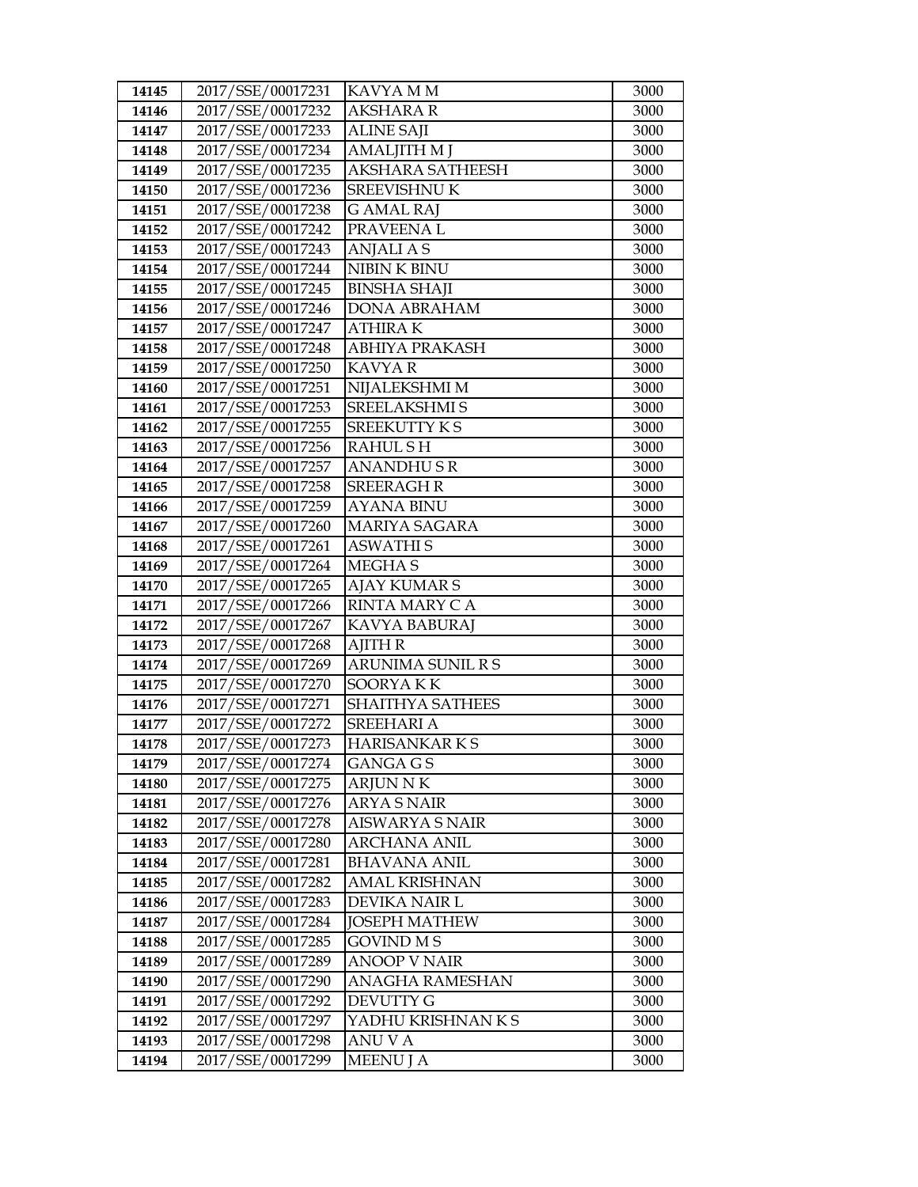| 14145 | 2017/SSE/00017231 | KAVYA M M | 3000 |
|---|---|---|---|
| 14146 | 2017/SSE/00017232 | AKSHARA R | 3000 |
| 14147 | 2017/SSE/00017233 | ALINE SAJI | 3000 |
| 14148 | 2017/SSE/00017234 | AMALJITH M J | 3000 |
| 14149 | 2017/SSE/00017235 | AKSHARA SATHEESH | 3000 |
| 14150 | 2017/SSE/00017236 | SREEVISHNU K | 3000 |
| 14151 | 2017/SSE/00017238 | G AMAL RAJ | 3000 |
| 14152 | 2017/SSE/00017242 | PRAVEENA L | 3000 |
| 14153 | 2017/SSE/00017243 | ANJALI A S | 3000 |
| 14154 | 2017/SSE/00017244 | NIBIN K BINU | 3000 |
| 14155 | 2017/SSE/00017245 | BINSHA SHAJI | 3000 |
| 14156 | 2017/SSE/00017246 | DONA ABRAHAM | 3000 |
| 14157 | 2017/SSE/00017247 | ATHIRA K | 3000 |
| 14158 | 2017/SSE/00017248 | ABHIYA PRAKASH | 3000 |
| 14159 | 2017/SSE/00017250 | KAVYA R | 3000 |
| 14160 | 2017/SSE/00017251 | NIJALEKSHMI M | 3000 |
| 14161 | 2017/SSE/00017253 | SREELAKSHMI S | 3000 |
| 14162 | 2017/SSE/00017255 | SREEKUTTY K S | 3000 |
| 14163 | 2017/SSE/00017256 | RAHUL S H | 3000 |
| 14164 | 2017/SSE/00017257 | ANANDHU S R | 3000 |
| 14165 | 2017/SSE/00017258 | SREERAGH R | 3000 |
| 14166 | 2017/SSE/00017259 | AYANA BINU | 3000 |
| 14167 | 2017/SSE/00017260 | MARIYA SAGARA | 3000 |
| 14168 | 2017/SSE/00017261 | ASWATHI S | 3000 |
| 14169 | 2017/SSE/00017264 | MEGHA S | 3000 |
| 14170 | 2017/SSE/00017265 | AJAY KUMAR S | 3000 |
| 14171 | 2017/SSE/00017266 | RINTA MARY C A | 3000 |
| 14172 | 2017/SSE/00017267 | KAVYA BABURAJ | 3000 |
| 14173 | 2017/SSE/00017268 | AJITH R | 3000 |
| 14174 | 2017/SSE/00017269 | ARUNIMA SUNIL R S | 3000 |
| 14175 | 2017/SSE/00017270 | SOORYA K K | 3000 |
| 14176 | 2017/SSE/00017271 | SHAITHYA SATHEES | 3000 |
| 14177 | 2017/SSE/00017272 | SREEHARI A | 3000 |
| 14178 | 2017/SSE/00017273 | HARISANKAR K S | 3000 |
| 14179 | 2017/SSE/00017274 | GANGA G S | 3000 |
| 14180 | 2017/SSE/00017275 | ARJUN N K | 3000 |
| 14181 | 2017/SSE/00017276 | ARYA S NAIR | 3000 |
| 14182 | 2017/SSE/00017278 | AISWARYA S NAIR | 3000 |
| 14183 | 2017/SSE/00017280 | ARCHANA ANIL | 3000 |
| 14184 | 2017/SSE/00017281 | BHAVANA ANIL | 3000 |
| 14185 | 2017/SSE/00017282 | AMAL KRISHNAN | 3000 |
| 14186 | 2017/SSE/00017283 | DEVIKA NAIR L | 3000 |
| 14187 | 2017/SSE/00017284 | JOSEPH MATHEW | 3000 |
| 14188 | 2017/SSE/00017285 | GOVIND M S | 3000 |
| 14189 | 2017/SSE/00017289 | ANOOP V NAIR | 3000 |
| 14190 | 2017/SSE/00017290 | ANAGHA RAMESHAN | 3000 |
| 14191 | 2017/SSE/00017292 | DEVUTTY G | 3000 |
| 14192 | 2017/SSE/00017297 | YADHU KRISHNAN K S | 3000 |
| 14193 | 2017/SSE/00017298 | ANU V A | 3000 |
| 14194 | 2017/SSE/00017299 | MEENU J A | 3000 |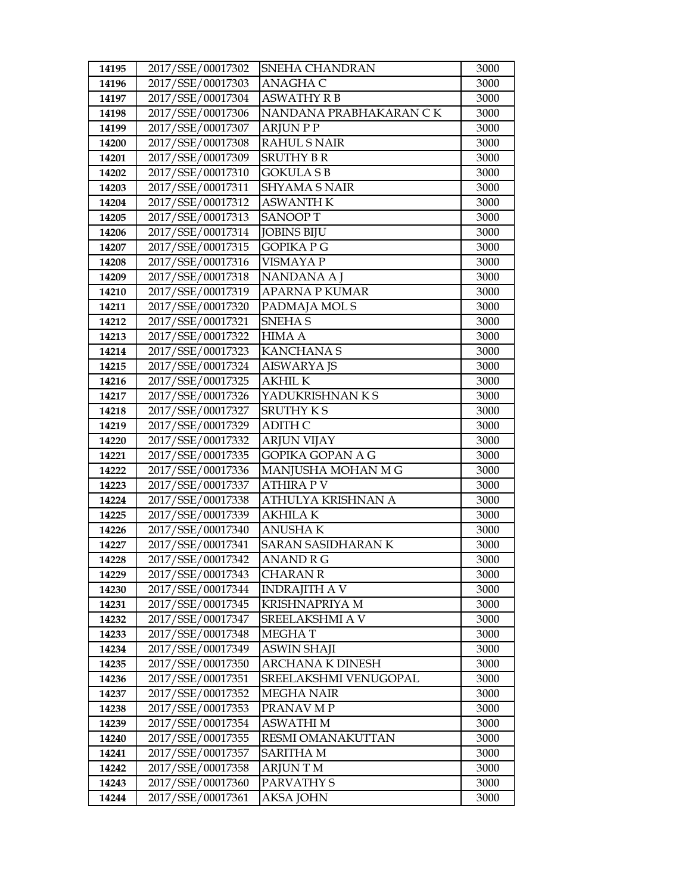| 14195 | 2017/SSE/00017302 | SNEHA CHANDRAN | 3000 |
|---|---|---|---|
| 14196 | 2017/SSE/00017303 | ANAGHA C | 3000 |
| 14197 | 2017/SSE/00017304 | ASWATHY R B | 3000 |
| 14198 | 2017/SSE/00017306 | NANDANA PRABHAKARAN C K | 3000 |
| 14199 | 2017/SSE/00017307 | ARJUN P P | 3000 |
| 14200 | 2017/SSE/00017308 | RAHUL S NAIR | 3000 |
| 14201 | 2017/SSE/00017309 | SRUTHY B R | 3000 |
| 14202 | 2017/SSE/00017310 | GOKULA S B | 3000 |
| 14203 | 2017/SSE/00017311 | SHYAMA S NAIR | 3000 |
| 14204 | 2017/SSE/00017312 | ASWANTH K | 3000 |
| 14205 | 2017/SSE/00017313 | SANOOP T | 3000 |
| 14206 | 2017/SSE/00017314 | JOBINS BIJU | 3000 |
| 14207 | 2017/SSE/00017315 | GOPIKA P G | 3000 |
| 14208 | 2017/SSE/00017316 | VISMAYA P | 3000 |
| 14209 | 2017/SSE/00017318 | NANDANA A J | 3000 |
| 14210 | 2017/SSE/00017319 | APARNA P KUMAR | 3000 |
| 14211 | 2017/SSE/00017320 | PADMAJA MOL S | 3000 |
| 14212 | 2017/SSE/00017321 | SNEHA S | 3000 |
| 14213 | 2017/SSE/00017322 | HIMA A | 3000 |
| 14214 | 2017/SSE/00017323 | KANCHANA S | 3000 |
| 14215 | 2017/SSE/00017324 | AISWARYA JS | 3000 |
| 14216 | 2017/SSE/00017325 | AKHIL K | 3000 |
| 14217 | 2017/SSE/00017326 | YADUKRISHNAN K S | 3000 |
| 14218 | 2017/SSE/00017327 | SRUTHY K S | 3000 |
| 14219 | 2017/SSE/00017329 | ADITH C | 3000 |
| 14220 | 2017/SSE/00017332 | ARJUN VIJAY | 3000 |
| 14221 | 2017/SSE/00017335 | GOPIKA GOPAN A G | 3000 |
| 14222 | 2017/SSE/00017336 | MANJUSHA MOHAN M G | 3000 |
| 14223 | 2017/SSE/00017337 | ATHIRA P V | 3000 |
| 14224 | 2017/SSE/00017338 | ATHULYA KRISHNAN A | 3000 |
| 14225 | 2017/SSE/00017339 | AKHILA K | 3000 |
| 14226 | 2017/SSE/00017340 | ANUSHA K | 3000 |
| 14227 | 2017/SSE/00017341 | SARAN SASIDHARAN K | 3000 |
| 14228 | 2017/SSE/00017342 | ANAND R G | 3000 |
| 14229 | 2017/SSE/00017343 | CHARAN R | 3000 |
| 14230 | 2017/SSE/00017344 | INDRAJITH A V | 3000 |
| 14231 | 2017/SSE/00017345 | KRISHNAPRIYA M | 3000 |
| 14232 | 2017/SSE/00017347 | SREELAKSHMI A V | 3000 |
| 14233 | 2017/SSE/00017348 | MEGHA T | 3000 |
| 14234 | 2017/SSE/00017349 | ASWIN SHAJI | 3000 |
| 14235 | 2017/SSE/00017350 | ARCHANA K DINESH | 3000 |
| 14236 | 2017/SSE/00017351 | SREELAKSHMI VENUGOPAL | 3000 |
| 14237 | 2017/SSE/00017352 | MEGHA NAIR | 3000 |
| 14238 | 2017/SSE/00017353 | PRANAV M P | 3000 |
| 14239 | 2017/SSE/00017354 | ASWATHI M | 3000 |
| 14240 | 2017/SSE/00017355 | RESMI OMANAKUTTAN | 3000 |
| 14241 | 2017/SSE/00017357 | SARITHA M | 3000 |
| 14242 | 2017/SSE/00017358 | ARJUN T M | 3000 |
| 14243 | 2017/SSE/00017360 | PARVATHY S | 3000 |
| 14244 | 2017/SSE/00017361 | AKSA JOHN | 3000 |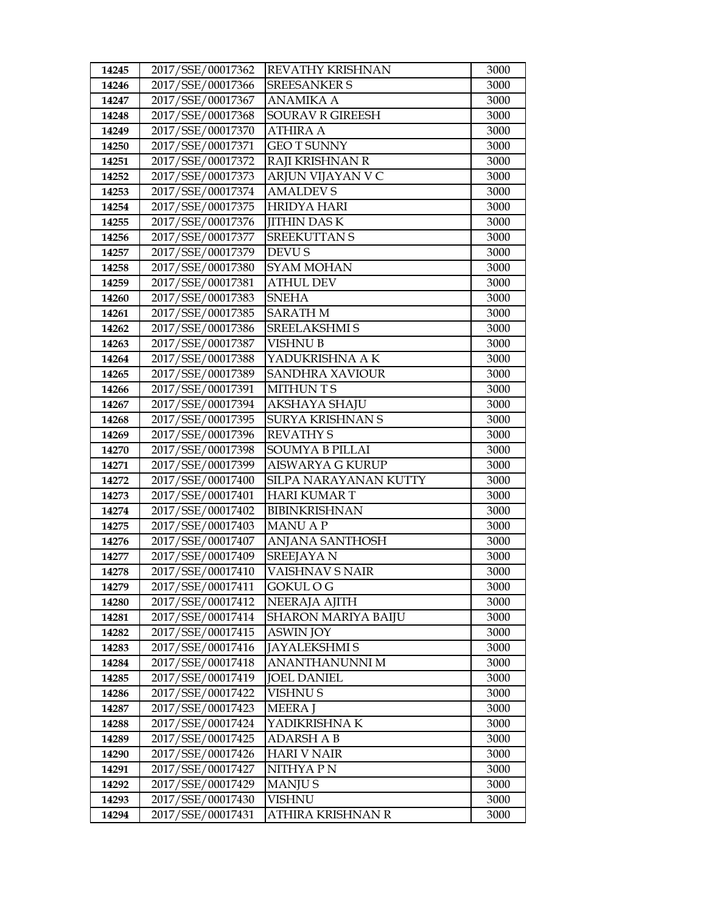| 14245 | 2017/SSE/00017362 | REVATHY KRISHNAN | 3000 |
|---|---|---|---|
| 14246 | 2017/SSE/00017366 | SREESANKER S | 3000 |
| 14247 | 2017/SSE/00017367 | ANAMIKA A | 3000 |
| 14248 | 2017/SSE/00017368 | SOURAV R GIREESH | 3000 |
| 14249 | 2017/SSE/00017370 | ATHIRA A | 3000 |
| 14250 | 2017/SSE/00017371 | GEO T SUNNY | 3000 |
| 14251 | 2017/SSE/00017372 | RAJI KRISHNAN R | 3000 |
| 14252 | 2017/SSE/00017373 | ARJUN VIJAYAN V C | 3000 |
| 14253 | 2017/SSE/00017374 | AMALDEV S | 3000 |
| 14254 | 2017/SSE/00017375 | HRIDYA HARI | 3000 |
| 14255 | 2017/SSE/00017376 | JITHIN DAS K | 3000 |
| 14256 | 2017/SSE/00017377 | SREEKUTTAN S | 3000 |
| 14257 | 2017/SSE/00017379 | DEVU S | 3000 |
| 14258 | 2017/SSE/00017380 | SYAM MOHAN | 3000 |
| 14259 | 2017/SSE/00017381 | ATHUL DEV | 3000 |
| 14260 | 2017/SSE/00017383 | SNEHA | 3000 |
| 14261 | 2017/SSE/00017385 | SARATH M | 3000 |
| 14262 | 2017/SSE/00017386 | SREELAKSHMI S | 3000 |
| 14263 | 2017/SSE/00017387 | VISHNU B | 3000 |
| 14264 | 2017/SSE/00017388 | YADUKRISHNA A K | 3000 |
| 14265 | 2017/SSE/00017389 | SANDHRA XAVIOUR | 3000 |
| 14266 | 2017/SSE/00017391 | MITHUN T S | 3000 |
| 14267 | 2017/SSE/00017394 | AKSHAYA SHAJU | 3000 |
| 14268 | 2017/SSE/00017395 | SURYA KRISHNAN S | 3000 |
| 14269 | 2017/SSE/00017396 | REVATHY S | 3000 |
| 14270 | 2017/SSE/00017398 | SOUMYA B PILLAI | 3000 |
| 14271 | 2017/SSE/00017399 | AISWARYA G KURUP | 3000 |
| 14272 | 2017/SSE/00017400 | SILPA NARAYANAN KUTTY | 3000 |
| 14273 | 2017/SSE/00017401 | HARI KUMAR T | 3000 |
| 14274 | 2017/SSE/00017402 | BIBINKRISHNAN | 3000 |
| 14275 | 2017/SSE/00017403 | MANU A P | 3000 |
| 14276 | 2017/SSE/00017407 | ANJANA SANTHOSH | 3000 |
| 14277 | 2017/SSE/00017409 | SREEJAYA N | 3000 |
| 14278 | 2017/SSE/00017410 | VAISHNAV S NAIR | 3000 |
| 14279 | 2017/SSE/00017411 | GOKUL O G | 3000 |
| 14280 | 2017/SSE/00017412 | NEERAJA AJITH | 3000 |
| 14281 | 2017/SSE/00017414 | SHARON MARIYA BAIJU | 3000 |
| 14282 | 2017/SSE/00017415 | ASWIN JOY | 3000 |
| 14283 | 2017/SSE/00017416 | JAYALEKSHMI S | 3000 |
| 14284 | 2017/SSE/00017418 | ANANTHANUNNI M | 3000 |
| 14285 | 2017/SSE/00017419 | JOEL DANIEL | 3000 |
| 14286 | 2017/SSE/00017422 | VISHNU S | 3000 |
| 14287 | 2017/SSE/00017423 | MEERA J | 3000 |
| 14288 | 2017/SSE/00017424 | YADIKRISHNA K | 3000 |
| 14289 | 2017/SSE/00017425 | ADARSH A B | 3000 |
| 14290 | 2017/SSE/00017426 | HARI V NAIR | 3000 |
| 14291 | 2017/SSE/00017427 | NITHYA P N | 3000 |
| 14292 | 2017/SSE/00017429 | MANJU S | 3000 |
| 14293 | 2017/SSE/00017430 | VISHNU | 3000 |
| 14294 | 2017/SSE/00017431 | ATHIRA KRISHNAN R | 3000 |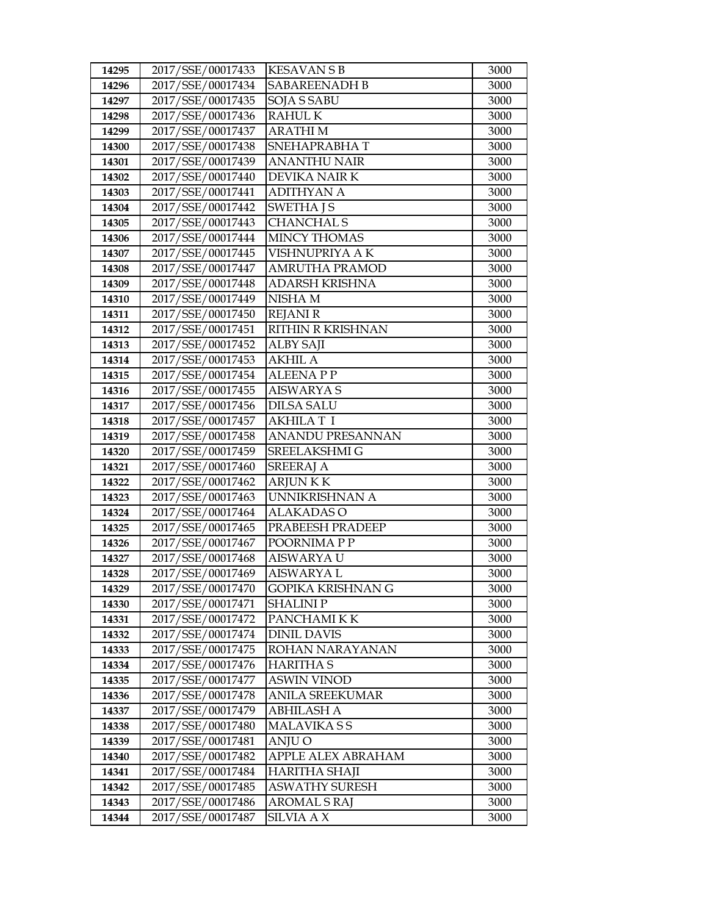| 14295 | 2017/SSE/00017433 | KESAVAN S B | 3000 |
|---|---|---|---|
| 14296 | 2017/SSE/00017434 | SABAREENADH B | 3000 |
| 14297 | 2017/SSE/00017435 | SOJA S SABU | 3000 |
| 14298 | 2017/SSE/00017436 | RAHUL K | 3000 |
| 14299 | 2017/SSE/00017437 | ARATHI M | 3000 |
| 14300 | 2017/SSE/00017438 | SNEHAPRABHA T | 3000 |
| 14301 | 2017/SSE/00017439 | ANANTHU NAIR | 3000 |
| 14302 | 2017/SSE/00017440 | DEVIKA NAIR K | 3000 |
| 14303 | 2017/SSE/00017441 | ADITHYAN A | 3000 |
| 14304 | 2017/SSE/00017442 | SWETHA J S | 3000 |
| 14305 | 2017/SSE/00017443 | CHANCHAL S | 3000 |
| 14306 | 2017/SSE/00017444 | MINCY THOMAS | 3000 |
| 14307 | 2017/SSE/00017445 | VISHNUPRIYA A K | 3000 |
| 14308 | 2017/SSE/00017447 | AMRUTHA PRAMOD | 3000 |
| 14309 | 2017/SSE/00017448 | ADARSH KRISHNA | 3000 |
| 14310 | 2017/SSE/00017449 | NISHA M | 3000 |
| 14311 | 2017/SSE/00017450 | REJANI R | 3000 |
| 14312 | 2017/SSE/00017451 | RITHIN R KRISHNAN | 3000 |
| 14313 | 2017/SSE/00017452 | ALBY SAJI | 3000 |
| 14314 | 2017/SSE/00017453 | AKHIL A | 3000 |
| 14315 | 2017/SSE/00017454 | ALEENA P P | 3000 |
| 14316 | 2017/SSE/00017455 | AISWARYA S | 3000 |
| 14317 | 2017/SSE/00017456 | DILSA SALU | 3000 |
| 14318 | 2017/SSE/00017457 | AKHILA T I | 3000 |
| 14319 | 2017/SSE/00017458 | ANANDU PRESANNAN | 3000 |
| 14320 | 2017/SSE/00017459 | SREELAKSHMI G | 3000 |
| 14321 | 2017/SSE/00017460 | SREERAJ A | 3000 |
| 14322 | 2017/SSE/00017462 | ARJUN K K | 3000 |
| 14323 | 2017/SSE/00017463 | UNNIKRISHNAN A | 3000 |
| 14324 | 2017/SSE/00017464 | ALAKADAS O | 3000 |
| 14325 | 2017/SSE/00017465 | PRABEESH PRADEEP | 3000 |
| 14326 | 2017/SSE/00017467 | POORNIMA P P | 3000 |
| 14327 | 2017/SSE/00017468 | AISWARYA U | 3000 |
| 14328 | 2017/SSE/00017469 | AISWARYA L | 3000 |
| 14329 | 2017/SSE/00017470 | GOPIKA KRISHNAN G | 3000 |
| 14330 | 2017/SSE/00017471 | SHALINI P | 3000 |
| 14331 | 2017/SSE/00017472 | PANCHAMI K K | 3000 |
| 14332 | 2017/SSE/00017474 | DINIL DAVIS | 3000 |
| 14333 | 2017/SSE/00017475 | ROHAN NARAYANAN | 3000 |
| 14334 | 2017/SSE/00017476 | HARITHA S | 3000 |
| 14335 | 2017/SSE/00017477 | ASWIN VINOD | 3000 |
| 14336 | 2017/SSE/00017478 | ANILA SREEKUMAR | 3000 |
| 14337 | 2017/SSE/00017479 | ABHILASH A | 3000 |
| 14338 | 2017/SSE/00017480 | MALAVIKA S S | 3000 |
| 14339 | 2017/SSE/00017481 | ANJU O | 3000 |
| 14340 | 2017/SSE/00017482 | APPLE ALEX ABRAHAM | 3000 |
| 14341 | 2017/SSE/00017484 | HARITHA SHAJI | 3000 |
| 14342 | 2017/SSE/00017485 | ASWATHY SURESH | 3000 |
| 14343 | 2017/SSE/00017486 | AROMAL S RAJ | 3000 |
| 14344 | 2017/SSE/00017487 | SILVIA A X | 3000 |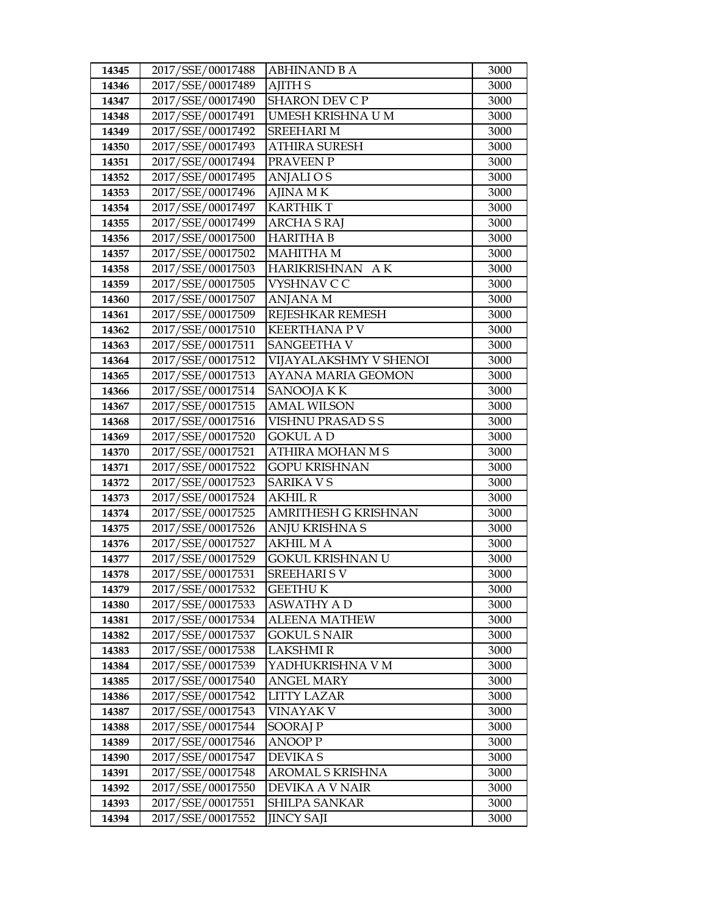| 14345 | 2017/SSE/00017488 | ABHINAND B A | 3000 |
|---|---|---|---|
| 14346 | 2017/SSE/00017489 | AJITH S | 3000 |
| 14347 | 2017/SSE/00017490 | SHARON DEV C P | 3000 |
| 14348 | 2017/SSE/00017491 | UMESH KRISHNA U M | 3000 |
| 14349 | 2017/SSE/00017492 | SREEHARI M | 3000 |
| 14350 | 2017/SSE/00017493 | ATHIRA SURESH | 3000 |
| 14351 | 2017/SSE/00017494 | PRAVEEN P | 3000 |
| 14352 | 2017/SSE/00017495 | ANJALI O S | 3000 |
| 14353 | 2017/SSE/00017496 | AJINA M K | 3000 |
| 14354 | 2017/SSE/00017497 | KARTHIK T | 3000 |
| 14355 | 2017/SSE/00017499 | ARCHA S RAJ | 3000 |
| 14356 | 2017/SSE/00017500 | HARITHA B | 3000 |
| 14357 | 2017/SSE/00017502 | MAHITHA M | 3000 |
| 14358 | 2017/SSE/00017503 | HARIKRISHNAN A K | 3000 |
| 14359 | 2017/SSE/00017505 | VYSHNAV C C | 3000 |
| 14360 | 2017/SSE/00017507 | ANJANA M | 3000 |
| 14361 | 2017/SSE/00017509 | REJESHKAR REMESH | 3000 |
| 14362 | 2017/SSE/00017510 | KEERTHANA P V | 3000 |
| 14363 | 2017/SSE/00017511 | SANGEETHA V | 3000 |
| 14364 | 2017/SSE/00017512 | VIJAYALAKSHMY V SHENOI | 3000 |
| 14365 | 2017/SSE/00017513 | AYANA MARIA GEOMON | 3000 |
| 14366 | 2017/SSE/00017514 | SANOOJA K K | 3000 |
| 14367 | 2017/SSE/00017515 | AMAL WILSON | 3000 |
| 14368 | 2017/SSE/00017516 | VISHNU PRASAD S S | 3000 |
| 14369 | 2017/SSE/00017520 | GOKUL A D | 3000 |
| 14370 | 2017/SSE/00017521 | ATHIRA MOHAN M S | 3000 |
| 14371 | 2017/SSE/00017522 | GOPU KRISHNAN | 3000 |
| 14372 | 2017/SSE/00017523 | SARIKA V S | 3000 |
| 14373 | 2017/SSE/00017524 | AKHIL R | 3000 |
| 14374 | 2017/SSE/00017525 | AMRITHESH G KRISHNAN | 3000 |
| 14375 | 2017/SSE/00017526 | ANJU KRISHNA S | 3000 |
| 14376 | 2017/SSE/00017527 | AKHIL M A | 3000 |
| 14377 | 2017/SSE/00017529 | GOKUL KRISHNAN U | 3000 |
| 14378 | 2017/SSE/00017531 | SREEHARI S V | 3000 |
| 14379 | 2017/SSE/00017532 | GEETHU K | 3000 |
| 14380 | 2017/SSE/00017533 | ASWATHY A D | 3000 |
| 14381 | 2017/SSE/00017534 | ALEENA MATHEW | 3000 |
| 14382 | 2017/SSE/00017537 | GOKUL S NAIR | 3000 |
| 14383 | 2017/SSE/00017538 | LAKSHMI R | 3000 |
| 14384 | 2017/SSE/00017539 | YADHUKRISHNA V M | 3000 |
| 14385 | 2017/SSE/00017540 | ANGEL MARY | 3000 |
| 14386 | 2017/SSE/00017542 | LITTY LAZAR | 3000 |
| 14387 | 2017/SSE/00017543 | VINAYAK V | 3000 |
| 14388 | 2017/SSE/00017544 | SOORAJ P | 3000 |
| 14389 | 2017/SSE/00017546 | ANOOP P | 3000 |
| 14390 | 2017/SSE/00017547 | DEVIKA S | 3000 |
| 14391 | 2017/SSE/00017548 | AROMAL S KRISHNA | 3000 |
| 14392 | 2017/SSE/00017550 | DEVIKA A V NAIR | 3000 |
| 14393 | 2017/SSE/00017551 | SHILPA SANKAR | 3000 |
| 14394 | 2017/SSE/00017552 | JINCY SAJI | 3000 |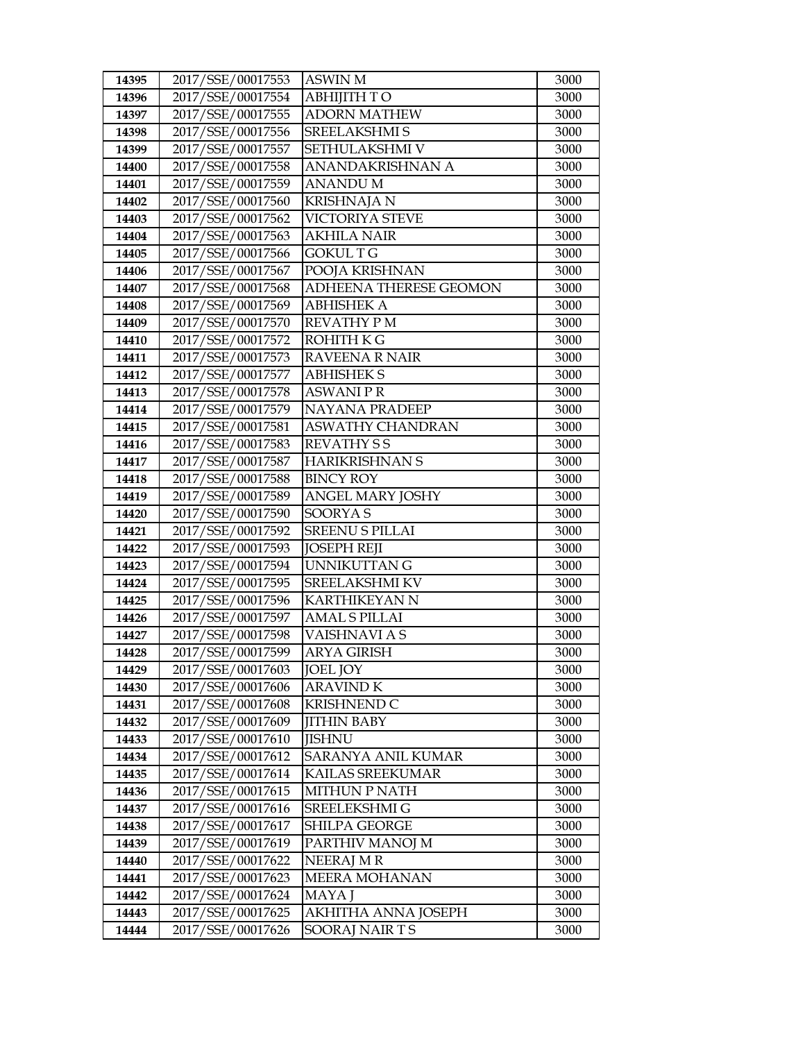| 14395 | 2017/SSE/00017553 | ASWIN M | 3000 |
|---|---|---|---|
| 14396 | 2017/SSE/00017554 | ABHIJITH T O | 3000 |
| 14397 | 2017/SSE/00017555 | ADORN MATHEW | 3000 |
| 14398 | 2017/SSE/00017556 | SREELAKSHMI S | 3000 |
| 14399 | 2017/SSE/00017557 | SETHULAKSHMI V | 3000 |
| 14400 | 2017/SSE/00017558 | ANANDAKRISHNAN A | 3000 |
| 14401 | 2017/SSE/00017559 | ANANDU M | 3000 |
| 14402 | 2017/SSE/00017560 | KRISHNAJA N | 3000 |
| 14403 | 2017/SSE/00017562 | VICTORIYA STEVE | 3000 |
| 14404 | 2017/SSE/00017563 | AKHILA NAIR | 3000 |
| 14405 | 2017/SSE/00017566 | GOKUL T G | 3000 |
| 14406 | 2017/SSE/00017567 | POOJA KRISHNAN | 3000 |
| 14407 | 2017/SSE/00017568 | ADHEENA THERESE GEOMON | 3000 |
| 14408 | 2017/SSE/00017569 | ABHISHEK A | 3000 |
| 14409 | 2017/SSE/00017570 | REVATHY P M | 3000 |
| 14410 | 2017/SSE/00017572 | ROHITH K G | 3000 |
| 14411 | 2017/SSE/00017573 | RAVEENA R NAIR | 3000 |
| 14412 | 2017/SSE/00017577 | ABHISHEK S | 3000 |
| 14413 | 2017/SSE/00017578 | ASWANI P R | 3000 |
| 14414 | 2017/SSE/00017579 | NAYANA PRADEEP | 3000 |
| 14415 | 2017/SSE/00017581 | ASWATHY CHANDRAN | 3000 |
| 14416 | 2017/SSE/00017583 | REVATHY S S | 3000 |
| 14417 | 2017/SSE/00017587 | HARIKRISHNAN S | 3000 |
| 14418 | 2017/SSE/00017588 | BINCY ROY | 3000 |
| 14419 | 2017/SSE/00017589 | ANGEL MARY JOSHY | 3000 |
| 14420 | 2017/SSE/00017590 | SOORYA S | 3000 |
| 14421 | 2017/SSE/00017592 | SREENU S PILLAI | 3000 |
| 14422 | 2017/SSE/00017593 | JOSEPH REJI | 3000 |
| 14423 | 2017/SSE/00017594 | UNNIKUTTAN G | 3000 |
| 14424 | 2017/SSE/00017595 | SREELAKSHMI KV | 3000 |
| 14425 | 2017/SSE/00017596 | KARTHIKEYAN N | 3000 |
| 14426 | 2017/SSE/00017597 | AMAL S PILLAI | 3000 |
| 14427 | 2017/SSE/00017598 | VAISHNAVI A S | 3000 |
| 14428 | 2017/SSE/00017599 | ARYA GIRISH | 3000 |
| 14429 | 2017/SSE/00017603 | JOEL JOY | 3000 |
| 14430 | 2017/SSE/00017606 | ARAVIND K | 3000 |
| 14431 | 2017/SSE/00017608 | KRISHNEND C | 3000 |
| 14432 | 2017/SSE/00017609 | JITHIN BABY | 3000 |
| 14433 | 2017/SSE/00017610 | JISHNU | 3000 |
| 14434 | 2017/SSE/00017612 | SARANYA ANIL KUMAR | 3000 |
| 14435 | 2017/SSE/00017614 | KAILAS SREEKUMAR | 3000 |
| 14436 | 2017/SSE/00017615 | MITHUN P NATH | 3000 |
| 14437 | 2017/SSE/00017616 | SREELEKSHMI G | 3000 |
| 14438 | 2017/SSE/00017617 | SHILPA GEORGE | 3000 |
| 14439 | 2017/SSE/00017619 | PARTHIV MANOJ M | 3000 |
| 14440 | 2017/SSE/00017622 | NEERAJ M R | 3000 |
| 14441 | 2017/SSE/00017623 | MEERA MOHANAN | 3000 |
| 14442 | 2017/SSE/00017624 | MAYA J | 3000 |
| 14443 | 2017/SSE/00017625 | AKHITHA ANNA JOSEPH | 3000 |
| 14444 | 2017/SSE/00017626 | SOORAJ NAIR T S | 3000 |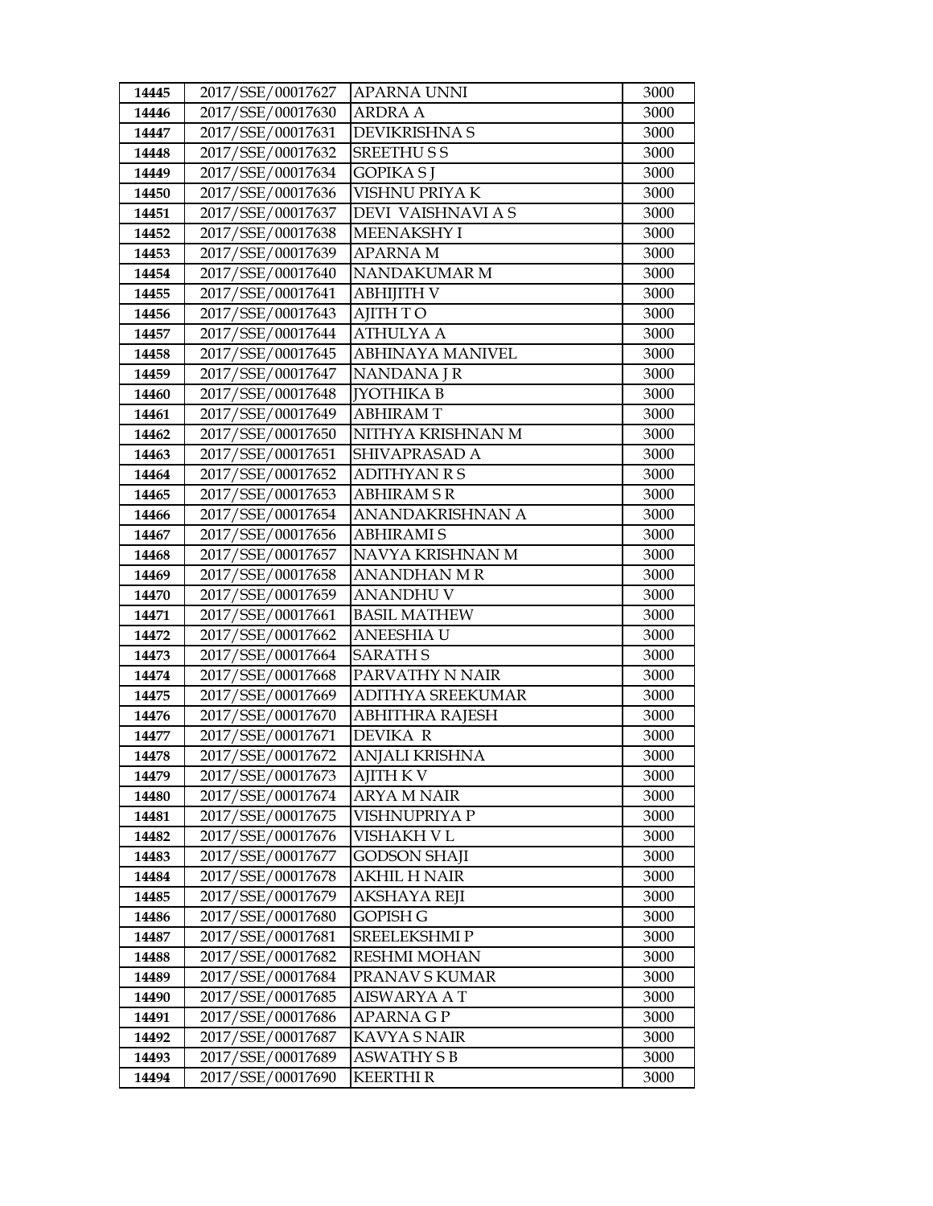| 14445 | 2017/SSE/00017627 | APARNA UNNI | 3000 |
|---|---|---|---|
| 14446 | 2017/SSE/00017630 | ARDRA A | 3000 |
| 14447 | 2017/SSE/00017631 | DEVIKRISHNA S | 3000 |
| 14448 | 2017/SSE/00017632 | SREETHU S S | 3000 |
| 14449 | 2017/SSE/00017634 | GOPIKA S J | 3000 |
| 14450 | 2017/SSE/00017636 | VISHNU PRIYA K | 3000 |
| 14451 | 2017/SSE/00017637 | DEVI VAISHNAVI A S | 3000 |
| 14452 | 2017/SSE/00017638 | MEENAKSHY I | 3000 |
| 14453 | 2017/SSE/00017639 | APARNA M | 3000 |
| 14454 | 2017/SSE/00017640 | NANDAKUMAR M | 3000 |
| 14455 | 2017/SSE/00017641 | ABHIJITH V | 3000 |
| 14456 | 2017/SSE/00017643 | AJITH T O | 3000 |
| 14457 | 2017/SSE/00017644 | ATHULYA A | 3000 |
| 14458 | 2017/SSE/00017645 | ABHINAYA MANIVEL | 3000 |
| 14459 | 2017/SSE/00017647 | NANDANA J R | 3000 |
| 14460 | 2017/SSE/00017648 | JYOTHIKA B | 3000 |
| 14461 | 2017/SSE/00017649 | ABHIRAM T | 3000 |
| 14462 | 2017/SSE/00017650 | NITHYA KRISHNAN M | 3000 |
| 14463 | 2017/SSE/00017651 | SHIVAPRASAD A | 3000 |
| 14464 | 2017/SSE/00017652 | ADITHYAN R S | 3000 |
| 14465 | 2017/SSE/00017653 | ABHIRAM S R | 3000 |
| 14466 | 2017/SSE/00017654 | ANANDAKRISHNAN A | 3000 |
| 14467 | 2017/SSE/00017656 | ABHIRAMI S | 3000 |
| 14468 | 2017/SSE/00017657 | NAVYA KRISHNAN M | 3000 |
| 14469 | 2017/SSE/00017658 | ANANDHAN M R | 3000 |
| 14470 | 2017/SSE/00017659 | ANANDHU V | 3000 |
| 14471 | 2017/SSE/00017661 | BASIL MATHEW | 3000 |
| 14472 | 2017/SSE/00017662 | ANEESHIA U | 3000 |
| 14473 | 2017/SSE/00017664 | SARATH S | 3000 |
| 14474 | 2017/SSE/00017668 | PARVATHY N NAIR | 3000 |
| 14475 | 2017/SSE/00017669 | ADITHYA SREEKUMAR | 3000 |
| 14476 | 2017/SSE/00017670 | ABHITHRA RAJESH | 3000 |
| 14477 | 2017/SSE/00017671 | DEVIKA R | 3000 |
| 14478 | 2017/SSE/00017672 | ANJALI KRISHNA | 3000 |
| 14479 | 2017/SSE/00017673 | AJITH K V | 3000 |
| 14480 | 2017/SSE/00017674 | ARYA M NAIR | 3000 |
| 14481 | 2017/SSE/00017675 | VISHNUPRIYA P | 3000 |
| 14482 | 2017/SSE/00017676 | VISHAKH V L | 3000 |
| 14483 | 2017/SSE/00017677 | GODSON SHAJI | 3000 |
| 14484 | 2017/SSE/00017678 | AKHIL H NAIR | 3000 |
| 14485 | 2017/SSE/00017679 | AKSHAYA REJI | 3000 |
| 14486 | 2017/SSE/00017680 | GOPISH G | 3000 |
| 14487 | 2017/SSE/00017681 | SREELEKSHMI P | 3000 |
| 14488 | 2017/SSE/00017682 | RESHMI MOHAN | 3000 |
| 14489 | 2017/SSE/00017684 | PRANAV S KUMAR | 3000 |
| 14490 | 2017/SSE/00017685 | AISWARYA A T | 3000 |
| 14491 | 2017/SSE/00017686 | APARNA G P | 3000 |
| 14492 | 2017/SSE/00017687 | KAVYA S NAIR | 3000 |
| 14493 | 2017/SSE/00017689 | ASWATHY S B | 3000 |
| 14494 | 2017/SSE/00017690 | KEERTHI R | 3000 |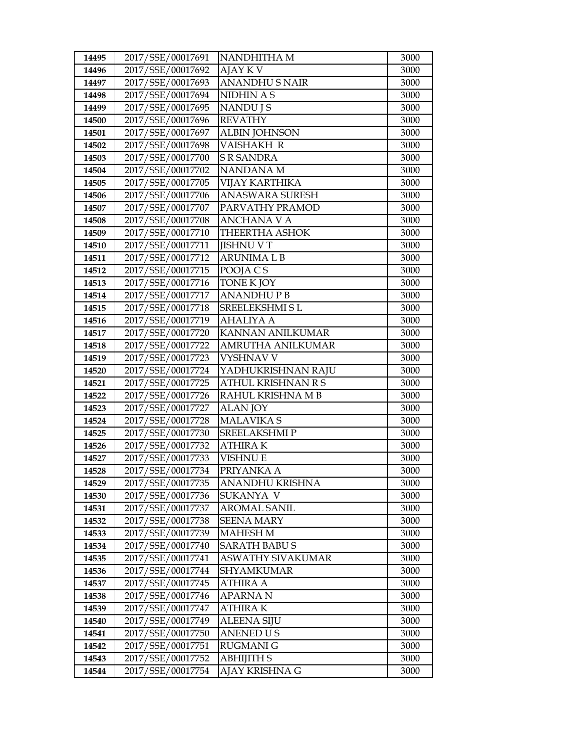| 14495 | 2017/SSE/00017691 | NANDHITHA M | 3000 |
|---|---|---|---|
| 14496 | 2017/SSE/00017692 | AJAY K V | 3000 |
| 14497 | 2017/SSE/00017693 | ANANDHU S NAIR | 3000 |
| 14498 | 2017/SSE/00017694 | NIDHIN A S | 3000 |
| 14499 | 2017/SSE/00017695 | NANDU J S | 3000 |
| 14500 | 2017/SSE/00017696 | REVATHY | 3000 |
| 14501 | 2017/SSE/00017697 | ALBIN JOHNSON | 3000 |
| 14502 | 2017/SSE/00017698 | VAISHAKH R | 3000 |
| 14503 | 2017/SSE/00017700 | S R SANDRA | 3000 |
| 14504 | 2017/SSE/00017702 | NANDANA M | 3000 |
| 14505 | 2017/SSE/00017705 | VIJAY KARTHIKA | 3000 |
| 14506 | 2017/SSE/00017706 | ANASWARA SURESH | 3000 |
| 14507 | 2017/SSE/00017707 | PARVATHY PRAMOD | 3000 |
| 14508 | 2017/SSE/00017708 | ANCHANA V A | 3000 |
| 14509 | 2017/SSE/00017710 | THEERTHA ASHOK | 3000 |
| 14510 | 2017/SSE/00017711 | JISHNU V T | 3000 |
| 14511 | 2017/SSE/00017712 | ARUNIMA L B | 3000 |
| 14512 | 2017/SSE/00017715 | POOJA C S | 3000 |
| 14513 | 2017/SSE/00017716 | TONE K JOY | 3000 |
| 14514 | 2017/SSE/00017717 | ANANDHU P B | 3000 |
| 14515 | 2017/SSE/00017718 | SREELEKSHMI S L | 3000 |
| 14516 | 2017/SSE/00017719 | AHALIYA A | 3000 |
| 14517 | 2017/SSE/00017720 | KANNAN ANILKUMAR | 3000 |
| 14518 | 2017/SSE/00017722 | AMRUTHA ANILKUMAR | 3000 |
| 14519 | 2017/SSE/00017723 | VYSHNAV V | 3000 |
| 14520 | 2017/SSE/00017724 | YADHUKRISHNAN RAJU | 3000 |
| 14521 | 2017/SSE/00017725 | ATHUL KRISHNAN R S | 3000 |
| 14522 | 2017/SSE/00017726 | RAHUL KRISHNA M B | 3000 |
| 14523 | 2017/SSE/00017727 | ALAN JOY | 3000 |
| 14524 | 2017/SSE/00017728 | MALAVIKA S | 3000 |
| 14525 | 2017/SSE/00017730 | SREELAKSHMI P | 3000 |
| 14526 | 2017/SSE/00017732 | ATHIRA K | 3000 |
| 14527 | 2017/SSE/00017733 | VISHNU E | 3000 |
| 14528 | 2017/SSE/00017734 | PRIYANKA A | 3000 |
| 14529 | 2017/SSE/00017735 | ANANDHU KRISHNA | 3000 |
| 14530 | 2017/SSE/00017736 | SUKANYA V | 3000 |
| 14531 | 2017/SSE/00017737 | AROMAL SANIL | 3000 |
| 14532 | 2017/SSE/00017738 | SEENA MARY | 3000 |
| 14533 | 2017/SSE/00017739 | MAHESH M | 3000 |
| 14534 | 2017/SSE/00017740 | SARATH BABU S | 3000 |
| 14535 | 2017/SSE/00017741 | ASWATHY SIVAKUMAR | 3000 |
| 14536 | 2017/SSE/00017744 | SHYAMKUMAR | 3000 |
| 14537 | 2017/SSE/00017745 | ATHIRA A | 3000 |
| 14538 | 2017/SSE/00017746 | APARNA N | 3000 |
| 14539 | 2017/SSE/00017747 | ATHIRA K | 3000 |
| 14540 | 2017/SSE/00017749 | ALEENA SIJU | 3000 |
| 14541 | 2017/SSE/00017750 | ANENED U S | 3000 |
| 14542 | 2017/SSE/00017751 | RUGMANI G | 3000 |
| 14543 | 2017/SSE/00017752 | ABHIJITH S | 3000 |
| 14544 | 2017/SSE/00017754 | AJAY KRISHNA G | 3000 |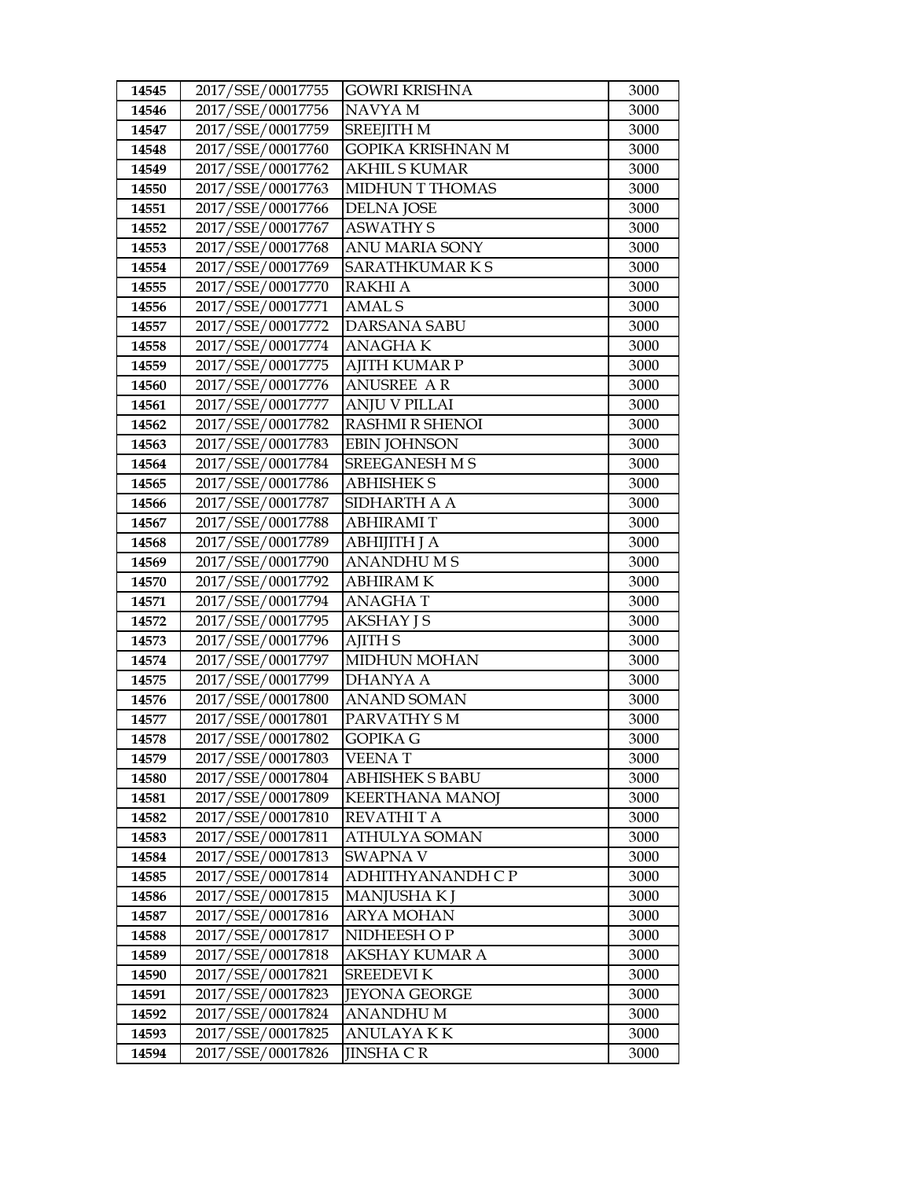| | | | |
|---|---|---|---|
| 14545 | 2017/SSE/00017755 | GOWRI KRISHNA | 3000 |
| 14546 | 2017/SSE/00017756 | NAVYA M | 3000 |
| 14547 | 2017/SSE/00017759 | SREEJITH M | 3000 |
| 14548 | 2017/SSE/00017760 | GOPIKA KRISHNAN M | 3000 |
| 14549 | 2017/SSE/00017762 | AKHIL S KUMAR | 3000 |
| 14550 | 2017/SSE/00017763 | MIDHUN T THOMAS | 3000 |
| 14551 | 2017/SSE/00017766 | DELNA JOSE | 3000 |
| 14552 | 2017/SSE/00017767 | ASWATHY S | 3000 |
| 14553 | 2017/SSE/00017768 | ANU MARIA SONY | 3000 |
| 14554 | 2017/SSE/00017769 | SARATHKUMAR K S | 3000 |
| 14555 | 2017/SSE/00017770 | RAKHI A | 3000 |
| 14556 | 2017/SSE/00017771 | AMAL S | 3000 |
| 14557 | 2017/SSE/00017772 | DARSANA SABU | 3000 |
| 14558 | 2017/SSE/00017774 | ANAGHA K | 3000 |
| 14559 | 2017/SSE/00017775 | AJITH KUMAR P | 3000 |
| 14560 | 2017/SSE/00017776 | ANUSREE A R | 3000 |
| 14561 | 2017/SSE/00017777 | ANJU V PILLAI | 3000 |
| 14562 | 2017/SSE/00017782 | RASHMI R SHENOI | 3000 |
| 14563 | 2017/SSE/00017783 | EBIN JOHNSON | 3000 |
| 14564 | 2017/SSE/00017784 | SREEGANESH M S | 3000 |
| 14565 | 2017/SSE/00017786 | ABHISHEK S | 3000 |
| 14566 | 2017/SSE/00017787 | SIDHARTH A A | 3000 |
| 14567 | 2017/SSE/00017788 | ABHIRAMI T | 3000 |
| 14568 | 2017/SSE/00017789 | ABHIJITH J A | 3000 |
| 14569 | 2017/SSE/00017790 | ANANDHU M S | 3000 |
| 14570 | 2017/SSE/00017792 | ABHIRAM K | 3000 |
| 14571 | 2017/SSE/00017794 | ANAGHA T | 3000 |
| 14572 | 2017/SSE/00017795 | AKSHAY J S | 3000 |
| 14573 | 2017/SSE/00017796 | AJITH S | 3000 |
| 14574 | 2017/SSE/00017797 | MIDHUN MOHAN | 3000 |
| 14575 | 2017/SSE/00017799 | DHANYA A | 3000 |
| 14576 | 2017/SSE/00017800 | ANAND SOMAN | 3000 |
| 14577 | 2017/SSE/00017801 | PARVATHY S M | 3000 |
| 14578 | 2017/SSE/00017802 | GOPIKA G | 3000 |
| 14579 | 2017/SSE/00017803 | VEENA T | 3000 |
| 14580 | 2017/SSE/00017804 | ABHISHEK S BABU | 3000 |
| 14581 | 2017/SSE/00017809 | KEERTHANA MANOJ | 3000 |
| 14582 | 2017/SSE/00017810 | REVATHI T A | 3000 |
| 14583 | 2017/SSE/00017811 | ATHULYA SOMAN | 3000 |
| 14584 | 2017/SSE/00017813 | SWAPNA V | 3000 |
| 14585 | 2017/SSE/00017814 | ADHITHYANANDH C P | 3000 |
| 14586 | 2017/SSE/00017815 | MANJUSHA K J | 3000 |
| 14587 | 2017/SSE/00017816 | ARYA MOHAN | 3000 |
| 14588 | 2017/SSE/00017817 | NIDHEESH O P | 3000 |
| 14589 | 2017/SSE/00017818 | AKSHAY KUMAR A | 3000 |
| 14590 | 2017/SSE/00017821 | SREEDEVI K | 3000 |
| 14591 | 2017/SSE/00017823 | JEYONA GEORGE | 3000 |
| 14592 | 2017/SSE/00017824 | ANANDHU M | 3000 |
| 14593 | 2017/SSE/00017825 | ANULAYA K K | 3000 |
| 14594 | 2017/SSE/00017826 | JINSHA C R | 3000 |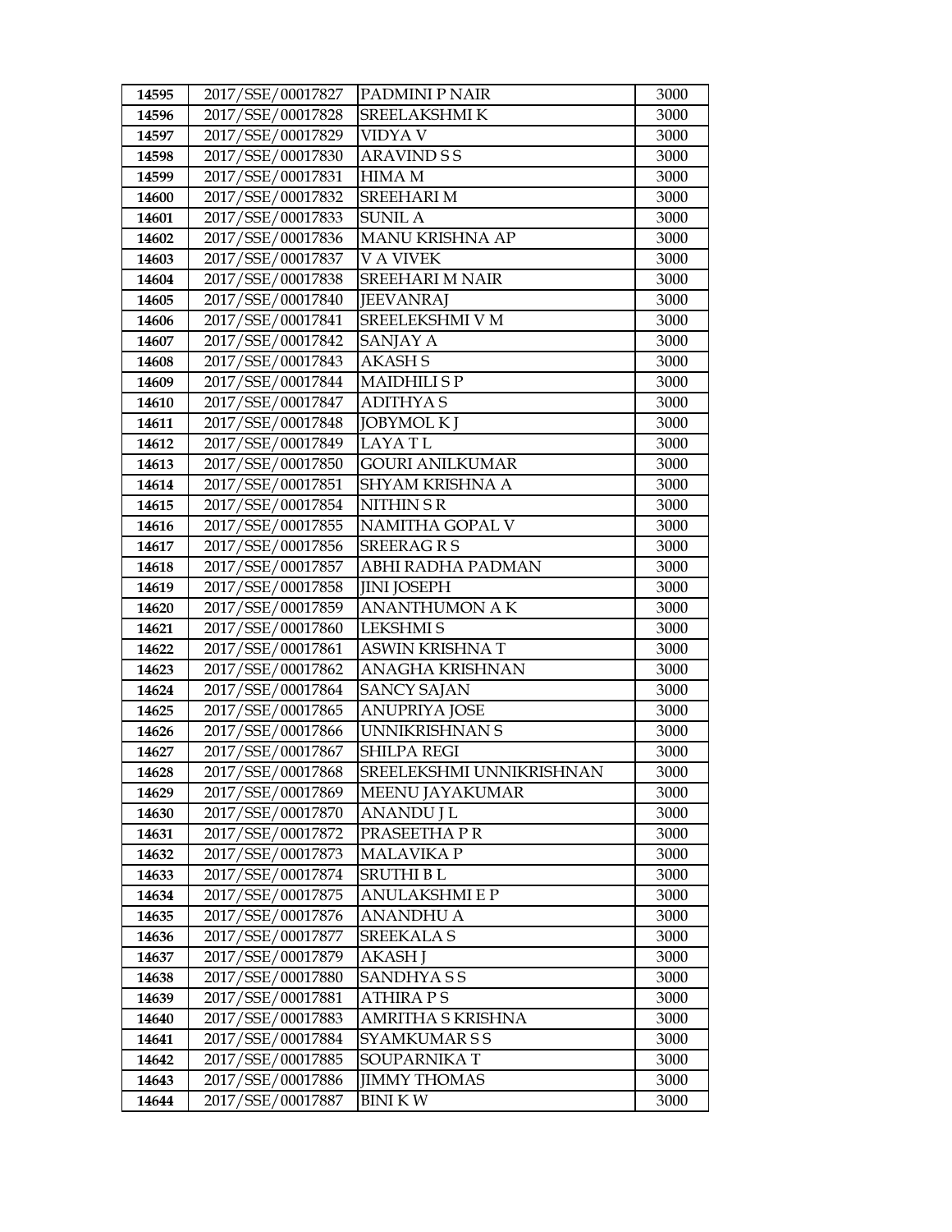| 14595 | 2017/SSE/00017827 | PADMINI P NAIR | 3000 |
|---|---|---|---|
| 14596 | 2017/SSE/00017828 | SREELAKSHMI K | 3000 |
| 14597 | 2017/SSE/00017829 | VIDYA V | 3000 |
| 14598 | 2017/SSE/00017830 | ARAVIND S S | 3000 |
| 14599 | 2017/SSE/00017831 | HIMA M | 3000 |
| 14600 | 2017/SSE/00017832 | SREEHARI M | 3000 |
| 14601 | 2017/SSE/00017833 | SUNIL A | 3000 |
| 14602 | 2017/SSE/00017836 | MANU KRISHNA AP | 3000 |
| 14603 | 2017/SSE/00017837 | V A VIVEK | 3000 |
| 14604 | 2017/SSE/00017838 | SREEHARI M NAIR | 3000 |
| 14605 | 2017/SSE/00017840 | JEEVANRAJ | 3000 |
| 14606 | 2017/SSE/00017841 | SREELEKSHMI V M | 3000 |
| 14607 | 2017/SSE/00017842 | SANJAY A | 3000 |
| 14608 | 2017/SSE/00017843 | AKASH S | 3000 |
| 14609 | 2017/SSE/00017844 | MAIDHILI S P | 3000 |
| 14610 | 2017/SSE/00017847 | ADITHYA S | 3000 |
| 14611 | 2017/SSE/00017848 | JOBYMOL K J | 3000 |
| 14612 | 2017/SSE/00017849 | LAYA T L | 3000 |
| 14613 | 2017/SSE/00017850 | GOURI ANILKUMAR | 3000 |
| 14614 | 2017/SSE/00017851 | SHYAM KRISHNA A | 3000 |
| 14615 | 2017/SSE/00017854 | NITHIN S R | 3000 |
| 14616 | 2017/SSE/00017855 | NAMITHA GOPAL V | 3000 |
| 14617 | 2017/SSE/00017856 | SREERAG R S | 3000 |
| 14618 | 2017/SSE/00017857 | ABHI RADHA PADMAN | 3000 |
| 14619 | 2017/SSE/00017858 | JINI JOSEPH | 3000 |
| 14620 | 2017/SSE/00017859 | ANANTHUMON A K | 3000 |
| 14621 | 2017/SSE/00017860 | LEKSHMI S | 3000 |
| 14622 | 2017/SSE/00017861 | ASWIN KRISHNA T | 3000 |
| 14623 | 2017/SSE/00017862 | ANAGHA KRISHNAN | 3000 |
| 14624 | 2017/SSE/00017864 | SANCY SAJAN | 3000 |
| 14625 | 2017/SSE/00017865 | ANUPRIYA JOSE | 3000 |
| 14626 | 2017/SSE/00017866 | UNNIKRISHNAN S | 3000 |
| 14627 | 2017/SSE/00017867 | SHILPA REGI | 3000 |
| 14628 | 2017/SSE/00017868 | SREELEKSHMI UNNIKRISHNAN | 3000 |
| 14629 | 2017/SSE/00017869 | MEENU JAYAKUMAR | 3000 |
| 14630 | 2017/SSE/00017870 | ANANDU J L | 3000 |
| 14631 | 2017/SSE/00017872 | PRASEETHA P R | 3000 |
| 14632 | 2017/SSE/00017873 | MALAVIKA P | 3000 |
| 14633 | 2017/SSE/00017874 | SRUTHI B L | 3000 |
| 14634 | 2017/SSE/00017875 | ANULAKSHMI E P | 3000 |
| 14635 | 2017/SSE/00017876 | ANANDHU A | 3000 |
| 14636 | 2017/SSE/00017877 | SREEKALA S | 3000 |
| 14637 | 2017/SSE/00017879 | AKASH J | 3000 |
| 14638 | 2017/SSE/00017880 | SANDHYA S S | 3000 |
| 14639 | 2017/SSE/00017881 | ATHIRA P S | 3000 |
| 14640 | 2017/SSE/00017883 | AMRITHA S KRISHNA | 3000 |
| 14641 | 2017/SSE/00017884 | SYAMKUMAR S S | 3000 |
| 14642 | 2017/SSE/00017885 | SOUPARNIKA T | 3000 |
| 14643 | 2017/SSE/00017886 | JIMMY THOMAS | 3000 |
| 14644 | 2017/SSE/00017887 | BINI K W | 3000 |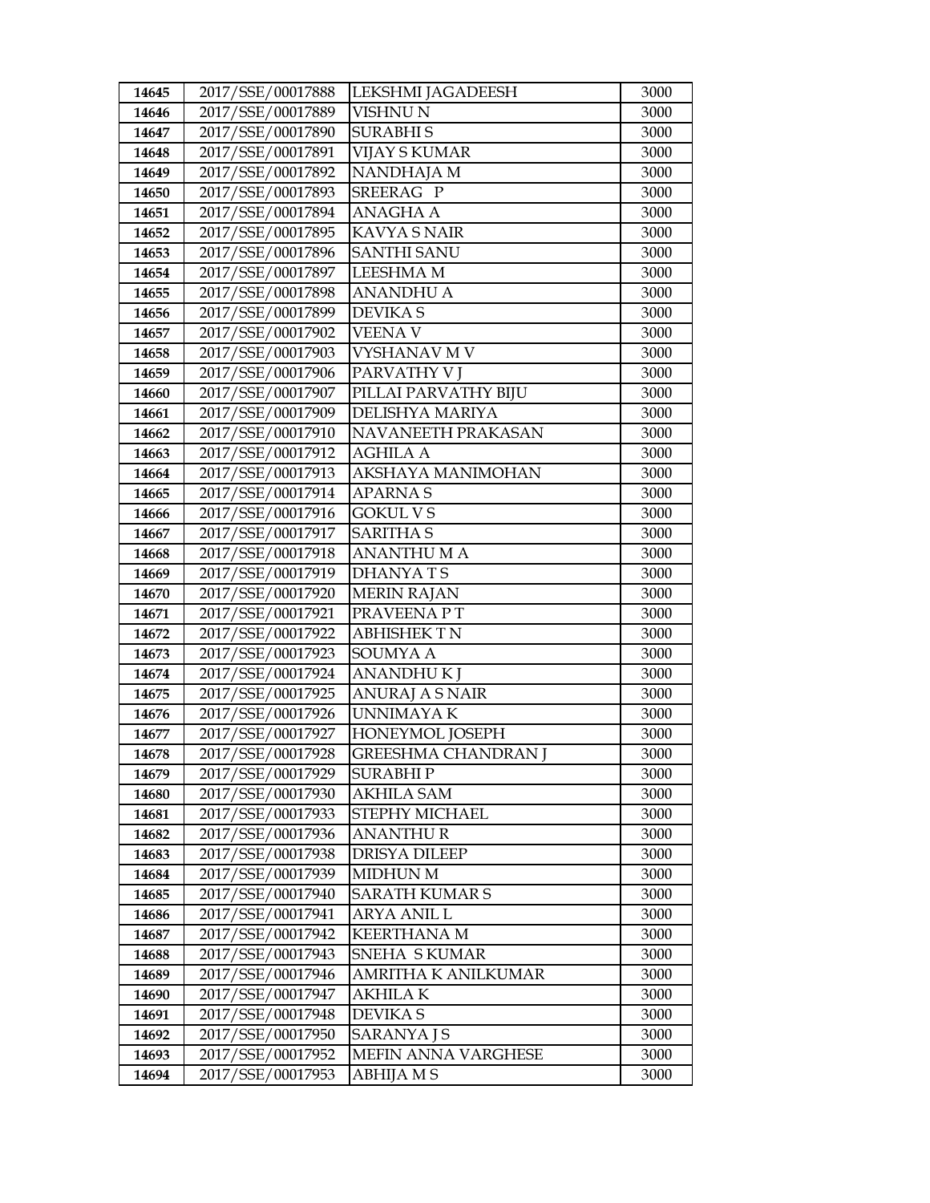| 14645 | 2017/SSE/00017888 | LEKSHMI JAGADEESH | 3000 |
|---|---|---|---|
| 14646 | 2017/SSE/00017889 | VISHNU N | 3000 |
| 14647 | 2017/SSE/00017890 | SURABHI S | 3000 |
| 14648 | 2017/SSE/00017891 | VIJAY S KUMAR | 3000 |
| 14649 | 2017/SSE/00017892 | NANDHAJA M | 3000 |
| 14650 | 2017/SSE/00017893 | SREERAG P | 3000 |
| 14651 | 2017/SSE/00017894 | ANAGHA A | 3000 |
| 14652 | 2017/SSE/00017895 | KAVYA S NAIR | 3000 |
| 14653 | 2017/SSE/00017896 | SANTHI SANU | 3000 |
| 14654 | 2017/SSE/00017897 | LEESHMA M | 3000 |
| 14655 | 2017/SSE/00017898 | ANANDHU A | 3000 |
| 14656 | 2017/SSE/00017899 | DEVIKA S | 3000 |
| 14657 | 2017/SSE/00017902 | VEENA V | 3000 |
| 14658 | 2017/SSE/00017903 | VYSHANAV M V | 3000 |
| 14659 | 2017/SSE/00017906 | PARVATHY V J | 3000 |
| 14660 | 2017/SSE/00017907 | PILLAI PARVATHY BIJU | 3000 |
| 14661 | 2017/SSE/00017909 | DELISHYA MARIYA | 3000 |
| 14662 | 2017/SSE/00017910 | NAVANEETH PRAKASAN | 3000 |
| 14663 | 2017/SSE/00017912 | AGHILA A | 3000 |
| 14664 | 2017/SSE/00017913 | AKSHAYA MANIMOHAN | 3000 |
| 14665 | 2017/SSE/00017914 | APARNA S | 3000 |
| 14666 | 2017/SSE/00017916 | GOKUL V S | 3000 |
| 14667 | 2017/SSE/00017917 | SARITHA S | 3000 |
| 14668 | 2017/SSE/00017918 | ANANTHU M A | 3000 |
| 14669 | 2017/SSE/00017919 | DHANYA T S | 3000 |
| 14670 | 2017/SSE/00017920 | MERIN RAJAN | 3000 |
| 14671 | 2017/SSE/00017921 | PRAVEENA P T | 3000 |
| 14672 | 2017/SSE/00017922 | ABHISHEK T N | 3000 |
| 14673 | 2017/SSE/00017923 | SOUMYA A | 3000 |
| 14674 | 2017/SSE/00017924 | ANANDHU K J | 3000 |
| 14675 | 2017/SSE/00017925 | ANURAJ A S NAIR | 3000 |
| 14676 | 2017/SSE/00017926 | UNNIMAYA K | 3000 |
| 14677 | 2017/SSE/00017927 | HONEYMOL JOSEPH | 3000 |
| 14678 | 2017/SSE/00017928 | GREESHMA CHANDRAN J | 3000 |
| 14679 | 2017/SSE/00017929 | SURABHI P | 3000 |
| 14680 | 2017/SSE/00017930 | AKHILA SAM | 3000 |
| 14681 | 2017/SSE/00017933 | STEPHY MICHAEL | 3000 |
| 14682 | 2017/SSE/00017936 | ANANTHU R | 3000 |
| 14683 | 2017/SSE/00017938 | DRISYA DILEEP | 3000 |
| 14684 | 2017/SSE/00017939 | MIDHUN M | 3000 |
| 14685 | 2017/SSE/00017940 | SARATH KUMAR S | 3000 |
| 14686 | 2017/SSE/00017941 | ARYA ANIL L | 3000 |
| 14687 | 2017/SSE/00017942 | KEERTHANA M | 3000 |
| 14688 | 2017/SSE/00017943 | SNEHA S KUMAR | 3000 |
| 14689 | 2017/SSE/00017946 | AMRITHA K ANILKUMAR | 3000 |
| 14690 | 2017/SSE/00017947 | AKHILA K | 3000 |
| 14691 | 2017/SSE/00017948 | DEVIKA S | 3000 |
| 14692 | 2017/SSE/00017950 | SARANYA J S | 3000 |
| 14693 | 2017/SSE/00017952 | MEFIN ANNA VARGHESE | 3000 |
| 14694 | 2017/SSE/00017953 | ABHIJA M S | 3000 |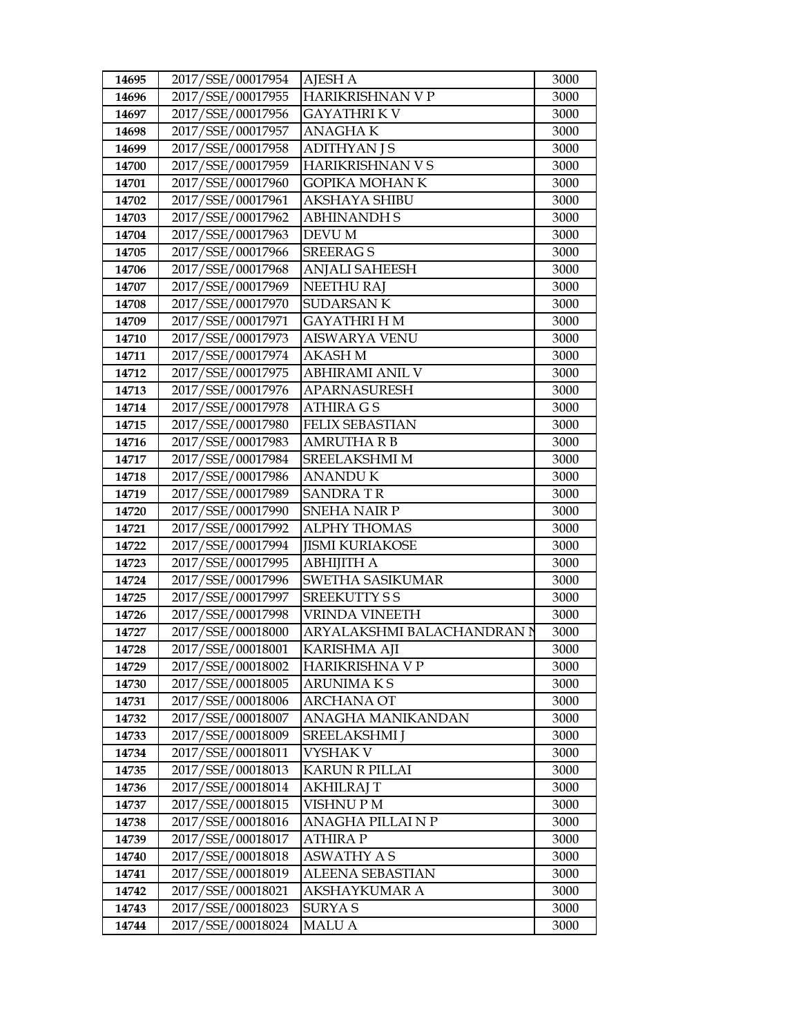| 14695 | 2017/SSE/00017954 | AJESH A | 3000 |
|---|---|---|---|
| 14696 | 2017/SSE/00017955 | HARIKRISHNAN V P | 3000 |
| 14697 | 2017/SSE/00017956 | GAYATHRI K V | 3000 |
| 14698 | 2017/SSE/00017957 | ANAGHA K | 3000 |
| 14699 | 2017/SSE/00017958 | ADITHYAN J S | 3000 |
| 14700 | 2017/SSE/00017959 | HARIKRISHNAN V S | 3000 |
| 14701 | 2017/SSE/00017960 | GOPIKA MOHAN K | 3000 |
| 14702 | 2017/SSE/00017961 | AKSHAYA SHIBU | 3000 |
| 14703 | 2017/SSE/00017962 | ABHINANDH S | 3000 |
| 14704 | 2017/SSE/00017963 | DEVU M | 3000 |
| 14705 | 2017/SSE/00017966 | SREERAG S | 3000 |
| 14706 | 2017/SSE/00017968 | ANJALI SAHEESH | 3000 |
| 14707 | 2017/SSE/00017969 | NEETHU RAJ | 3000 |
| 14708 | 2017/SSE/00017970 | SUDARSAN K | 3000 |
| 14709 | 2017/SSE/00017971 | GAYATHRI H M | 3000 |
| 14710 | 2017/SSE/00017973 | AISWARYA VENU | 3000 |
| 14711 | 2017/SSE/00017974 | AKASH M | 3000 |
| 14712 | 2017/SSE/00017975 | ABHIRAMI ANIL V | 3000 |
| 14713 | 2017/SSE/00017976 | APARNASURESH | 3000 |
| 14714 | 2017/SSE/00017978 | ATHIRA G S | 3000 |
| 14715 | 2017/SSE/00017980 | FELIX SEBASTIAN | 3000 |
| 14716 | 2017/SSE/00017983 | AMRUTHA R B | 3000 |
| 14717 | 2017/SSE/00017984 | SREELAKSHMI M | 3000 |
| 14718 | 2017/SSE/00017986 | ANANDU K | 3000 |
| 14719 | 2017/SSE/00017989 | SANDRA T R | 3000 |
| 14720 | 2017/SSE/00017990 | SNEHA NAIR P | 3000 |
| 14721 | 2017/SSE/00017992 | ALPHY THOMAS | 3000 |
| 14722 | 2017/SSE/00017994 | JISMI KURIAKOSE | 3000 |
| 14723 | 2017/SSE/00017995 | ABHIJITH A | 3000 |
| 14724 | 2017/SSE/00017996 | SWETHA SASIKUMAR | 3000 |
| 14725 | 2017/SSE/00017997 | SREEKUTTY S S | 3000 |
| 14726 | 2017/SSE/00017998 | VRINDA VINEETH | 3000 |
| 14727 | 2017/SSE/00018000 | ARYALAKSHMI BALACHANDRAN N | 3000 |
| 14728 | 2017/SSE/00018001 | KARISHMA AJI | 3000 |
| 14729 | 2017/SSE/00018002 | HARIKRISHNA V P | 3000 |
| 14730 | 2017/SSE/00018005 | ARUNIMA K S | 3000 |
| 14731 | 2017/SSE/00018006 | ARCHANA OT | 3000 |
| 14732 | 2017/SSE/00018007 | ANAGHA MANIKANDAN | 3000 |
| 14733 | 2017/SSE/00018009 | SREELAKSHMI J | 3000 |
| 14734 | 2017/SSE/00018011 | VYSHAK V | 3000 |
| 14735 | 2017/SSE/00018013 | KARUN R PILLAI | 3000 |
| 14736 | 2017/SSE/00018014 | AKHILRAJ T | 3000 |
| 14737 | 2017/SSE/00018015 | VISHNU P M | 3000 |
| 14738 | 2017/SSE/00018016 | ANAGHA PILLAI N P | 3000 |
| 14739 | 2017/SSE/00018017 | ATHIRA P | 3000 |
| 14740 | 2017/SSE/00018018 | ASWATHY A S | 3000 |
| 14741 | 2017/SSE/00018019 | ALEENA SEBASTIAN | 3000 |
| 14742 | 2017/SSE/00018021 | AKSHAYKUMAR A | 3000 |
| 14743 | 2017/SSE/00018023 | SURYA S | 3000 |
| 14744 | 2017/SSE/00018024 | MALU A | 3000 |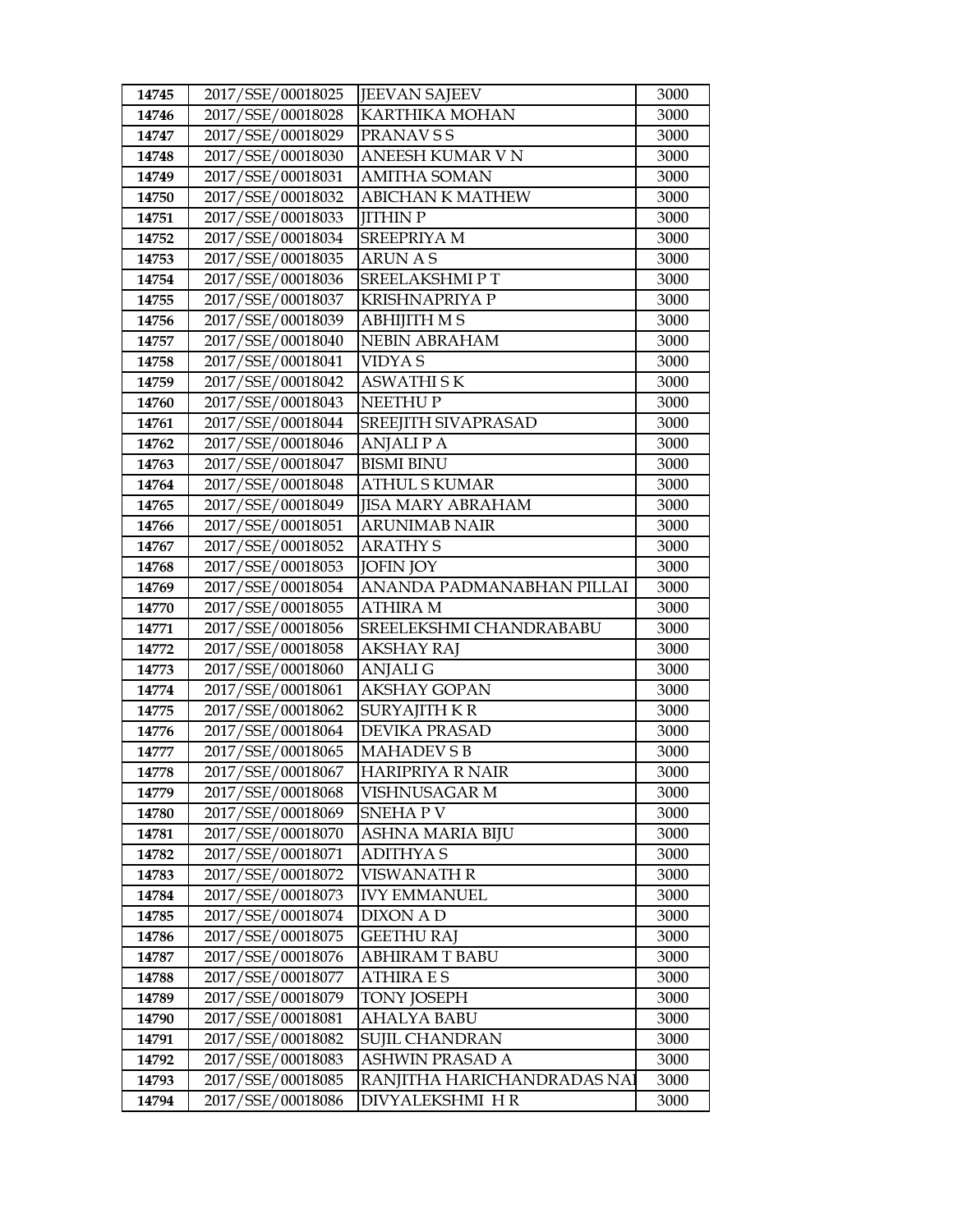| 14745 | 2017/SSE/00018025 | JEEVAN SAJEEV | 3000 |
|---|---|---|---|
| 14746 | 2017/SSE/00018028 | KARTHIKA MOHAN | 3000 |
| 14747 | 2017/SSE/00018029 | PRANAV S S | 3000 |
| 14748 | 2017/SSE/00018030 | ANEESH KUMAR V N | 3000 |
| 14749 | 2017/SSE/00018031 | AMITHA SOMAN | 3000 |
| 14750 | 2017/SSE/00018032 | ABICHAN K MATHEW | 3000 |
| 14751 | 2017/SSE/00018033 | JITHIN P | 3000 |
| 14752 | 2017/SSE/00018034 | SREEPRIYA M | 3000 |
| 14753 | 2017/SSE/00018035 | ARUN A S | 3000 |
| 14754 | 2017/SSE/00018036 | SREELAKSHMI P T | 3000 |
| 14755 | 2017/SSE/00018037 | KRISHNAPRIYA P | 3000 |
| 14756 | 2017/SSE/00018039 | ABHIJITH M S | 3000 |
| 14757 | 2017/SSE/00018040 | NEBIN ABRAHAM | 3000 |
| 14758 | 2017/SSE/00018041 | VIDYA S | 3000 |
| 14759 | 2017/SSE/00018042 | ASWATHI S K | 3000 |
| 14760 | 2017/SSE/00018043 | NEETHU P | 3000 |
| 14761 | 2017/SSE/00018044 | SREEJITH SIVAPRASAD | 3000 |
| 14762 | 2017/SSE/00018046 | ANJALI P A | 3000 |
| 14763 | 2017/SSE/00018047 | BISMI BINU | 3000 |
| 14764 | 2017/SSE/00018048 | ATHUL S KUMAR | 3000 |
| 14765 | 2017/SSE/00018049 | JISA MARY ABRAHAM | 3000 |
| 14766 | 2017/SSE/00018051 | ARUNIMAB NAIR | 3000 |
| 14767 | 2017/SSE/00018052 | ARATHY S | 3000 |
| 14768 | 2017/SSE/00018053 | JOFIN JOY | 3000 |
| 14769 | 2017/SSE/00018054 | ANANDA PADMANABHAN PILLAI | 3000 |
| 14770 | 2017/SSE/00018055 | ATHIRA M | 3000 |
| 14771 | 2017/SSE/00018056 | SREELEKSHMI CHANDRABABU | 3000 |
| 14772 | 2017/SSE/00018058 | AKSHAY RAJ | 3000 |
| 14773 | 2017/SSE/00018060 | ANJALI G | 3000 |
| 14774 | 2017/SSE/00018061 | AKSHAY GOPAN | 3000 |
| 14775 | 2017/SSE/00018062 | SURYAJITH K R | 3000 |
| 14776 | 2017/SSE/00018064 | DEVIKA PRASAD | 3000 |
| 14777 | 2017/SSE/00018065 | MAHADEV S B | 3000 |
| 14778 | 2017/SSE/00018067 | HARIPRIYA R NAIR | 3000 |
| 14779 | 2017/SSE/00018068 | VISHNUSAGAR M | 3000 |
| 14780 | 2017/SSE/00018069 | SNEHA P V | 3000 |
| 14781 | 2017/SSE/00018070 | ASHNA MARIA BIJU | 3000 |
| 14782 | 2017/SSE/00018071 | ADITHYA S | 3000 |
| 14783 | 2017/SSE/00018072 | VISWANATH R | 3000 |
| 14784 | 2017/SSE/00018073 | IVY EMMANUEL | 3000 |
| 14785 | 2017/SSE/00018074 | DIXON A D | 3000 |
| 14786 | 2017/SSE/00018075 | GEETHU RAJ | 3000 |
| 14787 | 2017/SSE/00018076 | ABHIRAM T BABU | 3000 |
| 14788 | 2017/SSE/00018077 | ATHIRA E S | 3000 |
| 14789 | 2017/SSE/00018079 | TONY JOSEPH | 3000 |
| 14790 | 2017/SSE/00018081 | AHALYA BABU | 3000 |
| 14791 | 2017/SSE/00018082 | SUJIL CHANDRAN | 3000 |
| 14792 | 2017/SSE/00018083 | ASHWIN PRASAD A | 3000 |
| 14793 | 2017/SSE/00018085 | RANJITHA HARICHANDRADAS NAI | 3000 |
| 14794 | 2017/SSE/00018086 | DIVYALEKSHMI H R | 3000 |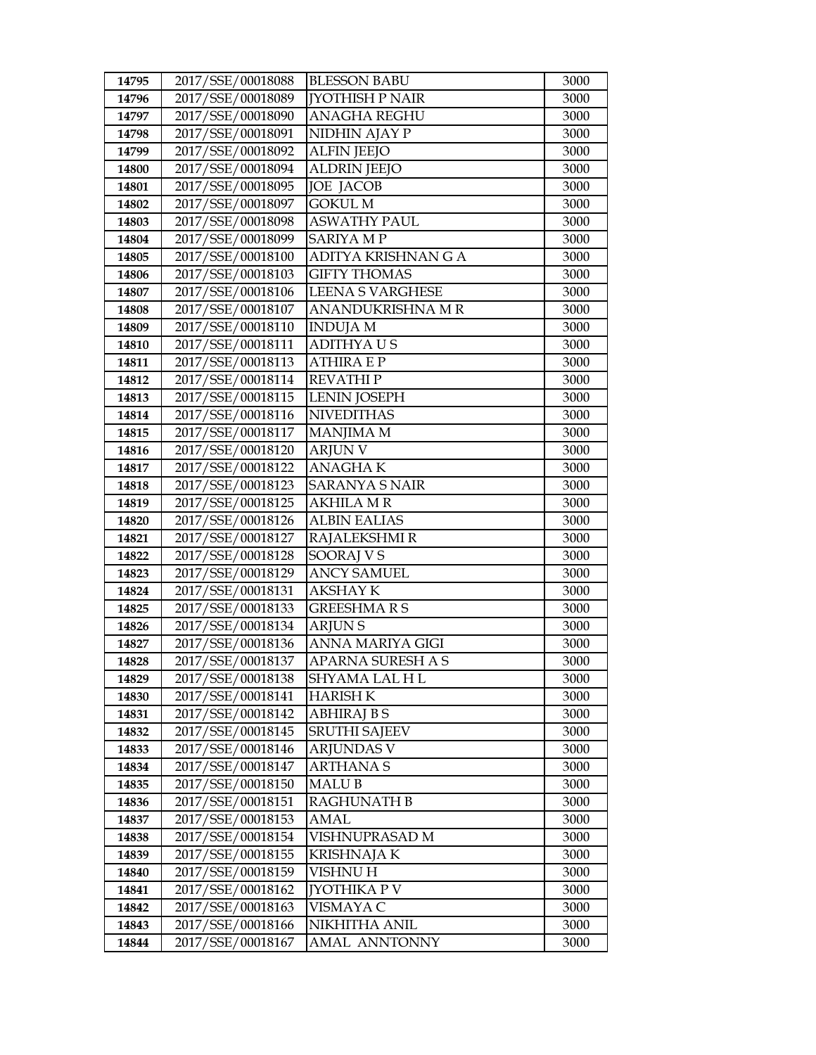| 14795 | 2017/SSE/00018088 | BLESSON BABU | 3000 |
|---|---|---|---|
| 14796 | 2017/SSE/00018089 | JYOTHISH P NAIR | 3000 |
| 14797 | 2017/SSE/00018090 | ANAGHA REGHU | 3000 |
| 14798 | 2017/SSE/00018091 | NIDHIN AJAY P | 3000 |
| 14799 | 2017/SSE/00018092 | ALFIN JEEJO | 3000 |
| 14800 | 2017/SSE/00018094 | ALDRIN JEEJO | 3000 |
| 14801 | 2017/SSE/00018095 | JOE JACOB | 3000 |
| 14802 | 2017/SSE/00018097 | GOKUL M | 3000 |
| 14803 | 2017/SSE/00018098 | ASWATHY PAUL | 3000 |
| 14804 | 2017/SSE/00018099 | SARIYA M P | 3000 |
| 14805 | 2017/SSE/00018100 | ADITYA KRISHNAN G A | 3000 |
| 14806 | 2017/SSE/00018103 | GIFTY THOMAS | 3000 |
| 14807 | 2017/SSE/00018106 | LEENA S VARGHESE | 3000 |
| 14808 | 2017/SSE/00018107 | ANANDUKRISHNA M R | 3000 |
| 14809 | 2017/SSE/00018110 | INDUJA M | 3000 |
| 14810 | 2017/SSE/00018111 | ADITHYA U S | 3000 |
| 14811 | 2017/SSE/00018113 | ATHIRA E P | 3000 |
| 14812 | 2017/SSE/00018114 | REVATHI P | 3000 |
| 14813 | 2017/SSE/00018115 | LENIN JOSEPH | 3000 |
| 14814 | 2017/SSE/00018116 | NIVEDITHAS | 3000 |
| 14815 | 2017/SSE/00018117 | MANJIMA M | 3000 |
| 14816 | 2017/SSE/00018120 | ARJUN V | 3000 |
| 14817 | 2017/SSE/00018122 | ANAGHA K | 3000 |
| 14818 | 2017/SSE/00018123 | SARANYA S NAIR | 3000 |
| 14819 | 2017/SSE/00018125 | AKHILA M R | 3000 |
| 14820 | 2017/SSE/00018126 | ALBIN EALIAS | 3000 |
| 14821 | 2017/SSE/00018127 | RAJALEKSHMI R | 3000 |
| 14822 | 2017/SSE/00018128 | SOORAJ V S | 3000 |
| 14823 | 2017/SSE/00018129 | ANCY SAMUEL | 3000 |
| 14824 | 2017/SSE/00018131 | AKSHAY K | 3000 |
| 14825 | 2017/SSE/00018133 | GREESHMA R S | 3000 |
| 14826 | 2017/SSE/00018134 | ARJUN S | 3000 |
| 14827 | 2017/SSE/00018136 | ANNA MARIYA GIGI | 3000 |
| 14828 | 2017/SSE/00018137 | APARNA SURESH A S | 3000 |
| 14829 | 2017/SSE/00018138 | SHYAMA LAL H L | 3000 |
| 14830 | 2017/SSE/00018141 | HARISH K | 3000 |
| 14831 | 2017/SSE/00018142 | ABHIRAJ B S | 3000 |
| 14832 | 2017/SSE/00018145 | SRUTHI SAJEEV | 3000 |
| 14833 | 2017/SSE/00018146 | ARJUNDAS V | 3000 |
| 14834 | 2017/SSE/00018147 | ARTHANA S | 3000 |
| 14835 | 2017/SSE/00018150 | MALU B | 3000 |
| 14836 | 2017/SSE/00018151 | RAGHUNATH B | 3000 |
| 14837 | 2017/SSE/00018153 | AMAL | 3000 |
| 14838 | 2017/SSE/00018154 | VISHNUPRASAD M | 3000 |
| 14839 | 2017/SSE/00018155 | KRISHNAJA K | 3000 |
| 14840 | 2017/SSE/00018159 | VISHNU H | 3000 |
| 14841 | 2017/SSE/00018162 | JYOTHIKA P V | 3000 |
| 14842 | 2017/SSE/00018163 | VISMAYA C | 3000 |
| 14843 | 2017/SSE/00018166 | NIKHITHA ANIL | 3000 |
| 14844 | 2017/SSE/00018167 | AMAL ANNTONNY | 3000 |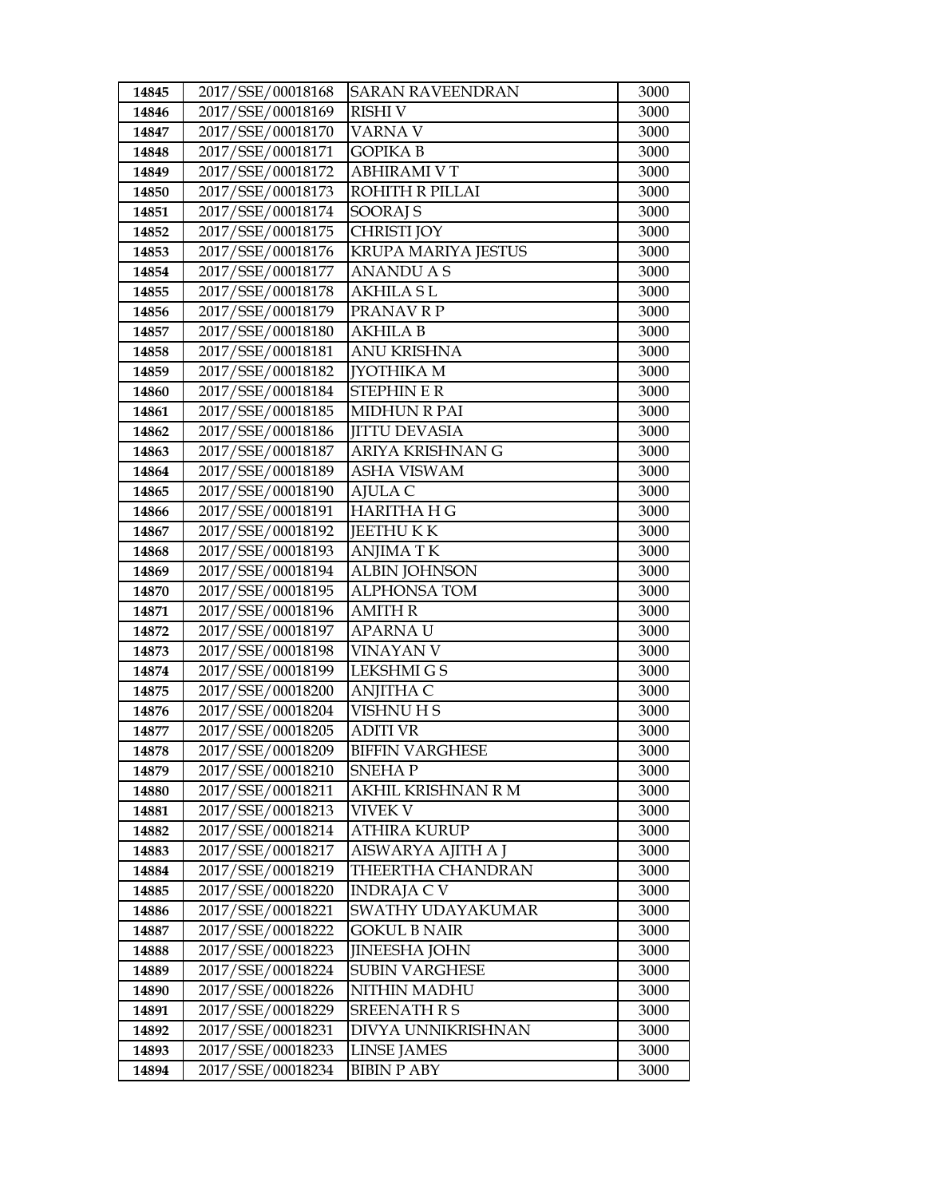| 14845 | 2017/SSE/00018168 | SARAN RAVEENDRAN | 3000 |
|---|---|---|---|
| 14846 | 2017/SSE/00018169 | RISHI V | 3000 |
| 14847 | 2017/SSE/00018170 | VARNA V | 3000 |
| 14848 | 2017/SSE/00018171 | GOPIKA B | 3000 |
| 14849 | 2017/SSE/00018172 | ABHIRAMI V T | 3000 |
| 14850 | 2017/SSE/00018173 | ROHITH R PILLAI | 3000 |
| 14851 | 2017/SSE/00018174 | SOORAJ S | 3000 |
| 14852 | 2017/SSE/00018175 | CHRISTI JOY | 3000 |
| 14853 | 2017/SSE/00018176 | KRUPA MARIYA JESTUS | 3000 |
| 14854 | 2017/SSE/00018177 | ANANDU A S | 3000 |
| 14855 | 2017/SSE/00018178 | AKHILA S L | 3000 |
| 14856 | 2017/SSE/00018179 | PRANAV R P | 3000 |
| 14857 | 2017/SSE/00018180 | AKHILA B | 3000 |
| 14858 | 2017/SSE/00018181 | ANU KRISHNA | 3000 |
| 14859 | 2017/SSE/00018182 | JYOTHIKA M | 3000 |
| 14860 | 2017/SSE/00018184 | STEPHIN E R | 3000 |
| 14861 | 2017/SSE/00018185 | MIDHUN R PAI | 3000 |
| 14862 | 2017/SSE/00018186 | JITTU DEVASIA | 3000 |
| 14863 | 2017/SSE/00018187 | ARIYA KRISHNAN G | 3000 |
| 14864 | 2017/SSE/00018189 | ASHA VISWAM | 3000 |
| 14865 | 2017/SSE/00018190 | AJULA C | 3000 |
| 14866 | 2017/SSE/00018191 | HARITHA H G | 3000 |
| 14867 | 2017/SSE/00018192 | JEETHU K K | 3000 |
| 14868 | 2017/SSE/00018193 | ANJIMA T K | 3000 |
| 14869 | 2017/SSE/00018194 | ALBIN JOHNSON | 3000 |
| 14870 | 2017/SSE/00018195 | ALPHONSA TOM | 3000 |
| 14871 | 2017/SSE/00018196 | AMITH R | 3000 |
| 14872 | 2017/SSE/00018197 | APARNA U | 3000 |
| 14873 | 2017/SSE/00018198 | VINAYAN V | 3000 |
| 14874 | 2017/SSE/00018199 | LEKSHMI G S | 3000 |
| 14875 | 2017/SSE/00018200 | ANJITHA C | 3000 |
| 14876 | 2017/SSE/00018204 | VISHNU H S | 3000 |
| 14877 | 2017/SSE/00018205 | ADITI VR | 3000 |
| 14878 | 2017/SSE/00018209 | BIFFIN VARGHESE | 3000 |
| 14879 | 2017/SSE/00018210 | SNEHA P | 3000 |
| 14880 | 2017/SSE/00018211 | AKHIL KRISHNAN R M | 3000 |
| 14881 | 2017/SSE/00018213 | VIVEK V | 3000 |
| 14882 | 2017/SSE/00018214 | ATHIRA KURUP | 3000 |
| 14883 | 2017/SSE/00018217 | AISWARYA AJITH A J | 3000 |
| 14884 | 2017/SSE/00018219 | THEERTHA CHANDRAN | 3000 |
| 14885 | 2017/SSE/00018220 | INDRAJA C V | 3000 |
| 14886 | 2017/SSE/00018221 | SWATHY UDAYAKUMAR | 3000 |
| 14887 | 2017/SSE/00018222 | GOKUL B NAIR | 3000 |
| 14888 | 2017/SSE/00018223 | JINEESHA JOHN | 3000 |
| 14889 | 2017/SSE/00018224 | SUBIN VARGHESE | 3000 |
| 14890 | 2017/SSE/00018226 | NITHIN MADHU | 3000 |
| 14891 | 2017/SSE/00018229 | SREENATH R S | 3000 |
| 14892 | 2017/SSE/00018231 | DIVYA UNNIKRISHNAN | 3000 |
| 14893 | 2017/SSE/00018233 | LINSE JAMES | 3000 |
| 14894 | 2017/SSE/00018234 | BIBIN P ABY | 3000 |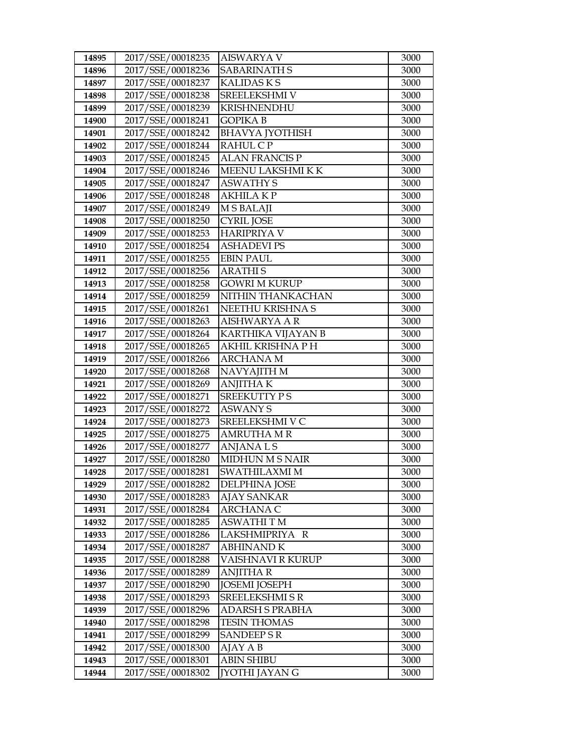| 14895 | 2017/SSE/00018235 | AISWARYA V | 3000 |
|---|---|---|---|
| 14896 | 2017/SSE/00018236 | SABARINATH S | 3000 |
| 14897 | 2017/SSE/00018237 | KALIDAS K S | 3000 |
| 14898 | 2017/SSE/00018238 | SREELEKSHMI V | 3000 |
| 14899 | 2017/SSE/00018239 | KRISHNENDHU | 3000 |
| 14900 | 2017/SSE/00018241 | GOPIKA B | 3000 |
| 14901 | 2017/SSE/00018242 | BHAVYA JYOTHISH | 3000 |
| 14902 | 2017/SSE/00018244 | RAHUL C P | 3000 |
| 14903 | 2017/SSE/00018245 | ALAN FRANCIS P | 3000 |
| 14904 | 2017/SSE/00018246 | MEENU LAKSHMI K K | 3000 |
| 14905 | 2017/SSE/00018247 | ASWATHY S | 3000 |
| 14906 | 2017/SSE/00018248 | AKHILA K P | 3000 |
| 14907 | 2017/SSE/00018249 | M S BALAJI | 3000 |
| 14908 | 2017/SSE/00018250 | CYRIL JOSE | 3000 |
| 14909 | 2017/SSE/00018253 | HARIPRIYA V | 3000 |
| 14910 | 2017/SSE/00018254 | ASHADEVI PS | 3000 |
| 14911 | 2017/SSE/00018255 | EBIN PAUL | 3000 |
| 14912 | 2017/SSE/00018256 | ARATHI S | 3000 |
| 14913 | 2017/SSE/00018258 | GOWRI M KURUP | 3000 |
| 14914 | 2017/SSE/00018259 | NITHIN THANKACHAN | 3000 |
| 14915 | 2017/SSE/00018261 | NEETHU KRISHNA S | 3000 |
| 14916 | 2017/SSE/00018263 | AISHWARYA A R | 3000 |
| 14917 | 2017/SSE/00018264 | KARTHIKA VIJAYAN B | 3000 |
| 14918 | 2017/SSE/00018265 | AKHIL KRISHNA P H | 3000 |
| 14919 | 2017/SSE/00018266 | ARCHANA M | 3000 |
| 14920 | 2017/SSE/00018268 | NAVYAJITH M | 3000 |
| 14921 | 2017/SSE/00018269 | ANJITHA K | 3000 |
| 14922 | 2017/SSE/00018271 | SREEKUTTY P S | 3000 |
| 14923 | 2017/SSE/00018272 | ASWANY S | 3000 |
| 14924 | 2017/SSE/00018273 | SREELEKSHMI V C | 3000 |
| 14925 | 2017/SSE/00018275 | AMRUTHA M R | 3000 |
| 14926 | 2017/SSE/00018277 | ANJANA L S | 3000 |
| 14927 | 2017/SSE/00018280 | MIDHUN M S NAIR | 3000 |
| 14928 | 2017/SSE/00018281 | SWATHILAXMI M | 3000 |
| 14929 | 2017/SSE/00018282 | DELPHINA JOSE | 3000 |
| 14930 | 2017/SSE/00018283 | AJAY SANKAR | 3000 |
| 14931 | 2017/SSE/00018284 | ARCHANA C | 3000 |
| 14932 | 2017/SSE/00018285 | ASWATHI T M | 3000 |
| 14933 | 2017/SSE/00018286 | LAKSHMIPRIYA R | 3000 |
| 14934 | 2017/SSE/00018287 | ABHINAND K | 3000 |
| 14935 | 2017/SSE/00018288 | VAISHNAVI R KURUP | 3000 |
| 14936 | 2017/SSE/00018289 | ANJITHA R | 3000 |
| 14937 | 2017/SSE/00018290 | JOSEMI JOSEPH | 3000 |
| 14938 | 2017/SSE/00018293 | SREELEKSHMI S R | 3000 |
| 14939 | 2017/SSE/00018296 | ADARSH S PRABHA | 3000 |
| 14940 | 2017/SSE/00018298 | TESIN THOMAS | 3000 |
| 14941 | 2017/SSE/00018299 | SANDEEP S R | 3000 |
| 14942 | 2017/SSE/00018300 | AJAY A B | 3000 |
| 14943 | 2017/SSE/00018301 | ABIN SHIBU | 3000 |
| 14944 | 2017/SSE/00018302 | JYOTHI JAYAN G | 3000 |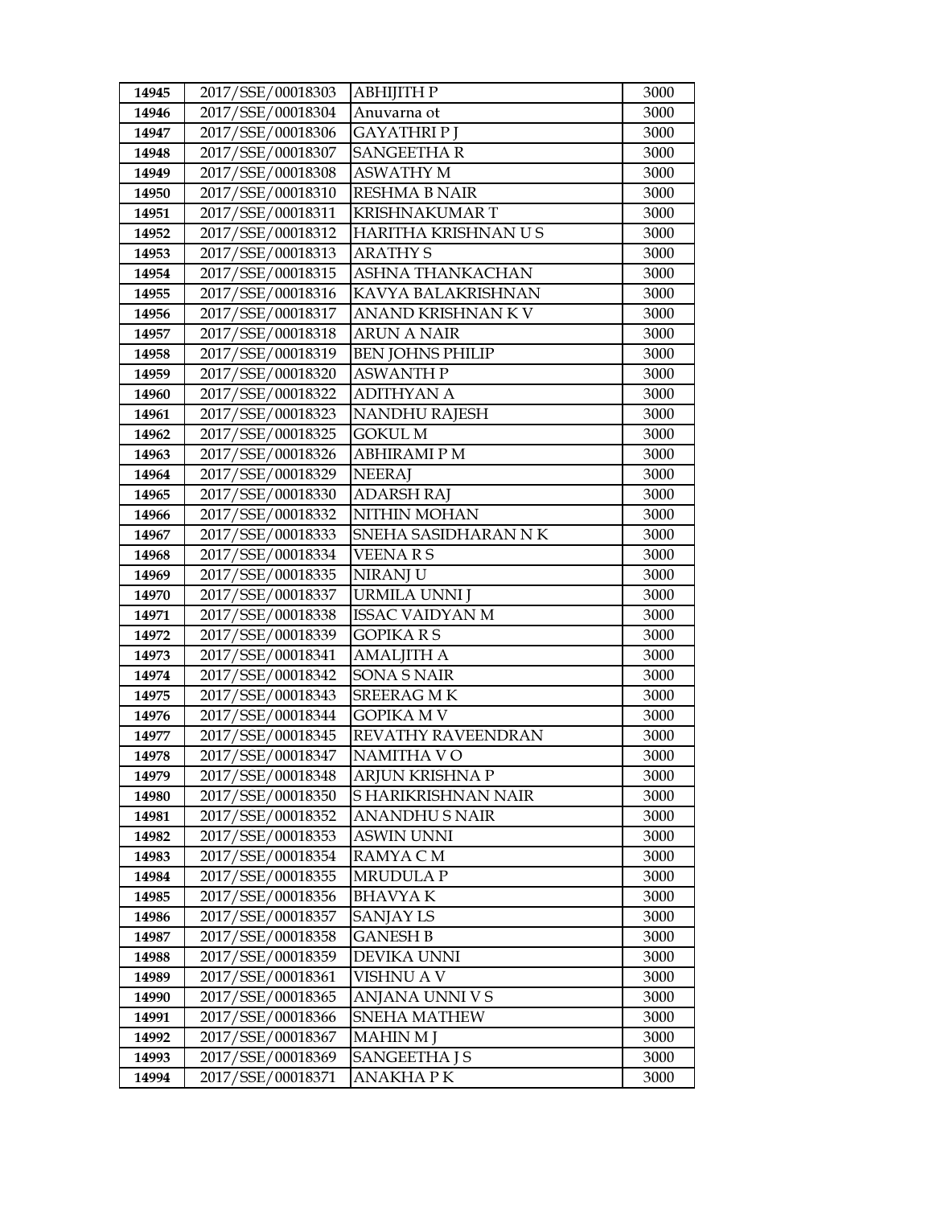| 14945 | 2017/SSE/00018303 | ABHIJITH P | 3000 |
|---|---|---|---|
| 14946 | 2017/SSE/00018304 | Anuvarna ot | 3000 |
| 14947 | 2017/SSE/00018306 | GAYATHRI P J | 3000 |
| 14948 | 2017/SSE/00018307 | SANGEETHA R | 3000 |
| 14949 | 2017/SSE/00018308 | ASWATHY M | 3000 |
| 14950 | 2017/SSE/00018310 | RESHMA B NAIR | 3000 |
| 14951 | 2017/SSE/00018311 | KRISHNAKUMAR T | 3000 |
| 14952 | 2017/SSE/00018312 | HARITHA KRISHNAN U S | 3000 |
| 14953 | 2017/SSE/00018313 | ARATHY S | 3000 |
| 14954 | 2017/SSE/00018315 | ASHNA THANKACHAN | 3000 |
| 14955 | 2017/SSE/00018316 | KAVYA BALAKRISHNAN | 3000 |
| 14956 | 2017/SSE/00018317 | ANAND KRISHNAN K V | 3000 |
| 14957 | 2017/SSE/00018318 | ARUN A NAIR | 3000 |
| 14958 | 2017/SSE/00018319 | BEN JOHNS PHILIP | 3000 |
| 14959 | 2017/SSE/00018320 | ASWANTH P | 3000 |
| 14960 | 2017/SSE/00018322 | ADITHYAN A | 3000 |
| 14961 | 2017/SSE/00018323 | NANDHU RAJESH | 3000 |
| 14962 | 2017/SSE/00018325 | GOKUL M | 3000 |
| 14963 | 2017/SSE/00018326 | ABHIRAMI P M | 3000 |
| 14964 | 2017/SSE/00018329 | NEERAJ | 3000 |
| 14965 | 2017/SSE/00018330 | ADARSH RAJ | 3000 |
| 14966 | 2017/SSE/00018332 | NITHIN MOHAN | 3000 |
| 14967 | 2017/SSE/00018333 | SNEHA SASIDHARAN N K | 3000 |
| 14968 | 2017/SSE/00018334 | VEENA R S | 3000 |
| 14969 | 2017/SSE/00018335 | NIRANJ U | 3000 |
| 14970 | 2017/SSE/00018337 | URMILA UNNI J | 3000 |
| 14971 | 2017/SSE/00018338 | ISSAC VAIDYAN M | 3000 |
| 14972 | 2017/SSE/00018339 | GOPIKA R S | 3000 |
| 14973 | 2017/SSE/00018341 | AMALJITH A | 3000 |
| 14974 | 2017/SSE/00018342 | SONA S NAIR | 3000 |
| 14975 | 2017/SSE/00018343 | SREERAG M K | 3000 |
| 14976 | 2017/SSE/00018344 | GOPIKA M V | 3000 |
| 14977 | 2017/SSE/00018345 | REVATHY RAVEENDRAN | 3000 |
| 14978 | 2017/SSE/00018347 | NAMITHA V O | 3000 |
| 14979 | 2017/SSE/00018348 | ARJUN KRISHNA P | 3000 |
| 14980 | 2017/SSE/00018350 | S HARIKRISHNAN NAIR | 3000 |
| 14981 | 2017/SSE/00018352 | ANANDHU S NAIR | 3000 |
| 14982 | 2017/SSE/00018353 | ASWIN UNNI | 3000 |
| 14983 | 2017/SSE/00018354 | RAMYA C M | 3000 |
| 14984 | 2017/SSE/00018355 | MRUDULA P | 3000 |
| 14985 | 2017/SSE/00018356 | BHAVYA K | 3000 |
| 14986 | 2017/SSE/00018357 | SANJAY LS | 3000 |
| 14987 | 2017/SSE/00018358 | GANESH B | 3000 |
| 14988 | 2017/SSE/00018359 | DEVIKA UNNI | 3000 |
| 14989 | 2017/SSE/00018361 | VISHNU A V | 3000 |
| 14990 | 2017/SSE/00018365 | ANJANA UNNI V S | 3000 |
| 14991 | 2017/SSE/00018366 | SNEHA MATHEW | 3000 |
| 14992 | 2017/SSE/00018367 | MAHIN M J | 3000 |
| 14993 | 2017/SSE/00018369 | SANGEETHA J S | 3000 |
| 14994 | 2017/SSE/00018371 | ANAKHA P K | 3000 |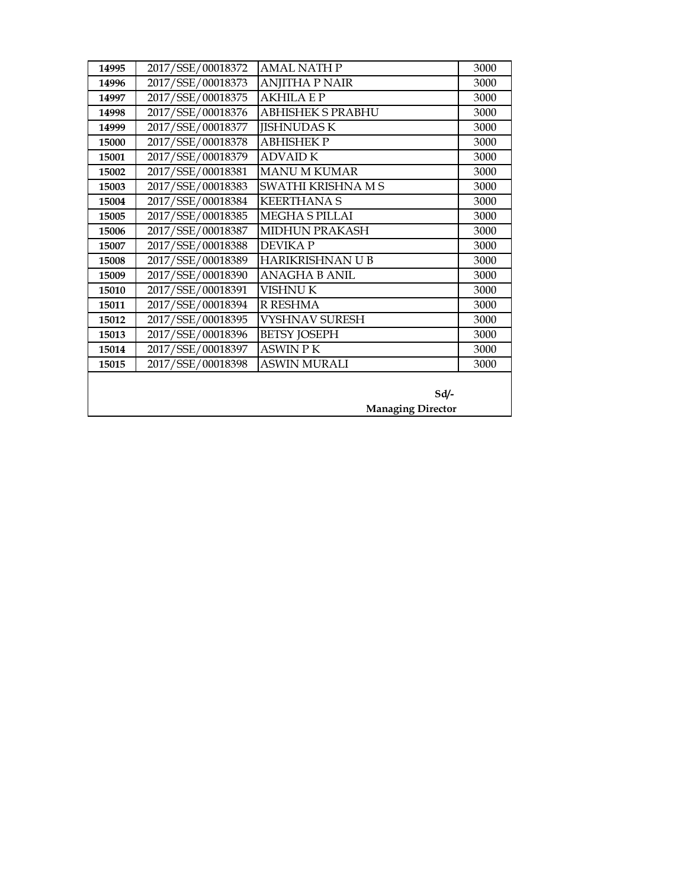| | | | |
|---|---|---|---|
| **14995** | 2017/SSE/00018372 | AMAL NATH P | 3000 |
| **14996** | 2017/SSE/00018373 | ANJITHA P NAIR | 3000 |
| **14997** | 2017/SSE/00018375 | AKHILA E P | 3000 |
| **14998** | 2017/SSE/00018376 | ABHISHEK S PRABHU | 3000 |
| **14999** | 2017/SSE/00018377 | JISHNUDAS K | 3000 |
| **15000** | 2017/SSE/00018378 | ABHISHEK P | 3000 |
| **15001** | 2017/SSE/00018379 | ADVAID K | 3000 |
| **15002** | 2017/SSE/00018381 | MANU M KUMAR | 3000 |
| **15003** | 2017/SSE/00018383 | SWATHI KRISHNA M S | 3000 |
| **15004** | 2017/SSE/00018384 | KEERTHANA S | 3000 |
| **15005** | 2017/SSE/00018385 | MEGHA S PILLAI | 3000 |
| **15006** | 2017/SSE/00018387 | MIDHUN PRAKASH | 3000 |
| **15007** | 2017/SSE/00018388 | DEVIKA P | 3000 |
| **15008** | 2017/SSE/00018389 | HARIKRISHNAN U B | 3000 |
| **15009** | 2017/SSE/00018390 | ANAGHA B ANIL | 3000 |
| **15010** | 2017/SSE/00018391 | VISHNU K | 3000 |
| **15011** | 2017/SSE/00018394 | R RESHMA | 3000 |
| **15012** | 2017/SSE/00018395 | VYSHNAV SURESH | 3000 |
| **15013** | 2017/SSE/00018396 | BETSY JOSEPH | 3000 |
| **15014** | 2017/SSE/00018397 | ASWIN P K | 3000 |
| **15015** | 2017/SSE/00018398 | ASWIN MURALI | 3000 |

**Sd/-**

**Managing Director**